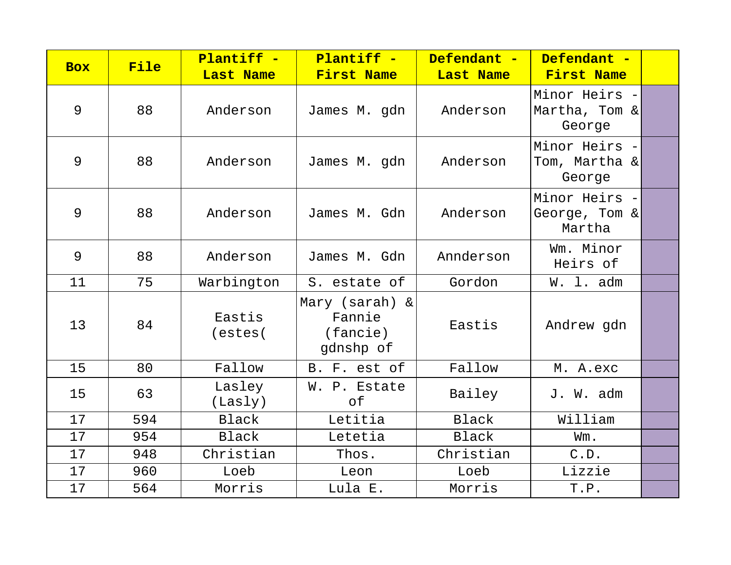| Box | File | Plantiff - Last Name | Plantiff - First Name | Defendant - Last Name | Defendant - First Name | |
|---|---|---|---|---|---|---|
| 9 | 88 | Anderson | James M. gdn | Anderson | Minor Heirs - Martha, Tom & George | |
| 9 | 88 | Anderson | James M. gdn | Anderson | Minor Heirs - Tom, Martha & George | |
| 9 | 88 | Anderson | James M. Gdn | Anderson | Minor Heirs - George, Tom & Martha | |
| 9 | 88 | Anderson | James M. Gdn | Annderson | Wm. Minor Heirs of | |
| 11 | 75 | Warbington | S. estate of | Gordon | W. l. adm | |
| 13 | 84 | Eastis (estes( | Mary (sarah) & Fannie (fancie) gdnshp of | Eastis | Andrew gdn | |
| 15 | 80 | Fallow | B. F. est of | Fallow | M. A.exc | |
| 15 | 63 | Lasley (Lasly) | W. P. Estate of | Bailey | J. W. adm | |
| 17 | 594 | Black | Letitia | Black | William | |
| 17 | 954 | Black | Letetia | Black | Wm. | |
| 17 | 948 | Christian | Thos. | Christian | C.D. | |
| 17 | 960 | Loeb | Leon | Loeb | Lizzie | |
| 17 | 564 | Morris | Lula E. | Morris | T.P. | |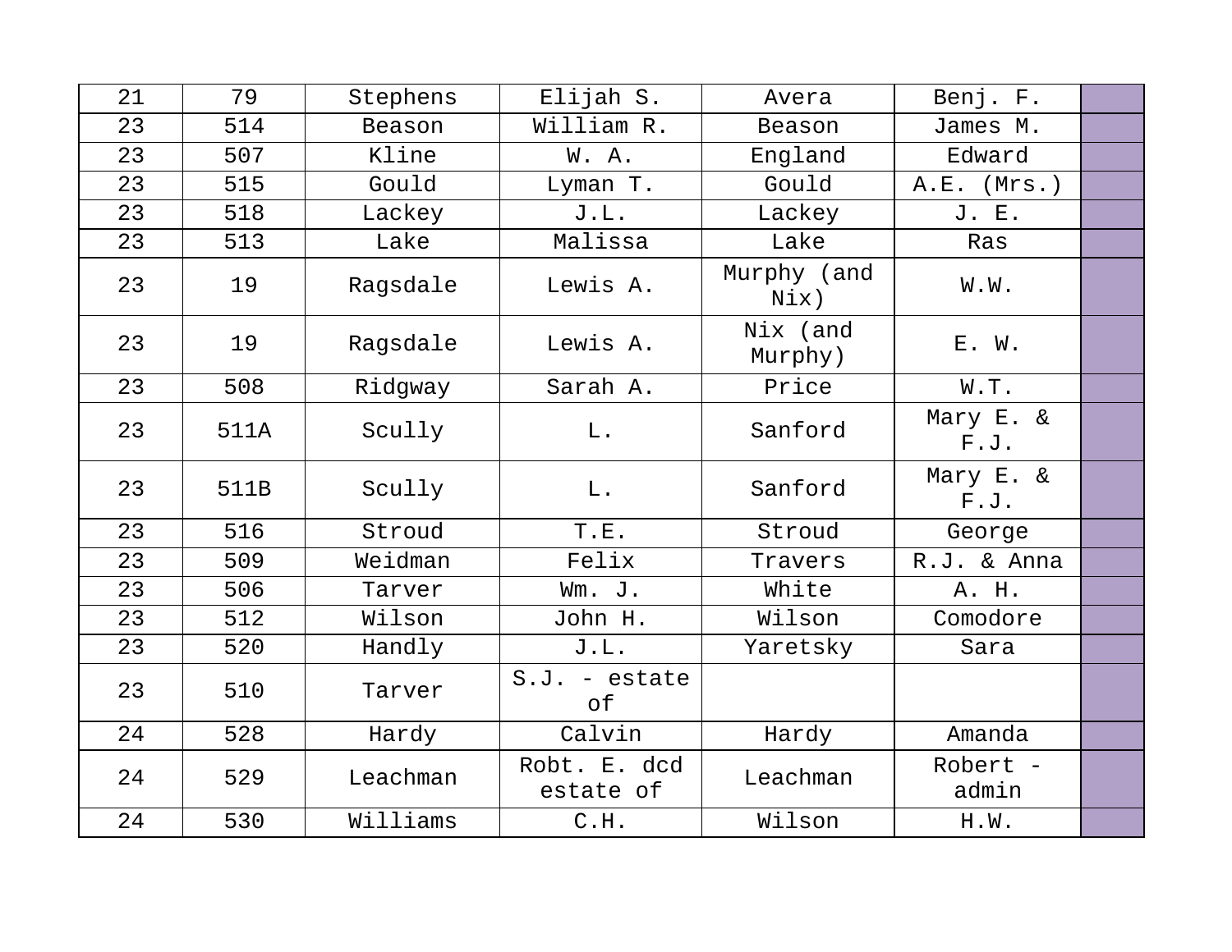| 21 | 79 | Stephens | Elijah S. | Avera | Benj. F. | |
|---|---|---|---|---|---|---|
| 23 | 514 | Beason | William R. | Beason | James M. | |
| 23 | 507 | Kline | W. A. | England | Edward | |
| 23 | 515 | Gould | Lyman T. | Gould | A.E. (Mrs.) | |
| 23 | 518 | Lackey | J.L. | Lackey | J. E. | |
| 23 | 513 | Lake | Malissa | Lake | Ras | |
| 23 | 19 | Ragsdale | Lewis A. | Murphy (and Nix) | W.W. | |
| 23 | 19 | Ragsdale | Lewis A. | Nix (and Murphy) | E. W. | |
| 23 | 508 | Ridgway | Sarah A. | Price | W.T. | |
| 23 | 511A | Scully | L. | Sanford | Mary E. & F.J. | |
| 23 | 511B | Scully | L. | Sanford | Mary E. & F.J. | |
| 23 | 516 | Stroud | T.E. | Stroud | George | |
| 23 | 509 | Weidman | Felix | Travers | R.J. & Anna | |
| 23 | 506 | Tarver | Wm. J. | White | A. H. | |
| 23 | 512 | Wilson | John H. | Wilson | Comodore | |
| 23 | 520 | Handly | J.L. | Yaretsky | Sara | |
| 23 | 510 | Tarver | S.J. - estate of | | | |
| 24 | 528 | Hardy | Calvin | Hardy | Amanda | |
| 24 | 529 | Leachman | Robt. E. dcd estate of | Leachman | Robert - admin | |
| 24 | 530 | Williams | C.H. | Wilson | H.W. | |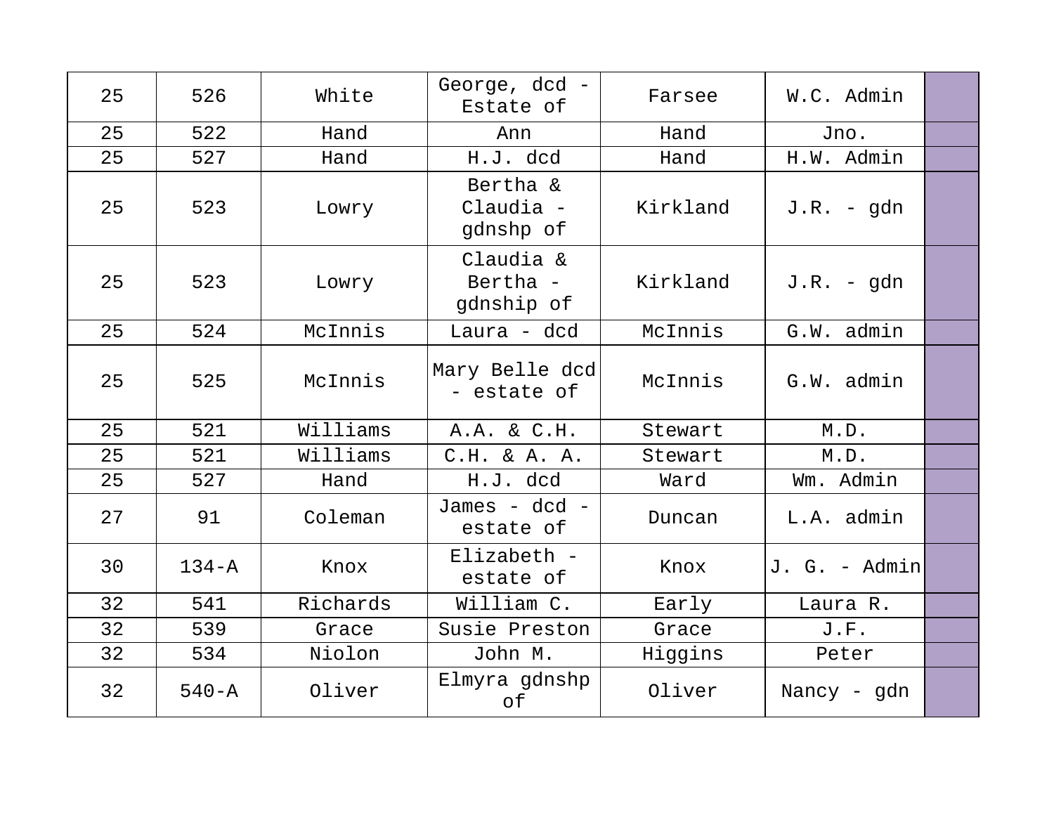| 25 | 526 | White | George, dcd - Estate of | Farsee | W.C. Admin | |
|---|---|---|---|---|---|---|
| 25 | 522 | Hand | Ann | Hand | Jno. | |
| 25 | 527 | Hand | H.J. dcd | Hand | H.W. Admin | |
| 25 | 523 | Lowry | Bertha & Claudia - gdnshp of | Kirkland | J.R. - gdn | |
| 25 | 523 | Lowry | Claudia & Bertha - gdnship of | Kirkland | J.R. - gdn | |
| 25 | 524 | McInnis | Laura - dcd | McInnis | G.W. admin | |
| 25 | 525 | McInnis | Mary Belle dcd - estate of | McInnis | G.W. admin | |
| 25 | 521 | Williams | A.A. & C.H. | Stewart | M.D. | |
| 25 | 521 | Williams | C.H. & A. A. | Stewart | M.D. | |
| 25 | 527 | Hand | H.J. dcd | Ward | Wm. Admin | |
| 27 | 91 | Coleman | James - dcd - estate of | Duncan | L.A. admin | |
| 30 | 134-A | Knox | Elizabeth - estate of | Knox | J. G. - Admin | |
| 32 | 541 | Richards | William C. | Early | Laura R. | |
| 32 | 539 | Grace | Susie Preston | Grace | J.F. | |
| 32 | 534 | Niolon | John M. | Higgins | Peter | |
| 32 | 540-A | Oliver | Elmyra gdnshp of | Oliver | Nancy - gdn | |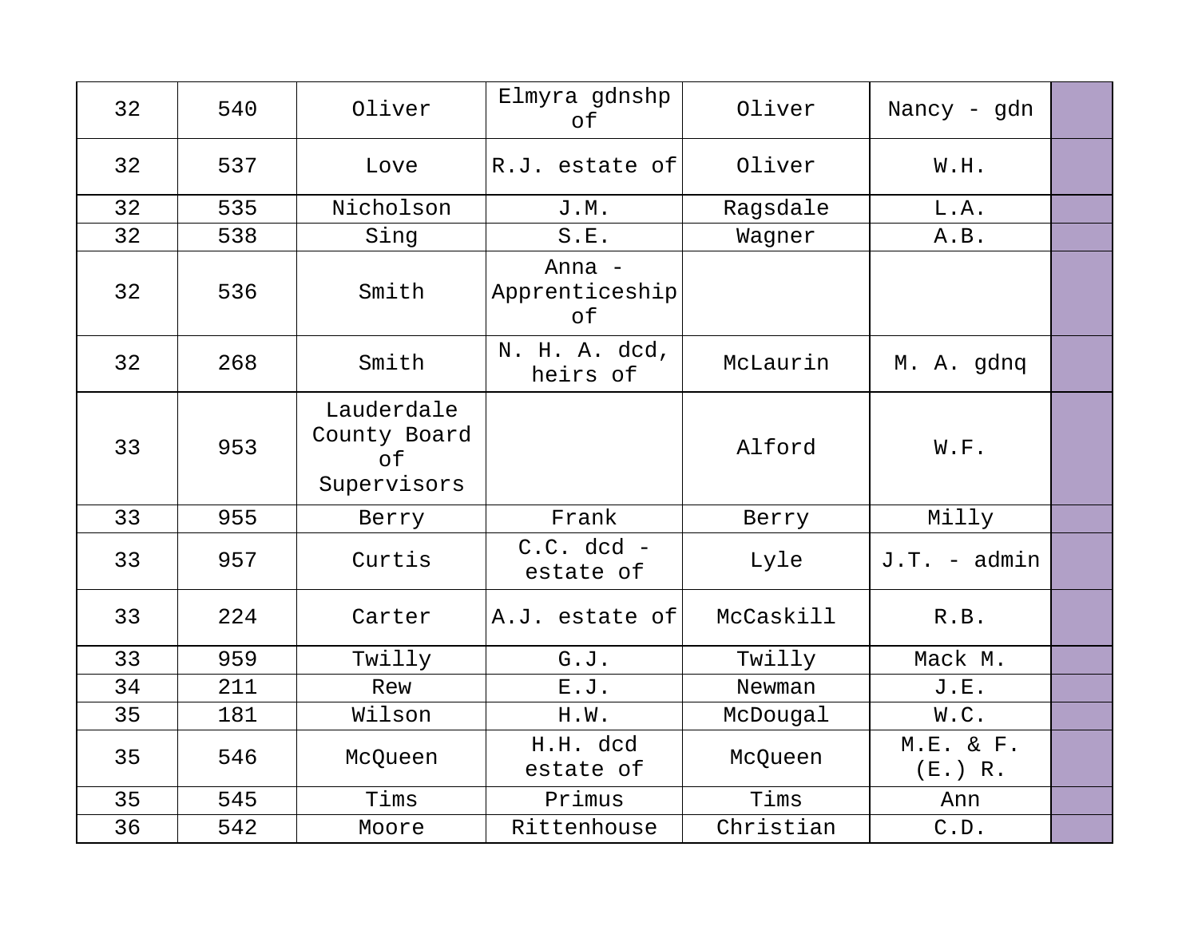| | | | | | | |
|---|---|---|---|---|---|---|
| 32 | 540 | Oliver | Elmyra gdnshp of | Oliver | Nancy - gdn | |
| 32 | 537 | Love | R.J. estate of | Oliver | W.H. | |
| 32 | 535 | Nicholson | J.M. | Ragsdale | L.A. | |
| 32 | 538 | Sing | S.E. | Wagner | A.B. | |
| 32 | 536 | Smith | Anna - Apprenticeship of | | | |
| 32 | 268 | Smith | N. H. A. dcd, heirs of | McLaurin | M. A. gdnq | |
| 33 | 953 | Lauderdale County Board of Supervisors | | Alford | W.F. | |
| 33 | 955 | Berry | Frank | Berry | Milly | |
| 33 | 957 | Curtis | C.C. dcd - estate of | Lyle | J.T. - admin | |
| 33 | 224 | Carter | A.J. estate of | McCaskill | R.B. | |
| 33 | 959 | Twilly | G.J. | Twilly | Mack M. | |
| 34 | 211 | Rew | E.J. | Newman | J.E. | |
| 35 | 181 | Wilson | H.W. | McDougal | W.C. | |
| 35 | 546 | McQueen | H.H. dcd estate of | McQueen | M.E. & F. (E.) R. | |
| 35 | 545 | Tims | Primus | Tims | Ann | |
| 36 | 542 | Moore | Rittenhouse | Christian | C.D. | |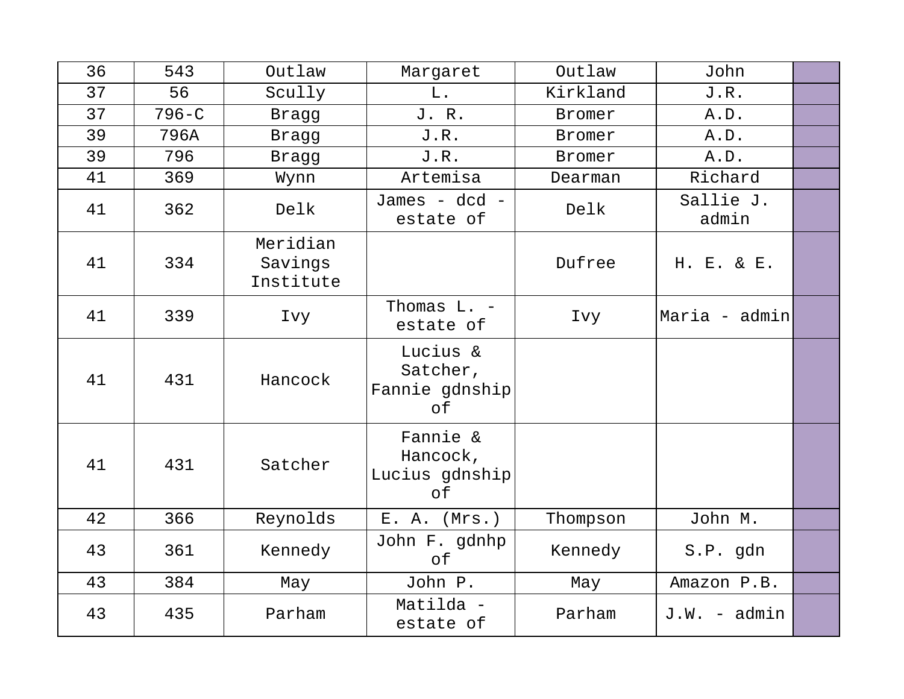| | | | | | | |
|---|---|---|---|---|---|---|
| 36 | 543 | Outlaw | Margaret | Outlaw | John | |
| 37 | 56 | Scully | L. | Kirkland | J.R. | |
| 37 | 796-C | Bragg | J. R. | Bromer | A.D. | |
| 39 | 796A | Bragg | J.R. | Bromer | A.D. | |
| 39 | 796 | Bragg | J.R. | Bromer | A.D. | |
| 41 | 369 | Wynn | Artemisa | Dearman | Richard | |
| 41 | 362 | Delk | James - dcd - estate of | Delk | Sallie J. admin | |
| 41 | 334 | Meridian Savings Institute | | Dufree | H. E. & E. | |
| 41 | 339 | Ivy | Thomas L. - estate of | Ivy | Maria - admin | |
| 41 | 431 | Hancock | Lucius & Satcher, Fannie gdnship of | | | |
| 41 | 431 | Satcher | Fannie & Hancock, Lucius gdnship of | | | |
| 42 | 366 | Reynolds | E. A. (Mrs.) | Thompson | John M. | |
| 43 | 361 | Kennedy | John F. gdnhp of | Kennedy | S.P. gdn | |
| 43 | 384 | May | John P. | May | Amazon P.B. | |
| 43 | 435 | Parham | Matilda - estate of | Parham | J.W. - admin | |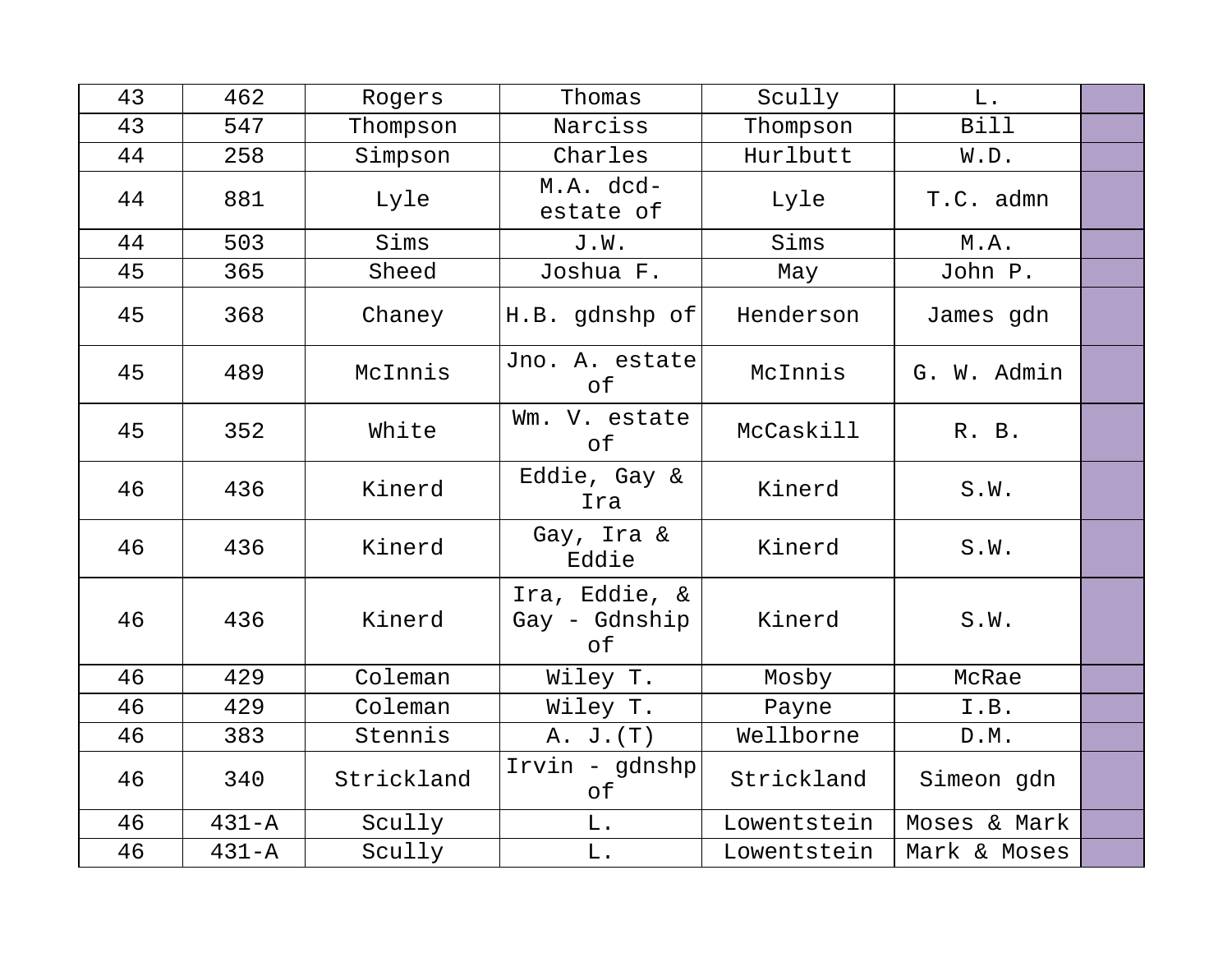| 43 | 462 | Rogers | Thomas | Scully | L. | |
|---|---|---|---|---|---|---|
| 43 | 547 | Thompson | Narciss | Thompson | Bill | |
| 44 | 258 | Simpson | Charles | Hurlbutt | W.D. | |
| 44 | 881 | Lyle | M.A. dcd- estate of | Lyle | T.C. admn | |
| 44 | 503 | Sims | J.W. | Sims | M.A. | |
| 45 | 365 | Sheed | Joshua F. | May | John P. | |
| 45 | 368 | Chaney | H.B. gdnshp of | Henderson | James gdn | |
| 45 | 489 | McInnis | Jno. A. estate of | McInnis | G. W. Admin | |
| 45 | 352 | White | Wm. V. estate of | McCaskill | R. B. | |
| 46 | 436 | Kinerd | Eddie, Gay & Ira | Kinerd | S.W. | |
| 46 | 436 | Kinerd | Gay, Ira & Eddie | Kinerd | S.W. | |
| 46 | 436 | Kinerd | Ira, Eddie, & Gay - Gdnship of | Kinerd | S.W. | |
| 46 | 429 | Coleman | Wiley T. | Mosby | McRae | |
| 46 | 429 | Coleman | Wiley T. | Payne | I.B. | |
| 46 | 383 | Stennis | A. J.(T) | Wellborne | D.M. | |
| 46 | 340 | Strickland | Irvin - gdnshp of | Strickland | Simeon gdn | |
| 46 | 431-A | Scully | L. | Lowentstein | Moses & Mark | |
| 46 | 431-A | Scully | L. | Lowentstein | Mark & Moses | |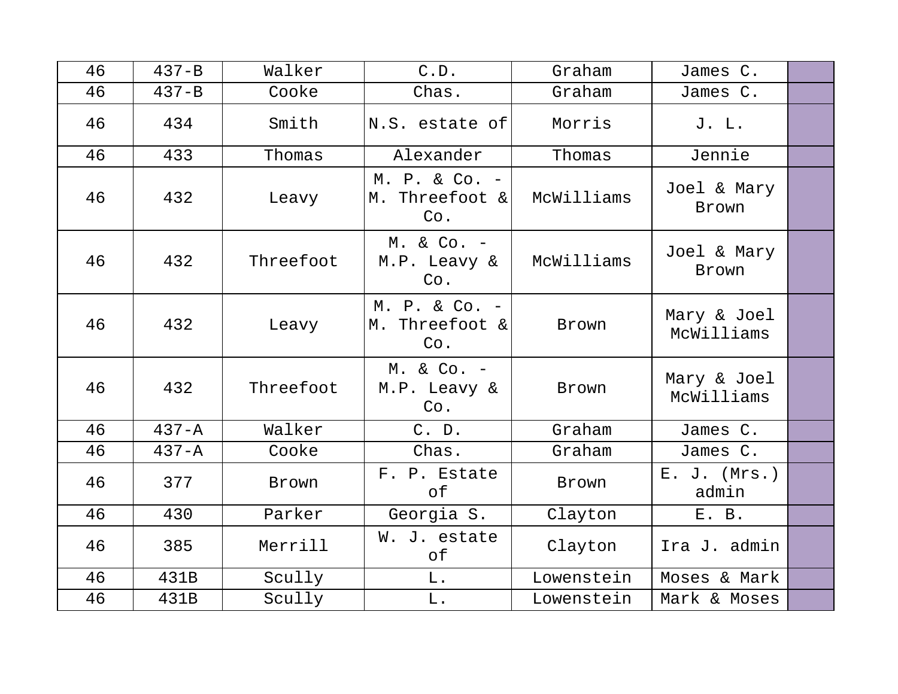| 46 | 437-B | Walker | C.D. | Graham | James C. | |
|---|---|---|---|---|---|---|
| 46 | 437-B | Cooke | Chas. | Graham | James C. | |
| 46 | 434 | Smith | N.S. estate of | Morris | J. L. | |
| 46 | 433 | Thomas | Alexander | Thomas | Jennie | |
| 46 | 432 | Leavy | M. P. & Co. - M. Threefoot & Co. | McWilliams | Joel & Mary Brown | |
| 46 | 432 | Threefoot | M. & Co. - M.P. Leavy & Co. | McWilliams | Joel & Mary Brown | |
| 46 | 432 | Leavy | M. P. & Co. - M. Threefoot & Co. | Brown | Mary & Joel McWilliams | |
| 46 | 432 | Threefoot | M. & Co. - M.P. Leavy & Co. | Brown | Mary & Joel McWilliams | |
| 46 | 437-A | Walker | C. D. | Graham | James C. | |
| 46 | 437-A | Cooke | Chas. | Graham | James C. | |
| 46 | 377 | Brown | F. P. Estate of | Brown | E. J. (Mrs.) admin | |
| 46 | 430 | Parker | Georgia S. | Clayton | E. B. | |
| 46 | 385 | Merrill | W. J. estate of | Clayton | Ira J. admin | |
| 46 | 431B | Scully | L. | Lowenstein | Moses & Mark | |
| 46 | 431B | Scully | L. | Lowenstein | Mark & Moses | |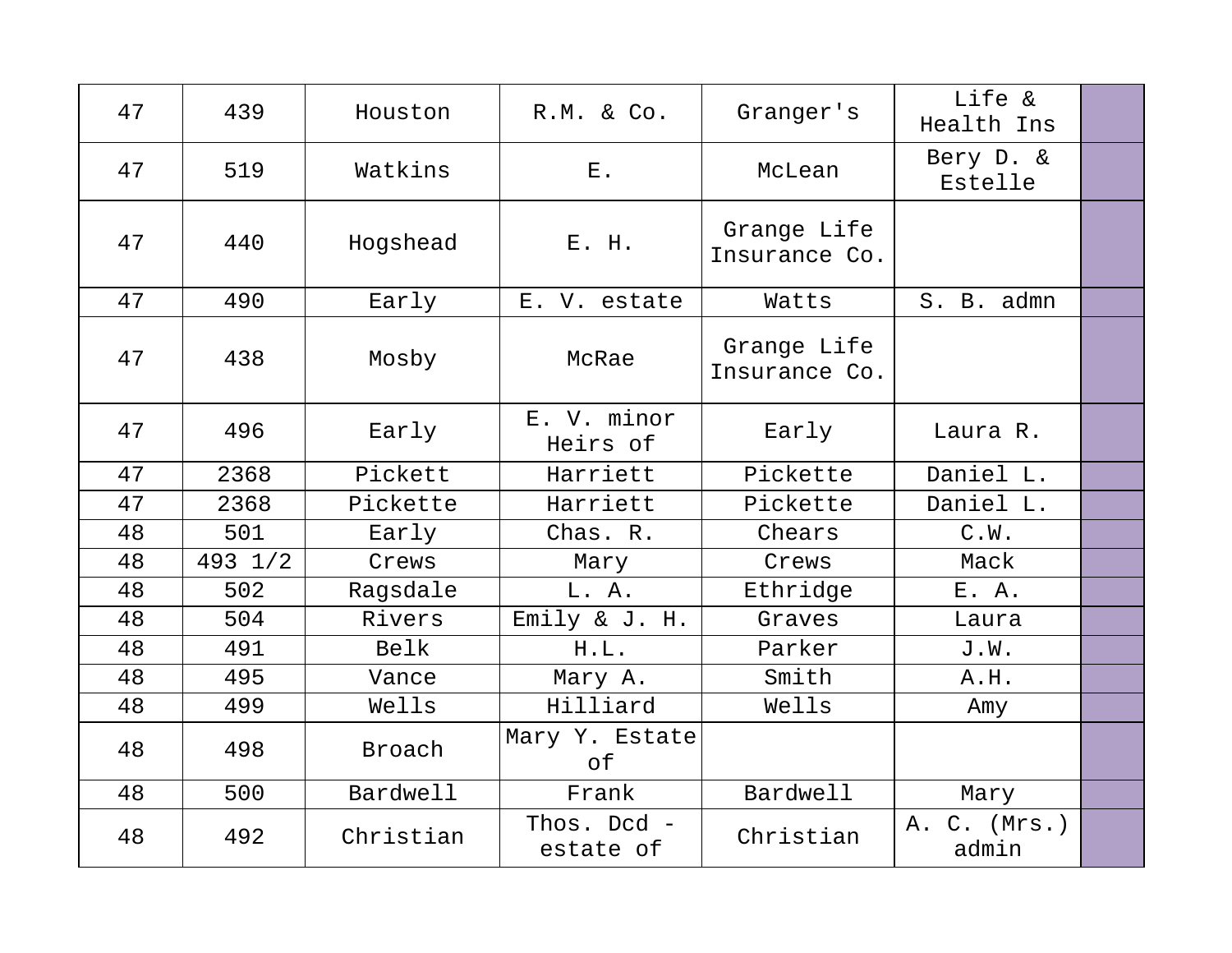| 47 | 439 | Houston | R.M. & Co. | Granger's | Life & Health Ins | |
|---|---|---|---|---|---|---|
| 47 | 519 | Watkins | E. | McLean | Bery D. & Estelle | |
| 47 | 440 | Hogshead | E. H. | Grange Life Insurance Co. | | |
| 47 | 490 | Early | E. V. estate | Watts | S. B. admn | |
| 47 | 438 | Mosby | McRae | Grange Life Insurance Co. | | |
| 47 | 496 | Early | E. V. minor Heirs of | Early | Laura R. | |
| 47 | 2368 | Pickett | Harriett | Pickette | Daniel L. | |
| 47 | 2368 | Pickette | Harriett | Pickette | Daniel L. | |
| 48 | 501 | Early | Chas. R. | Chears | C.W. | |
| 48 | 493 1/2 | Crews | Mary | Crews | Mack | |
| 48 | 502 | Ragsdale | L. A. | Ethridge | E. A. | |
| 48 | 504 | Rivers | Emily & J. H. | Graves | Laura | |
| 48 | 491 | Belk | H.L. | Parker | J.W. | |
| 48 | 495 | Vance | Mary A. | Smith | A.H. | |
| 48 | 499 | Wells | Hilliard | Wells | Amy | |
| 48 | 498 | Broach | Mary Y. Estate of | | | |
| 48 | 500 | Bardwell | Frank | Bardwell | Mary | |
| 48 | 492 | Christian | Thos. Dcd - estate of | Christian | A. C. (Mrs.) admin | |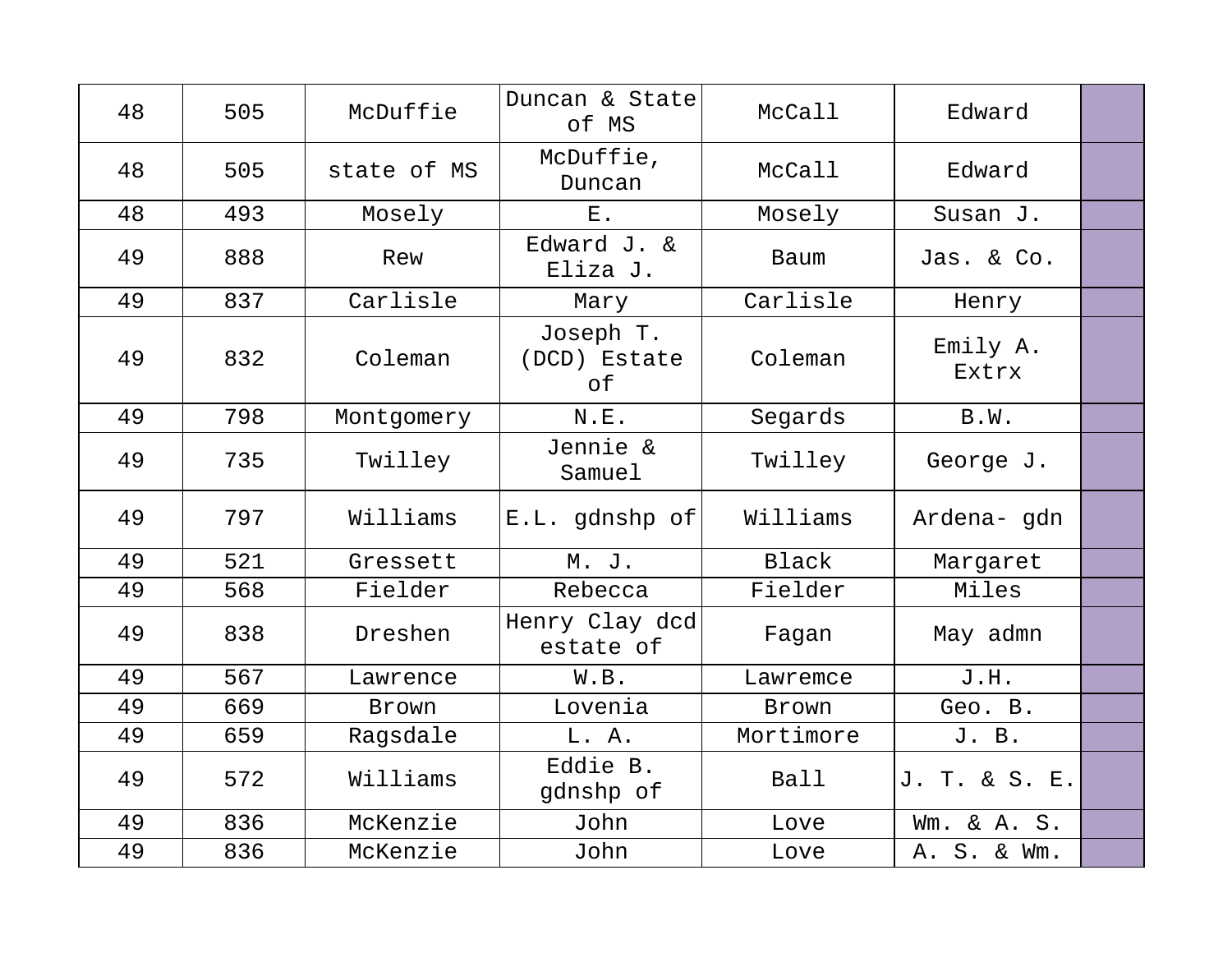| 48 | 505 | McDuffie | Duncan & State of MS | McCall | Edward | |
|---|---|---|---|---|---|---|
| 48 | 505 | state of MS | McDuffie, Duncan | McCall | Edward | |
| 48 | 493 | Mosely | E. | Mosely | Susan J. | |
| 49 | 888 | Rew | Edward J. & Eliza J. | Baum | Jas. & Co. | |
| 49 | 837 | Carlisle | Mary | Carlisle | Henry | |
| 49 | 832 | Coleman | Joseph T. (DCD) Estate of | Coleman | Emily A. Extrx | |
| 49 | 798 | Montgomery | N.E. | Segards | B.W. | |
| 49 | 735 | Twilley | Jennie & Samuel | Twilley | George J. | |
| 49 | 797 | Williams | E.L. gdnshp of | Williams | Ardena- gdn | |
| 49 | 521 | Gressett | M. J. | Black | Margaret | |
| 49 | 568 | Fielder | Rebecca | Fielder | Miles | |
| 49 | 838 | Dreshen | Henry Clay dcd estate of | Fagan | May admn | |
| 49 | 567 | Lawrence | W.B. | Lawremce | J.H. | |
| 49 | 669 | Brown | Lovenia | Brown | Geo. B. | |
| 49 | 659 | Ragsdale | L. A. | Mortimore | J. B. | |
| 49 | 572 | Williams | Eddie B. gdnshp of | Ball | J. T. & S. E. | |
| 49 | 836 | McKenzie | John | Love | Wm. & A. S. | |
| 49 | 836 | McKenzie | John | Love | A. S. & Wm. | |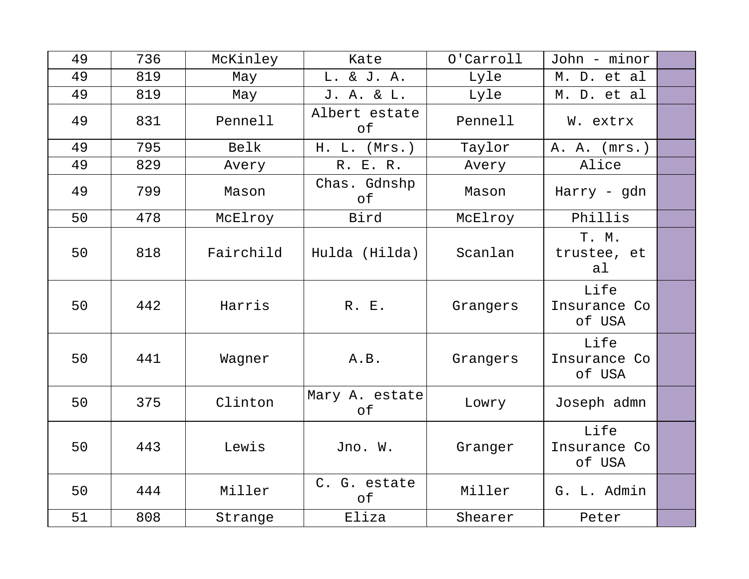| | | | | | | |
|---|---|---|---|---|---|---|
| 49 | 736 | McKinley | Kate | O'Carroll | John - minor | |
| 49 | 819 | May | L. & J. A. | Lyle | M. D. et al | |
| 49 | 819 | May | J. A. & L. | Lyle | M. D. et al | |
| 49 | 831 | Pennell | Albert estate of | Pennell | W. extrx | |
| 49 | 795 | Belk | H. L. (Mrs.) | Taylor | A. A. (mrs.) | |
| 49 | 829 | Avery | R. E. R. | Avery | Alice | |
| 49 | 799 | Mason | Chas. Gdnshp of | Mason | Harry - gdn | |
| 50 | 478 | McElroy | Bird | McElroy | Phillis | |
| 50 | 818 | Fairchild | Hulda (Hilda) | Scanlan | T. M. trustee, et al | |
| 50 | 442 | Harris | R. E. | Grangers | Life Insurance Co of USA | |
| 50 | 441 | Wagner | A.B. | Grangers | Life Insurance Co of USA | |
| 50 | 375 | Clinton | Mary A. estate of | Lowry | Joseph admn | |
| 50 | 443 | Lewis | Jno. W. | Granger | Life Insurance Co of USA | |
| 50 | 444 | Miller | C. G. estate of | Miller | G. L. Admin | |
| 51 | 808 | Strange | Eliza | Shearer | Peter | |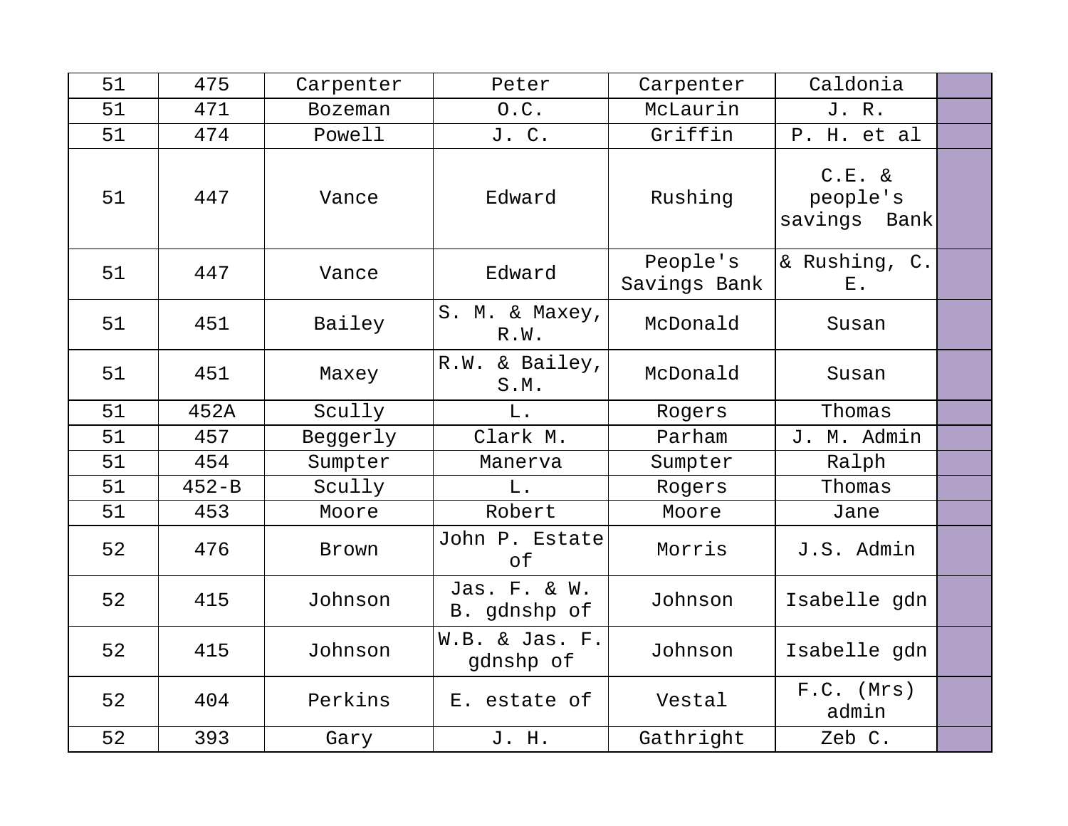| | | | | | | |
|---|---|---|---|---|---|---|
| 51 | 475 | Carpenter | Peter | Carpenter | Caldonia | |
| 51 | 471 | Bozeman | O.C. | McLaurin | J. R. | |
| 51 | 474 | Powell | J. C. | Griffin | P. H. et al | |
| 51 | 447 | Vance | Edward | Rushing | C.E. & people's savings Bank | |
| 51 | 447 | Vance | Edward | People's Savings Bank | & Rushing, C. E. | |
| 51 | 451 | Bailey | S. M. & Maxey, R.W. | McDonald | Susan | |
| 51 | 451 | Maxey | R.W. & Bailey, S.M. | McDonald | Susan | |
| 51 | 452A | Scully | L. | Rogers | Thomas | |
| 51 | 457 | Beggerly | Clark M. | Parham | J. M. Admin | |
| 51 | 454 | Sumpter | Manerva | Sumpter | Ralph | |
| 51 | 452-B | Scully | L. | Rogers | Thomas | |
| 51 | 453 | Moore | Robert | Moore | Jane | |
| 52 | 476 | Brown | John P. Estate of | Morris | J.S. Admin | |
| 52 | 415 | Johnson | Jas. F. & W. B. gdnshp of | Johnson | Isabelle gdn | |
| 52 | 415 | Johnson | W.B. & Jas. F. gdnshp of | Johnson | Isabelle gdn | |
| 52 | 404 | Perkins | E. estate of | Vestal | F.C. (Mrs) admin | |
| 52 | 393 | Gary | J. H. | Gathright | Zeb C. | |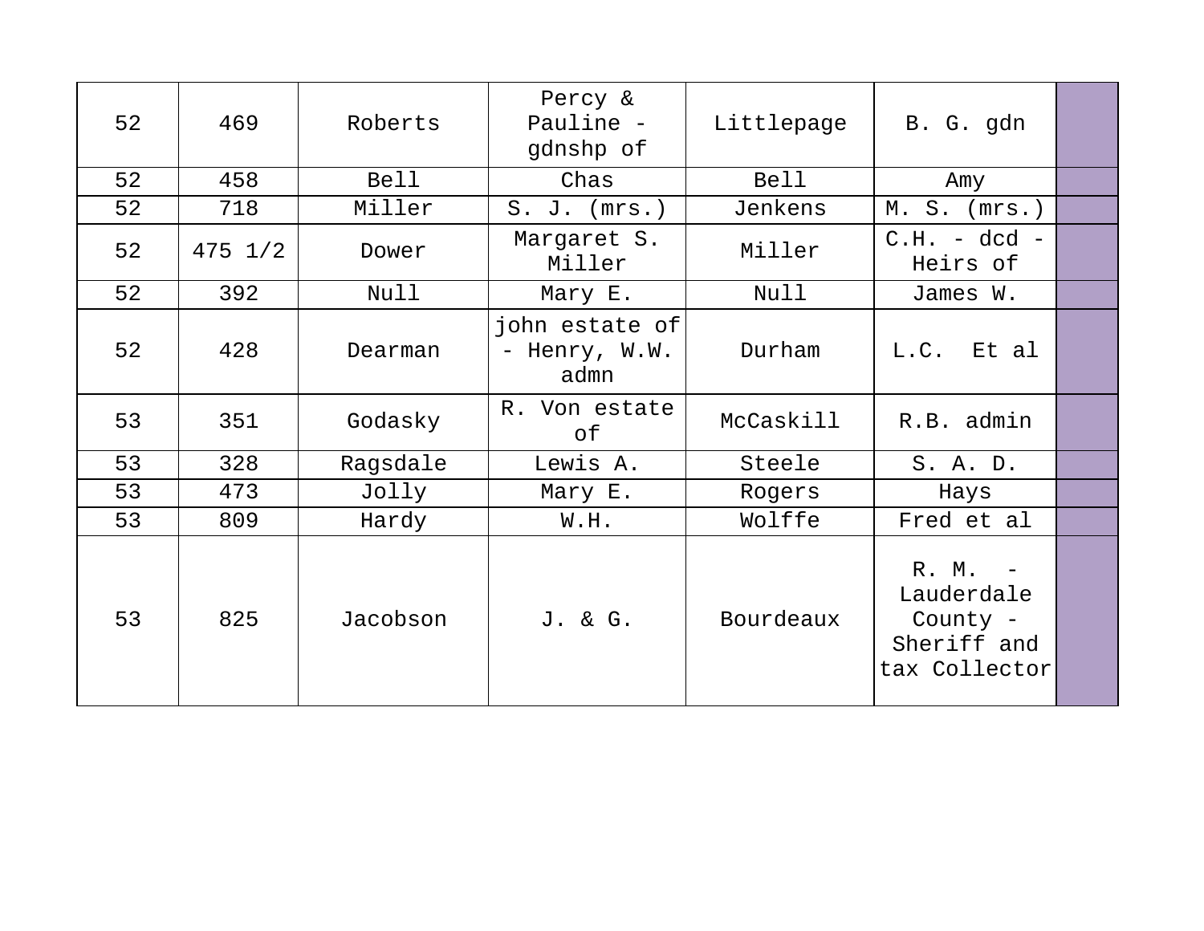| | | | | | | |
|---|---|---|---|---|---|---|
| 52 | 469 | Roberts | Percy & Pauline - gdnshp of | Littlepage | B. G. gdn | |
| 52 | 458 | Bell | Chas | Bell | Amy | |
| 52 | 718 | Miller | S. J. (mrs.) | Jenkens | M. S. (mrs.) | |
| 52 | 475 1/2 | Dower | Margaret S. Miller | Miller | C.H. - dcd - Heirs of | |
| 52 | 392 | Null | Mary E. | Null | James W. | |
| 52 | 428 | Dearman | john estate of - Henry, W.W. admn | Durham | L.C. Et al | |
| 53 | 351 | Godasky | R. Von estate of | McCaskill | R.B. admin | |
| 53 | 328 | Ragsdale | Lewis A. | Steele | S. A. D. | |
| 53 | 473 | Jolly | Mary E. | Rogers | Hays | |
| 53 | 809 | Hardy | W.H. | Wolffe | Fred et al | |
| 53 | 825 | Jacobson | J. & G. | Bourdeaux | R. M. - Lauderdale County - Sheriff and tax Collector | |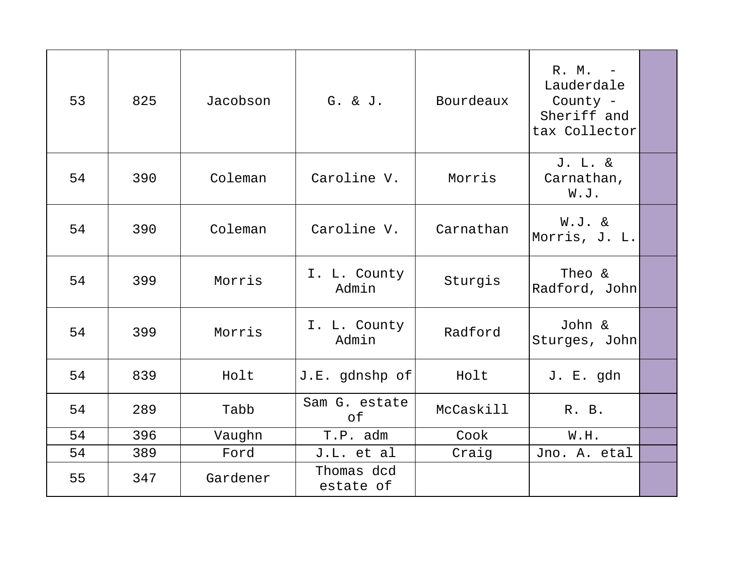| | | | | | | |
|---|---|---|---|---|---|---|
| 53 | 825 | Jacobson | G. & J. | Bourdeaux | R. M. - Lauderdale County - Sheriff and tax Collector | |
| 54 | 390 | Coleman | Caroline V. | Morris | J. L. & Carnathan, W.J. | |
| 54 | 390 | Coleman | Caroline V. | Carnathan | W.J. & Morris, J. L. | |
| 54 | 399 | Morris | I. L. County Admin | Sturgis | Theo & Radford, John | |
| 54 | 399 | Morris | I. L. County Admin | Radford | John & Sturges, John | |
| 54 | 839 | Holt | J.E. gdnshp of | Holt | J. E. gdn | |
| 54 | 289 | Tabb | Sam G. estate of | McCaskill | R. B. | |
| 54 | 396 | Vaughn | T.P. adm | Cook | W.H. | |
| 54 | 389 | Ford | J.L. et al | Craig | Jno. A. etal | |
| 55 | 347 | Gardener | Thomas dcd estate of | | | |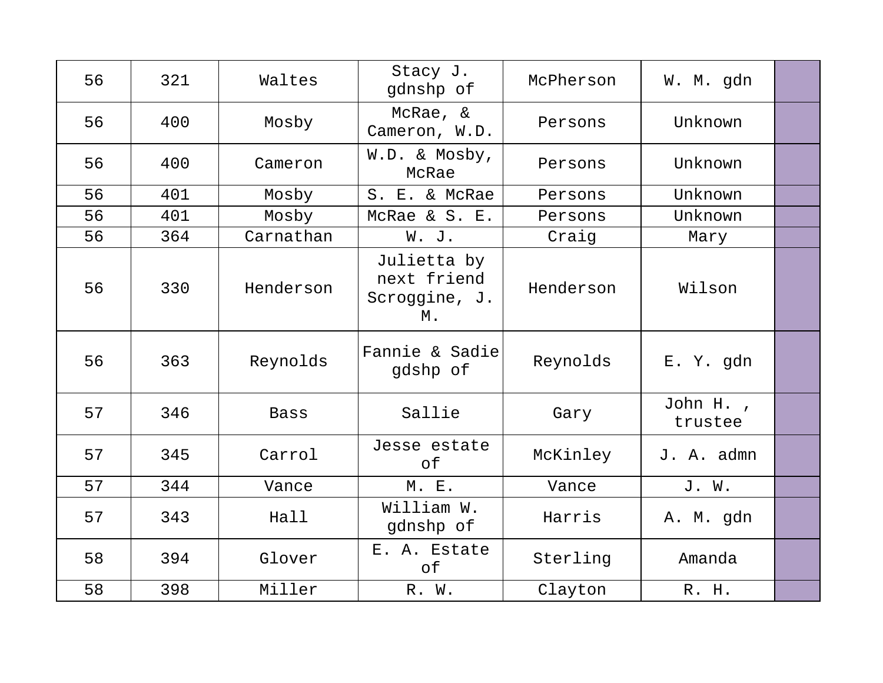| 56 | 321 | Waltes | Stacy J. gdnshp of | McPherson | W. M. gdn | |
|---|---|---|---|---|---|---|
| 56 | 400 | Mosby | McRae, & Cameron, W.D. | Persons | Unknown | |
| 56 | 400 | Cameron | W.D. & Mosby, McRae | Persons | Unknown | |
| 56 | 401 | Mosby | S. E. & McRae | Persons | Unknown | |
| 56 | 401 | Mosby | McRae & S. E. | Persons | Unknown | |
| 56 | 364 | Carnathan | W. J. | Craig | Mary | |
| 56 | 330 | Henderson | Julietta by next friend Scroggine, J. M. | Henderson | Wilson | |
| 56 | 363 | Reynolds | Fannie & Sadie gdshp of | Reynolds | E. Y. gdn | |
| 57 | 346 | Bass | Sallie | Gary | John H. , trustee | |
| 57 | 345 | Carrol | Jesse estate of | McKinley | J. A. admn | |
| 57 | 344 | Vance | M. E. | Vance | J. W. | |
| 57 | 343 | Hall | William W. gdnshp of | Harris | A. M. gdn | |
| 58 | 394 | Glover | E. A. Estate of | Sterling | Amanda | |
| 58 | 398 | Miller | R. W. | Clayton | R. H. | |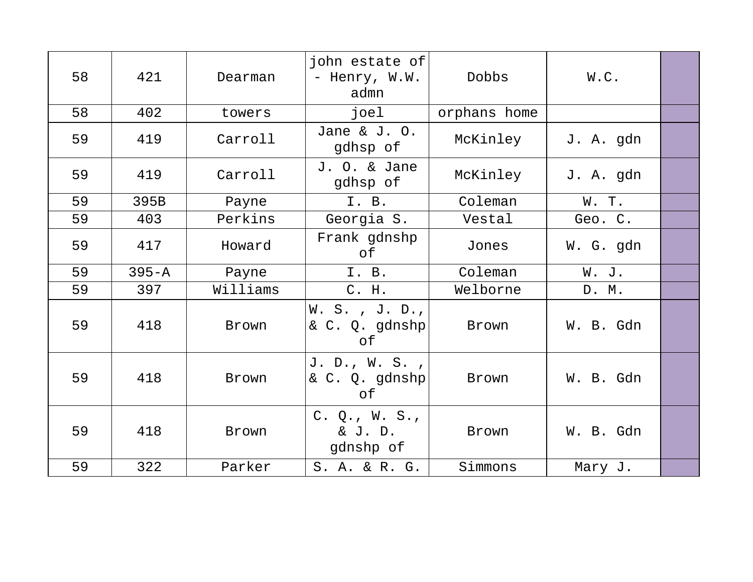| 58 | 421 | Dearman | john estate of - Henry, W.W. admn | Dobbs | W.C. | |
|---|---|---|---|---|---|---|
| 58 | 402 | towers | joel | orphans home | | |
| 59 | 419 | Carroll | Jane & J. O. gdhsp of | McKinley | J. A. gdn | |
| 59 | 419 | Carroll | J. O. & Jane gdhsp of | McKinley | J. A. gdn | |
| 59 | 395B | Payne | I. B. | Coleman | W. T. | |
| 59 | 403 | Perkins | Georgia S. | Vestal | Geo. C. | |
| 59 | 417 | Howard | Frank gdnshp of | Jones | W. G. gdn | |
| 59 | 395-A | Payne | I. B. | Coleman | W. J. | |
| 59 | 397 | Williams | C. H. | Welborne | D. M. | |
| 59 | 418 | Brown | W. S. , J. D., & C. Q. gdnshp of | Brown | W. B. Gdn | |
| 59 | 418 | Brown | J. D., W. S. , & C. Q. gdnshp of | Brown | W. B. Gdn | |
| 59 | 418 | Brown | C. Q., W. S., & J. D. gdnshp of | Brown | W. B. Gdn | |
| 59 | 322 | Parker | S. A. & R. G. | Simmons | Mary J. | |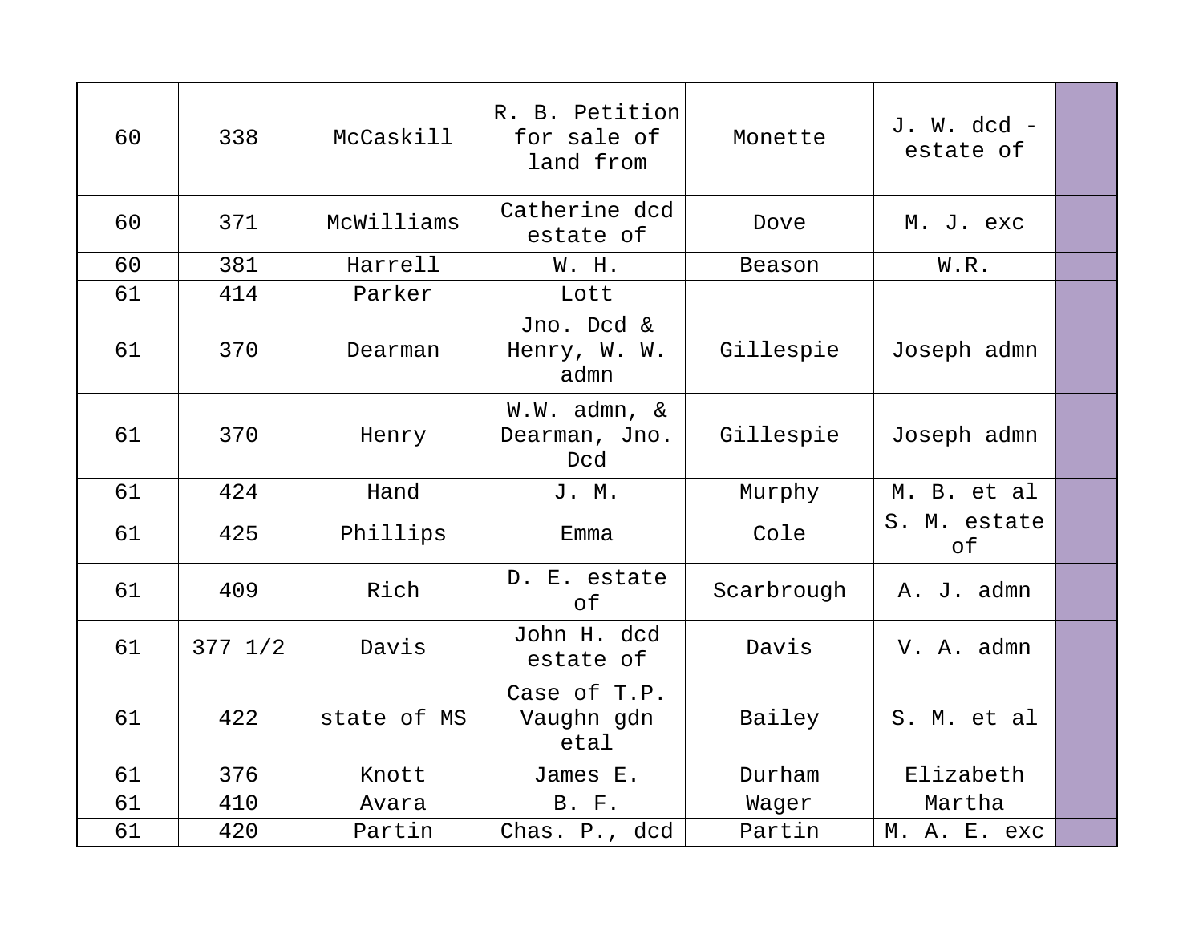| 60 | 338 | McCaskill | R. B. Petition for sale of land from | Monette | J. W. dcd - estate of | |
|---|---|---|---|---|---|---|
| 60 | 371 | McWilliams | Catherine dcd estate of | Dove | M. J. exc | |
| 60 | 381 | Harrell | W. H. | Beason | W.R. | |
| 61 | 414 | Parker | Lott | | | |
| 61 | 370 | Dearman | Jno. Dcd & Henry, W. W. admn | Gillespie | Joseph admn | |
| 61 | 370 | Henry | W.W. admn, & Dearman, Jno. Dcd | Gillespie | Joseph admn | |
| 61 | 424 | Hand | J. M. | Murphy | M. B. et al | |
| 61 | 425 | Phillips | Emma | Cole | S. M. estate of | |
| 61 | 409 | Rich | D. E. estate of | Scarbrough | A. J. admn | |
| 61 | 377 1/2 | Davis | John H. dcd estate of | Davis | V. A. admn | |
| 61 | 422 | state of MS | Case of T.P. Vaughn gdn etal | Bailey | S. M. et al | |
| 61 | 376 | Knott | James E. | Durham | Elizabeth | |
| 61 | 410 | Avara | B. F. | Wager | Martha | |
| 61 | 420 | Partin | Chas. P., dcd | Partin | M. A. E. exc | |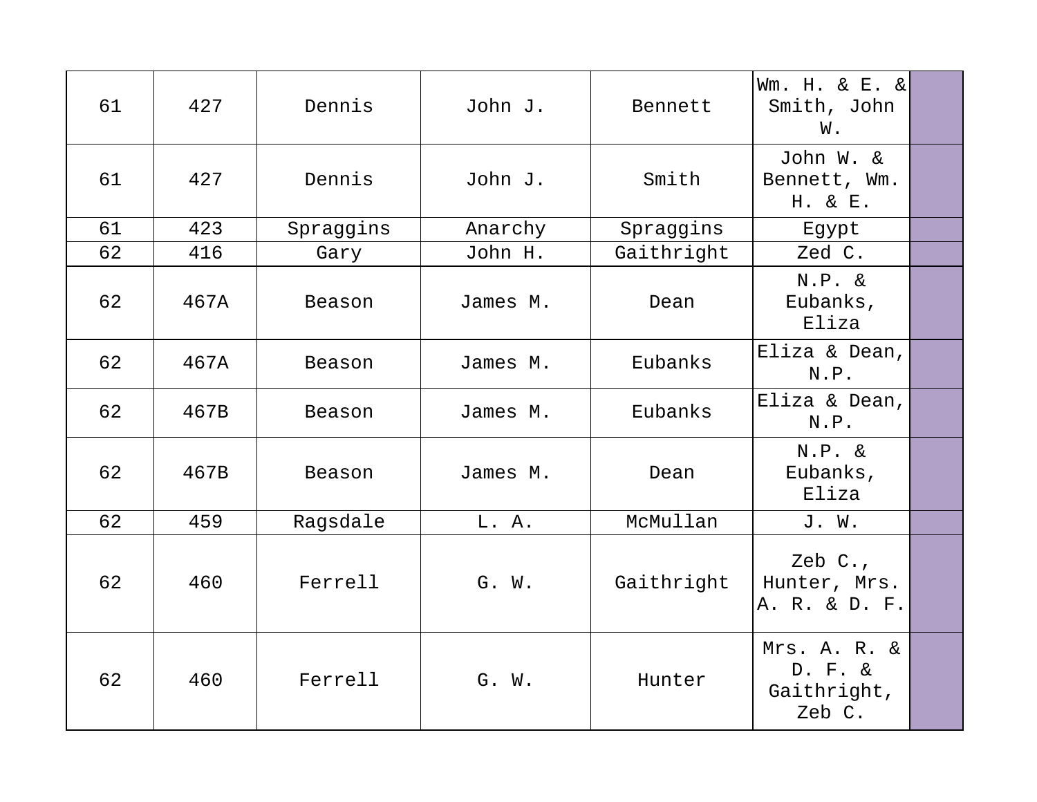| | | | | | | |
|---|---|---|---|---|---|---|
| 61 | 427 | Dennis | John J. | Bennett | Wm. H. & E. & Smith, John W. | |
| 61 | 427 | Dennis | John J. | Smith | John W. & Bennett, Wm. H. & E. | |
| 61 | 423 | Spraggins | Anarchy | Spraggins | Egypt | |
| 62 | 416 | Gary | John H. | Gaithright | Zed C. | |
| 62 | 467A | Beason | James M. | Dean | N.P. & Eubanks, Eliza | |
| 62 | 467A | Beason | James M. | Eubanks | Eliza & Dean, N.P. | |
| 62 | 467B | Beason | James M. | Eubanks | Eliza & Dean, N.P. | |
| 62 | 467B | Beason | James M. | Dean | N.P. & Eubanks, Eliza | |
| 62 | 459 | Ragsdale | L. A. | McMullan | J. W. | |
| 62 | 460 | Ferrell | G. W. | Gaithright | Zeb C., Hunter, Mrs. A. R. & D. F. | |
| 62 | 460 | Ferrell | G. W. | Hunter | Mrs. A. R. & D. F. & Gaithright, Zeb C. | |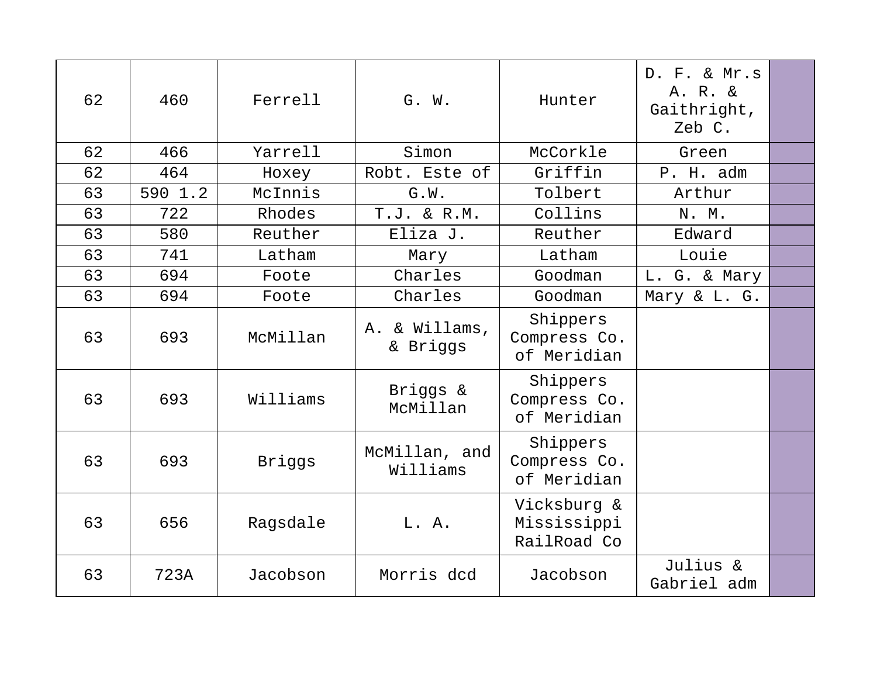| 62 | 460 | Ferrell | G. W. | Hunter | D. F. & Mr.s A. R. & Gaithright, Zeb C. | |
|---|---|---|---|---|---|---|
| 62 | 466 | Yarrell | Simon | McCorkle | Green | |
| 62 | 464 | Hoxey | Robt. Este of | Griffin | P. H. adm | |
| 63 | 590 1.2 | McInnis | G.W. | Tolbert | Arthur | |
| 63 | 722 | Rhodes | T.J. & R.M. | Collins | N. M. | |
| 63 | 580 | Reuther | Eliza J. | Reuther | Edward | |
| 63 | 741 | Latham | Mary | Latham | Louie | |
| 63 | 694 | Foote | Charles | Goodman | L. G. & Mary | |
| 63 | 694 | Foote | Charles | Goodman | Mary & L. G. | |
| 63 | 693 | McMillan | A. & Willams, & Briggs | Shippers Compress Co. of Meridian | | |
| 63 | 693 | Williams | Briggs & McMillan | Shippers Compress Co. of Meridian | | |
| 63 | 693 | Briggs | McMillan, and Williams | Shippers Compress Co. of Meridian | | |
| 63 | 656 | Ragsdale | L. A. | Vicksburg & Mississippi RailRoad Co | | |
| 63 | 723A | Jacobson | Morris dcd | Jacobson | Julius & Gabriel adm | |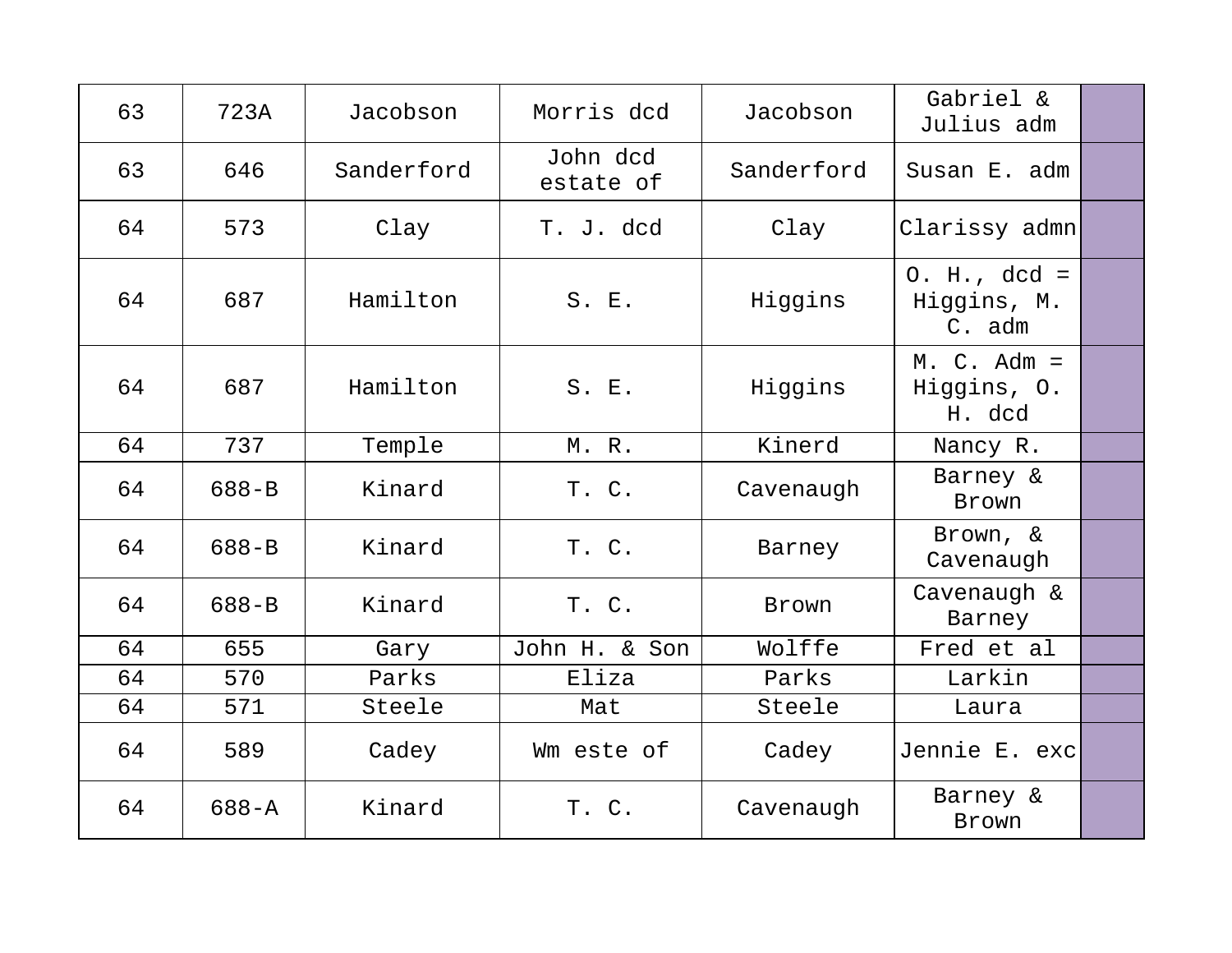| | | | | | | |
|---|---|---|---|---|---|---|
| 63 | 723A | Jacobson | Morris dcd | Jacobson | Gabriel & Julius adm | |
| 63 | 646 | Sanderford | John dcd estate of | Sanderford | Susan E. adm | |
| 64 | 573 | Clay | T. J. dcd | Clay | Clarissy admn | |
| 64 | 687 | Hamilton | S. E. | Higgins | O. H., dcd = Higgins, M. C. adm | |
| 64 | 687 | Hamilton | S. E. | Higgins | M. C. Adm = Higgins, O. H. dcd | |
| 64 | 737 | Temple | M. R. | Kinerd | Nancy R. | |
| 64 | 688-B | Kinard | T. C. | Cavenaugh | Barney & Brown | |
| 64 | 688-B | Kinard | T. C. | Barney | Brown, & Cavenaugh | |
| 64 | 688-B | Kinard | T. C. | Brown | Cavenaugh & Barney | |
| 64 | 655 | Gary | John H. & Son | Wolffe | Fred et al | |
| 64 | 570 | Parks | Eliza | Parks | Larkin | |
| 64 | 571 | Steele | Mat | Steele | Laura | |
| 64 | 589 | Cadey | Wm este of | Cadey | Jennie E. exc | |
| 64 | 688-A | Kinard | T. C. | Cavenaugh | Barney & Brown | |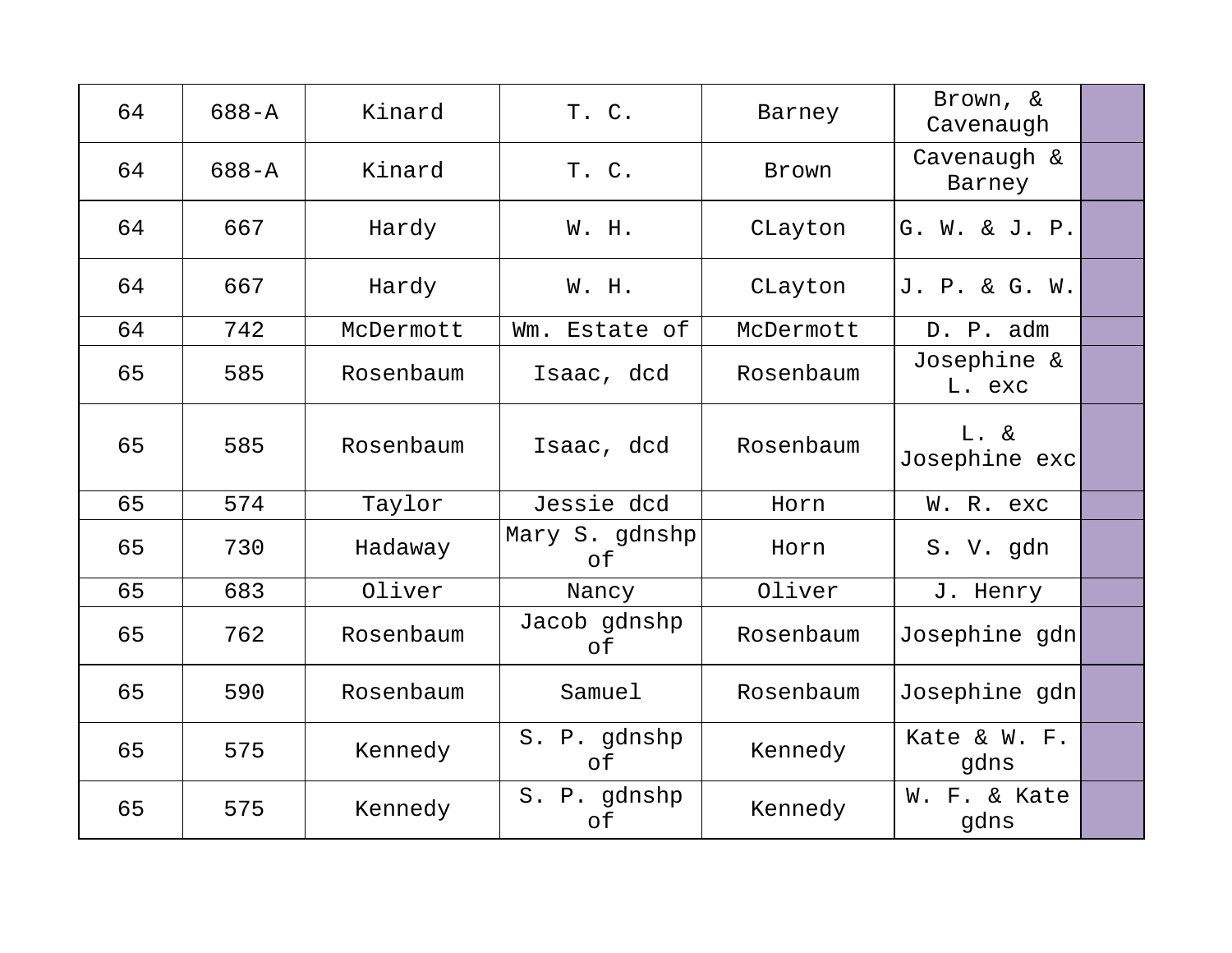| 64 | 688-A | Kinard | T. C. | Barney | Brown, & Cavenaugh | |
|---|---|---|---|---|---|---|
| 64 | 688-A | Kinard | T. C. | Brown | Cavenaugh & Barney | |
| 64 | 667 | Hardy | W. H. | CLayton | G. W. & J. P. | |
| 64 | 667 | Hardy | W. H. | CLayton | J. P. & G. W. | |
| 64 | 742 | McDermott | Wm. Estate of | McDermott | D. P. adm | |
| 65 | 585 | Rosenbaum | Isaac, dcd | Rosenbaum | Josephine & L. exc | |
| 65 | 585 | Rosenbaum | Isaac, dcd | Rosenbaum | L. & Josephine exc | |
| 65 | 574 | Taylor | Jessie dcd | Horn | W. R. exc | |
| 65 | 730 | Hadaway | Mary S. gdnshp of | Horn | S. V. gdn | |
| 65 | 683 | Oliver | Nancy | Oliver | J. Henry | |
| 65 | 762 | Rosenbaum | Jacob gdnshp of | Rosenbaum | Josephine gdn | |
| 65 | 590 | Rosenbaum | Samuel | Rosenbaum | Josephine gdn | |
| 65 | 575 | Kennedy | S. P. gdnshp of | Kennedy | Kate & W. F. gdns | |
| 65 | 575 | Kennedy | S. P. gdnshp of | Kennedy | W. F. & Kate gdns | |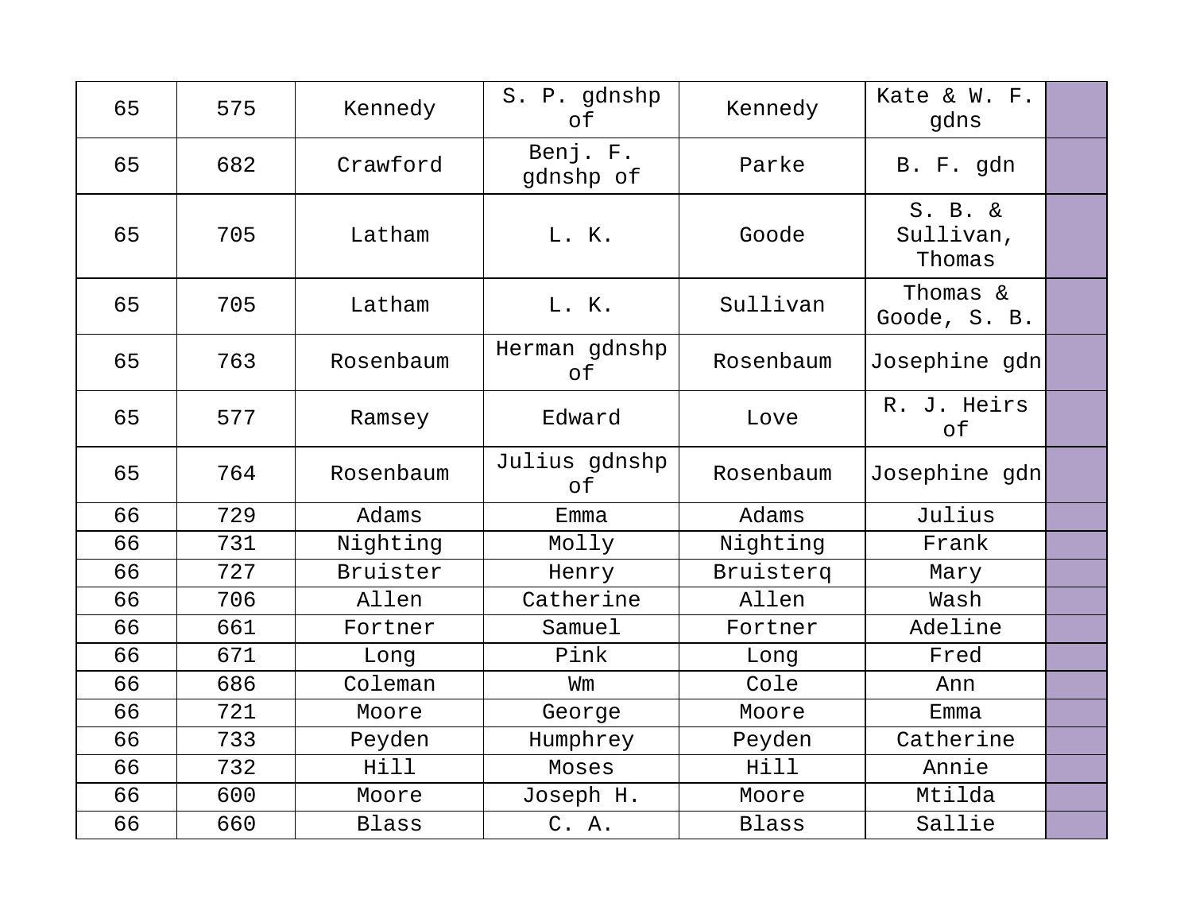| | | | | | | |
|---|---|---|---|---|---|---|
| 65 | 575 | Kennedy | S. P. gdnshp of | Kennedy | Kate & W. F. gdns | |
| 65 | 682 | Crawford | Benj. F. gdnshp of | Parke | B. F. gdn | |
| 65 | 705 | Latham | L. K. | Goode | S. B. & Sullivan, Thomas | |
| 65 | 705 | Latham | L. K. | Sullivan | Thomas & Goode, S. B. | |
| 65 | 763 | Rosenbaum | Herman gdnshp of | Rosenbaum | Josephine gdn | |
| 65 | 577 | Ramsey | Edward | Love | R. J. Heirs of | |
| 65 | 764 | Rosenbaum | Julius gdnshp of | Rosenbaum | Josephine gdn | |
| 66 | 729 | Adams | Emma | Adams | Julius | |
| 66 | 731 | Nighting | Molly | Nighting | Frank | |
| 66 | 727 | Bruister | Henry | Bruisterq | Mary | |
| 66 | 706 | Allen | Catherine | Allen | Wash | |
| 66 | 661 | Fortner | Samuel | Fortner | Adeline | |
| 66 | 671 | Long | Pink | Long | Fred | |
| 66 | 686 | Coleman | Wm | Cole | Ann | |
| 66 | 721 | Moore | George | Moore | Emma | |
| 66 | 733 | Peyden | Humphrey | Peyden | Catherine | |
| 66 | 732 | Hill | Moses | Hill | Annie | |
| 66 | 600 | Moore | Joseph H. | Moore | Mtilda | |
| 66 | 660 | Blass | C. A. | Blass | Sallie | |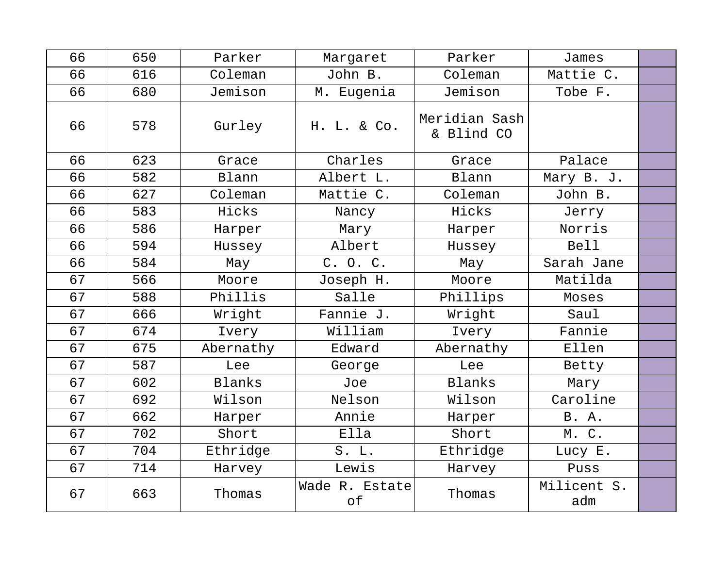| | | | | | | |
|---|---|---|---|---|---|---|
| 66 | 650 | Parker | Margaret | Parker | James | |
| 66 | 616 | Coleman | John B. | Coleman | Mattie C. | |
| 66 | 680 | Jemison | M. Eugenia | Jemison | Tobe F. | |
| 66 | 578 | Gurley | H. L. & Co. | Meridian Sash & Blind CO | | |
| 66 | 623 | Grace | Charles | Grace | Palace | |
| 66 | 582 | Blann | Albert L. | Blann | Mary B. J. | |
| 66 | 627 | Coleman | Mattie C. | Coleman | John B. | |
| 66 | 583 | Hicks | Nancy | Hicks | Jerry | |
| 66 | 586 | Harper | Mary | Harper | Norris | |
| 66 | 594 | Hussey | Albert | Hussey | Bell | |
| 66 | 584 | May | C. O. C. | May | Sarah Jane | |
| 67 | 566 | Moore | Joseph H. | Moore | Matilda | |
| 67 | 588 | Phillis | Salle | Phillips | Moses | |
| 67 | 666 | Wright | Fannie J. | Wright | Saul | |
| 67 | 674 | Ivery | William | Ivery | Fannie | |
| 67 | 675 | Abernathy | Edward | Abernathy | Ellen | |
| 67 | 587 | Lee | George | Lee | Betty | |
| 67 | 602 | Blanks | Joe | Blanks | Mary | |
| 67 | 692 | Wilson | Nelson | Wilson | Caroline | |
| 67 | 662 | Harper | Annie | Harper | B. A. | |
| 67 | 702 | Short | Ella | Short | M. C. | |
| 67 | 704 | Ethridge | S. L. | Ethridge | Lucy E. | |
| 67 | 714 | Harvey | Lewis | Harvey | Puss | |
| 67 | 663 | Thomas | Wade R. Estate of | Thomas | Milicent S. adm | |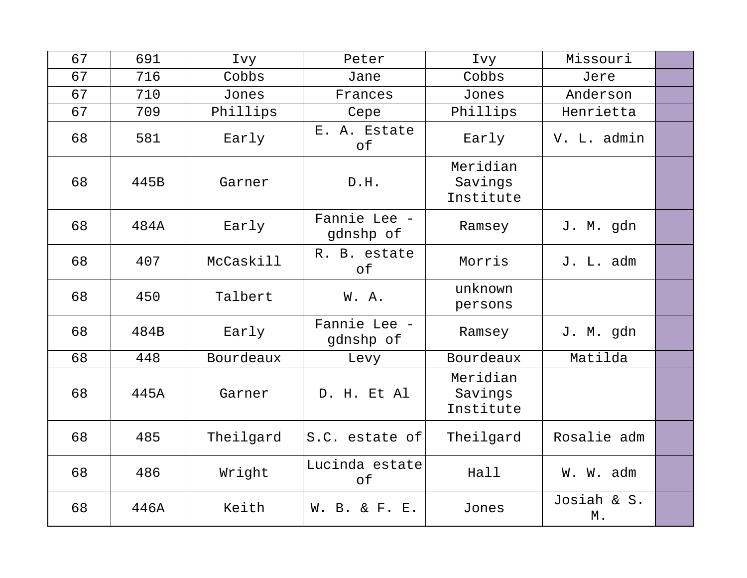| 67 | 691 | Ivy | Peter | Ivy | Missouri | |
|---|---|---|---|---|---|---|
| 67 | 716 | Cobbs | Jane | Cobbs | Jere | |
| 67 | 710 | Jones | Frances | Jones | Anderson | |
| 67 | 709 | Phillips | Cepe | Phillips | Henrietta | |
| 68 | 581 | Early | E. A. Estate of | Early | V. L. admin | |
| 68 | 445B | Garner | D.H. | Meridian Savings Institute | | |
| 68 | 484A | Early | Fannie Lee - gdnshp of | Ramsey | J. M. gdn | |
| 68 | 407 | McCaskill | R. B. estate of | Morris | J. L. adm | |
| 68 | 450 | Talbert | W. A. | unknown persons | | |
| 68 | 484B | Early | Fannie Lee - gdnshp of | Ramsey | J. M. gdn | |
| 68 | 448 | Bourdeaux | Levy | Bourdeaux | Matilda | |
| 68 | 445A | Garner | D. H. Et Al | Meridian Savings Institute | | |
| 68 | 485 | Theilgard | S.C. estate of | Theilgard | Rosalie adm | |
| 68 | 486 | Wright | Lucinda estate of | Hall | W. W. adm | |
| 68 | 446A | Keith | W. B. & F. E. | Jones | Josiah & S. M. | |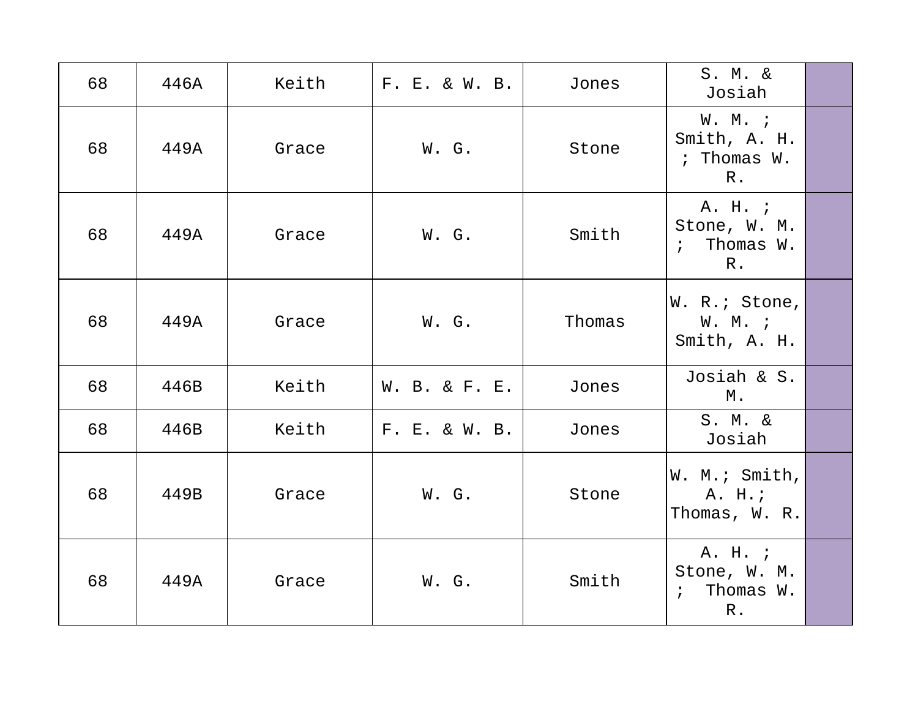| | | | | | | |
|---|---|---|---|---|---|---|
| 68 | 446A | Keith | F. E. & W. B. | Jones | S. M. & Josiah | |
| 68 | 449A | Grace | W. G. | Stone | W. M. ; Smith, A. H. ; Thomas W. R. | |
| 68 | 449A | Grace | W. G. | Smith | A. H. ; Stone, W. M. ; Thomas W. R. | |
| 68 | 449A | Grace | W. G. | Thomas | W. R.; Stone, W. M. ; Smith, A. H. | |
| 68 | 446B | Keith | W. B. & F. E. | Jones | Josiah & S. M. | |
| 68 | 446B | Keith | F. E. & W. B. | Jones | S. M. & Josiah | |
| 68 | 449B | Grace | W. G. | Stone | W. M.; Smith, A. H.; Thomas, W. R. | |
| 68 | 449A | Grace | W. G. | Smith | A. H. ; Stone, W. M. ; Thomas W. R. | |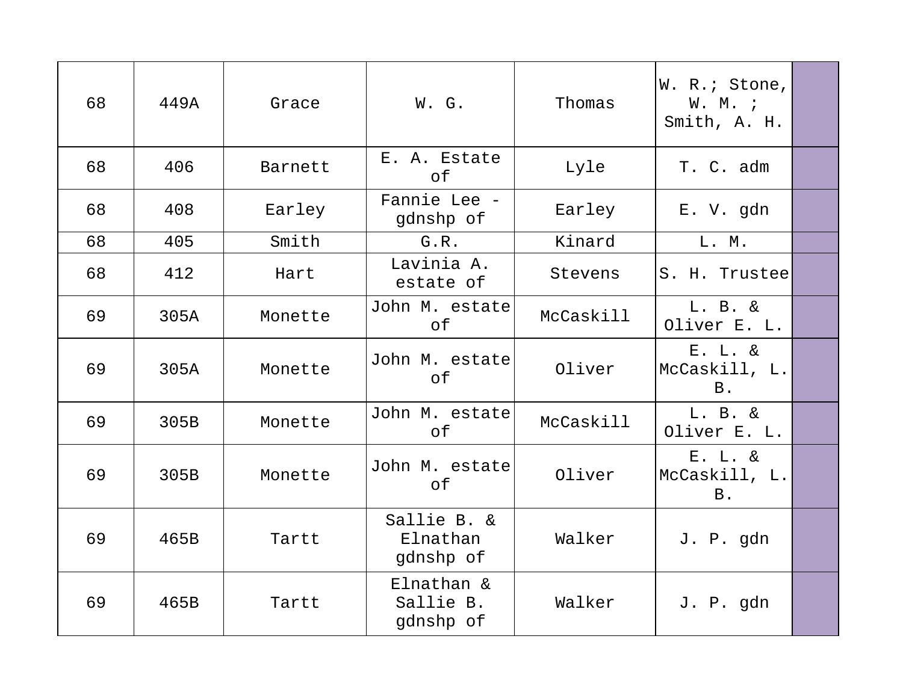| | | | | | | |
|---|---|---|---|---|---|---|
| 68 | 449A | Grace | W. G. | Thomas | W. R.; Stone, W. M. ; Smith, A. H. | |
| 68 | 406 | Barnett | E. A. Estate of | Lyle | T. C. adm | |
| 68 | 408 | Earley | Fannie Lee - gdnshp of | Earley | E. V. gdn | |
| 68 | 405 | Smith | G.R. | Kinard | L. M. | |
| 68 | 412 | Hart | Lavinia A. estate of | Stevens | S. H. Trustee | |
| 69 | 305A | Monette | John M. estate of | McCaskill | L. B. & Oliver E. L. | |
| 69 | 305A | Monette | John M. estate of | Oliver | E. L. & McCaskill, L. B. | |
| 69 | 305B | Monette | John M. estate of | McCaskill | L. B. & Oliver E. L. | |
| 69 | 305B | Monette | John M. estate of | Oliver | E. L. & McCaskill, L. B. | |
| 69 | 465B | Tartt | Sallie B. & Elnathan gdnshp of | Walker | J. P. gdn | |
| 69 | 465B | Tartt | Elnathan & Sallie B. gdnshp of | Walker | J. P. gdn | |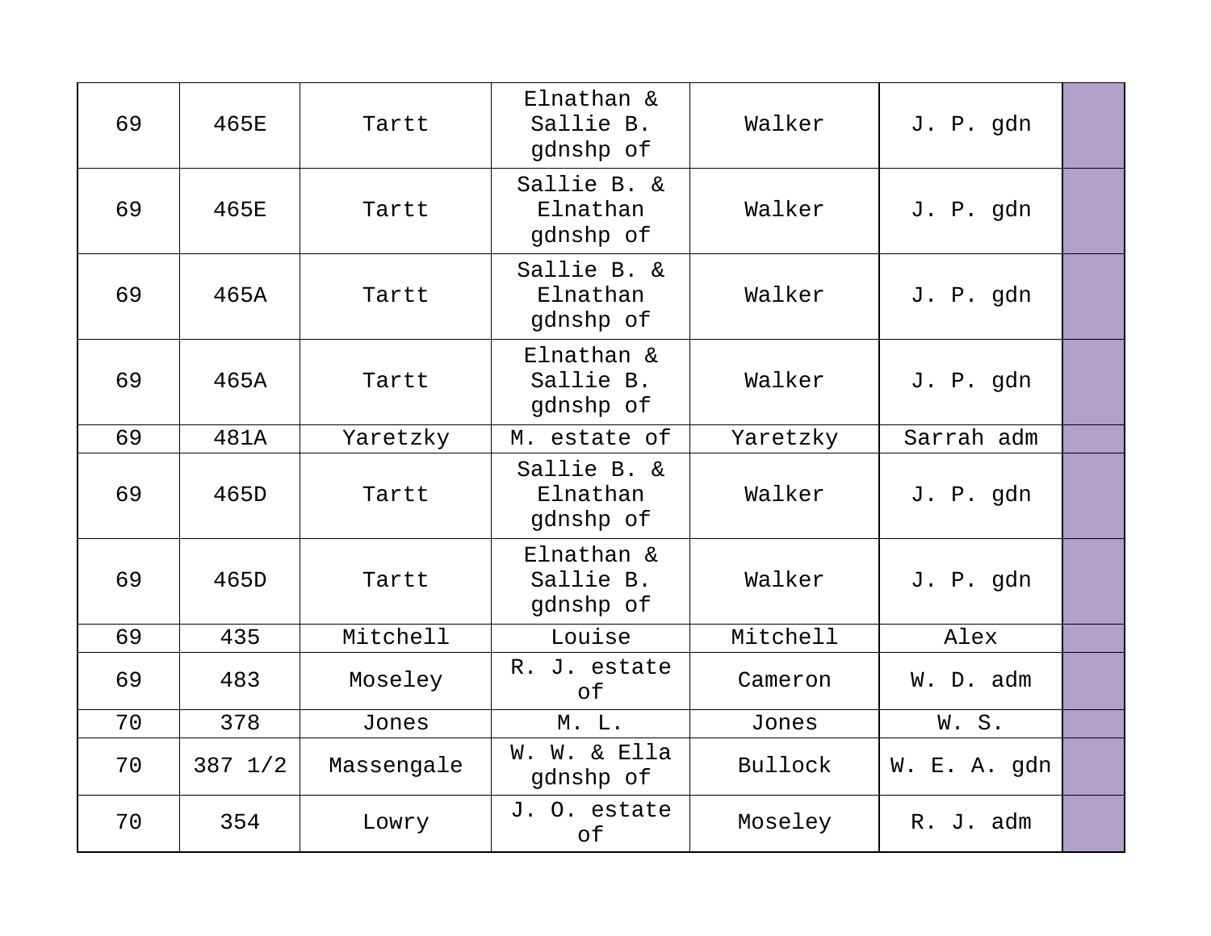| | | | | | | |
|---|---|---|---|---|---|---|
| 69 | 465E | Tartt | Elnathan & Sallie B. gdnshp of | Walker | J. P. gdn | |
| 69 | 465E | Tartt | Sallie B. & Elnathan gdnshp of | Walker | J. P. gdn | |
| 69 | 465A | Tartt | Sallie B. & Elnathan gdnshp of | Walker | J. P. gdn | |
| 69 | 465A | Tartt | Elnathan & Sallie B. gdnshp of | Walker | J. P. gdn | |
| 69 | 481A | Yaretzky | M. estate of | Yaretzky | Sarrah adm | |
| 69 | 465D | Tartt | Sallie B. & Elnathan gdnshp of | Walker | J. P. gdn | |
| 69 | 465D | Tartt | Elnathan & Sallie B. gdnshp of | Walker | J. P. gdn | |
| 69 | 435 | Mitchell | Louise | Mitchell | Alex | |
| 69 | 483 | Moseley | R. J. estate of | Cameron | W. D. adm | |
| 70 | 378 | Jones | M. L. | Jones | W. S. | |
| 70 | 387 1/2 | Massengale | W. W. & Ella gdnshp of | Bullock | W. E. A. gdn | |
| 70 | 354 | Lowry | J. O. estate of | Moseley | R. J. adm | |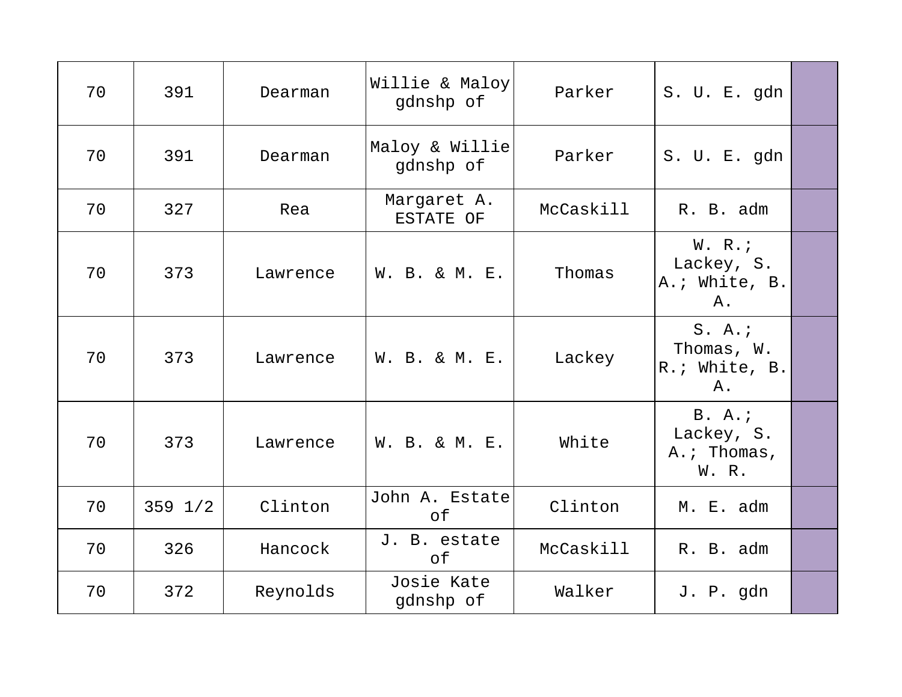| | | | | | | |
|---|---|---|---|---|---|---|
| 70 | 391 | Dearman | Willie & Maloy gdnshp of | Parker | S. U. E. gdn | |
| 70 | 391 | Dearman | Maloy & Willie gdnshp of | Parker | S. U. E. gdn | |
| 70 | 327 | Rea | Margaret A. ESTATE OF | McCaskill | R. B. adm | |
| 70 | 373 | Lawrence | W. B. & M. E. | Thomas | W. R.; Lackey, S. A.; White, B. A. | |
| 70 | 373 | Lawrence | W. B. & M. E. | Lackey | S. A.; Thomas, W. R.; White, B. A. | |
| 70 | 373 | Lawrence | W. B. & M. E. | White | B. A.; Lackey, S. A.; Thomas, W. R. | |
| 70 | 359 1/2 | Clinton | John A. Estate of | Clinton | M. E. adm | |
| 70 | 326 | Hancock | J. B. estate of | McCaskill | R. B. adm | |
| 70 | 372 | Reynolds | Josie Kate gdnshp of | Walker | J. P. gdn | |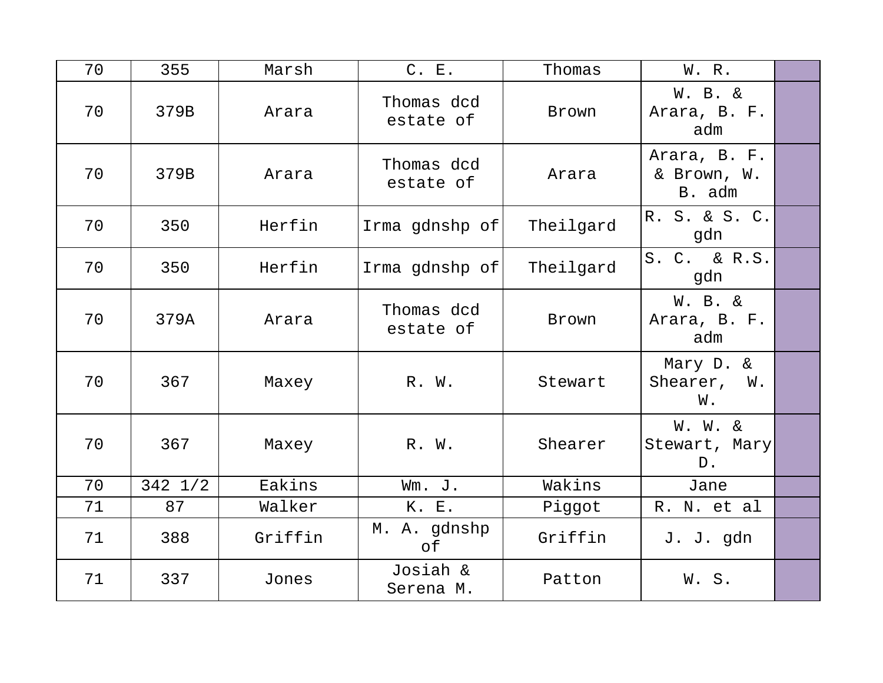| 70 | 355 | Marsh | C. E. | Thomas | W. R. | |
|---|---|---|---|---|---|---|
| 70 | 379B | Arara | Thomas dcd estate of | Brown | W. B. & Arara, B. F. adm | |
| 70 | 379B | Arara | Thomas dcd estate of | Arara | Arara, B. F. & Brown, W. B. adm | |
| 70 | 350 | Herfin | Irma gdnshp of | Theilgard | R. S. & S. C. gdn | |
| 70 | 350 | Herfin | Irma gdnshp of | Theilgard | S. C. & R.S. gdn | |
| 70 | 379A | Arara | Thomas dcd estate of | Brown | W. B. & Arara, B. F. adm | |
| 70 | 367 | Maxey | R. W. | Stewart | Mary D. & Shearer, W. W. | |
| 70 | 367 | Maxey | R. W. | Shearer | W. W. & Stewart, Mary D. | |
| 70 | 342 1/2 | Eakins | Wm. J. | Wakins | Jane | |
| 71 | 87 | Walker | K. E. | Piggot | R. N. et al | |
| 71 | 388 | Griffin | M. A. gdnshp of | Griffin | J. J. gdn | |
| 71 | 337 | Jones | Josiah & Serena M. | Patton | W. S. | |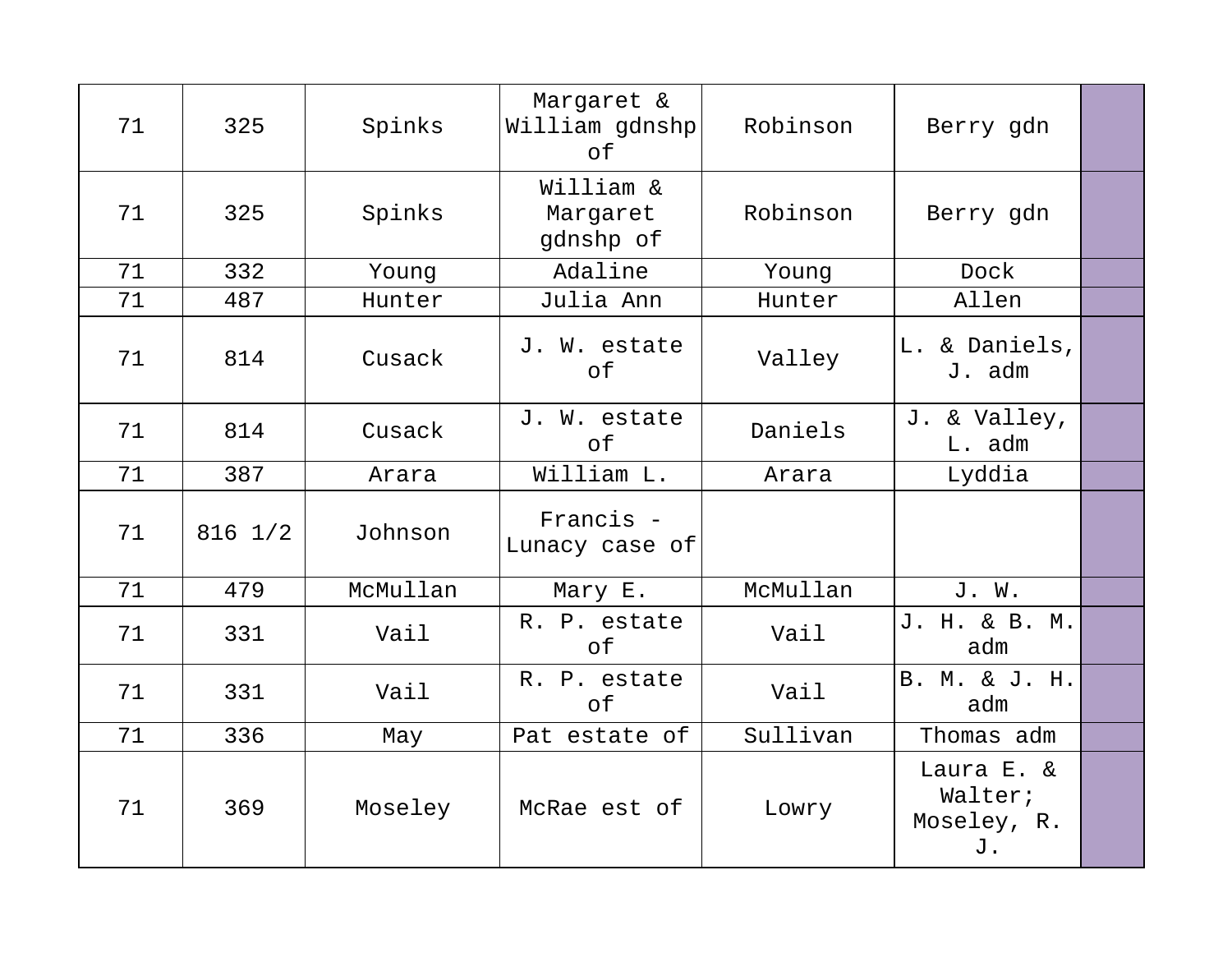| | | | | | | |
|---|---|---|---|---|---|---|
| 71 | 325 | Spinks | Margaret & William gdnshp of | Robinson | Berry gdn | |
| 71 | 325 | Spinks | William & Margaret gdnshp of | Robinson | Berry gdn | |
| 71 | 332 | Young | Adaline | Young | Dock | |
| 71 | 487 | Hunter | Julia Ann | Hunter | Allen | |
| 71 | 814 | Cusack | J. W. estate of | Valley | L. & Daniels, J. adm | |
| 71 | 814 | Cusack | J. W. estate of | Daniels | J. & Valley, L. adm | |
| 71 | 387 | Arara | William L. | Arara | Lyddia | |
| 71 | 816 1/2 | Johnson | Francis - Lunacy case of | | | |
| 71 | 479 | McMullan | Mary E. | McMullan | J. W. | |
| 71 | 331 | Vail | R. P. estate of | Vail | J. H. & B. M. adm | |
| 71 | 331 | Vail | R. P. estate of | Vail | B. M. & J. H. adm | |
| 71 | 336 | May | Pat estate of | Sullivan | Thomas adm | |
| 71 | 369 | Moseley | McRae est of | Lowry | Laura E. & Walter; Moseley, R. J. | |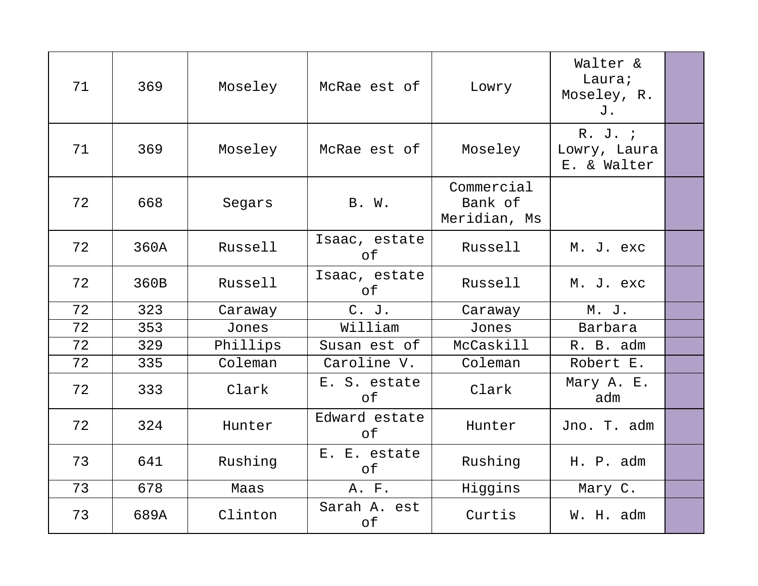| | | | | | | |
|---|---|---|---|---|---|---|
| 71 | 369 | Moseley | McRae est of | Lowry | Walter & Laura; Moseley, R. J. | |
| 71 | 369 | Moseley | McRae est of | Moseley | R. J. ; Lowry, Laura E. & Walter | |
| 72 | 668 | Segars | B. W. | Commercial Bank of Meridian, Ms | | |
| 72 | 360A | Russell | Isaac, estate of | Russell | M. J. exc | |
| 72 | 360B | Russell | Isaac, estate of | Russell | M. J. exc | |
| 72 | 323 | Caraway | C. J. | Caraway | M. J. | |
| 72 | 353 | Jones | William | Jones | Barbara | |
| 72 | 329 | Phillips | Susan est of | McCaskill | R. B. adm | |
| 72 | 335 | Coleman | Caroline V. | Coleman | Robert E. | |
| 72 | 333 | Clark | E. S. estate of | Clark | Mary A. E. adm | |
| 72 | 324 | Hunter | Edward estate of | Hunter | Jno. T. adm | |
| 73 | 641 | Rushing | E. E. estate of | Rushing | H. P. adm | |
| 73 | 678 | Maas | A. F. | Higgins | Mary C. | |
| 73 | 689A | Clinton | Sarah A. est of | Curtis | W. H. adm | |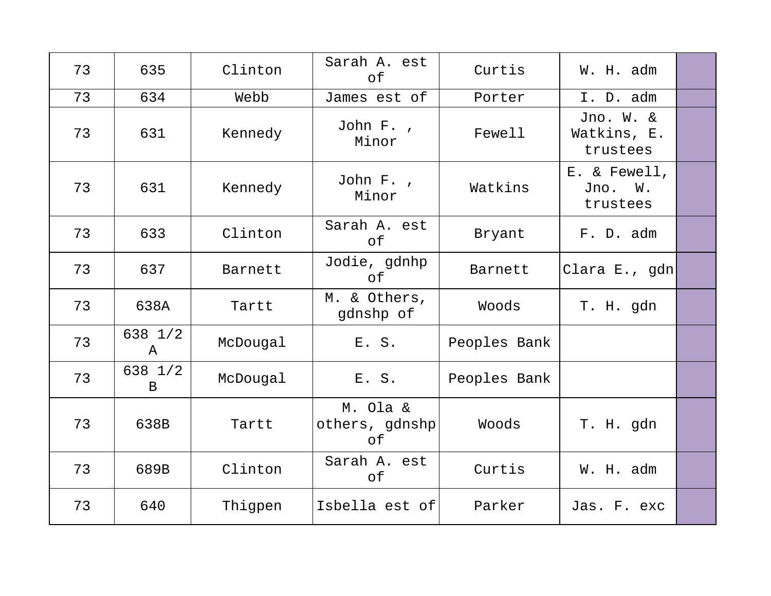| 73 | 635 | Clinton | Sarah A. est of | Curtis | W. H. adm | |
|---|---|---|---|---|---|---|
| 73 | 634 | Webb | James est of | Porter | I. D. adm | |
| 73 | 631 | Kennedy | John F. , Minor | Fewell | Jno. W. & Watkins, E. trustees | |
| 73 | 631 | Kennedy | John F. , Minor | Watkins | E. & Fewell, Jno. W. trustees | |
| 73 | 633 | Clinton | Sarah A. est of | Bryant | F. D. adm | |
| 73 | 637 | Barnett | Jodie, gdnhp of | Barnett | Clara E., gdn | |
| 73 | 638A | Tartt | M. & Others, gdnshp of | Woods | T. H. gdn | |
| 73 | 638 1/2 A | McDougal | E. S. | Peoples Bank | | |
| 73 | 638 1/2 B | McDougal | E. S. | Peoples Bank | | |
| 73 | 638B | Tartt | M. Ola & others, gdnshp of | Woods | T. H. gdn | |
| 73 | 689B | Clinton | Sarah A. est of | Curtis | W. H. adm | |
| 73 | 640 | Thigpen | Isbella est of | Parker | Jas. F. exc | |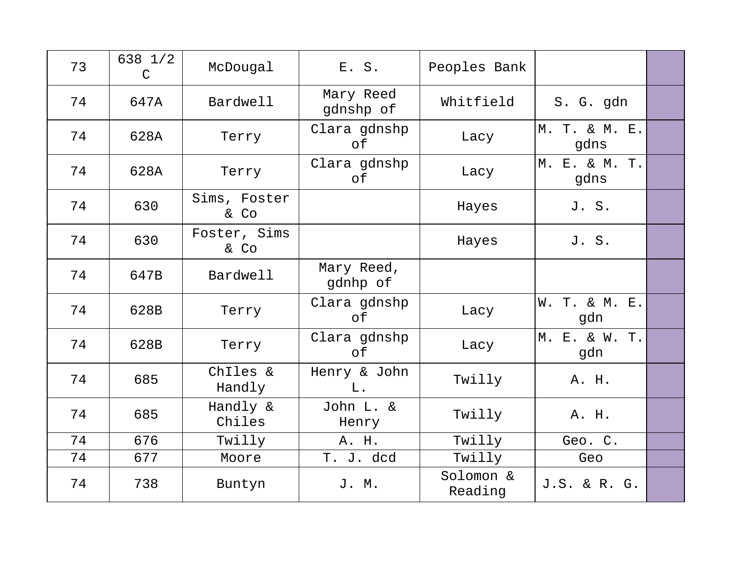| | | | | | | |
|---|---|---|---|---|---|---|
| 73 | 638 1/2 C | McDougal | E. S. | Peoples Bank | | |
| 74 | 647A | Bardwell | Mary Reed gdnshp of | Whitfield | S. G. gdn | |
| 74 | 628A | Terry | Clara gdnshp of | Lacy | M. T. & M. E. gdns | |
| 74 | 628A | Terry | Clara gdnshp of | Lacy | M. E. & M. T. gdns | |
| 74 | 630 | Sims, Foster & Co | | Hayes | J. S. | |
| 74 | 630 | Foster, Sims & Co | | Hayes | J. S. | |
| 74 | 647B | Bardwell | Mary Reed, gdnhp of | | | |
| 74 | 628B | Terry | Clara gdnshp of | Lacy | W. T. & M. E. gdn | |
| 74 | 628B | Terry | Clara gdnshp of | Lacy | M. E. & W. T. gdn | |
| 74 | 685 | ChIles & Handly | Henry & John L. | Twilly | A. H. | |
| 74 | 685 | Handly & Chiles | John L. & Henry | Twilly | A. H. | |
| 74 | 676 | Twilly | A. H. | Twilly | Geo. C. | |
| 74 | 677 | Moore | T. J. dcd | Twilly | Geo | |
| 74 | 738 | Buntyn | J. M. | Solomon & Reading | J.S. & R. G. | |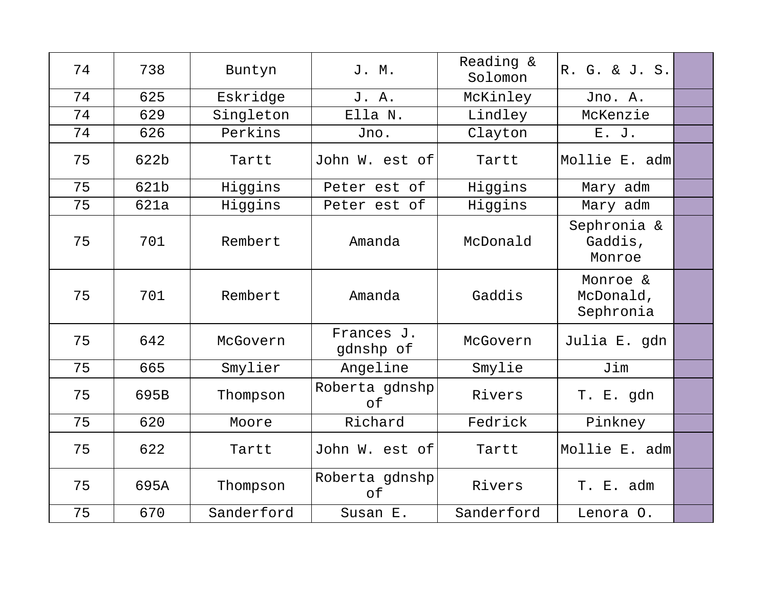| | | | | | | |
|---|---|---|---|---|---|---|
| 74 | 738 | Buntyn | J. M. | Reading & Solomon | R. G. & J. S. | |
| 74 | 625 | Eskridge | J. A. | McKinley | Jno. A. | |
| 74 | 629 | Singleton | Ella N. | Lindley | McKenzie | |
| 74 | 626 | Perkins | Jno. | Clayton | E. J. | |
| 75 | 622b | Tartt | John W. est of | Tartt | Mollie E. adm | |
| 75 | 621b | Higgins | Peter est of | Higgins | Mary adm | |
| 75 | 621a | Higgins | Peter est of | Higgins | Mary adm | |
| 75 | 701 | Rembert | Amanda | McDonald | Sephronia & Gaddis, Monroe | |
| 75 | 701 | Rembert | Amanda | Gaddis | Monroe & McDonald, Sephronia | |
| 75 | 642 | McGovern | Frances J. gdnshp of | McGovern | Julia E. gdn | |
| 75 | 665 | Smylier | Angeline | Smylie | Jim | |
| 75 | 695B | Thompson | Roberta gdnshp of | Rivers | T. E. gdn | |
| 75 | 620 | Moore | Richard | Fedrick | Pinkney | |
| 75 | 622 | Tartt | John W. est of | Tartt | Mollie E. adm | |
| 75 | 695A | Thompson | Roberta gdnshp of | Rivers | T. E. adm | |
| 75 | 670 | Sanderford | Susan E. | Sanderford | Lenora O. | |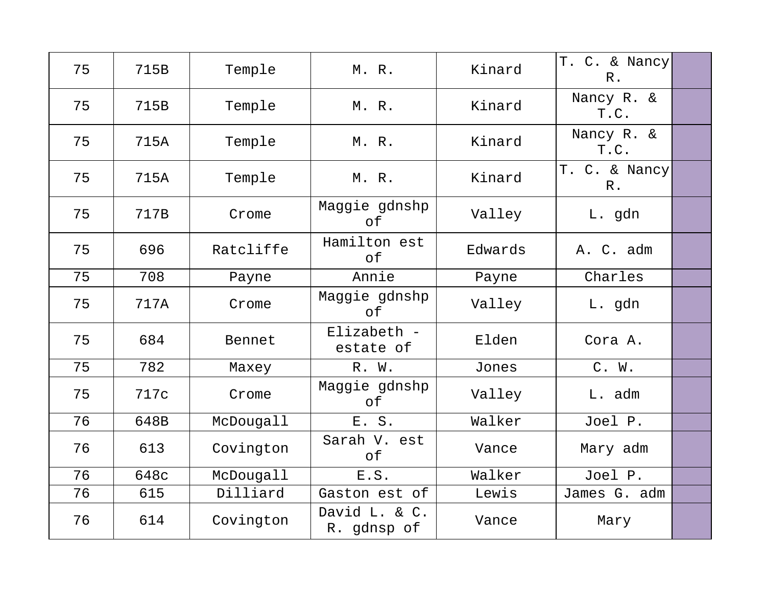| | | | | | | |
|---|---|---|---|---|---|---|
| 75 | 715B | Temple | M. R. | Kinard | T. C. & Nancy R. | |
| 75 | 715B | Temple | M. R. | Kinard | Nancy R. & T.C. | |
| 75 | 715A | Temple | M. R. | Kinard | Nancy R. & T.C. | |
| 75 | 715A | Temple | M. R. | Kinard | T. C. & Nancy R. | |
| 75 | 717B | Crome | Maggie gdnshp of | Valley | L. gdn | |
| 75 | 696 | Ratcliffe | Hamilton est of | Edwards | A. C. adm | |
| 75 | 708 | Payne | Annie | Payne | Charles | |
| 75 | 717A | Crome | Maggie gdnshp of | Valley | L. gdn | |
| 75 | 684 | Bennet | Elizabeth - estate of | Elden | Cora A. | |
| 75 | 782 | Maxey | R. W. | Jones | C. W. | |
| 75 | 717c | Crome | Maggie gdnshp of | Valley | L. adm | |
| 76 | 648B | McDougall | E. S. | Walker | Joel P. | |
| 76 | 613 | Covington | Sarah V. est of | Vance | Mary adm | |
| 76 | 648c | McDougall | E.S. | Walker | Joel P. | |
| 76 | 615 | Dilliard | Gaston est of | Lewis | James G. adm | |
| 76 | 614 | Covington | David L. & C. R. gdnsp of | Vance | Mary | |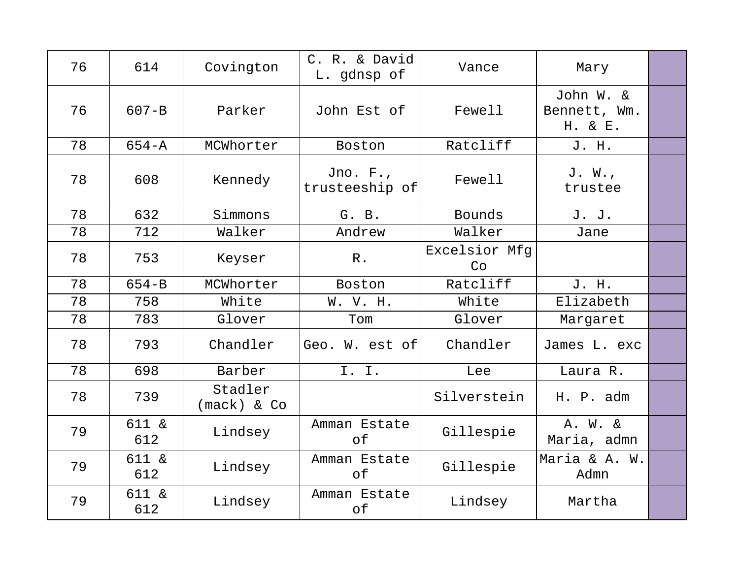| | | | | | | |
|---|---|---|---|---|---|---|
| 76 | 614 | Covington | C. R. & David L. gdnsp of | Vance | Mary | |
| 76 | 607-B | Parker | John Est of | Fewell | John W. & Bennett, Wm. H. & E. | |
| 78 | 654-A | MCWhorter | Boston | Ratcliff | J. H. | |
| 78 | 608 | Kennedy | Jno. F., trusteeship of | Fewell | J. W., trustee | |
| 78 | 632 | Simmons | G. B. | Bounds | J. J. | |
| 78 | 712 | Walker | Andrew | Walker | Jane | |
| 78 | 753 | Keyser | R. | Excelsior Mfg Co | | |
| 78 | 654-B | MCWhorter | Boston | Ratcliff | J. H. | |
| 78 | 758 | White | W. V. H. | White | Elizabeth | |
| 78 | 783 | Glover | Tom | Glover | Margaret | |
| 78 | 793 | Chandler | Geo. W. est of | Chandler | James L. exc | |
| 78 | 698 | Barber | I. I. | Lee | Laura R. | |
| 78 | 739 | Stadler (mack) & Co | | Silverstein | H. P. adm | |
| 79 | 611 & 612 | Lindsey | Amman Estate of | Gillespie | A. W. & Maria, admn | |
| 79 | 611 & 612 | Lindsey | Amman Estate of | Gillespie | Maria & A. W. Admn | |
| 79 | 611 & 612 | Lindsey | Amman Estate of | Lindsey | Martha | |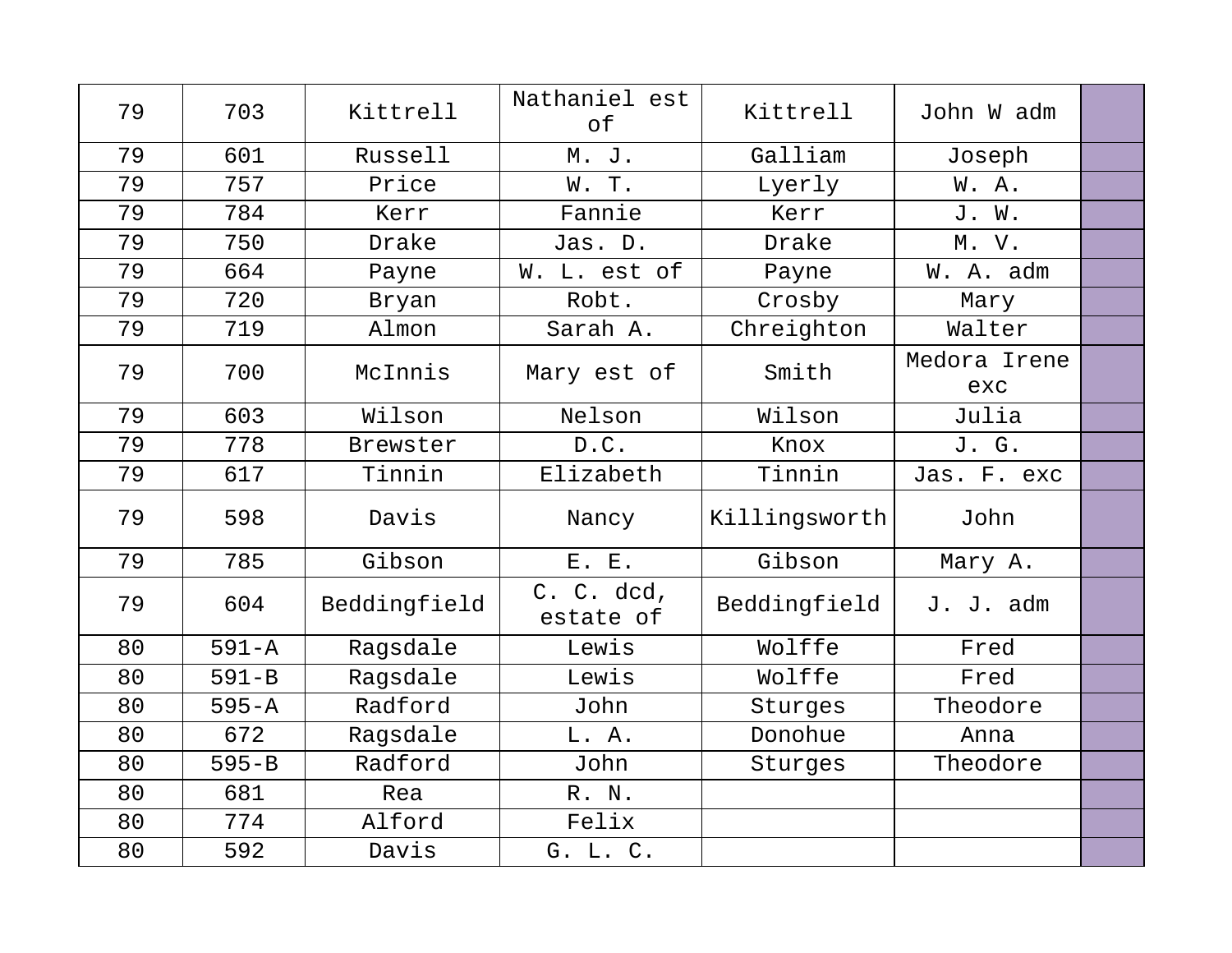| 79 | 703 | Kittrell | Nathaniel est of | Kittrell | John W adm | |
|---|---|---|---|---|---|---|
| 79 | 601 | Russell | M. J. | Galliam | Joseph | |
| 79 | 757 | Price | W. T. | Lyerly | W. A. | |
| 79 | 784 | Kerr | Fannie | Kerr | J. W. | |
| 79 | 750 | Drake | Jas. D. | Drake | M. V. | |
| 79 | 664 | Payne | W. L. est of | Payne | W. A. adm | |
| 79 | 720 | Bryan | Robt. | Crosby | Mary | |
| 79 | 719 | Almon | Sarah A. | Chreighton | Walter | |
| 79 | 700 | McInnis | Mary est of | Smith | Medora Irene exc | |
| 79 | 603 | Wilson | Nelson | Wilson | Julia | |
| 79 | 778 | Brewster | D.C. | Knox | J. G. | |
| 79 | 617 | Tinnin | Elizabeth | Tinnin | Jas. F. exc | |
| 79 | 598 | Davis | Nancy | Killingsworth | John | |
| 79 | 785 | Gibson | E. E. | Gibson | Mary A. | |
| 79 | 604 | Beddingfield | C. C. dcd, estate of | Beddingfield | J. J. adm | |
| 80 | 591-A | Ragsdale | Lewis | Wolffe | Fred | |
| 80 | 591-B | Ragsdale | Lewis | Wolffe | Fred | |
| 80 | 595-A | Radford | John | Sturges | Theodore | |
| 80 | 672 | Ragsdale | L. A. | Donohue | Anna | |
| 80 | 595-B | Radford | John | Sturges | Theodore | |
| 80 | 681 | Rea | R. N. | | | |
| 80 | 774 | Alford | Felix | | | |
| 80 | 592 | Davis | G. L. C. | | | |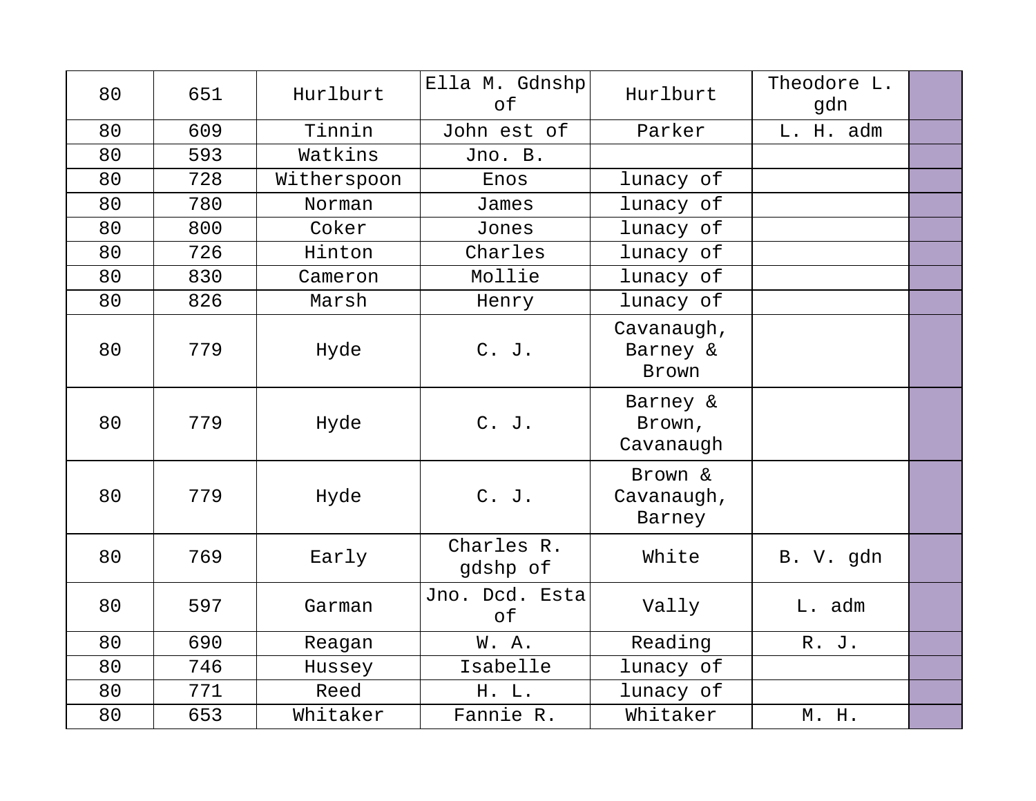| | | | | | | |
|---|---|---|---|---|---|---|
| 80 | 651 | Hurlburt | Ella M. Gdnshp of | Hurlburt | Theodore L. gdn | |
| 80 | 609 | Tinnin | John est of | Parker | L. H. adm | |
| 80 | 593 | Watkins | Jno. B. | | | |
| 80 | 728 | Witherspoon | Enos | lunacy of | | |
| 80 | 780 | Norman | James | lunacy of | | |
| 80 | 800 | Coker | Jones | lunacy of | | |
| 80 | 726 | Hinton | Charles | lunacy of | | |
| 80 | 830 | Cameron | Mollie | lunacy of | | |
| 80 | 826 | Marsh | Henry | lunacy of | | |
| 80 | 779 | Hyde | C. J. | Cavanaugh, Barney & Brown | | |
| 80 | 779 | Hyde | C. J. | Barney & Brown, Cavanaugh | | |
| 80 | 779 | Hyde | C. J. | Brown & Cavanaugh, Barney | | |
| 80 | 769 | Early | Charles R. gdshp of | White | B. V. gdn | |
| 80 | 597 | Garman | Jno. Dcd. Esta of | Vally | L. adm | |
| 80 | 690 | Reagan | W. A. | Reading | R. J. | |
| 80 | 746 | Hussey | Isabelle | lunacy of | | |
| 80 | 771 | Reed | H. L. | lunacy of | | |
| 80 | 653 | Whitaker | Fannie R. | Whitaker | M. H. | |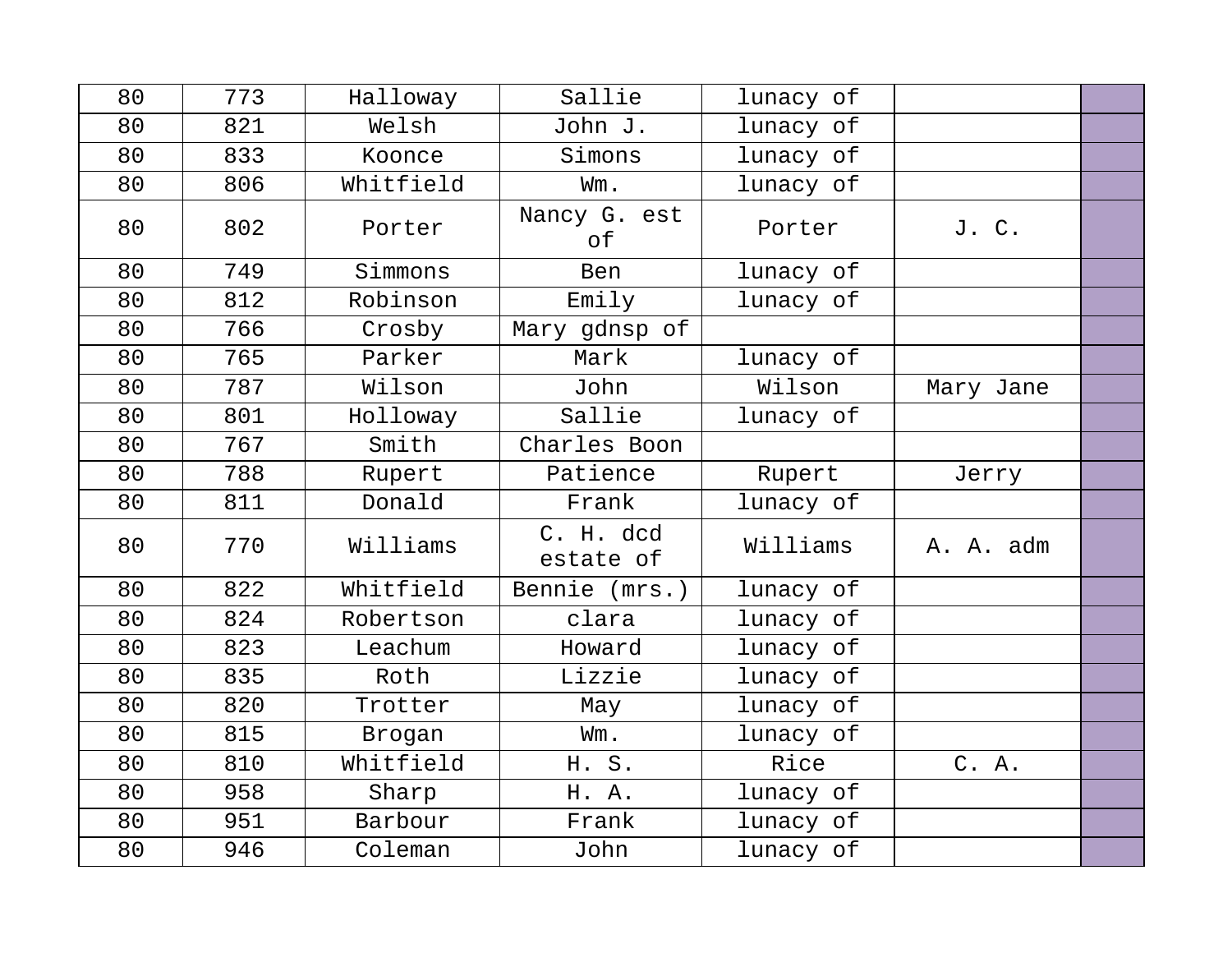| | | | | | | |
|---|---|---|---|---|---|---|
| 80 | 773 | Halloway | Sallie | lunacy of | | |
| 80 | 821 | Welsh | John J. | lunacy of | | |
| 80 | 833 | Koonce | Simons | lunacy of | | |
| 80 | 806 | Whitfield | Wm. | lunacy of | | |
| 80 | 802 | Porter | Nancy G. est of | Porter | J. C. | |
| 80 | 749 | Simmons | Ben | lunacy of | | |
| 80 | 812 | Robinson | Emily | lunacy of | | |
| 80 | 766 | Crosby | Mary gdnsp of | | | |
| 80 | 765 | Parker | Mark | lunacy of | | |
| 80 | 787 | Wilson | John | Wilson | Mary Jane | |
| 80 | 801 | Holloway | Sallie | lunacy of | | |
| 80 | 767 | Smith | Charles Boon | | | |
| 80 | 788 | Rupert | Patience | Rupert | Jerry | |
| 80 | 811 | Donald | Frank | lunacy of | | |
| 80 | 770 | Williams | C. H. dcd estate of | Williams | A. A. adm | |
| 80 | 822 | Whitfield | Bennie (mrs.) | lunacy of | | |
| 80 | 824 | Robertson | clara | lunacy of | | |
| 80 | 823 | Leachum | Howard | lunacy of | | |
| 80 | 835 | Roth | Lizzie | lunacy of | | |
| 80 | 820 | Trotter | May | lunacy of | | |
| 80 | 815 | Brogan | Wm. | lunacy of | | |
| 80 | 810 | Whitfield | H. S. | Rice | C. A. | |
| 80 | 958 | Sharp | H. A. | lunacy of | | |
| 80 | 951 | Barbour | Frank | lunacy of | | |
| 80 | 946 | Coleman | John | lunacy of | | |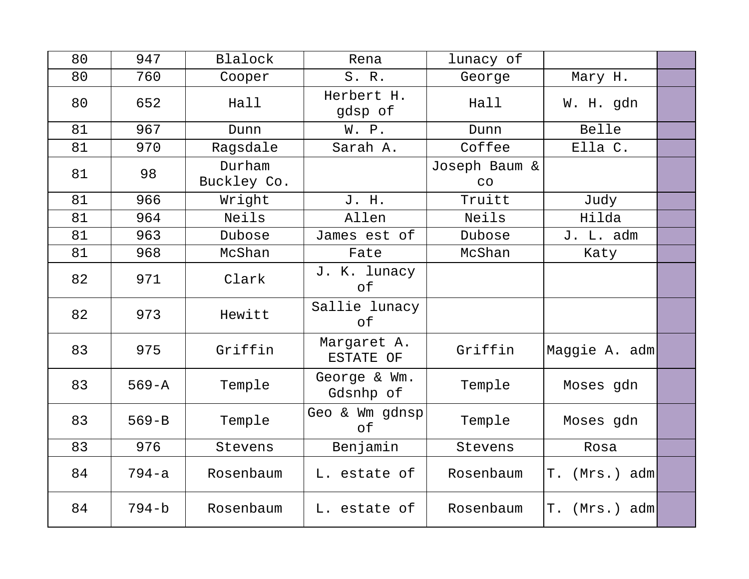| | | | | | | |
|---|---|---|---|---|---|---|
| 80 | 947 | Blalock | Rena | lunacy of | | |
| 80 | 760 | Cooper | S. R. | George | Mary H. | |
| 80 | 652 | Hall | Herbert H. gdsp of | Hall | W. H. gdn | |
| 81 | 967 | Dunn | W. P. | Dunn | Belle | |
| 81 | 970 | Ragsdale | Sarah A. | Coffee | Ella C. | |
| 81 | 98 | Durham Buckley Co. | | Joseph Baum & co | | |
| 81 | 966 | Wright | J. H. | Truitt | Judy | |
| 81 | 964 | Neils | Allen | Neils | Hilda | |
| 81 | 963 | Dubose | James est of | Dubose | J. L. adm | |
| 81 | 968 | McShan | Fate | McShan | Katy | |
| 82 | 971 | Clark | J. K. lunacy of | | | |
| 82 | 973 | Hewitt | Sallie lunacy of | | | |
| 83 | 975 | Griffin | Margaret A. ESTATE OF | Griffin | Maggie A. adm | |
| 83 | 569-A | Temple | George & Wm. Gdsnhp of | Temple | Moses gdn | |
| 83 | 569-B | Temple | Geo & Wm gdnsp of | Temple | Moses gdn | |
| 83 | 976 | Stevens | Benjamin | Stevens | Rosa | |
| 84 | 794-a | Rosenbaum | L. estate of | Rosenbaum | T. (Mrs.) adm | |
| 84 | 794-b | Rosenbaum | L. estate of | Rosenbaum | T. (Mrs.) adm | |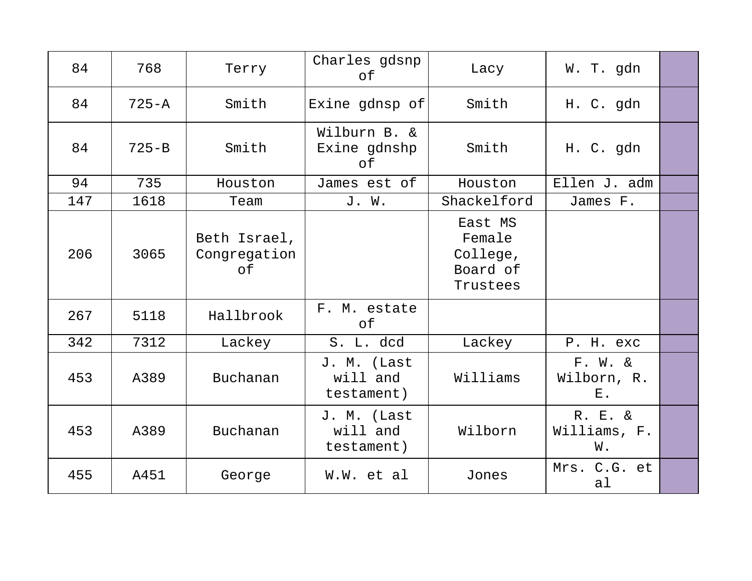| 84 | 768 | Terry | Charles gdsnp of | Lacy | W. T. gdn | |
|---|---|---|---|---|---|---|
| 84 | 725-A | Smith | Exine gdnsp of | Smith | H. C. gdn | |
| 84 | 725-B | Smith | Wilburn B. & Exine gdnshp of | Smith | H. C. gdn | |
| 94 | 735 | Houston | James est of | Houston | Ellen J. adm | |
| 147 | 1618 | Team | J. W. | Shackelford | James F. | |
| 206 | 3065 | Beth Israel, Congregation of | | East MS Female College, Board of Trustees | | |
| 267 | 5118 | Hallbrook | F. M. estate of | | | |
| 342 | 7312 | Lackey | S. L. dcd | Lackey | P. H. exc | |
| 453 | A389 | Buchanan | J. M. (Last will and testament) | Williams | F. W. & Wilborn, R. E. | |
| 453 | A389 | Buchanan | J. M. (Last will and testament) | Wilborn | R. E. & Williams, F. W. | |
| 455 | A451 | George | W.W. et al | Jones | Mrs. C.G. et al | |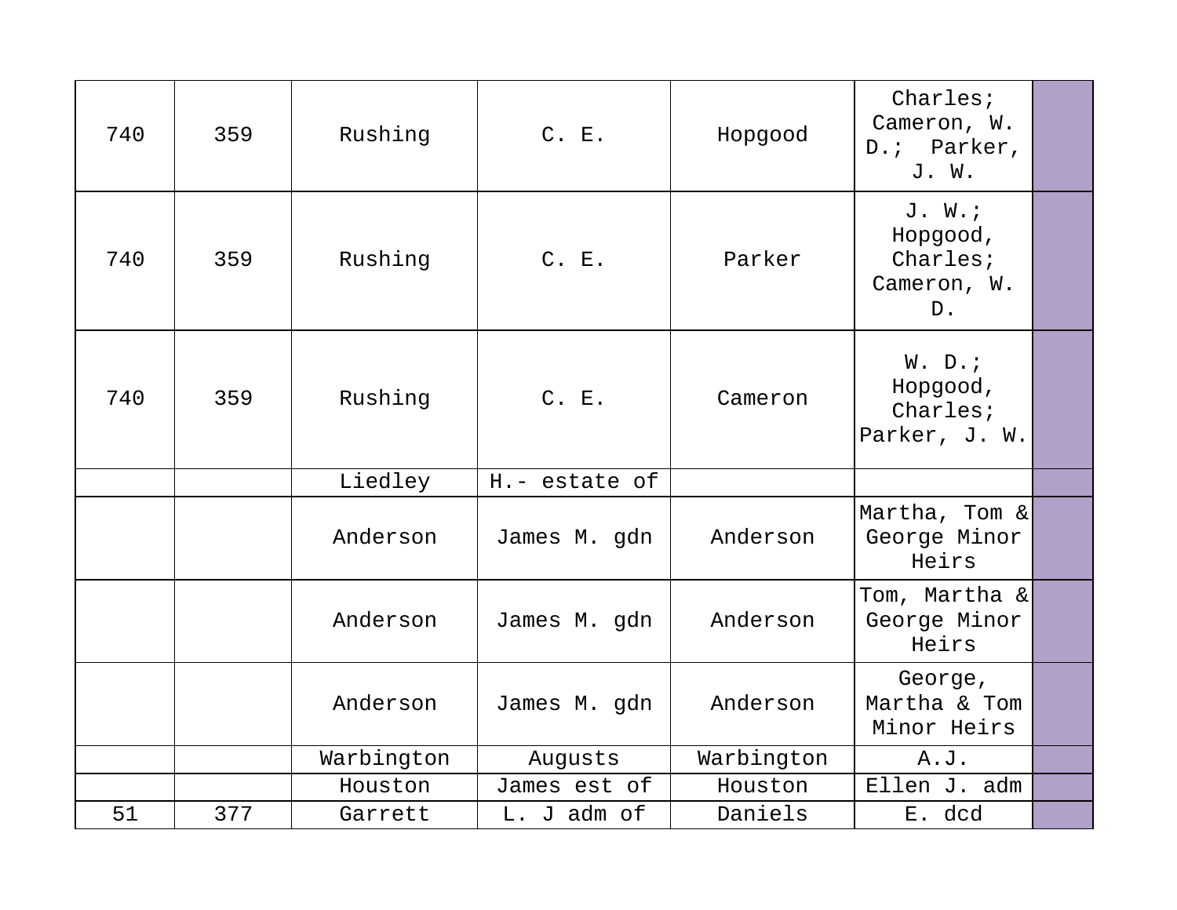| | | | | | | |
|---|---|---|---|---|---|---|
| 740 | 359 | Rushing | C. E. | Hopgood | Charles; Cameron, W. D.;  Parker, J. W. | |
| 740 | 359 | Rushing | C. E. | Parker | J. W.; Hopgood, Charles; Cameron, W. D. | |
| 740 | 359 | Rushing | C. E. | Cameron | W. D.; Hopgood, Charles; Parker, J. W. | |
| | | Liedley | H.- estate of | | | |
| | | Anderson | James M. gdn | Anderson | Martha, Tom & George Minor Heirs | |
| | | Anderson | James M. gdn | Anderson | Tom, Martha & George Minor Heirs | |
| | | Anderson | James M. gdn | Anderson | George, Martha & Tom Minor Heirs | |
| | | Warbington | Augusts | Warbington | A.J. | |
| | | Houston | James est of | Houston | Ellen J. adm | |
| 51 | 377 | Garrett | L. J adm of | Daniels | E. dcd | |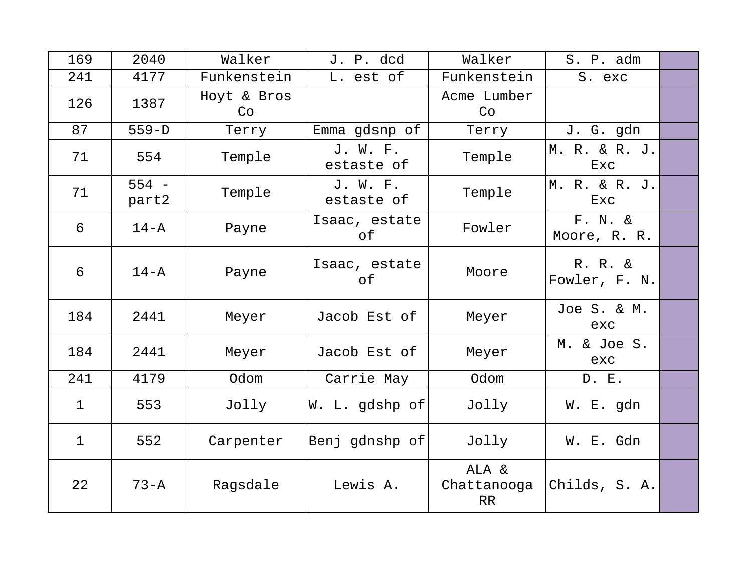| 169 | 2040 | Walker | J. P. dcd | Walker | S. P. adm | |
|---|---|---|---|---|---|---|
| 241 | 4177 | Funkenstein | L. est of | Funkenstein | S. exc | |
| 126 | 1387 | Hoyt & Bros Co | | Acme Lumber Co | | |
| 87 | 559-D | Terry | Emma gdsnp of | Terry | J. G. gdn | |
| 71 | 554 | Temple | J. W. F. estaste of | Temple | M. R. & R. J. Exc | |
| 71 | 554 - part2 | Temple | J. W. F. estaste of | Temple | M. R. & R. J. Exc | |
| 6 | 14-A | Payne | Isaac, estate of | Fowler | F. N. & Moore, R. R. | |
| 6 | 14-A | Payne | Isaac, estate of | Moore | R. R. & Fowler, F. N. | |
| 184 | 2441 | Meyer | Jacob Est of | Meyer | Joe S. & M. exc | |
| 184 | 2441 | Meyer | Jacob Est of | Meyer | M. & Joe S. exc | |
| 241 | 4179 | Odom | Carrie May | Odom | D. E. | |
| 1 | 553 | Jolly | W. L. gdshp of | Jolly | W. E. gdn | |
| 1 | 552 | Carpenter | Benj gdnshp of | Jolly | W. E. Gdn | |
| 22 | 73-A | Ragsdale | Lewis A. | ALA & Chattanooga RR | Childs, S. A. | |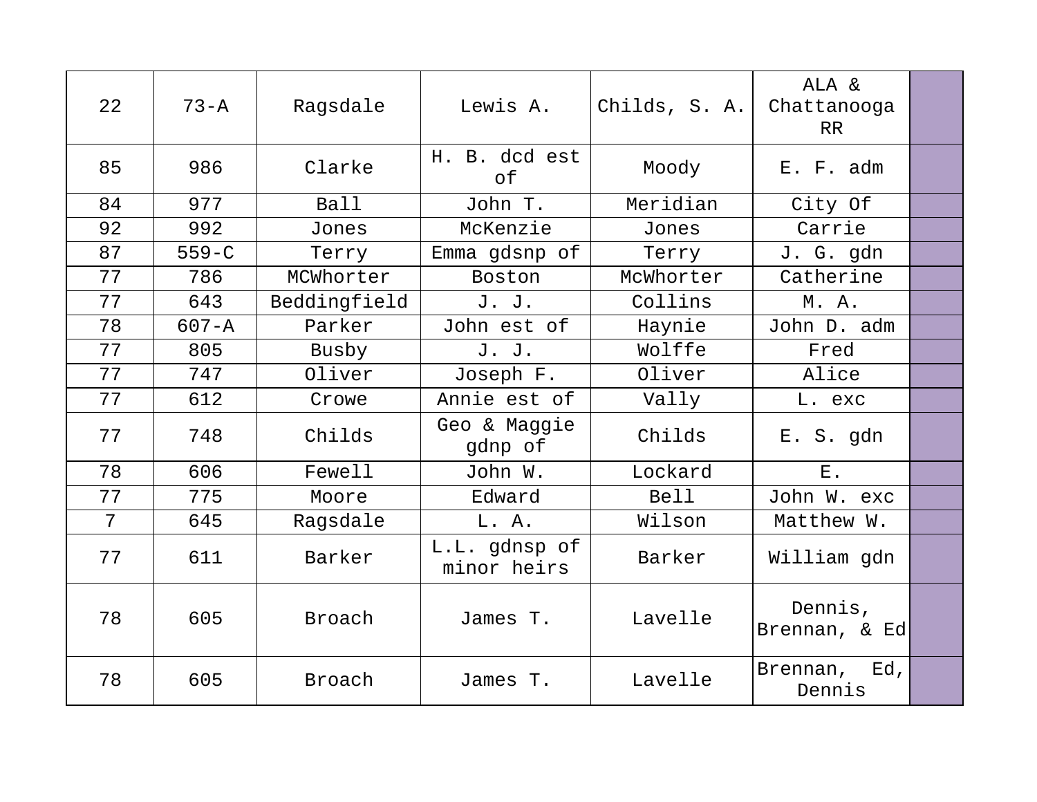| 22 | 73-A | Ragsdale | Lewis A. | Childs, S. A. | ALA & Chattanooga RR | |
|---|---|---|---|---|---|---|
| 85 | 986 | Clarke | H. B. dcd est of | Moody | E. F. adm | |
| 84 | 977 | Ball | John T. | Meridian | City Of | |
| 92 | 992 | Jones | McKenzie | Jones | Carrie | |
| 87 | 559-C | Terry | Emma gdsnp of | Terry | J. G. gdn | |
| 77 | 786 | MCWhorter | Boston | McWhorter | Catherine | |
| 77 | 643 | Beddingfield | J. J. | Collins | M. A. | |
| 78 | 607-A | Parker | John est of | Haynie | John D. adm | |
| 77 | 805 | Busby | J. J. | Wolffe | Fred | |
| 77 | 747 | Oliver | Joseph F. | Oliver | Alice | |
| 77 | 612 | Crowe | Annie est of | Vally | L. exc | |
| 77 | 748 | Childs | Geo & Maggie gdnp of | Childs | E. S. gdn | |
| 78 | 606 | Fewell | John W. | Lockard | E. | |
| 77 | 775 | Moore | Edward | Bell | John W. exc | |
| 7 | 645 | Ragsdale | L. A. | Wilson | Matthew W. | |
| 77 | 611 | Barker | L.L. gdnsp of minor heirs | Barker | William gdn | |
| 78 | 605 | Broach | James T. | Lavelle | Dennis, Brennan, & Ed | |
| 78 | 605 | Broach | James T. | Lavelle | Brennan, Ed, Dennis | |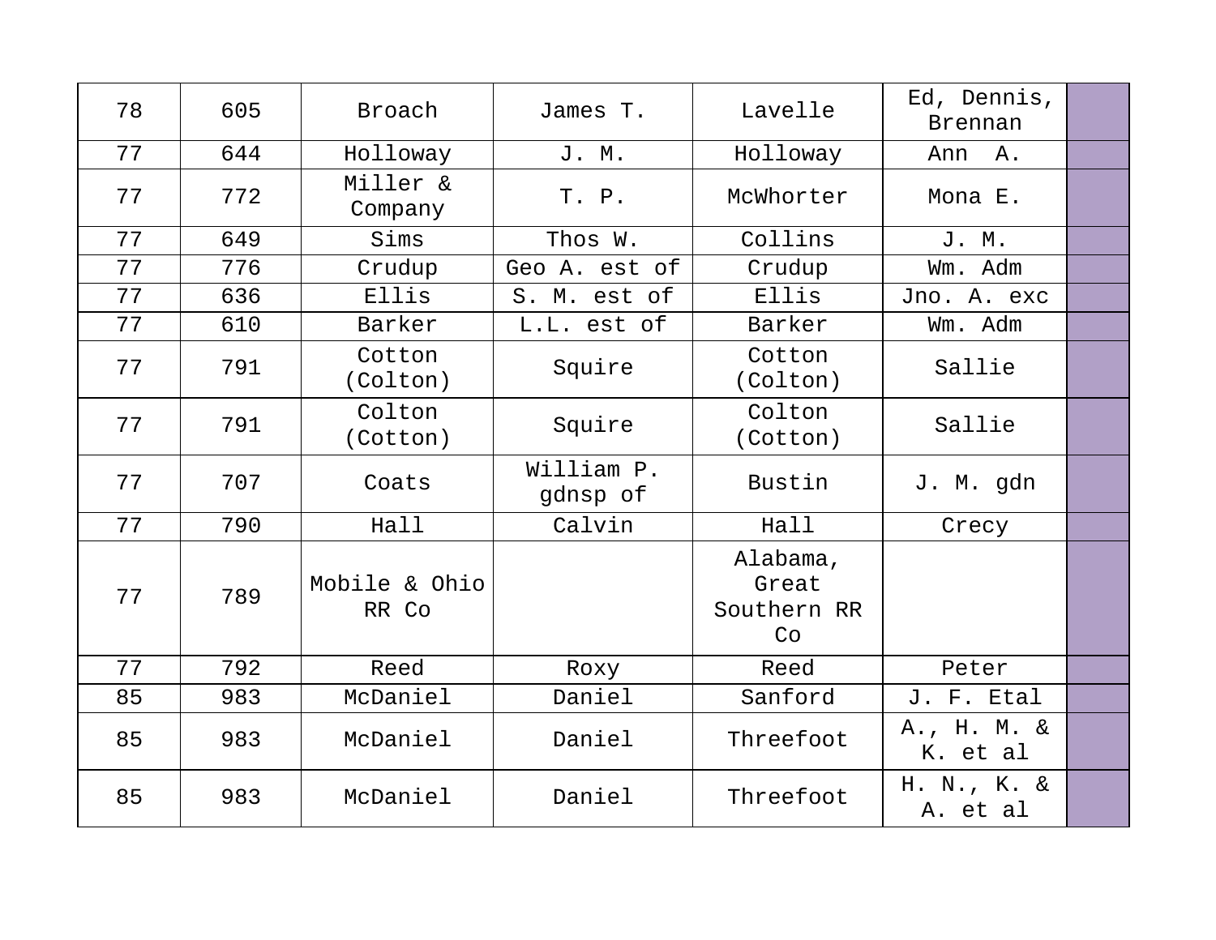| | | | | | | |
|---|---|---|---|---|---|---|
| 78 | 605 | Broach | James T. | Lavelle | Ed, Dennis, Brennan | |
| 77 | 644 | Holloway | J. M. | Holloway | Ann A. | |
| 77 | 772 | Miller & Company | T. P. | McWhorter | Mona E. | |
| 77 | 649 | Sims | Thos W. | Collins | J. M. | |
| 77 | 776 | Crudup | Geo A. est of | Crudup | Wm. Adm | |
| 77 | 636 | Ellis | S. M. est of | Ellis | Jno. A. exc | |
| 77 | 610 | Barker | L.L. est of | Barker | Wm. Adm | |
| 77 | 791 | Cotton (Colton) | Squire | Cotton (Colton) | Sallie | |
| 77 | 791 | Colton (Cotton) | Squire | Colton (Cotton) | Sallie | |
| 77 | 707 | Coats | William P. gdnsp of | Bustin | J. M. gdn | |
| 77 | 790 | Hall | Calvin | Hall | Crecy | |
| 77 | 789 | Mobile & Ohio RR Co | | Alabama, Great Southern RR Co | | |
| 77 | 792 | Reed | Roxy | Reed | Peter | |
| 85 | 983 | McDaniel | Daniel | Sanford | J. F. Etal | |
| 85 | 983 | McDaniel | Daniel | Threefoot | A., H. M. & K. et al | |
| 85 | 983 | McDaniel | Daniel | Threefoot | H. N., K. & A. et al | |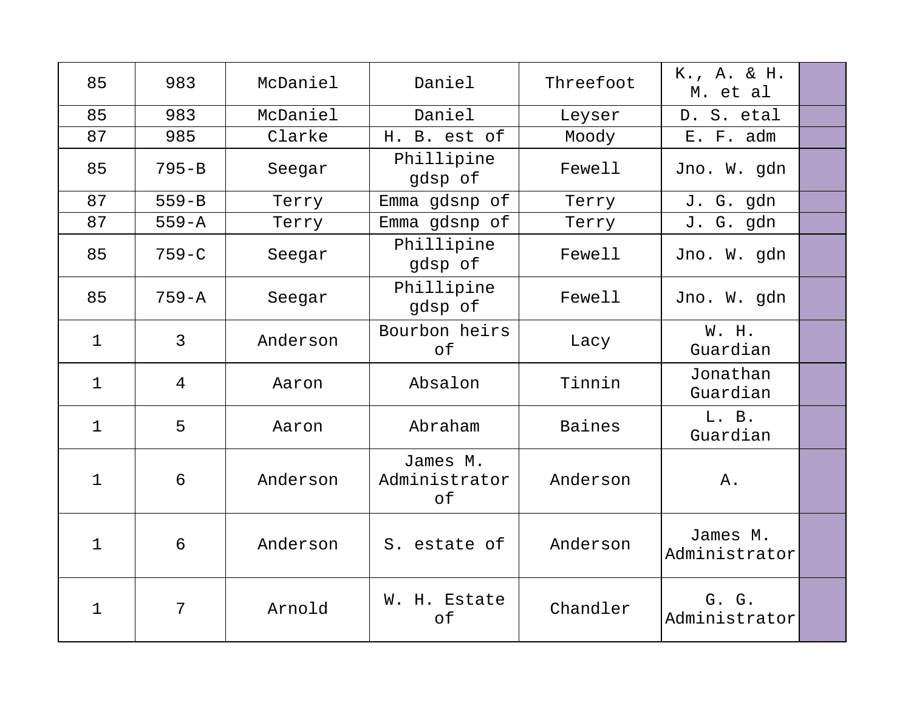| | | | | | | |
|---|---|---|---|---|---|---|
| 85 | 983 | McDaniel | Daniel | Threefoot | K., A. & H. M. et al | |
| 85 | 983 | McDaniel | Daniel | Leyser | D. S. etal | |
| 87 | 985 | Clarke | H. B. est of | Moody | E. F. adm | |
| 85 | 795-B | Seegar | Phillipine gdsp of | Fewell | Jno. W. gdn | |
| 87 | 559-B | Terry | Emma gdsnp of | Terry | J. G. gdn | |
| 87 | 559-A | Terry | Emma gdsnp of | Terry | J. G. gdn | |
| 85 | 759-C | Seegar | Phillipine gdsp of | Fewell | Jno. W. gdn | |
| 85 | 759-A | Seegar | Phillipine gdsp of | Fewell | Jno. W. gdn | |
| 1 | 3 | Anderson | Bourbon heirs of | Lacy | W. H. Guardian | |
| 1 | 4 | Aaron | Absalon | Tinnin | Jonathan Guardian | |
| 1 | 5 | Aaron | Abraham | Baines | L. B. Guardian | |
| 1 | 6 | Anderson | James M. Administrator of | Anderson | A. | |
| 1 | 6 | Anderson | S. estate of | Anderson | James M. Administrator | |
| 1 | 7 | Arnold | W. H. Estate of | Chandler | G. G. Administrator | |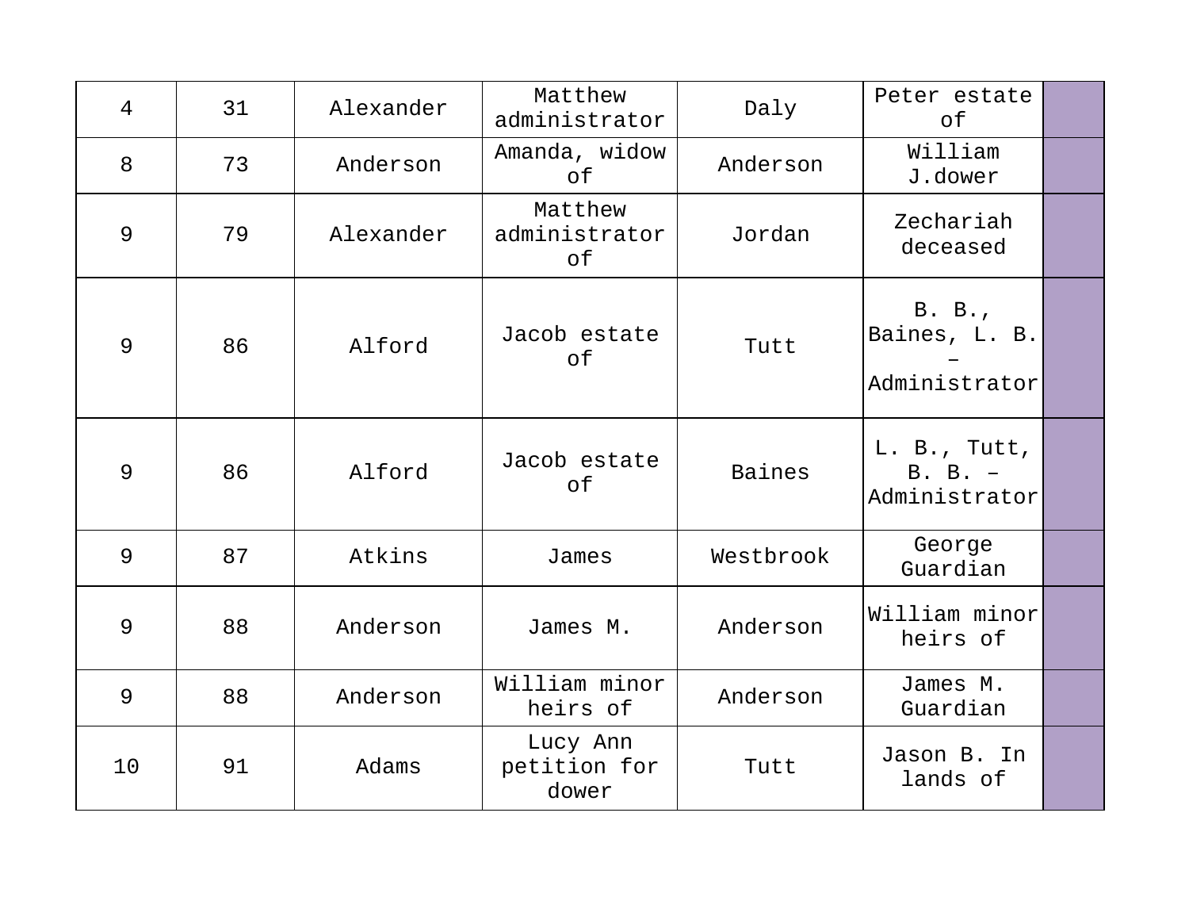| 4 | 31 | Alexander | Matthew administrator | Daly | Peter estate of | |
|---|---|---|---|---|---|---|
| 8 | 73 | Anderson | Amanda, widow of | Anderson | William J.dower | |
| 9 | 79 | Alexander | Matthew administrator of | Jordan | Zechariah deceased | |
| 9 | 86 | Alford | Jacob estate of | Tutt | B. B., Baines, L. B. – Administrator | |
| 9 | 86 | Alford | Jacob estate of | Baines | L. B., Tutt, B. B. – Administrator | |
| 9 | 87 | Atkins | James | Westbrook | George Guardian | |
| 9 | 88 | Anderson | James M. | Anderson | William minor heirs of | |
| 9 | 88 | Anderson | William minor heirs of | Anderson | James M. Guardian | |
| 10 | 91 | Adams | Lucy Ann petition for dower | Tutt | Jason B. In lands of | |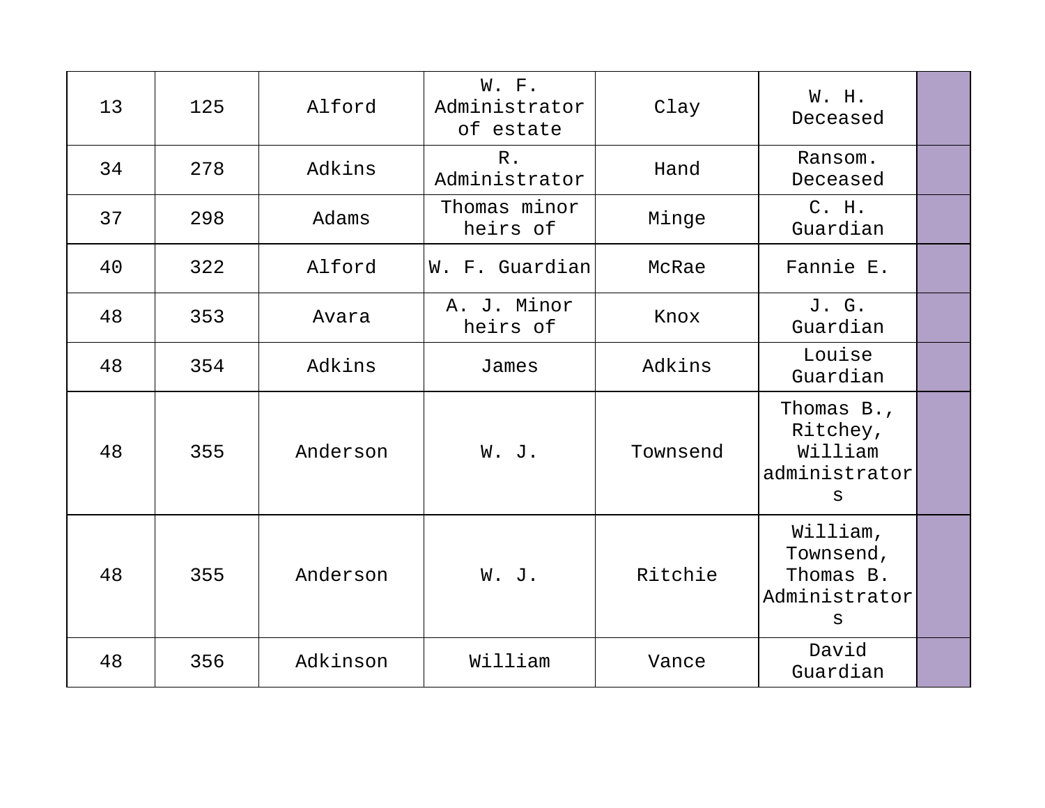| 13 | 125 | Alford | W. F. Administrator of estate | Clay | W. H. Deceased | |
|---|---|---|---|---|---|---|
| 34 | 278 | Adkins | R. Administrator | Hand | Ransom. Deceased | |
| 37 | 298 | Adams | Thomas minor heirs of | Minge | C. H. Guardian | |
| 40 | 322 | Alford | W. F. Guardian | McRae | Fannie E. | |
| 48 | 353 | Avara | A. J. Minor heirs of | Knox | J. G. Guardian | |
| 48 | 354 | Adkins | James | Adkins | Louise Guardian | |
| 48 | 355 | Anderson | W. J. | Townsend | Thomas B., Ritchey, William administrators | |
| 48 | 355 | Anderson | W. J. | Ritchie | William, Townsend, Thomas B. Administrators | |
| 48 | 356 | Adkinson | William | Vance | David Guardian | |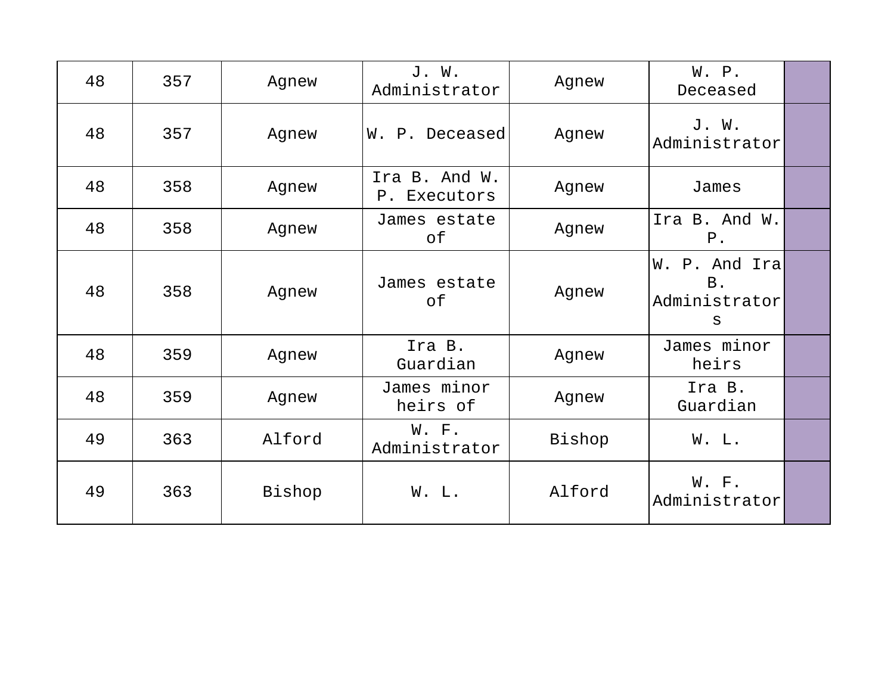| | | | | | | |
|---|---|---|---|---|---|---|
| 48 | 357 | Agnew | J. W. Administrator | Agnew | W. P. Deceased | |
| 48 | 357 | Agnew | W. P. Deceased | Agnew | J. W. Administrator | |
| 48 | 358 | Agnew | Ira B. And W. P. Executors | Agnew | James | |
| 48 | 358 | Agnew | James estate of | Agnew | Ira B. And W. P. | |
| 48 | 358 | Agnew | James estate of | Agnew | W. P. And Ira B. Administrators | |
| 48 | 359 | Agnew | Ira B. Guardian | Agnew | James minor heirs | |
| 48 | 359 | Agnew | James minor heirs of | Agnew | Ira B. Guardian | |
| 49 | 363 | Alford | W. F. Administrator | Bishop | W. L. | |
| 49 | 363 | Bishop | W. L. | Alford | W. F. Administrator | |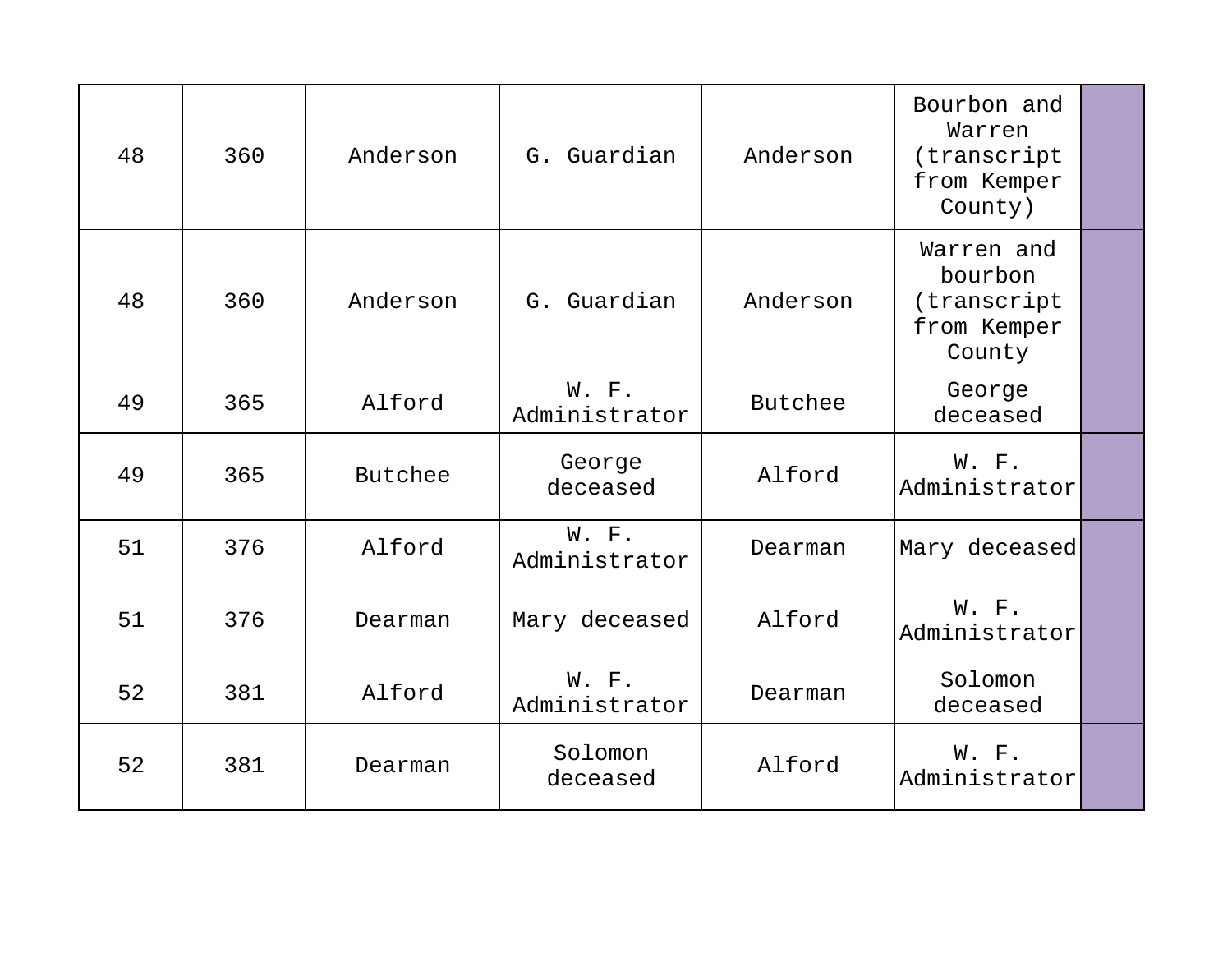| | | | | | | |
|---|---|---|---|---|---|---|
| 48 | 360 | Anderson | G. Guardian | Anderson | Bourbon and Warren (transcript from Kemper County) | |
| 48 | 360 | Anderson | G. Guardian | Anderson | Warren and bourbon (transcript from Kemper County | |
| 49 | 365 | Alford | W. F. Administrator | Butchee | George deceased | |
| 49 | 365 | Butchee | George deceased | Alford | W. F. Administrator | |
| 51 | 376 | Alford | W. F. Administrator | Dearman | Mary deceased | |
| 51 | 376 | Dearman | Mary deceased | Alford | W. F. Administrator | |
| 52 | 381 | Alford | W. F. Administrator | Dearman | Solomon deceased | |
| 52 | 381 | Dearman | Solomon deceased | Alford | W. F. Administrator | |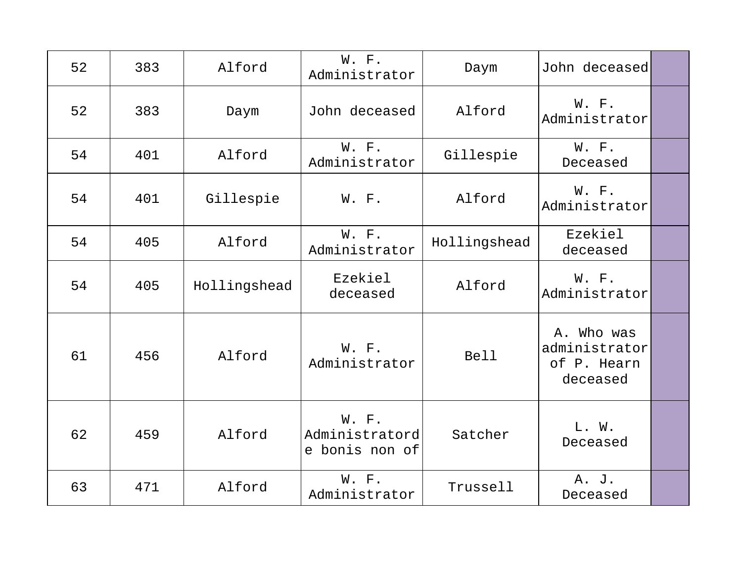| | | | | | | |
|---|---|---|---|---|---|---|
| 52 | 383 | Alford | W. F. Administrator | Daym | John deceased | |
| 52 | 383 | Daym | John deceased | Alford | W. F. Administrator | |
| 54 | 401 | Alford | W. F. Administrator | Gillespie | W. F. Deceased | |
| 54 | 401 | Gillespie | W. F. | Alford | W. F. Administrator | |
| 54 | 405 | Alford | W. F. Administrator | Hollingshead | Ezekiel deceased | |
| 54 | 405 | Hollingshead | Ezekiel deceased | Alford | W. F. Administrator | |
| 61 | 456 | Alford | W. F. Administrator | Bell | A. Who was administrator of P. Hearn deceased | |
| 62 | 459 | Alford | W. F. Administratorde bonis non of | Satcher | L. W. Deceased | |
| 63 | 471 | Alford | W. F. Administrator | Trussell | A. J. Deceased | |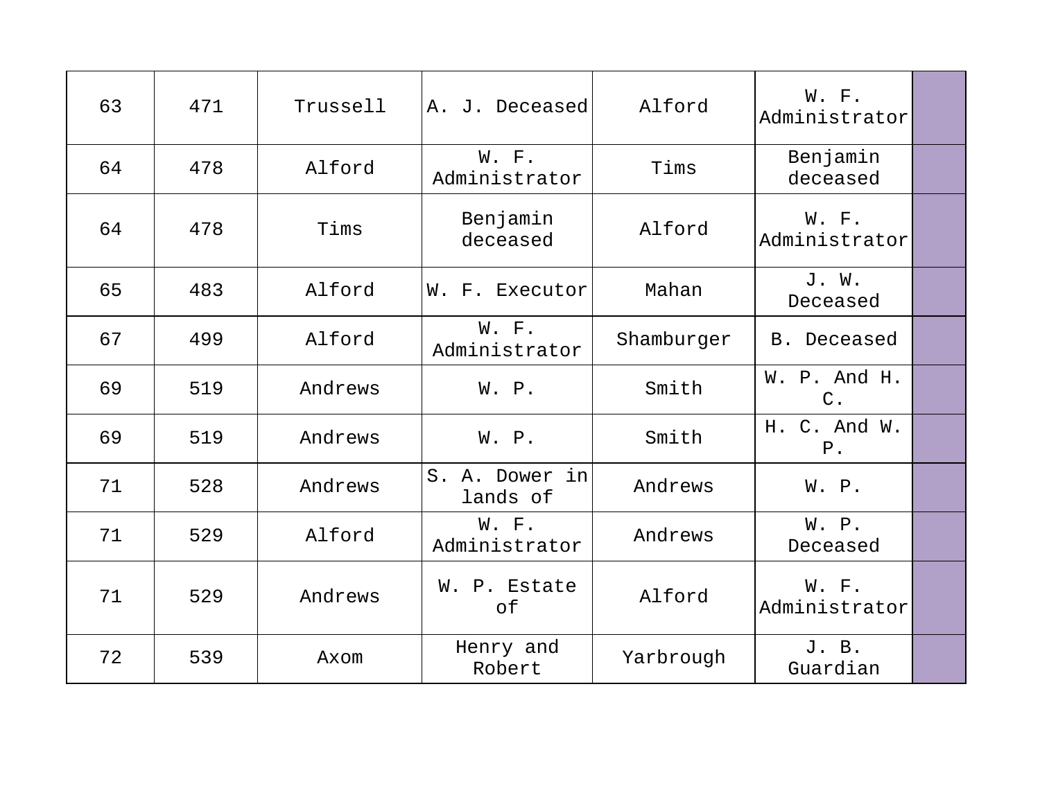| | | | | | | |
|---|---|---|---|---|---|---|
| 63 | 471 | Trussell | A. J. Deceased | Alford | W. F. Administrator | |
| 64 | 478 | Alford | W. F. Administrator | Tims | Benjamin deceased | |
| 64 | 478 | Tims | Benjamin deceased | Alford | W. F. Administrator | |
| 65 | 483 | Alford | W. F. Executor | Mahan | J. W. Deceased | |
| 67 | 499 | Alford | W. F. Administrator | Shamburger | B. Deceased | |
| 69 | 519 | Andrews | W. P. | Smith | W. P. And H. C. | |
| 69 | 519 | Andrews | W. P. | Smith | H. C. And W. P. | |
| 71 | 528 | Andrews | S. A. Dower in lands of | Andrews | W. P. | |
| 71 | 529 | Alford | W. F. Administrator | Andrews | W. P. Deceased | |
| 71 | 529 | Andrews | W. P. Estate of | Alford | W. F. Administrator | |
| 72 | 539 | Axom | Henry and Robert | Yarbrough | J. B. Guardian | |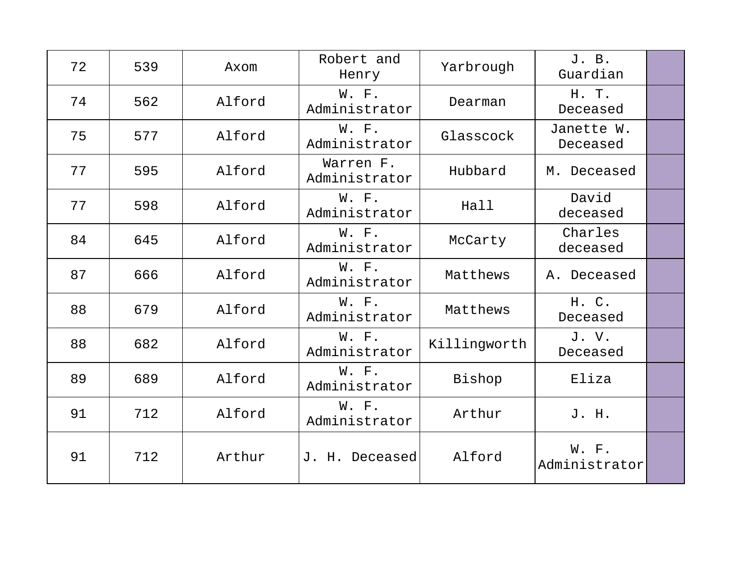| | | | | | | |
|---|---|---|---|---|---|---|
| 72 | 539 | Axom | Robert and Henry | Yarbrough | J. B. Guardian | |
| 74 | 562 | Alford | W. F. Administrator | Dearman | H. T. Deceased | |
| 75 | 577 | Alford | W. F. Administrator | Glasscock | Janette W. Deceased | |
| 77 | 595 | Alford | Warren F. Administrator | Hubbard | M. Deceased | |
| 77 | 598 | Alford | W. F. Administrator | Hall | David deceased | |
| 84 | 645 | Alford | W. F. Administrator | McCarty | Charles deceased | |
| 87 | 666 | Alford | W. F. Administrator | Matthews | A. Deceased | |
| 88 | 679 | Alford | W. F. Administrator | Matthews | H. C. Deceased | |
| 88 | 682 | Alford | W. F. Administrator | Killingworth | J. V. Deceased | |
| 89 | 689 | Alford | W. F. Administrator | Bishop | Eliza | |
| 91 | 712 | Alford | W. F. Administrator | Arthur | J. H. | |
| 91 | 712 | Arthur | J. H. Deceased | Alford | W. F. Administrator | |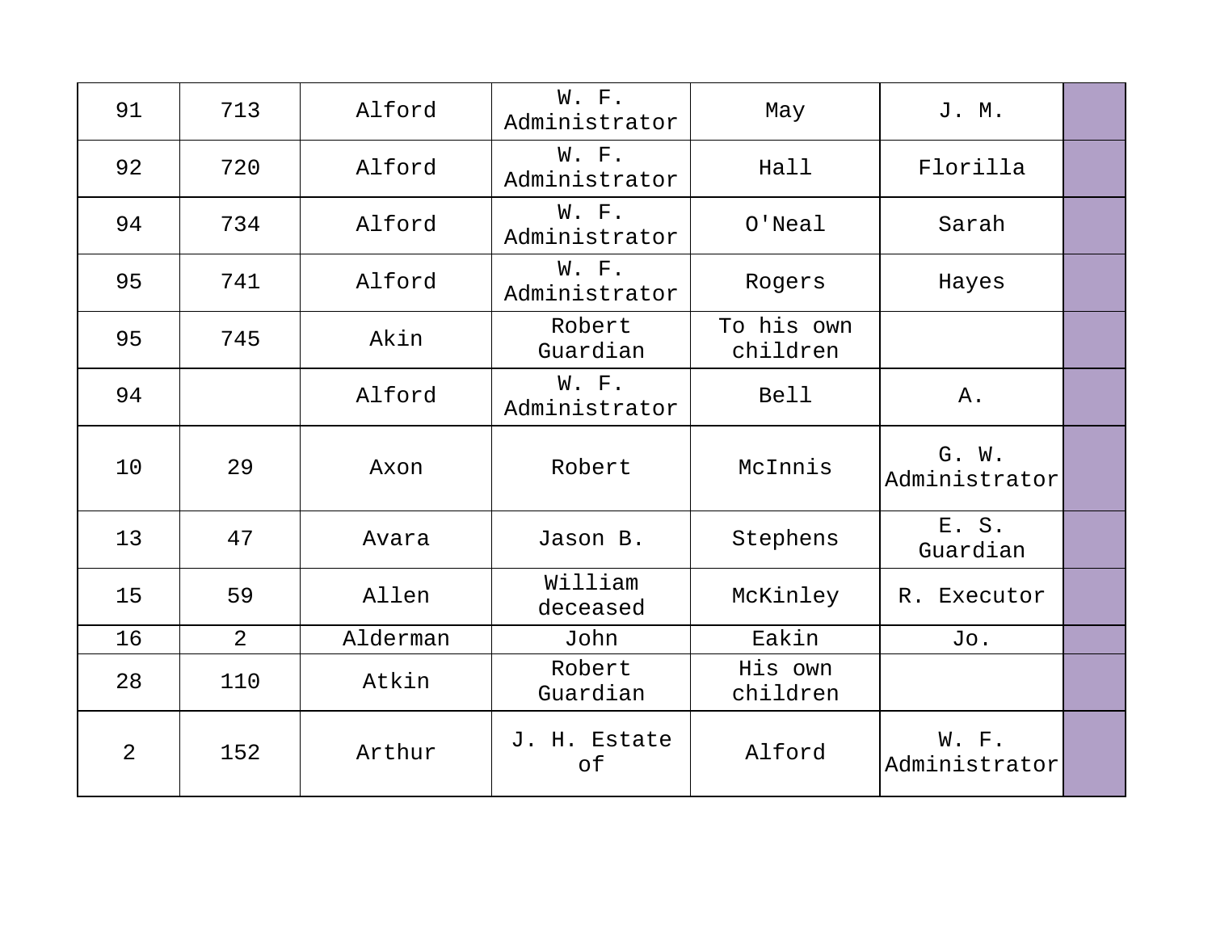| | | | | | | |
|---|---|---|---|---|---|---|
| 91 | 713 | Alford | W. F. Administrator | May | J. M. | |
| 92 | 720 | Alford | W. F. Administrator | Hall | Florilla | |
| 94 | 734 | Alford | W. F. Administrator | O'Neal | Sarah | |
| 95 | 741 | Alford | W. F. Administrator | Rogers | Hayes | |
| 95 | 745 | Akin | Robert Guardian | To his own children | | |
| 94 | | Alford | W. F. Administrator | Bell | A. | |
| 10 | 29 | Axon | Robert | McInnis | G. W. Administrator | |
| 13 | 47 | Avara | Jason B. | Stephens | E. S. Guardian | |
| 15 | 59 | Allen | William deceased | McKinley | R. Executor | |
| 16 | 2 | Alderman | John | Eakin | Jo. | |
| 28 | 110 | Atkin | Robert Guardian | His own children | | |
| 2 | 152 | Arthur | J. H. Estate of | Alford | W. F. Administrator | |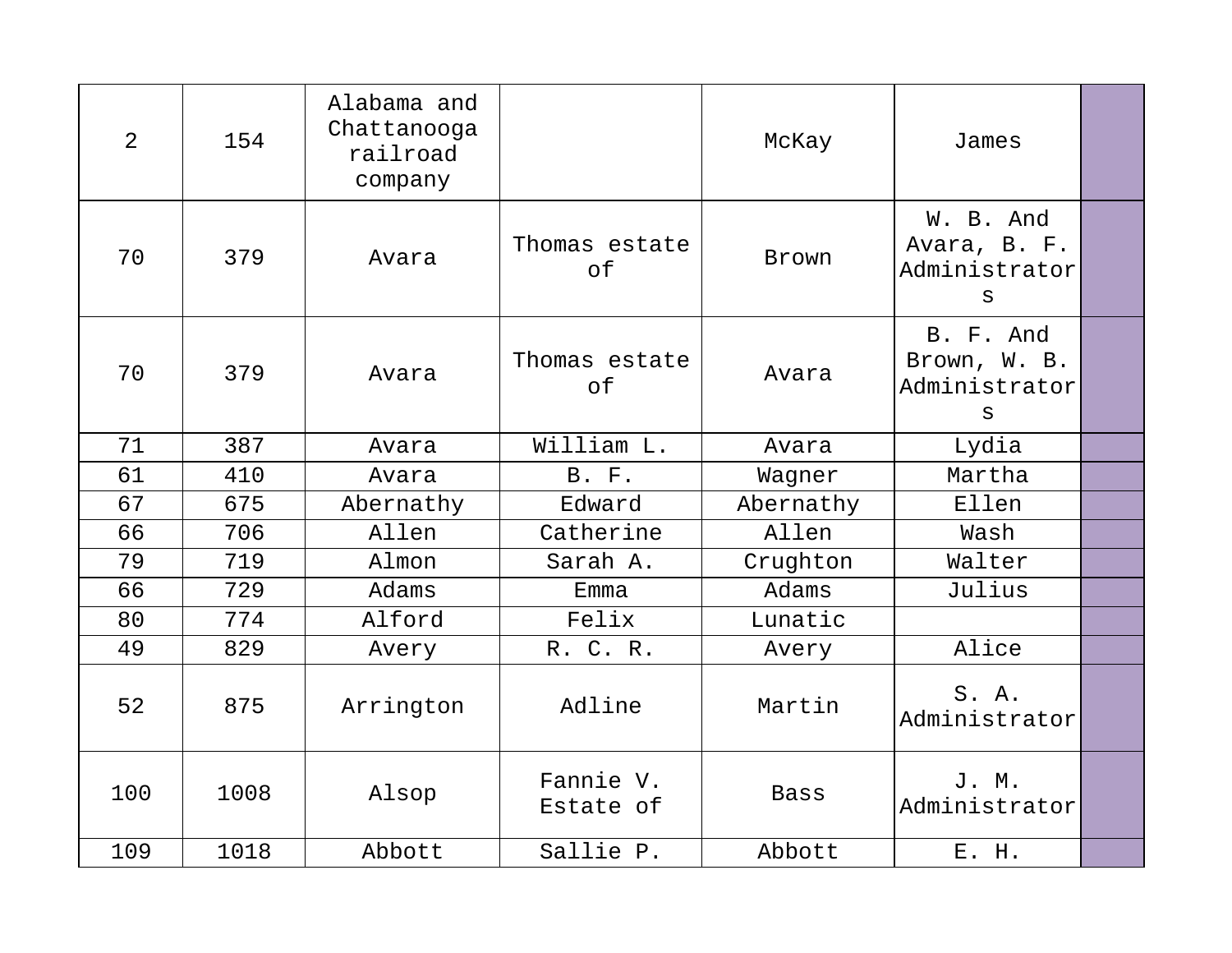| | | | | | | |
|---|---|---|---|---|---|---|
| 2 | 154 | Alabama and Chattanooga railroad company | | McKay | James | |
| 70 | 379 | Avara | Thomas estate of | Brown | W. B. And Avara, B. F. Administrators | |
| 70 | 379 | Avara | Thomas estate of | Avara | B. F. And Brown, W. B. Administrators | |
| 71 | 387 | Avara | William L. | Avara | Lydia | |
| 61 | 410 | Avara | B. F. | Wagner | Martha | |
| 67 | 675 | Abernathy | Edward | Abernathy | Ellen | |
| 66 | 706 | Allen | Catherine | Allen | Wash | |
| 79 | 719 | Almon | Sarah A. | Crughton | Walter | |
| 66 | 729 | Adams | Emma | Adams | Julius | |
| 80 | 774 | Alford | Felix | Lunatic | | |
| 49 | 829 | Avery | R. C. R. | Avery | Alice | |
| 52 | 875 | Arrington | Adline | Martin | S. A. Administrator | |
| 100 | 1008 | Alsop | Fannie V. Estate of | Bass | J. M. Administrator | |
| 109 | 1018 | Abbott | Sallie P. | Abbott | E. H. | |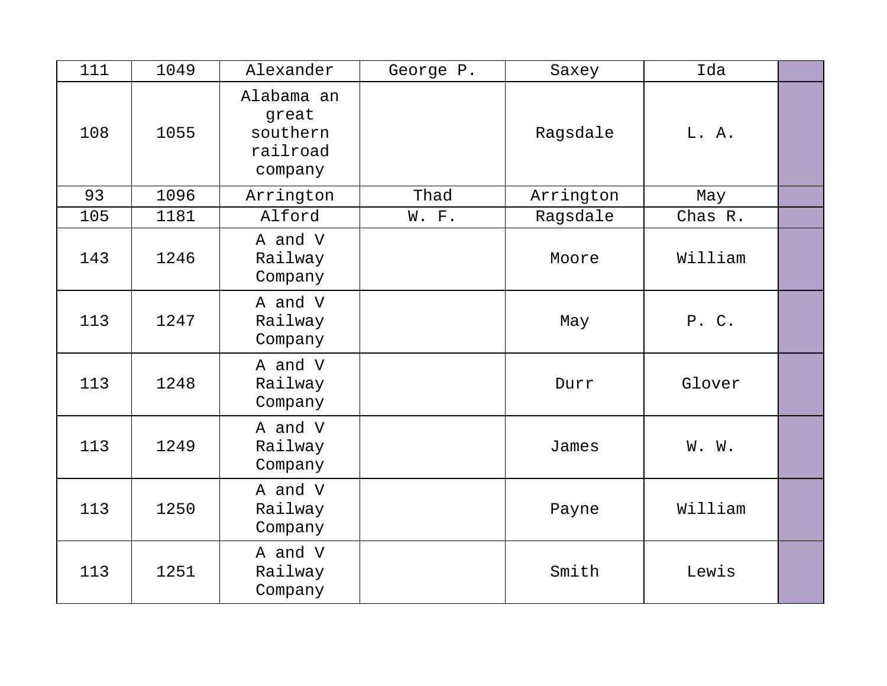| 111 | 1049 | Alexander | George P. | Saxey | Ida | |
|---|---|---|---|---|---|---|
| 108 | 1055 | Alabama an great southern railroad company | | Ragsdale | L. A. | |
| 93 | 1096 | Arrington | Thad | Arrington | May | |
| 105 | 1181 | Alford | W. F. | Ragsdale | Chas R. | |
| 143 | 1246 | A and V Railway Company | | Moore | William | |
| 113 | 1247 | A and V Railway Company | | May | P. C. | |
| 113 | 1248 | A and V Railway Company | | Durr | Glover | |
| 113 | 1249 | A and V Railway Company | | James | W. W. | |
| 113 | 1250 | A and V Railway Company | | Payne | William | |
| 113 | 1251 | A and V Railway Company | | Smith | Lewis | |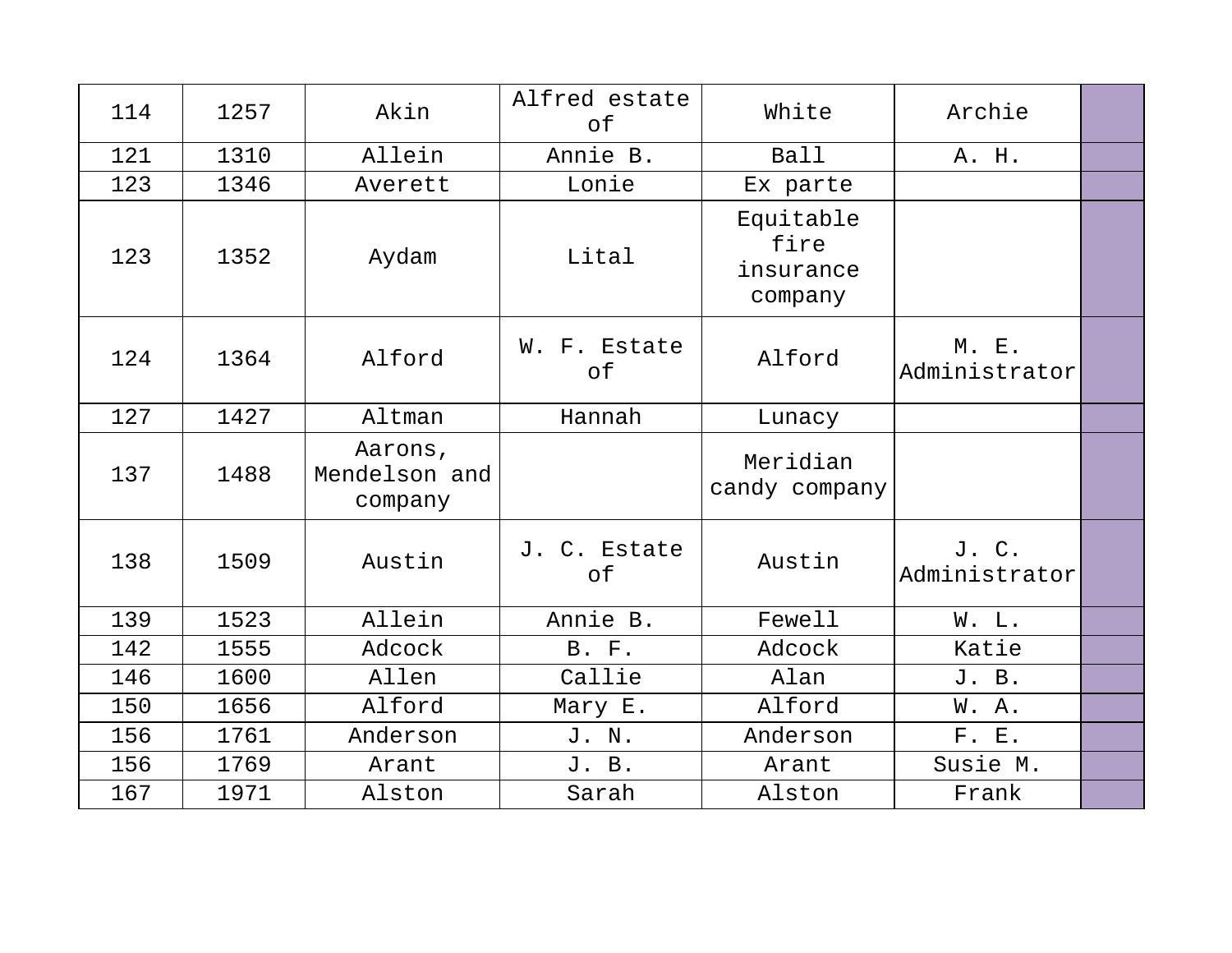| | | | | | | |
|---|---|---|---|---|---|---|
| 114 | 1257 | Akin | Alfred estate of | White | Archie | |
| 121 | 1310 | Allein | Annie B. | Ball | A. H. | |
| 123 | 1346 | Averett | Lonie | Ex parte | | |
| 123 | 1352 | Aydam | Lital | Equitable fire insurance company | | |
| 124 | 1364 | Alford | W. F. Estate of | Alford | M. E. Administrator | |
| 127 | 1427 | Altman | Hannah | Lunacy | | |
| 137 | 1488 | Aarons, Mendelson and company | | Meridian candy company | | |
| 138 | 1509 | Austin | J. C. Estate of | Austin | J. C. Administrator | |
| 139 | 1523 | Allein | Annie B. | Fewell | W. L. | |
| 142 | 1555 | Adcock | B. F. | Adcock | Katie | |
| 146 | 1600 | Allen | Callie | Alan | J. B. | |
| 150 | 1656 | Alford | Mary E. | Alford | W. A. | |
| 156 | 1761 | Anderson | J. N. | Anderson | F. E. | |
| 156 | 1769 | Arant | J. B. | Arant | Susie M. | |
| 167 | 1971 | Alston | Sarah | Alston | Frank | |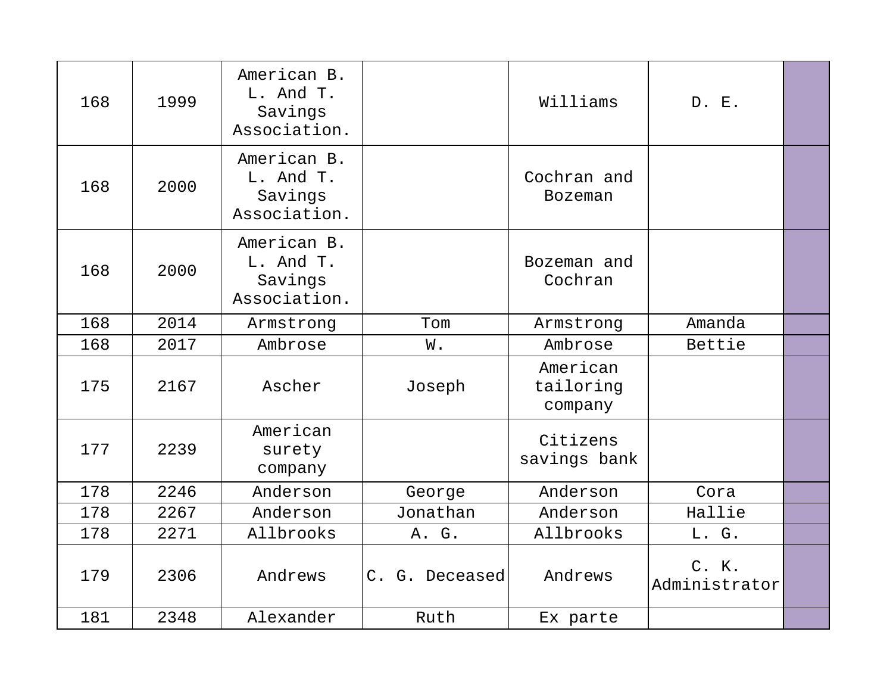| | | | | | | |
|---|---|---|---|---|---|---|
| 168 | 1999 | American B. L. And T. Savings Association. | | Williams | D. E. | |
| 168 | 2000 | American B. L. And T. Savings Association. | | Cochran and Bozeman | | |
| 168 | 2000 | American B. L. And T. Savings Association. | | Bozeman and Cochran | | |
| 168 | 2014 | Armstrong | Tom | Armstrong | Amanda | |
| 168 | 2017 | Ambrose | W. | Ambrose | Bettie | |
| 175 | 2167 | Ascher | Joseph | American tailoring company | | |
| 177 | 2239 | American surety company | | Citizens savings bank | | |
| 178 | 2246 | Anderson | George | Anderson | Cora | |
| 178 | 2267 | Anderson | Jonathan | Anderson | Hallie | |
| 178 | 2271 | Allbrooks | A. G. | Allbrooks | L. G. | |
| 179 | 2306 | Andrews | C. G. Deceased | Andrews | C. K. Administrator | |
| 181 | 2348 | Alexander | Ruth | Ex parte | | |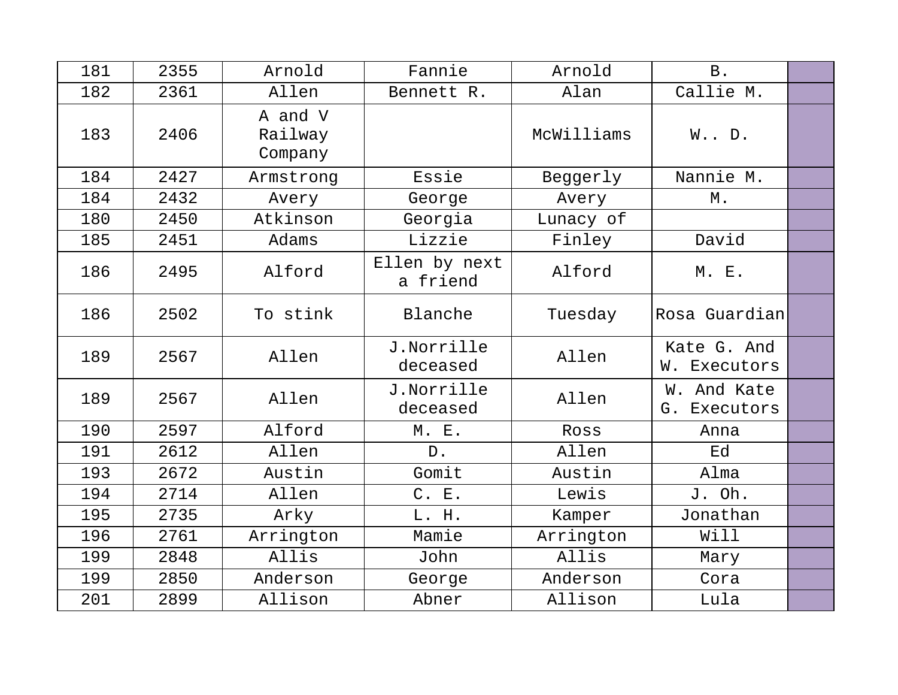| 181 | 2355 | Arnold | Fannie | Arnold | B. | |
|---|---|---|---|---|---|---|
| 182 | 2361 | Allen | Bennett R. | Alan | Callie M. | |
| 183 | 2406 | A and V Railway Company | | McWilliams | W.. D. | |
| 184 | 2427 | Armstrong | Essie | Beggerly | Nannie M. | |
| 184 | 2432 | Avery | George | Avery | M. | |
| 180 | 2450 | Atkinson | Georgia | Lunacy of | | |
| 185 | 2451 | Adams | Lizzie | Finley | David | |
| 186 | 2495 | Alford | Ellen by next a friend | Alford | M. E. | |
| 186 | 2502 | To stink | Blanche | Tuesday | Rosa Guardian | |
| 189 | 2567 | Allen | J.Norrille deceased | Allen | Kate G. And W. Executors | |
| 189 | 2567 | Allen | J.Norrille deceased | Allen | W. And Kate G. Executors | |
| 190 | 2597 | Alford | M. E. | Ross | Anna | |
| 191 | 2612 | Allen | D. | Allen | Ed | |
| 193 | 2672 | Austin | Gomit | Austin | Alma | |
| 194 | 2714 | Allen | C. E. | Lewis | J. Oh. | |
| 195 | 2735 | Arky | L. H. | Kamper | Jonathan | |
| 196 | 2761 | Arrington | Mamie | Arrington | Will | |
| 199 | 2848 | Allis | John | Allis | Mary | |
| 199 | 2850 | Anderson | George | Anderson | Cora | |
| 201 | 2899 | Allison | Abner | Allison | Lula | |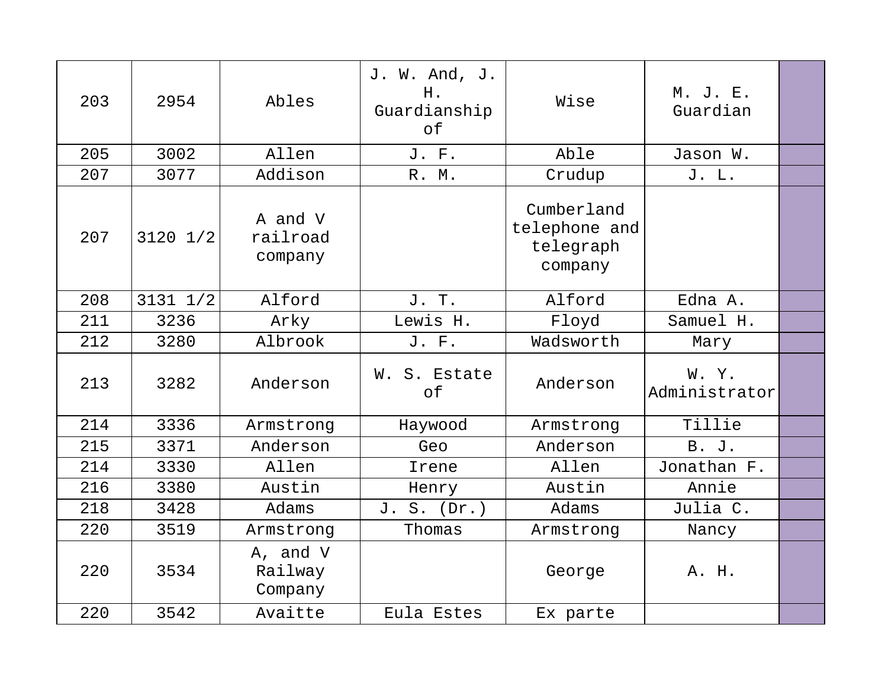| 203 | 2954 | Ables | J. W. And, J. H. Guardianship of | Wise | M. J. E. Guardian | |
|---|---|---|---|---|---|---|
| 205 | 3002 | Allen | J. F. | Able | Jason W. | |
| 207 | 3077 | Addison | R. M. | Crudup | J. L. | |
| 207 | 3120 1/2 | A and V railroad company | | Cumberland telephone and telegraph company | | |
| 208 | 3131 1/2 | Alford | J. T. | Alford | Edna A. | |
| 211 | 3236 | Arky | Lewis H. | Floyd | Samuel H. | |
| 212 | 3280 | Albrook | J. F. | Wadsworth | Mary | |
| 213 | 3282 | Anderson | W. S. Estate of | Anderson | W. Y. Administrator | |
| 214 | 3336 | Armstrong | Haywood | Armstrong | Tillie | |
| 215 | 3371 | Anderson | Geo | Anderson | B. J. | |
| 214 | 3330 | Allen | Irene | Allen | Jonathan F. | |
| 216 | 3380 | Austin | Henry | Austin | Annie | |
| 218 | 3428 | Adams | J. S. (Dr.) | Adams | Julia C. | |
| 220 | 3519 | Armstrong | Thomas | Armstrong | Nancy | |
| 220 | 3534 | A, and V Railway Company | | George | A. H. | |
| 220 | 3542 | Avaitte | Eula Estes | Ex parte | | |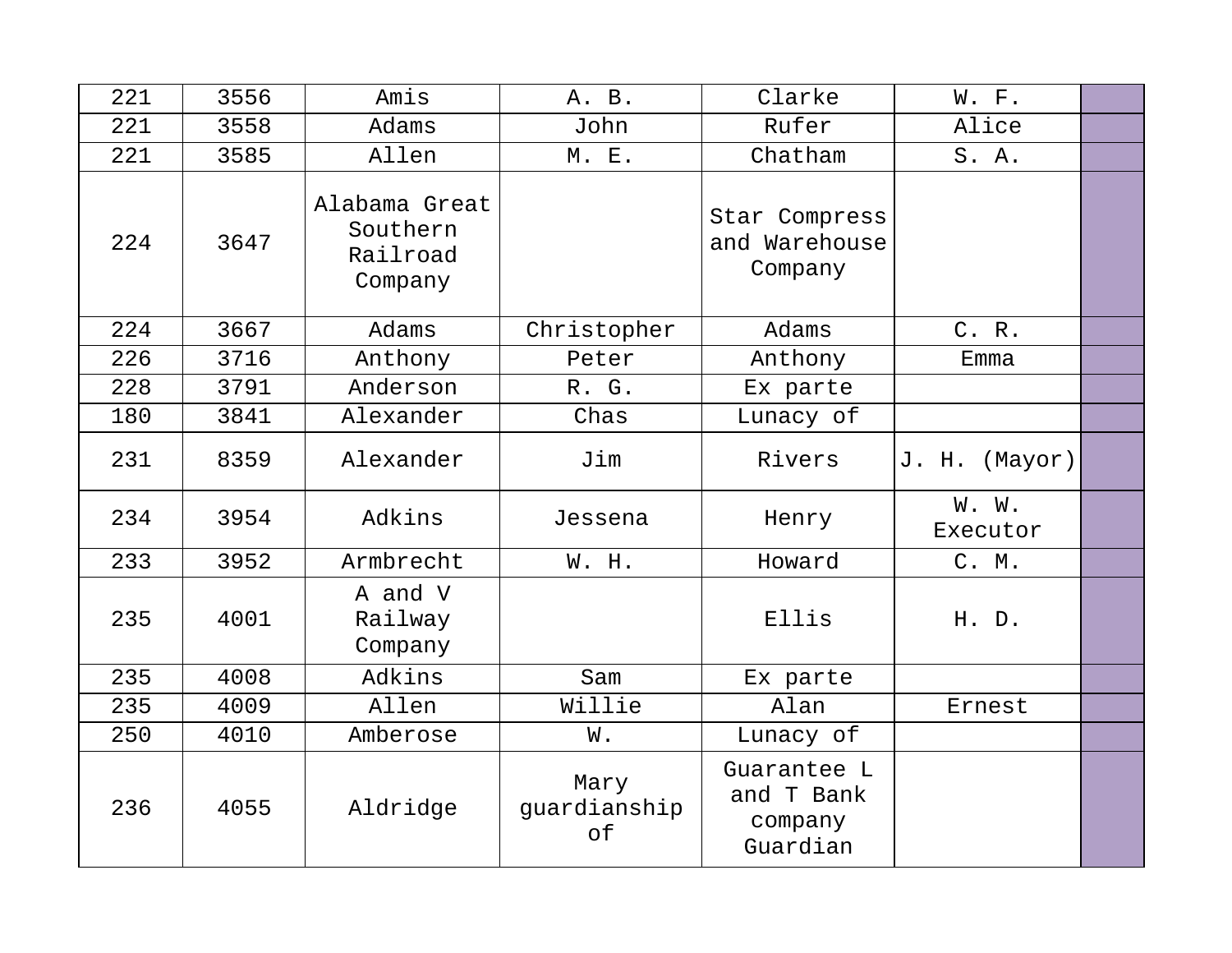| | | | | | | |
|---|---|---|---|---|---|---|
| 221 | 3556 | Amis | A. B. | Clarke | W. F. | |
| 221 | 3558 | Adams | John | Rufer | Alice | |
| 221 | 3585 | Allen | M. E. | Chatham | S. A. | |
| 224 | 3647 | Alabama Great Southern Railroad Company | | Star Compress and Warehouse Company | | |
| 224 | 3667 | Adams | Christopher | Adams | C. R. | |
| 226 | 3716 | Anthony | Peter | Anthony | Emma | |
| 228 | 3791 | Anderson | R. G. | Ex parte | | |
| 180 | 3841 | Alexander | Chas | Lunacy of | | |
| 231 | 8359 | Alexander | Jim | Rivers | J. H. (Mayor) | |
| 234 | 3954 | Adkins | Jessena | Henry | W. W. Executor | |
| 233 | 3952 | Armbrecht | W. H. | Howard | C. M. | |
| 235 | 4001 | A and V Railway Company | | Ellis | H. D. | |
| 235 | 4008 | Adkins | Sam | Ex parte | | |
| 235 | 4009 | Allen | Willie | Alan | Ernest | |
| 250 | 4010 | Amberose | W. | Lunacy of | | |
| 236 | 4055 | Aldridge | Mary guardianship of | Guarantee L and T Bank company Guardian | | |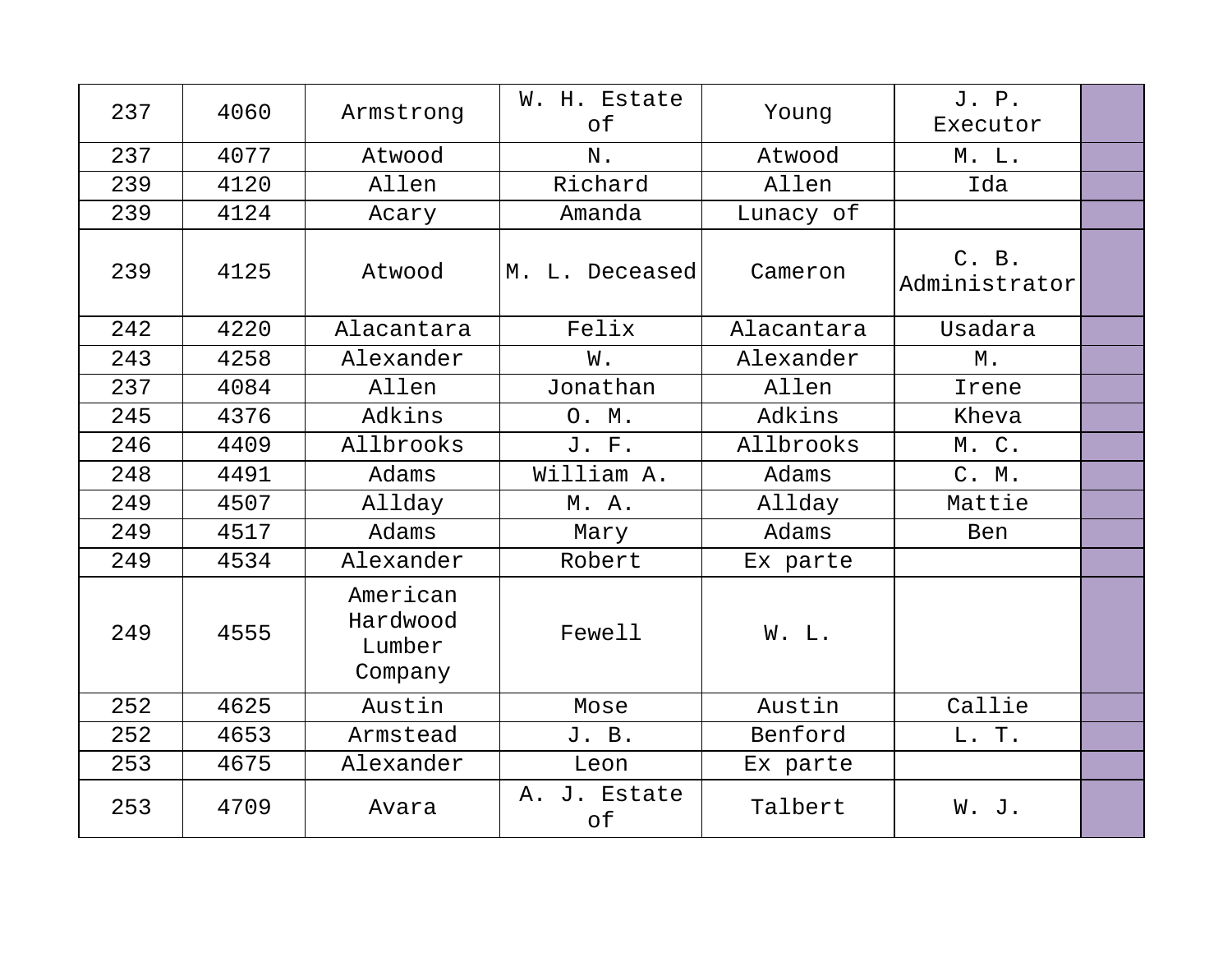| | | | | | | |
|---|---|---|---|---|---|---|
| 237 | 4060 | Armstrong | W. H. Estate of | Young | J. P. Executor | |
| 237 | 4077 | Atwood | N. | Atwood | M. L. | |
| 239 | 4120 | Allen | Richard | Allen | Ida | |
| 239 | 4124 | Acary | Amanda | Lunacy of | | |
| 239 | 4125 | Atwood | M. L. Deceased | Cameron | C. B. Administrator | |
| 242 | 4220 | Alacantara | Felix | Alacantara | Usadara | |
| 243 | 4258 | Alexander | W. | Alexander | M. | |
| 237 | 4084 | Allen | Jonathan | Allen | Irene | |
| 245 | 4376 | Adkins | O. M. | Adkins | Kheva | |
| 246 | 4409 | Allbrooks | J. F. | Allbrooks | M. C. | |
| 248 | 4491 | Adams | William A. | Adams | C. M. | |
| 249 | 4507 | Allday | M. A. | Allday | Mattie | |
| 249 | 4517 | Adams | Mary | Adams | Ben | |
| 249 | 4534 | Alexander | Robert | Ex parte | | |
| 249 | 4555 | American Hardwood Lumber Company | Fewell | W. L. | | |
| 252 | 4625 | Austin | Mose | Austin | Callie | |
| 252 | 4653 | Armstead | J. B. | Benford | L. T. | |
| 253 | 4675 | Alexander | Leon | Ex parte | | |
| 253 | 4709 | Avara | A. J. Estate of | Talbert | W. J. | |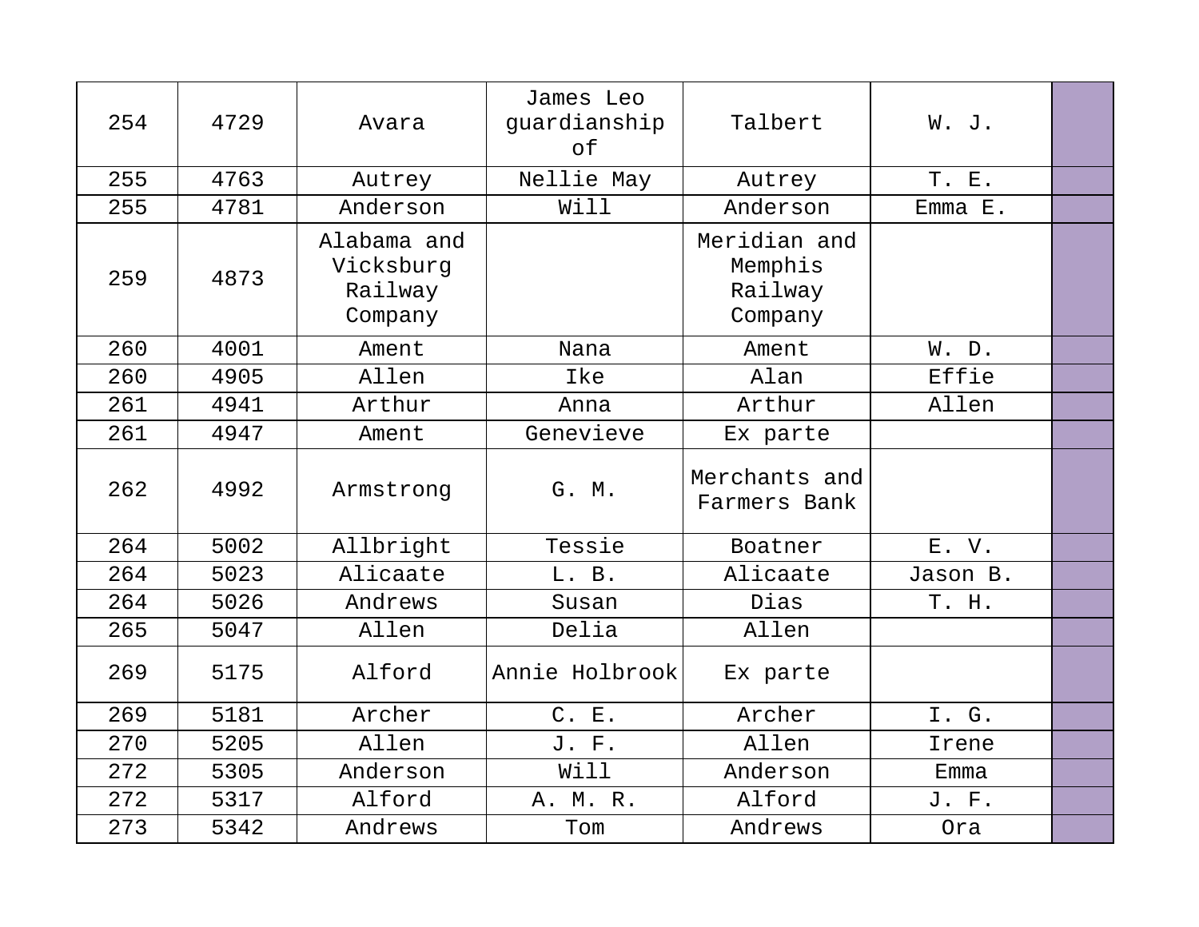| | | | | | | |
|---|---|---|---|---|---|---|
| 254 | 4729 | Avara | James Leo guardianship of | Talbert | W. J. | |
| 255 | 4763 | Autrey | Nellie May | Autrey | T. E. | |
| 255 | 4781 | Anderson | Will | Anderson | Emma E. | |
| 259 | 4873 | Alabama and Vicksburg Railway Company | | Meridian and Memphis Railway Company | | |
| 260 | 4001 | Ament | Nana | Ament | W. D. | |
| 260 | 4905 | Allen | Ike | Alan | Effie | |
| 261 | 4941 | Arthur | Anna | Arthur | Allen | |
| 261 | 4947 | Ament | Genevieve | Ex parte | | |
| 262 | 4992 | Armstrong | G. M. | Merchants and Farmers Bank | | |
| 264 | 5002 | Allbright | Tessie | Boatner | E. V. | |
| 264 | 5023 | Alicaate | L. B. | Alicaate | Jason B. | |
| 264 | 5026 | Andrews | Susan | Dias | T. H. | |
| 265 | 5047 | Allen | Delia | Allen | | |
| 269 | 5175 | Alford | Annie Holbrook | Ex parte | | |
| 269 | 5181 | Archer | C. E. | Archer | I. G. | |
| 270 | 5205 | Allen | J. F. | Allen | Irene | |
| 272 | 5305 | Anderson | Will | Anderson | Emma | |
| 272 | 5317 | Alford | A. M. R. | Alford | J. F. | |
| 273 | 5342 | Andrews | Tom | Andrews | Ora | |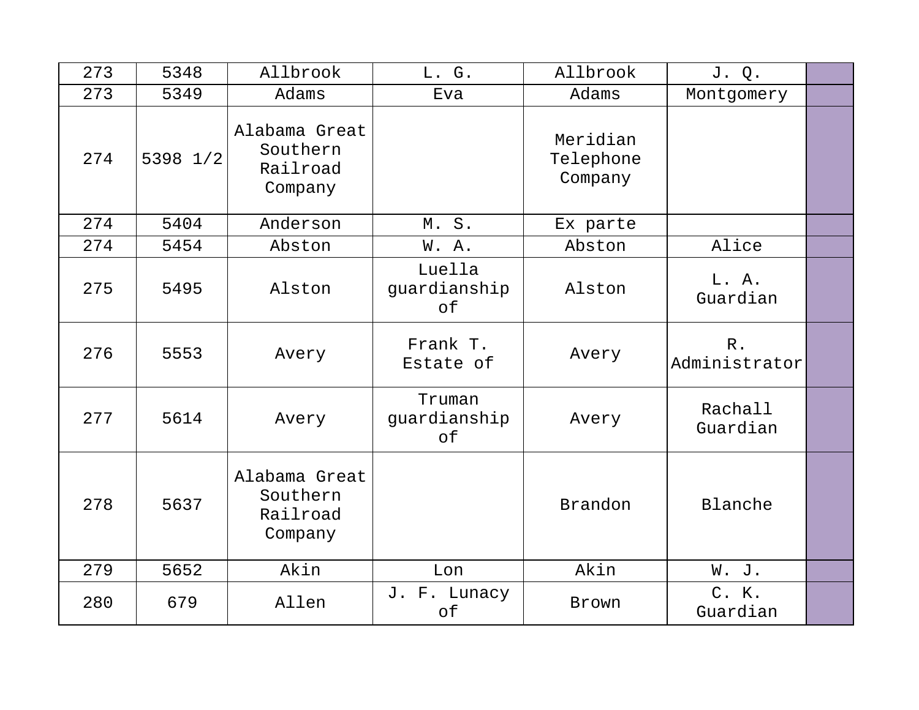| 273 | 5348 | Allbrook | L. G. | Allbrook | J. Q. | |
|---|---|---|---|---|---|---|
| 273 | 5349 | Adams | Eva | Adams | Montgomery | |
| 274 | 5398 1/2 | Alabama Great Southern Railroad Company | | Meridian Telephone Company | | |
| 274 | 5404 | Anderson | M. S. | Ex parte | | |
| 274 | 5454 | Abston | W. A. | Abston | Alice | |
| 275 | 5495 | Alston | Luella guardianship of | Alston | L. A. Guardian | |
| 276 | 5553 | Avery | Frank T. Estate of | Avery | R. Administrator | |
| 277 | 5614 | Avery | Truman guardianship of | Avery | Rachall Guardian | |
| 278 | 5637 | Alabama Great Southern Railroad Company | | Brandon | Blanche | |
| 279 | 5652 | Akin | Lon | Akin | W. J. | |
| 280 | 679 | Allen | J. F. Lunacy of | Brown | C. K. Guardian | |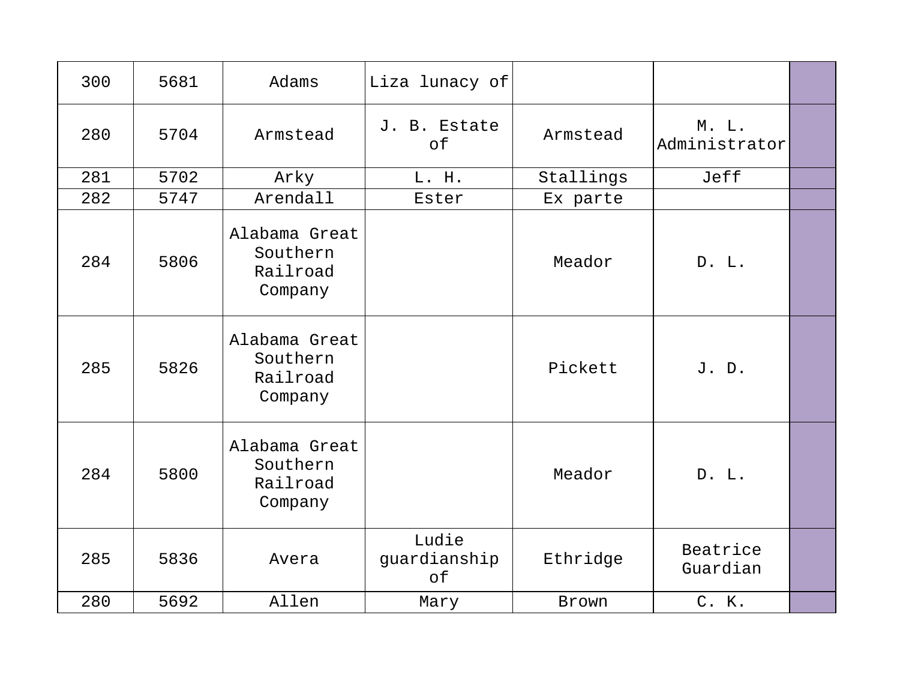| 300 | 5681 | Adams | Liza lunacy of | | | |
|---|---|---|---|---|---|---|
| 280 | 5704 | Armstead | J. B. Estate of | Armstead | M. L. Administrator | |
| 281 | 5702 | Arky | L. H. | Stallings | Jeff | |
| 282 | 5747 | Arendall | Ester | Ex parte | | |
| 284 | 5806 | Alabama Great Southern Railroad Company | | Meador | D. L. | |
| 285 | 5826 | Alabama Great Southern Railroad Company | | Pickett | J. D. | |
| 284 | 5800 | Alabama Great Southern Railroad Company | | Meador | D. L. | |
| 285 | 5836 | Avera | Ludie guardianship of | Ethridge | Beatrice Guardian | |
| 280 | 5692 | Allen | Mary | Brown | C. K. | |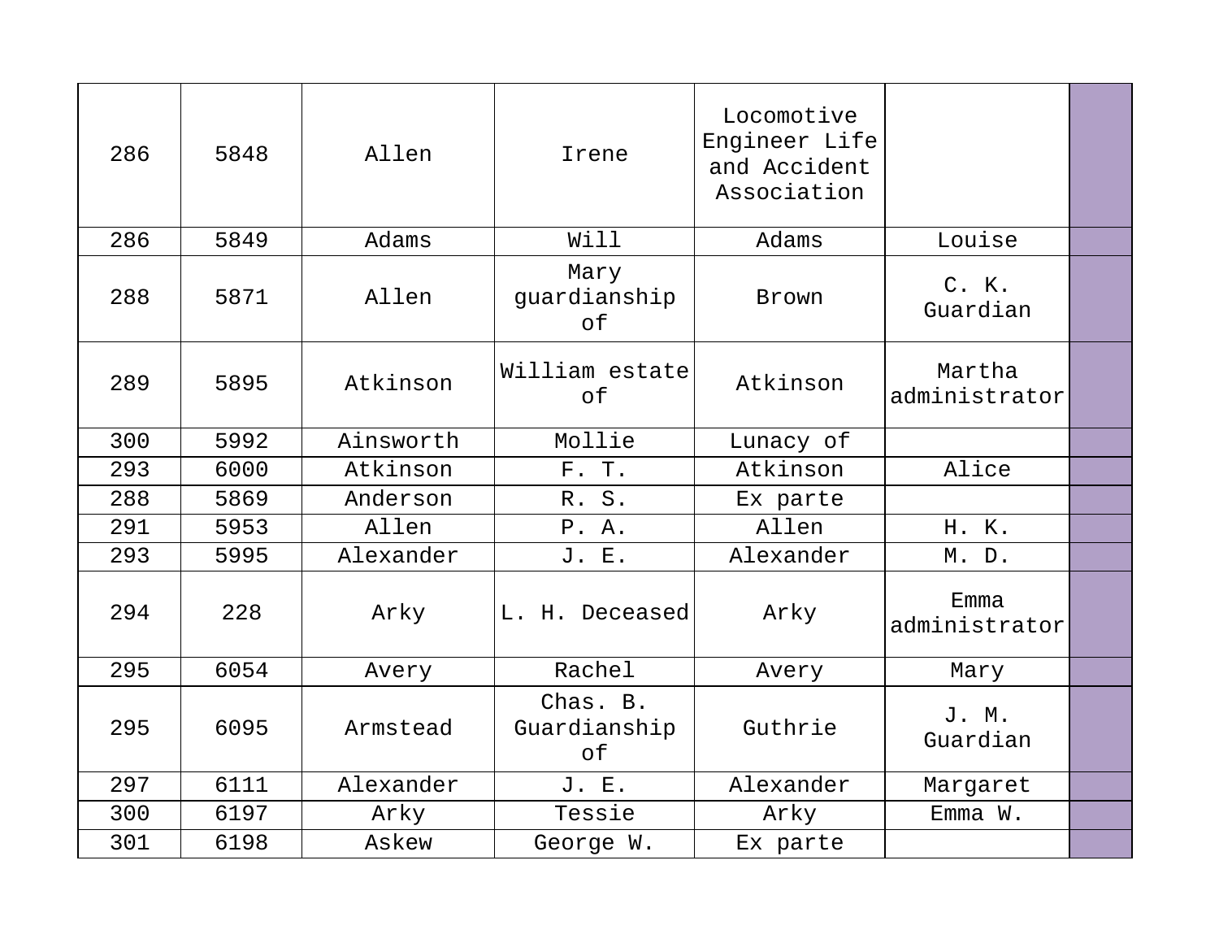| | | | | | | |
|---|---|---|---|---|---|---|
| 286 | 5848 | Allen | Irene | Locomotive Engineer Life and Accident Association | | |
| 286 | 5849 | Adams | Will | Adams | Louise | |
| 288 | 5871 | Allen | Mary guardianship of | Brown | C. K. Guardian | |
| 289 | 5895 | Atkinson | William estate of | Atkinson | Martha administrator | |
| 300 | 5992 | Ainsworth | Mollie | Lunacy of | | |
| 293 | 6000 | Atkinson | F. T. | Atkinson | Alice | |
| 288 | 5869 | Anderson | R. S. | Ex parte | | |
| 291 | 5953 | Allen | P. A. | Allen | H. K. | |
| 293 | 5995 | Alexander | J. E. | Alexander | M. D. | |
| 294 | 228 | Arky | L. H. Deceased | Arky | Emma administrator | |
| 295 | 6054 | Avery | Rachel | Avery | Mary | |
| 295 | 6095 | Armstead | Chas. B. Guardianship of | Guthrie | J. M. Guardian | |
| 297 | 6111 | Alexander | J. E. | Alexander | Margaret | |
| 300 | 6197 | Arky | Tessie | Arky | Emma W. | |
| 301 | 6198 | Askew | George W. | Ex parte | | |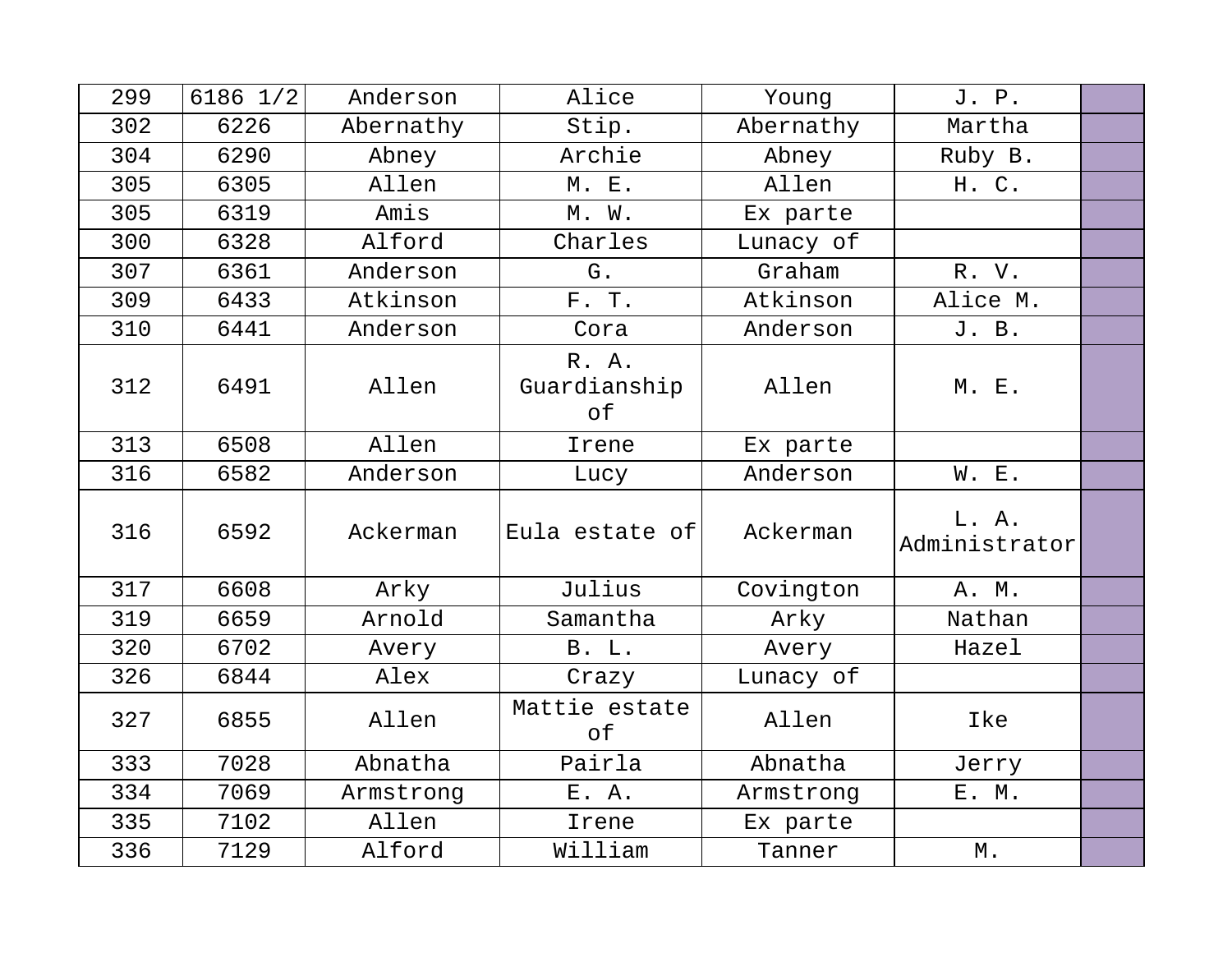| 299 | 6186 1/2 | Anderson | Alice | Young | J. P. | |
|---|---|---|---|---|---|---|
| 302 | 6226 | Abernathy | Stip. | Abernathy | Martha | |
| 304 | 6290 | Abney | Archie | Abney | Ruby B. | |
| 305 | 6305 | Allen | M. E. | Allen | H. C. | |
| 305 | 6319 | Amis | M. W. | Ex parte | | |
| 300 | 6328 | Alford | Charles | Lunacy of | | |
| 307 | 6361 | Anderson | G. | Graham | R. V. | |
| 309 | 6433 | Atkinson | F. T. | Atkinson | Alice M. | |
| 310 | 6441 | Anderson | Cora | Anderson | J. B. | |
| 312 | 6491 | Allen | R. A. Guardianship of | Allen | M. E. | |
| 313 | 6508 | Allen | Irene | Ex parte | | |
| 316 | 6582 | Anderson | Lucy | Anderson | W. E. | |
| 316 | 6592 | Ackerman | Eula estate of | Ackerman | L. A. Administrator | |
| 317 | 6608 | Arky | Julius | Covington | A. M. | |
| 319 | 6659 | Arnold | Samantha | Arky | Nathan | |
| 320 | 6702 | Avery | B. L. | Avery | Hazel | |
| 326 | 6844 | Alex | Crazy | Lunacy of | | |
| 327 | 6855 | Allen | Mattie estate of | Allen | Ike | |
| 333 | 7028 | Abnatha | Pairla | Abnatha | Jerry | |
| 334 | 7069 | Armstrong | E. A. | Armstrong | E. M. | |
| 335 | 7102 | Allen | Irene | Ex parte | | |
| 336 | 7129 | Alford | William | Tanner | M. | |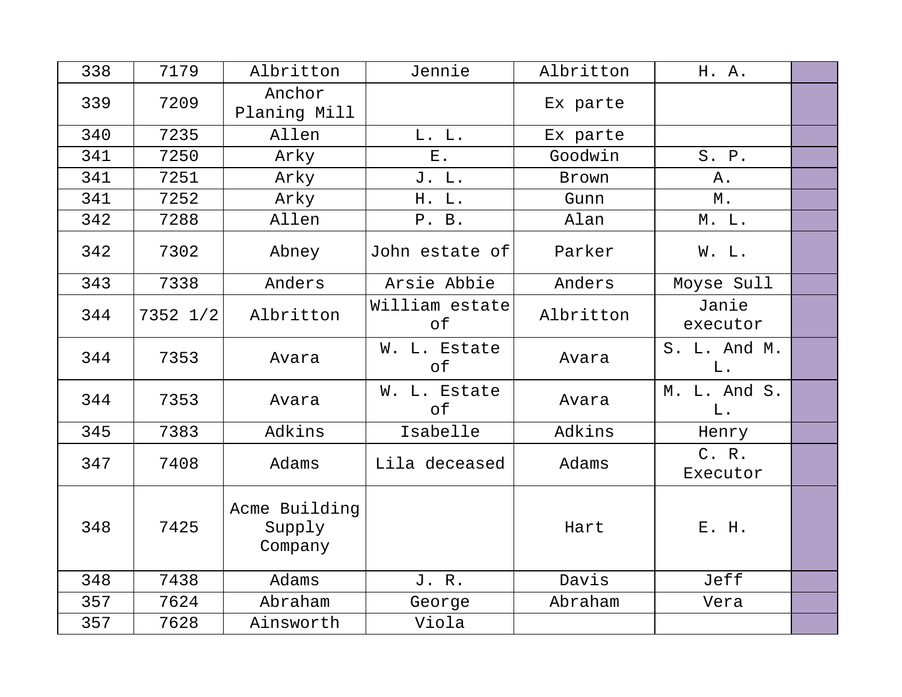| 338 | 7179 | Albritton | Jennie | Albritton | H. A. | |
|---|---|---|---|---|---|---|
| 339 | 7209 | Anchor Planing Mill | | Ex parte | | |
| 340 | 7235 | Allen | L. L. | Ex parte | | |
| 341 | 7250 | Arky | E. | Goodwin | S. P. | |
| 341 | 7251 | Arky | J. L. | Brown | A. | |
| 341 | 7252 | Arky | H. L. | Gunn | M. | |
| 342 | 7288 | Allen | P. B. | Alan | M. L. | |
| 342 | 7302 | Abney | John estate of | Parker | W. L. | |
| 343 | 7338 | Anders | Arsie Abbie | Anders | Moyse Sull | |
| 344 | 7352 1/2 | Albritton | William estate of | Albritton | Janie executor | |
| 344 | 7353 | Avara | W. L. Estate of | Avara | S. L. And M. L. | |
| 344 | 7353 | Avara | W. L. Estate of | Avara | M. L. And S. L. | |
| 345 | 7383 | Adkins | Isabelle | Adkins | Henry | |
| 347 | 7408 | Adams | Lila deceased | Adams | C. R. Executor | |
| 348 | 7425 | Acme Building Supply Company | | Hart | E. H. | |
| 348 | 7438 | Adams | J. R. | Davis | Jeff | |
| 357 | 7624 | Abraham | George | Abraham | Vera | |
| 357 | 7628 | Ainsworth | Viola | | | |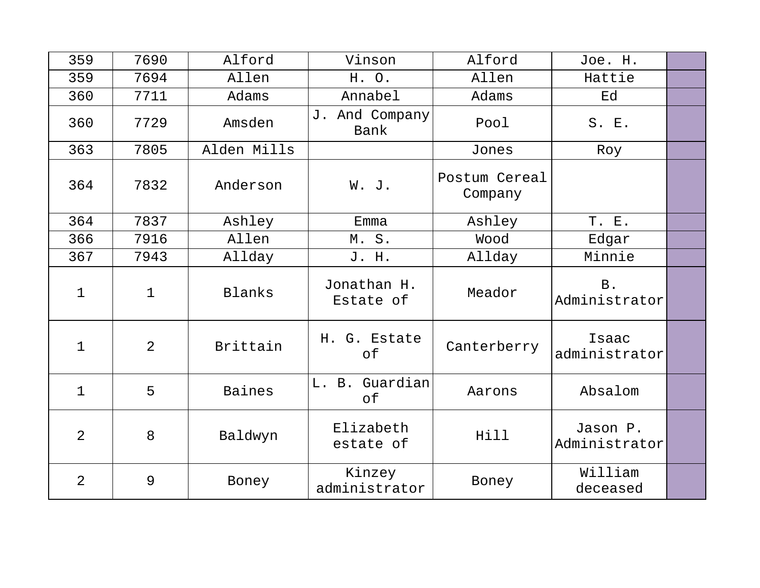| | | | | | | |
|---|---|---|---|---|---|---|
| 359 | 7690 | Alford | Vinson | Alford | Joe. H. | |
| 359 | 7694 | Allen | H. O. | Allen | Hattie | |
| 360 | 7711 | Adams | Annabel | Adams | Ed | |
| 360 | 7729 | Amsden | J. And Company Bank | Pool | S. E. | |
| 363 | 7805 | Alden Mills | | Jones | Roy | |
| 364 | 7832 | Anderson | W. J. | Postum Cereal Company | | |
| 364 | 7837 | Ashley | Emma | Ashley | T. E. | |
| 366 | 7916 | Allen | M. S. | Wood | Edgar | |
| 367 | 7943 | Allday | J. H. | Allday | Minnie | |
| 1 | 1 | Blanks | Jonathan H. Estate of | Meador | B. Administrator | |
| 1 | 2 | Brittain | H. G. Estate of | Canterberry | Isaac administrator | |
| 1 | 5 | Baines | L. B. Guardian of | Aarons | Absalom | |
| 2 | 8 | Baldwyn | Elizabeth estate of | Hill | Jason P. Administrator | |
| 2 | 9 | Boney | Kinzey administrator | Boney | William deceased | |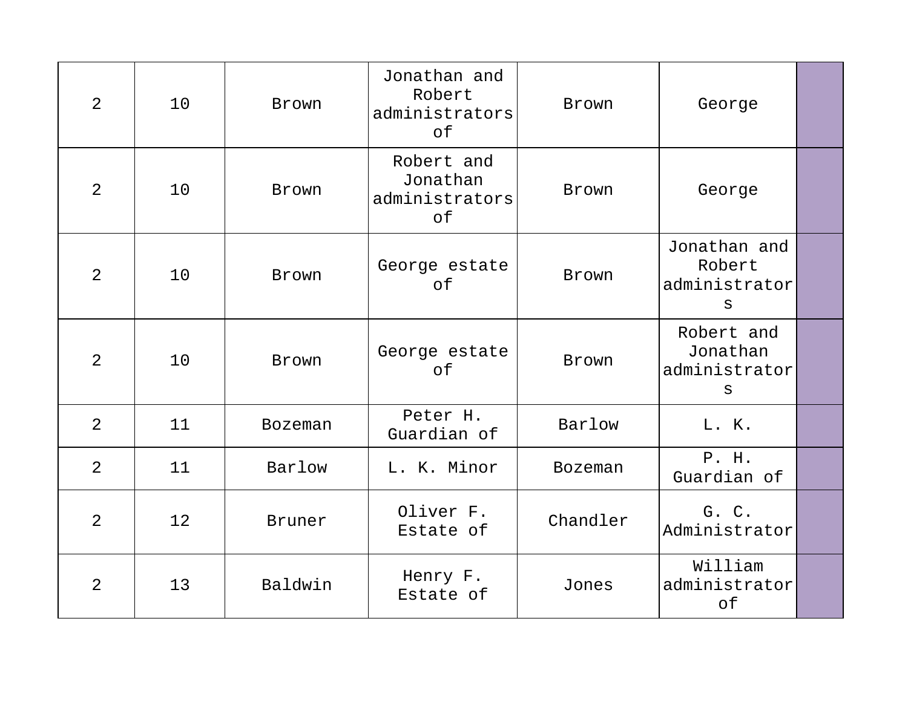| 2 | 10 | Brown | Jonathan and Robert administrators of | Brown | George | |
|---|---|---|---|---|---|---|
| 2 | 10 | Brown | Robert and Jonathan administrators of | Brown | George | |
| 2 | 10 | Brown | George estate of | Brown | Jonathan and Robert administrators | |
| 2 | 10 | Brown | George estate of | Brown | Robert and Jonathan administrators | |
| 2 | 11 | Bozeman | Peter H. Guardian of | Barlow | L. K. | |
| 2 | 11 | Barlow | L. K. Minor | Bozeman | P. H. Guardian of | |
| 2 | 12 | Bruner | Oliver F. Estate of | Chandler | G. C. Administrator | |
| 2 | 13 | Baldwin | Henry F. Estate of | Jones | William administrator of | |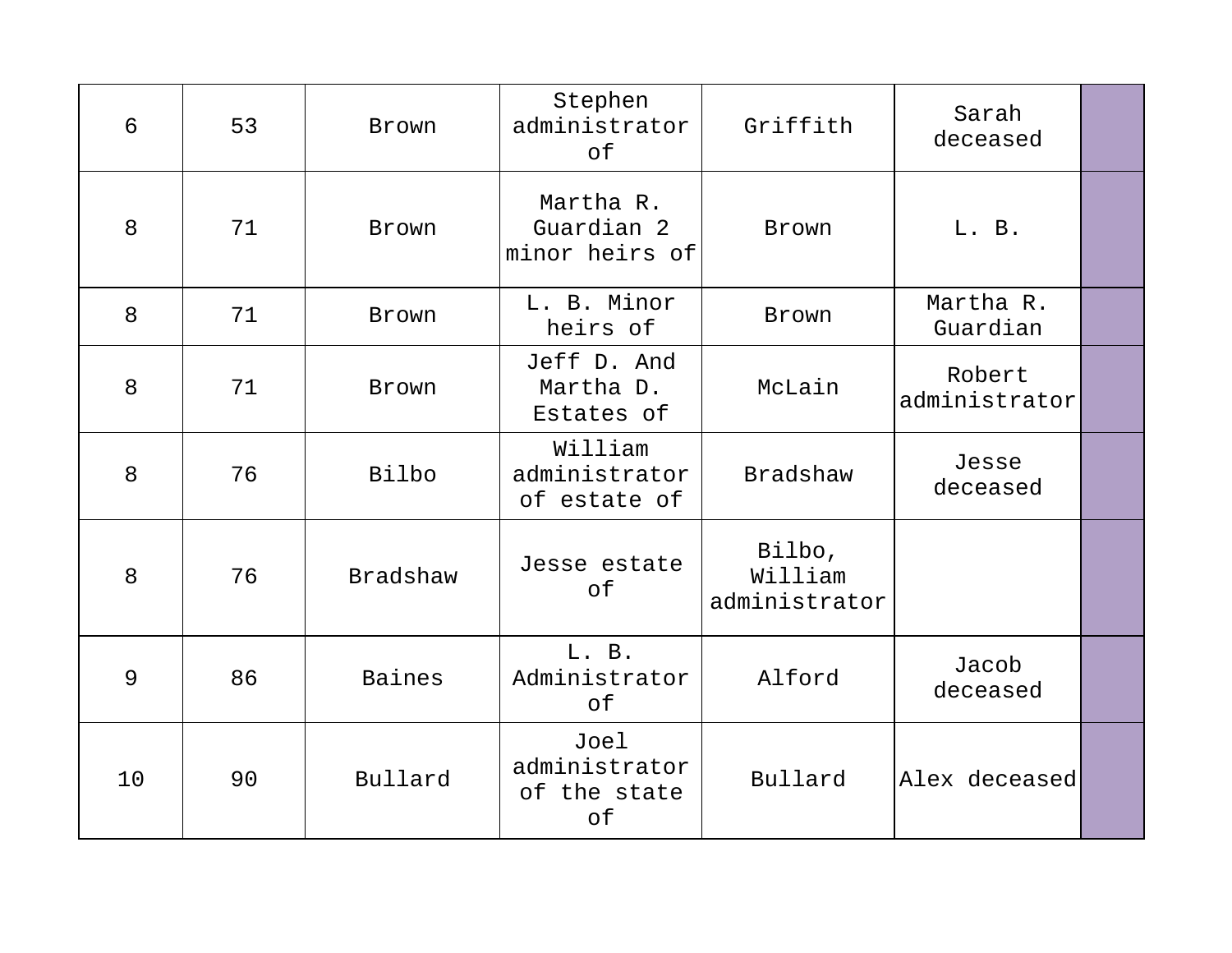| | | | | | | |
|---|---|---|---|---|---|---|
| 6 | 53 | Brown | Stephen administrator of | Griffith | Sarah deceased | |
| 8 | 71 | Brown | Martha R. Guardian 2 minor heirs of | Brown | L. B. | |
| 8 | 71 | Brown | L. B. Minor heirs of | Brown | Martha R. Guardian | |
| 8 | 71 | Brown | Jeff D. And Martha D. Estates of | McLain | Robert administrator | |
| 8 | 76 | Bilbo | William administrator of estate of | Bradshaw | Jesse deceased | |
| 8 | 76 | Bradshaw | Jesse estate of | Bilbo, William administrator | | |
| 9 | 86 | Baines | L. B. Administrator of | Alford | Jacob deceased | |
| 10 | 90 | Bullard | Joel administrator of the state of | Bullard | Alex deceased | |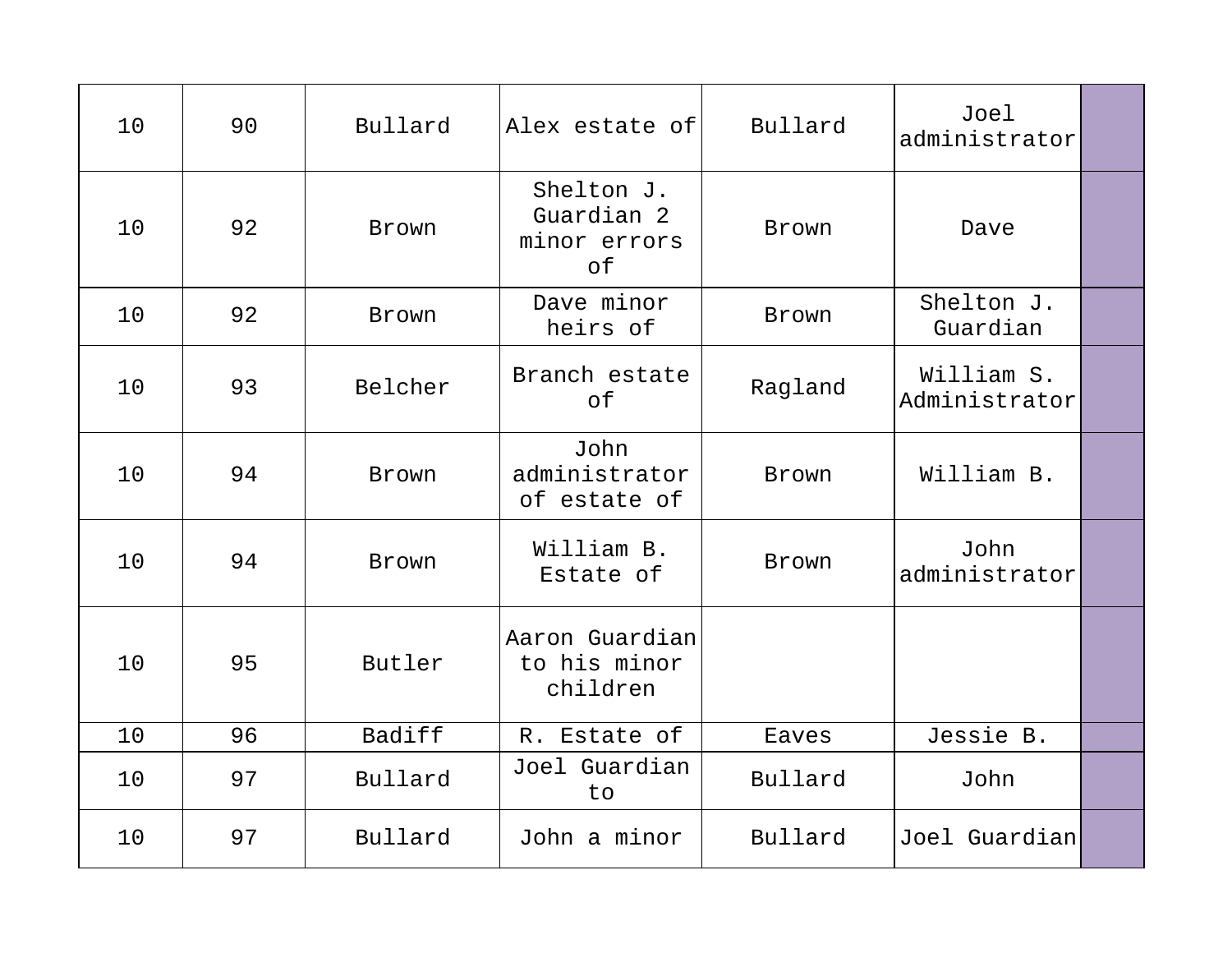| | | | | | | |
|---|---|---|---|---|---|---|
| 10 | 90 | Bullard | Alex estate of | Bullard | Joel administrator | |
| 10 | 92 | Brown | Shelton J. Guardian 2 minor errors of | Brown | Dave | |
| 10 | 92 | Brown | Dave minor heirs of | Brown | Shelton J. Guardian | |
| 10 | 93 | Belcher | Branch estate of | Ragland | William S. Administrator | |
| 10 | 94 | Brown | John administrator of estate of | Brown | William B. | |
| 10 | 94 | Brown | William B. Estate of | Brown | John administrator | |
| 10 | 95 | Butler | Aaron Guardian to his minor children | | | |
| 10 | 96 | Badiff | R. Estate of | Eaves | Jessie B. | |
| 10 | 97 | Bullard | Joel Guardian to | Bullard | John | |
| 10 | 97 | Bullard | John a minor | Bullard | Joel Guardian | |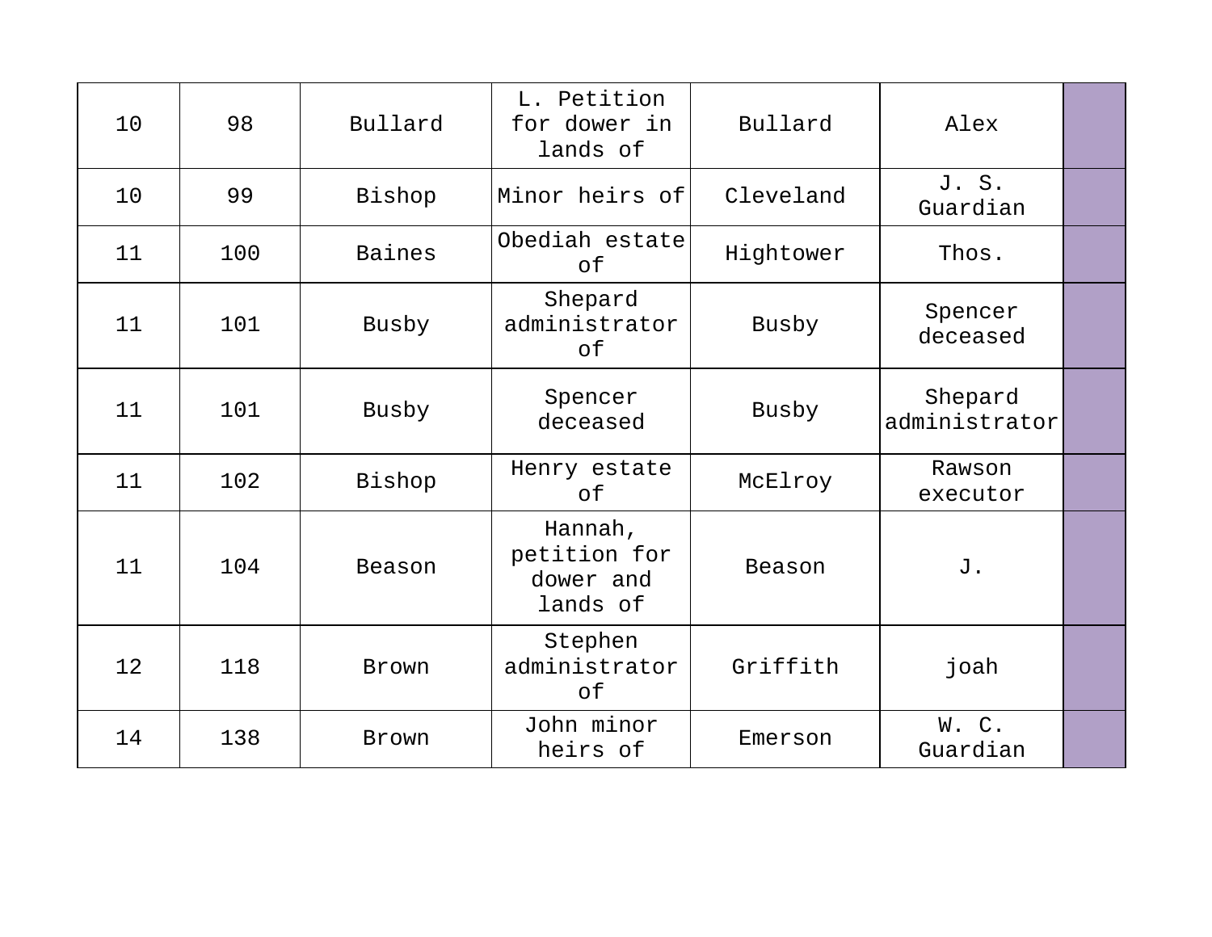| 10 | 98 | Bullard | L. Petition for dower in lands of | Bullard | Alex | |
|---|---|---|---|---|---|---|
| 10 | 99 | Bishop | Minor heirs of | Cleveland | J. S. Guardian | |
| 11 | 100 | Baines | Obediah estate of | Hightower | Thos. | |
| 11 | 101 | Busby | Shepard administrator of | Busby | Spencer deceased | |
| 11 | 101 | Busby | Spencer deceased | Busby | Shepard administrator | |
| 11 | 102 | Bishop | Henry estate of | McElroy | Rawson executor | |
| 11 | 104 | Beason | Hannah, petition for dower and lands of | Beason | J. | |
| 12 | 118 | Brown | Stephen administrator of | Griffith | joah | |
| 14 | 138 | Brown | John minor heirs of | Emerson | W. C. Guardian | |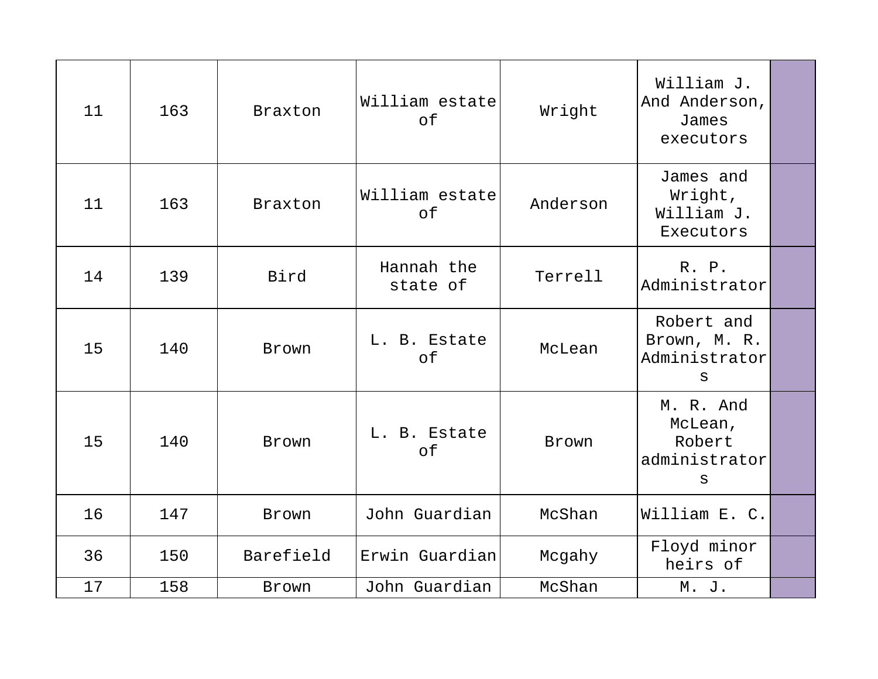| 11 | 163 | Braxton | William estate of | Wright | William J. And Anderson, James executors | |
|---|---|---|---|---|---|---|
| 11 | 163 | Braxton | William estate of | Anderson | James and Wright, William J. Executors | |
| 14 | 139 | Bird | Hannah the state of | Terrell | R. P. Administrator | |
| 15 | 140 | Brown | L. B. Estate of | McLean | Robert and Brown, M. R. Administrators | |
| 15 | 140 | Brown | L. B. Estate of | Brown | M. R. And McLean, Robert administrators | |
| 16 | 147 | Brown | John Guardian | McShan | William E. C. | |
| 36 | 150 | Barefield | Erwin Guardian | Mcgahy | Floyd minor heirs of | |
| 17 | 158 | Brown | John Guardian | McShan | M. J. | |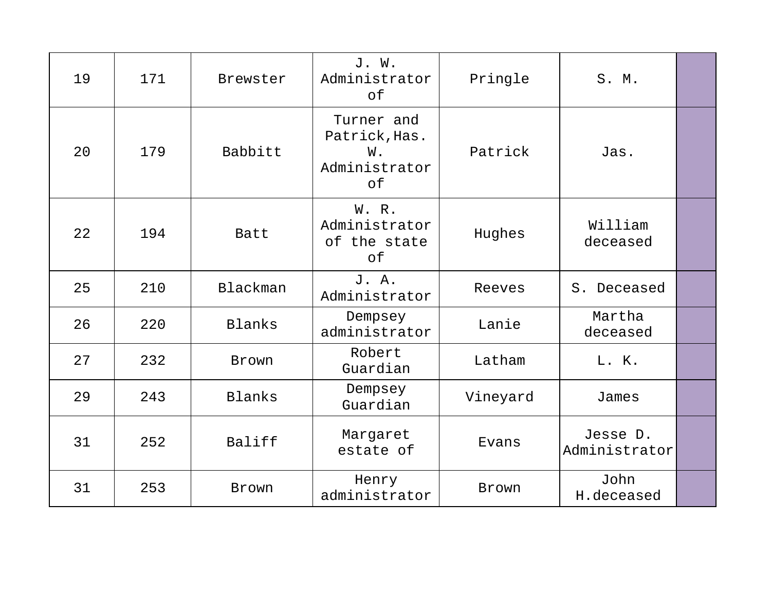| 19 | 171 | Brewster | J. W. Administrator of | Pringle | S. M. | |
|---|---|---|---|---|---|---|
| 20 | 179 | Babbitt | Turner and Patrick,Has. W. Administrator of | Patrick | Jas. | |
| 22 | 194 | Batt | W. R. Administrator of the state of | Hughes | William deceased | |
| 25 | 210 | Blackman | J. A. Administrator | Reeves | S. Deceased | |
| 26 | 220 | Blanks | Dempsey administrator | Lanie | Martha deceased | |
| 27 | 232 | Brown | Robert Guardian | Latham | L. K. | |
| 29 | 243 | Blanks | Dempsey Guardian | Vineyard | James | |
| 31 | 252 | Baliff | Margaret estate of | Evans | Jesse D. Administrator | |
| 31 | 253 | Brown | Henry administrator | Brown | John H.deceased | |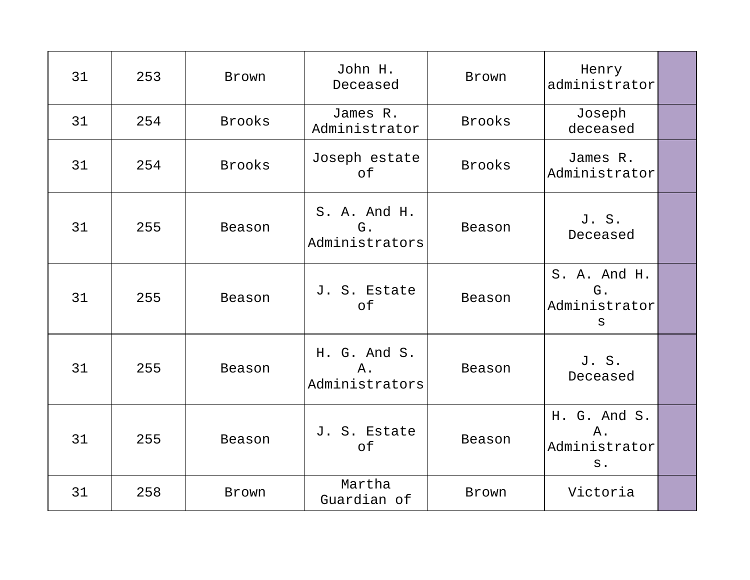| | | | | | | |
|---|---|---|---|---|---|---|
| 31 | 253 | Brown | John H. Deceased | Brown | Henry administrator | |
| 31 | 254 | Brooks | James R. Administrator | Brooks | Joseph deceased | |
| 31 | 254 | Brooks | Joseph estate of | Brooks | James R. Administrator | |
| 31 | 255 | Beason | S. A. And H. G. Administrators | Beason | J. S. Deceased | |
| 31 | 255 | Beason | J. S. Estate of | Beason | S. A. And H. G. Administrators | |
| 31 | 255 | Beason | H. G. And S. A. Administrators | Beason | J. S. Deceased | |
| 31 | 255 | Beason | J. S. Estate of | Beason | H. G. And S. A. Administrators. | |
| 31 | 258 | Brown | Martha Guardian of | Brown | Victoria | |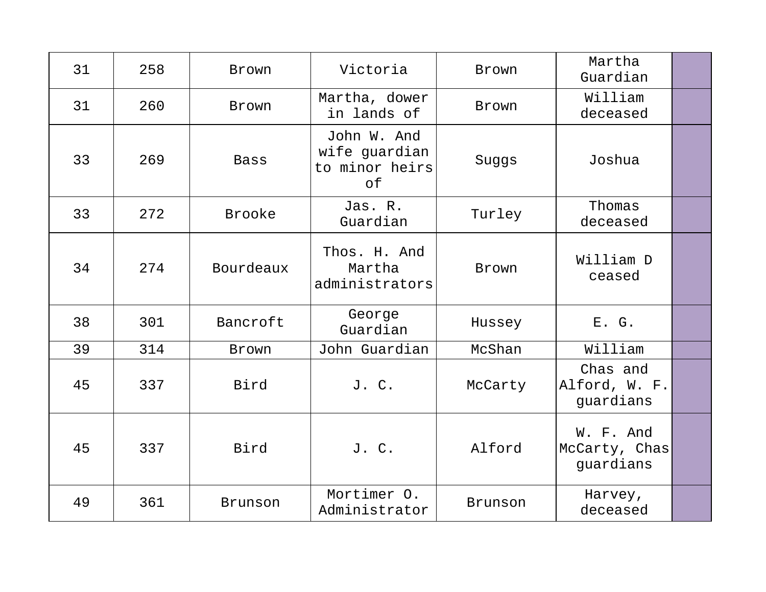| 31 | 258 | Brown | Victoria | Brown | Martha Guardian | |
|---|---|---|---|---|---|---|
| 31 | 260 | Brown | Martha, dower in lands of | Brown | William deceased | |
| 33 | 269 | Bass | John W. And wife guardian to minor heirs of | Suggs | Joshua | |
| 33 | 272 | Brooke | Jas. R. Guardian | Turley | Thomas deceased | |
| 34 | 274 | Bourdeaux | Thos. H. And Martha administrators | Brown | William D ceased | |
| 38 | 301 | Bancroft | George Guardian | Hussey | E. G. | |
| 39 | 314 | Brown | John Guardian | McShan | William | |
| 45 | 337 | Bird | J. C. | McCarty | Chas and Alford, W. F. guardians | |
| 45 | 337 | Bird | J. C. | Alford | W. F. And McCarty, Chas guardians | |
| 49 | 361 | Brunson | Mortimer O. Administrator | Brunson | Harvey, deceased | |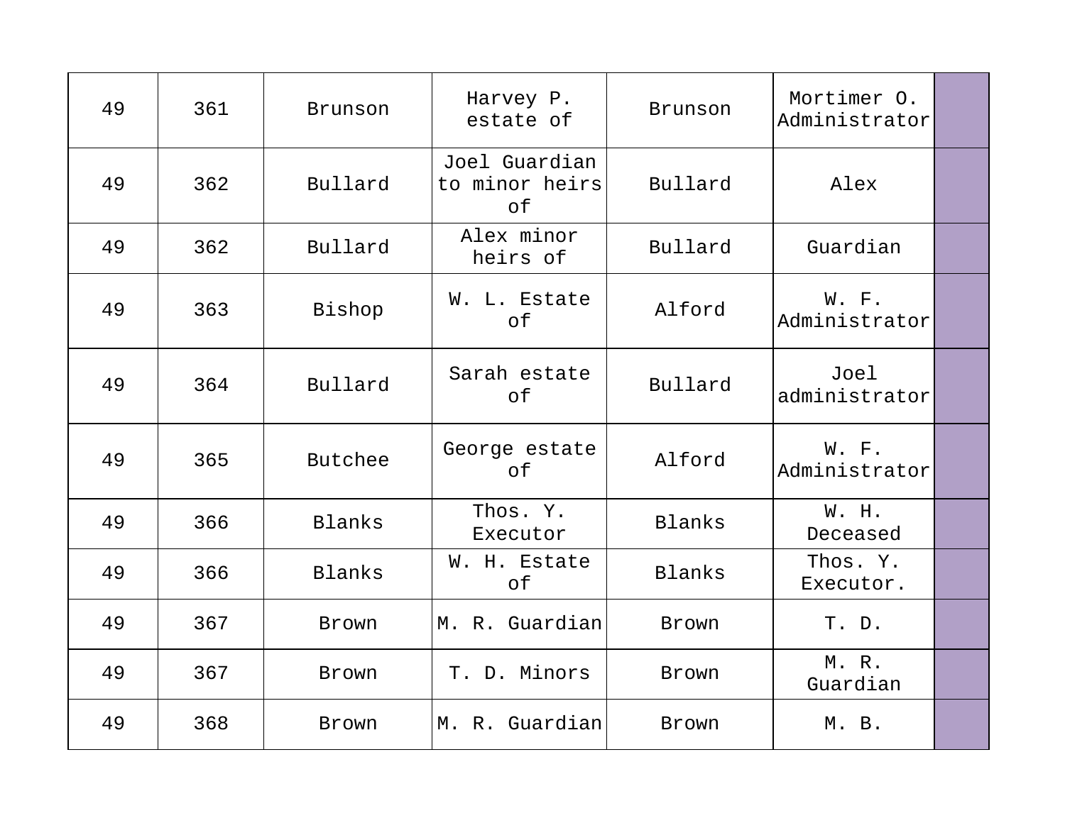| 49 | 361 | Brunson | Harvey P. estate of | Brunson | Mortimer O. Administrator | |
|---|---|---|---|---|---|---|
| 49 | 362 | Bullard | Joel Guardian to minor heirs of | Bullard | Alex | |
| 49 | 362 | Bullard | Alex minor heirs of | Bullard | Guardian | |
| 49 | 363 | Bishop | W. L. Estate of | Alford | W. F. Administrator | |
| 49 | 364 | Bullard | Sarah estate of | Bullard | Joel administrator | |
| 49 | 365 | Butchee | George estate of | Alford | W. F. Administrator | |
| 49 | 366 | Blanks | Thos. Y. Executor | Blanks | W. H. Deceased | |
| 49 | 366 | Blanks | W. H. Estate of | Blanks | Thos. Y. Executor. | |
| 49 | 367 | Brown | M. R. Guardian | Brown | T. D. | |
| 49 | 367 | Brown | T. D. Minors | Brown | M. R. Guardian | |
| 49 | 368 | Brown | M. R. Guardian | Brown | M. B. | |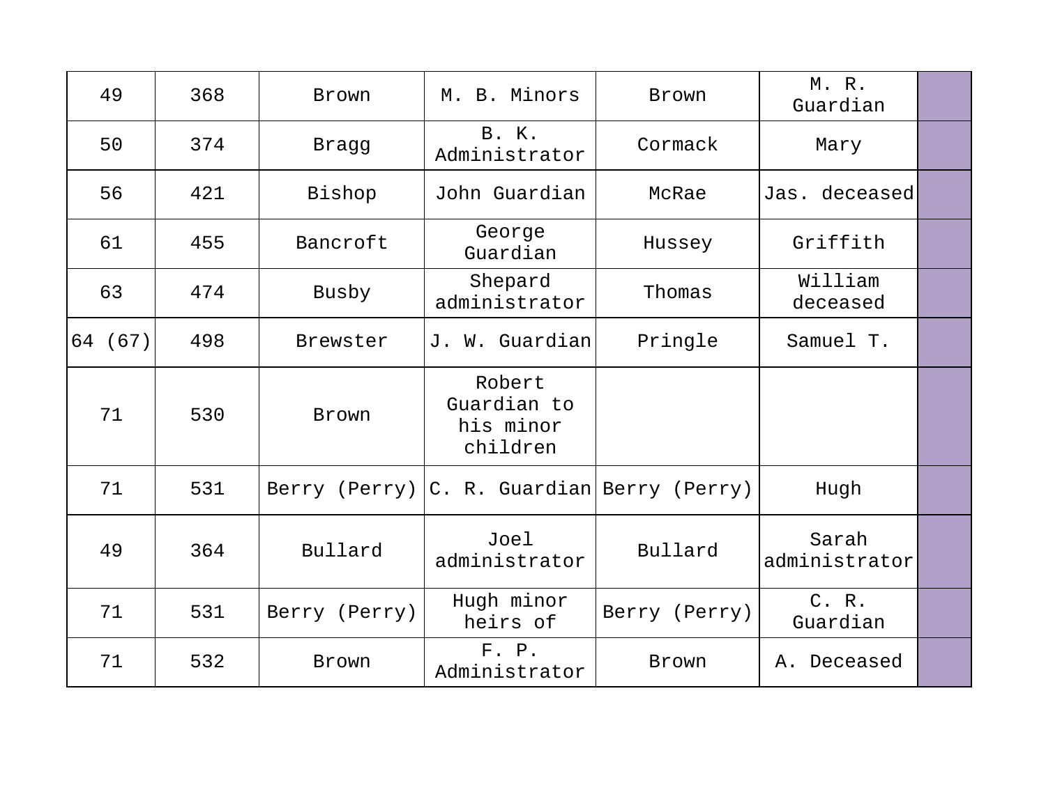| | | | | | | |
|---|---|---|---|---|---|---|
| 49 | 368 | Brown | M. B. Minors | Brown | M. R. Guardian | |
| 50 | 374 | Bragg | B. K. Administrator | Cormack | Mary | |
| 56 | 421 | Bishop | John Guardian | McRae | Jas. deceased | |
| 61 | 455 | Bancroft | George Guardian | Hussey | Griffith | |
| 63 | 474 | Busby | Shepard administrator | Thomas | William deceased | |
| 64 (67) | 498 | Brewster | J. W. Guardian | Pringle | Samuel T. | |
| 71 | 530 | Brown | Robert Guardian to his minor children | | | |
| 71 | 531 | Berry (Perry) | C. R. Guardian | Berry (Perry) | Hugh | |
| 49 | 364 | Bullard | Joel administrator | Bullard | Sarah administrator | |
| 71 | 531 | Berry (Perry) | Hugh minor heirs of | Berry (Perry) | C. R. Guardian | |
| 71 | 532 | Brown | F. P. Administrator | Brown | A. Deceased | |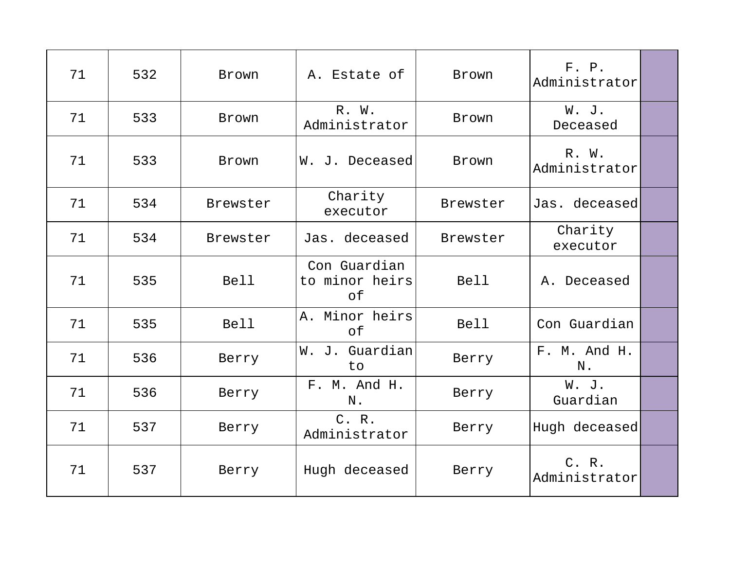| | | | | | | |
|---|---|---|---|---|---|---|
| 71 | 532 | Brown | A. Estate of | Brown | F. P. Administrator | |
| 71 | 533 | Brown | R. W. Administrator | Brown | W. J. Deceased | |
| 71 | 533 | Brown | W. J. Deceased | Brown | R. W. Administrator | |
| 71 | 534 | Brewster | Charity executor | Brewster | Jas. deceased | |
| 71 | 534 | Brewster | Jas. deceased | Brewster | Charity executor | |
| 71 | 535 | Bell | Con Guardian to minor heirs of | Bell | A. Deceased | |
| 71 | 535 | Bell | A. Minor heirs of | Bell | Con Guardian | |
| 71 | 536 | Berry | W. J. Guardian to | Berry | F. M. And H. N. | |
| 71 | 536 | Berry | F. M. And H. N. | Berry | W. J. Guardian | |
| 71 | 537 | Berry | C. R. Administrator | Berry | Hugh deceased | |
| 71 | 537 | Berry | Hugh deceased | Berry | C. R. Administrator | |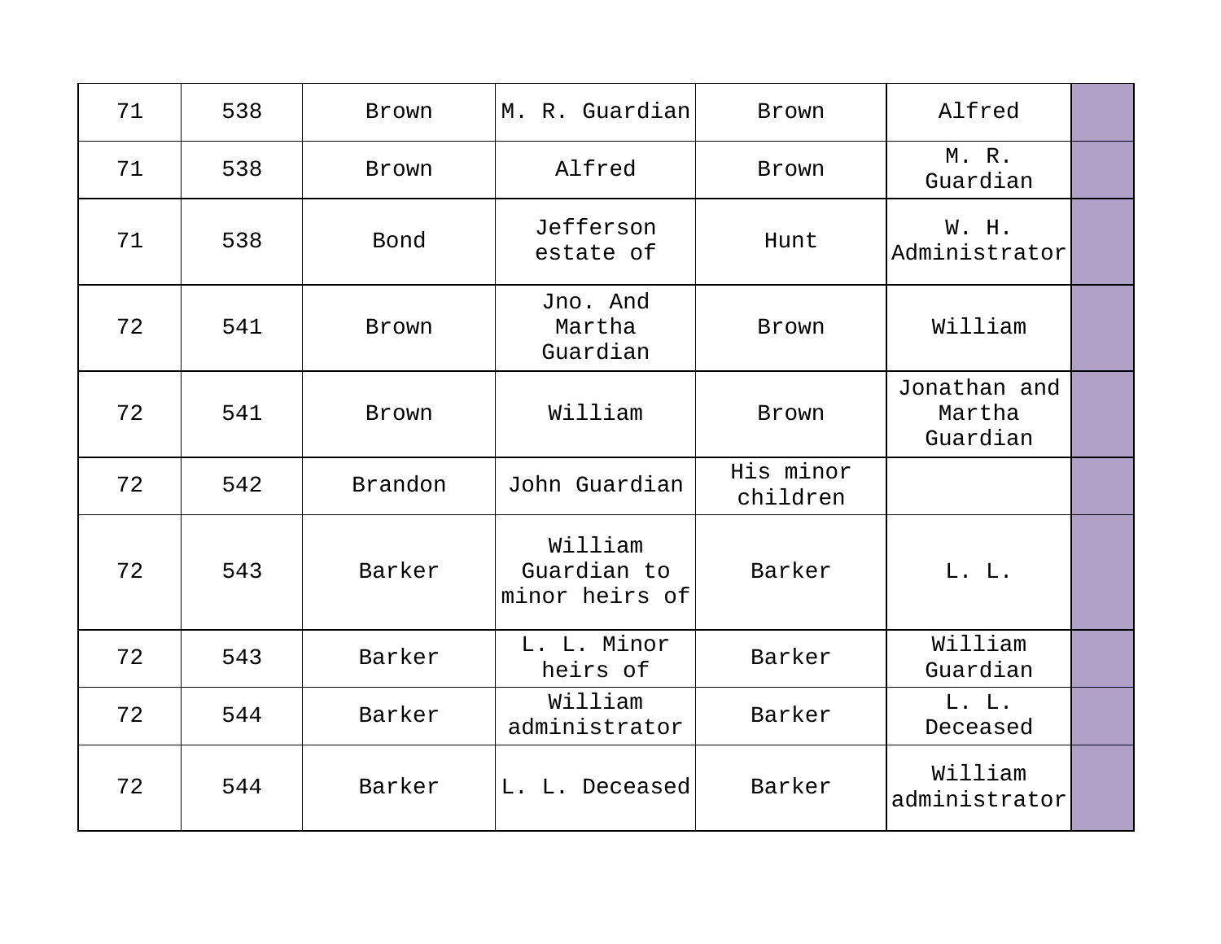| | | | | | | |
|---|---|---|---|---|---|---|
| 71 | 538 | Brown | M. R. Guardian | Brown | Alfred | |
| 71 | 538 | Brown | Alfred | Brown | M. R. Guardian | |
| 71 | 538 | Bond | Jefferson estate of | Hunt | W. H. Administrator | |
| 72 | 541 | Brown | Jno. And Martha Guardian | Brown | William | |
| 72 | 541 | Brown | William | Brown | Jonathan and Martha Guardian | |
| 72 | 542 | Brandon | John Guardian | His minor children | | |
| 72 | 543 | Barker | William Guardian to minor heirs of | Barker | L. L. | |
| 72 | 543 | Barker | L. L. Minor heirs of | Barker | William Guardian | |
| 72 | 544 | Barker | William administrator | Barker | L. L. Deceased | |
| 72 | 544 | Barker | L. L. Deceased | Barker | William administrator | |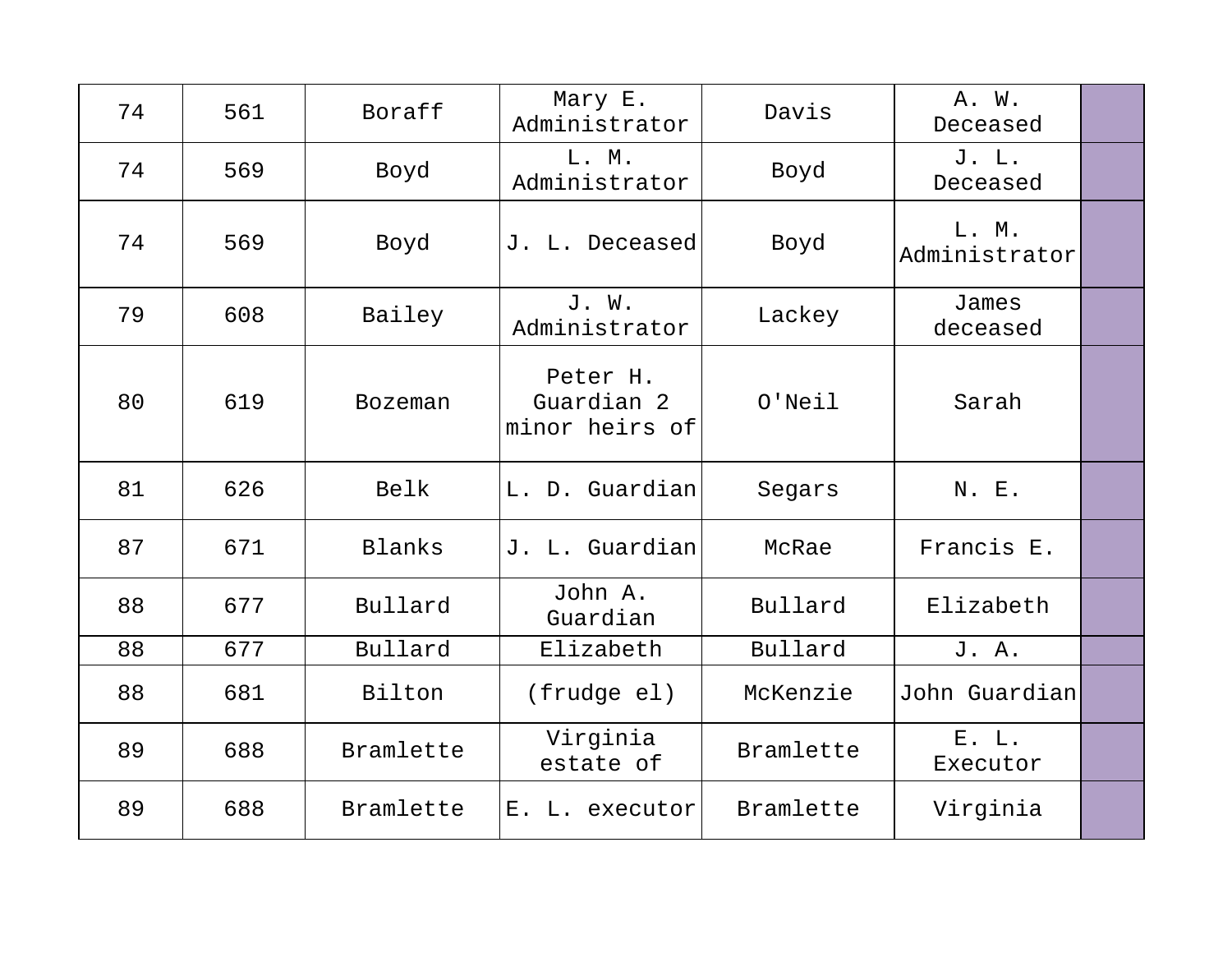| 74 | 561 | Boraff | Mary E. Administrator | Davis | A. W. Deceased | |
|---|---|---|---|---|---|---|
| 74 | 569 | Boyd | L. M. Administrator | Boyd | J. L. Deceased | |
| 74 | 569 | Boyd | J. L. Deceased | Boyd | L. M. Administrator | |
| 79 | 608 | Bailey | J. W. Administrator | Lackey | James deceased | |
| 80 | 619 | Bozeman | Peter H. Guardian 2 minor heirs of | O'Neil | Sarah | |
| 81 | 626 | Belk | L. D. Guardian | Segars | N. E. | |
| 87 | 671 | Blanks | J. L. Guardian | McRae | Francis E. | |
| 88 | 677 | Bullard | John A. Guardian | Bullard | Elizabeth | |
| 88 | 677 | Bullard | Elizabeth | Bullard | J. A. | |
| 88 | 681 | Bilton | (frudge el) | McKenzie | John Guardian | |
| 89 | 688 | Bramlette | Virginia estate of | Bramlette | E. L. Executor | |
| 89 | 688 | Bramlette | E. L. executor | Bramlette | Virginia | |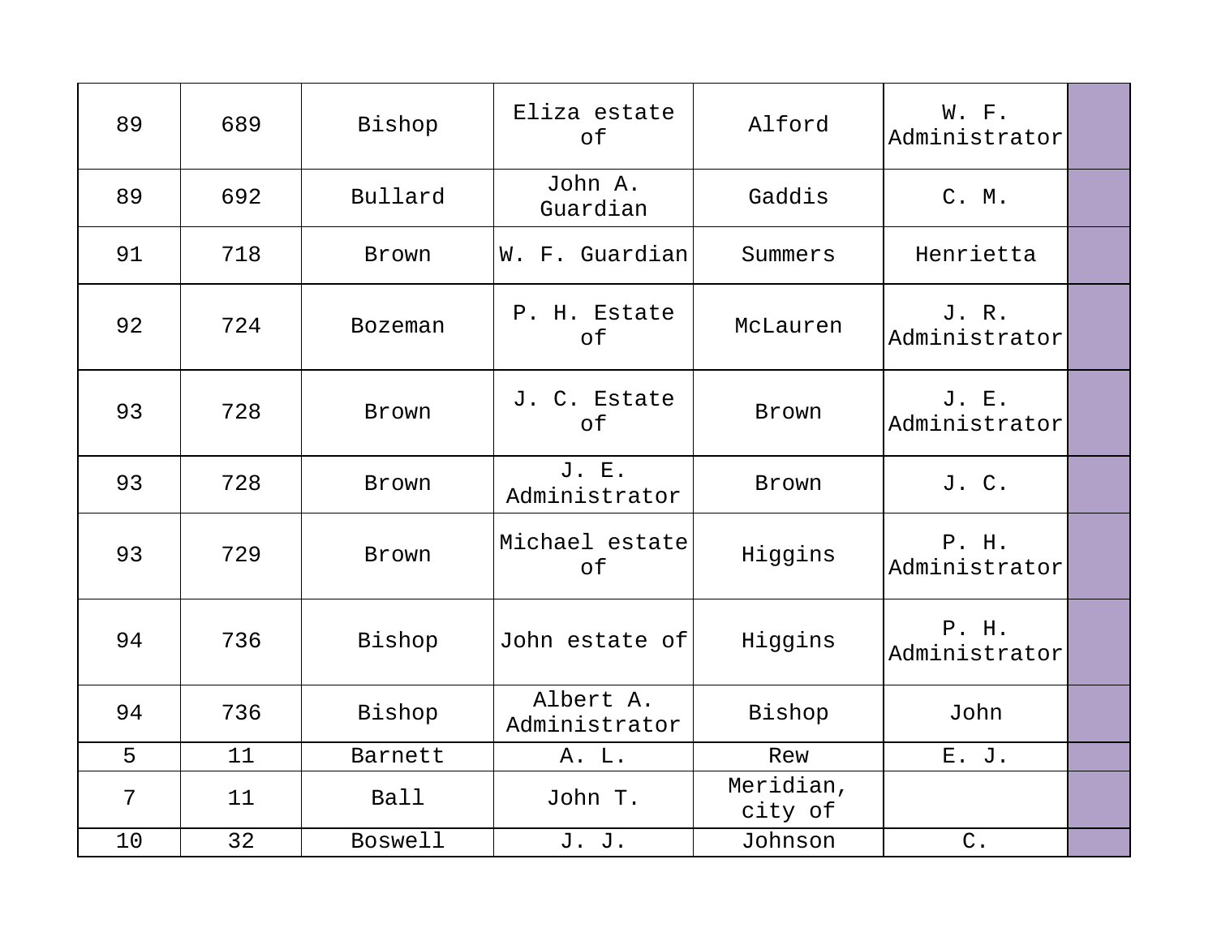| | | | | | | |
|---|---|---|---|---|---|---|
| 89 | 689 | Bishop | Eliza estate of | Alford | W. F. Administrator | |
| 89 | 692 | Bullard | John A. Guardian | Gaddis | C. M. | |
| 91 | 718 | Brown | W. F. Guardian | Summers | Henrietta | |
| 92 | 724 | Bozeman | P. H. Estate of | McLauren | J. R. Administrator | |
| 93 | 728 | Brown | J. C. Estate of | Brown | J. E. Administrator | |
| 93 | 728 | Brown | J. E. Administrator | Brown | J. C. | |
| 93 | 729 | Brown | Michael estate of | Higgins | P. H. Administrator | |
| 94 | 736 | Bishop | John estate of | Higgins | P. H. Administrator | |
| 94 | 736 | Bishop | Albert A. Administrator | Bishop | John | |
| 5 | 11 | Barnett | A. L. | Rew | E. J. | |
| 7 | 11 | Ball | John T. | Meridian, city of | | |
| 10 | 32 | Boswell | J. J. | Johnson | C. | |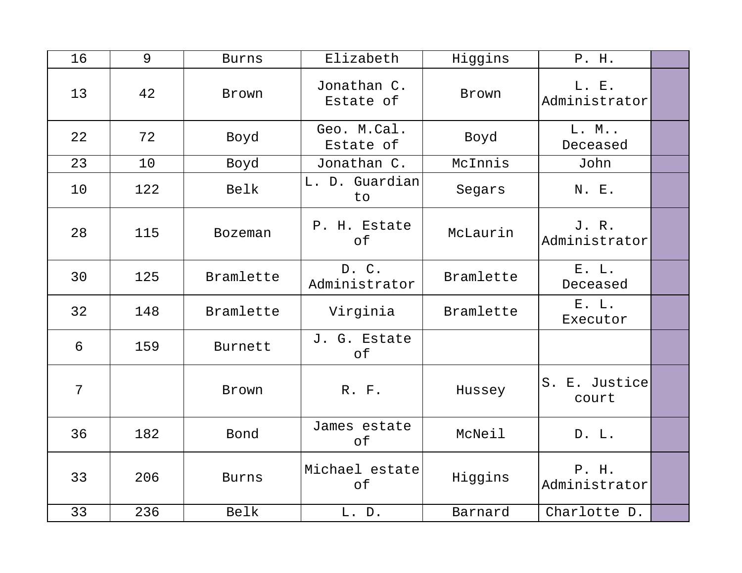| | | | | | | |
|---|---|---|---|---|---|---|
| 16 | 9 | Burns | Elizabeth | Higgins | P. H. | |
| 13 | 42 | Brown | Jonathan C. Estate of | Brown | L. E. Administrator | |
| 22 | 72 | Boyd | Geo. M.Cal. Estate of | Boyd | L. M.. Deceased | |
| 23 | 10 | Boyd | Jonathan C. | McInnis | John | |
| 10 | 122 | Belk | L. D. Guardian to | Segars | N. E. | |
| 28 | 115 | Bozeman | P. H. Estate of | McLaurin | J. R. Administrator | |
| 30 | 125 | Bramlette | D. C. Administrator | Bramlette | E. L. Deceased | |
| 32 | 148 | Bramlette | Virginia | Bramlette | E. L. Executor | |
| 6 | 159 | Burnett | J. G. Estate of | | | |
| 7 | | Brown | R. F. | Hussey | S. E. Justice court | |
| 36 | 182 | Bond | James estate of | McNeil | D. L. | |
| 33 | 206 | Burns | Michael estate of | Higgins | P. H. Administrator | |
| 33 | 236 | Belk | L. D. | Barnard | Charlotte D. | |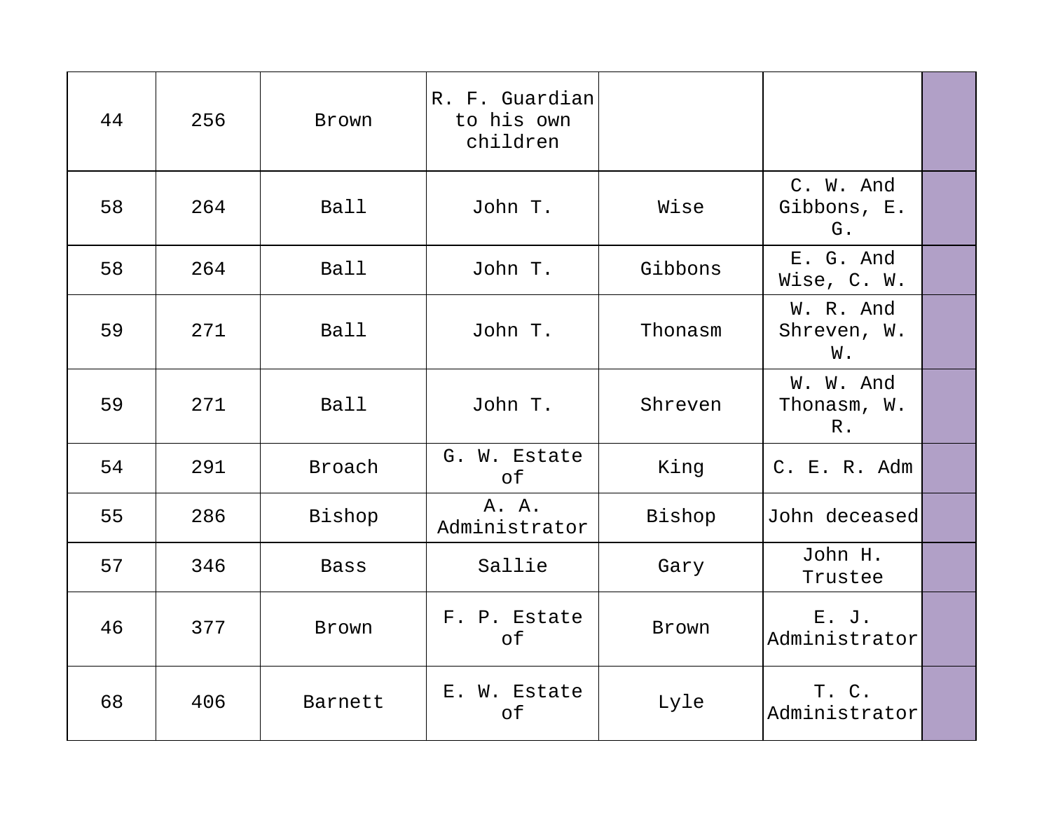| | | | | | | |
|---|---|---|---|---|---|---|
| 44 | 256 | Brown | R. F. Guardian to his own children | | | |
| 58 | 264 | Ball | John T. | Wise | C. W. And Gibbons, E. G. | |
| 58 | 264 | Ball | John T. | Gibbons | E. G. And Wise, C. W. | |
| 59 | 271 | Ball | John T. | Thonasm | W. R. And Shreven, W. W. | |
| 59 | 271 | Ball | John T. | Shreven | W. W. And Thonasm, W. R. | |
| 54 | 291 | Broach | G. W. Estate of | King | C. E. R. Adm | |
| 55 | 286 | Bishop | A. A. Administrator | Bishop | John deceased | |
| 57 | 346 | Bass | Sallie | Gary | John H. Trustee | |
| 46 | 377 | Brown | F. P. Estate of | Brown | E. J. Administrator | |
| 68 | 406 | Barnett | E. W. Estate of | Lyle | T. C. Administrator | |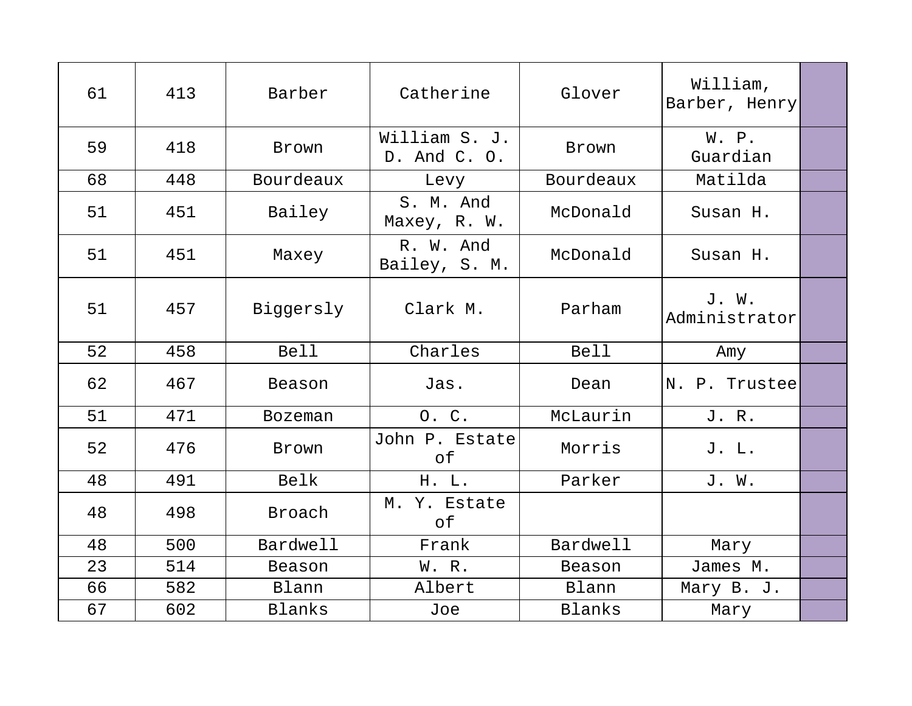| | | | | | | |
|---|---|---|---|---|---|---|
| 61 | 413 | Barber | Catherine | Glover | William, Barber, Henry | |
| 59 | 418 | Brown | William S. J. D. And C. O. | Brown | W. P. Guardian | |
| 68 | 448 | Bourdeaux | Levy | Bourdeaux | Matilda | |
| 51 | 451 | Bailey | S. M. And Maxey, R. W. | McDonald | Susan H. | |
| 51 | 451 | Maxey | R. W. And Bailey, S. M. | McDonald | Susan H. | |
| 51 | 457 | Biggersly | Clark M. | Parham | J. W. Administrator | |
| 52 | 458 | Bell | Charles | Bell | Amy | |
| 62 | 467 | Beason | Jas. | Dean | N. P. Trustee | |
| 51 | 471 | Bozeman | O. C. | McLaurin | J. R. | |
| 52 | 476 | Brown | John P. Estate of | Morris | J. L. | |
| 48 | 491 | Belk | H. L. | Parker | J. W. | |
| 48 | 498 | Broach | M. Y. Estate of | | | |
| 48 | 500 | Bardwell | Frank | Bardwell | Mary | |
| 23 | 514 | Beason | W. R. | Beason | James M. | |
| 66 | 582 | Blann | Albert | Blann | Mary B. J. | |
| 67 | 602 | Blanks | Joe | Blanks | Mary | |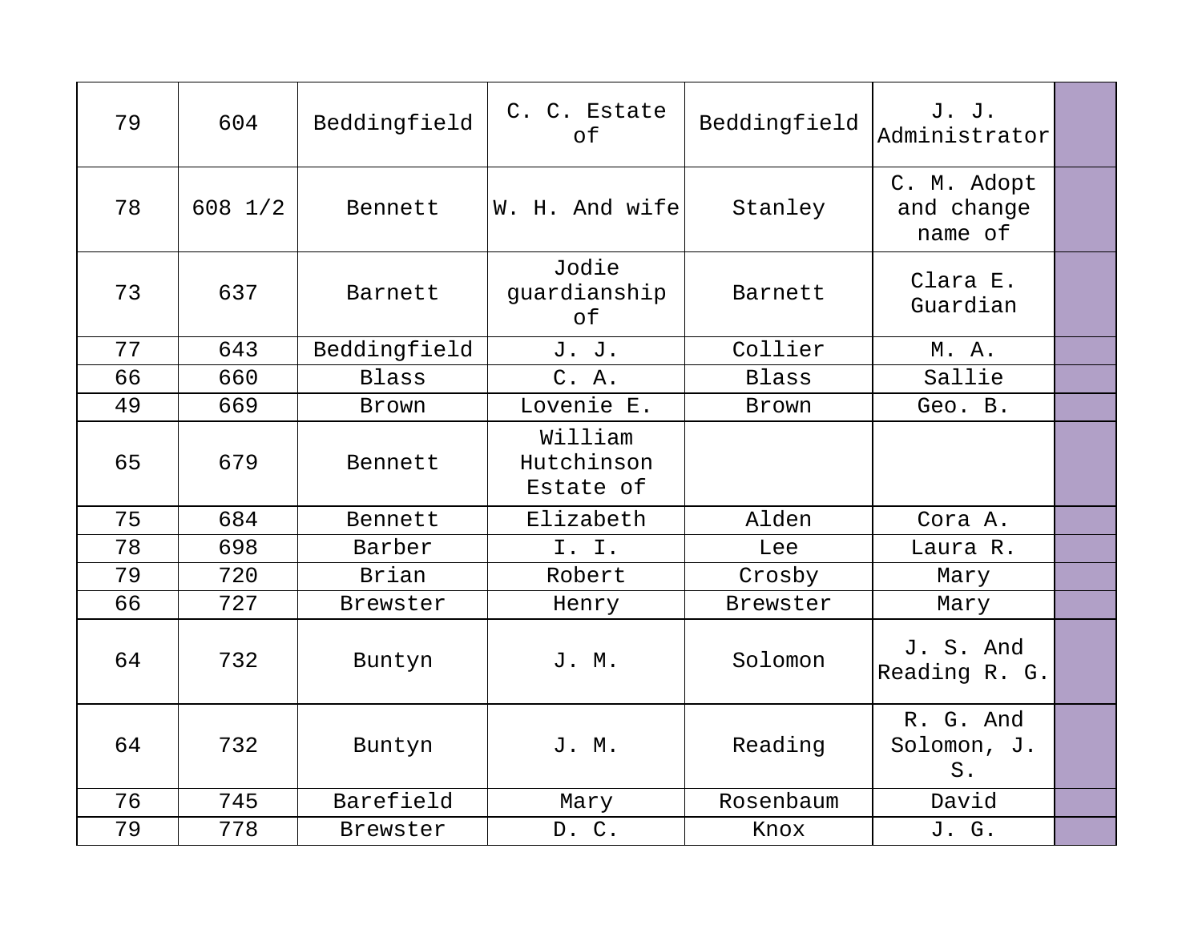| 79 | 604 | Beddingfield | C. C. Estate of | Beddingfield | J. J. Administrator | |
|---|---|---|---|---|---|---|
| 78 | 608 1/2 | Bennett | W. H. And wife | Stanley | C. M. Adopt and change name of | |
| 73 | 637 | Barnett | Jodie guardianship of | Barnett | Clara E. Guardian | |
| 77 | 643 | Beddingfield | J. J. | Collier | M. A. | |
| 66 | 660 | Blass | C. A. | Blass | Sallie | |
| 49 | 669 | Brown | Lovenie E. | Brown | Geo. B. | |
| 65 | 679 | Bennett | William Hutchinson Estate of | | | |
| 75 | 684 | Bennett | Elizabeth | Alden | Cora A. | |
| 78 | 698 | Barber | I. I. | Lee | Laura R. | |
| 79 | 720 | Brian | Robert | Crosby | Mary | |
| 66 | 727 | Brewster | Henry | Brewster | Mary | |
| 64 | 732 | Buntyn | J. M. | Solomon | J. S. And Reading R. G. | |
| 64 | 732 | Buntyn | J. M. | Reading | R. G. And Solomon, J. S. | |
| 76 | 745 | Barefield | Mary | Rosenbaum | David | |
| 79 | 778 | Brewster | D. C. | Knox | J. G. | |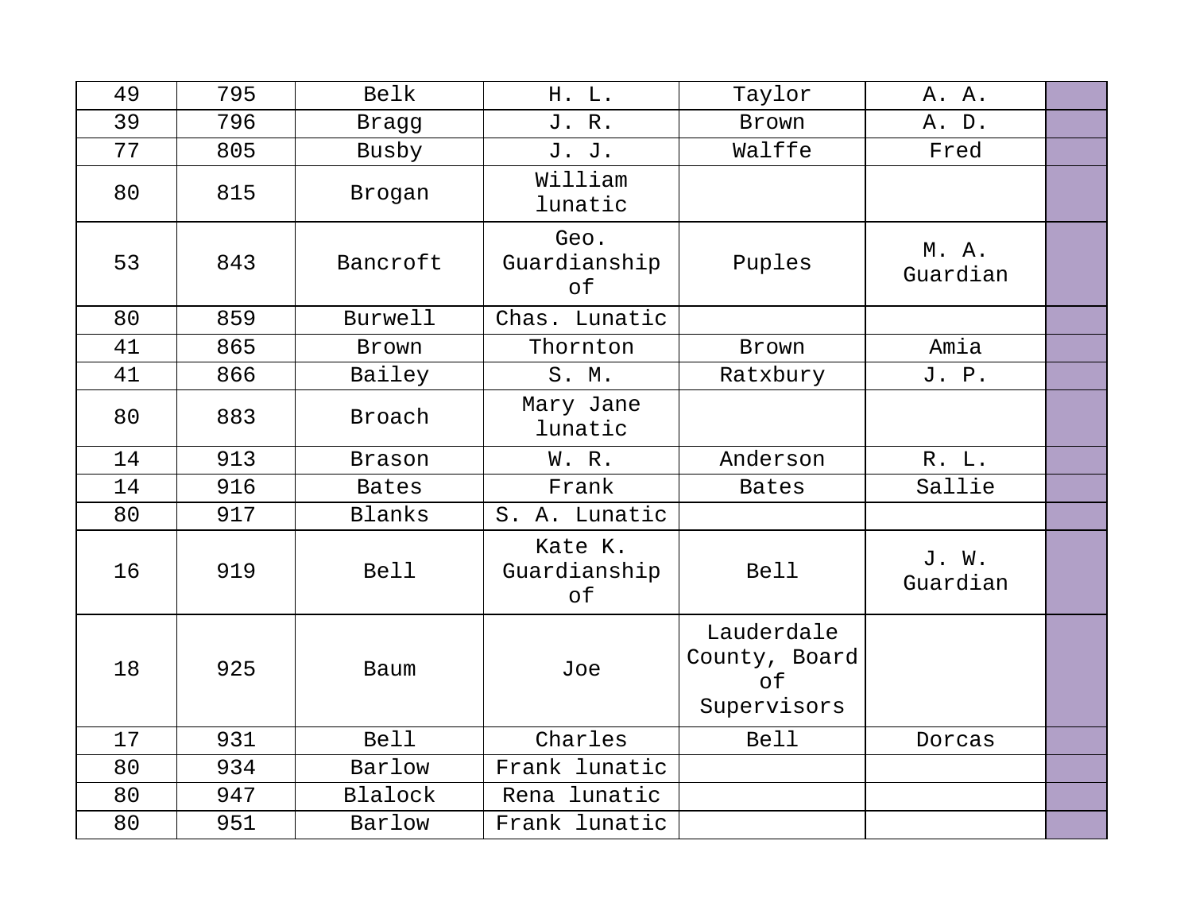| | | | | | | |
|---|---|---|---|---|---|---|
| 49 | 795 | Belk | H. L. | Taylor | A. A. | |
| 39 | 796 | Bragg | J. R. | Brown | A. D. | |
| 77 | 805 | Busby | J. J. | Walffe | Fred | |
| 80 | 815 | Brogan | William lunatic | | | |
| 53 | 843 | Bancroft | Geo. Guardianship of | Puples | M. A. Guardian | |
| 80 | 859 | Burwell | Chas. Lunatic | | | |
| 41 | 865 | Brown | Thornton | Brown | Amia | |
| 41 | 866 | Bailey | S. M. | Ratxbury | J. P. | |
| 80 | 883 | Broach | Mary Jane lunatic | | | |
| 14 | 913 | Brason | W. R. | Anderson | R. L. | |
| 14 | 916 | Bates | Frank | Bates | Sallie | |
| 80 | 917 | Blanks | S. A. Lunatic | | | |
| 16 | 919 | Bell | Kate K. Guardianship of | Bell | J. W. Guardian | |
| 18 | 925 | Baum | Joe | Lauderdale County, Board of Supervisors | | |
| 17 | 931 | Bell | Charles | Bell | Dorcas | |
| 80 | 934 | Barlow | Frank lunatic | | | |
| 80 | 947 | Blalock | Rena lunatic | | | |
| 80 | 951 | Barlow | Frank lunatic | | | |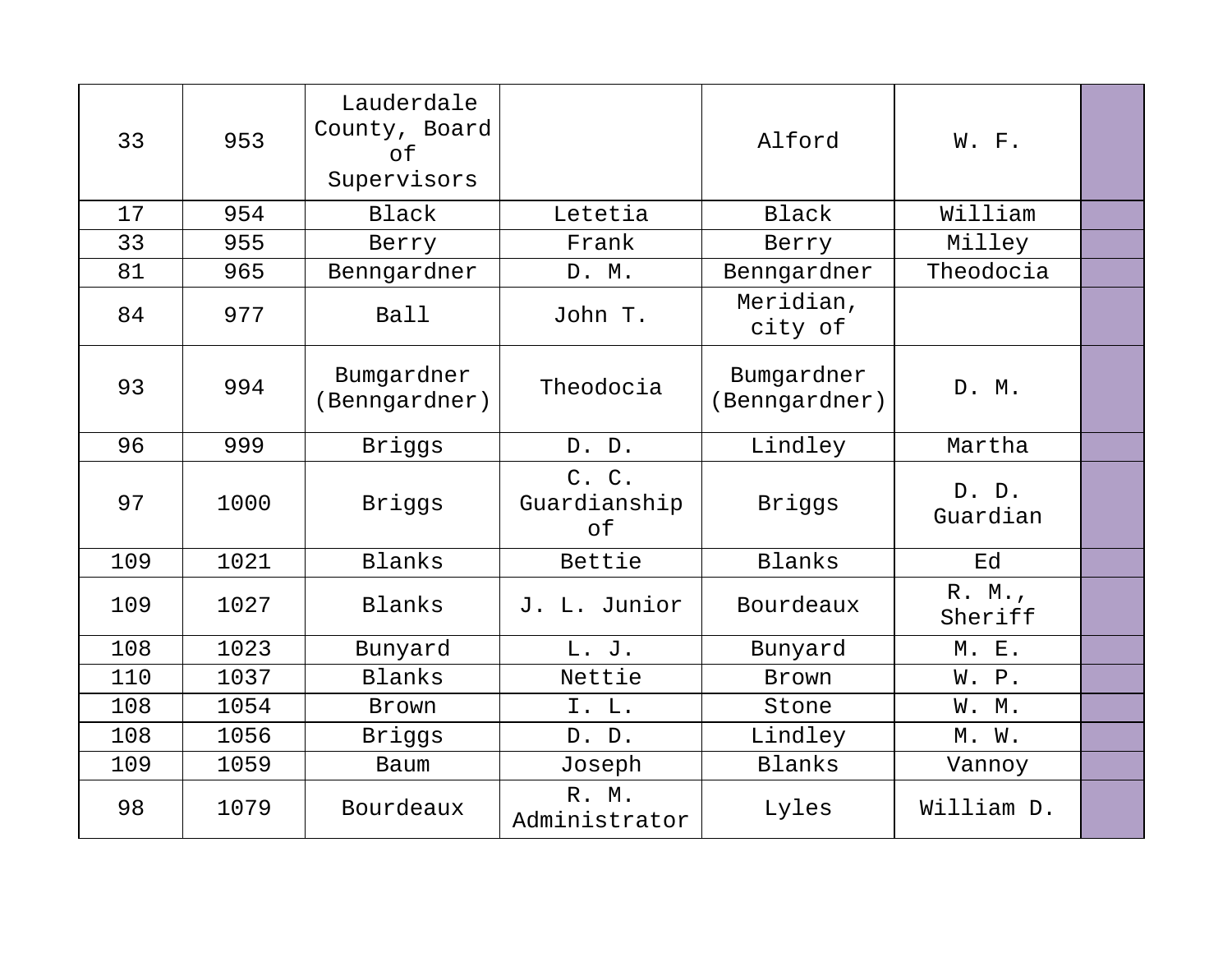| | | | | | | |
|---|---|---|---|---|---|---|
| 33 | 953 | Lauderdale County, Board of Supervisors | | Alford | W. F. | |
| 17 | 954 | Black | Letetia | Black | William | |
| 33 | 955 | Berry | Frank | Berry | Milley | |
| 81 | 965 | Benngardner | D. M. | Benngardner | Theodocia | |
| 84 | 977 | Ball | John T. | Meridian, city of | | |
| 93 | 994 | Bumgardner (Benngardner) | Theodocia | Bumgardner (Benngardner) | D. M. | |
| 96 | 999 | Briggs | D. D. | Lindley | Martha | |
| 97 | 1000 | Briggs | C. C. Guardianship of | Briggs | D. D. Guardian | |
| 109 | 1021 | Blanks | Bettie | Blanks | Ed | |
| 109 | 1027 | Blanks | J. L. Junior | Bourdeaux | R. M., Sheriff | |
| 108 | 1023 | Bunyard | L. J. | Bunyard | M. E. | |
| 110 | 1037 | Blanks | Nettie | Brown | W. P. | |
| 108 | 1054 | Brown | I. L. | Stone | W. M. | |
| 108 | 1056 | Briggs | D. D. | Lindley | M. W. | |
| 109 | 1059 | Baum | Joseph | Blanks | Vannoy | |
| 98 | 1079 | Bourdeaux | R. M. Administrator | Lyles | William D. | |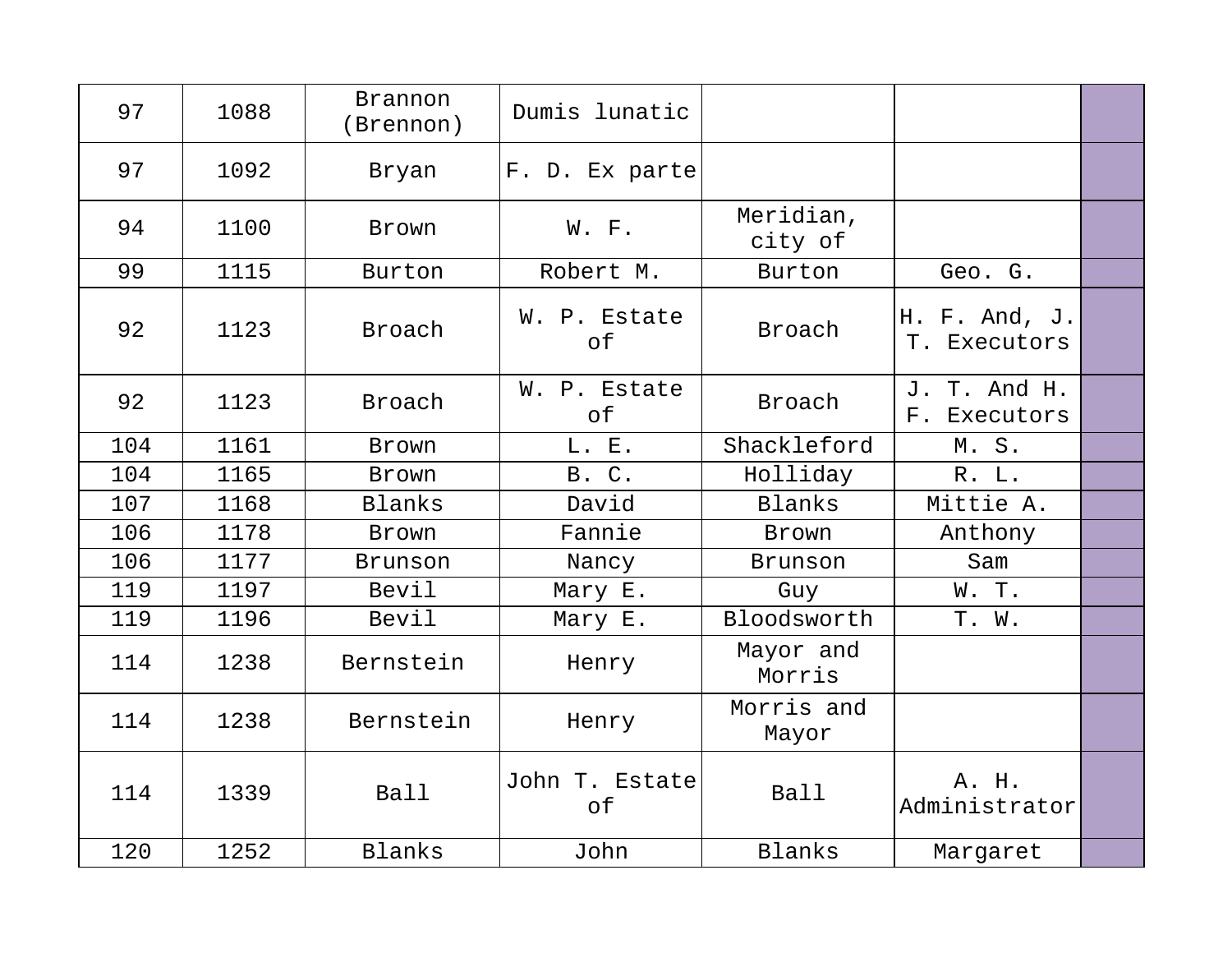| | | | | | | |
|---|---|---|---|---|---|---|
| 97 | 1088 | Brannon (Brennon) | Dumis lunatic | | | |
| 97 | 1092 | Bryan | F. D. Ex parte | | | |
| 94 | 1100 | Brown | W. F. | Meridian, city of | | |
| 99 | 1115 | Burton | Robert M. | Burton | Geo. G. | |
| 92 | 1123 | Broach | W. P. Estate of | Broach | H. F. And, J. T. Executors | |
| 92 | 1123 | Broach | W. P. Estate of | Broach | J. T. And H. F. Executors | |
| 104 | 1161 | Brown | L. E. | Shackleford | M. S. | |
| 104 | 1165 | Brown | B. C. | Holliday | R. L. | |
| 107 | 1168 | Blanks | David | Blanks | Mittie A. | |
| 106 | 1178 | Brown | Fannie | Brown | Anthony | |
| 106 | 1177 | Brunson | Nancy | Brunson | Sam | |
| 119 | 1197 | Bevil | Mary E. | Guy | W. T. | |
| 119 | 1196 | Bevil | Mary E. | Bloodsworth | T. W. | |
| 114 | 1238 | Bernstein | Henry | Mayor and Morris | | |
| 114 | 1238 | Bernstein | Henry | Morris and Mayor | | |
| 114 | 1339 | Ball | John T. Estate of | Ball | A. H. Administrator | |
| 120 | 1252 | Blanks | John | Blanks | Margaret | |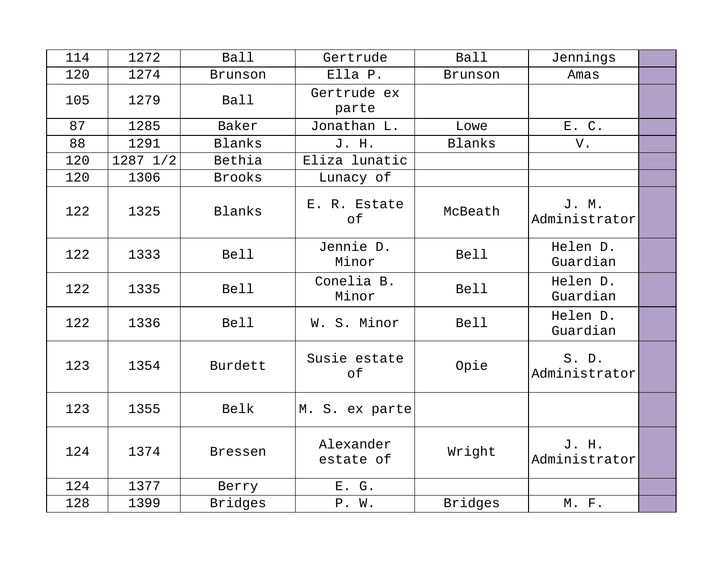| | | | | | | |
|---|---|---|---|---|---|---|
| 114 | 1272 | Ball | Gertrude | Ball | Jennings | |
| 120 | 1274 | Brunson | Ella P. | Brunson | Amas | |
| 105 | 1279 | Ball | Gertrude ex parte | | | |
| 87 | 1285 | Baker | Jonathan L. | Lowe | E. C. | |
| 88 | 1291 | Blanks | J. H. | Blanks | V. | |
| 120 | 1287 1/2 | Bethia | Eliza lunatic | | | |
| 120 | 1306 | Brooks | Lunacy of | | | |
| 122 | 1325 | Blanks | E. R. Estate of | McBeath | J. M. Administrator | |
| 122 | 1333 | Bell | Jennie D. Minor | Bell | Helen D. Guardian | |
| 122 | 1335 | Bell | Conelia B. Minor | Bell | Helen D. Guardian | |
| 122 | 1336 | Bell | W. S. Minor | Bell | Helen D. Guardian | |
| 123 | 1354 | Burdett | Susie estate of | Opie | S. D. Administrator | |
| 123 | 1355 | Belk | M. S. ex parte | | | |
| 124 | 1374 | Bressen | Alexander estate of | Wright | J. H. Administrator | |
| 124 | 1377 | Berry | E. G. | | | |
| 128 | 1399 | Bridges | P. W. | Bridges | M. F. | |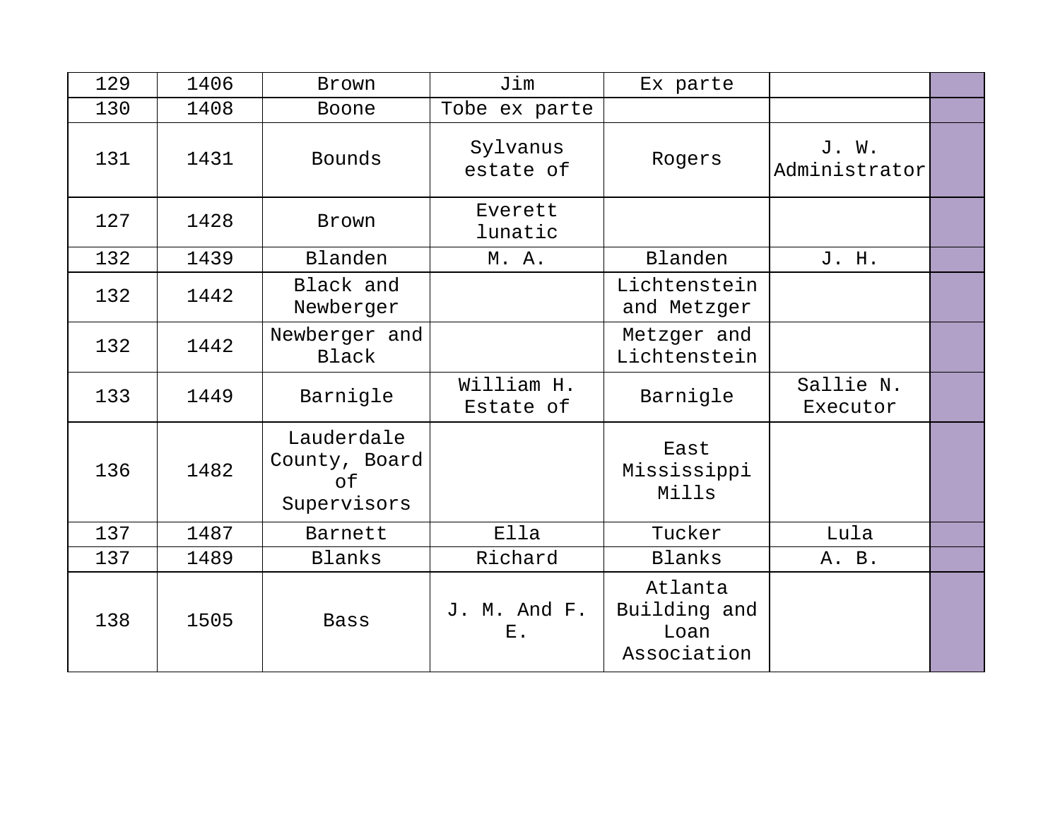| | | | | | | |
|---|---|---|---|---|---|---|
| 129 | 1406 | Brown | Jim | Ex parte | | |
| 130 | 1408 | Boone | Tobe ex parte | | | |
| 131 | 1431 | Bounds | Sylvanus estate of | Rogers | J. W. Administrator | |
| 127 | 1428 | Brown | Everett lunatic | | | |
| 132 | 1439 | Blanden | M. A. | Blanden | J. H. | |
| 132 | 1442 | Black and Newberger | | Lichtenstein and Metzger | | |
| 132 | 1442 | Newberger and Black | | Metzger and Lichtenstein | | |
| 133 | 1449 | Barnigle | William H. Estate of | Barnigle | Sallie N. Executor | |
| 136 | 1482 | Lauderdale County, Board of Supervisors | | East Mississippi Mills | | |
| 137 | 1487 | Barnett | Ella | Tucker | Lula | |
| 137 | 1489 | Blanks | Richard | Blanks | A. B. | |
| 138 | 1505 | Bass | J. M. And F. E. | Atlanta Building and Loan Association | | |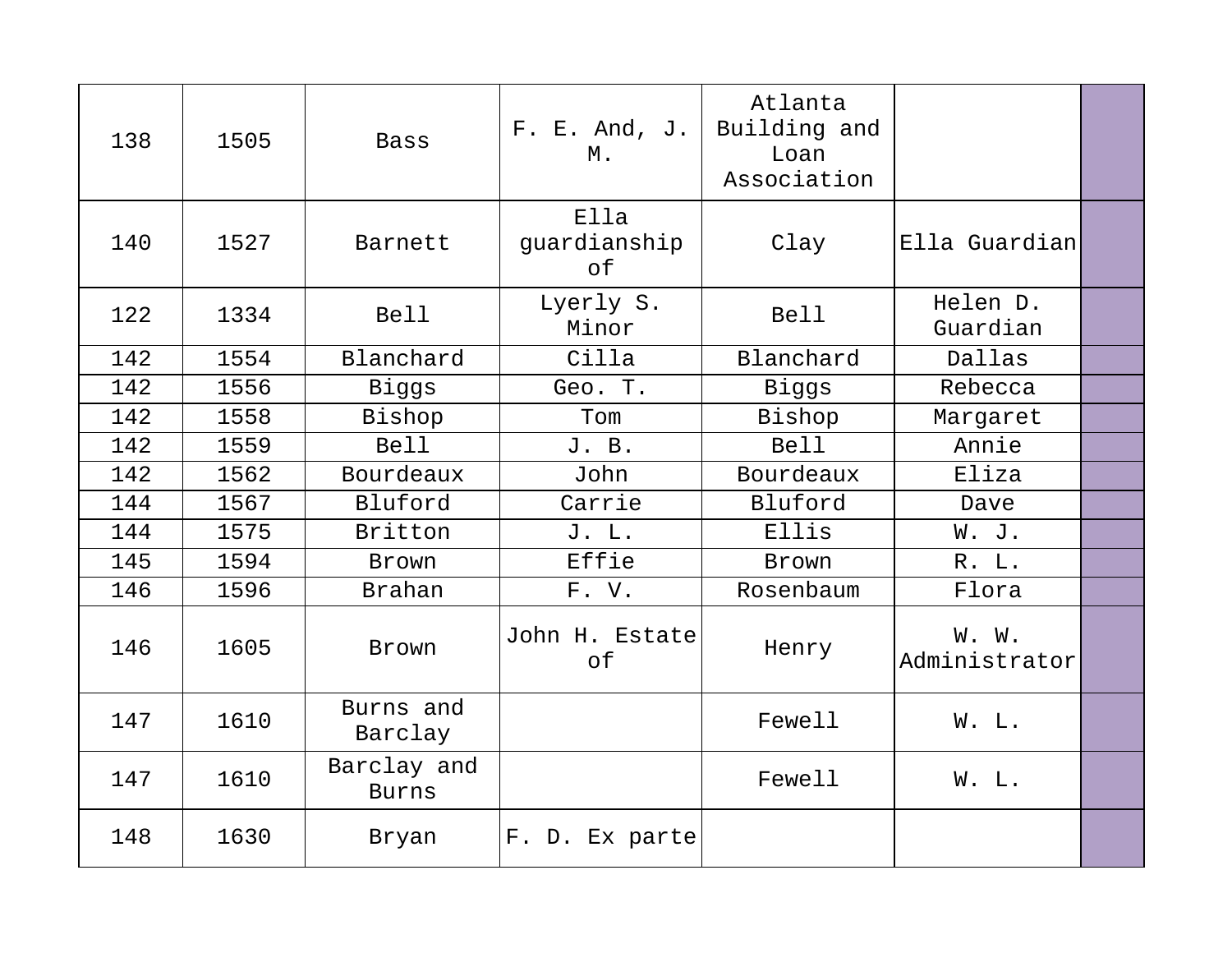| | | | | | | |
|---|---|---|---|---|---|---|
| 138 | 1505 | Bass | F. E. And, J. M. | Atlanta Building and Loan Association | | |
| 140 | 1527 | Barnett | Ella guardianship of | Clay | Ella Guardian | |
| 122 | 1334 | Bell | Lyerly S. Minor | Bell | Helen D. Guardian | |
| 142 | 1554 | Blanchard | Cilla | Blanchard | Dallas | |
| 142 | 1556 | Biggs | Geo. T. | Biggs | Rebecca | |
| 142 | 1558 | Bishop | Tom | Bishop | Margaret | |
| 142 | 1559 | Bell | J. B. | Bell | Annie | |
| 142 | 1562 | Bourdeaux | John | Bourdeaux | Eliza | |
| 144 | 1567 | Bluford | Carrie | Bluford | Dave | |
| 144 | 1575 | Britton | J. L. | Ellis | W. J. | |
| 145 | 1594 | Brown | Effie | Brown | R. L. | |
| 146 | 1596 | Brahan | F. V. | Rosenbaum | Flora | |
| 146 | 1605 | Brown | John H. Estate of | Henry | W. W. Administrator | |
| 147 | 1610 | Burns and Barclay | | Fewell | W. L. | |
| 147 | 1610 | Barclay and Burns | | Fewell | W. L. | |
| 148 | 1630 | Bryan | F. D. Ex parte | | | |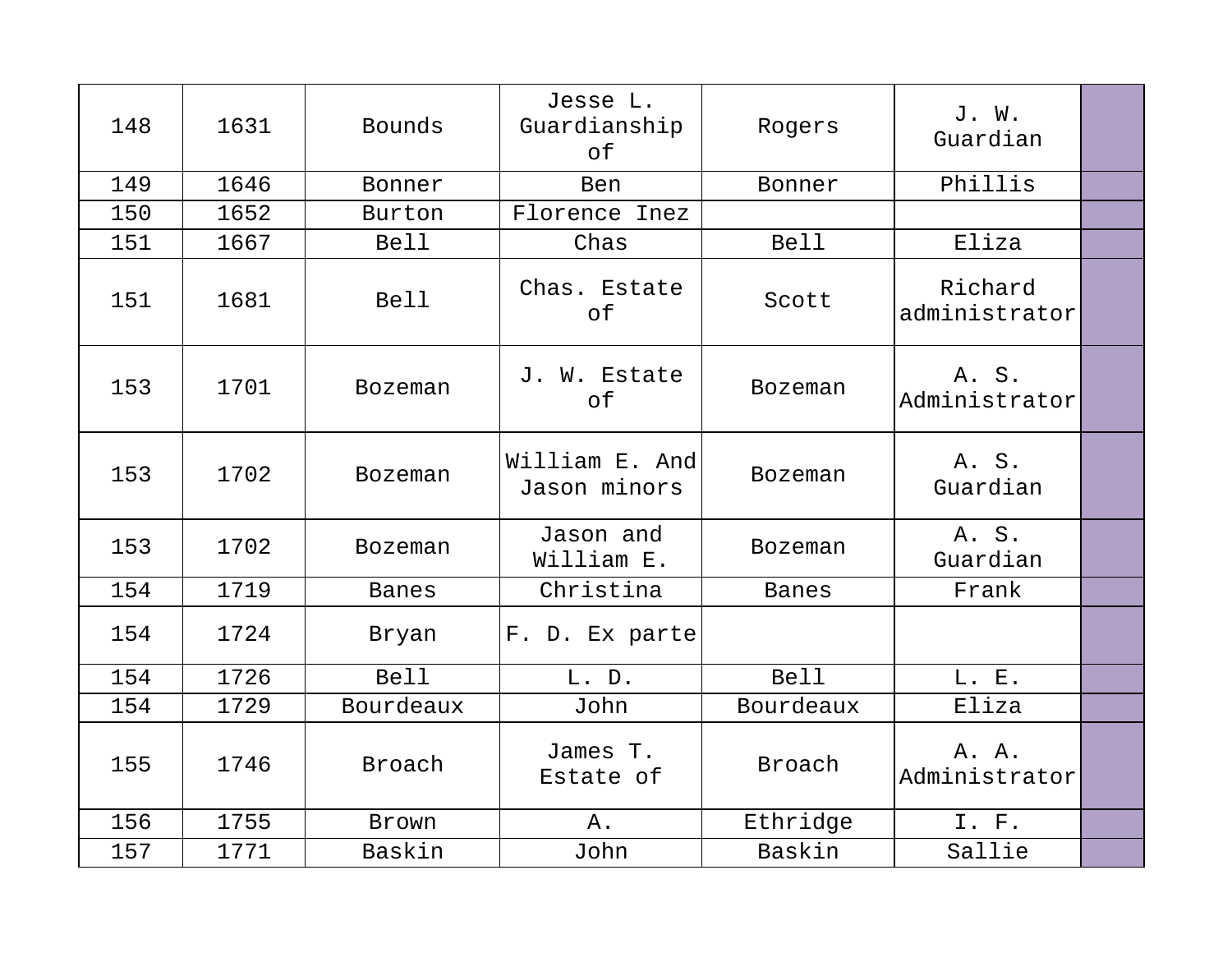| | | | | | | |
|---|---|---|---|---|---|---|
| 148 | 1631 | Bounds | Jesse L. Guardianship of | Rogers | J. W. Guardian | |
| 149 | 1646 | Bonner | Ben | Bonner | Phillis | |
| 150 | 1652 | Burton | Florence Inez | | | |
| 151 | 1667 | Bell | Chas | Bell | Eliza | |
| 151 | 1681 | Bell | Chas. Estate of | Scott | Richard administrator | |
| 153 | 1701 | Bozeman | J. W. Estate of | Bozeman | A. S. Administrator | |
| 153 | 1702 | Bozeman | William E. And Jason minors | Bozeman | A. S. Guardian | |
| 153 | 1702 | Bozeman | Jason and William E. | Bozeman | A. S. Guardian | |
| 154 | 1719 | Banes | Christina | Banes | Frank | |
| 154 | 1724 | Bryan | F. D. Ex parte | | | |
| 154 | 1726 | Bell | L. D. | Bell | L. E. | |
| 154 | 1729 | Bourdeaux | John | Bourdeaux | Eliza | |
| 155 | 1746 | Broach | James T. Estate of | Broach | A. A. Administrator | |
| 156 | 1755 | Brown | A. | Ethridge | I. F. | |
| 157 | 1771 | Baskin | John | Baskin | Sallie | |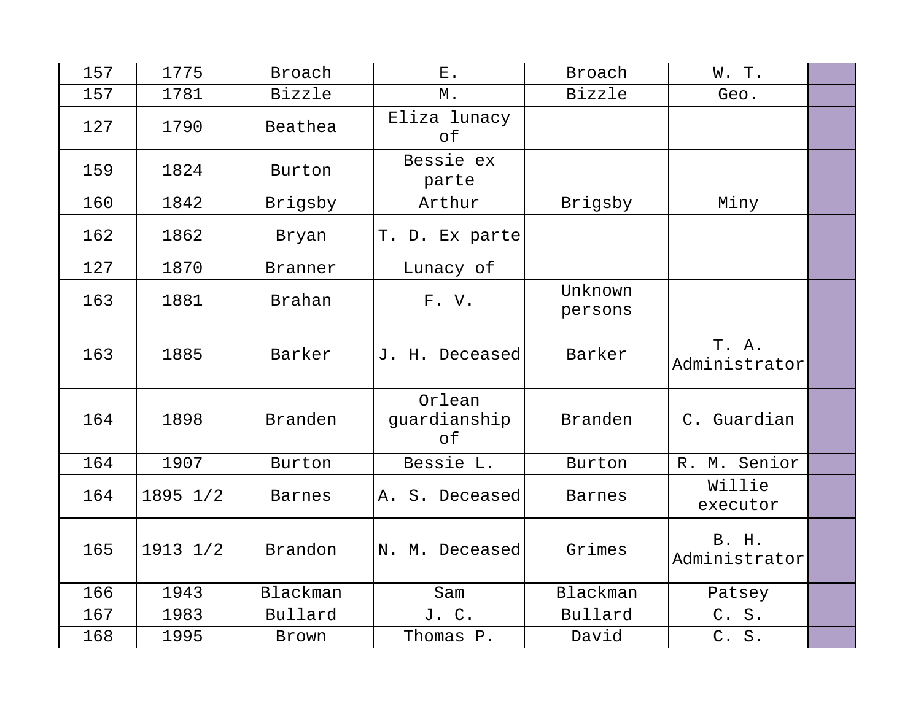| 157 | 1775 | Broach | E. | Broach | W. T. | |
|---|---|---|---|---|---|---|
| 157 | 1781 | Bizzle | M. | Bizzle | Geo. | |
| 127 | 1790 | Beathea | Eliza lunacy of | | | |
| 159 | 1824 | Burton | Bessie ex parte | | | |
| 160 | 1842 | Brigsby | Arthur | Brigsby | Miny | |
| 162 | 1862 | Bryan | T. D. Ex parte | | | |
| 127 | 1870 | Branner | Lunacy of | | | |
| 163 | 1881 | Brahan | F. V. | Unknown persons | | |
| 163 | 1885 | Barker | J. H. Deceased | Barker | T. A. Administrator | |
| 164 | 1898 | Branden | Orlean guardianship of | Branden | C. Guardian | |
| 164 | 1907 | Burton | Bessie L. | Burton | R. M. Senior | |
| 164 | 1895 1/2 | Barnes | A. S. Deceased | Barnes | Willie executor | |
| 165 | 1913 1/2 | Brandon | N. M. Deceased | Grimes | B. H. Administrator | |
| 166 | 1943 | Blackman | Sam | Blackman | Patsey | |
| 167 | 1983 | Bullard | J. C. | Bullard | C. S. | |
| 168 | 1995 | Brown | Thomas P. | David | C. S. | |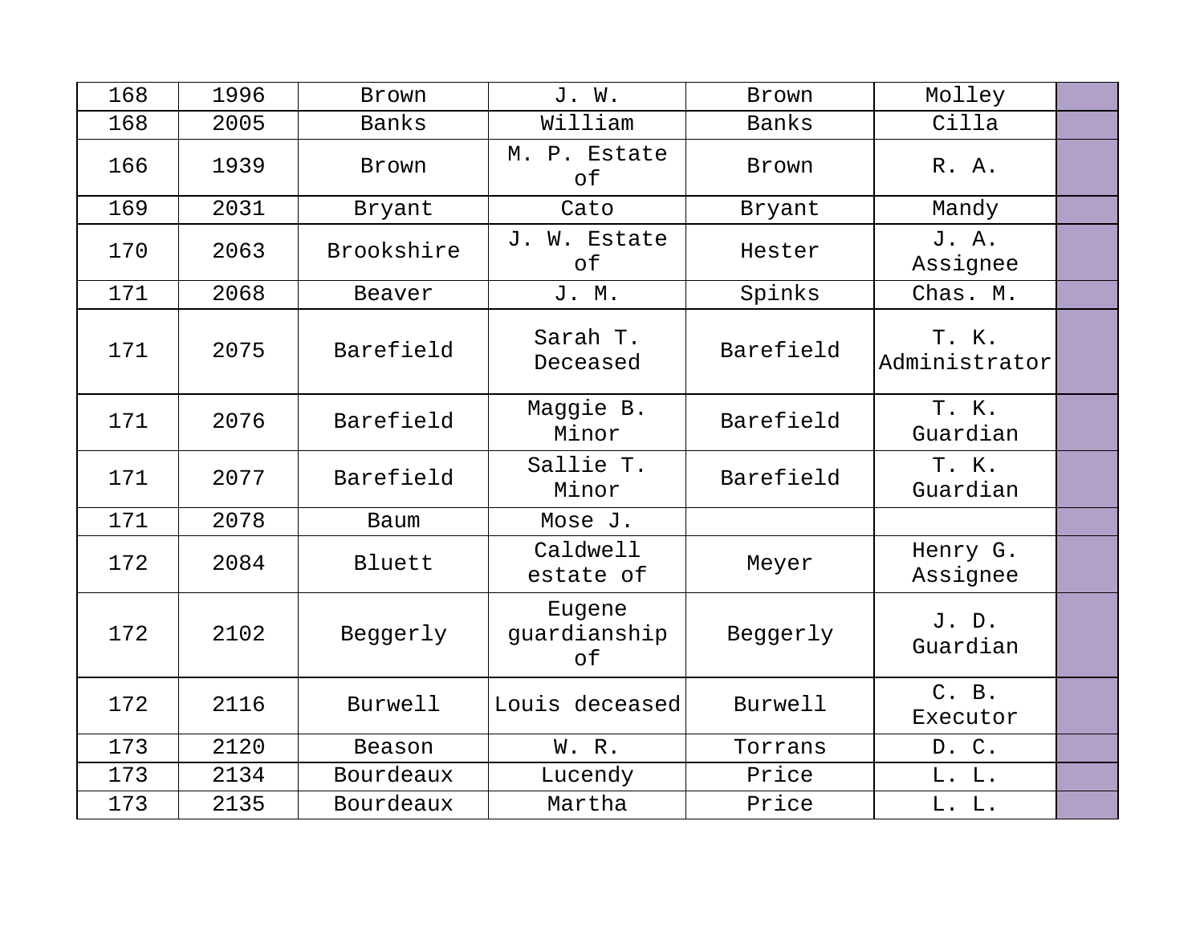| | | | | | | |
|---|---|---|---|---|---|---|
| 168 | 1996 | Brown | J. W. | Brown | Molley | |
| 168 | 2005 | Banks | William | Banks | Cilla | |
| 166 | 1939 | Brown | M. P. Estate of | Brown | R. A. | |
| 169 | 2031 | Bryant | Cato | Bryant | Mandy | |
| 170 | 2063 | Brookshire | J. W. Estate of | Hester | J. A. Assignee | |
| 171 | 2068 | Beaver | J. M. | Spinks | Chas. M. | |
| 171 | 2075 | Barefield | Sarah T. Deceased | Barefield | T. K. Administrator | |
| 171 | 2076 | Barefield | Maggie B. Minor | Barefield | T. K. Guardian | |
| 171 | 2077 | Barefield | Sallie T. Minor | Barefield | T. K. Guardian | |
| 171 | 2078 | Baum | Mose J. | | | |
| 172 | 2084 | Bluett | Caldwell estate of | Meyer | Henry G. Assignee | |
| 172 | 2102 | Beggerly | Eugene guardianship of | Beggerly | J. D. Guardian | |
| 172 | 2116 | Burwell | Louis deceased | Burwell | C. B. Executor | |
| 173 | 2120 | Beason | W. R. | Torrans | D. C. | |
| 173 | 2134 | Bourdeaux | Lucendy | Price | L. L. | |
| 173 | 2135 | Bourdeaux | Martha | Price | L. L. | |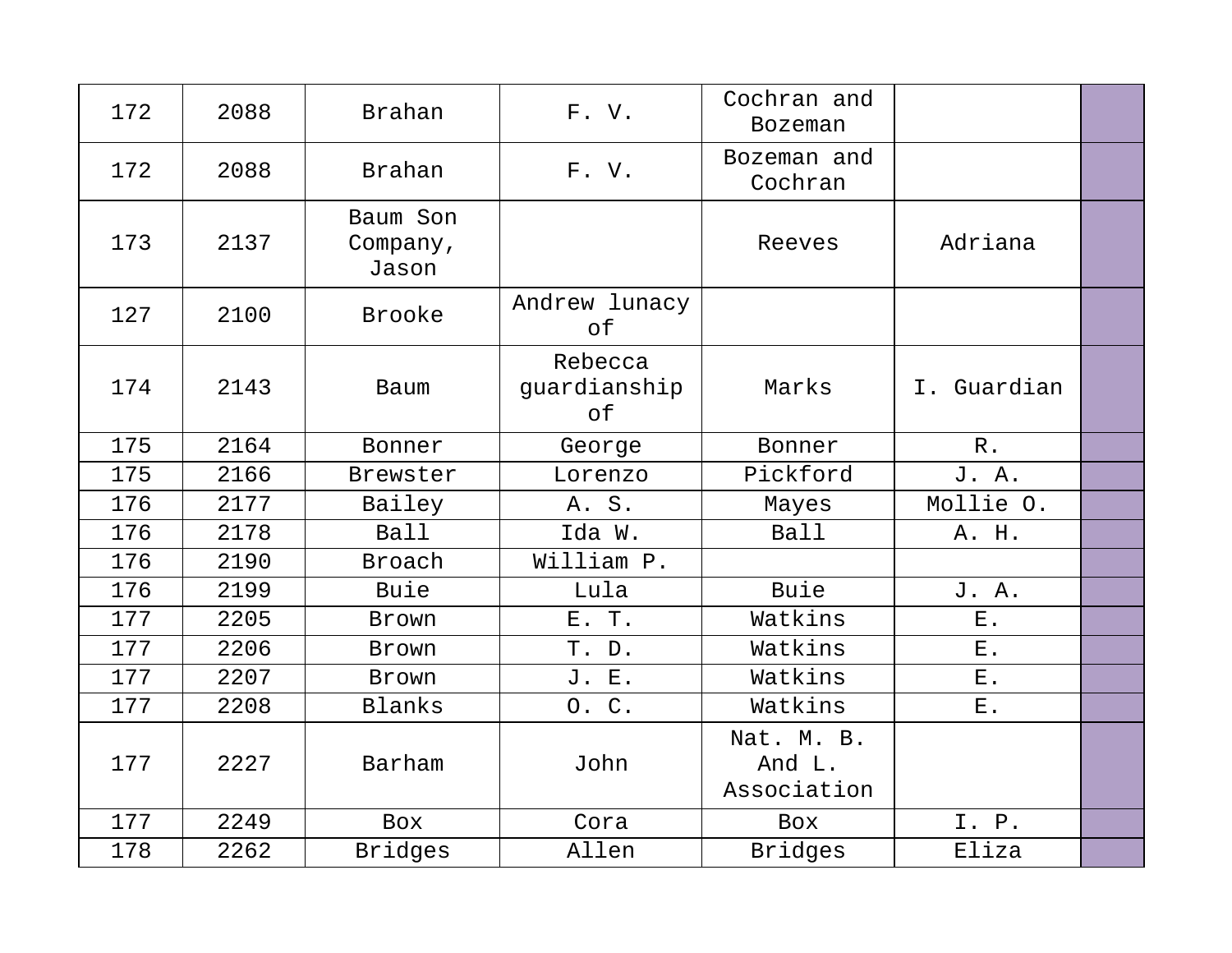| | | | | | | |
|---|---|---|---|---|---|---|
| 172 | 2088 | Brahan | F. V. | Cochran and Bozeman | | |
| 172 | 2088 | Brahan | F. V. | Bozeman and Cochran | | |
| 173 | 2137 | Baum Son Company, Jason | | Reeves | Adriana | |
| 127 | 2100 | Brooke | Andrew lunacy of | | | |
| 174 | 2143 | Baum | Rebecca guardianship of | Marks | I. Guardian | |
| 175 | 2164 | Bonner | George | Bonner | R. | |
| 175 | 2166 | Brewster | Lorenzo | Pickford | J. A. | |
| 176 | 2177 | Bailey | A. S. | Mayes | Mollie O. | |
| 176 | 2178 | Ball | Ida W. | Ball | A. H. | |
| 176 | 2190 | Broach | William P. | | | |
| 176 | 2199 | Buie | Lula | Buie | J. A. | |
| 177 | 2205 | Brown | E. T. | Watkins | E. | |
| 177 | 2206 | Brown | T. D. | Watkins | E. | |
| 177 | 2207 | Brown | J. E. | Watkins | E. | |
| 177 | 2208 | Blanks | O. C. | Watkins | E. | |
| 177 | 2227 | Barham | John | Nat. M. B. And L. Association | | |
| 177 | 2249 | Box | Cora | Box | I. P. | |
| 178 | 2262 | Bridges | Allen | Bridges | Eliza | |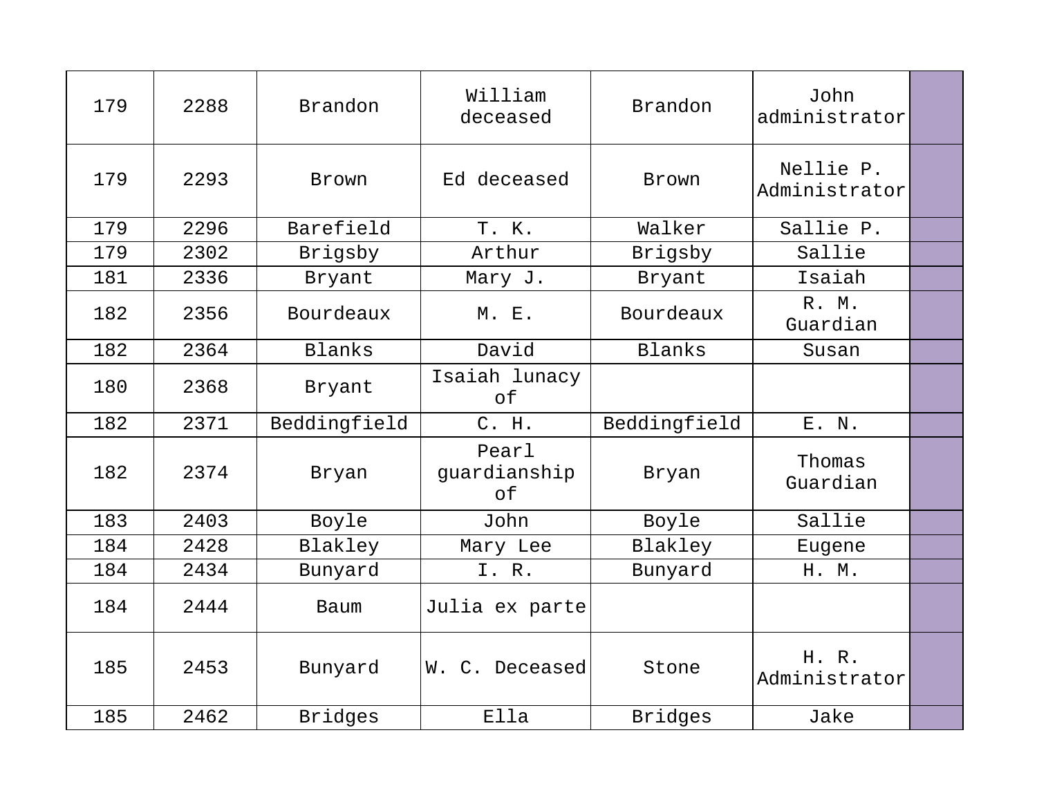| | | | | | | |
|---|---|---|---|---|---|---|
| 179 | 2288 | Brandon | William deceased | Brandon | John administrator | |
| 179 | 2293 | Brown | Ed deceased | Brown | Nellie P. Administrator | |
| 179 | 2296 | Barefield | T. K. | Walker | Sallie P. | |
| 179 | 2302 | Brigsby | Arthur | Brigsby | Sallie | |
| 181 | 2336 | Bryant | Mary J. | Bryant | Isaiah | |
| 182 | 2356 | Bourdeaux | M. E. | Bourdeaux | R. M. Guardian | |
| 182 | 2364 | Blanks | David | Blanks | Susan | |
| 180 | 2368 | Bryant | Isaiah lunacy of | | | |
| 182 | 2371 | Beddingfield | C. H. | Beddingfield | E. N. | |
| 182 | 2374 | Bryan | Pearl guardianship of | Bryan | Thomas Guardian | |
| 183 | 2403 | Boyle | John | Boyle | Sallie | |
| 184 | 2428 | Blakley | Mary Lee | Blakley | Eugene | |
| 184 | 2434 | Bunyard | I. R. | Bunyard | H. M. | |
| 184 | 2444 | Baum | Julia ex parte | | | |
| 185 | 2453 | Bunyard | W. C. Deceased | Stone | H. R. Administrator | |
| 185 | 2462 | Bridges | Ella | Bridges | Jake | |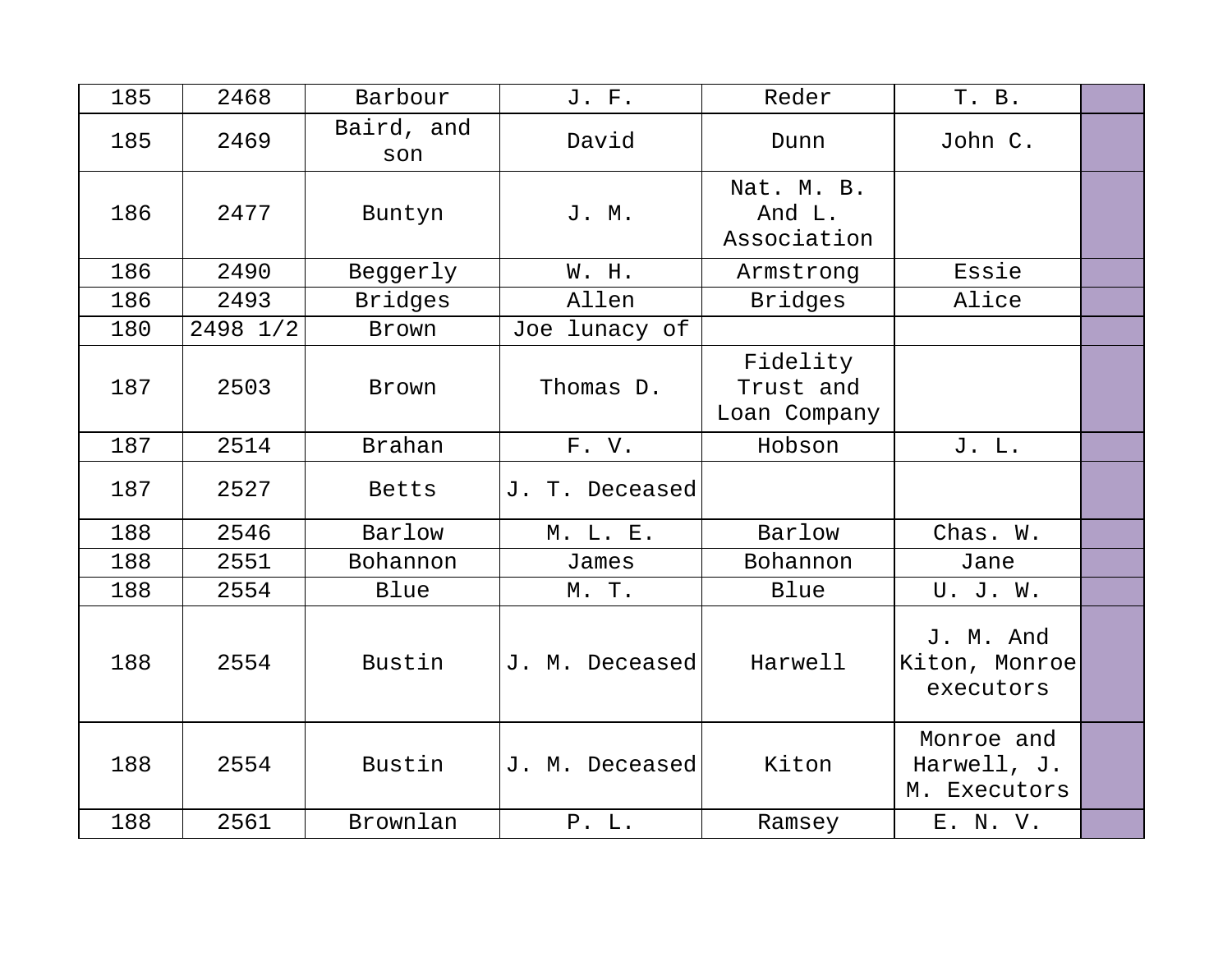| | | | | | | |
|---|---|---|---|---|---|---|
| 185 | 2468 | Barbour | J. F. | Reder | T. B. | |
| 185 | 2469 | Baird, and son | David | Dunn | John C. | |
| 186 | 2477 | Buntyn | J. M. | Nat. M. B. And L. Association | | |
| 186 | 2490 | Beggerly | W. H. | Armstrong | Essie | |
| 186 | 2493 | Bridges | Allen | Bridges | Alice | |
| 180 | 2498 1/2 | Brown | Joe lunacy of | | | |
| 187 | 2503 | Brown | Thomas D. | Fidelity Trust and Loan Company | | |
| 187 | 2514 | Brahan | F. V. | Hobson | J. L. | |
| 187 | 2527 | Betts | J. T. Deceased | | | |
| 188 | 2546 | Barlow | M. L. E. | Barlow | Chas. W. | |
| 188 | 2551 | Bohannon | James | Bohannon | Jane | |
| 188 | 2554 | Blue | M. T. | Blue | U. J. W. | |
| 188 | 2554 | Bustin | J. M. Deceased | Harwell | J. M. And Kiton, Monroe executors | |
| 188 | 2554 | Bustin | J. M. Deceased | Kiton | Monroe and Harwell, J. M. Executors | |
| 188 | 2561 | Brownlan | P. L. | Ramsey | E. N. V. | |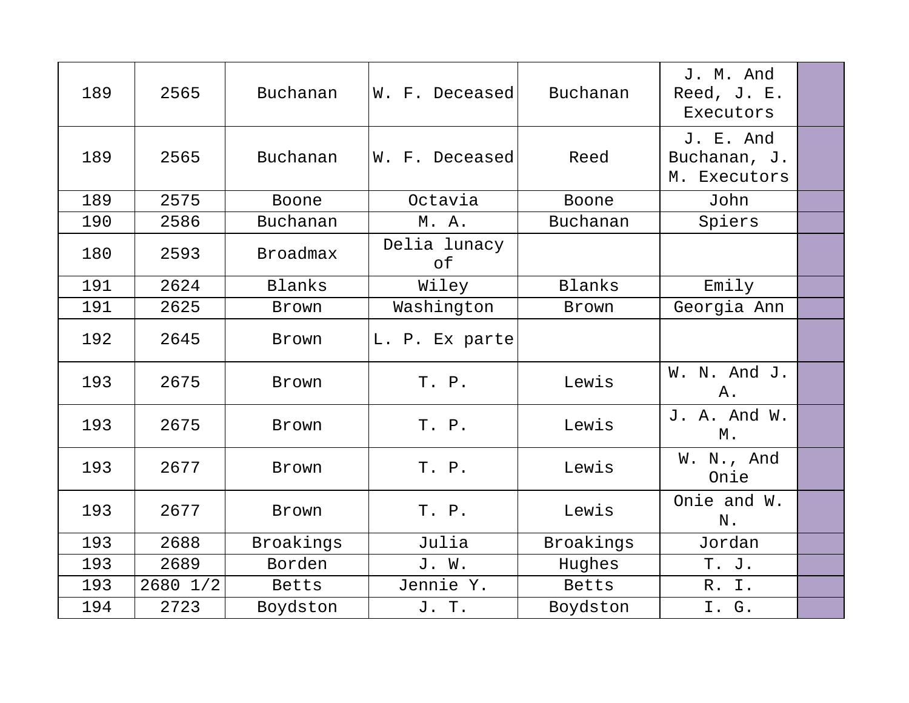| 189 | 2565 | Buchanan | W. F. Deceased | Buchanan | J. M. And Reed, J. E. Executors | |
|---|---|---|---|---|---|---|
| 189 | 2565 | Buchanan | W. F. Deceased | Reed | J. E. And Buchanan, J. M. Executors | |
| 189 | 2575 | Boone | Octavia | Boone | John | |
| 190 | 2586 | Buchanan | M. A. | Buchanan | Spiers | |
| 180 | 2593 | Broadmax | Delia lunacy of | | | |
| 191 | 2624 | Blanks | Wiley | Blanks | Emily | |
| 191 | 2625 | Brown | Washington | Brown | Georgia Ann | |
| 192 | 2645 | Brown | L. P. Ex parte | | | |
| 193 | 2675 | Brown | T. P. | Lewis | W. N. And J. A. | |
| 193 | 2675 | Brown | T. P. | Lewis | J. A. And W. M. | |
| 193 | 2677 | Brown | T. P. | Lewis | W. N., And Onie | |
| 193 | 2677 | Brown | T. P. | Lewis | Onie and W. N. | |
| 193 | 2688 | Broakings | Julia | Broakings | Jordan | |
| 193 | 2689 | Borden | J. W. | Hughes | T. J. | |
| 193 | 2680 1/2 | Betts | Jennie Y. | Betts | R. I. | |
| 194 | 2723 | Boydston | J. T. | Boydston | I. G. | |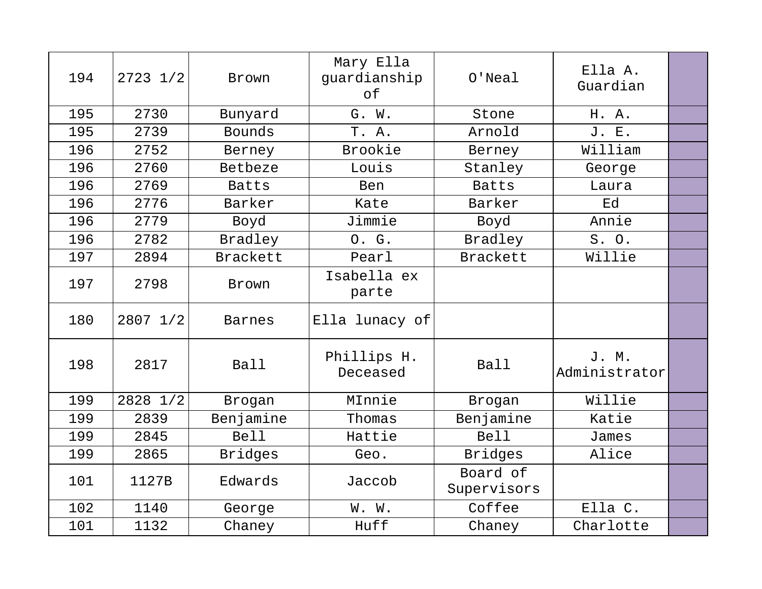| | | | | | | |
|---|---|---|---|---|---|---|
| 194 | 2723 1/2 | Brown | Mary Ella guardianship of | O'Neal | Ella A. Guardian | |
| 195 | 2730 | Bunyard | G. W. | Stone | H. A. | |
| 195 | 2739 | Bounds | T. A. | Arnold | J. E. | |
| 196 | 2752 | Berney | Brookie | Berney | William | |
| 196 | 2760 | Betbeze | Louis | Stanley | George | |
| 196 | 2769 | Batts | Ben | Batts | Laura | |
| 196 | 2776 | Barker | Kate | Barker | Ed | |
| 196 | 2779 | Boyd | Jimmie | Boyd | Annie | |
| 196 | 2782 | Bradley | O. G. | Bradley | S. O. | |
| 197 | 2894 | Brackett | Pearl | Brackett | Willie | |
| 197 | 2798 | Brown | Isabella ex parte | | | |
| 180 | 2807 1/2 | Barnes | Ella lunacy of | | | |
| 198 | 2817 | Ball | Phillips H. Deceased | Ball | J. M. Administrator | |
| 199 | 2828 1/2 | Brogan | MInnie | Brogan | Willie | |
| 199 | 2839 | Benjamine | Thomas | Benjamine | Katie | |
| 199 | 2845 | Bell | Hattie | Bell | James | |
| 199 | 2865 | Bridges | Geo. | Bridges | Alice | |
| 101 | 1127B | Edwards | Jaccob | Board of Supervisors | | |
| 102 | 1140 | George | W. W. | Coffee | Ella C. | |
| 101 | 1132 | Chaney | Huff | Chaney | Charlotte | |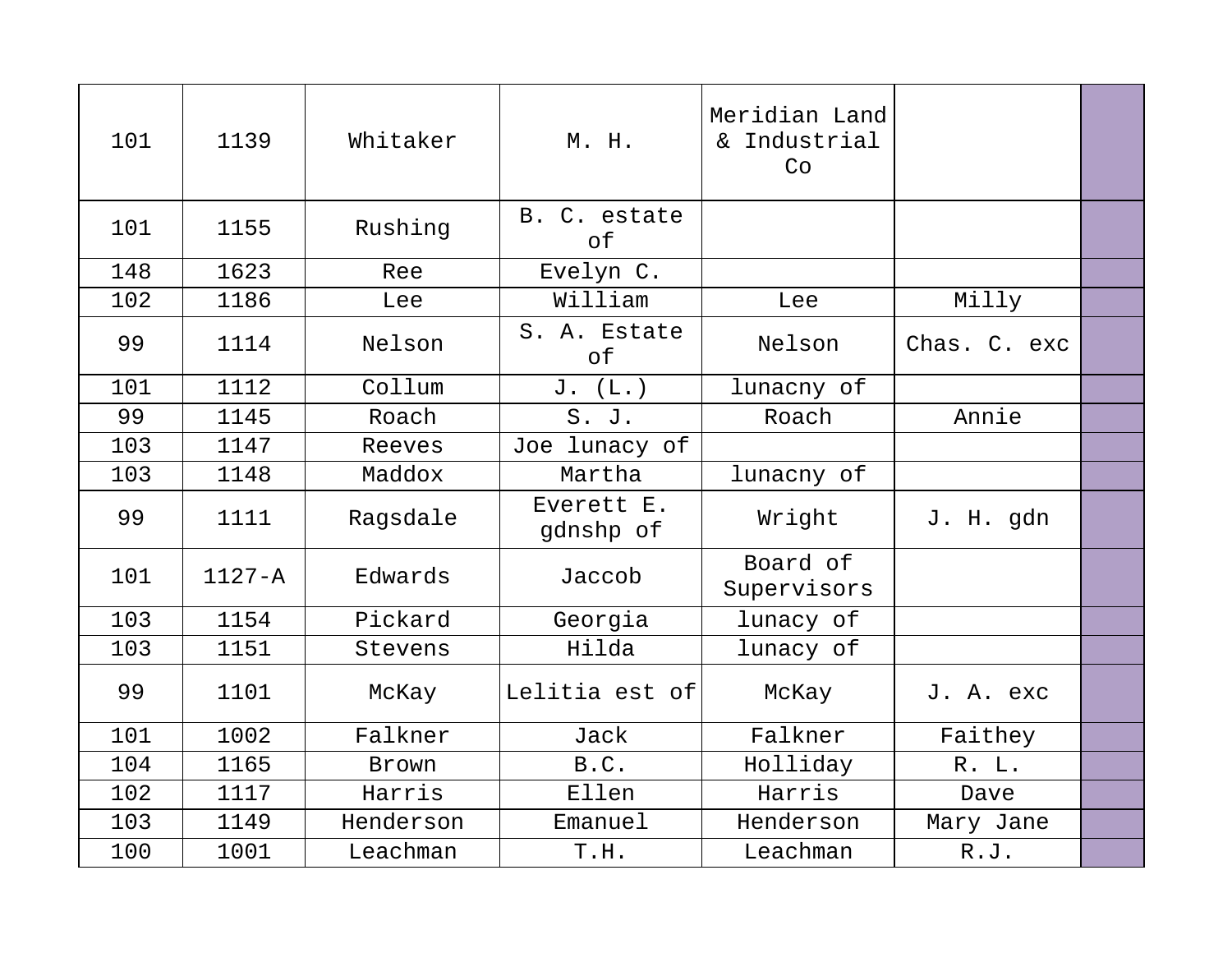| | | | | | | |
|---|---|---|---|---|---|---|
| 101 | 1139 | Whitaker | M. H. | Meridian Land & Industrial Co | | |
| 101 | 1155 | Rushing | B. C. estate of | | | |
| 148 | 1623 | Ree | Evelyn C. | | | |
| 102 | 1186 | Lee | William | Lee | Milly | |
| 99 | 1114 | Nelson | S. A. Estate of | Nelson | Chas. C. exc | |
| 101 | 1112 | Collum | J. (L.) | lunacny of | | |
| 99 | 1145 | Roach | S. J. | Roach | Annie | |
| 103 | 1147 | Reeves | Joe lunacy of | | | |
| 103 | 1148 | Maddox | Martha | lunacny of | | |
| 99 | 1111 | Ragsdale | Everett E. gdnshp of | Wright | J. H. gdn | |
| 101 | 1127-A | Edwards | Jaccob | Board of Supervisors | | |
| 103 | 1154 | Pickard | Georgia | lunacy of | | |
| 103 | 1151 | Stevens | Hilda | lunacy of | | |
| 99 | 1101 | McKay | Lelitia est of | McKay | J. A. exc | |
| 101 | 1002 | Falkner | Jack | Falkner | Faithey | |
| 104 | 1165 | Brown | B.C. | Holliday | R. L. | |
| 102 | 1117 | Harris | Ellen | Harris | Dave | |
| 103 | 1149 | Henderson | Emanuel | Henderson | Mary Jane | |
| 100 | 1001 | Leachman | T.H. | Leachman | R.J. | |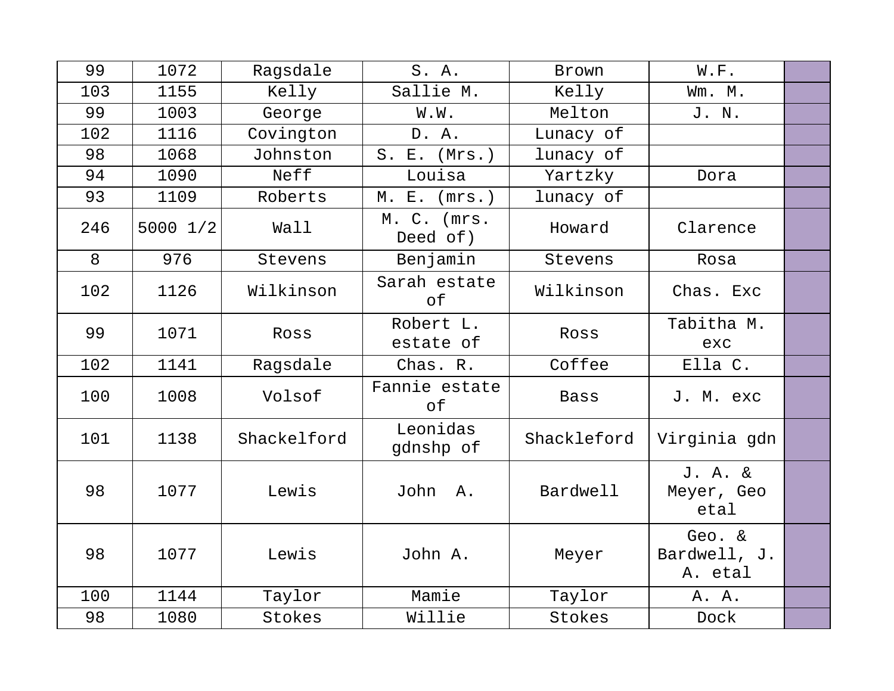| 99 | 1072 | Ragsdale | S. A. | Brown | W.F. | |
|---|---|---|---|---|---|---|
| 103 | 1155 | Kelly | Sallie M. | Kelly | Wm. M. | |
| 99 | 1003 | George | W.W. | Melton | J. N. | |
| 102 | 1116 | Covington | D. A. | Lunacy of | | |
| 98 | 1068 | Johnston | S. E. (Mrs.) | lunacy of | | |
| 94 | 1090 | Neff | Louisa | Yartzky | Dora | |
| 93 | 1109 | Roberts | M. E. (mrs.) | lunacy of | | |
| 246 | 5000 1/2 | Wall | M. C. (mrs. Deed of) | Howard | Clarence | |
| 8 | 976 | Stevens | Benjamin | Stevens | Rosa | |
| 102 | 1126 | Wilkinson | Sarah estate of | Wilkinson | Chas. Exc | |
| 99 | 1071 | Ross | Robert L. estate of | Ross | Tabitha M. exc | |
| 102 | 1141 | Ragsdale | Chas. R. | Coffee | Ella C. | |
| 100 | 1008 | Volsof | Fannie estate of | Bass | J. M. exc | |
| 101 | 1138 | Shackelford | Leonidas gdnshp of | Shackleford | Virginia gdn | |
| 98 | 1077 | Lewis | John A. | Bardwell | J. A. & Meyer, Geo etal | |
| 98 | 1077 | Lewis | John A. | Meyer | Geo. & Bardwell, J. A. etal | |
| 100 | 1144 | Taylor | Mamie | Taylor | A. A. | |
| 98 | 1080 | Stokes | Willie | Stokes | Dock | |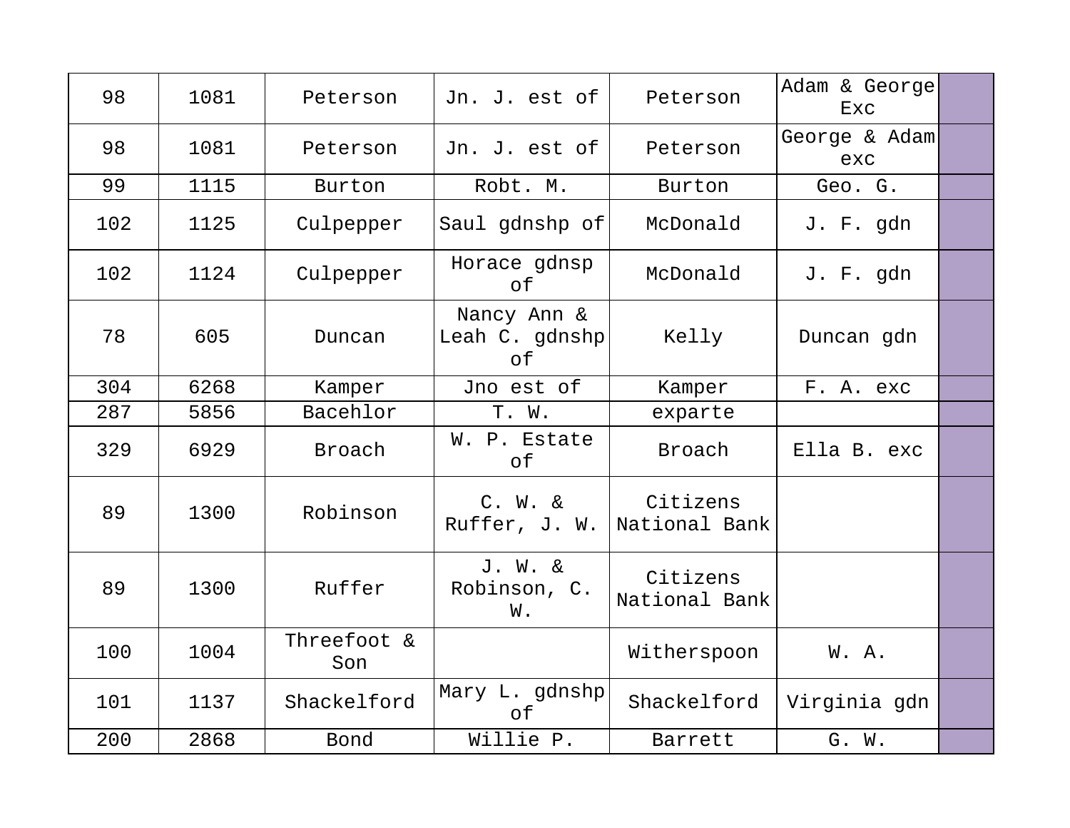| | | | | | | |
|---|---|---|---|---|---|---|
| 98 | 1081 | Peterson | Jn. J. est of | Peterson | Adam & George Exc | |
| 98 | 1081 | Peterson | Jn. J. est of | Peterson | George & Adam exc | |
| 99 | 1115 | Burton | Robt. M. | Burton | Geo. G. | |
| 102 | 1125 | Culpepper | Saul gdnshp of | McDonald | J. F. gdn | |
| 102 | 1124 | Culpepper | Horace gdnsp of | McDonald | J. F. gdn | |
| 78 | 605 | Duncan | Nancy Ann & Leah C. gdnshp of | Kelly | Duncan gdn | |
| 304 | 6268 | Kamper | Jno est of | Kamper | F. A. exc | |
| 287 | 5856 | Bacehlor | T. W. | exparte | | |
| 329 | 6929 | Broach | W. P. Estate of | Broach | Ella B. exc | |
| 89 | 1300 | Robinson | C. W. & Ruffer, J. W. | Citizens National Bank | | |
| 89 | 1300 | Ruffer | J. W. & Robinson, C. W. | Citizens National Bank | | |
| 100 | 1004 | Threefoot & Son | | Witherspoon | W. A. | |
| 101 | 1137 | Shackelford | Mary L. gdnshp of | Shackelford | Virginia gdn | |
| 200 | 2868 | Bond | Willie P. | Barrett | G. W. | |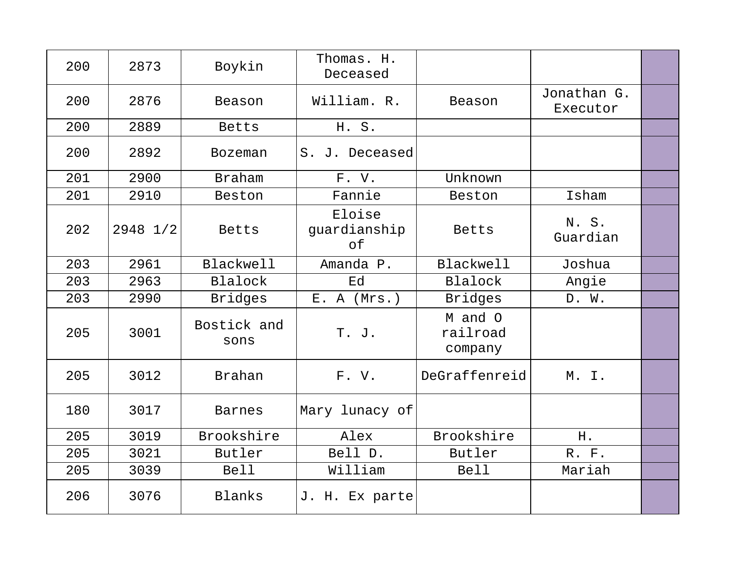| | | | | | | |
|---|---|---|---|---|---|---|
| 200 | 2873 | Boykin | Thomas. H. Deceased | | | |
| 200 | 2876 | Beason | William. R. | Beason | Jonathan G. Executor | |
| 200 | 2889 | Betts | H. S. | | | |
| 200 | 2892 | Bozeman | S. J. Deceased | | | |
| 201 | 2900 | Braham | F. V. | Unknown | | |
| 201 | 2910 | Beston | Fannie | Beston | Isham | |
| 202 | 2948 1/2 | Betts | Eloise guardianship of | Betts | N. S. Guardian | |
| 203 | 2961 | Blackwell | Amanda P. | Blackwell | Joshua | |
| 203 | 2963 | Blalock | Ed | Blalock | Angie | |
| 203 | 2990 | Bridges | E. A (Mrs.) | Bridges | D. W. | |
| 205 | 3001 | Bostick and sons | T. J. | M and O railroad company | | |
| 205 | 3012 | Brahan | F. V. | DeGraffenreid | M. I. | |
| 180 | 3017 | Barnes | Mary lunacy of | | | |
| 205 | 3019 | Brookshire | Alex | Brookshire | H. | |
| 205 | 3021 | Butler | Bell D. | Butler | R. F. | |
| 205 | 3039 | Bell | William | Bell | Mariah | |
| 206 | 3076 | Blanks | J. H. Ex parte | | | |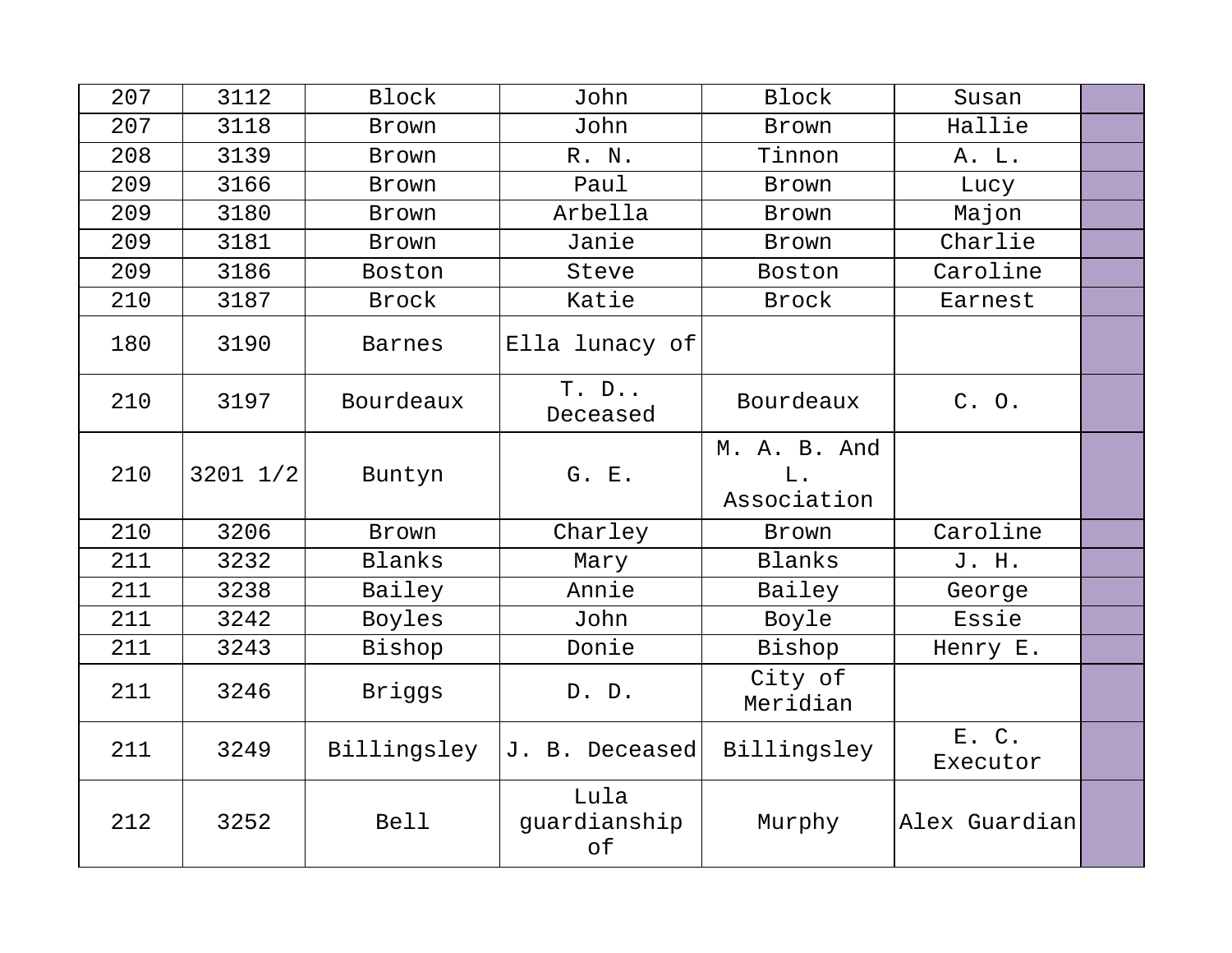| | | | | | | |
|---|---|---|---|---|---|---|
| 207 | 3112 | Block | John | Block | Susan | |
| 207 | 3118 | Brown | John | Brown | Hallie | |
| 208 | 3139 | Brown | R. N. | Tinnon | A. L. | |
| 209 | 3166 | Brown | Paul | Brown | Lucy | |
| 209 | 3180 | Brown | Arbella | Brown | Majon | |
| 209 | 3181 | Brown | Janie | Brown | Charlie | |
| 209 | 3186 | Boston | Steve | Boston | Caroline | |
| 210 | 3187 | Brock | Katie | Brock | Earnest | |
| 180 | 3190 | Barnes | Ella lunacy of | | | |
| 210 | 3197 | Bourdeaux | T. D.. Deceased | Bourdeaux | C. O. | |
| 210 | 3201 1/2 | Buntyn | G. E. | M. A. B. And L. Association | | |
| 210 | 3206 | Brown | Charley | Brown | Caroline | |
| 211 | 3232 | Blanks | Mary | Blanks | J. H. | |
| 211 | 3238 | Bailey | Annie | Bailey | George | |
| 211 | 3242 | Boyles | John | Boyle | Essie | |
| 211 | 3243 | Bishop | Donie | Bishop | Henry E. | |
| 211 | 3246 | Briggs | D. D. | City of Meridian | | |
| 211 | 3249 | Billingsley | J. B. Deceased | Billingsley | E. C. Executor | |
| 212 | 3252 | Bell | Lula guardianship of | Murphy | Alex Guardian | |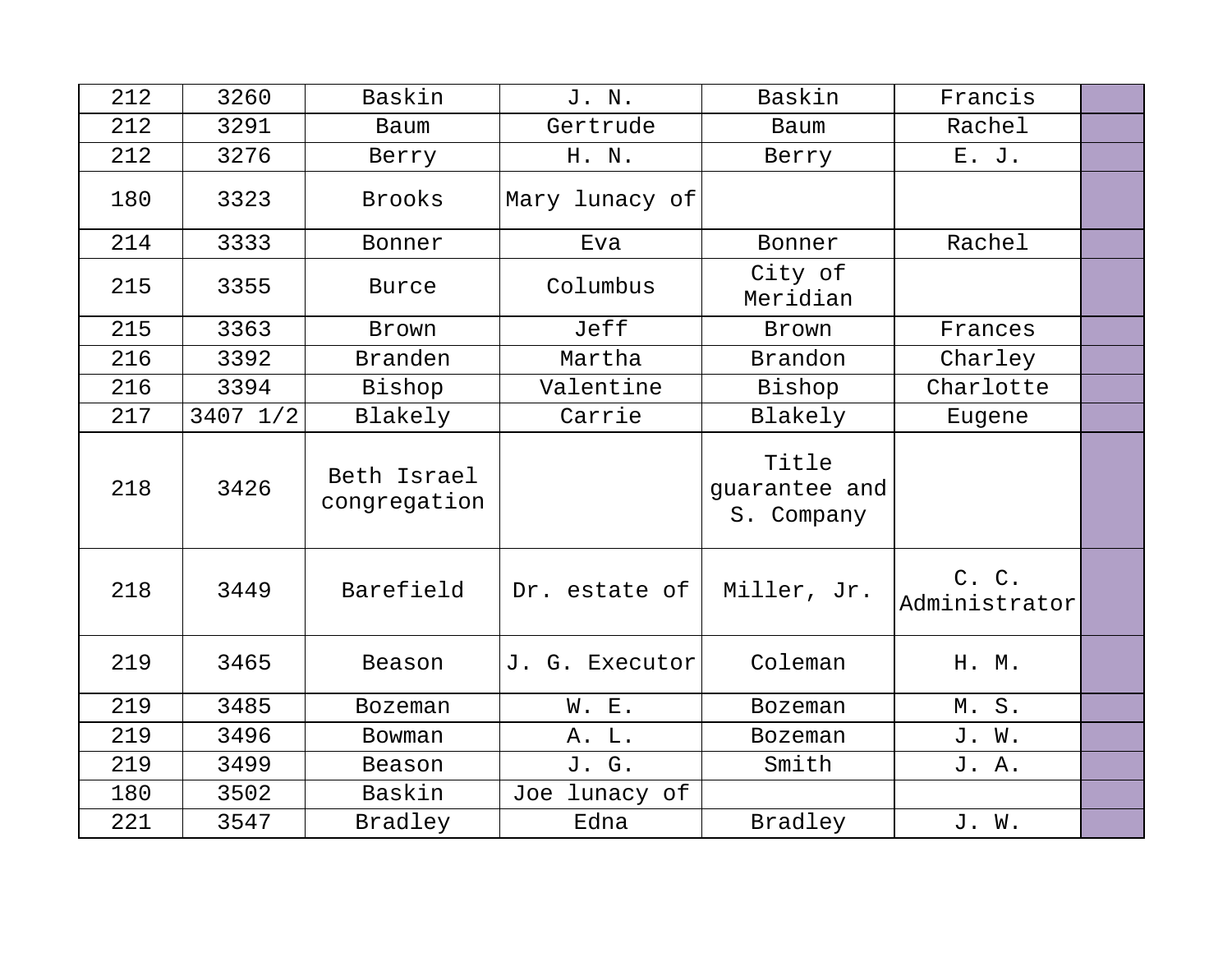| | | | | | | |
|---|---|---|---|---|---|---|
| 212 | 3260 | Baskin | J. N. | Baskin | Francis | |
| 212 | 3291 | Baum | Gertrude | Baum | Rachel | |
| 212 | 3276 | Berry | H. N. | Berry | E. J. | |
| 180 | 3323 | Brooks | Mary lunacy of | | | |
| 214 | 3333 | Bonner | Eva | Bonner | Rachel | |
| 215 | 3355 | Burce | Columbus | City of Meridian | | |
| 215 | 3363 | Brown | Jeff | Brown | Frances | |
| 216 | 3392 | Branden | Martha | Brandon | Charley | |
| 216 | 3394 | Bishop | Valentine | Bishop | Charlotte | |
| 217 | 3407 1/2 | Blakely | Carrie | Blakely | Eugene | |
| 218 | 3426 | Beth Israel congregation | | Title guarantee and S. Company | | |
| 218 | 3449 | Barefield | Dr. estate of | Miller, Jr. | C. C. Administrator | |
| 219 | 3465 | Beason | J. G. Executor | Coleman | H. M. | |
| 219 | 3485 | Bozeman | W. E. | Bozeman | M. S. | |
| 219 | 3496 | Bowman | A. L. | Bozeman | J. W. | |
| 219 | 3499 | Beason | J. G. | Smith | J. A. | |
| 180 | 3502 | Baskin | Joe lunacy of | | | |
| 221 | 3547 | Bradley | Edna | Bradley | J. W. | |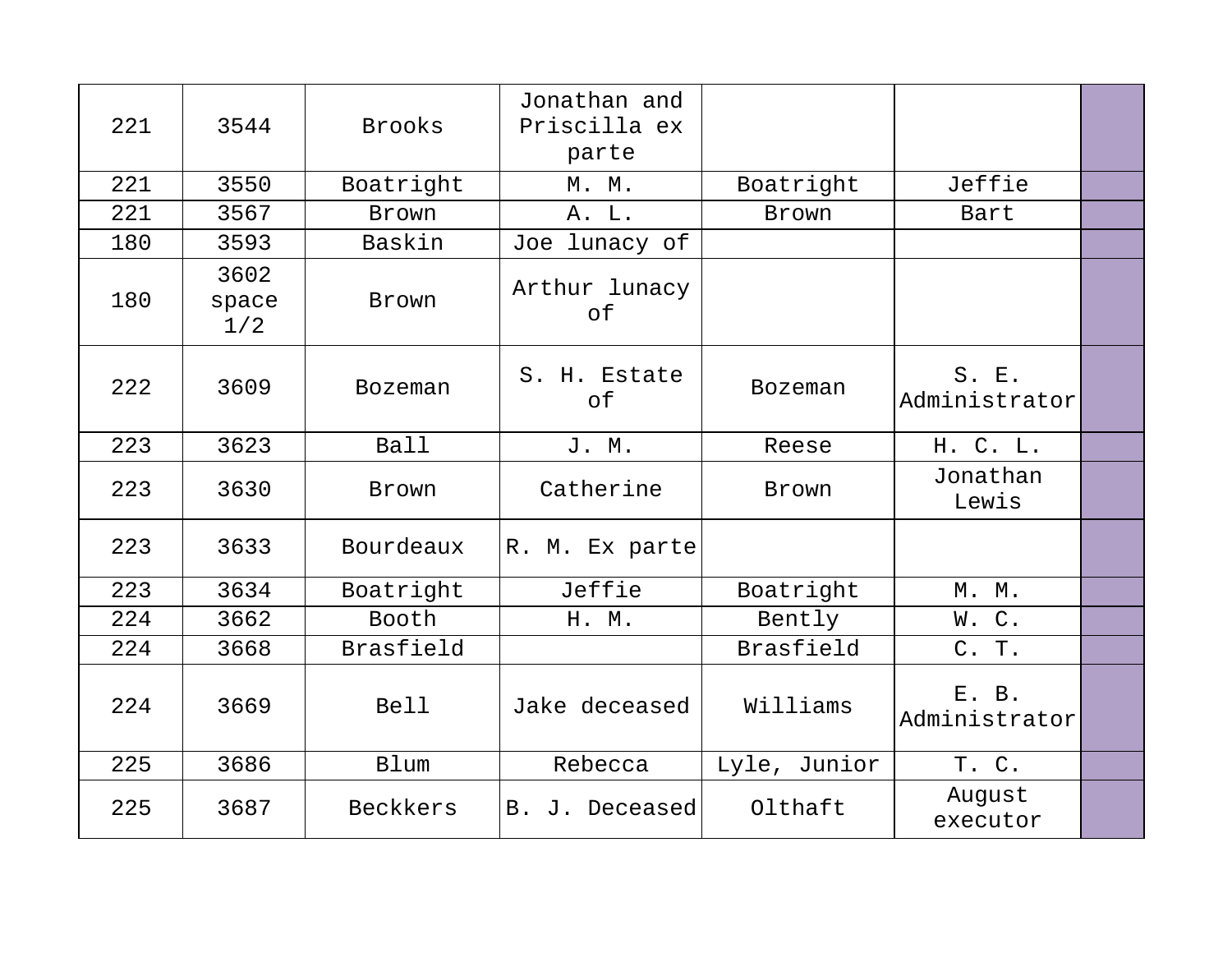| | | | | | | |
|---|---|---|---|---|---|---|
| 221 | 3544 | Brooks | Jonathan and Priscilla ex parte | | | |
| 221 | 3550 | Boatright | M. M. | Boatright | Jeffie | |
| 221 | 3567 | Brown | A. L. | Brown | Bart | |
| 180 | 3593 | Baskin | Joe lunacy of | | | |
| 180 | 3602 space 1/2 | Brown | Arthur lunacy of | | | |
| 222 | 3609 | Bozeman | S. H. Estate of | Bozeman | S. E. Administrator | |
| 223 | 3623 | Ball | J. M. | Reese | H. C. L. | |
| 223 | 3630 | Brown | Catherine | Brown | Jonathan Lewis | |
| 223 | 3633 | Bourdeaux | R. M. Ex parte | | | |
| 223 | 3634 | Boatright | Jeffie | Boatright | M. M. | |
| 224 | 3662 | Booth | H. M. | Bently | W. C. | |
| 224 | 3668 | Brasfield | | Brasfield | C. T. | |
| 224 | 3669 | Bell | Jake deceased | Williams | E. B. Administrator | |
| 225 | 3686 | Blum | Rebecca | Lyle, Junior | T. C. | |
| 225 | 3687 | Beckkers | B. J. Deceased | Olthaft | August executor | |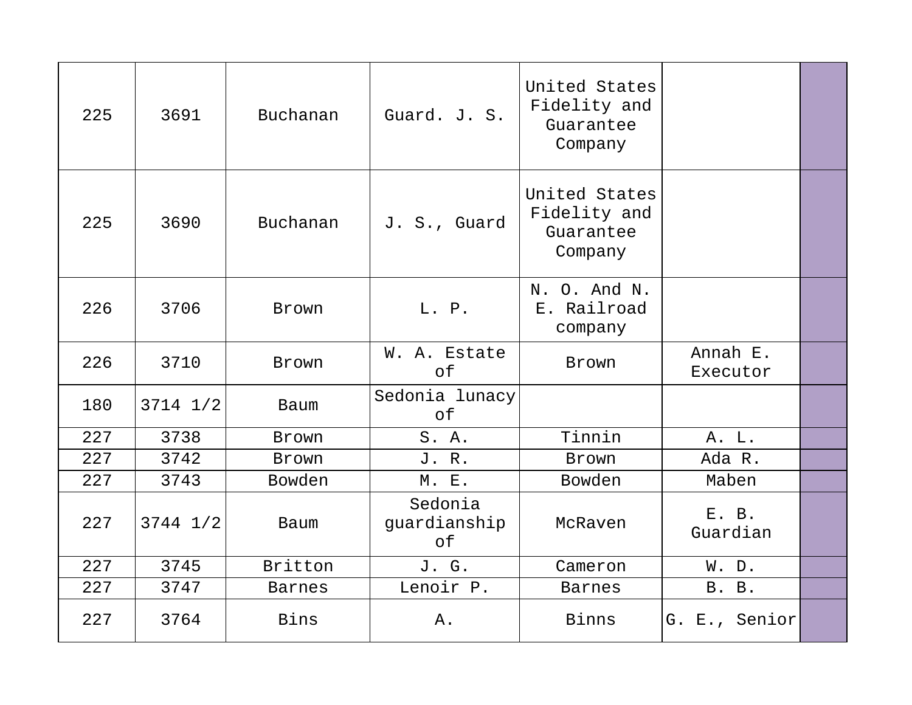| | | | | | | |
|---|---|---|---|---|---|---|
| 225 | 3691 | Buchanan | Guard. J. S. | United States Fidelity and Guarantee Company | | |
| 225 | 3690 | Buchanan | J. S., Guard | United States Fidelity and Guarantee Company | | |
| 226 | 3706 | Brown | L. P. | N. O. And N. E. Railroad company | | |
| 226 | 3710 | Brown | W. A. Estate of | Brown | Annah E. Executor | |
| 180 | 3714 1/2 | Baum | Sedonia lunacy of | | | |
| 227 | 3738 | Brown | S. A. | Tinnin | A. L. | |
| 227 | 3742 | Brown | J. R. | Brown | Ada R. | |
| 227 | 3743 | Bowden | M. E. | Bowden | Maben | |
| 227 | 3744 1/2 | Baum | Sedonia guardianship of | McRaven | E. B. Guardian | |
| 227 | 3745 | Britton | J. G. | Cameron | W. D. | |
| 227 | 3747 | Barnes | Lenoir P. | Barnes | B. B. | |
| 227 | 3764 | Bins | A. | Binns | G. E., Senior | |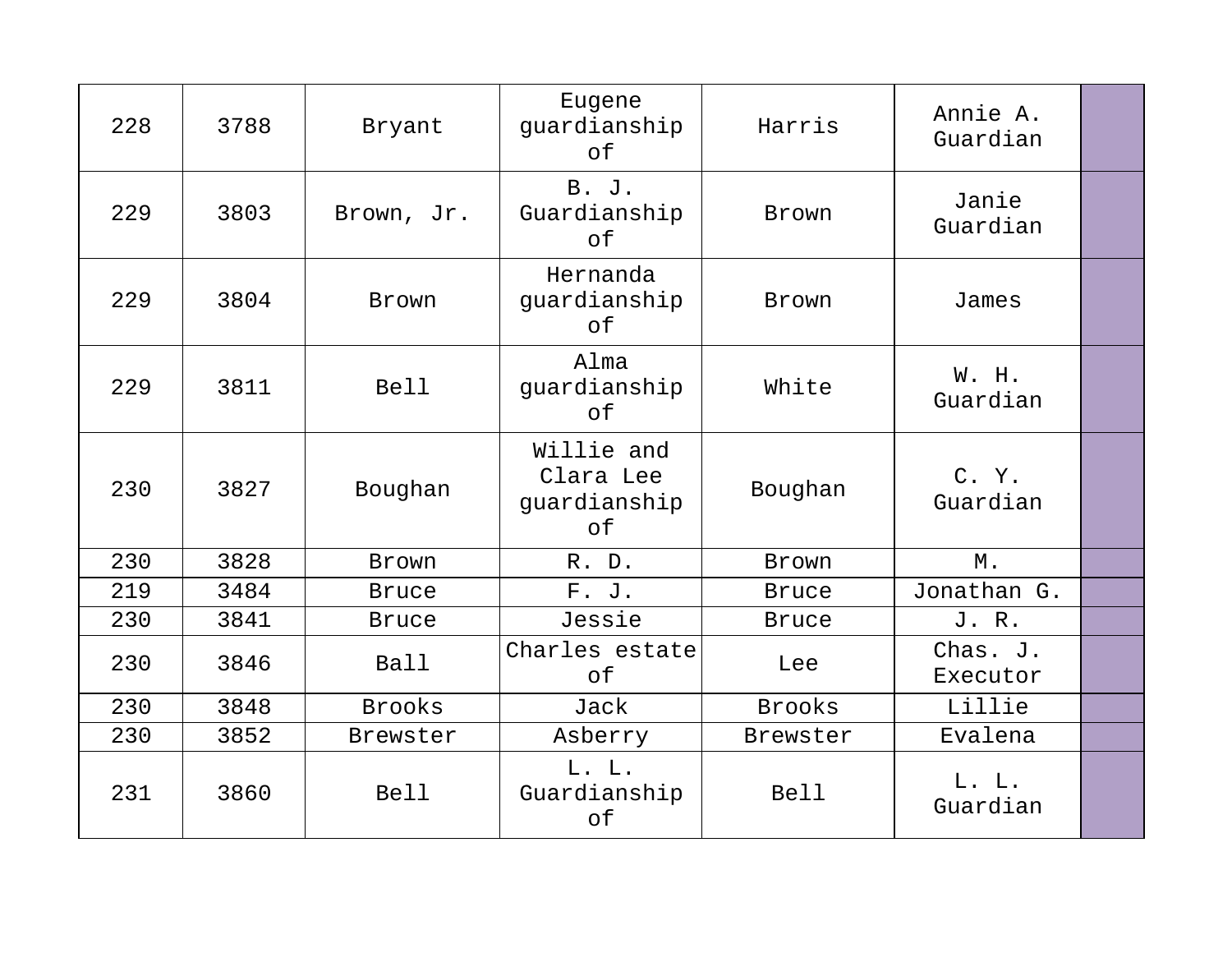| | | | | | | |
|---|---|---|---|---|---|---|
| 228 | 3788 | Bryant | Eugene guardianship of | Harris | Annie A. Guardian | |
| 229 | 3803 | Brown, Jr. | B. J. Guardianship of | Brown | Janie Guardian | |
| 229 | 3804 | Brown | Hernanda guardianship of | Brown | James | |
| 229 | 3811 | Bell | Alma guardianship of | White | W. H. Guardian | |
| 230 | 3827 | Boughan | Willie and Clara Lee guardianship of | Boughan | C. Y. Guardian | |
| 230 | 3828 | Brown | R. D. | Brown | M. | |
| 219 | 3484 | Bruce | F. J. | Bruce | Jonathan G. | |
| 230 | 3841 | Bruce | Jessie | Bruce | J. R. | |
| 230 | 3846 | Ball | Charles estate of | Lee | Chas. J. Executor | |
| 230 | 3848 | Brooks | Jack | Brooks | Lillie | |
| 230 | 3852 | Brewster | Asberry | Brewster | Evalena | |
| 231 | 3860 | Bell | L. L. Guardianship of | Bell | L. L. Guardian | |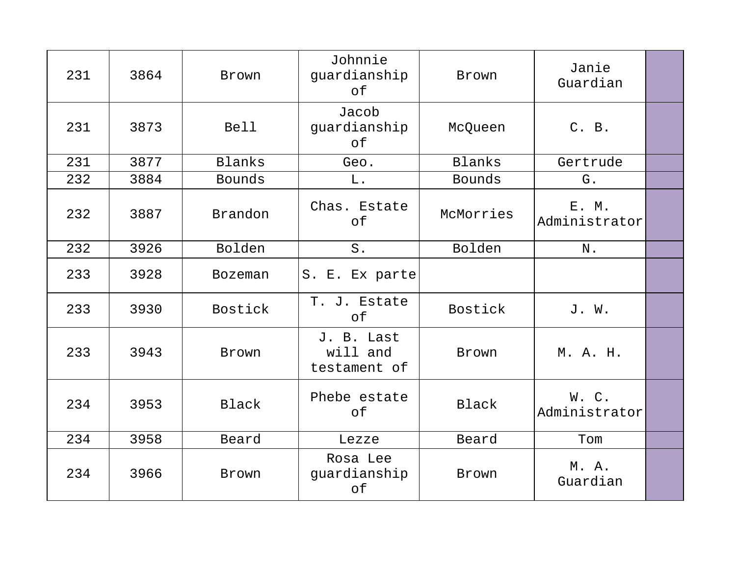| 231 | 3864 | Brown | Johnnie guardianship of | Brown | Janie Guardian | |
|---|---|---|---|---|---|---|
| 231 | 3873 | Bell | Jacob guardianship of | McQueen | C. B. | |
| 231 | 3877 | Blanks | Geo. | Blanks | Gertrude | |
| 232 | 3884 | Bounds | L. | Bounds | G. | |
| 232 | 3887 | Brandon | Chas. Estate of | McMorries | E. M. Administrator | |
| 232 | 3926 | Bolden | S. | Bolden | N. | |
| 233 | 3928 | Bozeman | S. E. Ex parte | | | |
| 233 | 3930 | Bostick | T. J. Estate of | Bostick | J. W. | |
| 233 | 3943 | Brown | J. B. Last will and testament of | Brown | M. A. H. | |
| 234 | 3953 | Black | Phebe estate of | Black | W. C. Administrator | |
| 234 | 3958 | Beard | Lezze | Beard | Tom | |
| 234 | 3966 | Brown | Rosa Lee guardianship of | Brown | M. A. Guardian | |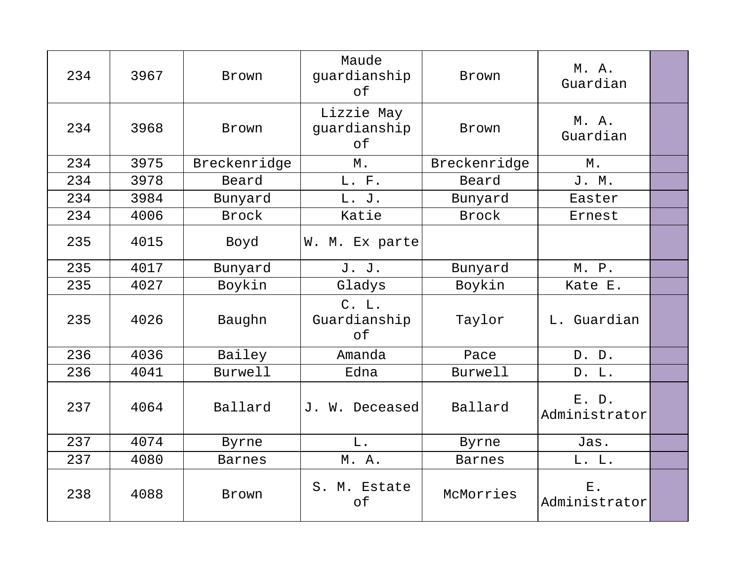| 234 | 3967 | Brown | Maude guardianship of | Brown | M. A. Guardian | |
|---|---|---|---|---|---|---|
| 234 | 3968 | Brown | Lizzie May guardianship of | Brown | M. A. Guardian | |
| 234 | 3975 | Breckenridge | M. | Breckenridge | M. | |
| 234 | 3978 | Beard | L. F. | Beard | J. M. | |
| 234 | 3984 | Bunyard | L. J. | Bunyard | Easter | |
| 234 | 4006 | Brock | Katie | Brock | Ernest | |
| 235 | 4015 | Boyd | W. M. Ex parte | | | |
| 235 | 4017 | Bunyard | J. J. | Bunyard | M. P. | |
| 235 | 4027 | Boykin | Gladys | Boykin | Kate E. | |
| 235 | 4026 | Baughn | C. L. Guardianship of | Taylor | L. Guardian | |
| 236 | 4036 | Bailey | Amanda | Pace | D. D. | |
| 236 | 4041 | Burwell | Edna | Burwell | D. L. | |
| 237 | 4064 | Ballard | J. W. Deceased | Ballard | E. D. Administrator | |
| 237 | 4074 | Byrne | L. | Byrne | Jas. | |
| 237 | 4080 | Barnes | M. A. | Barnes | L. L. | |
| 238 | 4088 | Brown | S. M. Estate of | McMorries | E. Administrator | |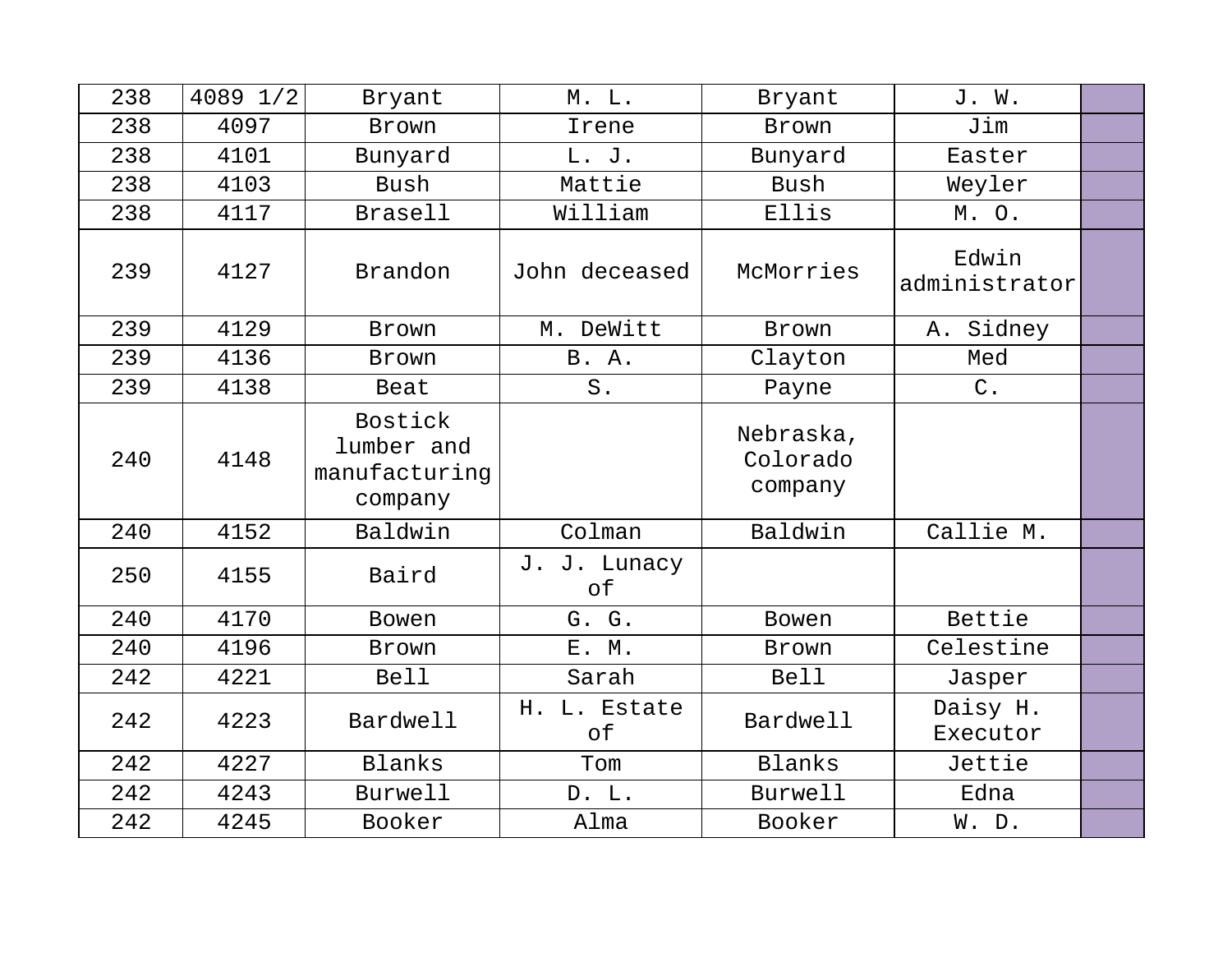| 238 | 4089 1/2 | Bryant | M. L. | Bryant | J. W. | |
|---|---|---|---|---|---|---|
| 238 | 4097 | Brown | Irene | Brown | Jim | |
| 238 | 4101 | Bunyard | L. J. | Bunyard | Easter | |
| 238 | 4103 | Bush | Mattie | Bush | Weyler | |
| 238 | 4117 | Brasell | William | Ellis | M. O. | |
| 239 | 4127 | Brandon | John deceased | McMorries | Edwin administrator | |
| 239 | 4129 | Brown | M. DeWitt | Brown | A. Sidney | |
| 239 | 4136 | Brown | B. A. | Clayton | Med | |
| 239 | 4138 | Beat | S. | Payne | C. | |
| 240 | 4148 | Bostick lumber and manufacturing company | | Nebraska, Colorado company | | |
| 240 | 4152 | Baldwin | Colman | Baldwin | Callie M. | |
| 250 | 4155 | Baird | J. J. Lunacy of | | | |
| 240 | 4170 | Bowen | G. G. | Bowen | Bettie | |
| 240 | 4196 | Brown | E. M. | Brown | Celestine | |
| 242 | 4221 | Bell | Sarah | Bell | Jasper | |
| 242 | 4223 | Bardwell | H. L. Estate of | Bardwell | Daisy H. Executor | |
| 242 | 4227 | Blanks | Tom | Blanks | Jettie | |
| 242 | 4243 | Burwell | D. L. | Burwell | Edna | |
| 242 | 4245 | Booker | Alma | Booker | W. D. | |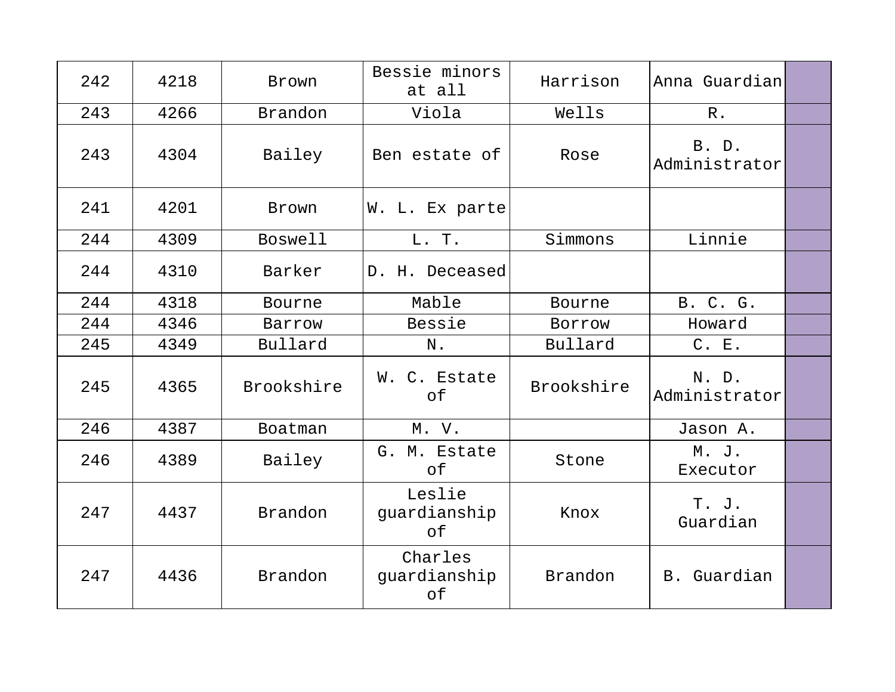| 242 | 4218 | Brown | Bessie minors at all | Harrison | Anna Guardian | |
|---|---|---|---|---|---|---|
| 243 | 4266 | Brandon | Viola | Wells | R. | |
| 243 | 4304 | Bailey | Ben estate of | Rose | B. D. Administrator | |
| 241 | 4201 | Brown | W. L. Ex parte | | | |
| 244 | 4309 | Boswell | L. T. | Simmons | Linnie | |
| 244 | 4310 | Barker | D. H. Deceased | | | |
| 244 | 4318 | Bourne | Mable | Bourne | B. C. G. | |
| 244 | 4346 | Barrow | Bessie | Borrow | Howard | |
| 245 | 4349 | Bullard | N. | Bullard | C. E. | |
| 245 | 4365 | Brookshire | W. C. Estate of | Brookshire | N. D. Administrator | |
| 246 | 4387 | Boatman | M. V. | | Jason A. | |
| 246 | 4389 | Bailey | G. M. Estate of | Stone | M. J. Executor | |
| 247 | 4437 | Brandon | Leslie guardianship of | Knox | T. J. Guardian | |
| 247 | 4436 | Brandon | Charles guardianship of | Brandon | B. Guardian | |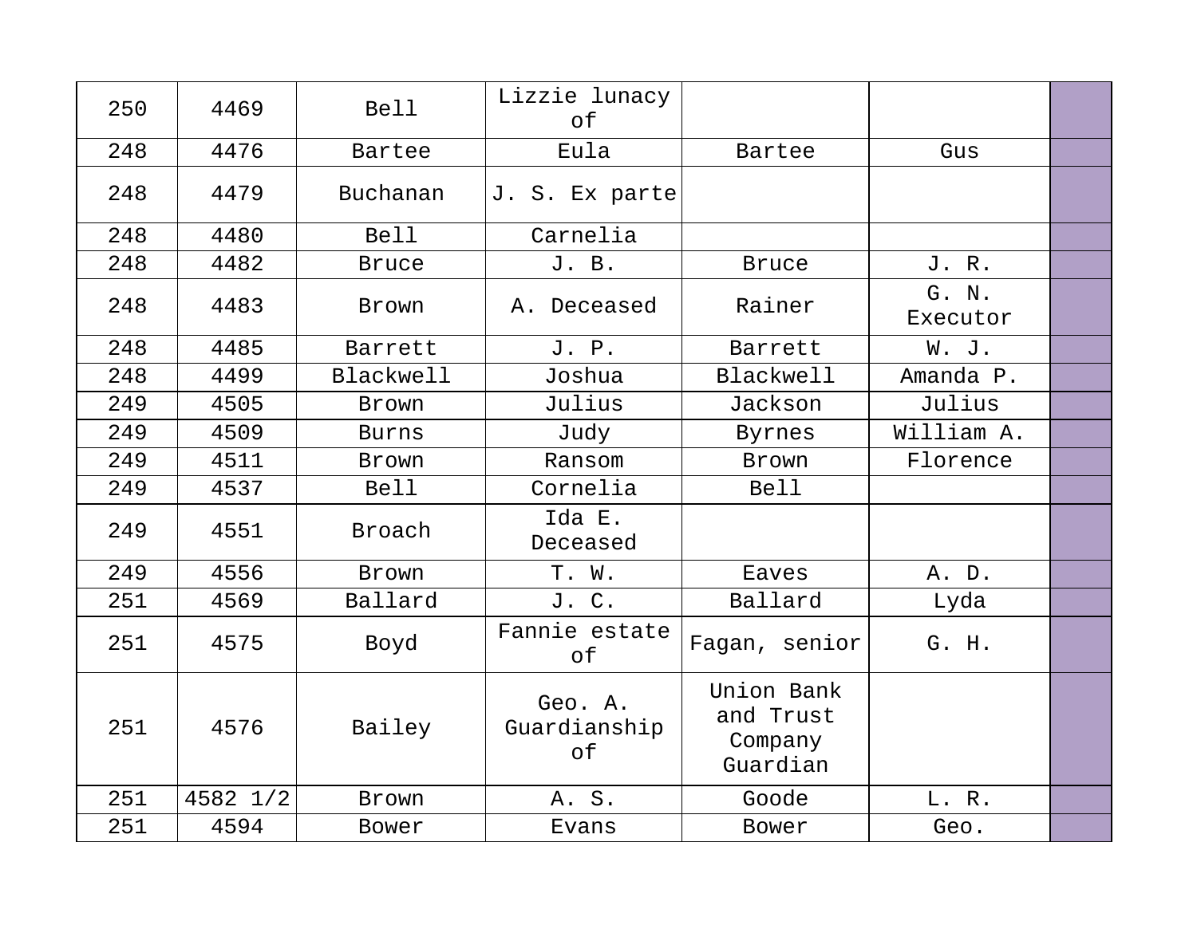| | | | | | | |
|---|---|---|---|---|---|---|
| 250 | 4469 | Bell | Lizzie lunacy of | | | |
| 248 | 4476 | Bartee | Eula | Bartee | Gus | |
| 248 | 4479 | Buchanan | J. S. Ex parte | | | |
| 248 | 4480 | Bell | Carnelia | | | |
| 248 | 4482 | Bruce | J. B. | Bruce | J. R. | |
| 248 | 4483 | Brown | A. Deceased | Rainer | G. N. Executor | |
| 248 | 4485 | Barrett | J. P. | Barrett | W. J. | |
| 248 | 4499 | Blackwell | Joshua | Blackwell | Amanda P. | |
| 249 | 4505 | Brown | Julius | Jackson | Julius | |
| 249 | 4509 | Burns | Judy | Byrnes | William A. | |
| 249 | 4511 | Brown | Ransom | Brown | Florence | |
| 249 | 4537 | Bell | Cornelia | Bell | | |
| 249 | 4551 | Broach | Ida E. Deceased | | | |
| 249 | 4556 | Brown | T. W. | Eaves | A. D. | |
| 251 | 4569 | Ballard | J. C. | Ballard | Lyda | |
| 251 | 4575 | Boyd | Fannie estate of | Fagan, senior | G. H. | |
| 251 | 4576 | Bailey | Geo. A. Guardianship of | Union Bank and Trust Company Guardian | | |
| 251 | 4582 1/2 | Brown | A. S. | Goode | L. R. | |
| 251 | 4594 | Bower | Evans | Bower | Geo. | |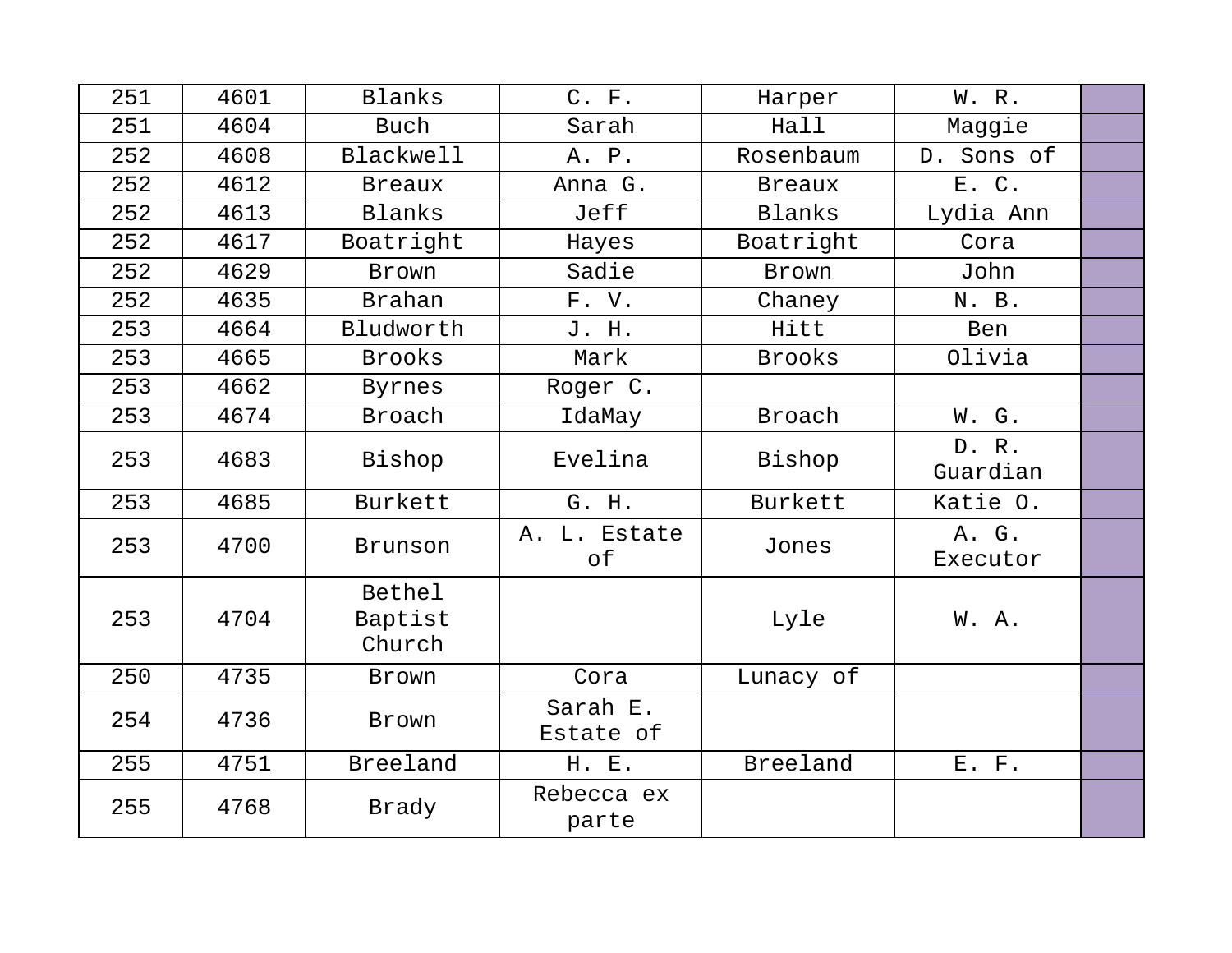| | | | | | | |
|---|---|---|---|---|---|---|
| 251 | 4601 | Blanks | C. F. | Harper | W. R. | |
| 251 | 4604 | Buch | Sarah | Hall | Maggie | |
| 252 | 4608 | Blackwell | A. P. | Rosenbaum | D. Sons of | |
| 252 | 4612 | Breaux | Anna G. | Breaux | E. C. | |
| 252 | 4613 | Blanks | Jeff | Blanks | Lydia Ann | |
| 252 | 4617 | Boatright | Hayes | Boatright | Cora | |
| 252 | 4629 | Brown | Sadie | Brown | John | |
| 252 | 4635 | Brahan | F. V. | Chaney | N. B. | |
| 253 | 4664 | Bludworth | J. H. | Hitt | Ben | |
| 253 | 4665 | Brooks | Mark | Brooks | Olivia | |
| 253 | 4662 | Byrnes | Roger C. | | | |
| 253 | 4674 | Broach | IdaMay | Broach | W. G. | |
| 253 | 4683 | Bishop | Evelina | Bishop | D. R. Guardian | |
| 253 | 4685 | Burkett | G. H. | Burkett | Katie O. | |
| 253 | 4700 | Brunson | A. L. Estate of | Jones | A. G. Executor | |
| 253 | 4704 | Bethel Baptist Church | | Lyle | W. A. | |
| 250 | 4735 | Brown | Cora | Lunacy of | | |
| 254 | 4736 | Brown | Sarah E. Estate of | | | |
| 255 | 4751 | Breeland | H. E. | Breeland | E. F. | |
| 255 | 4768 | Brady | Rebecca ex parte | | | |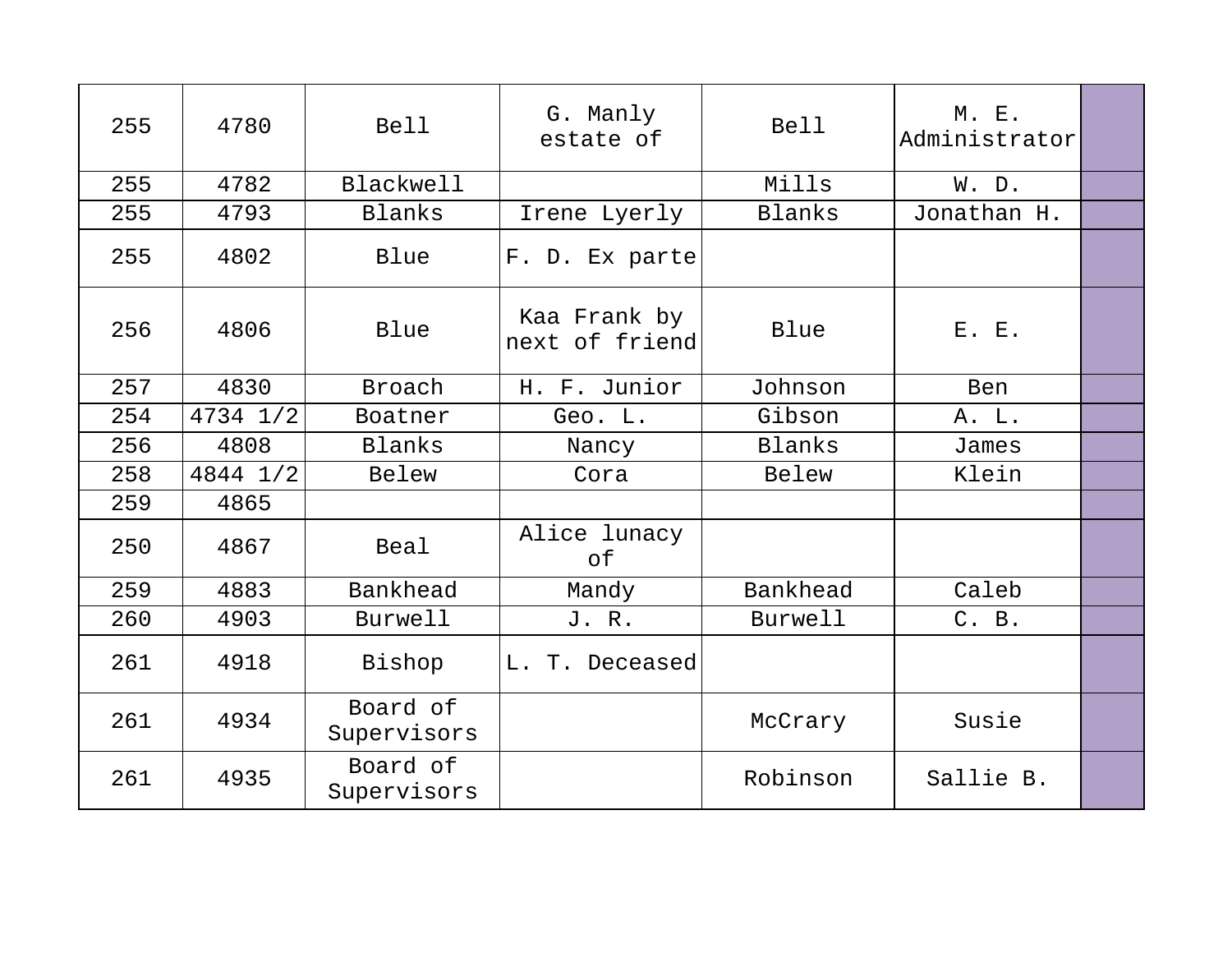| 255 | 4780 | Bell | G. Manly estate of | Bell | M. E. Administrator | |
|---|---|---|---|---|---|---|
| 255 | 4782 | Blackwell | | Mills | W. D. | |
| 255 | 4793 | Blanks | Irene Lyerly | Blanks | Jonathan H. | |
| 255 | 4802 | Blue | F. D. Ex parte | | | |
| 256 | 4806 | Blue | Kaa Frank by next of friend | Blue | E. E. | |
| 257 | 4830 | Broach | H. F. Junior | Johnson | Ben | |
| 254 | 4734 1/2 | Boatner | Geo. L. | Gibson | A. L. | |
| 256 | 4808 | Blanks | Nancy | Blanks | James | |
| 258 | 4844 1/2 | Belew | Cora | Belew | Klein | |
| 259 | 4865 | | | | | |
| 250 | 4867 | Beal | Alice lunacy of | | | |
| 259 | 4883 | Bankhead | Mandy | Bankhead | Caleb | |
| 260 | 4903 | Burwell | J. R. | Burwell | C. B. | |
| 261 | 4918 | Bishop | L. T. Deceased | | | |
| 261 | 4934 | Board of Supervisors | | McCrary | Susie | |
| 261 | 4935 | Board of Supervisors | | Robinson | Sallie B. | |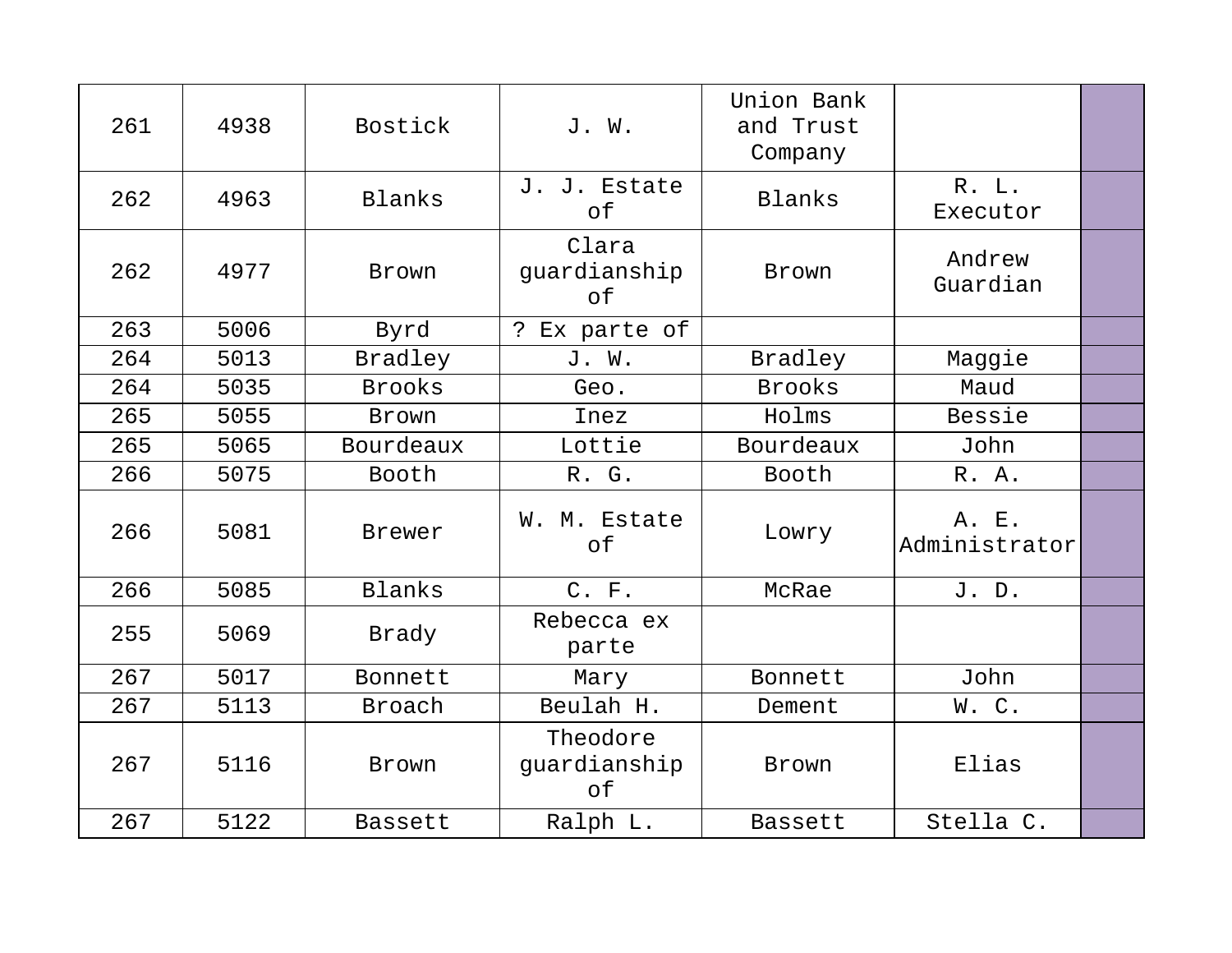| 261 | 4938 | Bostick | J. W. | Union Bank and Trust Company | | |
|---|---|---|---|---|---|---|
| 262 | 4963 | Blanks | J. J. Estate of | Blanks | R. L. Executor | |
| 262 | 4977 | Brown | Clara guardianship of | Brown | Andrew Guardian | |
| 263 | 5006 | Byrd | ? Ex parte of | | | |
| 264 | 5013 | Bradley | J. W. | Bradley | Maggie | |
| 264 | 5035 | Brooks | Geo. | Brooks | Maud | |
| 265 | 5055 | Brown | Inez | Holms | Bessie | |
| 265 | 5065 | Bourdeaux | Lottie | Bourdeaux | John | |
| 266 | 5075 | Booth | R. G. | Booth | R. A. | |
| 266 | 5081 | Brewer | W. M. Estate of | Lowry | A. E. Administrator | |
| 266 | 5085 | Blanks | C. F. | McRae | J. D. | |
| 255 | 5069 | Brady | Rebecca ex parte | | | |
| 267 | 5017 | Bonnett | Mary | Bonnett | John | |
| 267 | 5113 | Broach | Beulah H. | Dement | W. C. | |
| 267 | 5116 | Brown | Theodore guardianship of | Brown | Elias | |
| 267 | 5122 | Bassett | Ralph L. | Bassett | Stella C. | |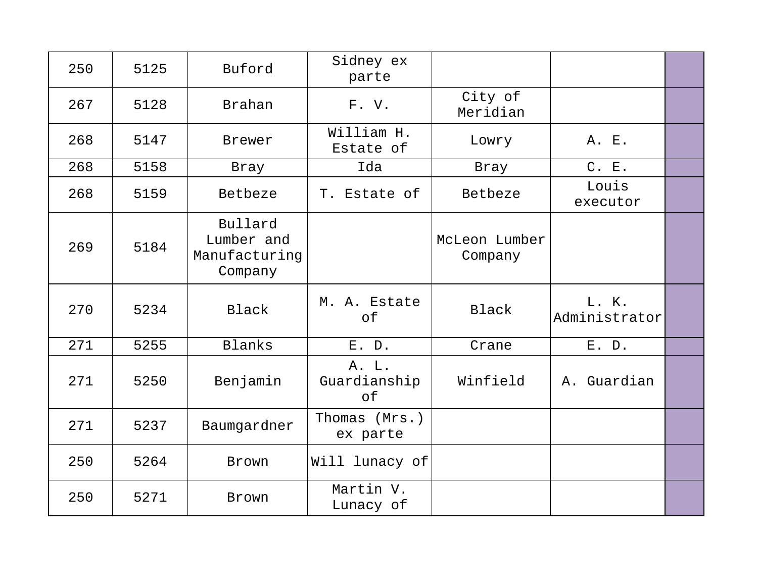| | | | | | | |
|---|---|---|---|---|---|---|
| 250 | 5125 | Buford | Sidney ex parte | | | |
| 267 | 5128 | Brahan | F. V. | City of Meridian | | |
| 268 | 5147 | Brewer | William H. Estate of | Lowry | A. E. | |
| 268 | 5158 | Bray | Ida | Bray | C. E. | |
| 268 | 5159 | Betbeze | T. Estate of | Betbeze | Louis executor | |
| 269 | 5184 | Bullard Lumber and Manufacturing Company | | McLeon Lumber Company | | |
| 270 | 5234 | Black | M. A. Estate of | Black | L. K. Administrator | |
| 271 | 5255 | Blanks | E. D. | Crane | E. D. | |
| 271 | 5250 | Benjamin | A. L. Guardianship of | Winfield | A. Guardian | |
| 271 | 5237 | Baumgardner | Thomas (Mrs.) ex parte | | | |
| 250 | 5264 | Brown | Will lunacy of | | | |
| 250 | 5271 | Brown | Martin V. Lunacy of | | | |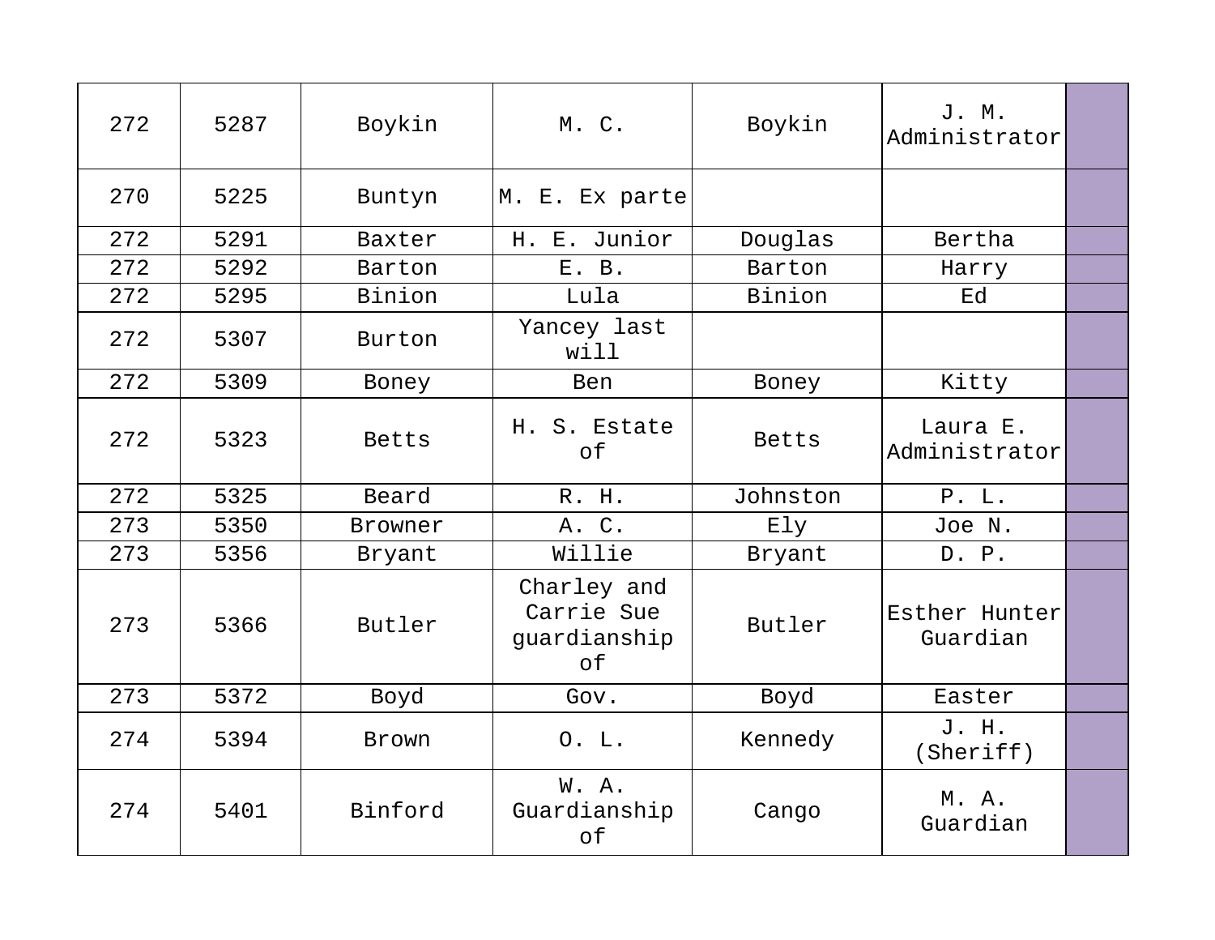| | | | | | | |
|---|---|---|---|---|---|---|
| 272 | 5287 | Boykin | M. C. | Boykin | J. M. Administrator | |
| 270 | 5225 | Buntyn | M. E. Ex parte | | | |
| 272 | 5291 | Baxter | H. E. Junior | Douglas | Bertha | |
| 272 | 5292 | Barton | E. B. | Barton | Harry | |
| 272 | 5295 | Binion | Lula | Binion | Ed | |
| 272 | 5307 | Burton | Yancey last will | | | |
| 272 | 5309 | Boney | Ben | Boney | Kitty | |
| 272 | 5323 | Betts | H. S. Estate of | Betts | Laura E. Administrator | |
| 272 | 5325 | Beard | R. H. | Johnston | P. L. | |
| 273 | 5350 | Browner | A. C. | Ely | Joe N. | |
| 273 | 5356 | Bryant | Willie | Bryant | D. P. | |
| 273 | 5366 | Butler | Charley and Carrie Sue guardianship of | Butler | Esther Hunter Guardian | |
| 273 | 5372 | Boyd | Gov. | Boyd | Easter | |
| 274 | 5394 | Brown | O. L. | Kennedy | J. H. (Sheriff) | |
| 274 | 5401 | Binford | W. A. Guardianship of | Cango | M. A. Guardian | |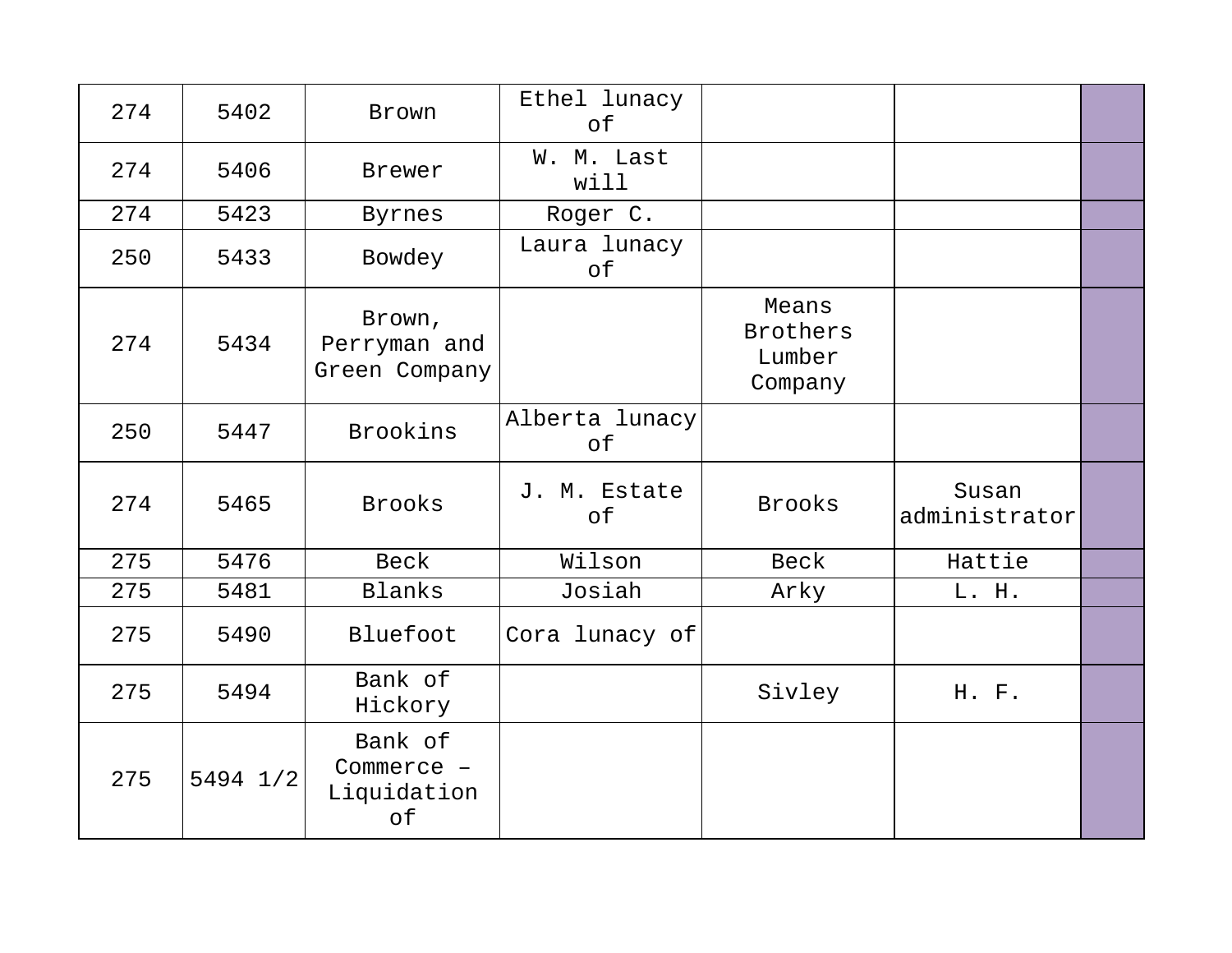| | | | | | | |
|---|---|---|---|---|---|---|
| 274 | 5402 | Brown | Ethel lunacy of | | | |
| 274 | 5406 | Brewer | W. M. Last will | | | |
| 274 | 5423 | Byrnes | Roger C. | | | |
| 250 | 5433 | Bowdey | Laura lunacy of | | | |
| 274 | 5434 | Brown, Perryman and Green Company | | Means Brothers Lumber Company | | |
| 250 | 5447 | Brookins | Alberta lunacy of | | | |
| 274 | 5465 | Brooks | J. M. Estate of | Brooks | Susan administrator | |
| 275 | 5476 | Beck | Wilson | Beck | Hattie | |
| 275 | 5481 | Blanks | Josiah | Arky | L. H. | |
| 275 | 5490 | Bluefoot | Cora lunacy of | | | |
| 275 | 5494 | Bank of Hickory | | Sivley | H. F. | |
| 275 | 5494 1/2 | Bank of Commerce – Liquidation of | | | | |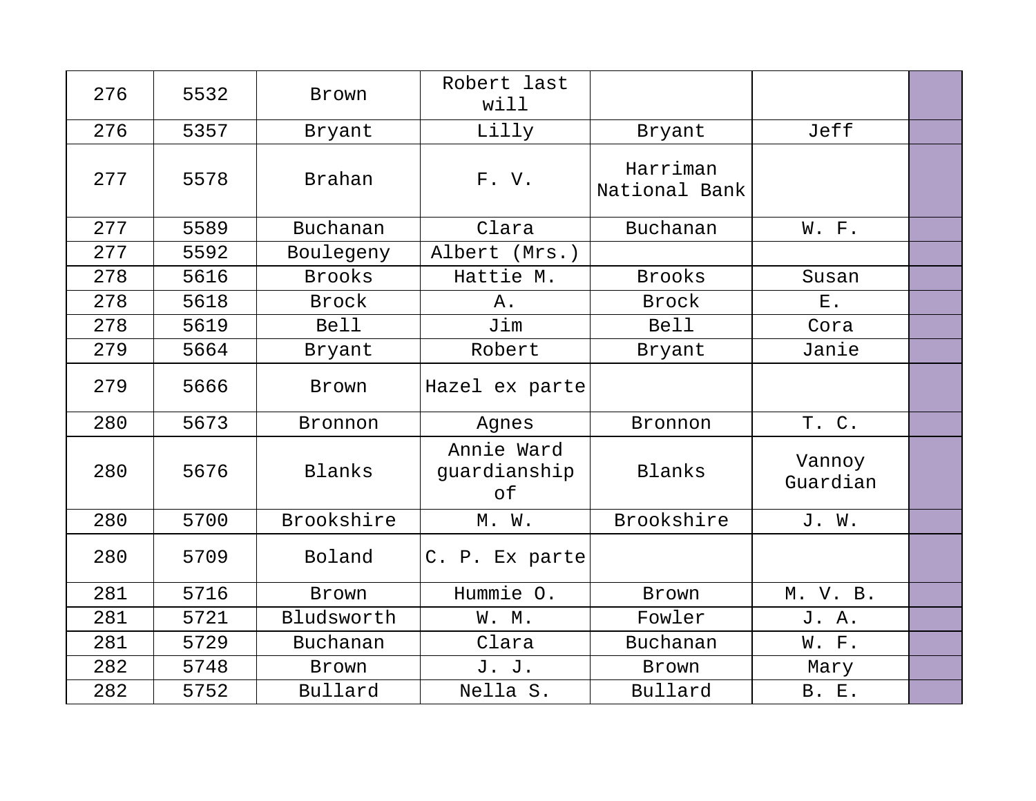| | | | | | | |
|---|---|---|---|---|---|---|
| 276 | 5532 | Brown | Robert last will | | | |
| 276 | 5357 | Bryant | Lilly | Bryant | Jeff | |
| 277 | 5578 | Brahan | F. V. | Harriman National Bank | | |
| 277 | 5589 | Buchanan | Clara | Buchanan | W. F. | |
| 277 | 5592 | Boulegeny | Albert (Mrs.) | | | |
| 278 | 5616 | Brooks | Hattie M. | Brooks | Susan | |
| 278 | 5618 | Brock | A. | Brock | E. | |
| 278 | 5619 | Bell | Jim | Bell | Cora | |
| 279 | 5664 | Bryant | Robert | Bryant | Janie | |
| 279 | 5666 | Brown | Hazel ex parte | | | |
| 280 | 5673 | Bronnon | Agnes | Bronnon | T. C. | |
| 280 | 5676 | Blanks | Annie Ward guardianship of | Blanks | Vannoy Guardian | |
| 280 | 5700 | Brookshire | M. W. | Brookshire | J. W. | |
| 280 | 5709 | Boland | C. P. Ex parte | | | |
| 281 | 5716 | Brown | Hummie O. | Brown | M. V. B. | |
| 281 | 5721 | Bludsworth | W. M. | Fowler | J. A. | |
| 281 | 5729 | Buchanan | Clara | Buchanan | W. F. | |
| 282 | 5748 | Brown | J. J. | Brown | Mary | |
| 282 | 5752 | Bullard | Nella S. | Bullard | B. E. | |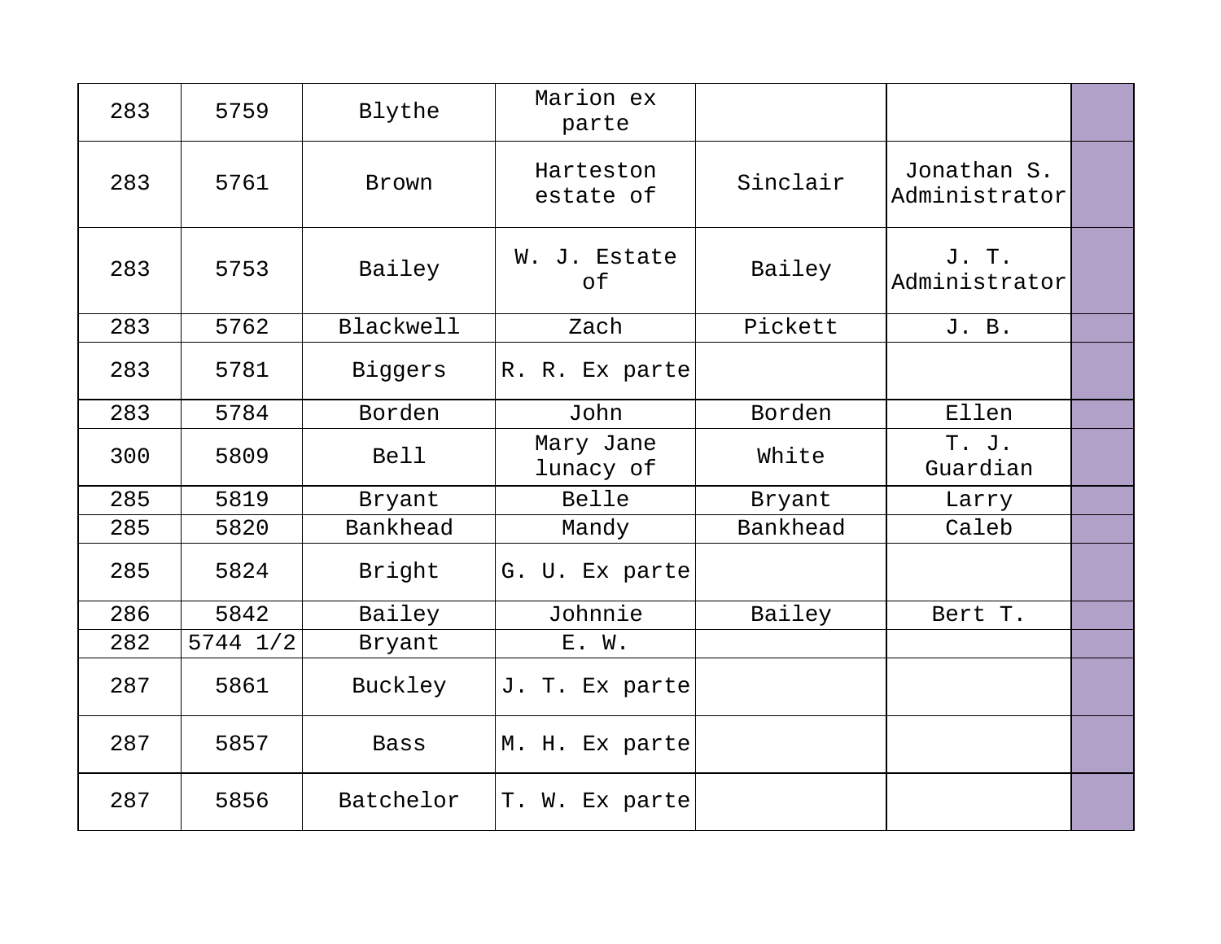| | | | | | | |
|---|---|---|---|---|---|---|
| 283 | 5759 | Blythe | Marion ex parte | | | |
| 283 | 5761 | Brown | Harteston estate of | Sinclair | Jonathan S. Administrator | |
| 283 | 5753 | Bailey | W. J. Estate of | Bailey | J. T. Administrator | |
| 283 | 5762 | Blackwell | Zach | Pickett | J. B. | |
| 283 | 5781 | Biggers | R. R. Ex parte | | | |
| 283 | 5784 | Borden | John | Borden | Ellen | |
| 300 | 5809 | Bell | Mary Jane lunacy of | White | T. J. Guardian | |
| 285 | 5819 | Bryant | Belle | Bryant | Larry | |
| 285 | 5820 | Bankhead | Mandy | Bankhead | Caleb | |
| 285 | 5824 | Bright | G. U. Ex parte | | | |
| 286 | 5842 | Bailey | Johnnie | Bailey | Bert T. | |
| 282 | 5744 1/2 | Bryant | E. W. | | | |
| 287 | 5861 | Buckley | J. T. Ex parte | | | |
| 287 | 5857 | Bass | M. H. Ex parte | | | |
| 287 | 5856 | Batchelor | T. W. Ex parte | | | |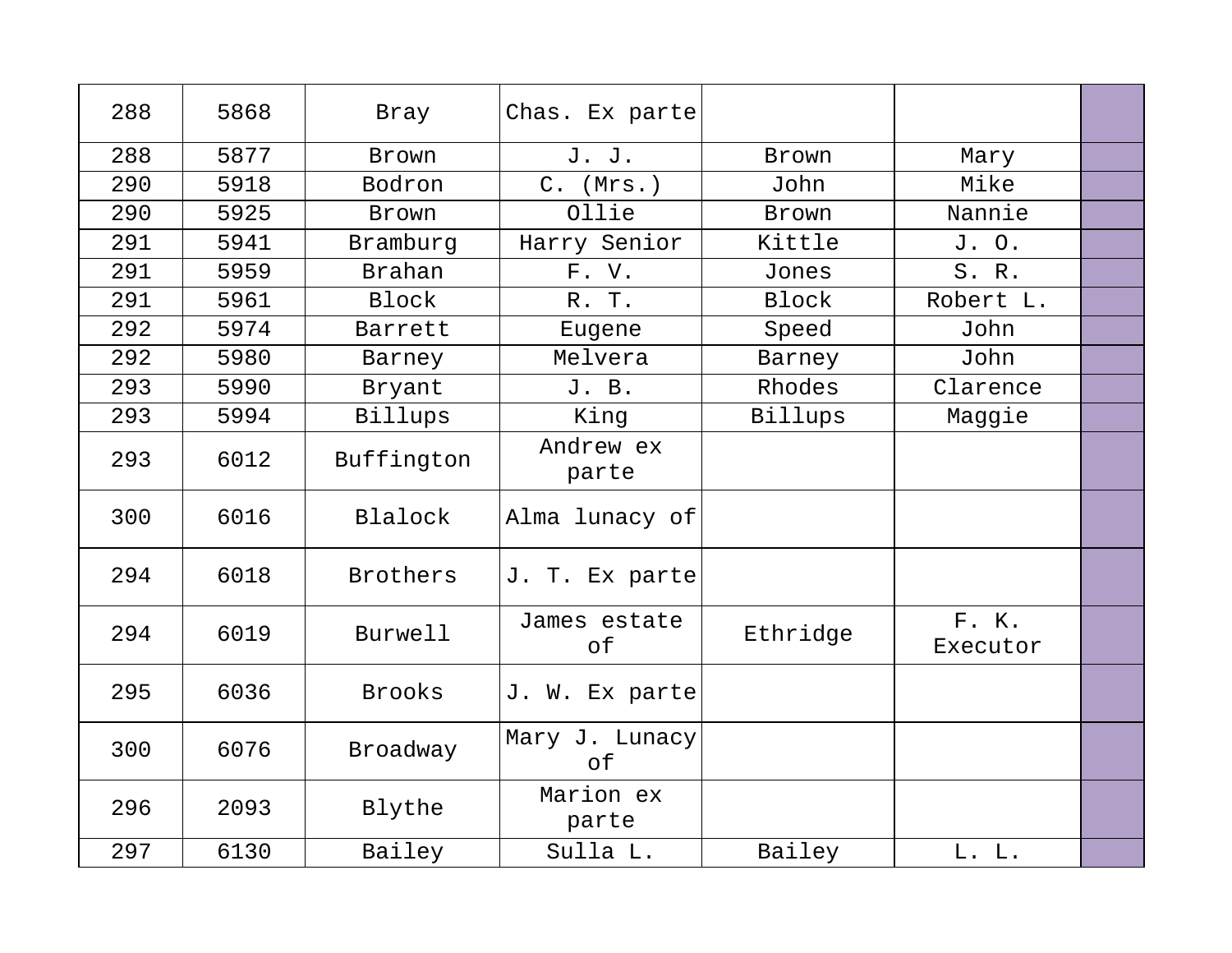| 288 | 5868 | Bray | Chas. Ex parte | | | |
|---|---|---|---|---|---|---|
| 288 | 5877 | Brown | J. J. | Brown | Mary | |
| 290 | 5918 | Bodron | C. (Mrs.) | John | Mike | |
| 290 | 5925 | Brown | Ollie | Brown | Nannie | |
| 291 | 5941 | Bramburg | Harry Senior | Kittle | J. O. | |
| 291 | 5959 | Brahan | F. V. | Jones | S. R. | |
| 291 | 5961 | Block | R. T. | Block | Robert L. | |
| 292 | 5974 | Barrett | Eugene | Speed | John | |
| 292 | 5980 | Barney | Melvera | Barney | John | |
| 293 | 5990 | Bryant | J. B. | Rhodes | Clarence | |
| 293 | 5994 | Billups | King | Billups | Maggie | |
| 293 | 6012 | Buffington | Andrew ex parte | | | |
| 300 | 6016 | Blalock | Alma lunacy of | | | |
| 294 | 6018 | Brothers | J. T. Ex parte | | | |
| 294 | 6019 | Burwell | James estate of | Ethridge | F. K. Executor | |
| 295 | 6036 | Brooks | J. W. Ex parte | | | |
| 300 | 6076 | Broadway | Mary J. Lunacy of | | | |
| 296 | 2093 | Blythe | Marion ex parte | | | |
| 297 | 6130 | Bailey | Sulla L. | Bailey | L. L. | |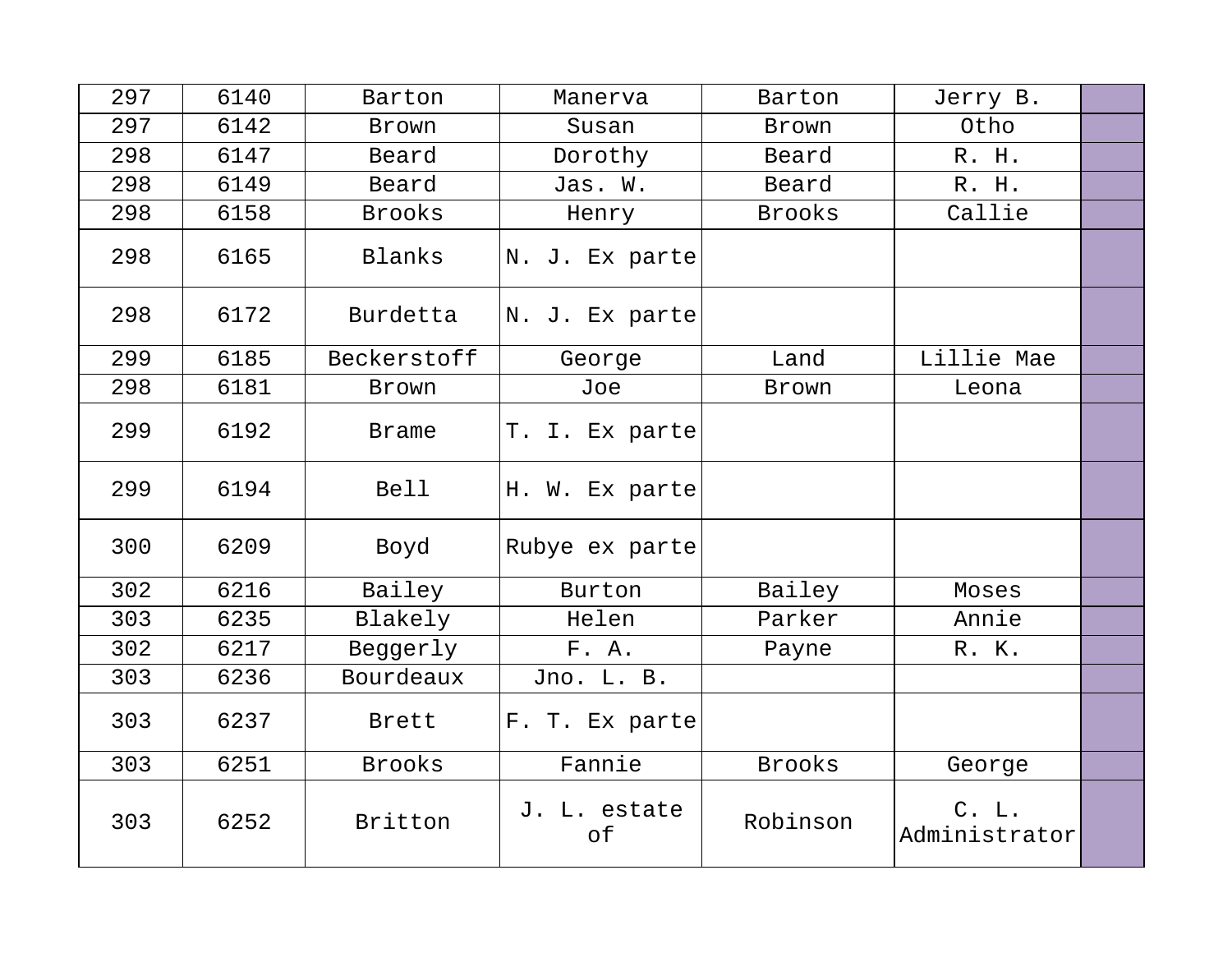| 297 | 6140 | Barton | Manerva | Barton | Jerry B. | |
|---|---|---|---|---|---|---|
| 297 | 6142 | Brown | Susan | Brown | Otho | |
| 298 | 6147 | Beard | Dorothy | Beard | R. H. | |
| 298 | 6149 | Beard | Jas. W. | Beard | R. H. | |
| 298 | 6158 | Brooks | Henry | Brooks | Callie | |
| 298 | 6165 | Blanks | N. J. Ex parte | | | |
| 298 | 6172 | Burdetta | N. J. Ex parte | | | |
| 299 | 6185 | Beckerstoff | George | Land | Lillie Mae | |
| 298 | 6181 | Brown | Joe | Brown | Leona | |
| 299 | 6192 | Brame | T. I. Ex parte | | | |
| 299 | 6194 | Bell | H. W. Ex parte | | | |
| 300 | 6209 | Boyd | Rubye ex parte | | | |
| 302 | 6216 | Bailey | Burton | Bailey | Moses | |
| 303 | 6235 | Blakely | Helen | Parker | Annie | |
| 302 | 6217 | Beggerly | F. A. | Payne | R. K. | |
| 303 | 6236 | Bourdeaux | Jno. L. B. | | | |
| 303 | 6237 | Brett | F. T. Ex parte | | | |
| 303 | 6251 | Brooks | Fannie | Brooks | George | |
| 303 | 6252 | Britton | J. L. estate of | Robinson | C. L. Administrator | |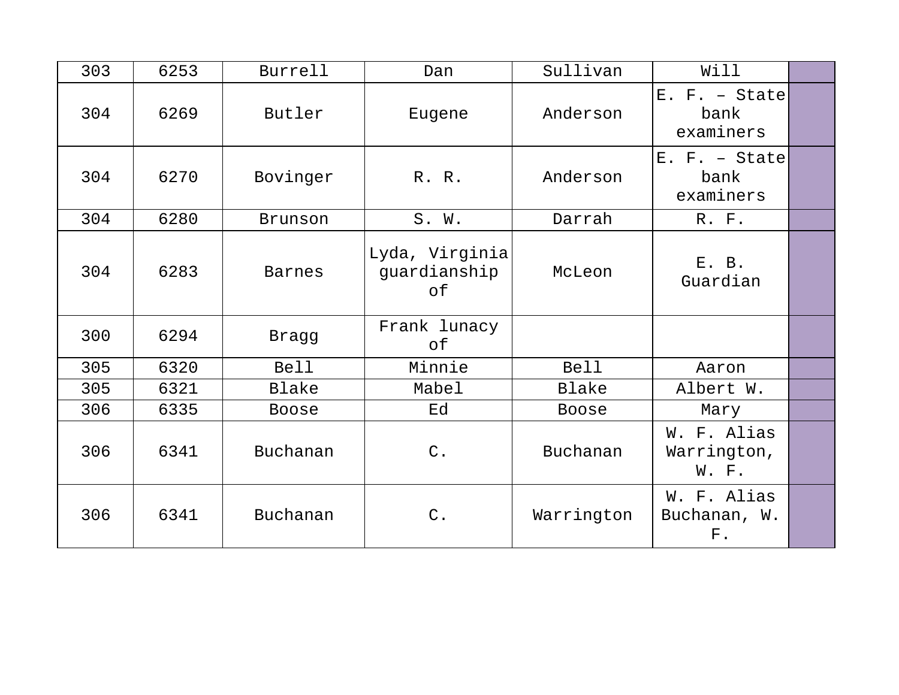| | | | | | | |
|---|---|---|---|---|---|---|
| 303 | 6253 | Burrell | Dan | Sullivan | Will | |
| 304 | 6269 | Butler | Eugene | Anderson | E. F. – State bank examiners | |
| 304 | 6270 | Bovinger | R. R. | Anderson | E. F. – State bank examiners | |
| 304 | 6280 | Brunson | S. W. | Darrah | R. F. | |
| 304 | 6283 | Barnes | Lyda, Virginia guardianship of | McLeon | E. B. Guardian | |
| 300 | 6294 | Bragg | Frank lunacy of | | | |
| 305 | 6320 | Bell | Minnie | Bell | Aaron | |
| 305 | 6321 | Blake | Mabel | Blake | Albert W. | |
| 306 | 6335 | Boose | Ed | Boose | Mary | |
| 306 | 6341 | Buchanan | C. | Buchanan | W. F. Alias Warrington, W. F. | |
| 306 | 6341 | Buchanan | C. | Warrington | W. F. Alias Buchanan, W. F. | |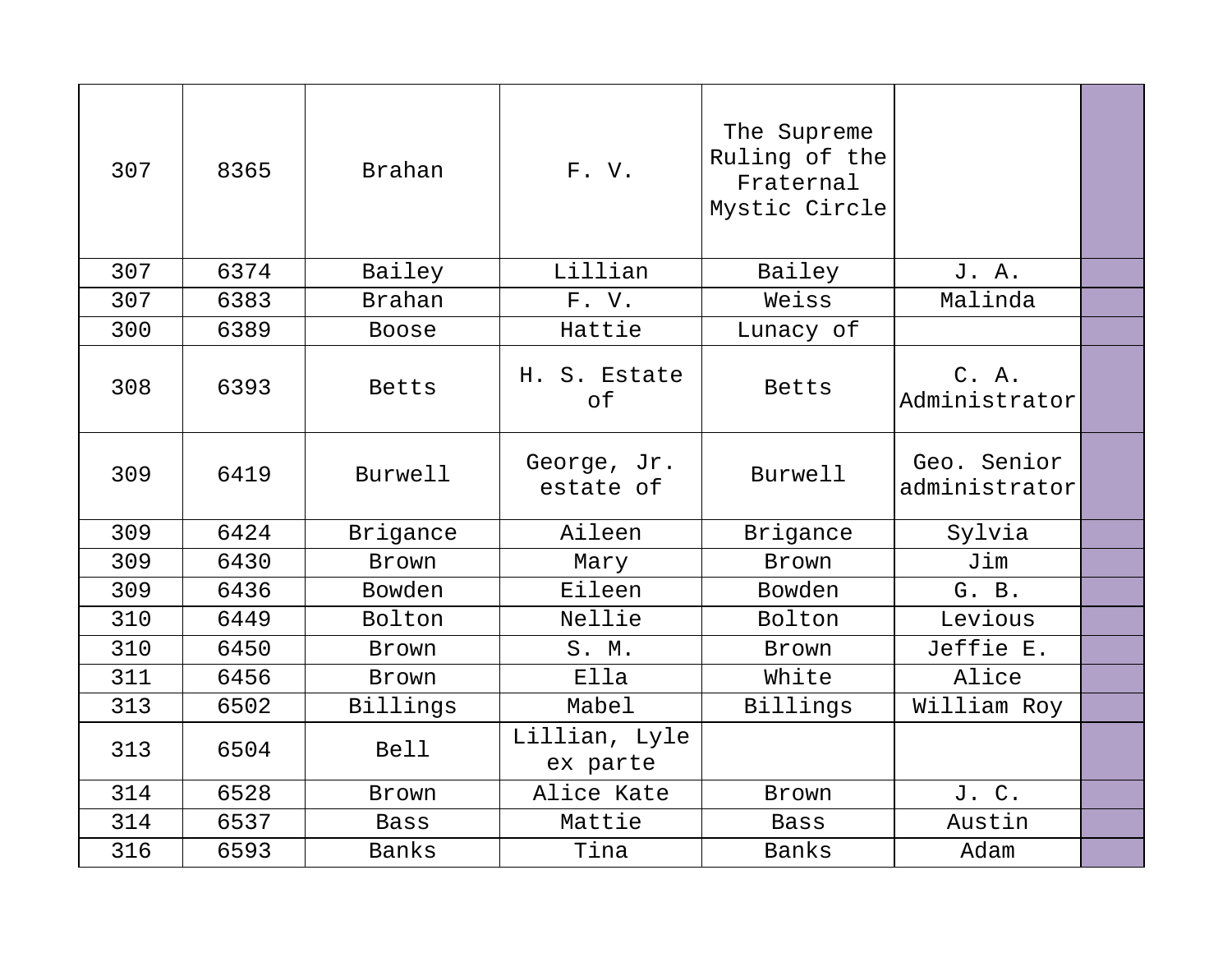| | | | | | | |
|---|---|---|---|---|---|---|
| 307 | 8365 | Brahan | F. V. | The Supreme Ruling of the Fraternal Mystic Circle | | |
| 307 | 6374 | Bailey | Lillian | Bailey | J. A. | |
| 307 | 6383 | Brahan | F. V. | Weiss | Malinda | |
| 300 | 6389 | Boose | Hattie | Lunacy of | | |
| 308 | 6393 | Betts | H. S. Estate of | Betts | C. A. Administrator | |
| 309 | 6419 | Burwell | George, Jr. estate of | Burwell | Geo. Senior administrator | |
| 309 | 6424 | Brigance | Aileen | Brigance | Sylvia | |
| 309 | 6430 | Brown | Mary | Brown | Jim | |
| 309 | 6436 | Bowden | Eileen | Bowden | G. B. | |
| 310 | 6449 | Bolton | Nellie | Bolton | Levious | |
| 310 | 6450 | Brown | S. M. | Brown | Jeffie E. | |
| 311 | 6456 | Brown | Ella | White | Alice | |
| 313 | 6502 | Billings | Mabel | Billings | William Roy | |
| 313 | 6504 | Bell | Lillian, Lyle ex parte | | | |
| 314 | 6528 | Brown | Alice Kate | Brown | J. C. | |
| 314 | 6537 | Bass | Mattie | Bass | Austin | |
| 316 | 6593 | Banks | Tina | Banks | Adam | |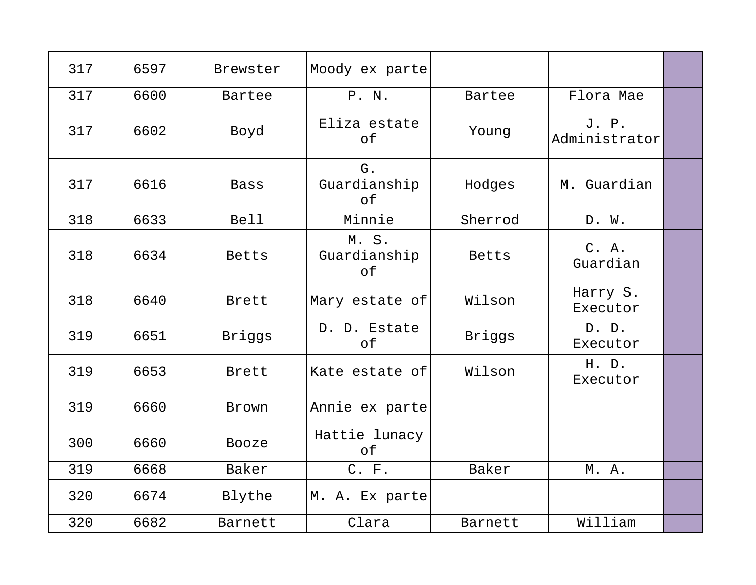| | | | | | | |
|---|---|---|---|---|---|---|
| 317 | 6597 | Brewster | Moody ex parte | | | |
| 317 | 6600 | Bartee | P. N. | Bartee | Flora Mae | |
| 317 | 6602 | Boyd | Eliza estate of | Young | J. P. Administrator | |
| 317 | 6616 | Bass | G. Guardianship of | Hodges | M. Guardian | |
| 318 | 6633 | Bell | Minnie | Sherrod | D. W. | |
| 318 | 6634 | Betts | M. S. Guardianship of | Betts | C. A. Guardian | |
| 318 | 6640 | Brett | Mary estate of | Wilson | Harry S. Executor | |
| 319 | 6651 | Briggs | D. D. Estate of | Briggs | D. D. Executor | |
| 319 | 6653 | Brett | Kate estate of | Wilson | H. D. Executor | |
| 319 | 6660 | Brown | Annie ex parte | | | |
| 300 | 6660 | Booze | Hattie lunacy of | | | |
| 319 | 6668 | Baker | C. F. | Baker | M. A. | |
| 320 | 6674 | Blythe | M. A. Ex parte | | | |
| 320 | 6682 | Barnett | Clara | Barnett | William | |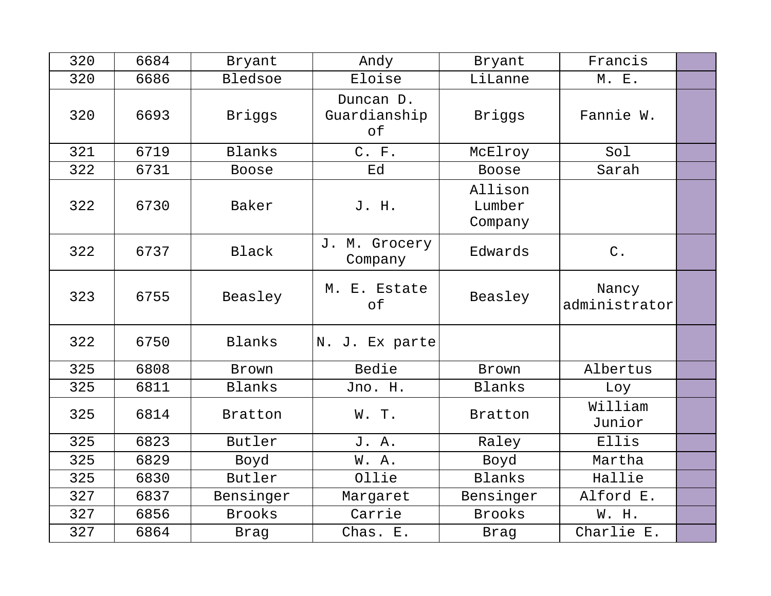| 320 | 6684 | Bryant | Andy | Bryant | Francis | |
|---|---|---|---|---|---|---|
| 320 | 6686 | Bledsoe | Eloise | LiLanne | M. E. | |
| 320 | 6693 | Briggs | Duncan D. Guardianship of | Briggs | Fannie W. | |
| 321 | 6719 | Blanks | C. F. | McElroy | Sol | |
| 322 | 6731 | Boose | Ed | Boose | Sarah | |
| 322 | 6730 | Baker | J. H. | Allison Lumber Company | | |
| 322 | 6737 | Black | J. M. Grocery Company | Edwards | C. | |
| 323 | 6755 | Beasley | M. E. Estate of | Beasley | Nancy administrator | |
| 322 | 6750 | Blanks | N. J. Ex parte | | | |
| 325 | 6808 | Brown | Bedie | Brown | Albertus | |
| 325 | 6811 | Blanks | Jno. H. | Blanks | Loy | |
| 325 | 6814 | Bratton | W. T. | Bratton | William Junior | |
| 325 | 6823 | Butler | J. A. | Raley | Ellis | |
| 325 | 6829 | Boyd | W. A. | Boyd | Martha | |
| 325 | 6830 | Butler | Ollie | Blanks | Hallie | |
| 327 | 6837 | Bensinger | Margaret | Bensinger | Alford E. | |
| 327 | 6856 | Brooks | Carrie | Brooks | W. H. | |
| 327 | 6864 | Brag | Chas. E. | Brag | Charlie E. | |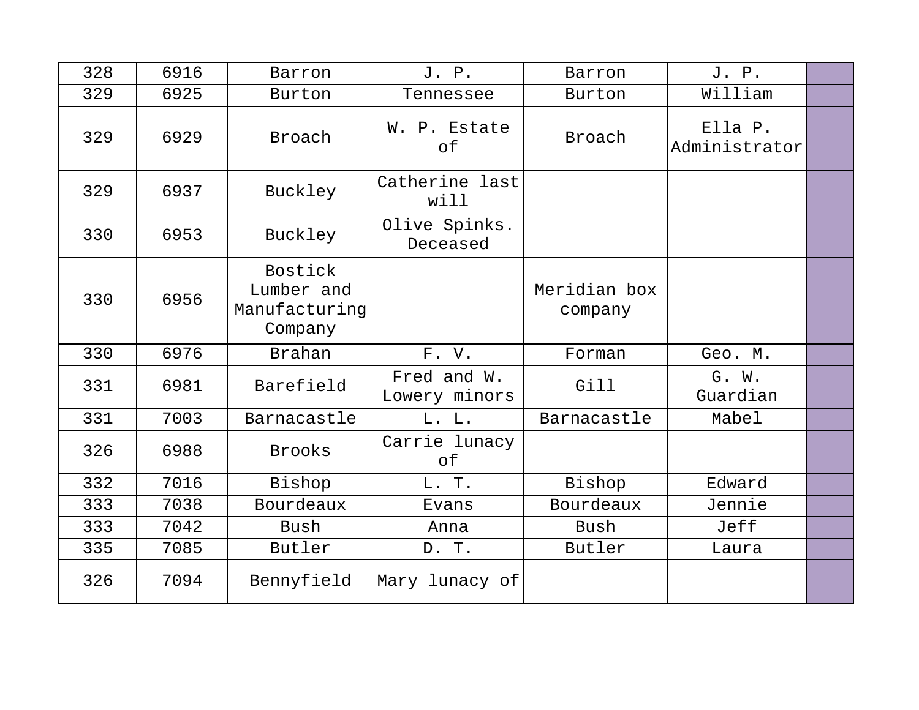| | | | | | | |
|---|---|---|---|---|---|---|
| 328 | 6916 | Barron | J. P. | Barron | J. P. | |
| 329 | 6925 | Burton | Tennessee | Burton | William | |
| 329 | 6929 | Broach | W. P. Estate of | Broach | Ella P. Administrator | |
| 329 | 6937 | Buckley | Catherine last will | | | |
| 330 | 6953 | Buckley | Olive Spinks. Deceased | | | |
| 330 | 6956 | Bostick Lumber and Manufacturing Company | | Meridian box company | | |
| 330 | 6976 | Brahan | F. V. | Forman | Geo. M. | |
| 331 | 6981 | Barefield | Fred and W. Lowery minors | Gill | G. W. Guardian | |
| 331 | 7003 | Barnacastle | L. L. | Barnacastle | Mabel | |
| 326 | 6988 | Brooks | Carrie lunacy of | | | |
| 332 | 7016 | Bishop | L. T. | Bishop | Edward | |
| 333 | 7038 | Bourdeaux | Evans | Bourdeaux | Jennie | |
| 333 | 7042 | Bush | Anna | Bush | Jeff | |
| 335 | 7085 | Butler | D. T. | Butler | Laura | |
| 326 | 7094 | Bennyfield | Mary lunacy of | | | |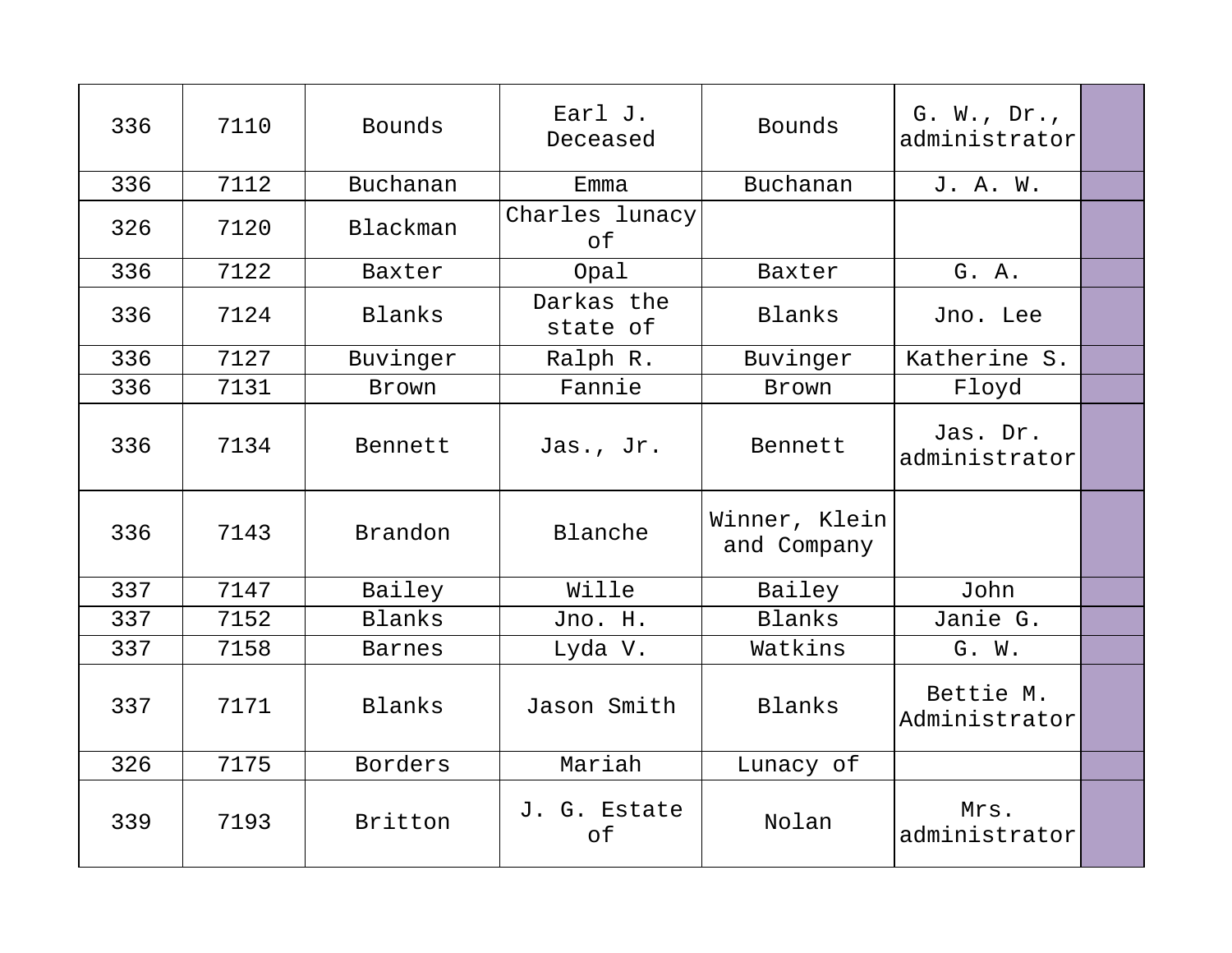| | | | | | | |
|---|---|---|---|---|---|---|
| 336 | 7110 | Bounds | Earl J. Deceased | Bounds | G. W., Dr., administrator | |
| 336 | 7112 | Buchanan | Emma | Buchanan | J. A. W. | |
| 326 | 7120 | Blackman | Charles lunacy of | | | |
| 336 | 7122 | Baxter | Opal | Baxter | G. A. | |
| 336 | 7124 | Blanks | Darkas the state of | Blanks | Jno. Lee | |
| 336 | 7127 | Buvinger | Ralph R. | Buvinger | Katherine S. | |
| 336 | 7131 | Brown | Fannie | Brown | Floyd | |
| 336 | 7134 | Bennett | Jas., Jr. | Bennett | Jas. Dr. administrator | |
| 336 | 7143 | Brandon | Blanche | Winner, Klein and Company | | |
| 337 | 7147 | Bailey | Wille | Bailey | John | |
| 337 | 7152 | Blanks | Jno. H. | Blanks | Janie G. | |
| 337 | 7158 | Barnes | Lyda V. | Watkins | G. W. | |
| 337 | 7171 | Blanks | Jason Smith | Blanks | Bettie M. Administrator | |
| 326 | 7175 | Borders | Mariah | Lunacy of | | |
| 339 | 7193 | Britton | J. G. Estate of | Nolan | Mrs. administrator | |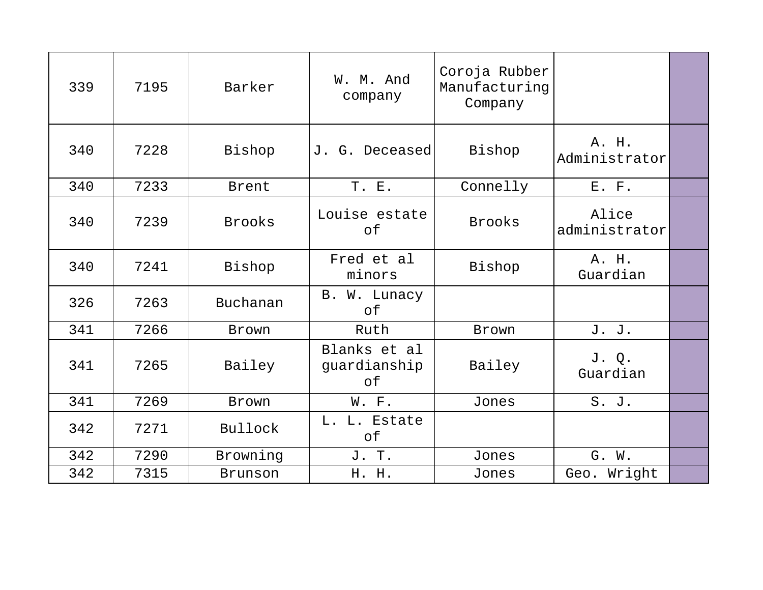| | | | | | | |
|---|---|---|---|---|---|---|
| 339 | 7195 | Barker | W. M. And company | Coroja Rubber Manufacturing Company | | |
| 340 | 7228 | Bishop | J. G. Deceased | Bishop | A. H. Administrator | |
| 340 | 7233 | Brent | T. E. | Connelly | E. F. | |
| 340 | 7239 | Brooks | Louise estate of | Brooks | Alice administrator | |
| 340 | 7241 | Bishop | Fred et al minors | Bishop | A. H. Guardian | |
| 326 | 7263 | Buchanan | B. W. Lunacy of | | | |
| 341 | 7266 | Brown | Ruth | Brown | J. J. | |
| 341 | 7265 | Bailey | Blanks et al guardianship of | Bailey | J. Q. Guardian | |
| 341 | 7269 | Brown | W. F. | Jones | S. J. | |
| 342 | 7271 | Bullock | L. L. Estate of | | | |
| 342 | 7290 | Browning | J. T. | Jones | G. W. | |
| 342 | 7315 | Brunson | H. H. | Jones | Geo. Wright | |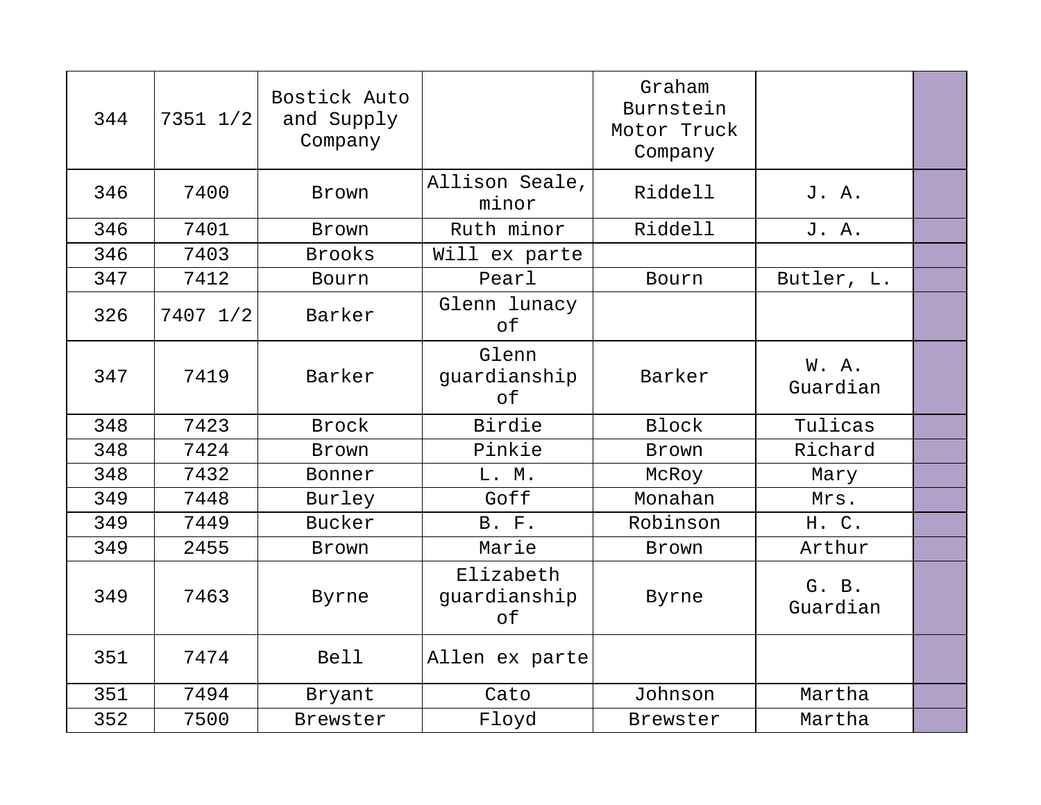| 344 | 7351 1/2 | Bostick Auto and Supply Company | | Graham Burnstein Motor Truck Company | | |
|---|---|---|---|---|---|---|
| 346 | 7400 | Brown | Allison Seale, minor | Riddell | J. A. | |
| 346 | 7401 | Brown | Ruth minor | Riddell | J. A. | |
| 346 | 7403 | Brooks | Will ex parte | | | |
| 347 | 7412 | Bourn | Pearl | Bourn | Butler, L. | |
| 326 | 7407 1/2 | Barker | Glenn lunacy of | | | |
| 347 | 7419 | Barker | Glenn guardianship of | Barker | W. A. Guardian | |
| 348 | 7423 | Brock | Birdie | Block | Tulicas | |
| 348 | 7424 | Brown | Pinkie | Brown | Richard | |
| 348 | 7432 | Bonner | L. M. | McRoy | Mary | |
| 349 | 7448 | Burley | Goff | Monahan | Mrs. | |
| 349 | 7449 | Bucker | B. F. | Robinson | H. C. | |
| 349 | 2455 | Brown | Marie | Brown | Arthur | |
| 349 | 7463 | Byrne | Elizabeth guardianship of | Byrne | G. B. Guardian | |
| 351 | 7474 | Bell | Allen ex parte | | | |
| 351 | 7494 | Bryant | Cato | Johnson | Martha | |
| 352 | 7500 | Brewster | Floyd | Brewster | Martha | |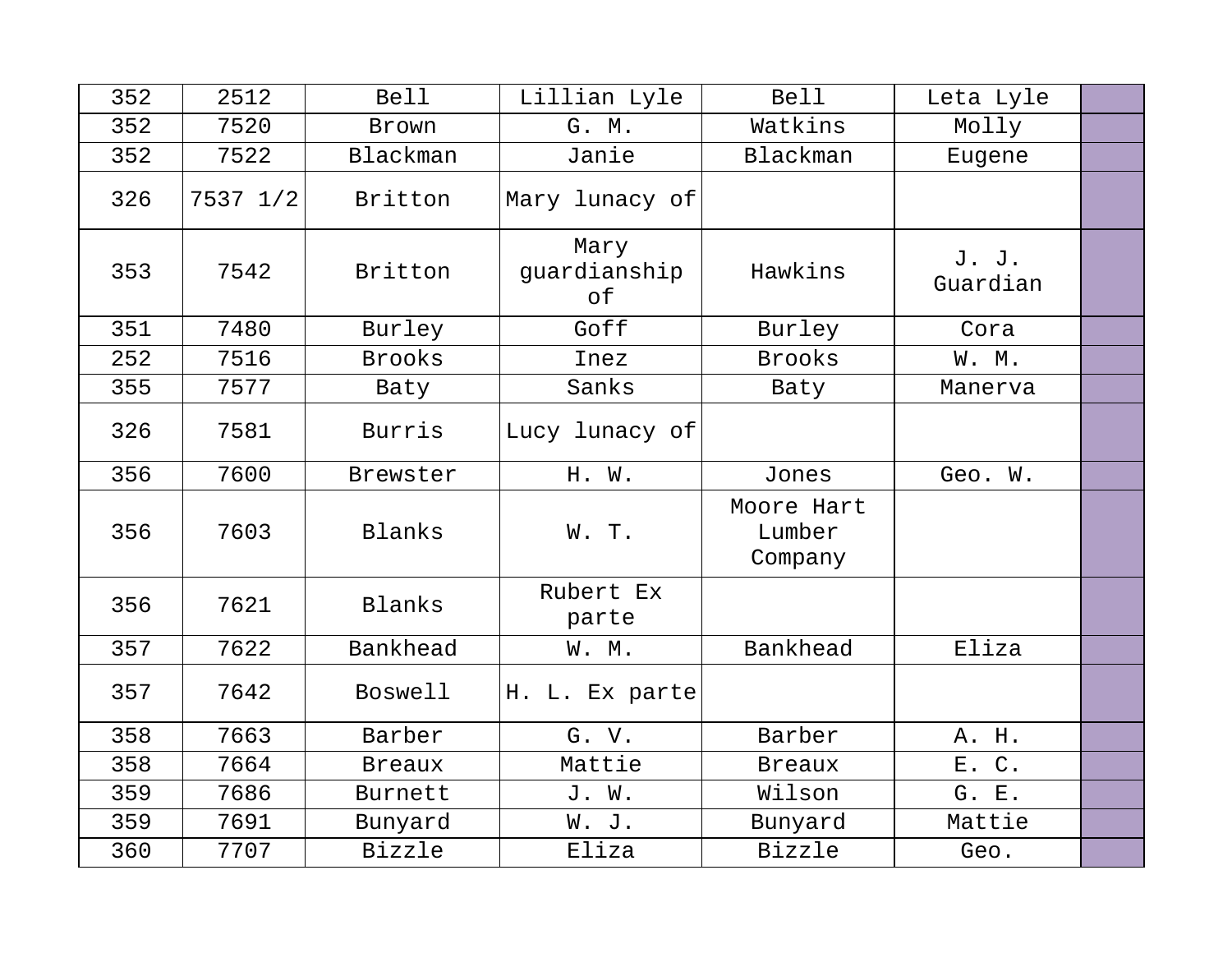| | | | | | | |
|---|---|---|---|---|---|---|
| 352 | 2512 | Bell | Lillian Lyle | Bell | Leta Lyle | |
| 352 | 7520 | Brown | G. M. | Watkins | Molly | |
| 352 | 7522 | Blackman | Janie | Blackman | Eugene | |
| 326 | 7537 1/2 | Britton | Mary lunacy of | | | |
| 353 | 7542 | Britton | Mary guardianship of | Hawkins | J. J. Guardian | |
| 351 | 7480 | Burley | Goff | Burley | Cora | |
| 252 | 7516 | Brooks | Inez | Brooks | W. M. | |
| 355 | 7577 | Baty | Sanks | Baty | Manerva | |
| 326 | 7581 | Burris | Lucy lunacy of | | | |
| 356 | 7600 | Brewster | H. W. | Jones | Geo. W. | |
| 356 | 7603 | Blanks | W. T. | Moore Hart Lumber Company | | |
| 356 | 7621 | Blanks | Rubert Ex parte | | | |
| 357 | 7622 | Bankhead | W. M. | Bankhead | Eliza | |
| 357 | 7642 | Boswell | H. L. Ex parte | | | |
| 358 | 7663 | Barber | G. V. | Barber | A. H. | |
| 358 | 7664 | Breaux | Mattie | Breaux | E. C. | |
| 359 | 7686 | Burnett | J. W. | Wilson | G. E. | |
| 359 | 7691 | Bunyard | W. J. | Bunyard | Mattie | |
| 360 | 7707 | Bizzle | Eliza | Bizzle | Geo. | |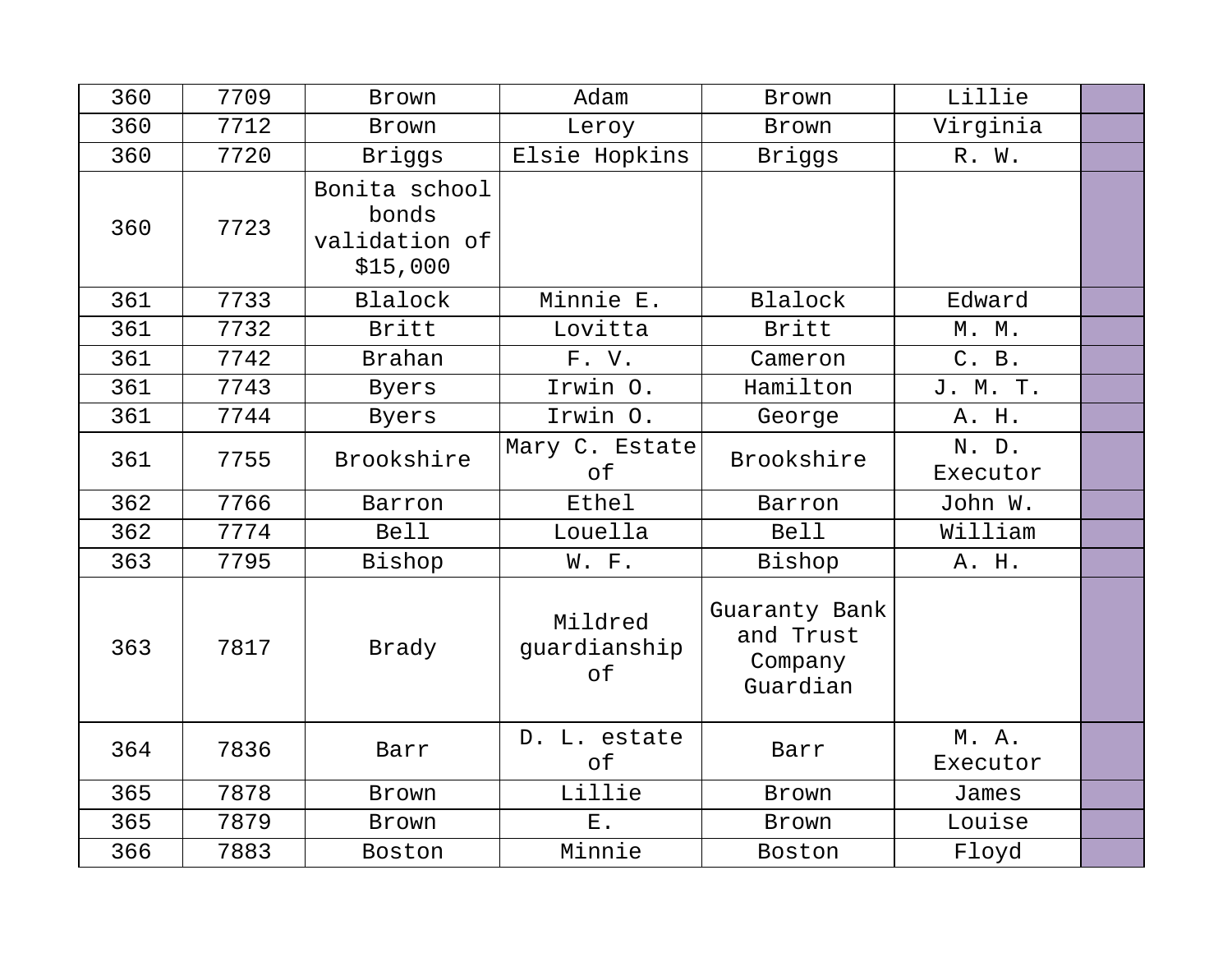| | | | | | | |
|---|---|---|---|---|---|---|
| 360 | 7709 | Brown | Adam | Brown | Lillie | |
| 360 | 7712 | Brown | Leroy | Brown | Virginia | |
| 360 | 7720 | Briggs | Elsie Hopkins | Briggs | R. W. | |
| 360 | 7723 | Bonita school bonds validation of $15,000 | | | | |
| 361 | 7733 | Blalock | Minnie E. | Blalock | Edward | |
| 361 | 7732 | Britt | Lovitta | Britt | M. M. | |
| 361 | 7742 | Brahan | F. V. | Cameron | C. B. | |
| 361 | 7743 | Byers | Irwin O. | Hamilton | J. M. T. | |
| 361 | 7744 | Byers | Irwin O. | George | A. H. | |
| 361 | 7755 | Brookshire | Mary C. Estate of | Brookshire | N. D. Executor | |
| 362 | 7766 | Barron | Ethel | Barron | John W. | |
| 362 | 7774 | Bell | Louella | Bell | William | |
| 363 | 7795 | Bishop | W. F. | Bishop | A. H. | |
| 363 | 7817 | Brady | Mildred guardianship of | Guaranty Bank and Trust Company Guardian | | |
| 364 | 7836 | Barr | D. L. estate of | Barr | M. A. Executor | |
| 365 | 7878 | Brown | Lillie | Brown | James | |
| 365 | 7879 | Brown | E. | Brown | Louise | |
| 366 | 7883 | Boston | Minnie | Boston | Floyd | |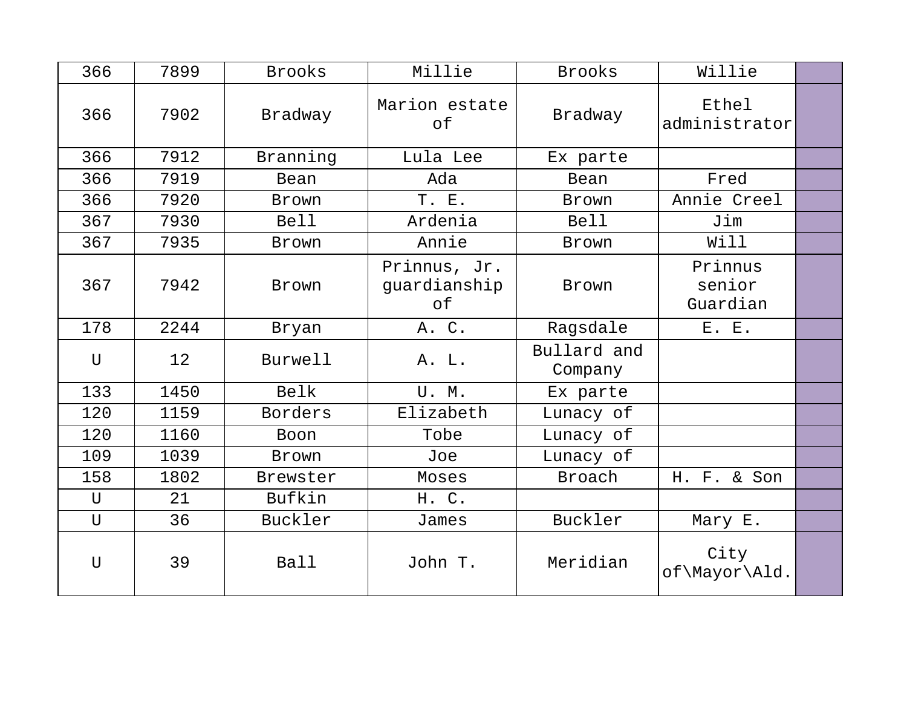| 366 | 7899 | Brooks | Millie | Brooks | Willie | |
|---|---|---|---|---|---|---|
| 366 | 7902 | Bradway | Marion estate of | Bradway | Ethel administrator | |
| 366 | 7912 | Branning | Lula Lee | Ex parte | | |
| 366 | 7919 | Bean | Ada | Bean | Fred | |
| 366 | 7920 | Brown | T. E. | Brown | Annie Creel | |
| 367 | 7930 | Bell | Ardenia | Bell | Jim | |
| 367 | 7935 | Brown | Annie | Brown | Will | |
| 367 | 7942 | Brown | Prinnus, Jr. guardianship of | Brown | Prinnus senior Guardian | |
| 178 | 2244 | Bryan | A. C. | Ragsdale | E. E. | |
| U | 12 | Burwell | A. L. | Bullard and Company | | |
| 133 | 1450 | Belk | U. M. | Ex parte | | |
| 120 | 1159 | Borders | Elizabeth | Lunacy of | | |
| 120 | 1160 | Boon | Tobe | Lunacy of | | |
| 109 | 1039 | Brown | Joe | Lunacy of | | |
| 158 | 1802 | Brewster | Moses | Broach | H. F. & Son | |
| U | 21 | Bufkin | H. C. | | | |
| U | 36 | Buckler | James | Buckler | Mary E. | |
| U | 39 | Ball | John T. | Meridian | City of\Mayor\Ald. | |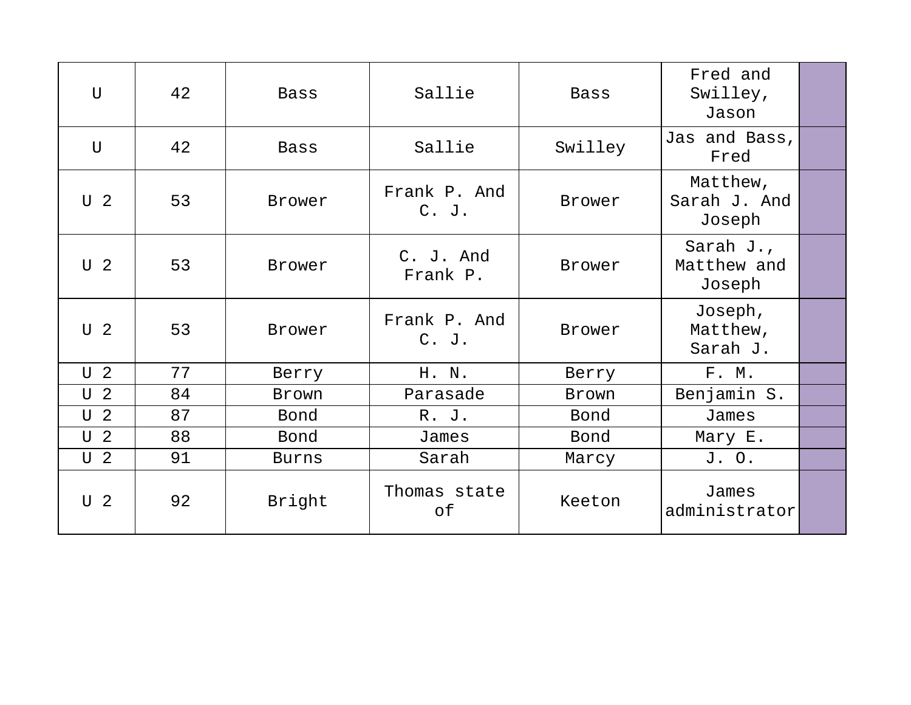| U | 42 | Bass | Sallie | Bass | Fred and Swilley, Jason | |
|---|---|---|---|---|---|---|
| U | 42 | Bass | Sallie | Swilley | Jas and Bass, Fred | |
| U 2 | 53 | Brower | Frank P. And C. J. | Brower | Matthew, Sarah J. And Joseph | |
| U 2 | 53 | Brower | C. J. And Frank P. | Brower | Sarah J., Matthew and Joseph | |
| U 2 | 53 | Brower | Frank P. And C. J. | Brower | Joseph, Matthew, Sarah J. | |
| U 2 | 77 | Berry | H. N. | Berry | F. M. | |
| U 2 | 84 | Brown | Parasade | Brown | Benjamin S. | |
| U 2 | 87 | Bond | R. J. | Bond | James | |
| U 2 | 88 | Bond | James | Bond | Mary E. | |
| U 2 | 91 | Burns | Sarah | Marcy | J. O. | |
| U 2 | 92 | Bright | Thomas state of | Keeton | James administrator | |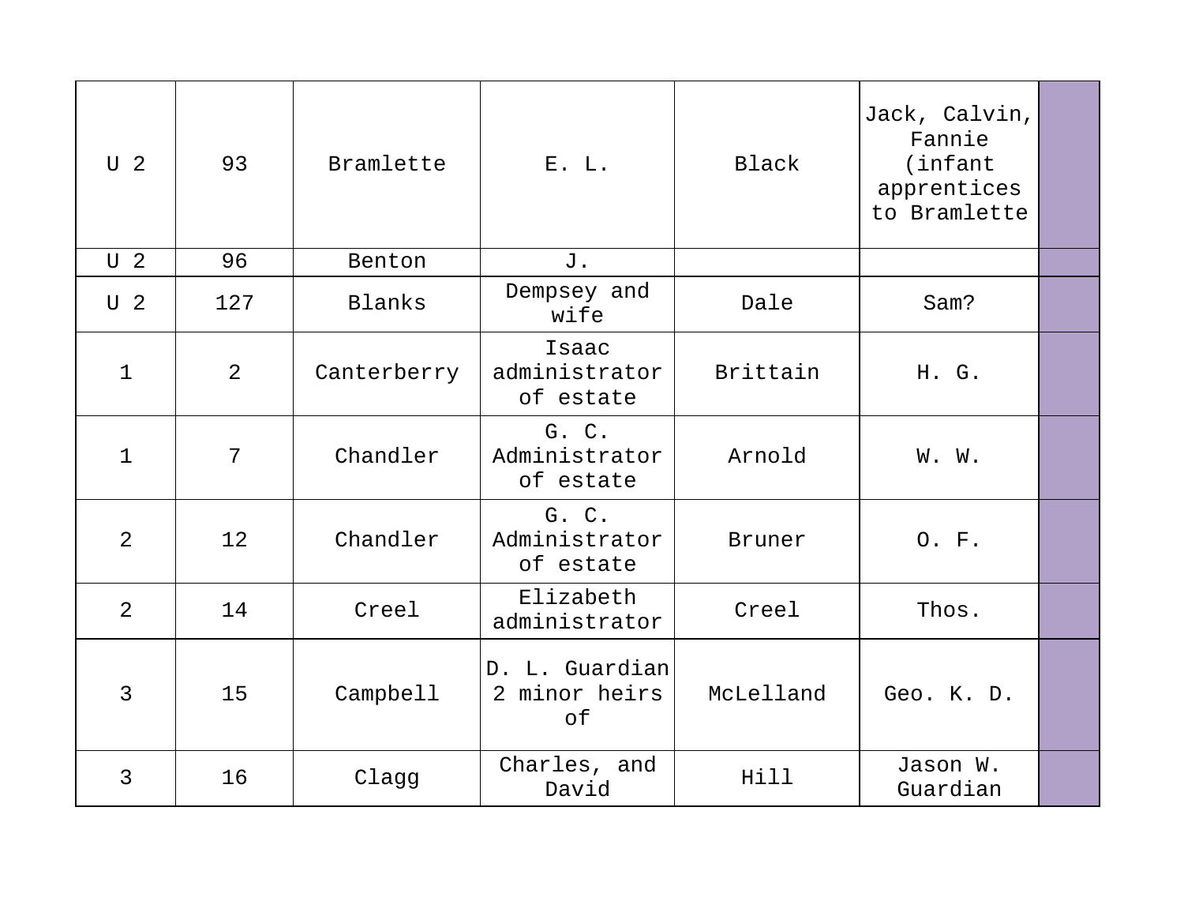| | | | | | | |
|---|---|---|---|---|---|---|
| U 2 | 93 | Bramlette | E. L. | Black | Jack, Calvin, Fannie (infant apprentices to Bramlette | |
| U 2 | 96 | Benton | J. | | | |
| U 2 | 127 | Blanks | Dempsey and wife | Dale | Sam? | |
| 1 | 2 | Canterberry | Isaac administrator of estate | Brittain | H. G. | |
| 1 | 7 | Chandler | G. C. Administrator of estate | Arnold | W. W. | |
| 2 | 12 | Chandler | G. C. Administrator of estate | Bruner | O. F. | |
| 2 | 14 | Creel | Elizabeth administrator | Creel | Thos. | |
| 3 | 15 | Campbell | D. L. Guardian 2 minor heirs of | McLelland | Geo. K. D. | |
| 3 | 16 | Clagg | Charles, and David | Hill | Jason W. Guardian | |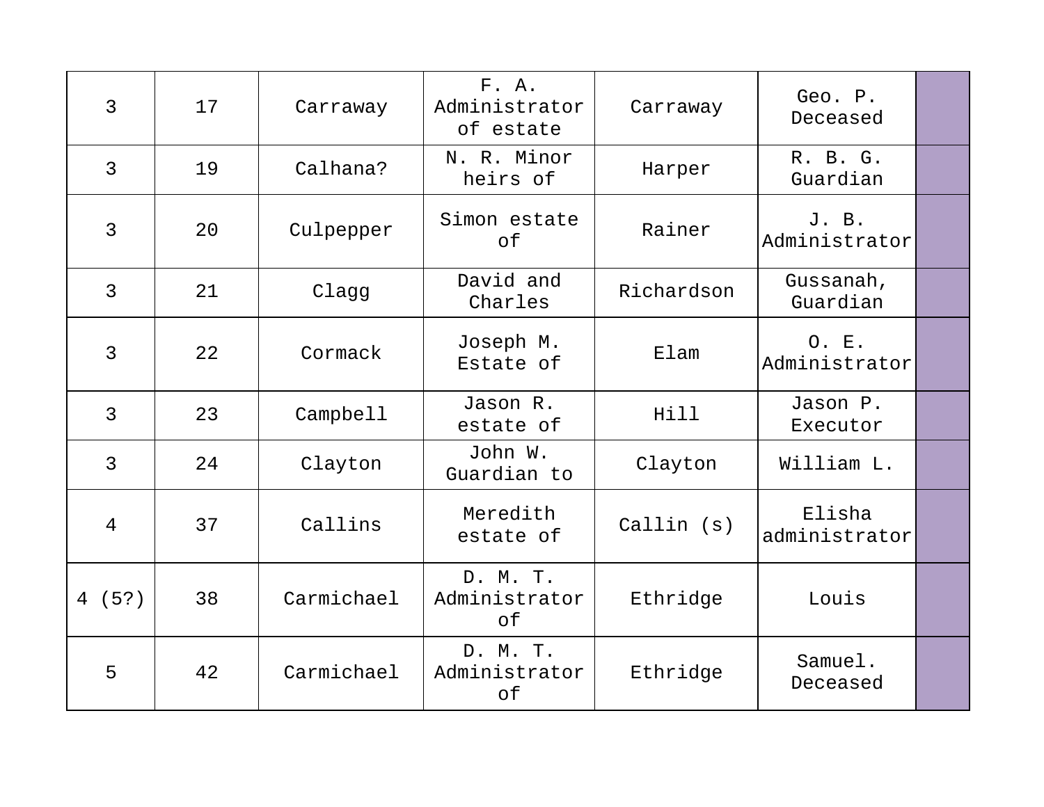| | | | | | | |
|---|---|---|---|---|---|---|
| 3 | 17 | Carraway | F. A. Administrator of estate | Carraway | Geo. P. Deceased | |
| 3 | 19 | Calhana? | N. R. Minor heirs of | Harper | R. B. G. Guardian | |
| 3 | 20 | Culpepper | Simon estate of | Rainer | J. B. Administrator | |
| 3 | 21 | Clagg | David and Charles | Richardson | Gussanah, Guardian | |
| 3 | 22 | Cormack | Joseph M. Estate of | Elam | O. E. Administrator | |
| 3 | 23 | Campbell | Jason R. estate of | Hill | Jason P. Executor | |
| 3 | 24 | Clayton | John W. Guardian to | Clayton | William L. | |
| 4 | 37 | Callins | Meredith estate of | Callin (s) | Elisha administrator | |
| 4 (5?) | 38 | Carmichael | D. M. T. Administrator of | Ethridge | Louis | |
| 5 | 42 | Carmichael | D. M. T. Administrator of | Ethridge | Samuel. Deceased | |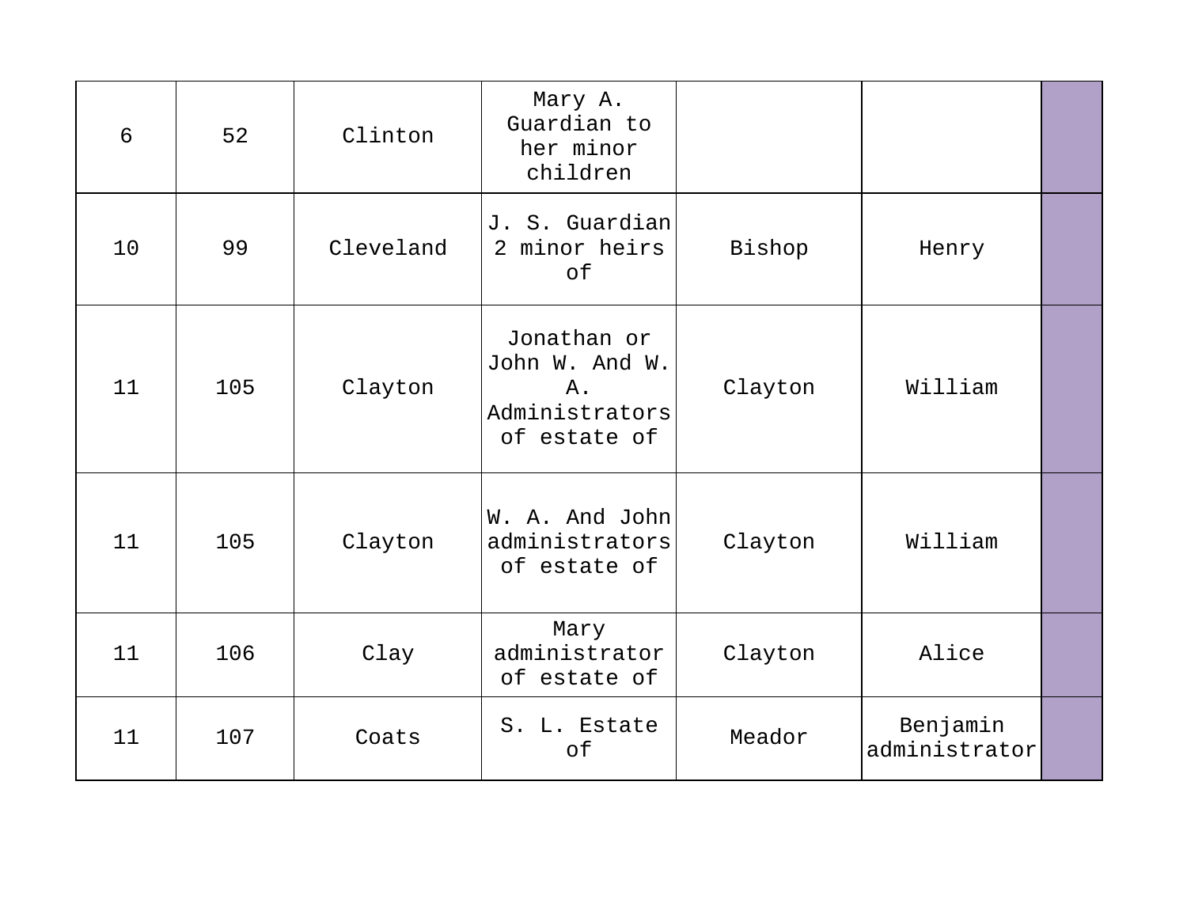| | | | | | | |
|---|---|---|---|---|---|---|
| 6 | 52 | Clinton | Mary A. Guardian to her minor children | | | |
| 10 | 99 | Cleveland | J. S. Guardian 2 minor heirs of | Bishop | Henry | |
| 11 | 105 | Clayton | Jonathan or John W. And W. A. Administrators of estate of | Clayton | William | |
| 11 | 105 | Clayton | W. A. And John administrators of estate of | Clayton | William | |
| 11 | 106 | Clay | Mary administrator of estate of | Clayton | Alice | |
| 11 | 107 | Coats | S. L. Estate of | Meador | Benjamin administrator | |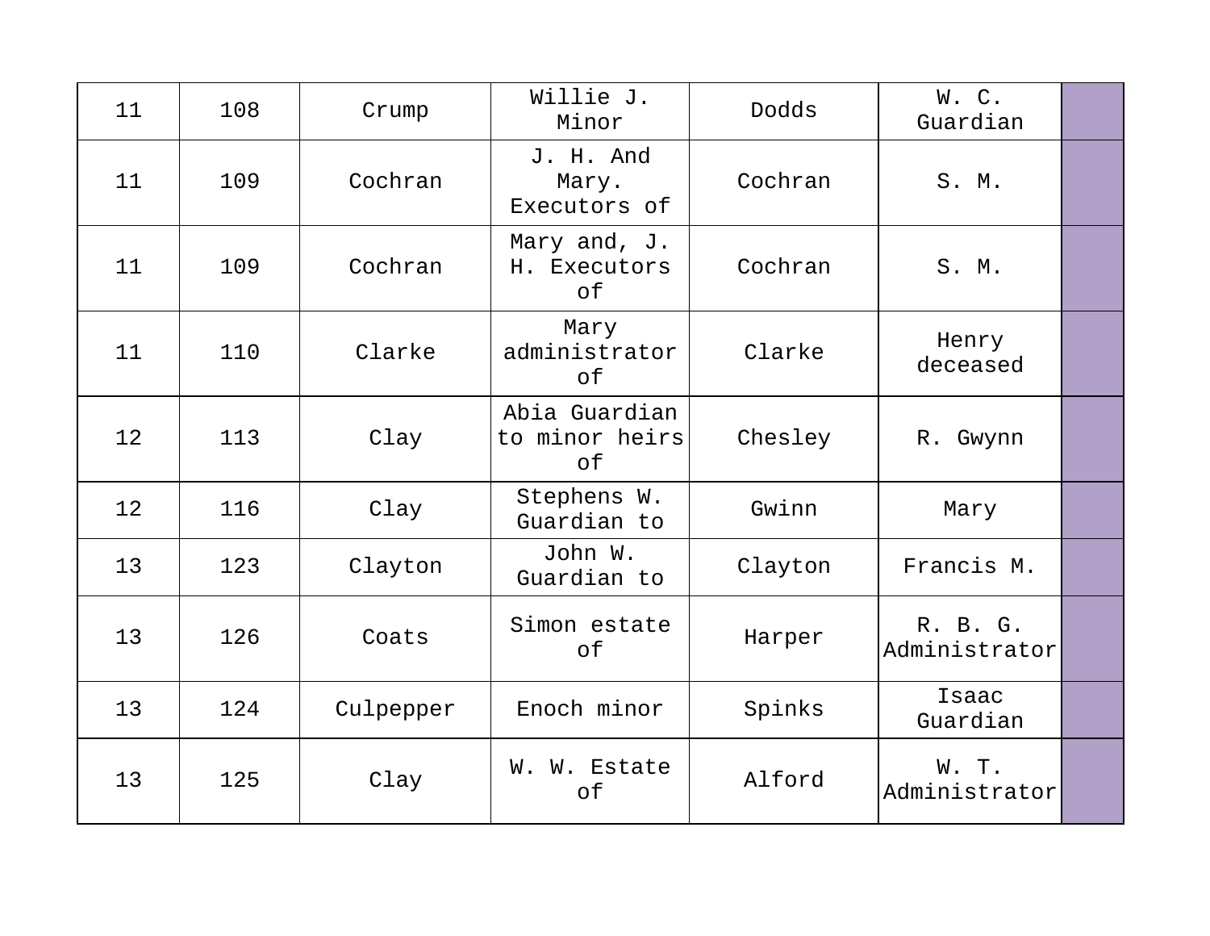| | | | | | | |
|---|---|---|---|---|---|---|
| 11 | 108 | Crump | Willie J. Minor | Dodds | W. C. Guardian | |
| 11 | 109 | Cochran | J. H. And Mary. Executors of | Cochran | S. M. | |
| 11 | 109 | Cochran | Mary and, J. H. Executors of | Cochran | S. M. | |
| 11 | 110 | Clarke | Mary administrator of | Clarke | Henry deceased | |
| 12 | 113 | Clay | Abia Guardian to minor heirs of | Chesley | R. Gwynn | |
| 12 | 116 | Clay | Stephens W. Guardian to | Gwinn | Mary | |
| 13 | 123 | Clayton | John W. Guardian to | Clayton | Francis M. | |
| 13 | 126 | Coats | Simon estate of | Harper | R. B. G. Administrator | |
| 13 | 124 | Culpepper | Enoch minor | Spinks | Isaac Guardian | |
| 13 | 125 | Clay | W. W. Estate of | Alford | W. T. Administrator | |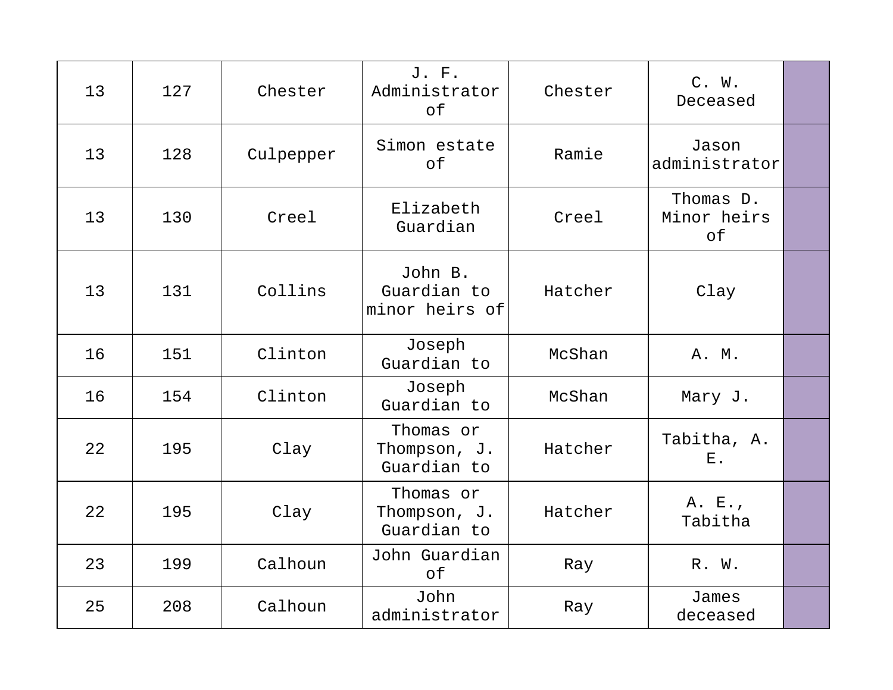| | | | | | | |
|---|---|---|---|---|---|---|
| 13 | 127 | Chester | J. F. Administrator of | Chester | C. W. Deceased | |
| 13 | 128 | Culpepper | Simon estate of | Ramie | Jason administrator | |
| 13 | 130 | Creel | Elizabeth Guardian | Creel | Thomas D. Minor heirs of | |
| 13 | 131 | Collins | John B. Guardian to minor heirs of | Hatcher | Clay | |
| 16 | 151 | Clinton | Joseph Guardian to | McShan | A. M. | |
| 16 | 154 | Clinton | Joseph Guardian to | McShan | Mary J. | |
| 22 | 195 | Clay | Thomas or Thompson, J. Guardian to | Hatcher | Tabitha, A. E. | |
| 22 | 195 | Clay | Thomas or Thompson, J. Guardian to | Hatcher | A. E., Tabitha | |
| 23 | 199 | Calhoun | John Guardian of | Ray | R. W. | |
| 25 | 208 | Calhoun | John administrator | Ray | James deceased | |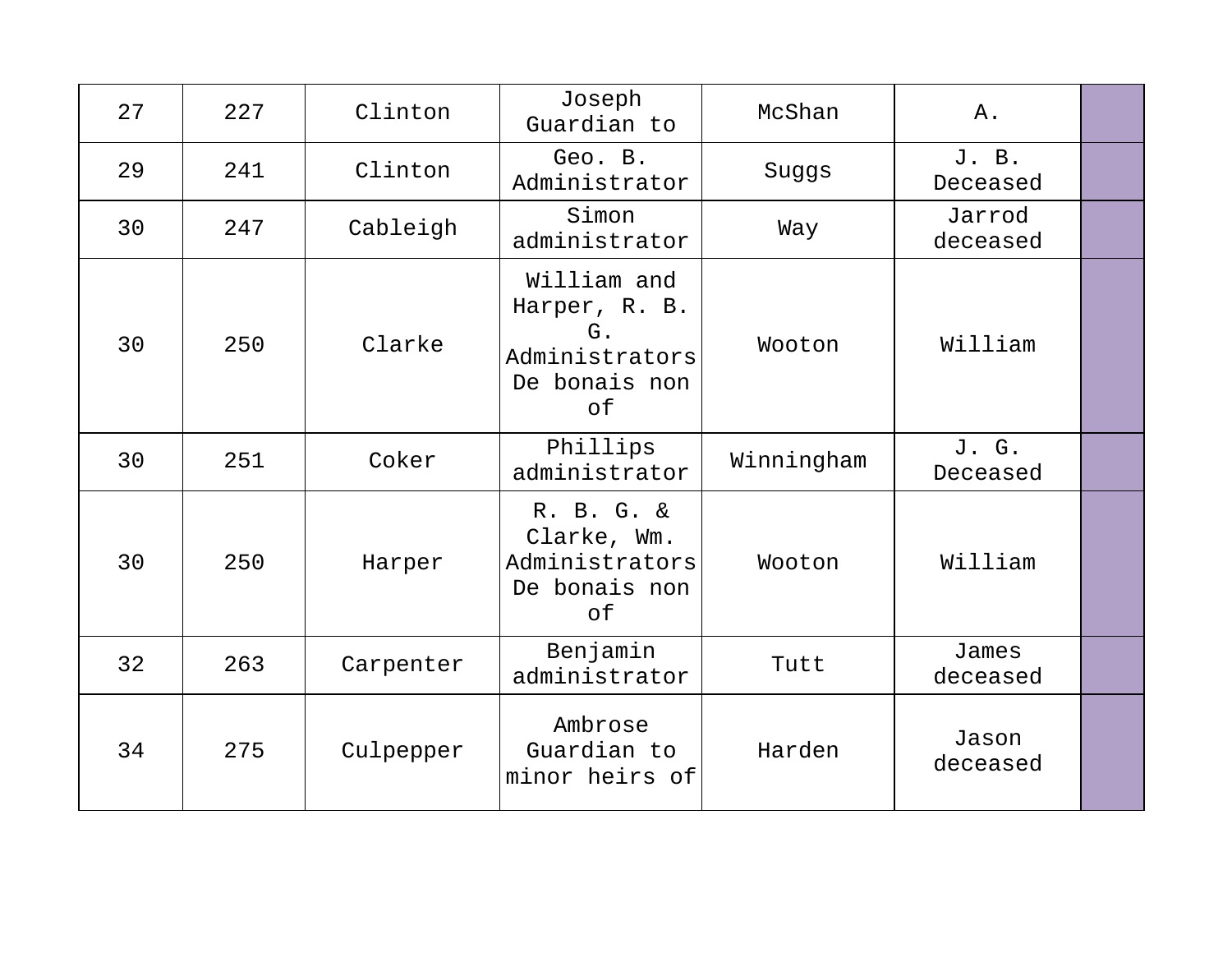| 27 | 227 | Clinton | Joseph Guardian to | McShan | A. | |
|---|---|---|---|---|---|---|
| 29 | 241 | Clinton | Geo. B. Administrator | Suggs | J. B. Deceased | |
| 30 | 247 | Cableigh | Simon administrator | Way | Jarrod deceased | |
| 30 | 250 | Clarke | William and Harper, R. B. G. Administrators De bonais non of | Wooton | William | |
| 30 | 251 | Coker | Phillips administrator | Winningham | J. G. Deceased | |
| 30 | 250 | Harper | R. B. G. & Clarke, Wm. Administrators De bonais non of | Wooton | William | |
| 32 | 263 | Carpenter | Benjamin administrator | Tutt | James deceased | |
| 34 | 275 | Culpepper | Ambrose Guardian to minor heirs of | Harden | Jason deceased | |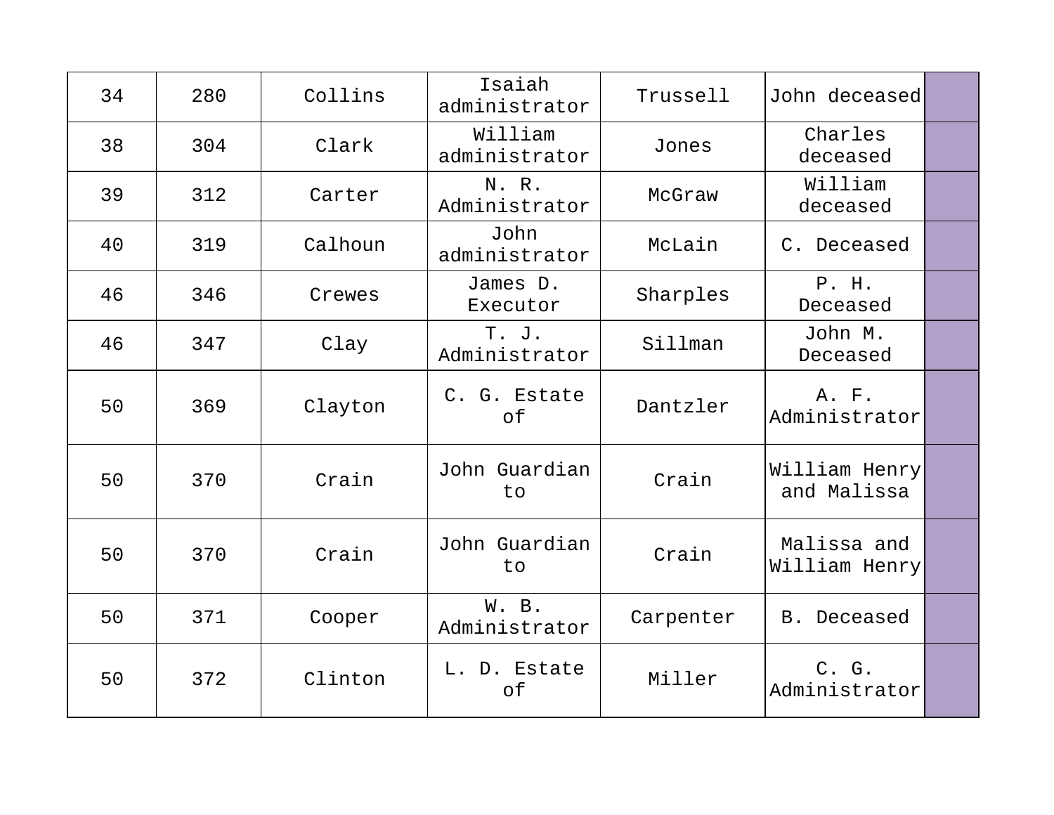| 34 | 280 | Collins | Isaiah administrator | Trussell | John deceased | |
|---|---|---|---|---|---|---|
| 38 | 304 | Clark | William administrator | Jones | Charles deceased | |
| 39 | 312 | Carter | N. R. Administrator | McGraw | William deceased | |
| 40 | 319 | Calhoun | John administrator | McLain | C. Deceased | |
| 46 | 346 | Crewes | James D. Executor | Sharples | P. H. Deceased | |
| 46 | 347 | Clay | T. J. Administrator | Sillman | John M. Deceased | |
| 50 | 369 | Clayton | C. G. Estate of | Dantzler | A. F. Administrator | |
| 50 | 370 | Crain | John Guardian to | Crain | William Henry and Malissa | |
| 50 | 370 | Crain | John Guardian to | Crain | Malissa and William Henry | |
| 50 | 371 | Cooper | W. B. Administrator | Carpenter | B. Deceased | |
| 50 | 372 | Clinton | L. D. Estate of | Miller | C. G. Administrator | |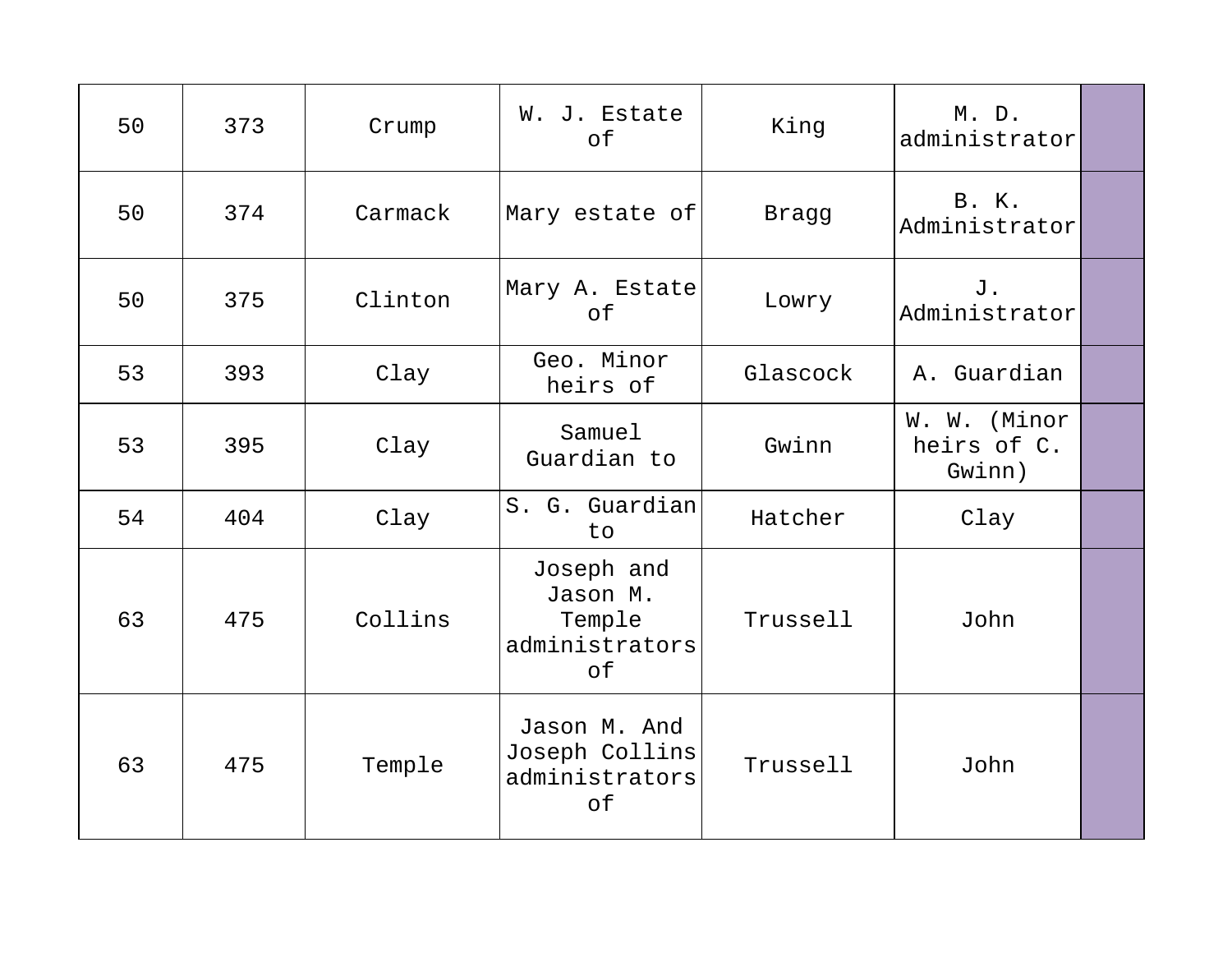| 50 | 373 | Crump | W. J. Estate of | King | M. D. administrator | |
|---|---|---|---|---|---|---|
| 50 | 374 | Carmack | Mary estate of | Bragg | B. K. Administrator | |
| 50 | 375 | Clinton | Mary A. Estate of | Lowry | J. Administrator | |
| 53 | 393 | Clay | Geo. Minor heirs of | Glascock | A. Guardian | |
| 53 | 395 | Clay | Samuel Guardian to | Gwinn | W. W. (Minor heirs of C. Gwinn) | |
| 54 | 404 | Clay | S. G. Guardian to | Hatcher | Clay | |
| 63 | 475 | Collins | Joseph and Jason M. Temple administrators of | Trussell | John | |
| 63 | 475 | Temple | Jason M. And Joseph Collins administrators of | Trussell | John | |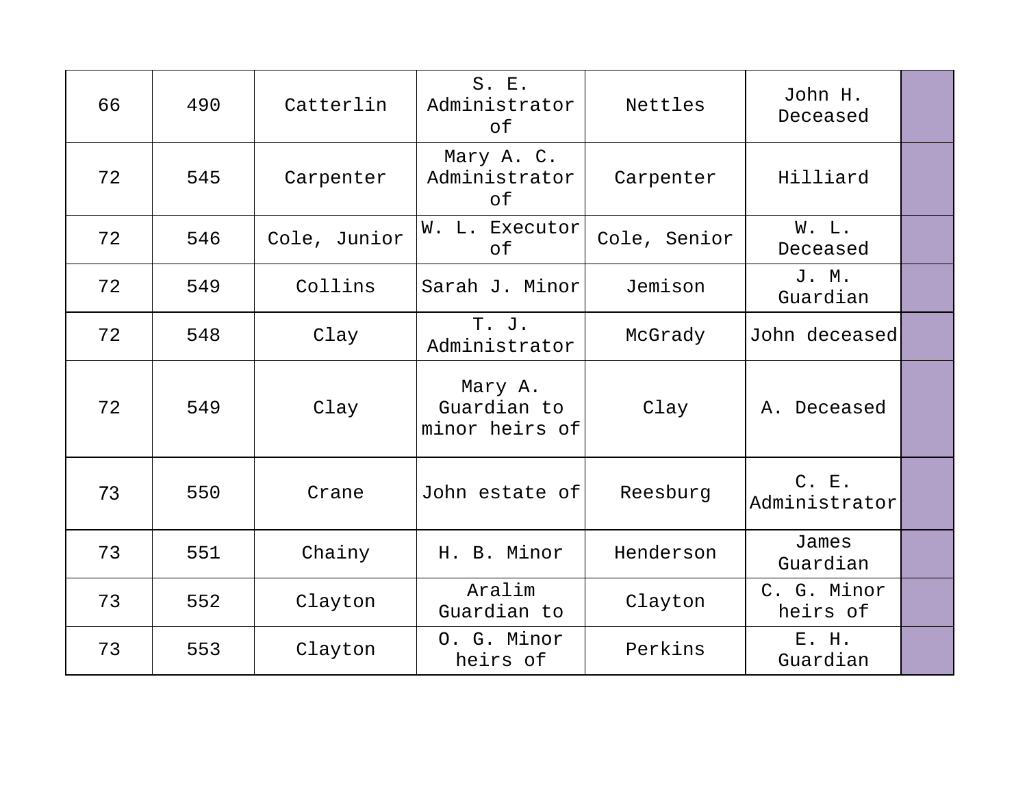| | | | | | | |
|---|---|---|---|---|---|---|
| 66 | 490 | Catterlin | S. E. Administrator of | Nettles | John H. Deceased | |
| 72 | 545 | Carpenter | Mary A. C. Administrator of | Carpenter | Hilliard | |
| 72 | 546 | Cole, Junior | W. L. Executor of | Cole, Senior | W. L. Deceased | |
| 72 | 549 | Collins | Sarah J. Minor | Jemison | J. M. Guardian | |
| 72 | 548 | Clay | T. J. Administrator | McGrady | John deceased | |
| 72 | 549 | Clay | Mary A. Guardian to minor heirs of | Clay | A. Deceased | |
| 73 | 550 | Crane | John estate of | Reesburg | C. E. Administrator | |
| 73 | 551 | Chainy | H. B. Minor | Henderson | James Guardian | |
| 73 | 552 | Clayton | Aralim Guardian to | Clayton | C. G. Minor heirs of | |
| 73 | 553 | Clayton | O. G. Minor heirs of | Perkins | E. H. Guardian | |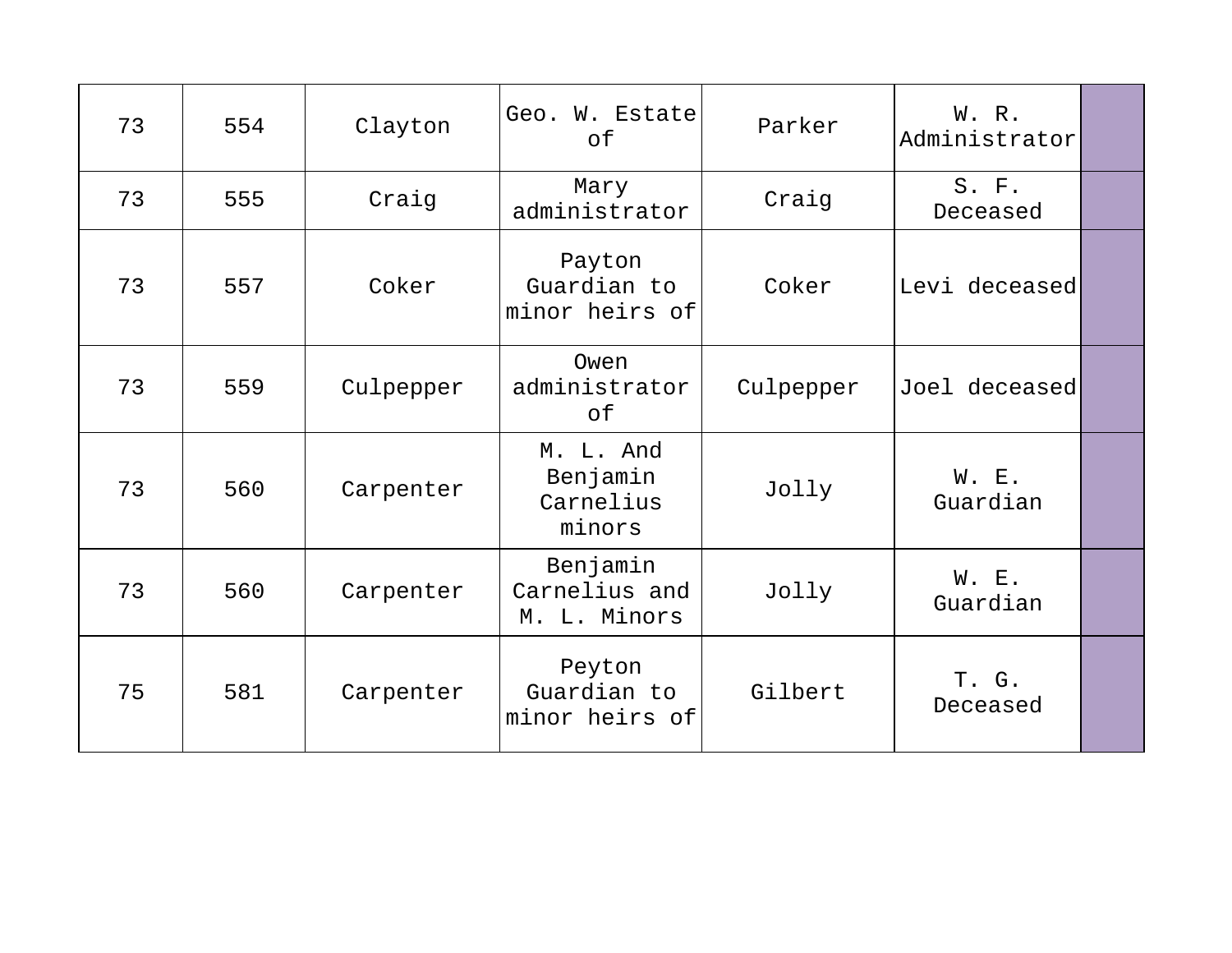| 73 | 554 | Clayton | Geo. W. Estate of | Parker | W. R. Administrator | |
|---|---|---|---|---|---|---|
| 73 | 555 | Craig | Mary administrator | Craig | S. F. Deceased | |
| 73 | 557 | Coker | Payton Guardian to minor heirs of | Coker | Levi deceased | |
| 73 | 559 | Culpepper | Owen administrator of | Culpepper | Joel deceased | |
| 73 | 560 | Carpenter | M. L. And Benjamin Carnelius minors | Jolly | W. E. Guardian | |
| 73 | 560 | Carpenter | Benjamin Carnelius and M. L. Minors | Jolly | W. E. Guardian | |
| 75 | 581 | Carpenter | Peyton Guardian to minor heirs of | Gilbert | T. G. Deceased | |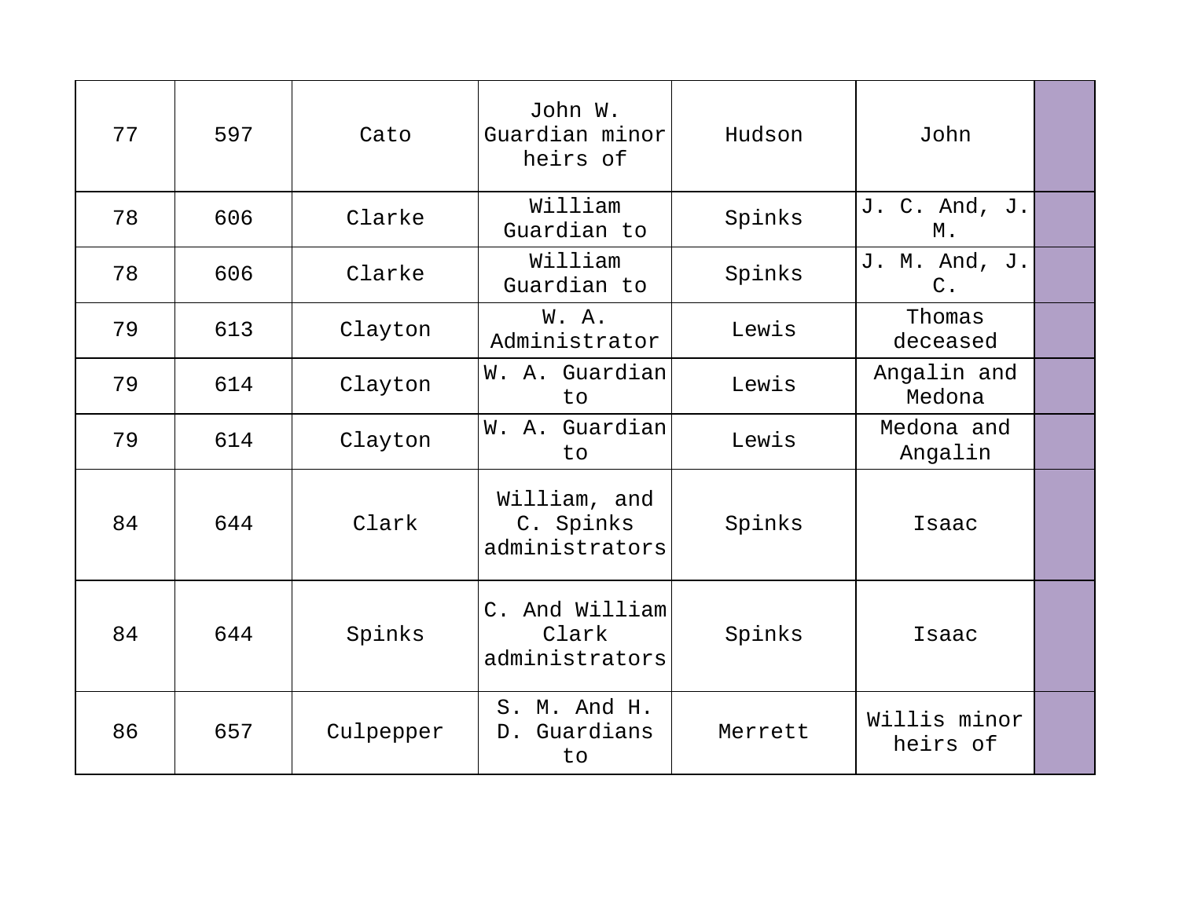| | | | | | | |
|---|---|---|---|---|---|---|
| 77 | 597 | Cato | John W. Guardian minor heirs of | Hudson | John | |
| 78 | 606 | Clarke | William Guardian to | Spinks | J. C. And, J. M. | |
| 78 | 606 | Clarke | William Guardian to | Spinks | J. M. And, J. C. | |
| 79 | 613 | Clayton | W. A. Administrator | Lewis | Thomas deceased | |
| 79 | 614 | Clayton | W. A. Guardian to | Lewis | Angalin and Medona | |
| 79 | 614 | Clayton | W. A. Guardian to | Lewis | Medona and Angalin | |
| 84 | 644 | Clark | William, and C. Spinks administrators | Spinks | Isaac | |
| 84 | 644 | Spinks | C. And William Clark administrators | Spinks | Isaac | |
| 86 | 657 | Culpepper | S. M. And H. D. Guardians to | Merrett | Willis minor heirs of | |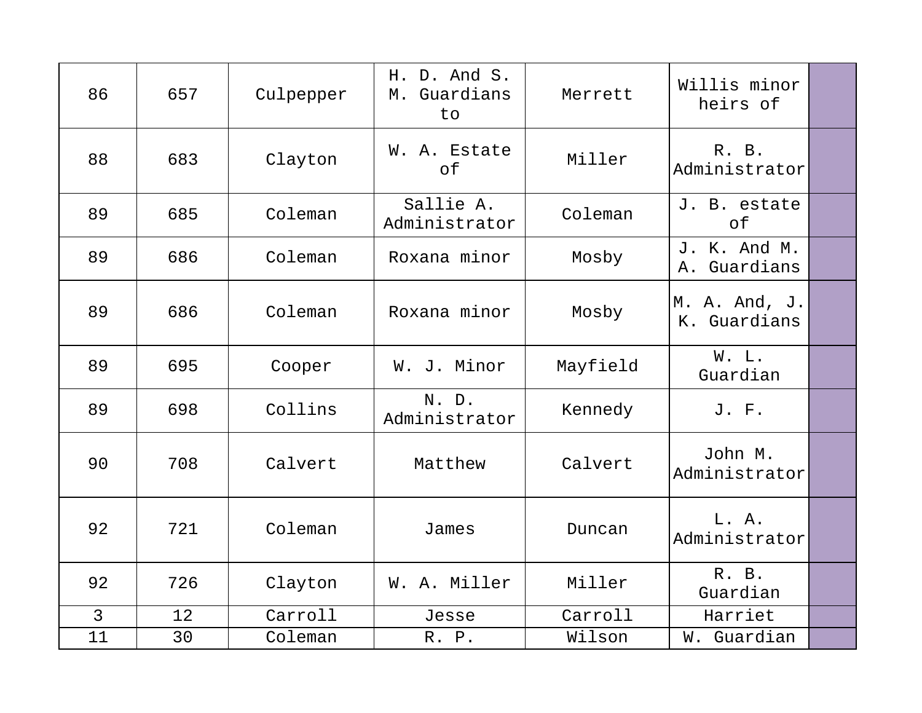| | | | | | | |
|---|---|---|---|---|---|---|
| 86 | 657 | Culpepper | H. D. And S. M. Guardians to | Merrett | Willis minor heirs of | |
| 88 | 683 | Clayton | W. A. Estate of | Miller | R. B. Administrator | |
| 89 | 685 | Coleman | Sallie A. Administrator | Coleman | J. B. estate of | |
| 89 | 686 | Coleman | Roxana minor | Mosby | J. K. And M. A. Guardians | |
| 89 | 686 | Coleman | Roxana minor | Mosby | M. A. And, J. K. Guardians | |
| 89 | 695 | Cooper | W. J. Minor | Mayfield | W. L. Guardian | |
| 89 | 698 | Collins | N. D. Administrator | Kennedy | J. F. | |
| 90 | 708 | Calvert | Matthew | Calvert | John M. Administrator | |
| 92 | 721 | Coleman | James | Duncan | L. A. Administrator | |
| 92 | 726 | Clayton | W. A. Miller | Miller | R. B. Guardian | |
| 3 | 12 | Carroll | Jesse | Carroll | Harriet | |
| 11 | 30 | Coleman | R. P. | Wilson | W. Guardian | |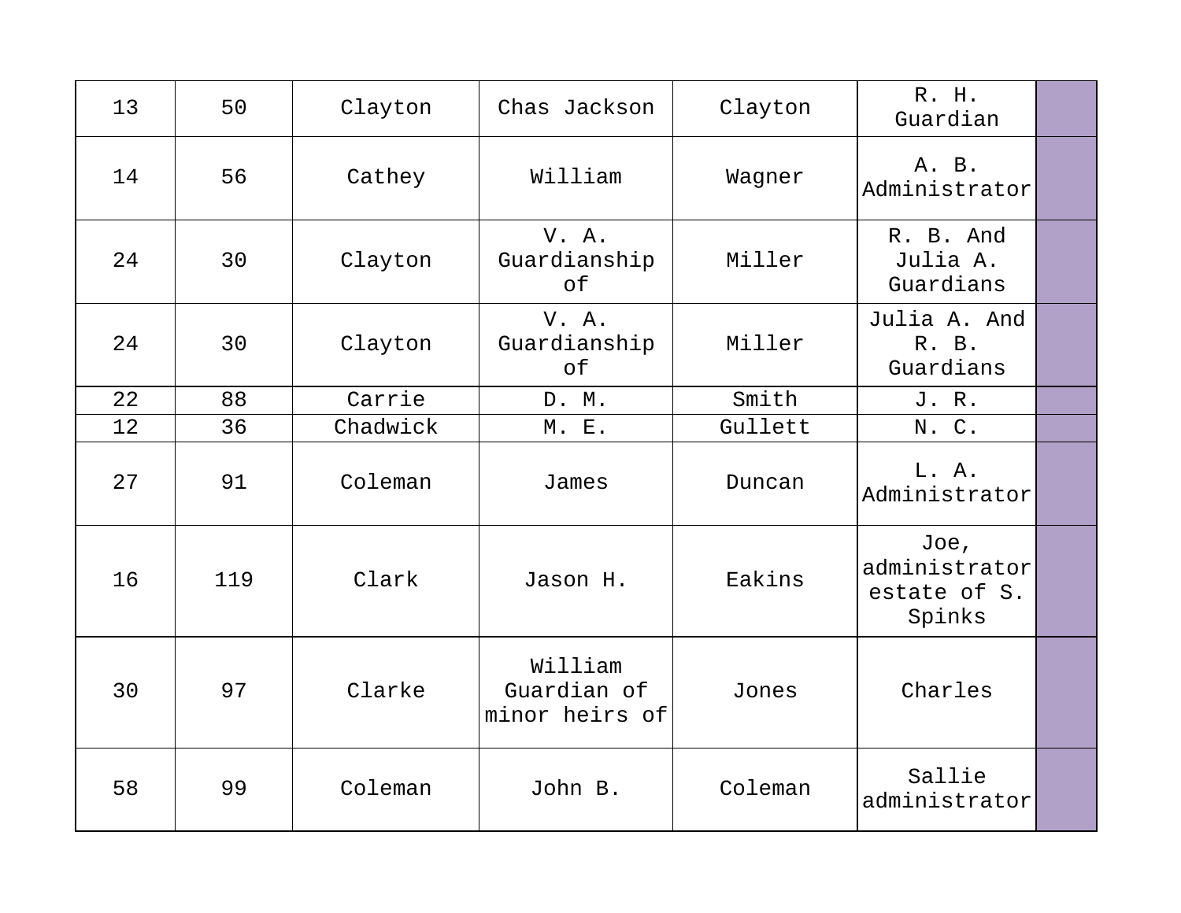| 13 | 50 | Clayton | Chas Jackson | Clayton | R. H. Guardian | |
|---|---|---|---|---|---|---|
| 14 | 56 | Cathey | William | Wagner | A. B. Administrator | |
| 24 | 30 | Clayton | V. A. Guardianship of | Miller | R. B. And Julia A. Guardians | |
| 24 | 30 | Clayton | V. A. Guardianship of | Miller | Julia A. And R. B. Guardians | |
| 22 | 88 | Carrie | D. M. | Smith | J. R. | |
| 12 | 36 | Chadwick | M. E. | Gullett | N. C. | |
| 27 | 91 | Coleman | James | Duncan | L. A. Administrator | |
| 16 | 119 | Clark | Jason H. | Eakins | Joe, administrator estate of S. Spinks | |
| 30 | 97 | Clarke | William Guardian of minor heirs of | Jones | Charles | |
| 58 | 99 | Coleman | John B. | Coleman | Sallie administrator | |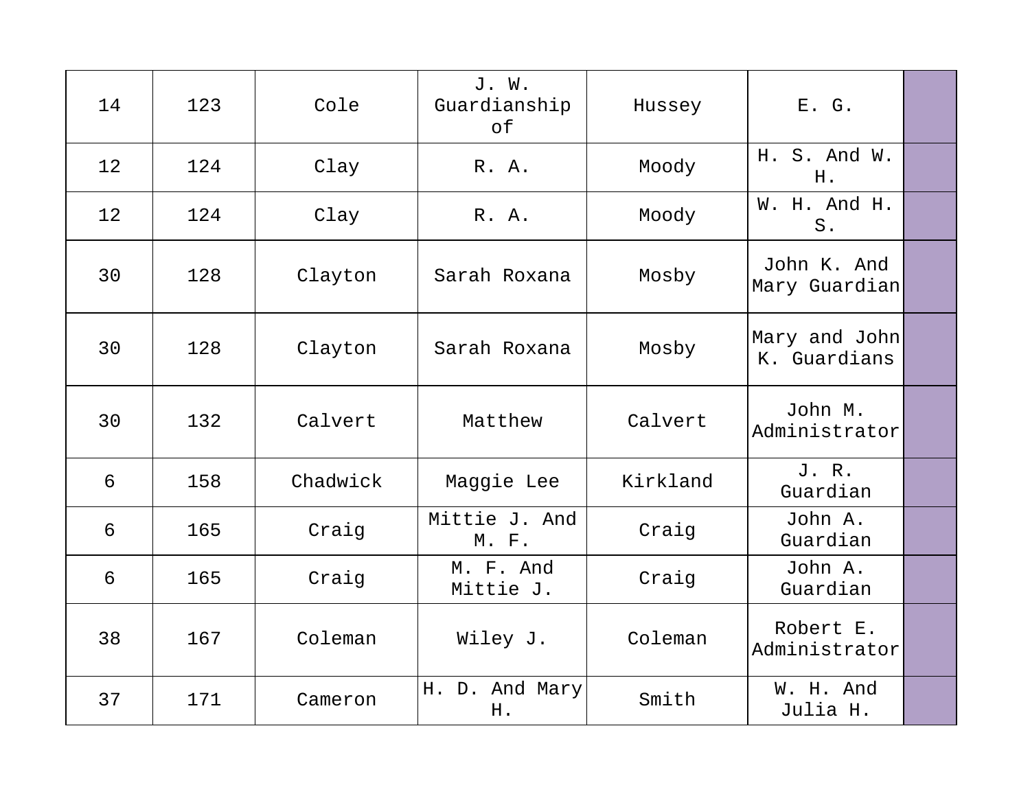| | | | | | | |
|---|---|---|---|---|---|---|
| 14 | 123 | Cole | J. W. Guardianship of | Hussey | E. G. | |
| 12 | 124 | Clay | R. A. | Moody | H. S. And W. H. | |
| 12 | 124 | Clay | R. A. | Moody | W. H. And H. S. | |
| 30 | 128 | Clayton | Sarah Roxana | Mosby | John K. And Mary Guardian | |
| 30 | 128 | Clayton | Sarah Roxana | Mosby | Mary and John K. Guardians | |
| 30 | 132 | Calvert | Matthew | Calvert | John M. Administrator | |
| 6 | 158 | Chadwick | Maggie Lee | Kirkland | J. R. Guardian | |
| 6 | 165 | Craig | Mittie J. And M. F. | Craig | John A. Guardian | |
| 6 | 165 | Craig | M. F. And Mittie J. | Craig | John A. Guardian | |
| 38 | 167 | Coleman | Wiley J. | Coleman | Robert E. Administrator | |
| 37 | 171 | Cameron | H. D. And Mary H. | Smith | W. H. And Julia H. | |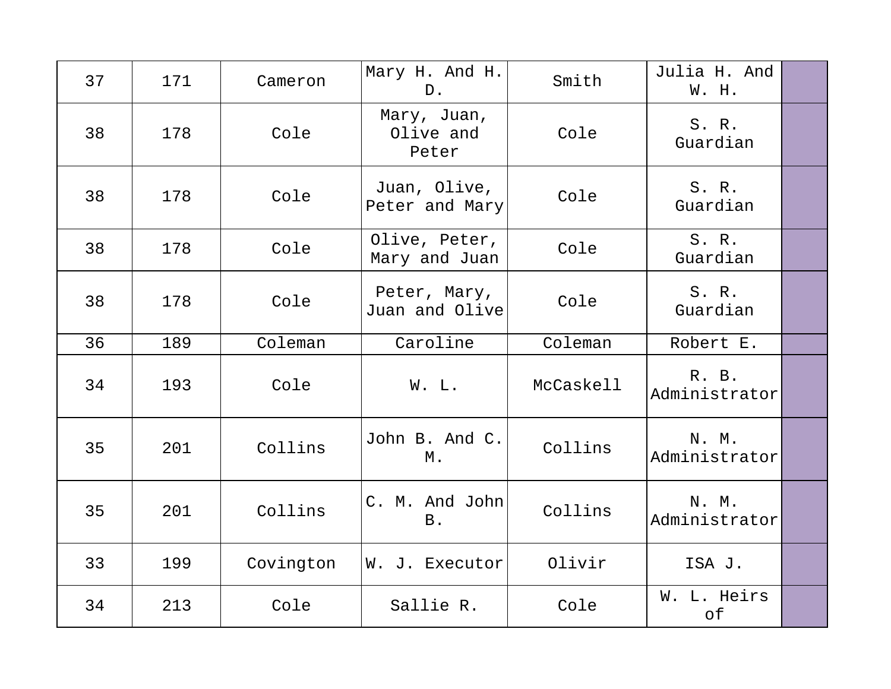| 37 | 171 | Cameron | Mary H. And H. D. | Smith | Julia H. And W. H. | |
|---|---|---|---|---|---|---|
| 38 | 178 | Cole | Mary, Juan, Olive and Peter | Cole | S. R. Guardian | |
| 38 | 178 | Cole | Juan, Olive, Peter and Mary | Cole | S. R. Guardian | |
| 38 | 178 | Cole | Olive, Peter, Mary and Juan | Cole | S. R. Guardian | |
| 38 | 178 | Cole | Peter, Mary, Juan and Olive | Cole | S. R. Guardian | |
| 36 | 189 | Coleman | Caroline | Coleman | Robert E. | |
| 34 | 193 | Cole | W. L. | McCaskell | R. B. Administrator | |
| 35 | 201 | Collins | John B. And C. M. | Collins | N. M. Administrator | |
| 35 | 201 | Collins | C. M. And John B. | Collins | N. M. Administrator | |
| 33 | 199 | Covington | W. J. Executor | Olivir | ISA J. | |
| 34 | 213 | Cole | Sallie R. | Cole | W. L. Heirs of | |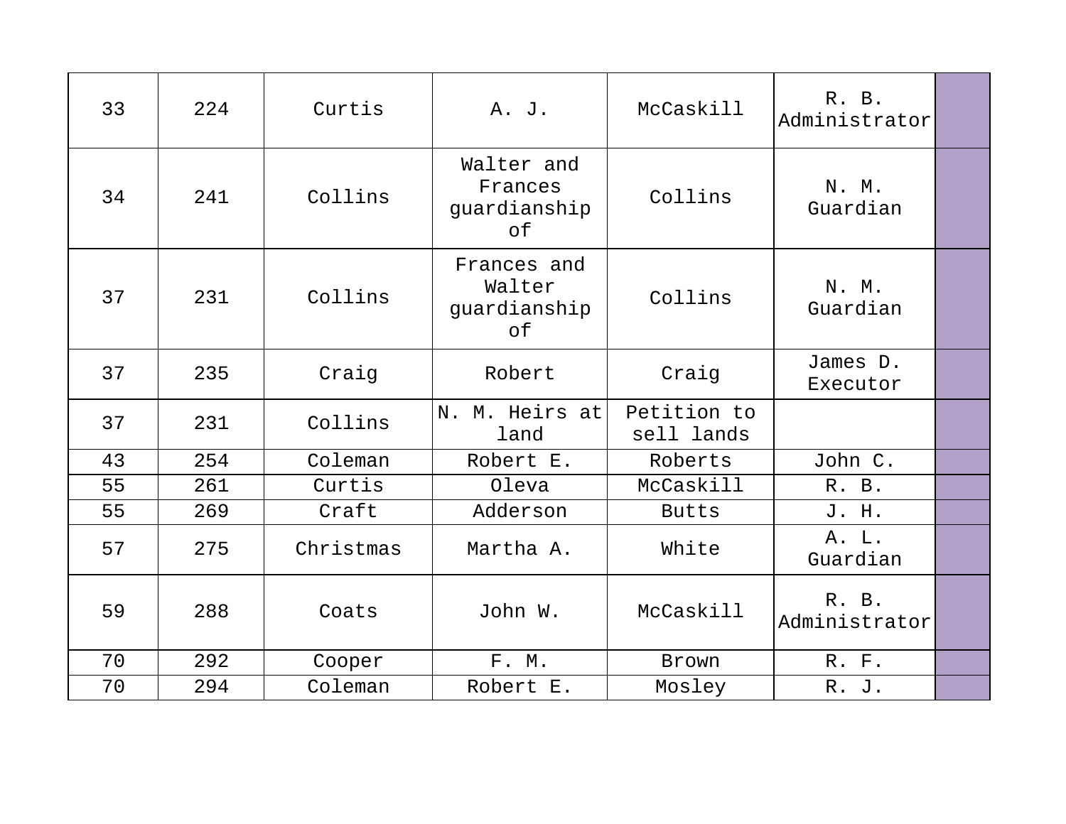| 33 | 224 | Curtis | A. J. | McCaskill | R. B. Administrator | |
|---|---|---|---|---|---|---|
| 34 | 241 | Collins | Walter and Frances guardianship of | Collins | N. M. Guardian | |
| 37 | 231 | Collins | Frances and Walter guardianship of | Collins | N. M. Guardian | |
| 37 | 235 | Craig | Robert | Craig | James D. Executor | |
| 37 | 231 | Collins | N. M. Heirs at land | Petition to sell lands | | |
| 43 | 254 | Coleman | Robert E. | Roberts | John C. | |
| 55 | 261 | Curtis | Oleva | McCaskill | R. B. | |
| 55 | 269 | Craft | Adderson | Butts | J. H. | |
| 57 | 275 | Christmas | Martha A. | White | A. L. Guardian | |
| 59 | 288 | Coats | John W. | McCaskill | R. B. Administrator | |
| 70 | 292 | Cooper | F. M. | Brown | R. F. | |
| 70 | 294 | Coleman | Robert E. | Mosley | R. J. | |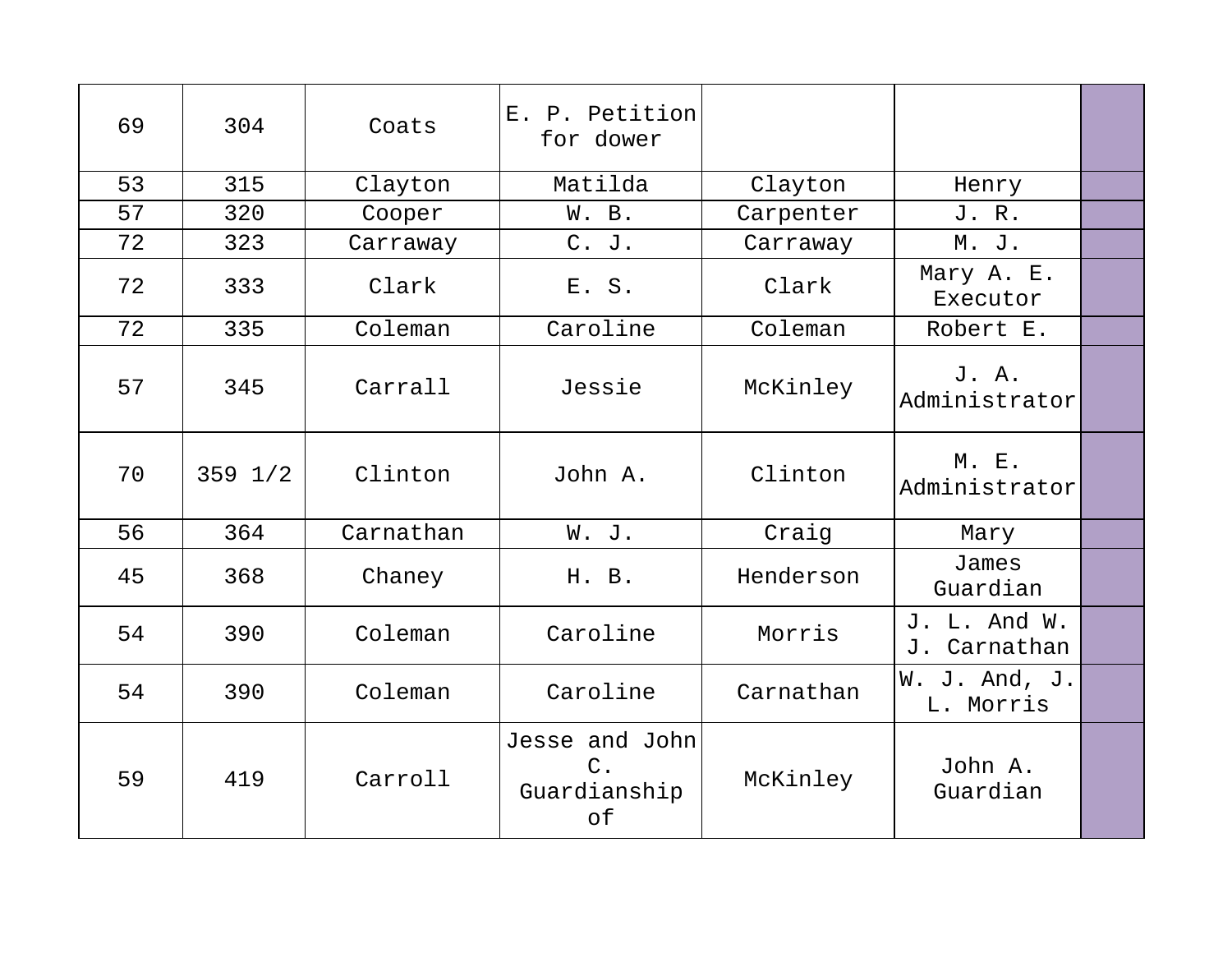| | | | | | | |
|---|---|---|---|---|---|---|
| 69 | 304 | Coats | E. P. Petition for dower | | | |
| 53 | 315 | Clayton | Matilda | Clayton | Henry | |
| 57 | 320 | Cooper | W. B. | Carpenter | J. R. | |
| 72 | 323 | Carraway | C. J. | Carraway | M. J. | |
| 72 | 333 | Clark | E. S. | Clark | Mary A. E. Executor | |
| 72 | 335 | Coleman | Caroline | Coleman | Robert E. | |
| 57 | 345 | Carrall | Jessie | McKinley | J. A. Administrator | |
| 70 | 359 1/2 | Clinton | John A. | Clinton | M. E. Administrator | |
| 56 | 364 | Carnathan | W. J. | Craig | Mary | |
| 45 | 368 | Chaney | H. B. | Henderson | James Guardian | |
| 54 | 390 | Coleman | Caroline | Morris | J. L. And W. J. Carnathan | |
| 54 | 390 | Coleman | Caroline | Carnathan | W. J. And, J. L. Morris | |
| 59 | 419 | Carroll | Jesse and John C. Guardianship of | McKinley | John A. Guardian | |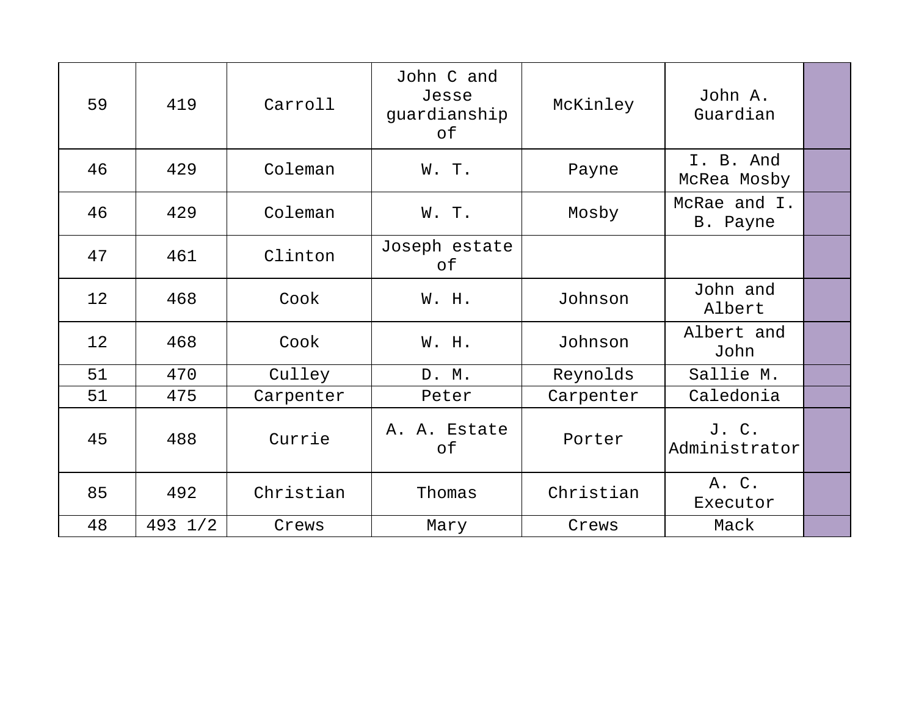| | | | | | | |
|---|---|---|---|---|---|---|
| 59 | 419 | Carroll | John C and Jesse guardianship of | McKinley | John A. Guardian | |
| 46 | 429 | Coleman | W. T. | Payne | I. B. And McRea Mosby | |
| 46 | 429 | Coleman | W. T. | Mosby | McRae and I. B. Payne | |
| 47 | 461 | Clinton | Joseph estate of | | | |
| 12 | 468 | Cook | W. H. | Johnson | John and Albert | |
| 12 | 468 | Cook | W. H. | Johnson | Albert and John | |
| 51 | 470 | Culley | D. M. | Reynolds | Sallie M. | |
| 51 | 475 | Carpenter | Peter | Carpenter | Caledonia | |
| 45 | 488 | Currie | A. A. Estate of | Porter | J. C. Administrator | |
| 85 | 492 | Christian | Thomas | Christian | A. C. Executor | |
| 48 | 493 1/2 | Crews | Mary | Crews | Mack | |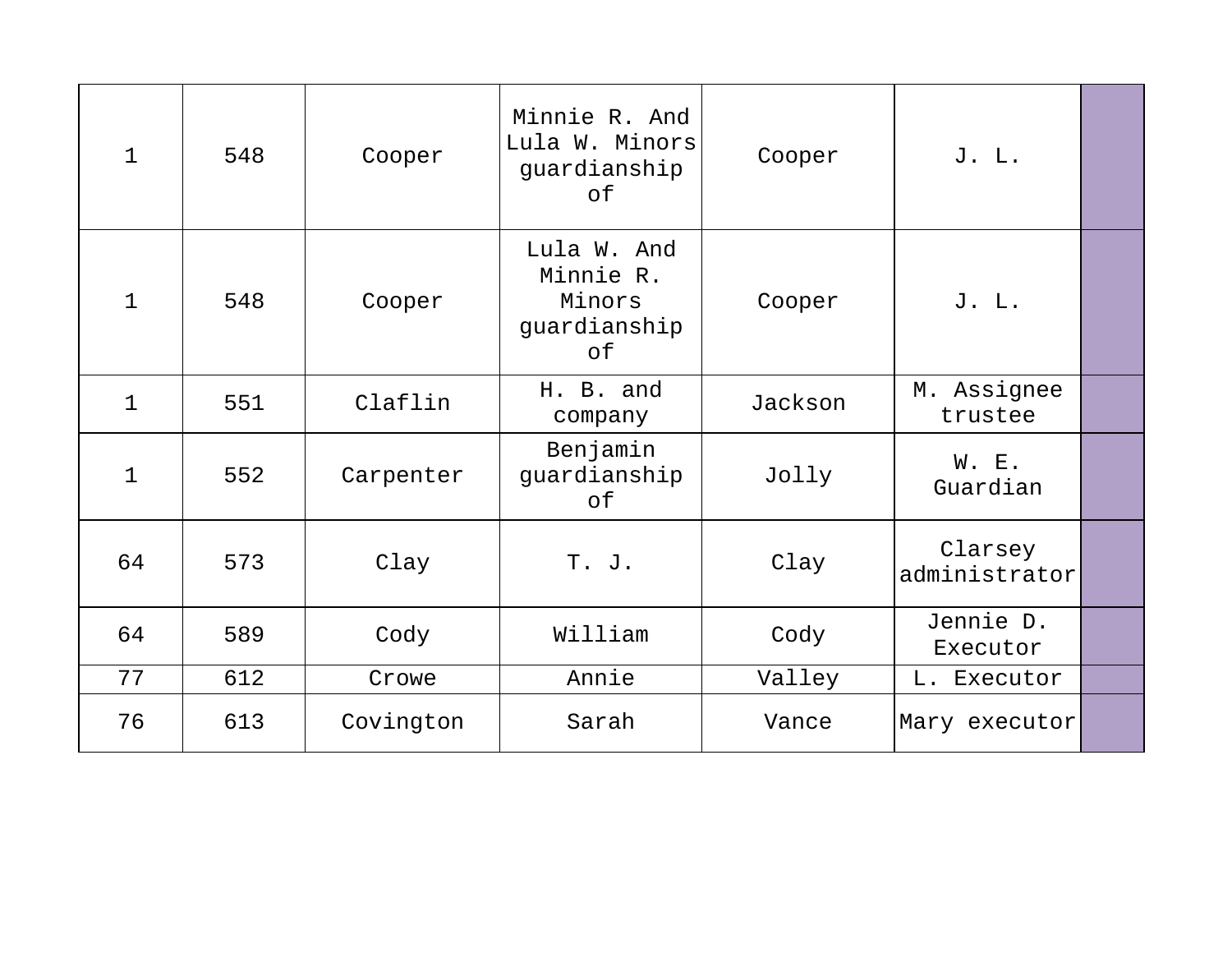| | | | | | | |
|---|---|---|---|---|---|---|
| 1 | 548 | Cooper | Minnie R. And Lula W. Minors guardianship of | Cooper | J. L. | |
| 1 | 548 | Cooper | Lula W. And Minnie R. Minors guardianship of | Cooper | J. L. | |
| 1 | 551 | Claflin | H. B. and company | Jackson | M. Assignee trustee | |
| 1 | 552 | Carpenter | Benjamin guardianship of | Jolly | W. E. Guardian | |
| 64 | 573 | Clay | T. J. | Clay | Clarsey administrator | |
| 64 | 589 | Cody | William | Cody | Jennie D. Executor | |
| 77 | 612 | Crowe | Annie | Valley | L. Executor | |
| 76 | 613 | Covington | Sarah | Vance | Mary executor | |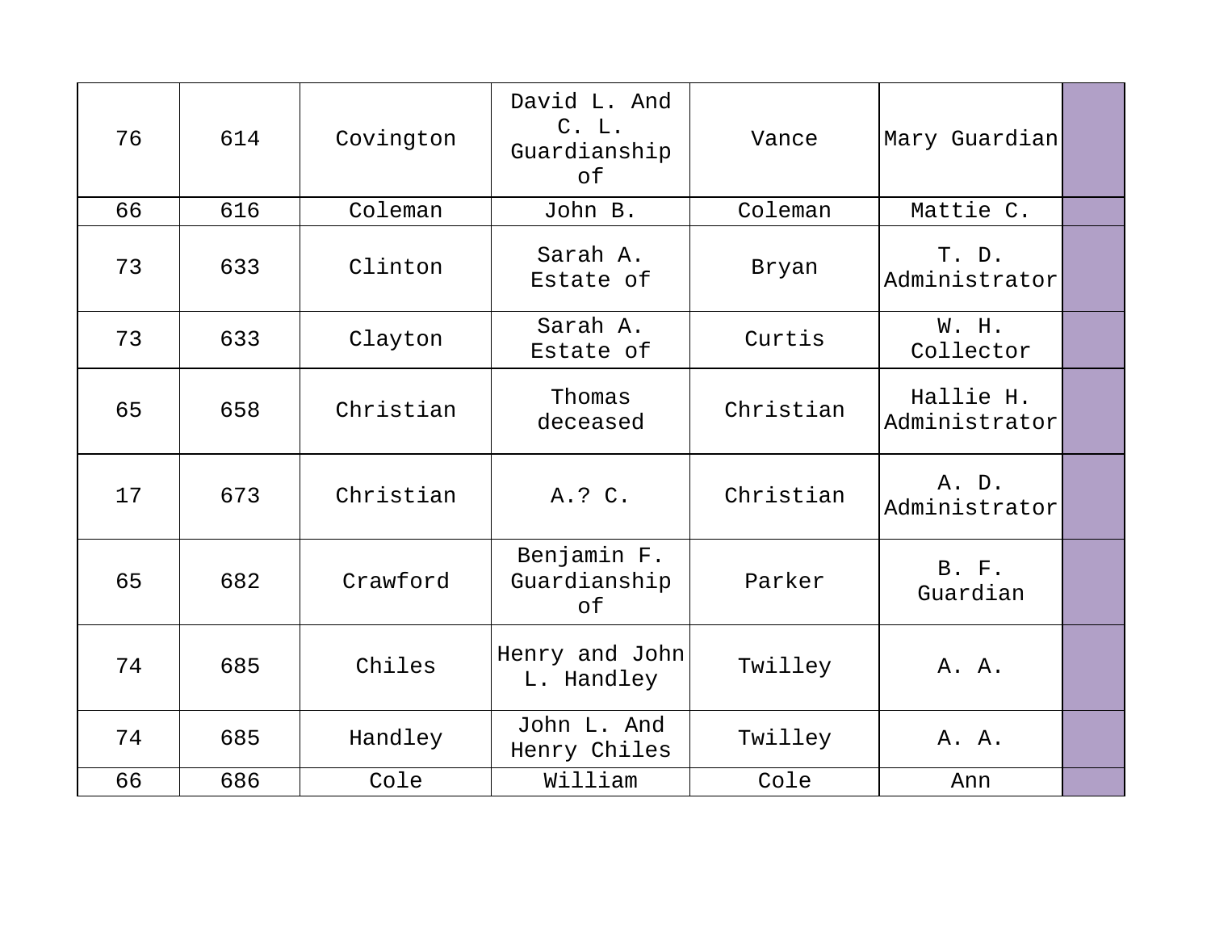| | | | | | | |
|---|---|---|---|---|---|---|
| 76 | 614 | Covington | David L. And C. L. Guardianship of | Vance | Mary Guardian | |
| 66 | 616 | Coleman | John B. | Coleman | Mattie C. | |
| 73 | 633 | Clinton | Sarah A. Estate of | Bryan | T. D. Administrator | |
| 73 | 633 | Clayton | Sarah A. Estate of | Curtis | W. H. Collector | |
| 65 | 658 | Christian | Thomas deceased | Christian | Hallie H. Administrator | |
| 17 | 673 | Christian | A.? C. | Christian | A. D. Administrator | |
| 65 | 682 | Crawford | Benjamin F. Guardianship of | Parker | B. F. Guardian | |
| 74 | 685 | Chiles | Henry and John L. Handley | Twilley | A. A. | |
| 74 | 685 | Handley | John L. And Henry Chiles | Twilley | A. A. | |
| 66 | 686 | Cole | William | Cole | Ann | |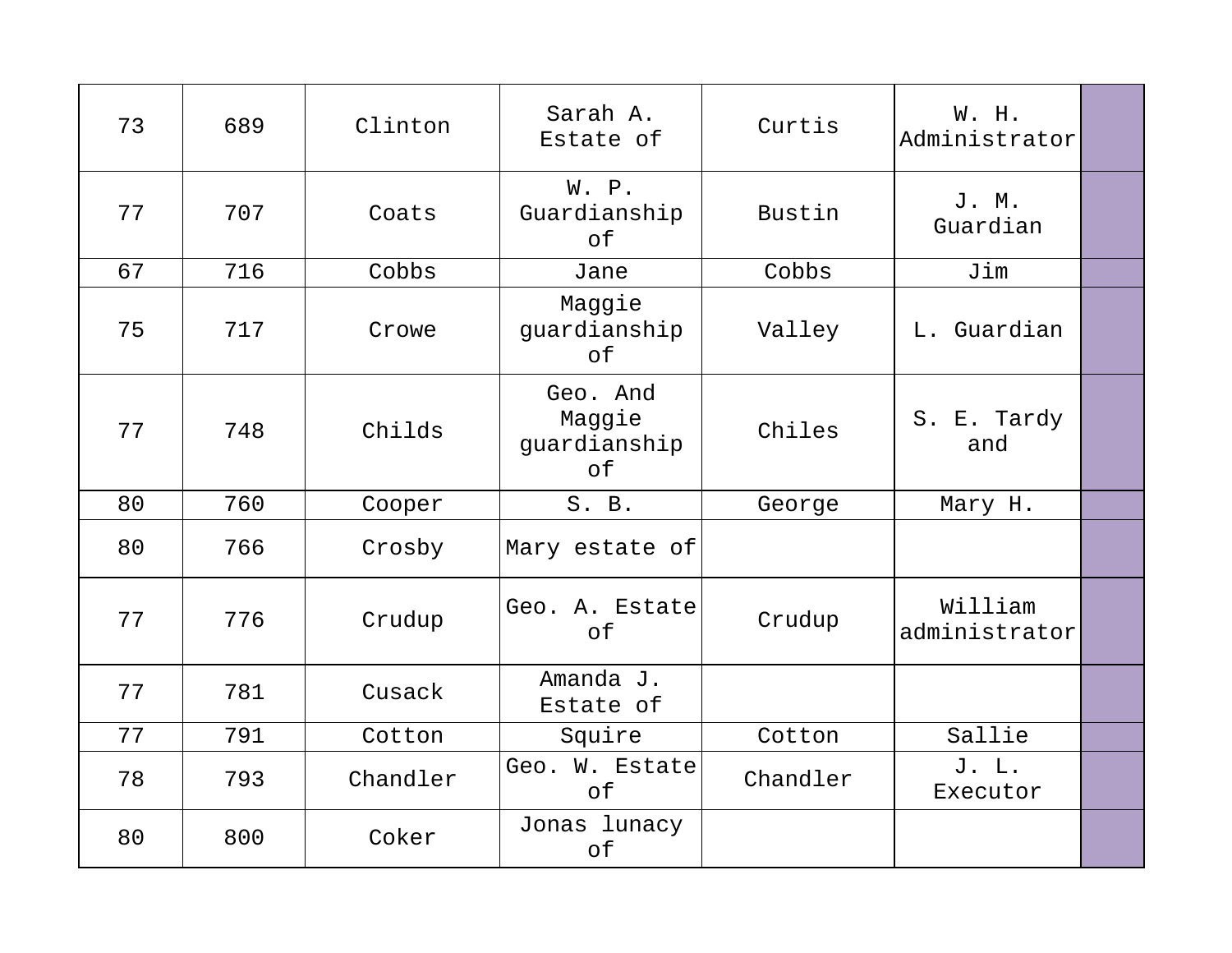| | | | | | | |
|---|---|---|---|---|---|---|
| 73 | 689 | Clinton | Sarah A. Estate of | Curtis | W. H. Administrator | |
| 77 | 707 | Coats | W. P. Guardianship of | Bustin | J. M. Guardian | |
| 67 | 716 | Cobbs | Jane | Cobbs | Jim | |
| 75 | 717 | Crowe | Maggie guardianship of | Valley | L. Guardian | |
| 77 | 748 | Childs | Geo. And Maggie guardianship of | Chiles | S. E. Tardy and | |
| 80 | 760 | Cooper | S. B. | George | Mary H. | |
| 80 | 766 | Crosby | Mary estate of | | | |
| 77 | 776 | Crudup | Geo. A. Estate of | Crudup | William administrator | |
| 77 | 781 | Cusack | Amanda J. Estate of | | | |
| 77 | 791 | Cotton | Squire | Cotton | Sallie | |
| 78 | 793 | Chandler | Geo. W. Estate of | Chandler | J. L. Executor | |
| 80 | 800 | Coker | Jonas lunacy of | | | |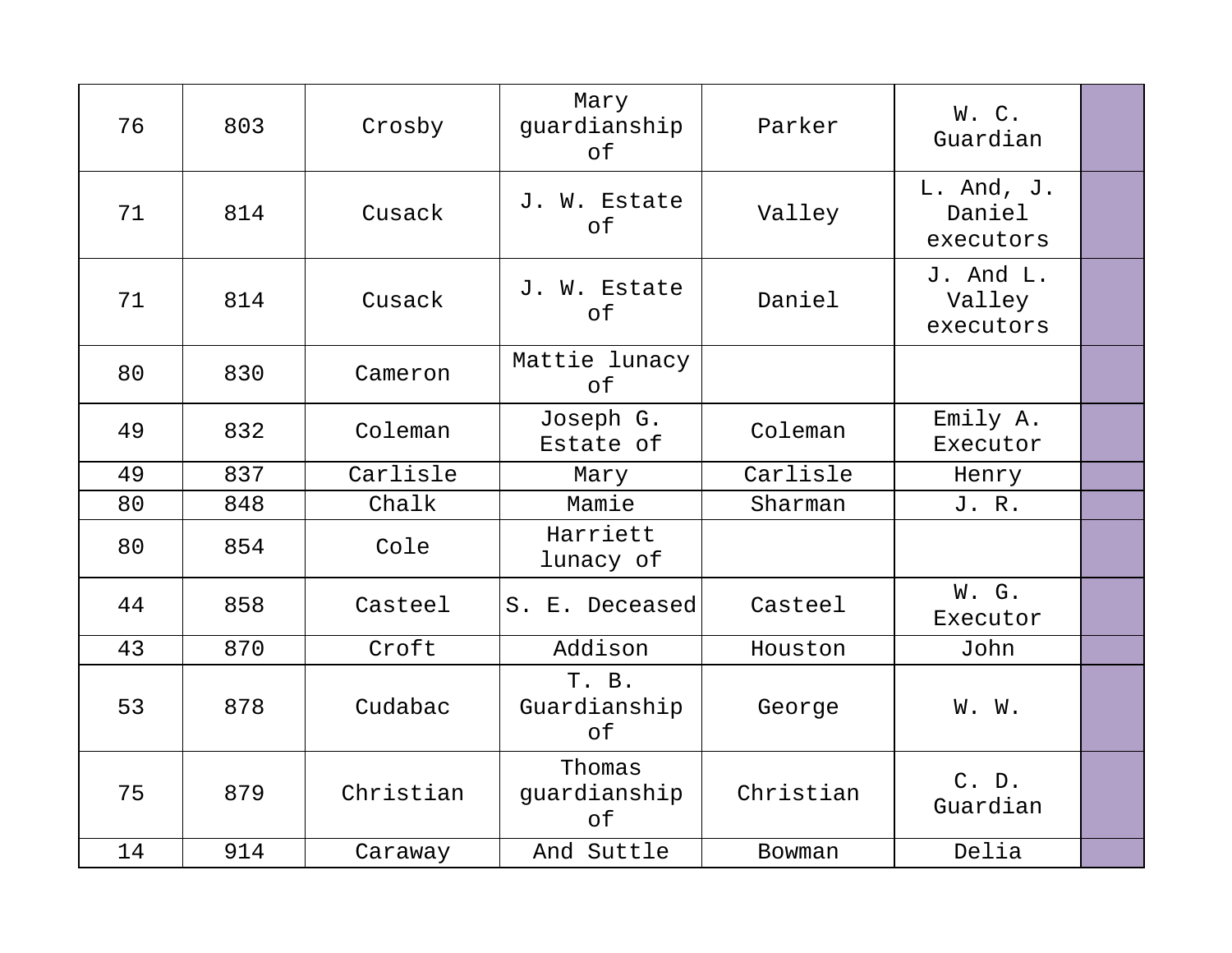| | | | | | | |
|---|---|---|---|---|---|---|
| 76 | 803 | Crosby | Mary guardianship of | Parker | W. C. Guardian | |
| 71 | 814 | Cusack | J. W. Estate of | Valley | L. And, J. Daniel executors | |
| 71 | 814 | Cusack | J. W. Estate of | Daniel | J. And L. Valley executors | |
| 80 | 830 | Cameron | Mattie lunacy of | | | |
| 49 | 832 | Coleman | Joseph G. Estate of | Coleman | Emily A. Executor | |
| 49 | 837 | Carlisle | Mary | Carlisle | Henry | |
| 80 | 848 | Chalk | Mamie | Sharman | J. R. | |
| 80 | 854 | Cole | Harriett lunacy of | | | |
| 44 | 858 | Casteel | S. E. Deceased | Casteel | W. G. Executor | |
| 43 | 870 | Croft | Addison | Houston | John | |
| 53 | 878 | Cudabac | T. B. Guardianship of | George | W. W. | |
| 75 | 879 | Christian | Thomas guardianship of | Christian | C. D. Guardian | |
| 14 | 914 | Caraway | And Suttle | Bowman | Delia | |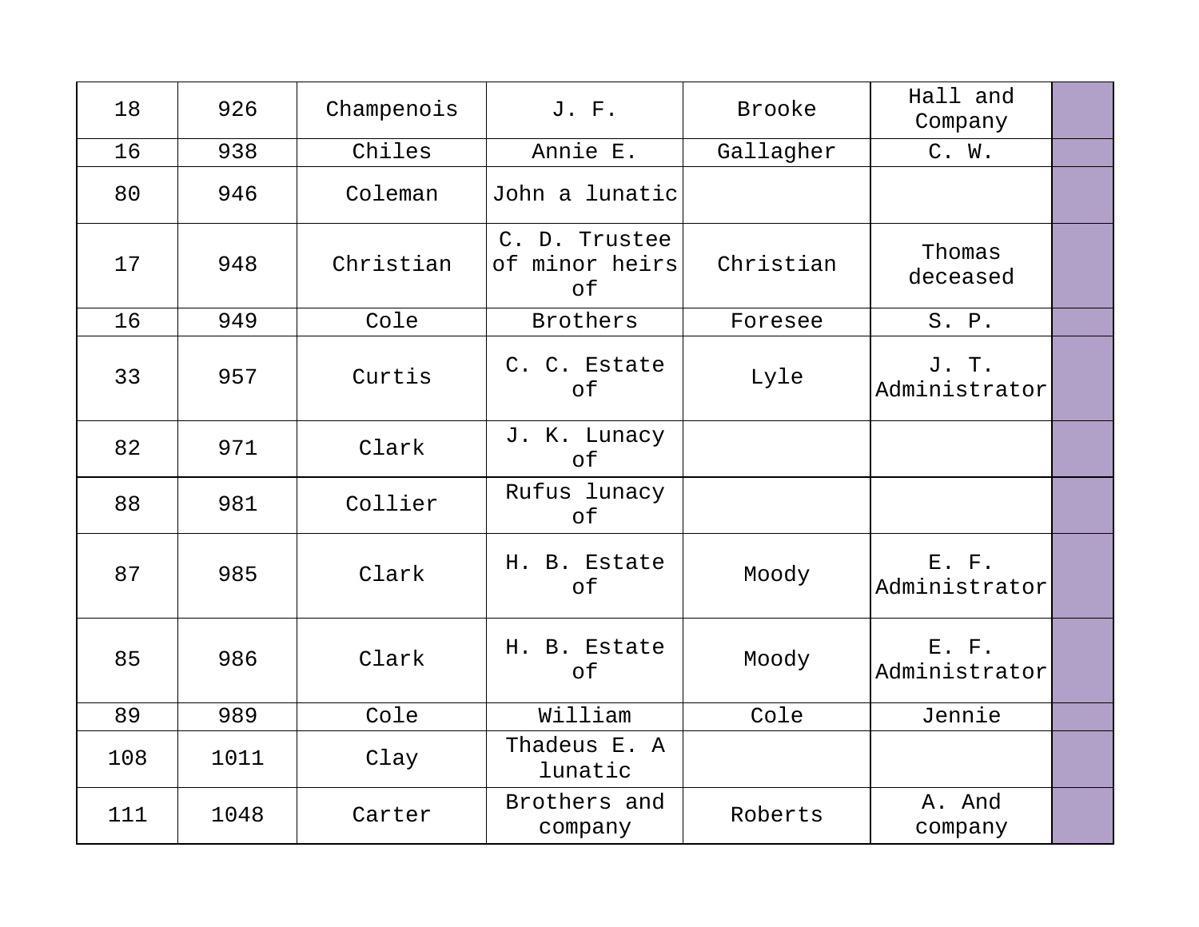| 18 | 926 | Champenois | J. F. | Brooke | Hall and Company | |
|---|---|---|---|---|---|---|
| 16 | 938 | Chiles | Annie E. | Gallagher | C. W. | |
| 80 | 946 | Coleman | John a lunatic | | | |
| 17 | 948 | Christian | C. D. Trustee of minor heirs of | Christian | Thomas deceased | |
| 16 | 949 | Cole | Brothers | Foresee | S. P. | |
| 33 | 957 | Curtis | C. C. Estate of | Lyle | J. T. Administrator | |
| 82 | 971 | Clark | J. K. Lunacy of | | | |
| 88 | 981 | Collier | Rufus lunacy of | | | |
| 87 | 985 | Clark | H. B. Estate of | Moody | E. F. Administrator | |
| 85 | 986 | Clark | H. B. Estate of | Moody | E. F. Administrator | |
| 89 | 989 | Cole | William | Cole | Jennie | |
| 108 | 1011 | Clay | Thadeus E. A lunatic | | | |
| 111 | 1048 | Carter | Brothers and company | Roberts | A. And company | |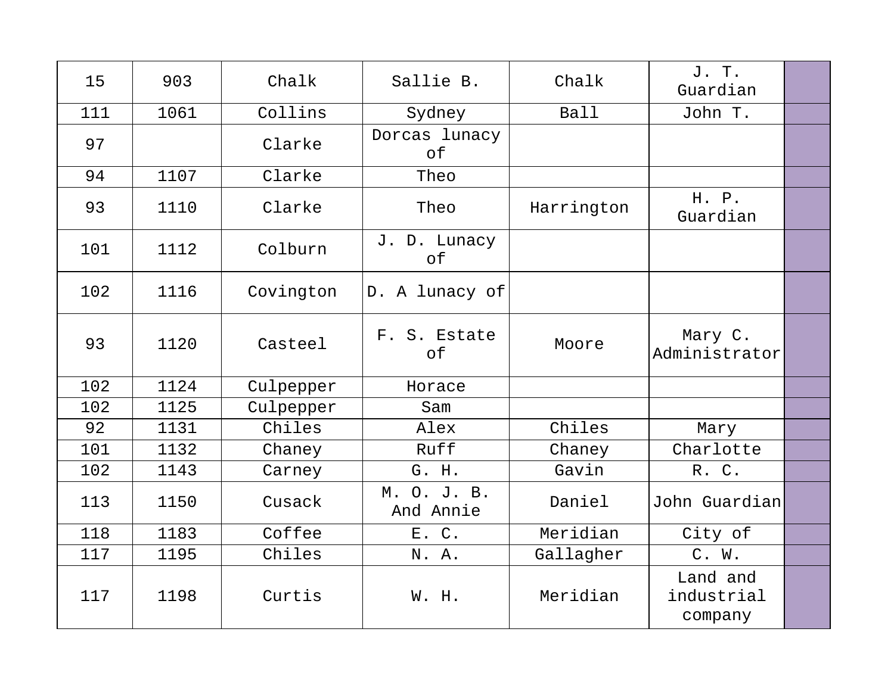| 15 | 903 | Chalk | Sallie B. | Chalk | J. T. Guardian | |
|---|---|---|---|---|---|---|
| 111 | 1061 | Collins | Sydney | Ball | John T. | |
| 97 | | Clarke | Dorcas lunacy of | | | |
| 94 | 1107 | Clarke | Theo | | | |
| 93 | 1110 | Clarke | Theo | Harrington | H. P. Guardian | |
| 101 | 1112 | Colburn | J. D. Lunacy of | | | |
| 102 | 1116 | Covington | D. A lunacy of | | | |
| 93 | 1120 | Casteel | F. S. Estate of | Moore | Mary C. Administrator | |
| 102 | 1124 | Culpepper | Horace | | | |
| 102 | 1125 | Culpepper | Sam | | | |
| 92 | 1131 | Chiles | Alex | Chiles | Mary | |
| 101 | 1132 | Chaney | Ruff | Chaney | Charlotte | |
| 102 | 1143 | Carney | G. H. | Gavin | R. C. | |
| 113 | 1150 | Cusack | M. O. J. B. And Annie | Daniel | John Guardian | |
| 118 | 1183 | Coffee | E. C. | Meridian | City of | |
| 117 | 1195 | Chiles | N. A. | Gallagher | C. W. | |
| 117 | 1198 | Curtis | W. H. | Meridian | Land and industrial company | |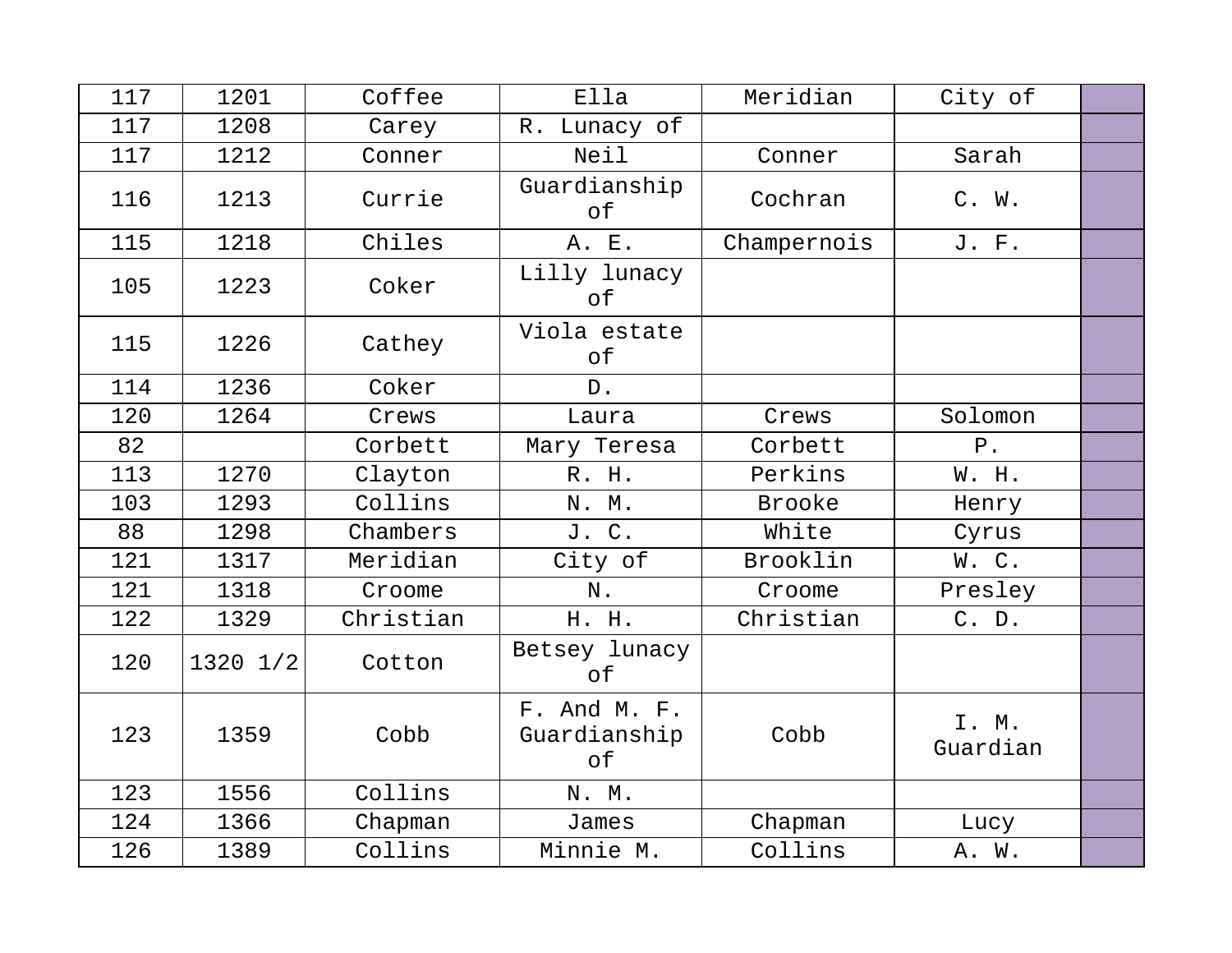| 117 | 1201 | Coffee | Ella | Meridian | City of | |
|---|---|---|---|---|---|---|
| 117 | 1208 | Carey | R. Lunacy of | | | |
| 117 | 1212 | Conner | Neil | Conner | Sarah | |
| 116 | 1213 | Currie | Guardianship of | Cochran | C. W. | |
| 115 | 1218 | Chiles | A. E. | Champernois | J. F. | |
| 105 | 1223 | Coker | Lilly lunacy of | | | |
| 115 | 1226 | Cathey | Viola estate of | | | |
| 114 | 1236 | Coker | D. | | | |
| 120 | 1264 | Crews | Laura | Crews | Solomon | |
| 82 | | Corbett | Mary Teresa | Corbett | P. | |
| 113 | 1270 | Clayton | R. H. | Perkins | W. H. | |
| 103 | 1293 | Collins | N. M. | Brooke | Henry | |
| 88 | 1298 | Chambers | J. C. | White | Cyrus | |
| 121 | 1317 | Meridian | City of | Brooklin | W. C. | |
| 121 | 1318 | Croome | N. | Croome | Presley | |
| 122 | 1329 | Christian | H. H. | Christian | C. D. | |
| 120 | 1320 1/2 | Cotton | Betsey lunacy of | | | |
| 123 | 1359 | Cobb | F. And M. F. Guardianship of | Cobb | I. M. Guardian | |
| 123 | 1556 | Collins | N. M. | | | |
| 124 | 1366 | Chapman | James | Chapman | Lucy | |
| 126 | 1389 | Collins | Minnie M. | Collins | A. W. | |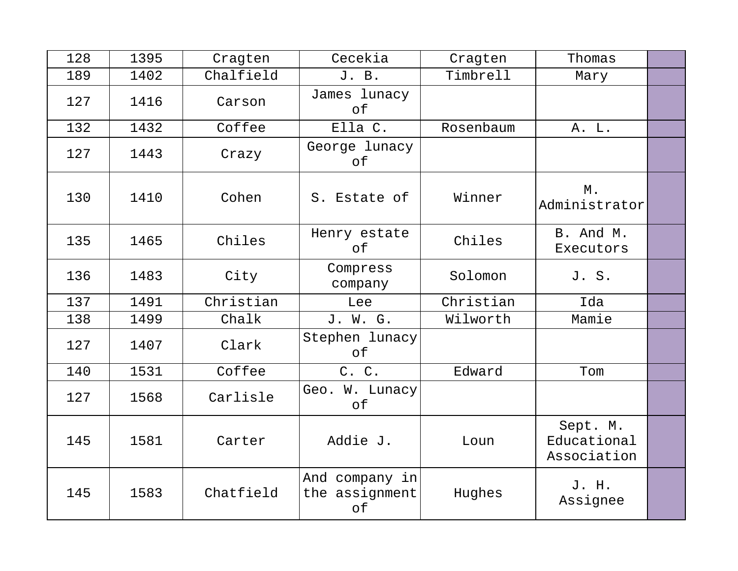| 128 | 1395 | Cragten | Cecekia | Cragten | Thomas | |
|---|---|---|---|---|---|---|
| 189 | 1402 | Chalfield | J. B. | Timbrell | Mary | |
| 127 | 1416 | Carson | James lunacy of | | | |
| 132 | 1432 | Coffee | Ella C. | Rosenbaum | A. L. | |
| 127 | 1443 | Crazy | George lunacy of | | | |
| 130 | 1410 | Cohen | S. Estate of | Winner | M. Administrator | |
| 135 | 1465 | Chiles | Henry estate of | Chiles | B. And M. Executors | |
| 136 | 1483 | City | Compress company | Solomon | J. S. | |
| 137 | 1491 | Christian | Lee | Christian | Ida | |
| 138 | 1499 | Chalk | J. W. G. | Wilworth | Mamie | |
| 127 | 1407 | Clark | Stephen lunacy of | | | |
| 140 | 1531 | Coffee | C. C. | Edward | Tom | |
| 127 | 1568 | Carlisle | Geo. W. Lunacy of | | | |
| 145 | 1581 | Carter | Addie J. | Loun | Sept. M. Educational Association | |
| 145 | 1583 | Chatfield | And company in the assignment of | Hughes | J. H. Assignee | |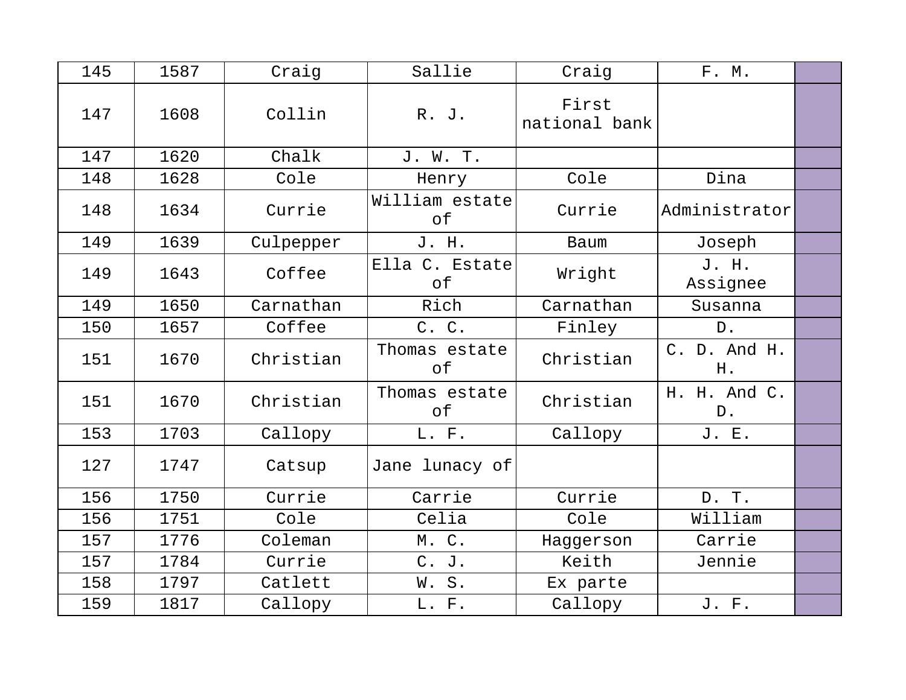| 145 | 1587 | Craig | Sallie | Craig | F. M. | |
|---|---|---|---|---|---|---|
| 147 | 1608 | Collin | R. J. | First national bank | | |
| 147 | 1620 | Chalk | J. W. T. | | | |
| 148 | 1628 | Cole | Henry | Cole | Dina | |
| 148 | 1634 | Currie | William estate of | Currie | Administrator | |
| 149 | 1639 | Culpepper | J. H. | Baum | Joseph | |
| 149 | 1643 | Coffee | Ella C. Estate of | Wright | J. H. Assignee | |
| 149 | 1650 | Carnathan | Rich | Carnathan | Susanna | |
| 150 | 1657 | Coffee | C. C. | Finley | D. | |
| 151 | 1670 | Christian | Thomas estate of | Christian | C. D. And H. H. | |
| 151 | 1670 | Christian | Thomas estate of | Christian | H. H. And C. D. | |
| 153 | 1703 | Callopy | L. F. | Callopy | J. E. | |
| 127 | 1747 | Catsup | Jane lunacy of | | | |
| 156 | 1750 | Currie | Carrie | Currie | D. T. | |
| 156 | 1751 | Cole | Celia | Cole | William | |
| 157 | 1776 | Coleman | M. C. | Haggerson | Carrie | |
| 157 | 1784 | Currie | C. J. | Keith | Jennie | |
| 158 | 1797 | Catlett | W. S. | Ex parte | | |
| 159 | 1817 | Callopy | L. F. | Callopy | J. F. | |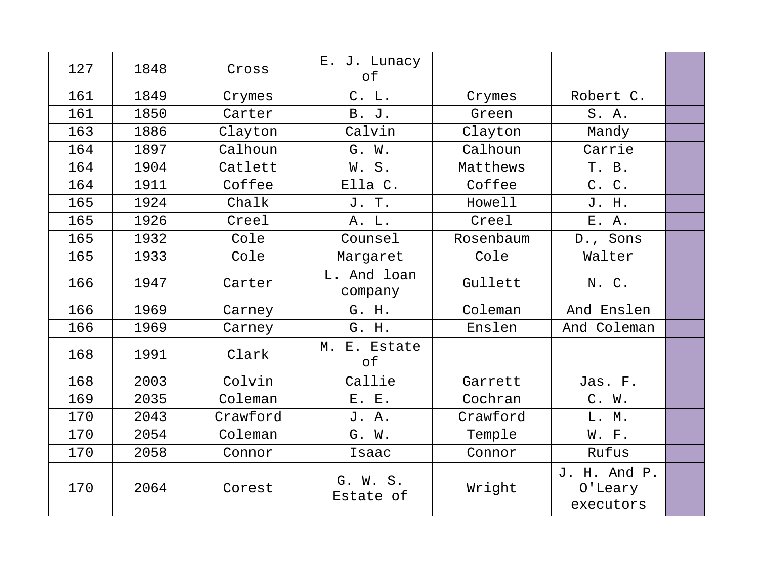| 127 | 1848 | Cross | E. J. Lunacy of | | | |
|---|---|---|---|---|---|---|
| 161 | 1849 | Crymes | C. L. | Crymes | Robert C. | |
| 161 | 1850 | Carter | B. J. | Green | S. A. | |
| 163 | 1886 | Clayton | Calvin | Clayton | Mandy | |
| 164 | 1897 | Calhoun | G. W. | Calhoun | Carrie | |
| 164 | 1904 | Catlett | W. S. | Matthews | T. B. | |
| 164 | 1911 | Coffee | Ella C. | Coffee | C. C. | |
| 165 | 1924 | Chalk | J. T. | Howell | J. H. | |
| 165 | 1926 | Creel | A. L. | Creel | E. A. | |
| 165 | 1932 | Cole | Counsel | Rosenbaum | D., Sons | |
| 165 | 1933 | Cole | Margaret | Cole | Walter | |
| 166 | 1947 | Carter | L. And loan company | Gullett | N. C. | |
| 166 | 1969 | Carney | G. H. | Coleman | And Enslen | |
| 166 | 1969 | Carney | G. H. | Enslen | And Coleman | |
| 168 | 1991 | Clark | M. E. Estate of | | | |
| 168 | 2003 | Colvin | Callie | Garrett | Jas. F. | |
| 169 | 2035 | Coleman | E. E. | Cochran | C. W. | |
| 170 | 2043 | Crawford | J. A. | Crawford | L. M. | |
| 170 | 2054 | Coleman | G. W. | Temple | W. F. | |
| 170 | 2058 | Connor | Isaac | Connor | Rufus | |
| 170 | 2064 | Corest | G. W. S. Estate of | Wright | J. H. And P. O'Leary executors | |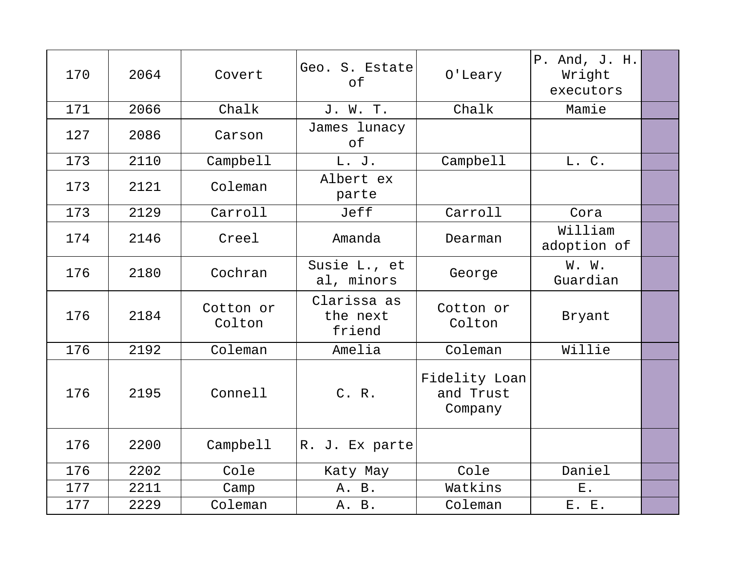| 170 | 2064 | Covert | Geo. S. Estate of | O'Leary | P. And, J. H. Wright executors | |
|---|---|---|---|---|---|---|
| 171 | 2066 | Chalk | J. W. T. | Chalk | Mamie | |
| 127 | 2086 | Carson | James lunacy of | | | |
| 173 | 2110 | Campbell | L. J. | Campbell | L. C. | |
| 173 | 2121 | Coleman | Albert ex parte | | | |
| 173 | 2129 | Carroll | Jeff | Carroll | Cora | |
| 174 | 2146 | Creel | Amanda | Dearman | William adoption of | |
| 176 | 2180 | Cochran | Susie L., et al, minors | George | W. W. Guardian | |
| 176 | 2184 | Cotton or Colton | Clarissa as the next friend | Cotton or Colton | Bryant | |
| 176 | 2192 | Coleman | Amelia | Coleman | Willie | |
| 176 | 2195 | Connell | C. R. | Fidelity Loan and Trust Company | | |
| 176 | 2200 | Campbell | R. J. Ex parte | | | |
| 176 | 2202 | Cole | Katy May | Cole | Daniel | |
| 177 | 2211 | Camp | A. B. | Watkins | E. | |
| 177 | 2229 | Coleman | A. B. | Coleman | E. E. | |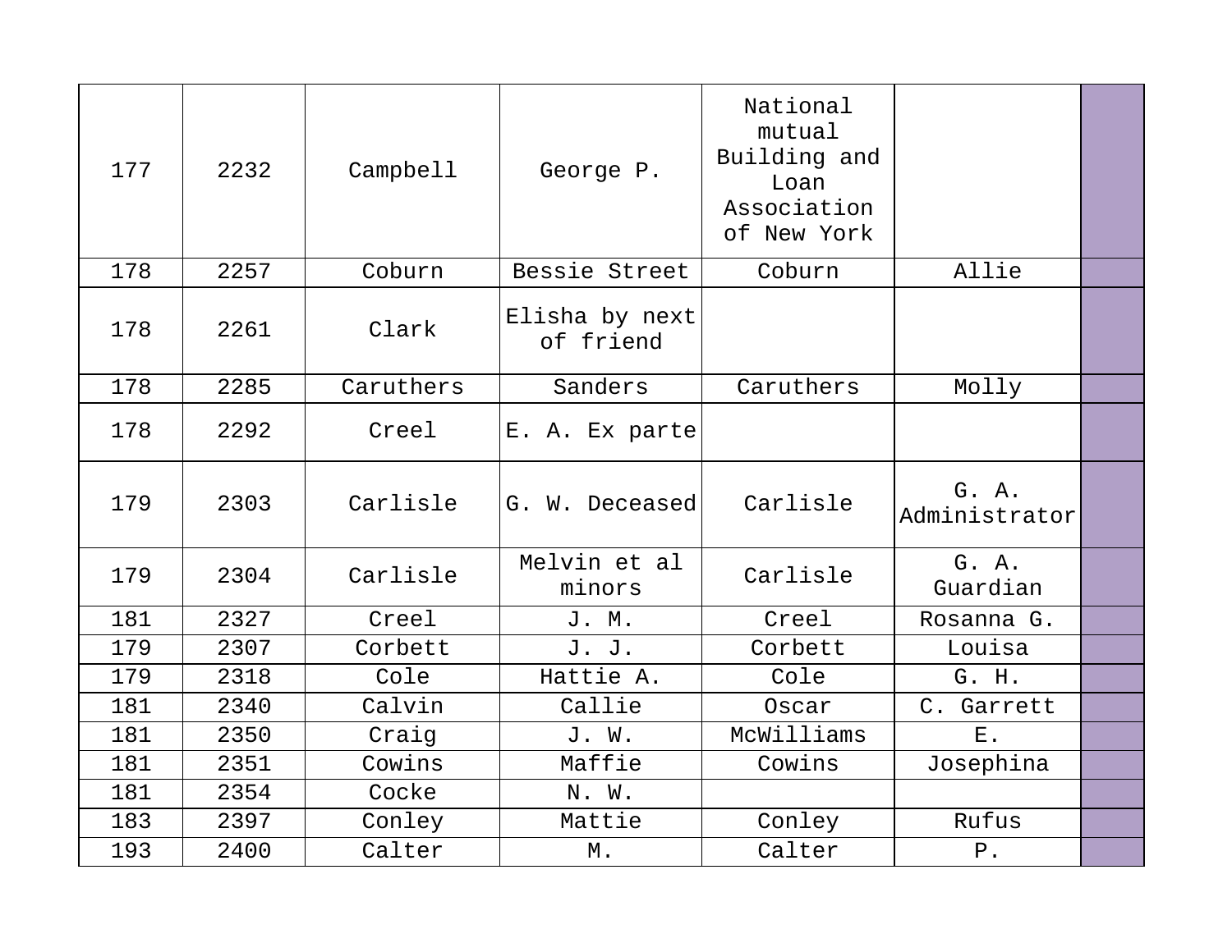| | | | | | | |
|---|---|---|---|---|---|---|
| 177 | 2232 | Campbell | George P. | National mutual Building and Loan Association of New York | | |
| 178 | 2257 | Coburn | Bessie Street | Coburn | Allie | |
| 178 | 2261 | Clark | Elisha by next of friend | | | |
| 178 | 2285 | Caruthers | Sanders | Caruthers | Molly | |
| 178 | 2292 | Creel | E. A. Ex parte | | | |
| 179 | 2303 | Carlisle | G. W. Deceased | Carlisle | G. A. Administrator | |
| 179 | 2304 | Carlisle | Melvin et al minors | Carlisle | G. A. Guardian | |
| 181 | 2327 | Creel | J. M. | Creel | Rosanna G. | |
| 179 | 2307 | Corbett | J. J. | Corbett | Louisa | |
| 179 | 2318 | Cole | Hattie A. | Cole | G. H. | |
| 181 | 2340 | Calvin | Callie | Oscar | C. Garrett | |
| 181 | 2350 | Craig | J. W. | McWilliams | E. | |
| 181 | 2351 | Cowins | Maffie | Cowins | Josephina | |
| 181 | 2354 | Cocke | N. W. | | | |
| 183 | 2397 | Conley | Mattie | Conley | Rufus | |
| 193 | 2400 | Calter | M. | Calter | P. | |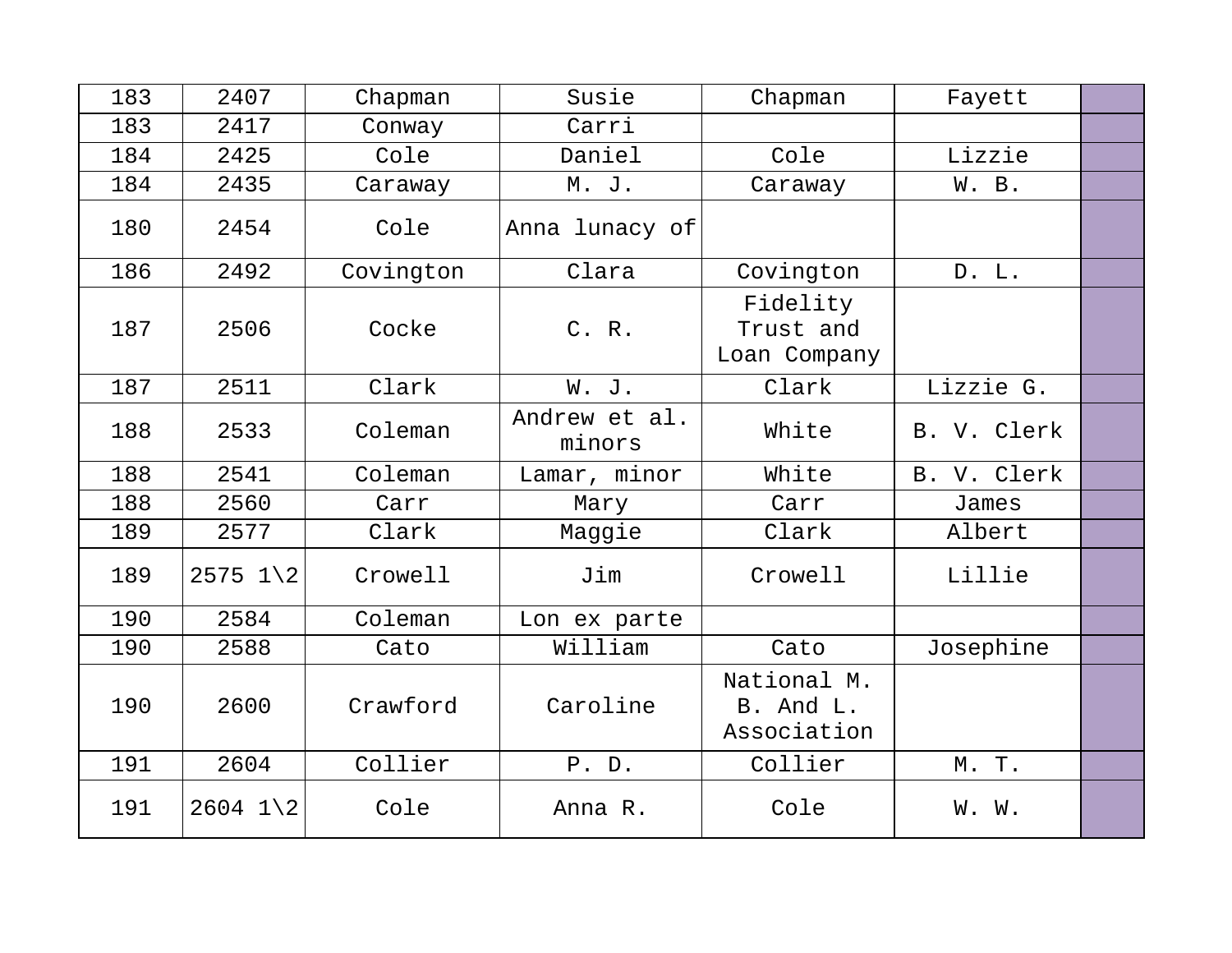| 183 | 2407 | Chapman | Susie | Chapman | Fayett | |
|---|---|---|---|---|---|---|
| 183 | 2417 | Conway | Carri | | | |
| 184 | 2425 | Cole | Daniel | Cole | Lizzie | |
| 184 | 2435 | Caraway | M. J. | Caraway | W. B. | |
| 180 | 2454 | Cole | Anna lunacy of | | | |
| 186 | 2492 | Covington | Clara | Covington | D. L. | |
| 187 | 2506 | Cocke | C. R. | Fidelity Trust and Loan Company | | |
| 187 | 2511 | Clark | W. J. | Clark | Lizzie G. | |
| 188 | 2533 | Coleman | Andrew et al. minors | White | B. V. Clerk | |
| 188 | 2541 | Coleman | Lamar, minor | White | B. V. Clerk | |
| 188 | 2560 | Carr | Mary | Carr | James | |
| 189 | 2577 | Clark | Maggie | Clark | Albert | |
| 189 | 2575 1\2 | Crowell | Jim | Crowell | Lillie | |
| 190 | 2584 | Coleman | Lon ex parte | | | |
| 190 | 2588 | Cato | William | Cato | Josephine | |
| 190 | 2600 | Crawford | Caroline | National M. B. And L. Association | | |
| 191 | 2604 | Collier | P. D. | Collier | M. T. | |
| 191 | 2604 1\2 | Cole | Anna R. | Cole | W. W. | |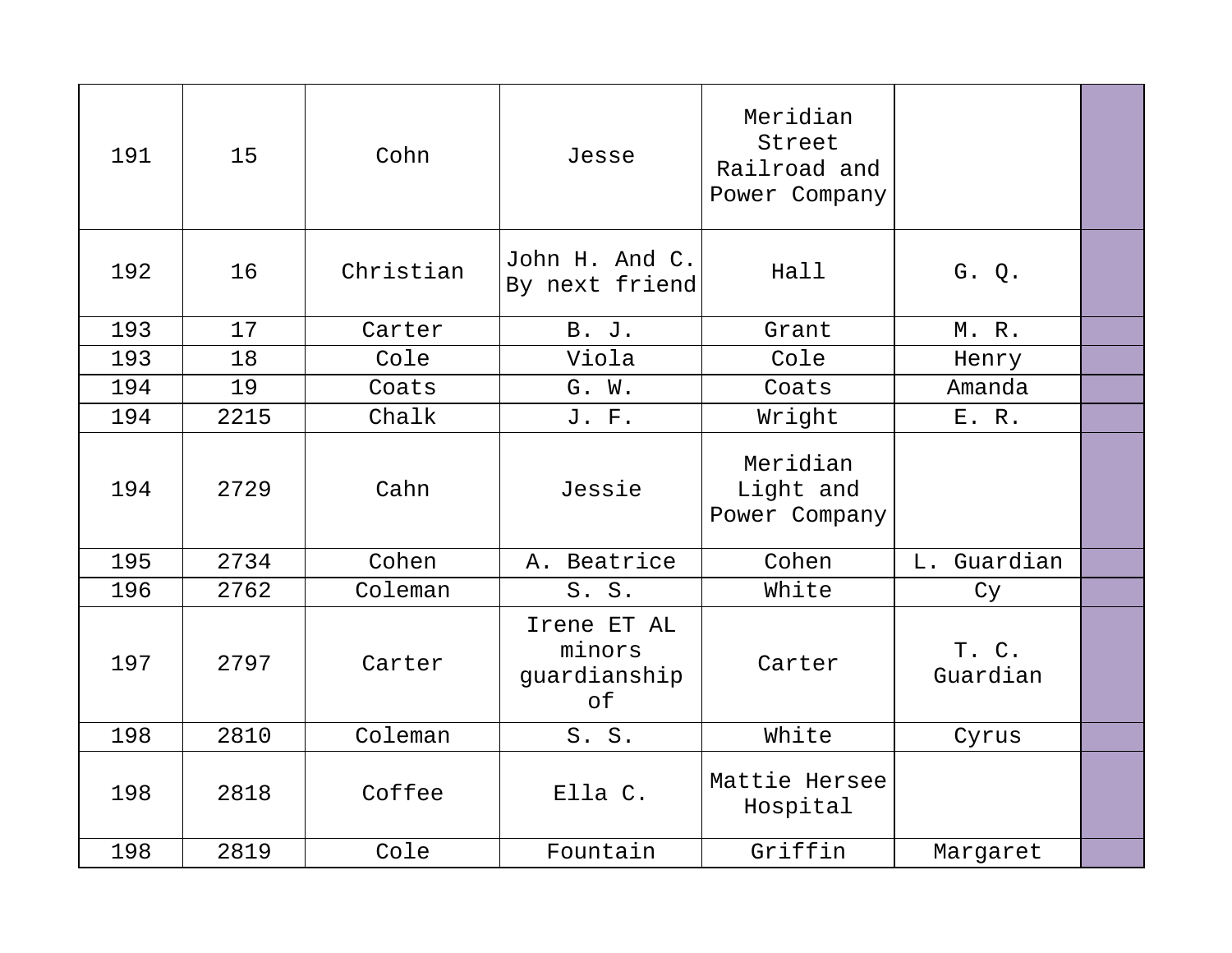| 191 | 15 | Cohn | Jesse | Meridian Street Railroad and Power Company | | |
|---|---|---|---|---|---|---|
| 192 | 16 | Christian | John H. And C. By next friend | Hall | G. Q. | |
| 193 | 17 | Carter | B. J. | Grant | M. R. | |
| 193 | 18 | Cole | Viola | Cole | Henry | |
| 194 | 19 | Coats | G. W. | Coats | Amanda | |
| 194 | 2215 | Chalk | J. F. | Wright | E. R. | |
| 194 | 2729 | Cahn | Jessie | Meridian Light and Power Company | | |
| 195 | 2734 | Cohen | A. Beatrice | Cohen | L. Guardian | |
| 196 | 2762 | Coleman | S. S. | White | Cy | |
| 197 | 2797 | Carter | Irene ET AL minors guardianship of | Carter | T. C. Guardian | |
| 198 | 2810 | Coleman | S. S. | White | Cyrus | |
| 198 | 2818 | Coffee | Ella C. | Mattie Hersee Hospital | | |
| 198 | 2819 | Cole | Fountain | Griffin | Margaret | |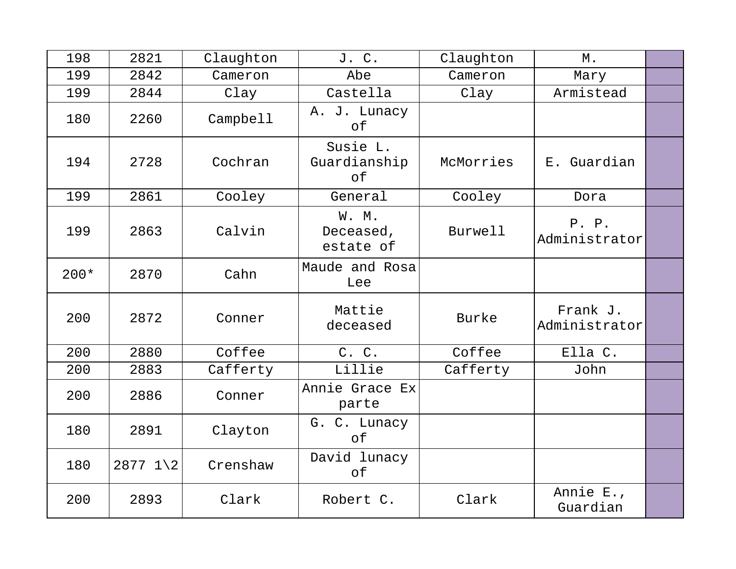| | | | | | | |
|---|---|---|---|---|---|---|
| 198 | 2821 | Claughton | J. C. | Claughton | M. | |
| 199 | 2842 | Cameron | Abe | Cameron | Mary | |
| 199 | 2844 | Clay | Castella | Clay | Armistead | |
| 180 | 2260 | Campbell | A. J. Lunacy of | | | |
| 194 | 2728 | Cochran | Susie L. Guardianship of | McMorries | E. Guardian | |
| 199 | 2861 | Cooley | General | Cooley | Dora | |
| 199 | 2863 | Calvin | W. M. Deceased, estate of | Burwell | P. P. Administrator | |
| 200* | 2870 | Cahn | Maude and Rosa Lee | | | |
| 200 | 2872 | Conner | Mattie deceased | Burke | Frank J. Administrator | |
| 200 | 2880 | Coffee | C. C. | Coffee | Ella C. | |
| 200 | 2883 | Cafferty | Lillie | Cafferty | John | |
| 200 | 2886 | Conner | Annie Grace Ex parte | | | |
| 180 | 2891 | Clayton | G. C. Lunacy of | | | |
| 180 | 2877 1\2 | Crenshaw | David lunacy of | | | |
| 200 | 2893 | Clark | Robert C. | Clark | Annie E., Guardian | |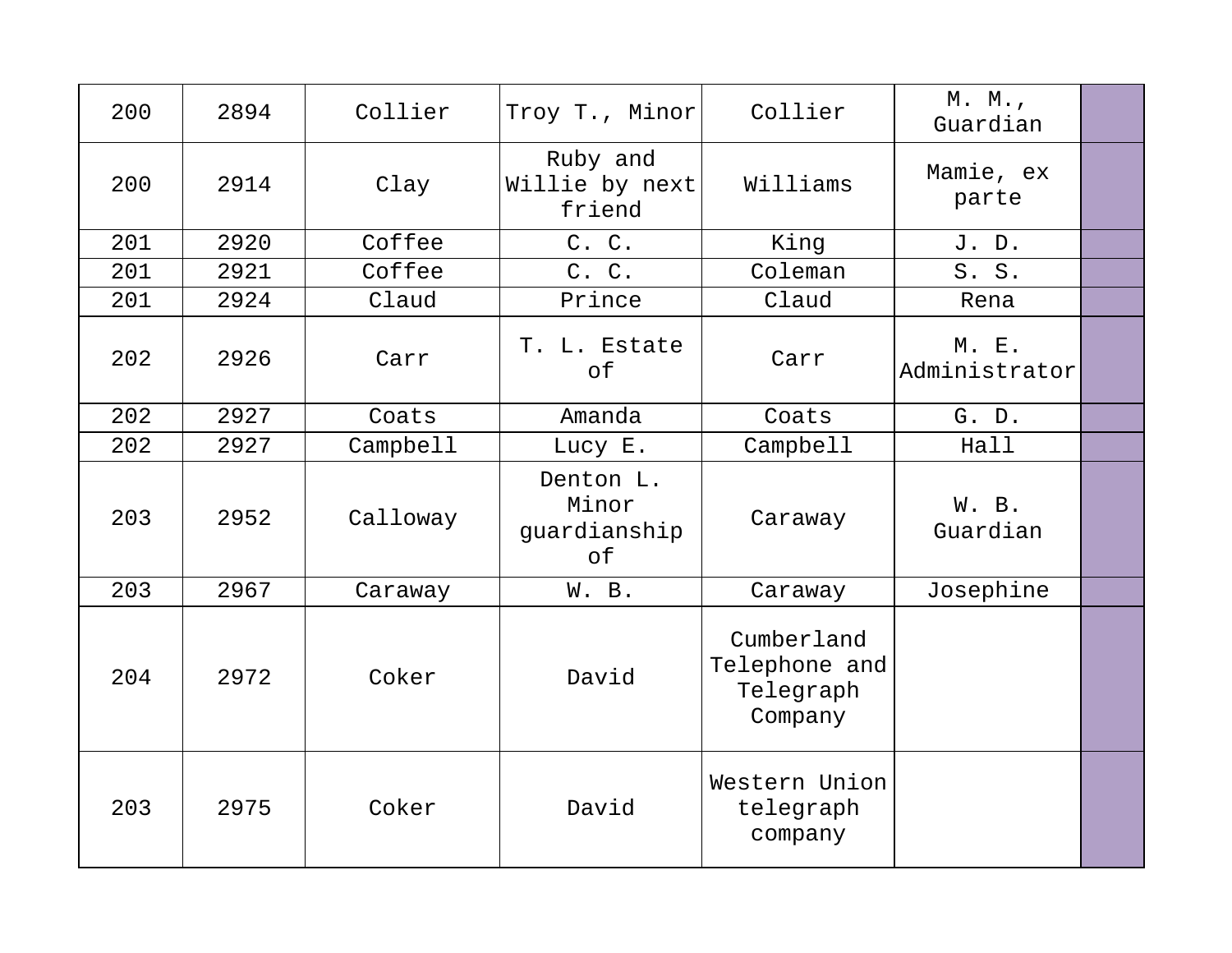| 200 | 2894 | Collier | Troy T., Minor | Collier | M. M., Guardian | |
|---|---|---|---|---|---|---|
| 200 | 2914 | Clay | Ruby and Willie by next friend | Williams | Mamie, ex parte | |
| 201 | 2920 | Coffee | C. C. | King | J. D. | |
| 201 | 2921 | Coffee | C. C. | Coleman | S. S. | |
| 201 | 2924 | Claud | Prince | Claud | Rena | |
| 202 | 2926 | Carr | T. L. Estate of | Carr | M. E. Administrator | |
| 202 | 2927 | Coats | Amanda | Coats | G. D. | |
| 202 | 2927 | Campbell | Lucy E. | Campbell | Hall | |
| 203 | 2952 | Calloway | Denton L. Minor guardianship of | Caraway | W. B. Guardian | |
| 203 | 2967 | Caraway | W. B. | Caraway | Josephine | |
| 204 | 2972 | Coker | David | Cumberland Telephone and Telegraph Company | | |
| 203 | 2975 | Coker | David | Western Union telegraph company | | |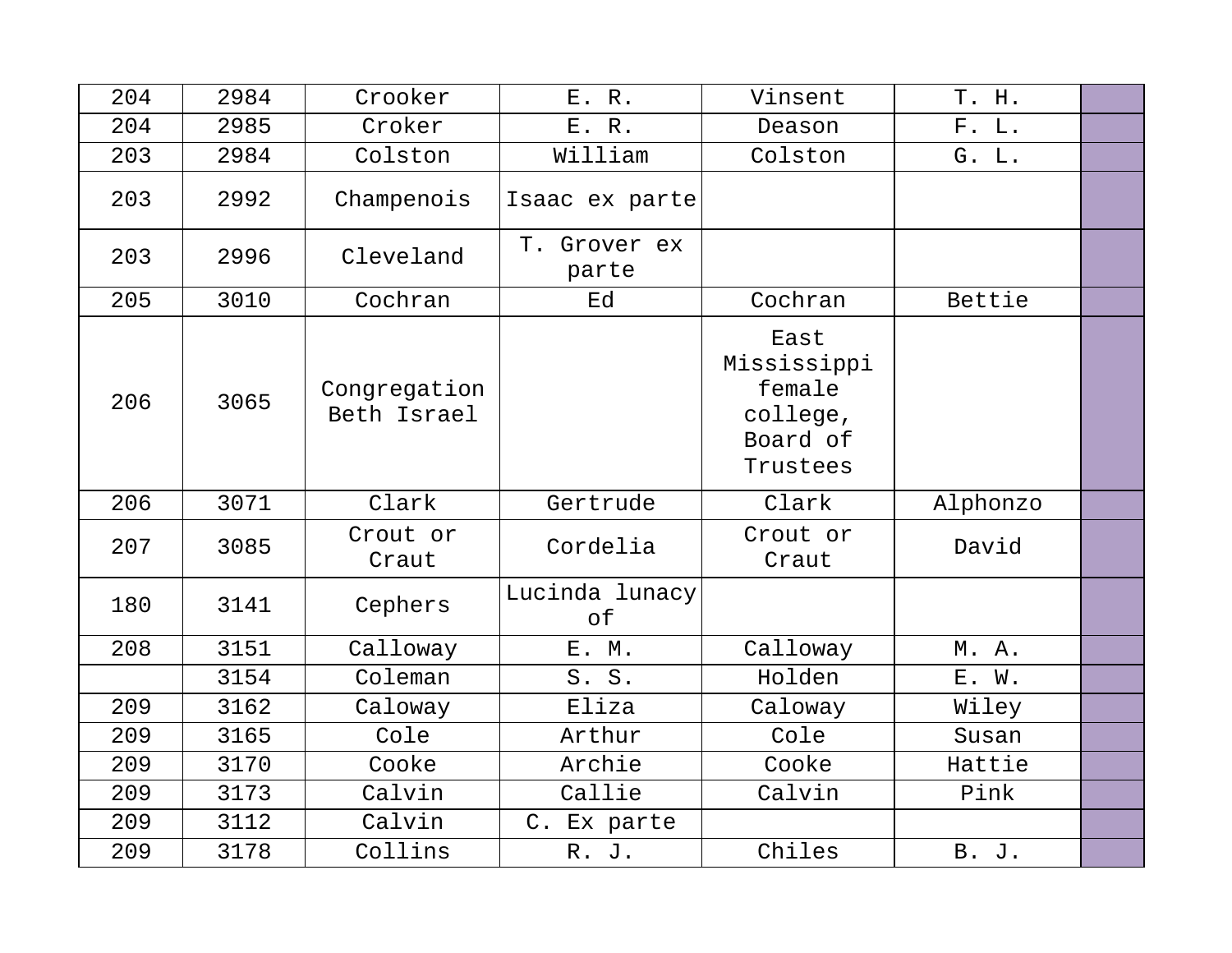| | | | | | | |
|---|---|---|---|---|---|---|
| 204 | 2984 | Crooker | E. R. | Vinsent | T. H. | |
| 204 | 2985 | Croker | E. R. | Deason | F. L. | |
| 203 | 2984 | Colston | William | Colston | G. L. | |
| 203 | 2992 | Champenois | Isaac ex parte | | | |
| 203 | 2996 | Cleveland | T. Grover ex parte | | | |
| 205 | 3010 | Cochran | Ed | Cochran | Bettie | |
| 206 | 3065 | Congregation Beth Israel | | East Mississippi female college, Board of Trustees | | |
| 206 | 3071 | Clark | Gertrude | Clark | Alphonzo | |
| 207 | 3085 | Crout or Craut | Cordelia | Crout or Craut | David | |
| 180 | 3141 | Cephers | Lucinda lunacy of | | | |
| 208 | 3151 | Calloway | E. M. | Calloway | M. A. | |
| | 3154 | Coleman | S. S. | Holden | E. W. | |
| 209 | 3162 | Caloway | Eliza | Caloway | Wiley | |
| 209 | 3165 | Cole | Arthur | Cole | Susan | |
| 209 | 3170 | Cooke | Archie | Cooke | Hattie | |
| 209 | 3173 | Calvin | Callie | Calvin | Pink | |
| 209 | 3112 | Calvin | C. Ex parte | | | |
| 209 | 3178 | Collins | R. J. | Chiles | B. J. | |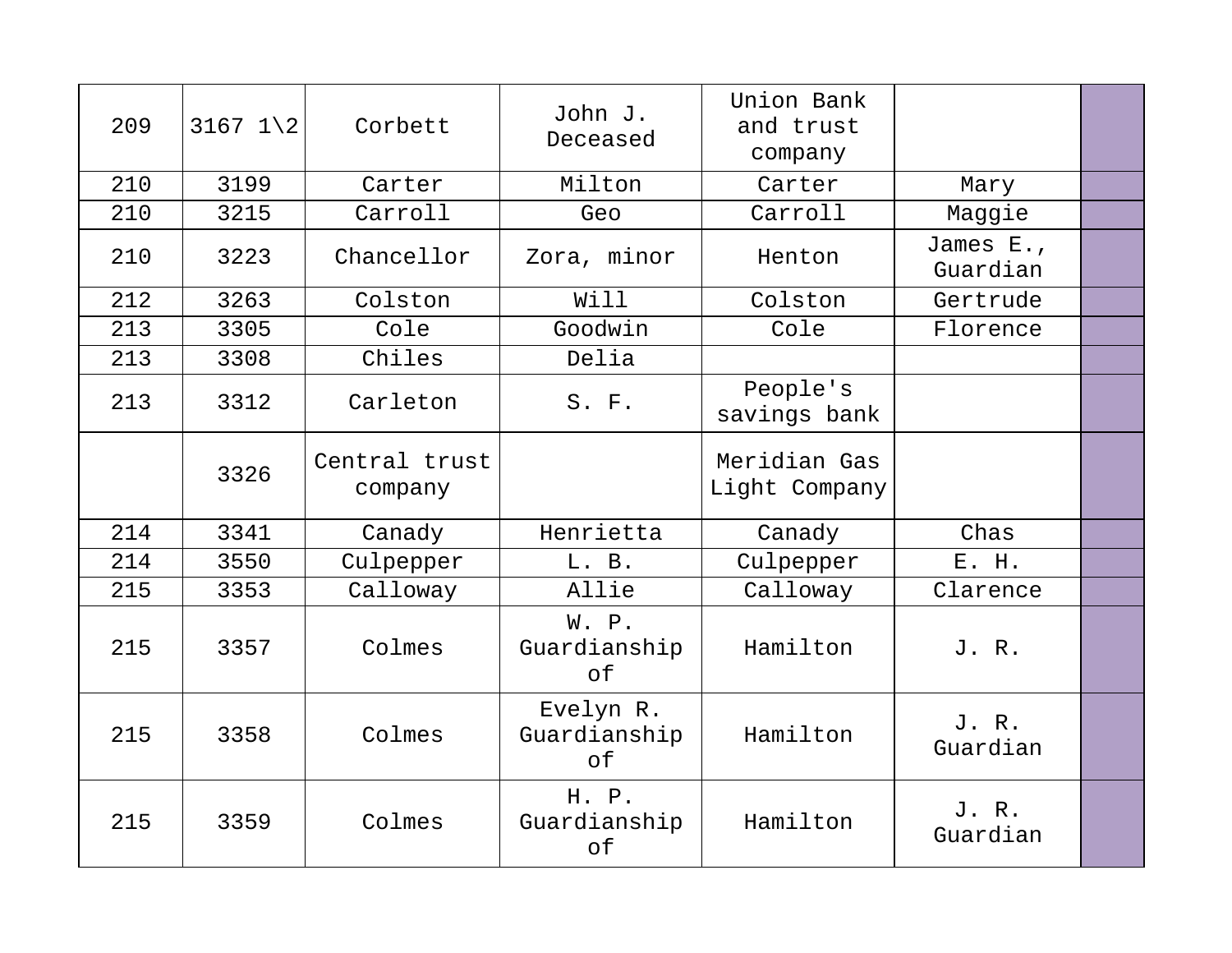| 209 | 3167 1\2 | Corbett | John J. Deceased | Union Bank and trust company | | |
|---|---|---|---|---|---|---|
| 210 | 3199 | Carter | Milton | Carter | Mary | |
| 210 | 3215 | Carroll | Geo | Carroll | Maggie | |
| 210 | 3223 | Chancellor | Zora, minor | Henton | James E., Guardian | |
| 212 | 3263 | Colston | Will | Colston | Gertrude | |
| 213 | 3305 | Cole | Goodwin | Cole | Florence | |
| 213 | 3308 | Chiles | Delia | | | |
| 213 | 3312 | Carleton | S. F. | People's savings bank | | |
| | 3326 | Central trust company | | Meridian Gas Light Company | | |
| 214 | 3341 | Canady | Henrietta | Canady | Chas | |
| 214 | 3550 | Culpepper | L. B. | Culpepper | E. H. | |
| 215 | 3353 | Calloway | Allie | Calloway | Clarence | |
| 215 | 3357 | Colmes | W. P. Guardianship of | Hamilton | J. R. | |
| 215 | 3358 | Colmes | Evelyn R. Guardianship of | Hamilton | J. R. Guardian | |
| 215 | 3359 | Colmes | H. P. Guardianship of | Hamilton | J. R. Guardian | |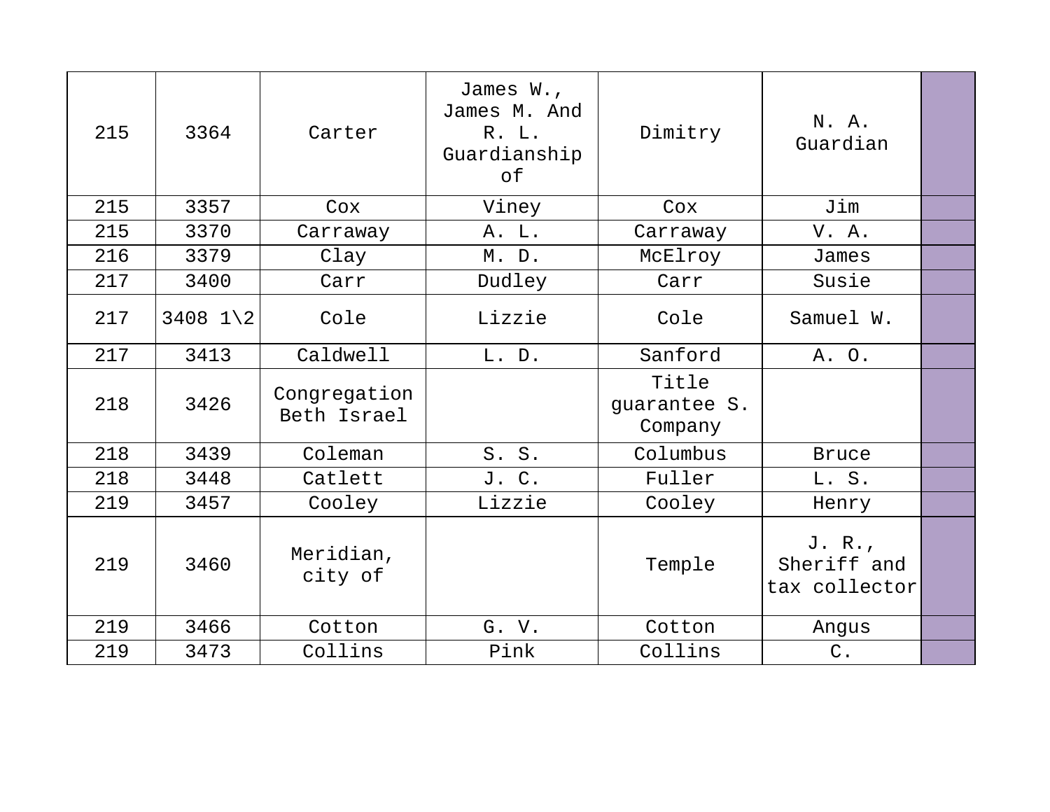| 215 | 3364 | Carter | James W., James M. And R. L. Guardianship of | Dimitry | N. A. Guardian | |
|---|---|---|---|---|---|---|
| 215 | 3357 | Cox | Viney | Cox | Jim | |
| 215 | 3370 | Carraway | A. L. | Carraway | V. A. | |
| 216 | 3379 | Clay | M. D. | McElroy | James | |
| 217 | 3400 | Carr | Dudley | Carr | Susie | |
| 217 | 3408 1\2 | Cole | Lizzie | Cole | Samuel W. | |
| 217 | 3413 | Caldwell | L. D. | Sanford | A. O. | |
| 218 | 3426 | Congregation Beth Israel | | Title guarantee S. Company | | |
| 218 | 3439 | Coleman | S. S. | Columbus | Bruce | |
| 218 | 3448 | Catlett | J. C. | Fuller | L. S. | |
| 219 | 3457 | Cooley | Lizzie | Cooley | Henry | |
| 219 | 3460 | Meridian, city of | | Temple | J. R., Sheriff and tax collector | |
| 219 | 3466 | Cotton | G. V. | Cotton | Angus | |
| 219 | 3473 | Collins | Pink | Collins | C. | |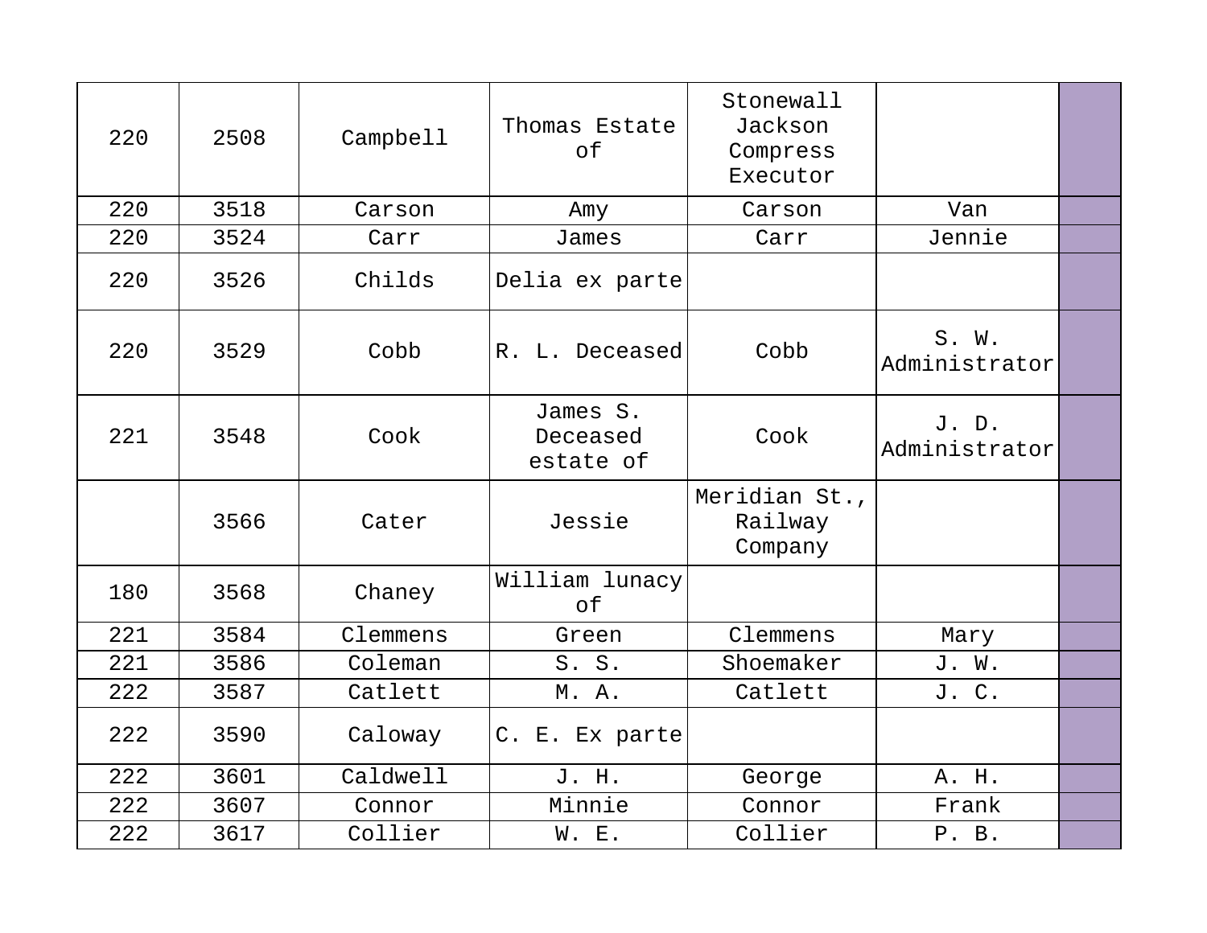| | | | | | | |
|---|---|---|---|---|---|---|
| 220 | 2508 | Campbell | Thomas Estate of | Stonewall Jackson Compress Executor | | |
| 220 | 3518 | Carson | Amy | Carson | Van | |
| 220 | 3524 | Carr | James | Carr | Jennie | |
| 220 | 3526 | Childs | Delia ex parte | | | |
| 220 | 3529 | Cobb | R. L. Deceased | Cobb | S. W. Administrator | |
| 221 | 3548 | Cook | James S. Deceased estate of | Cook | J. D. Administrator | |
| | 3566 | Cater | Jessie | Meridian St., Railway Company | | |
| 180 | 3568 | Chaney | William lunacy of | | | |
| 221 | 3584 | Clemmens | Green | Clemmens | Mary | |
| 221 | 3586 | Coleman | S. S. | Shoemaker | J. W. | |
| 222 | 3587 | Catlett | M. A. | Catlett | J. C. | |
| 222 | 3590 | Caloway | C. E. Ex parte | | | |
| 222 | 3601 | Caldwell | J. H. | George | A. H. | |
| 222 | 3607 | Connor | Minnie | Connor | Frank | |
| 222 | 3617 | Collier | W. E. | Collier | P. B. | |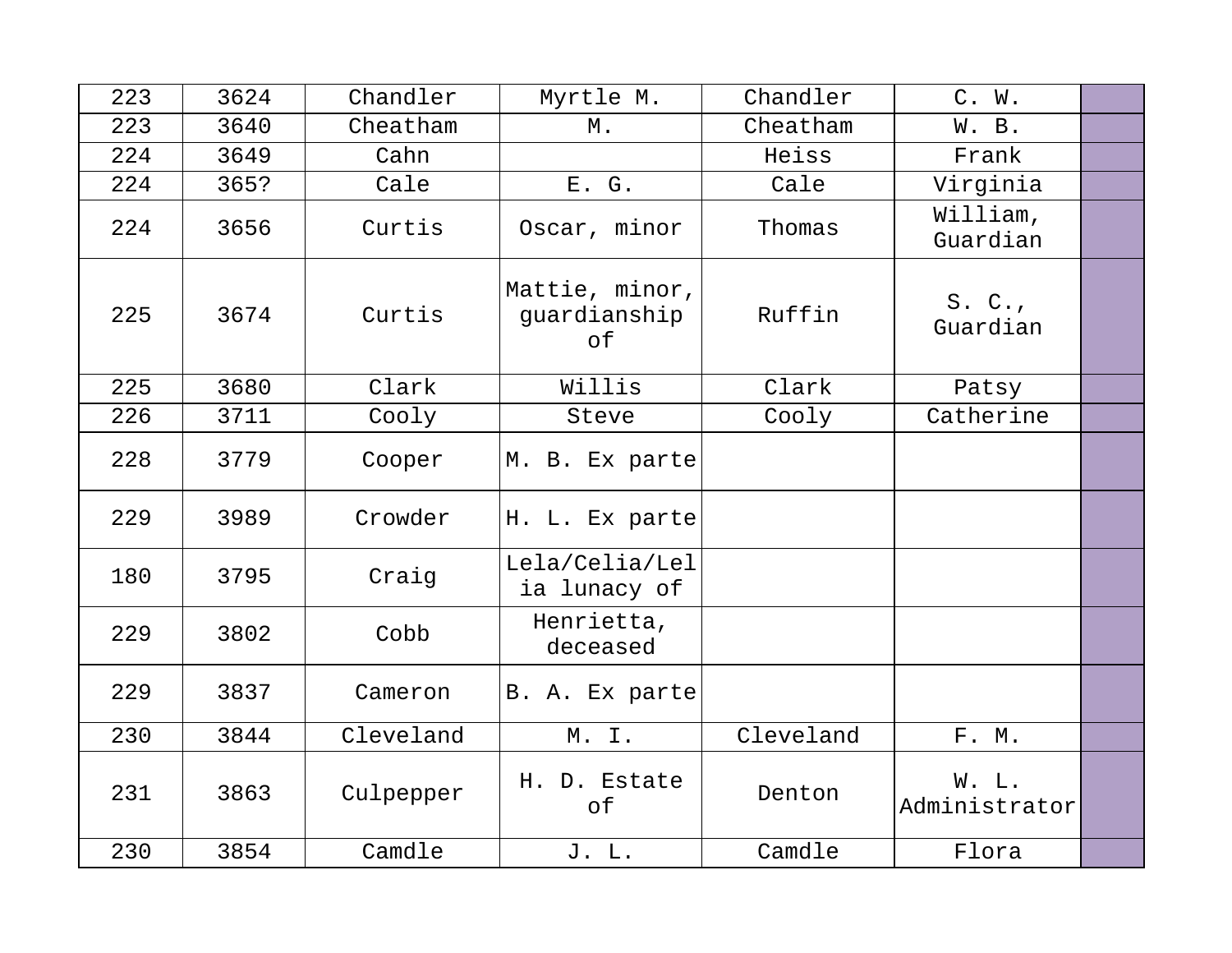| 223 | 3624 | Chandler | Myrtle M. | Chandler | C. W. | |
|---|---|---|---|---|---|---|
| 223 | 3640 | Cheatham | M. | Cheatham | W. B. | |
| 224 | 3649 | Cahn | | Heiss | Frank | |
| 224 | 365? | Cale | E. G. | Cale | Virginia | |
| 224 | 3656 | Curtis | Oscar, minor | Thomas | William, Guardian | |
| 225 | 3674 | Curtis | Mattie, minor, guardianship of | Ruffin | S. C., Guardian | |
| 225 | 3680 | Clark | Willis | Clark | Patsy | |
| 226 | 3711 | Cooly | Steve | Cooly | Catherine | |
| 228 | 3779 | Cooper | M. B. Ex parte | | | |
| 229 | 3989 | Crowder | H. L. Ex parte | | | |
| 180 | 3795 | Craig | Lela/Celia/Lelia lunacy of | | | |
| 229 | 3802 | Cobb | Henrietta, deceased | | | |
| 229 | 3837 | Cameron | B. A. Ex parte | | | |
| 230 | 3844 | Cleveland | M. I. | Cleveland | F. M. | |
| 231 | 3863 | Culpepper | H. D. Estate of | Denton | W. L. Administrator | |
| 230 | 3854 | Camdle | J. L. | Camdle | Flora | |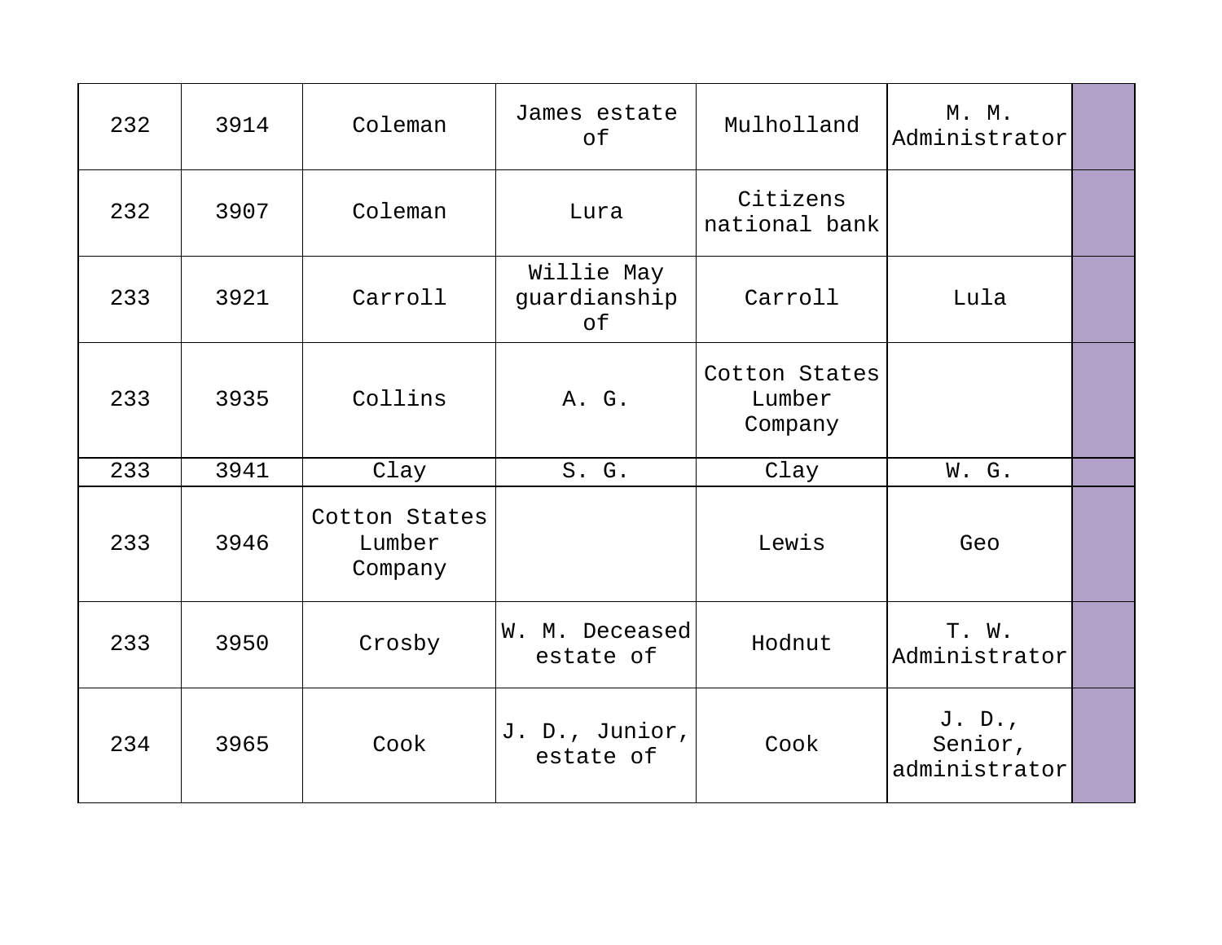| | | | | | | |
|---|---|---|---|---|---|---|
| 232 | 3914 | Coleman | James estate of | Mulholland | M. M. Administrator | |
| 232 | 3907 | Coleman | Lura | Citizens national bank | | |
| 233 | 3921 | Carroll | Willie May guardianship of | Carroll | Lula | |
| 233 | 3935 | Collins | A. G. | Cotton States Lumber Company | | |
| 233 | 3941 | Clay | S. G. | Clay | W. G. | |
| 233 | 3946 | Cotton States Lumber Company | | Lewis | Geo | |
| 233 | 3950 | Crosby | W. M. Deceased estate of | Hodnut | T. W. Administrator | |
| 234 | 3965 | Cook | J. D., Junior, estate of | Cook | J. D., Senior, administrator | |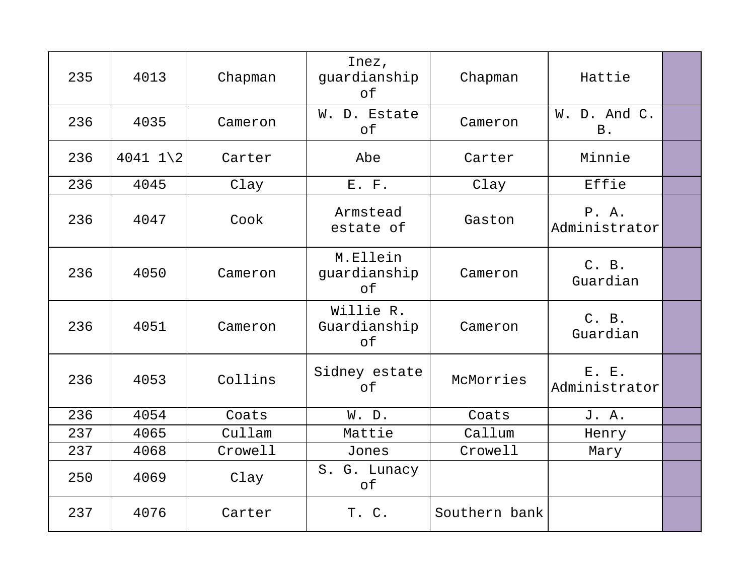| | | | | | | |
|---|---|---|---|---|---|---|
| 235 | 4013 | Chapman | Inez, guardianship of | Chapman | Hattie | |
| 236 | 4035 | Cameron | W. D. Estate of | Cameron | W. D. And C. B. | |
| 236 | 4041 1\2 | Carter | Abe | Carter | Minnie | |
| 236 | 4045 | Clay | E. F. | Clay | Effie | |
| 236 | 4047 | Cook | Armstead estate of | Gaston | P. A. Administrator | |
| 236 | 4050 | Cameron | M.Ellein guardianship of | Cameron | C. B. Guardian | |
| 236 | 4051 | Cameron | Willie R. Guardianship of | Cameron | C. B. Guardian | |
| 236 | 4053 | Collins | Sidney estate of | McMorries | E. E. Administrator | |
| 236 | 4054 | Coats | W. D. | Coats | J. A. | |
| 237 | 4065 | Cullam | Mattie | Callum | Henry | |
| 237 | 4068 | Crowell | Jones | Crowell | Mary | |
| 250 | 4069 | Clay | S. G. Lunacy of | | | |
| 237 | 4076 | Carter | T. C. | Southern bank | | |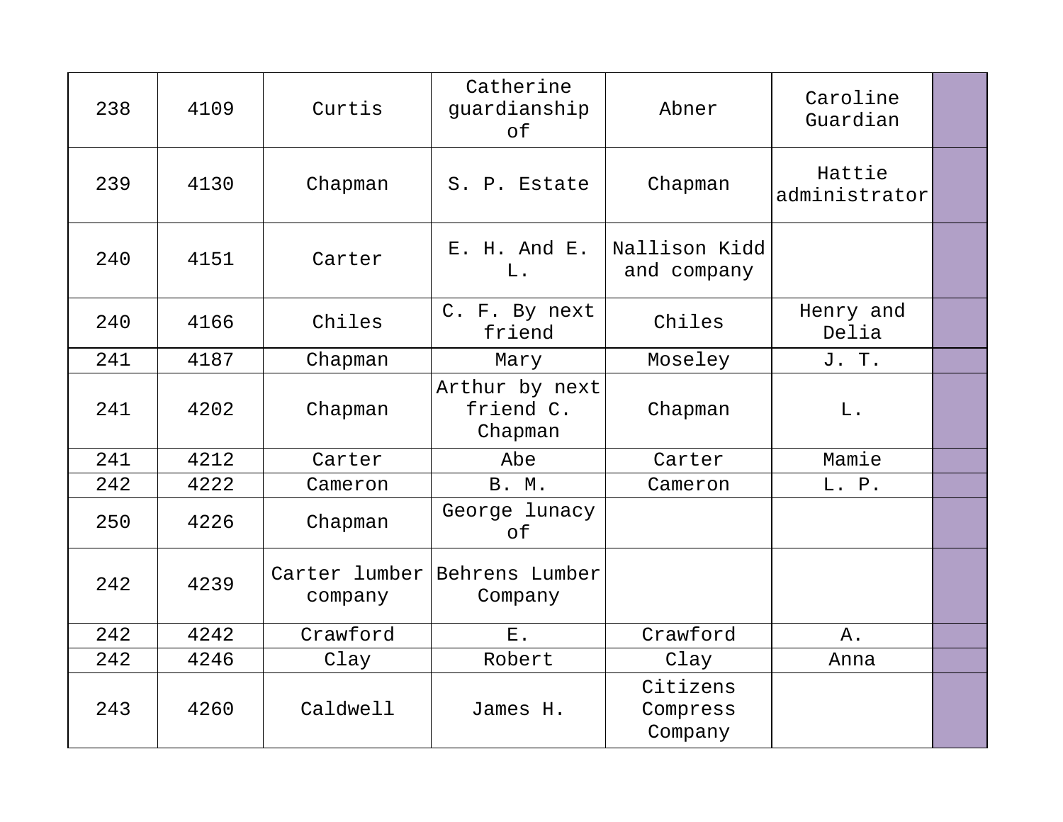| 238 | 4109 | Curtis | Catherine guardianship of | Abner | Caroline Guardian | |
|---|---|---|---|---|---|---|
| 239 | 4130 | Chapman | S. P. Estate | Chapman | Hattie administrator | |
| 240 | 4151 | Carter | E. H. And E. L. | Nallison Kidd and company | | |
| 240 | 4166 | Chiles | C. F. By next friend | Chiles | Henry and Delia | |
| 241 | 4187 | Chapman | Mary | Moseley | J. T. | |
| 241 | 4202 | Chapman | Arthur by next friend C. Chapman | Chapman | L. | |
| 241 | 4212 | Carter | Abe | Carter | Mamie | |
| 242 | 4222 | Cameron | B. M. | Cameron | L. P. | |
| 250 | 4226 | Chapman | George lunacy of | | | |
| 242 | 4239 | Carter lumber company | Behrens Lumber Company | | | |
| 242 | 4242 | Crawford | E. | Crawford | A. | |
| 242 | 4246 | Clay | Robert | Clay | Anna | |
| 243 | 4260 | Caldwell | James H. | Citizens Compress Company | | |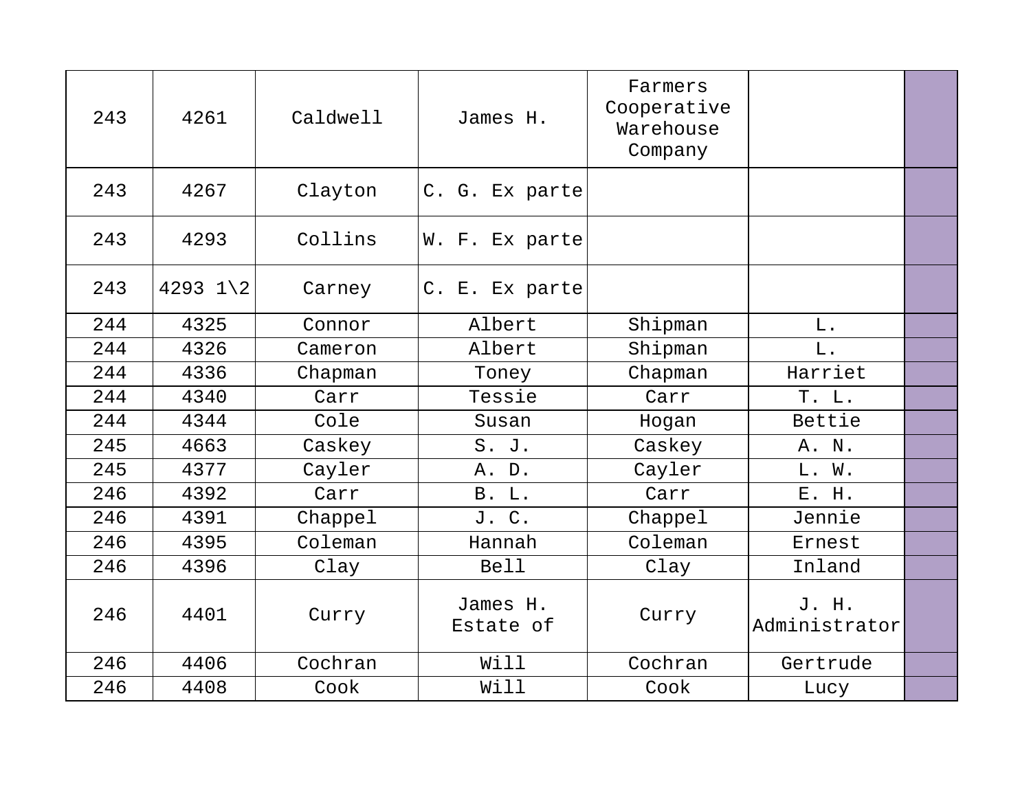| 243 | 4261 | Caldwell | James H. | Farmers Cooperative Warehouse Company | | |
|---|---|---|---|---|---|---|
| 243 | 4267 | Clayton | C. G. Ex parte | | | |
| 243 | 4293 | Collins | W. F. Ex parte | | | |
| 243 | 4293 1\2 | Carney | C. E. Ex parte | | | |
| 244 | 4325 | Connor | Albert | Shipman | L. | |
| 244 | 4326 | Cameron | Albert | Shipman | L. | |
| 244 | 4336 | Chapman | Toney | Chapman | Harriet | |
| 244 | 4340 | Carr | Tessie | Carr | T. L. | |
| 244 | 4344 | Cole | Susan | Hogan | Bettie | |
| 245 | 4663 | Caskey | S. J. | Caskey | A. N. | |
| 245 | 4377 | Cayler | A. D. | Cayler | L. W. | |
| 246 | 4392 | Carr | B. L. | Carr | E. H. | |
| 246 | 4391 | Chappel | J. C. | Chappel | Jennie | |
| 246 | 4395 | Coleman | Hannah | Coleman | Ernest | |
| 246 | 4396 | Clay | Bell | Clay | Inland | |
| 246 | 4401 | Curry | James H. Estate of | Curry | J. H. Administrator | |
| 246 | 4406 | Cochran | Will | Cochran | Gertrude | |
| 246 | 4408 | Cook | Will | Cook | Lucy | |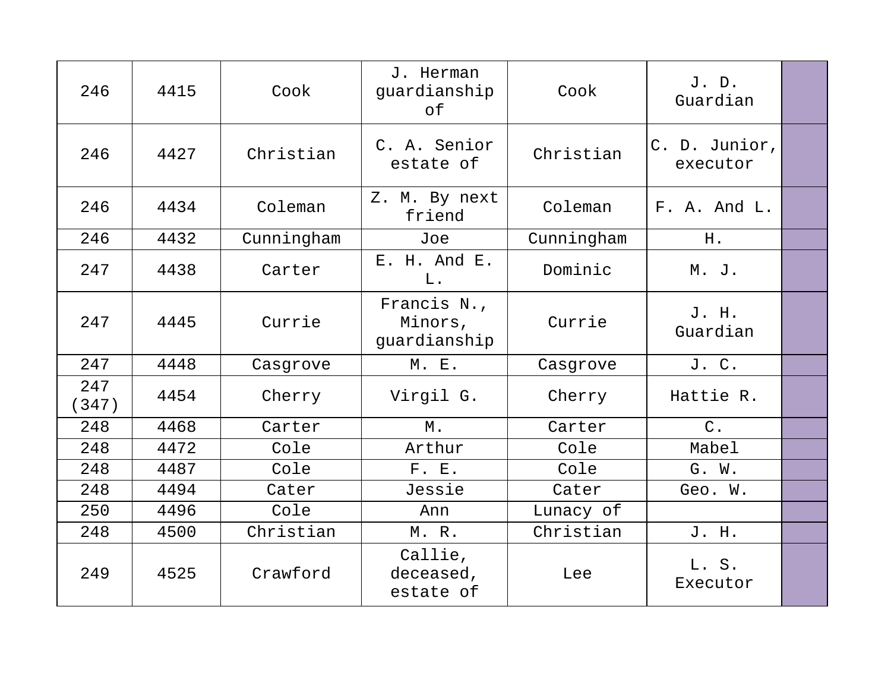| 246 | 4415 | Cook | J. Herman guardianship of | Cook | J. D. Guardian | |
|---|---|---|---|---|---|---|
| 246 | 4427 | Christian | C. A. Senior estate of | Christian | C. D. Junior, executor | |
| 246 | 4434 | Coleman | Z. M. By next friend | Coleman | F. A. And L. | |
| 246 | 4432 | Cunningham | Joe | Cunningham | H. | |
| 247 | 4438 | Carter | E. H. And E. L. | Dominic | M. J. | |
| 247 | 4445 | Currie | Francis N., Minors, guardianship | Currie | J. H. Guardian | |
| 247 | 4448 | Casgrove | M. E. | Casgrove | J. C. | |
| 247 (347) | 4454 | Cherry | Virgil G. | Cherry | Hattie R. | |
| 248 | 4468 | Carter | M. | Carter | C. | |
| 248 | 4472 | Cole | Arthur | Cole | Mabel | |
| 248 | 4487 | Cole | F. E. | Cole | G. W. | |
| 248 | 4494 | Cater | Jessie | Cater | Geo. W. | |
| 250 | 4496 | Cole | Ann | Lunacy of | | |
| 248 | 4500 | Christian | M. R. | Christian | J. H. | |
| 249 | 4525 | Crawford | Callie, deceased, estate of | Lee | L. S. Executor | |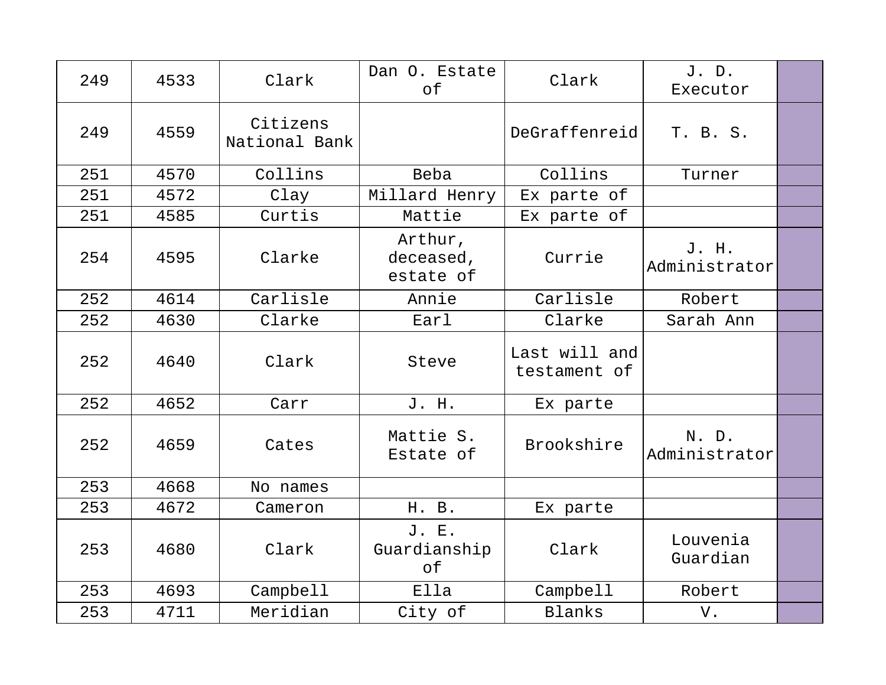| | | | | | | |
|---|---|---|---|---|---|---|
| 249 | 4533 | Clark | Dan O. Estate of | Clark | J. D. Executor | |
| 249 | 4559 | Citizens National Bank | | DeGraffenreid | T. B. S. | |
| 251 | 4570 | Collins | Beba | Collins | Turner | |
| 251 | 4572 | Clay | Millard Henry | Ex parte of | | |
| 251 | 4585 | Curtis | Mattie | Ex parte of | | |
| 254 | 4595 | Clarke | Arthur, deceased, estate of | Currie | J. H. Administrator | |
| 252 | 4614 | Carlisle | Annie | Carlisle | Robert | |
| 252 | 4630 | Clarke | Earl | Clarke | Sarah Ann | |
| 252 | 4640 | Clark | Steve | Last will and testament of | | |
| 252 | 4652 | Carr | J. H. | Ex parte | | |
| 252 | 4659 | Cates | Mattie S. Estate of | Brookshire | N. D. Administrator | |
| 253 | 4668 | No names | | | | |
| 253 | 4672 | Cameron | H. B. | Ex parte | | |
| 253 | 4680 | Clark | J. E. Guardianship of | Clark | Louvenia Guardian | |
| 253 | 4693 | Campbell | Ella | Campbell | Robert | |
| 253 | 4711 | Meridian | City of | Blanks | V. | |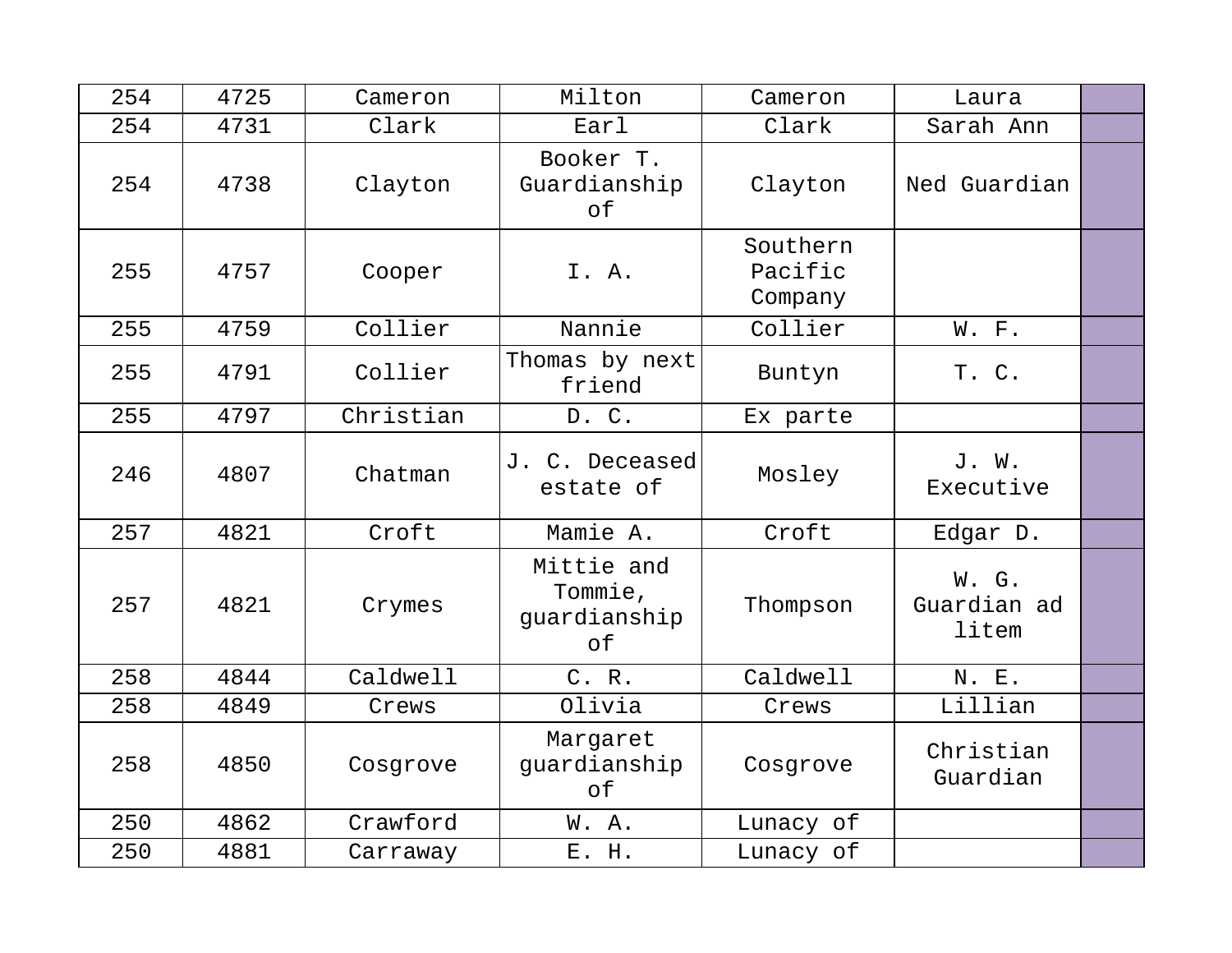| 254 | 4725 | Cameron | Milton | Cameron | Laura | |
|---|---|---|---|---|---|---|
| 254 | 4731 | Clark | Earl | Clark | Sarah Ann | |
| 254 | 4738 | Clayton | Booker T. Guardianship of | Clayton | Ned Guardian | |
| 255 | 4757 | Cooper | I. A. | Southern Pacific Company | | |
| 255 | 4759 | Collier | Nannie | Collier | W. F. | |
| 255 | 4791 | Collier | Thomas by next friend | Buntyn | T. C. | |
| 255 | 4797 | Christian | D. C. | Ex parte | | |
| 246 | 4807 | Chatman | J. C. Deceased estate of | Mosley | J. W. Executive | |
| 257 | 4821 | Croft | Mamie A. | Croft | Edgar D. | |
| 257 | 4821 | Crymes | Mittie and Tommie, guardianship of | Thompson | W. G. Guardian ad litem | |
| 258 | 4844 | Caldwell | C. R. | Caldwell | N. E. | |
| 258 | 4849 | Crews | Olivia | Crews | Lillian | |
| 258 | 4850 | Cosgrove | Margaret guardianship of | Cosgrove | Christian Guardian | |
| 250 | 4862 | Crawford | W. A. | Lunacy of | | |
| 250 | 4881 | Carraway | E. H. | Lunacy of | | |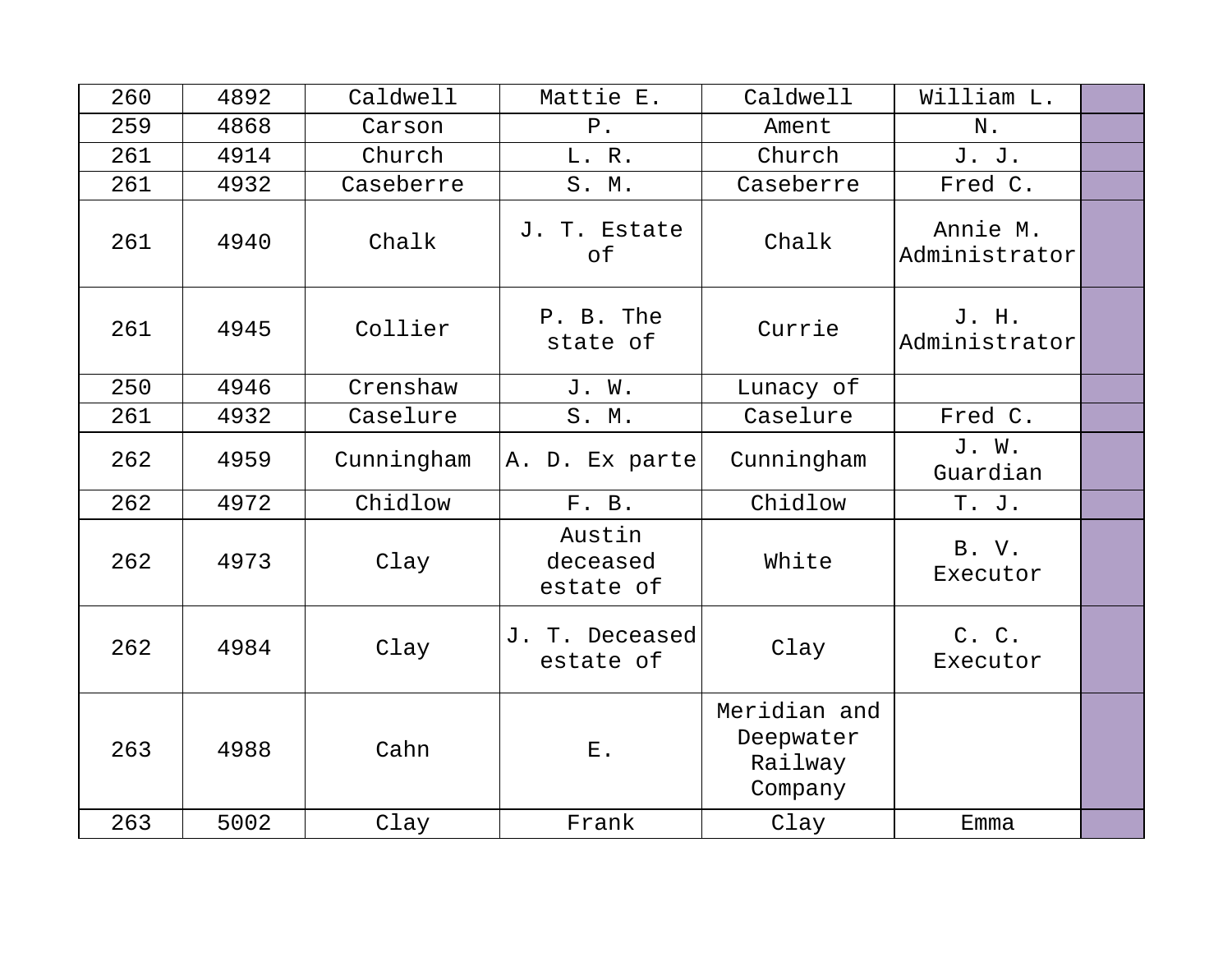| | | | | | | |
|---|---|---|---|---|---|---|
| 260 | 4892 | Caldwell | Mattie E. | Caldwell | William L. | |
| 259 | 4868 | Carson | P. | Ament | N. | |
| 261 | 4914 | Church | L. R. | Church | J. J. | |
| 261 | 4932 | Caseberre | S. M. | Caseberre | Fred C. | |
| 261 | 4940 | Chalk | J. T. Estate of | Chalk | Annie M. Administrator | |
| 261 | 4945 | Collier | P. B. The state of | Currie | J. H. Administrator | |
| 250 | 4946 | Crenshaw | J. W. | Lunacy of | | |
| 261 | 4932 | Caselure | S. M. | Caselure | Fred C. | |
| 262 | 4959 | Cunningham | A. D. Ex parte | Cunningham | J. W. Guardian | |
| 262 | 4972 | Chidlow | F. B. | Chidlow | T. J. | |
| 262 | 4973 | Clay | Austin deceased estate of | White | B. V. Executor | |
| 262 | 4984 | Clay | J. T. Deceased estate of | Clay | C. C. Executor | |
| 263 | 4988 | Cahn | E. | Meridian and Deepwater Railway Company | | |
| 263 | 5002 | Clay | Frank | Clay | Emma | |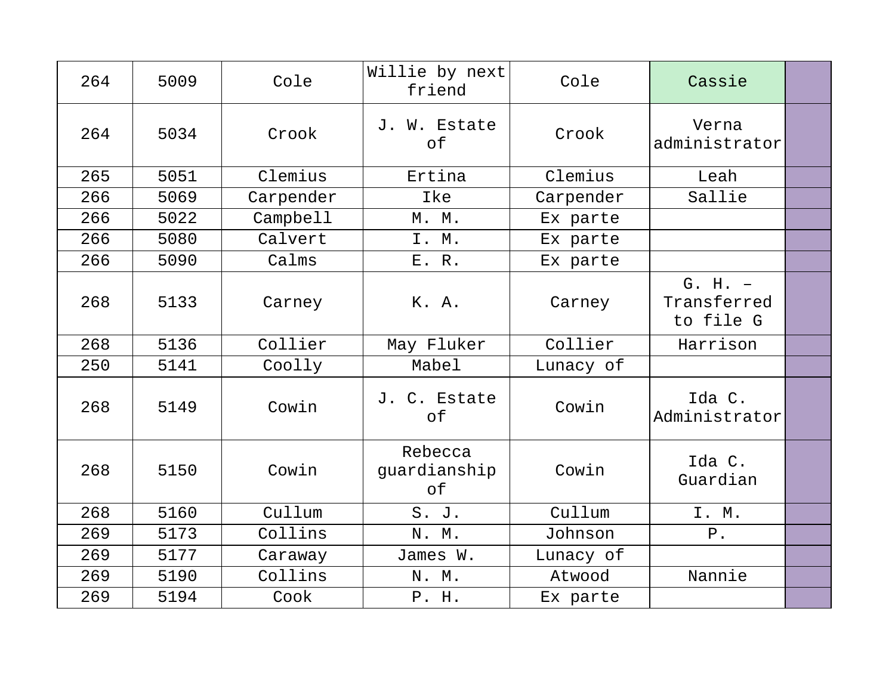| 264 | 5009 | Cole | Willie by next friend | Cole | Cassie | |
|---|---|---|---|---|---|---|
| 264 | 5034 | Crook | J. W. Estate of | Crook | Verna administrator | |
| 265 | 5051 | Clemius | Ertina | Clemius | Leah | |
| 266 | 5069 | Carpender | Ike | Carpender | Sallie | |
| 266 | 5022 | Campbell | M. M. | Ex parte | | |
| 266 | 5080 | Calvert | I. M. | Ex parte | | |
| 266 | 5090 | Calms | E. R. | Ex parte | | |
| 268 | 5133 | Carney | K. A. | Carney | G. H. – Transferred to file G | |
| 268 | 5136 | Collier | May Fluker | Collier | Harrison | |
| 250 | 5141 | Coolly | Mabel | Lunacy of | | |
| 268 | 5149 | Cowin | J. C. Estate of | Cowin | Ida C. Administrator | |
| 268 | 5150 | Cowin | Rebecca guardianship of | Cowin | Ida C. Guardian | |
| 268 | 5160 | Cullum | S. J. | Cullum | I. M. | |
| 269 | 5173 | Collins | N. M. | Johnson | P. | |
| 269 | 5177 | Caraway | James W. | Lunacy of | | |
| 269 | 5190 | Collins | N. M. | Atwood | Nannie | |
| 269 | 5194 | Cook | P. H. | Ex parte | | |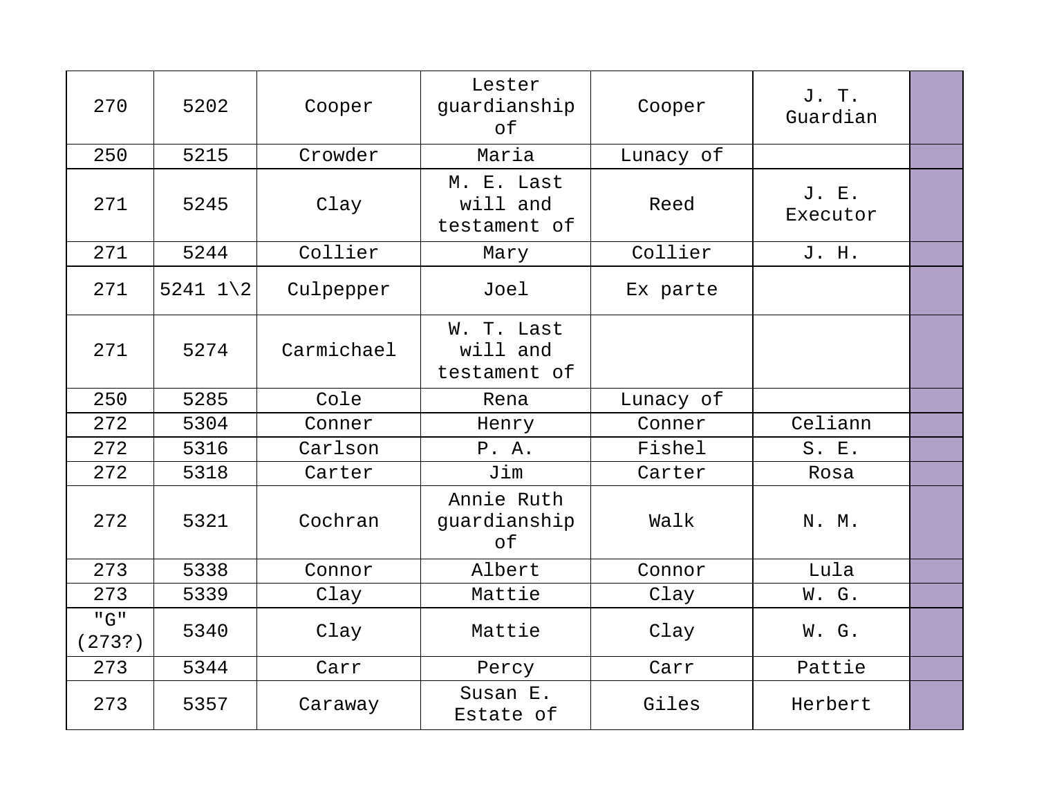| 270 | 5202 | Cooper | Lester guardianship of | Cooper | J. T. Guardian | |
|---|---|---|---|---|---|---|
| 250 | 5215 | Crowder | Maria | Lunacy of | | |
| 271 | 5245 | Clay | M. E. Last will and testament of | Reed | J. E. Executor | |
| 271 | 5244 | Collier | Mary | Collier | J. H. | |
| 271 | 5241 1\2 | Culpepper | Joel | Ex parte | | |
| 271 | 5274 | Carmichael | W. T. Last will and testament of | | | |
| 250 | 5285 | Cole | Rena | Lunacy of | | |
| 272 | 5304 | Conner | Henry | Conner | Celiann | |
| 272 | 5316 | Carlson | P. A. | Fishel | S. E. | |
| 272 | 5318 | Carter | Jim | Carter | Rosa | |
| 272 | 5321 | Cochran | Annie Ruth guardianship of | Walk | N. M. | |
| 273 | 5338 | Connor | Albert | Connor | Lula | |
| 273 | 5339 | Clay | Mattie | Clay | W. G. | |
| "G" (273?) | 5340 | Clay | Mattie | Clay | W. G. | |
| 273 | 5344 | Carr | Percy | Carr | Pattie | |
| 273 | 5357 | Caraway | Susan E. Estate of | Giles | Herbert | |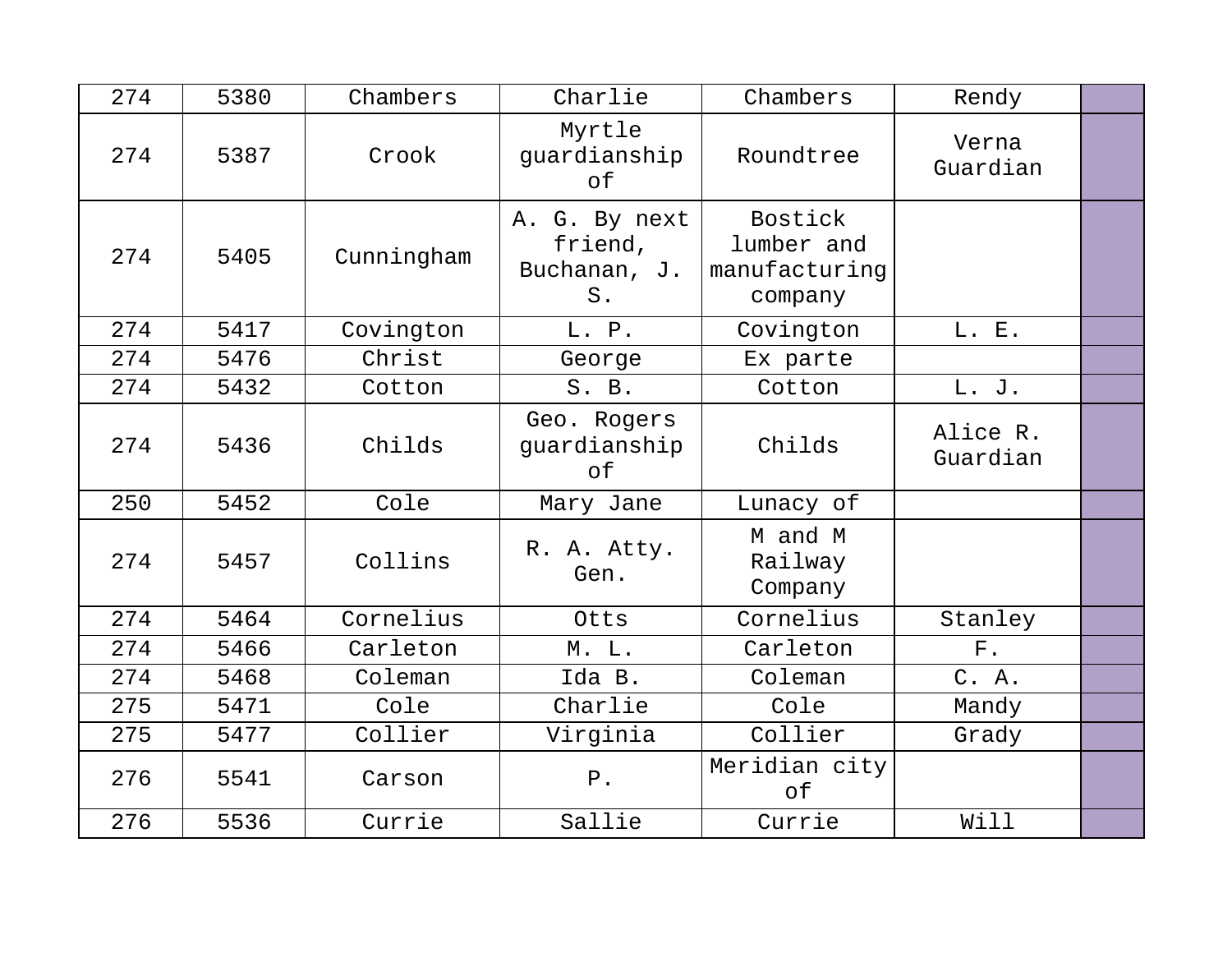| | | | | | | |
|---|---|---|---|---|---|---|
| 274 | 5380 | Chambers | Charlie | Chambers | Rendy | |
| 274 | 5387 | Crook | Myrtle guardianship of | Roundtree | Verna Guardian | |
| 274 | 5405 | Cunningham | A. G. By next friend, Buchanan, J. S. | Bostick lumber and manufacturing company | | |
| 274 | 5417 | Covington | L. P. | Covington | L. E. | |
| 274 | 5476 | Christ | George | Ex parte | | |
| 274 | 5432 | Cotton | S. B. | Cotton | L. J. | |
| 274 | 5436 | Childs | Geo. Rogers guardianship of | Childs | Alice R. Guardian | |
| 250 | 5452 | Cole | Mary Jane | Lunacy of | | |
| 274 | 5457 | Collins | R. A. Atty. Gen. | M and M Railway Company | | |
| 274 | 5464 | Cornelius | Otts | Cornelius | Stanley | |
| 274 | 5466 | Carleton | M. L. | Carleton | F. | |
| 274 | 5468 | Coleman | Ida B. | Coleman | C. A. | |
| 275 | 5471 | Cole | Charlie | Cole | Mandy | |
| 275 | 5477 | Collier | Virginia | Collier | Grady | |
| 276 | 5541 | Carson | P. | Meridian city of | | |
| 276 | 5536 | Currie | Sallie | Currie | Will | |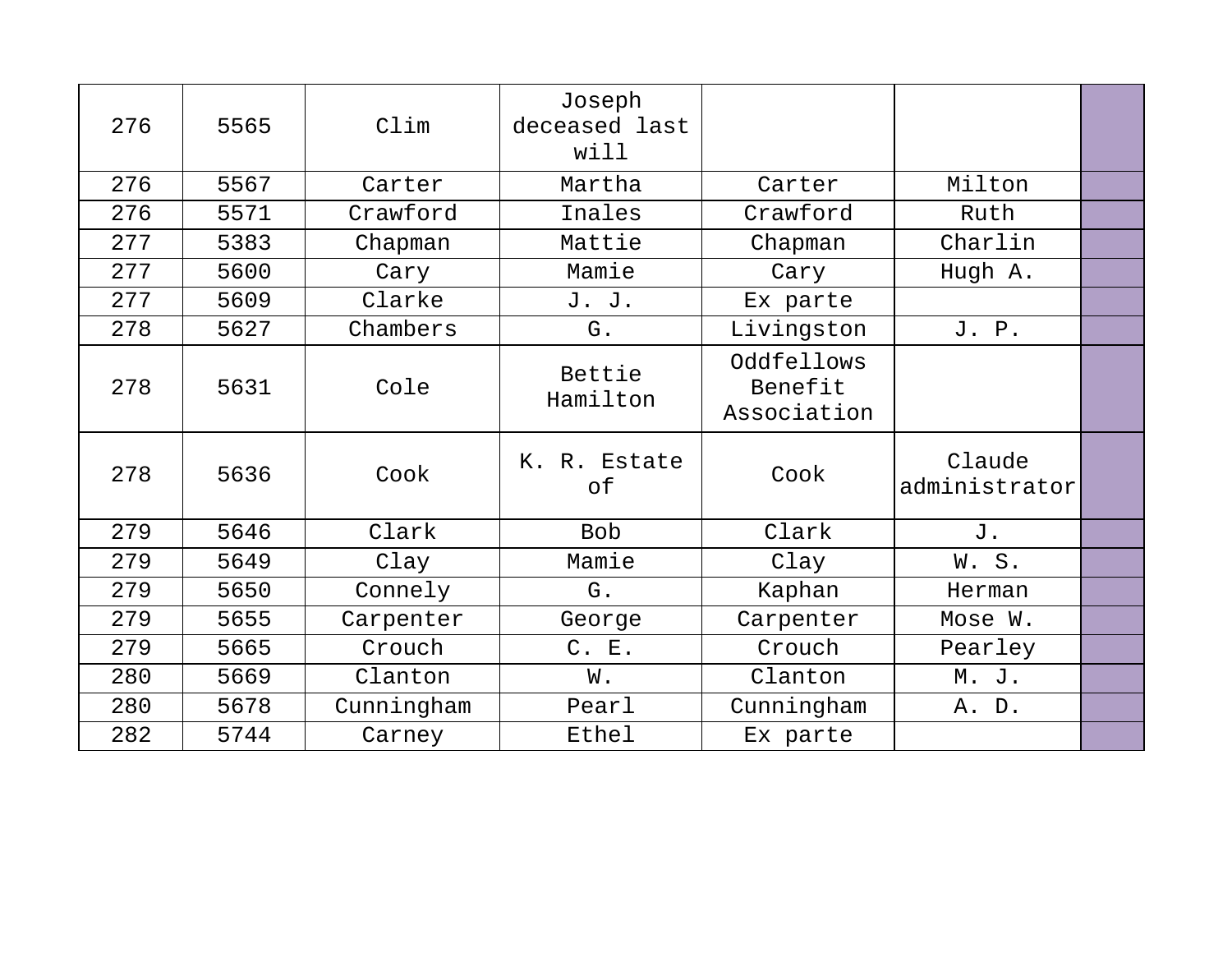| | | | | | | |
|---|---|---|---|---|---|---|
| 276 | 5565 | Clim | Joseph deceased last will | | | |
| 276 | 5567 | Carter | Martha | Carter | Milton | |
| 276 | 5571 | Crawford | Inales | Crawford | Ruth | |
| 277 | 5383 | Chapman | Mattie | Chapman | Charlin | |
| 277 | 5600 | Cary | Mamie | Cary | Hugh A. | |
| 277 | 5609 | Clarke | J. J. | Ex parte | | |
| 278 | 5627 | Chambers | G. | Livingston | J. P. | |
| 278 | 5631 | Cole | Bettie Hamilton | Oddfellows Benefit Association | | |
| 278 | 5636 | Cook | K. R. Estate of | Cook | Claude administrator | |
| 279 | 5646 | Clark | Bob | Clark | J. | |
| 279 | 5649 | Clay | Mamie | Clay | W. S. | |
| 279 | 5650 | Connely | G. | Kaphan | Herman | |
| 279 | 5655 | Carpenter | George | Carpenter | Mose W. | |
| 279 | 5665 | Crouch | C. E. | Crouch | Pearley | |
| 280 | 5669 | Clanton | W. | Clanton | M. J. | |
| 280 | 5678 | Cunningham | Pearl | Cunningham | A. D. | |
| 282 | 5744 | Carney | Ethel | Ex parte | | |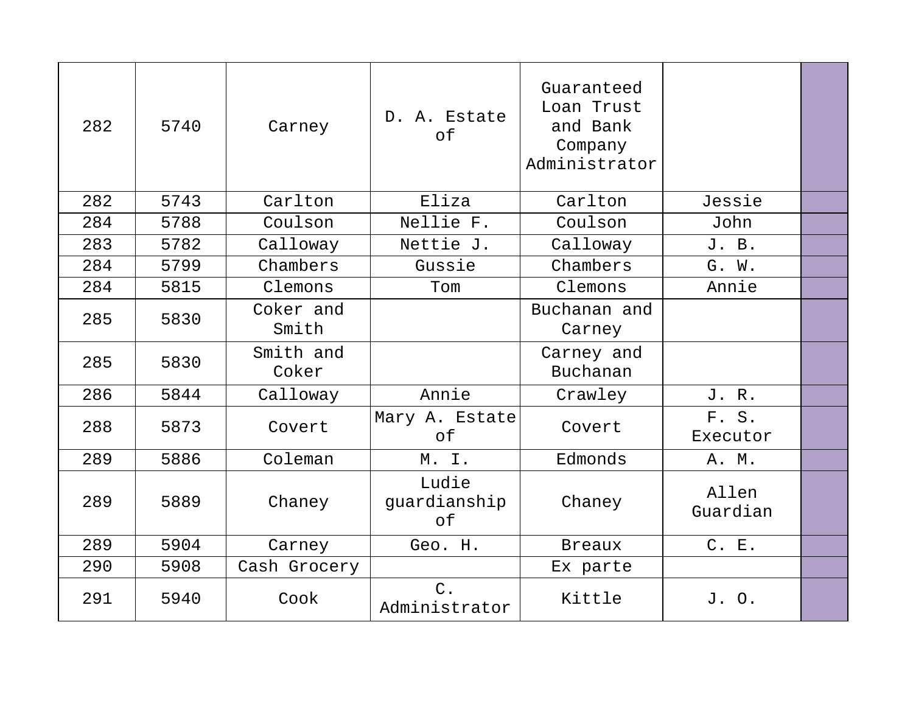| | | | | | | |
|---|---|---|---|---|---|---|
| 282 | 5740 | Carney | D. A. Estate of | Guaranteed Loan Trust and Bank Company Administrator | | |
| 282 | 5743 | Carlton | Eliza | Carlton | Jessie | |
| 284 | 5788 | Coulson | Nellie F. | Coulson | John | |
| 283 | 5782 | Calloway | Nettie J. | Calloway | J. B. | |
| 284 | 5799 | Chambers | Gussie | Chambers | G. W. | |
| 284 | 5815 | Clemons | Tom | Clemons | Annie | |
| 285 | 5830 | Coker and Smith | | Buchanan and Carney | | |
| 285 | 5830 | Smith and Coker | | Carney and Buchanan | | |
| 286 | 5844 | Calloway | Annie | Crawley | J. R. | |
| 288 | 5873 | Covert | Mary A. Estate of | Covert | F. S. Executor | |
| 289 | 5886 | Coleman | M. I. | Edmonds | A. M. | |
| 289 | 5889 | Chaney | Ludie guardianship of | Chaney | Allen Guardian | |
| 289 | 5904 | Carney | Geo. H. | Breaux | C. E. | |
| 290 | 5908 | Cash Grocery | | Ex parte | | |
| 291 | 5940 | Cook | C. Administrator | Kittle | J. O. | |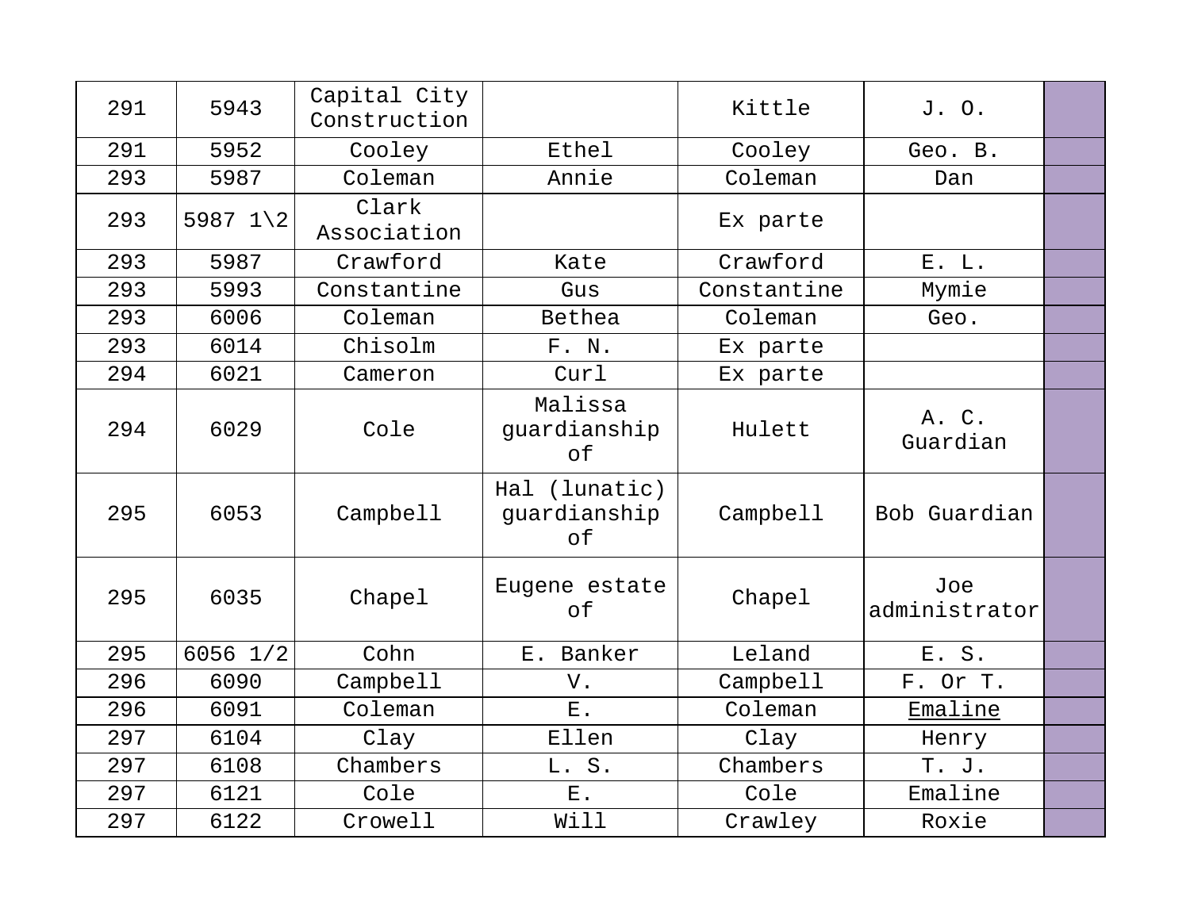| | | | | | | |
|---|---|---|---|---|---|---|
| 291 | 5943 | Capital City Construction | | Kittle | J. O. | |
| 291 | 5952 | Cooley | Ethel | Cooley | Geo. B. | |
| 293 | 5987 | Coleman | Annie | Coleman | Dan | |
| 293 | 5987 1\2 | Clark Association | | Ex parte | | |
| 293 | 5987 | Crawford | Kate | Crawford | E. L. | |
| 293 | 5993 | Constantine | Gus | Constantine | Mymie | |
| 293 | 6006 | Coleman | Bethea | Coleman | Geo. | |
| 293 | 6014 | Chisolm | F. N. | Ex parte | | |
| 294 | 6021 | Cameron | Curl | Ex parte | | |
| 294 | 6029 | Cole | Malissa guardianship of | Hulett | A. C. Guardian | |
| 295 | 6053 | Campbell | Hal (lunatic) guardianship of | Campbell | Bob Guardian | |
| 295 | 6035 | Chapel | Eugene estate of | Chapel | Joe administrator | |
| 295 | 6056 1/2 | Cohn | E. Banker | Leland | E. S. | |
| 296 | 6090 | Campbell | V. | Campbell | F. Or T. | |
| 296 | 6091 | Coleman | E. | Coleman | Emaline | |
| 297 | 6104 | Clay | Ellen | Clay | Henry | |
| 297 | 6108 | Chambers | L. S. | Chambers | T. J. | |
| 297 | 6121 | Cole | E. | Cole | Emaline | |
| 297 | 6122 | Crowell | Will | Crawley | Roxie | |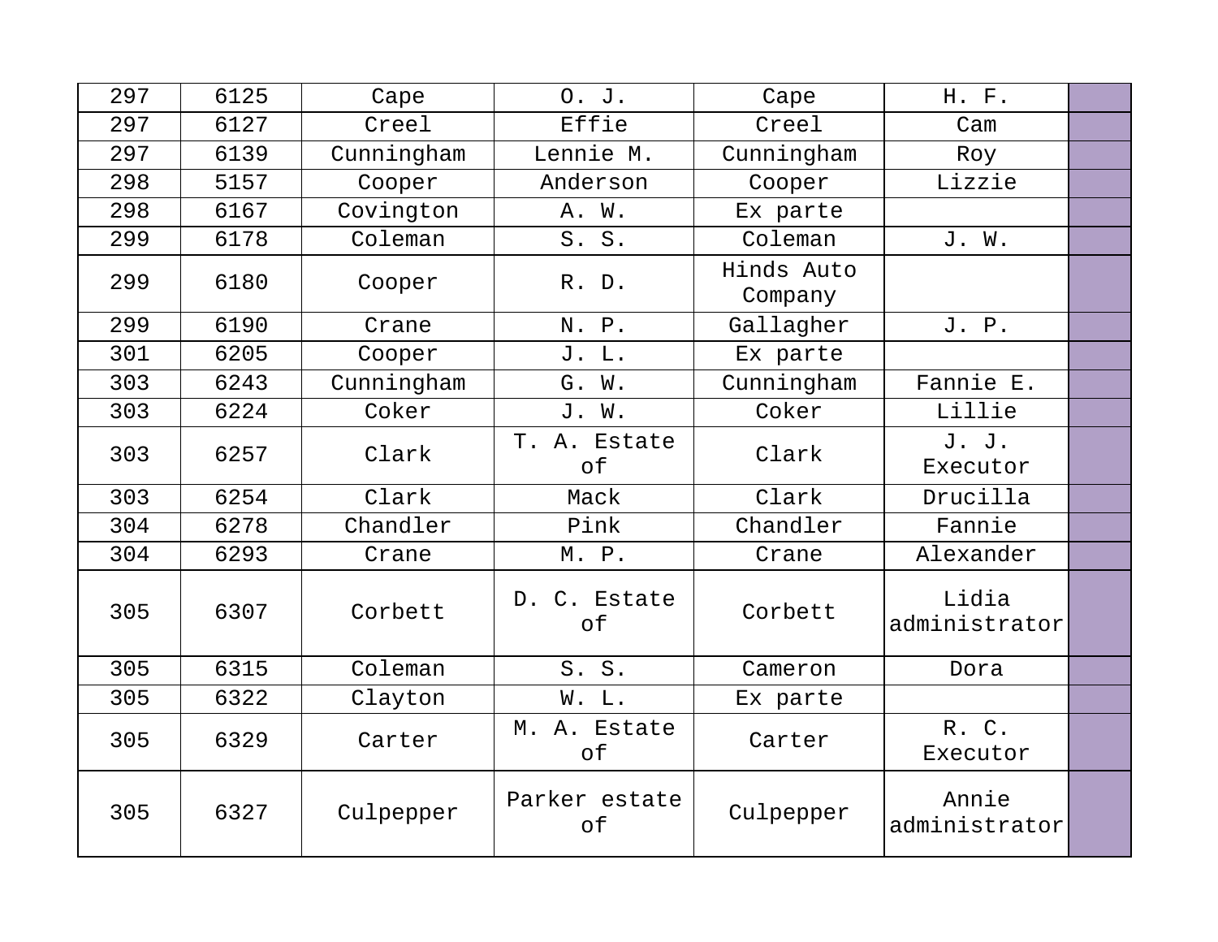| 297 | 6125 | Cape | O. J. | Cape | H. F. | |
|---|---|---|---|---|---|---|
| 297 | 6127 | Creel | Effie | Creel | Cam | |
| 297 | 6139 | Cunningham | Lennie M. | Cunningham | Roy | |
| 298 | 5157 | Cooper | Anderson | Cooper | Lizzie | |
| 298 | 6167 | Covington | A. W. | Ex parte | | |
| 299 | 6178 | Coleman | S. S. | Coleman | J. W. | |
| 299 | 6180 | Cooper | R. D. | Hinds Auto Company | | |
| 299 | 6190 | Crane | N. P. | Gallagher | J. P. | |
| 301 | 6205 | Cooper | J. L. | Ex parte | | |
| 303 | 6243 | Cunningham | G. W. | Cunningham | Fannie E. | |
| 303 | 6224 | Coker | J. W. | Coker | Lillie | |
| 303 | 6257 | Clark | T. A. Estate of | Clark | J. J. Executor | |
| 303 | 6254 | Clark | Mack | Clark | Drucilla | |
| 304 | 6278 | Chandler | Pink | Chandler | Fannie | |
| 304 | 6293 | Crane | M. P. | Crane | Alexander | |
| 305 | 6307 | Corbett | D. C. Estate of | Corbett | Lidia administrator | |
| 305 | 6315 | Coleman | S. S. | Cameron | Dora | |
| 305 | 6322 | Clayton | W. L. | Ex parte | | |
| 305 | 6329 | Carter | M. A. Estate of | Carter | R. C. Executor | |
| 305 | 6327 | Culpepper | Parker estate of | Culpepper | Annie administrator | |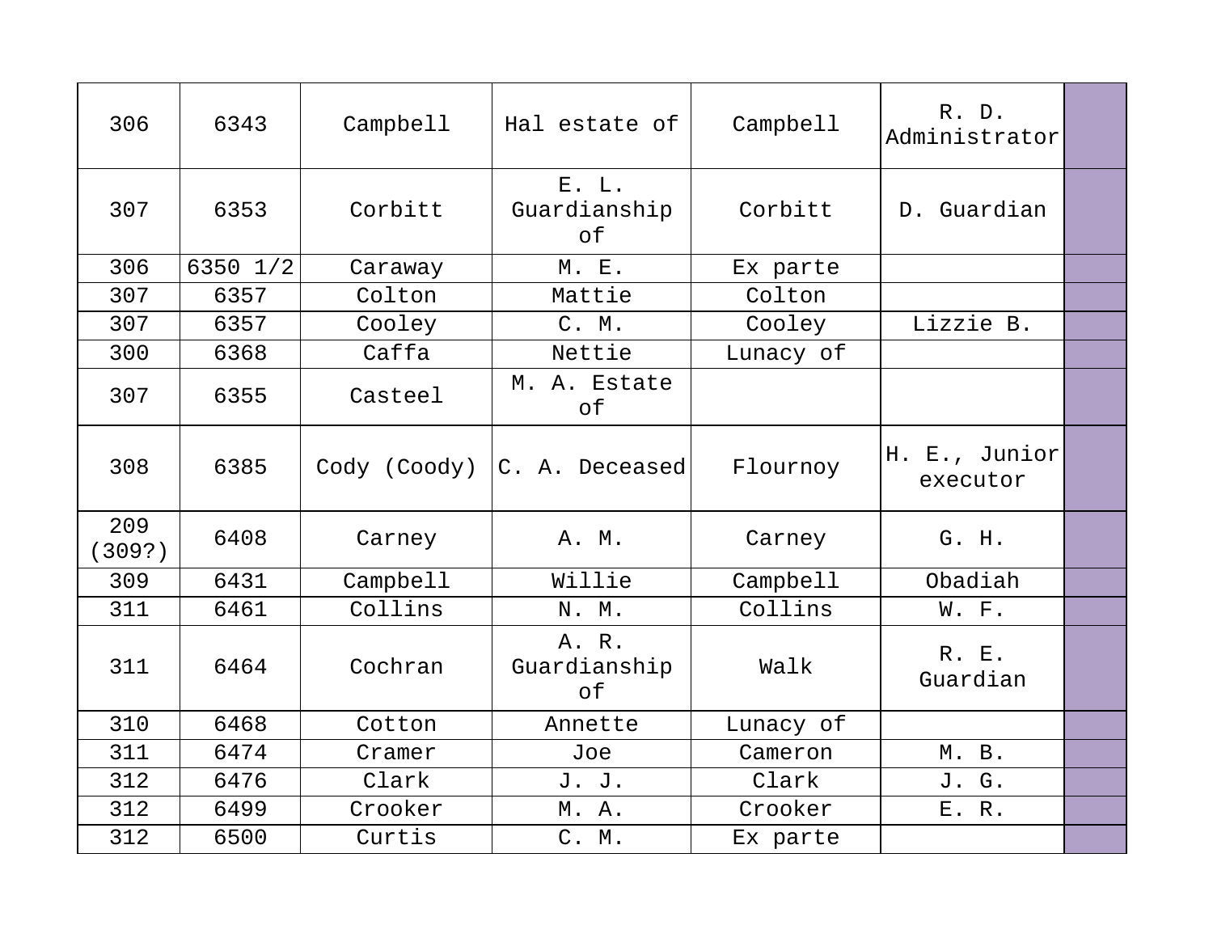| | | | | | | |
|---|---|---|---|---|---|---|
| 306 | 6343 | Campbell | Hal estate of | Campbell | R. D. Administrator | |
| 307 | 6353 | Corbitt | E. L. Guardianship of | Corbitt | D. Guardian | |
| 306 | 6350 1/2 | Caraway | M. E. | Ex parte | | |
| 307 | 6357 | Colton | Mattie | Colton | | |
| 307 | 6357 | Cooley | C. M. | Cooley | Lizzie B. | |
| 300 | 6368 | Caffa | Nettie | Lunacy of | | |
| 307 | 6355 | Casteel | M. A. Estate of | | | |
| 308 | 6385 | Cody (Coody) | C. A. Deceased | Flournoy | H. E., Junior executor | |
| 209 (309?) | 6408 | Carney | A. M. | Carney | G. H. | |
| 309 | 6431 | Campbell | Willie | Campbell | Obadiah | |
| 311 | 6461 | Collins | N. M. | Collins | W. F. | |
| 311 | 6464 | Cochran | A. R. Guardianship of | Walk | R. E. Guardian | |
| 310 | 6468 | Cotton | Annette | Lunacy of | | |
| 311 | 6474 | Cramer | Joe | Cameron | M. B. | |
| 312 | 6476 | Clark | J. J. | Clark | J. G. | |
| 312 | 6499 | Crooker | M. A. | Crooker | E. R. | |
| 312 | 6500 | Curtis | C. M. | Ex parte | | |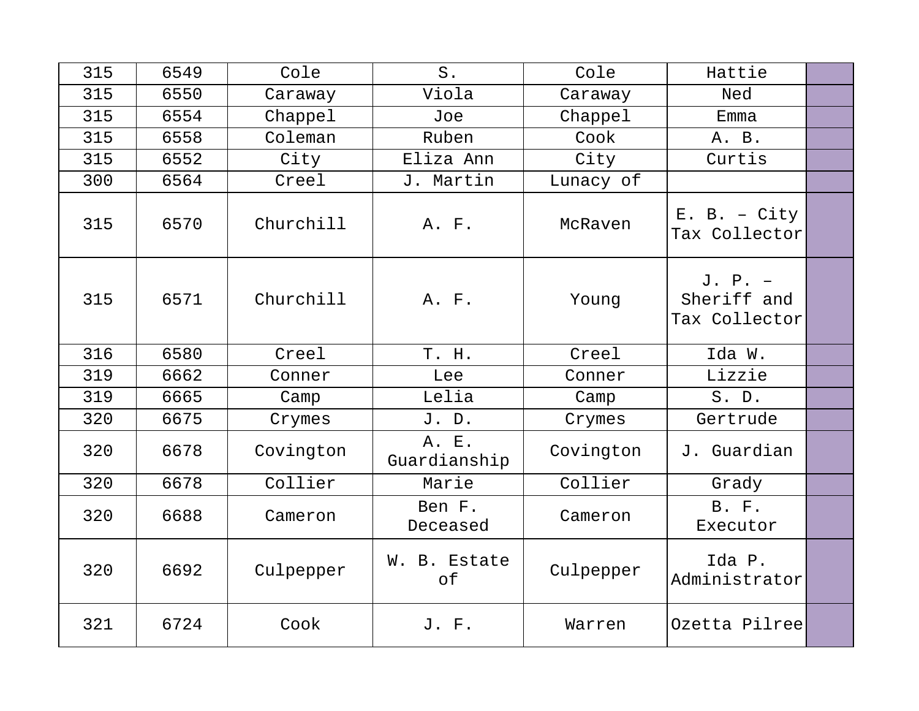| 315 | 6549 | Cole | S. | Cole | Hattie | |
|---|---|---|---|---|---|---|
| 315 | 6550 | Caraway | Viola | Caraway | Ned | |
| 315 | 6554 | Chappel | Joe | Chappel | Emma | |
| 315 | 6558 | Coleman | Ruben | Cook | A. B. | |
| 315 | 6552 | City | Eliza Ann | City | Curtis | |
| 300 | 6564 | Creel | J. Martin | Lunacy of | | |
| 315 | 6570 | Churchill | A. F. | McRaven | E. B. – City Tax Collector | |
| 315 | 6571 | Churchill | A. F. | Young | J. P. – Sheriff and Tax Collector | |
| 316 | 6580 | Creel | T. H. | Creel | Ida W. | |
| 319 | 6662 | Conner | Lee | Conner | Lizzie | |
| 319 | 6665 | Camp | Lelia | Camp | S. D. | |
| 320 | 6675 | Crymes | J. D. | Crymes | Gertrude | |
| 320 | 6678 | Covington | A. E. Guardianship | Covington | J. Guardian | |
| 320 | 6678 | Collier | Marie | Collier | Grady | |
| 320 | 6688 | Cameron | Ben F. Deceased | Cameron | B. F. Executor | |
| 320 | 6692 | Culpepper | W. B. Estate of | Culpepper | Ida P. Administrator | |
| 321 | 6724 | Cook | J. F. | Warren | Ozetta Pilree | |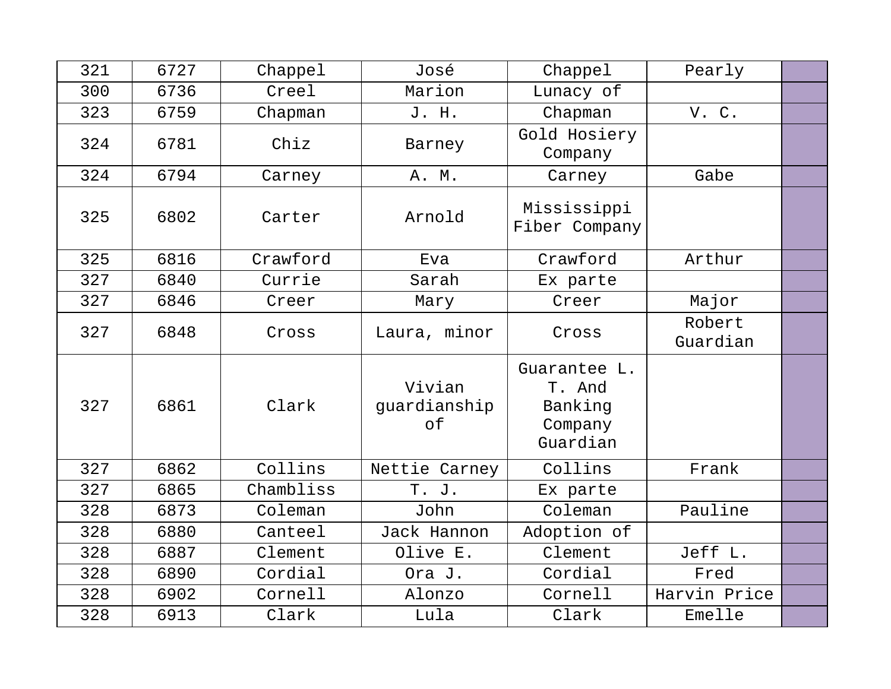| 321 | 6727 | Chappel | José | Chappel | Pearly | |
|---|---|---|---|---|---|---|
| 300 | 6736 | Creel | Marion | Lunacy of | | |
| 323 | 6759 | Chapman | J. H. | Chapman | V. C. | |
| 324 | 6781 | Chiz | Barney | Gold Hosiery Company | | |
| 324 | 6794 | Carney | A. M. | Carney | Gabe | |
| 325 | 6802 | Carter | Arnold | Mississippi Fiber Company | | |
| 325 | 6816 | Crawford | Eva | Crawford | Arthur | |
| 327 | 6840 | Currie | Sarah | Ex parte | | |
| 327 | 6846 | Creer | Mary | Creer | Major | |
| 327 | 6848 | Cross | Laura, minor | Cross | Robert Guardian | |
| 327 | 6861 | Clark | Vivian guardianship of | Guarantee L. T. And Banking Company Guardian | | |
| 327 | 6862 | Collins | Nettie Carney | Collins | Frank | |
| 327 | 6865 | Chambliss | T. J. | Ex parte | | |
| 328 | 6873 | Coleman | John | Coleman | Pauline | |
| 328 | 6880 | Canteel | Jack Hannon | Adoption of | | |
| 328 | 6887 | Clement | Olive E. | Clement | Jeff L. | |
| 328 | 6890 | Cordial | Ora J. | Cordial | Fred | |
| 328 | 6902 | Cornell | Alonzo | Cornell | Harvin Price | |
| 328 | 6913 | Clark | Lula | Clark | Emelle | |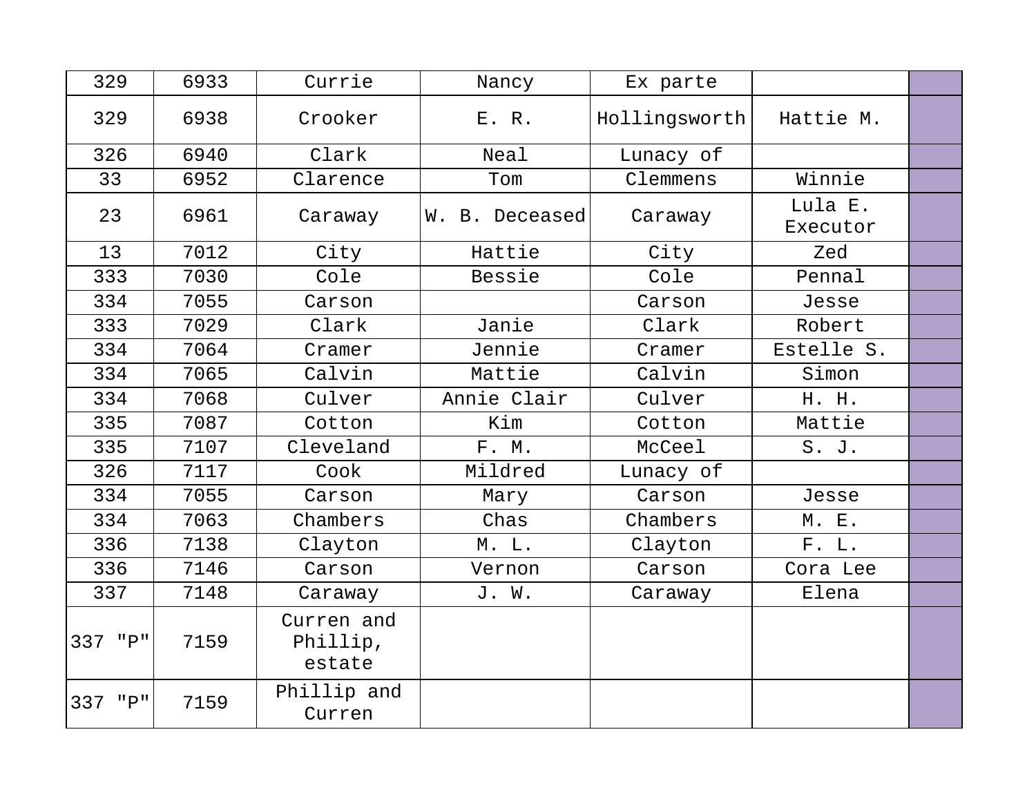| 329 | 6933 | Currie | Nancy | Ex parte | | |
|---|---|---|---|---|---|---|
| 329 | 6938 | Crooker | E. R. | Hollingsworth | Hattie M. | |
| 326 | 6940 | Clark | Neal | Lunacy of | | |
| 33 | 6952 | Clarence | Tom | Clemmens | Winnie | |
| 23 | 6961 | Caraway | W. B. Deceased | Caraway | Lula E. Executor | |
| 13 | 7012 | City | Hattie | City | Zed | |
| 333 | 7030 | Cole | Bessie | Cole | Pennal | |
| 334 | 7055 | Carson | | Carson | Jesse | |
| 333 | 7029 | Clark | Janie | Clark | Robert | |
| 334 | 7064 | Cramer | Jennie | Cramer | Estelle S. | |
| 334 | 7065 | Calvin | Mattie | Calvin | Simon | |
| 334 | 7068 | Culver | Annie Clair | Culver | H. H. | |
| 335 | 7087 | Cotton | Kim | Cotton | Mattie | |
| 335 | 7107 | Cleveland | F. M. | McCeel | S. J. | |
| 326 | 7117 | Cook | Mildred | Lunacy of | | |
| 334 | 7055 | Carson | Mary | Carson | Jesse | |
| 334 | 7063 | Chambers | Chas | Chambers | M. E. | |
| 336 | 7138 | Clayton | M. L. | Clayton | F. L. | |
| 336 | 7146 | Carson | Vernon | Carson | Cora Lee | |
| 337 | 7148 | Caraway | J. W. | Caraway | Elena | |
| 337 "P" | 7159 | Curren and Phillip, estate | | | | |
| 337 "P" | 7159 | Phillip and Curren | | | | |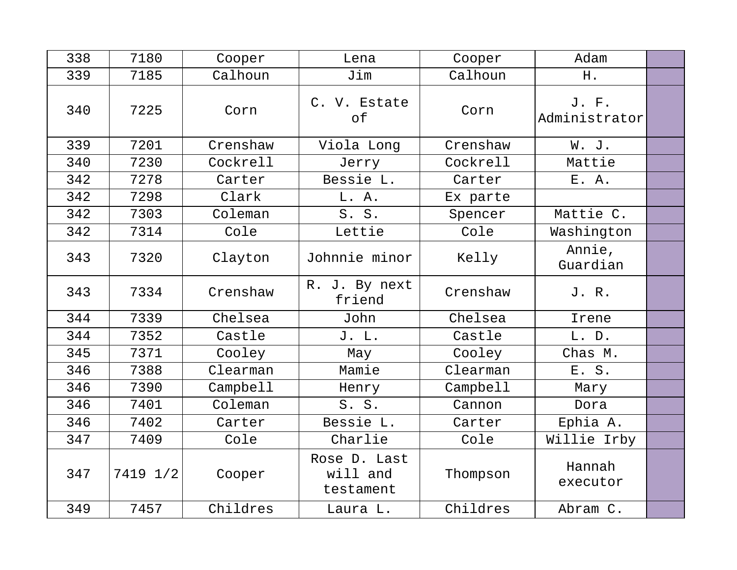| | | | | | | |
|---|---|---|---|---|---|---|
| 338 | 7180 | Cooper | Lena | Cooper | Adam | |
| 339 | 7185 | Calhoun | Jim | Calhoun | H. | |
| 340 | 7225 | Corn | C. V. Estate of | Corn | J. F. Administrator | |
| 339 | 7201 | Crenshaw | Viola Long | Crenshaw | W. J. | |
| 340 | 7230 | Cockrell | Jerry | Cockrell | Mattie | |
| 342 | 7278 | Carter | Bessie L. | Carter | E. A. | |
| 342 | 7298 | Clark | L. A. | Ex parte | | |
| 342 | 7303 | Coleman | S. S. | Spencer | Mattie C. | |
| 342 | 7314 | Cole | Lettie | Cole | Washington | |
| 343 | 7320 | Clayton | Johnnie minor | Kelly | Annie, Guardian | |
| 343 | 7334 | Crenshaw | R. J. By next friend | Crenshaw | J. R. | |
| 344 | 7339 | Chelsea | John | Chelsea | Irene | |
| 344 | 7352 | Castle | J. L. | Castle | L. D. | |
| 345 | 7371 | Cooley | May | Cooley | Chas M. | |
| 346 | 7388 | Clearman | Mamie | Clearman | E. S. | |
| 346 | 7390 | Campbell | Henry | Campbell | Mary | |
| 346 | 7401 | Coleman | S. S. | Cannon | Dora | |
| 346 | 7402 | Carter | Bessie L. | Carter | Ephia A. | |
| 347 | 7409 | Cole | Charlie | Cole | Willie Irby | |
| 347 | 7419 1/2 | Cooper | Rose D. Last will and testament | Thompson | Hannah executor | |
| 349 | 7457 | Childres | Laura L. | Childres | Abram C. | |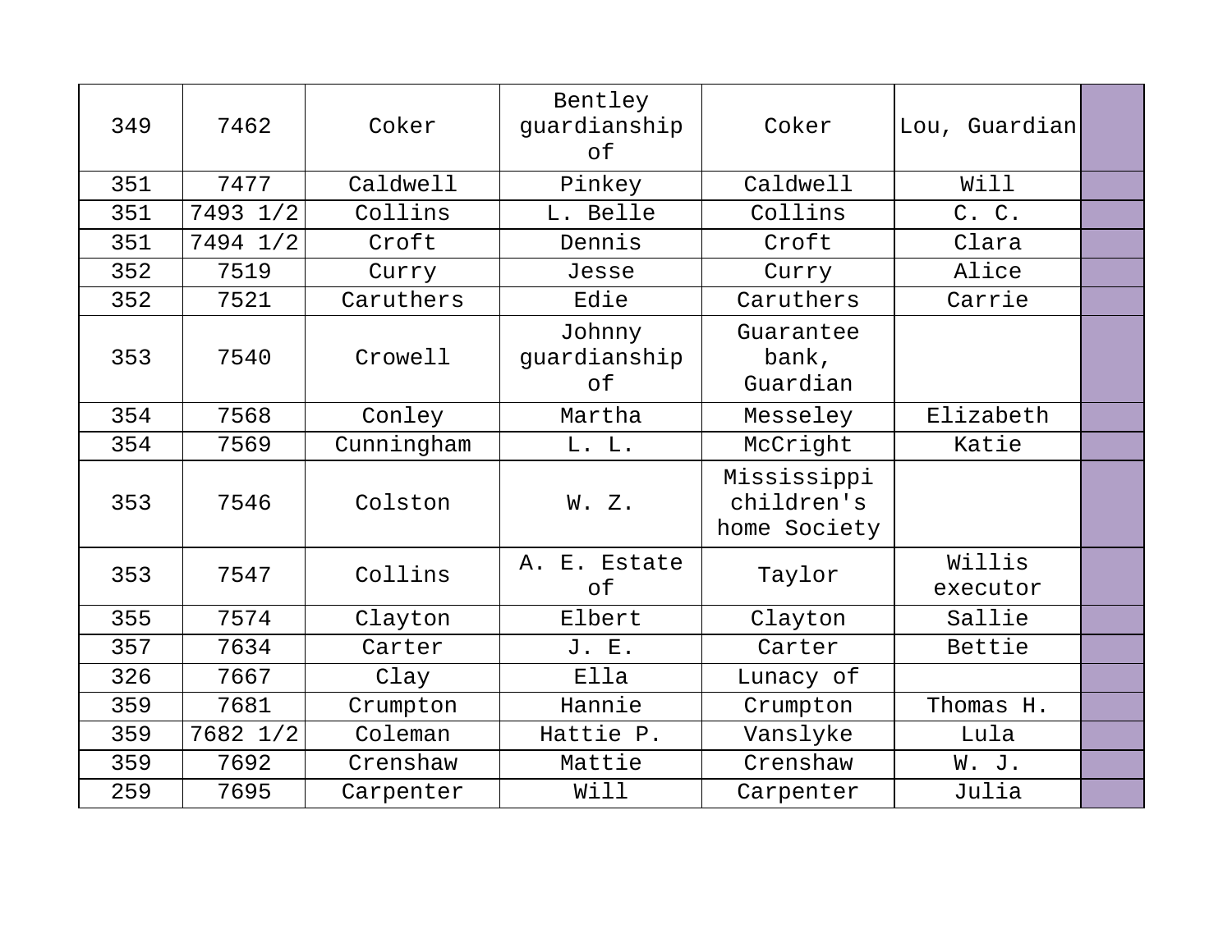| 349 | 7462 | Coker | Bentley guardianship of | Coker | Lou, Guardian | |
|---|---|---|---|---|---|---|
| 351 | 7477 | Caldwell | Pinkey | Caldwell | Will | |
| 351 | 7493 1/2 | Collins | L. Belle | Collins | C. C. | |
| 351 | 7494 1/2 | Croft | Dennis | Croft | Clara | |
| 352 | 7519 | Curry | Jesse | Curry | Alice | |
| 352 | 7521 | Caruthers | Edie | Caruthers | Carrie | |
| 353 | 7540 | Crowell | Johnny guardianship of | Guarantee bank, Guardian | | |
| 354 | 7568 | Conley | Martha | Messeley | Elizabeth | |
| 354 | 7569 | Cunningham | L. L. | McCright | Katie | |
| 353 | 7546 | Colston | W. Z. | Mississippi children's home Society | | |
| 353 | 7547 | Collins | A. E. Estate of | Taylor | Willis executor | |
| 355 | 7574 | Clayton | Elbert | Clayton | Sallie | |
| 357 | 7634 | Carter | J. E. | Carter | Bettie | |
| 326 | 7667 | Clay | Ella | Lunacy of | | |
| 359 | 7681 | Crumpton | Hannie | Crumpton | Thomas H. | |
| 359 | 7682 1/2 | Coleman | Hattie P. | Vanslyke | Lula | |
| 359 | 7692 | Crenshaw | Mattie | Crenshaw | W. J. | |
| 259 | 7695 | Carpenter | Will | Carpenter | Julia | |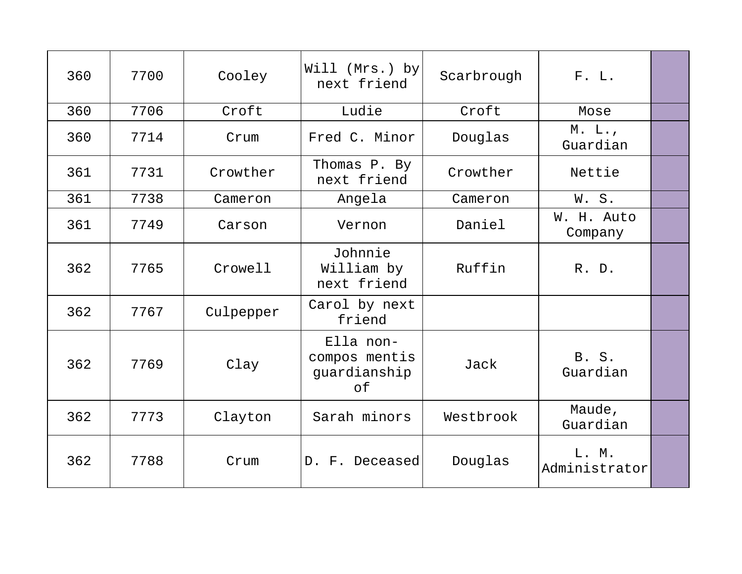| | | | | | | |
|---|---|---|---|---|---|---|
| 360 | 7700 | Cooley | Will (Mrs.) by next friend | Scarbrough | F. L. | |
| 360 | 7706 | Croft | Ludie | Croft | Mose | |
| 360 | 7714 | Crum | Fred C. Minor | Douglas | M. L., Guardian | |
| 361 | 7731 | Crowther | Thomas P. By next friend | Crowther | Nettie | |
| 361 | 7738 | Cameron | Angela | Cameron | W. S. | |
| 361 | 7749 | Carson | Vernon | Daniel | W. H. Auto Company | |
| 362 | 7765 | Crowell | Johnnie William by next friend | Ruffin | R. D. | |
| 362 | 7767 | Culpepper | Carol by next friend | | | |
| 362 | 7769 | Clay | Ella non-compos mentis guardianship of | Jack | B. S. Guardian | |
| 362 | 7773 | Clayton | Sarah minors | Westbrook | Maude, Guardian | |
| 362 | 7788 | Crum | D. F. Deceased | Douglas | L. M. Administrator | |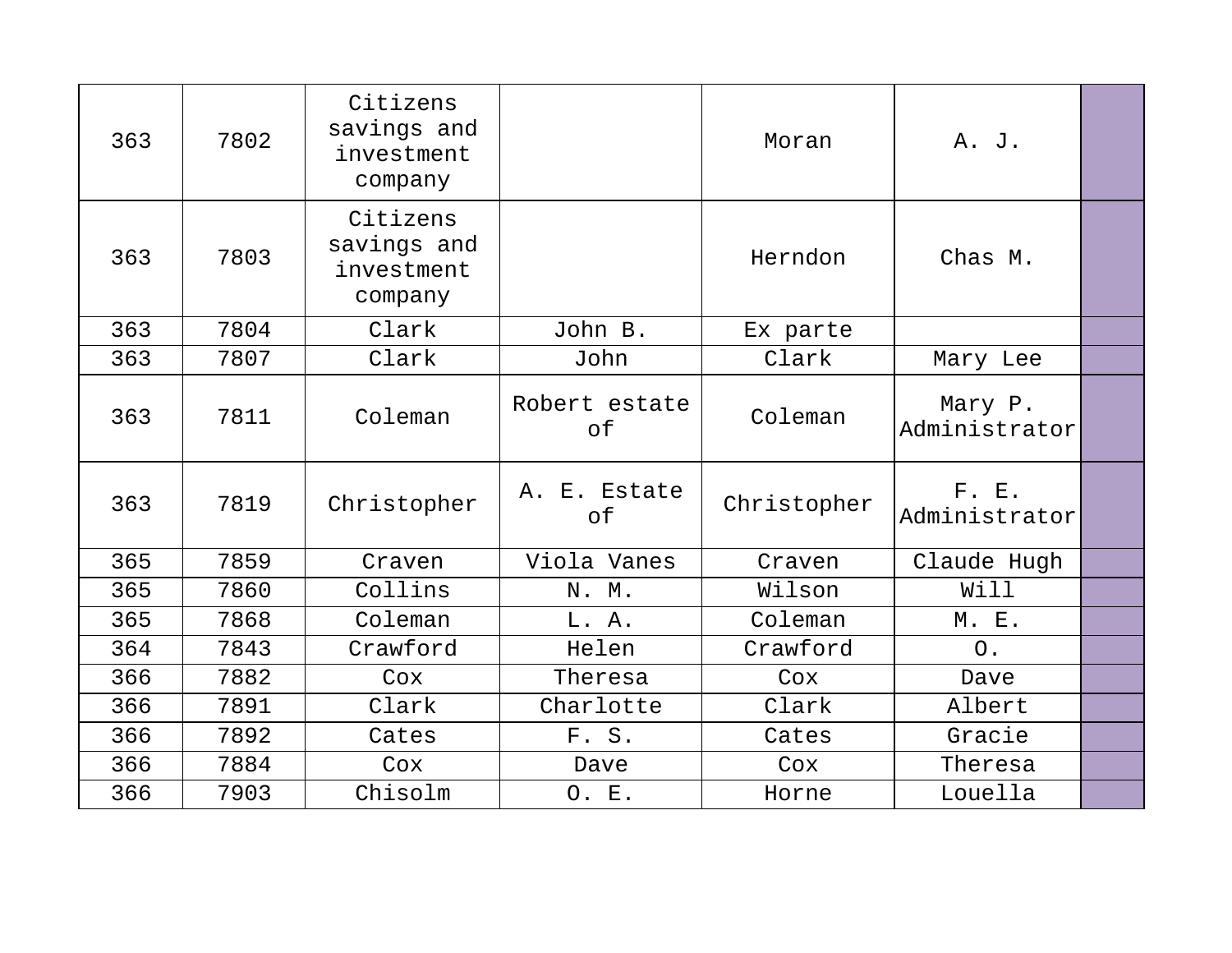| | | | | | | |
|---|---|---|---|---|---|---|
| 363 | 7802 | Citizens savings and investment company | | Moran | A. J. | |
| 363 | 7803 | Citizens savings and investment company | | Herndon | Chas M. | |
| 363 | 7804 | Clark | John B. | Ex parte | | |
| 363 | 7807 | Clark | John | Clark | Mary Lee | |
| 363 | 7811 | Coleman | Robert estate of | Coleman | Mary P. Administrator | |
| 363 | 7819 | Christopher | A. E. Estate of | Christopher | F. E. Administrator | |
| 365 | 7859 | Craven | Viola Vanes | Craven | Claude Hugh | |
| 365 | 7860 | Collins | N. M. | Wilson | Will | |
| 365 | 7868 | Coleman | L. A. | Coleman | M. E. | |
| 364 | 7843 | Crawford | Helen | Crawford | O. | |
| 366 | 7882 | Cox | Theresa | Cox | Dave | |
| 366 | 7891 | Clark | Charlotte | Clark | Albert | |
| 366 | 7892 | Cates | F. S. | Cates | Gracie | |
| 366 | 7884 | Cox | Dave | Cox | Theresa | |
| 366 | 7903 | Chisolm | O. E. | Horne | Louella | |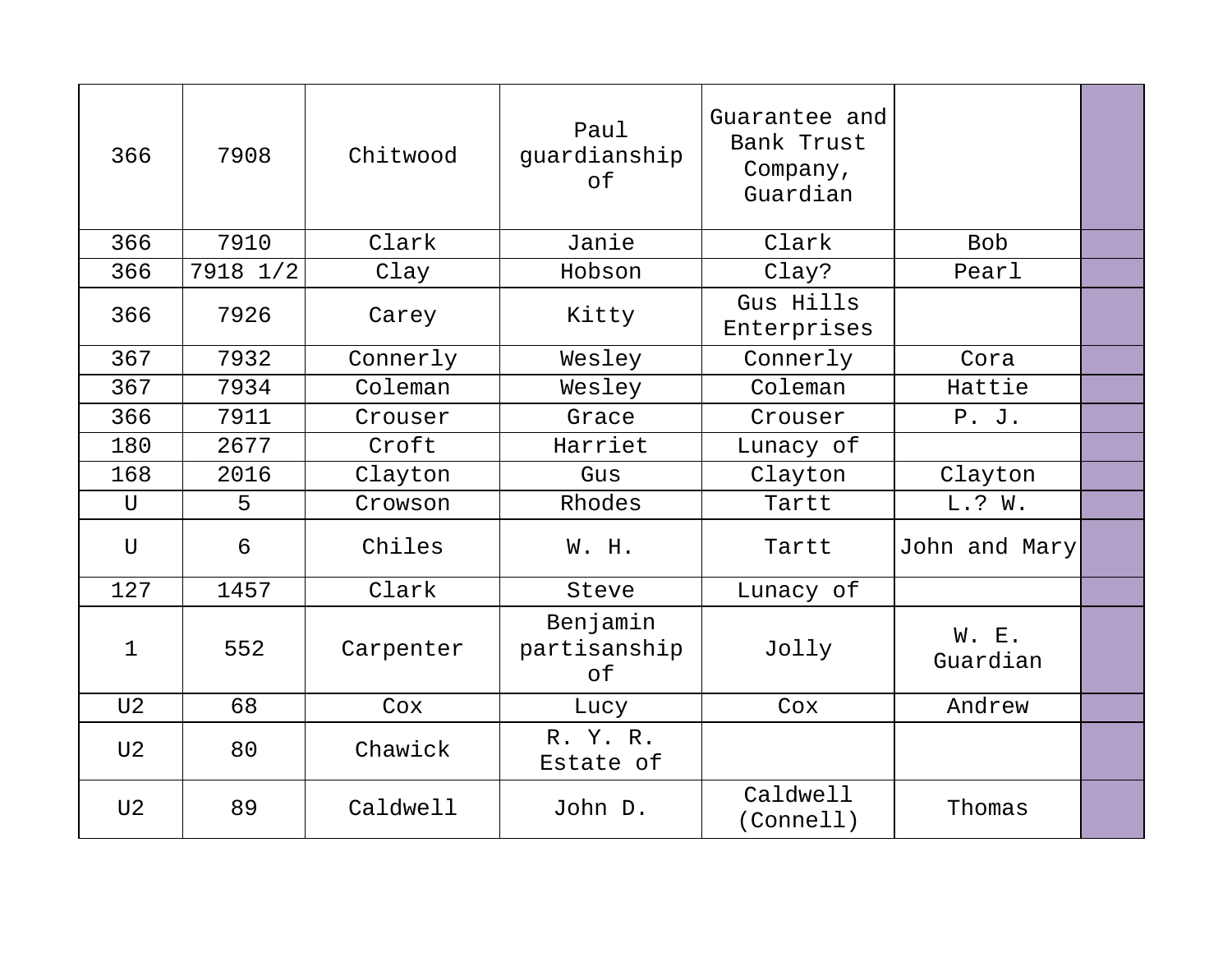| 366 | 7908 | Chitwood | Paul guardianship of | Guarantee and Bank Trust Company, Guardian | | |
|---|---|---|---|---|---|---|
| 366 | 7910 | Clark | Janie | Clark | Bob | |
| 366 | 7918 1/2 | Clay | Hobson | Clay? | Pearl | |
| 366 | 7926 | Carey | Kitty | Gus Hills Enterprises | | |
| 367 | 7932 | Connerly | Wesley | Connerly | Cora | |
| 367 | 7934 | Coleman | Wesley | Coleman | Hattie | |
| 366 | 7911 | Crouser | Grace | Crouser | P. J. | |
| 180 | 2677 | Croft | Harriet | Lunacy of | | |
| 168 | 2016 | Clayton | Gus | Clayton | Clayton | |
| U | 5 | Crowson | Rhodes | Tartt | L.? W. | |
| U | 6 | Chiles | W. H. | Tartt | John and Mary | |
| 127 | 1457 | Clark | Steve | Lunacy of | | |
| 1 | 552 | Carpenter | Benjamin partisanship of | Jolly | W. E. Guardian | |
| U2 | 68 | Cox | Lucy | Cox | Andrew | |
| U2 | 80 | Chawick | R. Y. R. Estate of | | | |
| U2 | 89 | Caldwell | John D. | Caldwell (Connell) | Thomas | |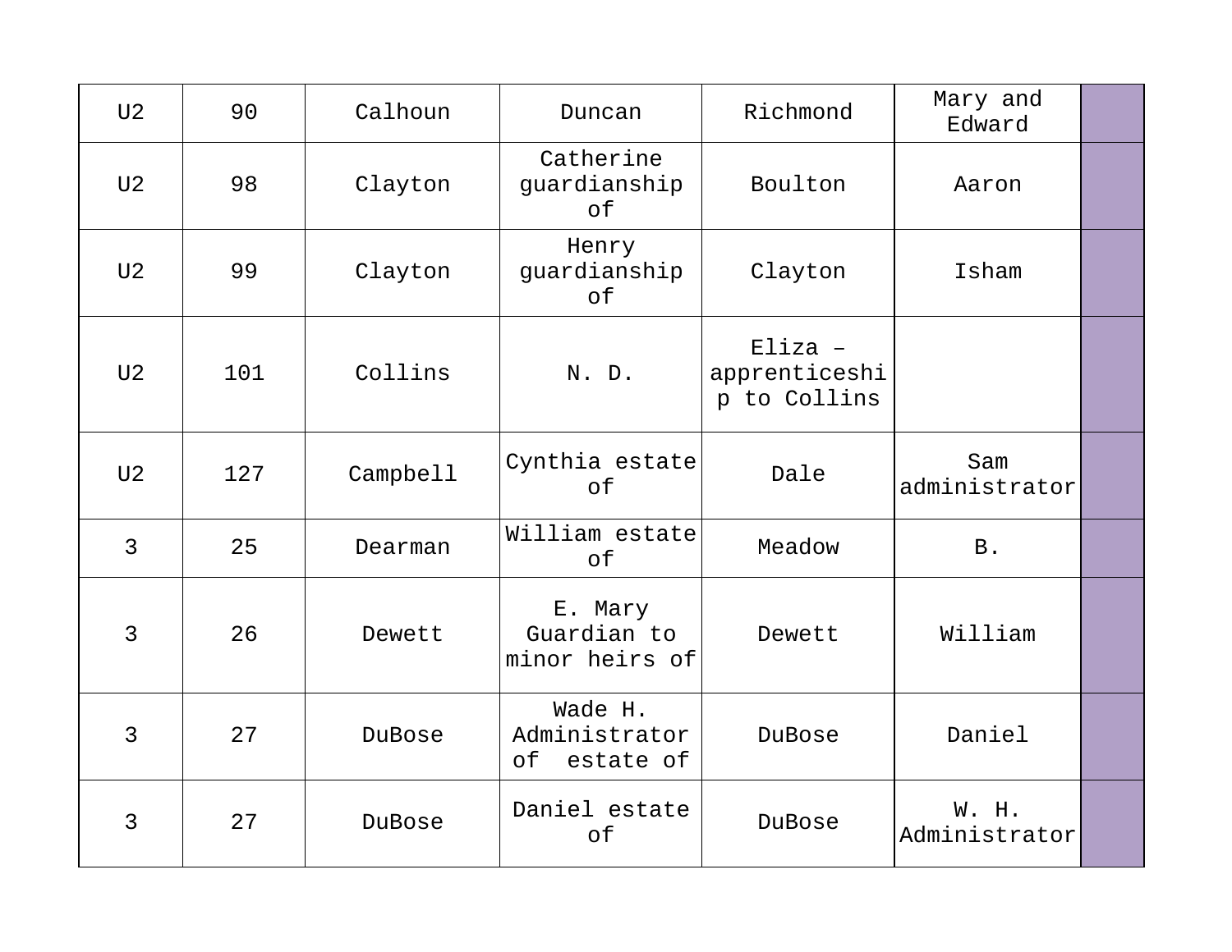| U2 | 90 | Calhoun | Duncan | Richmond | Mary and Edward | |
|---|---|---|---|---|---|---|
| U2 | 98 | Clayton | Catherine guardianship of | Boulton | Aaron | |
| U2 | 99 | Clayton | Henry guardianship of | Clayton | Isham | |
| U2 | 101 | Collins | N. D. | Eliza – apprenticeship to Collins | | |
| U2 | 127 | Campbell | Cynthia estate of | Dale | Sam administrator | |
| 3 | 25 | Dearman | William estate of | Meadow | B. | |
| 3 | 26 | Dewett | E. Mary Guardian to minor heirs of | Dewett | William | |
| 3 | 27 | DuBose | Wade H. Administrator of estate of | DuBose | Daniel | |
| 3 | 27 | DuBose | Daniel estate of | DuBose | W. H. Administrator | |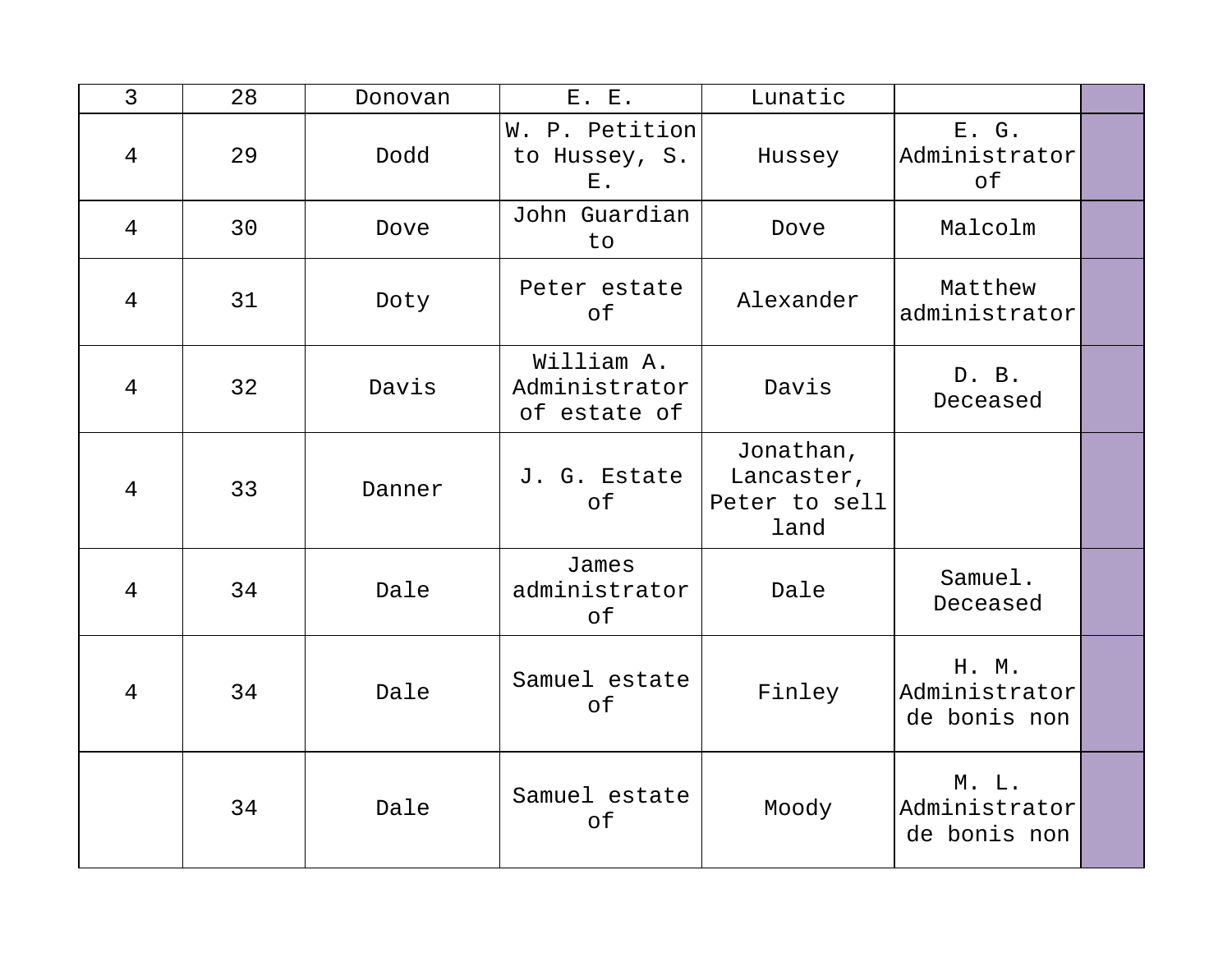| 3 | 28 | Donovan | E. E. | Lunatic | | |
|---|---|---|---|---|---|---|
| 4 | 29 | Dodd | W. P. Petition to Hussey, S. E. | Hussey | E. G. Administrator of | |
| 4 | 30 | Dove | John Guardian to | Dove | Malcolm | |
| 4 | 31 | Doty | Peter estate of | Alexander | Matthew administrator | |
| 4 | 32 | Davis | William A. Administrator of estate of | Davis | D. B. Deceased | |
| 4 | 33 | Danner | J. G. Estate of | Jonathan, Lancaster, Peter to sell land | | |
| 4 | 34 | Dale | James administrator of | Dale | Samuel. Deceased | |
| 4 | 34 | Dale | Samuel estate of | Finley | H. M. Administrator de bonis non | |
| | 34 | Dale | Samuel estate of | Moody | M. L. Administrator de bonis non | |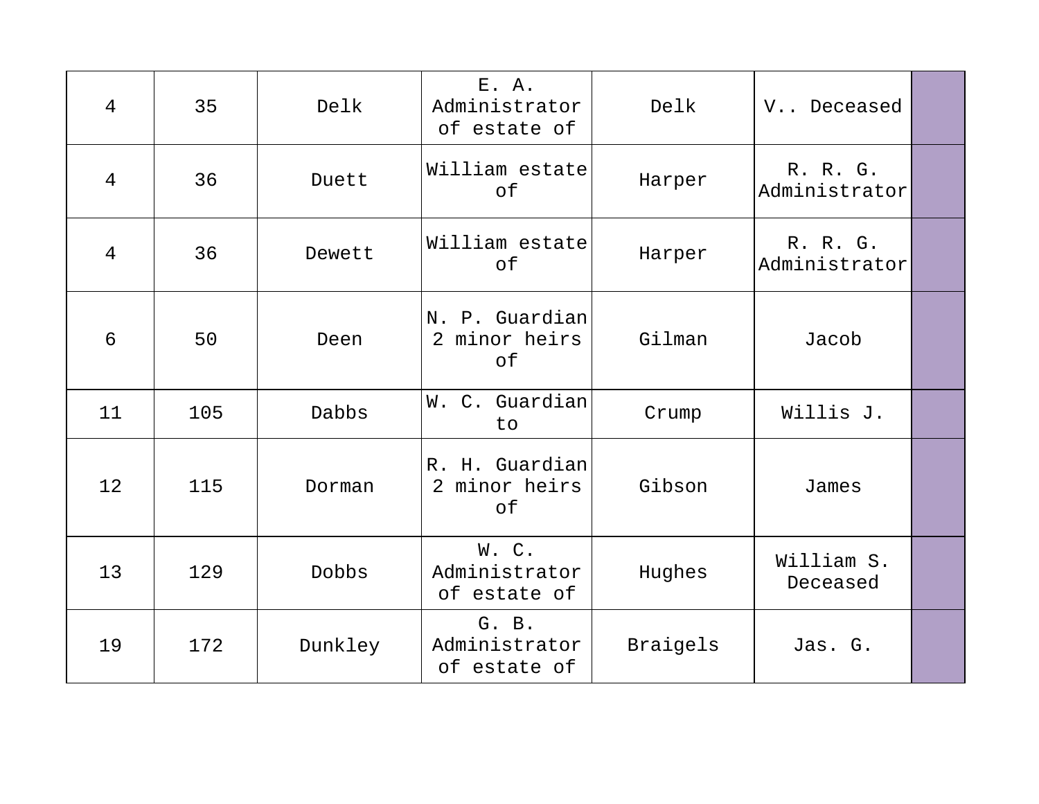| 4 | 35 | Delk | E. A. Administrator of estate of | Delk | V.. Deceased | |
|---|---|---|---|---|---|---|
| 4 | 36 | Duett | William estate of | Harper | R. R. G. Administrator | |
| 4 | 36 | Dewett | William estate of | Harper | R. R. G. Administrator | |
| 6 | 50 | Deen | N. P. Guardian 2 minor heirs of | Gilman | Jacob | |
| 11 | 105 | Dabbs | W. C. Guardian to | Crump | Willis J. | |
| 12 | 115 | Dorman | R. H. Guardian 2 minor heirs of | Gibson | James | |
| 13 | 129 | Dobbs | W. C. Administrator of estate of | Hughes | William S. Deceased | |
| 19 | 172 | Dunkley | G. B. Administrator of estate of | Braigels | Jas. G. | |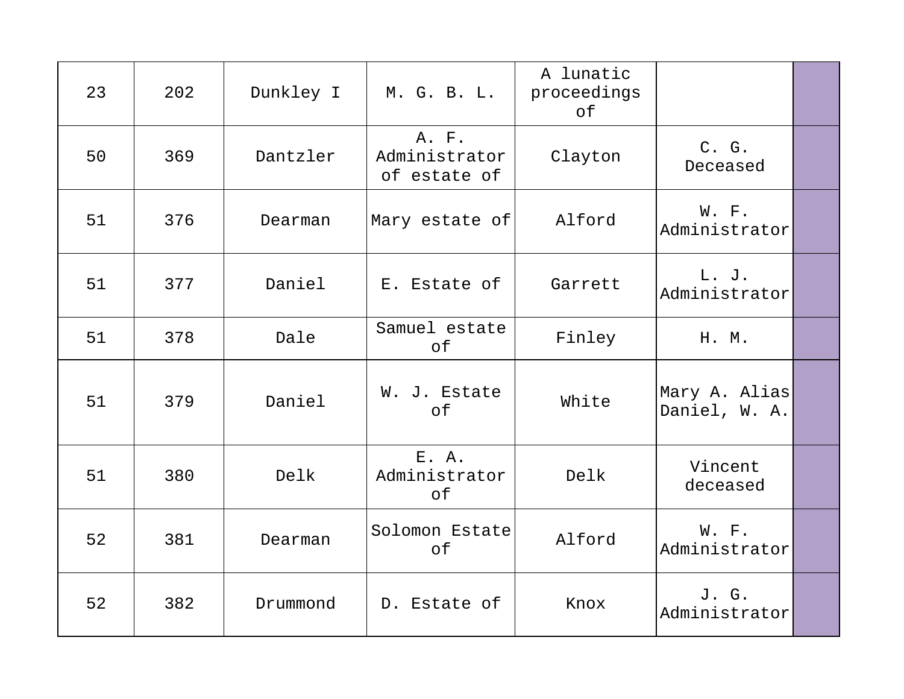| 23 | 202 | Dunkley I | M. G. B. L. | A lunatic proceedings of | | |
|---|---|---|---|---|---|---|
| 50 | 369 | Dantzler | A. F. Administrator of estate of | Clayton | C. G. Deceased | |
| 51 | 376 | Dearman | Mary estate of | Alford | W. F. Administrator | |
| 51 | 377 | Daniel | E. Estate of | Garrett | L. J. Administrator | |
| 51 | 378 | Dale | Samuel estate of | Finley | H. M. | |
| 51 | 379 | Daniel | W. J. Estate of | White | Mary A. Alias Daniel, W. A. | |
| 51 | 380 | Delk | E. A. Administrator of | Delk | Vincent deceased | |
| 52 | 381 | Dearman | Solomon Estate of | Alford | W. F. Administrator | |
| 52 | 382 | Drummond | D. Estate of | Knox | J. G. Administrator | |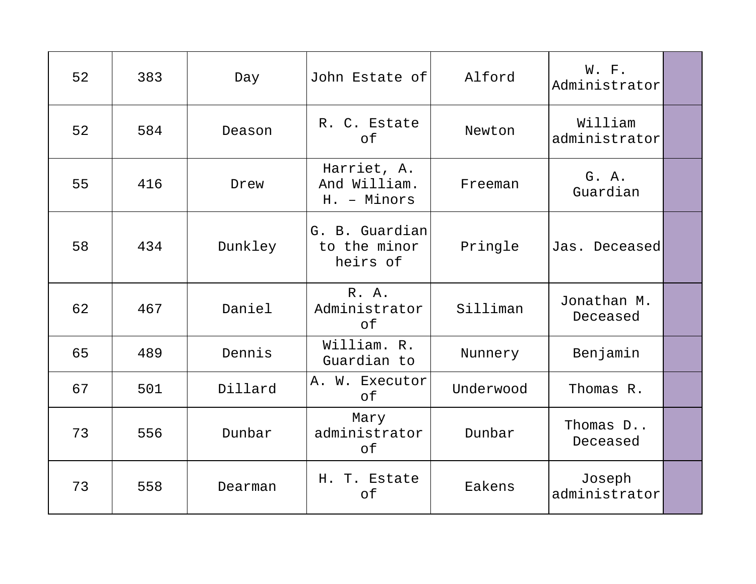| 52 | 383 | Day | John Estate of | Alford | W. F. Administrator | |
|---|---|---|---|---|---|---|
| 52 | 584 | Deason | R. C. Estate of | Newton | William administrator | |
| 55 | 416 | Drew | Harriet, A. And William. H. – Minors | Freeman | G. A. Guardian | |
| 58 | 434 | Dunkley | G. B. Guardian to the minor heirs of | Pringle | Jas. Deceased | |
| 62 | 467 | Daniel | R. A. Administrator of | Silliman | Jonathan M. Deceased | |
| 65 | 489 | Dennis | William. R. Guardian to | Nunnery | Benjamin | |
| 67 | 501 | Dillard | A. W. Executor of | Underwood | Thomas R. | |
| 73 | 556 | Dunbar | Mary administrator of | Dunbar | Thomas D.. Deceased | |
| 73 | 558 | Dearman | H. T. Estate of | Eakens | Joseph administrator | |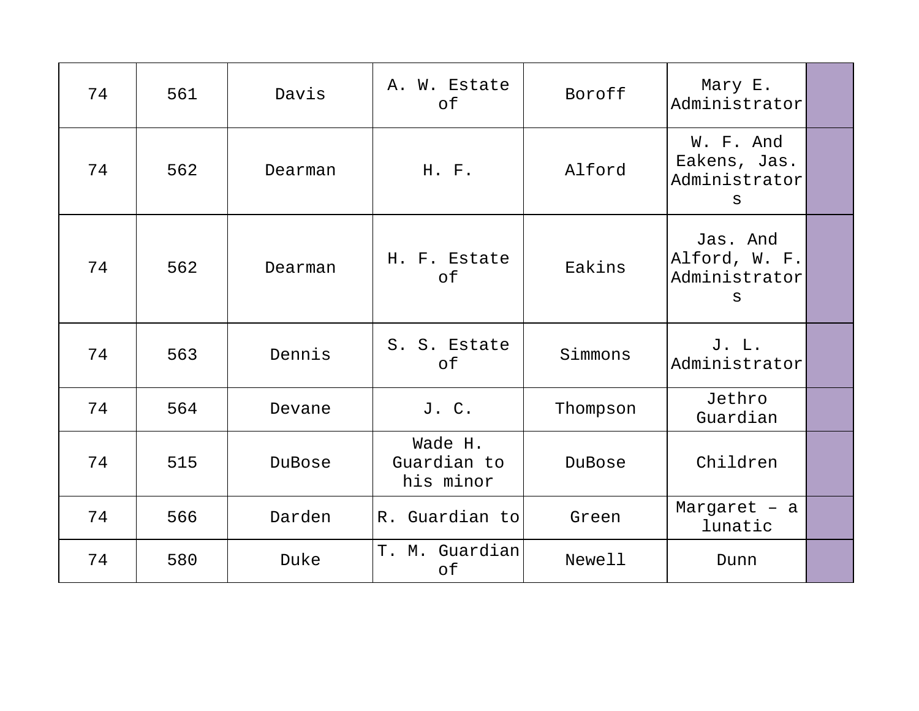| 74 | 561 | Davis | A. W. Estate of | Boroff | Mary E. Administrator | |
|---|---|---|---|---|---|---|
| 74 | 562 | Dearman | H. F. | Alford | W. F. And Eakens, Jas. Administrators | |
| 74 | 562 | Dearman | H. F. Estate of | Eakins | Jas. And Alford, W. F. Administrators | |
| 74 | 563 | Dennis | S. S. Estate of | Simmons | J. L. Administrator | |
| 74 | 564 | Devane | J. C. | Thompson | Jethro Guardian | |
| 74 | 515 | DuBose | Wade H. Guardian to his minor | DuBose | Children | |
| 74 | 566 | Darden | R. Guardian to | Green | Margaret – a lunatic | |
| 74 | 580 | Duke | T. M. Guardian of | Newell | Dunn | |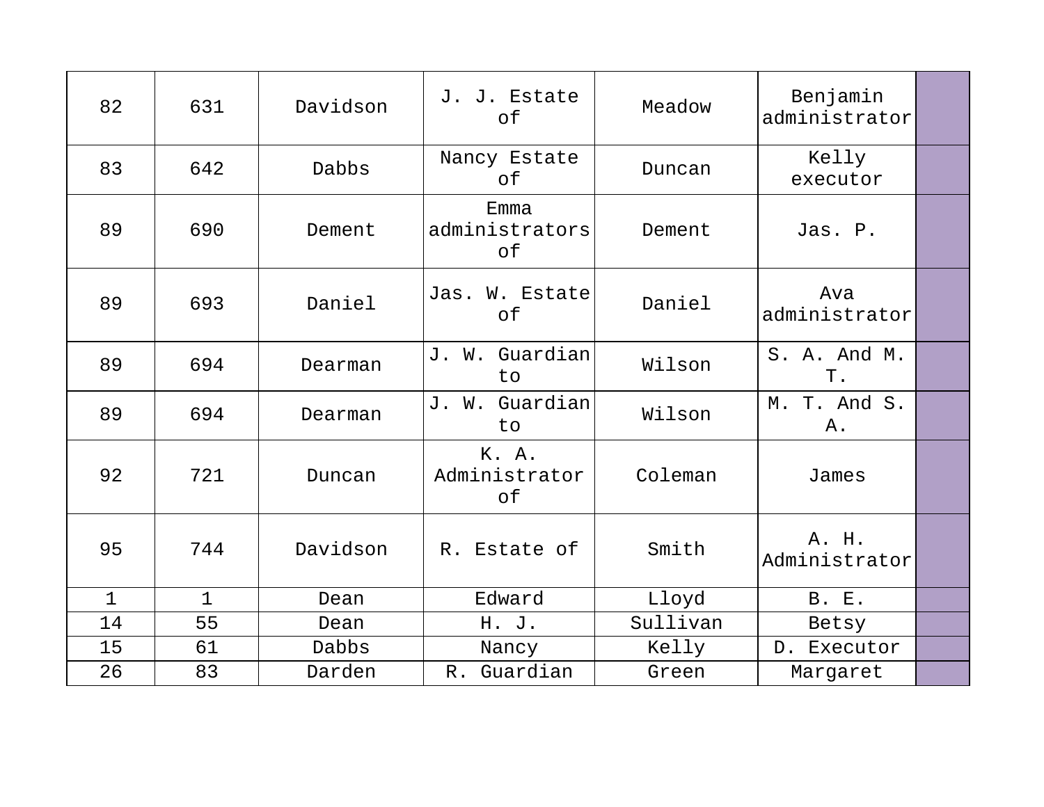| 82 | 631 | Davidson | J. J. Estate of | Meadow | Benjamin administrator | |
|---|---|---|---|---|---|---|
| 83 | 642 | Dabbs | Nancy Estate of | Duncan | Kelly executor | |
| 89 | 690 | Dement | Emma administrators of | Dement | Jas. P. | |
| 89 | 693 | Daniel | Jas. W. Estate of | Daniel | Ava administrator | |
| 89 | 694 | Dearman | J. W. Guardian to | Wilson | S. A. And M. T. | |
| 89 | 694 | Dearman | J. W. Guardian to | Wilson | M. T. And S. A. | |
| 92 | 721 | Duncan | K. A. Administrator of | Coleman | James | |
| 95 | 744 | Davidson | R. Estate of | Smith | A. H. Administrator | |
| 1 | 1 | Dean | Edward | Lloyd | B. E. | |
| 14 | 55 | Dean | H. J. | Sullivan | Betsy | |
| 15 | 61 | Dabbs | Nancy | Kelly | D. Executor | |
| 26 | 83 | Darden | R. Guardian | Green | Margaret | |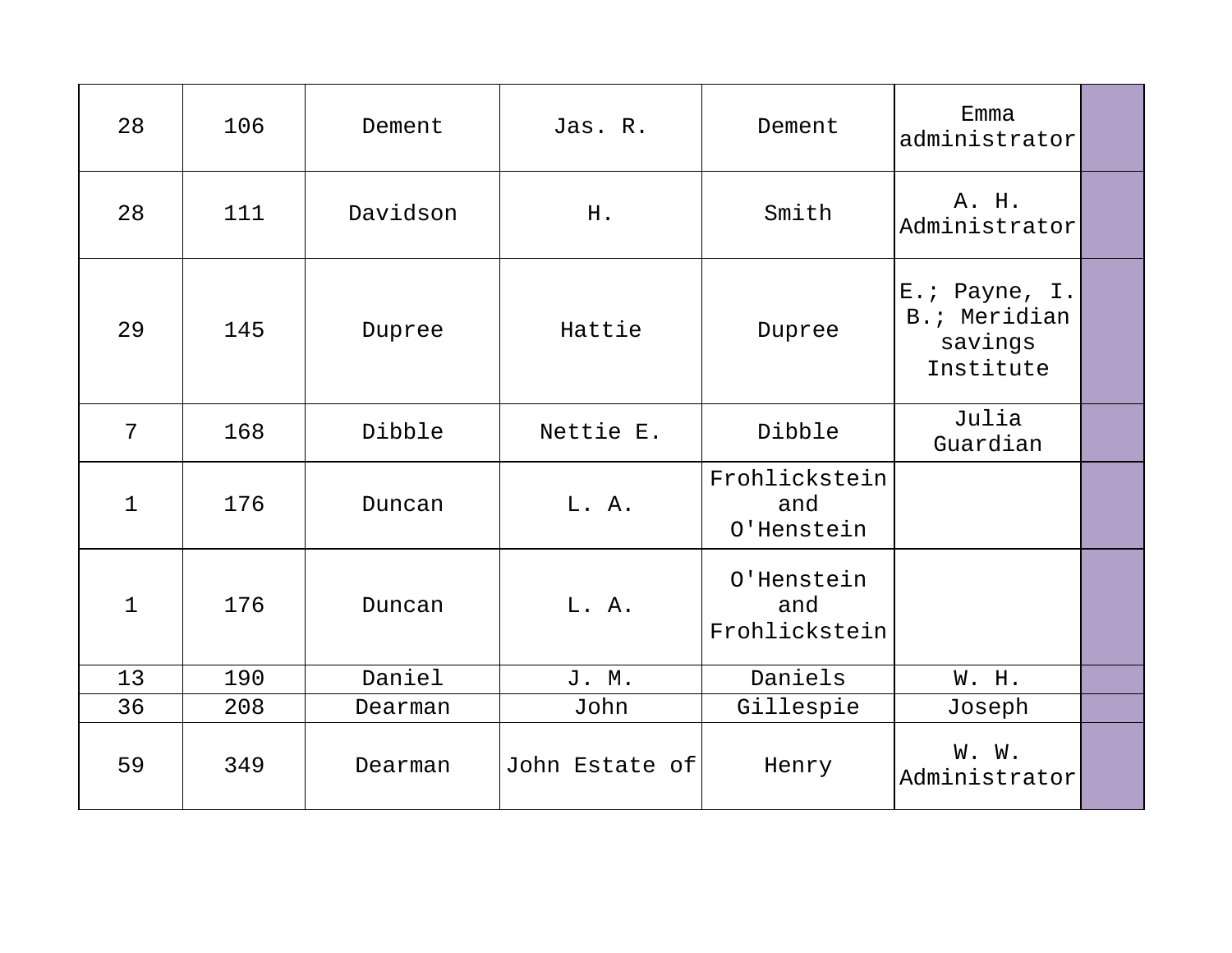| | | | | | | |
|---|---|---|---|---|---|---|
| 28 | 106 | Dement | Jas. R. | Dement | Emma administrator | |
| 28 | 111 | Davidson | H. | Smith | A. H. Administrator | |
| 29 | 145 | Dupree | Hattie | Dupree | E.; Payne, I. B.; Meridian savings Institute | |
| 7 | 168 | Dibble | Nettie E. | Dibble | Julia Guardian | |
| 1 | 176 | Duncan | L. A. | Frohlickstein and O'Henstein | | |
| 1 | 176 | Duncan | L. A. | O'Henstein and Frohlickstein | | |
| 13 | 190 | Daniel | J. M. | Daniels | W. H. | |
| 36 | 208 | Dearman | John | Gillespie | Joseph | |
| 59 | 349 | Dearman | John Estate of | Henry | W. W. Administrator | |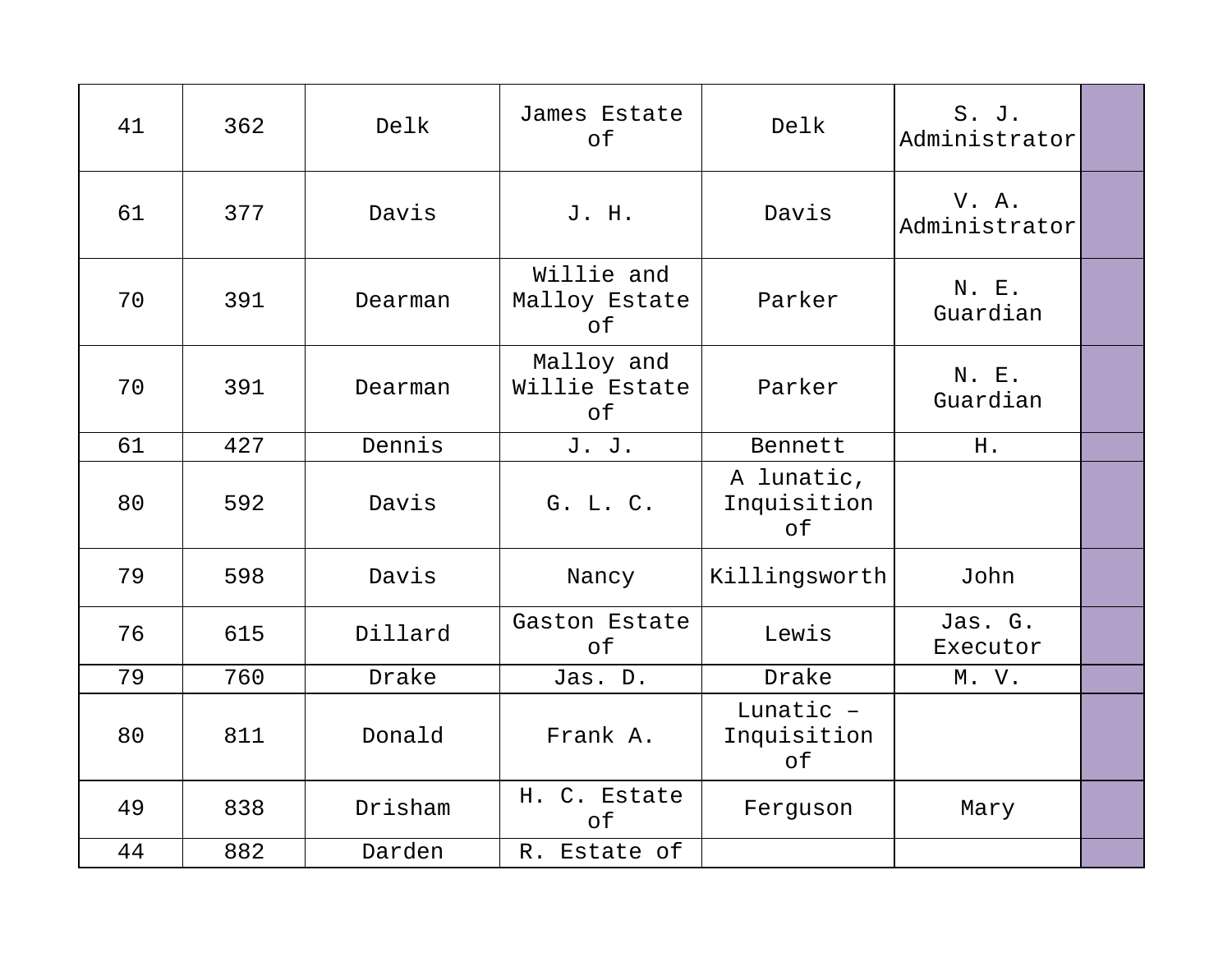| | | | | | | |
|---|---|---|---|---|---|---|
| 41 | 362 | Delk | James Estate of | Delk | S. J. Administrator | |
| 61 | 377 | Davis | J. H. | Davis | V. A. Administrator | |
| 70 | 391 | Dearman | Willie and Malloy Estate of | Parker | N. E. Guardian | |
| 70 | 391 | Dearman | Malloy and Willie Estate of | Parker | N. E. Guardian | |
| 61 | 427 | Dennis | J. J. | Bennett | H. | |
| 80 | 592 | Davis | G. L. C. | A lunatic, Inquisition of | | |
| 79 | 598 | Davis | Nancy | Killingsworth | John | |
| 76 | 615 | Dillard | Gaston Estate of | Lewis | Jas. G. Executor | |
| 79 | 760 | Drake | Jas. D. | Drake | M. V. | |
| 80 | 811 | Donald | Frank A. | Lunatic – Inquisition of | | |
| 49 | 838 | Drisham | H. C. Estate of | Ferguson | Mary | |
| 44 | 882 | Darden | R. Estate of | | | |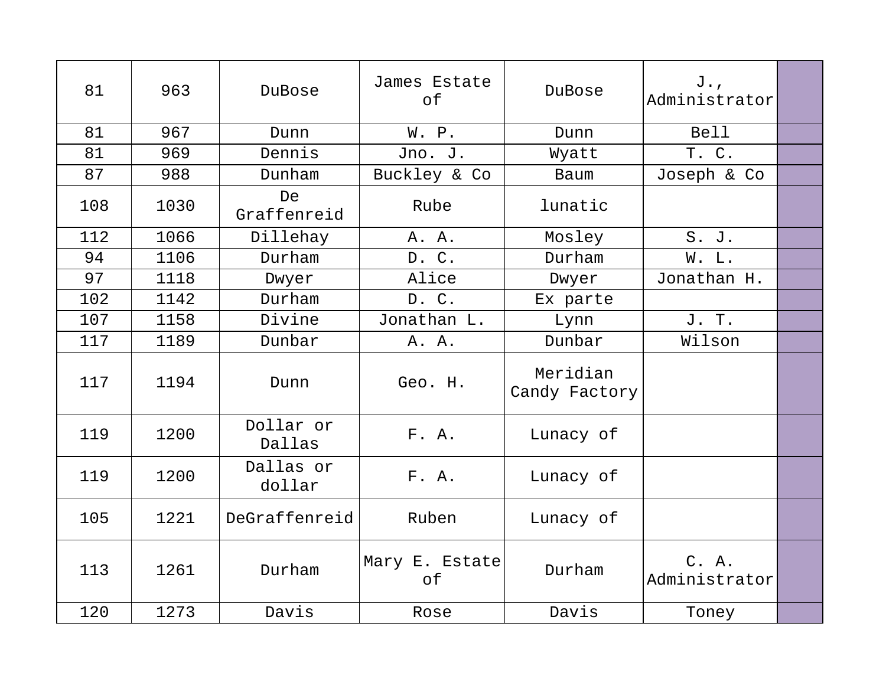| | | | | | | |
|---|---|---|---|---|---|---|
| 81 | 963 | DuBose | James Estate of | DuBose | J., Administrator | |
| 81 | 967 | Dunn | W. P. | Dunn | Bell | |
| 81 | 969 | Dennis | Jno. J. | Wyatt | T. C. | |
| 87 | 988 | Dunham | Buckley & Co | Baum | Joseph & Co | |
| 108 | 1030 | De Graffenreid | Rube | lunatic | | |
| 112 | 1066 | Dillehay | A. A. | Mosley | S. J. | |
| 94 | 1106 | Durham | D. C. | Durham | W. L. | |
| 97 | 1118 | Dwyer | Alice | Dwyer | Jonathan H. | |
| 102 | 1142 | Durham | D. C. | Ex parte | | |
| 107 | 1158 | Divine | Jonathan L. | Lynn | J. T. | |
| 117 | 1189 | Dunbar | A. A. | Dunbar | Wilson | |
| 117 | 1194 | Dunn | Geo. H. | Meridian Candy Factory | | |
| 119 | 1200 | Dollar or Dallas | F. A. | Lunacy of | | |
| 119 | 1200 | Dallas or dollar | F. A. | Lunacy of | | |
| 105 | 1221 | DeGraffenreid | Ruben | Lunacy of | | |
| 113 | 1261 | Durham | Mary E. Estate of | Durham | C. A. Administrator | |
| 120 | 1273 | Davis | Rose | Davis | Toney | |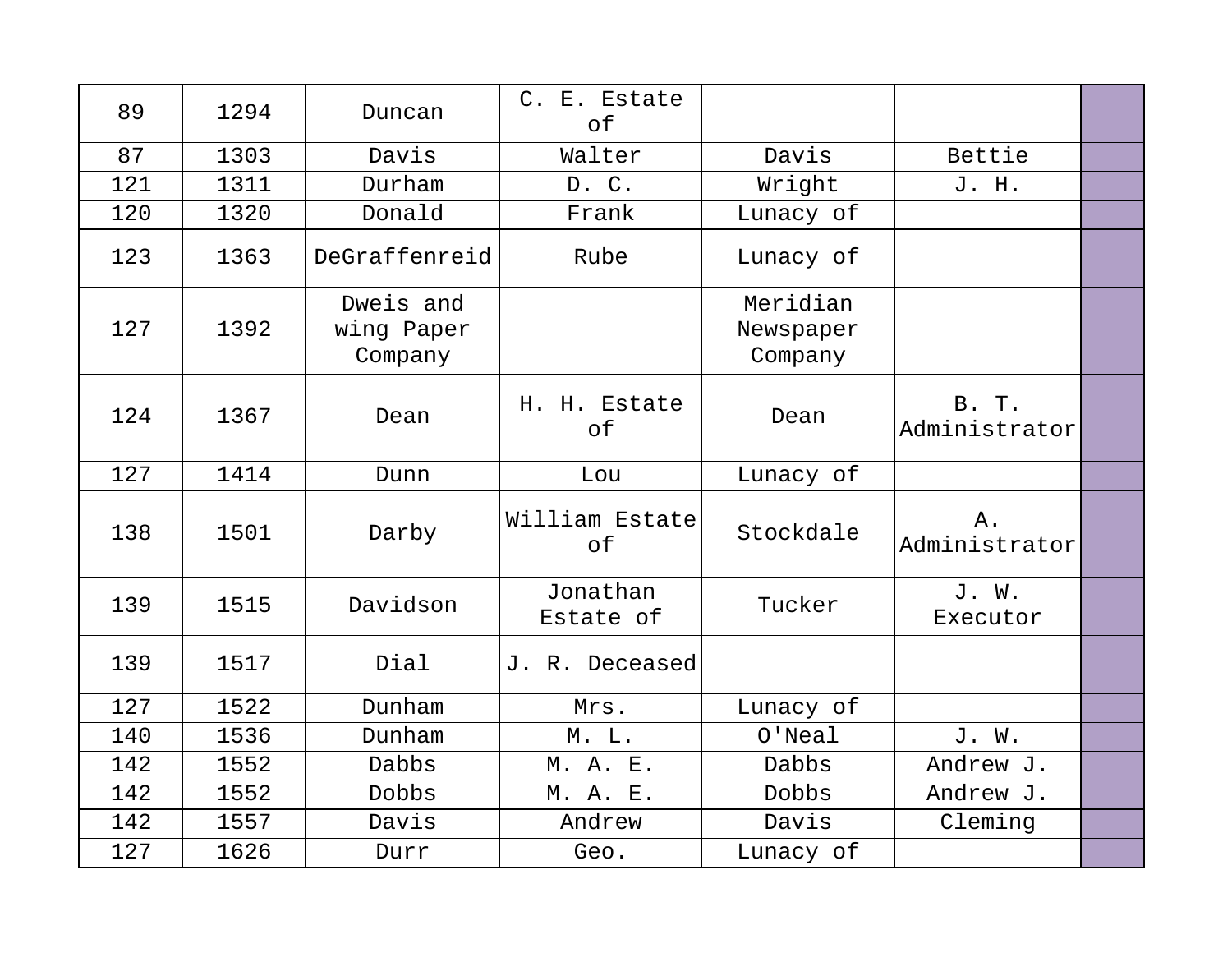| 89 | 1294 | Duncan | C. E. Estate of | | | |
|---|---|---|---|---|---|---|
| 87 | 1303 | Davis | Walter | Davis | Bettie | |
| 121 | 1311 | Durham | D. C. | Wright | J. H. | |
| 120 | 1320 | Donald | Frank | Lunacy of | | |
| 123 | 1363 | DeGraffenreid | Rube | Lunacy of | | |
| 127 | 1392 | Dweis and wing Paper Company | | Meridian Newspaper Company | | |
| 124 | 1367 | Dean | H. H. Estate of | Dean | B. T. Administrator | |
| 127 | 1414 | Dunn | Lou | Lunacy of | | |
| 138 | 1501 | Darby | William Estate of | Stockdale | A. Administrator | |
| 139 | 1515 | Davidson | Jonathan Estate of | Tucker | J. W. Executor | |
| 139 | 1517 | Dial | J. R. Deceased | | | |
| 127 | 1522 | Dunham | Mrs. | Lunacy of | | |
| 140 | 1536 | Dunham | M. L. | O'Neal | J. W. | |
| 142 | 1552 | Dabbs | M. A. E. | Dabbs | Andrew J. | |
| 142 | 1552 | Dobbs | M. A. E. | Dobbs | Andrew J. | |
| 142 | 1557 | Davis | Andrew | Davis | Cleming | |
| 127 | 1626 | Durr | Geo. | Lunacy of | | |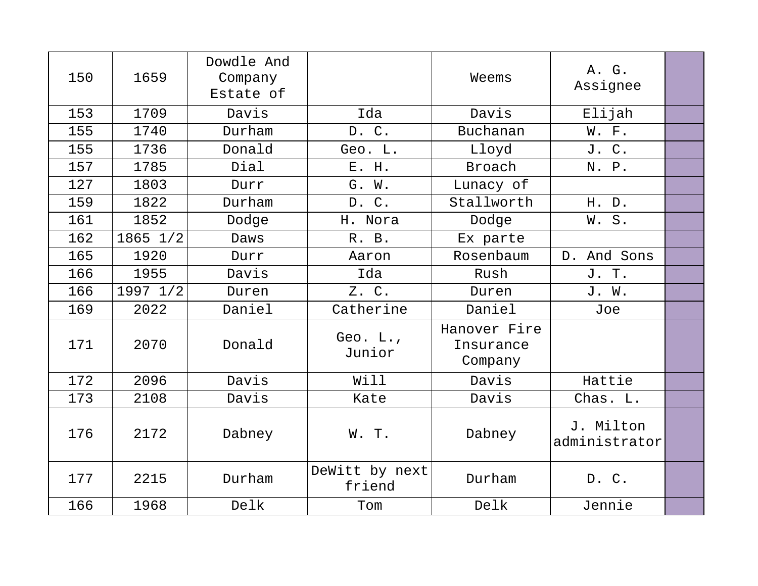| 150 | 1659 | Dowdle And Company Estate of | | Weems | A. G. Assignee | |
|---|---|---|---|---|---|---|
| 153 | 1709 | Davis | Ida | Davis | Elijah | |
| 155 | 1740 | Durham | D. C. | Buchanan | W. F. | |
| 155 | 1736 | Donald | Geo. L. | Lloyd | J. C. | |
| 157 | 1785 | Dial | E. H. | Broach | N. P. | |
| 127 | 1803 | Durr | G. W. | Lunacy of | | |
| 159 | 1822 | Durham | D. C. | Stallworth | H. D. | |
| 161 | 1852 | Dodge | H. Nora | Dodge | W. S. | |
| 162 | 1865 1/2 | Daws | R. B. | Ex parte | | |
| 165 | 1920 | Durr | Aaron | Rosenbaum | D. And Sons | |
| 166 | 1955 | Davis | Ida | Rush | J. T. | |
| 166 | 1997 1/2 | Duren | Z. C. | Duren | J. W. | |
| 169 | 2022 | Daniel | Catherine | Daniel | Joe | |
| 171 | 2070 | Donald | Geo. L., Junior | Hanover Fire Insurance Company | | |
| 172 | 2096 | Davis | Will | Davis | Hattie | |
| 173 | 2108 | Davis | Kate | Davis | Chas. L. | |
| 176 | 2172 | Dabney | W. T. | Dabney | J. Milton administrator | |
| 177 | 2215 | Durham | DeWitt by next friend | Durham | D. C. | |
| 166 | 1968 | Delk | Tom | Delk | Jennie | |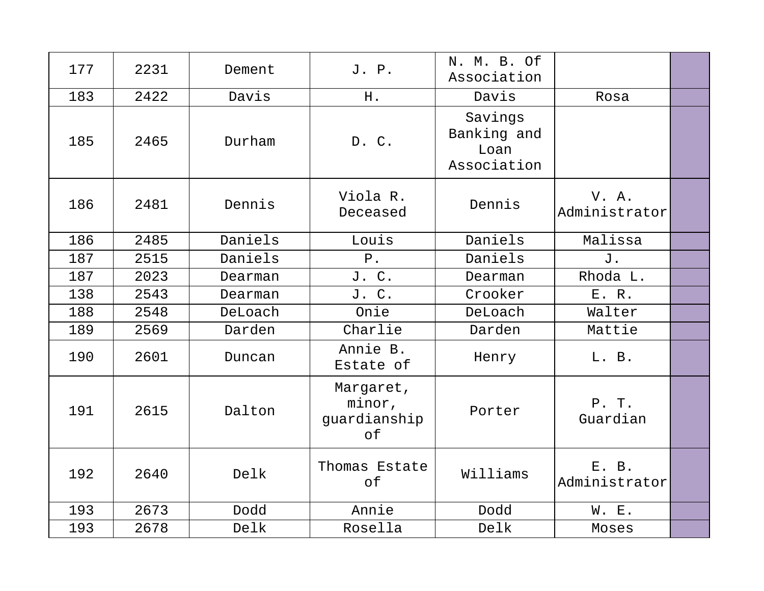| 177 | 2231 | Dement | J. P. | N. M. B. Of Association | | |
|---|---|---|---|---|---|---|
| 183 | 2422 | Davis | H. | Davis | Rosa | |
| 185 | 2465 | Durham | D. C. | Savings Banking and Loan Association | | |
| 186 | 2481 | Dennis | Viola R. Deceased | Dennis | V. A. Administrator | |
| 186 | 2485 | Daniels | Louis | Daniels | Malissa | |
| 187 | 2515 | Daniels | P. | Daniels | J. | |
| 187 | 2023 | Dearman | J. C. | Dearman | Rhoda L. | |
| 138 | 2543 | Dearman | J. C. | Crooker | E. R. | |
| 188 | 2548 | DeLoach | Onie | DeLoach | Walter | |
| 189 | 2569 | Darden | Charlie | Darden | Mattie | |
| 190 | 2601 | Duncan | Annie B. Estate of | Henry | L. B. | |
| 191 | 2615 | Dalton | Margaret, minor, guardianship of | Porter | P. T. Guardian | |
| 192 | 2640 | Delk | Thomas Estate of | Williams | E. B. Administrator | |
| 193 | 2673 | Dodd | Annie | Dodd | W. E. | |
| 193 | 2678 | Delk | Rosella | Delk | Moses | |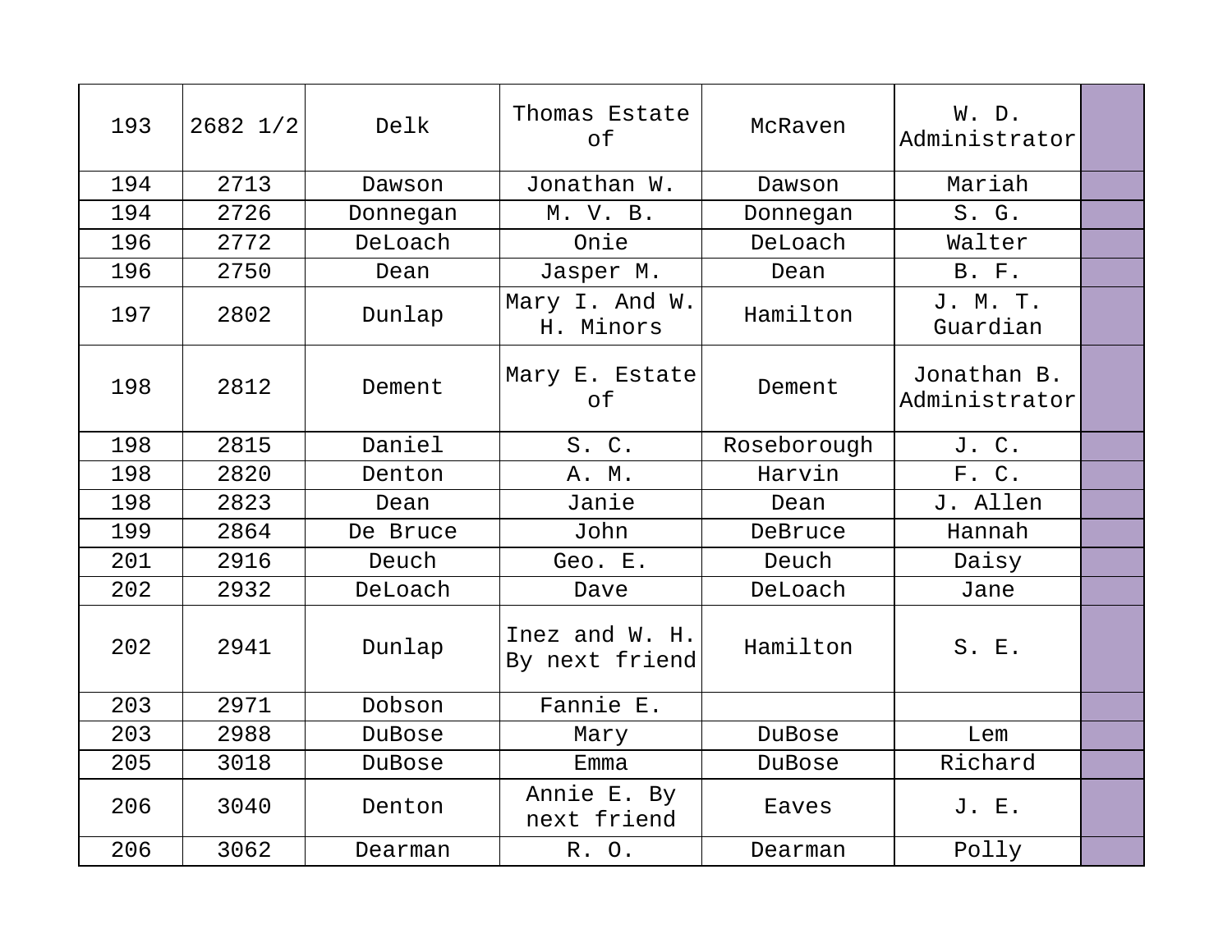| 193 | 2682 1/2 | Delk | Thomas Estate of | McRaven | W. D. Administrator | |
|---|---|---|---|---|---|---|
| 194 | 2713 | Dawson | Jonathan W. | Dawson | Mariah | |
| 194 | 2726 | Donnegan | M. V. B. | Donnegan | S. G. | |
| 196 | 2772 | DeLoach | Onie | DeLoach | Walter | |
| 196 | 2750 | Dean | Jasper M. | Dean | B. F. | |
| 197 | 2802 | Dunlap | Mary I. And W. H. Minors | Hamilton | J. M. T. Guardian | |
| 198 | 2812 | Dement | Mary E. Estate of | Dement | Jonathan B. Administrator | |
| 198 | 2815 | Daniel | S. C. | Roseborough | J. C. | |
| 198 | 2820 | Denton | A. M. | Harvin | F. C. | |
| 198 | 2823 | Dean | Janie | Dean | J. Allen | |
| 199 | 2864 | De Bruce | John | DeBruce | Hannah | |
| 201 | 2916 | Deuch | Geo. E. | Deuch | Daisy | |
| 202 | 2932 | DeLoach | Dave | DeLoach | Jane | |
| 202 | 2941 | Dunlap | Inez and W. H. By next friend | Hamilton | S. E. | |
| 203 | 2971 | Dobson | Fannie E. | | | |
| 203 | 2988 | DuBose | Mary | DuBose | Lem | |
| 205 | 3018 | DuBose | Emma | DuBose | Richard | |
| 206 | 3040 | Denton | Annie E. By next friend | Eaves | J. E. | |
| 206 | 3062 | Dearman | R. O. | Dearman | Polly | |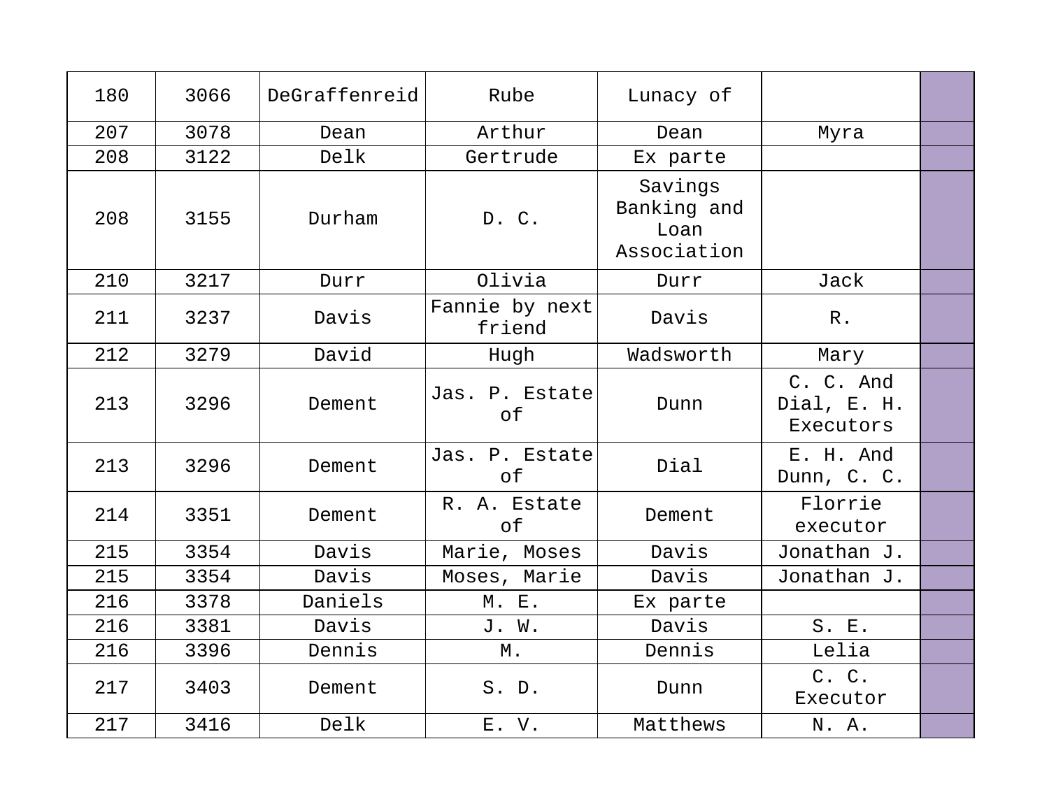| 180 | 3066 | DeGraffenreid | Rube | Lunacy of | | |
|---|---|---|---|---|---|---|
| 207 | 3078 | Dean | Arthur | Dean | Myra | |
| 208 | 3122 | Delk | Gertrude | Ex parte | | |
| 208 | 3155 | Durham | D. C. | Savings Banking and Loan Association | | |
| 210 | 3217 | Durr | Olivia | Durr | Jack | |
| 211 | 3237 | Davis | Fannie by next friend | Davis | R. | |
| 212 | 3279 | David | Hugh | Wadsworth | Mary | |
| 213 | 3296 | Dement | Jas. P. Estate of | Dunn | C. C. And Dial, E. H. Executors | |
| 213 | 3296 | Dement | Jas. P. Estate of | Dial | E. H. And Dunn, C. C. | |
| 214 | 3351 | Dement | R. A. Estate of | Dement | Florrie executor | |
| 215 | 3354 | Davis | Marie, Moses | Davis | Jonathan J. | |
| 215 | 3354 | Davis | Moses, Marie | Davis | Jonathan J. | |
| 216 | 3378 | Daniels | M. E. | Ex parte | | |
| 216 | 3381 | Davis | J. W. | Davis | S. E. | |
| 216 | 3396 | Dennis | M. | Dennis | Lelia | |
| 217 | 3403 | Dement | S. D. | Dunn | C. C. Executor | |
| 217 | 3416 | Delk | E. V. | Matthews | N. A. | |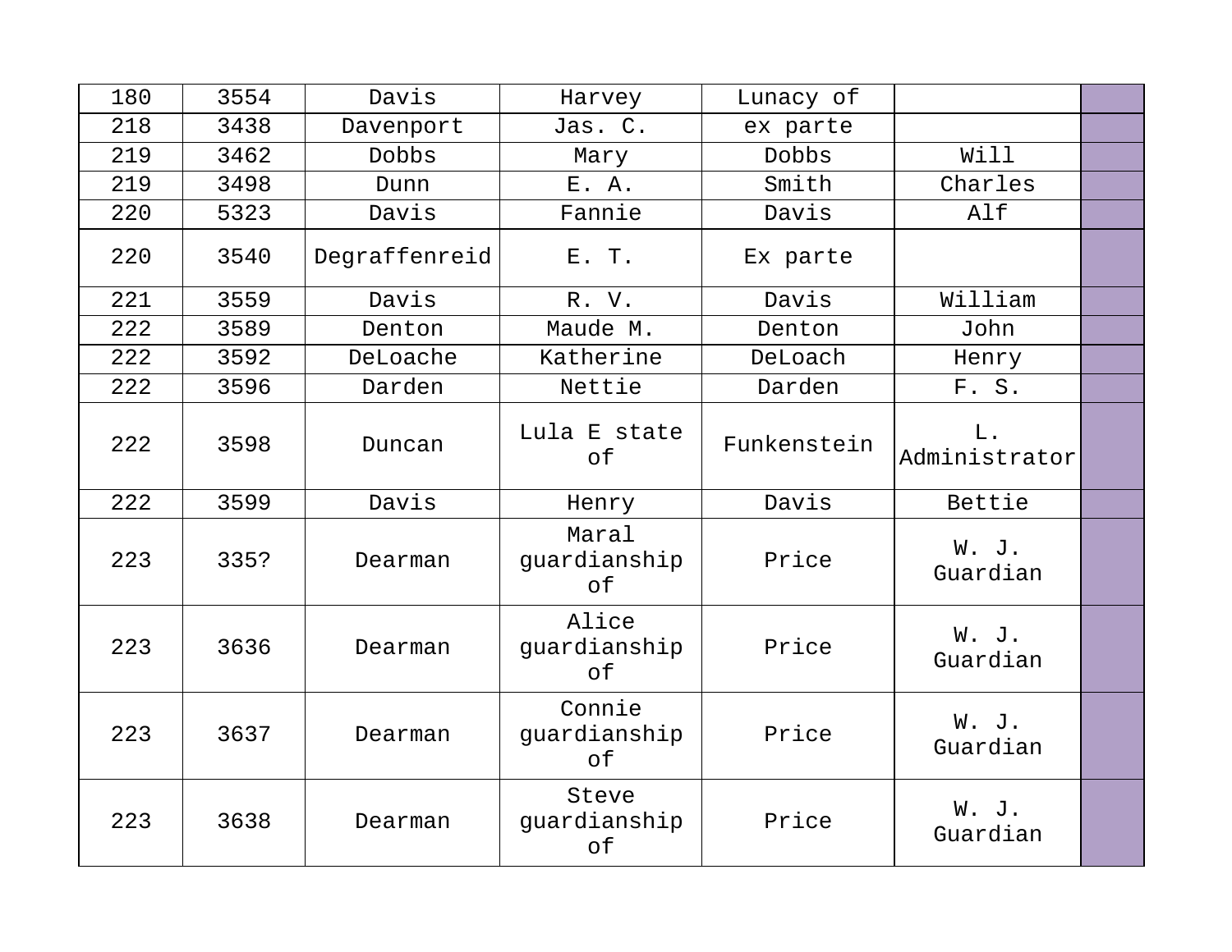| 180 | 3554 | Davis | Harvey | Lunacy of | | |
|---|---|---|---|---|---|---|
| 218 | 3438 | Davenport | Jas. C. | ex parte | | |
| 219 | 3462 | Dobbs | Mary | Dobbs | Will | |
| 219 | 3498 | Dunn | E. A. | Smith | Charles | |
| 220 | 5323 | Davis | Fannie | Davis | Alf | |
| 220 | 3540 | Degraffenreid | E. T. | Ex parte | | |
| 221 | 3559 | Davis | R. V. | Davis | William | |
| 222 | 3589 | Denton | Maude M. | Denton | John | |
| 222 | 3592 | DeLoache | Katherine | DeLoach | Henry | |
| 222 | 3596 | Darden | Nettie | Darden | F. S. | |
| 222 | 3598 | Duncan | Lula E state of | Funkenstein | L. Administrator | |
| 222 | 3599 | Davis | Henry | Davis | Bettie | |
| 223 | 335? | Dearman | Maral guardianship of | Price | W. J. Guardian | |
| 223 | 3636 | Dearman | Alice guardianship of | Price | W. J. Guardian | |
| 223 | 3637 | Dearman | Connie guardianship of | Price | W. J. Guardian | |
| 223 | 3638 | Dearman | Steve guardianship of | Price | W. J. Guardian | |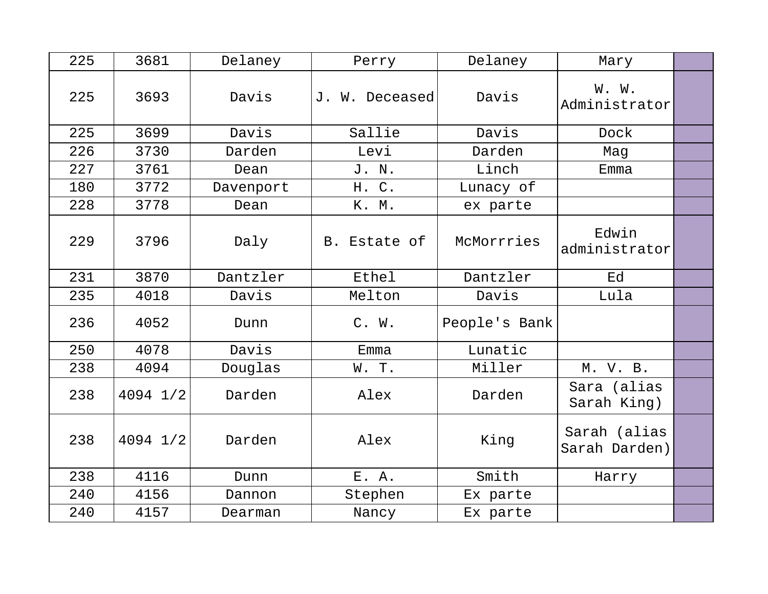| | | | | | | |
|---|---|---|---|---|---|---|
| 225 | 3681 | Delaney | Perry | Delaney | Mary | |
| 225 | 3693 | Davis | J. W. Deceased | Davis | W. W. Administrator | |
| 225 | 3699 | Davis | Sallie | Davis | Dock | |
| 226 | 3730 | Darden | Levi | Darden | Mag | |
| 227 | 3761 | Dean | J. N. | Linch | Emma | |
| 180 | 3772 | Davenport | H. C. | Lunacy of | | |
| 228 | 3778 | Dean | K. M. | ex parte | | |
| 229 | 3796 | Daly | B. Estate of | McMorrries | Edwin administrator | |
| 231 | 3870 | Dantzler | Ethel | Dantzler | Ed | |
| 235 | 4018 | Davis | Melton | Davis | Lula | |
| 236 | 4052 | Dunn | C. W. | People's Bank | | |
| 250 | 4078 | Davis | Emma | Lunatic | | |
| 238 | 4094 | Douglas | W. T. | Miller | M. V. B. | |
| 238 | 4094 1/2 | Darden | Alex | Darden | Sara (alias Sarah King) | |
| 238 | 4094 1/2 | Darden | Alex | King | Sarah (alias Sarah Darden) | |
| 238 | 4116 | Dunn | E. A. | Smith | Harry | |
| 240 | 4156 | Dannon | Stephen | Ex parte | | |
| 240 | 4157 | Dearman | Nancy | Ex parte | | |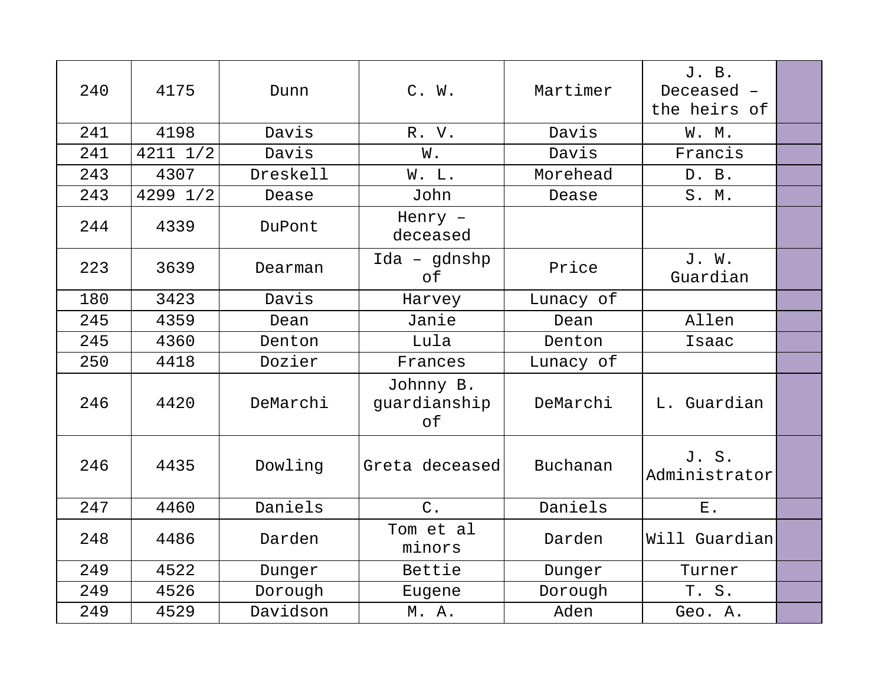| | | | | | | |
|---|---|---|---|---|---|---|
| 240 | 4175 | Dunn | C. W. | Martimer | J. B. Deceased – the heirs of | |
| 241 | 4198 | Davis | R. V. | Davis | W. M. | |
| 241 | 4211 1/2 | Davis | W. | Davis | Francis | |
| 243 | 4307 | Dreskell | W. L. | Morehead | D. B. | |
| 243 | 4299 1/2 | Dease | John | Dease | S. M. | |
| 244 | 4339 | DuPont | Henry – deceased | | | |
| 223 | 3639 | Dearman | Ida – gdnshp of | Price | J. W. Guardian | |
| 180 | 3423 | Davis | Harvey | Lunacy of | | |
| 245 | 4359 | Dean | Janie | Dean | Allen | |
| 245 | 4360 | Denton | Lula | Denton | Isaac | |
| 250 | 4418 | Dozier | Frances | Lunacy of | | |
| 246 | 4420 | DeMarchi | Johnny B. guardianship of | DeMarchi | L. Guardian | |
| 246 | 4435 | Dowling | Greta deceased | Buchanan | J. S. Administrator | |
| 247 | 4460 | Daniels | C. | Daniels | E. | |
| 248 | 4486 | Darden | Tom et al minors | Darden | Will Guardian | |
| 249 | 4522 | Dunger | Bettie | Dunger | Turner | |
| 249 | 4526 | Dorough | Eugene | Dorough | T. S. | |
| 249 | 4529 | Davidson | M. A. | Aden | Geo. A. | |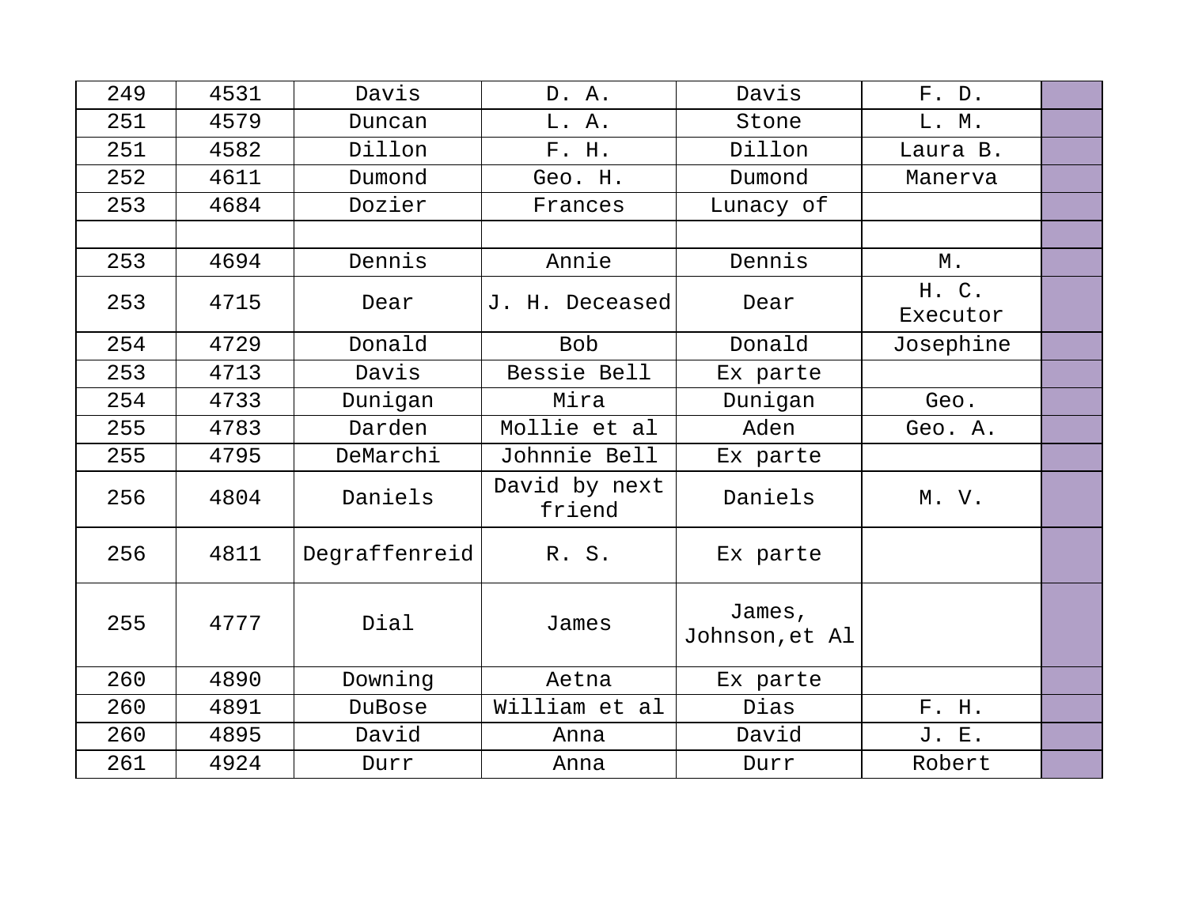| 249 | 4531 | Davis | D. A. | Davis | F. D. | |
|---|---|---|---|---|---|---|
| 251 | 4579 | Duncan | L. A. | Stone | L. M. | |
| 251 | 4582 | Dillon | F. H. | Dillon | Laura B. | |
| 252 | 4611 | Dumond | Geo. H. | Dumond | Manerva | |
| 253 | 4684 | Dozier | Frances | Lunacy of | | |
| | | | | | | |
| 253 | 4694 | Dennis | Annie | Dennis | M. | |
| 253 | 4715 | Dear | J. H. Deceased | Dear | H. C. Executor | |
| 254 | 4729 | Donald | Bob | Donald | Josephine | |
| 253 | 4713 | Davis | Bessie Bell | Ex parte | | |
| 254 | 4733 | Dunigan | Mira | Dunigan | Geo. | |
| 255 | 4783 | Darden | Mollie et al | Aden | Geo. A. | |
| 255 | 4795 | DeMarchi | Johnnie Bell | Ex parte | | |
| 256 | 4804 | Daniels | David by next friend | Daniels | M. V. | |
| 256 | 4811 | Degraffenreid | R. S. | Ex parte | | |
| 255 | 4777 | Dial | James | James, Johnson,et Al | | |
| 260 | 4890 | Downing | Aetna | Ex parte | | |
| 260 | 4891 | DuBose | William et al | Dias | F. H. | |
| 260 | 4895 | David | Anna | David | J. E. | |
| 261 | 4924 | Durr | Anna | Durr | Robert | |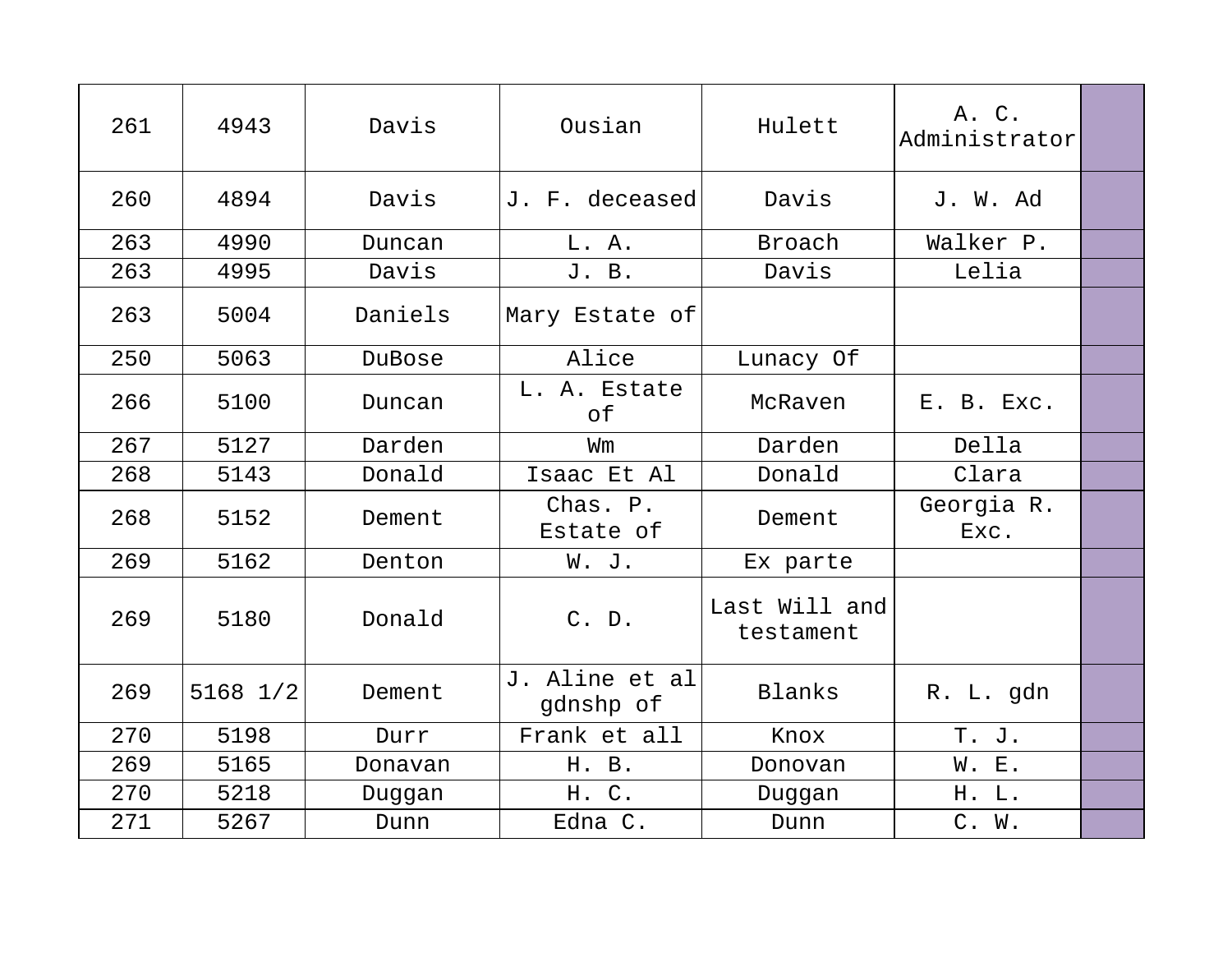| 261 | 4943 | Davis | Ousian | Hulett | A. C. Administrator | |
|---|---|---|---|---|---|---|
| 260 | 4894 | Davis | J. F. deceased | Davis | J. W. Ad | |
| 263 | 4990 | Duncan | L. A. | Broach | Walker P. | |
| 263 | 4995 | Davis | J. B. | Davis | Lelia | |
| 263 | 5004 | Daniels | Mary Estate of | | | |
| 250 | 5063 | DuBose | Alice | Lunacy Of | | |
| 266 | 5100 | Duncan | L. A. Estate of | McRaven | E. B. Exc. | |
| 267 | 5127 | Darden | Wm | Darden | Della | |
| 268 | 5143 | Donald | Isaac Et Al | Donald | Clara | |
| 268 | 5152 | Dement | Chas. P. Estate of | Dement | Georgia R. Exc. | |
| 269 | 5162 | Denton | W. J. | Ex parte | | |
| 269 | 5180 | Donald | C. D. | Last Will and testament | | |
| 269 | 5168 1/2 | Dement | J. Aline et al gdnshp of | Blanks | R. L. gdn | |
| 270 | 5198 | Durr | Frank et all | Knox | T. J. | |
| 269 | 5165 | Donavan | H. B. | Donovan | W. E. | |
| 270 | 5218 | Duggan | H. C. | Duggan | H. L. | |
| 271 | 5267 | Dunn | Edna C. | Dunn | C. W. | |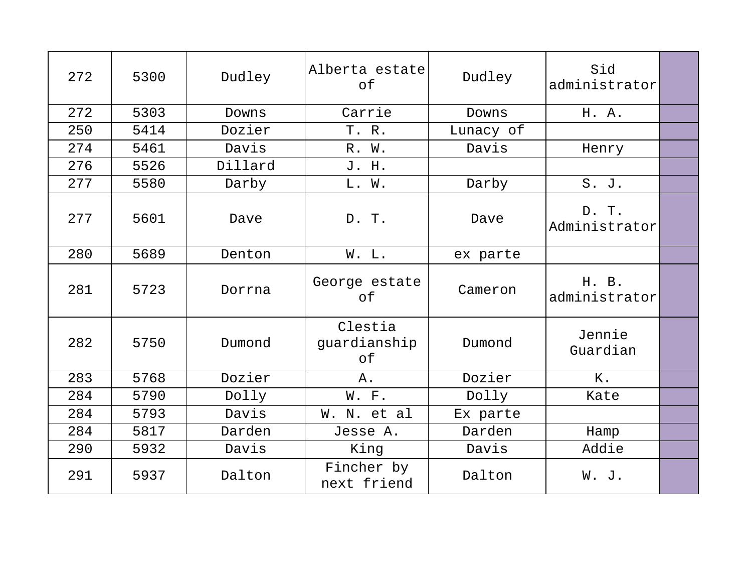| 272 | 5300 | Dudley | Alberta estate of | Dudley | Sid administrator | |
|---|---|---|---|---|---|---|
| 272 | 5303 | Downs | Carrie | Downs | H. A. | |
| 250 | 5414 | Dozier | T. R. | Lunacy of | | |
| 274 | 5461 | Davis | R. W. | Davis | Henry | |
| 276 | 5526 | Dillard | J. H. | | | |
| 277 | 5580 | Darby | L. W. | Darby | S. J. | |
| 277 | 5601 | Dave | D. T. | Dave | D. T. Administrator | |
| 280 | 5689 | Denton | W. L. | ex parte | | |
| 281 | 5723 | Dorrna | George estate of | Cameron | H. B. administrator | |
| 282 | 5750 | Dumond | Clestia guardianship of | Dumond | Jennie Guardian | |
| 283 | 5768 | Dozier | A. | Dozier | K. | |
| 284 | 5790 | Dolly | W. F. | Dolly | Kate | |
| 284 | 5793 | Davis | W. N. et al | Ex parte | | |
| 284 | 5817 | Darden | Jesse A. | Darden | Hamp | |
| 290 | 5932 | Davis | King | Davis | Addie | |
| 291 | 5937 | Dalton | Fincher by next friend | Dalton | W. J. | |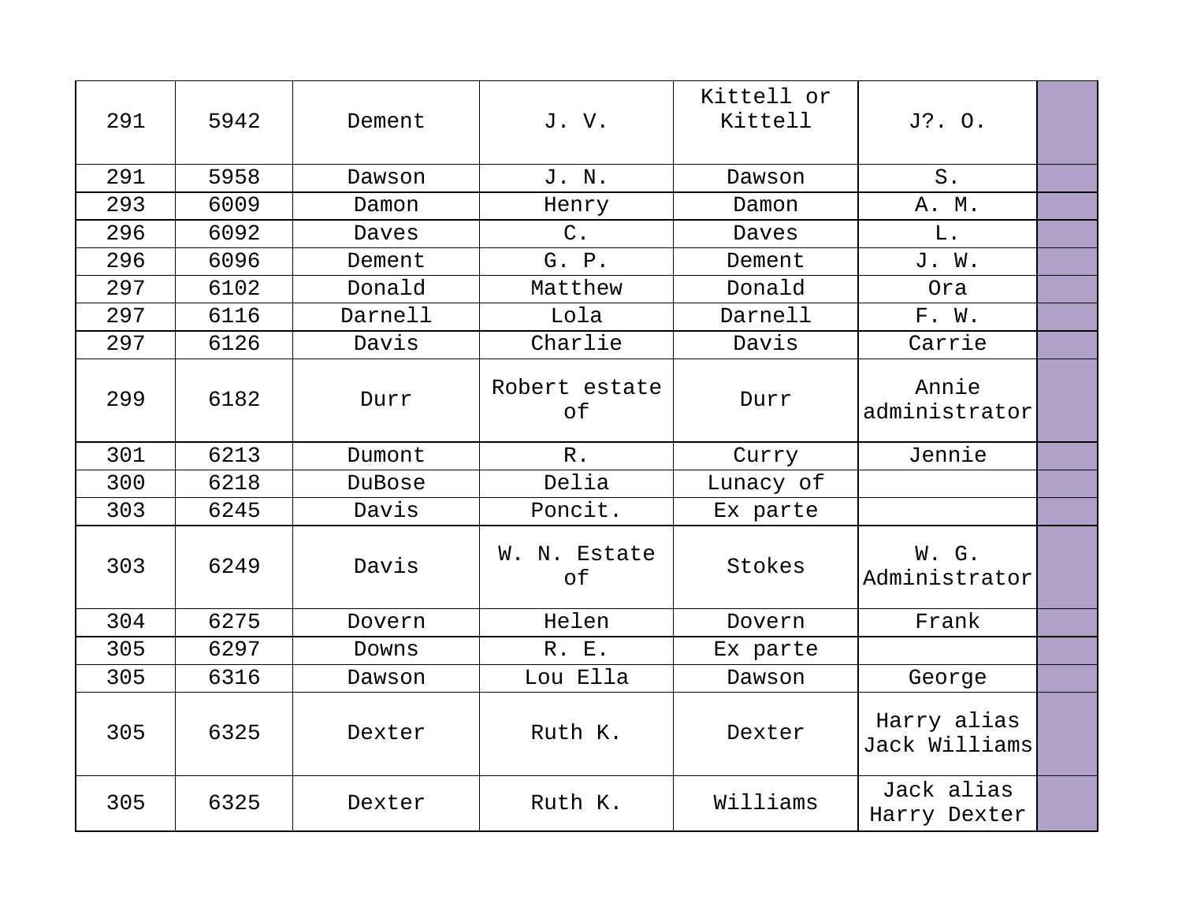| | | | | | | |
|---|---|---|---|---|---|---|
| 291 | 5942 | Dement | J. V. | Kittell or Kittell | J?. O. | |
| 291 | 5958 | Dawson | J. N. | Dawson | S. | |
| 293 | 6009 | Damon | Henry | Damon | A. M. | |
| 296 | 6092 | Daves | C. | Daves | L. | |
| 296 | 6096 | Dement | G. P. | Dement | J. W. | |
| 297 | 6102 | Donald | Matthew | Donald | Ora | |
| 297 | 6116 | Darnell | Lola | Darnell | F. W. | |
| 297 | 6126 | Davis | Charlie | Davis | Carrie | |
| 299 | 6182 | Durr | Robert estate of | Durr | Annie administrator | |
| 301 | 6213 | Dumont | R. | Curry | Jennie | |
| 300 | 6218 | DuBose | Delia | Lunacy of | | |
| 303 | 6245 | Davis | Poncit. | Ex parte | | |
| 303 | 6249 | Davis | W. N. Estate of | Stokes | W. G. Administrator | |
| 304 | 6275 | Dovern | Helen | Dovern | Frank | |
| 305 | 6297 | Downs | R. E. | Ex parte | | |
| 305 | 6316 | Dawson | Lou Ella | Dawson | George | |
| 305 | 6325 | Dexter | Ruth K. | Dexter | Harry alias Jack Williams | |
| 305 | 6325 | Dexter | Ruth K. | Williams | Jack alias Harry Dexter | |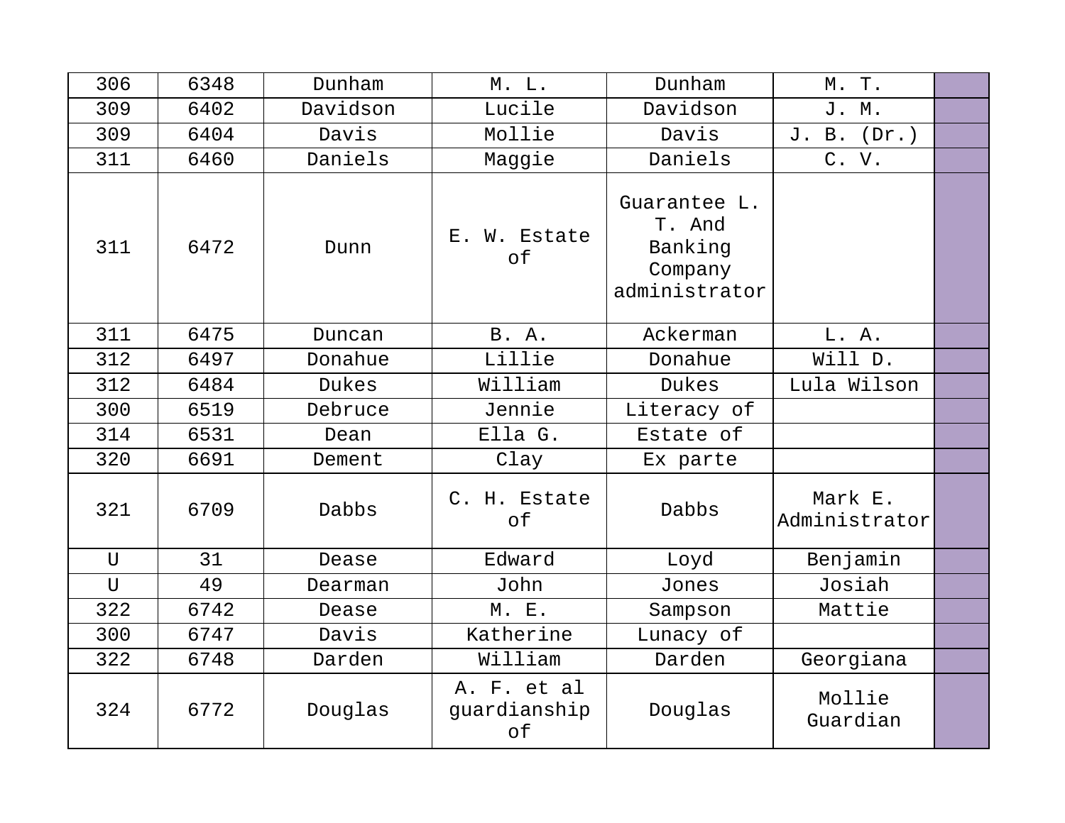| 306 | 6348 | Dunham | M. L. | Dunham | M. T. | |
|---|---|---|---|---|---|---|
| 309 | 6402 | Davidson | Lucile | Davidson | J. M. | |
| 309 | 6404 | Davis | Mollie | Davis | J. B. (Dr.) | |
| 311 | 6460 | Daniels | Maggie | Daniels | C. V. | |
| 311 | 6472 | Dunn | E. W. Estate of | Guarantee L. T. And Banking Company administrator | | |
| 311 | 6475 | Duncan | B. A. | Ackerman | L. A. | |
| 312 | 6497 | Donahue | Lillie | Donahue | Will D. | |
| 312 | 6484 | Dukes | William | Dukes | Lula Wilson | |
| 300 | 6519 | Debruce | Jennie | Literacy of | | |
| 314 | 6531 | Dean | Ella G. | Estate of | | |
| 320 | 6691 | Dement | Clay | Ex parte | | |
| 321 | 6709 | Dabbs | C. H. Estate of | Dabbs | Mark E. Administrator | |
| U | 31 | Dease | Edward | Loyd | Benjamin | |
| U | 49 | Dearman | John | Jones | Josiah | |
| 322 | 6742 | Dease | M. E. | Sampson | Mattie | |
| 300 | 6747 | Davis | Katherine | Lunacy of | | |
| 322 | 6748 | Darden | William | Darden | Georgiana | |
| 324 | 6772 | Douglas | A. F. et al guardianship of | Douglas | Mollie Guardian | |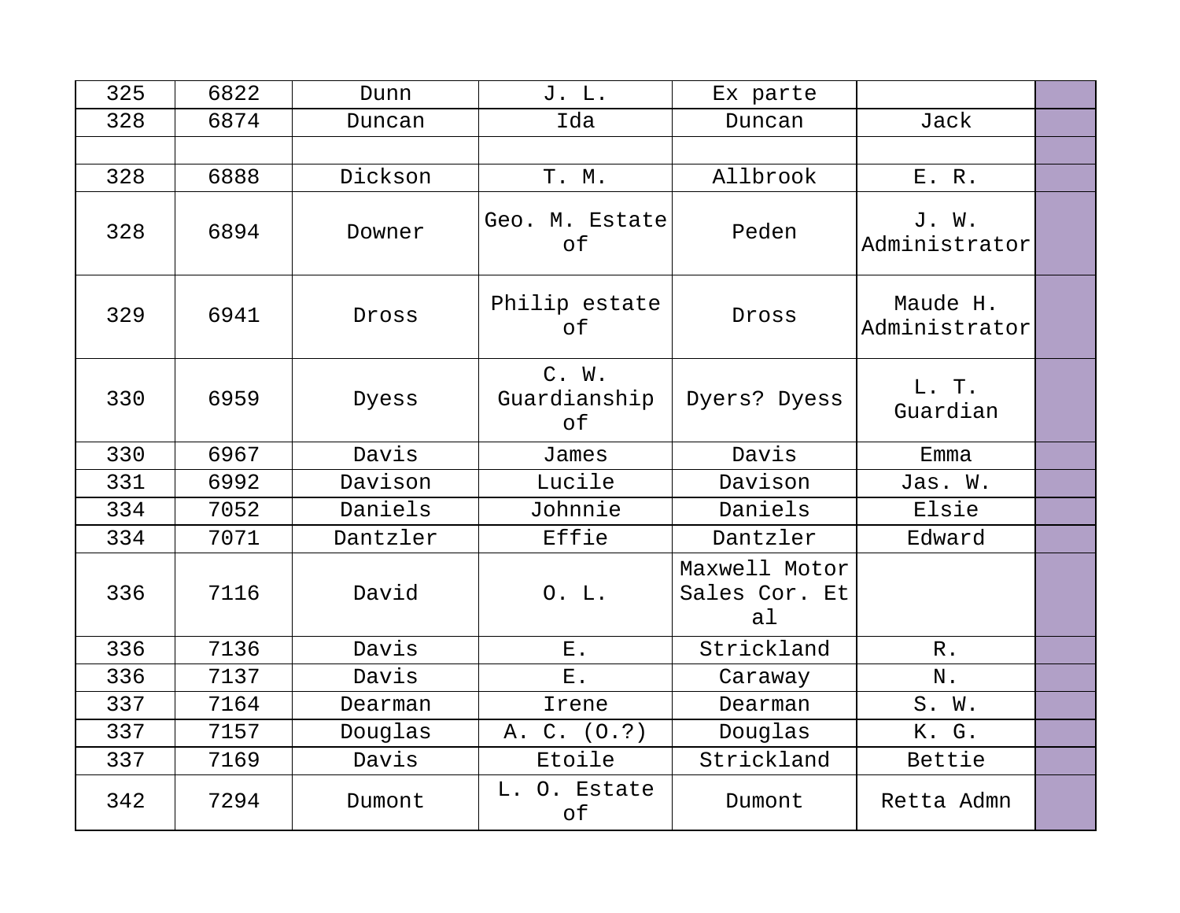| | | | | | | |
|---|---|---|---|---|---|---|
| 325 | 6822 | Dunn | J. L. | Ex parte | | |
| 328 | 6874 | Duncan | Ida | Duncan | Jack | |
| | | | | | | |
| 328 | 6888 | Dickson | T. M. | Allbrook | E. R. | |
| 328 | 6894 | Downer | Geo. M. Estate of | Peden | J. W. Administrator | |
| 329 | 6941 | Dross | Philip estate of | Dross | Maude H. Administrator | |
| 330 | 6959 | Dyess | C. W. Guardianship of | Dyers? Dyess | L. T. Guardian | |
| 330 | 6967 | Davis | James | Davis | Emma | |
| 331 | 6992 | Davison | Lucile | Davison | Jas. W. | |
| 334 | 7052 | Daniels | Johnnie | Daniels | Elsie | |
| 334 | 7071 | Dantzler | Effie | Dantzler | Edward | |
| 336 | 7116 | David | O. L. | Maxwell Motor Sales Cor. Et al | | |
| 336 | 7136 | Davis | E. | Strickland | R. | |
| 336 | 7137 | Davis | E. | Caraway | N. | |
| 337 | 7164 | Dearman | Irene | Dearman | S. W. | |
| 337 | 7157 | Douglas | A. C. (O.?) | Douglas | K. G. | |
| 337 | 7169 | Davis | Etoile | Strickland | Bettie | |
| 342 | 7294 | Dumont | L. O. Estate of | Dumont | Retta Admn | |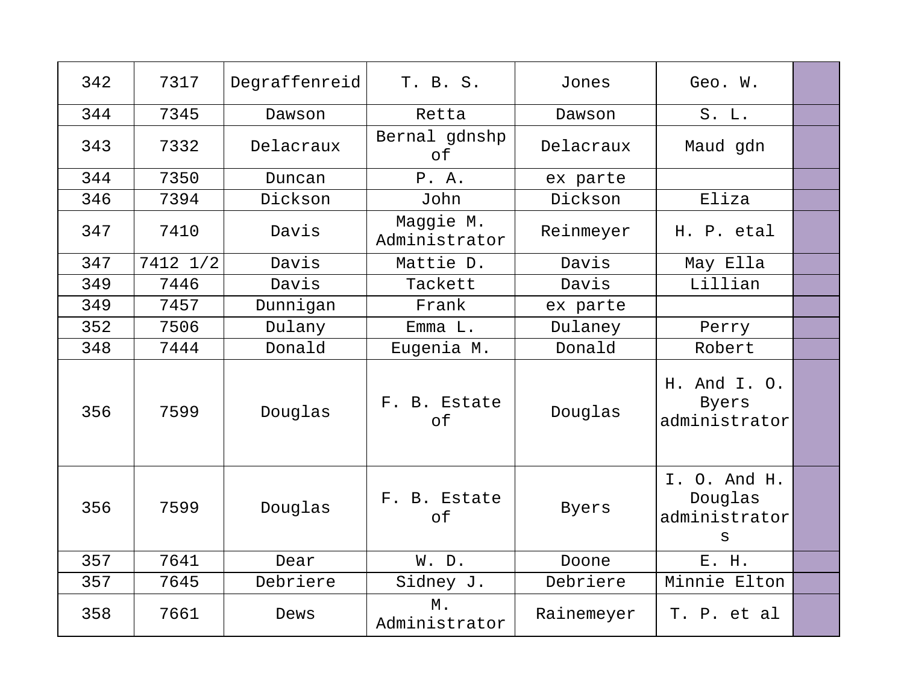| 342 | 7317 | Degraffenreid | T. B. S. | Jones | Geo. W. | |
|---|---|---|---|---|---|---|
| 344 | 7345 | Dawson | Retta | Dawson | S. L. | |
| 343 | 7332 | Delacraux | Bernal gdnshp of | Delacraux | Maud gdn | |
| 344 | 7350 | Duncan | P. A. | ex parte | | |
| 346 | 7394 | Dickson | John | Dickson | Eliza | |
| 347 | 7410 | Davis | Maggie M. Administrator | Reinmeyer | H. P. etal | |
| 347 | 7412 1/2 | Davis | Mattie D. | Davis | May Ella | |
| 349 | 7446 | Davis | Tackett | Davis | Lillian | |
| 349 | 7457 | Dunnigan | Frank | ex parte | | |
| 352 | 7506 | Dulany | Emma L. | Dulaney | Perry | |
| 348 | 7444 | Donald | Eugenia M. | Donald | Robert | |
| 356 | 7599 | Douglas | F. B. Estate of | Douglas | H. And I. O. Byers administrator | |
| 356 | 7599 | Douglas | F. B. Estate of | Byers | I. O. And H. Douglas administrators | |
| 357 | 7641 | Dear | W. D. | Doone | E. H. | |
| 357 | 7645 | Debriere | Sidney J. | Debriere | Minnie Elton | |
| 358 | 7661 | Dews | M. Administrator | Rainemeyer | T. P. et al | |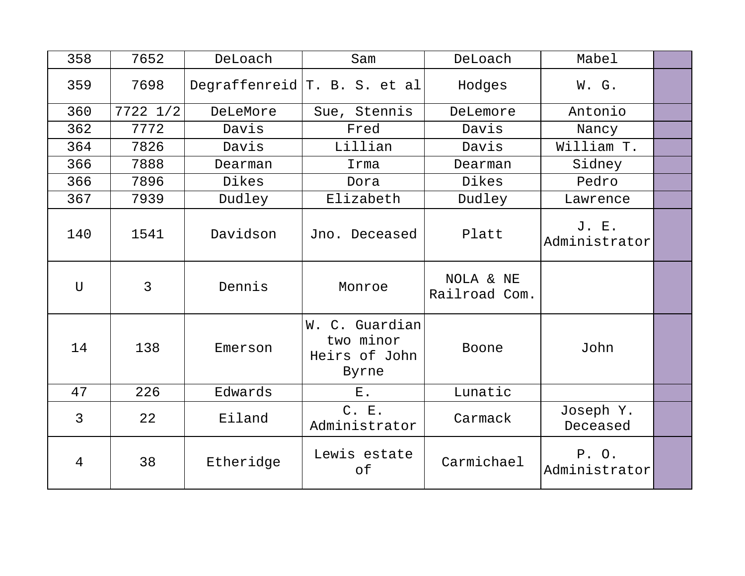| 358 | 7652 | DeLoach | Sam | DeLoach | Mabel | |
|---|---|---|---|---|---|---|
| 359 | 7698 | Degraffenreid | T. B. S. et al | Hodges | W. G. | |
| 360 | 7722 1/2 | DeLeMore | Sue, Stennis | DeLemore | Antonio | |
| 362 | 7772 | Davis | Fred | Davis | Nancy | |
| 364 | 7826 | Davis | Lillian | Davis | William T. | |
| 366 | 7888 | Dearman | Irma | Dearman | Sidney | |
| 366 | 7896 | Dikes | Dora | Dikes | Pedro | |
| 367 | 7939 | Dudley | Elizabeth | Dudley | Lawrence | |
| 140 | 1541 | Davidson | Jno. Deceased | Platt | J. E. Administrator | |
| U | 3 | Dennis | Monroe | NOLA & NE Railroad Com. | | |
| 14 | 138 | Emerson | W. C. Guardian two minor Heirs of John Byrne | Boone | John | |
| 47 | 226 | Edwards | E. | Lunatic | | |
| 3 | 22 | Eiland | C. E. Administrator | Carmack | Joseph Y. Deceased | |
| 4 | 38 | Etheridge | Lewis estate of | Carmichael | P. O. Administrator | |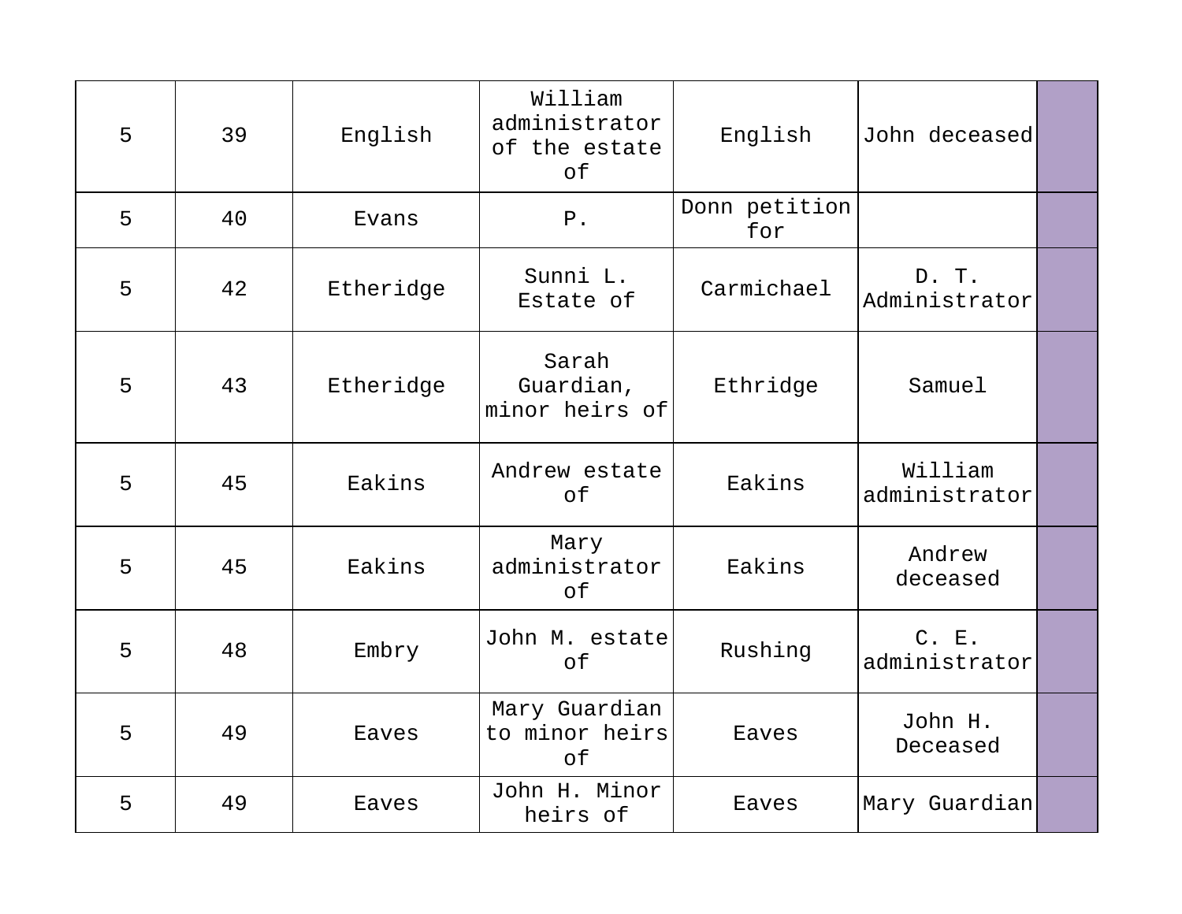| | | | | | | |
|---|---|---|---|---|---|---|
| 5 | 39 | English | William administrator of the estate of | English | John deceased | |
| 5 | 40 | Evans | P. | Donn petition for | | |
| 5 | 42 | Etheridge | Sunni L. Estate of | Carmichael | D. T. Administrator | |
| 5 | 43 | Etheridge | Sarah Guardian, minor heirs of | Ethridge | Samuel | |
| 5 | 45 | Eakins | Andrew estate of | Eakins | William administrator | |
| 5 | 45 | Eakins | Mary administrator of | Eakins | Andrew deceased | |
| 5 | 48 | Embry | John M. estate of | Rushing | C. E. administrator | |
| 5 | 49 | Eaves | Mary Guardian to minor heirs of | Eaves | John H. Deceased | |
| 5 | 49 | Eaves | John H. Minor heirs of | Eaves | Mary Guardian | |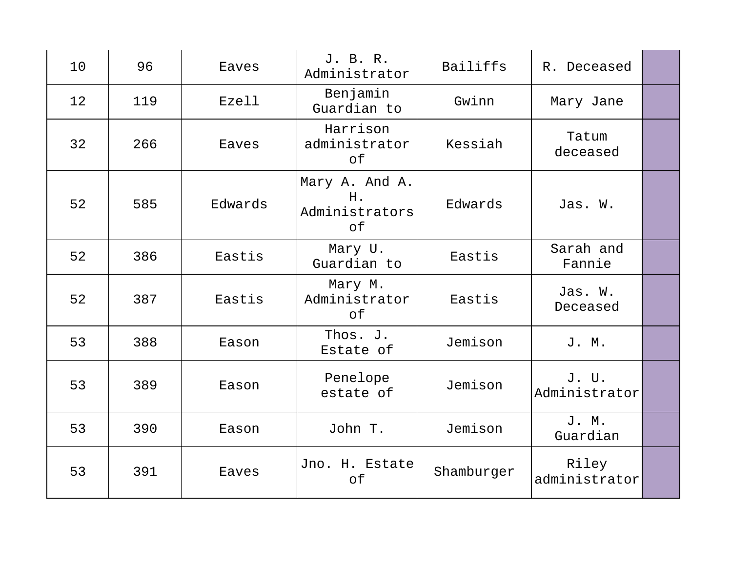| 10 | 96 | Eaves | J. B. R. Administrator | Bailiffs | R. Deceased | |
|---|---|---|---|---|---|---|
| 12 | 119 | Ezell | Benjamin Guardian to | Gwinn | Mary Jane | |
| 32 | 266 | Eaves | Harrison administrator of | Kessiah | Tatum deceased | |
| 52 | 585 | Edwards | Mary A. And A. H. Administrators of | Edwards | Jas. W. | |
| 52 | 386 | Eastis | Mary U. Guardian to | Eastis | Sarah and Fannie | |
| 52 | 387 | Eastis | Mary M. Administrator of | Eastis | Jas. W. Deceased | |
| 53 | 388 | Eason | Thos. J. Estate of | Jemison | J. M. | |
| 53 | 389 | Eason | Penelope estate of | Jemison | J. U. Administrator | |
| 53 | 390 | Eason | John T. | Jemison | J. M. Guardian | |
| 53 | 391 | Eaves | Jno. H. Estate of | Shamburger | Riley administrator | |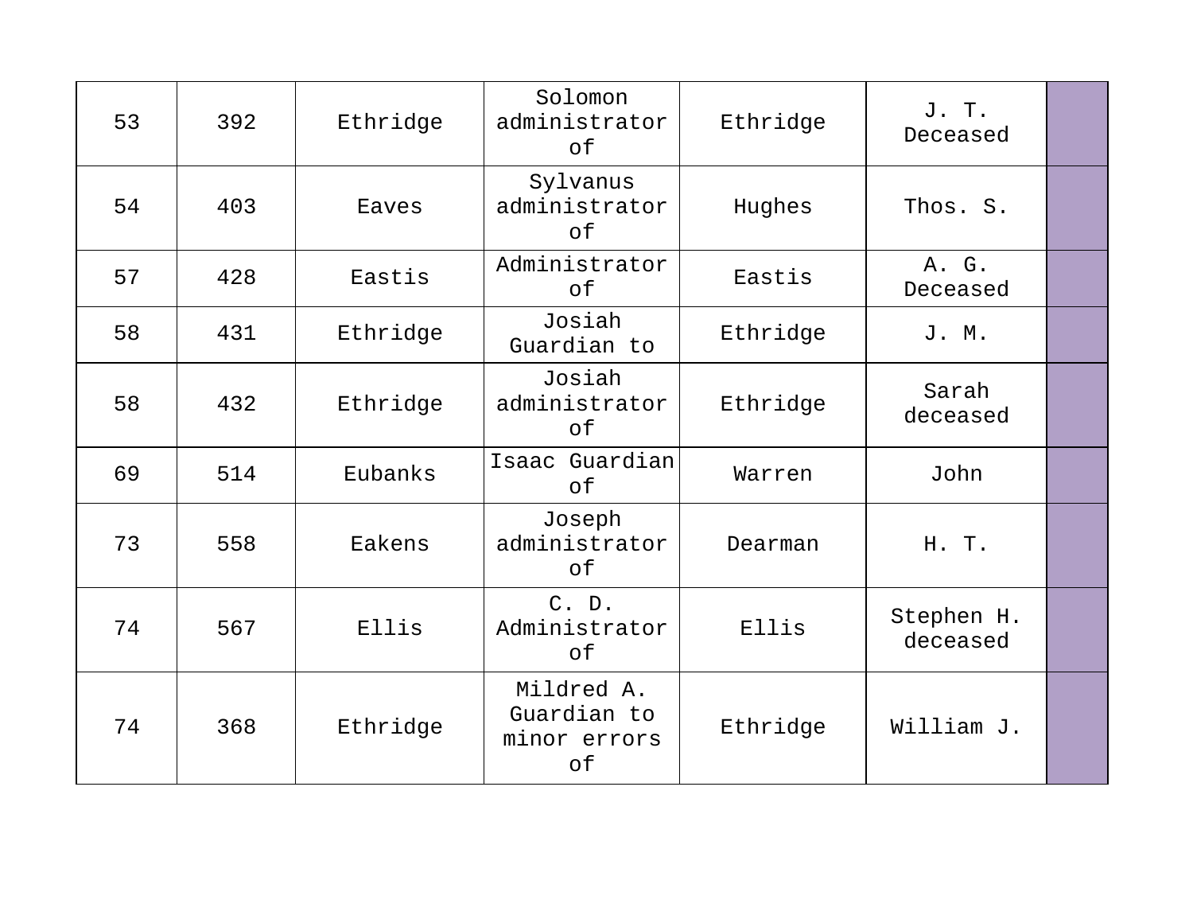| 53 | 392 | Ethridge | Solomon administrator of | Ethridge | J. T. Deceased | |
|---|---|---|---|---|---|---|
| 54 | 403 | Eaves | Sylvanus administrator of | Hughes | Thos. S. | |
| 57 | 428 | Eastis | Administrator of | Eastis | A. G. Deceased | |
| 58 | 431 | Ethridge | Josiah Guardian to | Ethridge | J. M. | |
| 58 | 432 | Ethridge | Josiah administrator of | Ethridge | Sarah deceased | |
| 69 | 514 | Eubanks | Isaac Guardian of | Warren | John | |
| 73 | 558 | Eakens | Joseph administrator of | Dearman | H. T. | |
| 74 | 567 | Ellis | C. D. Administrator of | Ellis | Stephen H. deceased | |
| 74 | 368 | Ethridge | Mildred A. Guardian to minor errors of | Ethridge | William J. | |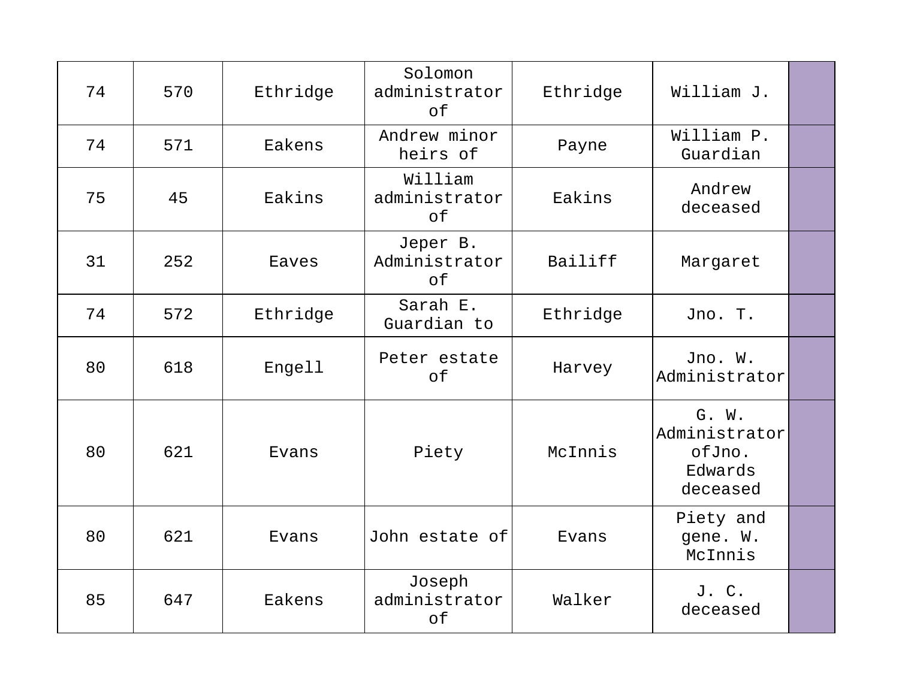| | | | | | | |
|---|---|---|---|---|---|---|
| 74 | 570 | Ethridge | Solomon administrator of | Ethridge | William J. | |
| 74 | 571 | Eakens | Andrew minor heirs of | Payne | William P. Guardian | |
| 75 | 45 | Eakins | William administrator of | Eakins | Andrew deceased | |
| 31 | 252 | Eaves | Jeper B. Administrator of | Bailiff | Margaret | |
| 74 | 572 | Ethridge | Sarah E. Guardian to | Ethridge | Jno. T. | |
| 80 | 618 | Engell | Peter estate of | Harvey | Jno. W. Administrator | |
| 80 | 621 | Evans | Piety | McInnis | G. W. Administrator ofJno. Edwards deceased | |
| 80 | 621 | Evans | John estate of | Evans | Piety and gene. W. McInnis | |
| 85 | 647 | Eakens | Joseph administrator of | Walker | J. C. deceased | |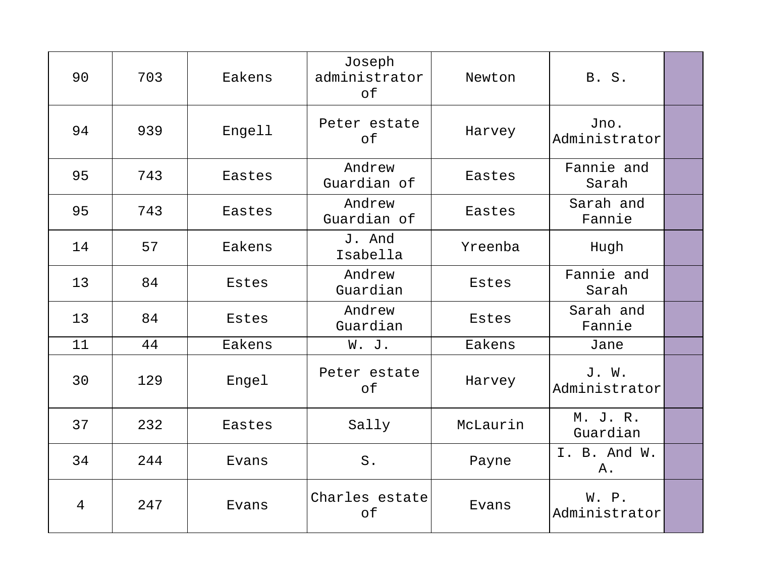| 90 | 703 | Eakens | Joseph administrator of | Newton | B. S. | |
|---|---|---|---|---|---|---|
| 94 | 939 | Engell | Peter estate of | Harvey | Jno. Administrator | |
| 95 | 743 | Eastes | Andrew Guardian of | Eastes | Fannie and Sarah | |
| 95 | 743 | Eastes | Andrew Guardian of | Eastes | Sarah and Fannie | |
| 14 | 57 | Eakens | J. And Isabella | Yreenba | Hugh | |
| 13 | 84 | Estes | Andrew Guardian | Estes | Fannie and Sarah | |
| 13 | 84 | Estes | Andrew Guardian | Estes | Sarah and Fannie | |
| 11 | 44 | Eakens | W. J. | Eakens | Jane | |
| 30 | 129 | Engel | Peter estate of | Harvey | J. W. Administrator | |
| 37 | 232 | Eastes | Sally | McLaurin | M. J. R. Guardian | |
| 34 | 244 | Evans | S. | Payne | I. B. And W. A. | |
| 4 | 247 | Evans | Charles estate of | Evans | W. P. Administrator | |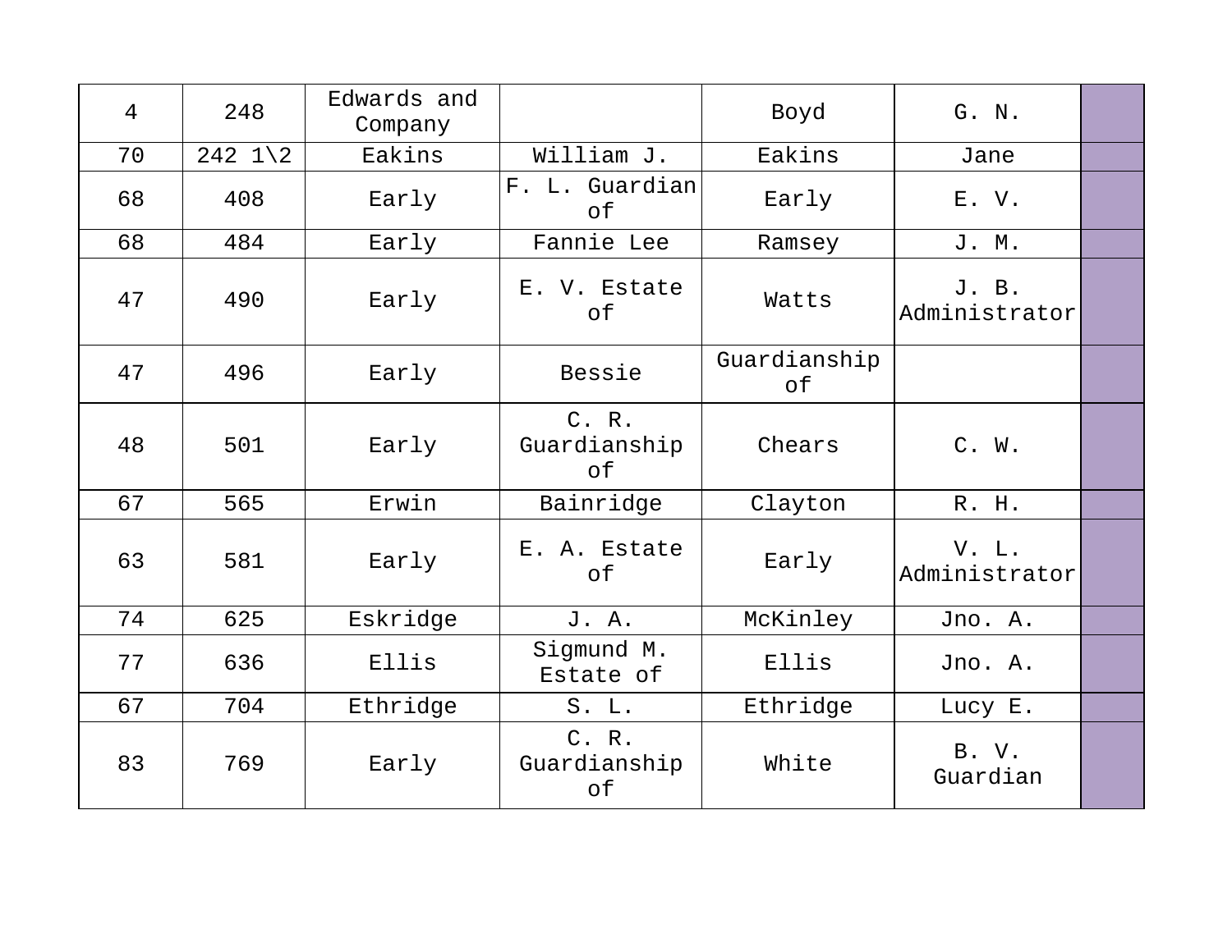| 4 | 248 | Edwards and Company | | Boyd | G. N. | |
|---|---|---|---|---|---|---|
| 70 | 242 1\2 | Eakins | William J. | Eakins | Jane | |
| 68 | 408 | Early | F. L. Guardian of | Early | E. V. | |
| 68 | 484 | Early | Fannie Lee | Ramsey | J. M. | |
| 47 | 490 | Early | E. V. Estate of | Watts | J. B. Administrator | |
| 47 | 496 | Early | Bessie | Guardianship of | | |
| 48 | 501 | Early | C. R. Guardianship of | Chears | C. W. | |
| 67 | 565 | Erwin | Bainridge | Clayton | R. H. | |
| 63 | 581 | Early | E. A. Estate of | Early | V. L. Administrator | |
| 74 | 625 | Eskridge | J. A. | McKinley | Jno. A. | |
| 77 | 636 | Ellis | Sigmund M. Estate of | Ellis | Jno. A. | |
| 67 | 704 | Ethridge | S. L. | Ethridge | Lucy E. | |
| 83 | 769 | Early | C. R. Guardianship of | White | B. V. Guardian | |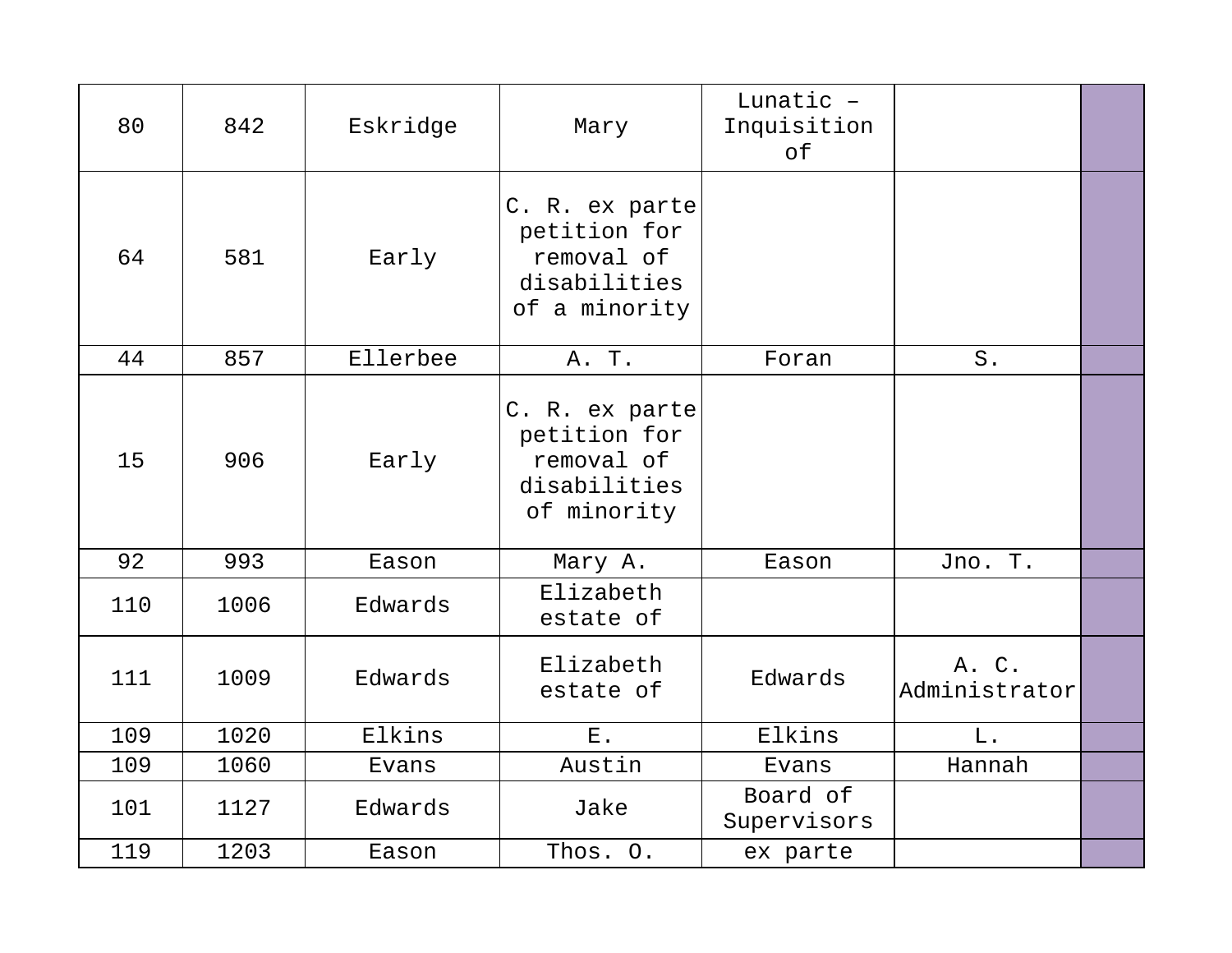| | | | | | | |
|---|---|---|---|---|---|---|
| 80 | 842 | Eskridge | Mary | Lunatic – Inquisition of | | |
| 64 | 581 | Early | C. R. ex parte petition for removal of disabilities of a minority | | | |
| 44 | 857 | Ellerbee | A. T. | Foran | S. | |
| 15 | 906 | Early | C. R. ex parte petition for removal of disabilities of minority | | | |
| 92 | 993 | Eason | Mary A. | Eason | Jno. T. | |
| 110 | 1006 | Edwards | Elizabeth estate of | | | |
| 111 | 1009 | Edwards | Elizabeth estate of | Edwards | A. C. Administrator | |
| 109 | 1020 | Elkins | E. | Elkins | L. | |
| 109 | 1060 | Evans | Austin | Evans | Hannah | |
| 101 | 1127 | Edwards | Jake | Board of Supervisors | | |
| 119 | 1203 | Eason | Thos. O. | ex parte | | |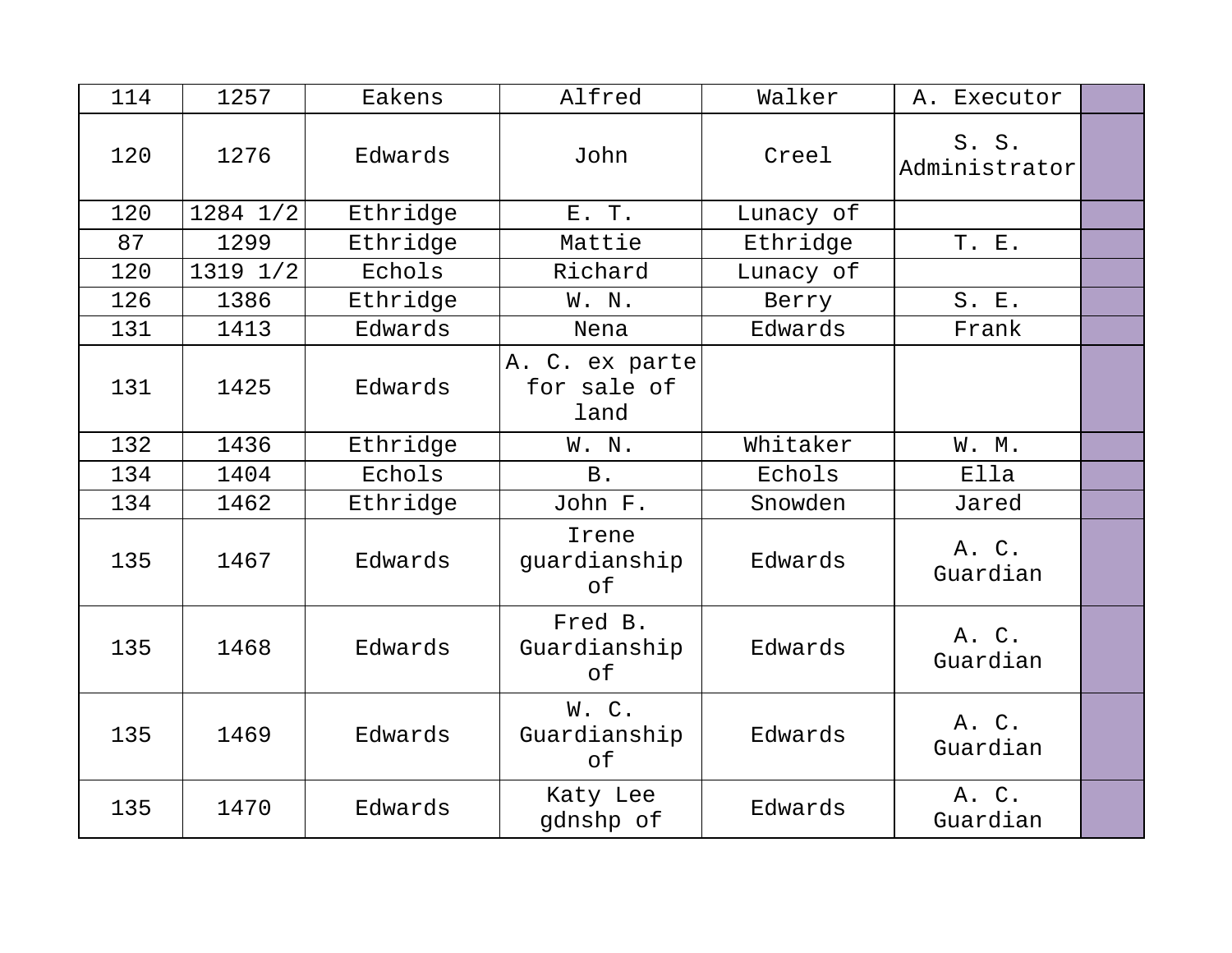| 114 | 1257 | Eakens | Alfred | Walker | A. Executor | |
|---|---|---|---|---|---|---|
| 120 | 1276 | Edwards | John | Creel | S. S. Administrator | |
| 120 | 1284 1/2 | Ethridge | E. T. | Lunacy of | | |
| 87 | 1299 | Ethridge | Mattie | Ethridge | T. E. | |
| 120 | 1319 1/2 | Echols | Richard | Lunacy of | | |
| 126 | 1386 | Ethridge | W. N. | Berry | S. E. | |
| 131 | 1413 | Edwards | Nena | Edwards | Frank | |
| 131 | 1425 | Edwards | A. C. ex parte for sale of land | | | |
| 132 | 1436 | Ethridge | W. N. | Whitaker | W. M. | |
| 134 | 1404 | Echols | B. | Echols | Ella | |
| 134 | 1462 | Ethridge | John F. | Snowden | Jared | |
| 135 | 1467 | Edwards | Irene guardianship of | Edwards | A. C. Guardian | |
| 135 | 1468 | Edwards | Fred B. Guardianship of | Edwards | A. C. Guardian | |
| 135 | 1469 | Edwards | W. C. Guardianship of | Edwards | A. C. Guardian | |
| 135 | 1470 | Edwards | Katy Lee gdnshp of | Edwards | A. C. Guardian | |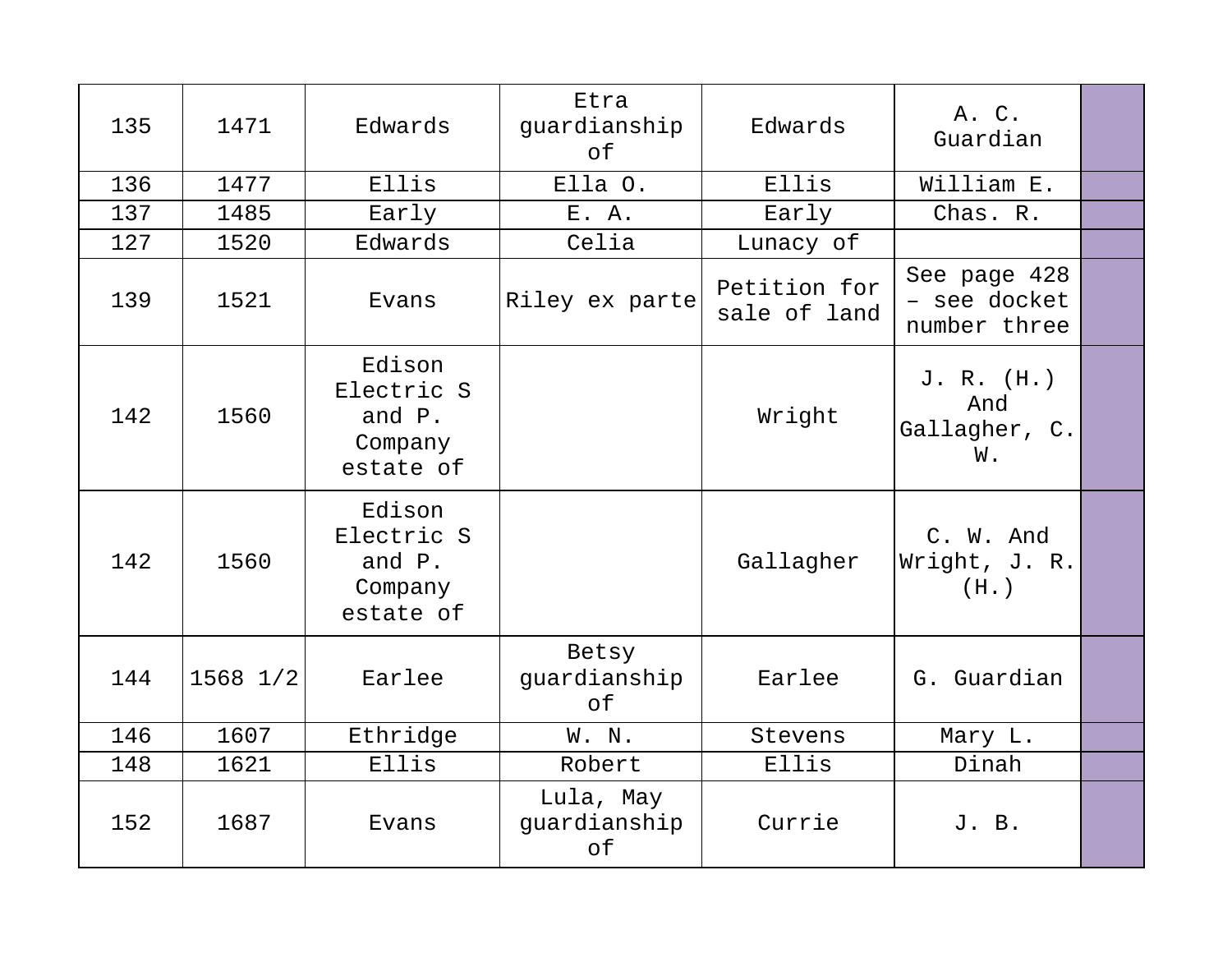| 135 | 1471 | Edwards | Etra guardianship of | Edwards | A. C. Guardian | |
|---|---|---|---|---|---|---|
| 136 | 1477 | Ellis | Ella O. | Ellis | William E. | |
| 137 | 1485 | Early | E. A. | Early | Chas. R. | |
| 127 | 1520 | Edwards | Celia | Lunacy of | | |
| 139 | 1521 | Evans | Riley ex parte | Petition for sale of land | See page 428 – see docket number three | |
| 142 | 1560 | Edison Electric S and P. Company estate of | | Wright | J. R. (H.) And Gallagher, C. W. | |
| 142 | 1560 | Edison Electric S and P. Company estate of | | Gallagher | C. W. And Wright, J. R. (H.) | |
| 144 | 1568 1/2 | Earlee | Betsy guardianship of | Earlee | G. Guardian | |
| 146 | 1607 | Ethridge | W. N. | Stevens | Mary L. | |
| 148 | 1621 | Ellis | Robert | Ellis | Dinah | |
| 152 | 1687 | Evans | Lula, May guardianship of | Currie | J. B. | |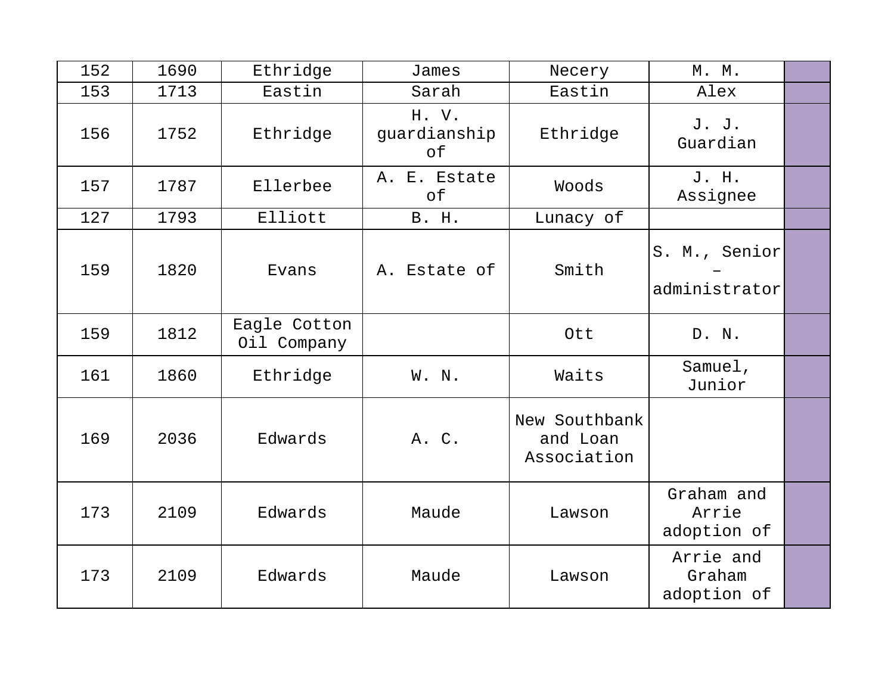| | | | | | | |
|---|---|---|---|---|---|---|
| 152 | 1690 | Ethridge | James | Necery | M. M. | |
| 153 | 1713 | Eastin | Sarah | Eastin | Alex | |
| 156 | 1752 | Ethridge | H. V. guardianship of | Ethridge | J. J. Guardian | |
| 157 | 1787 | Ellerbee | A. E. Estate of | Woods | J. H. Assignee | |
| 127 | 1793 | Elliott | B. H. | Lunacy of | | |
| 159 | 1820 | Evans | A. Estate of | Smith | S. M., Senior – administrator | |
| 159 | 1812 | Eagle Cotton Oil Company | | Ott | D. N. | |
| 161 | 1860 | Ethridge | W. N. | Waits | Samuel, Junior | |
| 169 | 2036 | Edwards | A. C. | New Southbank and Loan Association | | |
| 173 | 2109 | Edwards | Maude | Lawson | Graham and Arrie adoption of | |
| 173 | 2109 | Edwards | Maude | Lawson | Arrie and Graham adoption of | |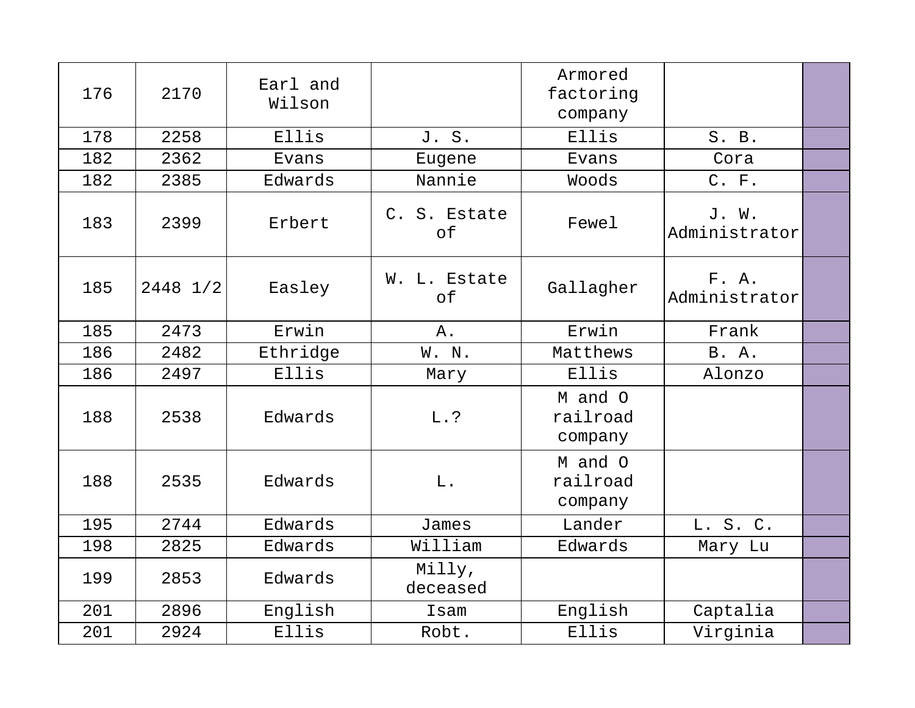| | | | | | | |
|---|---|---|---|---|---|---|
| 176 | 2170 | Earl and Wilson | | Armored factoring company | | |
| 178 | 2258 | Ellis | J. S. | Ellis | S. B. | |
| 182 | 2362 | Evans | Eugene | Evans | Cora | |
| 182 | 2385 | Edwards | Nannie | Woods | C. F. | |
| 183 | 2399 | Erbert | C. S. Estate of | Fewel | J. W. Administrator | |
| 185 | 2448 1/2 | Easley | W. L. Estate of | Gallagher | F. A. Administrator | |
| 185 | 2473 | Erwin | A. | Erwin | Frank | |
| 186 | 2482 | Ethridge | W. N. | Matthews | B. A. | |
| 186 | 2497 | Ellis | Mary | Ellis | Alonzo | |
| 188 | 2538 | Edwards | L.? | M and O railroad company | | |
| 188 | 2535 | Edwards | L. | M and O railroad company | | |
| 195 | 2744 | Edwards | James | Lander | L. S. C. | |
| 198 | 2825 | Edwards | William | Edwards | Mary Lu | |
| 199 | 2853 | Edwards | Milly, deceased | | | |
| 201 | 2896 | English | Isam | English | Captalia | |
| 201 | 2924 | Ellis | Robt. | Ellis | Virginia | |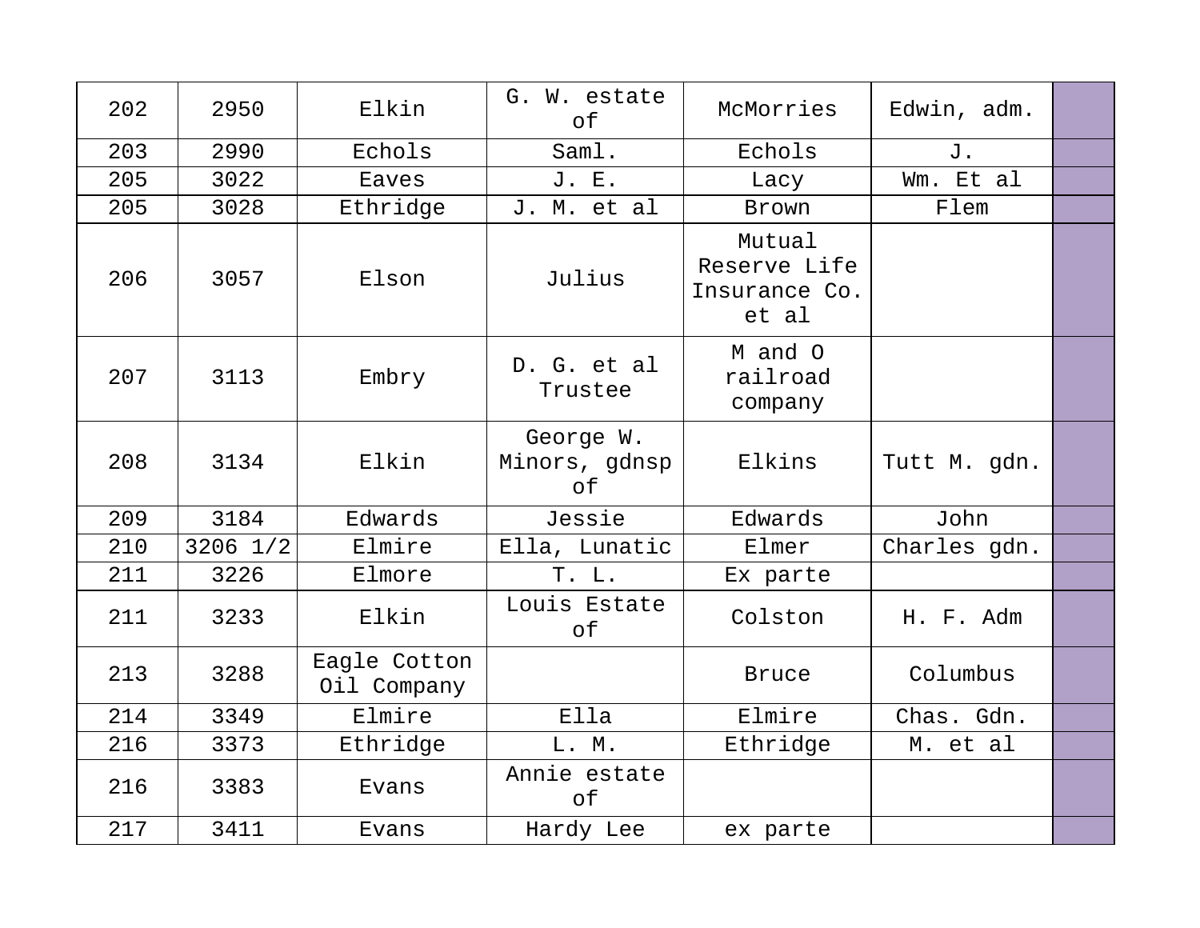| 202 | 2950 | Elkin | G. W. estate of | McMorries | Edwin, adm. | |
|---|---|---|---|---|---|---|
| 203 | 2990 | Echols | Saml. | Echols | J. | |
| 205 | 3022 | Eaves | J. E. | Lacy | Wm. Et al | |
| 205 | 3028 | Ethridge | J. M. et al | Brown | Flem | |
| 206 | 3057 | Elson | Julius | Mutual Reserve Life Insurance Co. et al | | |
| 207 | 3113 | Embry | D. G. et al Trustee | M and O railroad company | | |
| 208 | 3134 | Elkin | George W. Minors, gdnsp of | Elkins | Tutt M. gdn. | |
| 209 | 3184 | Edwards | Jessie | Edwards | John | |
| 210 | 3206 1/2 | Elmire | Ella, Lunatic | Elmer | Charles gdn. | |
| 211 | 3226 | Elmore | T. L. | Ex parte | | |
| 211 | 3233 | Elkin | Louis Estate of | Colston | H. F. Adm | |
| 213 | 3288 | Eagle Cotton Oil Company | | Bruce | Columbus | |
| 214 | 3349 | Elmire | Ella | Elmire | Chas. Gdn. | |
| 216 | 3373 | Ethridge | L. M. | Ethridge | M. et al | |
| 216 | 3383 | Evans | Annie estate of | | | |
| 217 | 3411 | Evans | Hardy Lee | ex parte | | |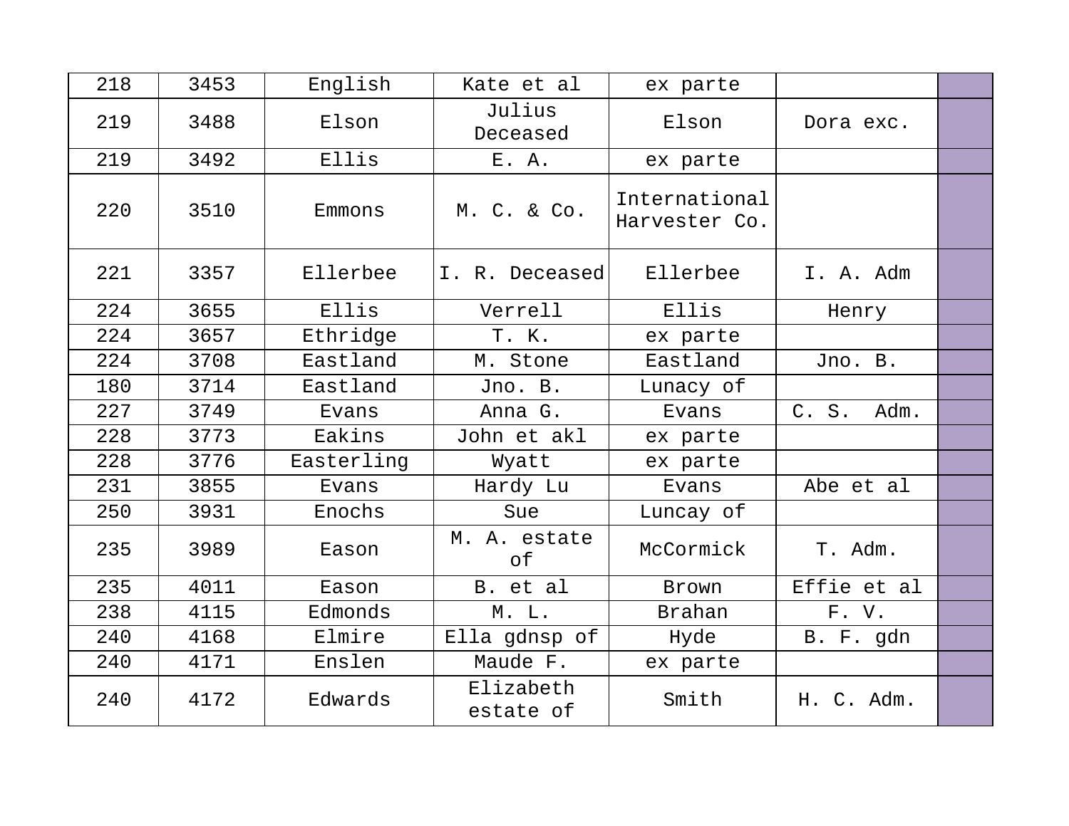| | | | | | | |
|---|---|---|---|---|---|---|
| 218 | 3453 | English | Kate et al | ex parte | | |
| 219 | 3488 | Elson | Julius Deceased | Elson | Dora exc. | |
| 219 | 3492 | Ellis | E. A. | ex parte | | |
| 220 | 3510 | Emmons | M. C. & Co. | International Harvester Co. | | |
| 221 | 3357 | Ellerbee | I. R. Deceased | Ellerbee | I. A. Adm | |
| 224 | 3655 | Ellis | Verrell | Ellis | Henry | |
| 224 | 3657 | Ethridge | T. K. | ex parte | | |
| 224 | 3708 | Eastland | M. Stone | Eastland | Jno. B. | |
| 180 | 3714 | Eastland | Jno. B. | Lunacy of | | |
| 227 | 3749 | Evans | Anna G. | Evans | C. S. Adm. | |
| 228 | 3773 | Eakins | John et akl | ex parte | | |
| 228 | 3776 | Easterling | Wyatt | ex parte | | |
| 231 | 3855 | Evans | Hardy Lu | Evans | Abe et al | |
| 250 | 3931 | Enochs | Sue | Luncay of | | |
| 235 | 3989 | Eason | M. A. estate of | McCormick | T. Adm. | |
| 235 | 4011 | Eason | B. et al | Brown | Effie et al | |
| 238 | 4115 | Edmonds | M. L. | Brahan | F. V. | |
| 240 | 4168 | Elmire | Ella gdnsp of | Hyde | B. F. gdn | |
| 240 | 4171 | Enslen | Maude F. | ex parte | | |
| 240 | 4172 | Edwards | Elizabeth estate of | Smith | H. C. Adm. | |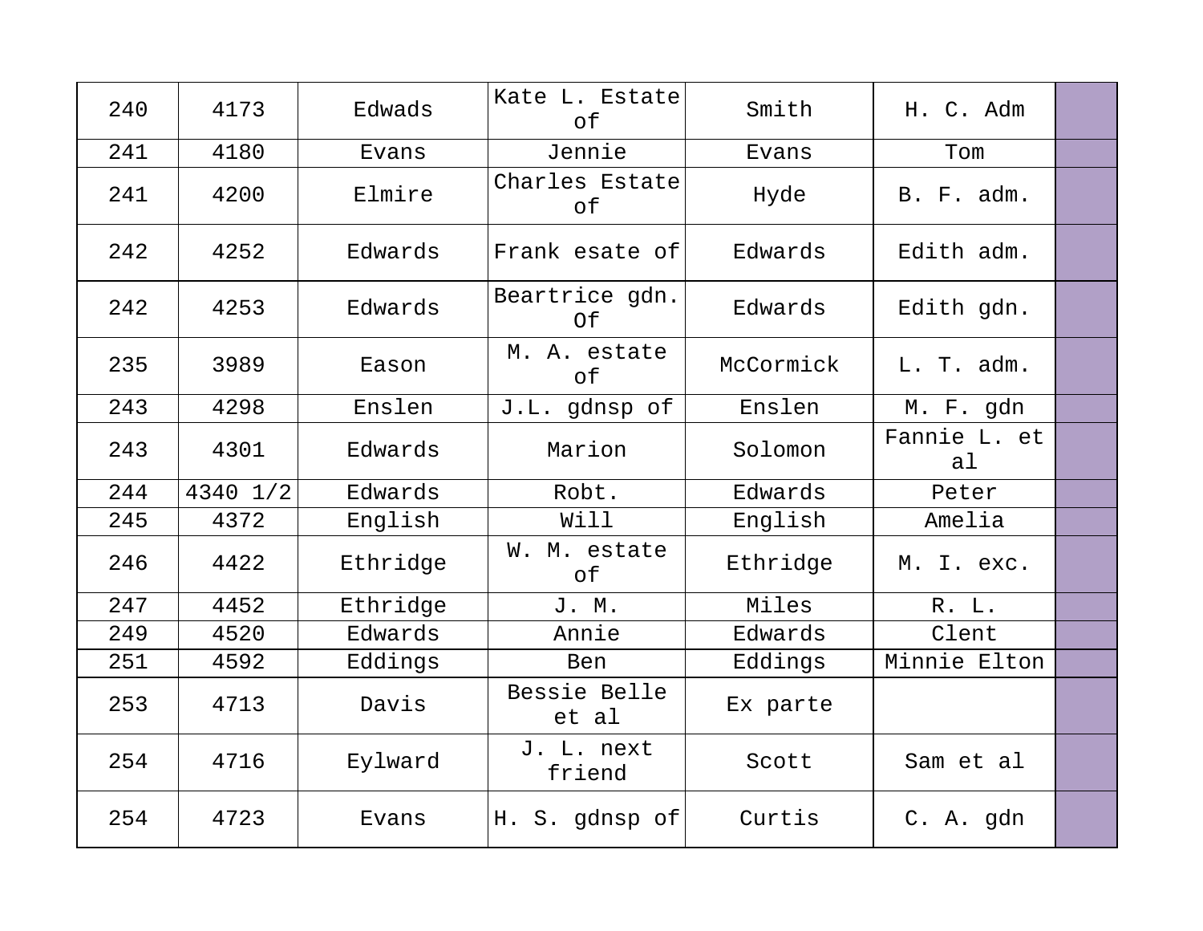| 240 | 4173 | Edwads | Kate L. Estate of | Smith | H. C. Adm | |
|---|---|---|---|---|---|---|
| 241 | 4180 | Evans | Jennie | Evans | Tom | |
| 241 | 4200 | Elmire | Charles Estate of | Hyde | B. F. adm. | |
| 242 | 4252 | Edwards | Frank esate of | Edwards | Edith adm. | |
| 242 | 4253 | Edwards | Beartrice gdn. Of | Edwards | Edith gdn. | |
| 235 | 3989 | Eason | M. A. estate of | McCormick | L. T. adm. | |
| 243 | 4298 | Enslen | J.L. gdnsp of | Enslen | M. F. gdn | |
| 243 | 4301 | Edwards | Marion | Solomon | Fannie L. et al | |
| 244 | 4340 1/2 | Edwards | Robt. | Edwards | Peter | |
| 245 | 4372 | English | Will | English | Amelia | |
| 246 | 4422 | Ethridge | W. M. estate of | Ethridge | M. I. exc. | |
| 247 | 4452 | Ethridge | J. M. | Miles | R. L. | |
| 249 | 4520 | Edwards | Annie | Edwards | Clent | |
| 251 | 4592 | Eddings | Ben | Eddings | Minnie Elton | |
| 253 | 4713 | Davis | Bessie Belle et al | Ex parte | | |
| 254 | 4716 | Eylward | J. L. next friend | Scott | Sam et al | |
| 254 | 4723 | Evans | H. S. gdnsp of | Curtis | C. A. gdn | |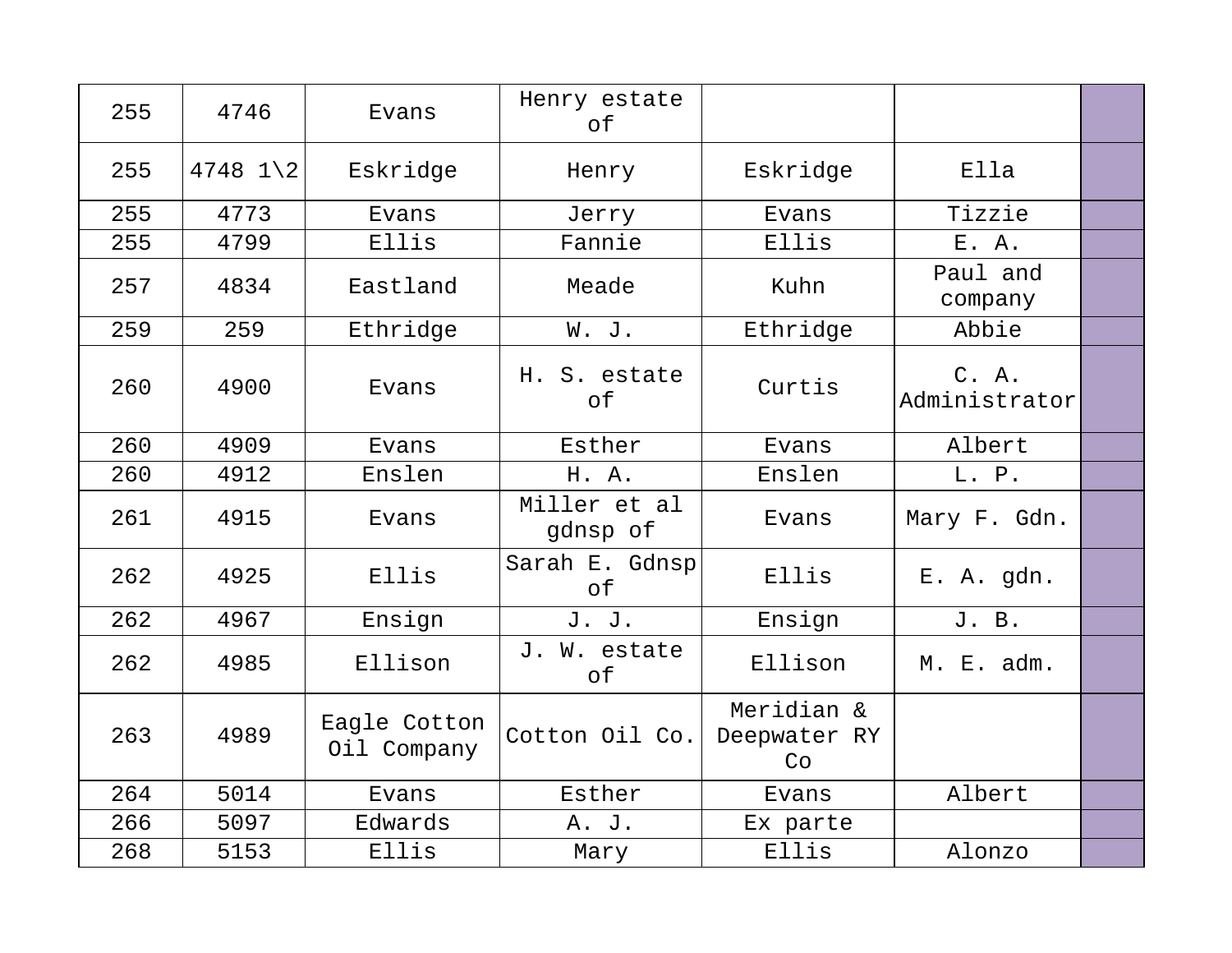| | | | | | | |
|---|---|---|---|---|---|---|
| 255 | 4746 | Evans | Henry estate of | | | |
| 255 | 4748 1\2 | Eskridge | Henry | Eskridge | Ella | |
| 255 | 4773 | Evans | Jerry | Evans | Tizzie | |
| 255 | 4799 | Ellis | Fannie | Ellis | E. A. | |
| 257 | 4834 | Eastland | Meade | Kuhn | Paul and company | |
| 259 | 259 | Ethridge | W. J. | Ethridge | Abbie | |
| 260 | 4900 | Evans | H. S. estate of | Curtis | C. A. Administrator | |
| 260 | 4909 | Evans | Esther | Evans | Albert | |
| 260 | 4912 | Enslen | H. A. | Enslen | L. P. | |
| 261 | 4915 | Evans | Miller et al gdnsp of | Evans | Mary F. Gdn. | |
| 262 | 4925 | Ellis | Sarah E. Gdnsp of | Ellis | E. A. gdn. | |
| 262 | 4967 | Ensign | J. J. | Ensign | J. B. | |
| 262 | 4985 | Ellison | J. W. estate of | Ellison | M. E. adm. | |
| 263 | 4989 | Eagle Cotton Oil Company | Cotton Oil Co. | Meridian & Deepwater RY Co | | |
| 264 | 5014 | Evans | Esther | Evans | Albert | |
| 266 | 5097 | Edwards | A. J. | Ex parte | | |
| 268 | 5153 | Ellis | Mary | Ellis | Alonzo | |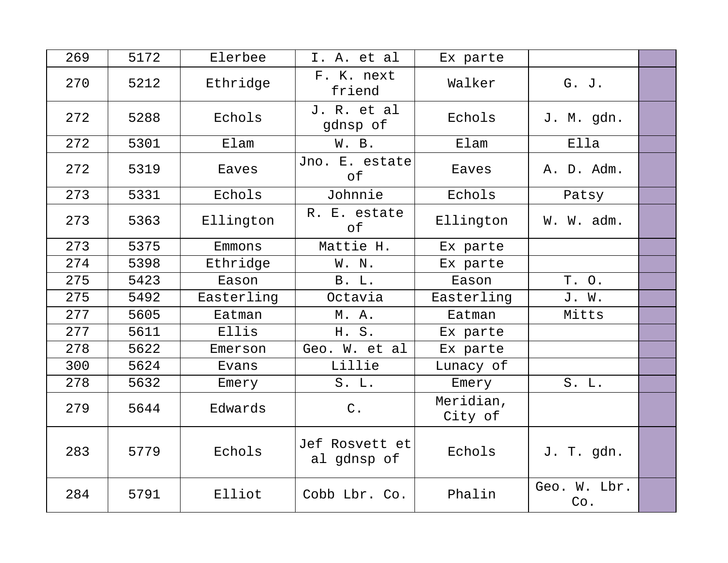| 269 | 5172 | Elerbee | I. A. et al | Ex parte | | |
|---|---|---|---|---|---|---|
| 270 | 5212 | Ethridge | F. K. next friend | Walker | G. J. | |
| 272 | 5288 | Echols | J. R. et al gdnsp of | Echols | J. M. gdn. | |
| 272 | 5301 | Elam | W. B. | Elam | Ella | |
| 272 | 5319 | Eaves | Jno. E. estate of | Eaves | A. D. Adm. | |
| 273 | 5331 | Echols | Johnnie | Echols | Patsy | |
| 273 | 5363 | Ellington | R. E. estate of | Ellington | W. W. adm. | |
| 273 | 5375 | Emmons | Mattie H. | Ex parte | | |
| 274 | 5398 | Ethridge | W. N. | Ex parte | | |
| 275 | 5423 | Eason | B. L. | Eason | T. O. | |
| 275 | 5492 | Easterling | Octavia | Easterling | J. W. | |
| 277 | 5605 | Eatman | M. A. | Eatman | Mitts | |
| 277 | 5611 | Ellis | H. S. | Ex parte | | |
| 278 | 5622 | Emerson | Geo. W. et al | Ex parte | | |
| 300 | 5624 | Evans | Lillie | Lunacy of | | |
| 278 | 5632 | Emery | S. L. | Emery | S. L. | |
| 279 | 5644 | Edwards | C. | Meridian, City of | | |
| 283 | 5779 | Echols | Jef Rosvett et al gdnsp of | Echols | J. T. gdn. | |
| 284 | 5791 | Elliot | Cobb Lbr. Co. | Phalin | Geo. W. Lbr. Co. | |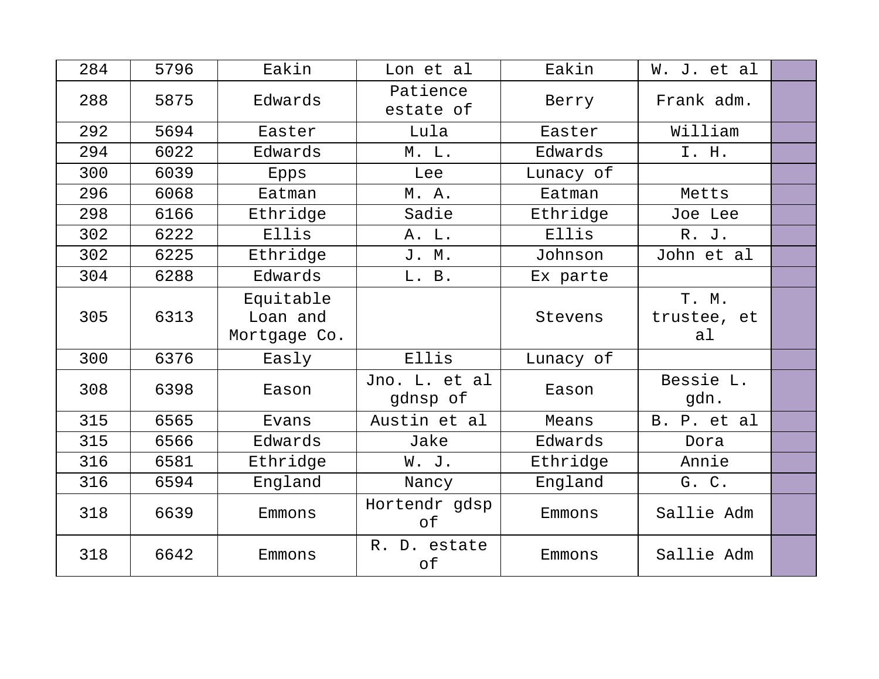| 284 | 5796 | Eakin | Lon et al | Eakin | W. J. et al | |
|---|---|---|---|---|---|---|
| 288 | 5875 | Edwards | Patience estate of | Berry | Frank adm. | |
| 292 | 5694 | Easter | Lula | Easter | William | |
| 294 | 6022 | Edwards | M. L. | Edwards | I. H. | |
| 300 | 6039 | Epps | Lee | Lunacy of | | |
| 296 | 6068 | Eatman | M. A. | Eatman | Metts | |
| 298 | 6166 | Ethridge | Sadie | Ethridge | Joe Lee | |
| 302 | 6222 | Ellis | A. L. | Ellis | R. J. | |
| 302 | 6225 | Ethridge | J. M. | Johnson | John et al | |
| 304 | 6288 | Edwards | L. B. | Ex parte | | |
| 305 | 6313 | Equitable Loan and Mortgage Co. | | Stevens | T. M. trustee, et al | |
| 300 | 6376 | Easly | Ellis | Lunacy of | | |
| 308 | 6398 | Eason | Jno. L. et al gdnsp of | Eason | Bessie L. gdn. | |
| 315 | 6565 | Evans | Austin et al | Means | B. P. et al | |
| 315 | 6566 | Edwards | Jake | Edwards | Dora | |
| 316 | 6581 | Ethridge | W. J. | Ethridge | Annie | |
| 316 | 6594 | England | Nancy | England | G. C. | |
| 318 | 6639 | Emmons | Hortendr gdsp of | Emmons | Sallie Adm | |
| 318 | 6642 | Emmons | R. D. estate of | Emmons | Sallie Adm | |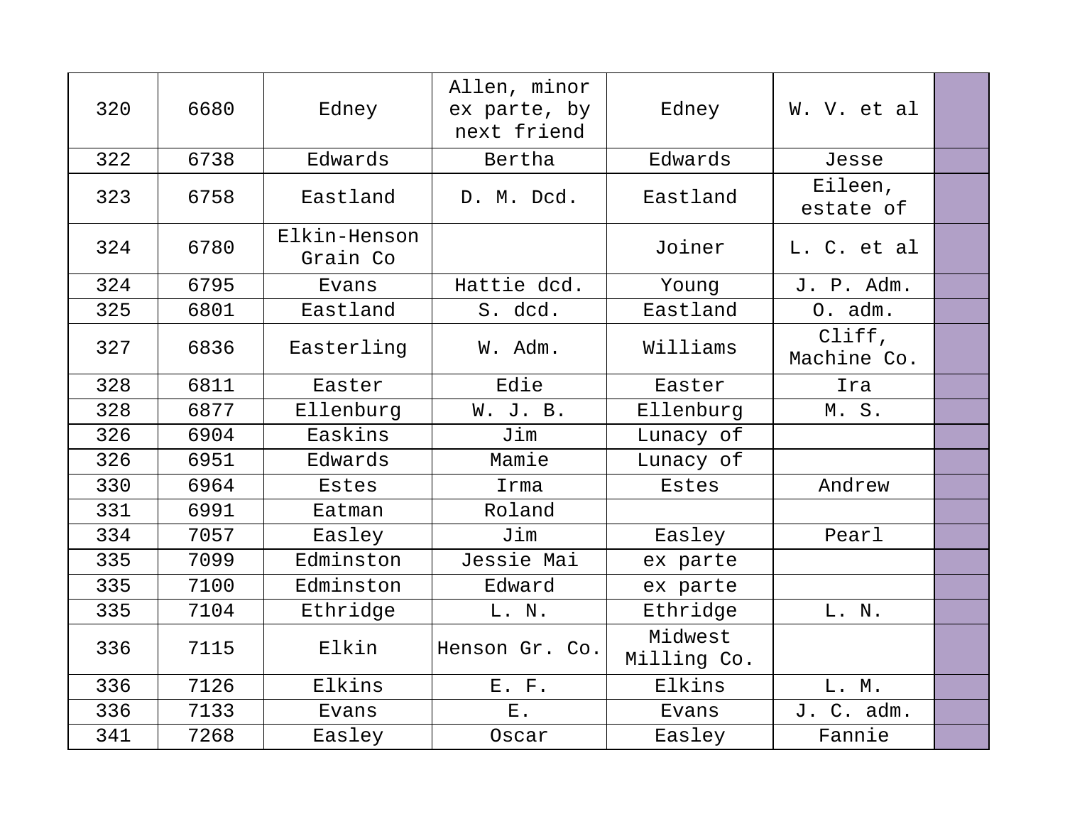| | | | | | | |
|---|---|---|---|---|---|---|
| 320 | 6680 | Edney | Allen, minor ex parte, by next friend | Edney | W. V. et al | |
| 322 | 6738 | Edwards | Bertha | Edwards | Jesse | |
| 323 | 6758 | Eastland | D. M. Dcd. | Eastland | Eileen, estate of | |
| 324 | 6780 | Elkin-Henson Grain Co | | Joiner | L. C. et al | |
| 324 | 6795 | Evans | Hattie dcd. | Young | J. P. Adm. | |
| 325 | 6801 | Eastland | S. dcd. | Eastland | O. adm. | |
| 327 | 6836 | Easterling | W. Adm. | Williams | Cliff, Machine Co. | |
| 328 | 6811 | Easter | Edie | Easter | Ira | |
| 328 | 6877 | Ellenburg | W. J. B. | Ellenburg | M. S. | |
| 326 | 6904 | Easkins | Jim | Lunacy of | | |
| 326 | 6951 | Edwards | Mamie | Lunacy of | | |
| 330 | 6964 | Estes | Irma | Estes | Andrew | |
| 331 | 6991 | Eatman | Roland | | | |
| 334 | 7057 | Easley | Jim | Easley | Pearl | |
| 335 | 7099 | Edminston | Jessie Mai | ex parte | | |
| 335 | 7100 | Edminston | Edward | ex parte | | |
| 335 | 7104 | Ethridge | L. N. | Ethridge | L. N. | |
| 336 | 7115 | Elkin | Henson Gr. Co. | Midwest Milling Co. | | |
| 336 | 7126 | Elkins | E. F. | Elkins | L. M. | |
| 336 | 7133 | Evans | E. | Evans | J. C. adm. | |
| 341 | 7268 | Easley | Oscar | Easley | Fannie | |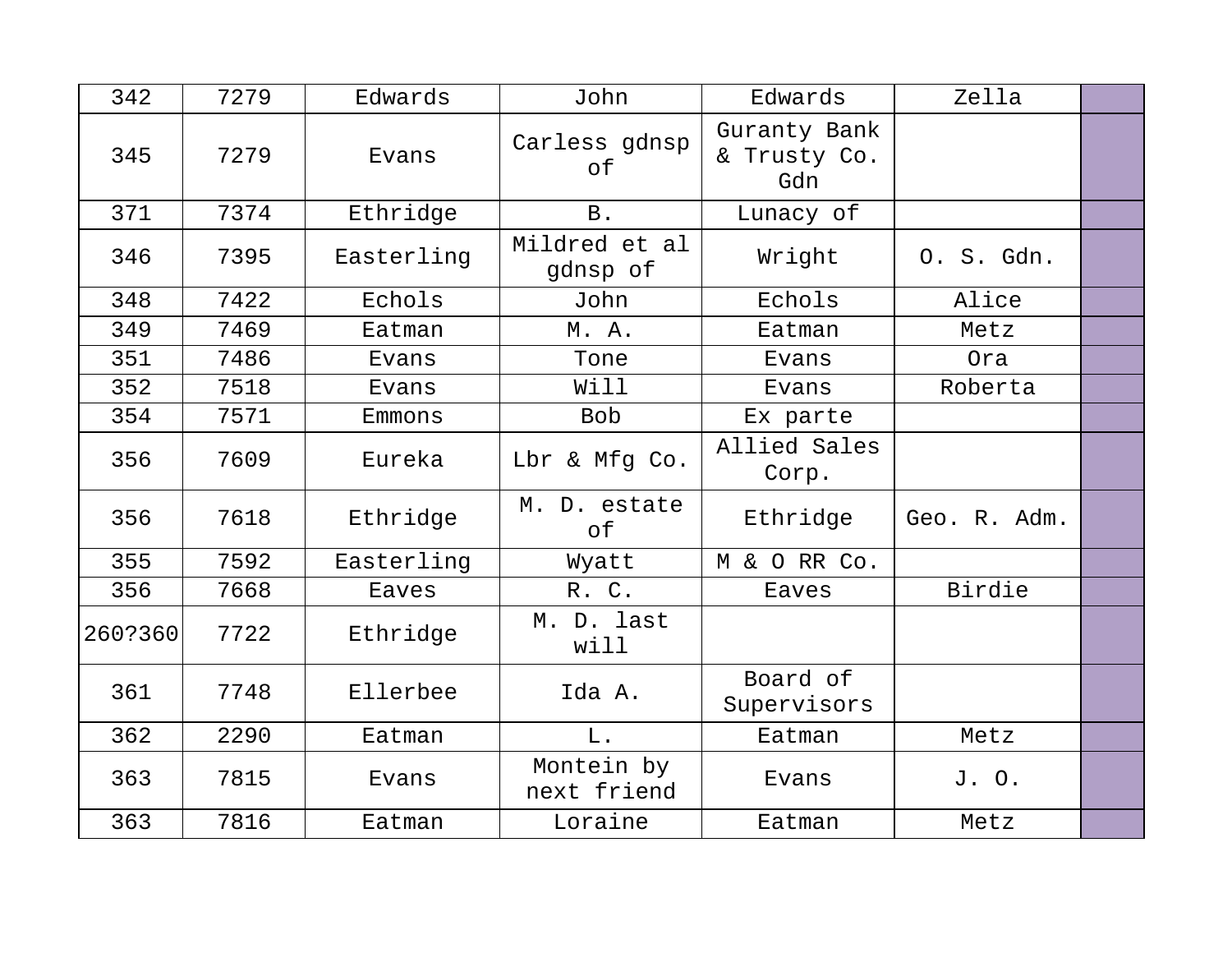| 342 | 7279 | Edwards | John | Edwards | Zella | |
|---|---|---|---|---|---|---|
| 345 | 7279 | Evans | Carless gdnsp of | Guranty Bank & Trusty Co. Gdn | | |
| 371 | 7374 | Ethridge | B. | Lunacy of | | |
| 346 | 7395 | Easterling | Mildred et al gdnsp of | Wright | O. S. Gdn. | |
| 348 | 7422 | Echols | John | Echols | Alice | |
| 349 | 7469 | Eatman | M. A. | Eatman | Metz | |
| 351 | 7486 | Evans | Tone | Evans | Ora | |
| 352 | 7518 | Evans | Will | Evans | Roberta | |
| 354 | 7571 | Emmons | Bob | Ex parte | | |
| 356 | 7609 | Eureka | Lbr & Mfg Co. | Allied Sales Corp. | | |
| 356 | 7618 | Ethridge | M. D. estate of | Ethridge | Geo. R. Adm. | |
| 355 | 7592 | Easterling | Wyatt | M & O RR Co. | | |
| 356 | 7668 | Eaves | R. C. | Eaves | Birdie | |
| 260?360 | 7722 | Ethridge | M. D. last will | | | |
| 361 | 7748 | Ellerbee | Ida A. | Board of Supervisors | | |
| 362 | 2290 | Eatman | L. | Eatman | Metz | |
| 363 | 7815 | Evans | Montein by next friend | Evans | J. O. | |
| 363 | 7816 | Eatman | Loraine | Eatman | Metz | |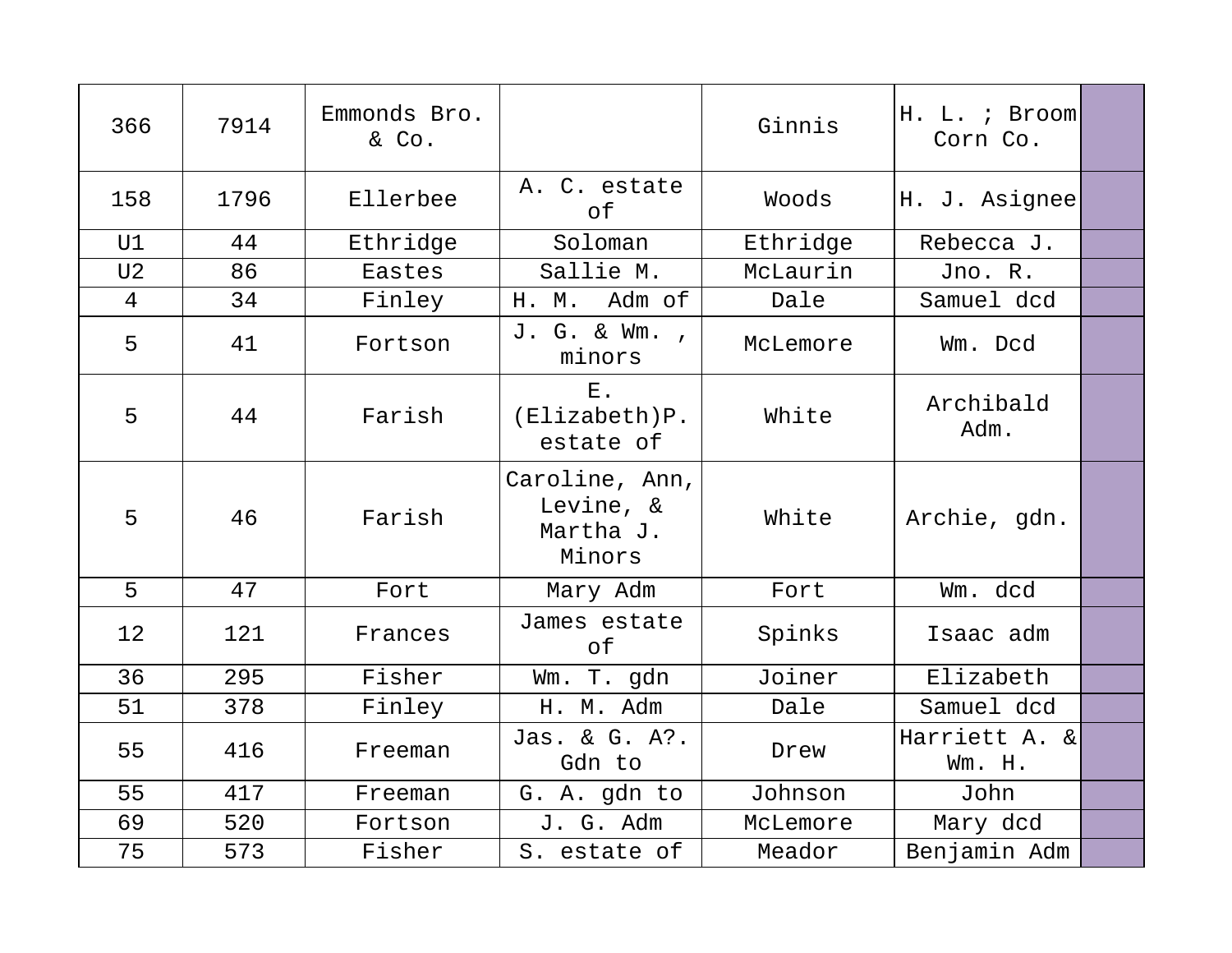| 366 | 7914 | Emmonds Bro. & Co. | | Ginnis | H. L. ; Broom Corn Co. | |
|---|---|---|---|---|---|---|
| 158 | 1796 | Ellerbee | A. C. estate of | Woods | H. J. Asignee | |
| U1 | 44 | Ethridge | Soloman | Ethridge | Rebecca J. | |
| U2 | 86 | Eastes | Sallie M. | McLaurin | Jno. R. | |
| 4 | 34 | Finley | H. M. Adm of | Dale | Samuel dcd | |
| 5 | 41 | Fortson | J. G. & Wm. , minors | McLemore | Wm. Dcd | |
| 5 | 44 | Farish | E. (Elizabeth)P. estate of | White | Archibald Adm. | |
| 5 | 46 | Farish | Caroline, Ann, Levine, & Martha J. Minors | White | Archie, gdn. | |
| 5 | 47 | Fort | Mary Adm | Fort | Wm. dcd | |
| 12 | 121 | Frances | James estate of | Spinks | Isaac adm | |
| 36 | 295 | Fisher | Wm. T. gdn | Joiner | Elizabeth | |
| 51 | 378 | Finley | H. M. Adm | Dale | Samuel dcd | |
| 55 | 416 | Freeman | Jas. & G. A?. Gdn to | Drew | Harriett A. & Wm. H. | |
| 55 | 417 | Freeman | G. A. gdn to | Johnson | John | |
| 69 | 520 | Fortson | J. G. Adm | McLemore | Mary dcd | |
| 75 | 573 | Fisher | S. estate of | Meador | Benjamin Adm | |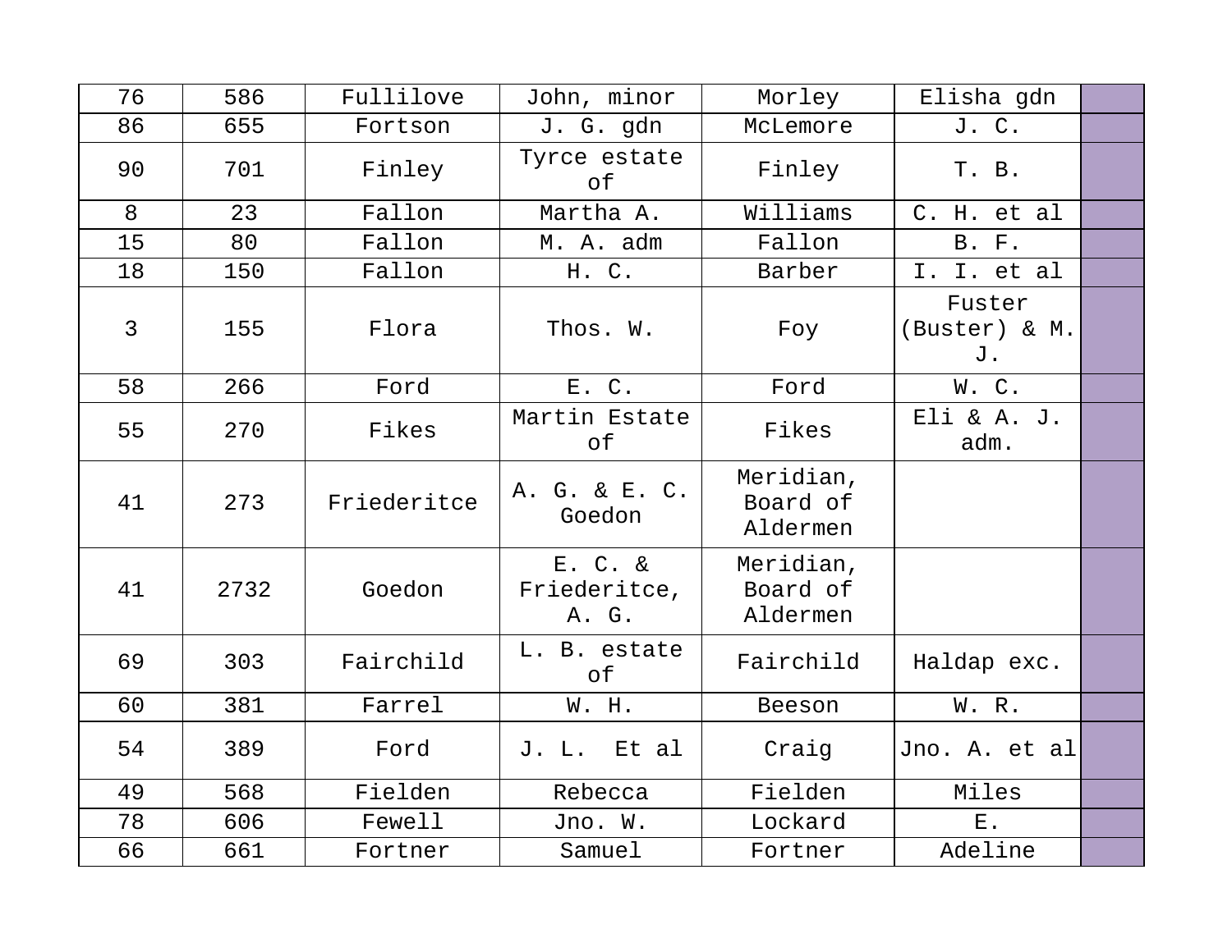| 76 | 586 | Fullilove | John, minor | Morley | Elisha gdn | |
|---|---|---|---|---|---|---|
| 86 | 655 | Fortson | J. G. gdn | McLemore | J. C. | |
| 90 | 701 | Finley | Tyrce estate of | Finley | T. B. | |
| 8 | 23 | Fallon | Martha A. | Williams | C. H. et al | |
| 15 | 80 | Fallon | M. A. adm | Fallon | B. F. | |
| 18 | 150 | Fallon | H. C. | Barber | I. I. et al | |
| 3 | 155 | Flora | Thos. W. | Foy | Fuster (Buster) & M. J. | |
| 58 | 266 | Ford | E. C. | Ford | W. C. | |
| 55 | 270 | Fikes | Martin Estate of | Fikes | Eli & A. J. adm. | |
| 41 | 273 | Friederitce | A. G. & E. C. Goedon | Meridian, Board of Aldermen | | |
| 41 | 2732 | Goedon | E. C. & Friederitce, A. G. | Meridian, Board of Aldermen | | |
| 69 | 303 | Fairchild | L. B. estate of | Fairchild | Haldap exc. | |
| 60 | 381 | Farrel | W. H. | Beeson | W. R. | |
| 54 | 389 | Ford | J. L. Et al | Craig | Jno. A. et al | |
| 49 | 568 | Fielden | Rebecca | Fielden | Miles | |
| 78 | 606 | Fewell | Jno. W. | Lockard | E. | |
| 66 | 661 | Fortner | Samuel | Fortner | Adeline | |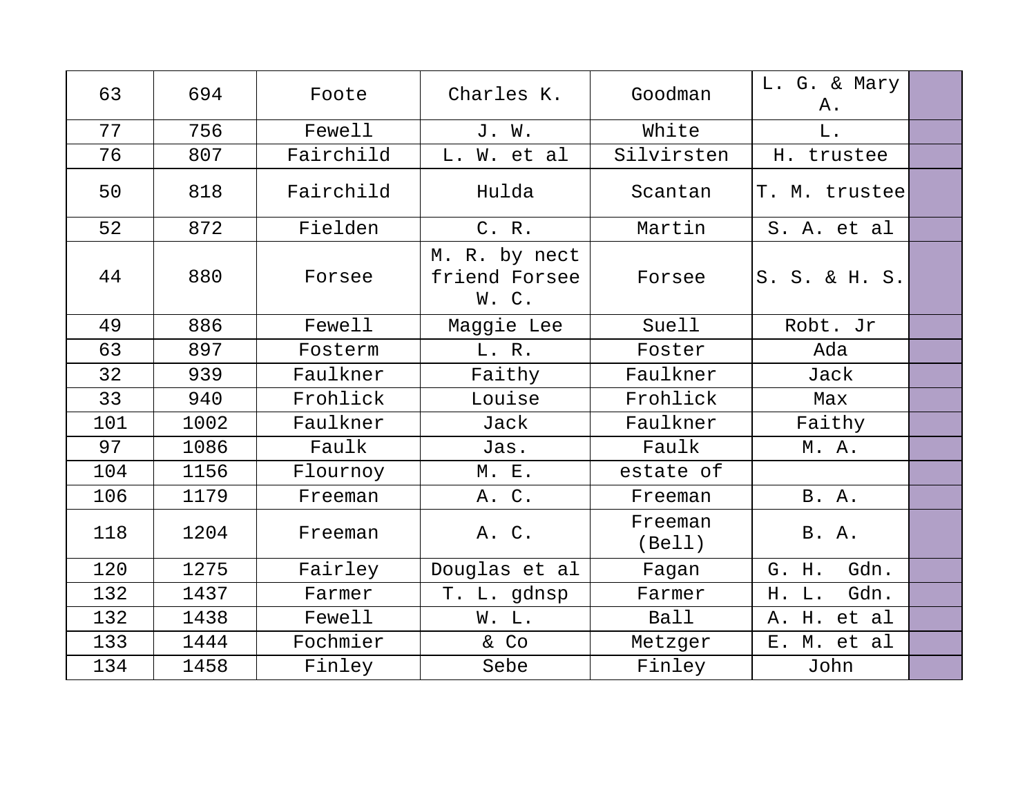| 63 | 694 | Foote | Charles K. | Goodman | L. G. & Mary A. | |
|---|---|---|---|---|---|---|
| 77 | 756 | Fewell | J. W. | White | L. | |
| 76 | 807 | Fairchild | L. W. et al | Silvirsten | H. trustee | |
| 50 | 818 | Fairchild | Hulda | Scantan | T. M. trustee | |
| 52 | 872 | Fielden | C. R. | Martin | S. A. et al | |
| 44 | 880 | Forsee | M. R. by nect friend Forsee W. C. | Forsee | S. S. & H. S. | |
| 49 | 886 | Fewell | Maggie Lee | Suell | Robt. Jr | |
| 63 | 897 | Fosterm | L. R. | Foster | Ada | |
| 32 | 939 | Faulkner | Faithy | Faulkner | Jack | |
| 33 | 940 | Frohlick | Louise | Frohlick | Max | |
| 101 | 1002 | Faulkner | Jack | Faulkner | Faithy | |
| 97 | 1086 | Faulk | Jas. | Faulk | M. A. | |
| 104 | 1156 | Flournoy | M. E. | estate of | | |
| 106 | 1179 | Freeman | A. C. | Freeman | B. A. | |
| 118 | 1204 | Freeman | A. C. | Freeman (Bell) | B. A. | |
| 120 | 1275 | Fairley | Douglas et al | Fagan | G. H. Gdn. | |
| 132 | 1437 | Farmer | T. L. gdnsp | Farmer | H. L. Gdn. | |
| 132 | 1438 | Fewell | W. L. | Ball | A. H. et al | |
| 133 | 1444 | Fochmier | & Co | Metzger | E. M. et al | |
| 134 | 1458 | Finley | Sebe | Finley | John | |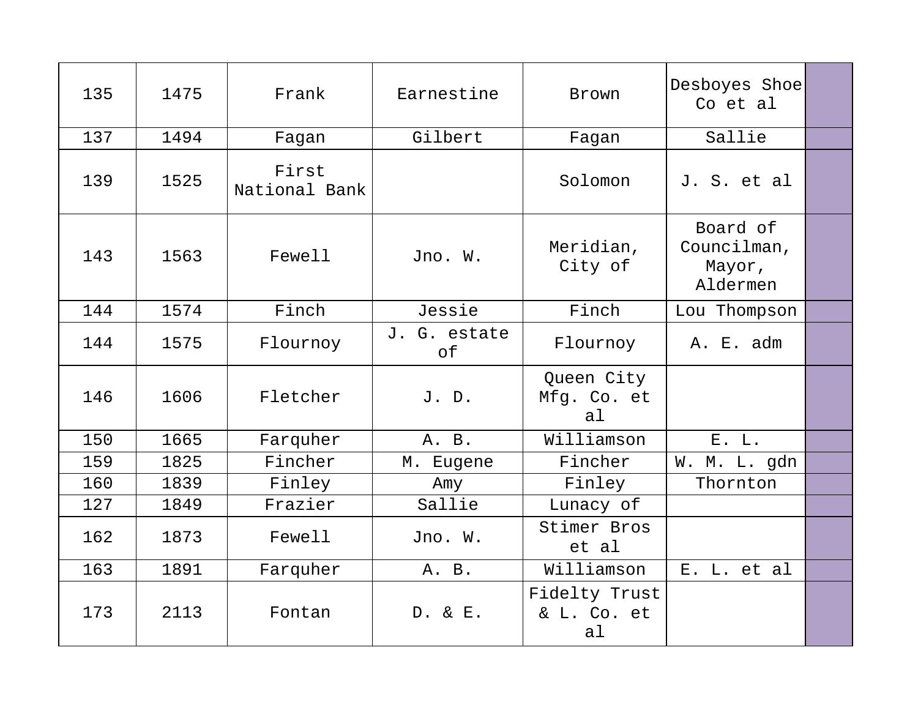| | | | | | | |
|---|---|---|---|---|---|---|
| 135 | 1475 | Frank | Earnestine | Brown | Desboyes Shoe Co et al | |
| 137 | 1494 | Fagan | Gilbert | Fagan | Sallie | |
| 139 | 1525 | First National Bank | | Solomon | J. S. et al | |
| 143 | 1563 | Fewell | Jno. W. | Meridian, City of | Board of Councilman, Mayor, Aldermen | |
| 144 | 1574 | Finch | Jessie | Finch | Lou Thompson | |
| 144 | 1575 | Flournoy | J. G. estate of | Flournoy | A. E. adm | |
| 146 | 1606 | Fletcher | J. D. | Queen City Mfg. Co. et al | | |
| 150 | 1665 | Farquher | A. B. | Williamson | E. L. | |
| 159 | 1825 | Fincher | M. Eugene | Fincher | W. M. L. gdn | |
| 160 | 1839 | Finley | Amy | Finley | Thornton | |
| 127 | 1849 | Frazier | Sallie | Lunacy of | | |
| 162 | 1873 | Fewell | Jno. W. | Stimer Bros et al | | |
| 163 | 1891 | Farquher | A. B. | Williamson | E. L. et al | |
| 173 | 2113 | Fontan | D. & E. | Fidelty Trust & L. Co. et al | | |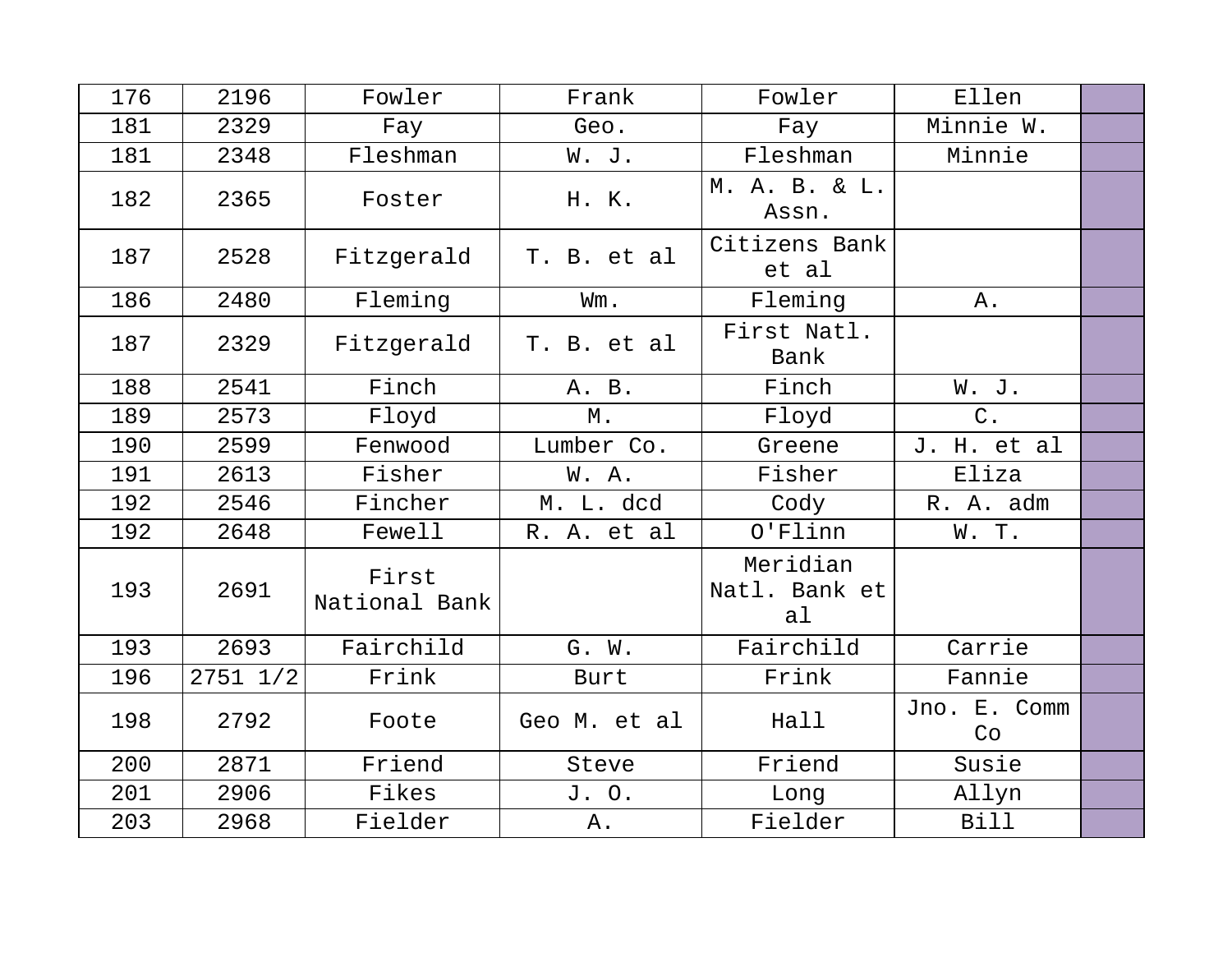| | | | | | | |
|---|---|---|---|---|---|---|
| 176 | 2196 | Fowler | Frank | Fowler | Ellen | |
| 181 | 2329 | Fay | Geo. | Fay | Minnie W. | |
| 181 | 2348 | Fleshman | W. J. | Fleshman | Minnie | |
| 182 | 2365 | Foster | H. K. | M. A. B. & L. Assn. | | |
| 187 | 2528 | Fitzgerald | T. B. et al | Citizens Bank et al | | |
| 186 | 2480 | Fleming | Wm. | Fleming | A. | |
| 187 | 2329 | Fitzgerald | T. B. et al | First Natl. Bank | | |
| 188 | 2541 | Finch | A. B. | Finch | W. J. | |
| 189 | 2573 | Floyd | M. | Floyd | C. | |
| 190 | 2599 | Fenwood | Lumber Co. | Greene | J. H. et al | |
| 191 | 2613 | Fisher | W. A. | Fisher | Eliza | |
| 192 | 2546 | Fincher | M. L. dcd | Cody | R. A. adm | |
| 192 | 2648 | Fewell | R. A. et al | O'Flinn | W. T. | |
| 193 | 2691 | First National Bank | | Meridian Natl. Bank et al | | |
| 193 | 2693 | Fairchild | G. W. | Fairchild | Carrie | |
| 196 | 2751 1/2 | Frink | Burt | Frink | Fannie | |
| 198 | 2792 | Foote | Geo M. et al | Hall | Jno. E. Comm Co | |
| 200 | 2871 | Friend | Steve | Friend | Susie | |
| 201 | 2906 | Fikes | J. O. | Long | Allyn | |
| 203 | 2968 | Fielder | A. | Fielder | Bill | |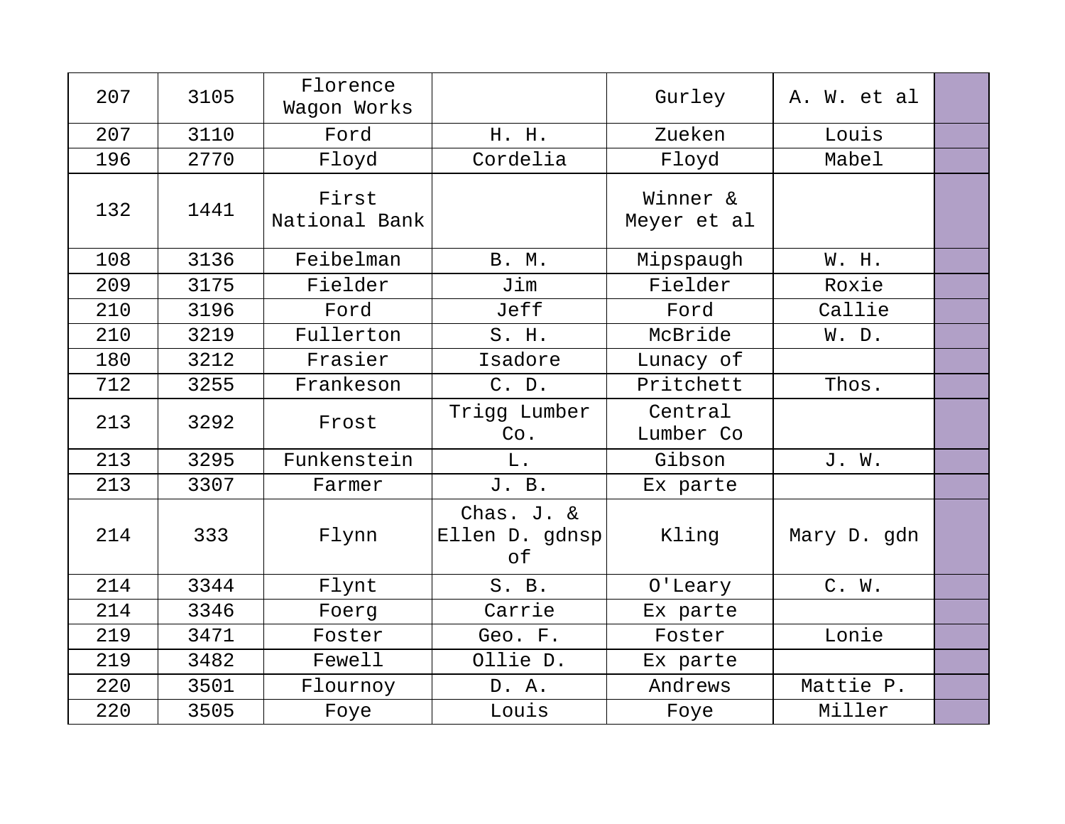| 207 | 3105 | Florence Wagon Works | | Gurley | A. W. et al | |
|---|---|---|---|---|---|---|
| 207 | 3110 | Ford | H. H. | Zueken | Louis | |
| 196 | 2770 | Floyd | Cordelia | Floyd | Mabel | |
| 132 | 1441 | First National Bank | | Winner & Meyer et al | | |
| 108 | 3136 | Feibelman | B. M. | Mipspaugh | W. H. | |
| 209 | 3175 | Fielder | Jim | Fielder | Roxie | |
| 210 | 3196 | Ford | Jeff | Ford | Callie | |
| 210 | 3219 | Fullerton | S. H. | McBride | W. D. | |
| 180 | 3212 | Frasier | Isadore | Lunacy of | | |
| 712 | 3255 | Frankeson | C. D. | Pritchett | Thos. | |
| 213 | 3292 | Frost | Trigg Lumber Co. | Central Lumber Co | | |
| 213 | 3295 | Funkenstein | L. | Gibson | J. W. | |
| 213 | 3307 | Farmer | J. B. | Ex parte | | |
| 214 | 333 | Flynn | Chas. J. & Ellen D. gdnsp of | Kling | Mary D. gdn | |
| 214 | 3344 | Flynt | S. B. | O'Leary | C. W. | |
| 214 | 3346 | Foerg | Carrie | Ex parte | | |
| 219 | 3471 | Foster | Geo. F. | Foster | Lonie | |
| 219 | 3482 | Fewell | Ollie D. | Ex parte | | |
| 220 | 3501 | Flournoy | D. A. | Andrews | Mattie P. | |
| 220 | 3505 | Foye | Louis | Foye | Miller | |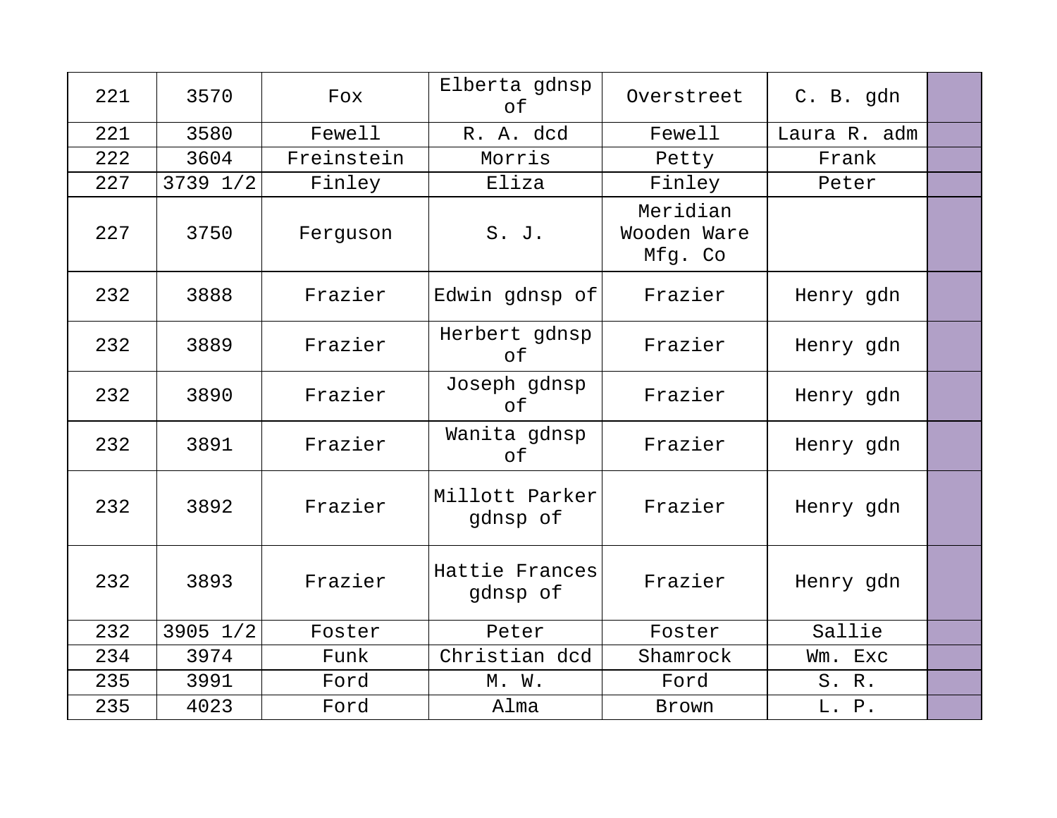| 221 | 3570 | Fox | Elberta gdnsp of | Overstreet | C. B. gdn | |
|---|---|---|---|---|---|---|
| 221 | 3580 | Fewell | R. A. dcd | Fewell | Laura R. adm | |
| 222 | 3604 | Freinstein | Morris | Petty | Frank | |
| 227 | 3739 1/2 | Finley | Eliza | Finley | Peter | |
| 227 | 3750 | Ferguson | S. J. | Meridian Wooden Ware Mfg. Co | | |
| 232 | 3888 | Frazier | Edwin gdnsp of | Frazier | Henry gdn | |
| 232 | 3889 | Frazier | Herbert gdnsp of | Frazier | Henry gdn | |
| 232 | 3890 | Frazier | Joseph gdnsp of | Frazier | Henry gdn | |
| 232 | 3891 | Frazier | Wanita gdnsp of | Frazier | Henry gdn | |
| 232 | 3892 | Frazier | Millott Parker gdnsp of | Frazier | Henry gdn | |
| 232 | 3893 | Frazier | Hattie Frances gdnsp of | Frazier | Henry gdn | |
| 232 | 3905 1/2 | Foster | Peter | Foster | Sallie | |
| 234 | 3974 | Funk | Christian dcd | Shamrock | Wm. Exc | |
| 235 | 3991 | Ford | M. W. | Ford | S. R. | |
| 235 | 4023 | Ford | Alma | Brown | L. P. | |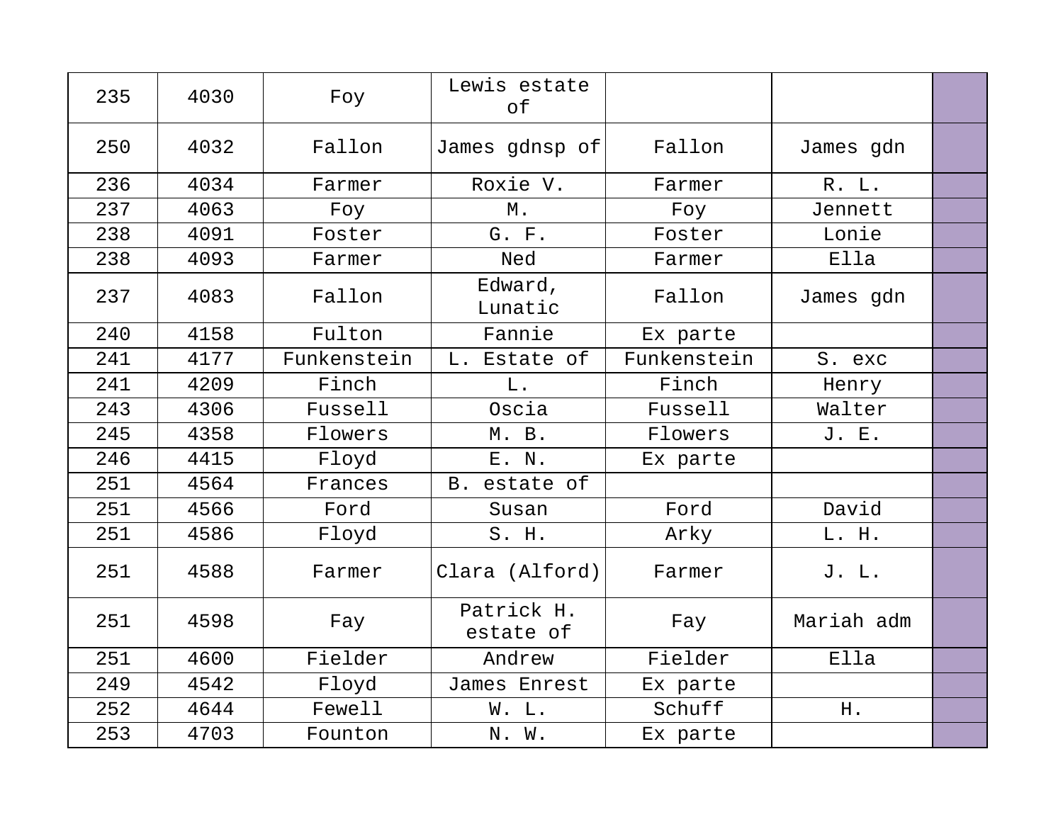| | | | | | | |
|---|---|---|---|---|---|---|
| 235 | 4030 | Foy | Lewis estate of | | | |
| 250 | 4032 | Fallon | James gdnsp of | Fallon | James gdn | |
| 236 | 4034 | Farmer | Roxie V. | Farmer | R. L. | |
| 237 | 4063 | Foy | M. | Foy | Jennett | |
| 238 | 4091 | Foster | G. F. | Foster | Lonie | |
| 238 | 4093 | Farmer | Ned | Farmer | Ella | |
| 237 | 4083 | Fallon | Edward, Lunatic | Fallon | James gdn | |
| 240 | 4158 | Fulton | Fannie | Ex parte | | |
| 241 | 4177 | Funkenstein | L. Estate of | Funkenstein | S. exc | |
| 241 | 4209 | Finch | L. | Finch | Henry | |
| 243 | 4306 | Fussell | Oscia | Fussell | Walter | |
| 245 | 4358 | Flowers | M. B. | Flowers | J. E. | |
| 246 | 4415 | Floyd | E. N. | Ex parte | | |
| 251 | 4564 | Frances | B. estate of | | | |
| 251 | 4566 | Ford | Susan | Ford | David | |
| 251 | 4586 | Floyd | S. H. | Arky | L. H. | |
| 251 | 4588 | Farmer | Clara (Alford) | Farmer | J. L. | |
| 251 | 4598 | Fay | Patrick H. estate of | Fay | Mariah adm | |
| 251 | 4600 | Fielder | Andrew | Fielder | Ella | |
| 249 | 4542 | Floyd | James Enrest | Ex parte | | |
| 252 | 4644 | Fewell | W. L. | Schuff | H. | |
| 253 | 4703 | Founton | N. W. | Ex parte | | |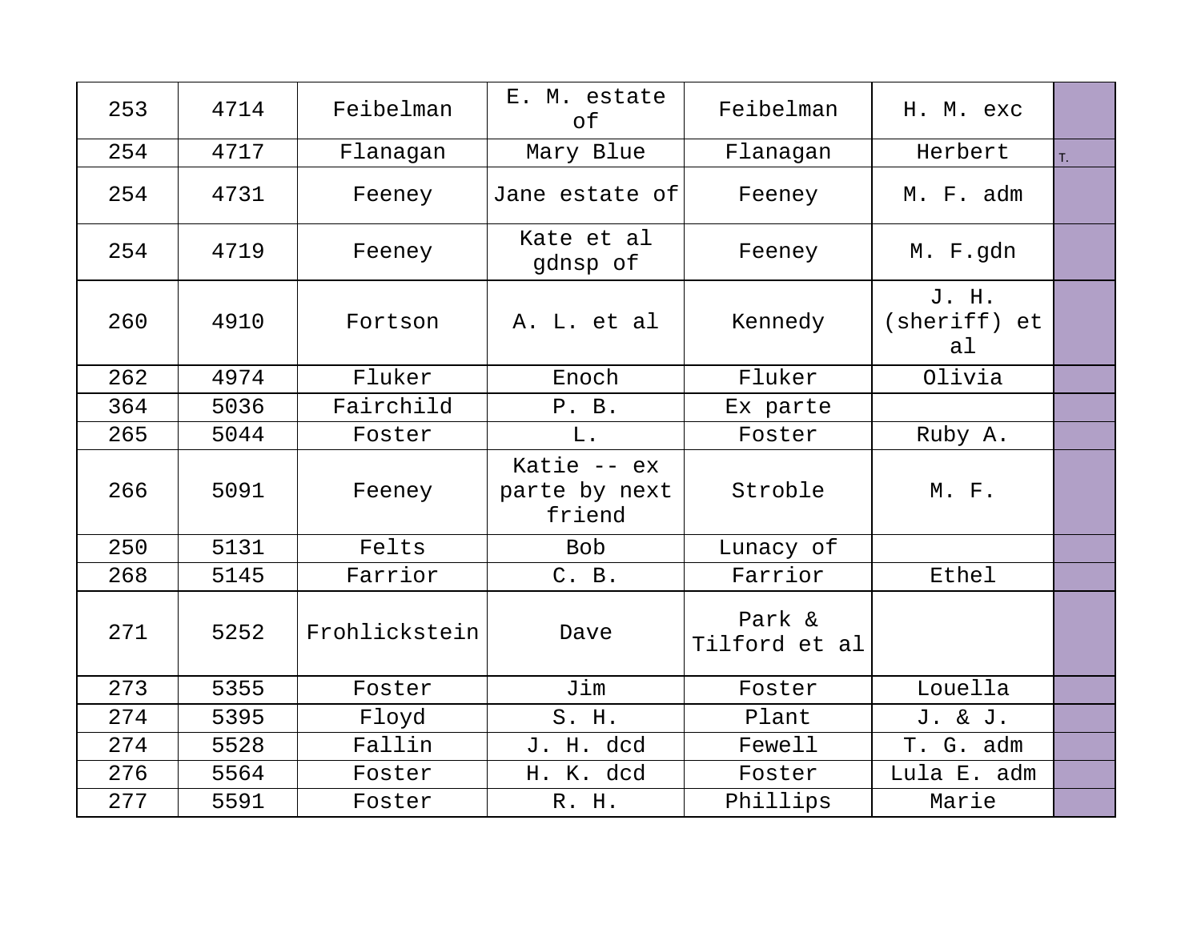| 253 | 4714 | Feibelman | E. M. estate of | Feibelman | H. M. exc | |
|---|---|---|---|---|---|---|
| 254 | 4717 | Flanagan | Mary Blue | Flanagan | Herbert | T. |
| 254 | 4731 | Feeney | Jane estate of | Feeney | M. F. adm | |
| 254 | 4719 | Feeney | Kate et al gdnsp of | Feeney | M. F.gdn | |
| 260 | 4910 | Fortson | A. L. et al | Kennedy | J. H. (sheriff) et al | |
| 262 | 4974 | Fluker | Enoch | Fluker | Olivia | |
| 364 | 5036 | Fairchild | P. B. | Ex parte | | |
| 265 | 5044 | Foster | L. | Foster | Ruby A. | |
| 266 | 5091 | Feeney | Katie -- ex parte by next friend | Stroble | M. F. | |
| 250 | 5131 | Felts | Bob | Lunacy of | | |
| 268 | 5145 | Farrior | C. B. | Farrior | Ethel | |
| 271 | 5252 | Frohlickstein | Dave | Park & Tilford et al | | |
| 273 | 5355 | Foster | Jim | Foster | Louella | |
| 274 | 5395 | Floyd | S. H. | Plant | J. & J. | |
| 274 | 5528 | Fallin | J. H. dcd | Fewell | T. G. adm | |
| 276 | 5564 | Foster | H. K. dcd | Foster | Lula E. adm | |
| 277 | 5591 | Foster | R. H. | Phillips | Marie | |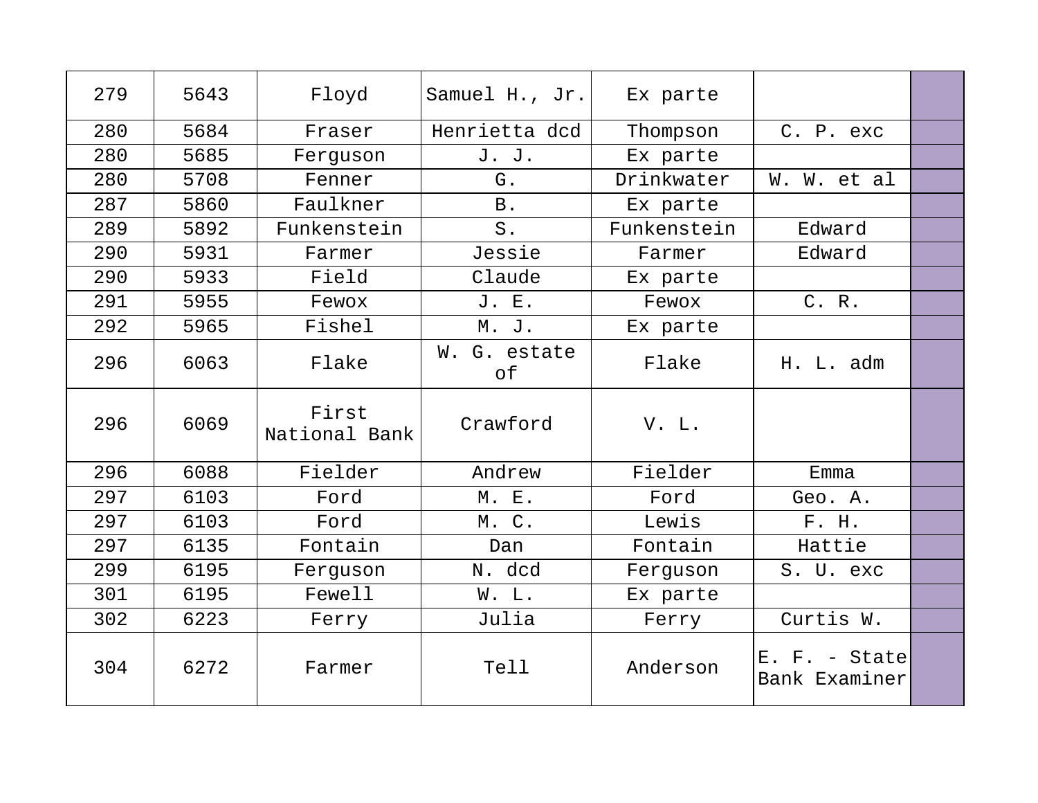| 279 | 5643 | Floyd | Samuel H., Jr. | Ex parte | | |
|---|---|---|---|---|---|---|
| 280 | 5684 | Fraser | Henrietta dcd | Thompson | C. P. exc | |
| 280 | 5685 | Ferguson | J. J. | Ex parte | | |
| 280 | 5708 | Fenner | G. | Drinkwater | W. W. et al | |
| 287 | 5860 | Faulkner | B. | Ex parte | | |
| 289 | 5892 | Funkenstein | S. | Funkenstein | Edward | |
| 290 | 5931 | Farmer | Jessie | Farmer | Edward | |
| 290 | 5933 | Field | Claude | Ex parte | | |
| 291 | 5955 | Fewox | J. E. | Fewox | C. R. | |
| 292 | 5965 | Fishel | M. J. | Ex parte | | |
| 296 | 6063 | Flake | W. G. estate of | Flake | H. L. adm | |
| 296 | 6069 | First National Bank | Crawford | V. L. | | |
| 296 | 6088 | Fielder | Andrew | Fielder | Emma | |
| 297 | 6103 | Ford | M. E. | Ford | Geo. A. | |
| 297 | 6103 | Ford | M. C. | Lewis | F. H. | |
| 297 | 6135 | Fontain | Dan | Fontain | Hattie | |
| 299 | 6195 | Ferguson | N. dcd | Ferguson | S. U. exc | |
| 301 | 6195 | Fewell | W. L. | Ex parte | | |
| 302 | 6223 | Ferry | Julia | Ferry | Curtis W. | |
| 304 | 6272 | Farmer | Tell | Anderson | E. F. - State Bank Examiner | |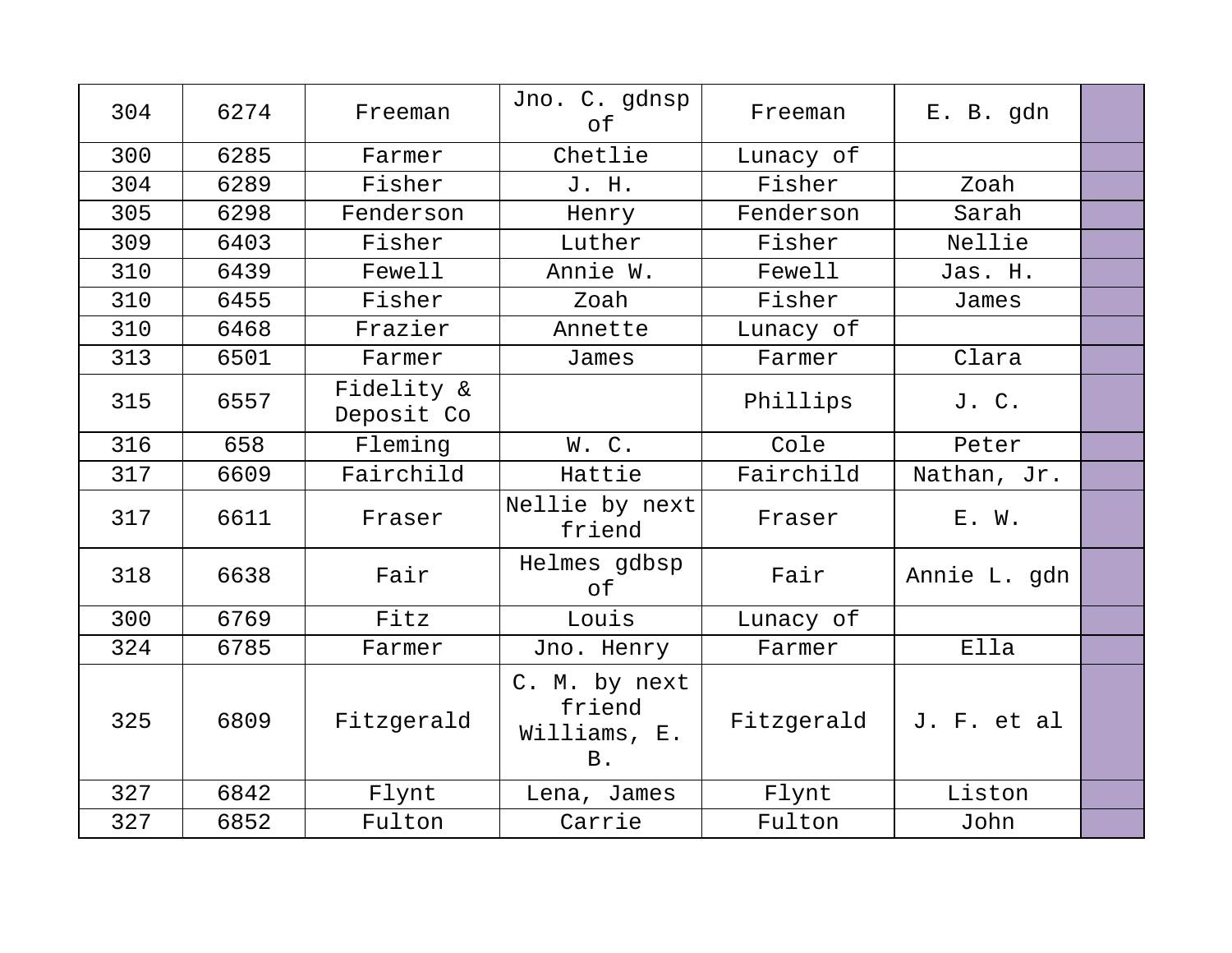| 304 | 6274 | Freeman | Jno. C. gdnsp of | Freeman | E. B. gdn | |
|---|---|---|---|---|---|---|
| 300 | 6285 | Farmer | Chetlie | Lunacy of | | |
| 304 | 6289 | Fisher | J. H. | Fisher | Zoah | |
| 305 | 6298 | Fenderson | Henry | Fenderson | Sarah | |
| 309 | 6403 | Fisher | Luther | Fisher | Nellie | |
| 310 | 6439 | Fewell | Annie W. | Fewell | Jas. H. | |
| 310 | 6455 | Fisher | Zoah | Fisher | James | |
| 310 | 6468 | Frazier | Annette | Lunacy of | | |
| 313 | 6501 | Farmer | James | Farmer | Clara | |
| 315 | 6557 | Fidelity & Deposit Co | | Phillips | J. C. | |
| 316 | 658 | Fleming | W. C. | Cole | Peter | |
| 317 | 6609 | Fairchild | Hattie | Fairchild | Nathan, Jr. | |
| 317 | 6611 | Fraser | Nellie by next friend | Fraser | E. W. | |
| 318 | 6638 | Fair | Helmes gdbsp of | Fair | Annie L. gdn | |
| 300 | 6769 | Fitz | Louis | Lunacy of | | |
| 324 | 6785 | Farmer | Jno. Henry | Farmer | Ella | |
| 325 | 6809 | Fitzgerald | C. M. by next friend Williams, E. B. | Fitzgerald | J. F. et al | |
| 327 | 6842 | Flynt | Lena, James | Flynt | Liston | |
| 327 | 6852 | Fulton | Carrie | Fulton | John | |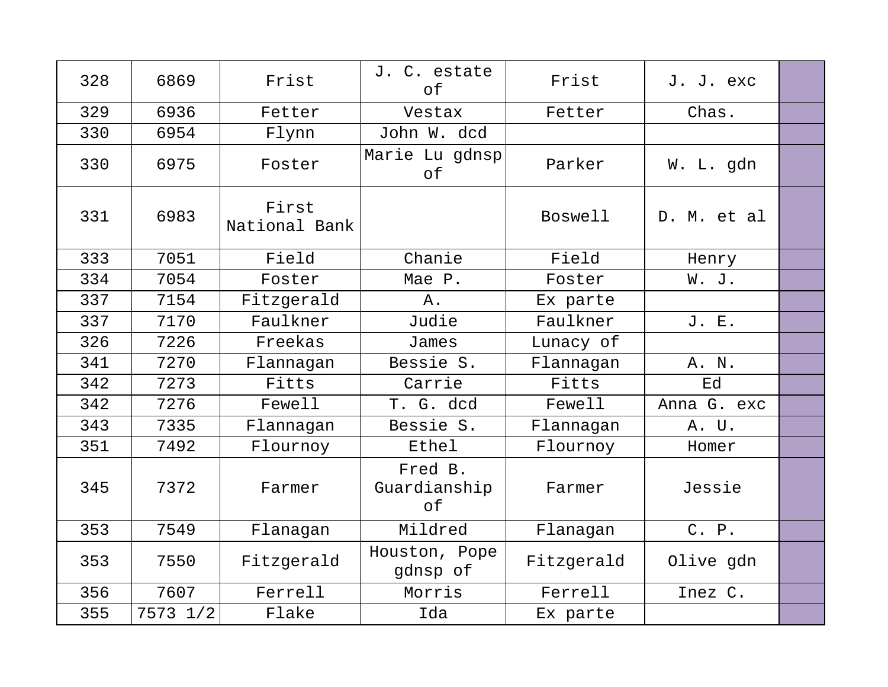| 328 | 6869 | Frist | J. C. estate of | Frist | J. J. exc | |
|---|---|---|---|---|---|---|
| 329 | 6936 | Fetter | Vestax | Fetter | Chas. | |
| 330 | 6954 | Flynn | John W. dcd | | | |
| 330 | 6975 | Foster | Marie Lu gdnsp of | Parker | W. L. gdn | |
| 331 | 6983 | First National Bank | | Boswell | D. M. et al | |
| 333 | 7051 | Field | Chanie | Field | Henry | |
| 334 | 7054 | Foster | Mae P. | Foster | W. J. | |
| 337 | 7154 | Fitzgerald | A. | Ex parte | | |
| 337 | 7170 | Faulkner | Judie | Faulkner | J. E. | |
| 326 | 7226 | Freekas | James | Lunacy of | | |
| 341 | 7270 | Flannagan | Bessie S. | Flannagan | A. N. | |
| 342 | 7273 | Fitts | Carrie | Fitts | Ed | |
| 342 | 7276 | Fewell | T. G. dcd | Fewell | Anna G. exc | |
| 343 | 7335 | Flannagan | Bessie S. | Flannagan | A. U. | |
| 351 | 7492 | Flournoy | Ethel | Flournoy | Homer | |
| 345 | 7372 | Farmer | Fred B. Guardianship of | Farmer | Jessie | |
| 353 | 7549 | Flanagan | Mildred | Flanagan | C. P. | |
| 353 | 7550 | Fitzgerald | Houston, Pope gdnsp of | Fitzgerald | Olive gdn | |
| 356 | 7607 | Ferrell | Morris | Ferrell | Inez C. | |
| 355 | 7573 1/2 | Flake | Ida | Ex parte | | |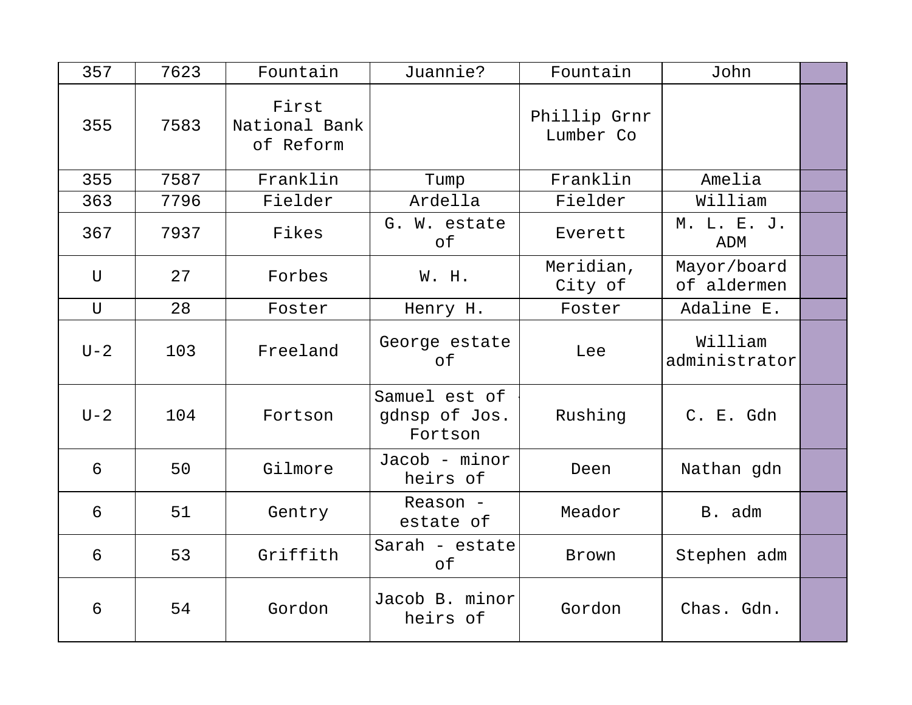| 357 | 7623 | Fountain | Juannie? | Fountain | John | |
|---|---|---|---|---|---|---|
| 355 | 7583 | First National Bank of Reform | | Phillip Grnr Lumber Co | | |
| 355 | 7587 | Franklin | Tump | Franklin | Amelia | |
| 363 | 7796 | Fielder | Ardella | Fielder | William | |
| 367 | 7937 | Fikes | G. W. estate of | Everett | M. L. E. J. ADM | |
| U | 27 | Forbes | W. H. | Meridian, City of | Mayor/board of aldermen | |
| U | 28 | Foster | Henry H. | Foster | Adaline E. | |
| U-2 | 103 | Freeland | George estate of | Lee | William administrator | |
| U-2 | 104 | Fortson | Samuel est of - gdnsp of Jos. Fortson | Rushing | C. E. Gdn | |
| 6 | 50 | Gilmore | Jacob - minor heirs of | Deen | Nathan gdn | |
| 6 | 51 | Gentry | Reason - estate of | Meador | B. adm | |
| 6 | 53 | Griffith | Sarah - estate of | Brown | Stephen adm | |
| 6 | 54 | Gordon | Jacob B. minor heirs of | Gordon | Chas. Gdn. | |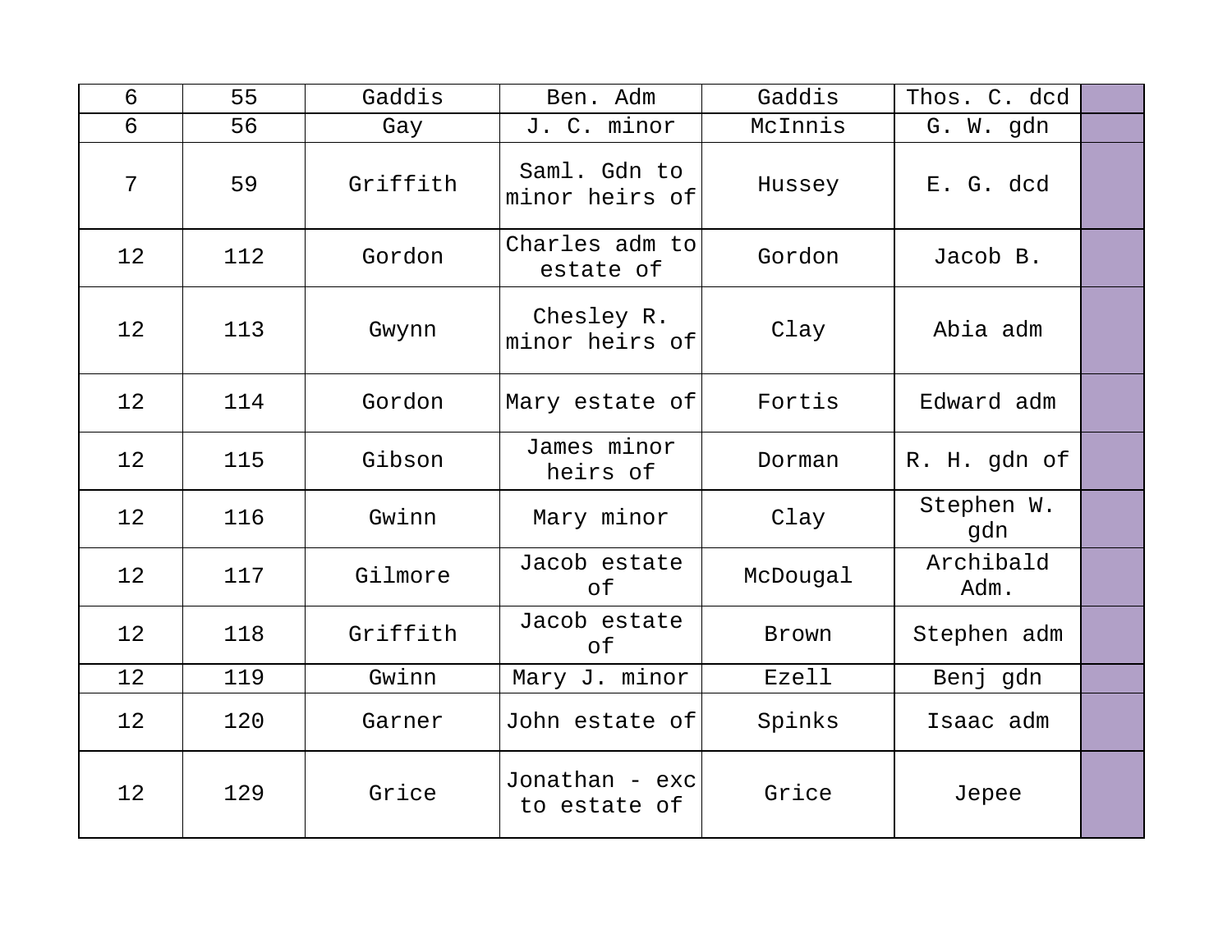| | | | | | | |
|---|---|---|---|---|---|---|
| 6 | 55 | Gaddis | Ben. Adm | Gaddis | Thos. C. dcd | |
| 6 | 56 | Gay | J. C. minor | McInnis | G. W. gdn | |
| 7 | 59 | Griffith | Saml. Gdn to minor heirs of | Hussey | E. G. dcd | |
| 12 | 112 | Gordon | Charles adm to estate of | Gordon | Jacob B. | |
| 12 | 113 | Gwynn | Chesley R. minor heirs of | Clay | Abia adm | |
| 12 | 114 | Gordon | Mary estate of | Fortis | Edward adm | |
| 12 | 115 | Gibson | James minor heirs of | Dorman | R. H. gdn of | |
| 12 | 116 | Gwinn | Mary minor | Clay | Stephen W. gdn | |
| 12 | 117 | Gilmore | Jacob estate of | McDougal | Archibald Adm. | |
| 12 | 118 | Griffith | Jacob estate of | Brown | Stephen adm | |
| 12 | 119 | Gwinn | Mary J. minor | Ezell | Benj gdn | |
| 12 | 120 | Garner | John estate of | Spinks | Isaac adm | |
| 12 | 129 | Grice | Jonathan - exc to estate of | Grice | Jepee | |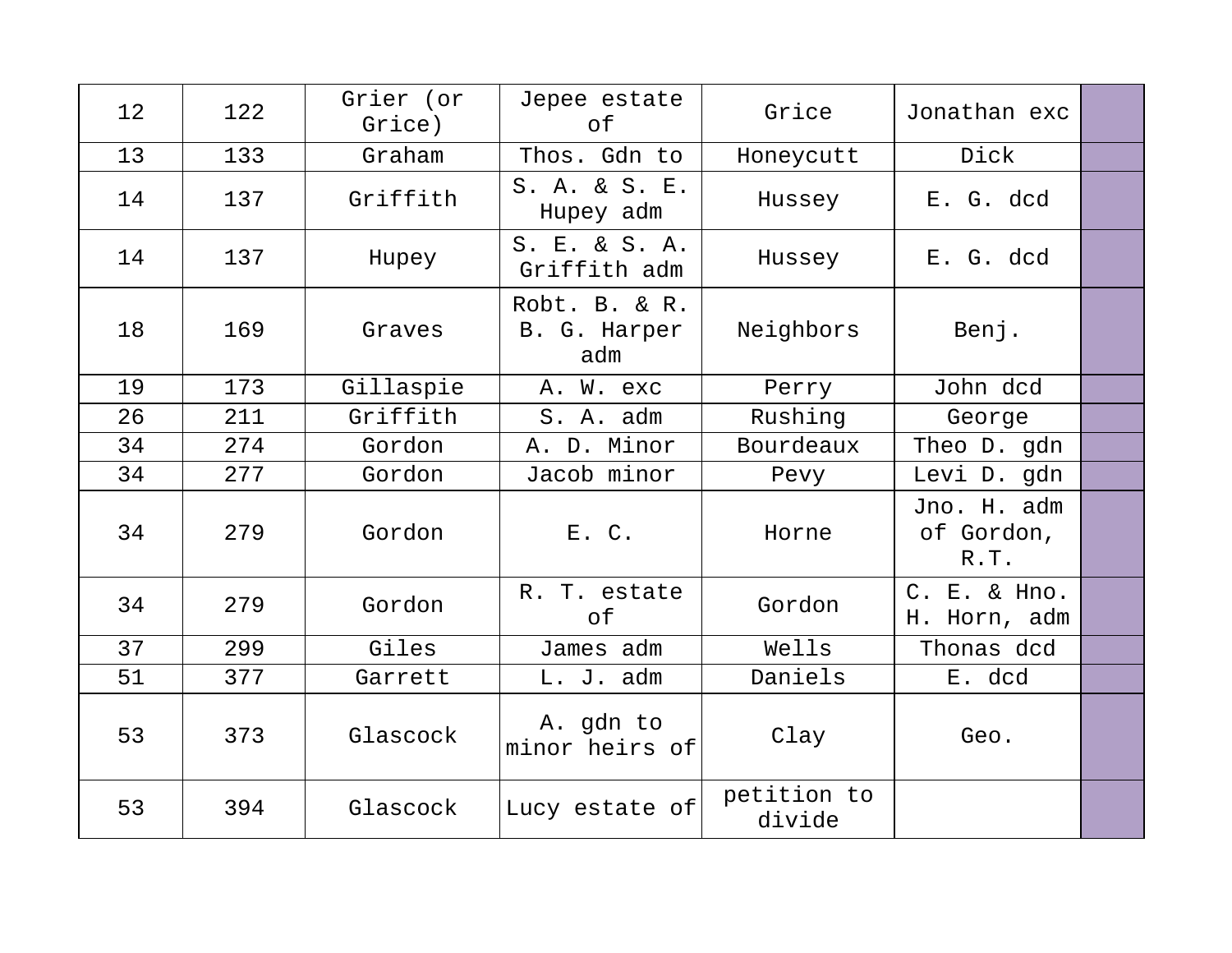| 12 | 122 | Grier (or Grice) | Jepee estate of | Grice | Jonathan exc | |
|---|---|---|---|---|---|---|
| 13 | 133 | Graham | Thos. Gdn to | Honeycutt | Dick | |
| 14 | 137 | Griffith | S. A. & S. E. Hupey adm | Hussey | E. G. dcd | |
| 14 | 137 | Hupey | S. E. & S. A. Griffith adm | Hussey | E. G. dcd | |
| 18 | 169 | Graves | Robt. B. & R. B. G. Harper adm | Neighbors | Benj. | |
| 19 | 173 | Gillaspie | A. W. exc | Perry | John dcd | |
| 26 | 211 | Griffith | S. A. adm | Rushing | George | |
| 34 | 274 | Gordon | A. D. Minor | Bourdeaux | Theo D. gdn | |
| 34 | 277 | Gordon | Jacob minor | Pevy | Levi D. gdn | |
| 34 | 279 | Gordon | E. C. | Horne | Jno. H. adm of Gordon, R.T. | |
| 34 | 279 | Gordon | R. T. estate of | Gordon | C. E. & Hno. H. Horn, adm | |
| 37 | 299 | Giles | James adm | Wells | Thonas dcd | |
| 51 | 377 | Garrett | L. J. adm | Daniels | E. dcd | |
| 53 | 373 | Glascock | A. gdn to minor heirs of | Clay | Geo. | |
| 53 | 394 | Glascock | Lucy estate of | petition to divide | | |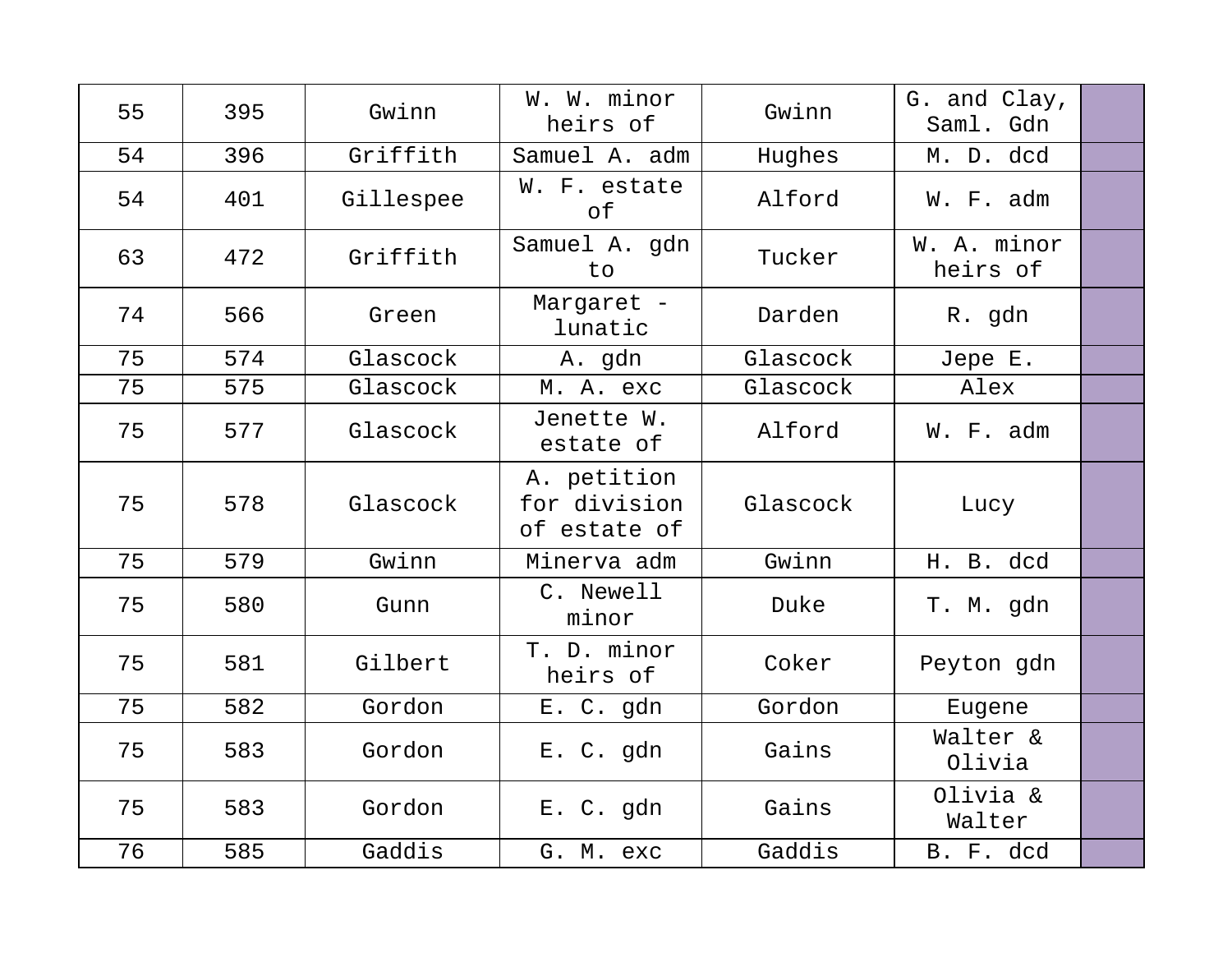| | | | | | | |
|---|---|---|---|---|---|---|
| 55 | 395 | Gwinn | W. W. minor heirs of | Gwinn | G. and Clay, Saml. Gdn | |
| 54 | 396 | Griffith | Samuel A. adm | Hughes | M. D. dcd | |
| 54 | 401 | Gillespee | W. F. estate of | Alford | W. F. adm | |
| 63 | 472 | Griffith | Samuel A. gdn to | Tucker | W. A. minor heirs of | |
| 74 | 566 | Green | Margaret - lunatic | Darden | R. gdn | |
| 75 | 574 | Glascock | A. gdn | Glascock | Jepe E. | |
| 75 | 575 | Glascock | M. A. exc | Glascock | Alex | |
| 75 | 577 | Glascock | Jenette W. estate of | Alford | W. F. adm | |
| 75 | 578 | Glascock | A. petition for division of estate of | Glascock | Lucy | |
| 75 | 579 | Gwinn | Minerva adm | Gwinn | H. B. dcd | |
| 75 | 580 | Gunn | C. Newell minor | Duke | T. M. gdn | |
| 75 | 581 | Gilbert | T. D. minor heirs of | Coker | Peyton gdn | |
| 75 | 582 | Gordon | E. C. gdn | Gordon | Eugene | |
| 75 | 583 | Gordon | E. C. gdn | Gains | Walter & Olivia | |
| 75 | 583 | Gordon | E. C. gdn | Gains | Olivia & Walter | |
| 76 | 585 | Gaddis | G. M. exc | Gaddis | B. F. dcd | |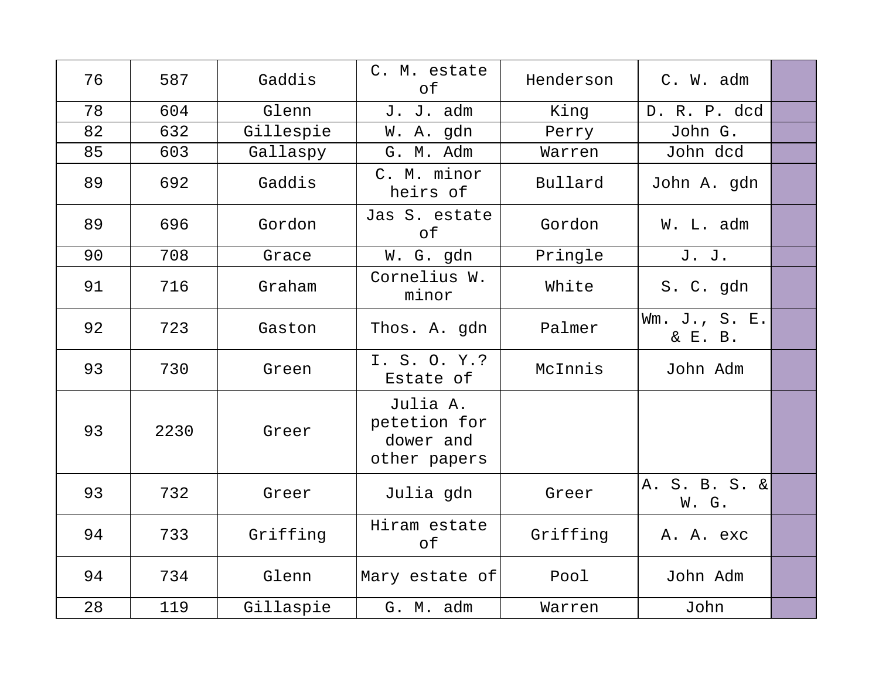| 76 | 587 | Gaddis | C. M. estate of | Henderson | C. W. adm | |
|---|---|---|---|---|---|---|
| 78 | 604 | Glenn | J. J. adm | King | D. R. P. dcd | |
| 82 | 632 | Gillespie | W. A. gdn | Perry | John G. | |
| 85 | 603 | Gallaspy | G. M. Adm | Warren | John dcd | |
| 89 | 692 | Gaddis | C. M. minor heirs of | Bullard | John A. gdn | |
| 89 | 696 | Gordon | Jas S. estate of | Gordon | W. L. adm | |
| 90 | 708 | Grace | W. G. gdn | Pringle | J. J. | |
| 91 | 716 | Graham | Cornelius W. minor | White | S. C. gdn | |
| 92 | 723 | Gaston | Thos. A. gdn | Palmer | Wm. J., S. E. & E. B. | |
| 93 | 730 | Green | I. S. O. Y.? Estate of | McInnis | John Adm | |
| 93 | 2230 | Greer | Julia A. petetion for dower and other papers | | | |
| 93 | 732 | Greer | Julia gdn | Greer | A. S. B. S. & W. G. | |
| 94 | 733 | Griffing | Hiram estate of | Griffing | A. A. exc | |
| 94 | 734 | Glenn | Mary estate of | Pool | John Adm | |
| 28 | 119 | Gillaspie | G. M. adm | Warren | John | |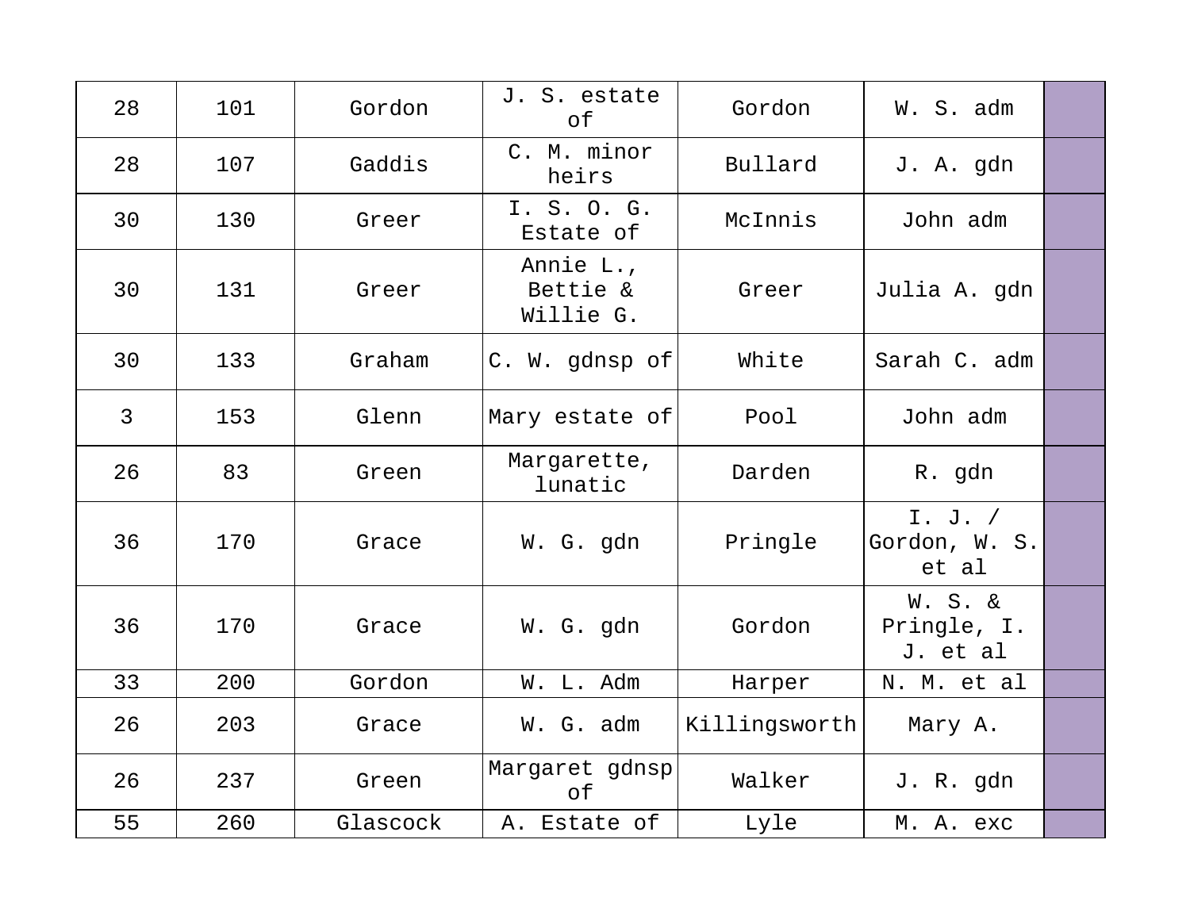| | | | | | | |
|---|---|---|---|---|---|---|
| 28 | 101 | Gordon | J. S. estate of | Gordon | W. S. adm | |
| 28 | 107 | Gaddis | C. M. minor heirs | Bullard | J. A. gdn | |
| 30 | 130 | Greer | I. S. O. G. Estate of | McInnis | John adm | |
| 30 | 131 | Greer | Annie L., Bettie & Willie G. | Greer | Julia A. gdn | |
| 30 | 133 | Graham | C. W. gdnsp of | White | Sarah C. adm | |
| 3 | 153 | Glenn | Mary estate of | Pool | John adm | |
| 26 | 83 | Green | Margarette, lunatic | Darden | R. gdn | |
| 36 | 170 | Grace | W. G. gdn | Pringle | I. J. / Gordon, W. S. et al | |
| 36 | 170 | Grace | W. G. gdn | Gordon | W. S. & Pringle, I. J. et al | |
| 33 | 200 | Gordon | W. L. Adm | Harper | N. M. et al | |
| 26 | 203 | Grace | W. G. adm | Killingsworth | Mary A. | |
| 26 | 237 | Green | Margaret gdnsp of | Walker | J. R. gdn | |
| 55 | 260 | Glascock | A. Estate of | Lyle | M. A. exc | |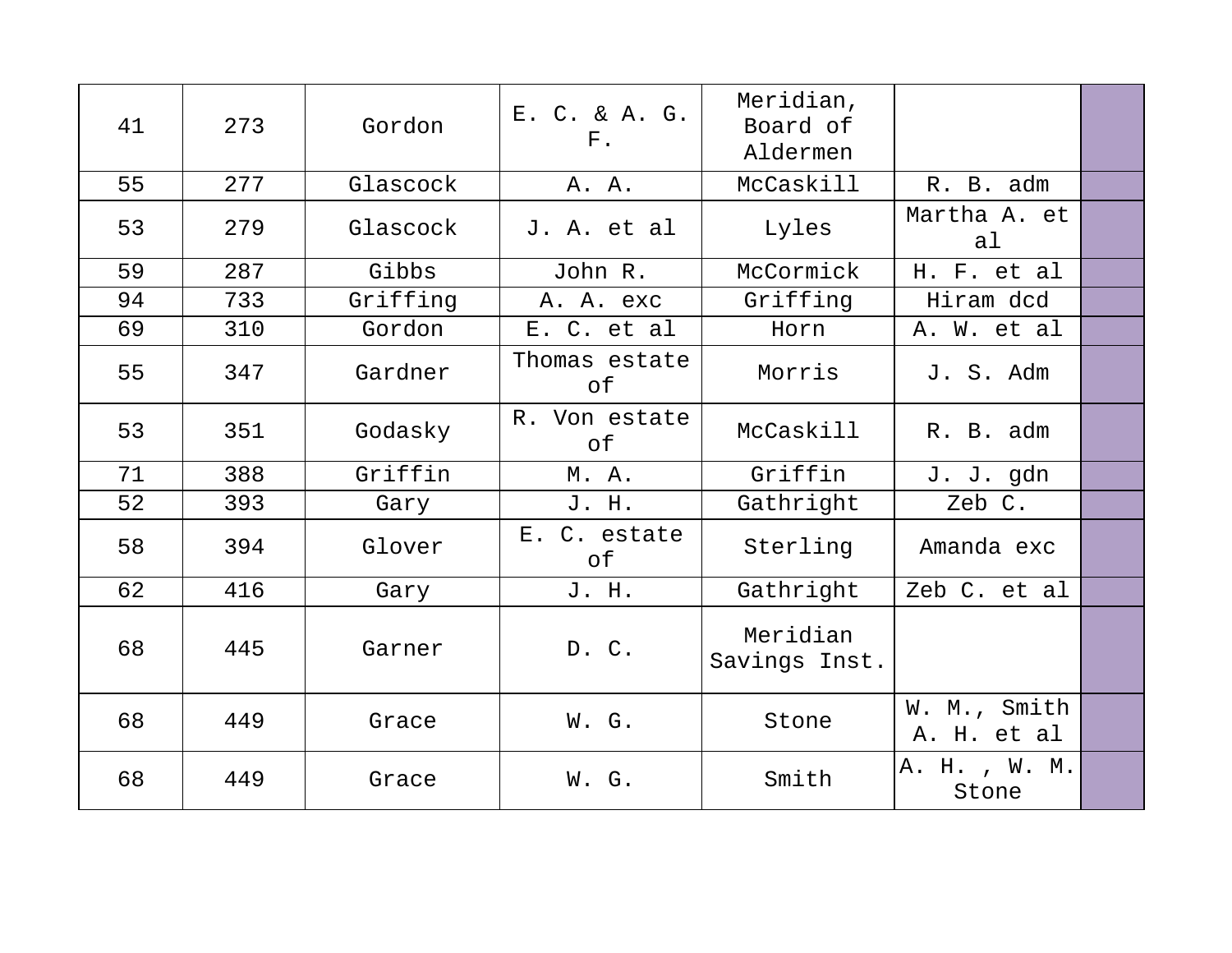| | | | | | | |
|---|---|---|---|---|---|---|
| 41 | 273 | Gordon | E. C. & A. G. F. | Meridian, Board of Aldermen | | |
| 55 | 277 | Glascock | A. A. | McCaskill | R. B. adm | |
| 53 | 279 | Glascock | J. A. et al | Lyles | Martha A. et al | |
| 59 | 287 | Gibbs | John R. | McCormick | H. F. et al | |
| 94 | 733 | Griffing | A. A. exc | Griffing | Hiram dcd | |
| 69 | 310 | Gordon | E. C. et al | Horn | A. W. et al | |
| 55 | 347 | Gardner | Thomas estate of | Morris | J. S. Adm | |
| 53 | 351 | Godasky | R. Von estate of | McCaskill | R. B. adm | |
| 71 | 388 | Griffin | M. A. | Griffin | J. J. gdn | |
| 52 | 393 | Gary | J. H. | Gathright | Zeb C. | |
| 58 | 394 | Glover | E. C. estate of | Sterling | Amanda exc | |
| 62 | 416 | Gary | J. H. | Gathright | Zeb C. et al | |
| 68 | 445 | Garner | D. C. | Meridian Savings Inst. | | |
| 68 | 449 | Grace | W. G. | Stone | W. M., Smith A. H. et al | |
| 68 | 449 | Grace | W. G. | Smith | A. H. , W. M. Stone | |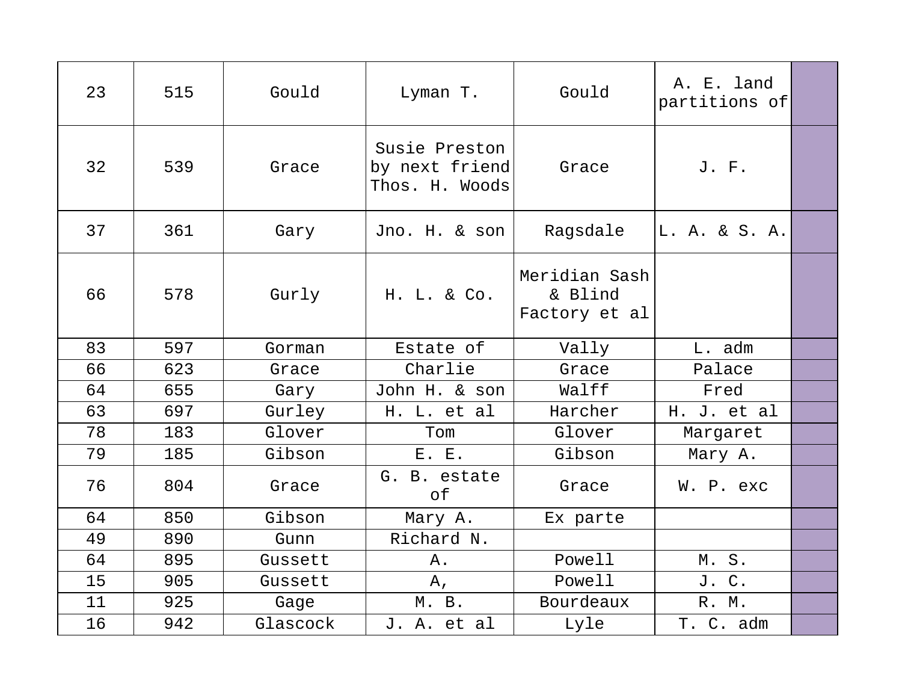| 23 | 515 | Gould | Lyman T. | Gould | A. E. land partitions of | |
|---|---|---|---|---|---|---|
| 32 | 539 | Grace | Susie Preston by next friend Thos. H. Woods | Grace | J. F. | |
| 37 | 361 | Gary | Jno. H. & son | Ragsdale | L. A. & S. A. | |
| 66 | 578 | Gurly | H. L. & Co. | Meridian Sash & Blind Factory et al | | |
| 83 | 597 | Gorman | Estate of | Vally | L. adm | |
| 66 | 623 | Grace | Charlie | Grace | Palace | |
| 64 | 655 | Gary | John H. & son | Walff | Fred | |
| 63 | 697 | Gurley | H. L. et al | Harcher | H. J. et al | |
| 78 | 183 | Glover | Tom | Glover | Margaret | |
| 79 | 185 | Gibson | E. E. | Gibson | Mary A. | |
| 76 | 804 | Grace | G. B. estate of | Grace | W. P. exc | |
| 64 | 850 | Gibson | Mary A. | Ex parte | | |
| 49 | 890 | Gunn | Richard N. | | | |
| 64 | 895 | Gussett | A. | Powell | M. S. | |
| 15 | 905 | Gussett | A, | Powell | J. C. | |
| 11 | 925 | Gage | M. B. | Bourdeaux | R. M. | |
| 16 | 942 | Glascock | J. A. et al | Lyle | T. C. adm | |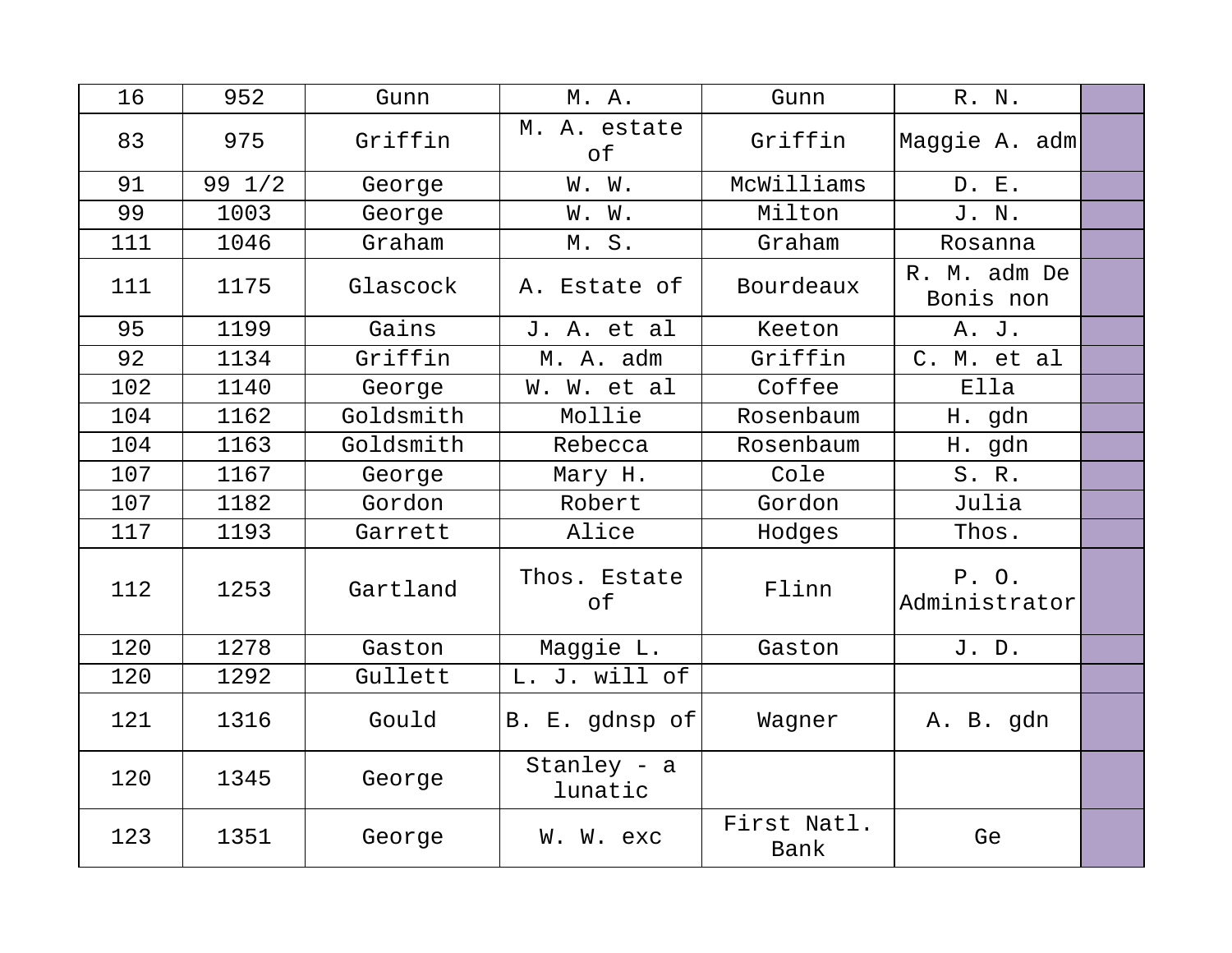| 16 | 952 | Gunn | M. A. | Gunn | R. N. | |
|---|---|---|---|---|---|---|
| 83 | 975 | Griffin | M. A. estate of | Griffin | Maggie A. adm | |
| 91 | 99 1/2 | George | W. W. | McWilliams | D. E. | |
| 99 | 1003 | George | W. W. | Milton | J. N. | |
| 111 | 1046 | Graham | M. S. | Graham | Rosanna | |
| 111 | 1175 | Glascock | A. Estate of | Bourdeaux | R. M. adm De Bonis non | |
| 95 | 1199 | Gains | J. A. et al | Keeton | A. J. | |
| 92 | 1134 | Griffin | M. A. adm | Griffin | C. M. et al | |
| 102 | 1140 | George | W. W. et al | Coffee | Ella | |
| 104 | 1162 | Goldsmith | Mollie | Rosenbaum | H. gdn | |
| 104 | 1163 | Goldsmith | Rebecca | Rosenbaum | H. gdn | |
| 107 | 1167 | George | Mary H. | Cole | S. R. | |
| 107 | 1182 | Gordon | Robert | Gordon | Julia | |
| 117 | 1193 | Garrett | Alice | Hodges | Thos. | |
| 112 | 1253 | Gartland | Thos. Estate of | Flinn | P. O. Administrator | |
| 120 | 1278 | Gaston | Maggie L. | Gaston | J. D. | |
| 120 | 1292 | Gullett | L. J. will of | | | |
| 121 | 1316 | Gould | B. E. gdnsp of | Wagner | A. B. gdn | |
| 120 | 1345 | George | Stanley - a lunatic | | | |
| 123 | 1351 | George | W. W. exc | First Natl. Bank | Ge | |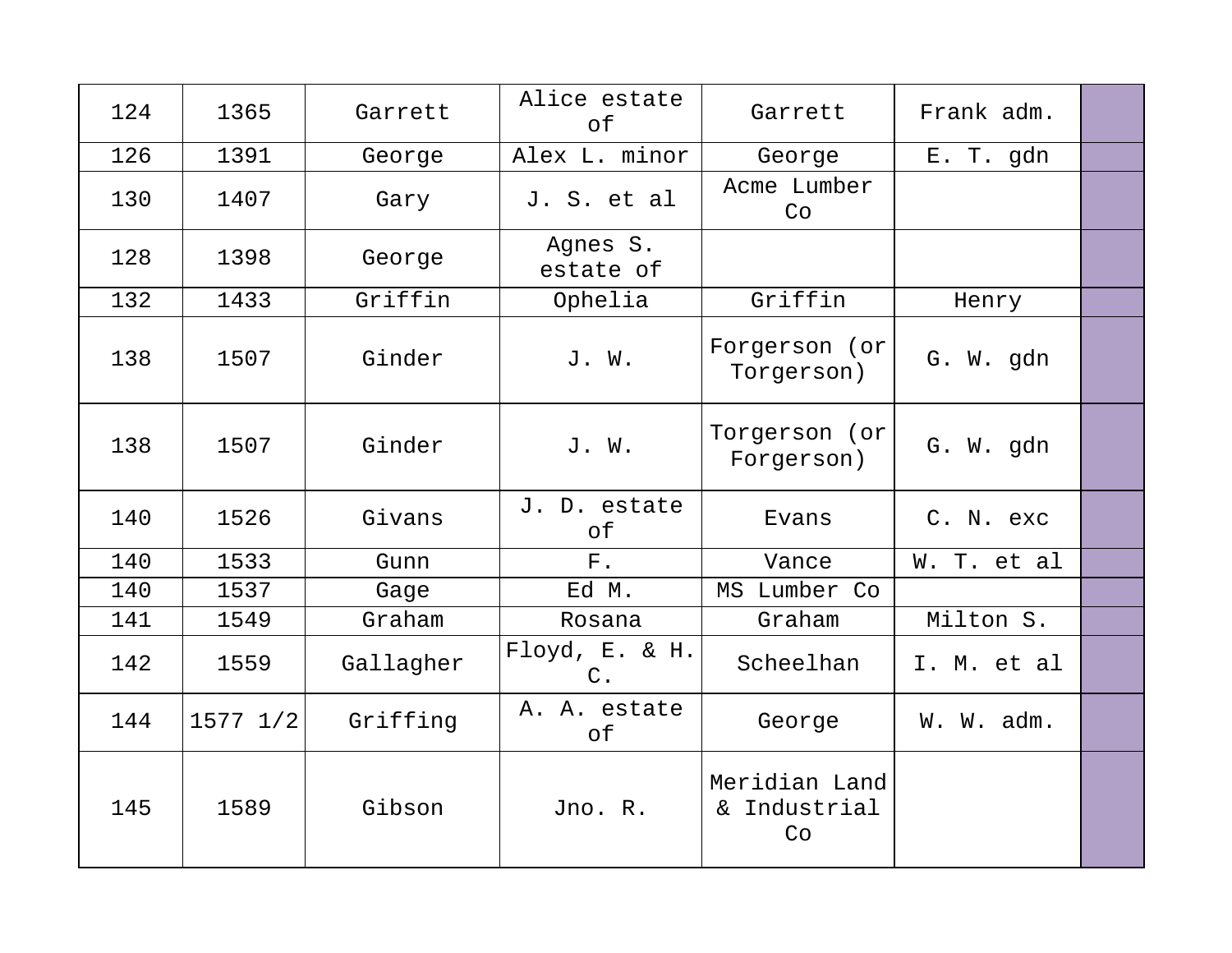| | | | | | | |
|---|---|---|---|---|---|---|
| 124 | 1365 | Garrett | Alice estate of | Garrett | Frank adm. | |
| 126 | 1391 | George | Alex L. minor | George | E. T. gdn | |
| 130 | 1407 | Gary | J. S. et al | Acme Lumber Co | | |
| 128 | 1398 | George | Agnes S. estate of | | | |
| 132 | 1433 | Griffin | Ophelia | Griffin | Henry | |
| 138 | 1507 | Ginder | J. W. | Forgerson (or Torgerson) | G. W. gdn | |
| 138 | 1507 | Ginder | J. W. | Torgerson (or Forgerson) | G. W. gdn | |
| 140 | 1526 | Givans | J. D. estate of | Evans | C. N. exc | |
| 140 | 1533 | Gunn | F. | Vance | W. T. et al | |
| 140 | 1537 | Gage | Ed M. | MS Lumber Co | | |
| 141 | 1549 | Graham | Rosana | Graham | Milton S. | |
| 142 | 1559 | Gallagher | Floyd, E. & H. C. | Scheelhan | I. M. et al | |
| 144 | 1577 1/2 | Griffing | A. A. estate of | George | W. W. adm. | |
| 145 | 1589 | Gibson | Jno. R. | Meridian Land & Industrial Co | | |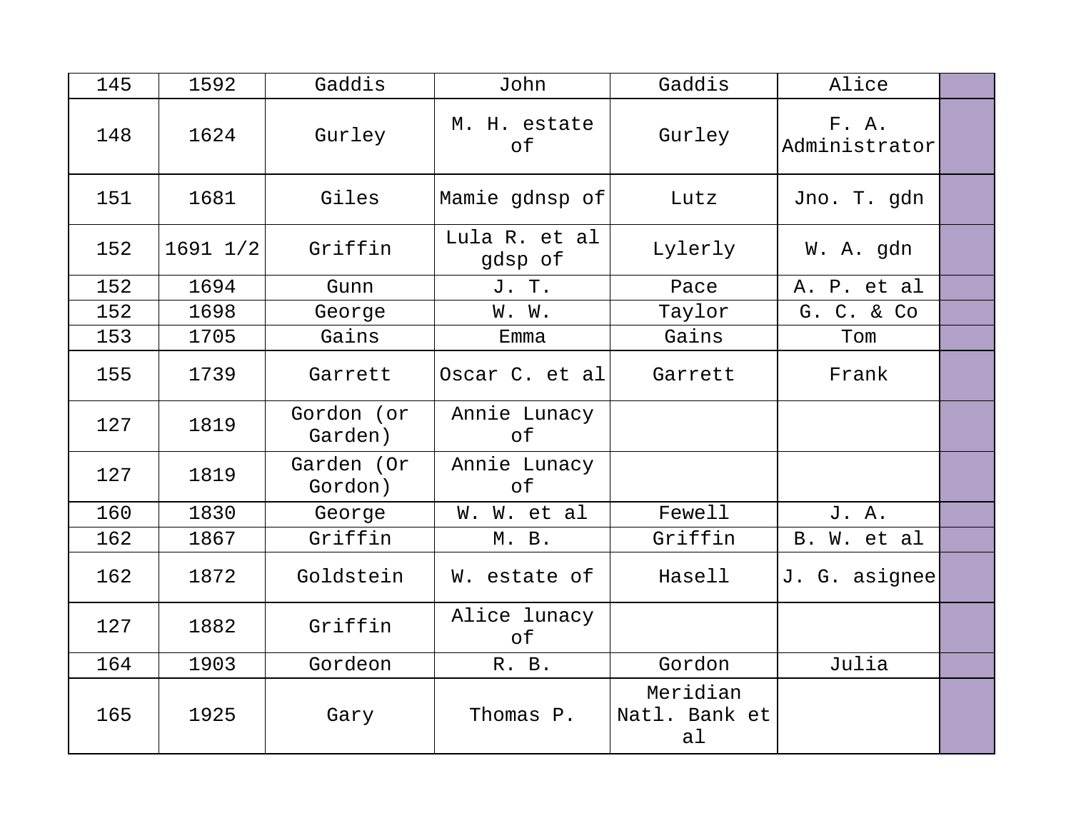| | | | | | | |
|---|---|---|---|---|---|---|
| 145 | 1592 | Gaddis | John | Gaddis | Alice | |
| 148 | 1624 | Gurley | M. H. estate of | Gurley | F. A. Administrator | |
| 151 | 1681 | Giles | Mamie gdnsp of | Lutz | Jno. T. gdn | |
| 152 | 1691 1/2 | Griffin | Lula R. et al gdsp of | Lylerly | W. A. gdn | |
| 152 | 1694 | Gunn | J. T. | Pace | A. P. et al | |
| 152 | 1698 | George | W. W. | Taylor | G. C. & Co | |
| 153 | 1705 | Gains | Emma | Gains | Tom | |
| 155 | 1739 | Garrett | Oscar C. et al | Garrett | Frank | |
| 127 | 1819 | Gordon (or Garden) | Annie Lunacy of | | | |
| 127 | 1819 | Garden (Or Gordon) | Annie Lunacy of | | | |
| 160 | 1830 | George | W. W. et al | Fewell | J. A. | |
| 162 | 1867 | Griffin | M. B. | Griffin | B. W. et al | |
| 162 | 1872 | Goldstein | W. estate of | Hasell | J. G. asignee | |
| 127 | 1882 | Griffin | Alice lunacy of | | | |
| 164 | 1903 | Gordeon | R. B. | Gordon | Julia | |
| 165 | 1925 | Gary | Thomas P. | Meridian Natl. Bank et al | | |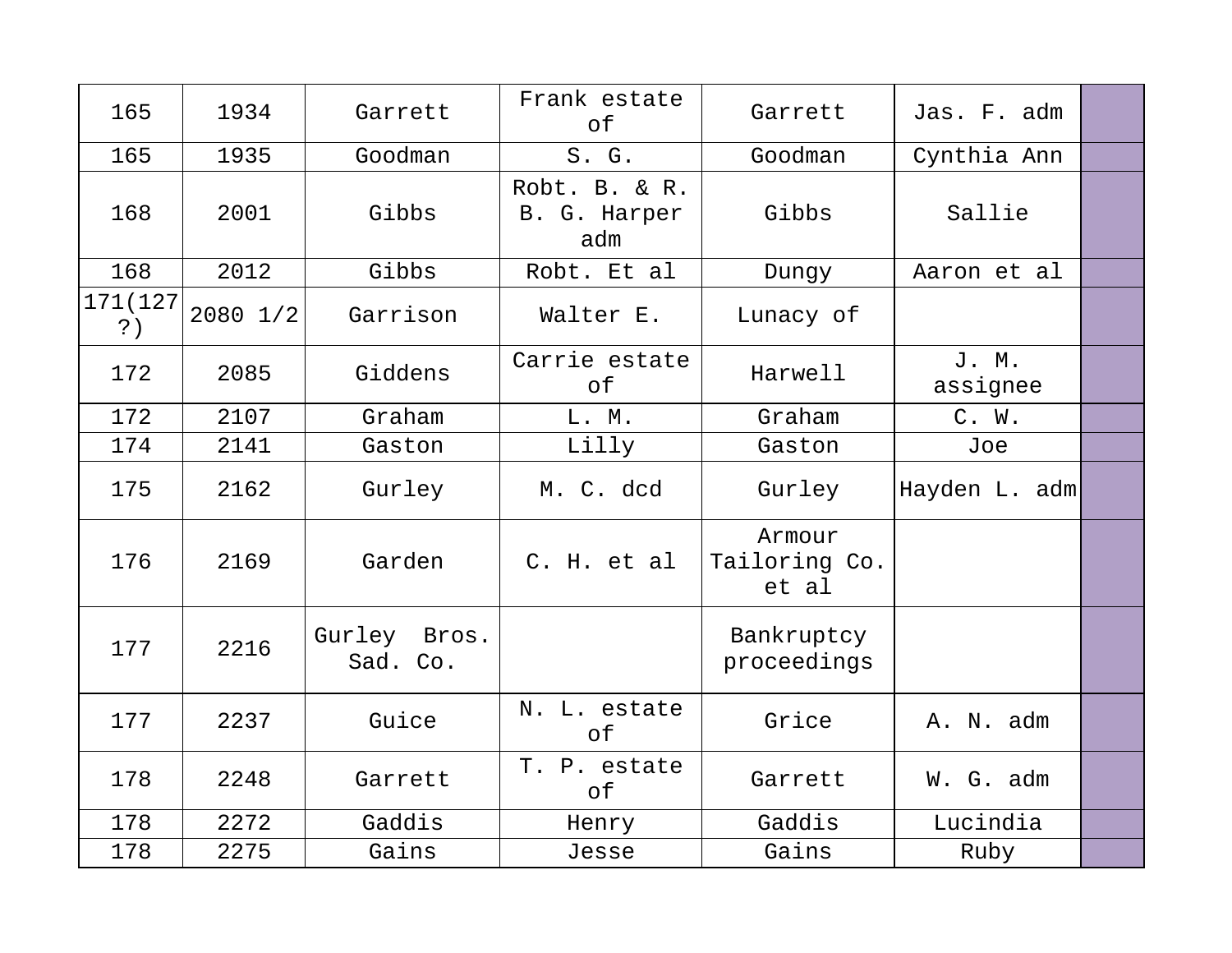| 165 | 1934 | Garrett | Frank estate of | Garrett | Jas. F. adm | |
|---|---|---|---|---|---|---|
| 165 | 1935 | Goodman | S. G. | Goodman | Cynthia Ann | |
| 168 | 2001 | Gibbs | Robt. B. & R. B. G. Harper adm | Gibbs | Sallie | |
| 168 | 2012 | Gibbs | Robt. Et al | Dungy | Aaron et al | |
| 171(127?) | 2080 1/2 | Garrison | Walter E. | Lunacy of | | |
| 172 | 2085 | Giddens | Carrie estate of | Harwell | J. M. assignee | |
| 172 | 2107 | Graham | L. M. | Graham | C. W. | |
| 174 | 2141 | Gaston | Lilly | Gaston | Joe | |
| 175 | 2162 | Gurley | M. C. dcd | Gurley | Hayden L. adm | |
| 176 | 2169 | Garden | C. H. et al | Armour Tailoring Co. et al | | |
| 177 | 2216 | Gurley Bros. Sad. Co. | | Bankruptcy proceedings | | |
| 177 | 2237 | Guice | N. L. estate of | Grice | A. N. adm | |
| 178 | 2248 | Garrett | T. P. estate of | Garrett | W. G. adm | |
| 178 | 2272 | Gaddis | Henry | Gaddis | Lucindia | |
| 178 | 2275 | Gains | Jesse | Gains | Ruby | |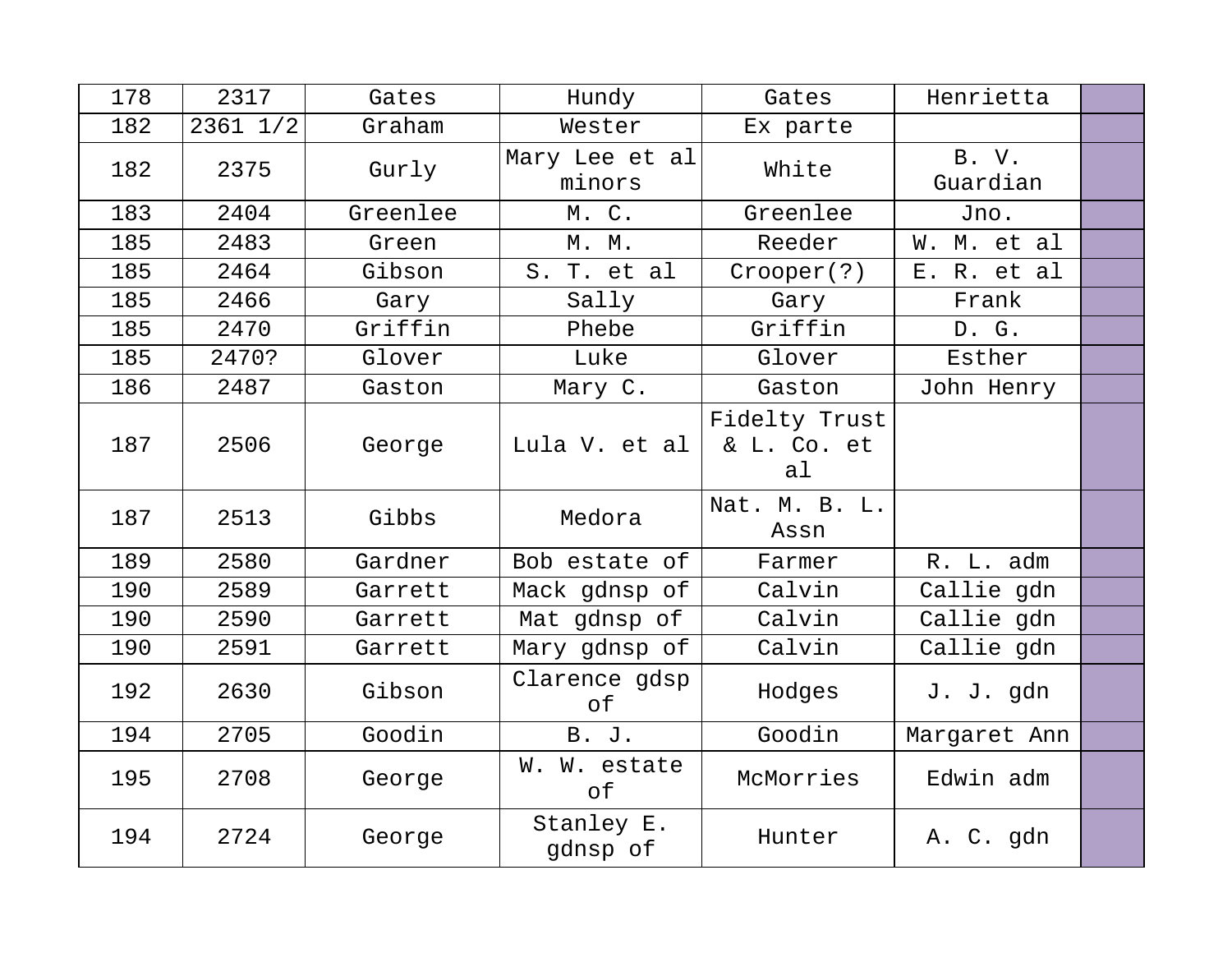| 178 | 2317 | Gates | Hundy | Gates | Henrietta | |
|---|---|---|---|---|---|---|
| 182 | 2361 1/2 | Graham | Wester | Ex parte | | |
| 182 | 2375 | Gurly | Mary Lee et al minors | White | B. V. Guardian | |
| 183 | 2404 | Greenlee | M. C. | Greenlee | Jno. | |
| 185 | 2483 | Green | M. M. | Reeder | W. M. et al | |
| 185 | 2464 | Gibson | S. T. et al | Crooper(?) | E. R. et al | |
| 185 | 2466 | Gary | Sally | Gary | Frank | |
| 185 | 2470 | Griffin | Phebe | Griffin | D. G. | |
| 185 | 2470? | Glover | Luke | Glover | Esther | |
| 186 | 2487 | Gaston | Mary C. | Gaston | John Henry | |
| 187 | 2506 | George | Lula V. et al | Fidelty Trust & L. Co. et al | | |
| 187 | 2513 | Gibbs | Medora | Nat. M. B. L. Assn | | |
| 189 | 2580 | Gardner | Bob estate of | Farmer | R. L. adm | |
| 190 | 2589 | Garrett | Mack gdnsp of | Calvin | Callie gdn | |
| 190 | 2590 | Garrett | Mat gdnsp of | Calvin | Callie gdn | |
| 190 | 2591 | Garrett | Mary gdnsp of | Calvin | Callie gdn | |
| 192 | 2630 | Gibson | Clarence gdsp of | Hodges | J. J. gdn | |
| 194 | 2705 | Goodin | B. J. | Goodin | Margaret Ann | |
| 195 | 2708 | George | W. W. estate of | McMorries | Edwin adm | |
| 194 | 2724 | George | Stanley E. gdnsp of | Hunter | A. C. gdn | |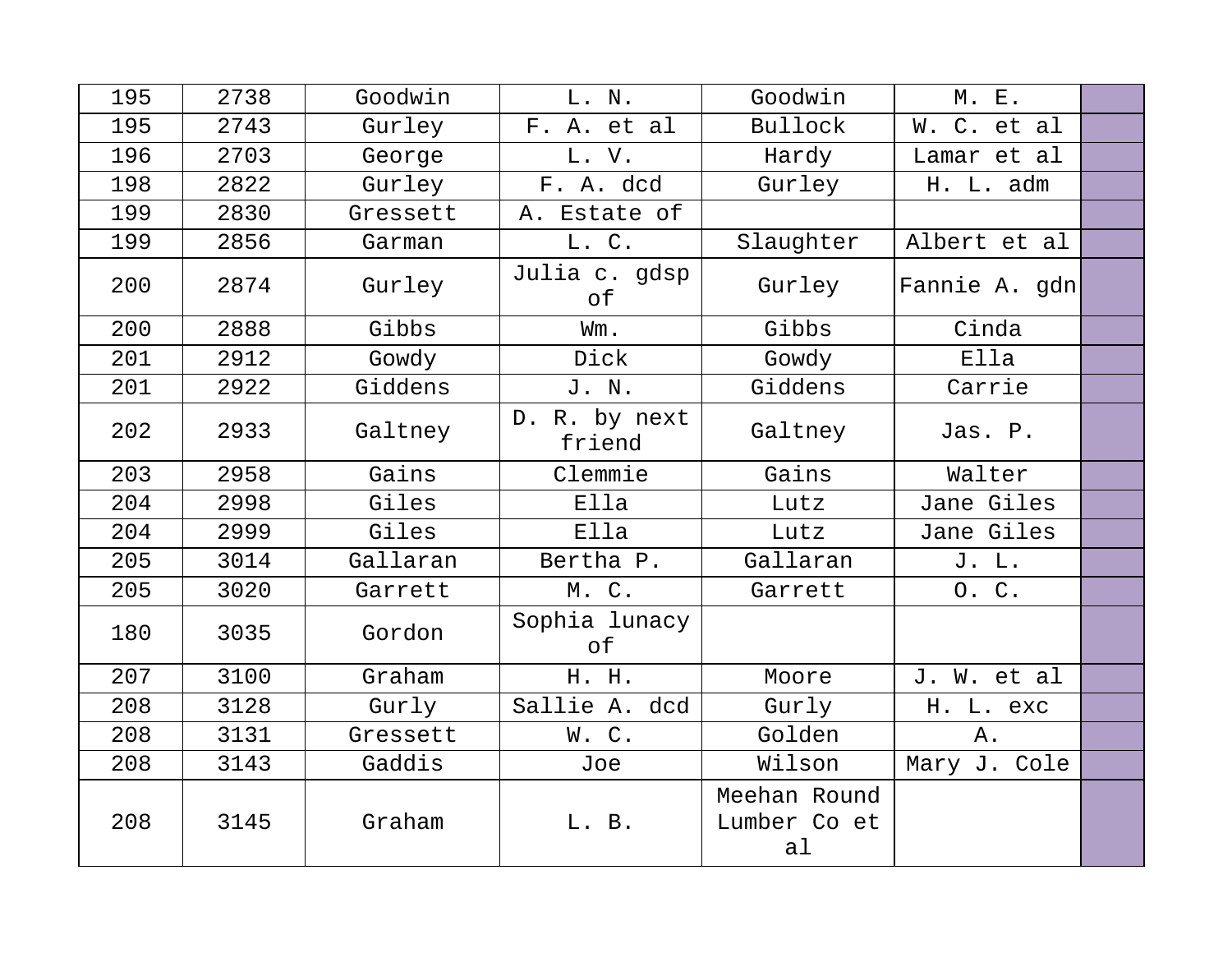| | | | | | | |
|---|---|---|---|---|---|---|
| 195 | 2738 | Goodwin | L. N. | Goodwin | M. E. | |
| 195 | 2743 | Gurley | F. A. et al | Bullock | W. C. et al | |
| 196 | 2703 | George | L. V. | Hardy | Lamar et al | |
| 198 | 2822 | Gurley | F. A. dcd | Gurley | H. L. adm | |
| 199 | 2830 | Gressett | A. Estate of | | | |
| 199 | 2856 | Garman | L. C. | Slaughter | Albert et al | |
| 200 | 2874 | Gurley | Julia c. gdsp of | Gurley | Fannie A. gdn | |
| 200 | 2888 | Gibbs | Wm. | Gibbs | Cinda | |
| 201 | 2912 | Gowdy | Dick | Gowdy | Ella | |
| 201 | 2922 | Giddens | J. N. | Giddens | Carrie | |
| 202 | 2933 | Galtney | D. R. by next friend | Galtney | Jas. P. | |
| 203 | 2958 | Gains | Clemmie | Gains | Walter | |
| 204 | 2998 | Giles | Ella | Lutz | Jane Giles | |
| 204 | 2999 | Giles | Ella | Lutz | Jane Giles | |
| 205 | 3014 | Gallaran | Bertha P. | Gallaran | J. L. | |
| 205 | 3020 | Garrett | M. C. | Garrett | O. C. | |
| 180 | 3035 | Gordon | Sophia lunacy of | | | |
| 207 | 3100 | Graham | H. H. | Moore | J. W. et al | |
| 208 | 3128 | Gurly | Sallie A. dcd | Gurly | H. L. exc | |
| 208 | 3131 | Gressett | W. C. | Golden | A. | |
| 208 | 3143 | Gaddis | Joe | Wilson | Mary J. Cole | |
| 208 | 3145 | Graham | L. B. | Meehan Round Lumber Co et al | | |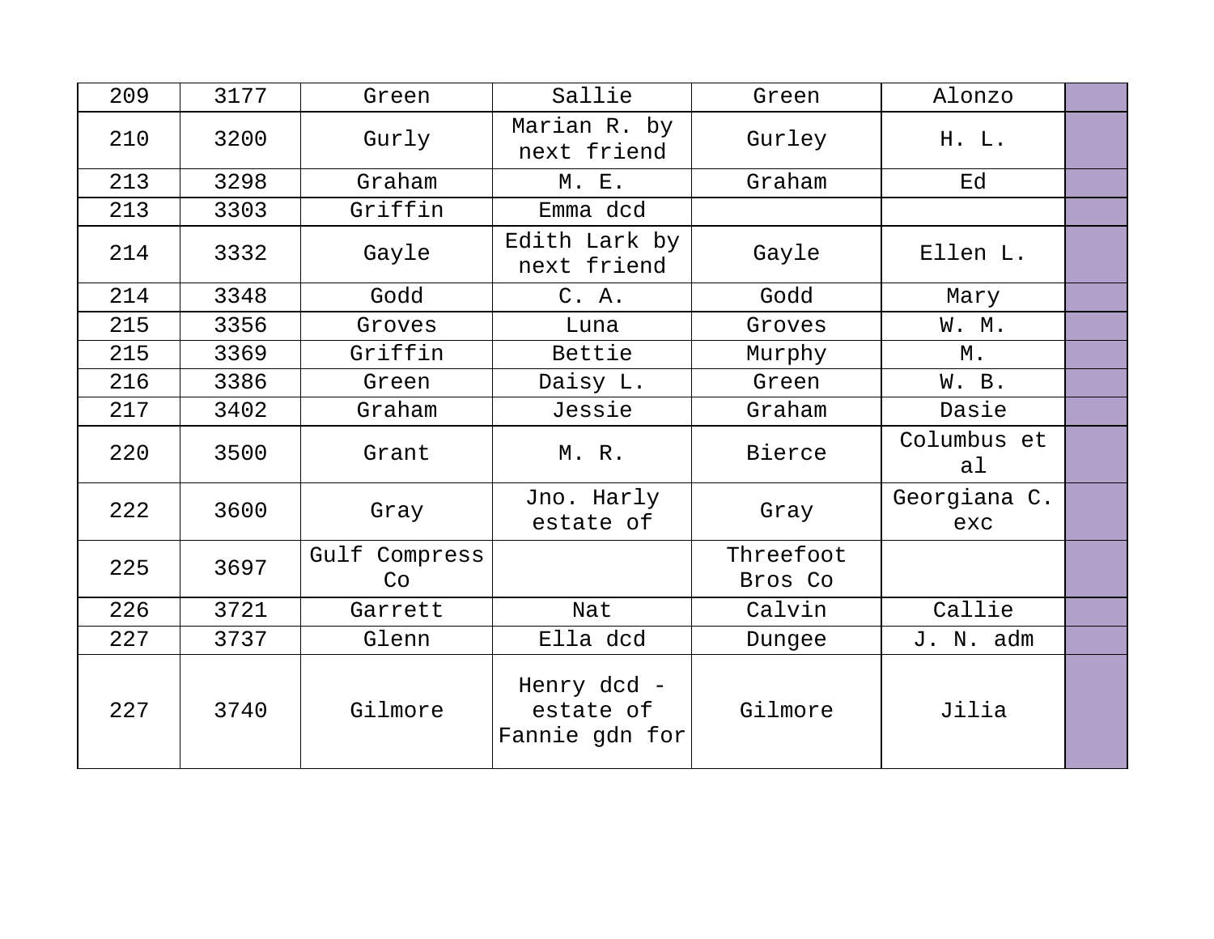| 209 | 3177 | Green | Sallie | Green | Alonzo | |
|---|---|---|---|---|---|---|
| 210 | 3200 | Gurly | Marian R. by next friend | Gurley | H. L. | |
| 213 | 3298 | Graham | M. E. | Graham | Ed | |
| 213 | 3303 | Griffin | Emma dcd | | | |
| 214 | 3332 | Gayle | Edith Lark by next friend | Gayle | Ellen L. | |
| 214 | 3348 | Godd | C. A. | Godd | Mary | |
| 215 | 3356 | Groves | Luna | Groves | W. M. | |
| 215 | 3369 | Griffin | Bettie | Murphy | M. | |
| 216 | 3386 | Green | Daisy L. | Green | W. B. | |
| 217 | 3402 | Graham | Jessie | Graham | Dasie | |
| 220 | 3500 | Grant | M. R. | Bierce | Columbus et al | |
| 222 | 3600 | Gray | Jno. Harly estate of | Gray | Georgiana C. exc | |
| 225 | 3697 | Gulf Compress Co | | Threefoot Bros Co | | |
| 226 | 3721 | Garrett | Nat | Calvin | Callie | |
| 227 | 3737 | Glenn | Ella dcd | Dungee | J. N. adm | |
| 227 | 3740 | Gilmore | Henry dcd - estate of Fannie gdn for | Gilmore | Jilia | |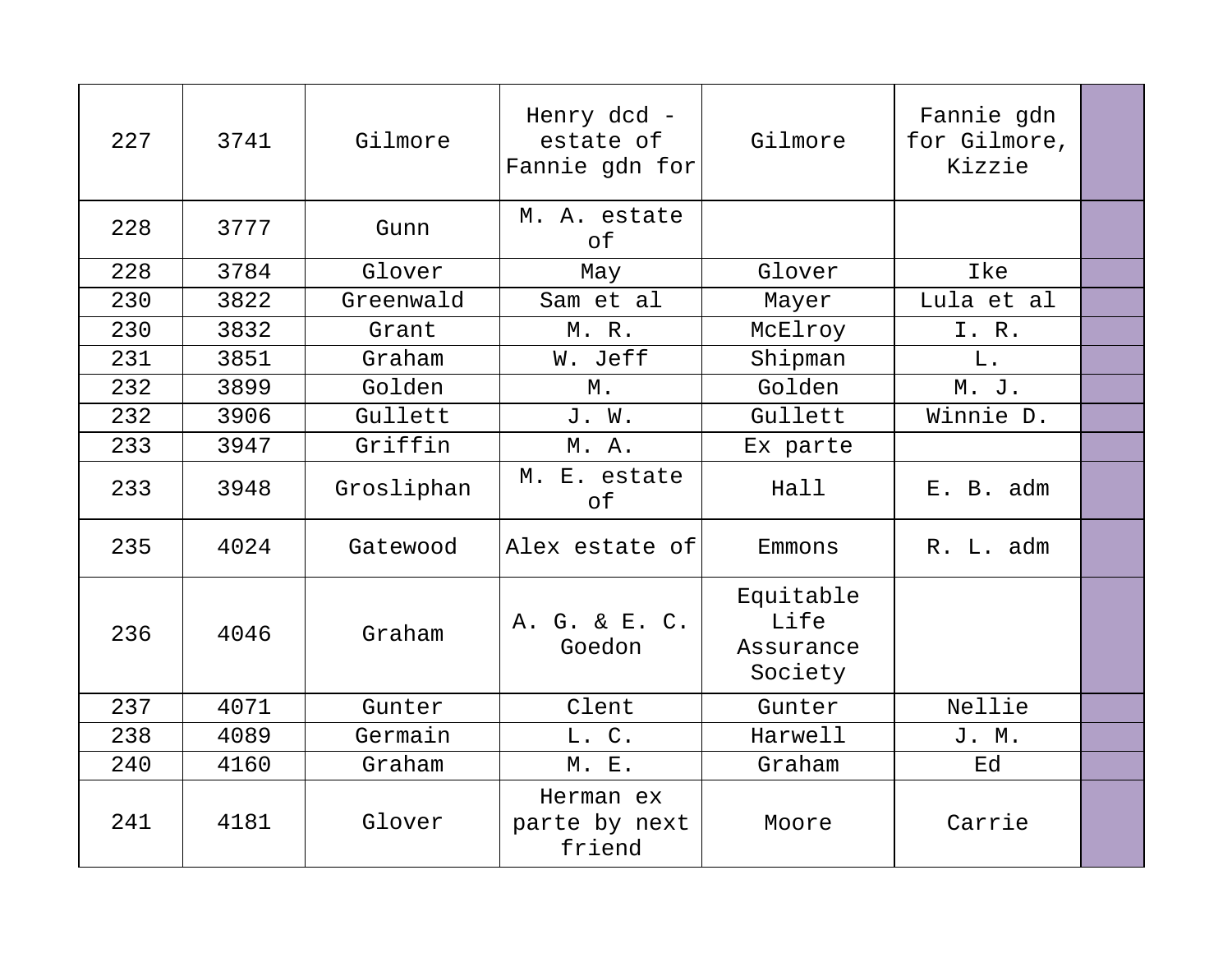| 227 | 3741 | Gilmore | Henry dcd - estate of Fannie gdn for | Gilmore | Fannie gdn for Gilmore, Kizzie | |
|---|---|---|---|---|---|---|
| 228 | 3777 | Gunn | M. A. estate of | | | |
| 228 | 3784 | Glover | May | Glover | Ike | |
| 230 | 3822 | Greenwald | Sam et al | Mayer | Lula et al | |
| 230 | 3832 | Grant | M. R. | McElroy | I. R. | |
| 231 | 3851 | Graham | W. Jeff | Shipman | L. | |
| 232 | 3899 | Golden | M. | Golden | M. J. | |
| 232 | 3906 | Gullett | J. W. | Gullett | Winnie D. | |
| 233 | 3947 | Griffin | M. A. | Ex parte | | |
| 233 | 3948 | Grosliphan | M. E. estate of | Hall | E. B. adm | |
| 235 | 4024 | Gatewood | Alex estate of | Emmons | R. L. adm | |
| 236 | 4046 | Graham | A. G. & E. C. Goedon | Equitable Life Assurance Society | | |
| 237 | 4071 | Gunter | Clent | Gunter | Nellie | |
| 238 | 4089 | Germain | L. C. | Harwell | J. M. | |
| 240 | 4160 | Graham | M. E. | Graham | Ed | |
| 241 | 4181 | Glover | Herman ex parte by next friend | Moore | Carrie | |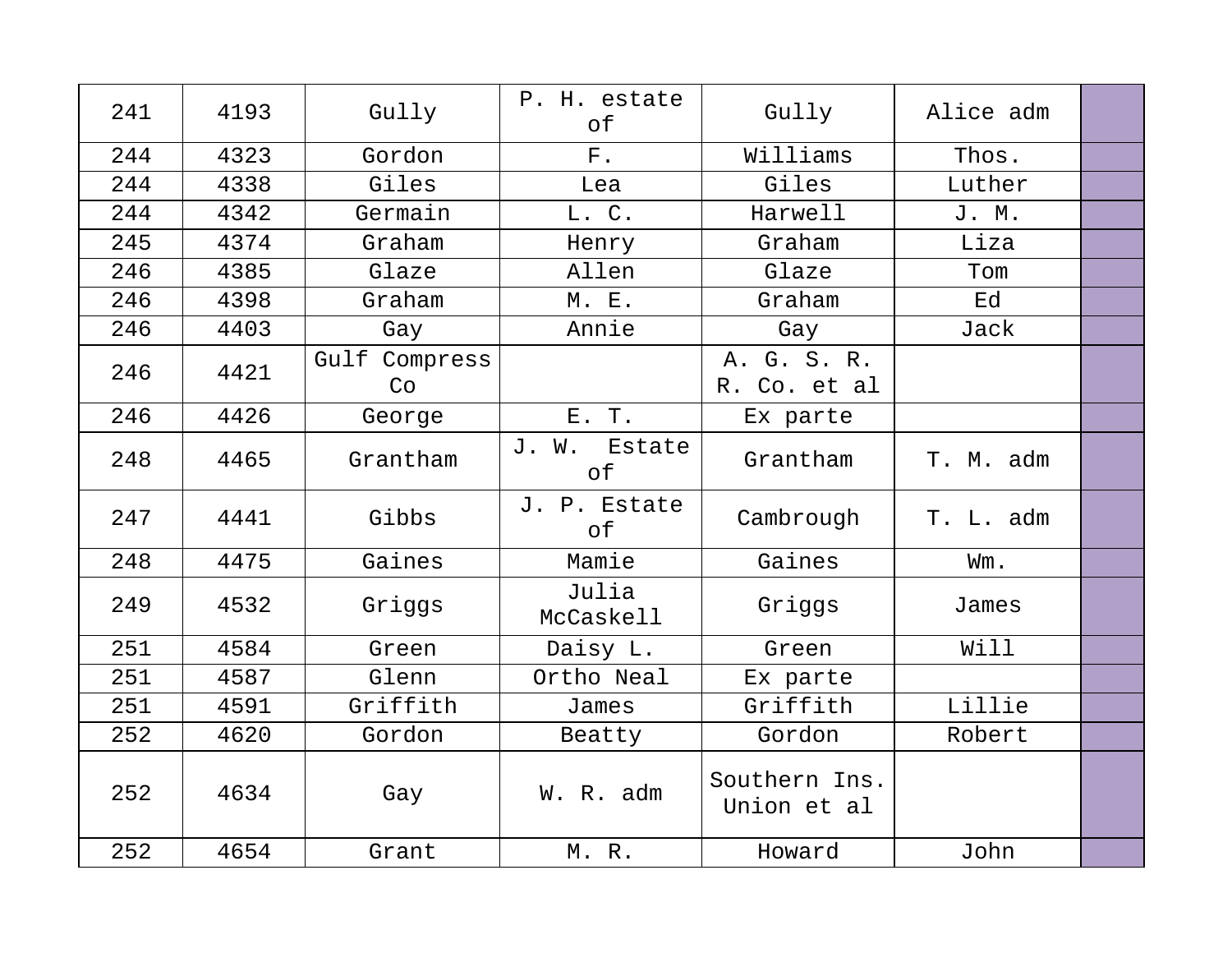| 241 | 4193 | Gully | P. H. estate of | Gully | Alice adm | |
|---|---|---|---|---|---|---|
| 244 | 4323 | Gordon | F. | Williams | Thos. | |
| 244 | 4338 | Giles | Lea | Giles | Luther | |
| 244 | 4342 | Germain | L. C. | Harwell | J. M. | |
| 245 | 4374 | Graham | Henry | Graham | Liza | |
| 246 | 4385 | Glaze | Allen | Glaze | Tom | |
| 246 | 4398 | Graham | M. E. | Graham | Ed | |
| 246 | 4403 | Gay | Annie | Gay | Jack | |
| 246 | 4421 | Gulf Compress Co | | A. G. S. R. R. Co. et al | | |
| 246 | 4426 | George | E. T. | Ex parte | | |
| 248 | 4465 | Grantham | J. W. Estate of | Grantham | T. M. adm | |
| 247 | 4441 | Gibbs | J. P. Estate of | Cambrough | T. L. adm | |
| 248 | 4475 | Gaines | Mamie | Gaines | Wm. | |
| 249 | 4532 | Griggs | Julia McCaskell | Griggs | James | |
| 251 | 4584 | Green | Daisy L. | Green | Will | |
| 251 | 4587 | Glenn | Ortho Neal | Ex parte | | |
| 251 | 4591 | Griffith | James | Griffith | Lillie | |
| 252 | 4620 | Gordon | Beatty | Gordon | Robert | |
| 252 | 4634 | Gay | W. R. adm | Southern Ins. Union et al | | |
| 252 | 4654 | Grant | M. R. | Howard | John | |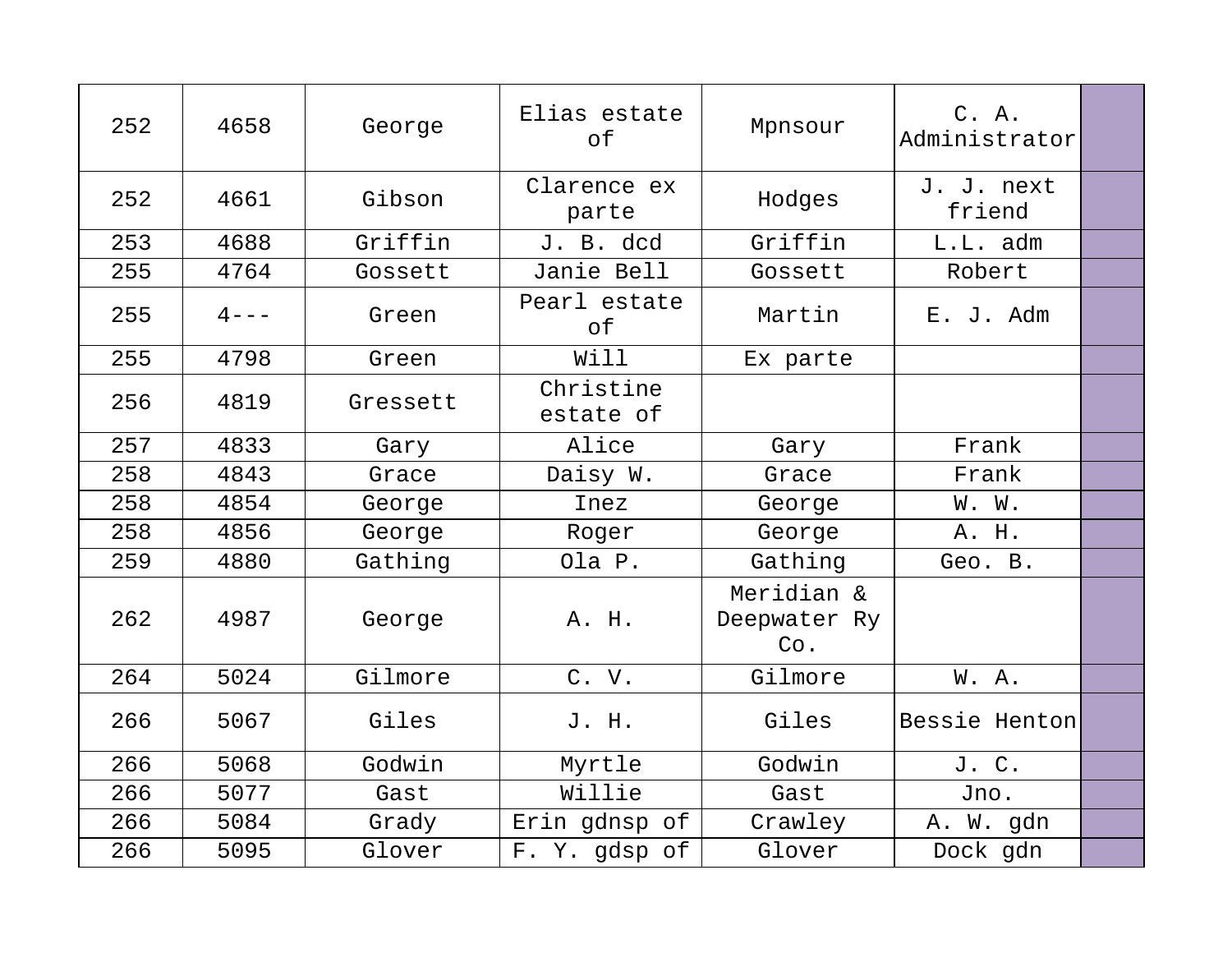| | | | | | | |
|---|---|---|---|---|---|---|
| 252 | 4658 | George | Elias estate of | Mpnsour | C. A. Administrator | |
| 252 | 4661 | Gibson | Clarence ex parte | Hodges | J. J. next friend | |
| 253 | 4688 | Griffin | J. B. dcd | Griffin | L.L. adm | |
| 255 | 4764 | Gossett | Janie Bell | Gossett | Robert | |
| 255 | 4--- | Green | Pearl estate of | Martin | E. J. Adm | |
| 255 | 4798 | Green | Will | Ex parte | | |
| 256 | 4819 | Gressett | Christine estate of | | | |
| 257 | 4833 | Gary | Alice | Gary | Frank | |
| 258 | 4843 | Grace | Daisy W. | Grace | Frank | |
| 258 | 4854 | George | Inez | George | W. W. | |
| 258 | 4856 | George | Roger | George | A. H. | |
| 259 | 4880 | Gathing | Ola P. | Gathing | Geo. B. | |
| 262 | 4987 | George | A. H. | Meridian & Deepwater Ry Co. | | |
| 264 | 5024 | Gilmore | C. V. | Gilmore | W. A. | |
| 266 | 5067 | Giles | J. H. | Giles | Bessie Henton | |
| 266 | 5068 | Godwin | Myrtle | Godwin | J. C. | |
| 266 | 5077 | Gast | Willie | Gast | Jno. | |
| 266 | 5084 | Grady | Erin gdnsp of | Crawley | A. W. gdn | |
| 266 | 5095 | Glover | F. Y. gdsp of | Glover | Dock gdn | |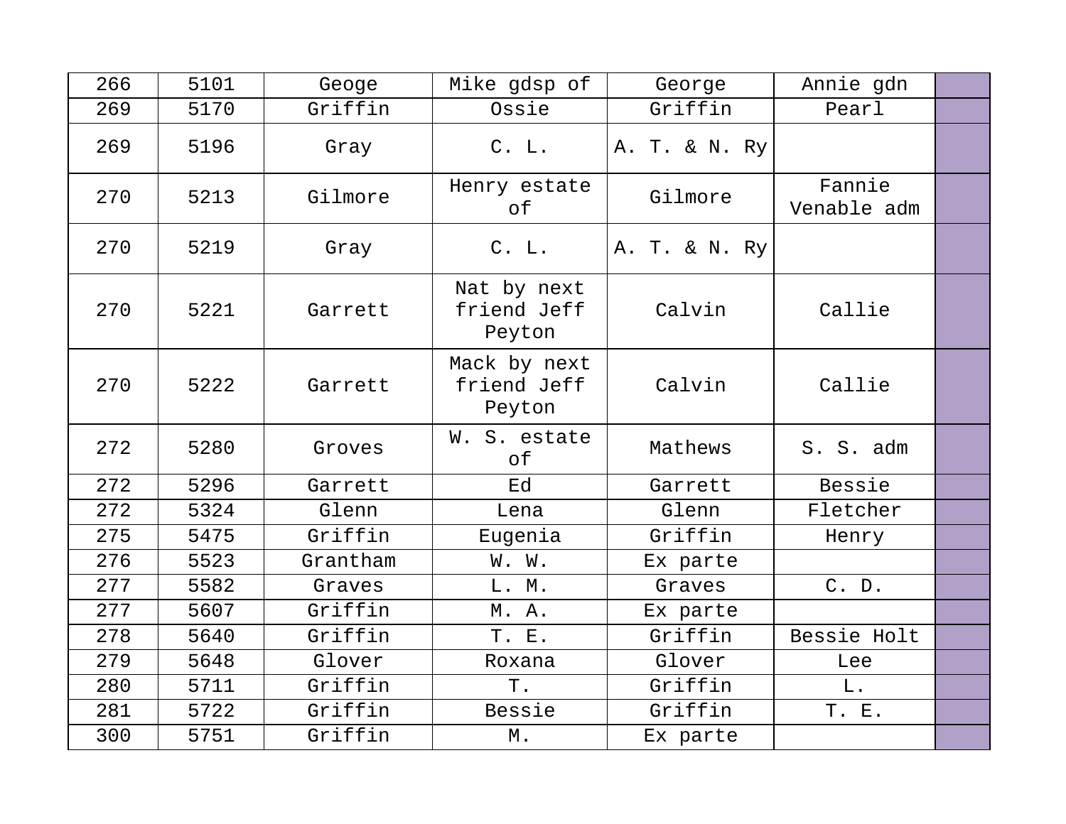| 266 | 5101 | Geoge | Mike gdsp of | George | Annie gdn | |
|---|---|---|---|---|---|---|
| 269 | 5170 | Griffin | Ossie | Griffin | Pearl | |
| 269 | 5196 | Gray | C. L. | A. T. & N. Ry | | |
| 270 | 5213 | Gilmore | Henry estate of | Gilmore | Fannie Venable adm | |
| 270 | 5219 | Gray | C. L. | A. T. & N. Ry | | |
| 270 | 5221 | Garrett | Nat by next friend Jeff Peyton | Calvin | Callie | |
| 270 | 5222 | Garrett | Mack by next friend Jeff Peyton | Calvin | Callie | |
| 272 | 5280 | Groves | W. S. estate of | Mathews | S. S. adm | |
| 272 | 5296 | Garrett | Ed | Garrett | Bessie | |
| 272 | 5324 | Glenn | Lena | Glenn | Fletcher | |
| 275 | 5475 | Griffin | Eugenia | Griffin | Henry | |
| 276 | 5523 | Grantham | W. W. | Ex parte | | |
| 277 | 5582 | Graves | L. M. | Graves | C. D. | |
| 277 | 5607 | Griffin | M. A. | Ex parte | | |
| 278 | 5640 | Griffin | T. E. | Griffin | Bessie Holt | |
| 279 | 5648 | Glover | Roxana | Glover | Lee | |
| 280 | 5711 | Griffin | T. | Griffin | L. | |
| 281 | 5722 | Griffin | Bessie | Griffin | T. E. | |
| 300 | 5751 | Griffin | M. | Ex parte | | |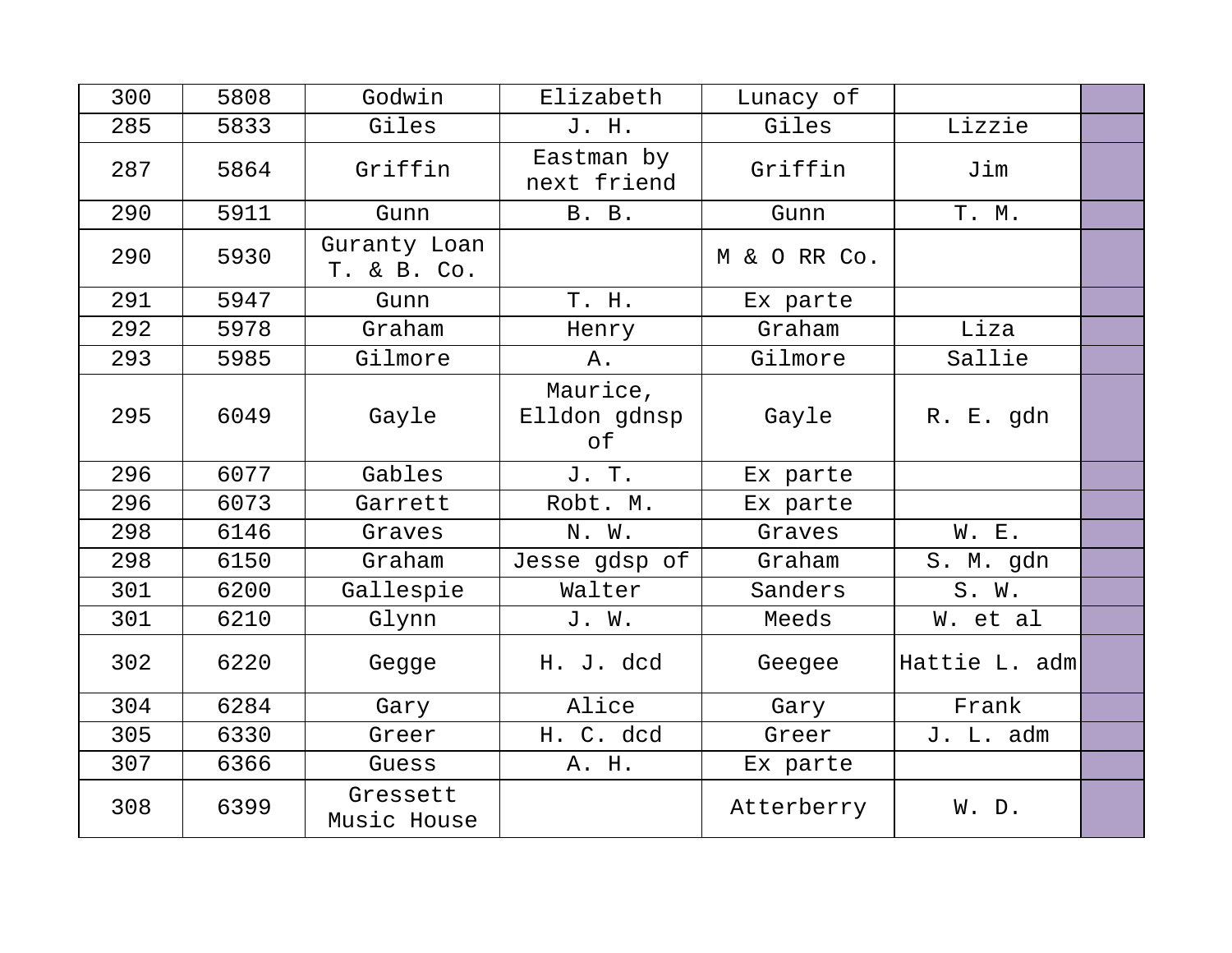| 300 | 5808 | Godwin | Elizabeth | Lunacy of | | |
|---|---|---|---|---|---|---|
| 285 | 5833 | Giles | J. H. | Giles | Lizzie | |
| 287 | 5864 | Griffin | Eastman by next friend | Griffin | Jim | |
| 290 | 5911 | Gunn | B. B. | Gunn | T. M. | |
| 290 | 5930 | Guranty Loan T. & B. Co. | | M & O RR Co. | | |
| 291 | 5947 | Gunn | T. H. | Ex parte | | |
| 292 | 5978 | Graham | Henry | Graham | Liza | |
| 293 | 5985 | Gilmore | A. | Gilmore | Sallie | |
| 295 | 6049 | Gayle | Maurice, Elldon gdnsp of | Gayle | R. E. gdn | |
| 296 | 6077 | Gables | J. T. | Ex parte | | |
| 296 | 6073 | Garrett | Robt. M. | Ex parte | | |
| 298 | 6146 | Graves | N. W. | Graves | W. E. | |
| 298 | 6150 | Graham | Jesse gdsp of | Graham | S. M. gdn | |
| 301 | 6200 | Gallespie | Walter | Sanders | S. W. | |
| 301 | 6210 | Glynn | J. W. | Meeds | W. et al | |
| 302 | 6220 | Gegge | H. J. dcd | Geegee | Hattie L. adm | |
| 304 | 6284 | Gary | Alice | Gary | Frank | |
| 305 | 6330 | Greer | H. C. dcd | Greer | J. L. adm | |
| 307 | 6366 | Guess | A. H. | Ex parte | | |
| 308 | 6399 | Gressett Music House | | Atterberry | W. D. | |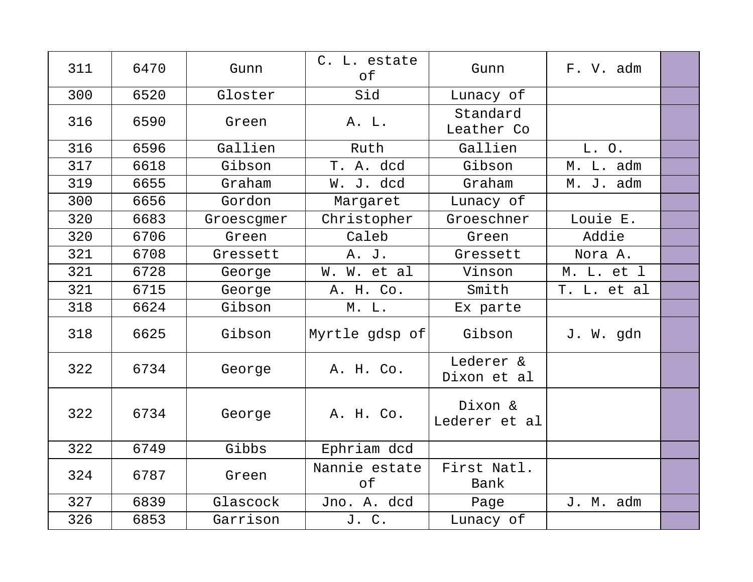| 311 | 6470 | Gunn | C. L. estate of | Gunn | F. V. adm | |
|---|---|---|---|---|---|---|
| 300 | 6520 | Gloster | Sid | Lunacy of | | |
| 316 | 6590 | Green | A. L. | Standard Leather Co | | |
| 316 | 6596 | Gallien | Ruth | Gallien | L. O. | |
| 317 | 6618 | Gibson | T. A. dcd | Gibson | M. L. adm | |
| 319 | 6655 | Graham | W. J. dcd | Graham | M. J. adm | |
| 300 | 6656 | Gordon | Margaret | Lunacy of | | |
| 320 | 6683 | Groescgmer | Christopher | Groeschner | Louie E. | |
| 320 | 6706 | Green | Caleb | Green | Addie | |
| 321 | 6708 | Gressett | A. J. | Gressett | Nora A. | |
| 321 | 6728 | George | W. W. et al | Vinson | M. L. et l | |
| 321 | 6715 | George | A. H. Co. | Smith | T. L. et al | |
| 318 | 6624 | Gibson | M. L. | Ex parte | | |
| 318 | 6625 | Gibson | Myrtle gdsp of | Gibson | J. W. gdn | |
| 322 | 6734 | George | A. H. Co. | Lederer & Dixon et al | | |
| 322 | 6734 | George | A. H. Co. | Dixon & Lederer et al | | |
| 322 | 6749 | Gibbs | Ephriam dcd | | | |
| 324 | 6787 | Green | Nannie estate of | First Natl. Bank | | |
| 327 | 6839 | Glascock | Jno. A. dcd | Page | J. M. adm | |
| 326 | 6853 | Garrison | J. C. | Lunacy of | | |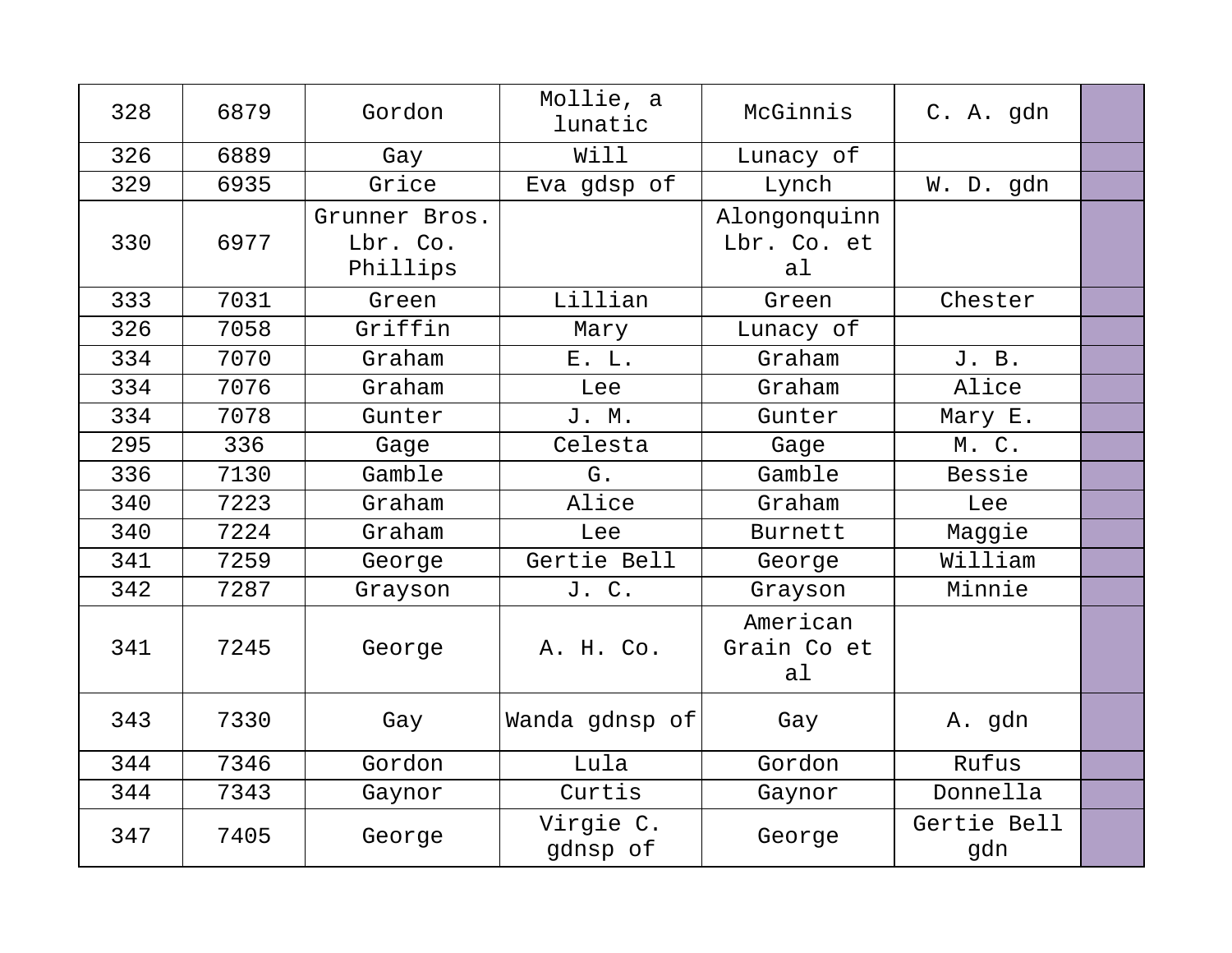| 328 | 6879 | Gordon | Mollie, a lunatic | McGinnis | C. A. gdn | |
|---|---|---|---|---|---|---|
| 326 | 6889 | Gay | Will | Lunacy of | | |
| 329 | 6935 | Grice | Eva gdsp of | Lynch | W. D. gdn | |
| 330 | 6977 | Grunner Bros. Lbr. Co. Phillips | | Alongonquinn Lbr. Co. et al | | |
| 333 | 7031 | Green | Lillian | Green | Chester | |
| 326 | 7058 | Griffin | Mary | Lunacy of | | |
| 334 | 7070 | Graham | E. L. | Graham | J. B. | |
| 334 | 7076 | Graham | Lee | Graham | Alice | |
| 334 | 7078 | Gunter | J. M. | Gunter | Mary E. | |
| 295 | 336 | Gage | Celesta | Gage | M. C. | |
| 336 | 7130 | Gamble | G. | Gamble | Bessie | |
| 340 | 7223 | Graham | Alice | Graham | Lee | |
| 340 | 7224 | Graham | Lee | Burnett | Maggie | |
| 341 | 7259 | George | Gertie Bell | George | William | |
| 342 | 7287 | Grayson | J. C. | Grayson | Minnie | |
| 341 | 7245 | George | A. H. Co. | American Grain Co et al | | |
| 343 | 7330 | Gay | Wanda gdnsp of | Gay | A. gdn | |
| 344 | 7346 | Gordon | Lula | Gordon | Rufus | |
| 344 | 7343 | Gaynor | Curtis | Gaynor | Donnella | |
| 347 | 7405 | George | Virgie C. gdnsp of | George | Gertie Bell gdn | |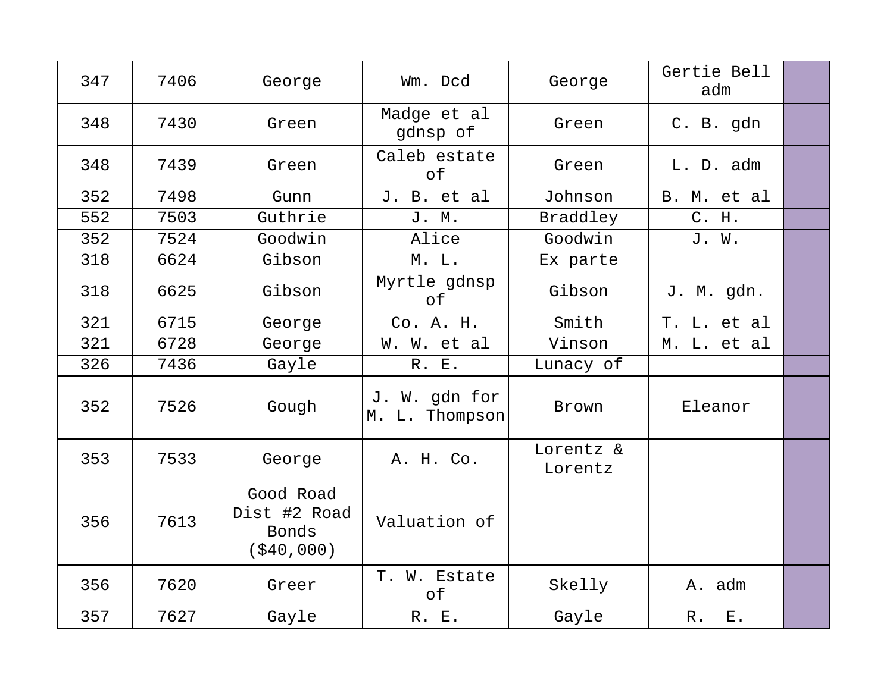| | | | | | | |
|---|---|---|---|---|---|---|
| 347 | 7406 | George | Wm. Dcd | George | Gertie Bell adm | |
| 348 | 7430 | Green | Madge et al gdnsp of | Green | C. B. gdn | |
| 348 | 7439 | Green | Caleb estate of | Green | L. D. adm | |
| 352 | 7498 | Gunn | J. B. et al | Johnson | B. M. et al | |
| 552 | 7503 | Guthrie | J. M. | Braddley | C. H. | |
| 352 | 7524 | Goodwin | Alice | Goodwin | J. W. | |
| 318 | 6624 | Gibson | M. L. | Ex parte | | |
| 318 | 6625 | Gibson | Myrtle gdnsp of | Gibson | J. M. gdn. | |
| 321 | 6715 | George | Co. A. H. | Smith | T. L. et al | |
| 321 | 6728 | George | W. W. et al | Vinson | M. L. et al | |
| 326 | 7436 | Gayle | R. E. | Lunacy of | | |
| 352 | 7526 | Gough | J. W. gdn for M. L. Thompson | Brown | Eleanor | |
| 353 | 7533 | George | A. H. Co. | Lorentz & Lorentz | | |
| 356 | 7613 | Good Road Dist #2 Road Bonds ($40,000) | Valuation of | | | |
| 356 | 7620 | Greer | T. W. Estate of | Skelly | A. adm | |
| 357 | 7627 | Gayle | R. E. | Gayle | R. E. | |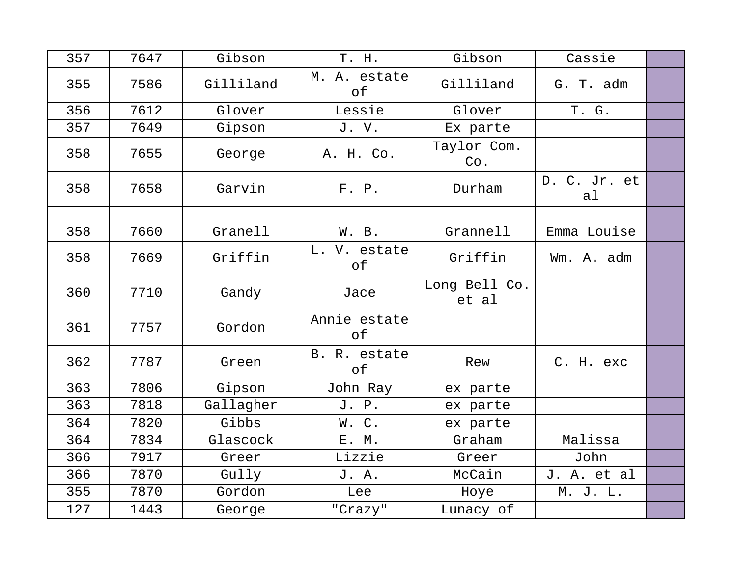| 357 | 7647 | Gibson | T. H. | Gibson | Cassie | |
|---|---|---|---|---|---|---|
| 355 | 7586 | Gilliland | M. A. estate of | Gilliland | G. T. adm | |
| 356 | 7612 | Glover | Lessie | Glover | T. G. | |
| 357 | 7649 | Gipson | J. V. | Ex parte | | |
| 358 | 7655 | George | A. H. Co. | Taylor Com. Co. | | |
| 358 | 7658 | Garvin | F. P. | Durham | D. C. Jr. et al | |
| | | | | | | |
| 358 | 7660 | Granell | W. B. | Grannell | Emma Louise | |
| 358 | 7669 | Griffin | L. V. estate of | Griffin | Wm. A. adm | |
| 360 | 7710 | Gandy | Jace | Long Bell Co. et al | | |
| 361 | 7757 | Gordon | Annie estate of | | | |
| 362 | 7787 | Green | B. R. estate of | Rew | C. H. exc | |
| 363 | 7806 | Gipson | John Ray | ex parte | | |
| 363 | 7818 | Gallagher | J. P. | ex parte | | |
| 364 | 7820 | Gibbs | W. C. | ex parte | | |
| 364 | 7834 | Glascock | E. M. | Graham | Malissa | |
| 366 | 7917 | Greer | Lizzie | Greer | John | |
| 366 | 7870 | Gully | J. A. | McCain | J. A. et al | |
| 355 | 7870 | Gordon | Lee | Hoye | M. J. L. | |
| 127 | 1443 | George | "Crazy" | Lunacy of | | |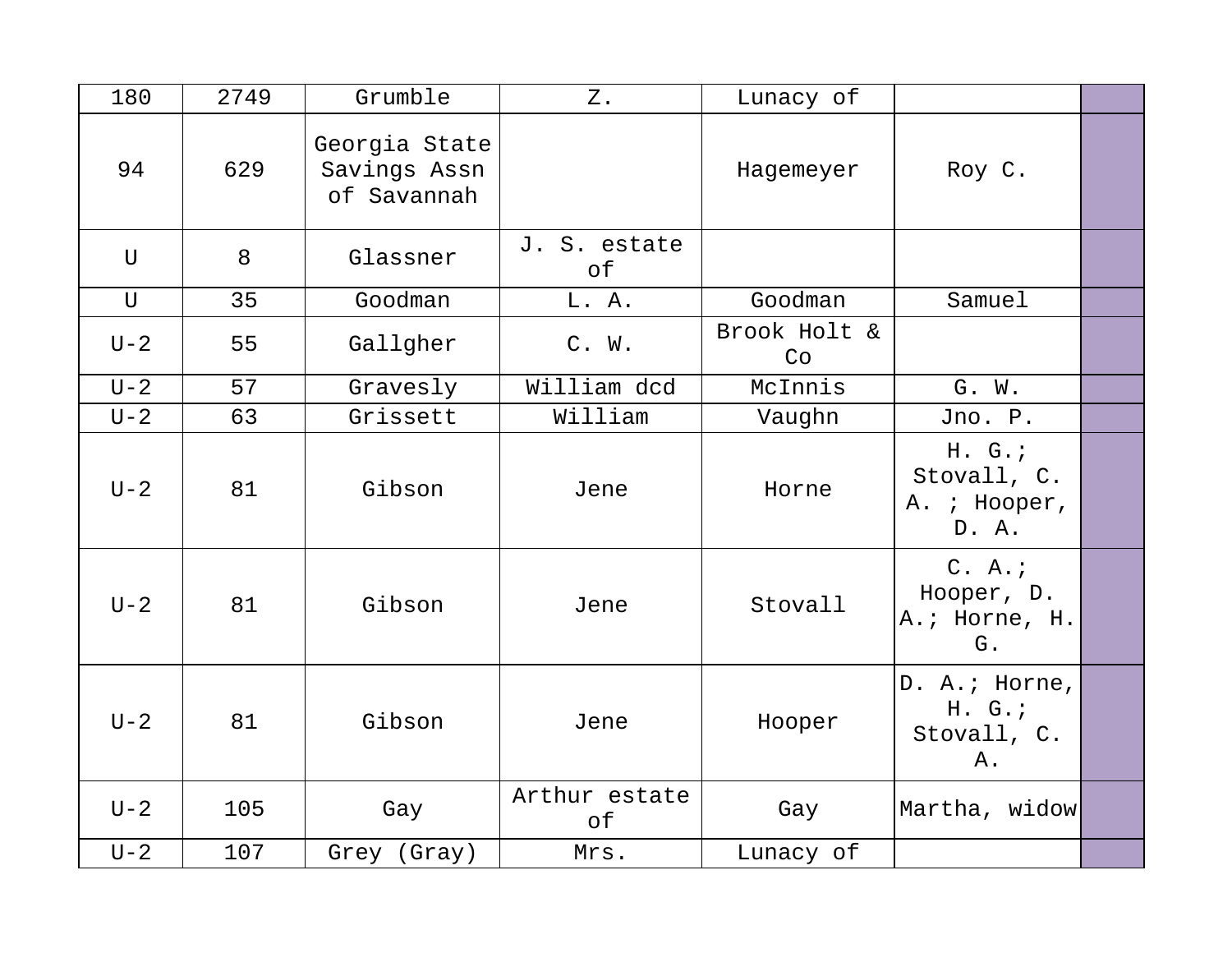| | | | | | | |
|---|---|---|---|---|---|---|
| 180 | 2749 | Grumble | Z. | Lunacy of | | |
| 94 | 629 | Georgia State Savings Assn of Savannah | | Hagemeyer | Roy C. | |
| U | 8 | Glassner | J. S. estate of | | | |
| U | 35 | Goodman | L. A. | Goodman | Samuel | |
| U-2 | 55 | Gallgher | C. W. | Brook Holt & Co | | |
| U-2 | 57 | Gravesly | William dcd | McInnis | G. W. | |
| U-2 | 63 | Grissett | William | Vaughn | Jno. P. | |
| U-2 | 81 | Gibson | Jene | Horne | H. G.; Stovall, C. A. ; Hooper, D. A. | |
| U-2 | 81 | Gibson | Jene | Stovall | C. A.; Hooper, D. A.; Horne, H. G. | |
| U-2 | 81 | Gibson | Jene | Hooper | D. A.; Horne, H. G.; Stovall, C. A. | |
| U-2 | 105 | Gay | Arthur estate of | Gay | Martha, widow | |
| U-2 | 107 | Grey (Gray) | Mrs. | Lunacy of | | |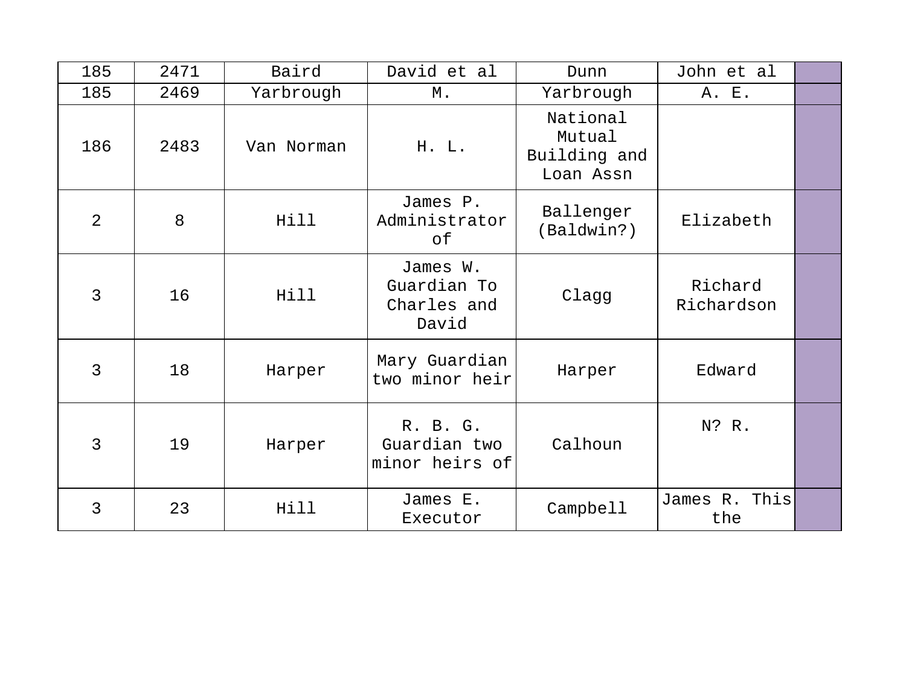| 185 | 2471 | Baird | David et al | Dunn | John et al | |
|---|---|---|---|---|---|---|
| 185 | 2469 | Yarbrough | M. | Yarbrough | A. E. | |
| 186 | 2483 | Van Norman | H. L. | National Mutual Building and Loan Assn | | |
| 2 | 8 | Hill | James P. Administrator of | Ballenger (Baldwin?) | Elizabeth | |
| 3 | 16 | Hill | James W. Guardian To Charles and David | Clagg | Richard Richardson | |
| 3 | 18 | Harper | Mary Guardian two minor heir | Harper | Edward | |
| 3 | 19 | Harper | R. B. G. Guardian two minor heirs of | Calhoun | N? R. | |
| 3 | 23 | Hill | James E. Executor | Campbell | James R. This the | |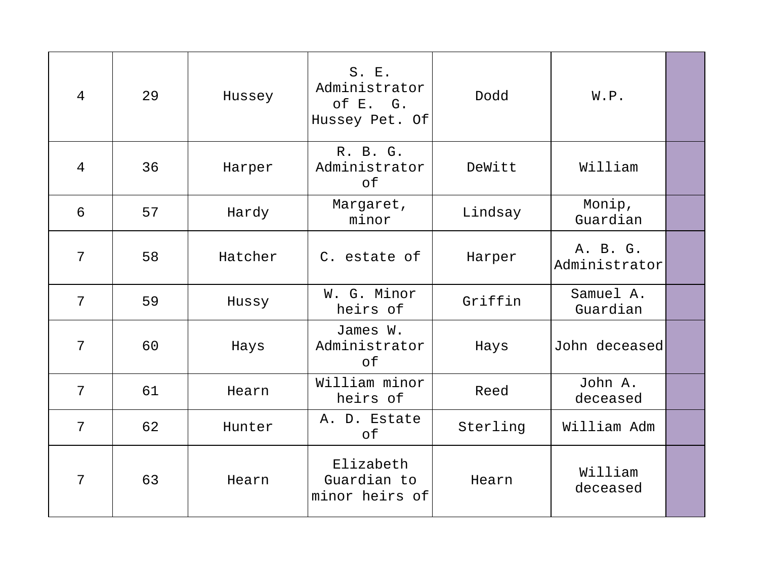| | | | | | | |
|---|---|---|---|---|---|---|
| 4 | 29 | Hussey | S. E. Administrator of E. G. Hussey Pet. Of | Dodd | W.P. | |
| 4 | 36 | Harper | R. B. G. Administrator of | DeWitt | William | |
| 6 | 57 | Hardy | Margaret, minor | Lindsay | Monip, Guardian | |
| 7 | 58 | Hatcher | C. estate of | Harper | A. B. G. Administrator | |
| 7 | 59 | Hussy | W. G. Minor heirs of | Griffin | Samuel A. Guardian | |
| 7 | 60 | Hays | James W. Administrator of | Hays | John deceased | |
| 7 | 61 | Hearn | William minor heirs of | Reed | John A. deceased | |
| 7 | 62 | Hunter | A. D. Estate of | Sterling | William Adm | |
| 7 | 63 | Hearn | Elizabeth Guardian to minor heirs of | Hearn | William deceased | |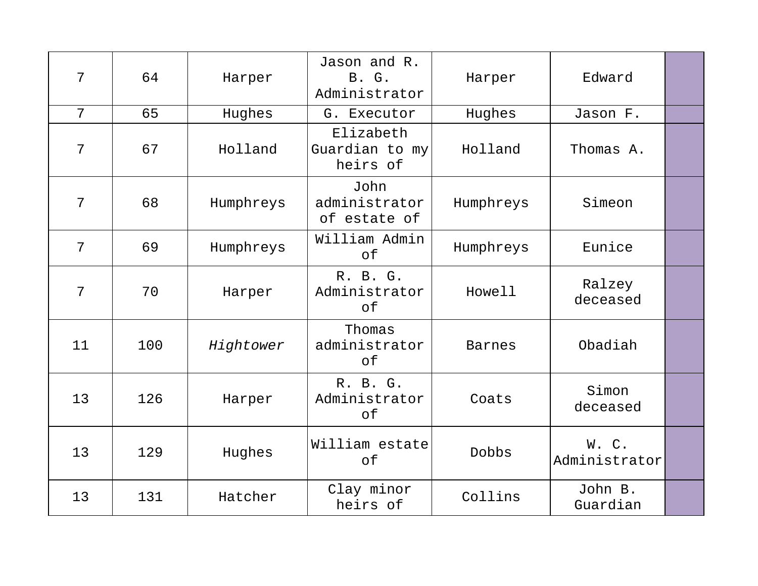| 7 | 64 | Harper | Jason and R. B. G. Administrator | Harper | Edward | |
|---|---|---|---|---|---|---|
| 7 | 65 | Hughes | G. Executor | Hughes | Jason F. | |
| 7 | 67 | Holland | Elizabeth Guardian to my heirs of | Holland | Thomas A. | |
| 7 | 68 | Humphreys | John administrator of estate of | Humphreys | Simeon | |
| 7 | 69 | Humphreys | William Admin of | Humphreys | Eunice | |
| 7 | 70 | Harper | R. B. G. Administrator of | Howell | Ralzey deceased | |
| 11 | 100 | *Hightower* | Thomas administrator of | Barnes | Obadiah | |
| 13 | 126 | Harper | R. B. G. Administrator of | Coats | Simon deceased | |
| 13 | 129 | Hughes | William estate of | Dobbs | W. C. Administrator | |
| 13 | 131 | Hatcher | Clay minor heirs of | Collins | John B. Guardian | |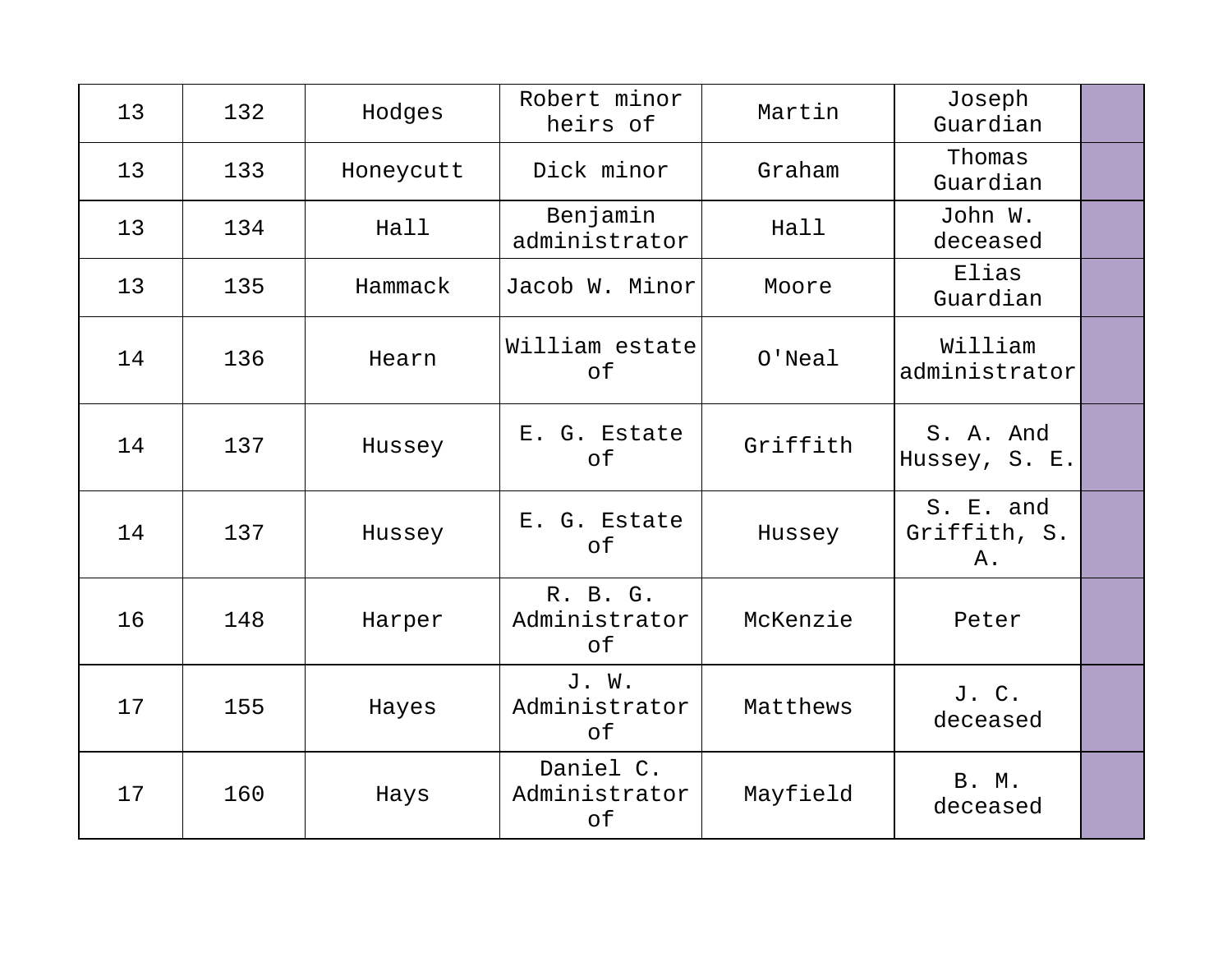| | | | | | | |
|---|---|---|---|---|---|---|
| 13 | 132 | Hodges | Robert minor heirs of | Martin | Joseph Guardian | |
| 13 | 133 | Honeycutt | Dick minor | Graham | Thomas Guardian | |
| 13 | 134 | Hall | Benjamin administrator | Hall | John W. deceased | |
| 13 | 135 | Hammack | Jacob W. Minor | Moore | Elias Guardian | |
| 14 | 136 | Hearn | William estate of | O'Neal | William administrator | |
| 14 | 137 | Hussey | E. G. Estate of | Griffith | S. A. And Hussey, S. E. | |
| 14 | 137 | Hussey | E. G. Estate of | Hussey | S. E. and Griffith, S. A. | |
| 16 | 148 | Harper | R. B. G. Administrator of | McKenzie | Peter | |
| 17 | 155 | Hayes | J. W. Administrator of | Matthews | J. C. deceased | |
| 17 | 160 | Hays | Daniel C. Administrator of | Mayfield | B. M. deceased | |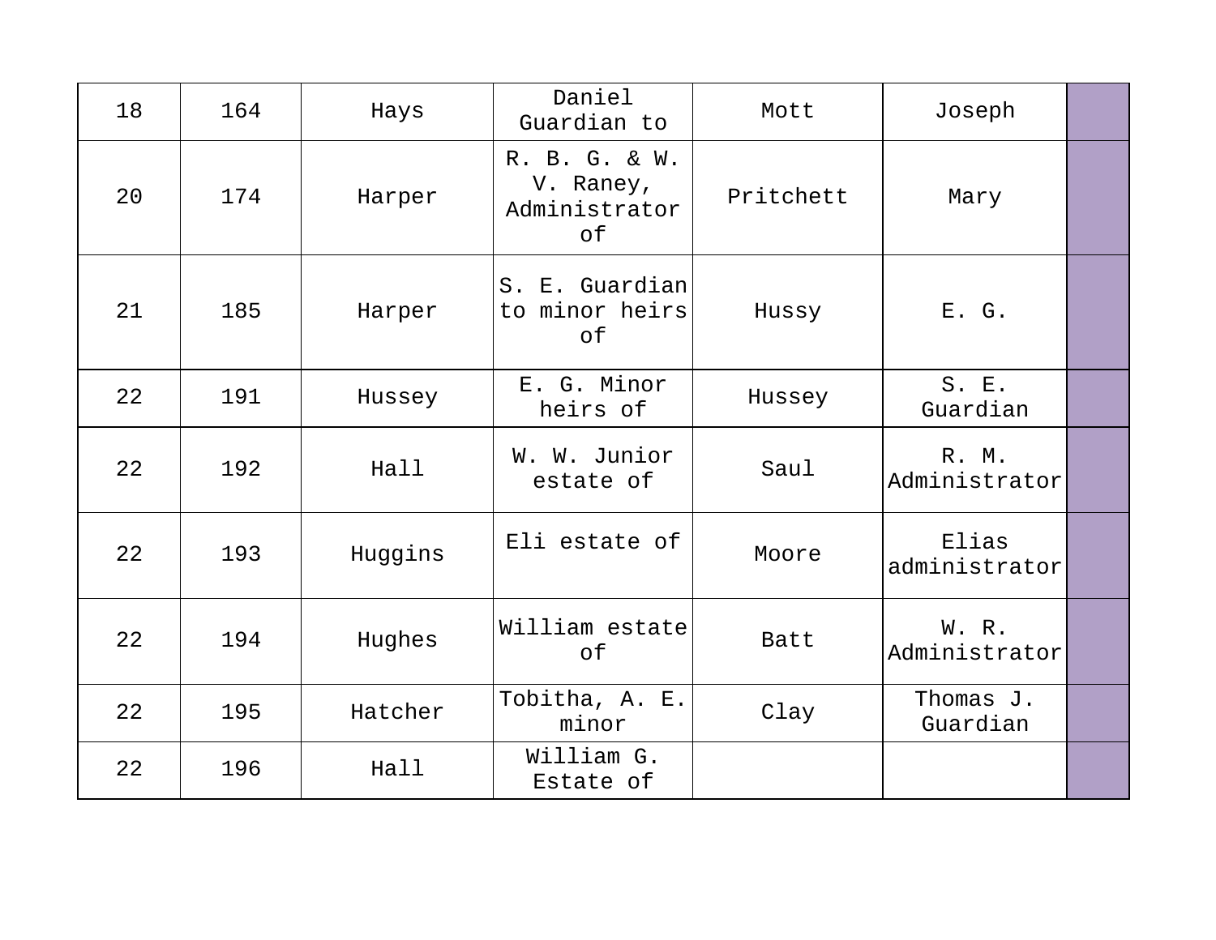| 18 | 164 | Hays | Daniel Guardian to | Mott | Joseph | |
|---|---|---|---|---|---|---|
| 20 | 174 | Harper | R. B. G. & W. V. Raney, Administrator of | Pritchett | Mary | |
| 21 | 185 | Harper | S. E. Guardian to minor heirs of | Hussy | E. G. | |
| 22 | 191 | Hussey | E. G. Minor heirs of | Hussey | S. E. Guardian | |
| 22 | 192 | Hall | W. W. Junior estate of | Saul | R. M. Administrator | |
| 22 | 193 | Huggins | Eli estate of | Moore | Elias administrator | |
| 22 | 194 | Hughes | William estate of | Batt | W. R. Administrator | |
| 22 | 195 | Hatcher | Tobitha, A. E. minor | Clay | Thomas J. Guardian | |
| 22 | 196 | Hall | William G. Estate of | | | |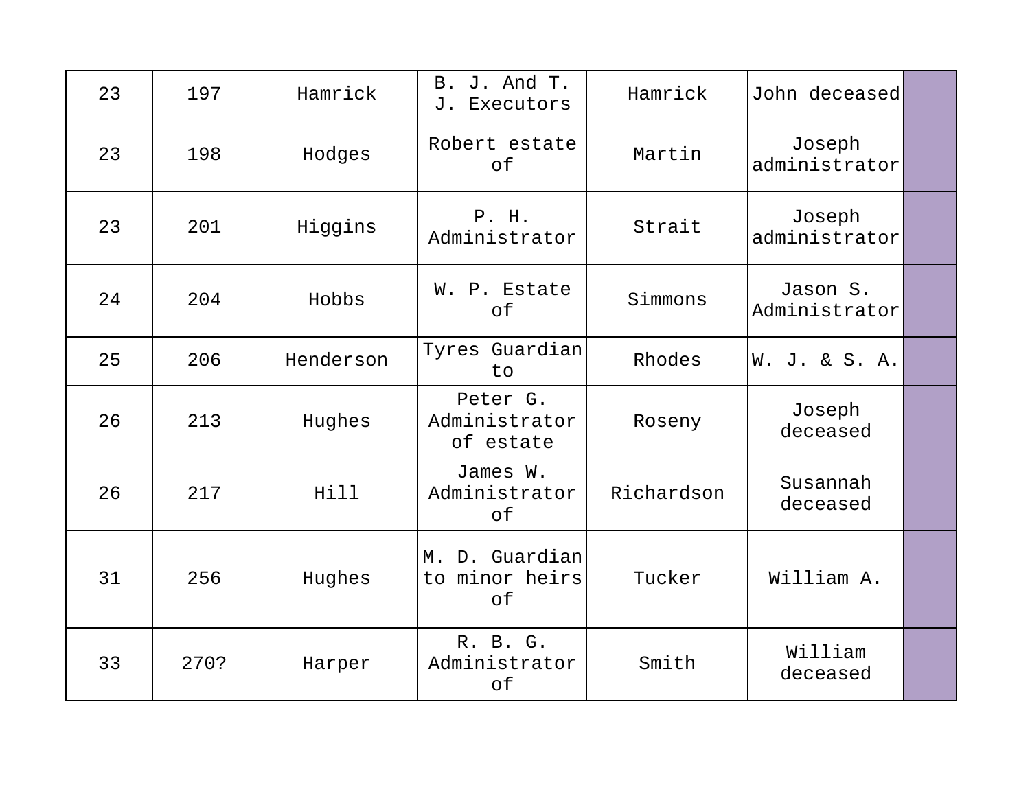| 23 | 197 | Hamrick | B. J. And T. J. Executors | Hamrick | John deceased | |
|---|---|---|---|---|---|---|
| 23 | 198 | Hodges | Robert estate of | Martin | Joseph administrator | |
| 23 | 201 | Higgins | P. H. Administrator | Strait | Joseph administrator | |
| 24 | 204 | Hobbs | W. P. Estate of | Simmons | Jason S. Administrator | |
| 25 | 206 | Henderson | Tyres Guardian to | Rhodes | W. J. & S. A. | |
| 26 | 213 | Hughes | Peter G. Administrator of estate | Roseny | Joseph deceased | |
| 26 | 217 | Hill | James W. Administrator of | Richardson | Susannah deceased | |
| 31 | 256 | Hughes | M. D. Guardian to minor heirs of | Tucker | William A. | |
| 33 | 270? | Harper | R. B. G. Administrator of | Smith | William deceased | |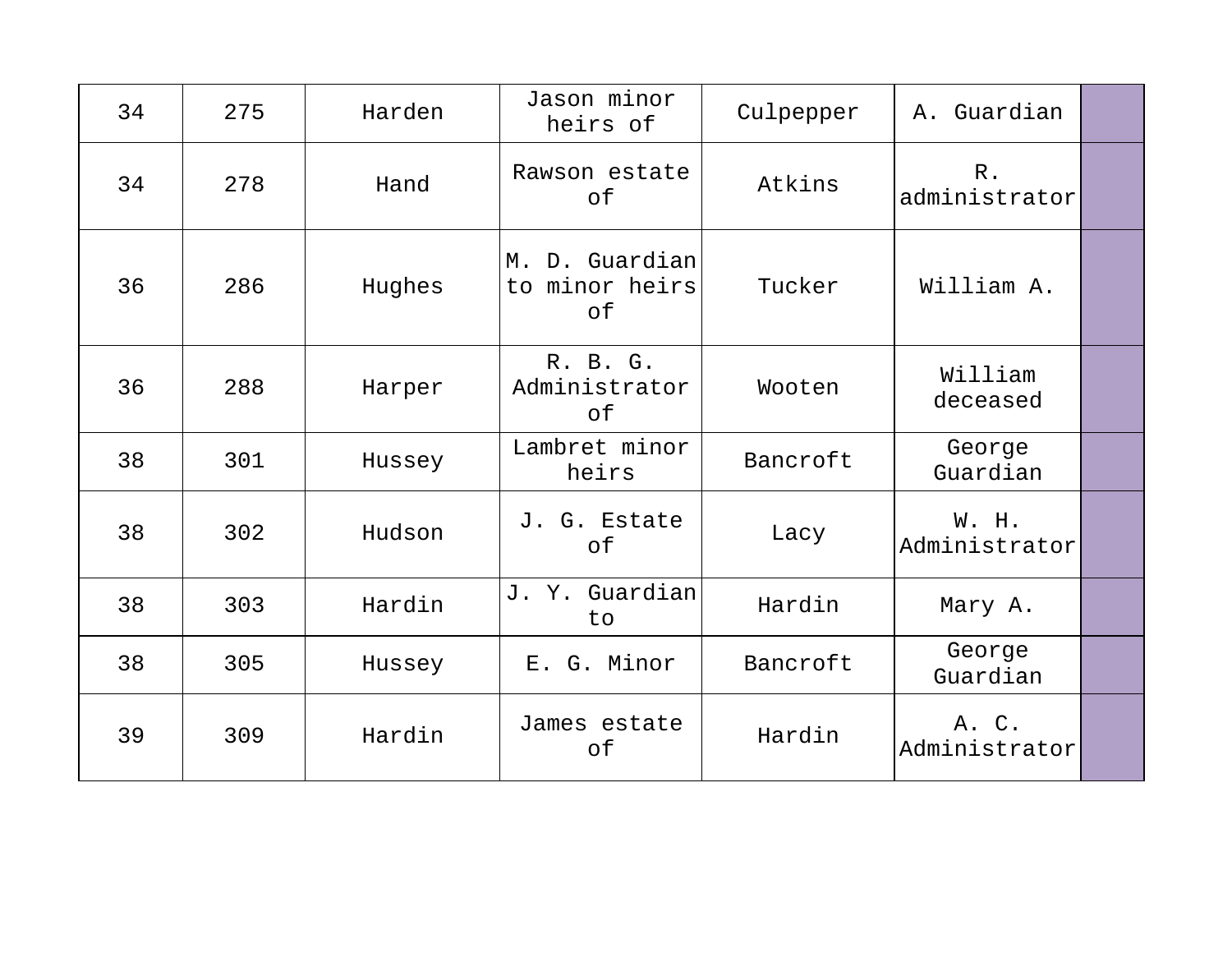| 34 | 275 | Harden | Jason minor heirs of | Culpepper | A. Guardian | |
|---|---|---|---|---|---|---|
| 34 | 278 | Hand | Rawson estate of | Atkins | R. administrator | |
| 36 | 286 | Hughes | M. D. Guardian to minor heirs of | Tucker | William A. | |
| 36 | 288 | Harper | R. B. G. Administrator of | Wooten | William deceased | |
| 38 | 301 | Hussey | Lambret minor heirs | Bancroft | George Guardian | |
| 38 | 302 | Hudson | J. G. Estate of | Lacy | W. H. Administrator | |
| 38 | 303 | Hardin | J. Y. Guardian to | Hardin | Mary A. | |
| 38 | 305 | Hussey | E. G. Minor | Bancroft | George Guardian | |
| 39 | 309 | Hardin | James estate of | Hardin | A. C. Administrator | |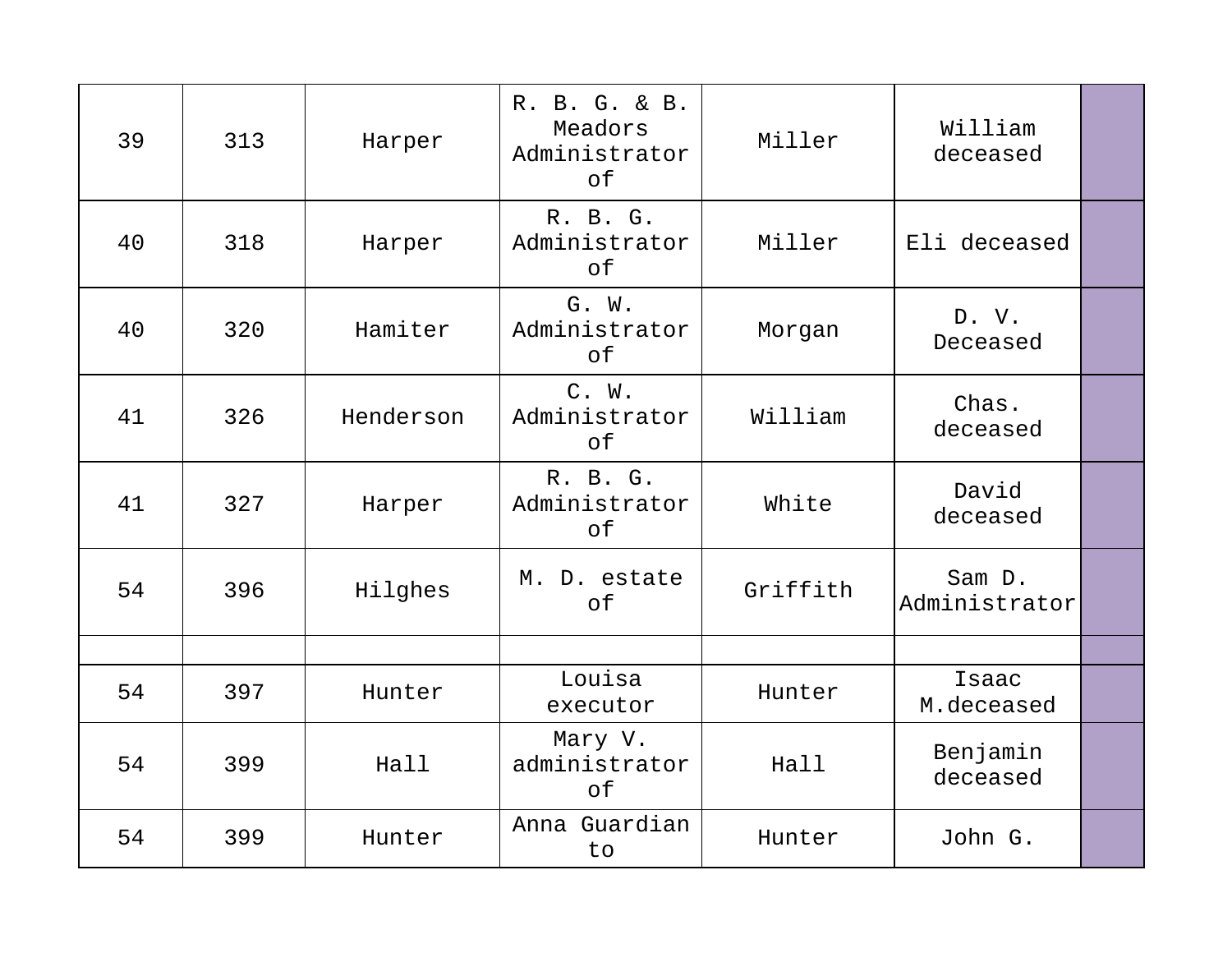| | | | | | | |
|---|---|---|---|---|---|---|
| 39 | 313 | Harper | R. B. G. & B. Meadors Administrator of | Miller | William deceased | |
| 40 | 318 | Harper | R. B. G. Administrator of | Miller | Eli deceased | |
| 40 | 320 | Hamiter | G. W. Administrator of | Morgan | D. V. Deceased | |
| 41 | 326 | Henderson | C. W. Administrator of | William | Chas. deceased | |
| 41 | 327 | Harper | R. B. G. Administrator of | White | David deceased | |
| 54 | 396 | Hilghes | M. D. estate of | Griffith | Sam D. Administrator | |
| | | | | | | |
| 54 | 397 | Hunter | Louisa executor | Hunter | Isaac M.deceased | |
| 54 | 399 | Hall | Mary V. administrator of | Hall | Benjamin deceased | |
| 54 | 399 | Hunter | Anna Guardian to | Hunter | John G. | |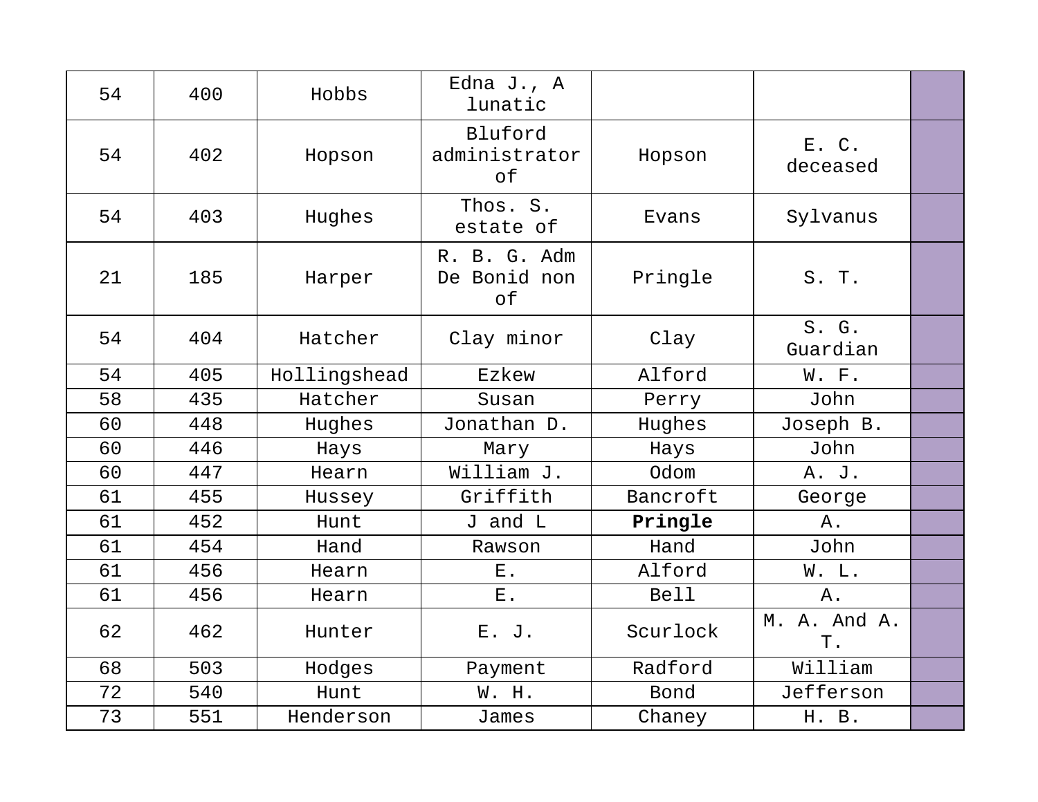| 54 | 400 | Hobbs | Edna J., A lunatic | | | |
|---|---|---|---|---|---|---|
| 54 | 402 | Hopson | Bluford administrator of | Hopson | E. C. deceased | |
| 54 | 403 | Hughes | Thos. S. estate of | Evans | Sylvanus | |
| 21 | 185 | Harper | R. B. G. Adm De Bonid non of | Pringle | S. T. | |
| 54 | 404 | Hatcher | Clay minor | Clay | S. G. Guardian | |
| 54 | 405 | Hollingshead | Ezkew | Alford | W. F. | |
| 58 | 435 | Hatcher | Susan | Perry | John | |
| 60 | 448 | Hughes | Jonathan D. | Hughes | Joseph B. | |
| 60 | 446 | Hays | Mary | Hays | John | |
| 60 | 447 | Hearn | William J. | Odom | A. J. | |
| 61 | 455 | Hussey | Griffith | Bancroft | George | |
| 61 | 452 | Hunt | J and L | **Pringle** | A. | |
| 61 | 454 | Hand | Rawson | Hand | John | |
| 61 | 456 | Hearn | E. | Alford | W. L. | |
| 61 | 456 | Hearn | E. | Bell | A. | |
| 62 | 462 | Hunter | E. J. | Scurlock | M. A. And A. T. | |
| 68 | 503 | Hodges | Payment | Radford | William | |
| 72 | 540 | Hunt | W. H. | Bond | Jefferson | |
| 73 | 551 | Henderson | James | Chaney | H. B. | |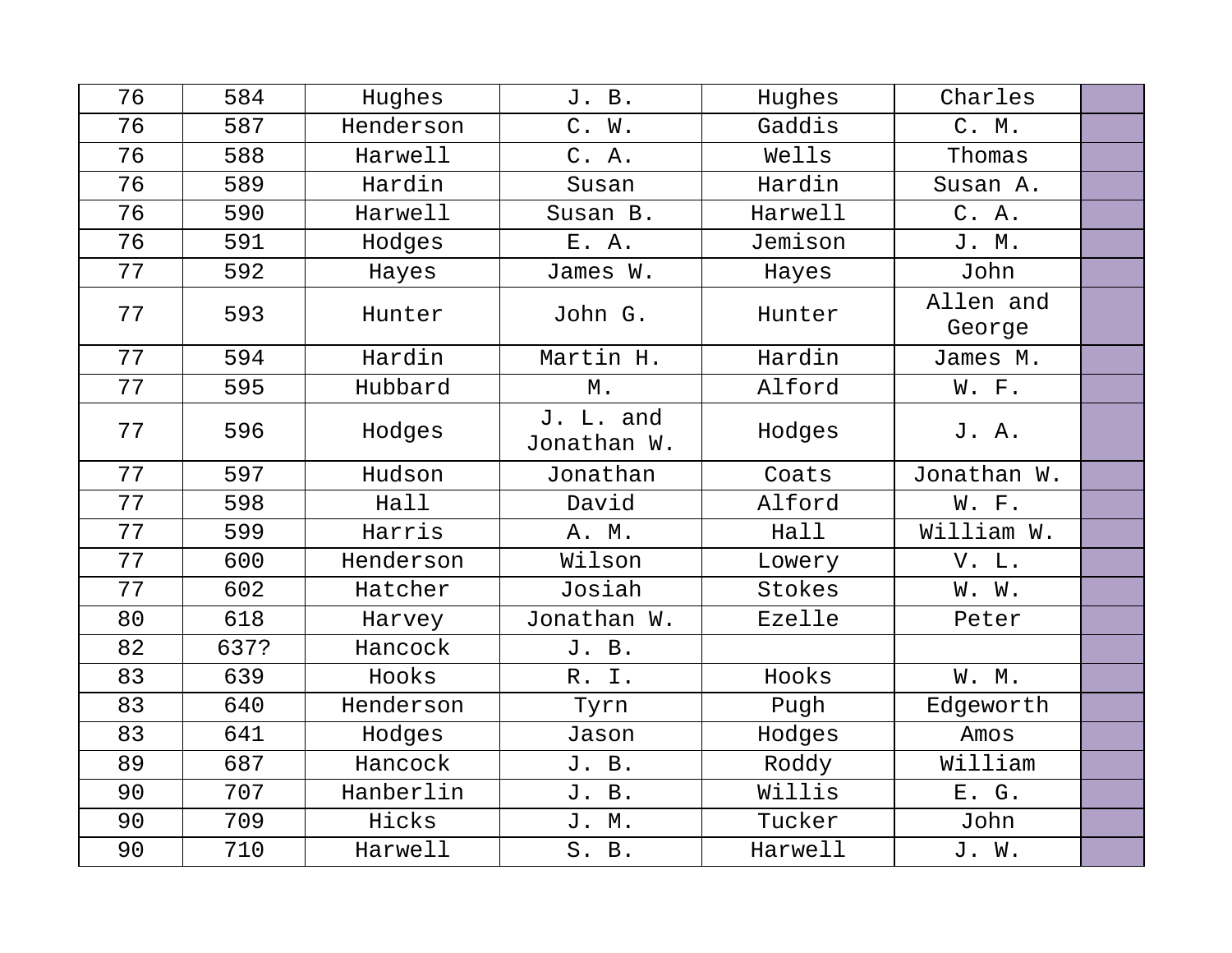| 76 | 584 | Hughes | J. B. | Hughes | Charles | |
|---|---|---|---|---|---|---|
| 76 | 587 | Henderson | C. W. | Gaddis | C. M. | |
| 76 | 588 | Harwell | C. A. | Wells | Thomas | |
| 76 | 589 | Hardin | Susan | Hardin | Susan A. | |
| 76 | 590 | Harwell | Susan B. | Harwell | C. A. | |
| 76 | 591 | Hodges | E. A. | Jemison | J. M. | |
| 77 | 592 | Hayes | James W. | Hayes | John | |
| 77 | 593 | Hunter | John G. | Hunter | Allen and George | |
| 77 | 594 | Hardin | Martin H. | Hardin | James M. | |
| 77 | 595 | Hubbard | M. | Alford | W. F. | |
| 77 | 596 | Hodges | J. L. and Jonathan W. | Hodges | J. A. | |
| 77 | 597 | Hudson | Jonathan | Coats | Jonathan W. | |
| 77 | 598 | Hall | David | Alford | W. F. | |
| 77 | 599 | Harris | A. M. | Hall | William W. | |
| 77 | 600 | Henderson | Wilson | Lowery | V. L. | |
| 77 | 602 | Hatcher | Josiah | Stokes | W. W. | |
| 80 | 618 | Harvey | Jonathan W. | Ezelle | Peter | |
| 82 | 637? | Hancock | J. B. | | | |
| 83 | 639 | Hooks | R. I. | Hooks | W. M. | |
| 83 | 640 | Henderson | Tyrn | Pugh | Edgeworth | |
| 83 | 641 | Hodges | Jason | Hodges | Amos | |
| 89 | 687 | Hancock | J. B. | Roddy | William | |
| 90 | 707 | Hanberlin | J. B. | Willis | E. G. | |
| 90 | 709 | Hicks | J. M. | Tucker | John | |
| 90 | 710 | Harwell | S. B. | Harwell | J. W. | |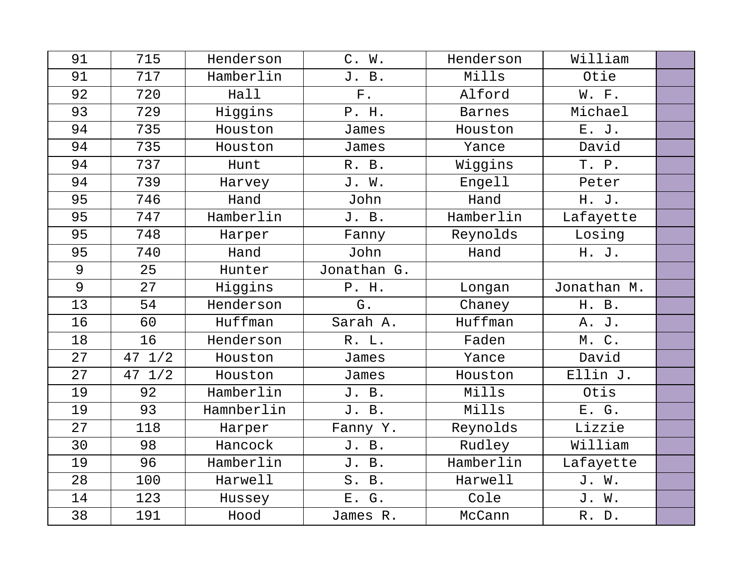| 91 | 715 | Henderson | C. W. | Henderson | William | |
|---|---|---|---|---|---|---|
| 91 | 717 | Hamberlin | J. B. | Mills | Otie | |
| 92 | 720 | Hall | F. | Alford | W. F. | |
| 93 | 729 | Higgins | P. H. | Barnes | Michael | |
| 94 | 735 | Houston | James | Houston | E. J. | |
| 94 | 735 | Houston | James | Yance | David | |
| 94 | 737 | Hunt | R. B. | Wiggins | T. P. | |
| 94 | 739 | Harvey | J. W. | Engell | Peter | |
| 95 | 746 | Hand | John | Hand | H. J. | |
| 95 | 747 | Hamberlin | J. B. | Hamberlin | Lafayette | |
| 95 | 748 | Harper | Fanny | Reynolds | Losing | |
| 95 | 740 | Hand | John | Hand | H. J. | |
| 9 | 25 | Hunter | Jonathan G. | | | |
| 9 | 27 | Higgins | P. H. | Longan | Jonathan M. | |
| 13 | 54 | Henderson | G. | Chaney | H. B. | |
| 16 | 60 | Huffman | Sarah A. | Huffman | A. J. | |
| 18 | 16 | Henderson | R. L. | Faden | M. C. | |
| 27 | 47 1/2 | Houston | James | Yance | David | |
| 27 | 47 1/2 | Houston | James | Houston | Ellin J. | |
| 19 | 92 | Hamberlin | J. B. | Mills | Otis | |
| 19 | 93 | Hamnberlin | J. B. | Mills | E. G. | |
| 27 | 118 | Harper | Fanny Y. | Reynolds | Lizzie | |
| 30 | 98 | Hancock | J. B. | Rudley | William | |
| 19 | 96 | Hamberlin | J. B. | Hamberlin | Lafayette | |
| 28 | 100 | Harwell | S. B. | Harwell | J. W. | |
| 14 | 123 | Hussey | E. G. | Cole | J. W. | |
| 38 | 191 | Hood | James R. | McCann | R. D. | |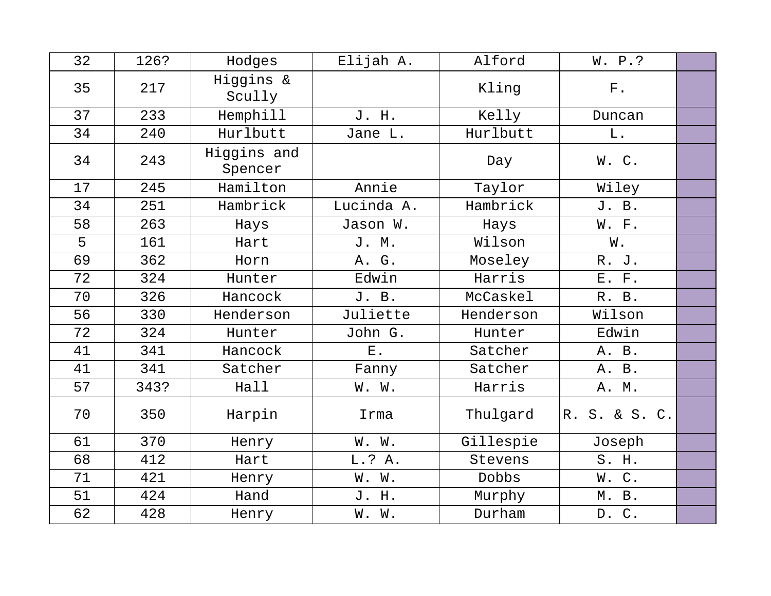| | | | | | | |
|---|---|---|---|---|---|---|
| 32 | 126? | Hodges | Elijah A. | Alford | W. P.? | |
| 35 | 217 | Higgins & Scully | | Kling | F. | |
| 37 | 233 | Hemphill | J. H. | Kelly | Duncan | |
| 34 | 240 | Hurlbutt | Jane L. | Hurlbutt | L. | |
| 34 | 243 | Higgins and Spencer | | Day | W. C. | |
| 17 | 245 | Hamilton | Annie | Taylor | Wiley | |
| 34 | 251 | Hambrick | Lucinda A. | Hambrick | J. B. | |
| 58 | 263 | Hays | Jason W. | Hays | W. F. | |
| 5 | 161 | Hart | J. M. | Wilson | W. | |
| 69 | 362 | Horn | A. G. | Moseley | R. J. | |
| 72 | 324 | Hunter | Edwin | Harris | E. F. | |
| 70 | 326 | Hancock | J. B. | McCaskel | R. B. | |
| 56 | 330 | Henderson | Juliette | Henderson | Wilson | |
| 72 | 324 | Hunter | John G. | Hunter | Edwin | |
| 41 | 341 | Hancock | E. | Satcher | A. B. | |
| 41 | 341 | Satcher | Fanny | Satcher | A. B. | |
| 57 | 343? | Hall | W. W. | Harris | A. M. | |
| 70 | 350 | Harpin | Irma | Thulgard | R. S. & S. C. | |
| 61 | 370 | Henry | W. W. | Gillespie | Joseph | |
| 68 | 412 | Hart | L.? A. | Stevens | S. H. | |
| 71 | 421 | Henry | W. W. | Dobbs | W. C. | |
| 51 | 424 | Hand | J. H. | Murphy | M. B. | |
| 62 | 428 | Henry | W. W. | Durham | D. C. | |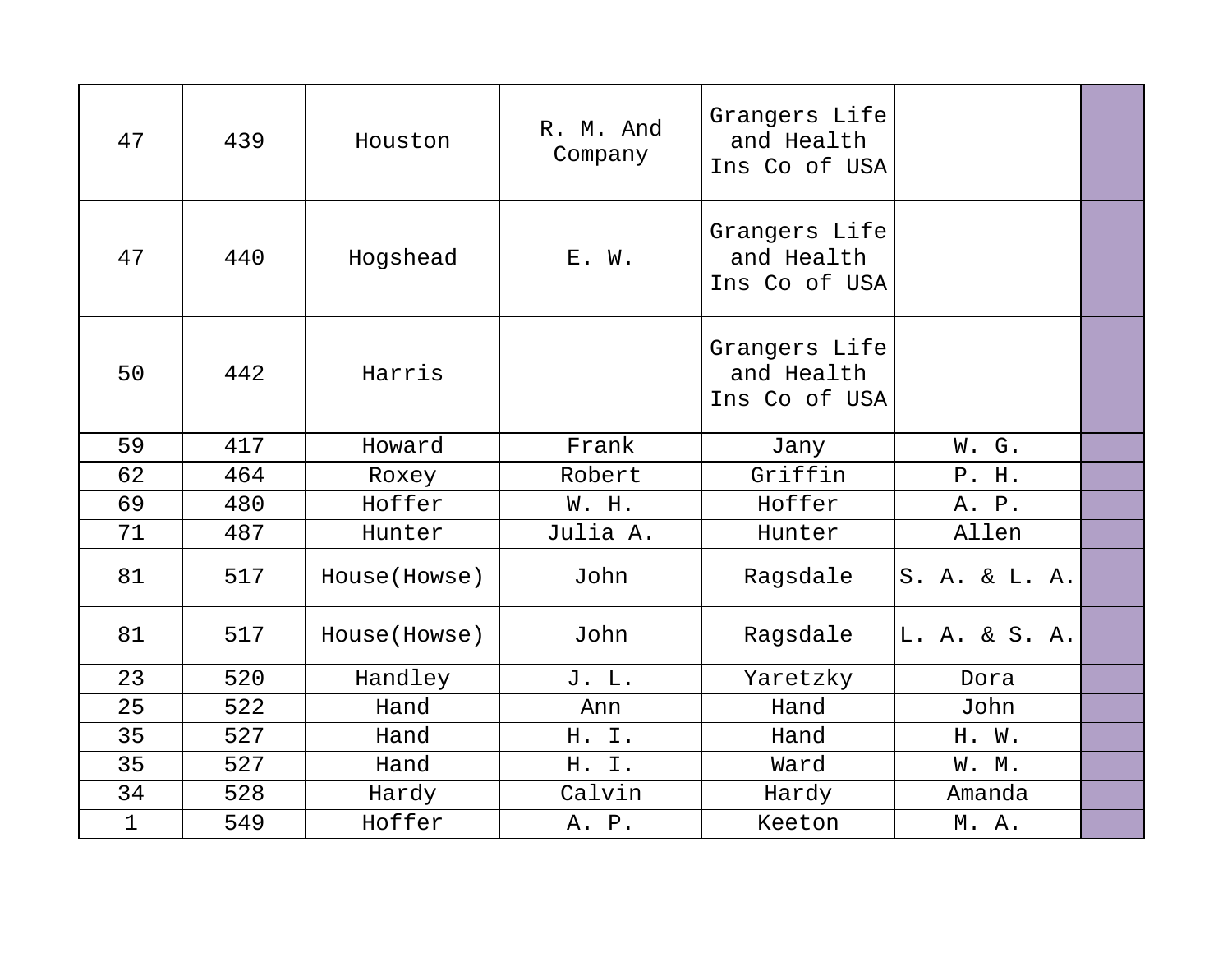| | | | | | | |
|---|---|---|---|---|---|---|
| 47 | 439 | Houston | R. M. And Company | Grangers Life and Health Ins Co of USA | | |
| 47 | 440 | Hogshead | E. W. | Grangers Life and Health Ins Co of USA | | |
| 50 | 442 | Harris | | Grangers Life and Health Ins Co of USA | | |
| 59 | 417 | Howard | Frank | Jany | W. G. | |
| 62 | 464 | Roxey | Robert | Griffin | P. H. | |
| 69 | 480 | Hoffer | W. H. | Hoffer | A. P. | |
| 71 | 487 | Hunter | Julia A. | Hunter | Allen | |
| 81 | 517 | House(Howse) | John | Ragsdale | S. A. & L. A. | |
| 81 | 517 | House(Howse) | John | Ragsdale | L. A. & S. A. | |
| 23 | 520 | Handley | J. L. | Yaretzky | Dora | |
| 25 | 522 | Hand | Ann | Hand | John | |
| 35 | 527 | Hand | H. I. | Hand | H. W. | |
| 35 | 527 | Hand | H. I. | Ward | W. M. | |
| 34 | 528 | Hardy | Calvin | Hardy | Amanda | |
| 1 | 549 | Hoffer | A. P. | Keeton | M. A. | |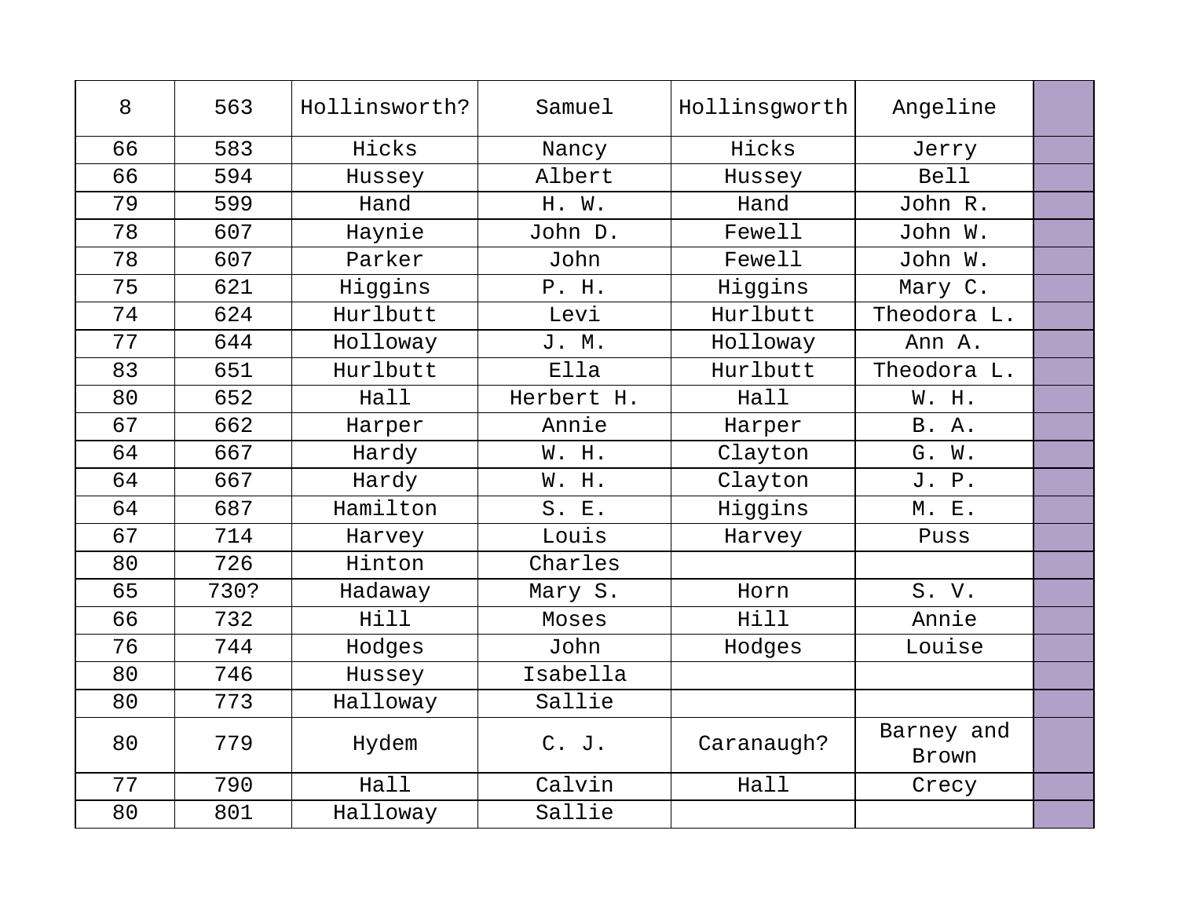| 8 | 563 | Hollinsworth? | Samuel | Hollinsgworth | Angeline | |
|---|---|---|---|---|---|---|
| 66 | 583 | Hicks | Nancy | Hicks | Jerry | |
| 66 | 594 | Hussey | Albert | Hussey | Bell | |
| 79 | 599 | Hand | H. W. | Hand | John R. | |
| 78 | 607 | Haynie | John D. | Fewell | John W. | |
| 78 | 607 | Parker | John | Fewell | John W. | |
| 75 | 621 | Higgins | P. H. | Higgins | Mary C. | |
| 74 | 624 | Hurlbutt | Levi | Hurlbutt | Theodora L. | |
| 77 | 644 | Holloway | J. M. | Holloway | Ann A. | |
| 83 | 651 | Hurlbutt | Ella | Hurlbutt | Theodora L. | |
| 80 | 652 | Hall | Herbert H. | Hall | W. H. | |
| 67 | 662 | Harper | Annie | Harper | B. A. | |
| 64 | 667 | Hardy | W. H. | Clayton | G. W. | |
| 64 | 667 | Hardy | W. H. | Clayton | J. P. | |
| 64 | 687 | Hamilton | S. E. | Higgins | M. E. | |
| 67 | 714 | Harvey | Louis | Harvey | Puss | |
| 80 | 726 | Hinton | Charles | | | |
| 65 | 730? | Hadaway | Mary S. | Horn | S. V. | |
| 66 | 732 | Hill | Moses | Hill | Annie | |
| 76 | 744 | Hodges | John | Hodges | Louise | |
| 80 | 746 | Hussey | Isabella | | | |
| 80 | 773 | Halloway | Sallie | | | |
| 80 | 779 | Hydem | C. J. | Caranaugh? | Barney and Brown | |
| 77 | 790 | Hall | Calvin | Hall | Crecy | |
| 80 | 801 | Halloway | Sallie | | | |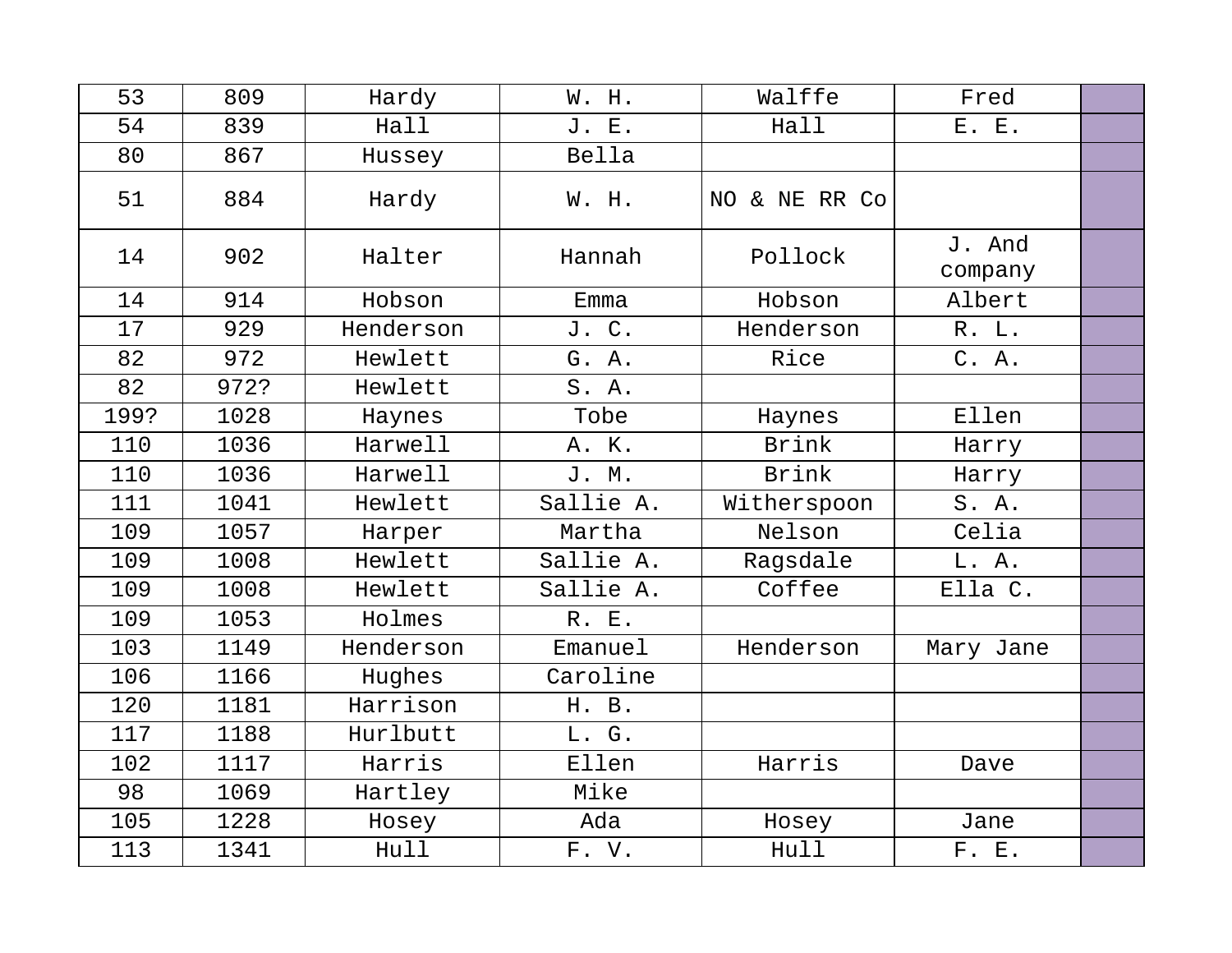| 53 | 809 | Hardy | W. H. | Walffe | Fred | |
|---|---|---|---|---|---|---|
| 54 | 839 | Hall | J. E. | Hall | E. E. | |
| 80 | 867 | Hussey | Bella | | | |
| 51 | 884 | Hardy | W. H. | NO & NE RR Co | | |
| 14 | 902 | Halter | Hannah | Pollock | J. And company | |
| 14 | 914 | Hobson | Emma | Hobson | Albert | |
| 17 | 929 | Henderson | J. C. | Henderson | R. L. | |
| 82 | 972 | Hewlett | G. A. | Rice | C. A. | |
| 82 | 972? | Hewlett | S. A. | | | |
| 199? | 1028 | Haynes | Tobe | Haynes | Ellen | |
| 110 | 1036 | Harwell | A. K. | Brink | Harry | |
| 110 | 1036 | Harwell | J. M. | Brink | Harry | |
| 111 | 1041 | Hewlett | Sallie A. | Witherspoon | S. A. | |
| 109 | 1057 | Harper | Martha | Nelson | Celia | |
| 109 | 1008 | Hewlett | Sallie A. | Ragsdale | L. A. | |
| 109 | 1008 | Hewlett | Sallie A. | Coffee | Ella C. | |
| 109 | 1053 | Holmes | R. E. | | | |
| 103 | 1149 | Henderson | Emanuel | Henderson | Mary Jane | |
| 106 | 1166 | Hughes | Caroline | | | |
| 120 | 1181 | Harrison | H. B. | | | |
| 117 | 1188 | Hurlbutt | L. G. | | | |
| 102 | 1117 | Harris | Ellen | Harris | Dave | |
| 98 | 1069 | Hartley | Mike | | | |
| 105 | 1228 | Hosey | Ada | Hosey | Jane | |
| 113 | 1341 | Hull | F. V. | Hull | F. E. | |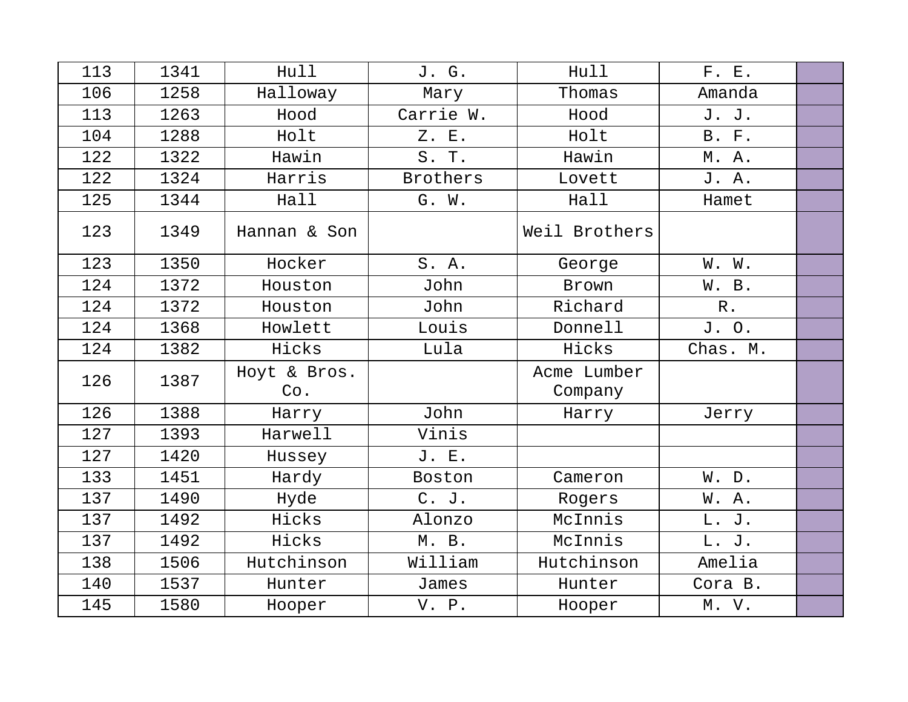| | | | | | | |
|---|---|---|---|---|---|---|
| 113 | 1341 | Hull | J. G. | Hull | F. E. | |
| 106 | 1258 | Halloway | Mary | Thomas | Amanda | |
| 113 | 1263 | Hood | Carrie W. | Hood | J. J. | |
| 104 | 1288 | Holt | Z. E. | Holt | B. F. | |
| 122 | 1322 | Hawin | S. T. | Hawin | M. A. | |
| 122 | 1324 | Harris | Brothers | Lovett | J. A. | |
| 125 | 1344 | Hall | G. W. | Hall | Hamet | |
| 123 | 1349 | Hannan & Son | | Weil Brothers | | |
| 123 | 1350 | Hocker | S. A. | George | W. W. | |
| 124 | 1372 | Houston | John | Brown | W. B. | |
| 124 | 1372 | Houston | John | Richard | R. | |
| 124 | 1368 | Howlett | Louis | Donnell | J. O. | |
| 124 | 1382 | Hicks | Lula | Hicks | Chas. M. | |
| 126 | 1387 | Hoyt & Bros. Co. | | Acme Lumber Company | | |
| 126 | 1388 | Harry | John | Harry | Jerry | |
| 127 | 1393 | Harwell | Vinis | | | |
| 127 | 1420 | Hussey | J. E. | | | |
| 133 | 1451 | Hardy | Boston | Cameron | W. D. | |
| 137 | 1490 | Hyde | C. J. | Rogers | W. A. | |
| 137 | 1492 | Hicks | Alonzo | McInnis | L. J. | |
| 137 | 1492 | Hicks | M. B. | McInnis | L. J. | |
| 138 | 1506 | Hutchinson | William | Hutchinson | Amelia | |
| 140 | 1537 | Hunter | James | Hunter | Cora B. | |
| 145 | 1580 | Hooper | V. P. | Hooper | M. V. | |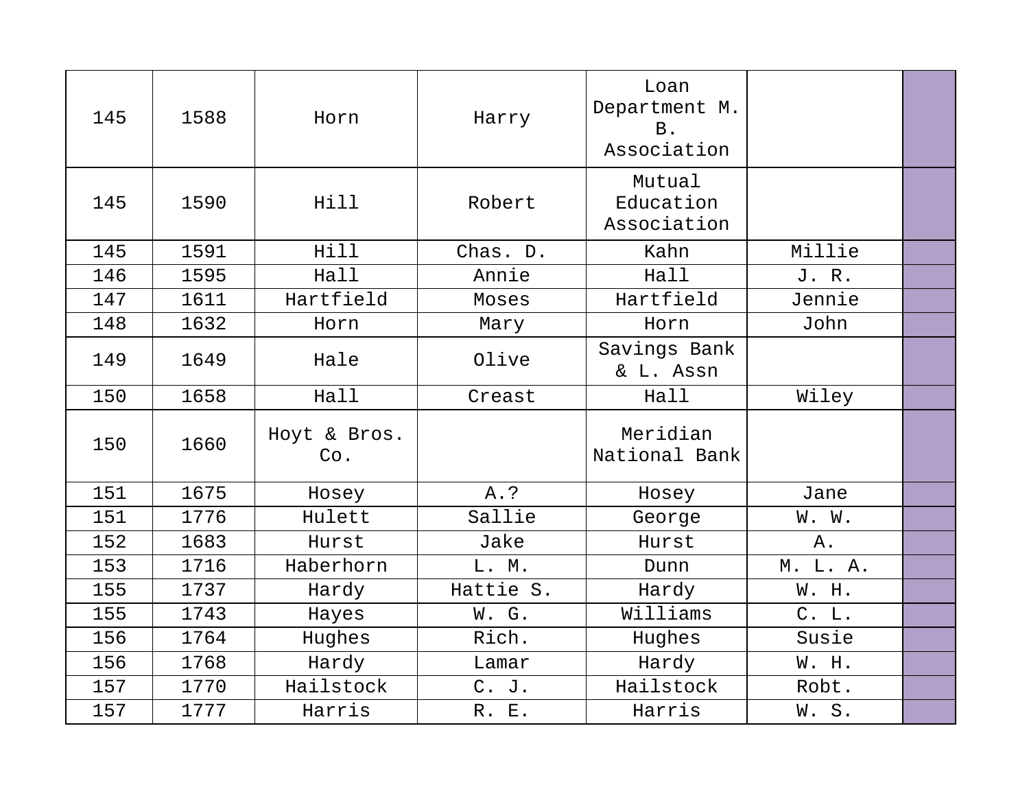| | | | | | | |
|---|---|---|---|---|---|---|
| 145 | 1588 | Horn | Harry | Loan Department M. B. Association | | |
| 145 | 1590 | Hill | Robert | Mutual Education Association | | |
| 145 | 1591 | Hill | Chas. D. | Kahn | Millie | |
| 146 | 1595 | Hall | Annie | Hall | J. R. | |
| 147 | 1611 | Hartfield | Moses | Hartfield | Jennie | |
| 148 | 1632 | Horn | Mary | Horn | John | |
| 149 | 1649 | Hale | Olive | Savings Bank & L. Assn | | |
| 150 | 1658 | Hall | Creast | Hall | Wiley | |
| 150 | 1660 | Hoyt & Bros. Co. | | Meridian National Bank | | |
| 151 | 1675 | Hosey | A.? | Hosey | Jane | |
| 151 | 1776 | Hulett | Sallie | George | W. W. | |
| 152 | 1683 | Hurst | Jake | Hurst | A. | |
| 153 | 1716 | Haberhorn | L. M. | Dunn | M. L. A. | |
| 155 | 1737 | Hardy | Hattie S. | Hardy | W. H. | |
| 155 | 1743 | Hayes | W. G. | Williams | C. L. | |
| 156 | 1764 | Hughes | Rich. | Hughes | Susie | |
| 156 | 1768 | Hardy | Lamar | Hardy | W. H. | |
| 157 | 1770 | Hailstock | C. J. | Hailstock | Robt. | |
| 157 | 1777 | Harris | R. E. | Harris | W. S. | |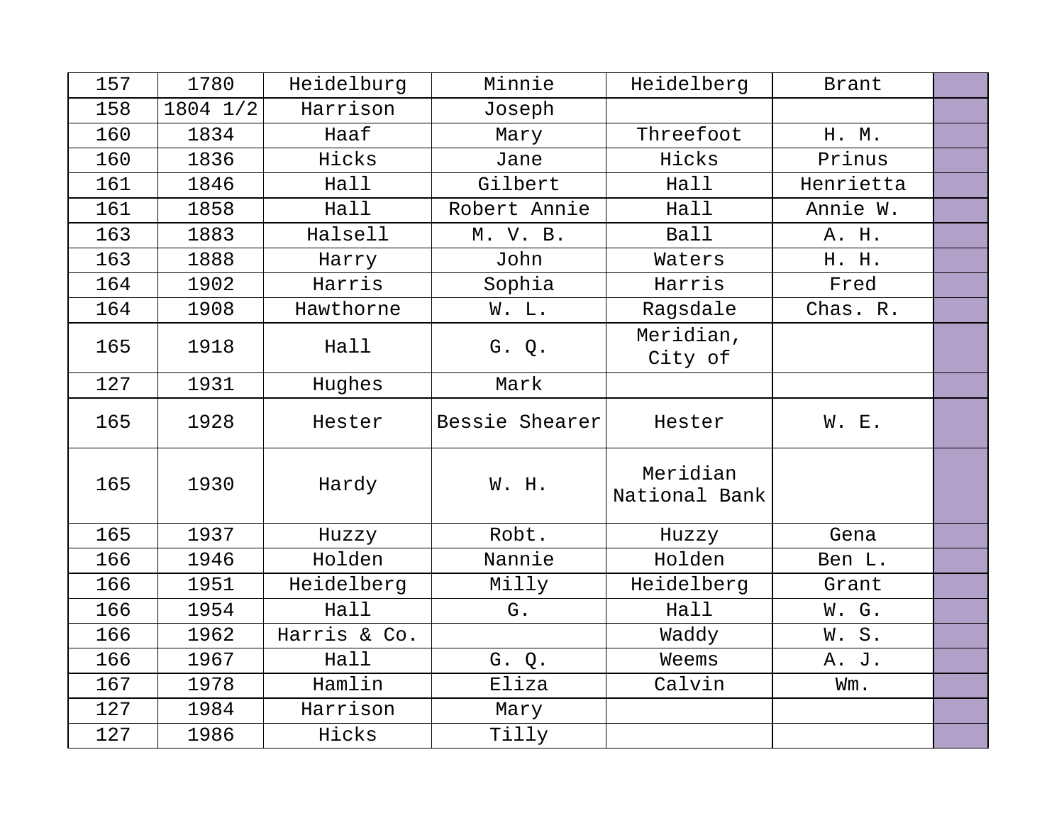| | | | | | | |
|---|---|---|---|---|---|---|
| 157 | 1780 | Heidelburg | Minnie | Heidelberg | Brant | |
| 158 | 1804 1/2 | Harrison | Joseph | | | |
| 160 | 1834 | Haaf | Mary | Threefoot | H. M. | |
| 160 | 1836 | Hicks | Jane | Hicks | Prinus | |
| 161 | 1846 | Hall | Gilbert | Hall | Henrietta | |
| 161 | 1858 | Hall | Robert Annie | Hall | Annie W. | |
| 163 | 1883 | Halsell | M. V. B. | Ball | A. H. | |
| 163 | 1888 | Harry | John | Waters | H. H. | |
| 164 | 1902 | Harris | Sophia | Harris | Fred | |
| 164 | 1908 | Hawthorne | W. L. | Ragsdale | Chas. R. | |
| 165 | 1918 | Hall | G. Q. | Meridian, City of | | |
| 127 | 1931 | Hughes | Mark | | | |
| 165 | 1928 | Hester | Bessie Shearer | Hester | W. E. | |
| 165 | 1930 | Hardy | W. H. | Meridian National Bank | | |
| 165 | 1937 | Huzzy | Robt. | Huzzy | Gena | |
| 166 | 1946 | Holden | Nannie | Holden | Ben L. | |
| 166 | 1951 | Heidelberg | Milly | Heidelberg | Grant | |
| 166 | 1954 | Hall | G. | Hall | W. G. | |
| 166 | 1962 | Harris & Co. | | Waddy | W. S. | |
| 166 | 1967 | Hall | G. Q. | Weems | A. J. | |
| 167 | 1978 | Hamlin | Eliza | Calvin | Wm. | |
| 127 | 1984 | Harrison | Mary | | | |
| 127 | 1986 | Hicks | Tilly | | | |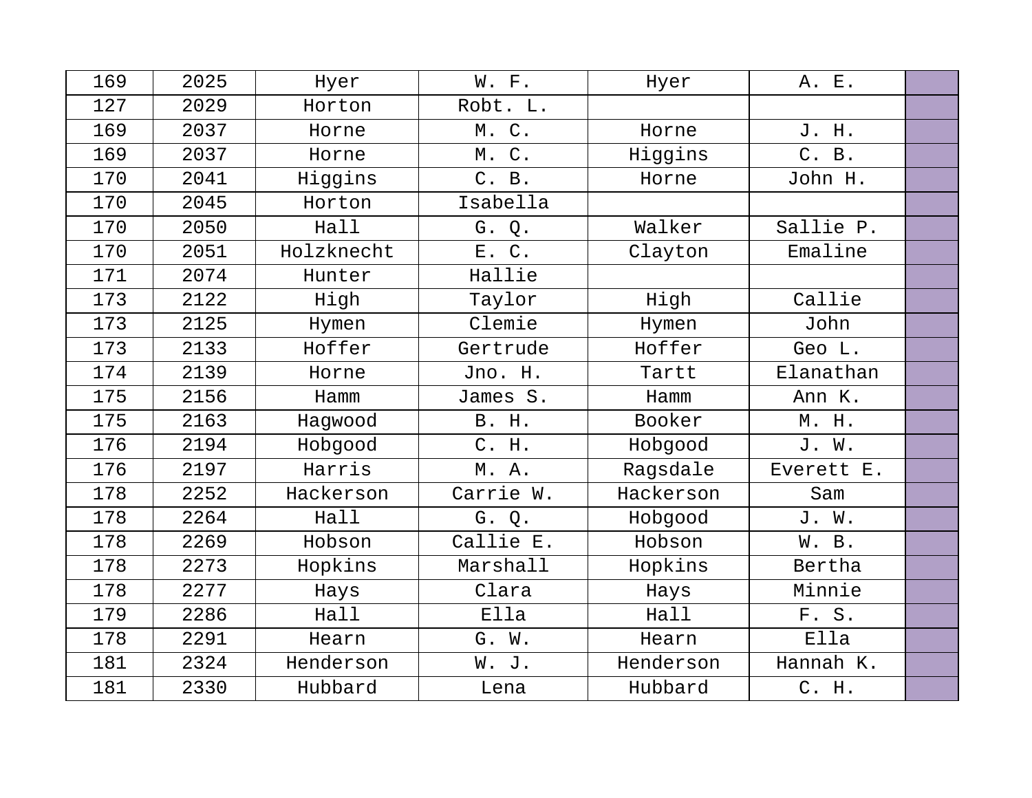| | | | | | | |
|---|---|---|---|---|---|---|
| 169 | 2025 | Hyer | W. F. | Hyer | A. E. | |
| 127 | 2029 | Horton | Robt. L. | | | |
| 169 | 2037 | Horne | M. C. | Horne | J. H. | |
| 169 | 2037 | Horne | M. C. | Higgins | C. B. | |
| 170 | 2041 | Higgins | C. B. | Horne | John H. | |
| 170 | 2045 | Horton | Isabella | | | |
| 170 | 2050 | Hall | G. Q. | Walker | Sallie P. | |
| 170 | 2051 | Holzknecht | E. C. | Clayton | Emaline | |
| 171 | 2074 | Hunter | Hallie | | | |
| 173 | 2122 | High | Taylor | High | Callie | |
| 173 | 2125 | Hymen | Clemie | Hymen | John | |
| 173 | 2133 | Hoffer | Gertrude | Hoffer | Geo L. | |
| 174 | 2139 | Horne | Jno. H. | Tartt | Elanathan | |
| 175 | 2156 | Hamm | James S. | Hamm | Ann K. | |
| 175 | 2163 | Hagwood | B. H. | Booker | M. H. | |
| 176 | 2194 | Hobgood | C. H. | Hobgood | J. W. | |
| 176 | 2197 | Harris | M. A. | Ragsdale | Everett E. | |
| 178 | 2252 | Hackerson | Carrie W. | Hackerson | Sam | |
| 178 | 2264 | Hall | G. Q. | Hobgood | J. W. | |
| 178 | 2269 | Hobson | Callie E. | Hobson | W. B. | |
| 178 | 2273 | Hopkins | Marshall | Hopkins | Bertha | |
| 178 | 2277 | Hays | Clara | Hays | Minnie | |
| 179 | 2286 | Hall | Ella | Hall | F. S. | |
| 178 | 2291 | Hearn | G. W. | Hearn | Ella | |
| 181 | 2324 | Henderson | W. J. | Henderson | Hannah K. | |
| 181 | 2330 | Hubbard | Lena | Hubbard | C. H. | |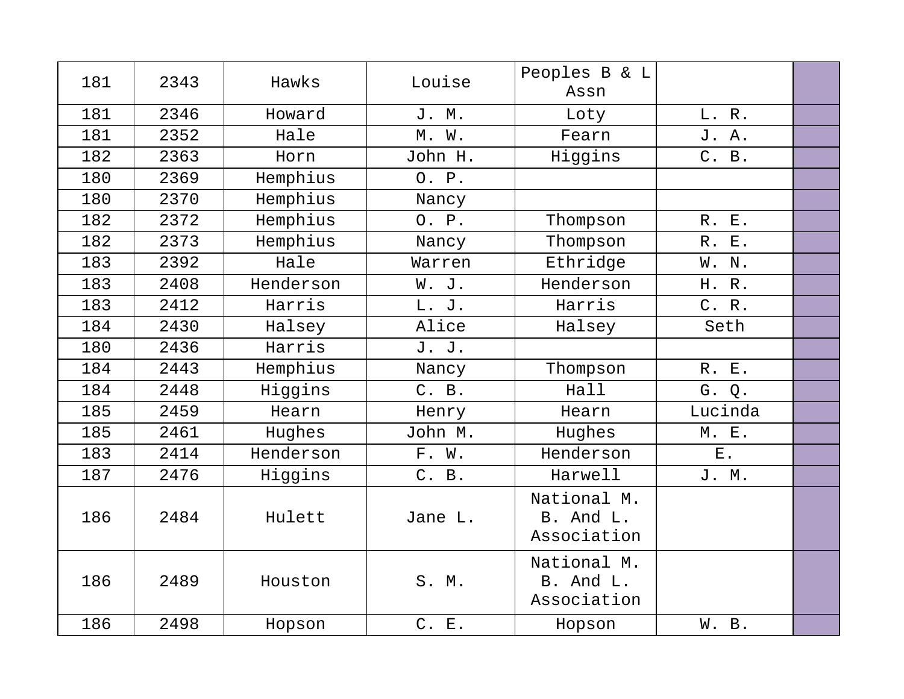| | | | | | | |
|---|---|---|---|---|---|---|
| 181 | 2343 | Hawks | Louise | Peoples B & L Assn | | |
| 181 | 2346 | Howard | J. M. | Loty | L. R. | |
| 181 | 2352 | Hale | M. W. | Fearn | J. A. | |
| 182 | 2363 | Horn | John H. | Higgins | C. B. | |
| 180 | 2369 | Hemphius | O. P. | | | |
| 180 | 2370 | Hemphius | Nancy | | | |
| 182 | 2372 | Hemphius | O. P. | Thompson | R. E. | |
| 182 | 2373 | Hemphius | Nancy | Thompson | R. E. | |
| 183 | 2392 | Hale | Warren | Ethridge | W. N. | |
| 183 | 2408 | Henderson | W. J. | Henderson | H. R. | |
| 183 | 2412 | Harris | L. J. | Harris | C. R. | |
| 184 | 2430 | Halsey | Alice | Halsey | Seth | |
| 180 | 2436 | Harris | J. J. | | | |
| 184 | 2443 | Hemphius | Nancy | Thompson | R. E. | |
| 184 | 2448 | Higgins | C. B. | Hall | G. Q. | |
| 185 | 2459 | Hearn | Henry | Hearn | Lucinda | |
| 185 | 2461 | Hughes | John M. | Hughes | M. E. | |
| 183 | 2414 | Henderson | F. W. | Henderson | E. | |
| 187 | 2476 | Higgins | C. B. | Harwell | J. M. | |
| 186 | 2484 | Hulett | Jane L. | National M. B. And L. Association | | |
| 186 | 2489 | Houston | S. M. | National M. B. And L. Association | | |
| 186 | 2498 | Hopson | C. E. | Hopson | W. B. | |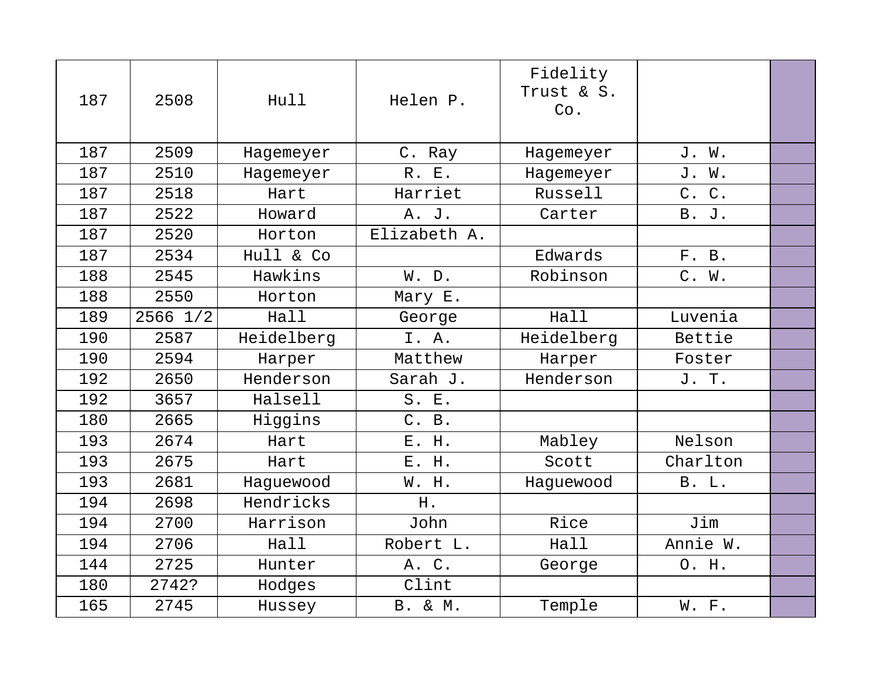| 187 | 2508 | Hull | Helen P. | Fidelity Trust & S. Co. | | |
|---|---|---|---|---|---|---|
| 187 | 2509 | Hagemeyer | C. Ray | Hagemeyer | J. W. | |
| 187 | 2510 | Hagemeyer | R. E. | Hagemeyer | J. W. | |
| 187 | 2518 | Hart | Harriet | Russell | C. C. | |
| 187 | 2522 | Howard | A. J. | Carter | B. J. | |
| 187 | 2520 | Horton | Elizabeth A. | | | |
| 187 | 2534 | Hull & Co | | Edwards | F. B. | |
| 188 | 2545 | Hawkins | W. D. | Robinson | C. W. | |
| 188 | 2550 | Horton | Mary E. | | | |
| 189 | 2566 1/2 | Hall | George | Hall | Luvenia | |
| 190 | 2587 | Heidelberg | I. A. | Heidelberg | Bettie | |
| 190 | 2594 | Harper | Matthew | Harper | Foster | |
| 192 | 2650 | Henderson | Sarah J. | Henderson | J. T. | |
| 192 | 3657 | Halsell | S. E. | | | |
| 180 | 2665 | Higgins | C. B. | | | |
| 193 | 2674 | Hart | E. H. | Mabley | Nelson | |
| 193 | 2675 | Hart | E. H. | Scott | Charlton | |
| 193 | 2681 | Haguewood | W. H. | Haguewood | B. L. | |
| 194 | 2698 | Hendricks | H. | | | |
| 194 | 2700 | Harrison | John | Rice | Jim | |
| 194 | 2706 | Hall | Robert L. | Hall | Annie W. | |
| 144 | 2725 | Hunter | A. C. | George | O. H. | |
| 180 | 2742? | Hodges | Clint | | | |
| 165 | 2745 | Hussey | B. & M. | Temple | W. F. | |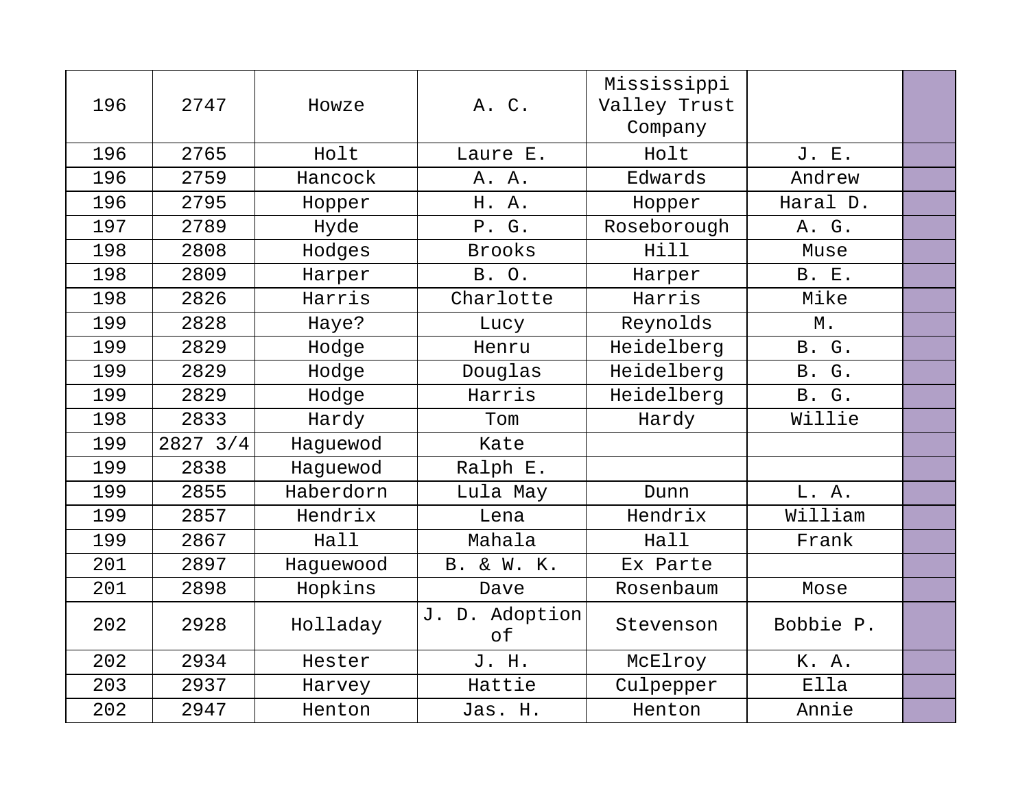| | | | | | | |
|---|---|---|---|---|---|---|
| 196 | 2747 | Howze | A. C. | Mississippi Valley Trust Company | | |
| 196 | 2765 | Holt | Laure E. | Holt | J. E. | |
| 196 | 2759 | Hancock | A. A. | Edwards | Andrew | |
| 196 | 2795 | Hopper | H. A. | Hopper | Haral D. | |
| 197 | 2789 | Hyde | P. G. | Roseborough | A. G. | |
| 198 | 2808 | Hodges | Brooks | Hill | Muse | |
| 198 | 2809 | Harper | B. O. | Harper | B. E. | |
| 198 | 2826 | Harris | Charlotte | Harris | Mike | |
| 199 | 2828 | Haye? | Lucy | Reynolds | M. | |
| 199 | 2829 | Hodge | Henru | Heidelberg | B. G. | |
| 199 | 2829 | Hodge | Douglas | Heidelberg | B. G. | |
| 199 | 2829 | Hodge | Harris | Heidelberg | B. G. | |
| 198 | 2833 | Hardy | Tom | Hardy | Willie | |
| 199 | 2827 3/4 | Haguewod | Kate | | | |
| 199 | 2838 | Haguewod | Ralph E. | | | |
| 199 | 2855 | Haberdorn | Lula May | Dunn | L. A. | |
| 199 | 2857 | Hendrix | Lena | Hendrix | William | |
| 199 | 2867 | Hall | Mahala | Hall | Frank | |
| 201 | 2897 | Haguewood | B. & W. K. | Ex Parte | | |
| 201 | 2898 | Hopkins | Dave | Rosenbaum | Mose | |
| 202 | 2928 | Holladay | J. D. Adoption of | Stevenson | Bobbie P. | |
| 202 | 2934 | Hester | J. H. | McElroy | K. A. | |
| 203 | 2937 | Harvey | Hattie | Culpepper | Ella | |
| 202 | 2947 | Henton | Jas. H. | Henton | Annie | |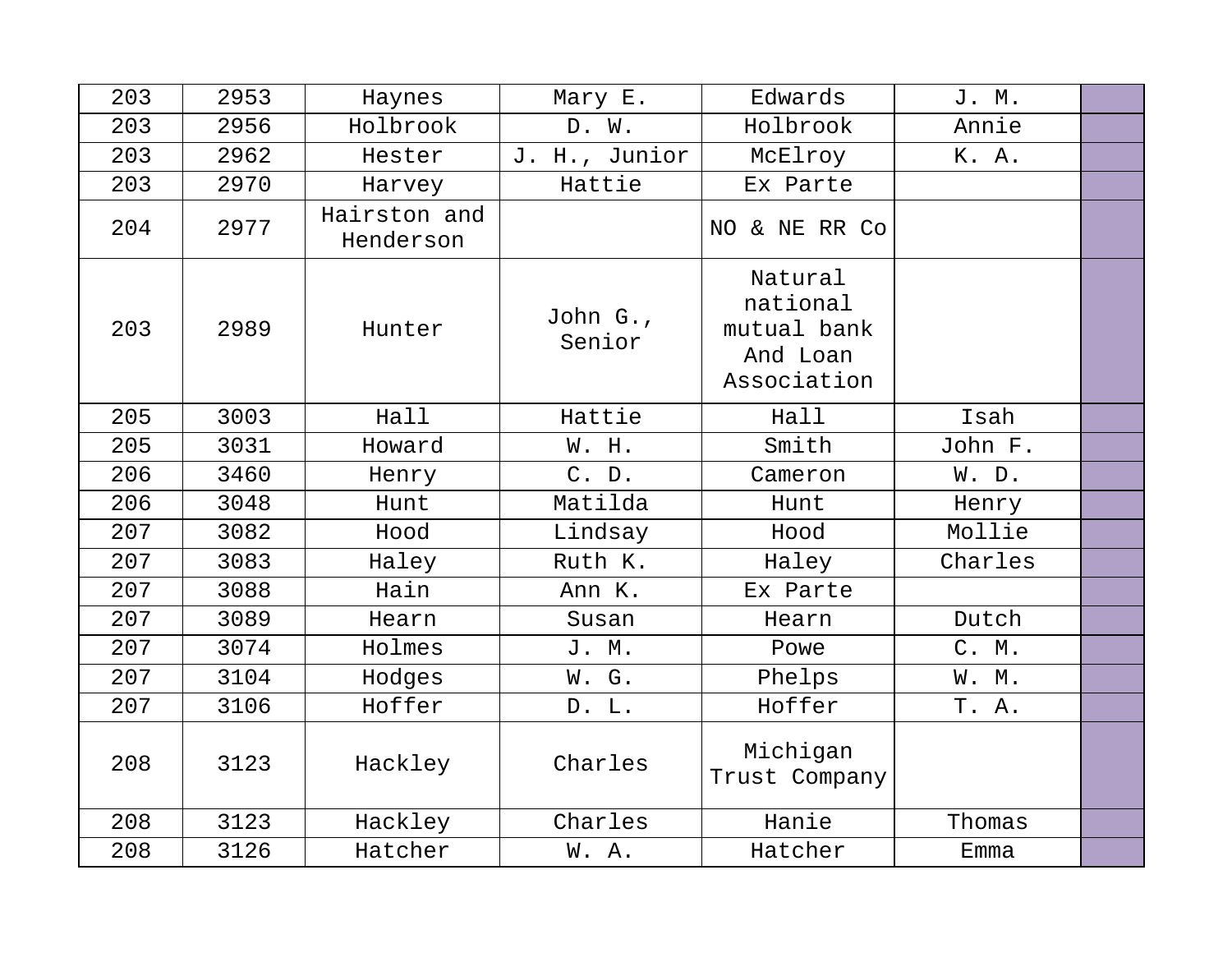| | | | | | | |
|---|---|---|---|---|---|---|
| 203 | 2953 | Haynes | Mary E. | Edwards | J. M. | |
| 203 | 2956 | Holbrook | D. W. | Holbrook | Annie | |
| 203 | 2962 | Hester | J. H., Junior | McElroy | K. A. | |
| 203 | 2970 | Harvey | Hattie | Ex Parte | | |
| 204 | 2977 | Hairston and Henderson | | NO & NE RR Co | | |
| 203 | 2989 | Hunter | John G., Senior | Natural national mutual bank And Loan Association | | |
| 205 | 3003 | Hall | Hattie | Hall | Isah | |
| 205 | 3031 | Howard | W. H. | Smith | John F. | |
| 206 | 3460 | Henry | C. D. | Cameron | W. D. | |
| 206 | 3048 | Hunt | Matilda | Hunt | Henry | |
| 207 | 3082 | Hood | Lindsay | Hood | Mollie | |
| 207 | 3083 | Haley | Ruth K. | Haley | Charles | |
| 207 | 3088 | Hain | Ann K. | Ex Parte | | |
| 207 | 3089 | Hearn | Susan | Hearn | Dutch | |
| 207 | 3074 | Holmes | J. M. | Powe | C. M. | |
| 207 | 3104 | Hodges | W. G. | Phelps | W. M. | |
| 207 | 3106 | Hoffer | D. L. | Hoffer | T. A. | |
| 208 | 3123 | Hackley | Charles | Michigan Trust Company | | |
| 208 | 3123 | Hackley | Charles | Hanie | Thomas | |
| 208 | 3126 | Hatcher | W. A. | Hatcher | Emma | |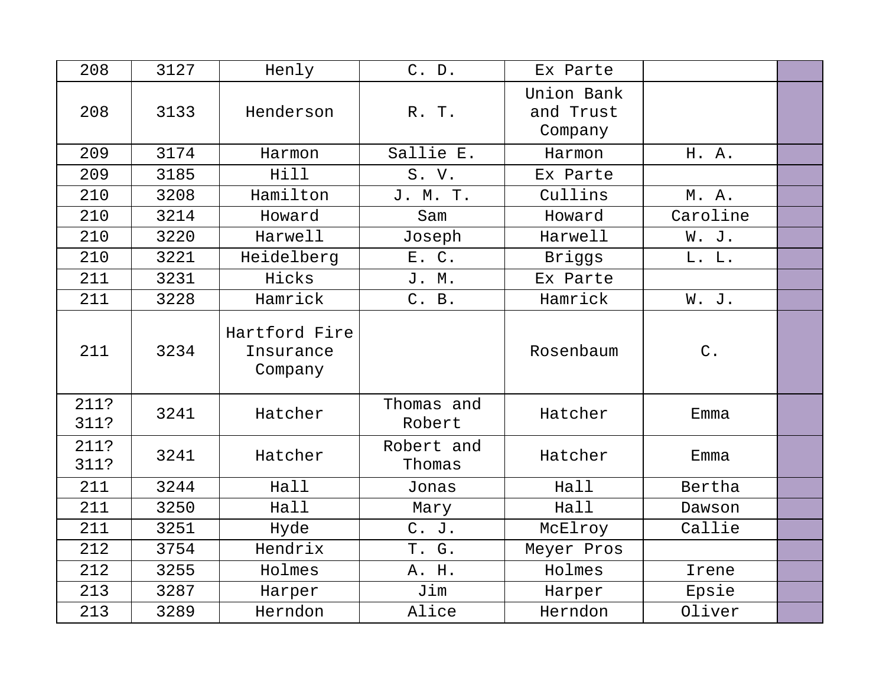| 208 | 3127 | Henly | C. D. | Ex Parte | | |
|---|---|---|---|---|---|---|
| 208 | 3133 | Henderson | R. T. | Union Bank and Trust Company | | |
| 209 | 3174 | Harmon | Sallie E. | Harmon | H. A. | |
| 209 | 3185 | Hill | S. V. | Ex Parte | | |
| 210 | 3208 | Hamilton | J. M. T. | Cullins | M. A. | |
| 210 | 3214 | Howard | Sam | Howard | Caroline | |
| 210 | 3220 | Harwell | Joseph | Harwell | W. J. | |
| 210 | 3221 | Heidelberg | E. C. | Briggs | L. L. | |
| 211 | 3231 | Hicks | J. M. | Ex Parte | | |
| 211 | 3228 | Hamrick | C. B. | Hamrick | W. J. | |
| 211 | 3234 | Hartford Fire Insurance Company | | Rosenbaum | C. | |
| 211? 311? | 3241 | Hatcher | Thomas and Robert | Hatcher | Emma | |
| 211? 311? | 3241 | Hatcher | Robert and Thomas | Hatcher | Emma | |
| 211 | 3244 | Hall | Jonas | Hall | Bertha | |
| 211 | 3250 | Hall | Mary | Hall | Dawson | |
| 211 | 3251 | Hyde | C. J. | McElroy | Callie | |
| 212 | 3754 | Hendrix | T. G. | Meyer Pros | | |
| 212 | 3255 | Holmes | A. H. | Holmes | Irene | |
| 213 | 3287 | Harper | Jim | Harper | Epsie | |
| 213 | 3289 | Herndon | Alice | Herndon | Oliver | |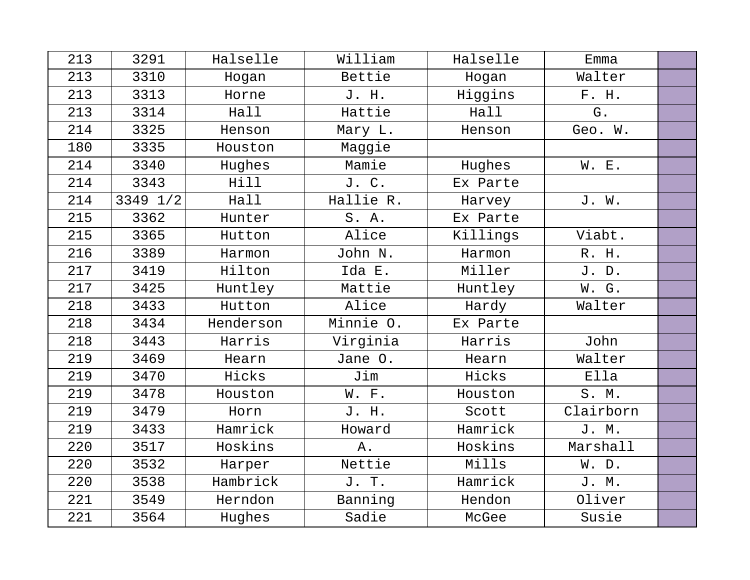| 213 | 3291 | Halselle | William | Halselle | Emma | |
|---|---|---|---|---|---|---|
| 213 | 3310 | Hogan | Bettie | Hogan | Walter | |
| 213 | 3313 | Horne | J. H. | Higgins | F. H. | |
| 213 | 3314 | Hall | Hattie | Hall | G. | |
| 214 | 3325 | Henson | Mary L. | Henson | Geo. W. | |
| 180 | 3335 | Houston | Maggie | | | |
| 214 | 3340 | Hughes | Mamie | Hughes | W. E. | |
| 214 | 3343 | Hill | J. C. | Ex Parte | | |
| 214 | 3349 1/2 | Hall | Hallie R. | Harvey | J. W. | |
| 215 | 3362 | Hunter | S. A. | Ex Parte | | |
| 215 | 3365 | Hutton | Alice | Killings | Viabt. | |
| 216 | 3389 | Harmon | John N. | Harmon | R. H. | |
| 217 | 3419 | Hilton | Ida E. | Miller | J. D. | |
| 217 | 3425 | Huntley | Mattie | Huntley | W. G. | |
| 218 | 3433 | Hutton | Alice | Hardy | Walter | |
| 218 | 3434 | Henderson | Minnie O. | Ex Parte | | |
| 218 | 3443 | Harris | Virginia | Harris | John | |
| 219 | 3469 | Hearn | Jane O. | Hearn | Walter | |
| 219 | 3470 | Hicks | Jim | Hicks | Ella | |
| 219 | 3478 | Houston | W. F. | Houston | S. M. | |
| 219 | 3479 | Horn | J. H. | Scott | Clairborn | |
| 219 | 3433 | Hamrick | Howard | Hamrick | J. M. | |
| 220 | 3517 | Hoskins | A. | Hoskins | Marshall | |
| 220 | 3532 | Harper | Nettie | Mills | W. D. | |
| 220 | 3538 | Hambrick | J. T. | Hamrick | J. M. | |
| 221 | 3549 | Herndon | Banning | Hendon | Oliver | |
| 221 | 3564 | Hughes | Sadie | McGee | Susie | |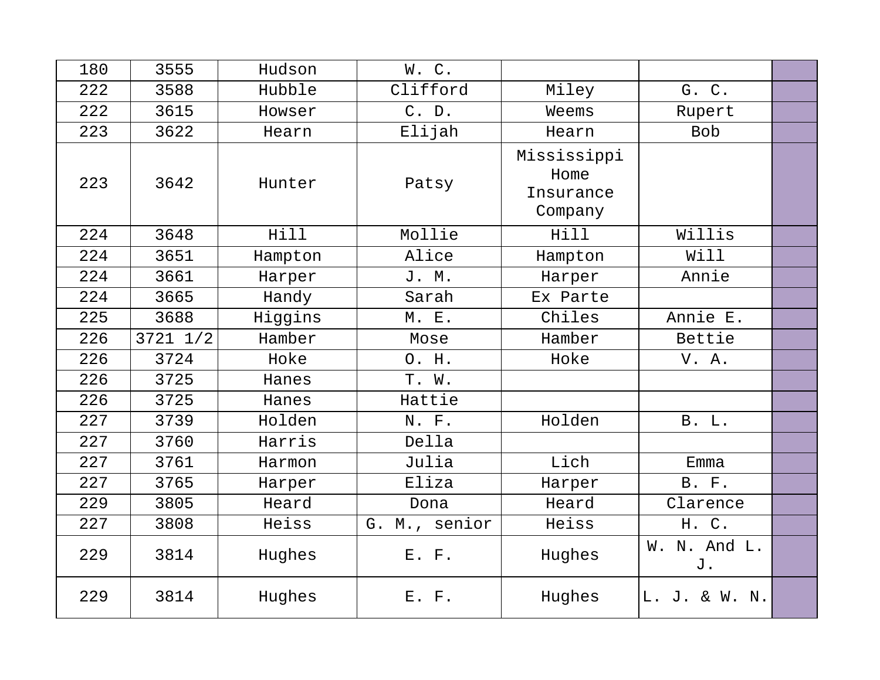| 180 | 3555 | Hudson | W. C. | | | |
|---|---|---|---|---|---|---|
| 222 | 3588 | Hubble | Clifford | Miley | G. C. | |
| 222 | 3615 | Howser | C. D. | Weems | Rupert | |
| 223 | 3622 | Hearn | Elijah | Hearn | Bob | |
| 223 | 3642 | Hunter | Patsy | Mississippi Home Insurance Company | | |
| 224 | 3648 | Hill | Mollie | Hill | Willis | |
| 224 | 3651 | Hampton | Alice | Hampton | Will | |
| 224 | 3661 | Harper | J. M. | Harper | Annie | |
| 224 | 3665 | Handy | Sarah | Ex Parte | | |
| 225 | 3688 | Higgins | M. E. | Chiles | Annie E. | |
| 226 | 3721 1/2 | Hamber | Mose | Hamber | Bettie | |
| 226 | 3724 | Hoke | O. H. | Hoke | V. A. | |
| 226 | 3725 | Hanes | T. W. | | | |
| 226 | 3725 | Hanes | Hattie | | | |
| 227 | 3739 | Holden | N. F. | Holden | B. L. | |
| 227 | 3760 | Harris | Della | | | |
| 227 | 3761 | Harmon | Julia | Lich | Emma | |
| 227 | 3765 | Harper | Eliza | Harper | B. F. | |
| 229 | 3805 | Heard | Dona | Heard | Clarence | |
| 227 | 3808 | Heiss | G. M., senior | Heiss | H. C. | |
| 229 | 3814 | Hughes | E. F. | Hughes | W. N. And L. J. | |
| 229 | 3814 | Hughes | E. F. | Hughes | L. J. & W. N. | |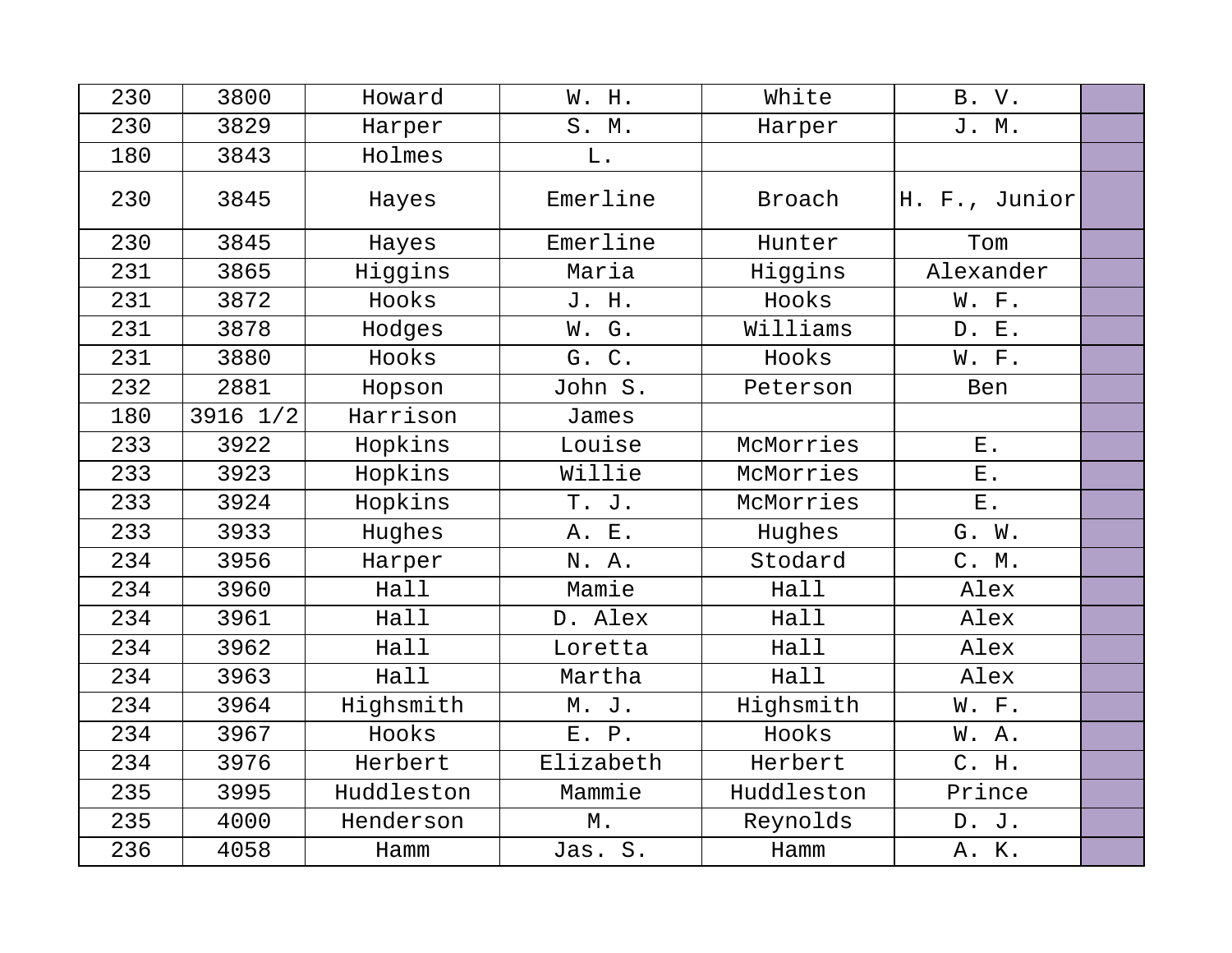| | | | | | | |
|---|---|---|---|---|---|---|
| 230 | 3800 | Howard | W. H. | White | B. V. | |
| 230 | 3829 | Harper | S. M. | Harper | J. M. | |
| 180 | 3843 | Holmes | L. | | | |
| 230 | 3845 | Hayes | Emerline | Broach | H. F., Junior | |
| 230 | 3845 | Hayes | Emerline | Hunter | Tom | |
| 231 | 3865 | Higgins | Maria | Higgins | Alexander | |
| 231 | 3872 | Hooks | J. H. | Hooks | W. F. | |
| 231 | 3878 | Hodges | W. G. | Williams | D. E. | |
| 231 | 3880 | Hooks | G. C. | Hooks | W. F. | |
| 232 | 2881 | Hopson | John S. | Peterson | Ben | |
| 180 | 3916 1/2 | Harrison | James | | | |
| 233 | 3922 | Hopkins | Louise | McMorries | E. | |
| 233 | 3923 | Hopkins | Willie | McMorries | E. | |
| 233 | 3924 | Hopkins | T. J. | McMorries | E. | |
| 233 | 3933 | Hughes | A. E. | Hughes | G. W. | |
| 234 | 3956 | Harper | N. A. | Stodard | C. M. | |
| 234 | 3960 | Hall | Mamie | Hall | Alex | |
| 234 | 3961 | Hall | D. Alex | Hall | Alex | |
| 234 | 3962 | Hall | Loretta | Hall | Alex | |
| 234 | 3963 | Hall | Martha | Hall | Alex | |
| 234 | 3964 | Highsmith | M. J. | Highsmith | W. F. | |
| 234 | 3967 | Hooks | E. P. | Hooks | W. A. | |
| 234 | 3976 | Herbert | Elizabeth | Herbert | C. H. | |
| 235 | 3995 | Huddleston | Mammie | Huddleston | Prince | |
| 235 | 4000 | Henderson | M. | Reynolds | D. J. | |
| 236 | 4058 | Hamm | Jas. S. | Hamm | A. K. | |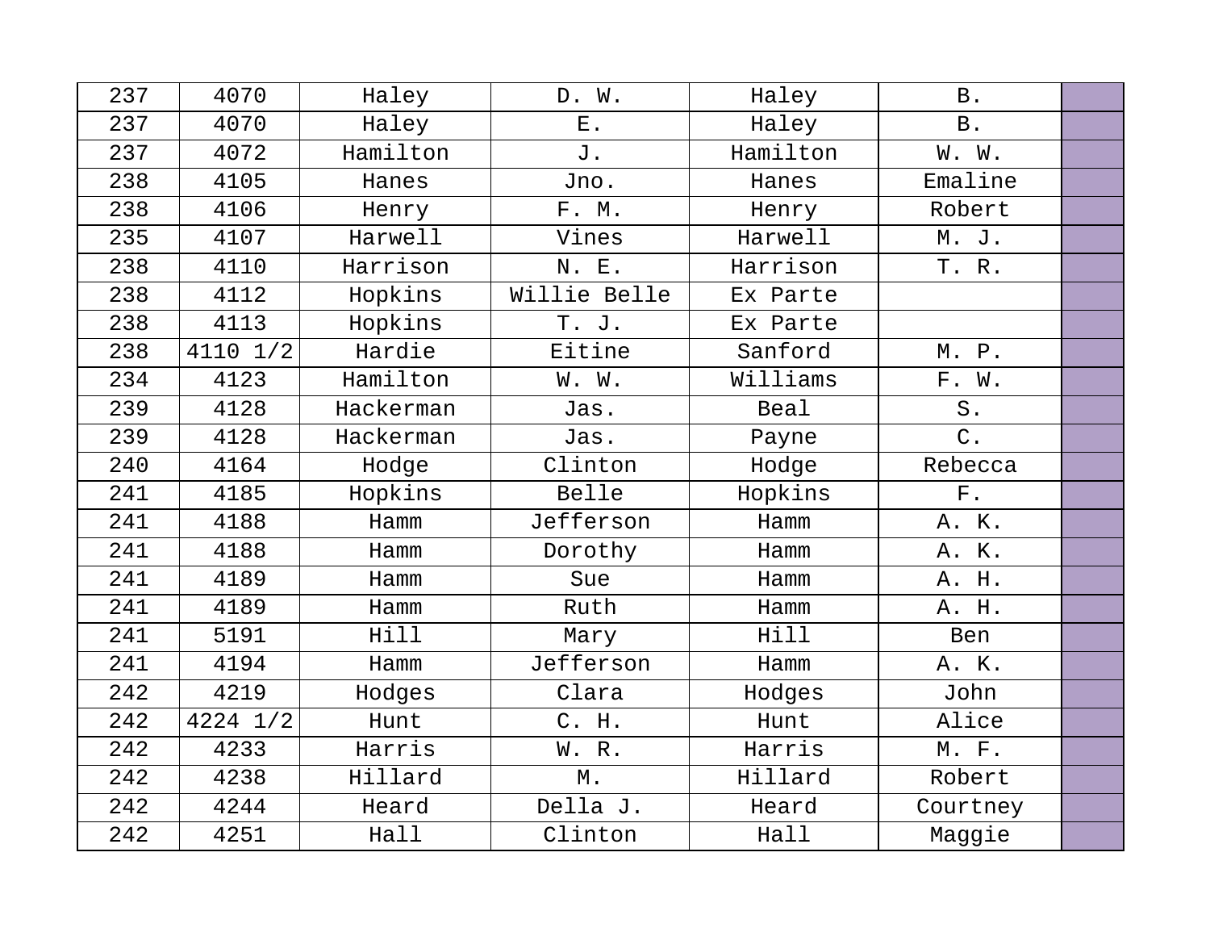| 237 | 4070 | Haley | D. W. | Haley | B. | |
|---|---|---|---|---|---|---|
| 237 | 4070 | Haley | E. | Haley | B. | |
| 237 | 4072 | Hamilton | J. | Hamilton | W. W. | |
| 238 | 4105 | Hanes | Jno. | Hanes | Emaline | |
| 238 | 4106 | Henry | F. M. | Henry | Robert | |
| 235 | 4107 | Harwell | Vines | Harwell | M. J. | |
| 238 | 4110 | Harrison | N. E. | Harrison | T. R. | |
| 238 | 4112 | Hopkins | Willie Belle | Ex Parte | | |
| 238 | 4113 | Hopkins | T. J. | Ex Parte | | |
| 238 | 4110 1/2 | Hardie | Eitine | Sanford | M. P. | |
| 234 | 4123 | Hamilton | W. W. | Williams | F. W. | |
| 239 | 4128 | Hackerman | Jas. | Beal | S. | |
| 239 | 4128 | Hackerman | Jas. | Payne | C. | |
| 240 | 4164 | Hodge | Clinton | Hodge | Rebecca | |
| 241 | 4185 | Hopkins | Belle | Hopkins | F. | |
| 241 | 4188 | Hamm | Jefferson | Hamm | A. K. | |
| 241 | 4188 | Hamm | Dorothy | Hamm | A. K. | |
| 241 | 4189 | Hamm | Sue | Hamm | A. H. | |
| 241 | 4189 | Hamm | Ruth | Hamm | A. H. | |
| 241 | 5191 | Hill | Mary | Hill | Ben | |
| 241 | 4194 | Hamm | Jefferson | Hamm | A. K. | |
| 242 | 4219 | Hodges | Clara | Hodges | John | |
| 242 | 4224 1/2 | Hunt | C. H. | Hunt | Alice | |
| 242 | 4233 | Harris | W. R. | Harris | M. F. | |
| 242 | 4238 | Hillard | M. | Hillard | Robert | |
| 242 | 4244 | Heard | Della J. | Heard | Courtney | |
| 242 | 4251 | Hall | Clinton | Hall | Maggie | |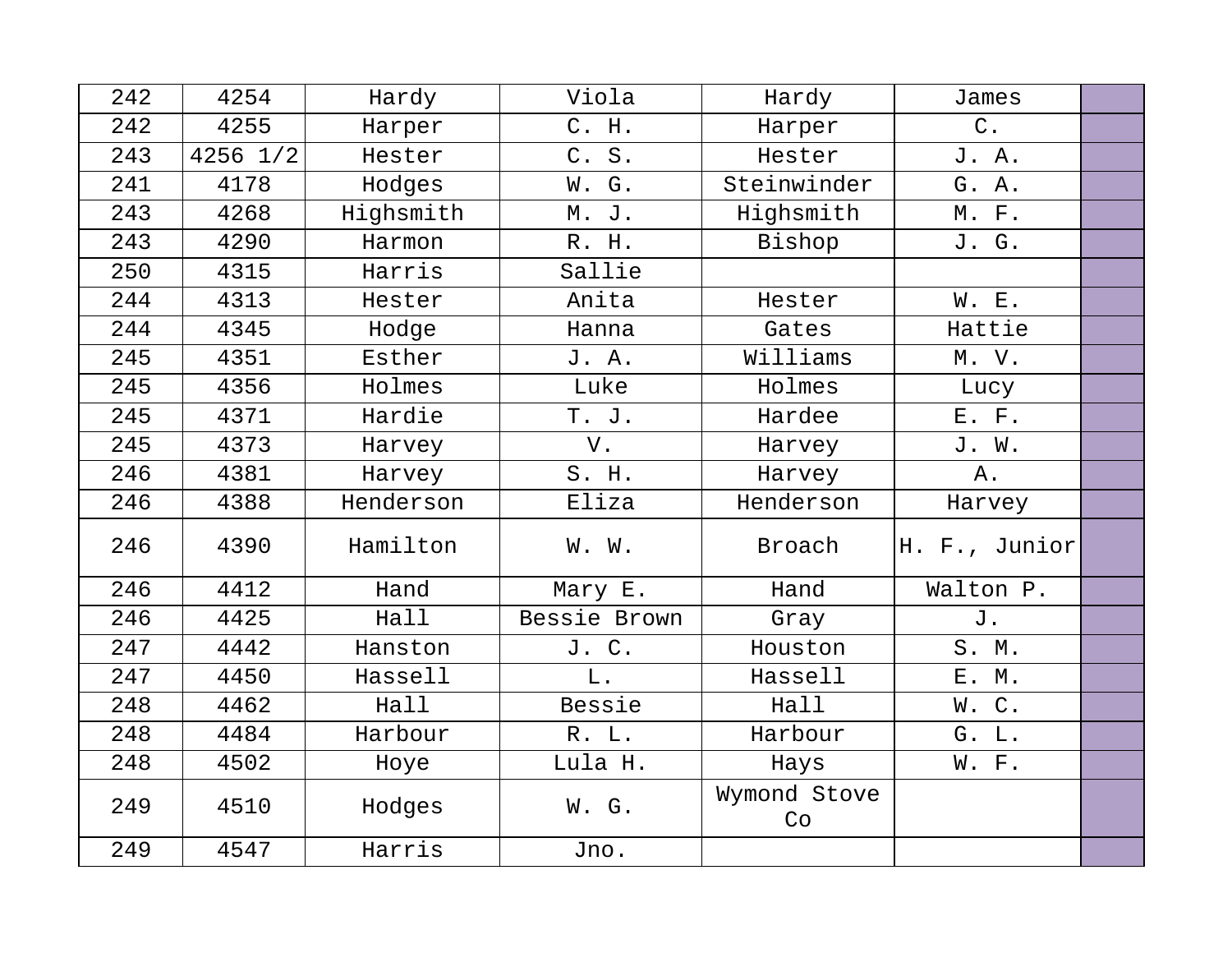| | | | | | | |
|---|---|---|---|---|---|---|
| 242 | 4254 | Hardy | Viola | Hardy | James | |
| 242 | 4255 | Harper | C. H. | Harper | C. | |
| 243 | 4256 1/2 | Hester | C. S. | Hester | J. A. | |
| 241 | 4178 | Hodges | W. G. | Steinwinder | G. A. | |
| 243 | 4268 | Highsmith | M. J. | Highsmith | M. F. | |
| 243 | 4290 | Harmon | R. H. | Bishop | J. G. | |
| 250 | 4315 | Harris | Sallie | | | |
| 244 | 4313 | Hester | Anita | Hester | W. E. | |
| 244 | 4345 | Hodge | Hanna | Gates | Hattie | |
| 245 | 4351 | Esther | J. A. | Williams | M. V. | |
| 245 | 4356 | Holmes | Luke | Holmes | Lucy | |
| 245 | 4371 | Hardie | T. J. | Hardee | E. F. | |
| 245 | 4373 | Harvey | V. | Harvey | J. W. | |
| 246 | 4381 | Harvey | S. H. | Harvey | A. | |
| 246 | 4388 | Henderson | Eliza | Henderson | Harvey | |
| 246 | 4390 | Hamilton | W. W. | Broach | H. F., Junior | |
| 246 | 4412 | Hand | Mary E. | Hand | Walton P. | |
| 246 | 4425 | Hall | Bessie Brown | Gray | J. | |
| 247 | 4442 | Hanston | J. C. | Houston | S. M. | |
| 247 | 4450 | Hassell | L. | Hassell | E. M. | |
| 248 | 4462 | Hall | Bessie | Hall | W. C. | |
| 248 | 4484 | Harbour | R. L. | Harbour | G. L. | |
| 248 | 4502 | Hoye | Lula H. | Hays | W. F. | |
| 249 | 4510 | Hodges | W. G. | Wymond Stove Co | | |
| 249 | 4547 | Harris | Jno. | | | |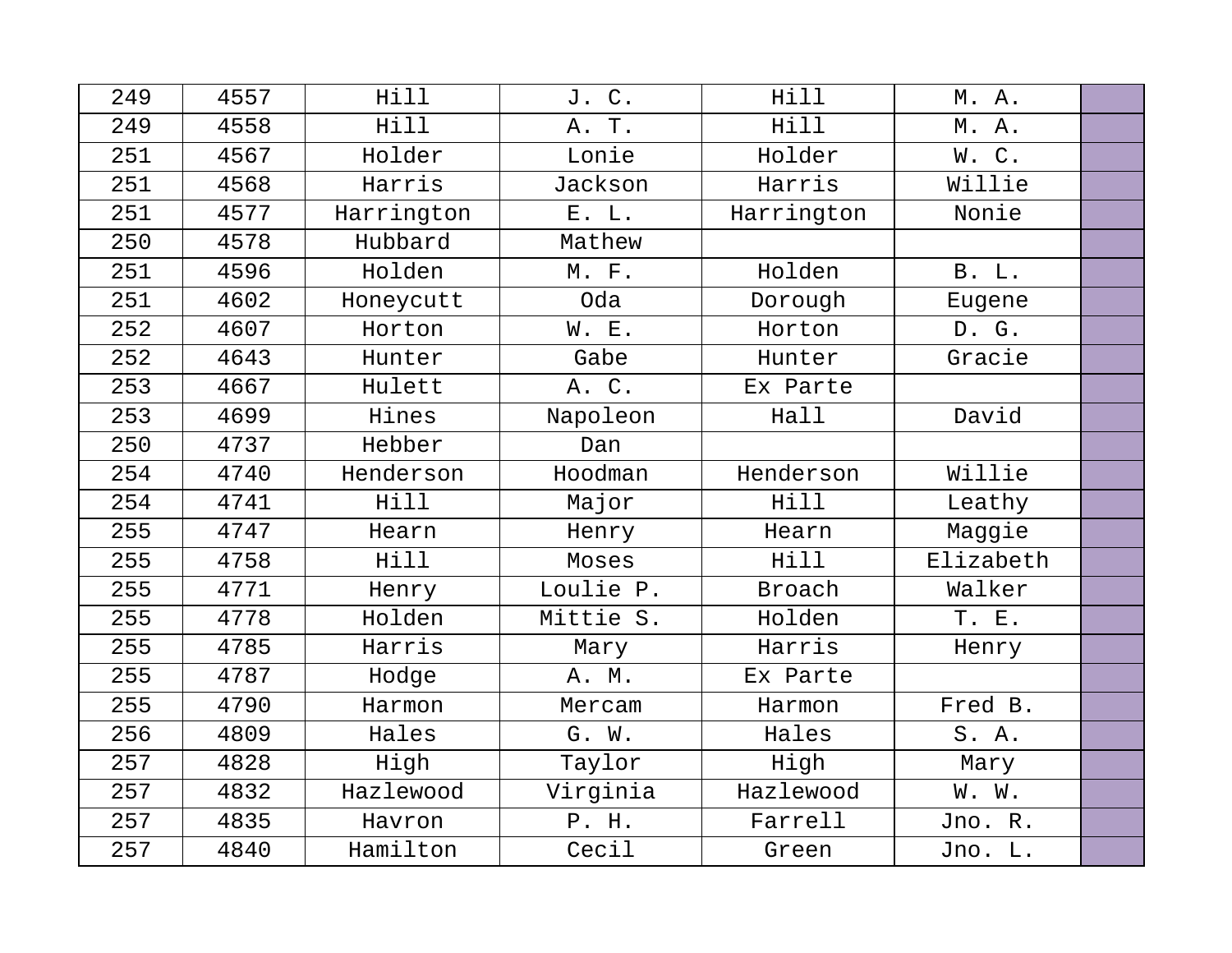| | | | | | | |
|---|---|---|---|---|---|---|
| 249 | 4557 | Hill | J. C. | Hill | M. A. | |
| 249 | 4558 | Hill | A. T. | Hill | M. A. | |
| 251 | 4567 | Holder | Lonie | Holder | W. C. | |
| 251 | 4568 | Harris | Jackson | Harris | Willie | |
| 251 | 4577 | Harrington | E. L. | Harrington | Nonie | |
| 250 | 4578 | Hubbard | Mathew | | | |
| 251 | 4596 | Holden | M. F. | Holden | B. L. | |
| 251 | 4602 | Honeycutt | Oda | Dorough | Eugene | |
| 252 | 4607 | Horton | W. E. | Horton | D. G. | |
| 252 | 4643 | Hunter | Gabe | Hunter | Gracie | |
| 253 | 4667 | Hulett | A. C. | Ex Parte | | |
| 253 | 4699 | Hines | Napoleon | Hall | David | |
| 250 | 4737 | Hebber | Dan | | | |
| 254 | 4740 | Henderson | Hoodman | Henderson | Willie | |
| 254 | 4741 | Hill | Major | Hill | Leathy | |
| 255 | 4747 | Hearn | Henry | Hearn | Maggie | |
| 255 | 4758 | Hill | Moses | Hill | Elizabeth | |
| 255 | 4771 | Henry | Loulie P. | Broach | Walker | |
| 255 | 4778 | Holden | Mittie S. | Holden | T. E. | |
| 255 | 4785 | Harris | Mary | Harris | Henry | |
| 255 | 4787 | Hodge | A. M. | Ex Parte | | |
| 255 | 4790 | Harmon | Mercam | Harmon | Fred B. | |
| 256 | 4809 | Hales | G. W. | Hales | S. A. | |
| 257 | 4828 | High | Taylor | High | Mary | |
| 257 | 4832 | Hazlewood | Virginia | Hazlewood | W. W. | |
| 257 | 4835 | Havron | P. H. | Farrell | Jno. R. | |
| 257 | 4840 | Hamilton | Cecil | Green | Jno. L. | |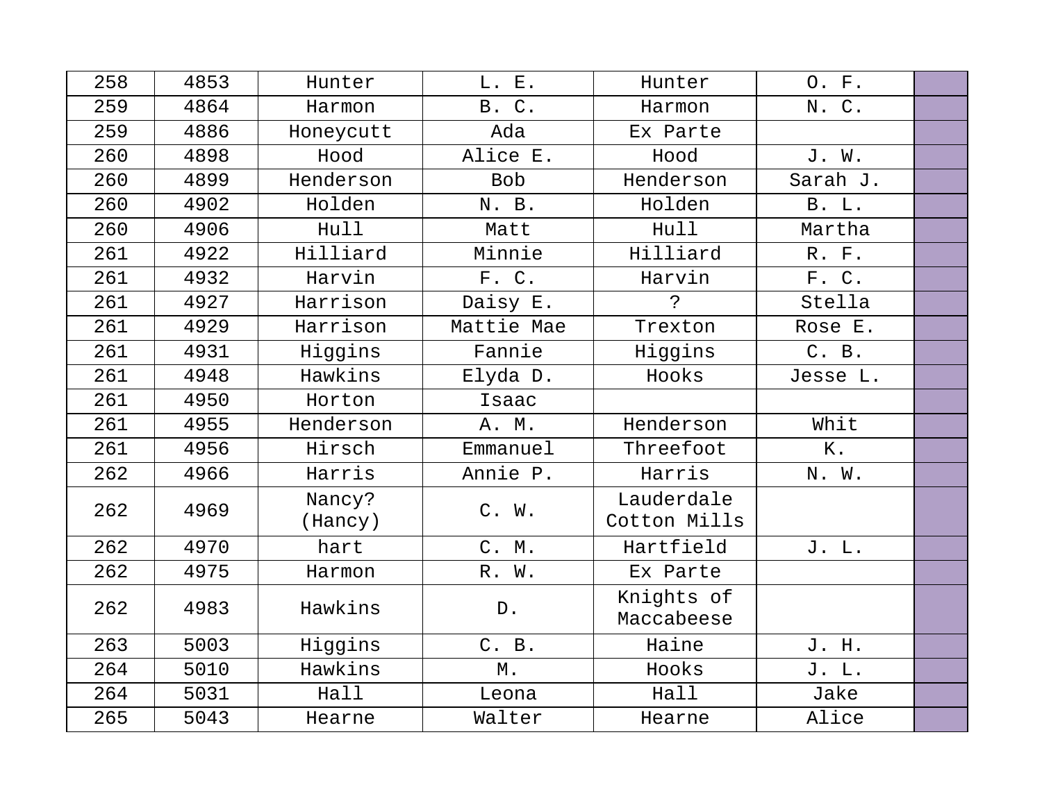| 258 | 4853 | Hunter | L. E. | Hunter | O. F. | |
|---|---|---|---|---|---|---|
| 259 | 4864 | Harmon | B. C. | Harmon | N. C. | |
| 259 | 4886 | Honeycutt | Ada | Ex Parte | | |
| 260 | 4898 | Hood | Alice E. | Hood | J. W. | |
| 260 | 4899 | Henderson | Bob | Henderson | Sarah J. | |
| 260 | 4902 | Holden | N. B. | Holden | B. L. | |
| 260 | 4906 | Hull | Matt | Hull | Martha | |
| 261 | 4922 | Hilliard | Minnie | Hilliard | R. F. | |
| 261 | 4932 | Harvin | F. C. | Harvin | F. C. | |
| 261 | 4927 | Harrison | Daisy E. | ? | Stella | |
| 261 | 4929 | Harrison | Mattie Mae | Trexton | Rose E. | |
| 261 | 4931 | Higgins | Fannie | Higgins | C. B. | |
| 261 | 4948 | Hawkins | Elyda D. | Hooks | Jesse L. | |
| 261 | 4950 | Horton | Isaac | | | |
| 261 | 4955 | Henderson | A. M. | Henderson | Whit | |
| 261 | 4956 | Hirsch | Emmanuel | Threefoot | K. | |
| 262 | 4966 | Harris | Annie P. | Harris | N. W. | |
| 262 | 4969 | Nancy? (Hancy) | C. W. | Lauderdale Cotton Mills | | |
| 262 | 4970 | hart | C. M. | Hartfield | J. L. | |
| 262 | 4975 | Harmon | R. W. | Ex Parte | | |
| 262 | 4983 | Hawkins | D. | Knights of Maccabeese | | |
| 263 | 5003 | Higgins | C. B. | Haine | J. H. | |
| 264 | 5010 | Hawkins | M. | Hooks | J. L. | |
| 264 | 5031 | Hall | Leona | Hall | Jake | |
| 265 | 5043 | Hearne | Walter | Hearne | Alice | |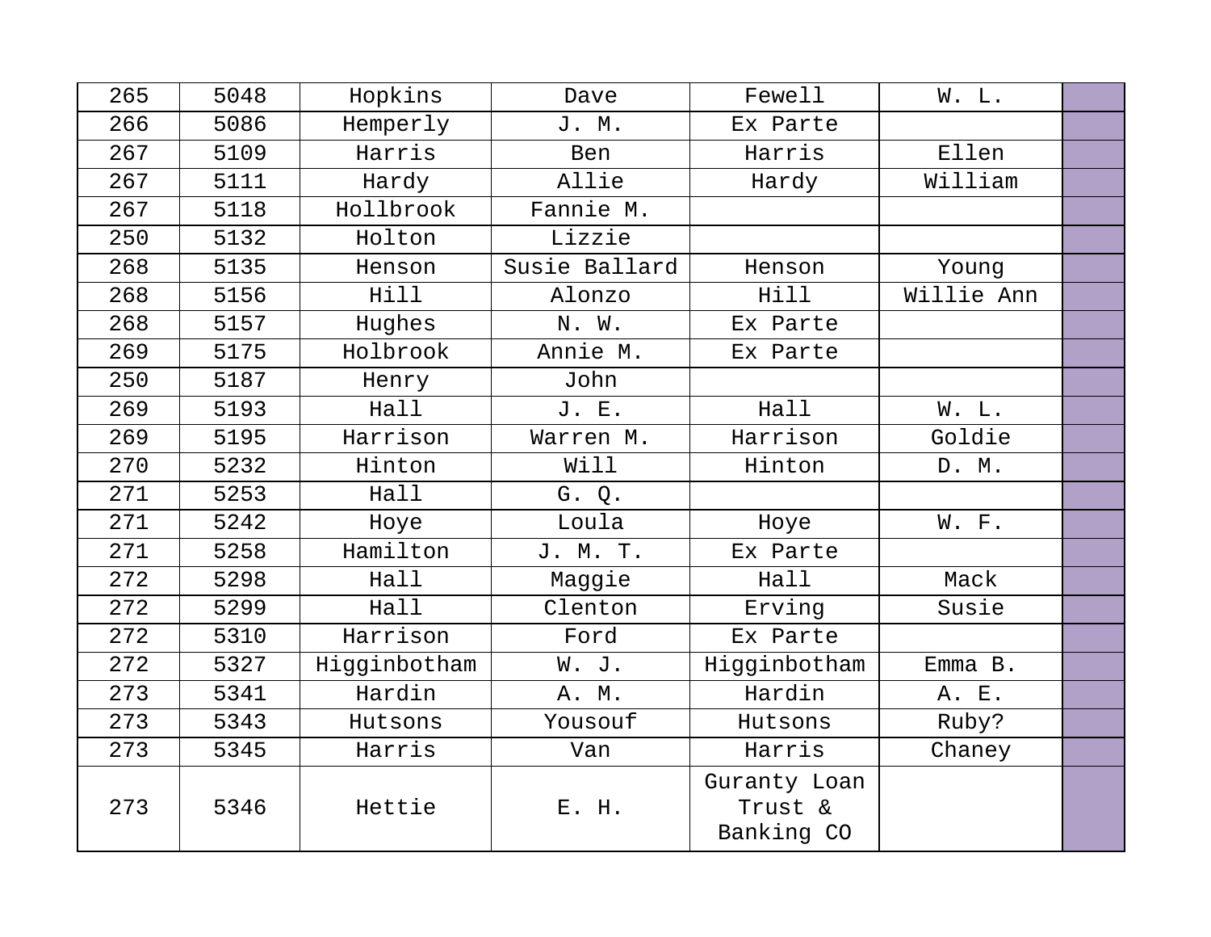| 265 | 5048 | Hopkins | Dave | Fewell | W. L. | |
|---|---|---|---|---|---|---|
| 266 | 5086 | Hemperly | J. M. | Ex Parte | | |
| 267 | 5109 | Harris | Ben | Harris | Ellen | |
| 267 | 5111 | Hardy | Allie | Hardy | William | |
| 267 | 5118 | Hollbrook | Fannie M. | | | |
| 250 | 5132 | Holton | Lizzie | | | |
| 268 | 5135 | Henson | Susie Ballard | Henson | Young | |
| 268 | 5156 | Hill | Alonzo | Hill | Willie Ann | |
| 268 | 5157 | Hughes | N. W. | Ex Parte | | |
| 269 | 5175 | Holbrook | Annie M. | Ex Parte | | |
| 250 | 5187 | Henry | John | | | |
| 269 | 5193 | Hall | J. E. | Hall | W. L. | |
| 269 | 5195 | Harrison | Warren M. | Harrison | Goldie | |
| 270 | 5232 | Hinton | Will | Hinton | D. M. | |
| 271 | 5253 | Hall | G. Q. | | | |
| 271 | 5242 | Hoye | Loula | Hoye | W. F. | |
| 271 | 5258 | Hamilton | J. M. T. | Ex Parte | | |
| 272 | 5298 | Hall | Maggie | Hall | Mack | |
| 272 | 5299 | Hall | Clenton | Erving | Susie | |
| 272 | 5310 | Harrison | Ford | Ex Parte | | |
| 272 | 5327 | Higginbotham | W. J. | Higginbotham | Emma B. | |
| 273 | 5341 | Hardin | A. M. | Hardin | A. E. | |
| 273 | 5343 | Hutsons | Yousouf | Hutsons | Ruby? | |
| 273 | 5345 | Harris | Van | Harris | Chaney | |
| 273 | 5346 | Hettie | E. H. | Guranty Loan Trust & Banking CO | | |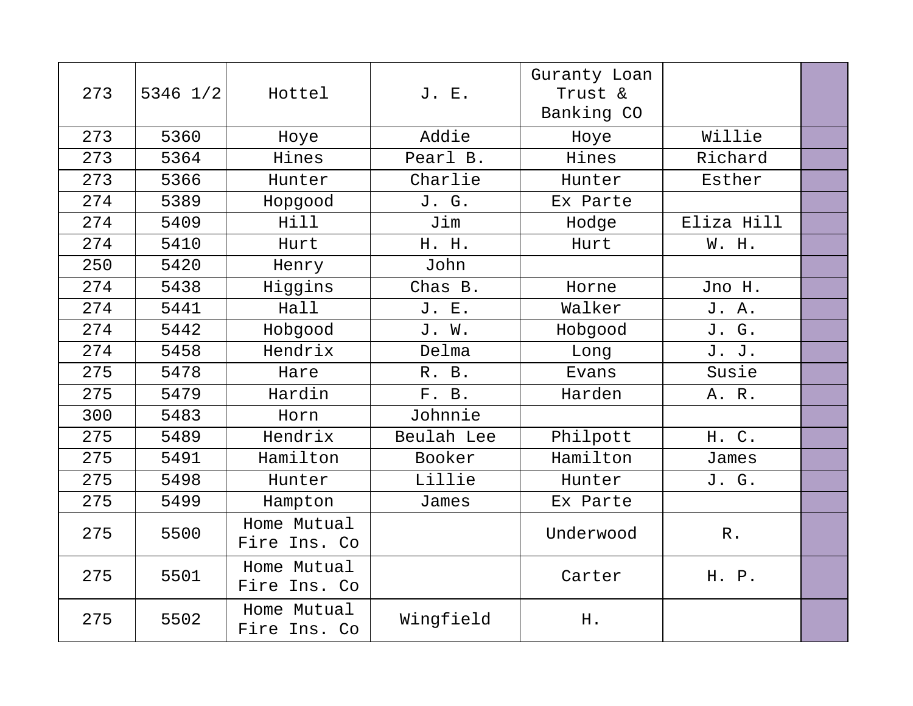| 273 | 5346 1/2 | Hottel | J. E. | Guranty Loan Trust & Banking CO | | |
|---|---|---|---|---|---|---|
| 273 | 5360 | Hoye | Addie | Hoye | Willie | |
| 273 | 5364 | Hines | Pearl B. | Hines | Richard | |
| 273 | 5366 | Hunter | Charlie | Hunter | Esther | |
| 274 | 5389 | Hopgood | J. G. | Ex Parte | | |
| 274 | 5409 | Hill | Jim | Hodge | Eliza Hill | |
| 274 | 5410 | Hurt | H. H. | Hurt | W. H. | |
| 250 | 5420 | Henry | John | | | |
| 274 | 5438 | Higgins | Chas B. | Horne | Jno H. | |
| 274 | 5441 | Hall | J. E. | Walker | J. A. | |
| 274 | 5442 | Hobgood | J. W. | Hobgood | J. G. | |
| 274 | 5458 | Hendrix | Delma | Long | J. J. | |
| 275 | 5478 | Hare | R. B. | Evans | Susie | |
| 275 | 5479 | Hardin | F. B. | Harden | A. R. | |
| 300 | 5483 | Horn | Johnnie | | | |
| 275 | 5489 | Hendrix | Beulah Lee | Philpott | H. C. | |
| 275 | 5491 | Hamilton | Booker | Hamilton | James | |
| 275 | 5498 | Hunter | Lillie | Hunter | J. G. | |
| 275 | 5499 | Hampton | James | Ex Parte | | |
| 275 | 5500 | Home Mutual Fire Ins. Co | | Underwood | R. | |
| 275 | 5501 | Home Mutual Fire Ins. Co | | Carter | H. P. | |
| 275 | 5502 | Home Mutual Fire Ins. Co | Wingfield | H. | | |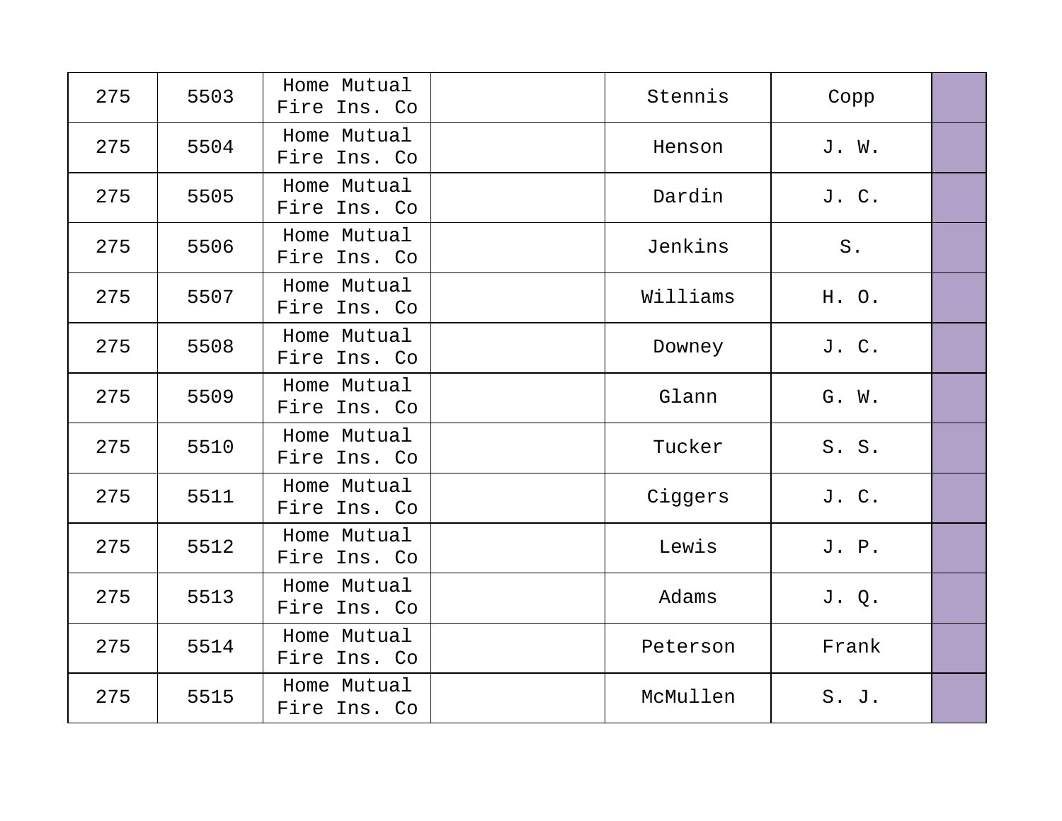| | | | | | | |
|---|---|---|---|---|---|---|
| 275 | 5503 | Home Mutual Fire Ins. Co | | Stennis | Copp | |
| 275 | 5504 | Home Mutual Fire Ins. Co | | Henson | J. W. | |
| 275 | 5505 | Home Mutual Fire Ins. Co | | Dardin | J. C. | |
| 275 | 5506 | Home Mutual Fire Ins. Co | | Jenkins | S. | |
| 275 | 5507 | Home Mutual Fire Ins. Co | | Williams | H. O. | |
| 275 | 5508 | Home Mutual Fire Ins. Co | | Downey | J. C. | |
| 275 | 5509 | Home Mutual Fire Ins. Co | | Glann | G. W. | |
| 275 | 5510 | Home Mutual Fire Ins. Co | | Tucker | S. S. | |
| 275 | 5511 | Home Mutual Fire Ins. Co | | Ciggers | J. C. | |
| 275 | 5512 | Home Mutual Fire Ins. Co | | Lewis | J. P. | |
| 275 | 5513 | Home Mutual Fire Ins. Co | | Adams | J. Q. | |
| 275 | 5514 | Home Mutual Fire Ins. Co | | Peterson | Frank | |
| 275 | 5515 | Home Mutual Fire Ins. Co | | McMullen | S. J. | |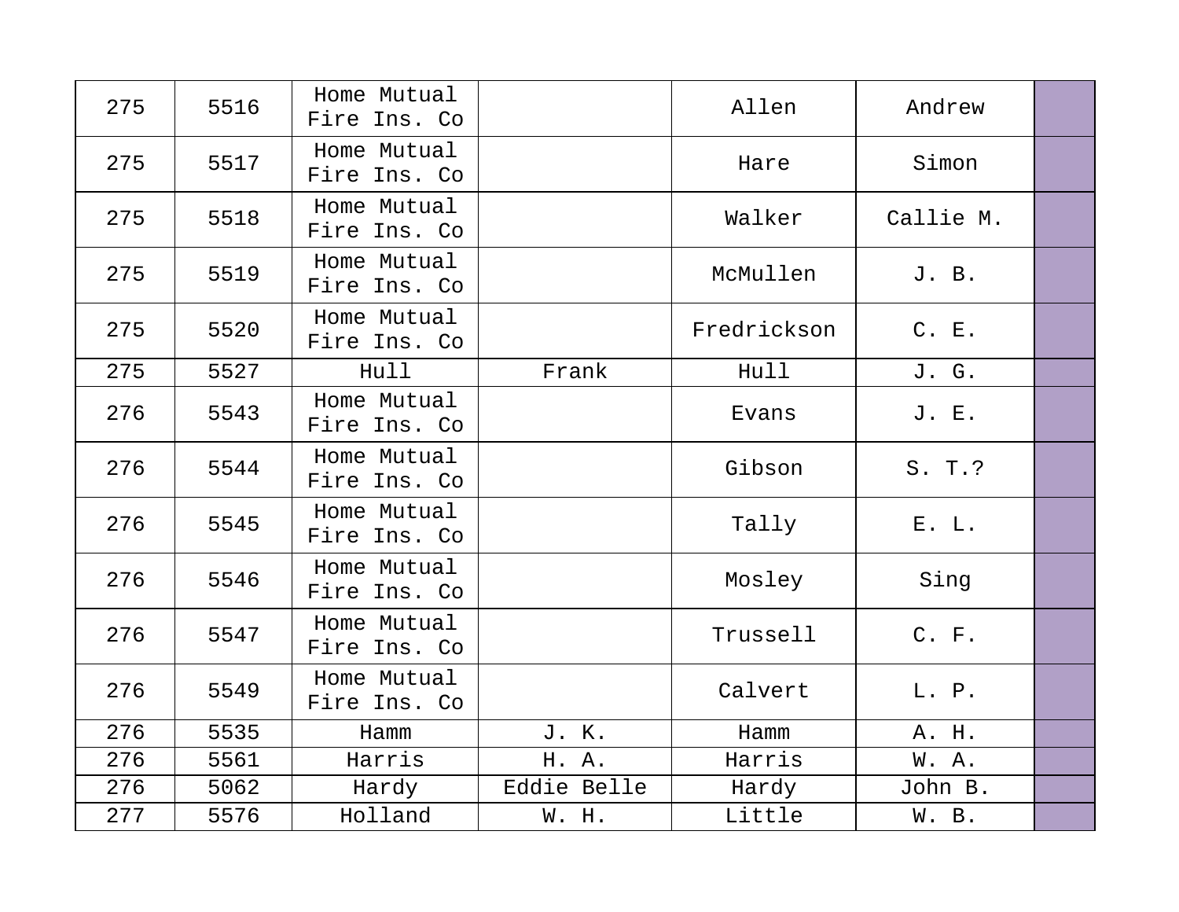| | | | | | | |
|---|---|---|---|---|---|---|
| 275 | 5516 | Home Mutual Fire Ins. Co | | Allen | Andrew | |
| 275 | 5517 | Home Mutual Fire Ins. Co | | Hare | Simon | |
| 275 | 5518 | Home Mutual Fire Ins. Co | | Walker | Callie M. | |
| 275 | 5519 | Home Mutual Fire Ins. Co | | McMullen | J. B. | |
| 275 | 5520 | Home Mutual Fire Ins. Co | | Fredrickson | C. E. | |
| 275 | 5527 | Hull | Frank | Hull | J. G. | |
| 276 | 5543 | Home Mutual Fire Ins. Co | | Evans | J. E. | |
| 276 | 5544 | Home Mutual Fire Ins. Co | | Gibson | S. T.? | |
| 276 | 5545 | Home Mutual Fire Ins. Co | | Tally | E. L. | |
| 276 | 5546 | Home Mutual Fire Ins. Co | | Mosley | Sing | |
| 276 | 5547 | Home Mutual Fire Ins. Co | | Trussell | C. F. | |
| 276 | 5549 | Home Mutual Fire Ins. Co | | Calvert | L. P. | |
| 276 | 5535 | Hamm | J. K. | Hamm | A. H. | |
| 276 | 5561 | Harris | H. A. | Harris | W. A. | |
| 276 | 5062 | Hardy | Eddie Belle | Hardy | John B. | |
| 277 | 5576 | Holland | W. H. | Little | W. B. | |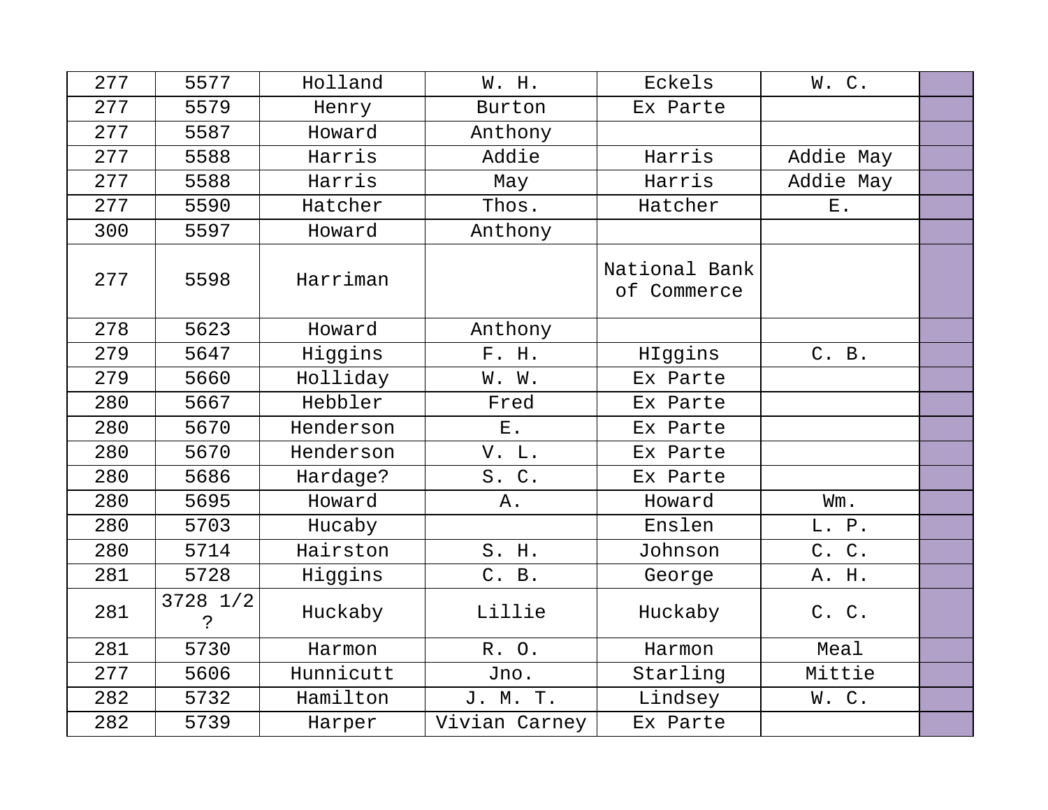| | | | | | | |
|---|---|---|---|---|---|---|
| 277 | 5577 | Holland | W. H. | Eckels | W. C. | |
| 277 | 5579 | Henry | Burton | Ex Parte | | |
| 277 | 5587 | Howard | Anthony | | | |
| 277 | 5588 | Harris | Addie | Harris | Addie May | |
| 277 | 5588 | Harris | May | Harris | Addie May | |
| 277 | 5590 | Hatcher | Thos. | Hatcher | E. | |
| 300 | 5597 | Howard | Anthony | | | |
| 277 | 5598 | Harriman | | National Bank of Commerce | | |
| 278 | 5623 | Howard | Anthony | | | |
| 279 | 5647 | Higgins | F. H. | HIggins | C. B. | |
| 279 | 5660 | Holliday | W. W. | Ex Parte | | |
| 280 | 5667 | Hebbler | Fred | Ex Parte | | |
| 280 | 5670 | Henderson | E. | Ex Parte | | |
| 280 | 5670 | Henderson | V. L. | Ex Parte | | |
| 280 | 5686 | Hardage? | S. C. | Ex Parte | | |
| 280 | 5695 | Howard | A. | Howard | Wm. | |
| 280 | 5703 | Hucaby | | Enslen | L. P. | |
| 280 | 5714 | Hairston | S. H. | Johnson | C. C. | |
| 281 | 5728 | Higgins | C. B. | George | A. H. | |
| 281 | 3728 1/2 ? | Huckaby | Lillie | Huckaby | C. C. | |
| 281 | 5730 | Harmon | R. O. | Harmon | Meal | |
| 277 | 5606 | Hunnicutt | Jno. | Starling | Mittie | |
| 282 | 5732 | Hamilton | J. M. T. | Lindsey | W. C. | |
| 282 | 5739 | Harper | Vivian Carney | Ex Parte | | |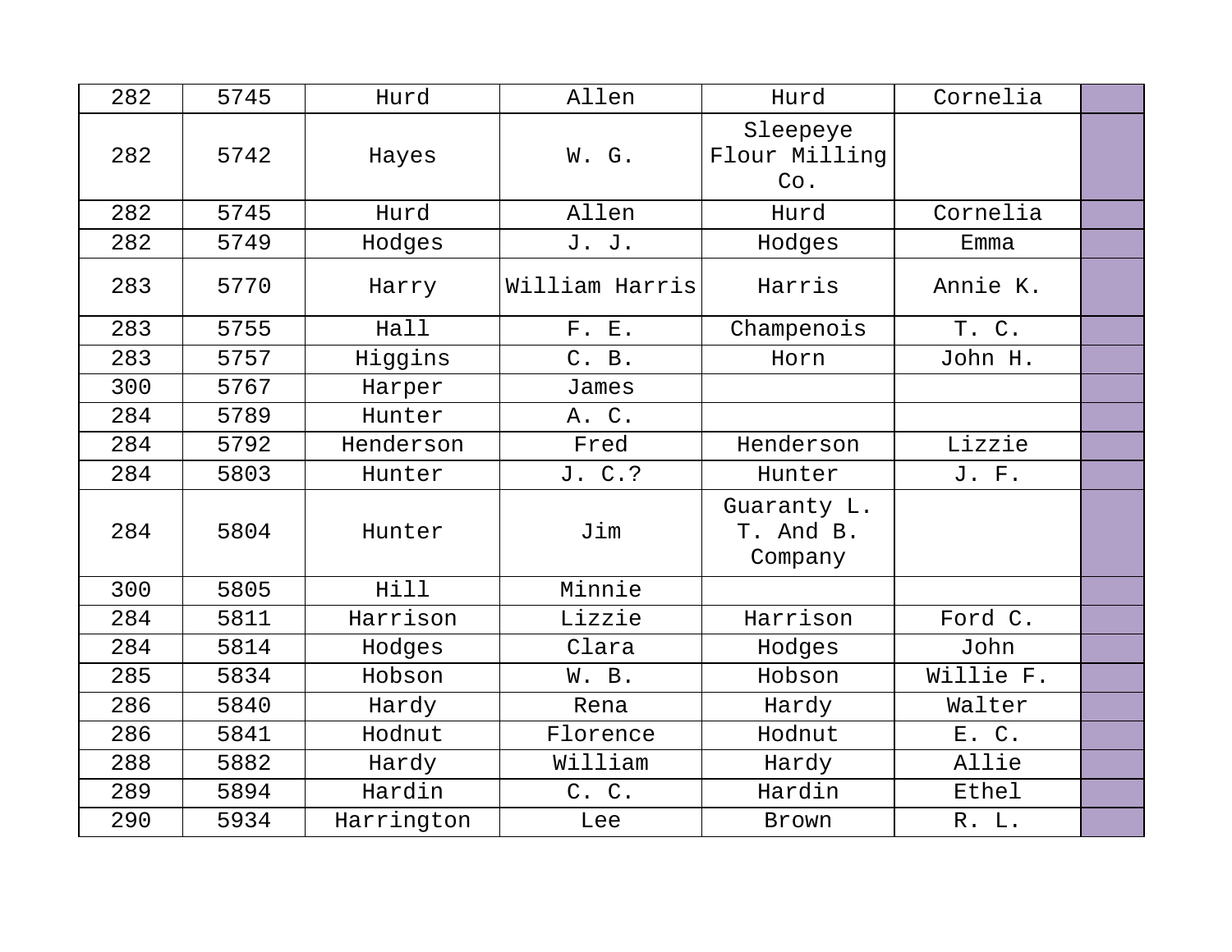| | | | | | | |
|---|---|---|---|---|---|---|
| 282 | 5745 | Hurd | Allen | Hurd | Cornelia | |
| 282 | 5742 | Hayes | W. G. | Sleepeye Flour Milling Co. | | |
| 282 | 5745 | Hurd | Allen | Hurd | Cornelia | |
| 282 | 5749 | Hodges | J. J. | Hodges | Emma | |
| 283 | 5770 | Harry | William Harris | Harris | Annie K. | |
| 283 | 5755 | Hall | F. E. | Champenois | T. C. | |
| 283 | 5757 | Higgins | C. B. | Horn | John H. | |
| 300 | 5767 | Harper | James | | | |
| 284 | 5789 | Hunter | A. C. | | | |
| 284 | 5792 | Henderson | Fred | Henderson | Lizzie | |
| 284 | 5803 | Hunter | J. C.? | Hunter | J. F. | |
| 284 | 5804 | Hunter | Jim | Guaranty L. T. And B. Company | | |
| 300 | 5805 | Hill | Minnie | | | |
| 284 | 5811 | Harrison | Lizzie | Harrison | Ford C. | |
| 284 | 5814 | Hodges | Clara | Hodges | John | |
| 285 | 5834 | Hobson | W. B. | Hobson | Willie F. | |
| 286 | 5840 | Hardy | Rena | Hardy | Walter | |
| 286 | 5841 | Hodnut | Florence | Hodnut | E. C. | |
| 288 | 5882 | Hardy | William | Hardy | Allie | |
| 289 | 5894 | Hardin | C. C. | Hardin | Ethel | |
| 290 | 5934 | Harrington | Lee | Brown | R. L. | |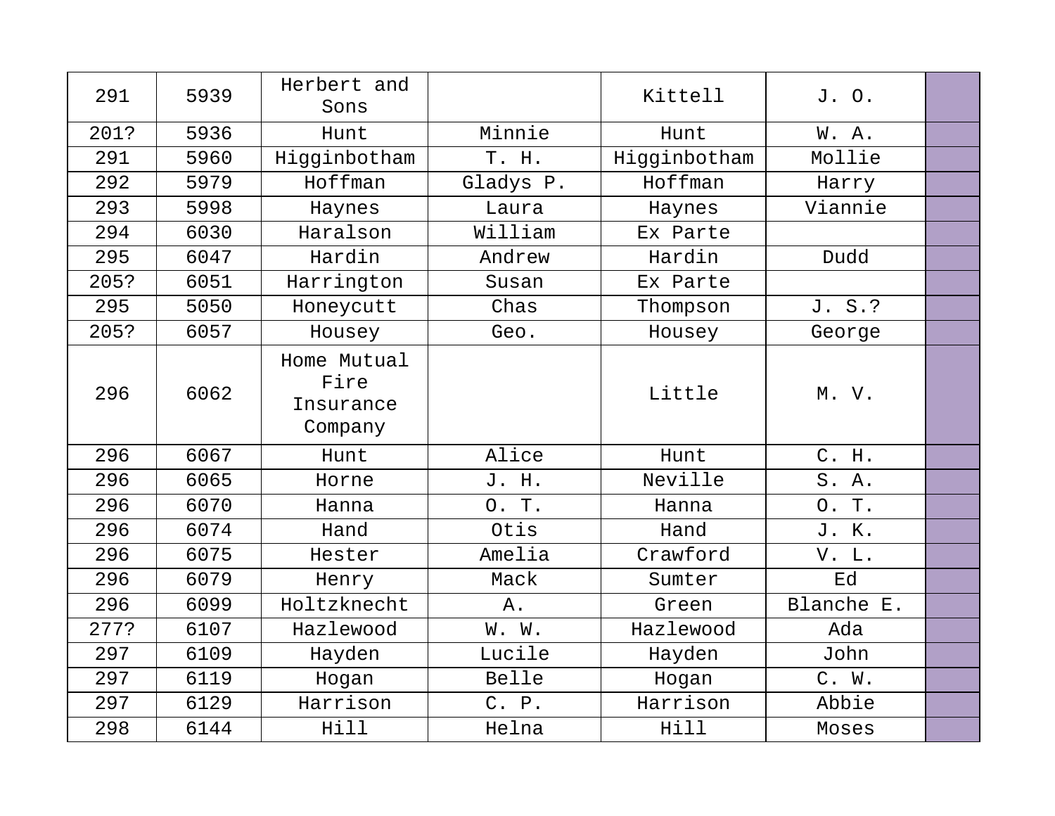| | | | | | | |
|---|---|---|---|---|---|---|
| 291 | 5939 | Herbert and Sons | | Kittell | J. O. | |
| 201? | 5936 | Hunt | Minnie | Hunt | W. A. | |
| 291 | 5960 | Higginbotham | T. H. | Higginbotham | Mollie | |
| 292 | 5979 | Hoffman | Gladys P. | Hoffman | Harry | |
| 293 | 5998 | Haynes | Laura | Haynes | Viannie | |
| 294 | 6030 | Haralson | William | Ex Parte | | |
| 295 | 6047 | Hardin | Andrew | Hardin | Dudd | |
| 205? | 6051 | Harrington | Susan | Ex Parte | | |
| 295 | 5050 | Honeycutt | Chas | Thompson | J. S.? | |
| 205? | 6057 | Housey | Geo. | Housey | George | |
| 296 | 6062 | Home Mutual Fire Insurance Company | | Little | M. V. | |
| 296 | 6067 | Hunt | Alice | Hunt | C. H. | |
| 296 | 6065 | Horne | J. H. | Neville | S. A. | |
| 296 | 6070 | Hanna | O. T. | Hanna | O. T. | |
| 296 | 6074 | Hand | Otis | Hand | J. K. | |
| 296 | 6075 | Hester | Amelia | Crawford | V. L. | |
| 296 | 6079 | Henry | Mack | Sumter | Ed | |
| 296 | 6099 | Holtzknecht | A. | Green | Blanche E. | |
| 277? | 6107 | Hazlewood | W. W. | Hazlewood | Ada | |
| 297 | 6109 | Hayden | Lucile | Hayden | John | |
| 297 | 6119 | Hogan | Belle | Hogan | C. W. | |
| 297 | 6129 | Harrison | C. P. | Harrison | Abbie | |
| 298 | 6144 | Hill | Helna | Hill | Moses | |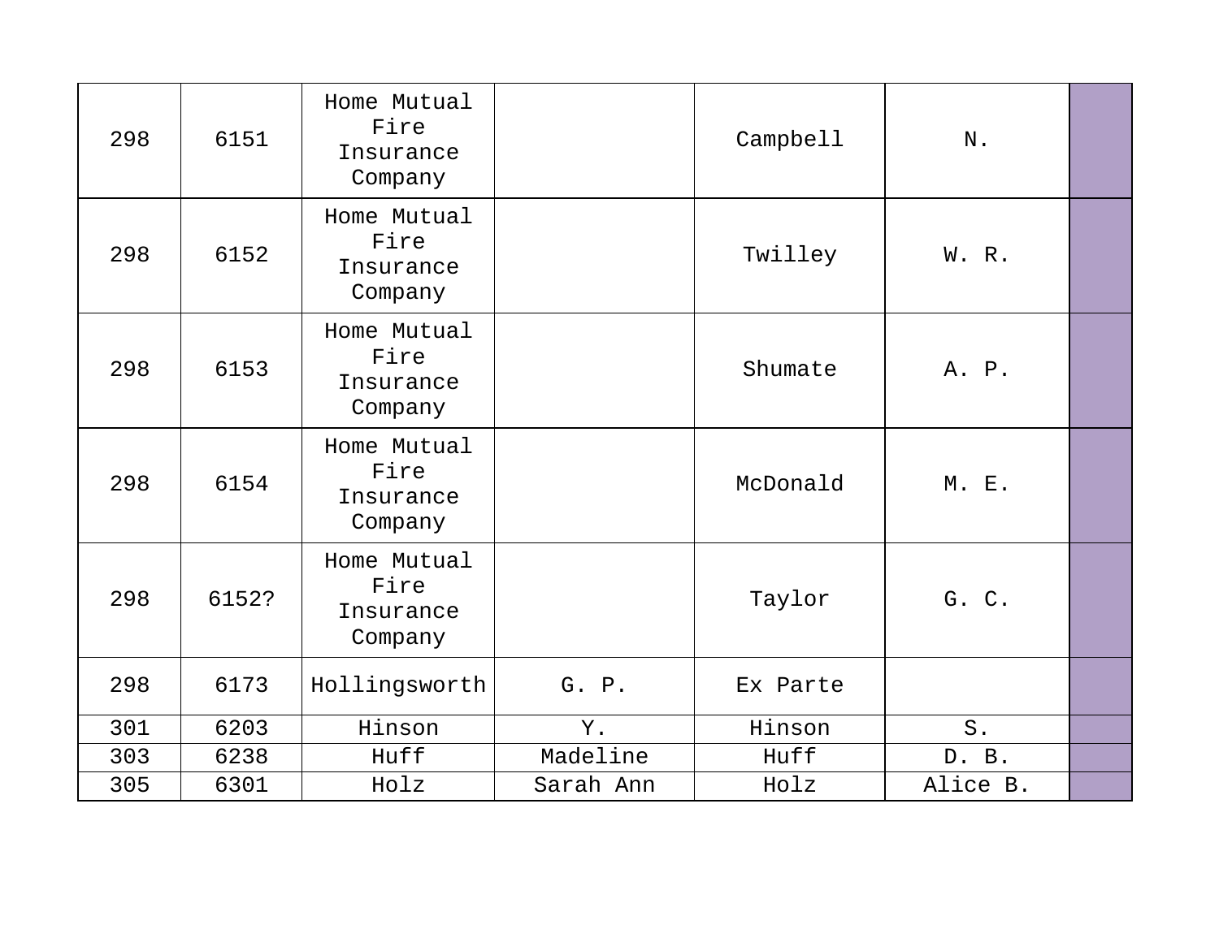| | | | | | | |
|---|---|---|---|---|---|---|
| 298 | 6151 | Home Mutual Fire Insurance Company | | Campbell | N. | |
| 298 | 6152 | Home Mutual Fire Insurance Company | | Twilley | W. R. | |
| 298 | 6153 | Home Mutual Fire Insurance Company | | Shumate | A. P. | |
| 298 | 6154 | Home Mutual Fire Insurance Company | | McDonald | M. E. | |
| 298 | 6152? | Home Mutual Fire Insurance Company | | Taylor | G. C. | |
| 298 | 6173 | Hollingsworth | G. P. | Ex Parte | | |
| 301 | 6203 | Hinson | Y. | Hinson | S. | |
| 303 | 6238 | Huff | Madeline | Huff | D. B. | |
| 305 | 6301 | Holz | Sarah Ann | Holz | Alice B. | |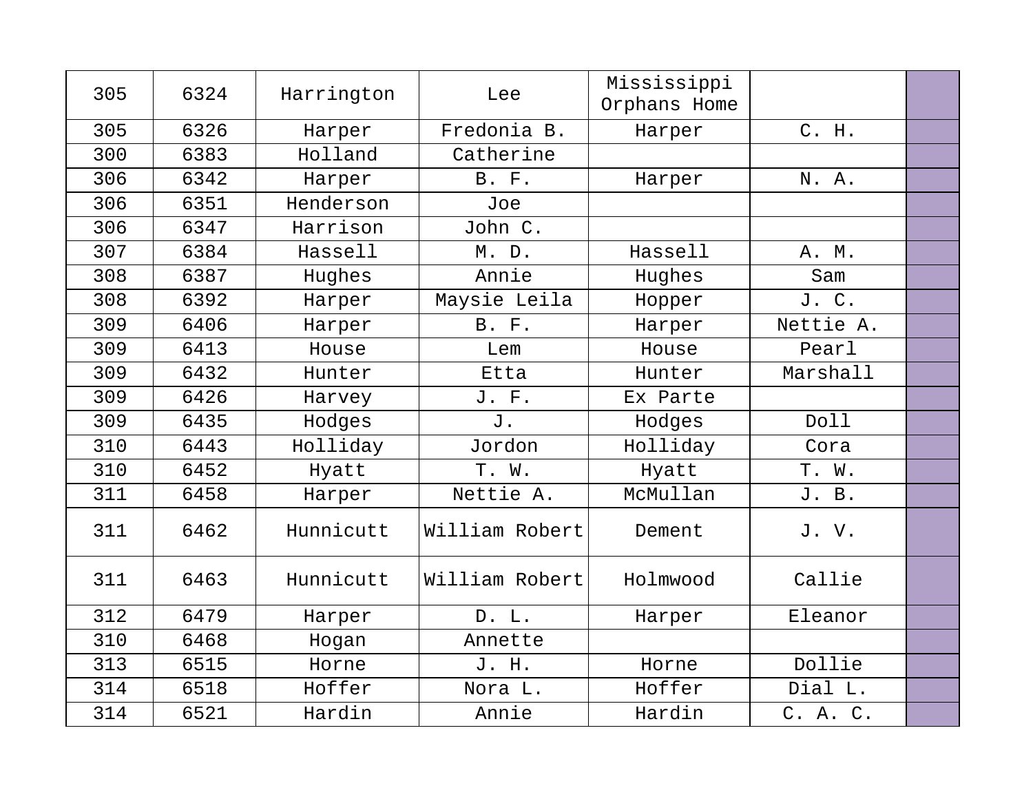| | | | | | | |
|---|---|---|---|---|---|---|
| 305 | 6324 | Harrington | Lee | Mississippi Orphans Home | | |
| 305 | 6326 | Harper | Fredonia B. | Harper | C. H. | |
| 300 | 6383 | Holland | Catherine | | | |
| 306 | 6342 | Harper | B. F. | Harper | N. A. | |
| 306 | 6351 | Henderson | Joe | | | |
| 306 | 6347 | Harrison | John C. | | | |
| 307 | 6384 | Hassell | M. D. | Hassell | A. M. | |
| 308 | 6387 | Hughes | Annie | Hughes | Sam | |
| 308 | 6392 | Harper | Maysie Leila | Hopper | J. C. | |
| 309 | 6406 | Harper | B. F. | Harper | Nettie A. | |
| 309 | 6413 | House | Lem | House | Pearl | |
| 309 | 6432 | Hunter | Etta | Hunter | Marshall | |
| 309 | 6426 | Harvey | J. F. | Ex Parte | | |
| 309 | 6435 | Hodges | J. | Hodges | Doll | |
| 310 | 6443 | Holliday | Jordon | Holliday | Cora | |
| 310 | 6452 | Hyatt | T. W. | Hyatt | T. W. | |
| 311 | 6458 | Harper | Nettie A. | McMullan | J. B. | |
| 311 | 6462 | Hunnicutt | William Robert | Dement | J. V. | |
| 311 | 6463 | Hunnicutt | William Robert | Holmwood | Callie | |
| 312 | 6479 | Harper | D. L. | Harper | Eleanor | |
| 310 | 6468 | Hogan | Annette | | | |
| 313 | 6515 | Horne | J. H. | Horne | Dollie | |
| 314 | 6518 | Hoffer | Nora L. | Hoffer | Dial L. | |
| 314 | 6521 | Hardin | Annie | Hardin | C. A. C. | |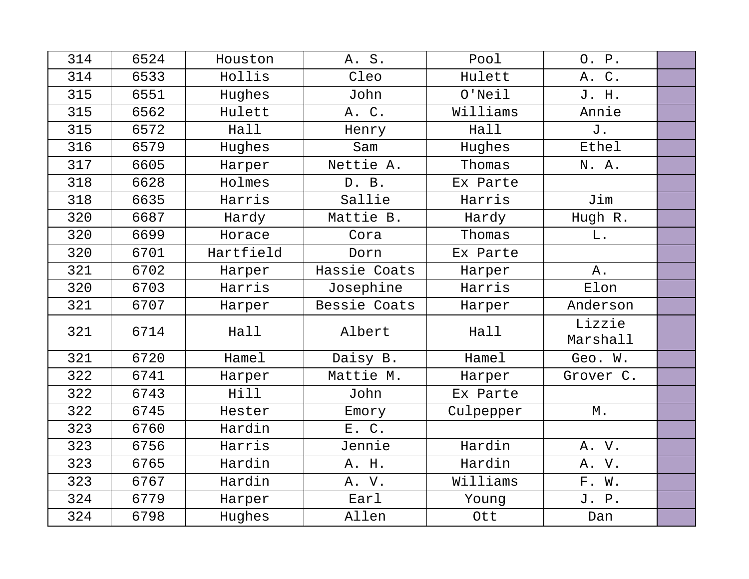| 314 | 6524 | Houston | A. S. | Pool | O. P. | |
|---|---|---|---|---|---|---|
| 314 | 6533 | Hollis | Cleo | Hulett | A. C. | |
| 315 | 6551 | Hughes | John | O'Neil | J. H. | |
| 315 | 6562 | Hulett | A. C. | Williams | Annie | |
| 315 | 6572 | Hall | Henry | Hall | J. | |
| 316 | 6579 | Hughes | Sam | Hughes | Ethel | |
| 317 | 6605 | Harper | Nettie A. | Thomas | N. A. | |
| 318 | 6628 | Holmes | D. B. | Ex Parte | | |
| 318 | 6635 | Harris | Sallie | Harris | Jim | |
| 320 | 6687 | Hardy | Mattie B. | Hardy | Hugh R. | |
| 320 | 6699 | Horace | Cora | Thomas | L. | |
| 320 | 6701 | Hartfield | Dorn | Ex Parte | | |
| 321 | 6702 | Harper | Hassie Coats | Harper | A. | |
| 320 | 6703 | Harris | Josephine | Harris | Elon | |
| 321 | 6707 | Harper | Bessie Coats | Harper | Anderson | |
| 321 | 6714 | Hall | Albert | Hall | Lizzie Marshall | |
| 321 | 6720 | Hamel | Daisy B. | Hamel | Geo. W. | |
| 322 | 6741 | Harper | Mattie M. | Harper | Grover C. | |
| 322 | 6743 | Hill | John | Ex Parte | | |
| 322 | 6745 | Hester | Emory | Culpepper | M. | |
| 323 | 6760 | Hardin | E. C. | | | |
| 323 | 6756 | Harris | Jennie | Hardin | A. V. | |
| 323 | 6765 | Hardin | A. H. | Hardin | A. V. | |
| 323 | 6767 | Hardin | A. V. | Williams | F. W. | |
| 324 | 6779 | Harper | Earl | Young | J. P. | |
| 324 | 6798 | Hughes | Allen | Ott | Dan | |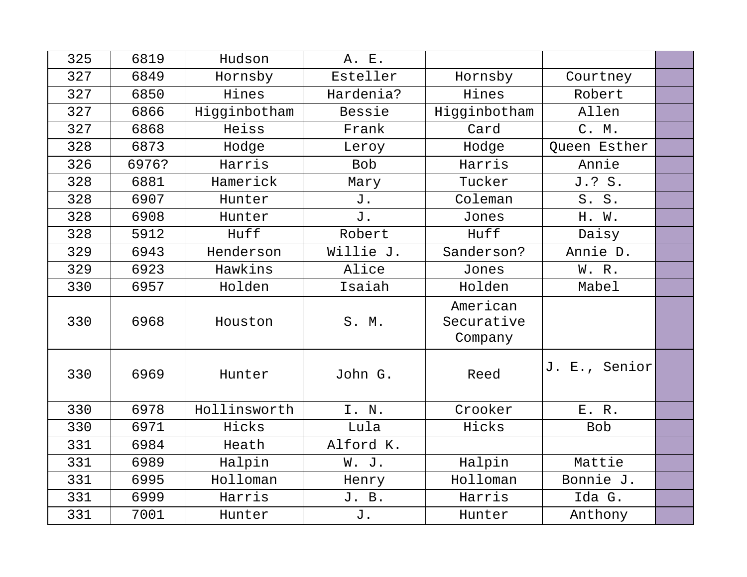| | | | | | | |
|---|---|---|---|---|---|---|
| 325 | 6819 | Hudson | A. E. | | | |
| 327 | 6849 | Hornsby | Esteller | Hornsby | Courtney | |
| 327 | 6850 | Hines | Hardenia? | Hines | Robert | |
| 327 | 6866 | Higginbotham | Bessie | Higginbotham | Allen | |
| 327 | 6868 | Heiss | Frank | Card | C. M. | |
| 328 | 6873 | Hodge | Leroy | Hodge | Queen Esther | |
| 326 | 6976? | Harris | Bob | Harris | Annie | |
| 328 | 6881 | Hamerick | Mary | Tucker | J.? S. | |
| 328 | 6907 | Hunter | J. | Coleman | S. S. | |
| 328 | 6908 | Hunter | J. | Jones | H. W. | |
| 328 | 5912 | Huff | Robert | Huff | Daisy | |
| 329 | 6943 | Henderson | Willie J. | Sanderson? | Annie D. | |
| 329 | 6923 | Hawkins | Alice | Jones | W. R. | |
| 330 | 6957 | Holden | Isaiah | Holden | Mabel | |
| 330 | 6968 | Houston | S. M. | American Securative Company | | |
| 330 | 6969 | Hunter | John G. | Reed | J. E., Senior | |
| 330 | 6978 | Hollinsworth | I. N. | Crooker | E. R. | |
| 330 | 6971 | Hicks | Lula | Hicks | Bob | |
| 331 | 6984 | Heath | Alford K. | | | |
| 331 | 6989 | Halpin | W. J. | Halpin | Mattie | |
| 331 | 6995 | Holloman | Henry | Holloman | Bonnie J. | |
| 331 | 6999 | Harris | J. B. | Harris | Ida G. | |
| 331 | 7001 | Hunter | J. | Hunter | Anthony | |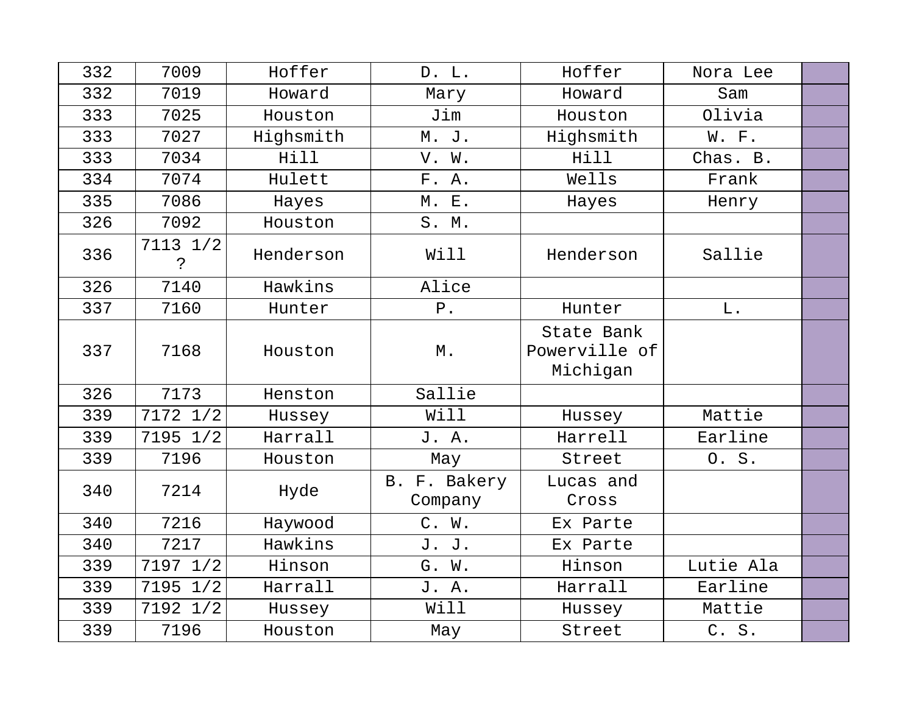| | | | | | | |
|---|---|---|---|---|---|---|
| 332 | 7009 | Hoffer | D. L. | Hoffer | Nora Lee | |
| 332 | 7019 | Howard | Mary | Howard | Sam | |
| 333 | 7025 | Houston | Jim | Houston | Olivia | |
| 333 | 7027 | Highsmith | M. J. | Highsmith | W. F. | |
| 333 | 7034 | Hill | V. W. | Hill | Chas. B. | |
| 334 | 7074 | Hulett | F. A. | Wells | Frank | |
| 335 | 7086 | Hayes | M. E. | Hayes | Henry | |
| 326 | 7092 | Houston | S. M. | | | |
| 336 | 7113 1/2 ? | Henderson | Will | Henderson | Sallie | |
| 326 | 7140 | Hawkins | Alice | | | |
| 337 | 7160 | Hunter | P. | Hunter | L. | |
| 337 | 7168 | Houston | M. | State Bank Powerville of Michigan | | |
| 326 | 7173 | Henston | Sallie | | | |
| 339 | 7172 1/2 | Hussey | Will | Hussey | Mattie | |
| 339 | 7195 1/2 | Harrall | J. A. | Harrell | Earline | |
| 339 | 7196 | Houston | May | Street | O. S. | |
| 340 | 7214 | Hyde | B. F. Bakery Company | Lucas and Cross | | |
| 340 | 7216 | Haywood | C. W. | Ex Parte | | |
| 340 | 7217 | Hawkins | J. J. | Ex Parte | | |
| 339 | 7197 1/2 | Hinson | G. W. | Hinson | Lutie Ala | |
| 339 | 7195 1/2 | Harrall | J. A. | Harrall | Earline | |
| 339 | 7192 1/2 | Hussey | Will | Hussey | Mattie | |
| 339 | 7196 | Houston | May | Street | C. S. | |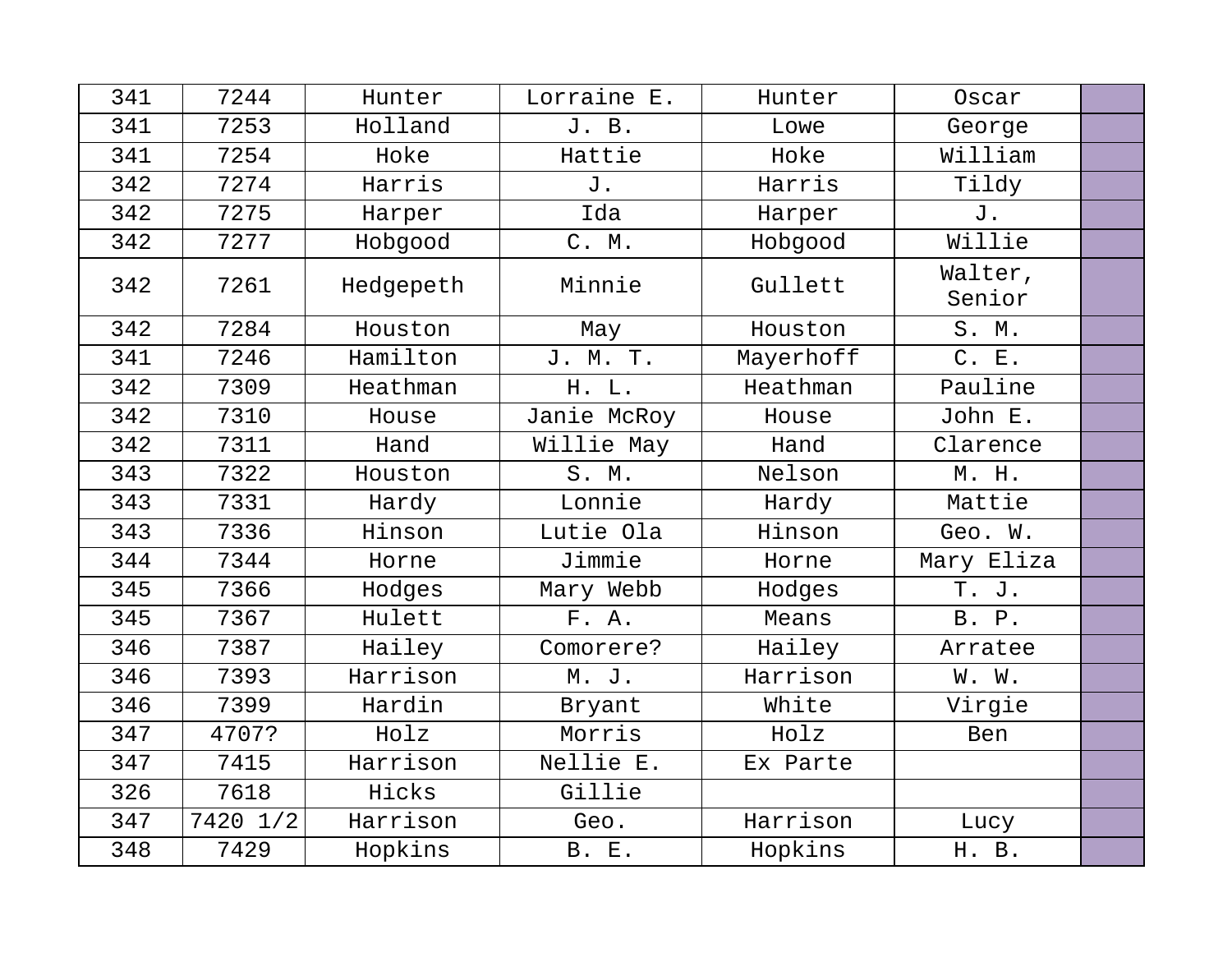| 341 | 7244 | Hunter | Lorraine E. | Hunter | Oscar | |
|---|---|---|---|---|---|---|
| 341 | 7253 | Holland | J. B. | Lowe | George | |
| 341 | 7254 | Hoke | Hattie | Hoke | William | |
| 342 | 7274 | Harris | J. | Harris | Tildy | |
| 342 | 7275 | Harper | Ida | Harper | J. | |
| 342 | 7277 | Hobgood | C. M. | Hobgood | Willie | |
| 342 | 7261 | Hedgepeth | Minnie | Gullett | Walter, Senior | |
| 342 | 7284 | Houston | May | Houston | S. M. | |
| 341 | 7246 | Hamilton | J. M. T. | Mayerhoff | C. E. | |
| 342 | 7309 | Heathman | H. L. | Heathman | Pauline | |
| 342 | 7310 | House | Janie McRoy | House | John E. | |
| 342 | 7311 | Hand | Willie May | Hand | Clarence | |
| 343 | 7322 | Houston | S. M. | Nelson | M. H. | |
| 343 | 7331 | Hardy | Lonnie | Hardy | Mattie | |
| 343 | 7336 | Hinson | Lutie Ola | Hinson | Geo. W. | |
| 344 | 7344 | Horne | Jimmie | Horne | Mary Eliza | |
| 345 | 7366 | Hodges | Mary Webb | Hodges | T. J. | |
| 345 | 7367 | Hulett | F. A. | Means | B. P. | |
| 346 | 7387 | Hailey | Comorere? | Hailey | Arratee | |
| 346 | 7393 | Harrison | M. J. | Harrison | W. W. | |
| 346 | 7399 | Hardin | Bryant | White | Virgie | |
| 347 | 4707? | Holz | Morris | Holz | Ben | |
| 347 | 7415 | Harrison | Nellie E. | Ex Parte | | |
| 326 | 7618 | Hicks | Gillie | | | |
| 347 | 7420 1/2 | Harrison | Geo. | Harrison | Lucy | |
| 348 | 7429 | Hopkins | B. E. | Hopkins | H. B. | |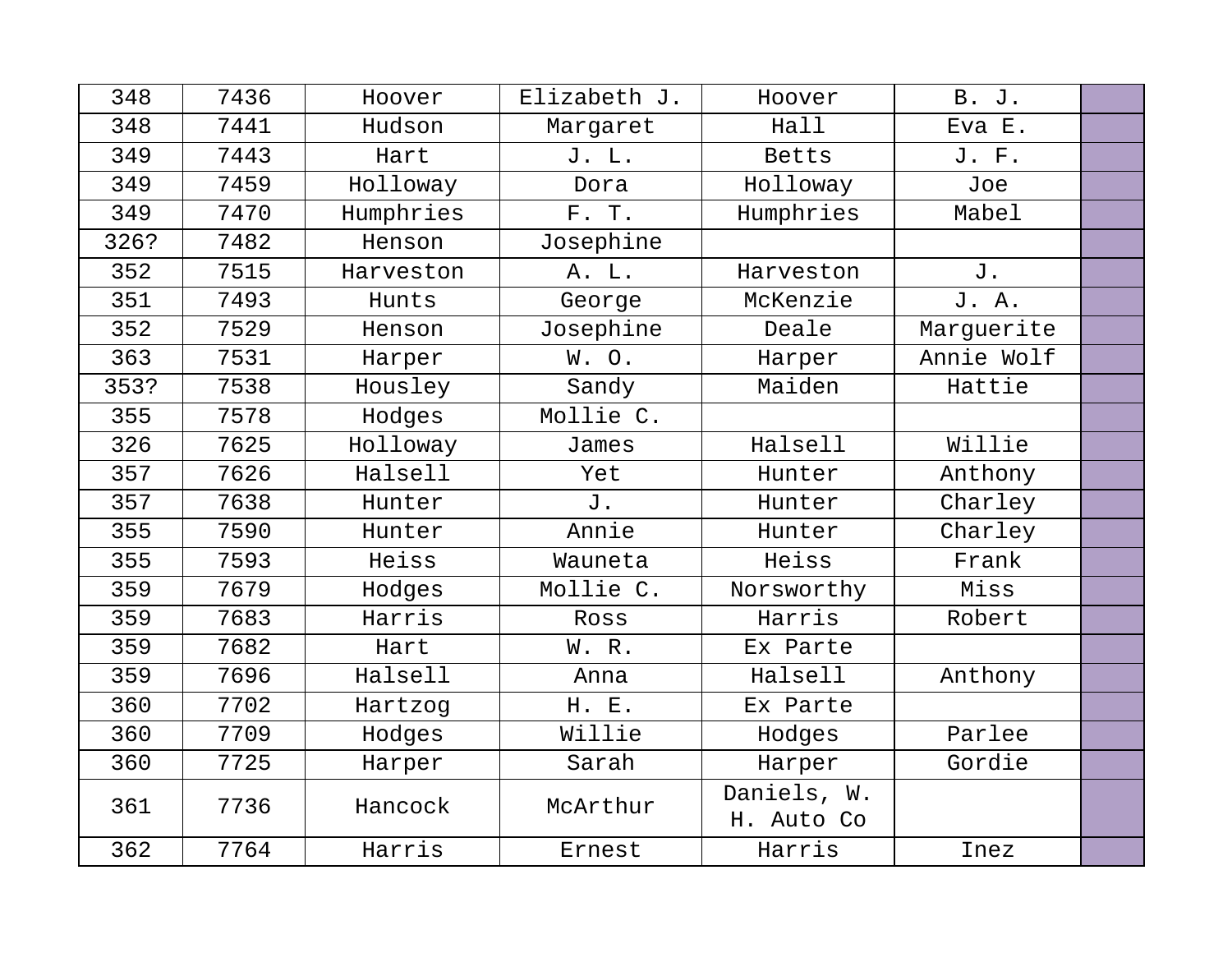| 348 | 7436 | Hoover | Elizabeth J. | Hoover | B. J. | |
|---|---|---|---|---|---|---|
| 348 | 7441 | Hudson | Margaret | Hall | Eva E. | |
| 349 | 7443 | Hart | J. L. | Betts | J. F. | |
| 349 | 7459 | Holloway | Dora | Holloway | Joe | |
| 349 | 7470 | Humphries | F. T. | Humphries | Mabel | |
| 326? | 7482 | Henson | Josephine | | | |
| 352 | 7515 | Harveston | A. L. | Harveston | J. | |
| 351 | 7493 | Hunts | George | McKenzie | J. A. | |
| 352 | 7529 | Henson | Josephine | Deale | Marguerite | |
| 363 | 7531 | Harper | W. O. | Harper | Annie Wolf | |
| 353? | 7538 | Housley | Sandy | Maiden | Hattie | |
| 355 | 7578 | Hodges | Mollie C. | | | |
| 326 | 7625 | Holloway | James | Halsell | Willie | |
| 357 | 7626 | Halsell | Yet | Hunter | Anthony | |
| 357 | 7638 | Hunter | J. | Hunter | Charley | |
| 355 | 7590 | Hunter | Annie | Hunter | Charley | |
| 355 | 7593 | Heiss | Wauneta | Heiss | Frank | |
| 359 | 7679 | Hodges | Mollie C. | Norsworthy | Miss | |
| 359 | 7683 | Harris | Ross | Harris | Robert | |
| 359 | 7682 | Hart | W. R. | Ex Parte | | |
| 359 | 7696 | Halsell | Anna | Halsell | Anthony | |
| 360 | 7702 | Hartzog | H. E. | Ex Parte | | |
| 360 | 7709 | Hodges | Willie | Hodges | Parlee | |
| 360 | 7725 | Harper | Sarah | Harper | Gordie | |
| 361 | 7736 | Hancock | McArthur | Daniels, W. H. Auto Co | | |
| 362 | 7764 | Harris | Ernest | Harris | Inez | |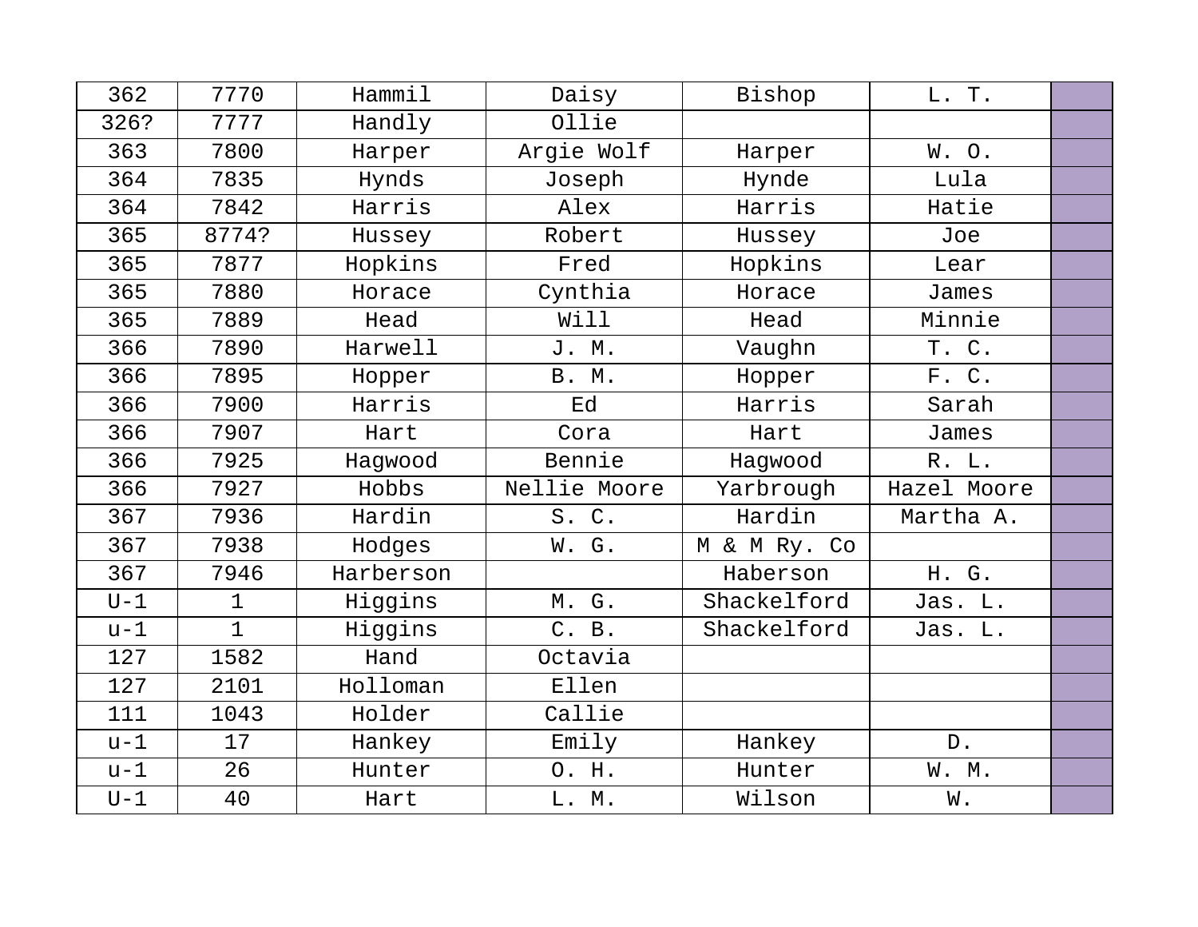| 362 | 7770 | Hammil | Daisy | Bishop | L. T. | |
|---|---|---|---|---|---|---|
| 326? | 7777 | Handly | Ollie | | | |
| 363 | 7800 | Harper | Argie Wolf | Harper | W. O. | |
| 364 | 7835 | Hynds | Joseph | Hynde | Lula | |
| 364 | 7842 | Harris | Alex | Harris | Hatie | |
| 365 | 8774? | Hussey | Robert | Hussey | Joe | |
| 365 | 7877 | Hopkins | Fred | Hopkins | Lear | |
| 365 | 7880 | Horace | Cynthia | Horace | James | |
| 365 | 7889 | Head | Will | Head | Minnie | |
| 366 | 7890 | Harwell | J. M. | Vaughn | T. C. | |
| 366 | 7895 | Hopper | B. M. | Hopper | F. C. | |
| 366 | 7900 | Harris | Ed | Harris | Sarah | |
| 366 | 7907 | Hart | Cora | Hart | James | |
| 366 | 7925 | Hagwood | Bennie | Hagwood | R. L. | |
| 366 | 7927 | Hobbs | Nellie Moore | Yarbrough | Hazel Moore | |
| 367 | 7936 | Hardin | S. C. | Hardin | Martha A. | |
| 367 | 7938 | Hodges | W. G. | M & M Ry. Co | | |
| 367 | 7946 | Harberson | | Haberson | H. G. | |
| U-1 | 1 | Higgins | M. G. | Shackelford | Jas. L. | |
| u-1 | 1 | Higgins | C. B. | Shackelford | Jas. L. | |
| 127 | 1582 | Hand | Octavia | | | |
| 127 | 2101 | Holloman | Ellen | | | |
| 111 | 1043 | Holder | Callie | | | |
| u-1 | 17 | Hankey | Emily | Hankey | D. | |
| u-1 | 26 | Hunter | O. H. | Hunter | W. M. | |
| U-1 | 40 | Hart | L. M. | Wilson | W. | |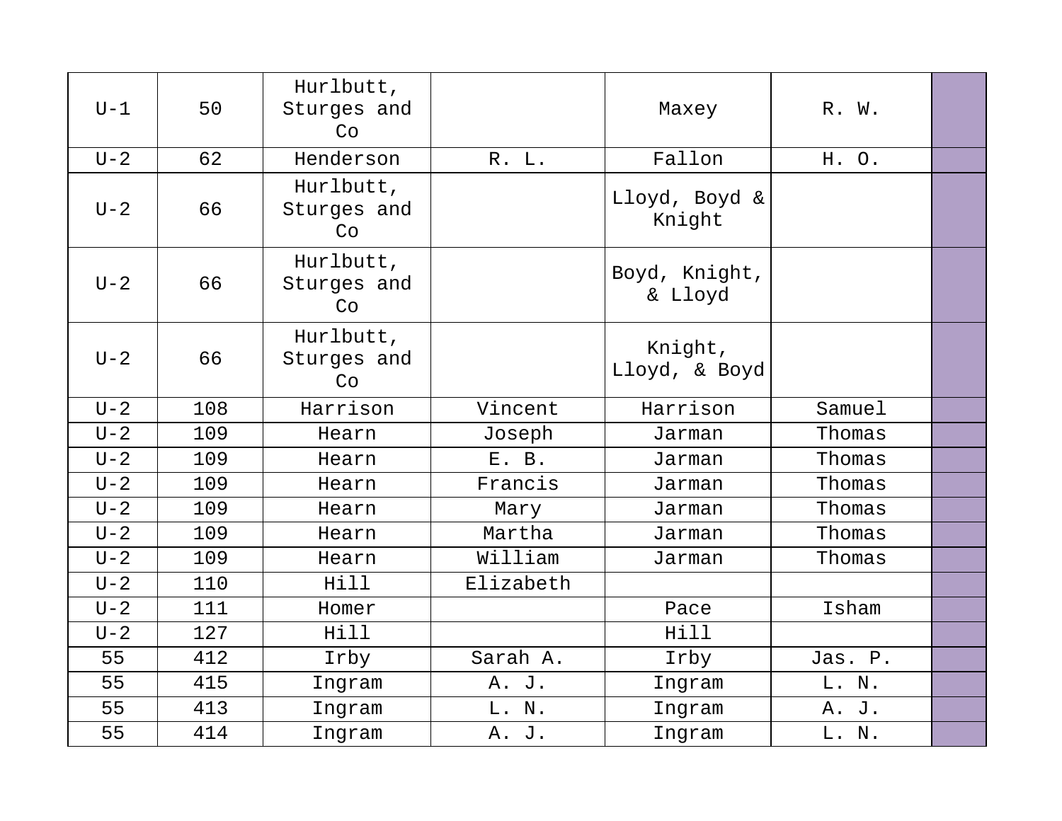| | | | | | | |
|---|---|---|---|---|---|---|
| U-1 | 50 | Hurlbutt, Sturges and Co | | Maxey | R. W. | |
| U-2 | 62 | Henderson | R. L. | Fallon | H. O. | |
| U-2 | 66 | Hurlbutt, Sturges and Co | | Lloyd, Boyd & Knight | | |
| U-2 | 66 | Hurlbutt, Sturges and Co | | Boyd, Knight, & Lloyd | | |
| U-2 | 66 | Hurlbutt, Sturges and Co | | Knight, Lloyd, & Boyd | | |
| U-2 | 108 | Harrison | Vincent | Harrison | Samuel | |
| U-2 | 109 | Hearn | Joseph | Jarman | Thomas | |
| U-2 | 109 | Hearn | E. B. | Jarman | Thomas | |
| U-2 | 109 | Hearn | Francis | Jarman | Thomas | |
| U-2 | 109 | Hearn | Mary | Jarman | Thomas | |
| U-2 | 109 | Hearn | Martha | Jarman | Thomas | |
| U-2 | 109 | Hearn | William | Jarman | Thomas | |
| U-2 | 110 | Hill | Elizabeth | | | |
| U-2 | 111 | Homer | | Pace | Isham | |
| U-2 | 127 | Hill | | Hill | | |
| 55 | 412 | Irby | Sarah A. | Irby | Jas. P. | |
| 55 | 415 | Ingram | A. J. | Ingram | L. N. | |
| 55 | 413 | Ingram | L. N. | Ingram | A. J. | |
| 55 | 414 | Ingram | A. J. | Ingram | L. N. | |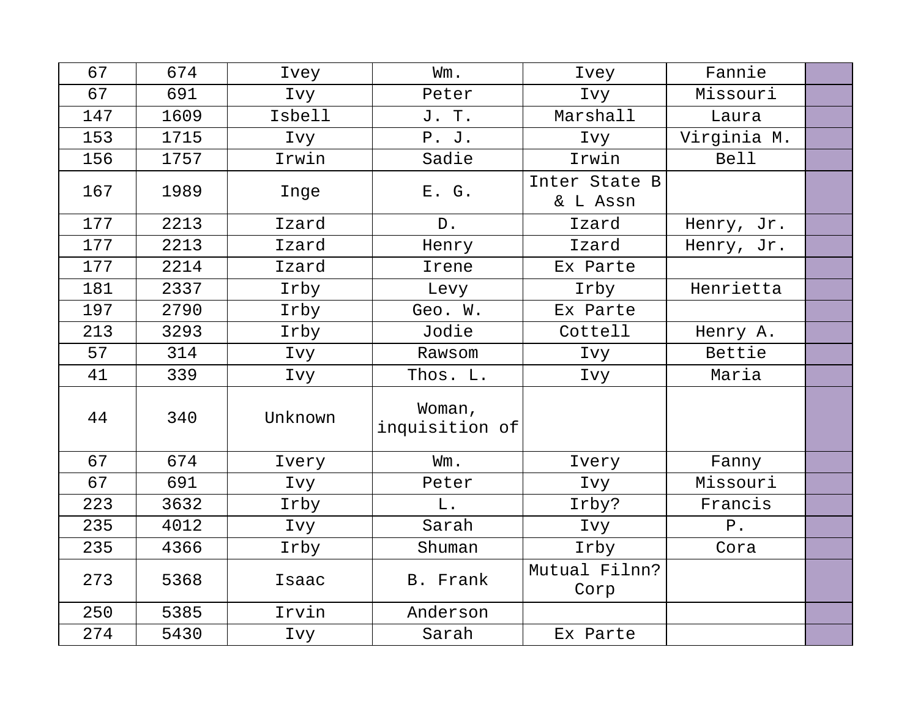| 67 | 674 | Ivey | Wm. | Ivey | Fannie | |
|---|---|---|---|---|---|---|
| 67 | 691 | Ivy | Peter | Ivy | Missouri | |
| 147 | 1609 | Isbell | J. T. | Marshall | Laura | |
| 153 | 1715 | Ivy | P. J. | Ivy | Virginia M. | |
| 156 | 1757 | Irwin | Sadie | Irwin | Bell | |
| 167 | 1989 | Inge | E. G. | Inter State B & L Assn | | |
| 177 | 2213 | Izard | D. | Izard | Henry, Jr. | |
| 177 | 2213 | Izard | Henry | Izard | Henry, Jr. | |
| 177 | 2214 | Izard | Irene | Ex Parte | | |
| 181 | 2337 | Irby | Levy | Irby | Henrietta | |
| 197 | 2790 | Irby | Geo. W. | Ex Parte | | |
| 213 | 3293 | Irby | Jodie | Cottell | Henry A. | |
| 57 | 314 | Ivy | Rawsom | Ivy | Bettie | |
| 41 | 339 | Ivy | Thos. L. | Ivy | Maria | |
| 44 | 340 | Unknown | Woman, inquisition of | | | |
| 67 | 674 | Ivery | Wm. | Ivery | Fanny | |
| 67 | 691 | Ivy | Peter | Ivy | Missouri | |
| 223 | 3632 | Irby | L. | Irby? | Francis | |
| 235 | 4012 | Ivy | Sarah | Ivy | P. | |
| 235 | 4366 | Irby | Shuman | Irby | Cora | |
| 273 | 5368 | Isaac | B. Frank | Mutual Filnn? Corp | | |
| 250 | 5385 | Irvin | Anderson | | | |
| 274 | 5430 | Ivy | Sarah | Ex Parte | | |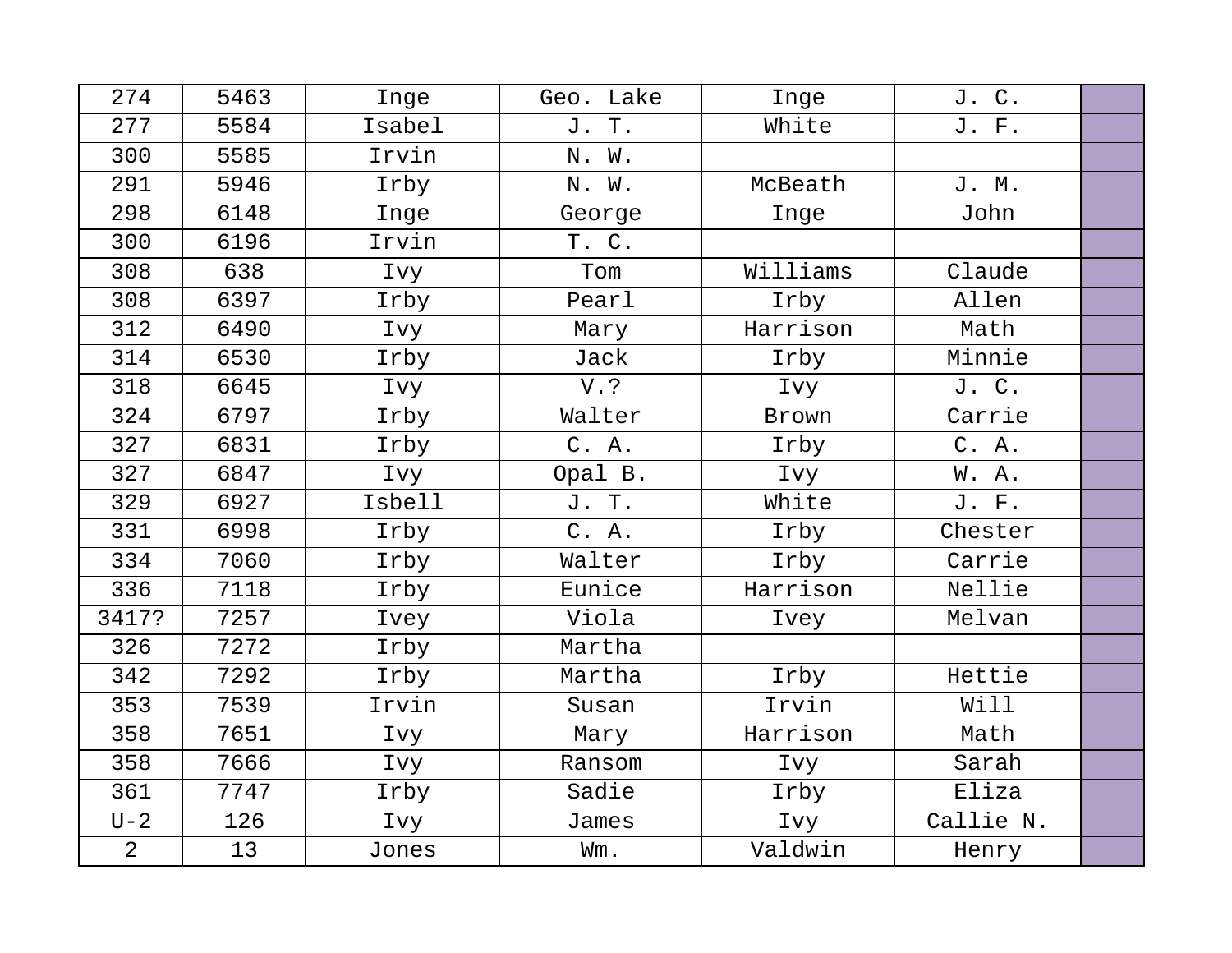| 274 | 5463 | Inge | Geo. Lake | Inge | J. C. | |
|---|---|---|---|---|---|---|
| 277 | 5584 | Isabel | J. T. | White | J. F. | |
| 300 | 5585 | Irvin | N. W. | | | |
| 291 | 5946 | Irby | N. W. | McBeath | J. M. | |
| 298 | 6148 | Inge | George | Inge | John | |
| 300 | 6196 | Irvin | T. C. | | | |
| 308 | 638 | Ivy | Tom | Williams | Claude | |
| 308 | 6397 | Irby | Pearl | Irby | Allen | |
| 312 | 6490 | Ivy | Mary | Harrison | Math | |
| 314 | 6530 | Irby | Jack | Irby | Minnie | |
| 318 | 6645 | Ivy | V.? | Ivy | J. C. | |
| 324 | 6797 | Irby | Walter | Brown | Carrie | |
| 327 | 6831 | Irby | C. A. | Irby | C. A. | |
| 327 | 6847 | Ivy | Opal B. | Ivy | W. A. | |
| 329 | 6927 | Isbell | J. T. | White | J. F. | |
| 331 | 6998 | Irby | C. A. | Irby | Chester | |
| 334 | 7060 | Irby | Walter | Irby | Carrie | |
| 336 | 7118 | Irby | Eunice | Harrison | Nellie | |
| 3417? | 7257 | Ivey | Viola | Ivey | Melvan | |
| 326 | 7272 | Irby | Martha | | | |
| 342 | 7292 | Irby | Martha | Irby | Hettie | |
| 353 | 7539 | Irvin | Susan | Irvin | Will | |
| 358 | 7651 | Ivy | Mary | Harrison | Math | |
| 358 | 7666 | Ivy | Ransom | Ivy | Sarah | |
| 361 | 7747 | Irby | Sadie | Irby | Eliza | |
| U-2 | 126 | Ivy | James | Ivy | Callie N. | |
| 2 | 13 | Jones | Wm. | Valdwin | Henry | |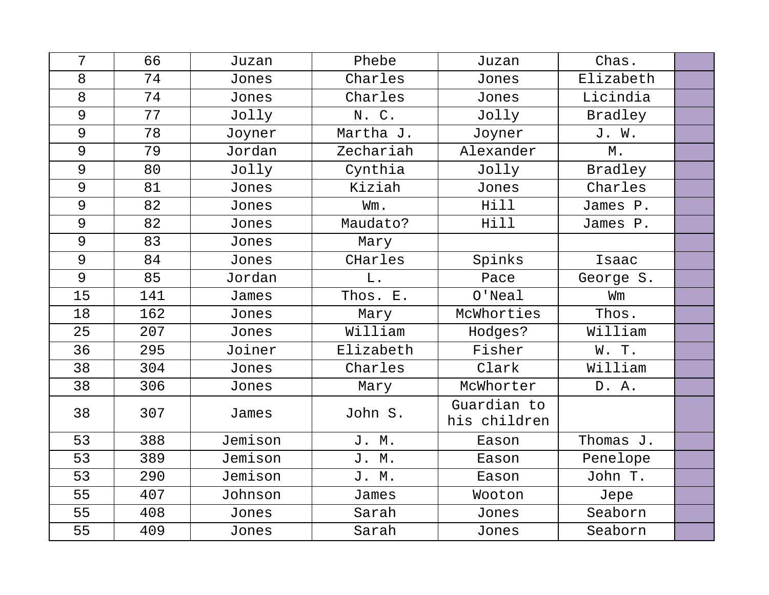| 7 | 66 | Juzan | Phebe | Juzan | Chas. | |
|---|---|---|---|---|---|---|
| 8 | 74 | Jones | Charles | Jones | Elizabeth | |
| 8 | 74 | Jones | Charles | Jones | Licindia | |
| 9 | 77 | Jolly | N. C. | Jolly | Bradley | |
| 9 | 78 | Joyner | Martha J. | Joyner | J. W. | |
| 9 | 79 | Jordan | Zechariah | Alexander | M. | |
| 9 | 80 | Jolly | Cynthia | Jolly | Bradley | |
| 9 | 81 | Jones | Kiziah | Jones | Charles | |
| 9 | 82 | Jones | Wm. | Hill | James P. | |
| 9 | 82 | Jones | Maudato? | Hill | James P. | |
| 9 | 83 | Jones | Mary | | | |
| 9 | 84 | Jones | CHarles | Spinks | Isaac | |
| 9 | 85 | Jordan | L. | Pace | George S. | |
| 15 | 141 | James | Thos. E. | O'Neal | Wm | |
| 18 | 162 | Jones | Mary | McWhorties | Thos. | |
| 25 | 207 | Jones | William | Hodges? | William | |
| 36 | 295 | Joiner | Elizabeth | Fisher | W. T. | |
| 38 | 304 | Jones | Charles | Clark | William | |
| 38 | 306 | Jones | Mary | McWhorter | D. A. | |
| 38 | 307 | James | John S. | Guardian to his children | | |
| 53 | 388 | Jemison | J. M. | Eason | Thomas J. | |
| 53 | 389 | Jemison | J. M. | Eason | Penelope | |
| 53 | 290 | Jemison | J. M. | Eason | John T. | |
| 55 | 407 | Johnson | James | Wooton | Jepe | |
| 55 | 408 | Jones | Sarah | Jones | Seaborn | |
| 55 | 409 | Jones | Sarah | Jones | Seaborn | |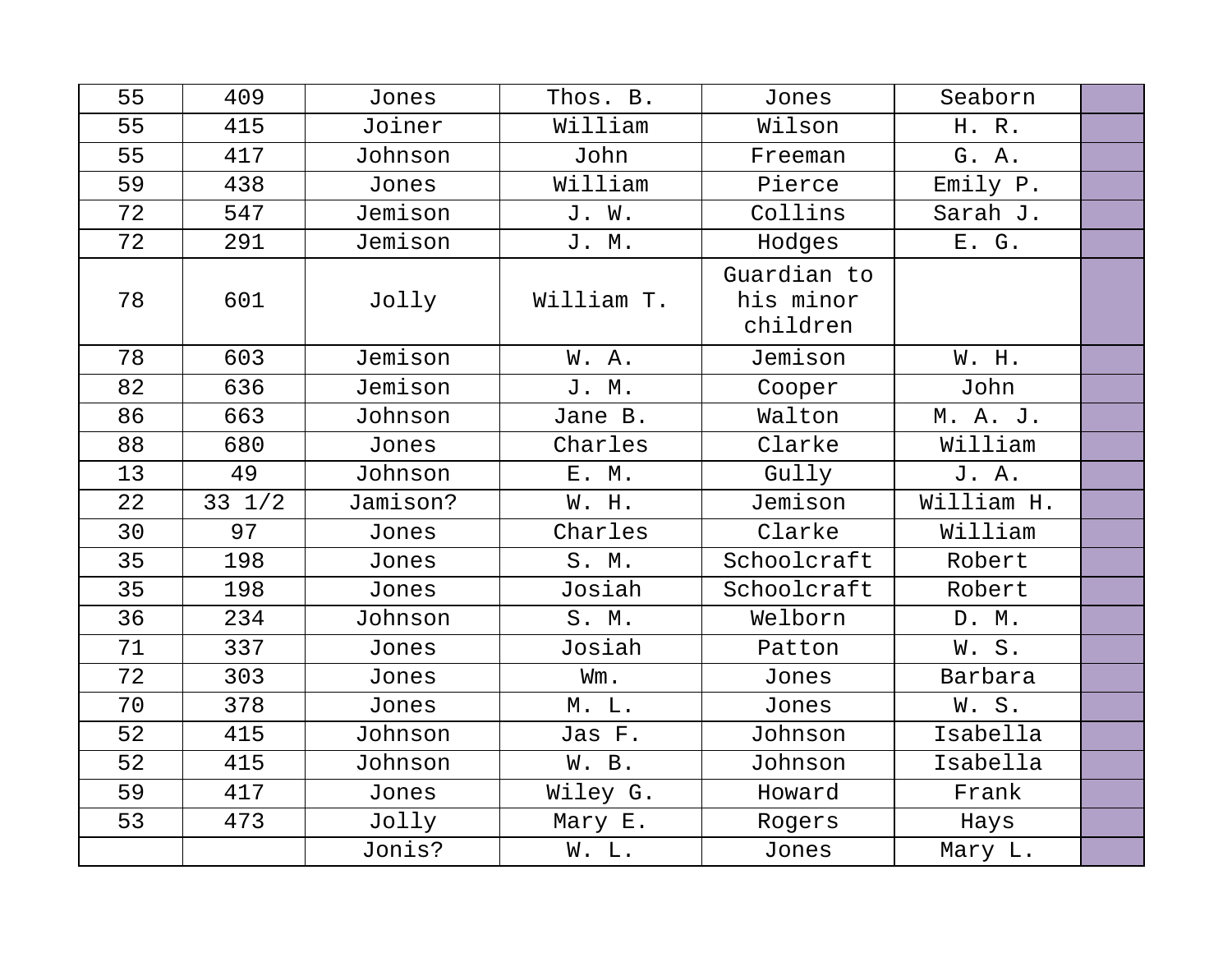| | | | | | | |
|---|---|---|---|---|---|---|
| 55 | 409 | Jones | Thos. B. | Jones | Seaborn | |
| 55 | 415 | Joiner | William | Wilson | H. R. | |
| 55 | 417 | Johnson | John | Freeman | G. A. | |
| 59 | 438 | Jones | William | Pierce | Emily P. | |
| 72 | 547 | Jemison | J. W. | Collins | Sarah J. | |
| 72 | 291 | Jemison | J. M. | Hodges | E. G. | |
| 78 | 601 | Jolly | William T. | Guardian to his minor children | | |
| 78 | 603 | Jemison | W. A. | Jemison | W. H. | |
| 82 | 636 | Jemison | J. M. | Cooper | John | |
| 86 | 663 | Johnson | Jane B. | Walton | M. A. J. | |
| 88 | 680 | Jones | Charles | Clarke | William | |
| 13 | 49 | Johnson | E. M. | Gully | J. A. | |
| 22 | 33 1/2 | Jamison? | W. H. | Jemison | William H. | |
| 30 | 97 | Jones | Charles | Clarke | William | |
| 35 | 198 | Jones | S. M. | Schoolcraft | Robert | |
| 35 | 198 | Jones | Josiah | Schoolcraft | Robert | |
| 36 | 234 | Johnson | S. M. | Welborn | D. M. | |
| 71 | 337 | Jones | Josiah | Patton | W. S. | |
| 72 | 303 | Jones | Wm. | Jones | Barbara | |
| 70 | 378 | Jones | M. L. | Jones | W. S. | |
| 52 | 415 | Johnson | Jas F. | Johnson | Isabella | |
| 52 | 415 | Johnson | W. B. | Johnson | Isabella | |
| 59 | 417 | Jones | Wiley G. | Howard | Frank | |
| 53 | 473 | Jolly | Mary E. | Rogers | Hays | |
| | | Jonis? | W. L. | Jones | Mary L. | |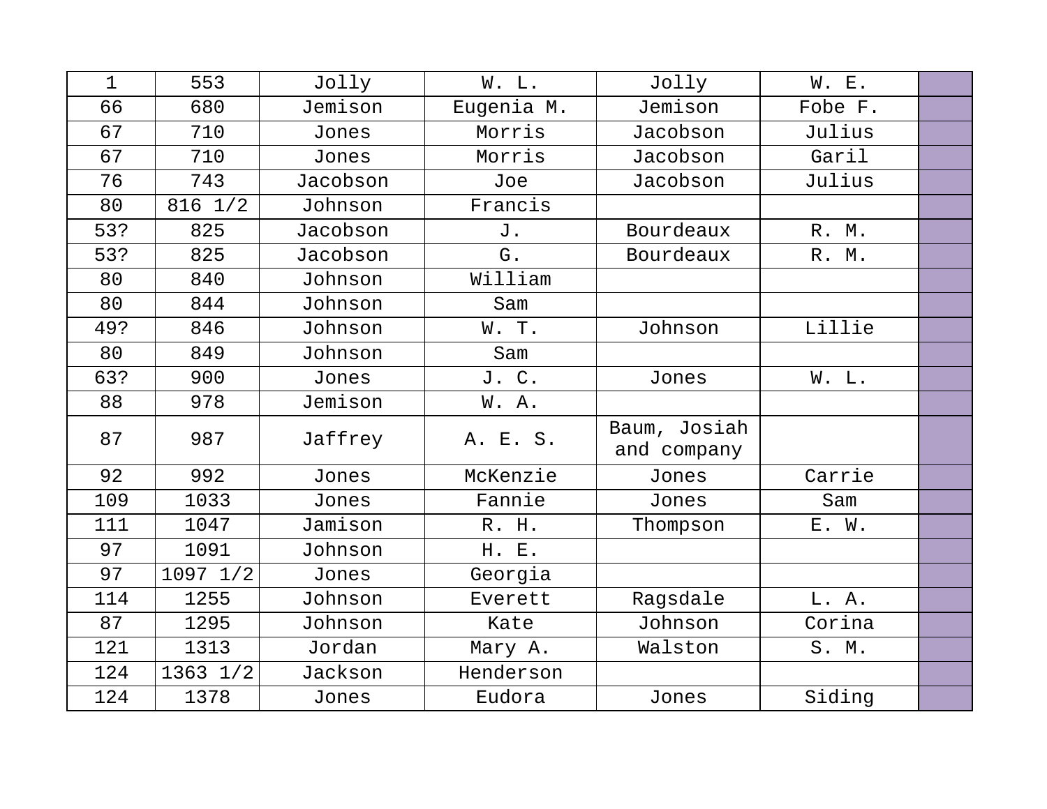| | | | | | | |
|---|---|---|---|---|---|---|
| 1 | 553 | Jolly | W. L. | Jolly | W. E. | |
| 66 | 680 | Jemison | Eugenia M. | Jemison | Fobe F. | |
| 67 | 710 | Jones | Morris | Jacobson | Julius | |
| 67 | 710 | Jones | Morris | Jacobson | Garil | |
| 76 | 743 | Jacobson | Joe | Jacobson | Julius | |
| 80 | 816 1/2 | Johnson | Francis | | | |
| 53? | 825 | Jacobson | J. | Bourdeaux | R. M. | |
| 53? | 825 | Jacobson | G. | Bourdeaux | R. M. | |
| 80 | 840 | Johnson | William | | | |
| 80 | 844 | Johnson | Sam | | | |
| 49? | 846 | Johnson | W. T. | Johnson | Lillie | |
| 80 | 849 | Johnson | Sam | | | |
| 63? | 900 | Jones | J. C. | Jones | W. L. | |
| 88 | 978 | Jemison | W. A. | | | |
| 87 | 987 | Jaffrey | A. E. S. | Baum, Josiah and company | | |
| 92 | 992 | Jones | McKenzie | Jones | Carrie | |
| 109 | 1033 | Jones | Fannie | Jones | Sam | |
| 111 | 1047 | Jamison | R. H. | Thompson | E. W. | |
| 97 | 1091 | Johnson | H. E. | | | |
| 97 | 1097 1/2 | Jones | Georgia | | | |
| 114 | 1255 | Johnson | Everett | Ragsdale | L. A. | |
| 87 | 1295 | Johnson | Kate | Johnson | Corina | |
| 121 | 1313 | Jordan | Mary A. | Walston | S. M. | |
| 124 | 1363 1/2 | Jackson | Henderson | | | |
| 124 | 1378 | Jones | Eudora | Jones | Siding | |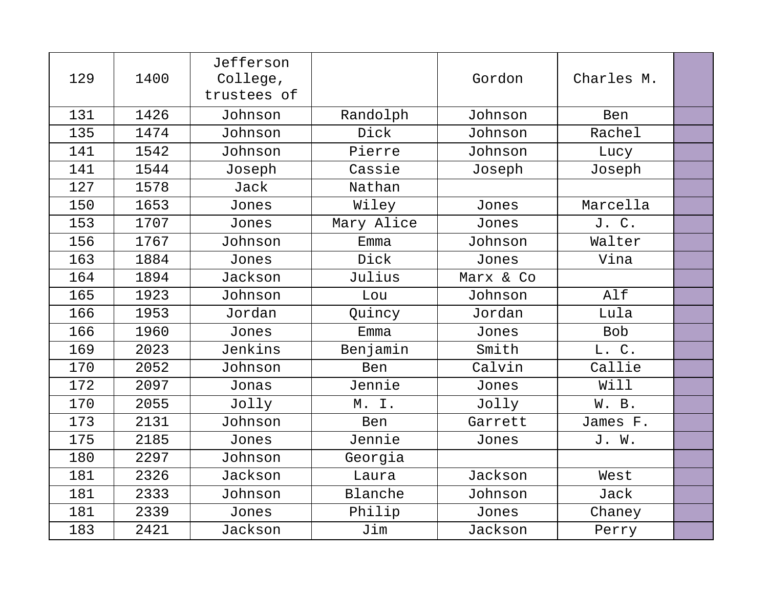| 129 | 1400 | Jefferson College, trustees of | | Gordon | Charles M. | |
|---|---|---|---|---|---|---|
| 131 | 1426 | Johnson | Randolph | Johnson | Ben | |
| 135 | 1474 | Johnson | Dick | Johnson | Rachel | |
| 141 | 1542 | Johnson | Pierre | Johnson | Lucy | |
| 141 | 1544 | Joseph | Cassie | Joseph | Joseph | |
| 127 | 1578 | Jack | Nathan | | | |
| 150 | 1653 | Jones | Wiley | Jones | Marcella | |
| 153 | 1707 | Jones | Mary Alice | Jones | J. C. | |
| 156 | 1767 | Johnson | Emma | Johnson | Walter | |
| 163 | 1884 | Jones | Dick | Jones | Vina | |
| 164 | 1894 | Jackson | Julius | Marx & Co | | |
| 165 | 1923 | Johnson | Lou | Johnson | Alf | |
| 166 | 1953 | Jordan | Quincy | Jordan | Lula | |
| 166 | 1960 | Jones | Emma | Jones | Bob | |
| 169 | 2023 | Jenkins | Benjamin | Smith | L. C. | |
| 170 | 2052 | Johnson | Ben | Calvin | Callie | |
| 172 | 2097 | Jonas | Jennie | Jones | Will | |
| 170 | 2055 | Jolly | M. I. | Jolly | W. B. | |
| 173 | 2131 | Johnson | Ben | Garrett | James F. | |
| 175 | 2185 | Jones | Jennie | Jones | J. W. | |
| 180 | 2297 | Johnson | Georgia | | | |
| 181 | 2326 | Jackson | Laura | Jackson | West | |
| 181 | 2333 | Johnson | Blanche | Johnson | Jack | |
| 181 | 2339 | Jones | Philip | Jones | Chaney | |
| 183 | 2421 | Jackson | Jim | Jackson | Perry | |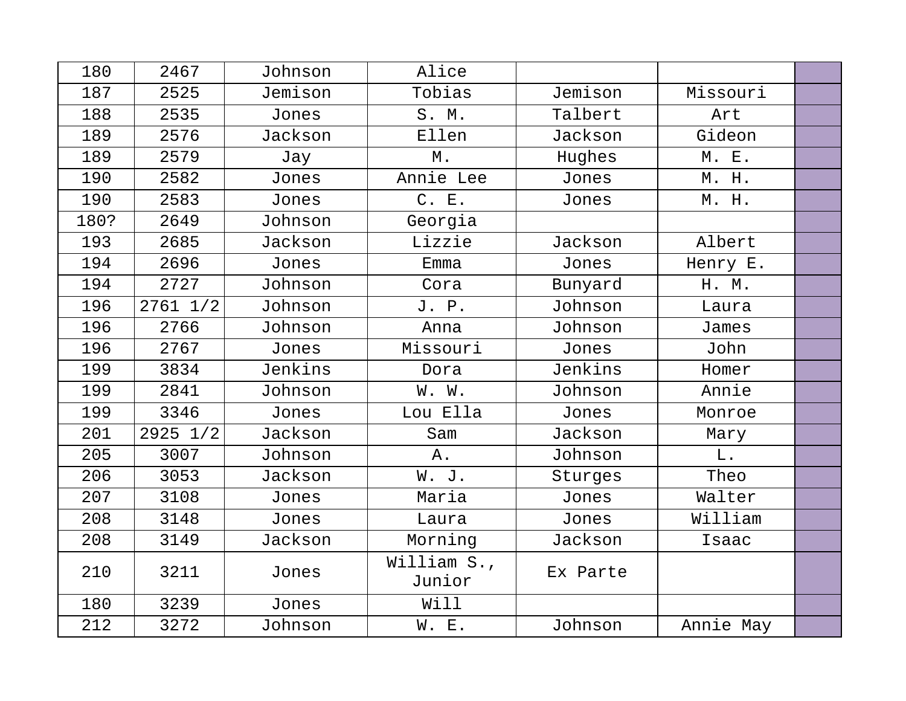| | | | | | | |
|---|---|---|---|---|---|---|
| 180 | 2467 | Johnson | Alice | | | |
| 187 | 2525 | Jemison | Tobias | Jemison | Missouri | |
| 188 | 2535 | Jones | S. M. | Talbert | Art | |
| 189 | 2576 | Jackson | Ellen | Jackson | Gideon | |
| 189 | 2579 | Jay | M. | Hughes | M. E. | |
| 190 | 2582 | Jones | Annie Lee | Jones | M. H. | |
| 190 | 2583 | Jones | C. E. | Jones | M. H. | |
| 180? | 2649 | Johnson | Georgia | | | |
| 193 | 2685 | Jackson | Lizzie | Jackson | Albert | |
| 194 | 2696 | Jones | Emma | Jones | Henry E. | |
| 194 | 2727 | Johnson | Cora | Bunyard | H. M. | |
| 196 | 2761 1/2 | Johnson | J. P. | Johnson | Laura | |
| 196 | 2766 | Johnson | Anna | Johnson | James | |
| 196 | 2767 | Jones | Missouri | Jones | John | |
| 199 | 3834 | Jenkins | Dora | Jenkins | Homer | |
| 199 | 2841 | Johnson | W. W. | Johnson | Annie | |
| 199 | 3346 | Jones | Lou Ella | Jones | Monroe | |
| 201 | 2925 1/2 | Jackson | Sam | Jackson | Mary | |
| 205 | 3007 | Johnson | A. | Johnson | L. | |
| 206 | 3053 | Jackson | W. J. | Sturges | Theo | |
| 207 | 3108 | Jones | Maria | Jones | Walter | |
| 208 | 3148 | Jones | Laura | Jones | William | |
| 208 | 3149 | Jackson | Morning | Jackson | Isaac | |
| 210 | 3211 | Jones | William S., Junior | Ex Parte | | |
| 180 | 3239 | Jones | Will | | | |
| 212 | 3272 | Johnson | W. E. | Johnson | Annie May | |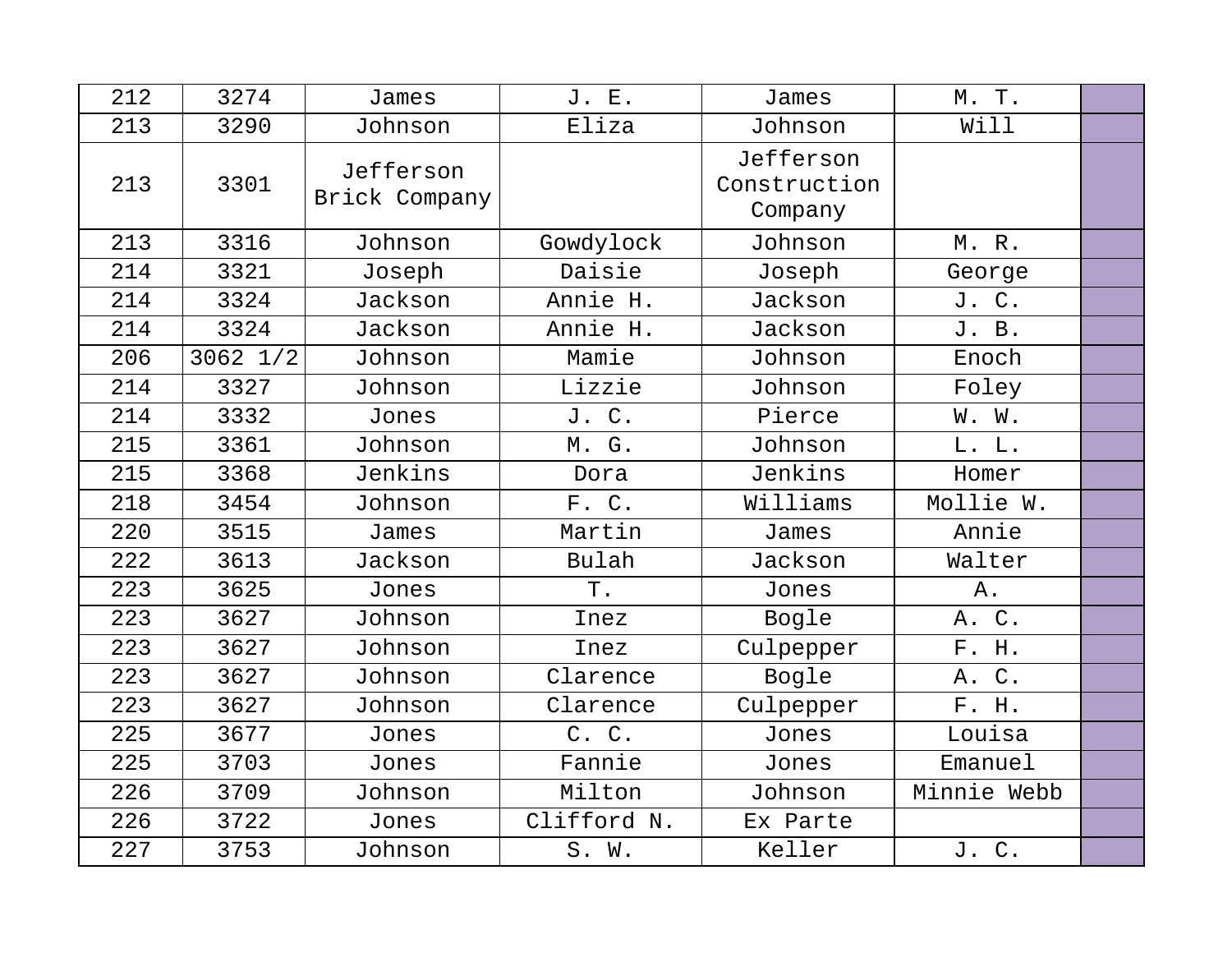| 212 | 3274 | James | J. E. | James | M. T. | |
|---|---|---|---|---|---|---|
| 213 | 3290 | Johnson | Eliza | Johnson | Will | |
| 213 | 3301 | Jefferson Brick Company | | Jefferson Construction Company | | |
| 213 | 3316 | Johnson | Gowdylock | Johnson | M. R. | |
| 214 | 3321 | Joseph | Daisie | Joseph | George | |
| 214 | 3324 | Jackson | Annie H. | Jackson | J. C. | |
| 214 | 3324 | Jackson | Annie H. | Jackson | J. B. | |
| 206 | 3062 1/2 | Johnson | Mamie | Johnson | Enoch | |
| 214 | 3327 | Johnson | Lizzie | Johnson | Foley | |
| 214 | 3332 | Jones | J. C. | Pierce | W. W. | |
| 215 | 3361 | Johnson | M. G. | Johnson | L. L. | |
| 215 | 3368 | Jenkins | Dora | Jenkins | Homer | |
| 218 | 3454 | Johnson | F. C. | Williams | Mollie W. | |
| 220 | 3515 | James | Martin | James | Annie | |
| 222 | 3613 | Jackson | Bulah | Jackson | Walter | |
| 223 | 3625 | Jones | T. | Jones | A. | |
| 223 | 3627 | Johnson | Inez | Bogle | A. C. | |
| 223 | 3627 | Johnson | Inez | Culpepper | F. H. | |
| 223 | 3627 | Johnson | Clarence | Bogle | A. C. | |
| 223 | 3627 | Johnson | Clarence | Culpepper | F. H. | |
| 225 | 3677 | Jones | C. C. | Jones | Louisa | |
| 225 | 3703 | Jones | Fannie | Jones | Emanuel | |
| 226 | 3709 | Johnson | Milton | Johnson | Minnie Webb | |
| 226 | 3722 | Jones | Clifford N. | Ex Parte | | |
| 227 | 3753 | Johnson | S. W. | Keller | J. C. | |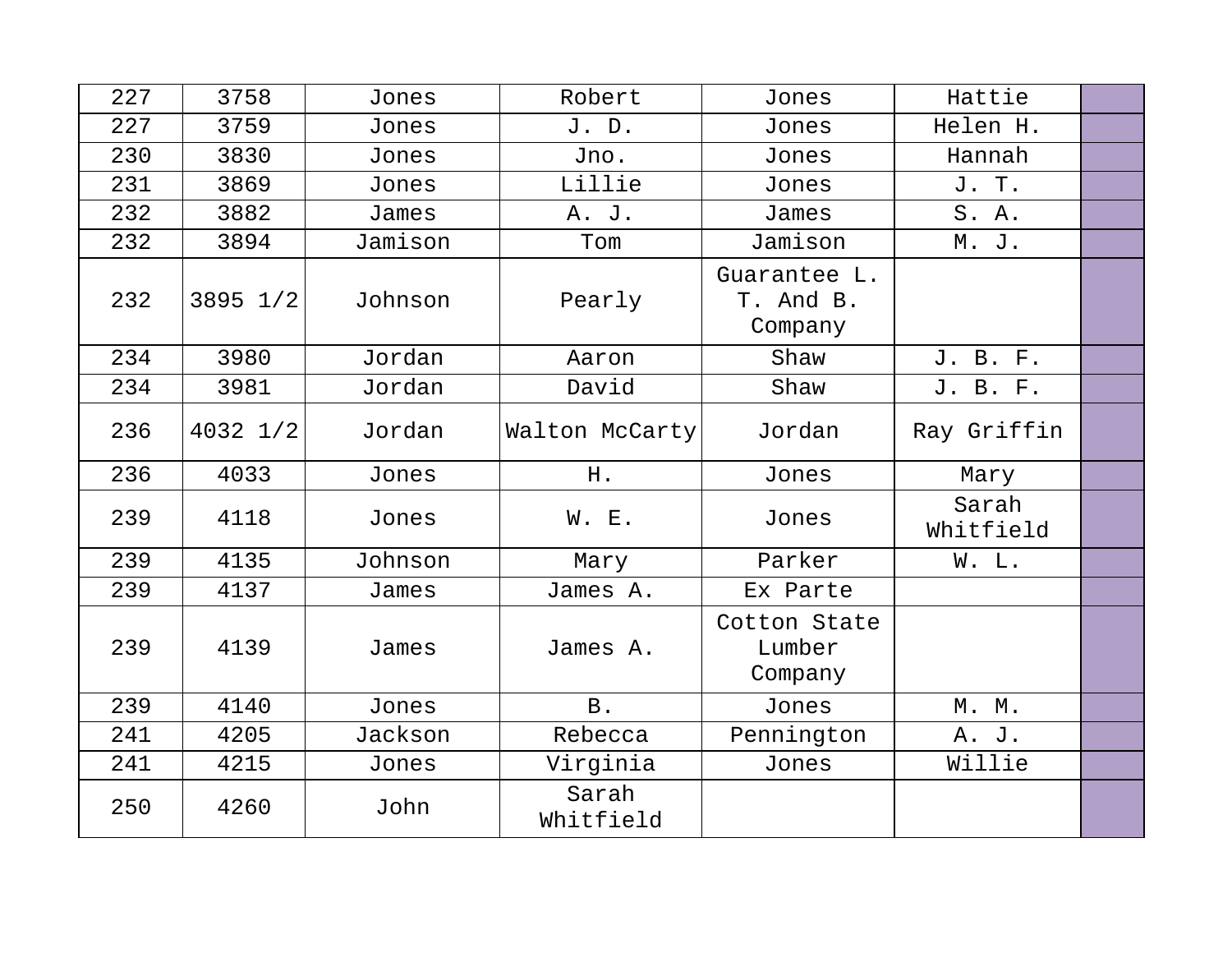| | | | | | | |
|---|---|---|---|---|---|---|
| 227 | 3758 | Jones | Robert | Jones | Hattie | |
| 227 | 3759 | Jones | J. D. | Jones | Helen H. | |
| 230 | 3830 | Jones | Jno. | Jones | Hannah | |
| 231 | 3869 | Jones | Lillie | Jones | J. T. | |
| 232 | 3882 | James | A. J. | James | S. A. | |
| 232 | 3894 | Jamison | Tom | Jamison | M. J. | |
| 232 | 3895 1/2 | Johnson | Pearly | Guarantee L. T. And B. Company | | |
| 234 | 3980 | Jordan | Aaron | Shaw | J. B. F. | |
| 234 | 3981 | Jordan | David | Shaw | J. B. F. | |
| 236 | 4032 1/2 | Jordan | Walton McCarty | Jordan | Ray Griffin | |
| 236 | 4033 | Jones | H. | Jones | Mary | |
| 239 | 4118 | Jones | W. E. | Jones | Sarah Whitfield | |
| 239 | 4135 | Johnson | Mary | Parker | W. L. | |
| 239 | 4137 | James | James A. | Ex Parte | | |
| 239 | 4139 | James | James A. | Cotton State Lumber Company | | |
| 239 | 4140 | Jones | B. | Jones | M. M. | |
| 241 | 4205 | Jackson | Rebecca | Pennington | A. J. | |
| 241 | 4215 | Jones | Virginia | Jones | Willie | |
| 250 | 4260 | John | Sarah Whitfield | | | |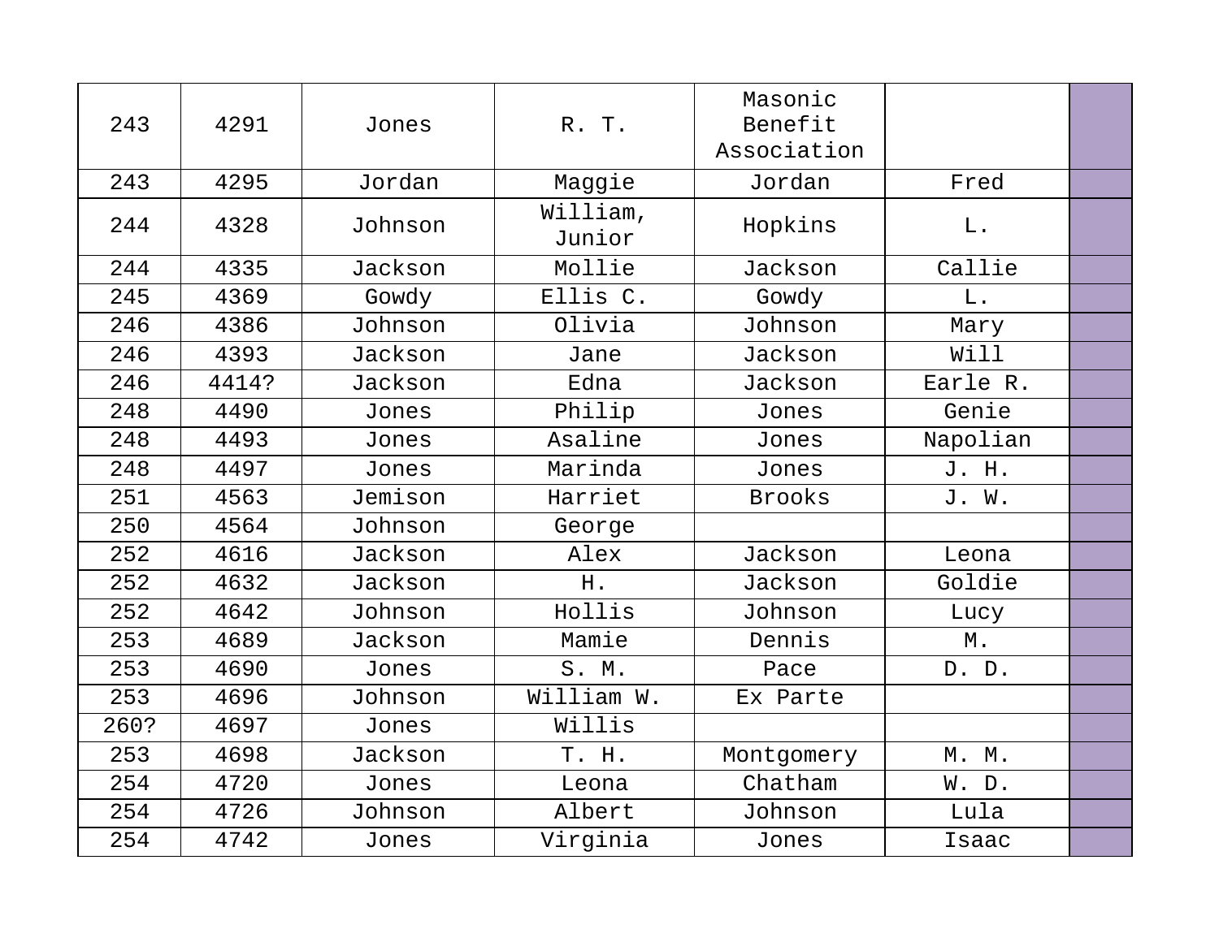| 243 | 4291 | Jones | R. T. | Masonic Benefit Association | | |
|---|---|---|---|---|---|---|
| 243 | 4295 | Jordan | Maggie | Jordan | Fred | |
| 244 | 4328 | Johnson | William, Junior | Hopkins | L. | |
| 244 | 4335 | Jackson | Mollie | Jackson | Callie | |
| 245 | 4369 | Gowdy | Ellis C. | Gowdy | L. | |
| 246 | 4386 | Johnson | Olivia | Johnson | Mary | |
| 246 | 4393 | Jackson | Jane | Jackson | Will | |
| 246 | 4414? | Jackson | Edna | Jackson | Earle R. | |
| 248 | 4490 | Jones | Philip | Jones | Genie | |
| 248 | 4493 | Jones | Asaline | Jones | Napolian | |
| 248 | 4497 | Jones | Marinda | Jones | J. H. | |
| 251 | 4563 | Jemison | Harriet | Brooks | J. W. | |
| 250 | 4564 | Johnson | George | | | |
| 252 | 4616 | Jackson | Alex | Jackson | Leona | |
| 252 | 4632 | Jackson | H. | Jackson | Goldie | |
| 252 | 4642 | Johnson | Hollis | Johnson | Lucy | |
| 253 | 4689 | Jackson | Mamie | Dennis | M. | |
| 253 | 4690 | Jones | S. M. | Pace | D. D. | |
| 253 | 4696 | Johnson | William W. | Ex Parte | | |
| 260? | 4697 | Jones | Willis | | | |
| 253 | 4698 | Jackson | T. H. | Montgomery | M. M. | |
| 254 | 4720 | Jones | Leona | Chatham | W. D. | |
| 254 | 4726 | Johnson | Albert | Johnson | Lula | |
| 254 | 4742 | Jones | Virginia | Jones | Isaac | |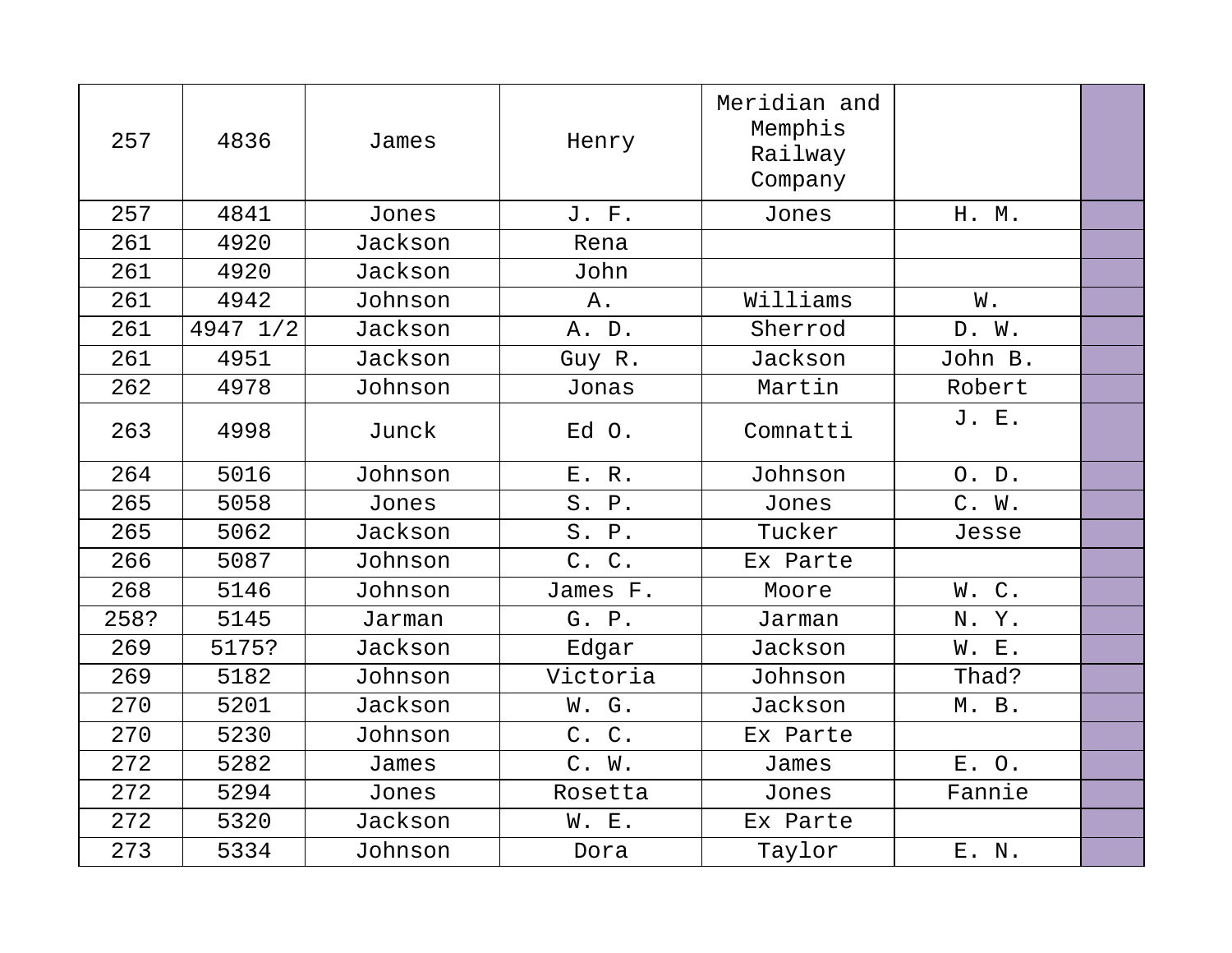| | | | | | | |
|---|---|---|---|---|---|---|
| 257 | 4836 | James | Henry | Meridian and Memphis Railway Company | | |
| 257 | 4841 | Jones | J. F. | Jones | H. M. | |
| 261 | 4920 | Jackson | Rena | | | |
| 261 | 4920 | Jackson | John | | | |
| 261 | 4942 | Johnson | A. | Williams | W. | |
| 261 | 4947 1/2 | Jackson | A. D. | Sherrod | D. W. | |
| 261 | 4951 | Jackson | Guy R. | Jackson | John B. | |
| 262 | 4978 | Johnson | Jonas | Martin | Robert | |
| 263 | 4998 | Junck | Ed O. | Comnatti | J. E. | |
| 264 | 5016 | Johnson | E. R. | Johnson | O. D. | |
| 265 | 5058 | Jones | S. P. | Jones | C. W. | |
| 265 | 5062 | Jackson | S. P. | Tucker | Jesse | |
| 266 | 5087 | Johnson | C. C. | Ex Parte | | |
| 268 | 5146 | Johnson | James F. | Moore | W. C. | |
| 258? | 5145 | Jarman | G. P. | Jarman | N. Y. | |
| 269 | 5175? | Jackson | Edgar | Jackson | W. E. | |
| 269 | 5182 | Johnson | Victoria | Johnson | Thad? | |
| 270 | 5201 | Jackson | W. G. | Jackson | M. B. | |
| 270 | 5230 | Johnson | C. C. | Ex Parte | | |
| 272 | 5282 | James | C. W. | James | E. O. | |
| 272 | 5294 | Jones | Rosetta | Jones | Fannie | |
| 272 | 5320 | Jackson | W. E. | Ex Parte | | |
| 273 | 5334 | Johnson | Dora | Taylor | E. N. | |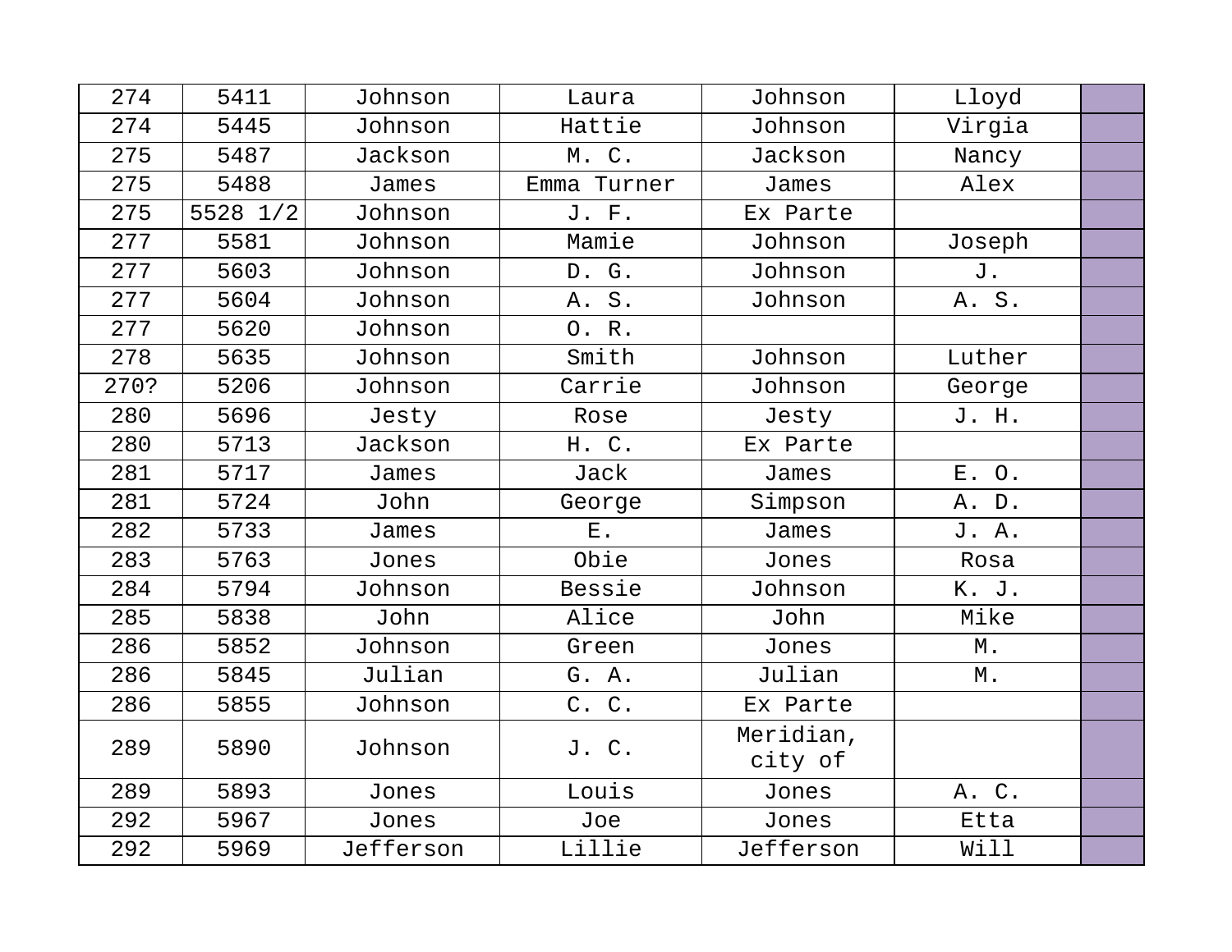| 274 | 5411 | Johnson | Laura | Johnson | Lloyd | |
|---|---|---|---|---|---|---|
| 274 | 5445 | Johnson | Hattie | Johnson | Virgia | |
| 275 | 5487 | Jackson | M. C. | Jackson | Nancy | |
| 275 | 5488 | James | Emma Turner | James | Alex | |
| 275 | 5528 1/2 | Johnson | J. F. | Ex Parte | | |
| 277 | 5581 | Johnson | Mamie | Johnson | Joseph | |
| 277 | 5603 | Johnson | D. G. | Johnson | J. | |
| 277 | 5604 | Johnson | A. S. | Johnson | A. S. | |
| 277 | 5620 | Johnson | O. R. | | | |
| 278 | 5635 | Johnson | Smith | Johnson | Luther | |
| 270? | 5206 | Johnson | Carrie | Johnson | George | |
| 280 | 5696 | Jesty | Rose | Jesty | J. H. | |
| 280 | 5713 | Jackson | H. C. | Ex Parte | | |
| 281 | 5717 | James | Jack | James | E. O. | |
| 281 | 5724 | John | George | Simpson | A. D. | |
| 282 | 5733 | James | E. | James | J. A. | |
| 283 | 5763 | Jones | Obie | Jones | Rosa | |
| 284 | 5794 | Johnson | Bessie | Johnson | K. J. | |
| 285 | 5838 | John | Alice | John | Mike | |
| 286 | 5852 | Johnson | Green | Jones | M. | |
| 286 | 5845 | Julian | G. A. | Julian | M. | |
| 286 | 5855 | Johnson | C. C. | Ex Parte | | |
| 289 | 5890 | Johnson | J. C. | Meridian, city of | | |
| 289 | 5893 | Jones | Louis | Jones | A. C. | |
| 292 | 5967 | Jones | Joe | Jones | Etta | |
| 292 | 5969 | Jefferson | Lillie | Jefferson | Will | |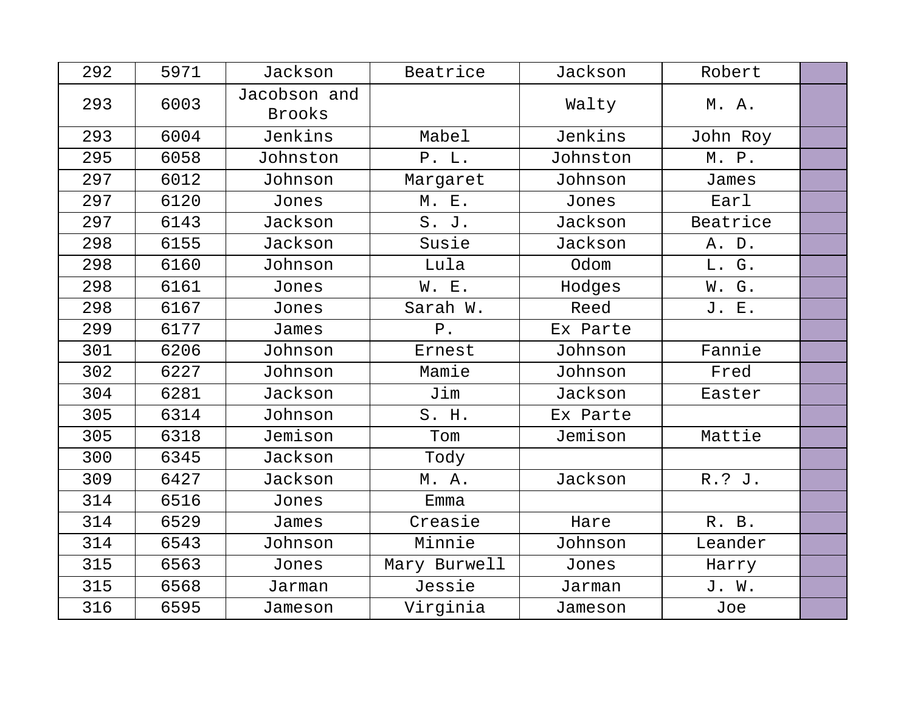| | | | | | | |
|---|---|---|---|---|---|---|
| 292 | 5971 | Jackson | Beatrice | Jackson | Robert | |
| 293 | 6003 | Jacobson and Brooks | | Walty | M. A. | |
| 293 | 6004 | Jenkins | Mabel | Jenkins | John Roy | |
| 295 | 6058 | Johnston | P. L. | Johnston | M. P. | |
| 297 | 6012 | Johnson | Margaret | Johnson | James | |
| 297 | 6120 | Jones | M. E. | Jones | Earl | |
| 297 | 6143 | Jackson | S. J. | Jackson | Beatrice | |
| 298 | 6155 | Jackson | Susie | Jackson | A. D. | |
| 298 | 6160 | Johnson | Lula | Odom | L. G. | |
| 298 | 6161 | Jones | W. E. | Hodges | W. G. | |
| 298 | 6167 | Jones | Sarah W. | Reed | J. E. | |
| 299 | 6177 | James | P. | Ex Parte | | |
| 301 | 6206 | Johnson | Ernest | Johnson | Fannie | |
| 302 | 6227 | Johnson | Mamie | Johnson | Fred | |
| 304 | 6281 | Jackson | Jim | Jackson | Easter | |
| 305 | 6314 | Johnson | S. H. | Ex Parte | | |
| 305 | 6318 | Jemison | Tom | Jemison | Mattie | |
| 300 | 6345 | Jackson | Tody | | | |
| 309 | 6427 | Jackson | M. A. | Jackson | R.? J. | |
| 314 | 6516 | Jones | Emma | | | |
| 314 | 6529 | James | Creasie | Hare | R. B. | |
| 314 | 6543 | Johnson | Minnie | Johnson | Leander | |
| 315 | 6563 | Jones | Mary Burwell | Jones | Harry | |
| 315 | 6568 | Jarman | Jessie | Jarman | J. W. | |
| 316 | 6595 | Jameson | Virginia | Jameson | Joe | |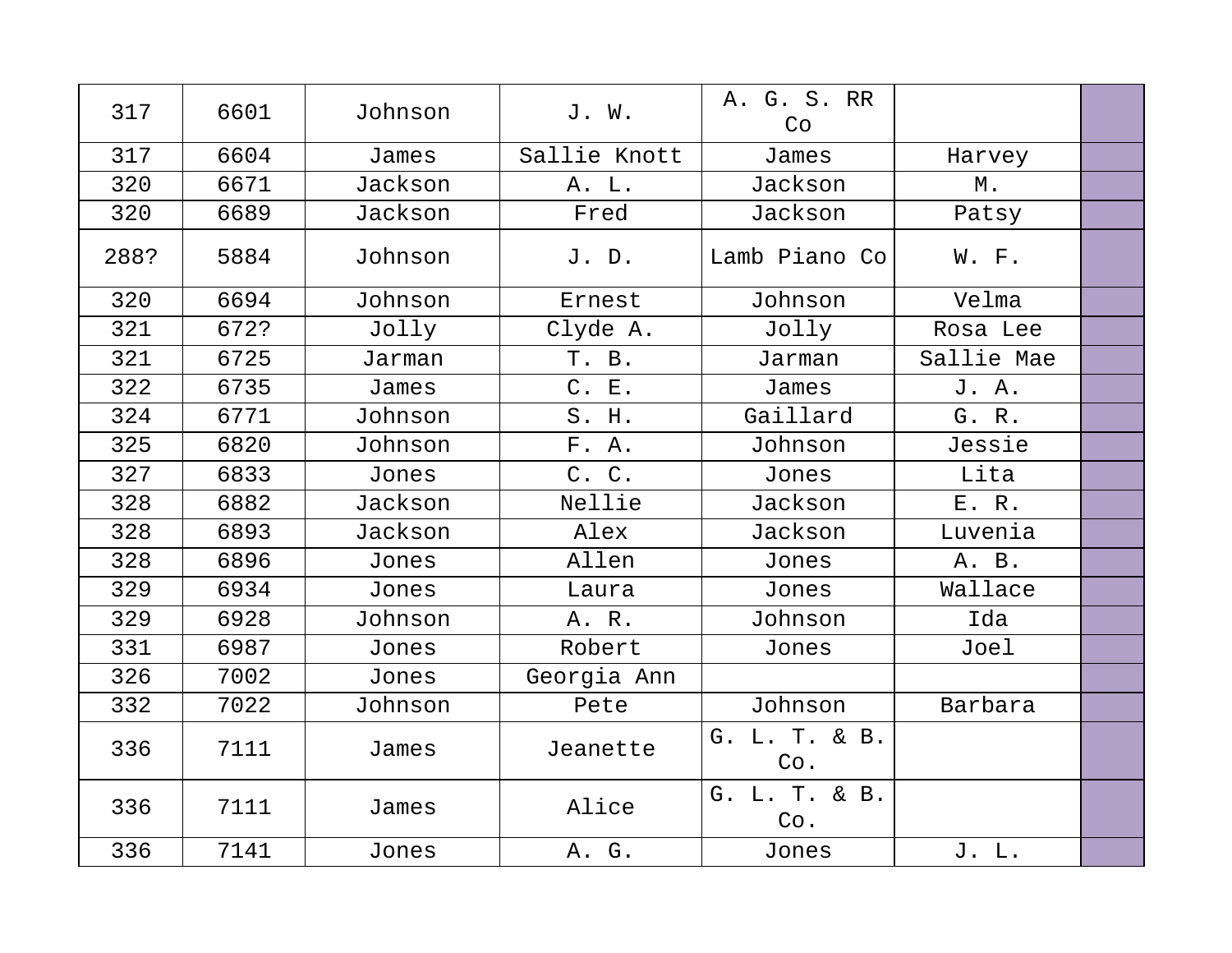| | | | | | | |
|---|---|---|---|---|---|---|
| 317 | 6601 | Johnson | J. W. | A. G. S. RR Co | | |
| 317 | 6604 | James | Sallie Knott | James | Harvey | |
| 320 | 6671 | Jackson | A. L. | Jackson | M. | |
| 320 | 6689 | Jackson | Fred | Jackson | Patsy | |
| 288? | 5884 | Johnson | J. D. | Lamb Piano Co | W. F. | |
| 320 | 6694 | Johnson | Ernest | Johnson | Velma | |
| 321 | 672? | Jolly | Clyde A. | Jolly | Rosa Lee | |
| 321 | 6725 | Jarman | T. B. | Jarman | Sallie Mae | |
| 322 | 6735 | James | C. E. | James | J. A. | |
| 324 | 6771 | Johnson | S. H. | Gaillard | G. R. | |
| 325 | 6820 | Johnson | F. A. | Johnson | Jessie | |
| 327 | 6833 | Jones | C. C. | Jones | Lita | |
| 328 | 6882 | Jackson | Nellie | Jackson | E. R. | |
| 328 | 6893 | Jackson | Alex | Jackson | Luvenia | |
| 328 | 6896 | Jones | Allen | Jones | A. B. | |
| 329 | 6934 | Jones | Laura | Jones | Wallace | |
| 329 | 6928 | Johnson | A. R. | Johnson | Ida | |
| 331 | 6987 | Jones | Robert | Jones | Joel | |
| 326 | 7002 | Jones | Georgia Ann | | | |
| 332 | 7022 | Johnson | Pete | Johnson | Barbara | |
| 336 | 7111 | James | Jeanette | G. L. T. & B. Co. | | |
| 336 | 7111 | James | Alice | G. L. T. & B. Co. | | |
| 336 | 7141 | Jones | A. G. | Jones | J. L. | |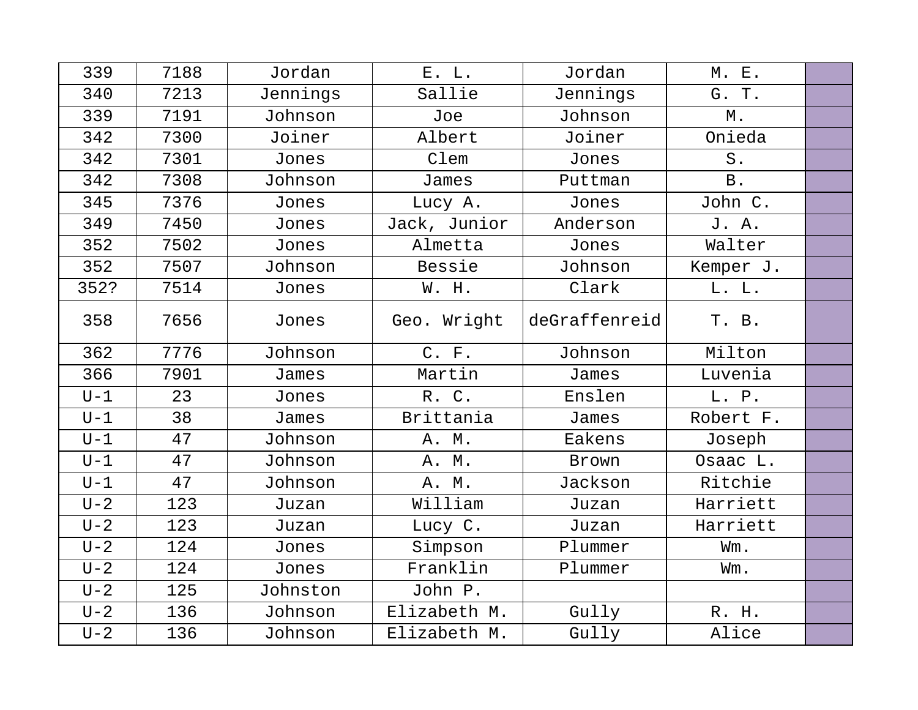| 339 | 7188 | Jordan | E. L. | Jordan | M. E. | |
|---|---|---|---|---|---|---|
| 340 | 7213 | Jennings | Sallie | Jennings | G. T. | |
| 339 | 7191 | Johnson | Joe | Johnson | M. | |
| 342 | 7300 | Joiner | Albert | Joiner | Onieda | |
| 342 | 7301 | Jones | Clem | Jones | S. | |
| 342 | 7308 | Johnson | James | Puttman | B. | |
| 345 | 7376 | Jones | Lucy A. | Jones | John C. | |
| 349 | 7450 | Jones | Jack, Junior | Anderson | J. A. | |
| 352 | 7502 | Jones | Almetta | Jones | Walter | |
| 352 | 7507 | Johnson | Bessie | Johnson | Kemper J. | |
| 352? | 7514 | Jones | W. H. | Clark | L. L. | |
| 358 | 7656 | Jones | Geo. Wright | deGraffenreid | T. B. | |
| 362 | 7776 | Johnson | C. F. | Johnson | Milton | |
| 366 | 7901 | James | Martin | James | Luvenia | |
| U-1 | 23 | Jones | R. C. | Enslen | L. P. | |
| U-1 | 38 | James | Brittania | James | Robert F. | |
| U-1 | 47 | Johnson | A. M. | Eakens | Joseph | |
| U-1 | 47 | Johnson | A. M. | Brown | Osaac L. | |
| U-1 | 47 | Johnson | A. M. | Jackson | Ritchie | |
| U-2 | 123 | Juzan | William | Juzan | Harriett | |
| U-2 | 123 | Juzan | Lucy C. | Juzan | Harriett | |
| U-2 | 124 | Jones | Simpson | Plummer | Wm. | |
| U-2 | 124 | Jones | Franklin | Plummer | Wm. | |
| U-2 | 125 | Johnston | John P. | | | |
| U-2 | 136 | Johnson | Elizabeth M. | Gully | R. H. | |
| U-2 | 136 | Johnson | Elizabeth M. | Gully | Alice | |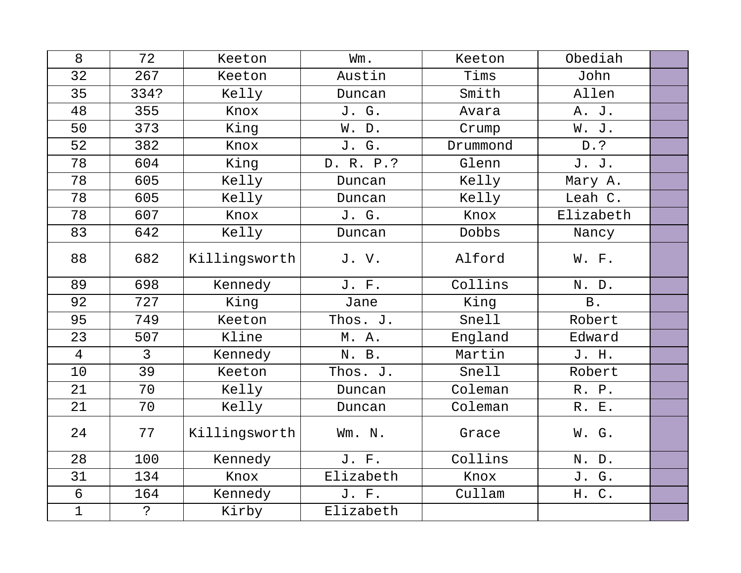| | | | | | | |
|---|---|---|---|---|---|---|
| 8 | 72 | Keeton | Wm. | Keeton | Obediah | |
| 32 | 267 | Keeton | Austin | Tims | John | |
| 35 | 334? | Kelly | Duncan | Smith | Allen | |
| 48 | 355 | Knox | J. G. | Avara | A. J. | |
| 50 | 373 | King | W. D. | Crump | W. J. | |
| 52 | 382 | Knox | J. G. | Drummond | D.? | |
| 78 | 604 | King | D. R. P.? | Glenn | J. J. | |
| 78 | 605 | Kelly | Duncan | Kelly | Mary A. | |
| 78 | 605 | Kelly | Duncan | Kelly | Leah C. | |
| 78 | 607 | Knox | J. G. | Knox | Elizabeth | |
| 83 | 642 | Kelly | Duncan | Dobbs | Nancy | |
| 88 | 682 | Killingsworth | J. V. | Alford | W. F. | |
| 89 | 698 | Kennedy | J. F. | Collins | N. D. | |
| 92 | 727 | King | Jane | King | B. | |
| 95 | 749 | Keeton | Thos. J. | Snell | Robert | |
| 23 | 507 | Kline | M. A. | England | Edward | |
| 4 | 3 | Kennedy | N. B. | Martin | J. H. | |
| 10 | 39 | Keeton | Thos. J. | Snell | Robert | |
| 21 | 70 | Kelly | Duncan | Coleman | R. P. | |
| 21 | 70 | Kelly | Duncan | Coleman | R. E. | |
| 24 | 77 | Killingsworth | Wm. N. | Grace | W. G. | |
| 28 | 100 | Kennedy | J. F. | Collins | N. D. | |
| 31 | 134 | Knox | Elizabeth | Knox | J. G. | |
| 6 | 164 | Kennedy | J. F. | Cullam | H. C. | |
| 1 | ? | Kirby | Elizabeth | | | |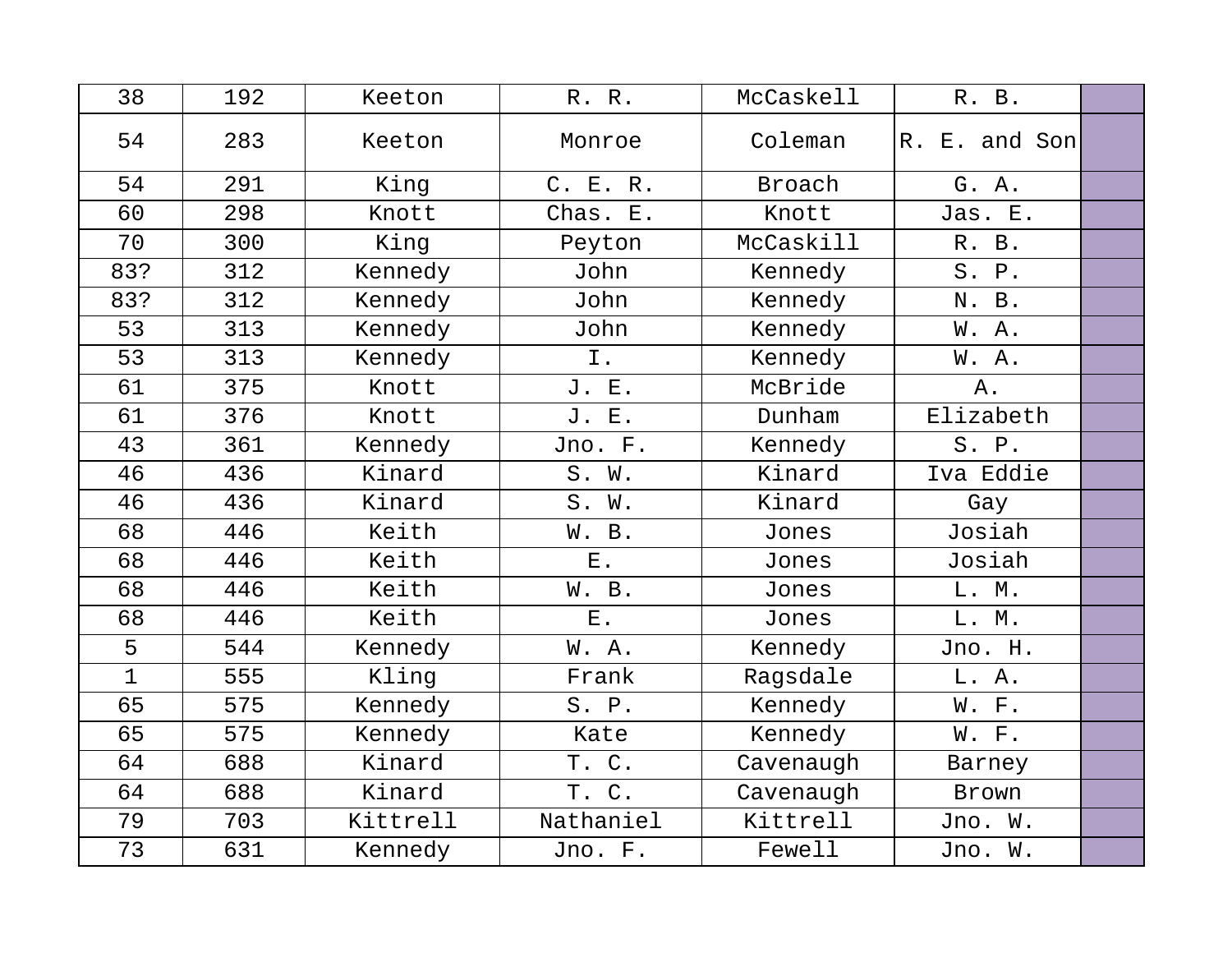| 38 | 192 | Keeton | R. R. | McCaskell | R. B. | |
|---|---|---|---|---|---|---|
| 54 | 283 | Keeton | Monroe | Coleman | R. E. and Son | |
| 54 | 291 | King | C. E. R. | Broach | G. A. | |
| 60 | 298 | Knott | Chas. E. | Knott | Jas. E. | |
| 70 | 300 | King | Peyton | McCaskill | R. B. | |
| 83? | 312 | Kennedy | John | Kennedy | S. P. | |
| 83? | 312 | Kennedy | John | Kennedy | N. B. | |
| 53 | 313 | Kennedy | John | Kennedy | W. A. | |
| 53 | 313 | Kennedy | I. | Kennedy | W. A. | |
| 61 | 375 | Knott | J. E. | McBride | A. | |
| 61 | 376 | Knott | J. E. | Dunham | Elizabeth | |
| 43 | 361 | Kennedy | Jno. F. | Kennedy | S. P. | |
| 46 | 436 | Kinard | S. W. | Kinard | Iva Eddie | |
| 46 | 436 | Kinard | S. W. | Kinard | Gay | |
| 68 | 446 | Keith | W. B. | Jones | Josiah | |
| 68 | 446 | Keith | E. | Jones | Josiah | |
| 68 | 446 | Keith | W. B. | Jones | L. M. | |
| 68 | 446 | Keith | E. | Jones | L. M. | |
| 5 | 544 | Kennedy | W. A. | Kennedy | Jno. H. | |
| 1 | 555 | Kling | Frank | Ragsdale | L. A. | |
| 65 | 575 | Kennedy | S. P. | Kennedy | W. F. | |
| 65 | 575 | Kennedy | Kate | Kennedy | W. F. | |
| 64 | 688 | Kinard | T. C. | Cavenaugh | Barney | |
| 64 | 688 | Kinard | T. C. | Cavenaugh | Brown | |
| 79 | 703 | Kittrell | Nathaniel | Kittrell | Jno. W. | |
| 73 | 631 | Kennedy | Jno. F. | Fewell | Jno. W. | |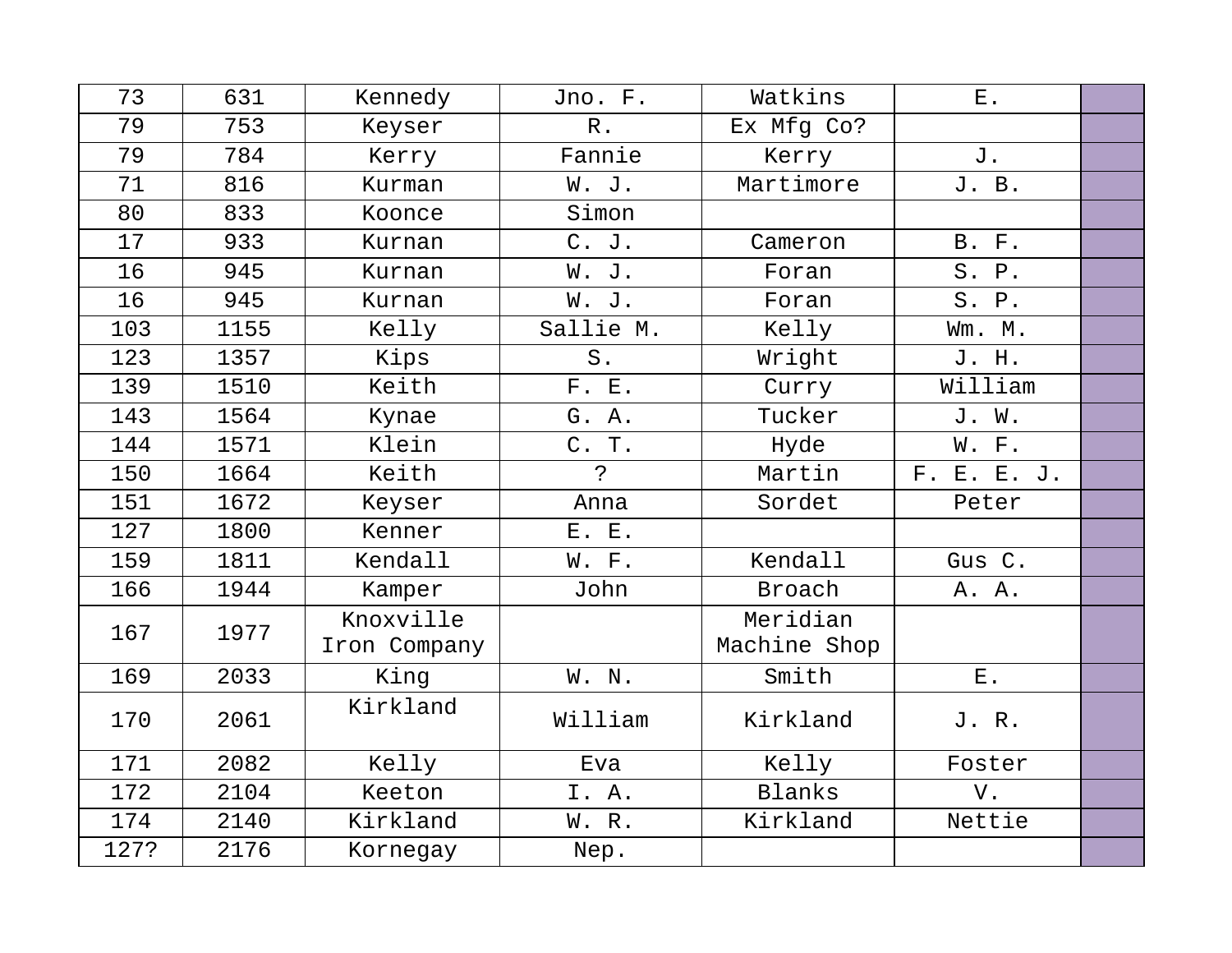| | | | | | | |
|---|---|---|---|---|---|---|
| 73 | 631 | Kennedy | Jno. F. | Watkins | E. | |
| 79 | 753 | Keyser | R. | Ex Mfg Co? | | |
| 79 | 784 | Kerry | Fannie | Kerry | J. | |
| 71 | 816 | Kurman | W. J. | Martimore | J. B. | |
| 80 | 833 | Koonce | Simon | | | |
| 17 | 933 | Kurnan | C. J. | Cameron | B. F. | |
| 16 | 945 | Kurnan | W. J. | Foran | S. P. | |
| 16 | 945 | Kurnan | W. J. | Foran | S. P. | |
| 103 | 1155 | Kelly | Sallie M. | Kelly | Wm. M. | |
| 123 | 1357 | Kips | S. | Wright | J. H. | |
| 139 | 1510 | Keith | F. E. | Curry | William | |
| 143 | 1564 | Kynae | G. A. | Tucker | J. W. | |
| 144 | 1571 | Klein | C. T. | Hyde | W. F. | |
| 150 | 1664 | Keith | ? | Martin | F. E. E. J. | |
| 151 | 1672 | Keyser | Anna | Sordet | Peter | |
| 127 | 1800 | Kenner | E. E. | | | |
| 159 | 1811 | Kendall | W. F. | Kendall | Gus C. | |
| 166 | 1944 | Kamper | John | Broach | A. A. | |
| 167 | 1977 | Knoxville Iron Company | | Meridian Machine Shop | | |
| 169 | 2033 | King | W. N. | Smith | E. | |
| 170 | 2061 | Kirkland | William | Kirkland | J. R. | |
| 171 | 2082 | Kelly | Eva | Kelly | Foster | |
| 172 | 2104 | Keeton | I. A. | Blanks | V. | |
| 174 | 2140 | Kirkland | W. R. | Kirkland | Nettie | |
| 127? | 2176 | Kornegay | Nep. | | | |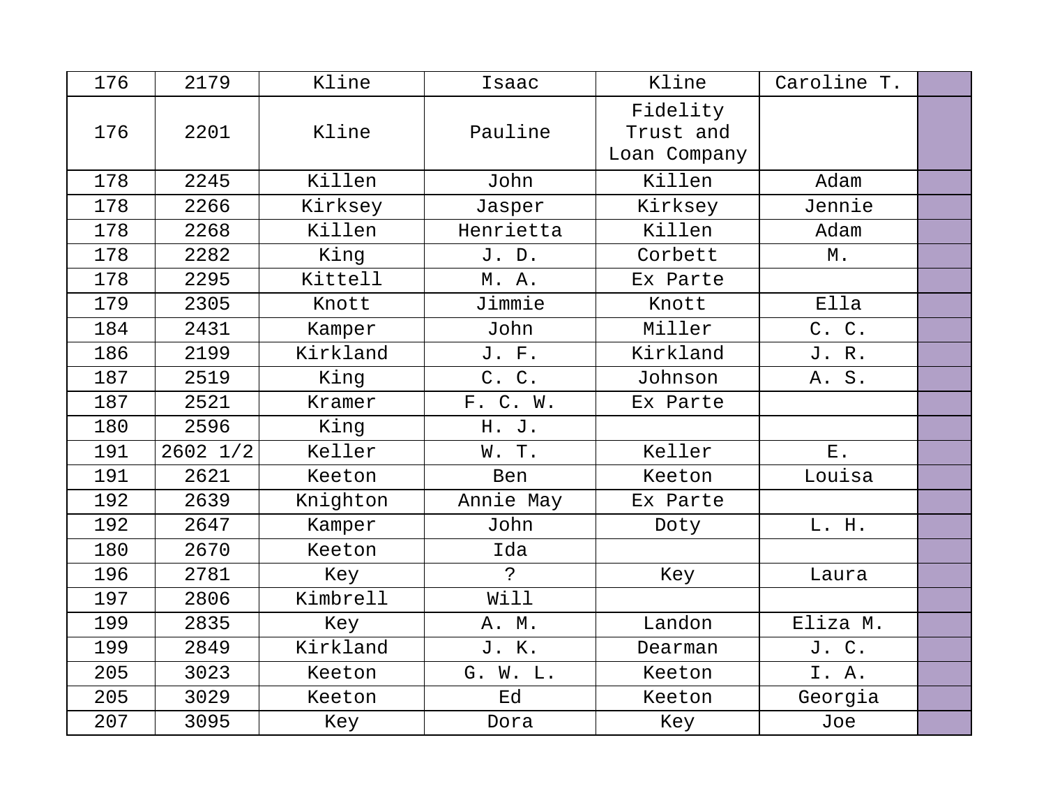| 176 | 2179 | Kline | Isaac | Kline | Caroline T. | |
|---|---|---|---|---|---|---|
| 176 | 2201 | Kline | Pauline | Fidelity Trust and Loan Company | | |
| 178 | 2245 | Killen | John | Killen | Adam | |
| 178 | 2266 | Kirksey | Jasper | Kirksey | Jennie | |
| 178 | 2268 | Killen | Henrietta | Killen | Adam | |
| 178 | 2282 | King | J. D. | Corbett | M. | |
| 178 | 2295 | Kittell | M. A. | Ex Parte | | |
| 179 | 2305 | Knott | Jimmie | Knott | Ella | |
| 184 | 2431 | Kamper | John | Miller | C. C. | |
| 186 | 2199 | Kirkland | J. F. | Kirkland | J. R. | |
| 187 | 2519 | King | C. C. | Johnson | A. S. | |
| 187 | 2521 | Kramer | F. C. W. | Ex Parte | | |
| 180 | 2596 | King | H. J. | | | |
| 191 | 2602 1/2 | Keller | W. T. | Keller | E. | |
| 191 | 2621 | Keeton | Ben | Keeton | Louisa | |
| 192 | 2639 | Knighton | Annie May | Ex Parte | | |
| 192 | 2647 | Kamper | John | Doty | L. H. | |
| 180 | 2670 | Keeton | Ida | | | |
| 196 | 2781 | Key | ? | Key | Laura | |
| 197 | 2806 | Kimbrell | Will | | | |
| 199 | 2835 | Key | A. M. | Landon | Eliza M. | |
| 199 | 2849 | Kirkland | J. K. | Dearman | J. C. | |
| 205 | 3023 | Keeton | G. W. L. | Keeton | I. A. | |
| 205 | 3029 | Keeton | Ed | Keeton | Georgia | |
| 207 | 3095 | Key | Dora | Key | Joe | |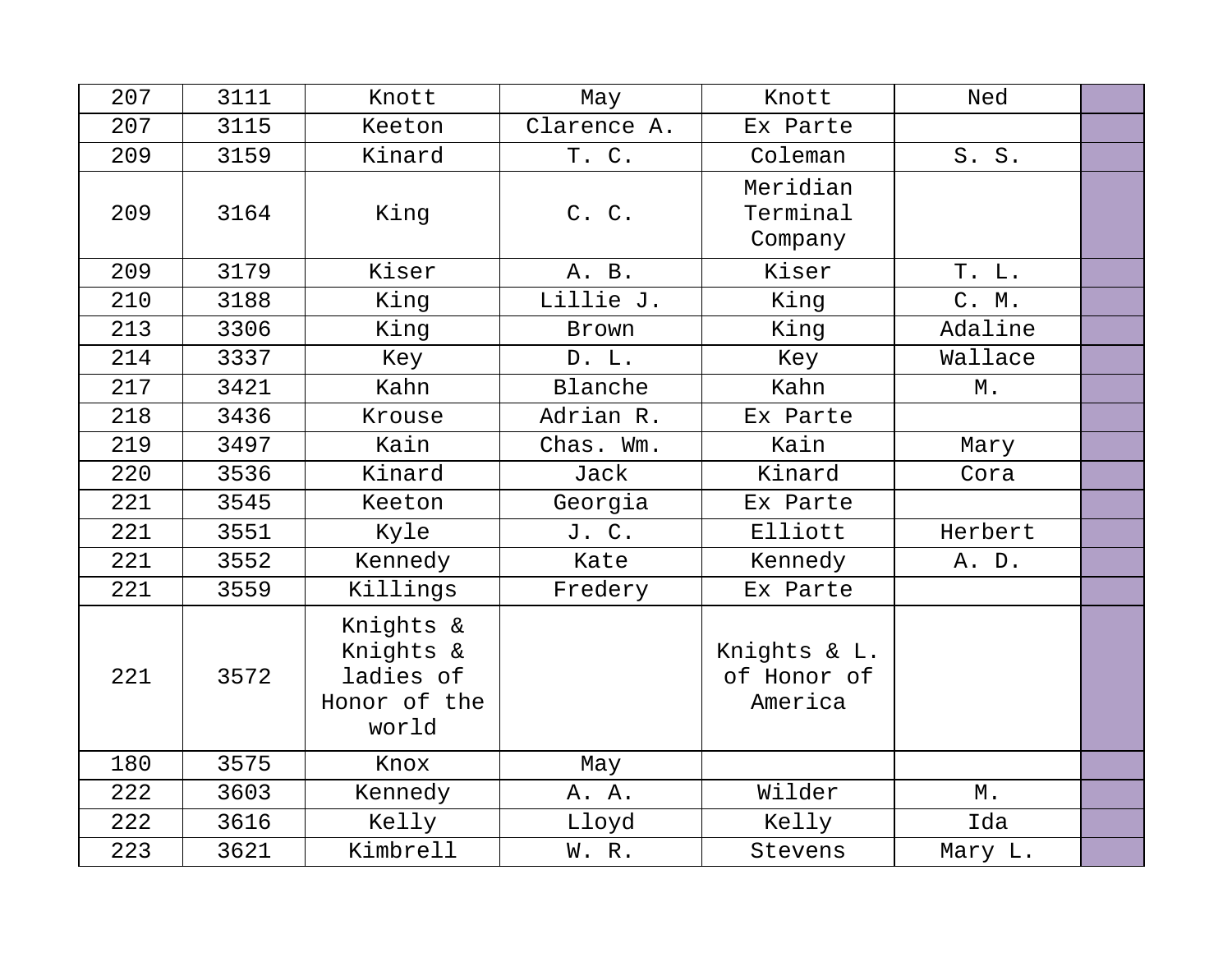| | | | | | | |
|---|---|---|---|---|---|---|
| 207 | 3111 | Knott | May | Knott | Ned | |
| 207 | 3115 | Keeton | Clarence A. | Ex Parte | | |
| 209 | 3159 | Kinard | T. C. | Coleman | S. S. | |
| 209 | 3164 | King | C. C. | Meridian Terminal Company | | |
| 209 | 3179 | Kiser | A. B. | Kiser | T. L. | |
| 210 | 3188 | King | Lillie J. | King | C. M. | |
| 213 | 3306 | King | Brown | King | Adaline | |
| 214 | 3337 | Key | D. L. | Key | Wallace | |
| 217 | 3421 | Kahn | Blanche | Kahn | M. | |
| 218 | 3436 | Krouse | Adrian R. | Ex Parte | | |
| 219 | 3497 | Kain | Chas. Wm. | Kain | Mary | |
| 220 | 3536 | Kinard | Jack | Kinard | Cora | |
| 221 | 3545 | Keeton | Georgia | Ex Parte | | |
| 221 | 3551 | Kyle | J. C. | Elliott | Herbert | |
| 221 | 3552 | Kennedy | Kate | Kennedy | A. D. | |
| 221 | 3559 | Killings | Fredery | Ex Parte | | |
| 221 | 3572 | Knights & Knights & ladies of Honor of the world | | Knights & L. of Honor of America | | |
| 180 | 3575 | Knox | May | | | |
| 222 | 3603 | Kennedy | A. A. | Wilder | M. | |
| 222 | 3616 | Kelly | Lloyd | Kelly | Ida | |
| 223 | 3621 | Kimbrell | W. R. | Stevens | Mary L. | |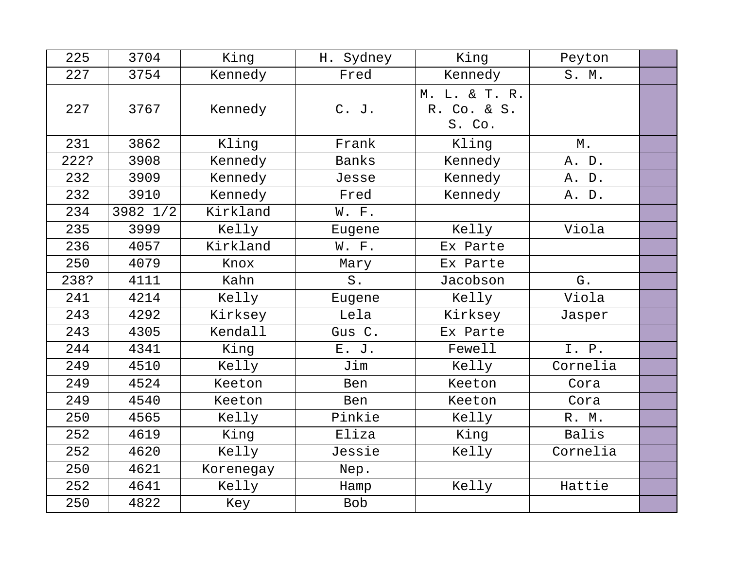| | | | | | | |
|---|---|---|---|---|---|---|
| 225 | 3704 | King | H. Sydney | King | Peyton | |
| 227 | 3754 | Kennedy | Fred | Kennedy | S. M. | |
| 227 | 3767 | Kennedy | C. J. | M. L. & T. R. R. Co. & S. S. Co. | | |
| 231 | 3862 | Kling | Frank | Kling | M. | |
| 222? | 3908 | Kennedy | Banks | Kennedy | A. D. | |
| 232 | 3909 | Kennedy | Jesse | Kennedy | A. D. | |
| 232 | 3910 | Kennedy | Fred | Kennedy | A. D. | |
| 234 | 3982 1/2 | Kirkland | W. F. | | | |
| 235 | 3999 | Kelly | Eugene | Kelly | Viola | |
| 236 | 4057 | Kirkland | W. F. | Ex Parte | | |
| 250 | 4079 | Knox | Mary | Ex Parte | | |
| 238? | 4111 | Kahn | S. | Jacobson | G. | |
| 241 | 4214 | Kelly | Eugene | Kelly | Viola | |
| 243 | 4292 | Kirksey | Lela | Kirksey | Jasper | |
| 243 | 4305 | Kendall | Gus C. | Ex Parte | | |
| 244 | 4341 | King | E. J. | Fewell | I. P. | |
| 249 | 4510 | Kelly | Jim | Kelly | Cornelia | |
| 249 | 4524 | Keeton | Ben | Keeton | Cora | |
| 249 | 4540 | Keeton | Ben | Keeton | Cora | |
| 250 | 4565 | Kelly | Pinkie | Kelly | R. M. | |
| 252 | 4619 | King | Eliza | King | Balis | |
| 252 | 4620 | Kelly | Jessie | Kelly | Cornelia | |
| 250 | 4621 | Korenegay | Nep. | | | |
| 252 | 4641 | Kelly | Hamp | Kelly | Hattie | |
| 250 | 4822 | Key | Bob | | | |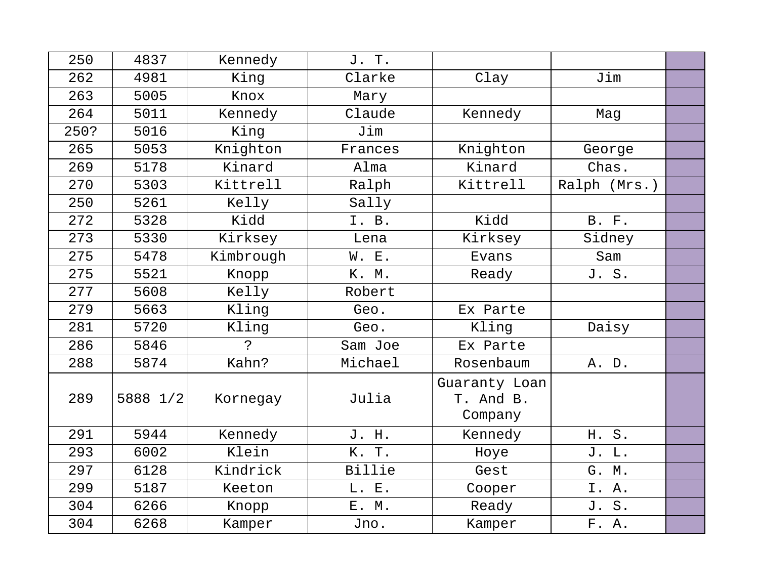| 250 | 4837 | Kennedy | J. T. | | | |
|---|---|---|---|---|---|---|
| 262 | 4981 | King | Clarke | Clay | Jim | |
| 263 | 5005 | Knox | Mary | | | |
| 264 | 5011 | Kennedy | Claude | Kennedy | Mag | |
| 250? | 5016 | King | Jim | | | |
| 265 | 5053 | Knighton | Frances | Knighton | George | |
| 269 | 5178 | Kinard | Alma | Kinard | Chas. | |
| 270 | 5303 | Kittrell | Ralph | Kittrell | Ralph (Mrs.) | |
| 250 | 5261 | Kelly | Sally | | | |
| 272 | 5328 | Kidd | I. B. | Kidd | B. F. | |
| 273 | 5330 | Kirksey | Lena | Kirksey | Sidney | |
| 275 | 5478 | Kimbrough | W. E. | Evans | Sam | |
| 275 | 5521 | Knopp | K. M. | Ready | J. S. | |
| 277 | 5608 | Kelly | Robert | | | |
| 279 | 5663 | Kling | Geo. | Ex Parte | | |
| 281 | 5720 | Kling | Geo. | Kling | Daisy | |
| 286 | 5846 | ? | Sam Joe | Ex Parte | | |
| 288 | 5874 | Kahn? | Michael | Rosenbaum | A. D. | |
| 289 | 5888 1/2 | Kornegay | Julia | Guaranty Loan T. And B. Company | | |
| 291 | 5944 | Kennedy | J. H. | Kennedy | H. S. | |
| 293 | 6002 | Klein | K. T. | Hoye | J. L. | |
| 297 | 6128 | Kindrick | Billie | Gest | G. M. | |
| 299 | 5187 | Keeton | L. E. | Cooper | I. A. | |
| 304 | 6266 | Knopp | E. M. | Ready | J. S. | |
| 304 | 6268 | Kamper | Jno. | Kamper | F. A. | |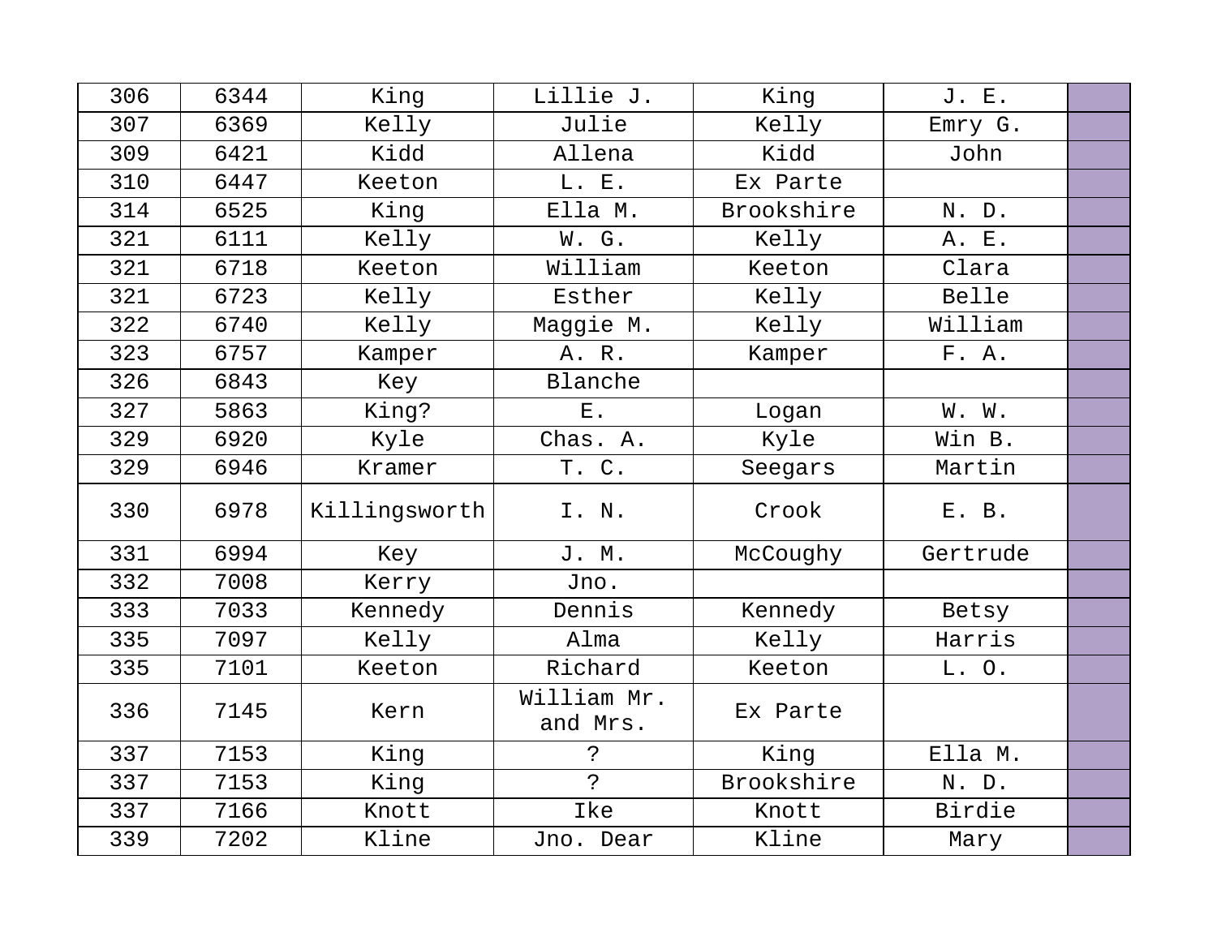| | | | | | | |
|---|---|---|---|---|---|---|
| 306 | 6344 | King | Lillie J. | King | J. E. | |
| 307 | 6369 | Kelly | Julie | Kelly | Emry G. | |
| 309 | 6421 | Kidd | Allena | Kidd | John | |
| 310 | 6447 | Keeton | L. E. | Ex Parte | | |
| 314 | 6525 | King | Ella M. | Brookshire | N. D. | |
| 321 | 6111 | Kelly | W. G. | Kelly | A. E. | |
| 321 | 6718 | Keeton | William | Keeton | Clara | |
| 321 | 6723 | Kelly | Esther | Kelly | Belle | |
| 322 | 6740 | Kelly | Maggie M. | Kelly | William | |
| 323 | 6757 | Kamper | A. R. | Kamper | F. A. | |
| 326 | 6843 | Key | Blanche | | | |
| 327 | 5863 | King? | E. | Logan | W. W. | |
| 329 | 6920 | Kyle | Chas. A. | Kyle | Win B. | |
| 329 | 6946 | Kramer | T. C. | Seegars | Martin | |
| 330 | 6978 | Killingsworth | I. N. | Crook | E. B. | |
| 331 | 6994 | Key | J. M. | McCoughy | Gertrude | |
| 332 | 7008 | Kerry | Jno. | | | |
| 333 | 7033 | Kennedy | Dennis | Kennedy | Betsy | |
| 335 | 7097 | Kelly | Alma | Kelly | Harris | |
| 335 | 7101 | Keeton | Richard | Keeton | L. O. | |
| 336 | 7145 | Kern | William Mr. and Mrs. | Ex Parte | | |
| 337 | 7153 | King | ? | King | Ella M. | |
| 337 | 7153 | King | ? | Brookshire | N. D. | |
| 337 | 7166 | Knott | Ike | Knott | Birdie | |
| 339 | 7202 | Kline | Jno. Dear | Kline | Mary | |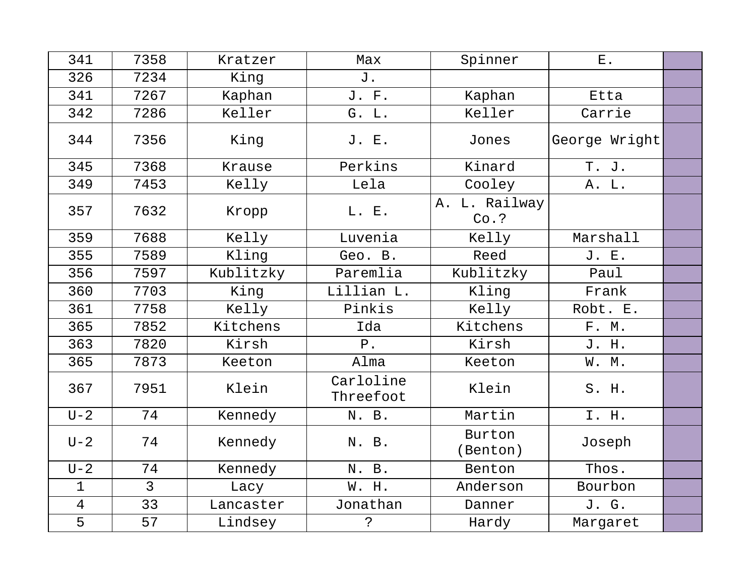| 341 | 7358 | Kratzer | Max | Spinner | E. | |
|---|---|---|---|---|---|---|
| 326 | 7234 | King | J. | | | |
| 341 | 7267 | Kaphan | J. F. | Kaphan | Etta | |
| 342 | 7286 | Keller | G. L. | Keller | Carrie | |
| 344 | 7356 | King | J. E. | Jones | George Wright | |
| 345 | 7368 | Krause | Perkins | Kinard | T. J. | |
| 349 | 7453 | Kelly | Lela | Cooley | A. L. | |
| 357 | 7632 | Kropp | L. E. | A. L. Railway Co.? | | |
| 359 | 7688 | Kelly | Luvenia | Kelly | Marshall | |
| 355 | 7589 | Kling | Geo. B. | Reed | J. E. | |
| 356 | 7597 | Kublitzky | Paremlia | Kublitzky | Paul | |
| 360 | 7703 | King | Lillian L. | Kling | Frank | |
| 361 | 7758 | Kelly | Pinkis | Kelly | Robt. E. | |
| 365 | 7852 | Kitchens | Ida | Kitchens | F. M. | |
| 363 | 7820 | Kirsh | P. | Kirsh | J. H. | |
| 365 | 7873 | Keeton | Alma | Keeton | W. M. | |
| 367 | 7951 | Klein | Carloline Threefoot | Klein | S. H. | |
| U-2 | 74 | Kennedy | N. B. | Martin | I. H. | |
| U-2 | 74 | Kennedy | N. B. | Burton (Benton) | Joseph | |
| U-2 | 74 | Kennedy | N. B. | Benton | Thos. | |
| 1 | 3 | Lacy | W. H. | Anderson | Bourbon | |
| 4 | 33 | Lancaster | Jonathan | Danner | J. G. | |
| 5 | 57 | Lindsey | ? | Hardy | Margaret | |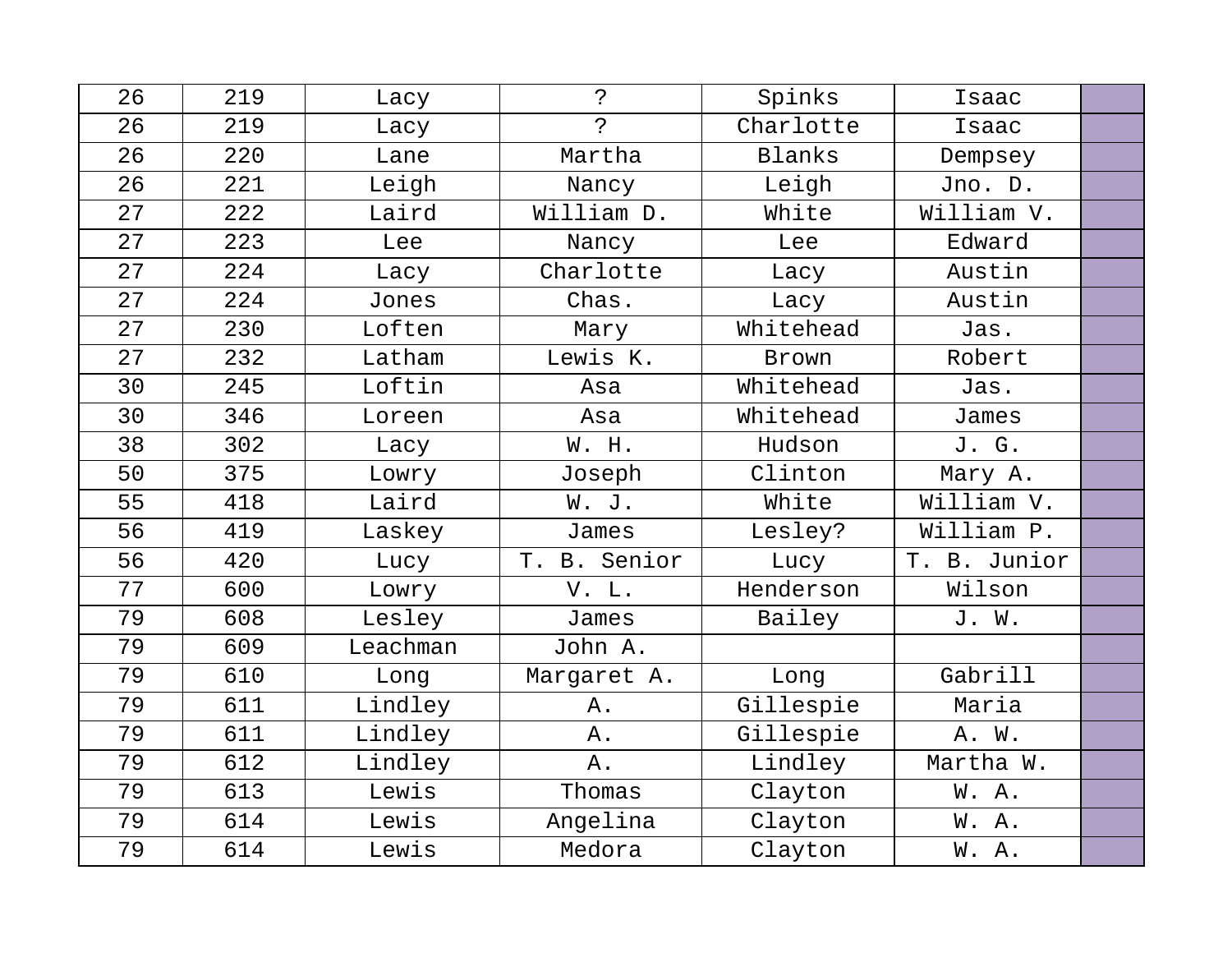| | | | | | | |
|---|---|---|---|---|---|---|
| 26 | 219 | Lacy | ? | Spinks | Isaac | |
| 26 | 219 | Lacy | ? | Charlotte | Isaac | |
| 26 | 220 | Lane | Martha | Blanks | Dempsey | |
| 26 | 221 | Leigh | Nancy | Leigh | Jno. D. | |
| 27 | 222 | Laird | William D. | White | William V. | |
| 27 | 223 | Lee | Nancy | Lee | Edward | |
| 27 | 224 | Lacy | Charlotte | Lacy | Austin | |
| 27 | 224 | Jones | Chas. | Lacy | Austin | |
| 27 | 230 | Loften | Mary | Whitehead | Jas. | |
| 27 | 232 | Latham | Lewis K. | Brown | Robert | |
| 30 | 245 | Loftin | Asa | Whitehead | Jas. | |
| 30 | 346 | Loreen | Asa | Whitehead | James | |
| 38 | 302 | Lacy | W. H. | Hudson | J. G. | |
| 50 | 375 | Lowry | Joseph | Clinton | Mary A. | |
| 55 | 418 | Laird | W. J. | White | William V. | |
| 56 | 419 | Laskey | James | Lesley? | William P. | |
| 56 | 420 | Lucy | T. B. Senior | Lucy | T. B. Junior | |
| 77 | 600 | Lowry | V. L. | Henderson | Wilson | |
| 79 | 608 | Lesley | James | Bailey | J. W. | |
| 79 | 609 | Leachman | John A. | | | |
| 79 | 610 | Long | Margaret A. | Long | Gabrill | |
| 79 | 611 | Lindley | A. | Gillespie | Maria | |
| 79 | 611 | Lindley | A. | Gillespie | A. W. | |
| 79 | 612 | Lindley | A. | Lindley | Martha W. | |
| 79 | 613 | Lewis | Thomas | Clayton | W. A. | |
| 79 | 614 | Lewis | Angelina | Clayton | W. A. | |
| 79 | 614 | Lewis | Medora | Clayton | W. A. | |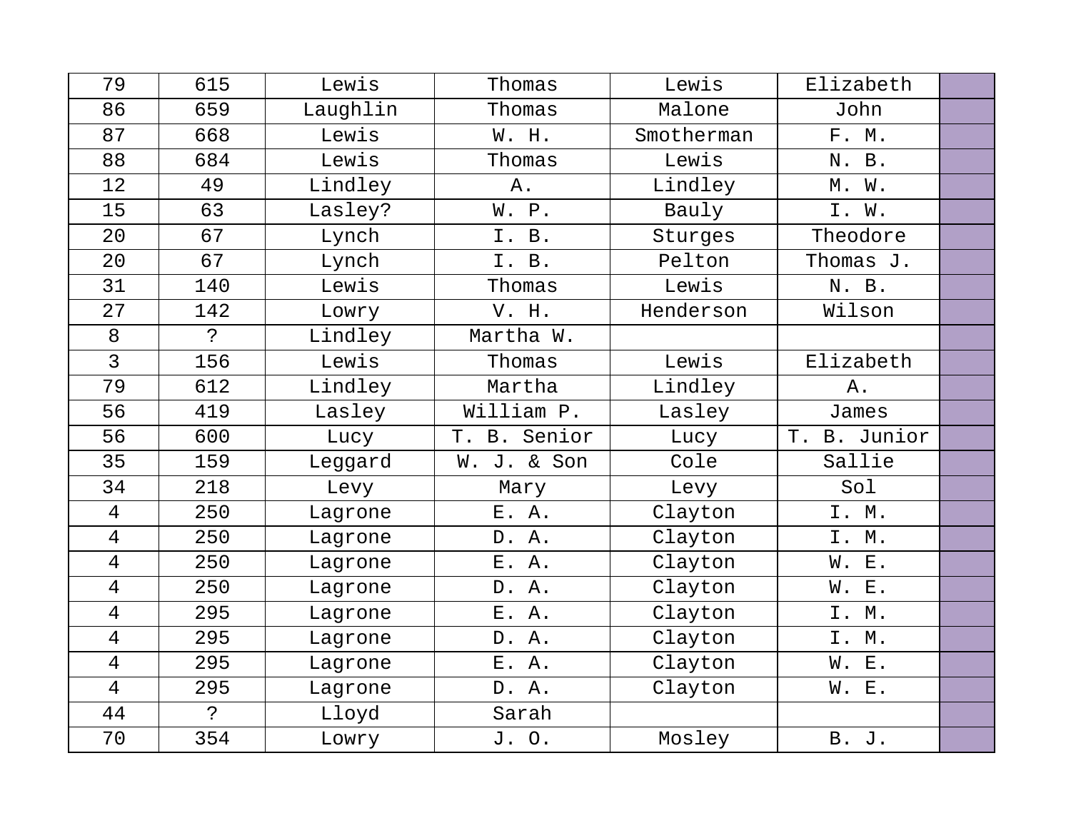| 79 | 615 | Lewis | Thomas | Lewis | Elizabeth | |
|---|---|---|---|---|---|---|
| 86 | 659 | Laughlin | Thomas | Malone | John | |
| 87 | 668 | Lewis | W. H. | Smotherman | F. M. | |
| 88 | 684 | Lewis | Thomas | Lewis | N. B. | |
| 12 | 49 | Lindley | A. | Lindley | M. W. | |
| 15 | 63 | Lasley? | W. P. | Bauly | I. W. | |
| 20 | 67 | Lynch | I. B. | Sturges | Theodore | |
| 20 | 67 | Lynch | I. B. | Pelton | Thomas J. | |
| 31 | 140 | Lewis | Thomas | Lewis | N. B. | |
| 27 | 142 | Lowry | V. H. | Henderson | Wilson | |
| 8 | ? | Lindley | Martha W. | | | |
| 3 | 156 | Lewis | Thomas | Lewis | Elizabeth | |
| 79 | 612 | Lindley | Martha | Lindley | A. | |
| 56 | 419 | Lasley | William P. | Lasley | James | |
| 56 | 600 | Lucy | T. B. Senior | Lucy | T. B. Junior | |
| 35 | 159 | Leggard | W. J. & Son | Cole | Sallie | |
| 34 | 218 | Levy | Mary | Levy | Sol | |
| 4 | 250 | Lagrone | E. A. | Clayton | I. M. | |
| 4 | 250 | Lagrone | D. A. | Clayton | I. M. | |
| 4 | 250 | Lagrone | E. A. | Clayton | W. E. | |
| 4 | 250 | Lagrone | D. A. | Clayton | W. E. | |
| 4 | 295 | Lagrone | E. A. | Clayton | I. M. | |
| 4 | 295 | Lagrone | D. A. | Clayton | I. M. | |
| 4 | 295 | Lagrone | E. A. | Clayton | W. E. | |
| 4 | 295 | Lagrone | D. A. | Clayton | W. E. | |
| 44 | ? | Lloyd | Sarah | | | |
| 70 | 354 | Lowry | J. O. | Mosley | B. J. | |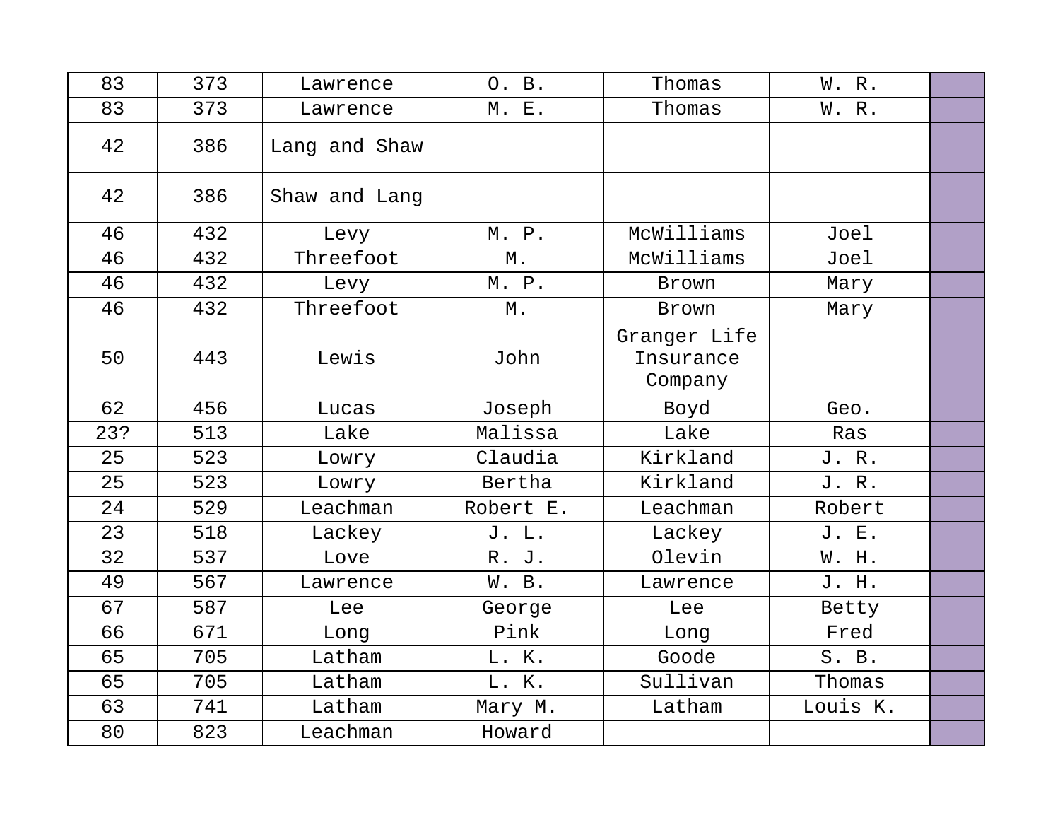| | | | | | | |
|---|---|---|---|---|---|---|
| 83 | 373 | Lawrence | O. B. | Thomas | W. R. | |
| 83 | 373 | Lawrence | M. E. | Thomas | W. R. | |
| 42 | 386 | Lang and Shaw | | | | |
| 42 | 386 | Shaw and Lang | | | | |
| 46 | 432 | Levy | M. P. | McWilliams | Joel | |
| 46 | 432 | Threefoot | M. | McWilliams | Joel | |
| 46 | 432 | Levy | M. P. | Brown | Mary | |
| 46 | 432 | Threefoot | M. | Brown | Mary | |
| 50 | 443 | Lewis | John | Granger Life Insurance Company | | |
| 62 | 456 | Lucas | Joseph | Boyd | Geo. | |
| 23? | 513 | Lake | Malissa | Lake | Ras | |
| 25 | 523 | Lowry | Claudia | Kirkland | J. R. | |
| 25 | 523 | Lowry | Bertha | Kirkland | J. R. | |
| 24 | 529 | Leachman | Robert E. | Leachman | Robert | |
| 23 | 518 | Lackey | J. L. | Lackey | J. E. | |
| 32 | 537 | Love | R. J. | Olevin | W. H. | |
| 49 | 567 | Lawrence | W. B. | Lawrence | J. H. | |
| 67 | 587 | Lee | George | Lee | Betty | |
| 66 | 671 | Long | Pink | Long | Fred | |
| 65 | 705 | Latham | L. K. | Goode | S. B. | |
| 65 | 705 | Latham | L. K. | Sullivan | Thomas | |
| 63 | 741 | Latham | Mary M. | Latham | Louis K. | |
| 80 | 823 | Leachman | Howard | | | |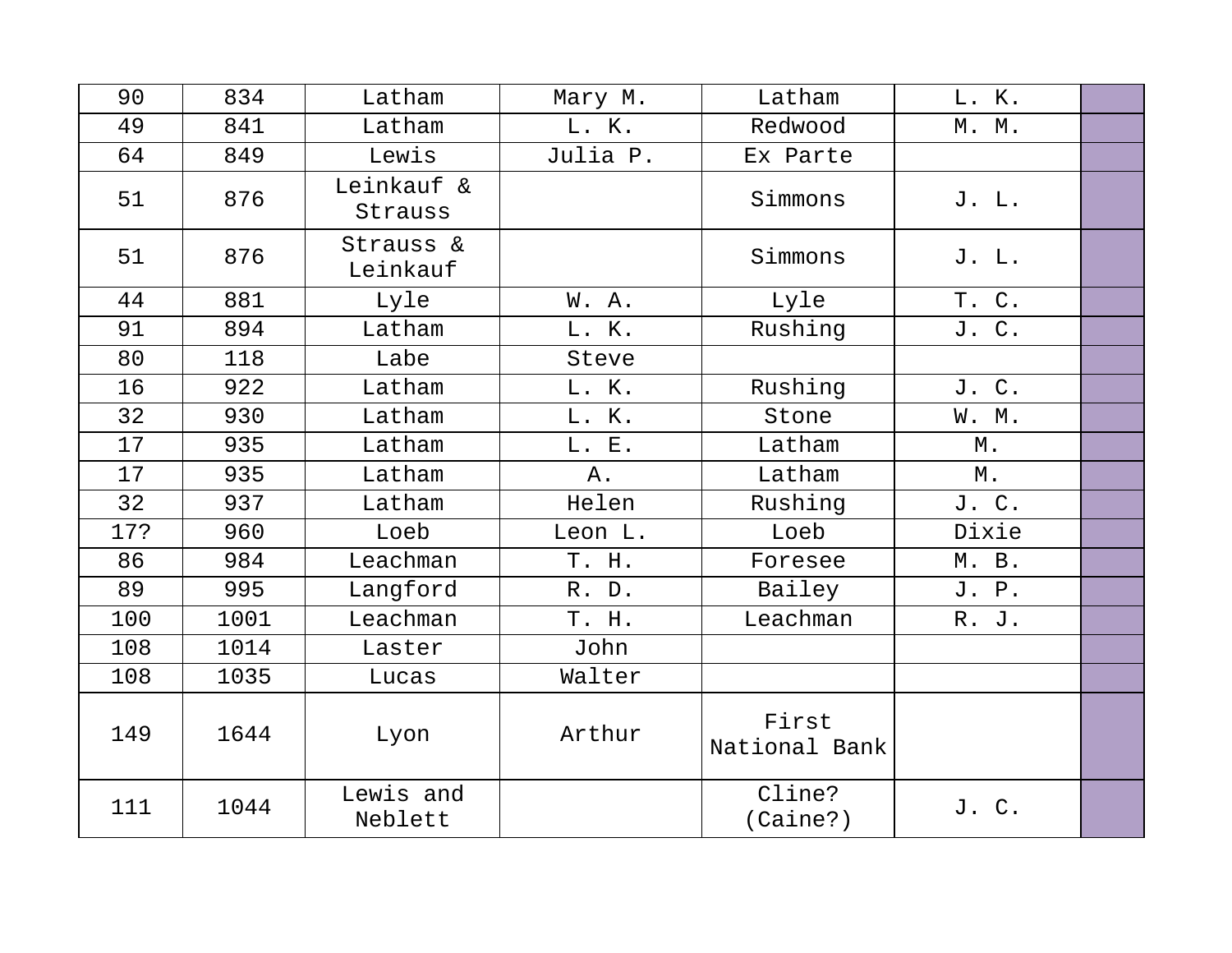| | | | | | | |
|---|---|---|---|---|---|---|
| 90 | 834 | Latham | Mary M. | Latham | L. K. | |
| 49 | 841 | Latham | L. K. | Redwood | M. M. | |
| 64 | 849 | Lewis | Julia P. | Ex Parte | | |
| 51 | 876 | Leinkauf & Strauss | | Simmons | J. L. | |
| 51 | 876 | Strauss & Leinkauf | | Simmons | J. L. | |
| 44 | 881 | Lyle | W. A. | Lyle | T. C. | |
| 91 | 894 | Latham | L. K. | Rushing | J. C. | |
| 80 | 118 | Labe | Steve | | | |
| 16 | 922 | Latham | L. K. | Rushing | J. C. | |
| 32 | 930 | Latham | L. K. | Stone | W. M. | |
| 17 | 935 | Latham | L. E. | Latham | M. | |
| 17 | 935 | Latham | A. | Latham | M. | |
| 32 | 937 | Latham | Helen | Rushing | J. C. | |
| 17? | 960 | Loeb | Leon L. | Loeb | Dixie | |
| 86 | 984 | Leachman | T. H. | Foresee | M. B. | |
| 89 | 995 | Langford | R. D. | Bailey | J. P. | |
| 100 | 1001 | Leachman | T. H. | Leachman | R. J. | |
| 108 | 1014 | Laster | John | | | |
| 108 | 1035 | Lucas | Walter | | | |
| 149 | 1644 | Lyon | Arthur | First National Bank | | |
| 111 | 1044 | Lewis and Neblett | | Cline? (Caine?) | J. C. | |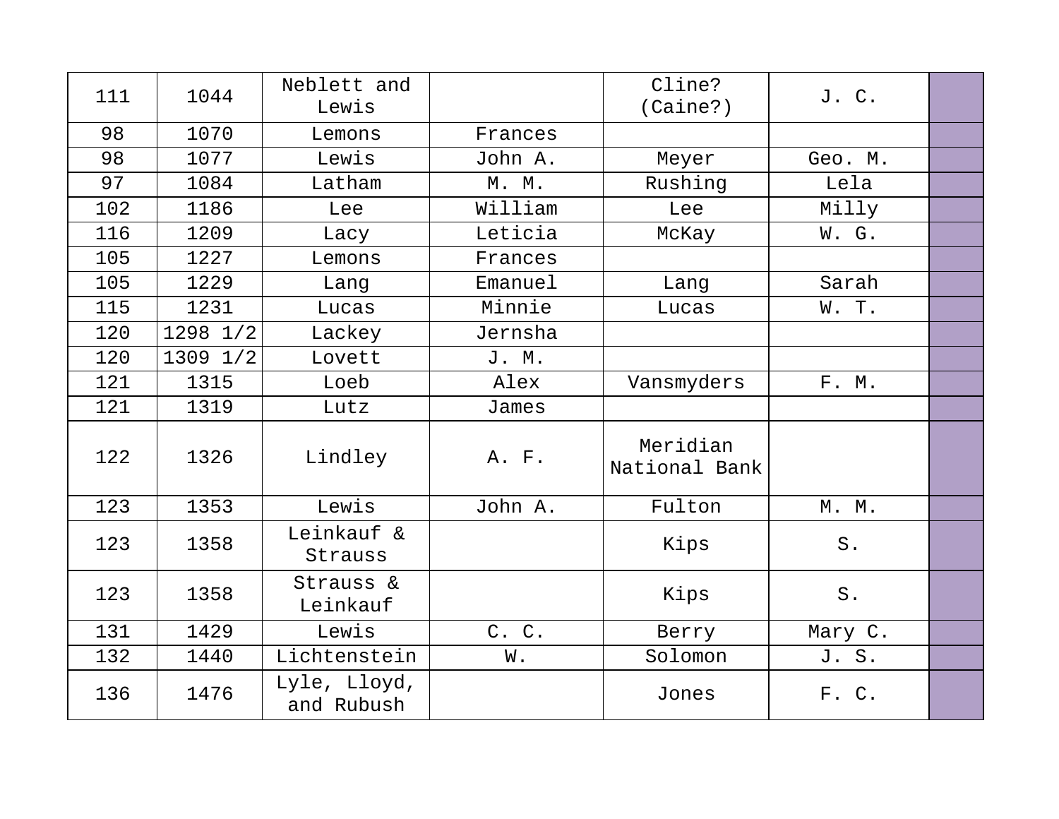| | | | | | | |
|---|---|---|---|---|---|---|
| 111 | 1044 | Neblett and Lewis | | Cline? (Caine?) | J. C. | |
| 98 | 1070 | Lemons | Frances | | | |
| 98 | 1077 | Lewis | John A. | Meyer | Geo. M. | |
| 97 | 1084 | Latham | M. M. | Rushing | Lela | |
| 102 | 1186 | Lee | William | Lee | Milly | |
| 116 | 1209 | Lacy | Leticia | McKay | W. G. | |
| 105 | 1227 | Lemons | Frances | | | |
| 105 | 1229 | Lang | Emanuel | Lang | Sarah | |
| 115 | 1231 | Lucas | Minnie | Lucas | W. T. | |
| 120 | 1298 1/2 | Lackey | Jernsha | | | |
| 120 | 1309 1/2 | Lovett | J. M. | | | |
| 121 | 1315 | Loeb | Alex | Vansmyders | F. M. | |
| 121 | 1319 | Lutz | James | | | |
| 122 | 1326 | Lindley | A. F. | Meridian National Bank | | |
| 123 | 1353 | Lewis | John A. | Fulton | M. M. | |
| 123 | 1358 | Leinkauf & Strauss | | Kips | S. | |
| 123 | 1358 | Strauss & Leinkauf | | Kips | S. | |
| 131 | 1429 | Lewis | C. C. | Berry | Mary C. | |
| 132 | 1440 | Lichtenstein | W. | Solomon | J. S. | |
| 136 | 1476 | Lyle, Lloyd, and Rubush | | Jones | F. C. | |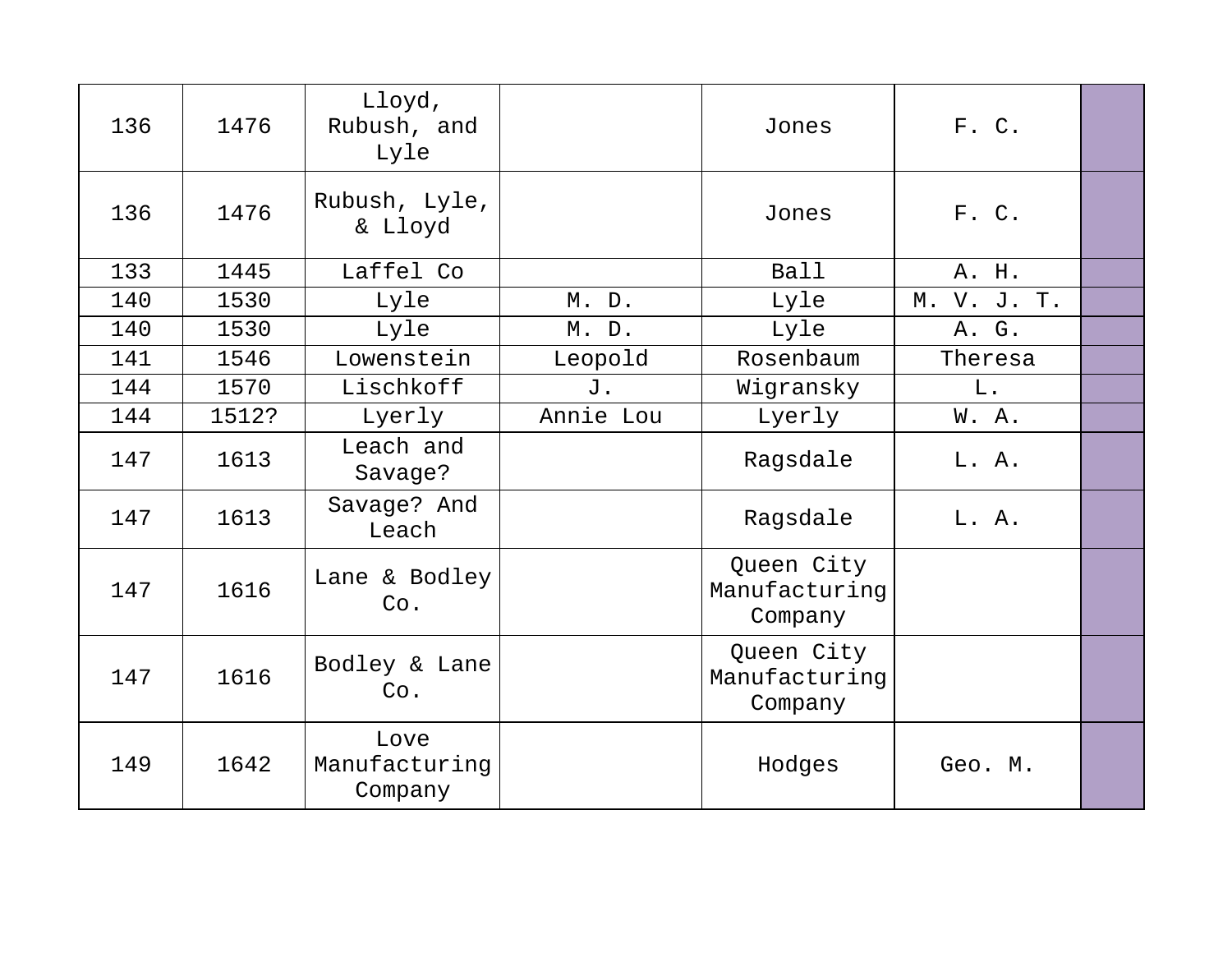| 136 | 1476 | Lloyd, Rubush, and Lyle | | Jones | F. C. | |
|---|---|---|---|---|---|---|
| 136 | 1476 | Rubush, Lyle, & Lloyd | | Jones | F. C. | |
| 133 | 1445 | Laffel Co | | Ball | A. H. | |
| 140 | 1530 | Lyle | M. D. | Lyle | M. V. J. T. | |
| 140 | 1530 | Lyle | M. D. | Lyle | A. G. | |
| 141 | 1546 | Lowenstein | Leopold | Rosenbaum | Theresa | |
| 144 | 1570 | Lischkoff | J. | Wigransky | L. | |
| 144 | 1512? | Lyerly | Annie Lou | Lyerly | W. A. | |
| 147 | 1613 | Leach and Savage? | | Ragsdale | L. A. | |
| 147 | 1613 | Savage? And Leach | | Ragsdale | L. A. | |
| 147 | 1616 | Lane & Bodley Co. | | Queen City Manufacturing Company | | |
| 147 | 1616 | Bodley & Lane Co. | | Queen City Manufacturing Company | | |
| 149 | 1642 | Love Manufacturing Company | | Hodges | Geo. M. | |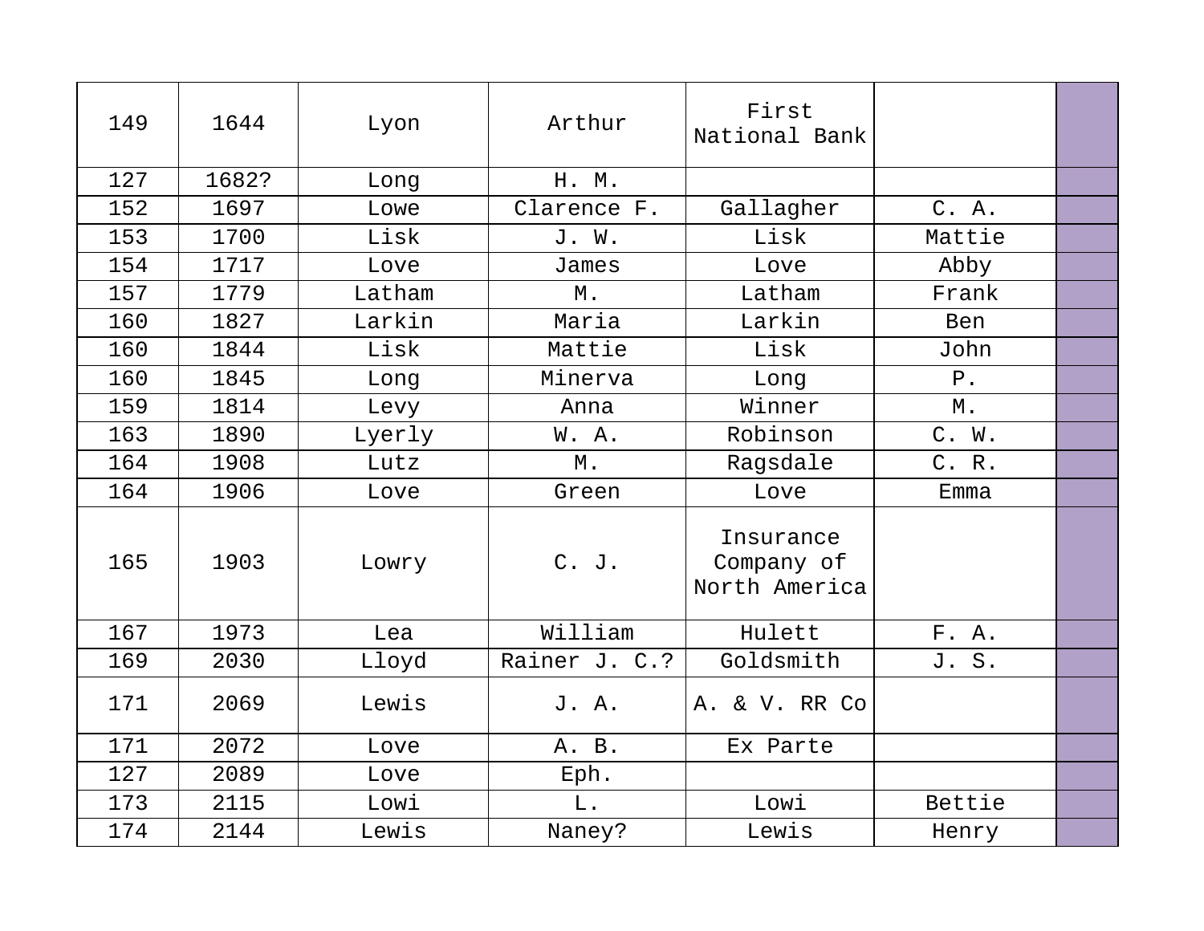| | | | | | | |
|---|---|---|---|---|---|---|
| 149 | 1644 | Lyon | Arthur | First National Bank | | |
| 127 | 1682? | Long | H. M. | | | |
| 152 | 1697 | Lowe | Clarence F. | Gallagher | C. A. | |
| 153 | 1700 | Lisk | J. W. | Lisk | Mattie | |
| 154 | 1717 | Love | James | Love | Abby | |
| 157 | 1779 | Latham | M. | Latham | Frank | |
| 160 | 1827 | Larkin | Maria | Larkin | Ben | |
| 160 | 1844 | Lisk | Mattie | Lisk | John | |
| 160 | 1845 | Long | Minerva | Long | P. | |
| 159 | 1814 | Levy | Anna | Winner | M. | |
| 163 | 1890 | Lyerly | W. A. | Robinson | C. W. | |
| 164 | 1908 | Lutz | M. | Ragsdale | C. R. | |
| 164 | 1906 | Love | Green | Love | Emma | |
| 165 | 1903 | Lowry | C. J. | Insurance Company of North America | | |
| 167 | 1973 | Lea | William | Hulett | F. A. | |
| 169 | 2030 | Lloyd | Rainer J. C.? | Goldsmith | J. S. | |
| 171 | 2069 | Lewis | J. A. | A. & V. RR Co | | |
| 171 | 2072 | Love | A. B. | Ex Parte | | |
| 127 | 2089 | Love | Eph. | | | |
| 173 | 2115 | Lowi | L. | Lowi | Bettie | |
| 174 | 2144 | Lewis | Naney? | Lewis | Henry | |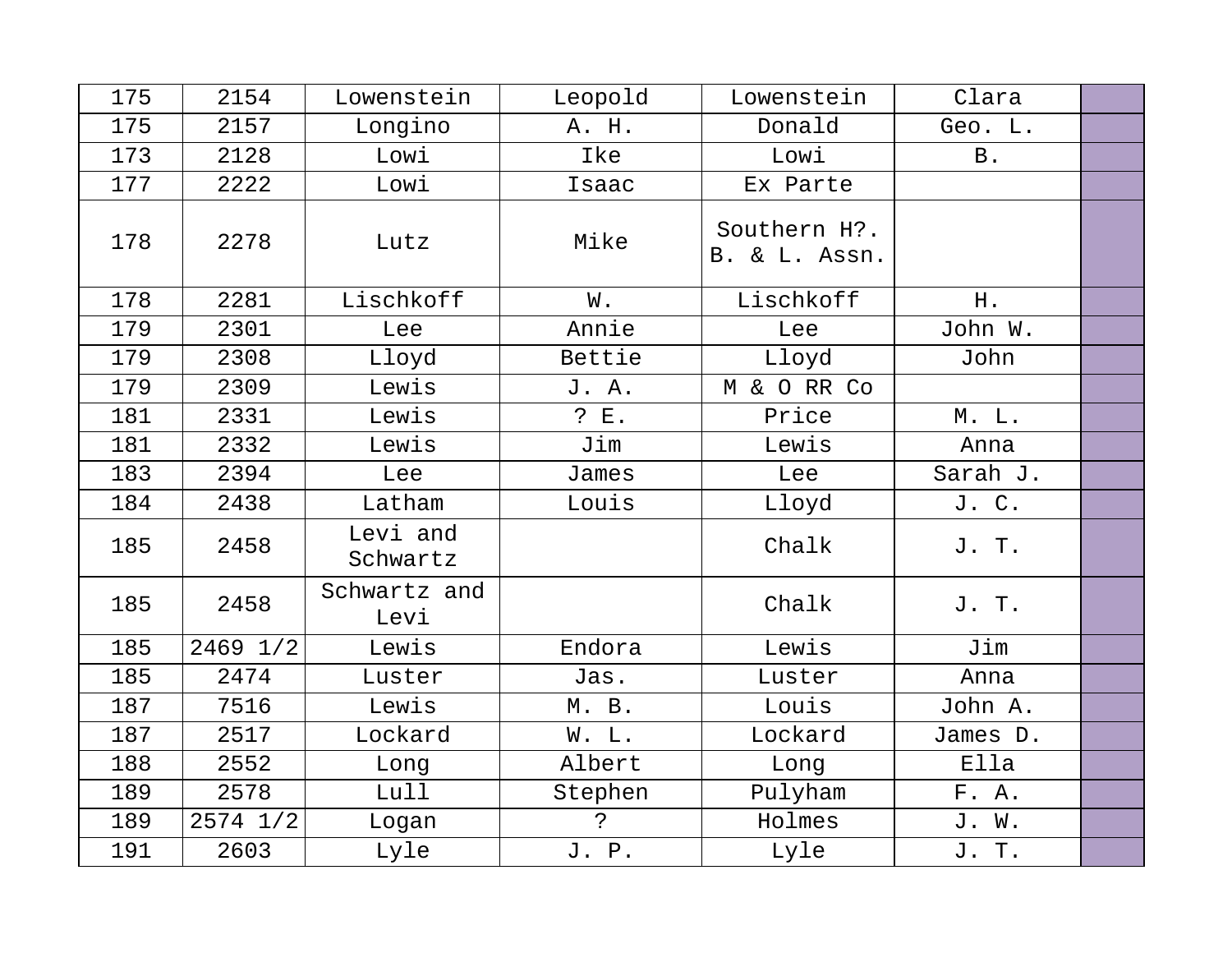| | | | | | | |
|---|---|---|---|---|---|---|
| 175 | 2154 | Lowenstein | Leopold | Lowenstein | Clara | |
| 175 | 2157 | Longino | A. H. | Donald | Geo. L. | |
| 173 | 2128 | Lowi | Ike | Lowi | B. | |
| 177 | 2222 | Lowi | Isaac | Ex Parte | | |
| 178 | 2278 | Lutz | Mike | Southern H?. B. & L. Assn. | | |
| 178 | 2281 | Lischkoff | W. | Lischkoff | H. | |
| 179 | 2301 | Lee | Annie | Lee | John W. | |
| 179 | 2308 | Lloyd | Bettie | Lloyd | John | |
| 179 | 2309 | Lewis | J. A. | M & O RR Co | | |
| 181 | 2331 | Lewis | ? E. | Price | M. L. | |
| 181 | 2332 | Lewis | Jim | Lewis | Anna | |
| 183 | 2394 | Lee | James | Lee | Sarah J. | |
| 184 | 2438 | Latham | Louis | Lloyd | J. C. | |
| 185 | 2458 | Levi and Schwartz | | Chalk | J. T. | |
| 185 | 2458 | Schwartz and Levi | | Chalk | J. T. | |
| 185 | 2469 1/2 | Lewis | Endora | Lewis | Jim | |
| 185 | 2474 | Luster | Jas. | Luster | Anna | |
| 187 | 7516 | Lewis | M. B. | Louis | John A. | |
| 187 | 2517 | Lockard | W. L. | Lockard | James D. | |
| 188 | 2552 | Long | Albert | Long | Ella | |
| 189 | 2578 | Lull | Stephen | Pulyham | F. A. | |
| 189 | 2574 1/2 | Logan | ? | Holmes | J. W. | |
| 191 | 2603 | Lyle | J. P. | Lyle | J. T. | |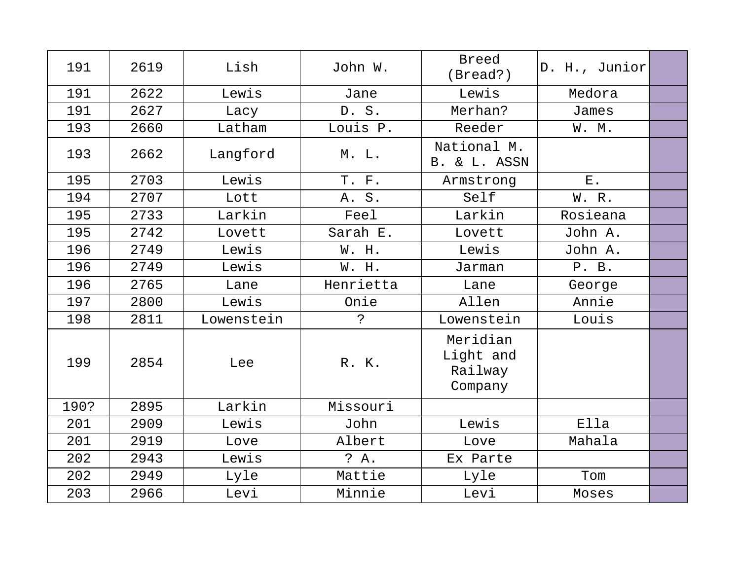| | | | | | | |
|---|---|---|---|---|---|---|
| 191 | 2619 | Lish | John W. | Breed (Bread?) | D. H., Junior | |
| 191 | 2622 | Lewis | Jane | Lewis | Medora | |
| 191 | 2627 | Lacy | D. S. | Merhan? | James | |
| 193 | 2660 | Latham | Louis P. | Reeder | W. M. | |
| 193 | 2662 | Langford | M. L. | National M. B. & L. ASSN | | |
| 195 | 2703 | Lewis | T. F. | Armstrong | E. | |
| 194 | 2707 | Lott | A. S. | Self | W. R. | |
| 195 | 2733 | Larkin | Feel | Larkin | Rosieana | |
| 195 | 2742 | Lovett | Sarah E. | Lovett | John A. | |
| 196 | 2749 | Lewis | W. H. | Lewis | John A. | |
| 196 | 2749 | Lewis | W. H. | Jarman | P. B. | |
| 196 | 2765 | Lane | Henrietta | Lane | George | |
| 197 | 2800 | Lewis | Onie | Allen | Annie | |
| 198 | 2811 | Lowenstein | ? | Lowenstein | Louis | |
| 199 | 2854 | Lee | R. K. | Meridian Light and Railway Company | | |
| 190? | 2895 | Larkin | Missouri | | | |
| 201 | 2909 | Lewis | John | Lewis | Ella | |
| 201 | 2919 | Love | Albert | Love | Mahala | |
| 202 | 2943 | Lewis | ? A. | Ex Parte | | |
| 202 | 2949 | Lyle | Mattie | Lyle | Tom | |
| 203 | 2966 | Levi | Minnie | Levi | Moses | |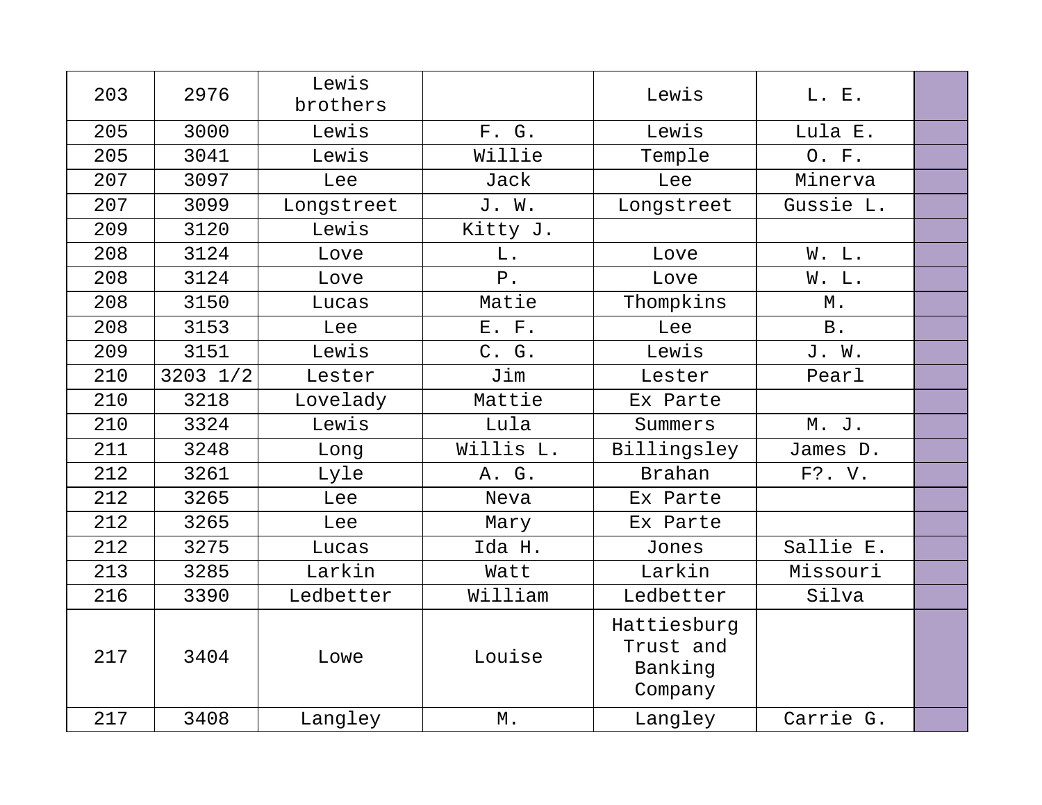| 203 | 2976 | Lewis brothers | | Lewis | L. E. | |
|---|---|---|---|---|---|---|
| 205 | 3000 | Lewis | F. G. | Lewis | Lula E. | |
| 205 | 3041 | Lewis | Willie | Temple | O. F. | |
| 207 | 3097 | Lee | Jack | Lee | Minerva | |
| 207 | 3099 | Longstreet | J. W. | Longstreet | Gussie L. | |
| 209 | 3120 | Lewis | Kitty J. | | | |
| 208 | 3124 | Love | L. | Love | W. L. | |
| 208 | 3124 | Love | P. | Love | W. L. | |
| 208 | 3150 | Lucas | Matie | Thompkins | M. | |
| 208 | 3153 | Lee | E. F. | Lee | B. | |
| 209 | 3151 | Lewis | C. G. | Lewis | J. W. | |
| 210 | 3203 1/2 | Lester | Jim | Lester | Pearl | |
| 210 | 3218 | Lovelady | Mattie | Ex Parte | | |
| 210 | 3324 | Lewis | Lula | Summers | M. J. | |
| 211 | 3248 | Long | Willis L. | Billingsley | James D. | |
| 212 | 3261 | Lyle | A. G. | Brahan | F?. V. | |
| 212 | 3265 | Lee | Neva | Ex Parte | | |
| 212 | 3265 | Lee | Mary | Ex Parte | | |
| 212 | 3275 | Lucas | Ida H. | Jones | Sallie E. | |
| 213 | 3285 | Larkin | Watt | Larkin | Missouri | |
| 216 | 3390 | Ledbetter | William | Ledbetter | Silva | |
| 217 | 3404 | Lowe | Louise | Hattiesburg Trust and Banking Company | | |
| 217 | 3408 | Langley | M. | Langley | Carrie G. | |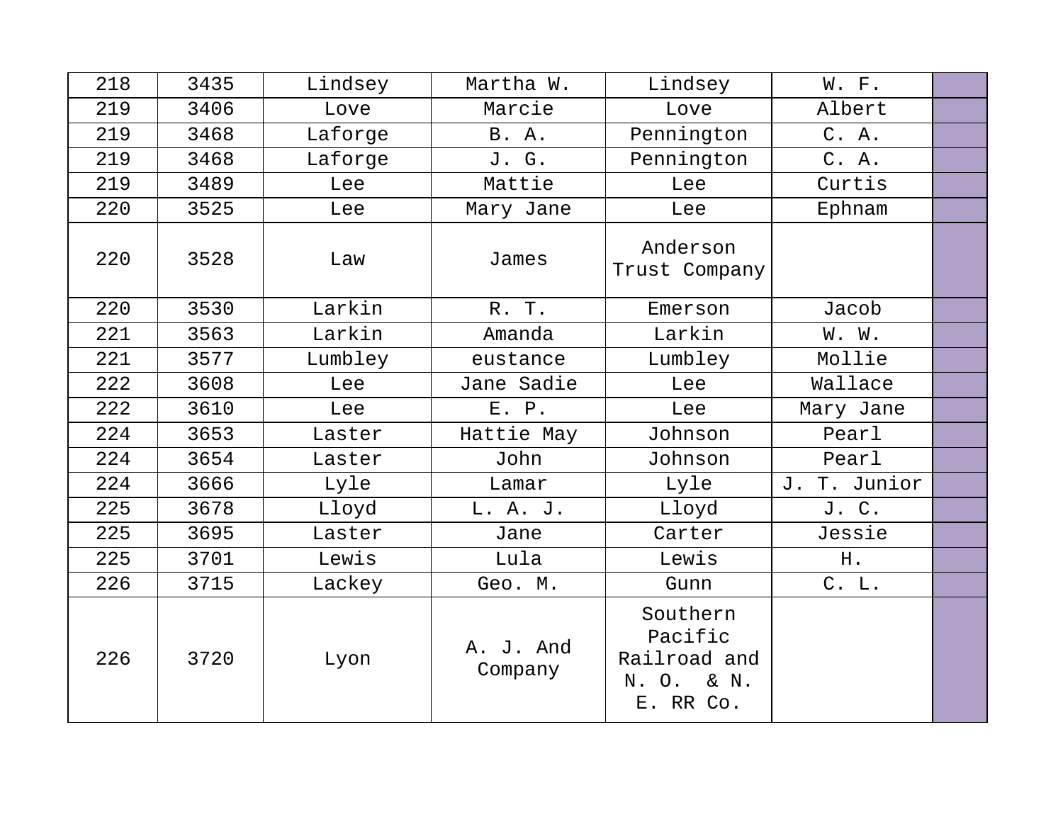| | | | | | | |
|---|---|---|---|---|---|---|
| 218 | 3435 | Lindsey | Martha W. | Lindsey | W. F. | |
| 219 | 3406 | Love | Marcie | Love | Albert | |
| 219 | 3468 | Laforge | B. A. | Pennington | C. A. | |
| 219 | 3468 | Laforge | J. G. | Pennington | C. A. | |
| 219 | 3489 | Lee | Mattie | Lee | Curtis | |
| 220 | 3525 | Lee | Mary Jane | Lee | Ephnam | |
| 220 | 3528 | Law | James | Anderson Trust Company | | |
| 220 | 3530 | Larkin | R. T. | Emerson | Jacob | |
| 221 | 3563 | Larkin | Amanda | Larkin | W. W. | |
| 221 | 3577 | Lumbley | eustance | Lumbley | Mollie | |
| 222 | 3608 | Lee | Jane Sadie | Lee | Wallace | |
| 222 | 3610 | Lee | E. P. | Lee | Mary Jane | |
| 224 | 3653 | Laster | Hattie May | Johnson | Pearl | |
| 224 | 3654 | Laster | John | Johnson | Pearl | |
| 224 | 3666 | Lyle | Lamar | Lyle | J. T. Junior | |
| 225 | 3678 | Lloyd | L. A. J. | Lloyd | J. C. | |
| 225 | 3695 | Laster | Jane | Carter | Jessie | |
| 225 | 3701 | Lewis | Lula | Lewis | H. | |
| 226 | 3715 | Lackey | Geo. M. | Gunn | C. L. | |
| 226 | 3720 | Lyon | A. J. And Company | Southern Pacific Railroad and N. O. & N. E. RR Co. | | |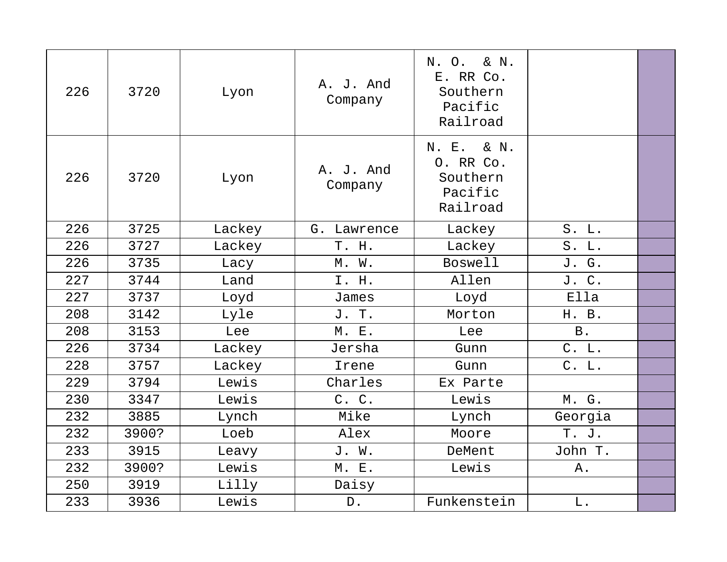| | | | | | | |
|---|---|---|---|---|---|---|
| 226 | 3720 | Lyon | A. J. And Company | N. O. & N. E. RR Co. Southern Pacific Railroad | | |
| 226 | 3720 | Lyon | A. J. And Company | N. E. & N. O. RR Co. Southern Pacific Railroad | | |
| 226 | 3725 | Lackey | G. Lawrence | Lackey | S. L. | |
| 226 | 3727 | Lackey | T. H. | Lackey | S. L. | |
| 226 | 3735 | Lacy | M. W. | Boswell | J. G. | |
| 227 | 3744 | Land | I. H. | Allen | J. C. | |
| 227 | 3737 | Loyd | James | Loyd | Ella | |
| 208 | 3142 | Lyle | J. T. | Morton | H. B. | |
| 208 | 3153 | Lee | M. E. | Lee | B. | |
| 226 | 3734 | Lackey | Jersha | Gunn | C. L. | |
| 228 | 3757 | Lackey | Irene | Gunn | C. L. | |
| 229 | 3794 | Lewis | Charles | Ex Parte | | |
| 230 | 3347 | Lewis | C. C. | Lewis | M. G. | |
| 232 | 3885 | Lynch | Mike | Lynch | Georgia | |
| 232 | 3900? | Loeb | Alex | Moore | T. J. | |
| 233 | 3915 | Leavy | J. W. | DeMent | John T. | |
| 232 | 3900? | Lewis | M. E. | Lewis | A. | |
| 250 | 3919 | Lilly | Daisy | | | |
| 233 | 3936 | Lewis | D. | Funkenstein | L. | |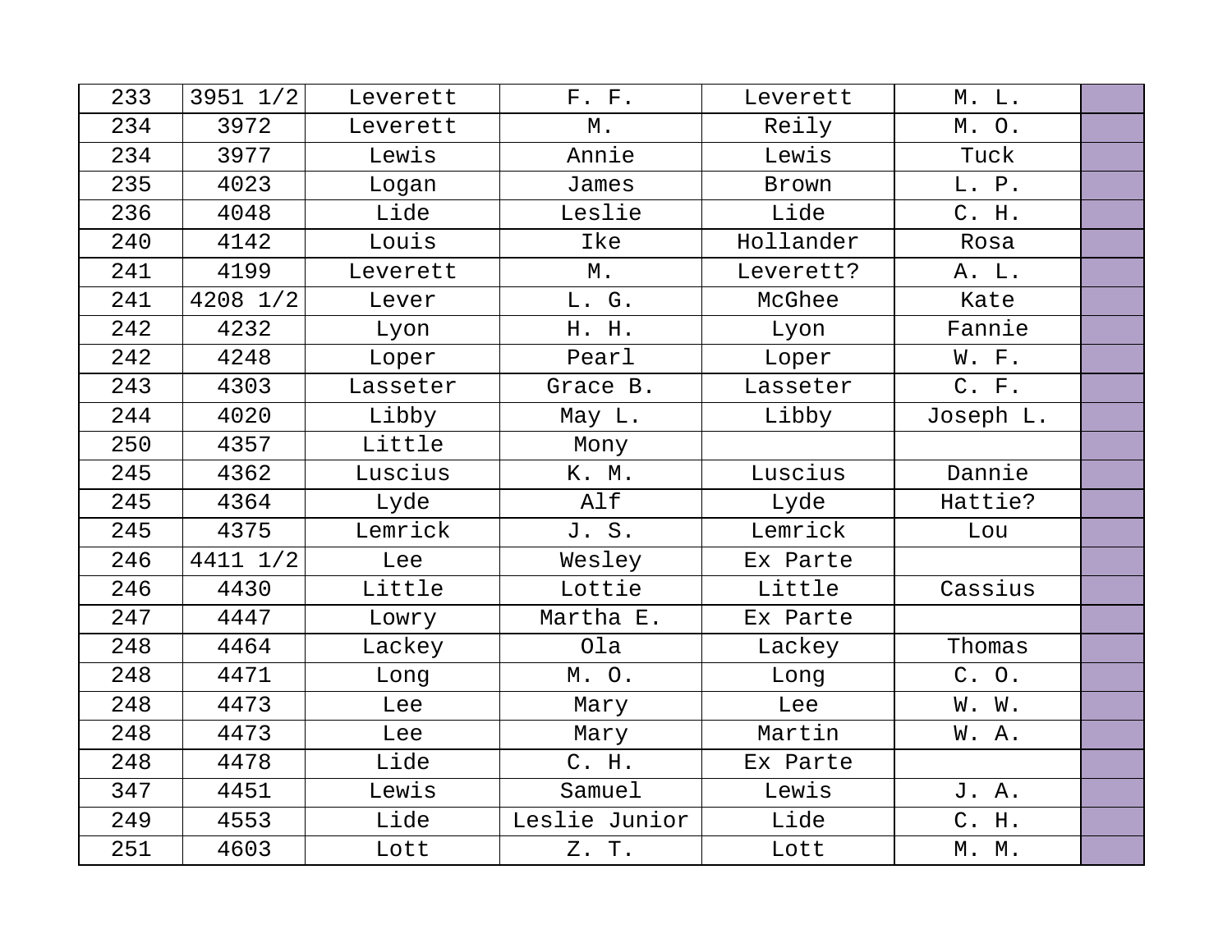| 233 | 3951 1/2 | Leverett | F. F. | Leverett | M. L. | |
|---|---|---|---|---|---|---|
| 234 | 3972 | Leverett | M. | Reily | M. O. | |
| 234 | 3977 | Lewis | Annie | Lewis | Tuck | |
| 235 | 4023 | Logan | James | Brown | L. P. | |
| 236 | 4048 | Lide | Leslie | Lide | C. H. | |
| 240 | 4142 | Louis | Ike | Hollander | Rosa | |
| 241 | 4199 | Leverett | M. | Leverett? | A. L. | |
| 241 | 4208 1/2 | Lever | L. G. | McGhee | Kate | |
| 242 | 4232 | Lyon | H. H. | Lyon | Fannie | |
| 242 | 4248 | Loper | Pearl | Loper | W. F. | |
| 243 | 4303 | Lasseter | Grace B. | Lasseter | C. F. | |
| 244 | 4020 | Libby | May L. | Libby | Joseph L. | |
| 250 | 4357 | Little | Mony | | | |
| 245 | 4362 | Luscius | K. M. | Luscius | Dannie | |
| 245 | 4364 | Lyde | Alf | Lyde | Hattie? | |
| 245 | 4375 | Lemrick | J. S. | Lemrick | Lou | |
| 246 | 4411 1/2 | Lee | Wesley | Ex Parte | | |
| 246 | 4430 | Little | Lottie | Little | Cassius | |
| 247 | 4447 | Lowry | Martha E. | Ex Parte | | |
| 248 | 4464 | Lackey | Ola | Lackey | Thomas | |
| 248 | 4471 | Long | M. O. | Long | C. O. | |
| 248 | 4473 | Lee | Mary | Lee | W. W. | |
| 248 | 4473 | Lee | Mary | Martin | W. A. | |
| 248 | 4478 | Lide | C. H. | Ex Parte | | |
| 347 | 4451 | Lewis | Samuel | Lewis | J. A. | |
| 249 | 4553 | Lide | Leslie Junior | Lide | C. H. | |
| 251 | 4603 | Lott | Z. T. | Lott | M. M. | |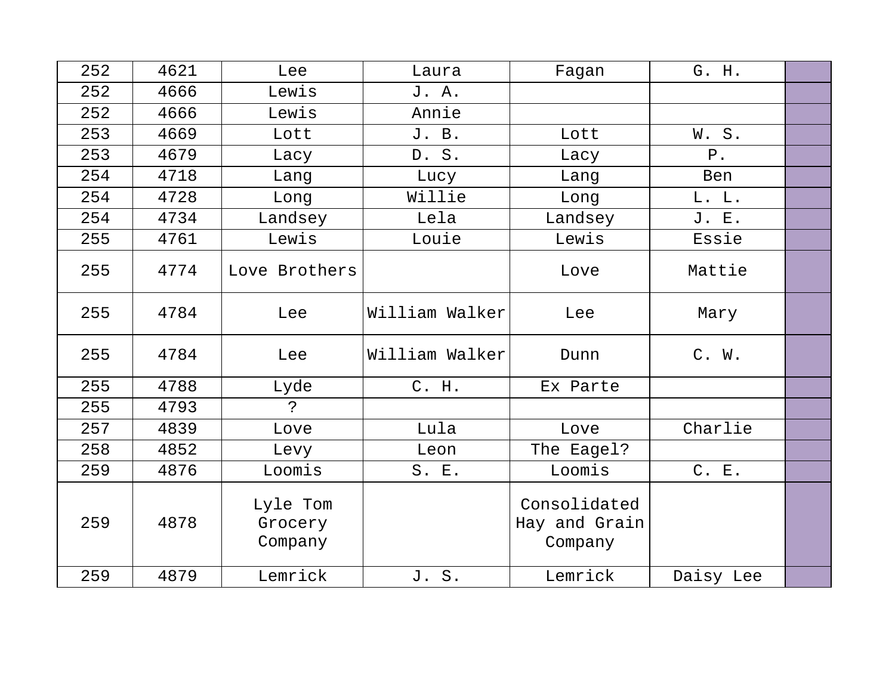| | | | | | | |
|---|---|---|---|---|---|---|
| 252 | 4621 | Lee | Laura | Fagan | G. H. | |
| 252 | 4666 | Lewis | J. A. | | | |
| 252 | 4666 | Lewis | Annie | | | |
| 253 | 4669 | Lott | J. B. | Lott | W. S. | |
| 253 | 4679 | Lacy | D. S. | Lacy | P. | |
| 254 | 4718 | Lang | Lucy | Lang | Ben | |
| 254 | 4728 | Long | Willie | Long | L. L. | |
| 254 | 4734 | Landsey | Lela | Landsey | J. E. | |
| 255 | 4761 | Lewis | Louie | Lewis | Essie | |
| 255 | 4774 | Love Brothers | | Love | Mattie | |
| 255 | 4784 | Lee | William Walker | Lee | Mary | |
| 255 | 4784 | Lee | William Walker | Dunn | C. W. | |
| 255 | 4788 | Lyde | C. H. | Ex Parte | | |
| 255 | 4793 | ? | | | | |
| 257 | 4839 | Love | Lula | Love | Charlie | |
| 258 | 4852 | Levy | Leon | The Eagel? | | |
| 259 | 4876 | Loomis | S. E. | Loomis | C. E. | |
| 259 | 4878 | Lyle Tom Grocery Company | | Consolidated Hay and Grain Company | | |
| 259 | 4879 | Lemrick | J. S. | Lemrick | Daisy Lee | |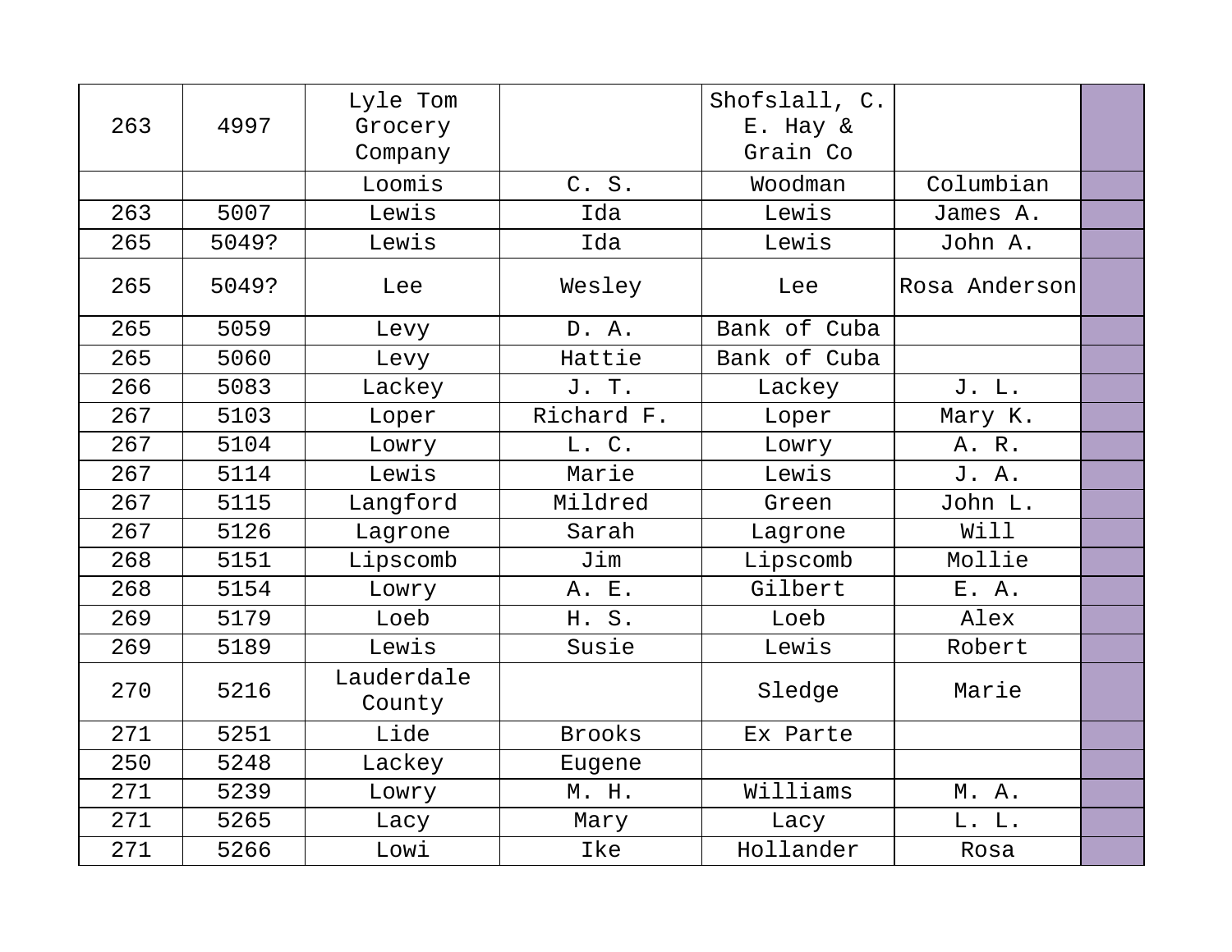| | | | | | | |
|---|---|---|---|---|---|---|
| 263 | 4997 | Lyle Tom Grocery Company | | Shofslall, C. E. Hay & Grain Co | | |
| | | Loomis | C. S. | Woodman | Columbian | |
| 263 | 5007 | Lewis | Ida | Lewis | James A. | |
| 265 | 5049? | Lewis | Ida | Lewis | John A. | |
| 265 | 5049? | Lee | Wesley | Lee | Rosa Anderson | |
| 265 | 5059 | Levy | D. A. | Bank of Cuba | | |
| 265 | 5060 | Levy | Hattie | Bank of Cuba | | |
| 266 | 5083 | Lackey | J. T. | Lackey | J. L. | |
| 267 | 5103 | Loper | Richard F. | Loper | Mary K. | |
| 267 | 5104 | Lowry | L. C. | Lowry | A. R. | |
| 267 | 5114 | Lewis | Marie | Lewis | J. A. | |
| 267 | 5115 | Langford | Mildred | Green | John L. | |
| 267 | 5126 | Lagrone | Sarah | Lagrone | Will | |
| 268 | 5151 | Lipscomb | Jim | Lipscomb | Mollie | |
| 268 | 5154 | Lowry | A. E. | Gilbert | E. A. | |
| 269 | 5179 | Loeb | H. S. | Loeb | Alex | |
| 269 | 5189 | Lewis | Susie | Lewis | Robert | |
| 270 | 5216 | Lauderdale County | | Sledge | Marie | |
| 271 | 5251 | Lide | Brooks | Ex Parte | | |
| 250 | 5248 | Lackey | Eugene | | | |
| 271 | 5239 | Lowry | M. H. | Williams | M. A. | |
| 271 | 5265 | Lacy | Mary | Lacy | L. L. | |
| 271 | 5266 | Lowi | Ike | Hollander | Rosa | |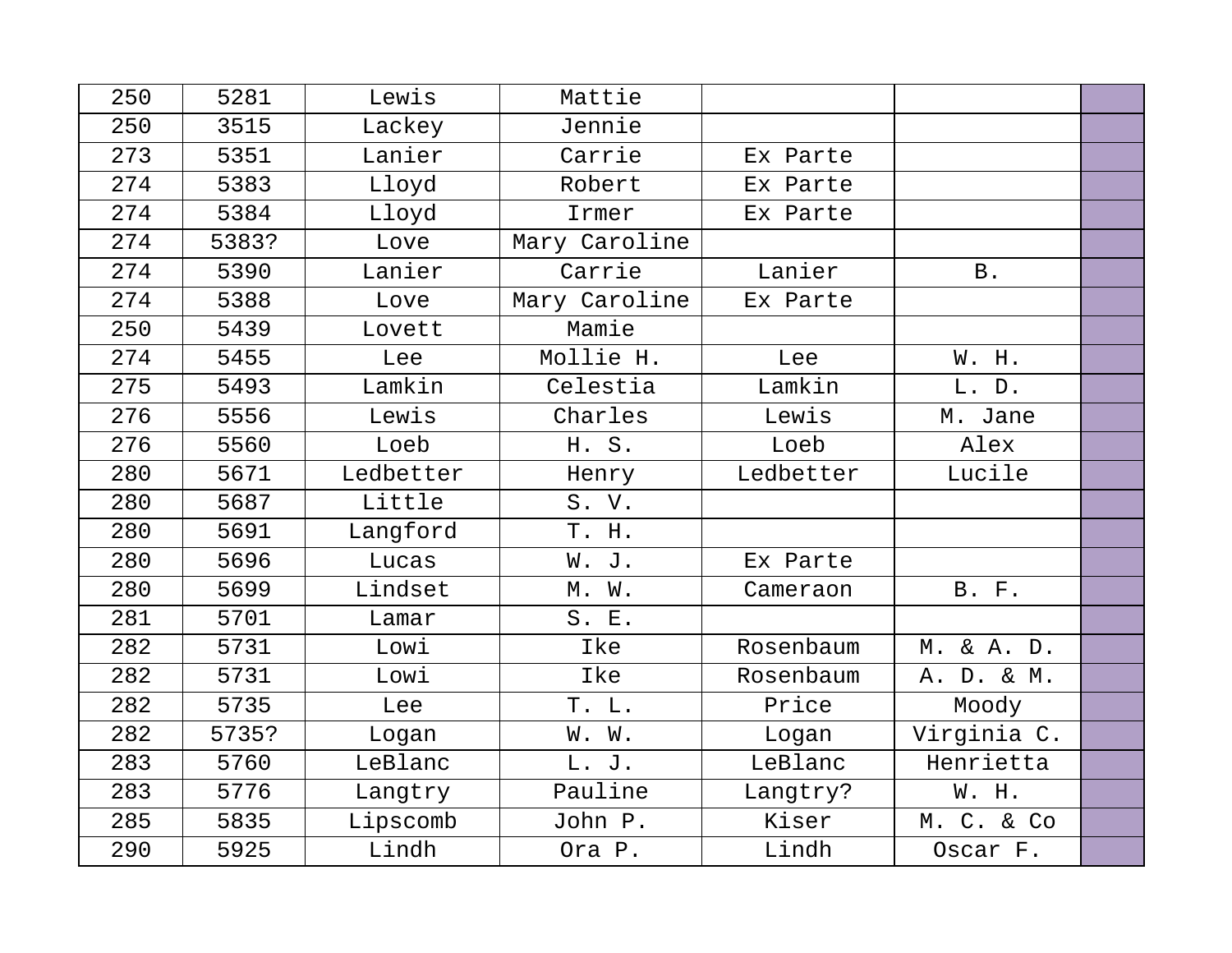| | | | | | | |
|---|---|---|---|---|---|---|
| 250 | 5281 | Lewis | Mattie | | | |
| 250 | 3515 | Lackey | Jennie | | | |
| 273 | 5351 | Lanier | Carrie | Ex Parte | | |
| 274 | 5383 | Lloyd | Robert | Ex Parte | | |
| 274 | 5384 | Lloyd | Irmer | Ex Parte | | |
| 274 | 5383? | Love | Mary Caroline | | | |
| 274 | 5390 | Lanier | Carrie | Lanier | B. | |
| 274 | 5388 | Love | Mary Caroline | Ex Parte | | |
| 250 | 5439 | Lovett | Mamie | | | |
| 274 | 5455 | Lee | Mollie H. | Lee | W. H. | |
| 275 | 5493 | Lamkin | Celestia | Lamkin | L. D. | |
| 276 | 5556 | Lewis | Charles | Lewis | M. Jane | |
| 276 | 5560 | Loeb | H. S. | Loeb | Alex | |
| 280 | 5671 | Ledbetter | Henry | Ledbetter | Lucile | |
| 280 | 5687 | Little | S. V. | | | |
| 280 | 5691 | Langford | T. H. | | | |
| 280 | 5696 | Lucas | W. J. | Ex Parte | | |
| 280 | 5699 | Lindset | M. W. | Cameraon | B. F. | |
| 281 | 5701 | Lamar | S. E. | | | |
| 282 | 5731 | Lowi | Ike | Rosenbaum | M. & A. D. | |
| 282 | 5731 | Lowi | Ike | Rosenbaum | A. D. & M. | |
| 282 | 5735 | Lee | T. L. | Price | Moody | |
| 282 | 5735? | Logan | W. W. | Logan | Virginia C. | |
| 283 | 5760 | LeBlanc | L. J. | LeBlanc | Henrietta | |
| 283 | 5776 | Langtry | Pauline | Langtry? | W. H. | |
| 285 | 5835 | Lipscomb | John P. | Kiser | M. C. & Co | |
| 290 | 5925 | Lindh | Ora P. | Lindh | Oscar F. | |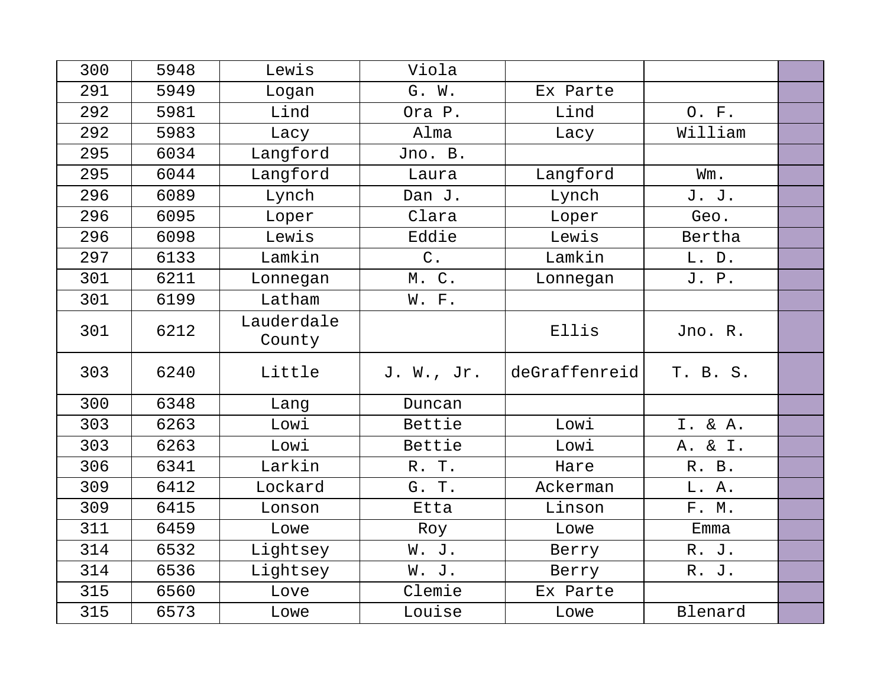| | | | | | | |
|---|---|---|---|---|---|---|
| 300 | 5948 | Lewis | Viola | | | |
| 291 | 5949 | Logan | G. W. | Ex Parte | | |
| 292 | 5981 | Lind | Ora P. | Lind | O. F. | |
| 292 | 5983 | Lacy | Alma | Lacy | William | |
| 295 | 6034 | Langford | Jno. B. | | | |
| 295 | 6044 | Langford | Laura | Langford | Wm. | |
| 296 | 6089 | Lynch | Dan J. | Lynch | J. J. | |
| 296 | 6095 | Loper | Clara | Loper | Geo. | |
| 296 | 6098 | Lewis | Eddie | Lewis | Bertha | |
| 297 | 6133 | Lamkin | C. | Lamkin | L. D. | |
| 301 | 6211 | Lonnegan | M. C. | Lonnegan | J. P. | |
| 301 | 6199 | Latham | W. F. | | | |
| 301 | 6212 | Lauderdale County | | Ellis | Jno. R. | |
| 303 | 6240 | Little | J. W., Jr. | deGraffenreid | T. B. S. | |
| 300 | 6348 | Lang | Duncan | | | |
| 303 | 6263 | Lowi | Bettie | Lowi | I. & A. | |
| 303 | 6263 | Lowi | Bettie | Lowi | A. & I. | |
| 306 | 6341 | Larkin | R. T. | Hare | R. B. | |
| 309 | 6412 | Lockard | G. T. | Ackerman | L. A. | |
| 309 | 6415 | Lonson | Etta | Linson | F. M. | |
| 311 | 6459 | Lowe | Roy | Lowe | Emma | |
| 314 | 6532 | Lightsey | W. J. | Berry | R. J. | |
| 314 | 6536 | Lightsey | W. J. | Berry | R. J. | |
| 315 | 6560 | Love | Clemie | Ex Parte | | |
| 315 | 6573 | Lowe | Louise | Lowe | Blenard | |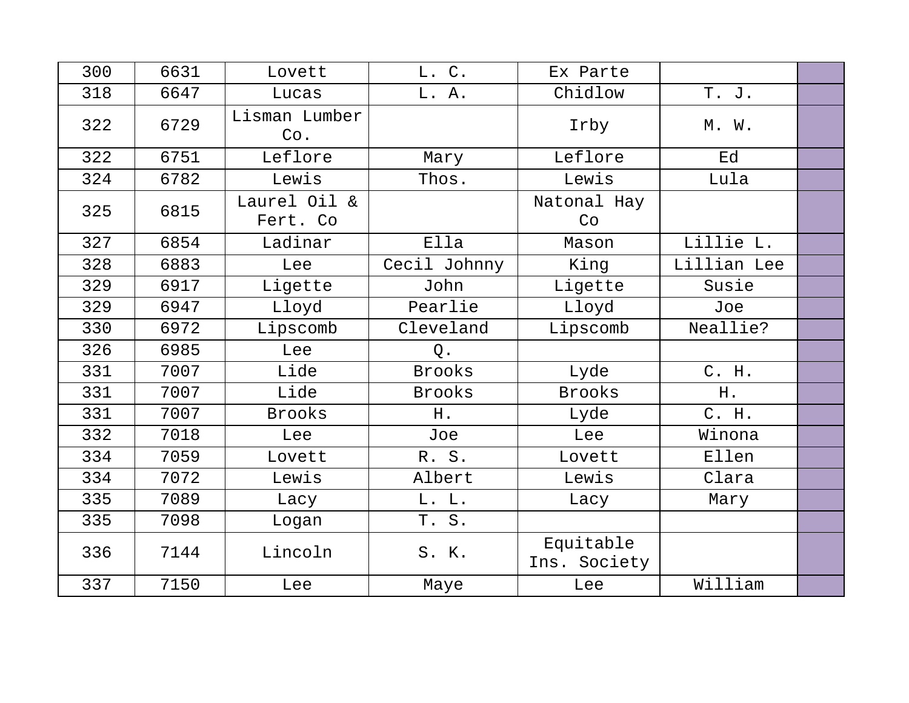| | | | | | | |
|---|---|---|---|---|---|---|
| 300 | 6631 | Lovett | L. C. | Ex Parte | | |
| 318 | 6647 | Lucas | L. A. | Chidlow | T. J. | |
| 322 | 6729 | Lisman Lumber Co. | | Irby | M. W. | |
| 322 | 6751 | Leflore | Mary | Leflore | Ed | |
| 324 | 6782 | Lewis | Thos. | Lewis | Lula | |
| 325 | 6815 | Laurel Oil & Fert. Co | | Natonal Hay Co | | |
| 327 | 6854 | Ladinar | Ella | Mason | Lillie L. | |
| 328 | 6883 | Lee | Cecil Johnny | King | Lillian Lee | |
| 329 | 6917 | Ligette | John | Ligette | Susie | |
| 329 | 6947 | Lloyd | Pearlie | Lloyd | Joe | |
| 330 | 6972 | Lipscomb | Cleveland | Lipscomb | Neallie? | |
| 326 | 6985 | Lee | Q. | | | |
| 331 | 7007 | Lide | Brooks | Lyde | C. H. | |
| 331 | 7007 | Lide | Brooks | Brooks | H. | |
| 331 | 7007 | Brooks | H. | Lyde | C. H. | |
| 332 | 7018 | Lee | Joe | Lee | Winona | |
| 334 | 7059 | Lovett | R. S. | Lovett | Ellen | |
| 334 | 7072 | Lewis | Albert | Lewis | Clara | |
| 335 | 7089 | Lacy | L. L. | Lacy | Mary | |
| 335 | 7098 | Logan | T. S. | | | |
| 336 | 7144 | Lincoln | S. K. | Equitable Ins. Society | | |
| 337 | 7150 | Lee | Maye | Lee | William | |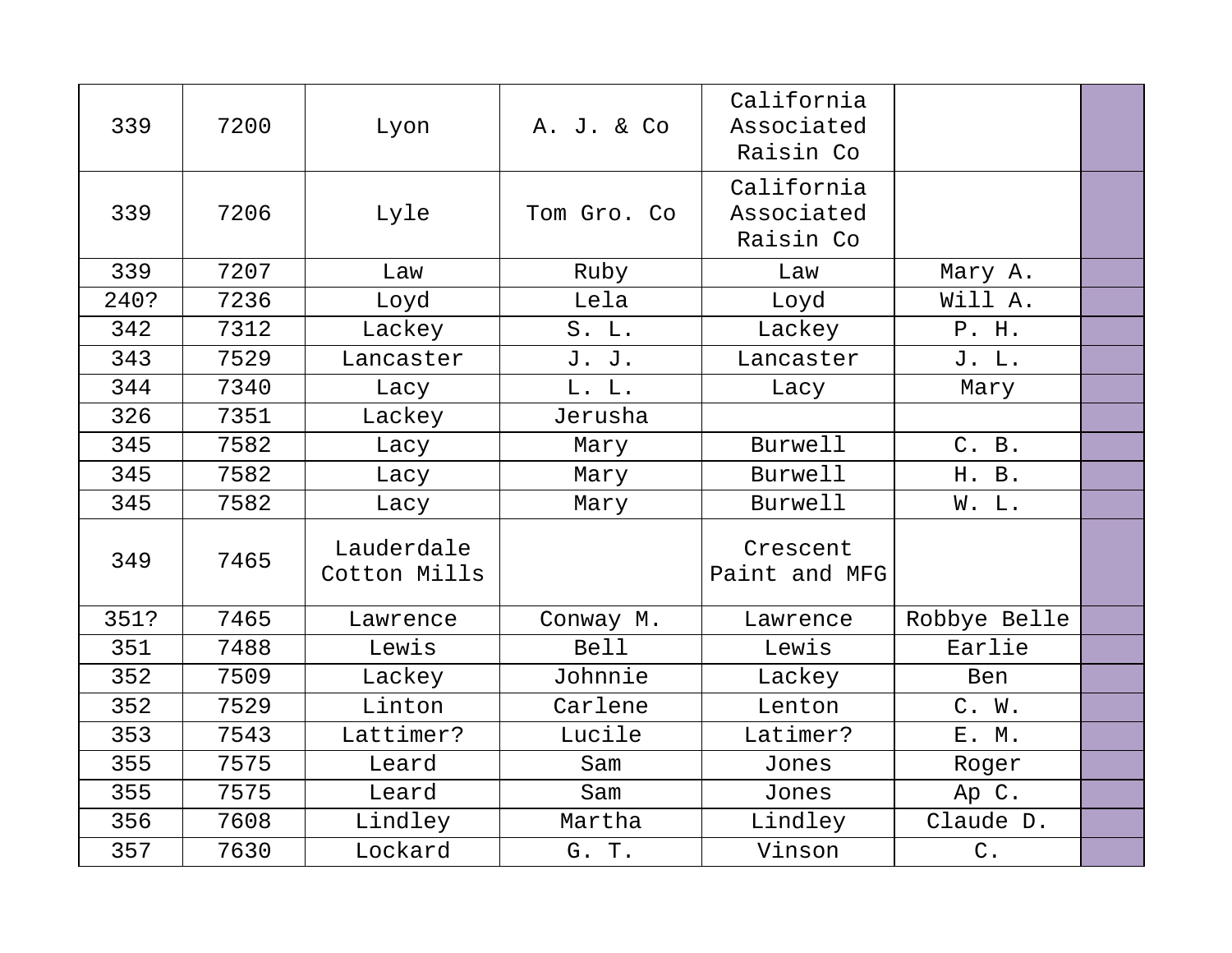| 339 | 7200 | Lyon | A. J. & Co | California Associated Raisin Co | | |
|---|---|---|---|---|---|---|
| 339 | 7206 | Lyle | Tom Gro. Co | California Associated Raisin Co | | |
| 339 | 7207 | Law | Ruby | Law | Mary A. | |
| 240? | 7236 | Loyd | Lela | Loyd | Will A. | |
| 342 | 7312 | Lackey | S. L. | Lackey | P. H. | |
| 343 | 7529 | Lancaster | J. J. | Lancaster | J. L. | |
| 344 | 7340 | Lacy | L. L. | Lacy | Mary | |
| 326 | 7351 | Lackey | Jerusha | | | |
| 345 | 7582 | Lacy | Mary | Burwell | C. B. | |
| 345 | 7582 | Lacy | Mary | Burwell | H. B. | |
| 345 | 7582 | Lacy | Mary | Burwell | W. L. | |
| 349 | 7465 | Lauderdale Cotton Mills | | Crescent Paint and MFG | | |
| 351? | 7465 | Lawrence | Conway M. | Lawrence | Robbye Belle | |
| 351 | 7488 | Lewis | Bell | Lewis | Earlie | |
| 352 | 7509 | Lackey | Johnnie | Lackey | Ben | |
| 352 | 7529 | Linton | Carlene | Lenton | C. W. | |
| 353 | 7543 | Lattimer? | Lucile | Latimer? | E. M. | |
| 355 | 7575 | Leard | Sam | Jones | Roger | |
| 355 | 7575 | Leard | Sam | Jones | Ap C. | |
| 356 | 7608 | Lindley | Martha | Lindley | Claude D. | |
| 357 | 7630 | Lockard | G. T. | Vinson | C. | |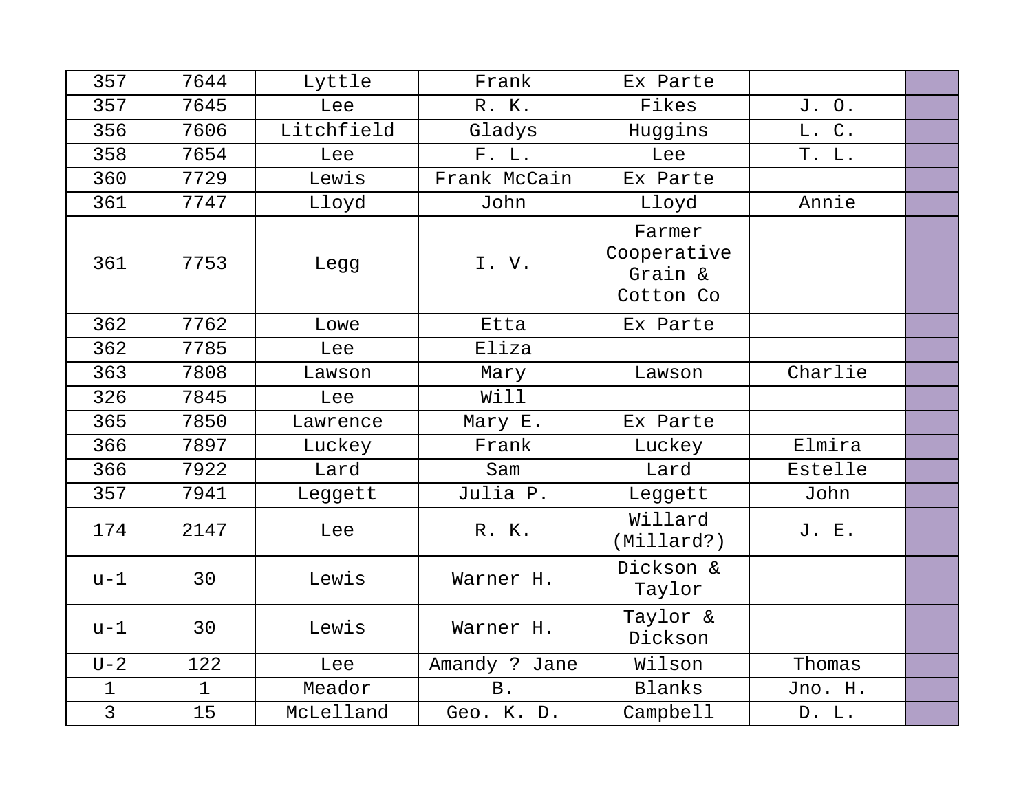| | | | | | | |
|---|---|---|---|---|---|---|
| 357 | 7644 | Lyttle | Frank | Ex Parte | | |
| 357 | 7645 | Lee | R. K. | Fikes | J. O. | |
| 356 | 7606 | Litchfield | Gladys | Huggins | L. C. | |
| 358 | 7654 | Lee | F. L. | Lee | T. L. | |
| 360 | 7729 | Lewis | Frank McCain | Ex Parte | | |
| 361 | 7747 | Lloyd | John | Lloyd | Annie | |
| 361 | 7753 | Legg | I. V. | Farmer Cooperative Grain & Cotton Co | | |
| 362 | 7762 | Lowe | Etta | Ex Parte | | |
| 362 | 7785 | Lee | Eliza | | | |
| 363 | 7808 | Lawson | Mary | Lawson | Charlie | |
| 326 | 7845 | Lee | Will | | | |
| 365 | 7850 | Lawrence | Mary E. | Ex Parte | | |
| 366 | 7897 | Luckey | Frank | Luckey | Elmira | |
| 366 | 7922 | Lard | Sam | Lard | Estelle | |
| 357 | 7941 | Leggett | Julia P. | Leggett | John | |
| 174 | 2147 | Lee | R. K. | Willard (Millard?) | J. E. | |
| u-1 | 30 | Lewis | Warner H. | Dickson & Taylor | | |
| u-1 | 30 | Lewis | Warner H. | Taylor & Dickson | | |
| U-2 | 122 | Lee | Amandy ? Jane | Wilson | Thomas | |
| 1 | 1 | Meador | B. | Blanks | Jno. H. | |
| 3 | 15 | McLelland | Geo. K. D. | Campbell | D. L. | |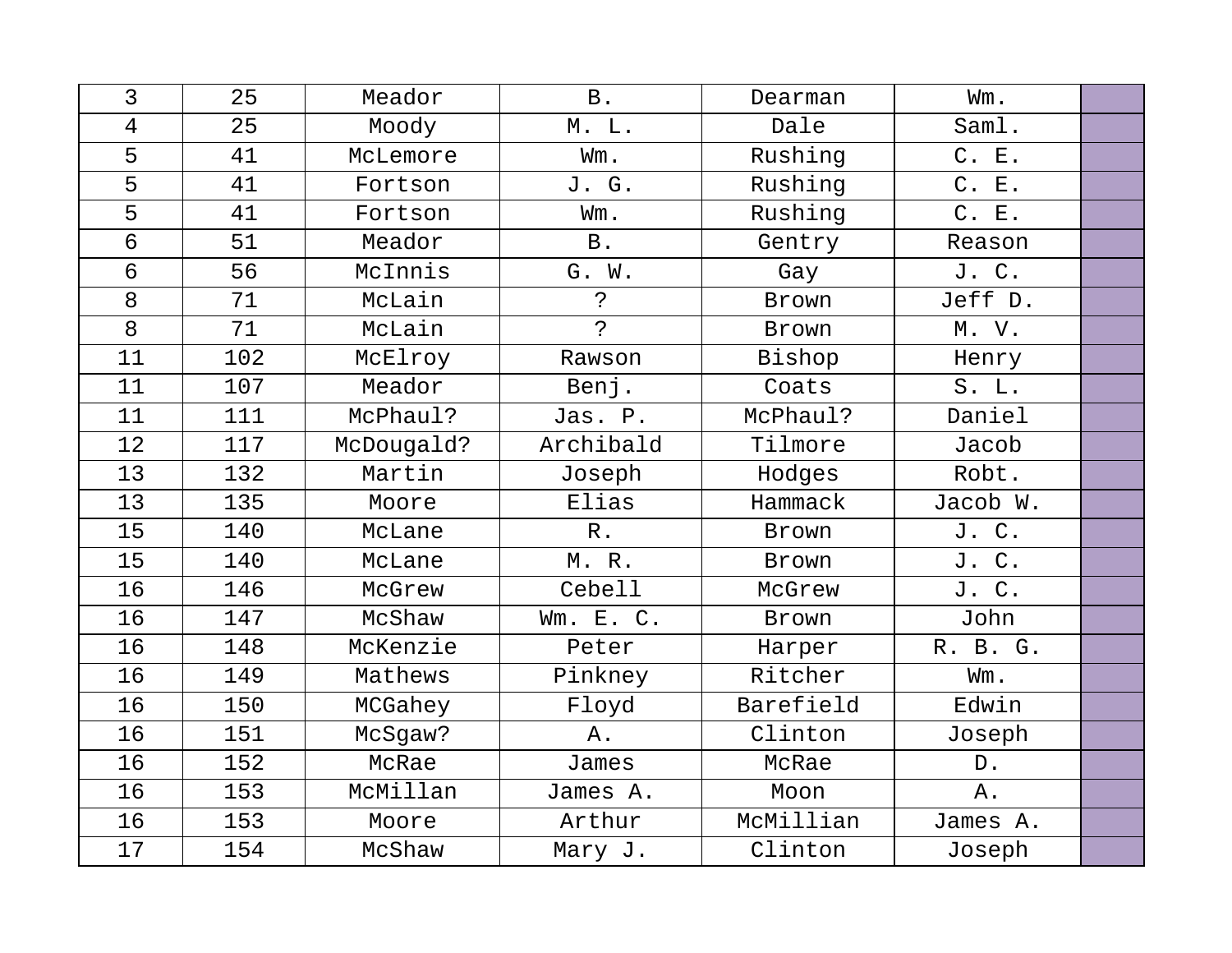| 3 | 25 | Meador | B. | Dearman | Wm. | |
|---|---|---|---|---|---|---|
| 4 | 25 | Moody | M. L. | Dale | Saml. | |
| 5 | 41 | McLemore | Wm. | Rushing | C. E. | |
| 5 | 41 | Fortson | J. G. | Rushing | C. E. | |
| 5 | 41 | Fortson | Wm. | Rushing | C. E. | |
| 6 | 51 | Meador | B. | Gentry | Reason | |
| 6 | 56 | McInnis | G. W. | Gay | J. C. | |
| 8 | 71 | McLain | ? | Brown | Jeff D. | |
| 8 | 71 | McLain | ? | Brown | M. V. | |
| 11 | 102 | McElroy | Rawson | Bishop | Henry | |
| 11 | 107 | Meador | Benj. | Coats | S. L. | |
| 11 | 111 | McPhaul? | Jas. P. | McPhaul? | Daniel | |
| 12 | 117 | McDougald? | Archibald | Tilmore | Jacob | |
| 13 | 132 | Martin | Joseph | Hodges | Robt. | |
| 13 | 135 | Moore | Elias | Hammack | Jacob W. | |
| 15 | 140 | McLane | R. | Brown | J. C. | |
| 15 | 140 | McLane | M. R. | Brown | J. C. | |
| 16 | 146 | McGrew | Cebell | McGrew | J. C. | |
| 16 | 147 | McShaw | Wm. E. C. | Brown | John | |
| 16 | 148 | McKenzie | Peter | Harper | R. B. G. | |
| 16 | 149 | Mathews | Pinkney | Ritcher | Wm. | |
| 16 | 150 | MCGahey | Floyd | Barefield | Edwin | |
| 16 | 151 | McSgaw? | A. | Clinton | Joseph | |
| 16 | 152 | McRae | James | McRae | D. | |
| 16 | 153 | McMillan | James A. | Moon | A. | |
| 16 | 153 | Moore | Arthur | McMillian | James A. | |
| 17 | 154 | McShaw | Mary J. | Clinton | Joseph | |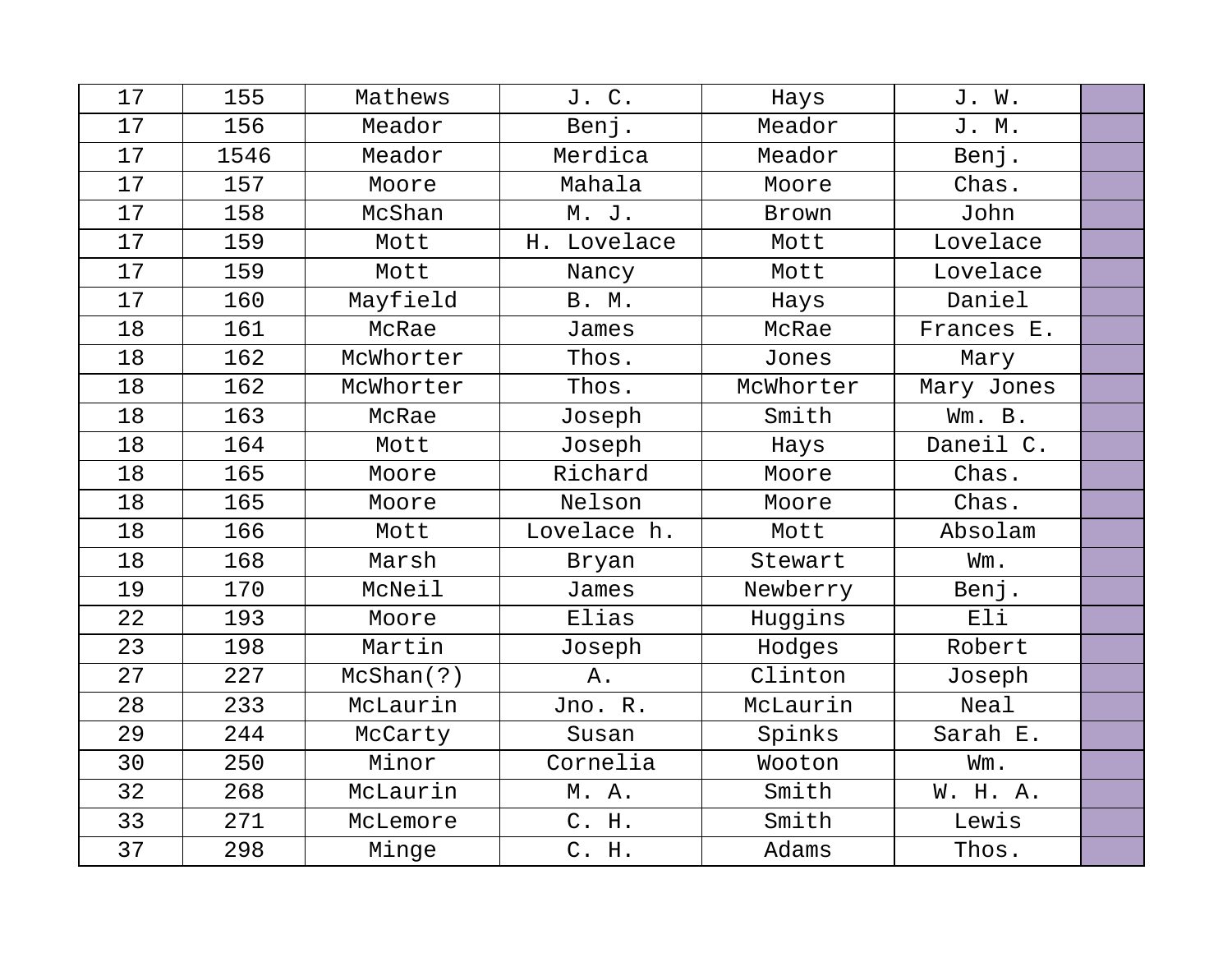| 17 | 155 | Mathews | J. C. | Hays | J. W. | |
|---|---|---|---|---|---|---|
| 17 | 156 | Meador | Benj. | Meador | J. M. | |
| 17 | 1546 | Meador | Merdica | Meador | Benj. | |
| 17 | 157 | Moore | Mahala | Moore | Chas. | |
| 17 | 158 | McShan | M. J. | Brown | John | |
| 17 | 159 | Mott | H. Lovelace | Mott | Lovelace | |
| 17 | 159 | Mott | Nancy | Mott | Lovelace | |
| 17 | 160 | Mayfield | B. M. | Hays | Daniel | |
| 18 | 161 | McRae | James | McRae | Frances E. | |
| 18 | 162 | McWhorter | Thos. | Jones | Mary | |
| 18 | 162 | McWhorter | Thos. | McWhorter | Mary Jones | |
| 18 | 163 | McRae | Joseph | Smith | Wm. B. | |
| 18 | 164 | Mott | Joseph | Hays | Daneil C. | |
| 18 | 165 | Moore | Richard | Moore | Chas. | |
| 18 | 165 | Moore | Nelson | Moore | Chas. | |
| 18 | 166 | Mott | Lovelace h. | Mott | Absolam | |
| 18 | 168 | Marsh | Bryan | Stewart | Wm. | |
| 19 | 170 | McNeil | James | Newberry | Benj. | |
| 22 | 193 | Moore | Elias | Huggins | Eli | |
| 23 | 198 | Martin | Joseph | Hodges | Robert | |
| 27 | 227 | McShan(?) | A. | Clinton | Joseph | |
| 28 | 233 | McLaurin | Jno. R. | McLaurin | Neal | |
| 29 | 244 | McCarty | Susan | Spinks | Sarah E. | |
| 30 | 250 | Minor | Cornelia | Wooton | Wm. | |
| 32 | 268 | McLaurin | M. A. | Smith | W. H. A. | |
| 33 | 271 | McLemore | C. H. | Smith | Lewis | |
| 37 | 298 | Minge | C. H. | Adams | Thos. | |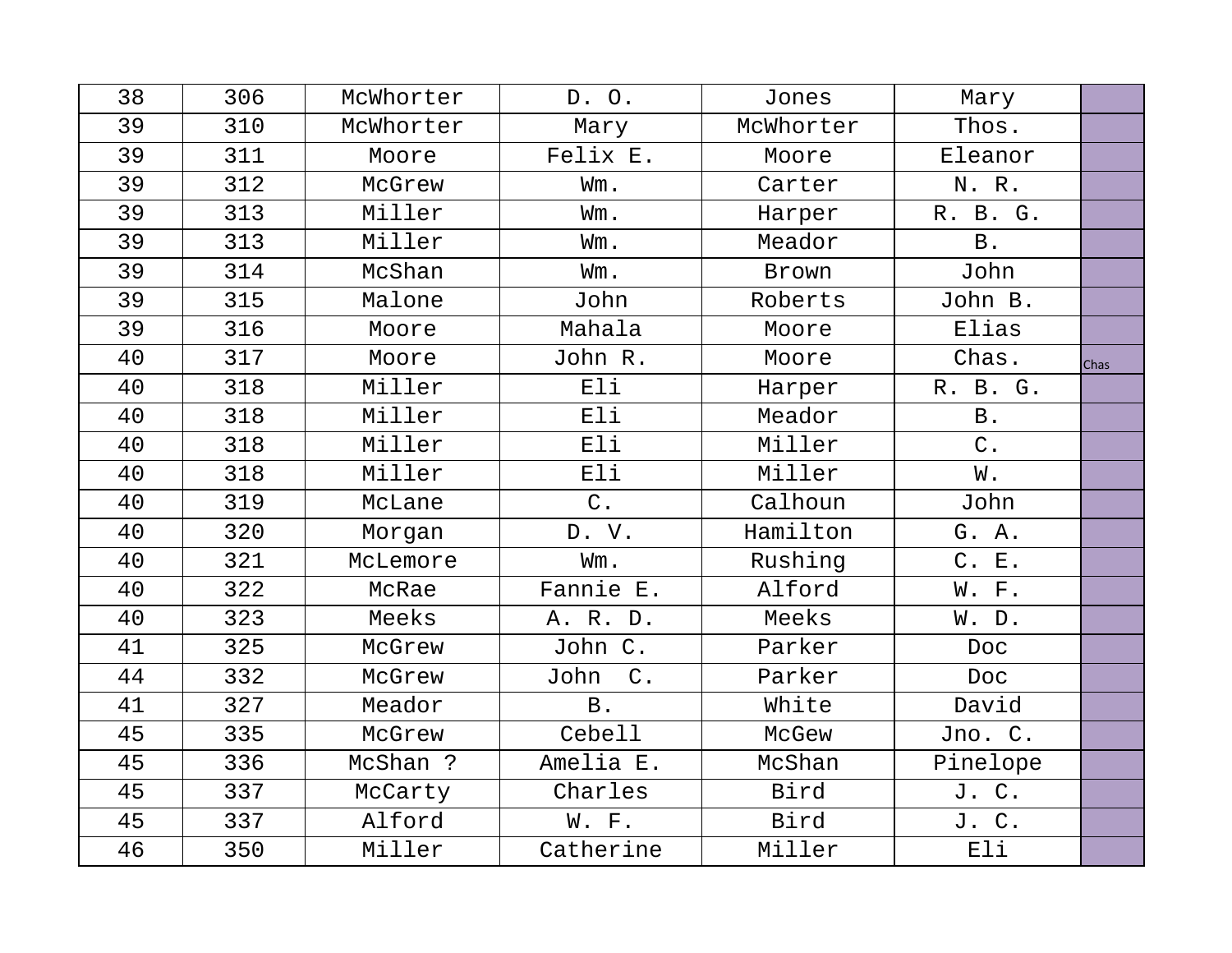| 38 | 306 | McWhorter | D. O. | Jones | Mary | |
|---|---|---|---|---|---|---|
| 39 | 310 | McWhorter | Mary | McWhorter | Thos. | |
| 39 | 311 | Moore | Felix E. | Moore | Eleanor | |
| 39 | 312 | McGrew | Wm. | Carter | N. R. | |
| 39 | 313 | Miller | Wm. | Harper | R. B. G. | |
| 39 | 313 | Miller | Wm. | Meador | B. | |
| 39 | 314 | McShan | Wm. | Brown | John | |
| 39 | 315 | Malone | John | Roberts | John B. | |
| 39 | 316 | Moore | Mahala | Moore | Elias | |
| 40 | 317 | Moore | John R. | Moore | Chas. | Chas |
| 40 | 318 | Miller | Eli | Harper | R. B. G. | |
| 40 | 318 | Miller | Eli | Meador | B. | |
| 40 | 318 | Miller | Eli | Miller | C. | |
| 40 | 318 | Miller | Eli | Miller | W. | |
| 40 | 319 | McLane | C. | Calhoun | John | |
| 40 | 320 | Morgan | D. V. | Hamilton | G. A. | |
| 40 | 321 | McLemore | Wm. | Rushing | C. E. | |
| 40 | 322 | McRae | Fannie E. | Alford | W. F. | |
| 40 | 323 | Meeks | A. R. D. | Meeks | W. D. | |
| 41 | 325 | McGrew | John C. | Parker | Doc | |
| 44 | 332 | McGrew | John  C. | Parker | Doc | |
| 41 | 327 | Meador | B. | White | David | |
| 45 | 335 | McGrew | Cebell | McGew | Jno. C. | |
| 45 | 336 | McShan ? | Amelia E. | McShan | Pinelope | |
| 45 | 337 | McCarty | Charles | Bird | J. C. | |
| 45 | 337 | Alford | W. F. | Bird | J. C. | |
| 46 | 350 | Miller | Catherine | Miller | Eli | |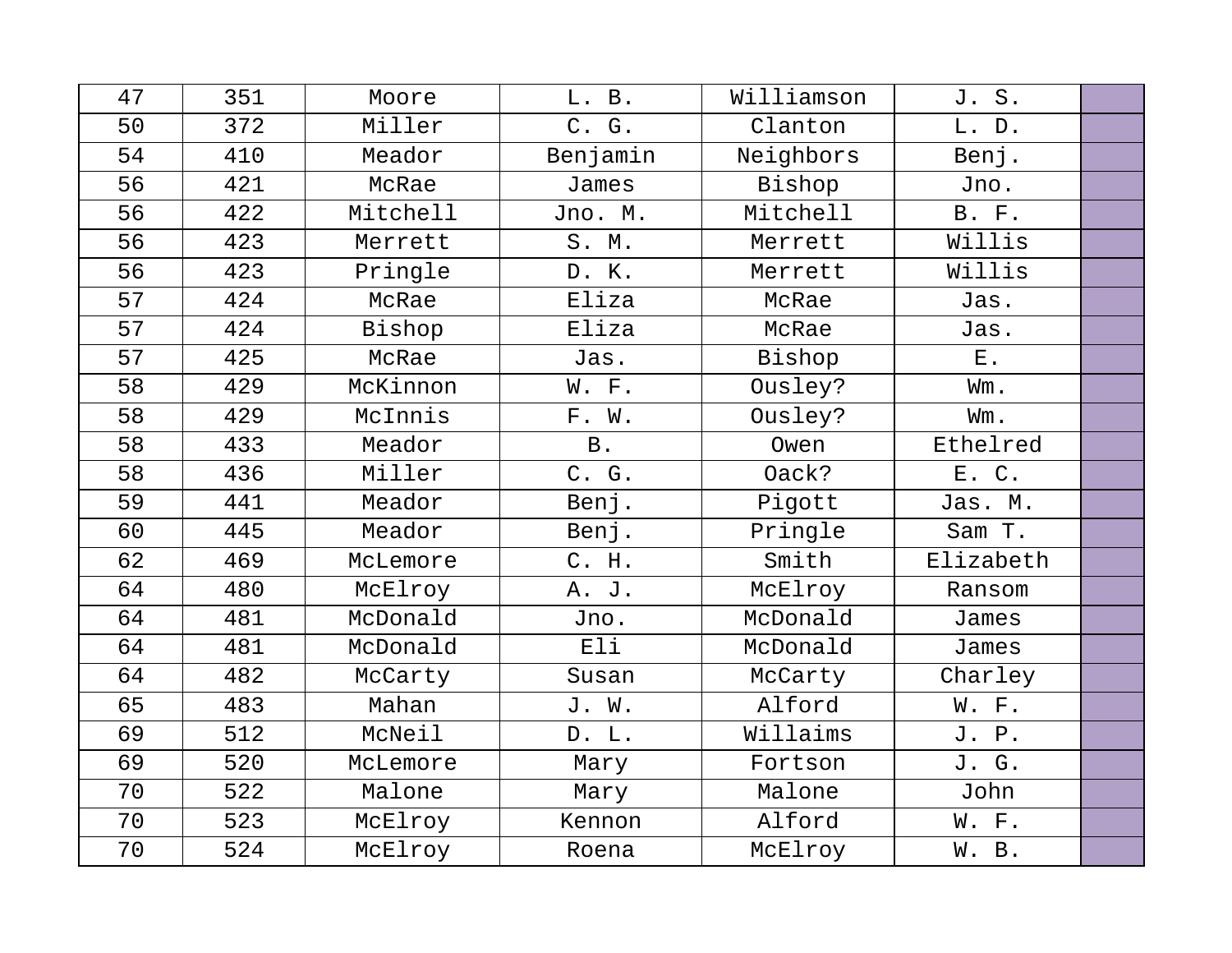| 47 | 351 | Moore | L. B. | Williamson | J. S. | |
|---|---|---|---|---|---|---|
| 50 | 372 | Miller | C. G. | Clanton | L. D. | |
| 54 | 410 | Meador | Benjamin | Neighbors | Benj. | |
| 56 | 421 | McRae | James | Bishop | Jno. | |
| 56 | 422 | Mitchell | Jno. M. | Mitchell | B. F. | |
| 56 | 423 | Merrett | S. M. | Merrett | Willis | |
| 56 | 423 | Pringle | D. K. | Merrett | Willis | |
| 57 | 424 | McRae | Eliza | McRae | Jas. | |
| 57 | 424 | Bishop | Eliza | McRae | Jas. | |
| 57 | 425 | McRae | Jas. | Bishop | E. | |
| 58 | 429 | McKinnon | W. F. | Ousley? | Wm. | |
| 58 | 429 | McInnis | F. W. | Ousley? | Wm. | |
| 58 | 433 | Meador | B. | Owen | Ethelred | |
| 58 | 436 | Miller | C. G. | Oack? | E. C. | |
| 59 | 441 | Meador | Benj. | Pigott | Jas. M. | |
| 60 | 445 | Meador | Benj. | Pringle | Sam T. | |
| 62 | 469 | McLemore | C. H. | Smith | Elizabeth | |
| 64 | 480 | McElroy | A. J. | McElroy | Ransom | |
| 64 | 481 | McDonald | Jno. | McDonald | James | |
| 64 | 481 | McDonald | Eli | McDonald | James | |
| 64 | 482 | McCarty | Susan | McCarty | Charley | |
| 65 | 483 | Mahan | J. W. | Alford | W. F. | |
| 69 | 512 | McNeil | D. L. | Willaims | J. P. | |
| 69 | 520 | McLemore | Mary | Fortson | J. G. | |
| 70 | 522 | Malone | Mary | Malone | John | |
| 70 | 523 | McElroy | Kennon | Alford | W. F. | |
| 70 | 524 | McElroy | Roena | McElroy | W. B. | |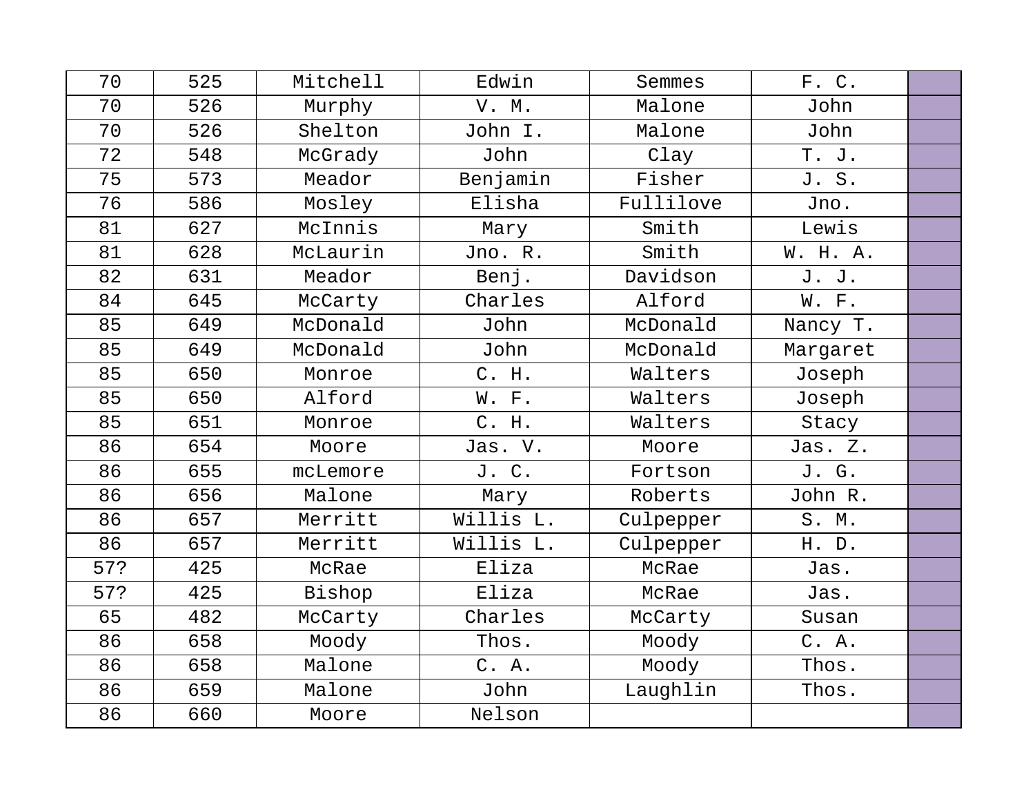| | | | | | | |
|---|---|---|---|---|---|---|
| 70 | 525 | Mitchell | Edwin | Semmes | F. C. | |
| 70 | 526 | Murphy | V. M. | Malone | John | |
| 70 | 526 | Shelton | John I. | Malone | John | |
| 72 | 548 | McGrady | John | Clay | T. J. | |
| 75 | 573 | Meador | Benjamin | Fisher | J. S. | |
| 76 | 586 | Mosley | Elisha | Fullilove | Jno. | |
| 81 | 627 | McInnis | Mary | Smith | Lewis | |
| 81 | 628 | McLaurin | Jno. R. | Smith | W. H. A. | |
| 82 | 631 | Meador | Benj. | Davidson | J. J. | |
| 84 | 645 | McCarty | Charles | Alford | W. F. | |
| 85 | 649 | McDonald | John | McDonald | Nancy T. | |
| 85 | 649 | McDonald | John | McDonald | Margaret | |
| 85 | 650 | Monroe | C. H. | Walters | Joseph | |
| 85 | 650 | Alford | W. F. | Walters | Joseph | |
| 85 | 651 | Monroe | C. H. | Walters | Stacy | |
| 86 | 654 | Moore | Jas. V. | Moore | Jas. Z. | |
| 86 | 655 | mcLemore | J. C. | Fortson | J. G. | |
| 86 | 656 | Malone | Mary | Roberts | John R. | |
| 86 | 657 | Merritt | Willis L. | Culpepper | S. M. | |
| 86 | 657 | Merritt | Willis L. | Culpepper | H. D. | |
| 57? | 425 | McRae | Eliza | McRae | Jas. | |
| 57? | 425 | Bishop | Eliza | McRae | Jas. | |
| 65 | 482 | McCarty | Charles | McCarty | Susan | |
| 86 | 658 | Moody | Thos. | Moody | C. A. | |
| 86 | 658 | Malone | C. A. | Moody | Thos. | |
| 86 | 659 | Malone | John | Laughlin | Thos. | |
| 86 | 660 | Moore | Nelson | | | |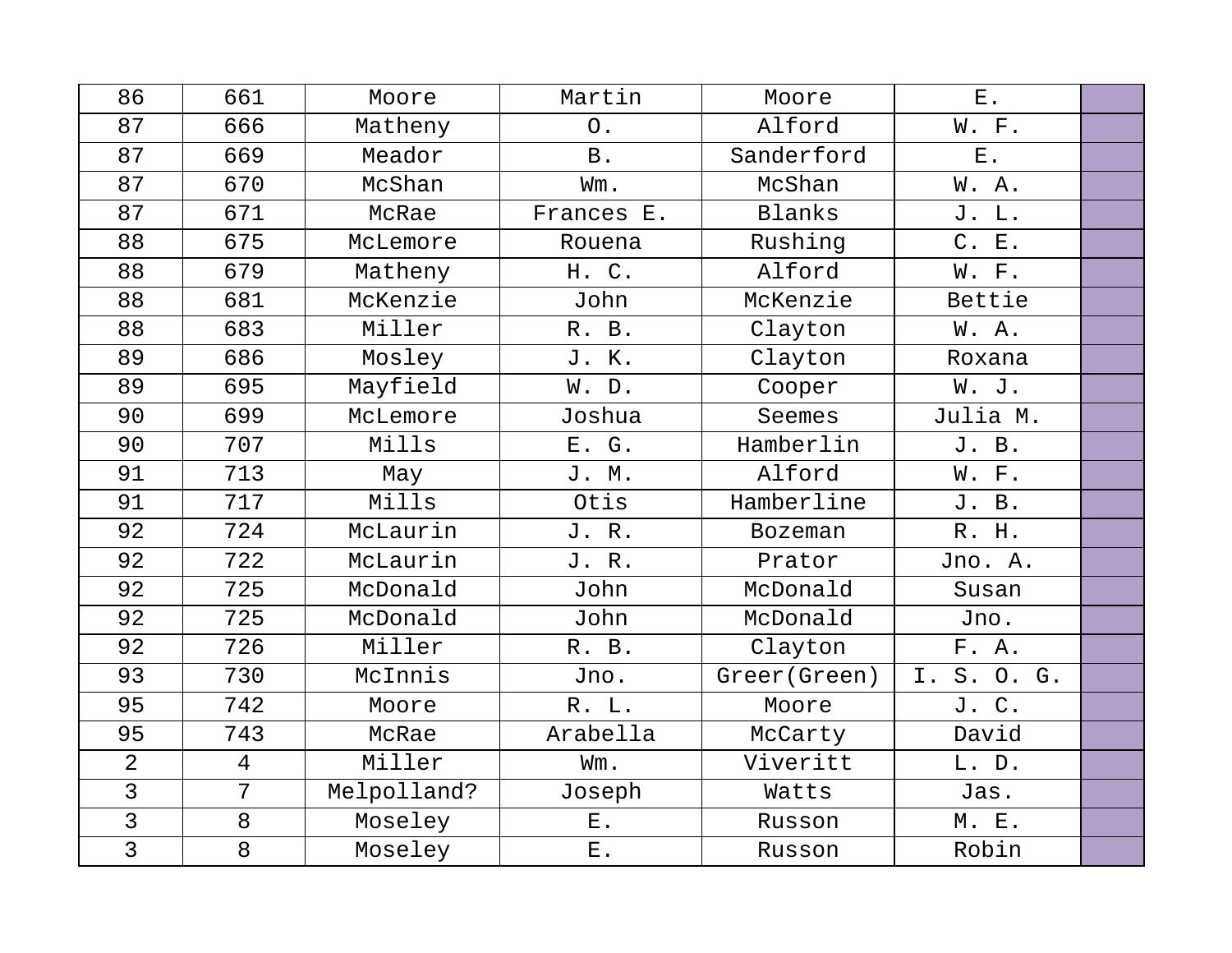| | | | | | | |
|---|---|---|---|---|---|---|
| 86 | 661 | Moore | Martin | Moore | E. | |
| 87 | 666 | Matheny | O. | Alford | W. F. | |
| 87 | 669 | Meador | B. | Sanderford | E. | |
| 87 | 670 | McShan | Wm. | McShan | W. A. | |
| 87 | 671 | McRae | Frances E. | Blanks | J. L. | |
| 88 | 675 | McLemore | Rouena | Rushing | C. E. | |
| 88 | 679 | Matheny | H. C. | Alford | W. F. | |
| 88 | 681 | McKenzie | John | McKenzie | Bettie | |
| 88 | 683 | Miller | R. B. | Clayton | W. A. | |
| 89 | 686 | Mosley | J. K. | Clayton | Roxana | |
| 89 | 695 | Mayfield | W. D. | Cooper | W. J. | |
| 90 | 699 | McLemore | Joshua | Seemes | Julia M. | |
| 90 | 707 | Mills | E. G. | Hamberlin | J. B. | |
| 91 | 713 | May | J. M. | Alford | W. F. | |
| 91 | 717 | Mills | Otis | Hamberline | J. B. | |
| 92 | 724 | McLaurin | J. R. | Bozeman | R. H. | |
| 92 | 722 | McLaurin | J. R. | Prator | Jno. A. | |
| 92 | 725 | McDonald | John | McDonald | Susan | |
| 92 | 725 | McDonald | John | McDonald | Jno. | |
| 92 | 726 | Miller | R. B. | Clayton | F. A. | |
| 93 | 730 | McInnis | Jno. | Greer(Green) | I. S. O. G. | |
| 95 | 742 | Moore | R. L. | Moore | J. C. | |
| 95 | 743 | McRae | Arabella | McCarty | David | |
| 2 | 4 | Miller | Wm. | Viveritt | L. D. | |
| 3 | 7 | Melpolland? | Joseph | Watts | Jas. | |
| 3 | 8 | Moseley | E. | Russon | M. E. | |
| 3 | 8 | Moseley | E. | Russon | Robin | |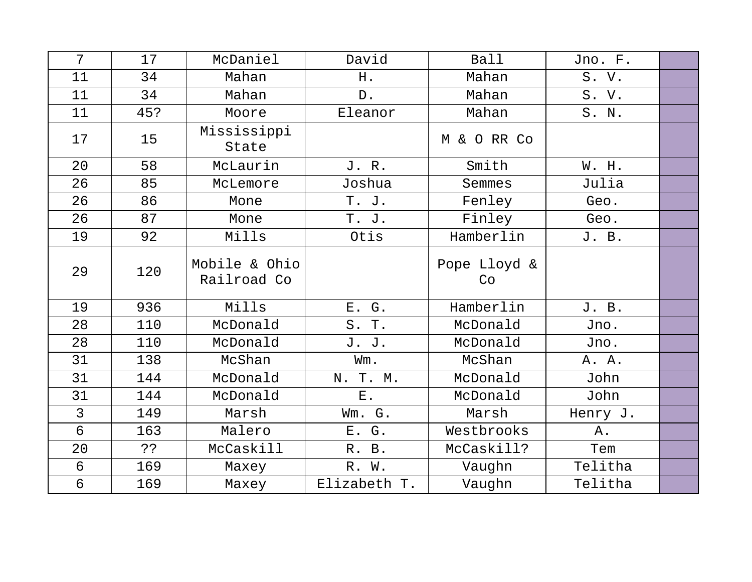| 7 | 17 | McDaniel | David | Ball | Jno. F. | |
|---|---|---|---|---|---|---|
| 11 | 34 | Mahan | H. | Mahan | S. V. | |
| 11 | 34 | Mahan | D. | Mahan | S. V. | |
| 11 | 45? | Moore | Eleanor | Mahan | S. N. | |
| 17 | 15 | Mississippi State | | M & O RR Co | | |
| 20 | 58 | McLaurin | J. R. | Smith | W. H. | |
| 26 | 85 | McLemore | Joshua | Semmes | Julia | |
| 26 | 86 | Mone | T. J. | Fenley | Geo. | |
| 26 | 87 | Mone | T. J. | Finley | Geo. | |
| 19 | 92 | Mills | Otis | Hamberlin | J. B. | |
| 29 | 120 | Mobile & Ohio Railroad Co | | Pope Lloyd & Co | | |
| 19 | 936 | Mills | E. G. | Hamberlin | J. B. | |
| 28 | 110 | McDonald | S. T. | McDonald | Jno. | |
| 28 | 110 | McDonald | J. J. | McDonald | Jno. | |
| 31 | 138 | McShan | Wm. | McShan | A. A. | |
| 31 | 144 | McDonald | N. T. M. | McDonald | John | |
| 31 | 144 | McDonald | E. | McDonald | John | |
| 3 | 149 | Marsh | Wm. G. | Marsh | Henry J. | |
| 6 | 163 | Malero | E. G. | Westbrooks | A. | |
| 20 | ?? | McCaskill | R. B. | McCaskill? | Tem | |
| 6 | 169 | Maxey | R. W. | Vaughn | Telitha | |
| 6 | 169 | Maxey | Elizabeth T. | Vaughn | Telitha | |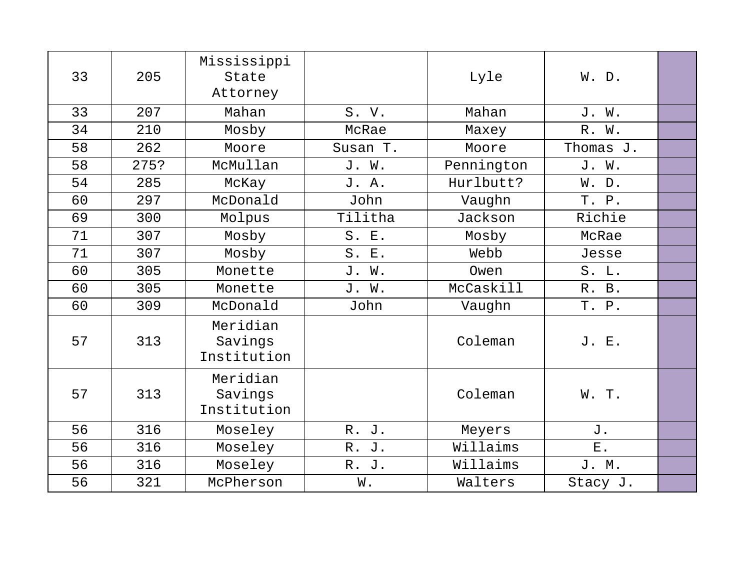| | | | | | | |
|---|---|---|---|---|---|---|
| 33 | 205 | Mississippi State Attorney | | Lyle | W. D. | |
| 33 | 207 | Mahan | S. V. | Mahan | J. W. | |
| 34 | 210 | Mosby | McRae | Maxey | R. W. | |
| 58 | 262 | Moore | Susan T. | Moore | Thomas J. | |
| 58 | 275? | McMullan | J. W. | Pennington | J. W. | |
| 54 | 285 | McKay | J. A. | Hurlbutt? | W. D. | |
| 60 | 297 | McDonald | John | Vaughn | T. P. | |
| 69 | 300 | Molpus | Tilitha | Jackson | Richie | |
| 71 | 307 | Mosby | S. E. | Mosby | McRae | |
| 71 | 307 | Mosby | S. E. | Webb | Jesse | |
| 60 | 305 | Monette | J. W. | Owen | S. L. | |
| 60 | 305 | Monette | J. W. | McCaskill | R. B. | |
| 60 | 309 | McDonald | John | Vaughn | T. P. | |
| 57 | 313 | Meridian Savings Institution | | Coleman | J. E. | |
| 57 | 313 | Meridian Savings Institution | | Coleman | W. T. | |
| 56 | 316 | Moseley | R. J. | Meyers | J. | |
| 56 | 316 | Moseley | R. J. | Willaims | E. | |
| 56 | 316 | Moseley | R. J. | Willaims | J. M. | |
| 56 | 321 | McPherson | W. | Walters | Stacy J. | |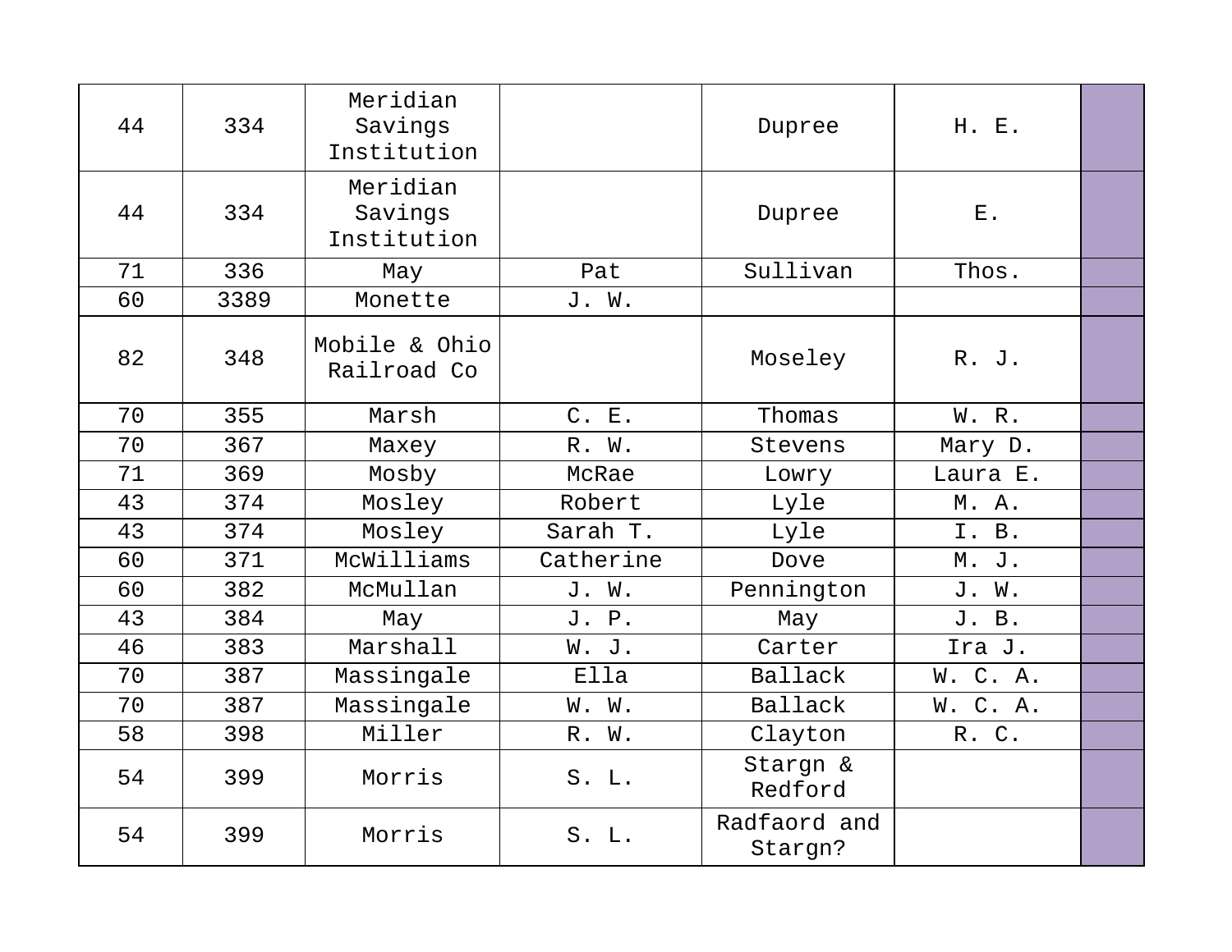| | | | | | | |
|---|---|---|---|---|---|---|
| 44 | 334 | Meridian Savings Institution | | Dupree | H. E. | |
| 44 | 334 | Meridian Savings Institution | | Dupree | E. | |
| 71 | 336 | May | Pat | Sullivan | Thos. | |
| 60 | 3389 | Monette | J. W. | | | |
| 82 | 348 | Mobile & Ohio Railroad Co | | Moseley | R. J. | |
| 70 | 355 | Marsh | C. E. | Thomas | W. R. | |
| 70 | 367 | Maxey | R. W. | Stevens | Mary D. | |
| 71 | 369 | Mosby | McRae | Lowry | Laura E. | |
| 43 | 374 | Mosley | Robert | Lyle | M. A. | |
| 43 | 374 | Mosley | Sarah T. | Lyle | I. B. | |
| 60 | 371 | McWilliams | Catherine | Dove | M. J. | |
| 60 | 382 | McMullan | J. W. | Pennington | J. W. | |
| 43 | 384 | May | J. P. | May | J. B. | |
| 46 | 383 | Marshall | W. J. | Carter | Ira J. | |
| 70 | 387 | Massingale | Ella | Ballack | W. C. A. | |
| 70 | 387 | Massingale | W. W. | Ballack | W. C. A. | |
| 58 | 398 | Miller | R. W. | Clayton | R. C. | |
| 54 | 399 | Morris | S. L. | Stargn & Redford | | |
| 54 | 399 | Morris | S. L. | Radfaord and Stargn? | | |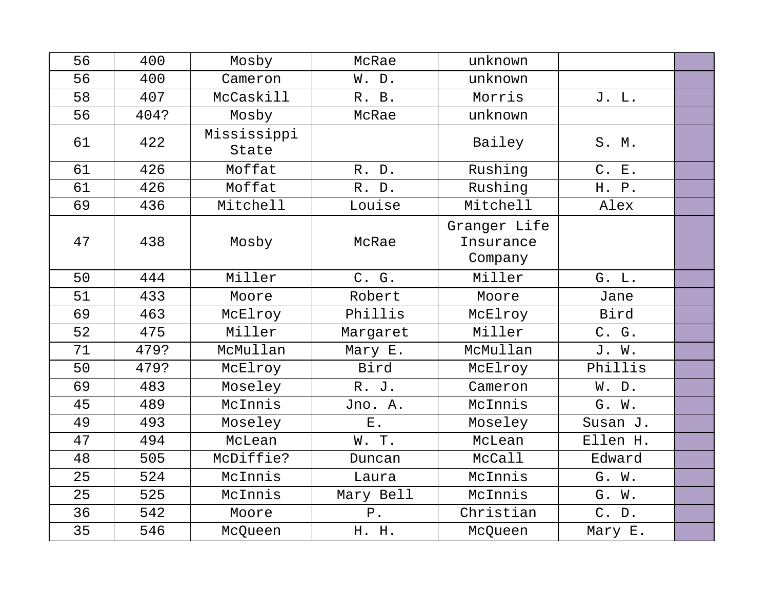| | | | | | | |
|---|---|---|---|---|---|---|
| 56 | 400 | Mosby | McRae | unknown | | |
| 56 | 400 | Cameron | W. D. | unknown | | |
| 58 | 407 | McCaskill | R. B. | Morris | J. L. | |
| 56 | 404? | Mosby | McRae | unknown | | |
| 61 | 422 | Mississippi State | | Bailey | S. M. | |
| 61 | 426 | Moffat | R. D. | Rushing | C. E. | |
| 61 | 426 | Moffat | R. D. | Rushing | H. P. | |
| 69 | 436 | Mitchell | Louise | Mitchell | Alex | |
| 47 | 438 | Mosby | McRae | Granger Life Insurance Company | | |
| 50 | 444 | Miller | C. G. | Miller | G. L. | |
| 51 | 433 | Moore | Robert | Moore | Jane | |
| 69 | 463 | McElroy | Phillis | McElroy | Bird | |
| 52 | 475 | Miller | Margaret | Miller | C. G. | |
| 71 | 479? | McMullan | Mary E. | McMullan | J. W. | |
| 50 | 479? | McElroy | Bird | McElroy | Phillis | |
| 69 | 483 | Moseley | R. J. | Cameron | W. D. | |
| 45 | 489 | McInnis | Jno. A. | McInnis | G. W. | |
| 49 | 493 | Moseley | E. | Moseley | Susan J. | |
| 47 | 494 | McLean | W. T. | McLean | Ellen H. | |
| 48 | 505 | McDiffie? | Duncan | McCall | Edward | |
| 25 | 524 | McInnis | Laura | McInnis | G. W. | |
| 25 | 525 | McInnis | Mary Bell | McInnis | G. W. | |
| 36 | 542 | Moore | P. | Christian | C. D. | |
| 35 | 546 | McQueen | H. H. | McQueen | Mary E. | |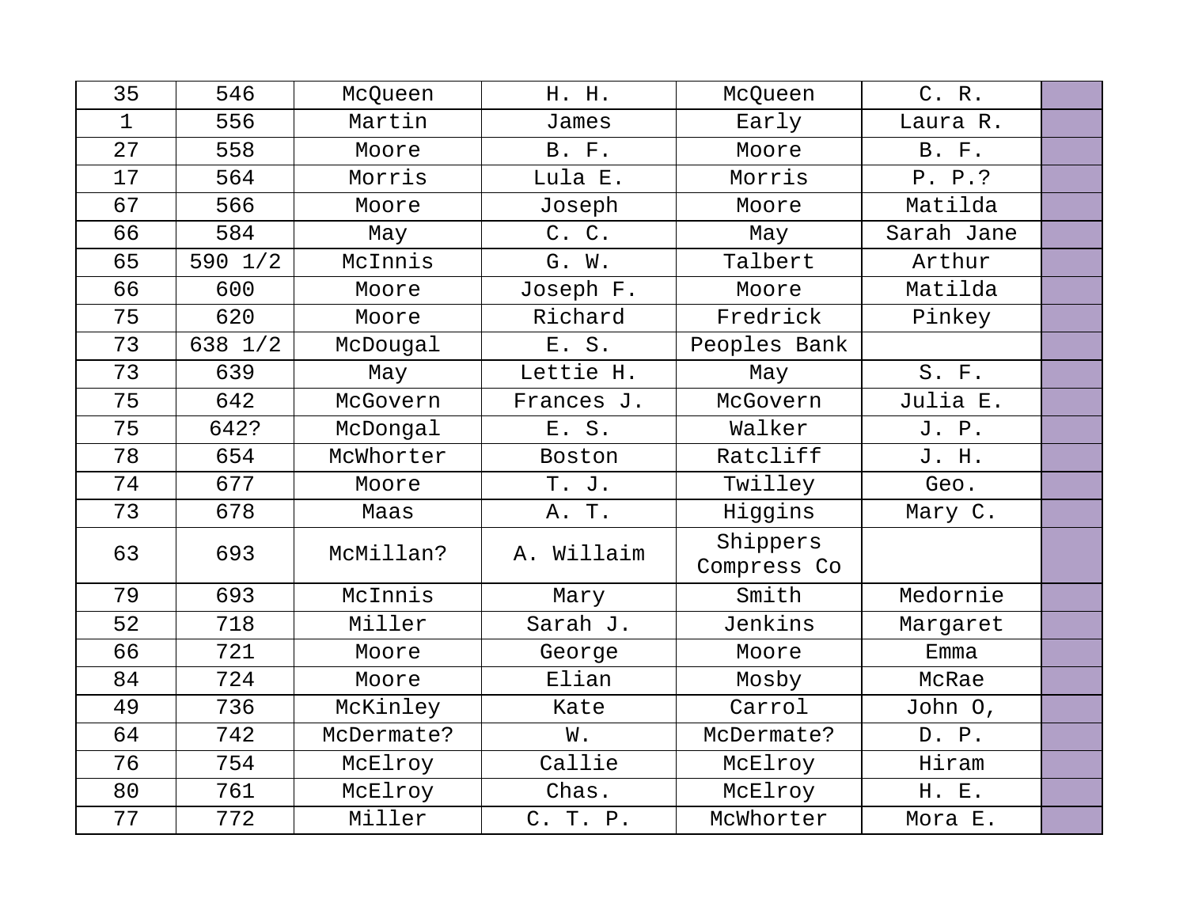| 35 | 546 | McQueen | H. H. | McQueen | C. R. | |
|---|---|---|---|---|---|---|
| 1 | 556 | Martin | James | Early | Laura R. | |
| 27 | 558 | Moore | B. F. | Moore | B. F. | |
| 17 | 564 | Morris | Lula E. | Morris | P. P.? | |
| 67 | 566 | Moore | Joseph | Moore | Matilda | |
| 66 | 584 | May | C. C. | May | Sarah Jane | |
| 65 | 590 1/2 | McInnis | G. W. | Talbert | Arthur | |
| 66 | 600 | Moore | Joseph F. | Moore | Matilda | |
| 75 | 620 | Moore | Richard | Fredrick | Pinkey | |
| 73 | 638 1/2 | McDougal | E. S. | Peoples Bank | | |
| 73 | 639 | May | Lettie H. | May | S. F. | |
| 75 | 642 | McGovern | Frances J. | McGovern | Julia E. | |
| 75 | 642? | McDongal | E. S. | Walker | J. P. | |
| 78 | 654 | McWhorter | Boston | Ratcliff | J. H. | |
| 74 | 677 | Moore | T. J. | Twilley | Geo. | |
| 73 | 678 | Maas | A. T. | Higgins | Mary C. | |
| 63 | 693 | McMillan? | A. Willaim | Shippers Compress Co | | |
| 79 | 693 | McInnis | Mary | Smith | Medornie | |
| 52 | 718 | Miller | Sarah J. | Jenkins | Margaret | |
| 66 | 721 | Moore | George | Moore | Emma | |
| 84 | 724 | Moore | Elian | Mosby | McRae | |
| 49 | 736 | McKinley | Kate | Carrol | John O, | |
| 64 | 742 | McDermate? | W. | McDermate? | D. P. | |
| 76 | 754 | McElroy | Callie | McElroy | Hiram | |
| 80 | 761 | McElroy | Chas. | McElroy | H. E. | |
| 77 | 772 | Miller | C. T. P. | McWhorter | Mora E. | |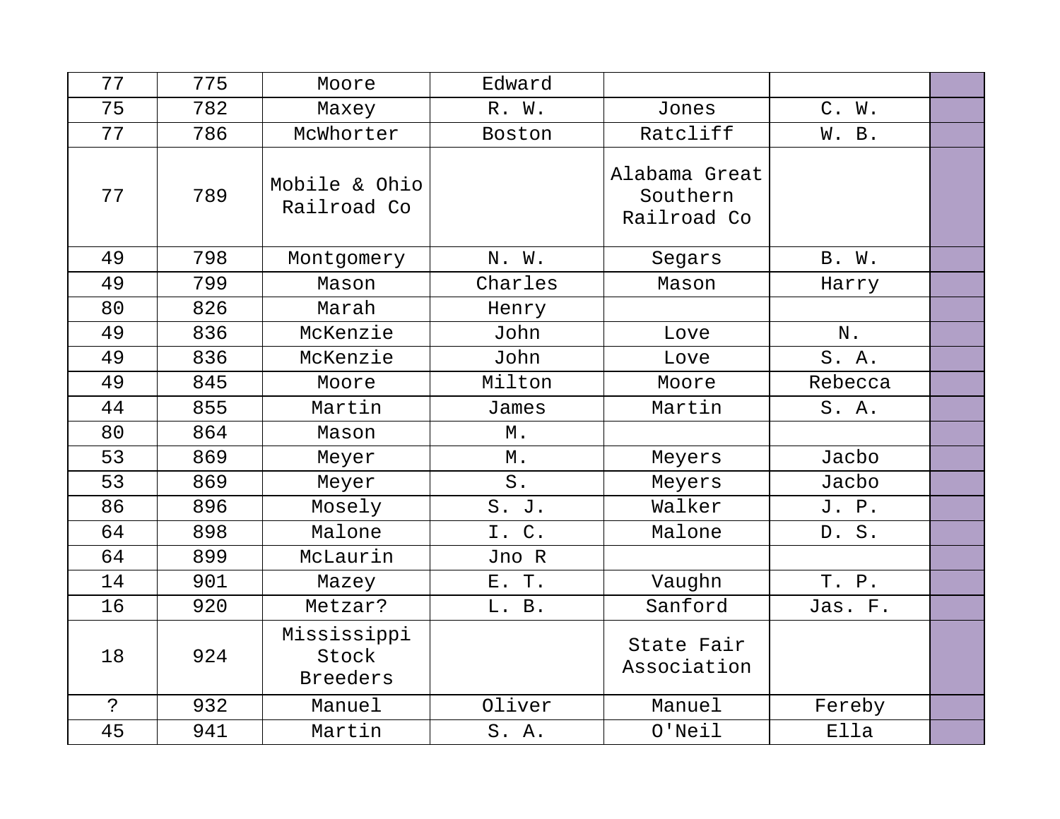| 77 | 775 | Moore | Edward | | | |
|---|---|---|---|---|---|---|
| 75 | 782 | Maxey | R. W. | Jones | C. W. | |
| 77 | 786 | McWhorter | Boston | Ratcliff | W. B. | |
| 77 | 789 | Mobile & Ohio Railroad Co | | Alabama Great Southern Railroad Co | | |
| 49 | 798 | Montgomery | N. W. | Segars | B. W. | |
| 49 | 799 | Mason | Charles | Mason | Harry | |
| 80 | 826 | Marah | Henry | | | |
| 49 | 836 | McKenzie | John | Love | N. | |
| 49 | 836 | McKenzie | John | Love | S. A. | |
| 49 | 845 | Moore | Milton | Moore | Rebecca | |
| 44 | 855 | Martin | James | Martin | S. A. | |
| 80 | 864 | Mason | M. | | | |
| 53 | 869 | Meyer | M. | Meyers | Jacbo | |
| 53 | 869 | Meyer | S. | Meyers | Jacbo | |
| 86 | 896 | Mosely | S. J. | Walker | J. P. | |
| 64 | 898 | Malone | I. C. | Malone | D. S. | |
| 64 | 899 | McLaurin | Jno R | | | |
| 14 | 901 | Mazey | E. T. | Vaughn | T. P. | |
| 16 | 920 | Metzar? | L. B. | Sanford | Jas. F. | |
| 18 | 924 | Mississippi Stock Breeders | | State Fair Association | | |
| ? | 932 | Manuel | Oliver | Manuel | Fereby | |
| 45 | 941 | Martin | S. A. | O'Neil | Ella | |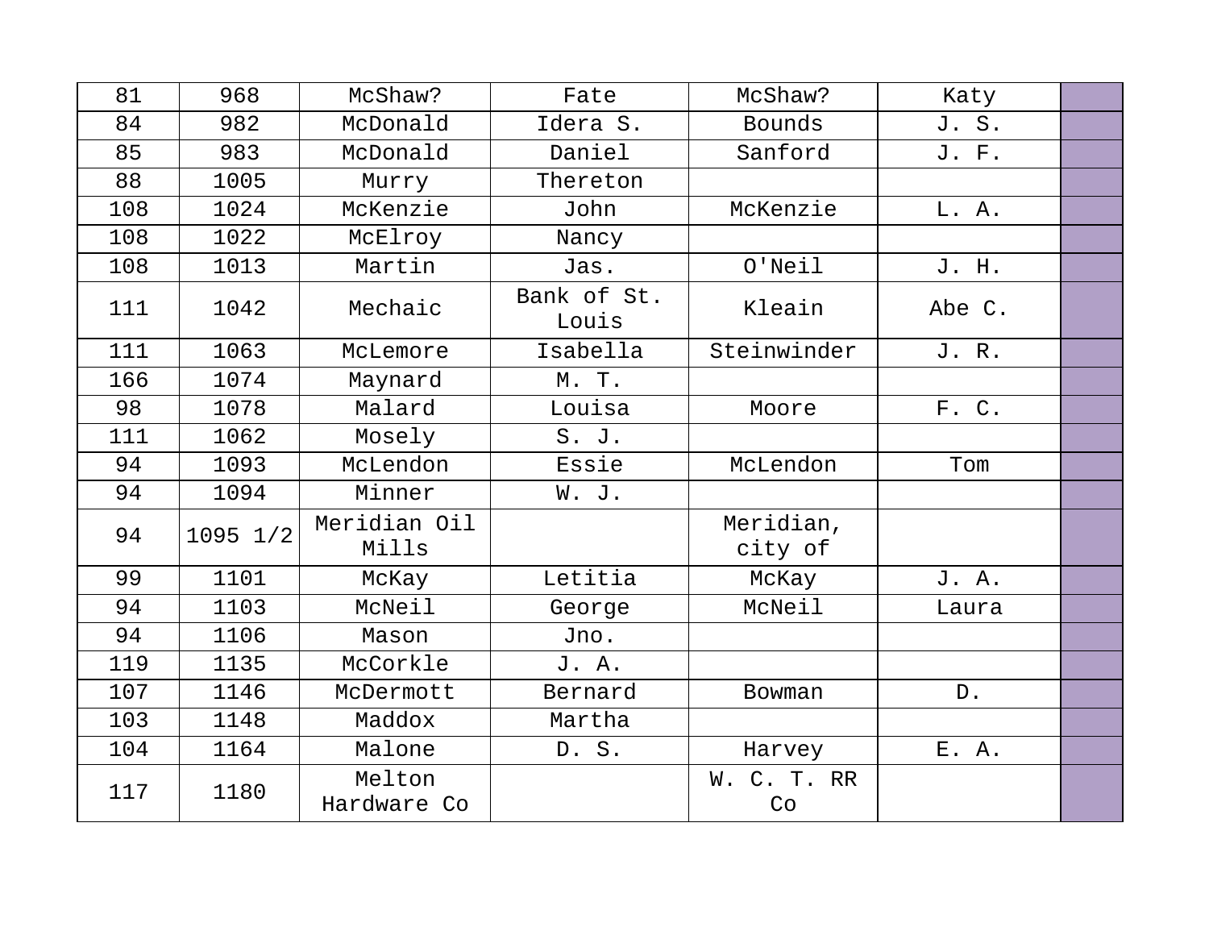| 81 | 968 | McShaw? | Fate | McShaw? | Katy | |
|---|---|---|---|---|---|---|
| 84 | 982 | McDonald | Idera S. | Bounds | J. S. | |
| 85 | 983 | McDonald | Daniel | Sanford | J. F. | |
| 88 | 1005 | Murry | Thereton | | | |
| 108 | 1024 | McKenzie | John | McKenzie | L. A. | |
| 108 | 1022 | McElroy | Nancy | | | |
| 108 | 1013 | Martin | Jas. | O'Neil | J. H. | |
| 111 | 1042 | Mechaic | Bank of St. Louis | Kleain | Abe C. | |
| 111 | 1063 | McLemore | Isabella | Steinwinder | J. R. | |
| 166 | 1074 | Maynard | M. T. | | | |
| 98 | 1078 | Malard | Louisa | Moore | F. C. | |
| 111 | 1062 | Mosely | S. J. | | | |
| 94 | 1093 | McLendon | Essie | McLendon | Tom | |
| 94 | 1094 | Minner | W. J. | | | |
| 94 | 1095 1/2 | Meridian Oil Mills | | Meridian, city of | | |
| 99 | 1101 | McKay | Letitia | McKay | J. A. | |
| 94 | 1103 | McNeil | George | McNeil | Laura | |
| 94 | 1106 | Mason | Jno. | | | |
| 119 | 1135 | McCorkle | J. A. | | | |
| 107 | 1146 | McDermott | Bernard | Bowman | D. | |
| 103 | 1148 | Maddox | Martha | | | |
| 104 | 1164 | Malone | D. S. | Harvey | E. A. | |
| 117 | 1180 | Melton Hardware Co | | W. C. T. RR Co | | |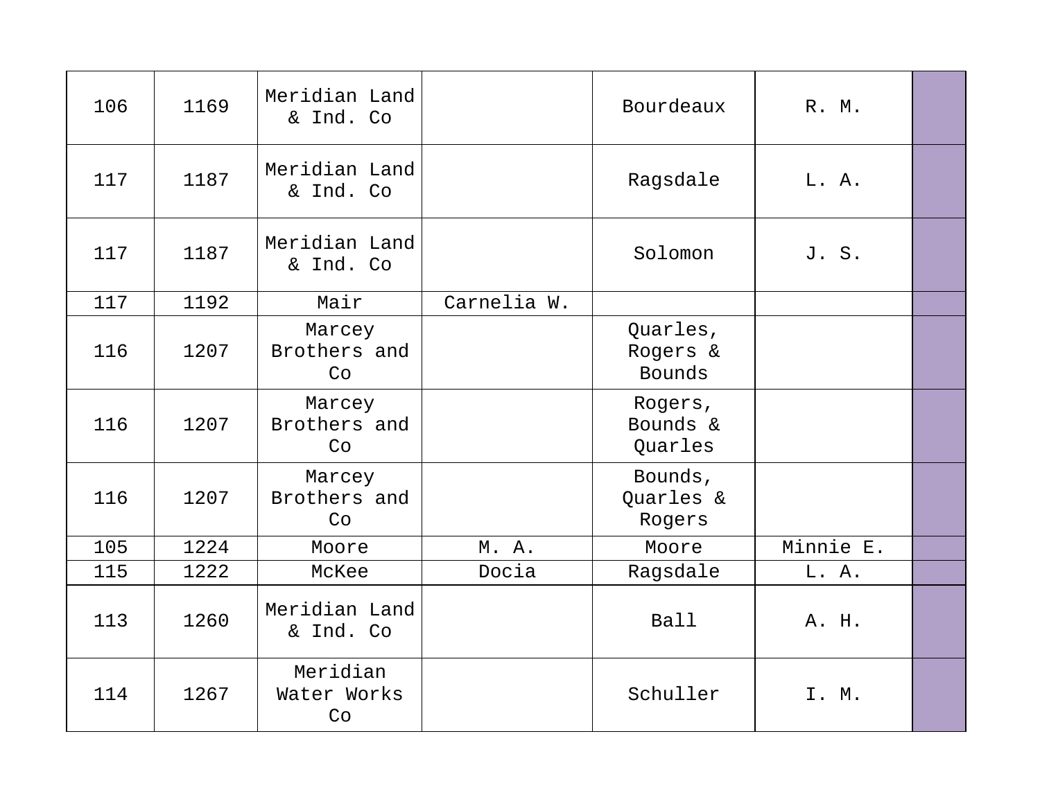| | | | | | | |
|---|---|---|---|---|---|---|
| 106 | 1169 | Meridian Land & Ind. Co | | Bourdeaux | R. M. | |
| 117 | 1187 | Meridian Land & Ind. Co | | Ragsdale | L. A. | |
| 117 | 1187 | Meridian Land & Ind. Co | | Solomon | J. S. | |
| 117 | 1192 | Mair | Carnelia W. | | | |
| 116 | 1207 | Marcey Brothers and Co | | Quarles, Rogers & Bounds | | |
| 116 | 1207 | Marcey Brothers and Co | | Rogers, Bounds & Quarles | | |
| 116 | 1207 | Marcey Brothers and Co | | Bounds, Quarles & Rogers | | |
| 105 | 1224 | Moore | M. A. | Moore | Minnie E. | |
| 115 | 1222 | McKee | Docia | Ragsdale | L. A. | |
| 113 | 1260 | Meridian Land & Ind. Co | | Ball | A. H. | |
| 114 | 1267 | Meridian Water Works Co | | Schuller | I. M. | |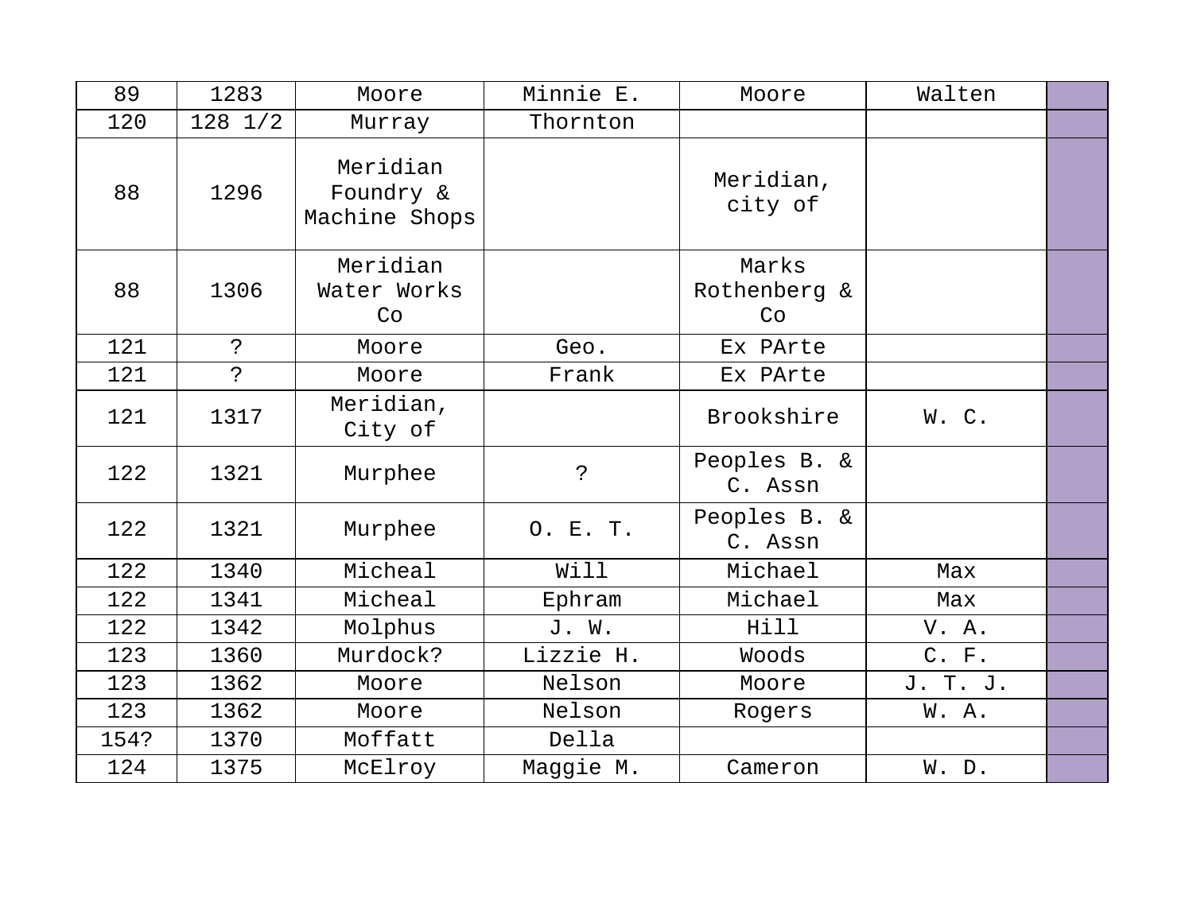| 89 | 1283 | Moore | Minnie E. | Moore | Walten | |
|---|---|---|---|---|---|---|
| 120 | 128 1/2 | Murray | Thornton | | | |
| 88 | 1296 | Meridian Foundry & Machine Shops | | Meridian, city of | | |
| 88 | 1306 | Meridian Water Works Co | | Marks Rothenberg & Co | | |
| 121 | ? | Moore | Geo. | Ex PArte | | |
| 121 | ? | Moore | Frank | Ex PArte | | |
| 121 | 1317 | Meridian, City of | | Brookshire | W. C. | |
| 122 | 1321 | Murphee | ? | Peoples B. & C. Assn | | |
| 122 | 1321 | Murphee | O. E. T. | Peoples B. & C. Assn | | |
| 122 | 1340 | Micheal | Will | Michael | Max | |
| 122 | 1341 | Micheal | Ephram | Michael | Max | |
| 122 | 1342 | Molphus | J. W. | Hill | V. A. | |
| 123 | 1360 | Murdock? | Lizzie H. | Woods | C. F. | |
| 123 | 1362 | Moore | Nelson | Moore | J. T. J. | |
| 123 | 1362 | Moore | Nelson | Rogers | W. A. | |
| 154? | 1370 | Moffatt | Della | | | |
| 124 | 1375 | McElroy | Maggie M. | Cameron | W. D. | |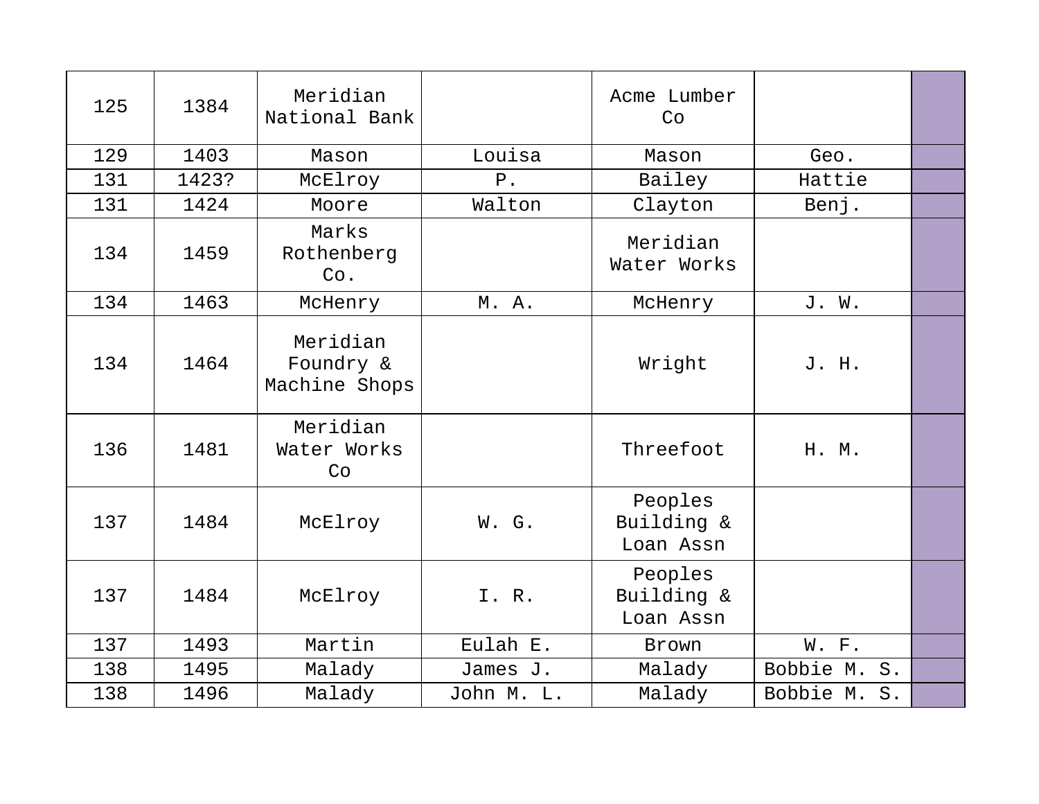| | | | | | | |
|---|---|---|---|---|---|---|
| 125 | 1384 | Meridian National Bank | | Acme Lumber Co | | |
| 129 | 1403 | Mason | Louisa | Mason | Geo. | |
| 131 | 1423? | McElroy | P. | Bailey | Hattie | |
| 131 | 1424 | Moore | Walton | Clayton | Benj. | |
| 134 | 1459 | Marks Rothenberg Co. | | Meridian Water Works | | |
| 134 | 1463 | McHenry | M. A. | McHenry | J. W. | |
| 134 | 1464 | Meridian Foundry & Machine Shops | | Wright | J. H. | |
| 136 | 1481 | Meridian Water Works Co | | Threefoot | H. M. | |
| 137 | 1484 | McElroy | W. G. | Peoples Building & Loan Assn | | |
| 137 | 1484 | McElroy | I. R. | Peoples Building & Loan Assn | | |
| 137 | 1493 | Martin | Eulah E. | Brown | W. F. | |
| 138 | 1495 | Malady | James J. | Malady | Bobbie M. S. | |
| 138 | 1496 | Malady | John M. L. | Malady | Bobbie M. S. | |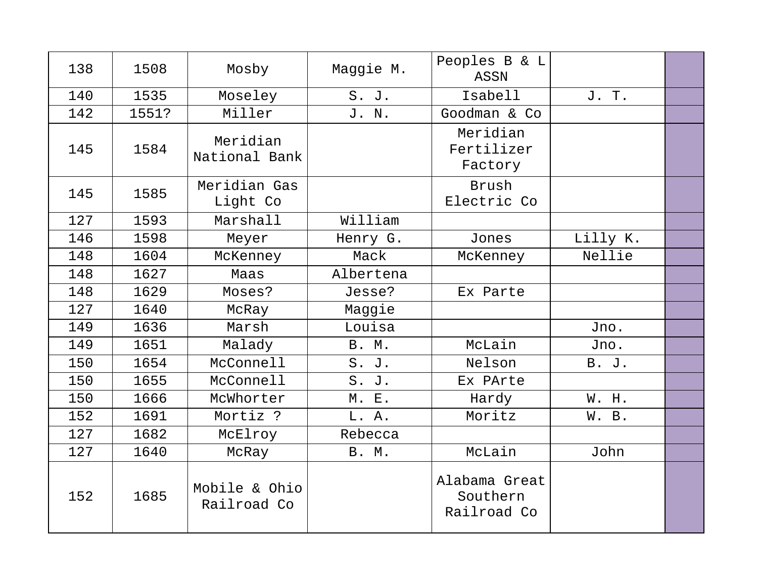| 138 | 1508 | Mosby | Maggie M. | Peoples B & L ASSN | | |
|---|---|---|---|---|---|---|
| 140 | 1535 | Moseley | S. J. | Isabell | J. T. | |
| 142 | 1551? | Miller | J. N. | Goodman & Co | | |
| 145 | 1584 | Meridian National Bank | | Meridian Fertilizer Factory | | |
| 145 | 1585 | Meridian Gas Light Co | | Brush Electric Co | | |
| 127 | 1593 | Marshall | William | | | |
| 146 | 1598 | Meyer | Henry G. | Jones | Lilly K. | |
| 148 | 1604 | McKenney | Mack | McKenney | Nellie | |
| 148 | 1627 | Maas | Albertena | | | |
| 148 | 1629 | Moses? | Jesse? | Ex Parte | | |
| 127 | 1640 | McRay | Maggie | | | |
| 149 | 1636 | Marsh | Louisa | | Jno. | |
| 149 | 1651 | Malady | B. M. | McLain | Jno. | |
| 150 | 1654 | McConnell | S. J. | Nelson | B. J. | |
| 150 | 1655 | McConnell | S. J. | Ex PArte | | |
| 150 | 1666 | McWhorter | M. E. | Hardy | W. H. | |
| 152 | 1691 | Mortiz ? | L. A. | Moritz | W. B. | |
| 127 | 1682 | McElroy | Rebecca | | | |
| 127 | 1640 | McRay | B. M. | McLain | John | |
| 152 | 1685 | Mobile & Ohio Railroad Co | | Alabama Great Southern Railroad Co | | |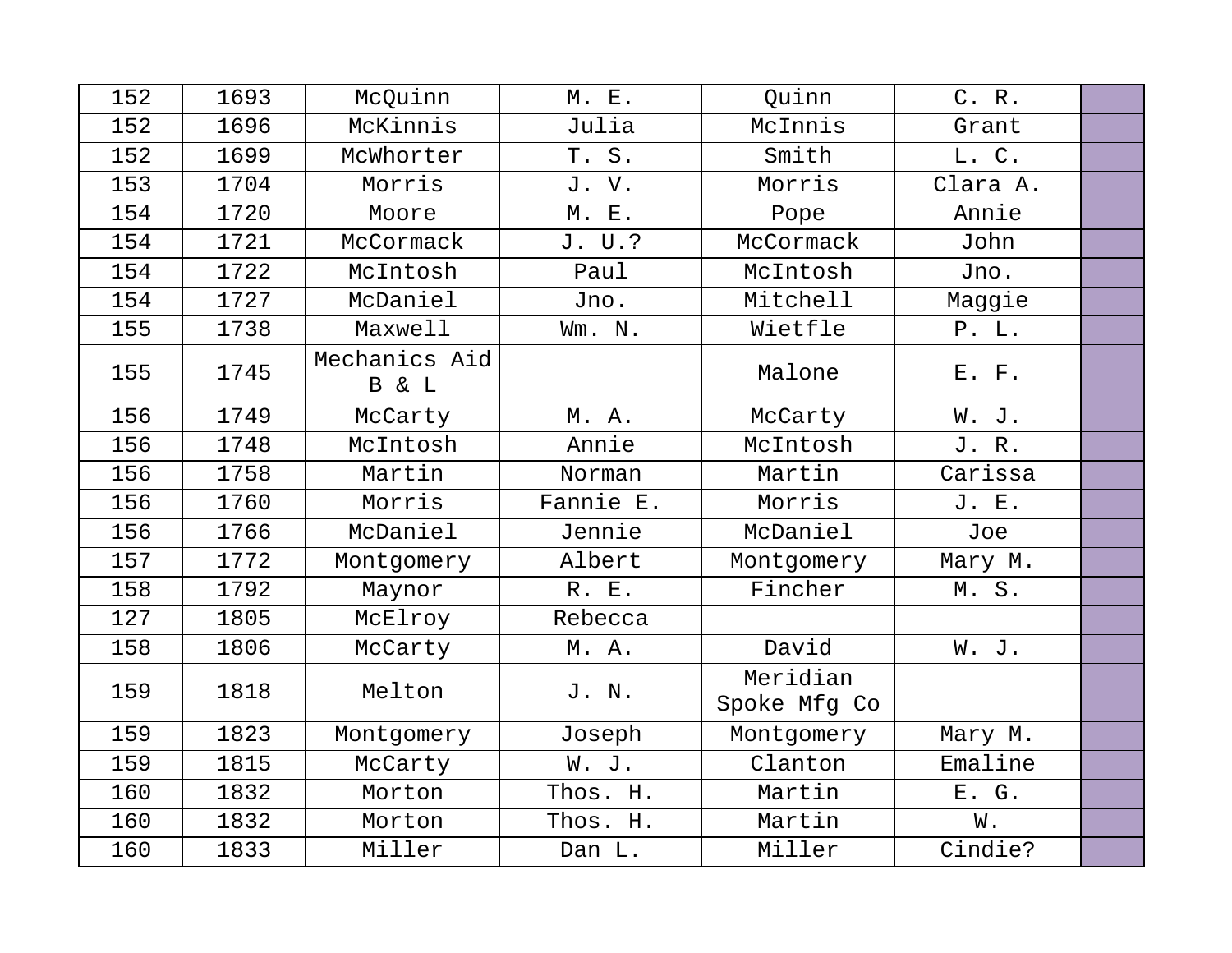| 152 | 1693 | McQuinn | M. E. | Quinn | C. R. | |
|---|---|---|---|---|---|---|
| 152 | 1696 | McKinnis | Julia | McInnis | Grant | |
| 152 | 1699 | McWhorter | T. S. | Smith | L. C. | |
| 153 | 1704 | Morris | J. V. | Morris | Clara A. | |
| 154 | 1720 | Moore | M. E. | Pope | Annie | |
| 154 | 1721 | McCormack | J. U.? | McCormack | John | |
| 154 | 1722 | McIntosh | Paul | McIntosh | Jno. | |
| 154 | 1727 | McDaniel | Jno. | Mitchell | Maggie | |
| 155 | 1738 | Maxwell | Wm. N. | Wietfle | P. L. | |
| 155 | 1745 | Mechanics Aid B & L | | Malone | E. F. | |
| 156 | 1749 | McCarty | M. A. | McCarty | W. J. | |
| 156 | 1748 | McIntosh | Annie | McIntosh | J. R. | |
| 156 | 1758 | Martin | Norman | Martin | Carissa | |
| 156 | 1760 | Morris | Fannie E. | Morris | J. E. | |
| 156 | 1766 | McDaniel | Jennie | McDaniel | Joe | |
| 157 | 1772 | Montgomery | Albert | Montgomery | Mary M. | |
| 158 | 1792 | Maynor | R. E. | Fincher | M. S. | |
| 127 | 1805 | McElroy | Rebecca | | | |
| 158 | 1806 | McCarty | M. A. | David | W. J. | |
| 159 | 1818 | Melton | J. N. | Meridian Spoke Mfg Co | | |
| 159 | 1823 | Montgomery | Joseph | Montgomery | Mary M. | |
| 159 | 1815 | McCarty | W. J. | Clanton | Emaline | |
| 160 | 1832 | Morton | Thos. H. | Martin | E. G. | |
| 160 | 1832 | Morton | Thos. H. | Martin | W. | |
| 160 | 1833 | Miller | Dan L. | Miller | Cindie? | |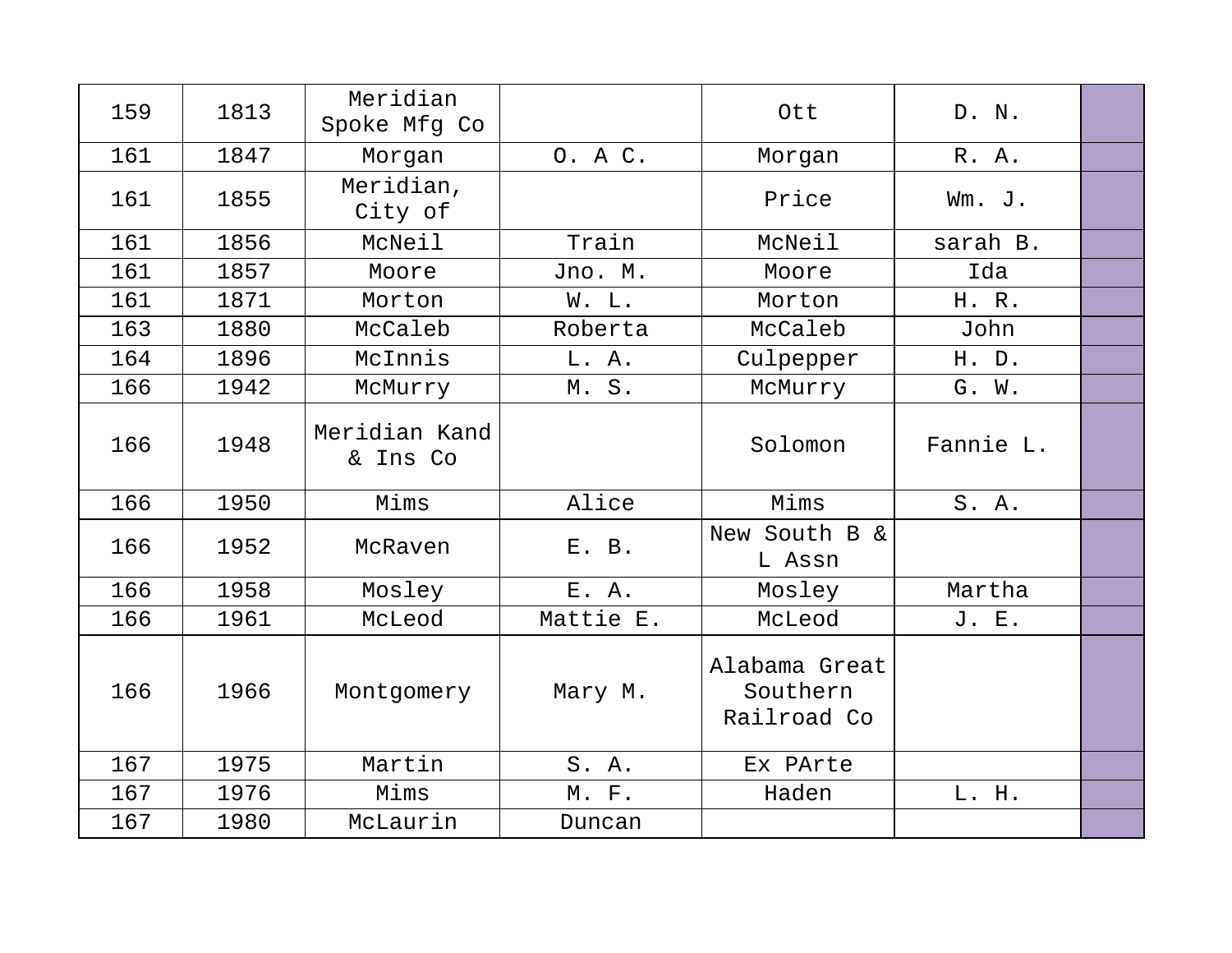| | | | | | | |
|---|---|---|---|---|---|---|
| 159 | 1813 | Meridian Spoke Mfg Co | | Ott | D. N. | |
| 161 | 1847 | Morgan | O. A C. | Morgan | R. A. | |
| 161 | 1855 | Meridian, City of | | Price | Wm. J. | |
| 161 | 1856 | McNeil | Train | McNeil | sarah B. | |
| 161 | 1857 | Moore | Jno. M. | Moore | Ida | |
| 161 | 1871 | Morton | W. L. | Morton | H. R. | |
| 163 | 1880 | McCaleb | Roberta | McCaleb | John | |
| 164 | 1896 | McInnis | L. A. | Culpepper | H. D. | |
| 166 | 1942 | McMurry | M. S. | McMurry | G. W. | |
| 166 | 1948 | Meridian Kand & Ins Co | | Solomon | Fannie L. | |
| 166 | 1950 | Mims | Alice | Mims | S. A. | |
| 166 | 1952 | McRaven | E. B. | New South B & L Assn | | |
| 166 | 1958 | Mosley | E. A. | Mosley | Martha | |
| 166 | 1961 | McLeod | Mattie E. | McLeod | J. E. | |
| 166 | 1966 | Montgomery | Mary M. | Alabama Great Southern Railroad Co | | |
| 167 | 1975 | Martin | S. A. | Ex PArte | | |
| 167 | 1976 | Mims | M. F. | Haden | L. H. | |
| 167 | 1980 | McLaurin | Duncan | | | |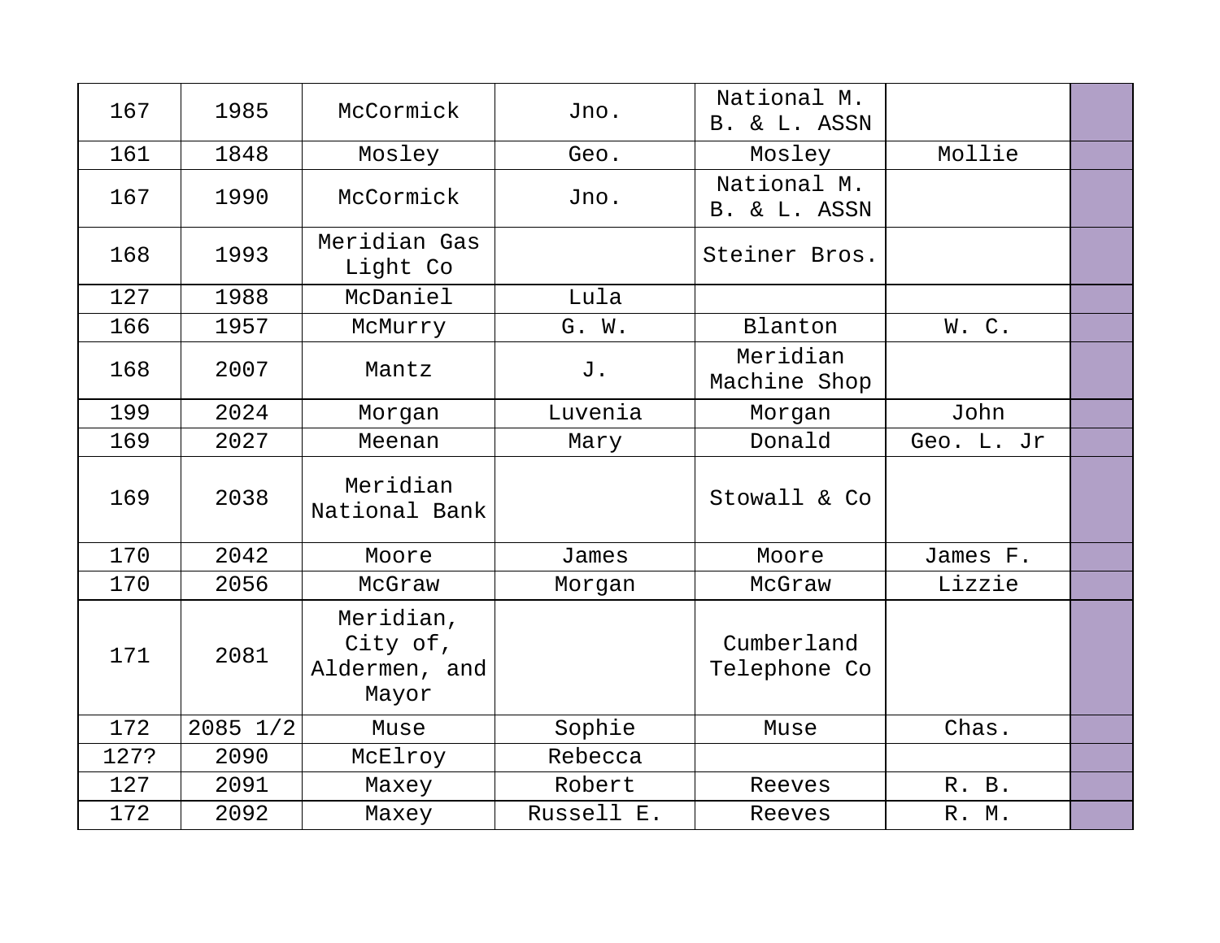| | | | | | | |
|---|---|---|---|---|---|---|
| 167 | 1985 | McCormick | Jno. | National M. B. & L. ASSN | | |
| 161 | 1848 | Mosley | Geo. | Mosley | Mollie | |
| 167 | 1990 | McCormick | Jno. | National M. B. & L. ASSN | | |
| 168 | 1993 | Meridian Gas Light Co | | Steiner Bros. | | |
| 127 | 1988 | McDaniel | Lula | | | |
| 166 | 1957 | McMurry | G. W. | Blanton | W. C. | |
| 168 | 2007 | Mantz | J. | Meridian Machine Shop | | |
| 199 | 2024 | Morgan | Luvenia | Morgan | John | |
| 169 | 2027 | Meenan | Mary | Donald | Geo. L. Jr | |
| 169 | 2038 | Meridian National Bank | | Stowall & Co | | |
| 170 | 2042 | Moore | James | Moore | James F. | |
| 170 | 2056 | McGraw | Morgan | McGraw | Lizzie | |
| 171 | 2081 | Meridian, City of, Aldermen, and Mayor | | Cumberland Telephone Co | | |
| 172 | 2085 1/2 | Muse | Sophie | Muse | Chas. | |
| 127? | 2090 | McElroy | Rebecca | | | |
| 127 | 2091 | Maxey | Robert | Reeves | R. B. | |
| 172 | 2092 | Maxey | Russell E. | Reeves | R. M. | |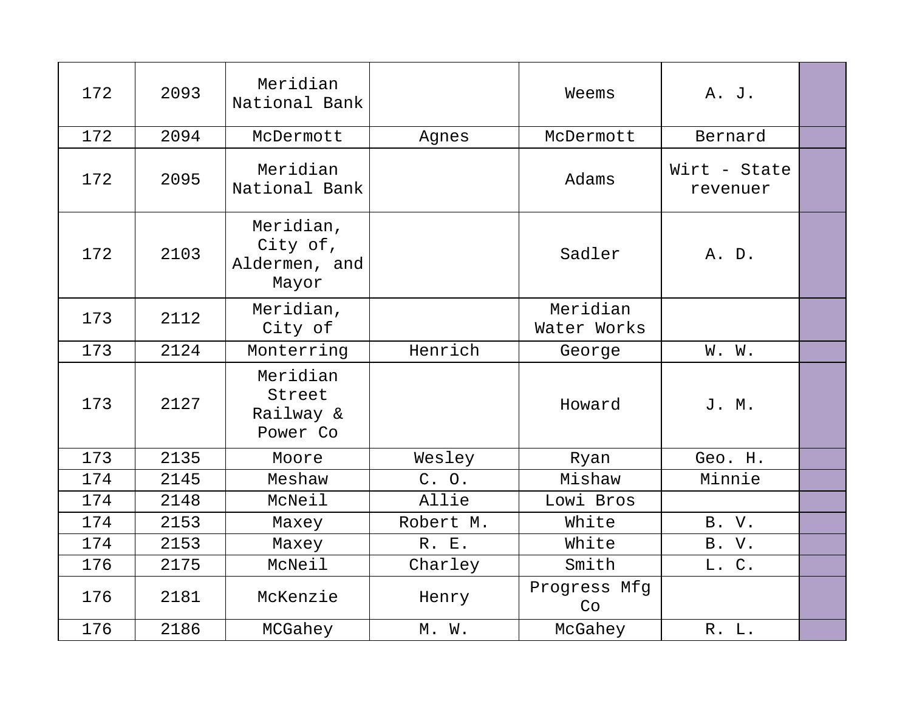| | | | | | | |
|---|---|---|---|---|---|---|
| 172 | 2093 | Meridian National Bank | | Weems | A. J. | |
| 172 | 2094 | McDermott | Agnes | McDermott | Bernard | |
| 172 | 2095 | Meridian National Bank | | Adams | Wirt - State revenuer | |
| 172 | 2103 | Meridian, City of, Aldermen, and Mayor | | Sadler | A. D. | |
| 173 | 2112 | Meridian, City of | | Meridian Water Works | | |
| 173 | 2124 | Monterring | Henrich | George | W. W. | |
| 173 | 2127 | Meridian Street Railway & Power Co | | Howard | J. M. | |
| 173 | 2135 | Moore | Wesley | Ryan | Geo. H. | |
| 174 | 2145 | Meshaw | C. O. | Mishaw | Minnie | |
| 174 | 2148 | McNeil | Allie | Lowi Bros | | |
| 174 | 2153 | Maxey | Robert M. | White | B. V. | |
| 174 | 2153 | Maxey | R. E. | White | B. V. | |
| 176 | 2175 | McNeil | Charley | Smith | L. C. | |
| 176 | 2181 | McKenzie | Henry | Progress Mfg Co | | |
| 176 | 2186 | MCGahey | M. W. | McGahey | R. L. | |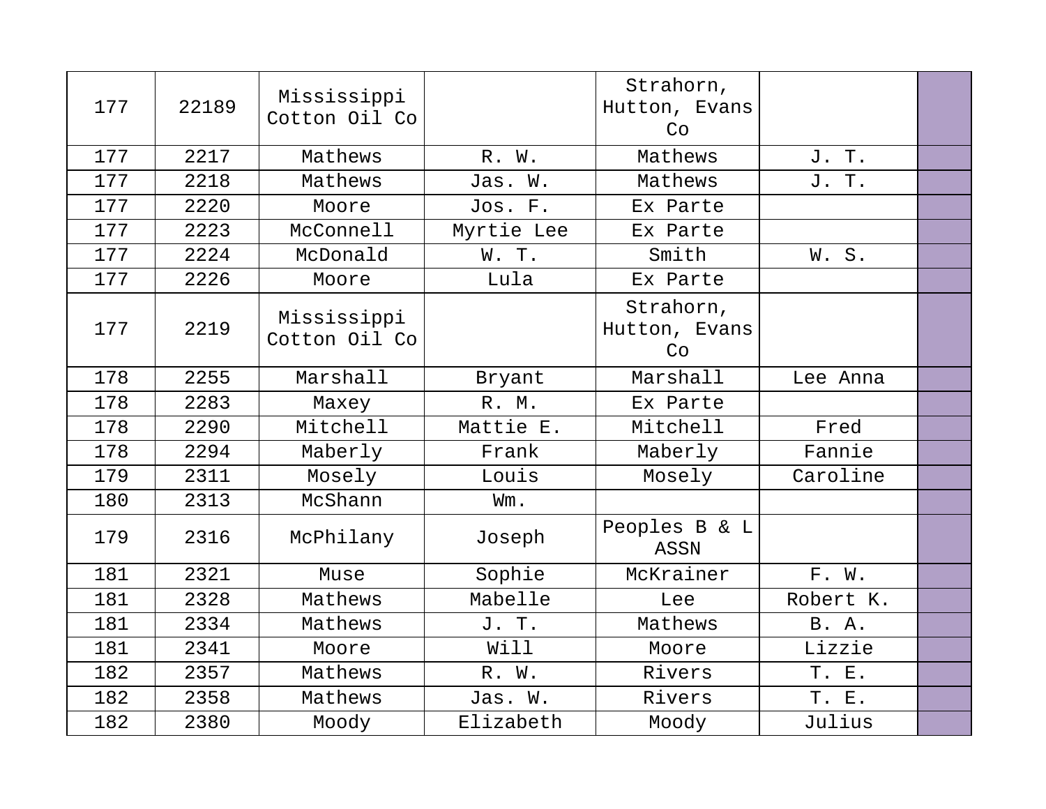| | | | | | | |
|---|---|---|---|---|---|---|
| 177 | 22189 | Mississippi Cotton Oil Co | | Strahorn, Hutton, Evans Co | | |
| 177 | 2217 | Mathews | R. W. | Mathews | J. T. | |
| 177 | 2218 | Mathews | Jas. W. | Mathews | J. T. | |
| 177 | 2220 | Moore | Jos. F. | Ex Parte | | |
| 177 | 2223 | McConnell | Myrtie Lee | Ex Parte | | |
| 177 | 2224 | McDonald | W. T. | Smith | W. S. | |
| 177 | 2226 | Moore | Lula | Ex Parte | | |
| 177 | 2219 | Mississippi Cotton Oil Co | | Strahorn, Hutton, Evans Co | | |
| 178 | 2255 | Marshall | Bryant | Marshall | Lee Anna | |
| 178 | 2283 | Maxey | R. M. | Ex Parte | | |
| 178 | 2290 | Mitchell | Mattie E. | Mitchell | Fred | |
| 178 | 2294 | Maberly | Frank | Maberly | Fannie | |
| 179 | 2311 | Mosely | Louis | Mosely | Caroline | |
| 180 | 2313 | McShann | Wm. | | | |
| 179 | 2316 | McPhilany | Joseph | Peoples B & L ASSN | | |
| 181 | 2321 | Muse | Sophie | McKrainer | F. W. | |
| 181 | 2328 | Mathews | Mabelle | Lee | Robert K. | |
| 181 | 2334 | Mathews | J. T. | Mathews | B. A. | |
| 181 | 2341 | Moore | Will | Moore | Lizzie | |
| 182 | 2357 | Mathews | R. W. | Rivers | T. E. | |
| 182 | 2358 | Mathews | Jas. W. | Rivers | T. E. | |
| 182 | 2380 | Moody | Elizabeth | Moody | Julius | |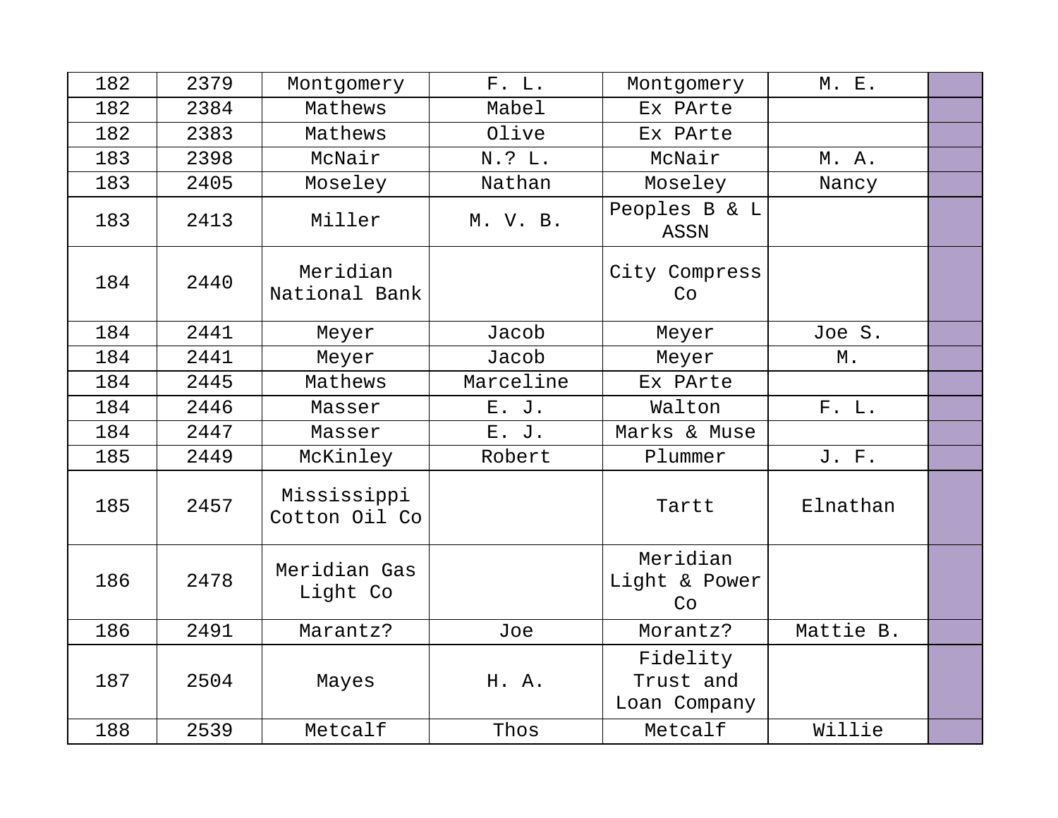| 182 | 2379 | Montgomery | F. L. | Montgomery | M. E. | |
|---|---|---|---|---|---|---|
| 182 | 2384 | Mathews | Mabel | Ex PArte | | |
| 182 | 2383 | Mathews | Olive | Ex PArte | | |
| 183 | 2398 | McNair | N.? L. | McNair | M. A. | |
| 183 | 2405 | Moseley | Nathan | Moseley | Nancy | |
| 183 | 2413 | Miller | M. V. B. | Peoples B & L ASSN | | |
| 184 | 2440 | Meridian National Bank | | City Compress Co | | |
| 184 | 2441 | Meyer | Jacob | Meyer | Joe S. | |
| 184 | 2441 | Meyer | Jacob | Meyer | M. | |
| 184 | 2445 | Mathews | Marceline | Ex PArte | | |
| 184 | 2446 | Masser | E. J. | Walton | F. L. | |
| 184 | 2447 | Masser | E. J. | Marks & Muse | | |
| 185 | 2449 | McKinley | Robert | Plummer | J. F. | |
| 185 | 2457 | Mississippi Cotton Oil Co | | Tartt | Elnathan | |
| 186 | 2478 | Meridian Gas Light Co | | Meridian Light & Power Co | | |
| 186 | 2491 | Marantz? | Joe | Morantz? | Mattie B. | |
| 187 | 2504 | Mayes | H. A. | Fidelity Trust and Loan Company | | |
| 188 | 2539 | Metcalf | Thos | Metcalf | Willie | |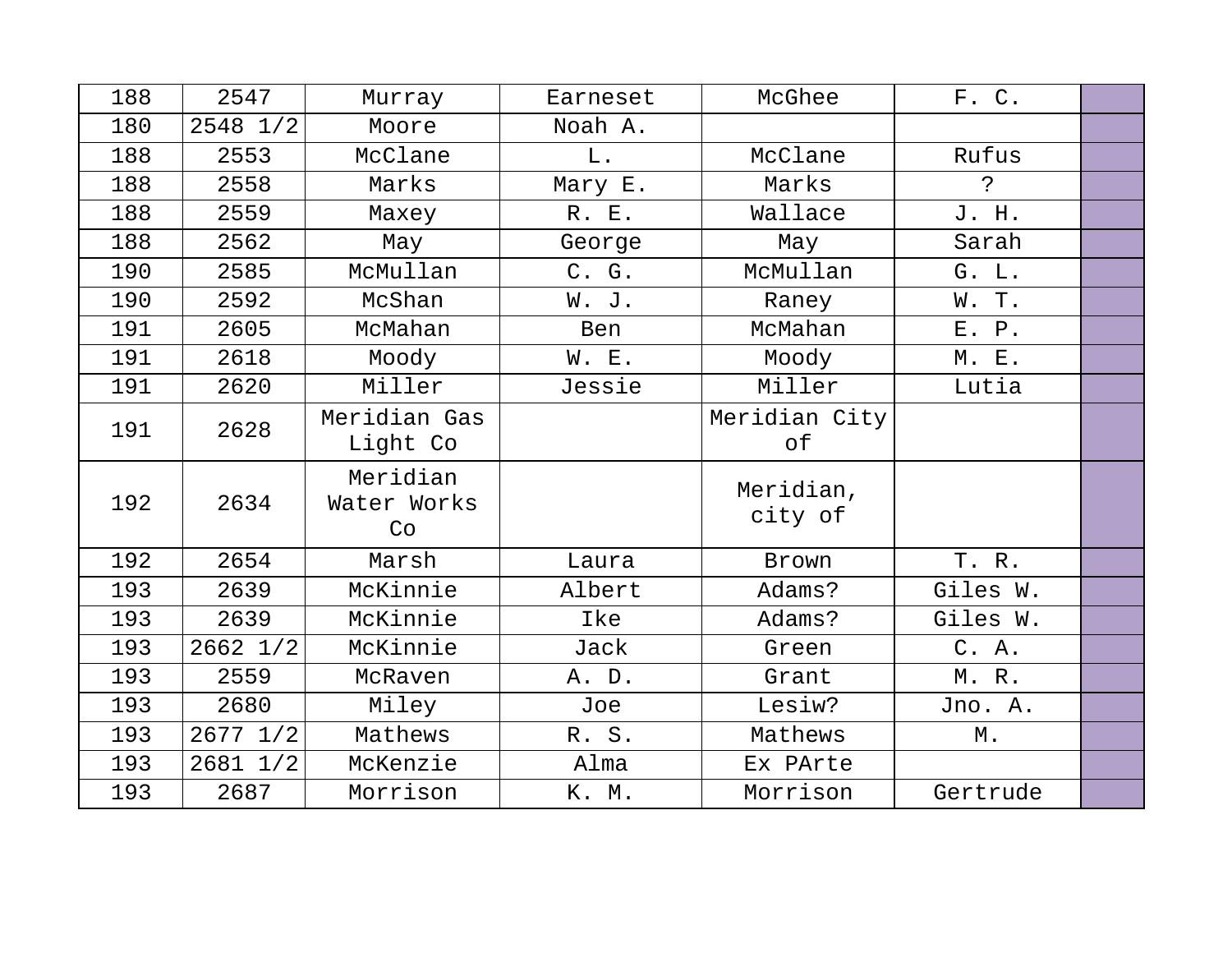| 188 | 2547 | Murray | Earneset | McGhee | F. C. | |
|---|---|---|---|---|---|---|
| 180 | 2548 1/2 | Moore | Noah A. | | | |
| 188 | 2553 | McClane | L. | McClane | Rufus | |
| 188 | 2558 | Marks | Mary E. | Marks | ? | |
| 188 | 2559 | Maxey | R. E. | Wallace | J. H. | |
| 188 | 2562 | May | George | May | Sarah | |
| 190 | 2585 | McMullan | C. G. | McMullan | G. L. | |
| 190 | 2592 | McShan | W. J. | Raney | W. T. | |
| 191 | 2605 | McMahan | Ben | McMahan | E. P. | |
| 191 | 2618 | Moody | W. E. | Moody | M. E. | |
| 191 | 2620 | Miller | Jessie | Miller | Lutia | |
| 191 | 2628 | Meridian Gas Light Co | | Meridian City of | | |
| 192 | 2634 | Meridian Water Works Co | | Meridian, city of | | |
| 192 | 2654 | Marsh | Laura | Brown | T. R. | |
| 193 | 2639 | McKinnie | Albert | Adams? | Giles W. | |
| 193 | 2639 | McKinnie | Ike | Adams? | Giles W. | |
| 193 | 2662 1/2 | McKinnie | Jack | Green | C. A. | |
| 193 | 2559 | McRaven | A. D. | Grant | M. R. | |
| 193 | 2680 | Miley | Joe | Lesiw? | Jno. A. | |
| 193 | 2677 1/2 | Mathews | R. S. | Mathews | M. | |
| 193 | 2681 1/2 | McKenzie | Alma | Ex PArte | | |
| 193 | 2687 | Morrison | K. M. | Morrison | Gertrude | |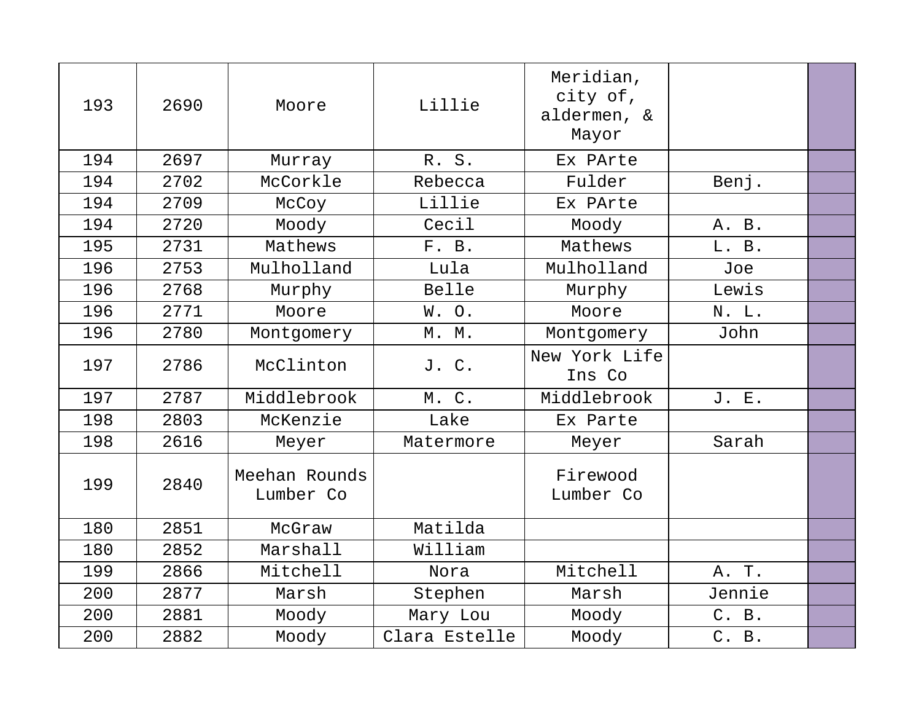| | | | | | | |
|---|---|---|---|---|---|---|
| 193 | 2690 | Moore | Lillie | Meridian, city of, aldermen, & Mayor | | |
| 194 | 2697 | Murray | R. S. | Ex PArte | | |
| 194 | 2702 | McCorkle | Rebecca | Fulder | Benj. | |
| 194 | 2709 | McCoy | Lillie | Ex PArte | | |
| 194 | 2720 | Moody | Cecil | Moody | A. B. | |
| 195 | 2731 | Mathews | F. B. | Mathews | L. B. | |
| 196 | 2753 | Mulholland | Lula | Mulholland | Joe | |
| 196 | 2768 | Murphy | Belle | Murphy | Lewis | |
| 196 | 2771 | Moore | W. O. | Moore | N. L. | |
| 196 | 2780 | Montgomery | M. M. | Montgomery | John | |
| 197 | 2786 | McClinton | J. C. | New York Life Ins Co | | |
| 197 | 2787 | Middlebrook | M. C. | Middlebrook | J. E. | |
| 198 | 2803 | McKenzie | Lake | Ex Parte | | |
| 198 | 2616 | Meyer | Matermore | Meyer | Sarah | |
| 199 | 2840 | Meehan Rounds Lumber Co | | Firewood Lumber Co | | |
| 180 | 2851 | McGraw | Matilda | | | |
| 180 | 2852 | Marshall | William | | | |
| 199 | 2866 | Mitchell | Nora | Mitchell | A. T. | |
| 200 | 2877 | Marsh | Stephen | Marsh | Jennie | |
| 200 | 2881 | Moody | Mary Lou | Moody | C. B. | |
| 200 | 2882 | Moody | Clara Estelle | Moody | C. B. | |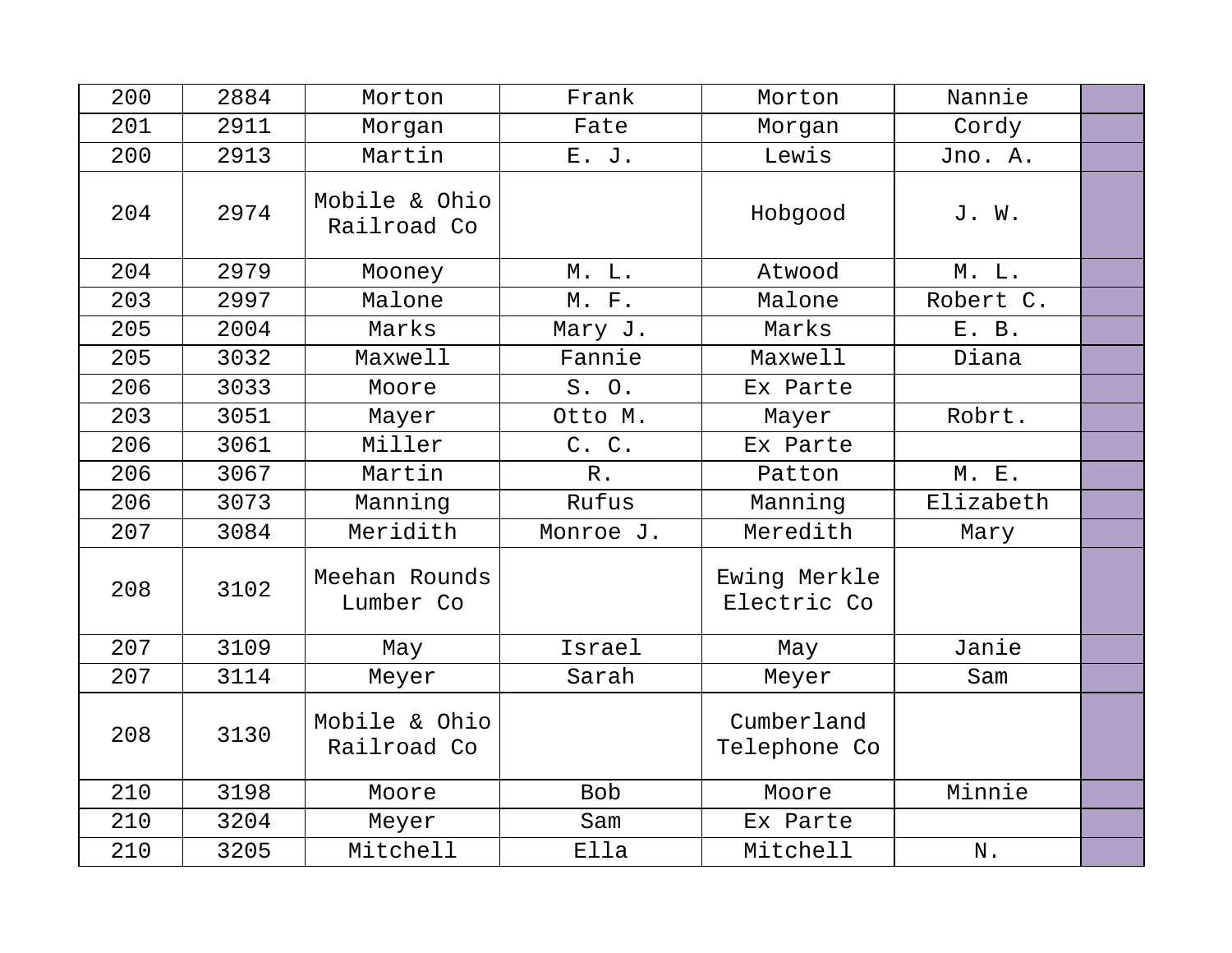| 200 | 2884 | Morton | Frank | Morton | Nannie | |
|---|---|---|---|---|---|---|
| 201 | 2911 | Morgan | Fate | Morgan | Cordy | |
| 200 | 2913 | Martin | E. J. | Lewis | Jno. A. | |
| 204 | 2974 | Mobile & Ohio Railroad Co | | Hobgood | J. W. | |
| 204 | 2979 | Mooney | M. L. | Atwood | M. L. | |
| 203 | 2997 | Malone | M. F. | Malone | Robert C. | |
| 205 | 2004 | Marks | Mary J. | Marks | E. B. | |
| 205 | 3032 | Maxwell | Fannie | Maxwell | Diana | |
| 206 | 3033 | Moore | S. O. | Ex Parte | | |
| 203 | 3051 | Mayer | Otto M. | Mayer | Robrt. | |
| 206 | 3061 | Miller | C. C. | Ex Parte | | |
| 206 | 3067 | Martin | R. | Patton | M. E. | |
| 206 | 3073 | Manning | Rufus | Manning | Elizabeth | |
| 207 | 3084 | Meridith | Monroe J. | Meredith | Mary | |
| 208 | 3102 | Meehan Rounds Lumber Co | | Ewing Merkle Electric Co | | |
| 207 | 3109 | May | Israel | May | Janie | |
| 207 | 3114 | Meyer | Sarah | Meyer | Sam | |
| 208 | 3130 | Mobile & Ohio Railroad Co | | Cumberland Telephone Co | | |
| 210 | 3198 | Moore | Bob | Moore | Minnie | |
| 210 | 3204 | Meyer | Sam | Ex Parte | | |
| 210 | 3205 | Mitchell | Ella | Mitchell | N. | |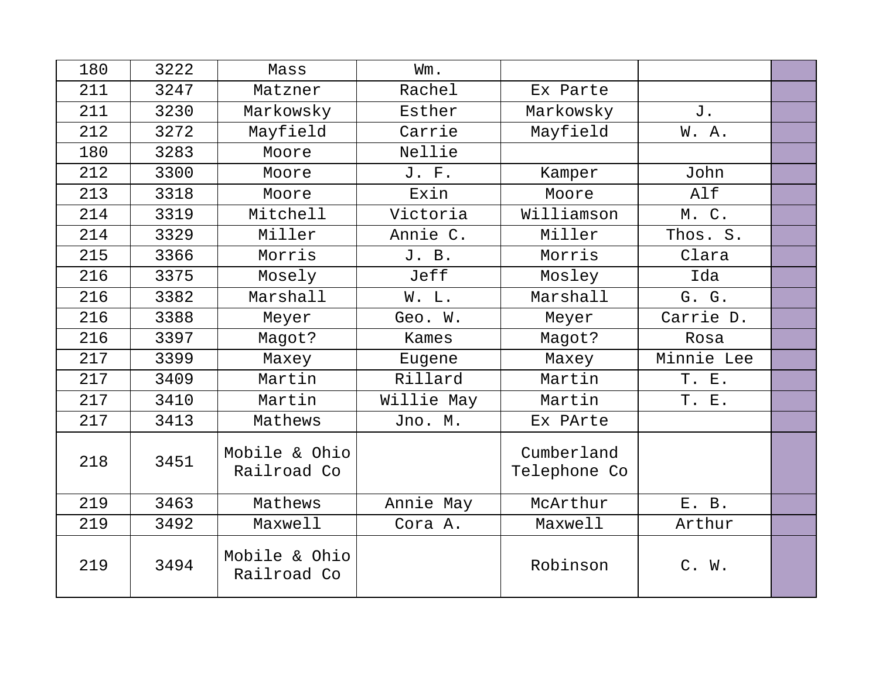| 180 | 3222 | Mass | Wm. | | | |
|---|---|---|---|---|---|---|
| 211 | 3247 | Matzner | Rachel | Ex Parte | | |
| 211 | 3230 | Markowsky | Esther | Markowsky | J. | |
| 212 | 3272 | Mayfield | Carrie | Mayfield | W. A. | |
| 180 | 3283 | Moore | Nellie | | | |
| 212 | 3300 | Moore | J. F. | Kamper | John | |
| 213 | 3318 | Moore | Exin | Moore | Alf | |
| 214 | 3319 | Mitchell | Victoria | Williamson | M. C. | |
| 214 | 3329 | Miller | Annie C. | Miller | Thos. S. | |
| 215 | 3366 | Morris | J. B. | Morris | Clara | |
| 216 | 3375 | Mosely | Jeff | Mosley | Ida | |
| 216 | 3382 | Marshall | W. L. | Marshall | G. G. | |
| 216 | 3388 | Meyer | Geo. W. | Meyer | Carrie D. | |
| 216 | 3397 | Magot? | Kames | Magot? | Rosa | |
| 217 | 3399 | Maxey | Eugene | Maxey | Minnie Lee | |
| 217 | 3409 | Martin | Rillard | Martin | T. E. | |
| 217 | 3410 | Martin | Willie May | Martin | T. E. | |
| 217 | 3413 | Mathews | Jno. M. | Ex PArte | | |
| 218 | 3451 | Mobile & Ohio Railroad Co | | Cumberland Telephone Co | | |
| 219 | 3463 | Mathews | Annie May | McArthur | E. B. | |
| 219 | 3492 | Maxwell | Cora A. | Maxwell | Arthur | |
| 219 | 3494 | Mobile & Ohio Railroad Co | | Robinson | C. W. | |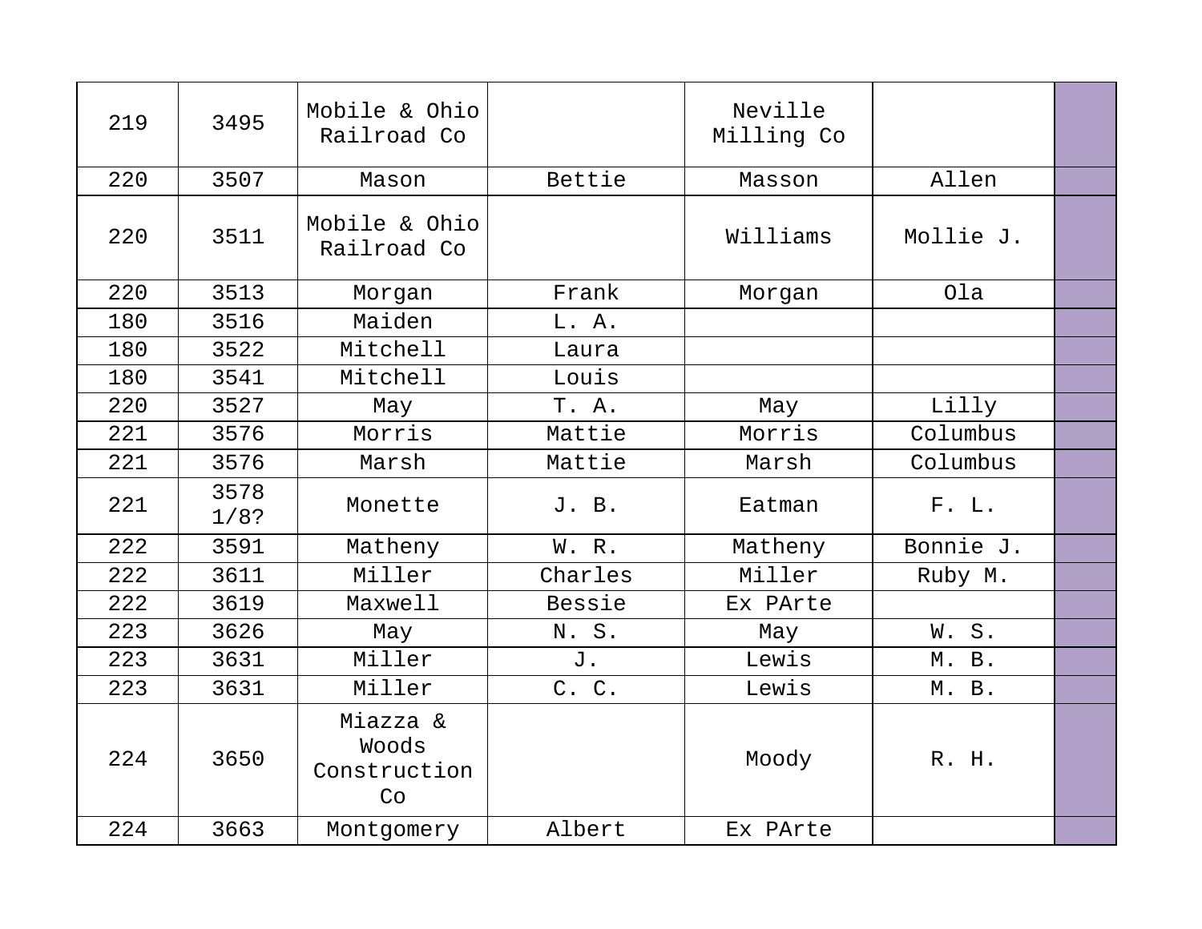| | | | | | | |
|---|---|---|---|---|---|---|
| 219 | 3495 | Mobile & Ohio Railroad Co | | Neville Milling Co | | |
| 220 | 3507 | Mason | Bettie | Masson | Allen | |
| 220 | 3511 | Mobile & Ohio Railroad Co | | Williams | Mollie J. | |
| 220 | 3513 | Morgan | Frank | Morgan | Ola | |
| 180 | 3516 | Maiden | L. A. | | | |
| 180 | 3522 | Mitchell | Laura | | | |
| 180 | 3541 | Mitchell | Louis | | | |
| 220 | 3527 | May | T. A. | May | Lilly | |
| 221 | 3576 | Morris | Mattie | Morris | Columbus | |
| 221 | 3576 | Marsh | Mattie | Marsh | Columbus | |
| 221 | 3578 1/8? | Monette | J. B. | Eatman | F. L. | |
| 222 | 3591 | Matheny | W. R. | Matheny | Bonnie J. | |
| 222 | 3611 | Miller | Charles | Miller | Ruby M. | |
| 222 | 3619 | Maxwell | Bessie | Ex PArte | | |
| 223 | 3626 | May | N. S. | May | W. S. | |
| 223 | 3631 | Miller | J. | Lewis | M. B. | |
| 223 | 3631 | Miller | C. C. | Lewis | M. B. | |
| 224 | 3650 | Miazza & Woods Construction Co | | Moody | R. H. | |
| 224 | 3663 | Montgomery | Albert | Ex PArte | | |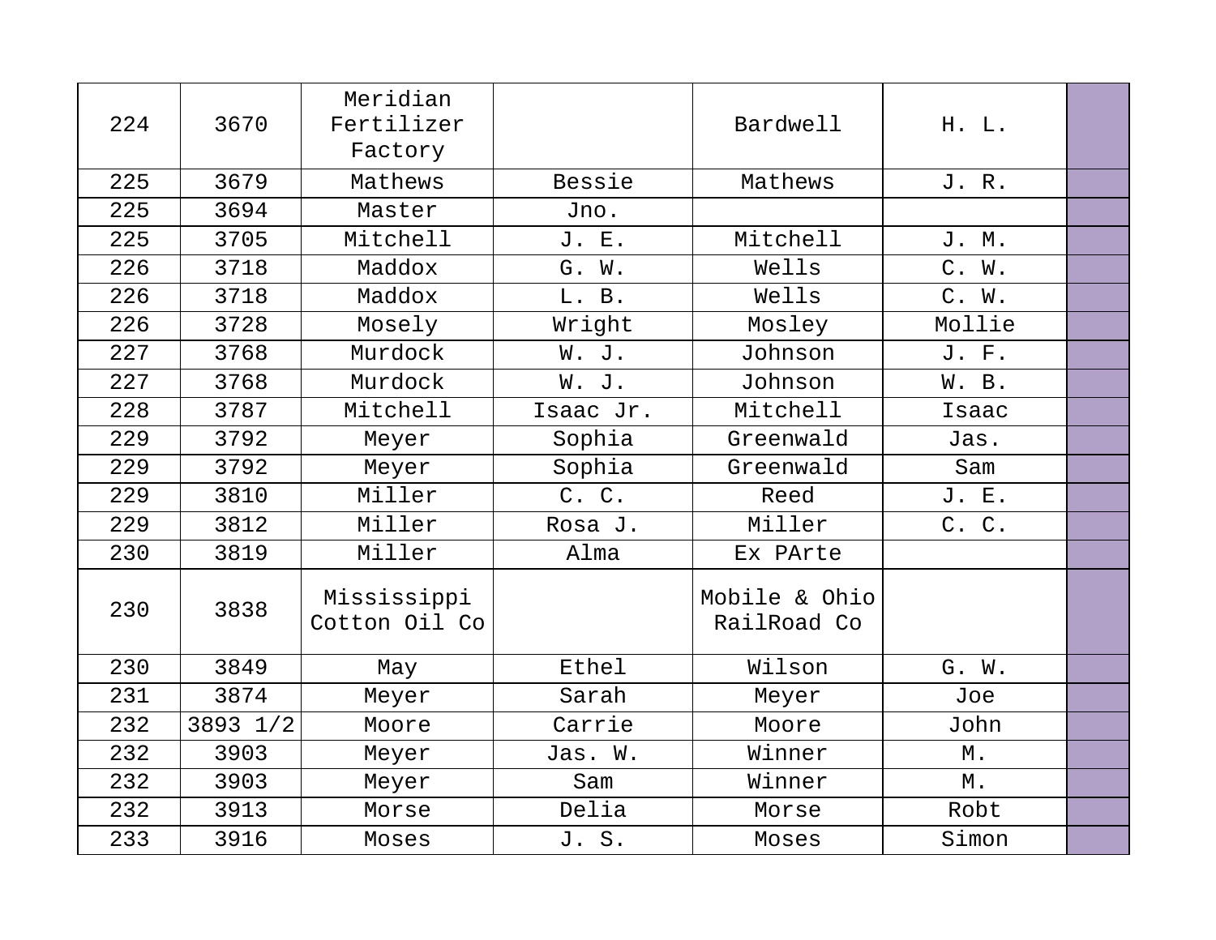| 224 | 3670 | Meridian Fertilizer Factory | | Bardwell | H. L. | |
|---|---|---|---|---|---|---|
| 225 | 3679 | Mathews | Bessie | Mathews | J. R. | |
| 225 | 3694 | Master | Jno. | | | |
| 225 | 3705 | Mitchell | J. E. | Mitchell | J. M. | |
| 226 | 3718 | Maddox | G. W. | Wells | C. W. | |
| 226 | 3718 | Maddox | L. B. | Wells | C. W. | |
| 226 | 3728 | Mosely | Wright | Mosley | Mollie | |
| 227 | 3768 | Murdock | W. J. | Johnson | J. F. | |
| 227 | 3768 | Murdock | W. J. | Johnson | W. B. | |
| 228 | 3787 | Mitchell | Isaac Jr. | Mitchell | Isaac | |
| 229 | 3792 | Meyer | Sophia | Greenwald | Jas. | |
| 229 | 3792 | Meyer | Sophia | Greenwald | Sam | |
| 229 | 3810 | Miller | C. C. | Reed | J. E. | |
| 229 | 3812 | Miller | Rosa J. | Miller | C. C. | |
| 230 | 3819 | Miller | Alma | Ex PArte | | |
| 230 | 3838 | Mississippi Cotton Oil Co | | Mobile & Ohio RailRoad Co | | |
| 230 | 3849 | May | Ethel | Wilson | G. W. | |
| 231 | 3874 | Meyer | Sarah | Meyer | Joe | |
| 232 | 3893 1/2 | Moore | Carrie | Moore | John | |
| 232 | 3903 | Meyer | Jas. W. | Winner | M. | |
| 232 | 3903 | Meyer | Sam | Winner | M. | |
| 232 | 3913 | Morse | Delia | Morse | Robt | |
| 233 | 3916 | Moses | J. S. | Moses | Simon | |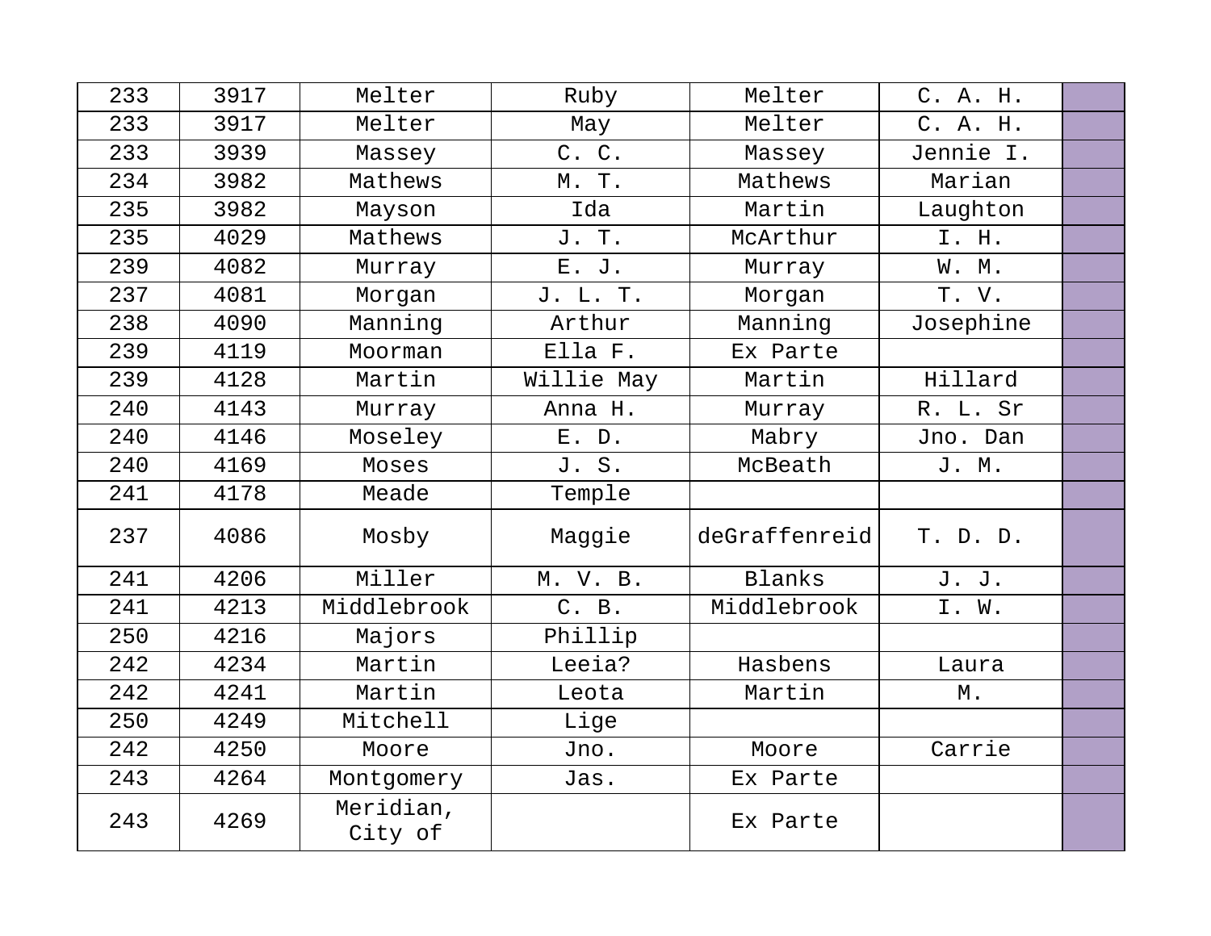| 233 | 3917 | Melter | Ruby | Melter | C. A. H. | |
|---|---|---|---|---|---|---|
| 233 | 3917 | Melter | May | Melter | C. A. H. | |
| 233 | 3939 | Massey | C. C. | Massey | Jennie I. | |
| 234 | 3982 | Mathews | M. T. | Mathews | Marian | |
| 235 | 3982 | Mayson | Ida | Martin | Laughton | |
| 235 | 4029 | Mathews | J. T. | McArthur | I. H. | |
| 239 | 4082 | Murray | E. J. | Murray | W. M. | |
| 237 | 4081 | Morgan | J. L. T. | Morgan | T. V. | |
| 238 | 4090 | Manning | Arthur | Manning | Josephine | |
| 239 | 4119 | Moorman | Ella F. | Ex Parte | | |
| 239 | 4128 | Martin | Willie May | Martin | Hillard | |
| 240 | 4143 | Murray | Anna H. | Murray | R. L. Sr | |
| 240 | 4146 | Moseley | E. D. | Mabry | Jno. Dan | |
| 240 | 4169 | Moses | J. S. | McBeath | J. M. | |
| 241 | 4178 | Meade | Temple | | | |
| 237 | 4086 | Mosby | Maggie | deGraffenreid | T. D. D. | |
| 241 | 4206 | Miller | M. V. B. | Blanks | J. J. | |
| 241 | 4213 | Middlebrook | C. B. | Middlebrook | I. W. | |
| 250 | 4216 | Majors | Phillip | | | |
| 242 | 4234 | Martin | Leeia? | Hasbens | Laura | |
| 242 | 4241 | Martin | Leota | Martin | M. | |
| 250 | 4249 | Mitchell | Lige | | | |
| 242 | 4250 | Moore | Jno. | Moore | Carrie | |
| 243 | 4264 | Montgomery | Jas. | Ex Parte | | |
| 243 | 4269 | Meridian, City of | | Ex Parte | | |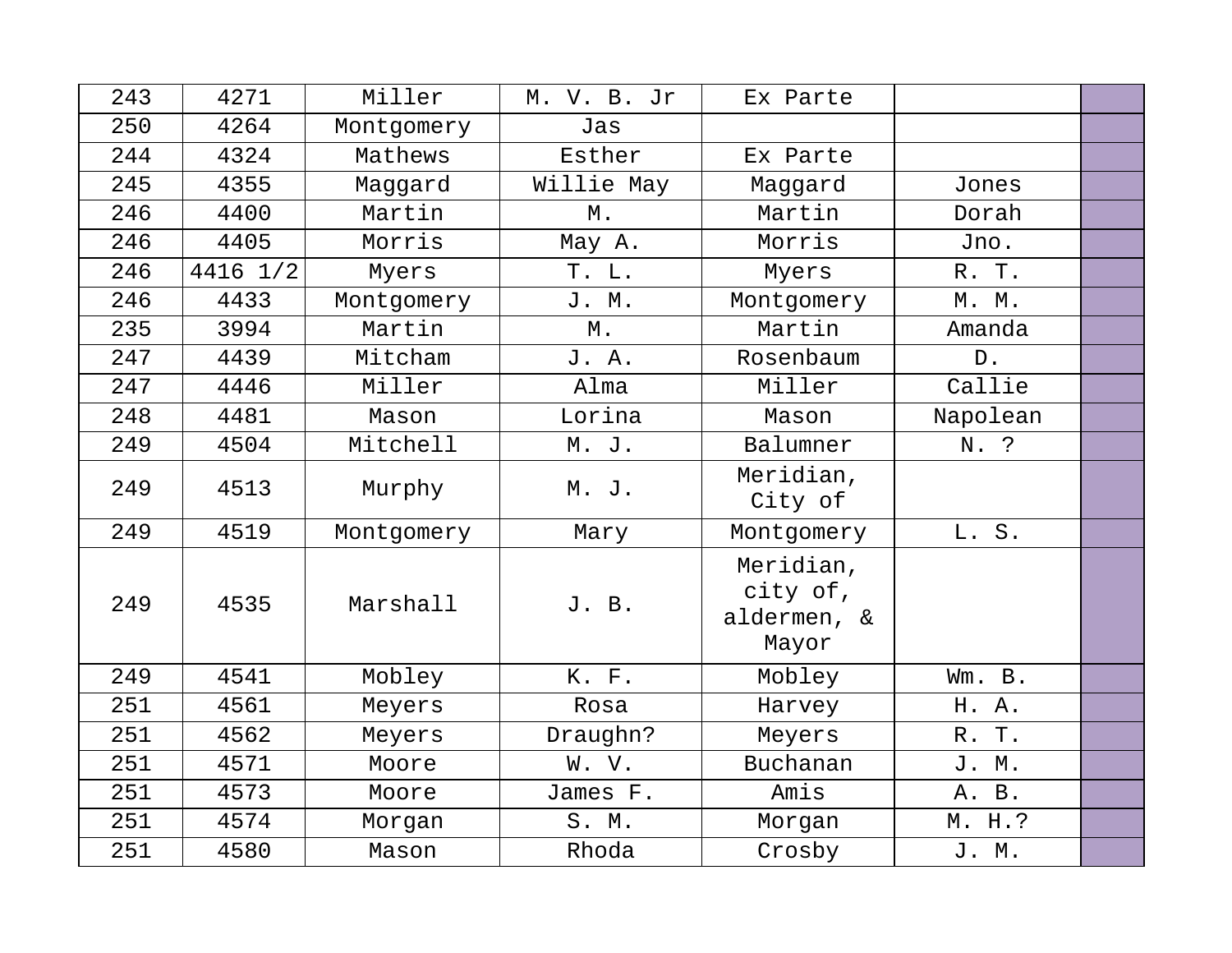| 243 | 4271 | Miller | M. V. B. Jr | Ex Parte | | |
|---|---|---|---|---|---|---|
| 250 | 4264 | Montgomery | Jas | | | |
| 244 | 4324 | Mathews | Esther | Ex Parte | | |
| 245 | 4355 | Maggard | Willie May | Maggard | Jones | |
| 246 | 4400 | Martin | M. | Martin | Dorah | |
| 246 | 4405 | Morris | May A. | Morris | Jno. | |
| 246 | 4416 1/2 | Myers | T. L. | Myers | R. T. | |
| 246 | 4433 | Montgomery | J. M. | Montgomery | M. M. | |
| 235 | 3994 | Martin | M. | Martin | Amanda | |
| 247 | 4439 | Mitcham | J. A. | Rosenbaum | D. | |
| 247 | 4446 | Miller | Alma | Miller | Callie | |
| 248 | 4481 | Mason | Lorina | Mason | Napolean | |
| 249 | 4504 | Mitchell | M. J. | Balumner | N. ? | |
| 249 | 4513 | Murphy | M. J. | Meridian, City of | | |
| 249 | 4519 | Montgomery | Mary | Montgomery | L. S. | |
| 249 | 4535 | Marshall | J. B. | Meridian, city of, aldermen, & Mayor | | |
| 249 | 4541 | Mobley | K. F. | Mobley | Wm. B. | |
| 251 | 4561 | Meyers | Rosa | Harvey | H. A. | |
| 251 | 4562 | Meyers | Draughn? | Meyers | R. T. | |
| 251 | 4571 | Moore | W. V. | Buchanan | J. M. | |
| 251 | 4573 | Moore | James F. | Amis | A. B. | |
| 251 | 4574 | Morgan | S. M. | Morgan | M. H.? | |
| 251 | 4580 | Mason | Rhoda | Crosby | J. M. | |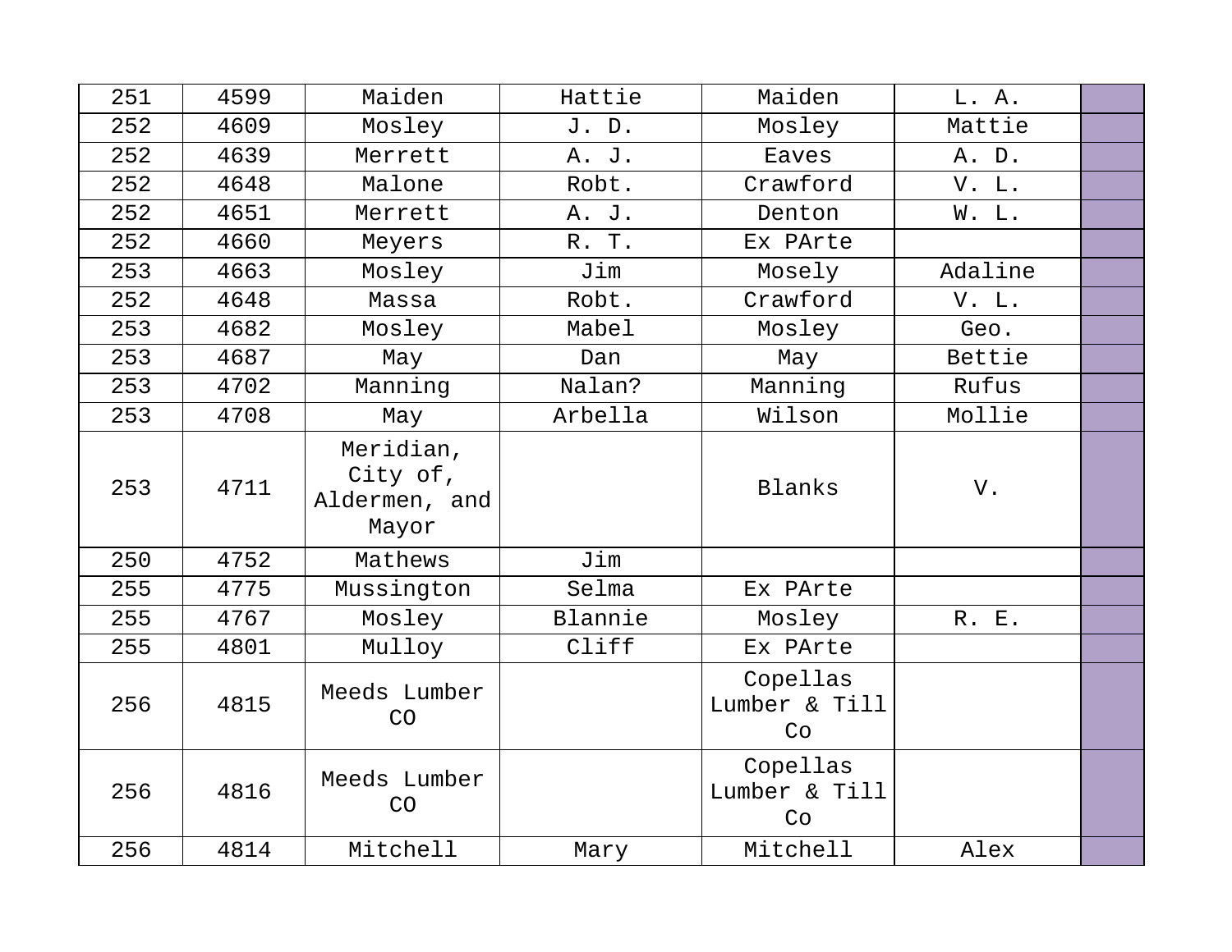| 251 | 4599 | Maiden | Hattie | Maiden | L. A. | |
|---|---|---|---|---|---|---|
| 252 | 4609 | Mosley | J. D. | Mosley | Mattie | |
| 252 | 4639 | Merrett | A. J. | Eaves | A. D. | |
| 252 | 4648 | Malone | Robt. | Crawford | V. L. | |
| 252 | 4651 | Merrett | A. J. | Denton | W. L. | |
| 252 | 4660 | Meyers | R. T. | Ex PArte | | |
| 253 | 4663 | Mosley | Jim | Mosely | Adaline | |
| 252 | 4648 | Massa | Robt. | Crawford | V. L. | |
| 253 | 4682 | Mosley | Mabel | Mosley | Geo. | |
| 253 | 4687 | May | Dan | May | Bettie | |
| 253 | 4702 | Manning | Nalan? | Manning | Rufus | |
| 253 | 4708 | May | Arbella | Wilson | Mollie | |
| 253 | 4711 | Meridian, City of, Aldermen, and Mayor | | Blanks | V. | |
| 250 | 4752 | Mathews | Jim | | | |
| 255 | 4775 | Mussington | Selma | Ex PArte | | |
| 255 | 4767 | Mosley | Blannie | Mosley | R. E. | |
| 255 | 4801 | Mulloy | Cliff | Ex PArte | | |
| 256 | 4815 | Meeds Lumber CO | | Copellas Lumber & Till Co | | |
| 256 | 4816 | Meeds Lumber CO | | Copellas Lumber & Till Co | | |
| 256 | 4814 | Mitchell | Mary | Mitchell | Alex | |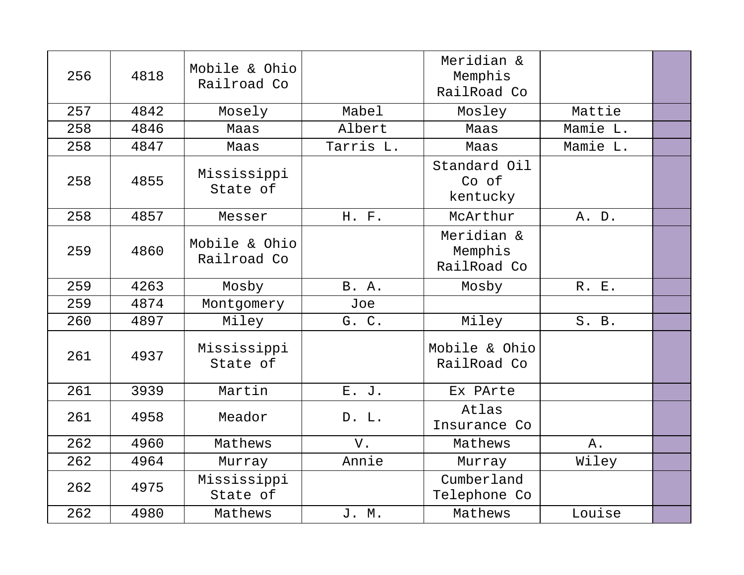| 256 | 4818 | Mobile & Ohio Railroad Co | | Meridian & Memphis RailRoad Co | | |
|---|---|---|---|---|---|---|
| 257 | 4842 | Mosely | Mabel | Mosley | Mattie | |
| 258 | 4846 | Maas | Albert | Maas | Mamie L. | |
| 258 | 4847 | Maas | Tarris L. | Maas | Mamie L. | |
| 258 | 4855 | Mississippi State of | | Standard Oil Co of kentucky | | |
| 258 | 4857 | Messer | H. F. | McArthur | A. D. | |
| 259 | 4860 | Mobile & Ohio Railroad Co | | Meridian & Memphis RailRoad Co | | |
| 259 | 4263 | Mosby | B. A. | Mosby | R. E. | |
| 259 | 4874 | Montgomery | Joe | | | |
| 260 | 4897 | Miley | G. C. | Miley | S. B. | |
| 261 | 4937 | Mississippi State of | | Mobile & Ohio RailRoad Co | | |
| 261 | 3939 | Martin | E. J. | Ex PArte | | |
| 261 | 4958 | Meador | D. L. | Atlas Insurance Co | | |
| 262 | 4960 | Mathews | V. | Mathews | A. | |
| 262 | 4964 | Murray | Annie | Murray | Wiley | |
| 262 | 4975 | Mississippi State of | | Cumberland Telephone Co | | |
| 262 | 4980 | Mathews | J. M. | Mathews | Louise | |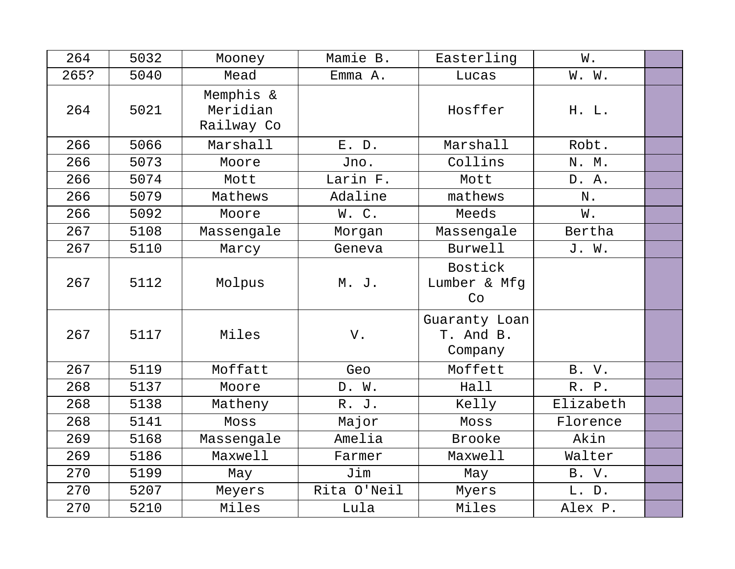| 264 | 5032 | Mooney | Mamie B. | Easterling | W. | |
|---|---|---|---|---|---|---|
| 265? | 5040 | Mead | Emma A. | Lucas | W. W. | |
| 264 | 5021 | Memphis & Meridian Railway Co | | Hosffer | H. L. | |
| 266 | 5066 | Marshall | E. D. | Marshall | Robt. | |
| 266 | 5073 | Moore | Jno. | Collins | N. M. | |
| 266 | 5074 | Mott | Larin F. | Mott | D. A. | |
| 266 | 5079 | Mathews | Adaline | mathews | N. | |
| 266 | 5092 | Moore | W. C. | Meeds | W. | |
| 267 | 5108 | Massengale | Morgan | Massengale | Bertha | |
| 267 | 5110 | Marcy | Geneva | Burwell | J. W. | |
| 267 | 5112 | Molpus | M. J. | Bostick Lumber & Mfg Co | | |
| 267 | 5117 | Miles | V. | Guaranty Loan T. And B. Company | | |
| 267 | 5119 | Moffatt | Geo | Moffett | B. V. | |
| 268 | 5137 | Moore | D. W. | Hall | R. P. | |
| 268 | 5138 | Matheny | R. J. | Kelly | Elizabeth | |
| 268 | 5141 | Moss | Major | Moss | Florence | |
| 269 | 5168 | Massengale | Amelia | Brooke | Akin | |
| 269 | 5186 | Maxwell | Farmer | Maxwell | Walter | |
| 270 | 5199 | May | Jim | May | B. V. | |
| 270 | 5207 | Meyers | Rita O'Neil | Myers | L. D. | |
| 270 | 5210 | Miles | Lula | Miles | Alex P. | |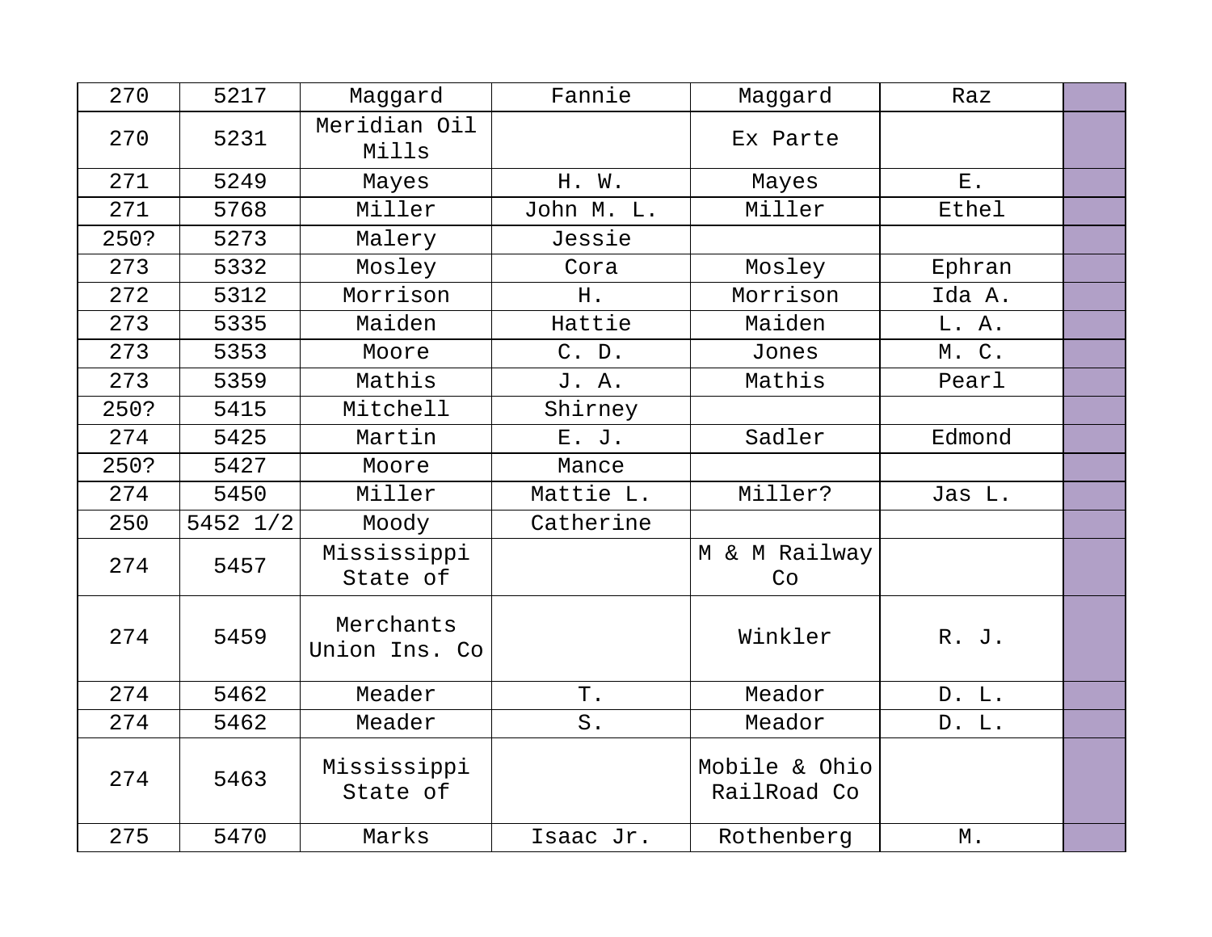| | | | | | | |
|---|---|---|---|---|---|---|
| 270 | 5217 | Maggard | Fannie | Maggard | Raz | |
| 270 | 5231 | Meridian Oil Mills | | Ex Parte | | |
| 271 | 5249 | Mayes | H. W. | Mayes | E. | |
| 271 | 5768 | Miller | John M. L. | Miller | Ethel | |
| 250? | 5273 | Malery | Jessie | | | |
| 273 | 5332 | Mosley | Cora | Mosley | Ephran | |
| 272 | 5312 | Morrison | H. | Morrison | Ida A. | |
| 273 | 5335 | Maiden | Hattie | Maiden | L. A. | |
| 273 | 5353 | Moore | C. D. | Jones | M. C. | |
| 273 | 5359 | Mathis | J. A. | Mathis | Pearl | |
| 250? | 5415 | Mitchell | Shirney | | | |
| 274 | 5425 | Martin | E. J. | Sadler | Edmond | |
| 250? | 5427 | Moore | Mance | | | |
| 274 | 5450 | Miller | Mattie L. | Miller? | Jas L. | |
| 250 | 5452 1/2 | Moody | Catherine | | | |
| 274 | 5457 | Mississippi State of | | M & M Railway Co | | |
| 274 | 5459 | Merchants Union Ins. Co | | Winkler | R. J. | |
| 274 | 5462 | Meader | T. | Meador | D. L. | |
| 274 | 5462 | Meader | S. | Meador | D. L. | |
| 274 | 5463 | Mississippi State of | | Mobile & Ohio RailRoad Co | | |
| 275 | 5470 | Marks | Isaac Jr. | Rothenberg | M. | |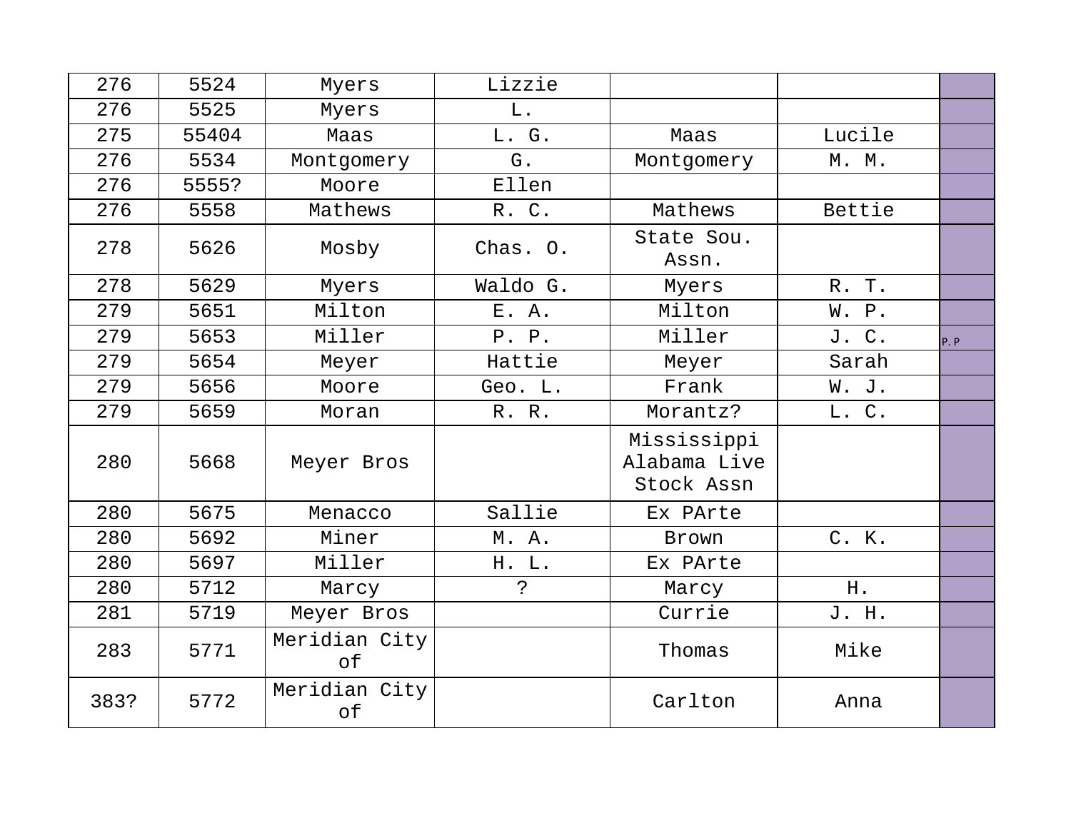| | | | | | | |
|---|---|---|---|---|---|---|
| 276 | 5524 | Myers | Lizzie | | | |
| 276 | 5525 | Myers | L. | | | |
| 275 | 55404 | Maas | L. G. | Maas | Lucile | |
| 276 | 5534 | Montgomery | G. | Montgomery | M. M. | |
| 276 | 5555? | Moore | Ellen | | | |
| 276 | 5558 | Mathews | R. C. | Mathews | Bettie | |
| 278 | 5626 | Mosby | Chas. O. | State Sou. Assn. | | |
| 278 | 5629 | Myers | Waldo G. | Myers | R. T. | |
| 279 | 5651 | Milton | E. A. | Milton | W. P. | |
| 279 | 5653 | Miller | P. P. | Miller | J. C. | P.P |
| 279 | 5654 | Meyer | Hattie | Meyer | Sarah | |
| 279 | 5656 | Moore | Geo. L. | Frank | W. J. | |
| 279 | 5659 | Moran | R. R. | Morantz? | L. C. | |
| 280 | 5668 | Meyer Bros | | Mississippi Alabama Live Stock Assn | | |
| 280 | 5675 | Menacco | Sallie | Ex PArte | | |
| 280 | 5692 | Miner | M. A. | Brown | C. K. | |
| 280 | 5697 | Miller | H. L. | Ex PArte | | |
| 280 | 5712 | Marcy | ? | Marcy | H. | |
| 281 | 5719 | Meyer Bros | | Currie | J. H. | |
| 283 | 5771 | Meridian City of | | Thomas | Mike | |
| 383? | 5772 | Meridian City of | | Carlton | Anna | |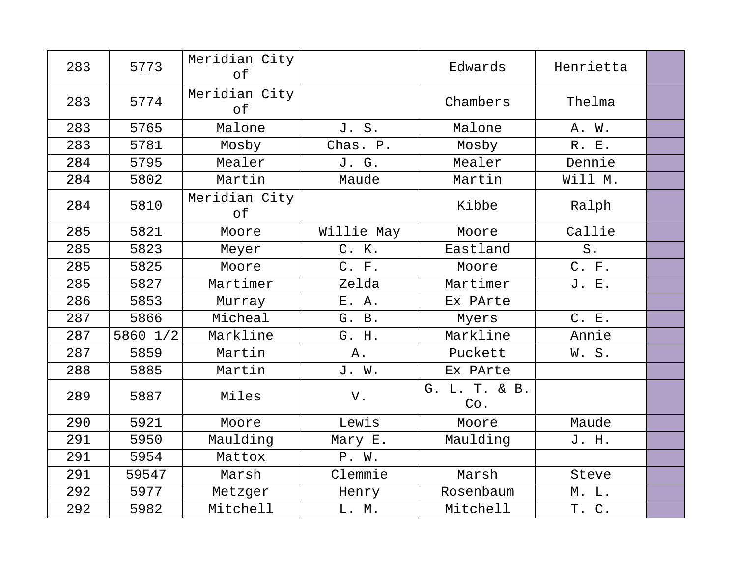| 283 | 5773 | Meridian City of | | Edwards | Henrietta | |
|---|---|---|---|---|---|---|
| 283 | 5774 | Meridian City of | | Chambers | Thelma | |
| 283 | 5765 | Malone | J. S. | Malone | A. W. | |
| 283 | 5781 | Mosby | Chas. P. | Mosby | R. E. | |
| 284 | 5795 | Mealer | J. G. | Mealer | Dennie | |
| 284 | 5802 | Martin | Maude | Martin | Will M. | |
| 284 | 5810 | Meridian City of | | Kibbe | Ralph | |
| 285 | 5821 | Moore | Willie May | Moore | Callie | |
| 285 | 5823 | Meyer | C. K. | Eastland | S. | |
| 285 | 5825 | Moore | C. F. | Moore | C. F. | |
| 285 | 5827 | Martimer | Zelda | Martimer | J. E. | |
| 286 | 5853 | Murray | E. A. | Ex PArte | | |
| 287 | 5866 | Micheal | G. B. | Myers | C. E. | |
| 287 | 5860 1/2 | Markline | G. H. | Markline | Annie | |
| 287 | 5859 | Martin | A. | Puckett | W. S. | |
| 288 | 5885 | Martin | J. W. | Ex PArte | | |
| 289 | 5887 | Miles | V. | G. L. T. & B. Co. | | |
| 290 | 5921 | Moore | Lewis | Moore | Maude | |
| 291 | 5950 | Maulding | Mary E. | Maulding | J. H. | |
| 291 | 5954 | Mattox | P. W. | | | |
| 291 | 59547 | Marsh | Clemmie | Marsh | Steve | |
| 292 | 5977 | Metzger | Henry | Rosenbaum | M. L. | |
| 292 | 5982 | Mitchell | L. M. | Mitchell | T. C. | |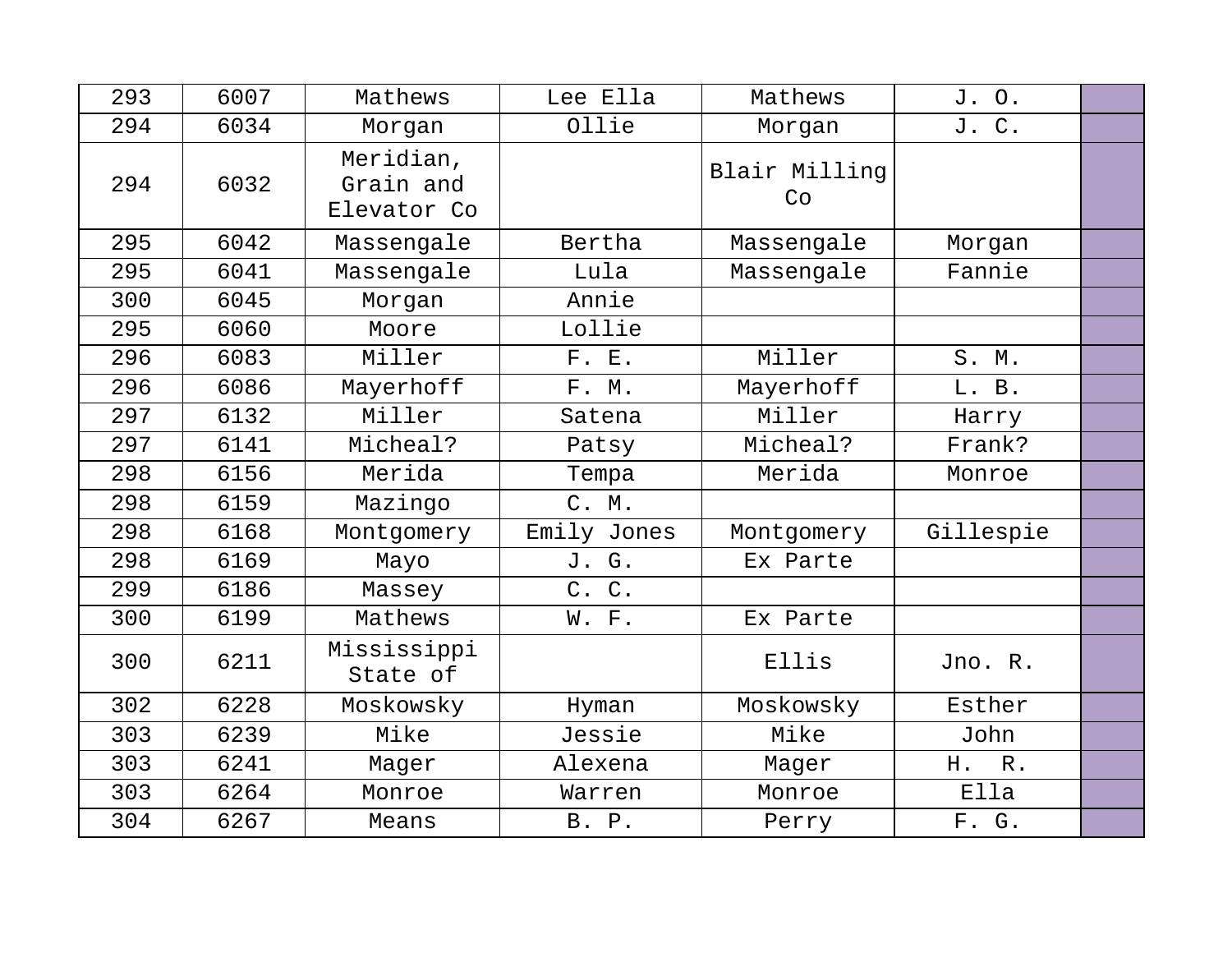| 293 | 6007 | Mathews | Lee Ella | Mathews | J. O. | |
|---|---|---|---|---|---|---|
| 294 | 6034 | Morgan | Ollie | Morgan | J. C. | |
| 294 | 6032 | Meridian, Grain and Elevator Co | | Blair Milling Co | | |
| 295 | 6042 | Massengale | Bertha | Massengale | Morgan | |
| 295 | 6041 | Massengale | Lula | Massengale | Fannie | |
| 300 | 6045 | Morgan | Annie | | | |
| 295 | 6060 | Moore | Lollie | | | |
| 296 | 6083 | Miller | F. E. | Miller | S. M. | |
| 296 | 6086 | Mayerhoff | F. M. | Mayerhoff | L. B. | |
| 297 | 6132 | Miller | Satena | Miller | Harry | |
| 297 | 6141 | Micheal? | Patsy | Micheal? | Frank? | |
| 298 | 6156 | Merida | Tempa | Merida | Monroe | |
| 298 | 6159 | Mazingo | C. M. | | | |
| 298 | 6168 | Montgomery | Emily Jones | Montgomery | Gillespie | |
| 298 | 6169 | Mayo | J. G. | Ex Parte | | |
| 299 | 6186 | Massey | C. C. | | | |
| 300 | 6199 | Mathews | W. F. | Ex Parte | | |
| 300 | 6211 | Mississippi State of | | Ellis | Jno. R. | |
| 302 | 6228 | Moskowsky | Hyman | Moskowsky | Esther | |
| 303 | 6239 | Mike | Jessie | Mike | John | |
| 303 | 6241 | Mager | Alexena | Mager | H. R. | |
| 303 | 6264 | Monroe | Warren | Monroe | Ella | |
| 304 | 6267 | Means | B. P. | Perry | F. G. | |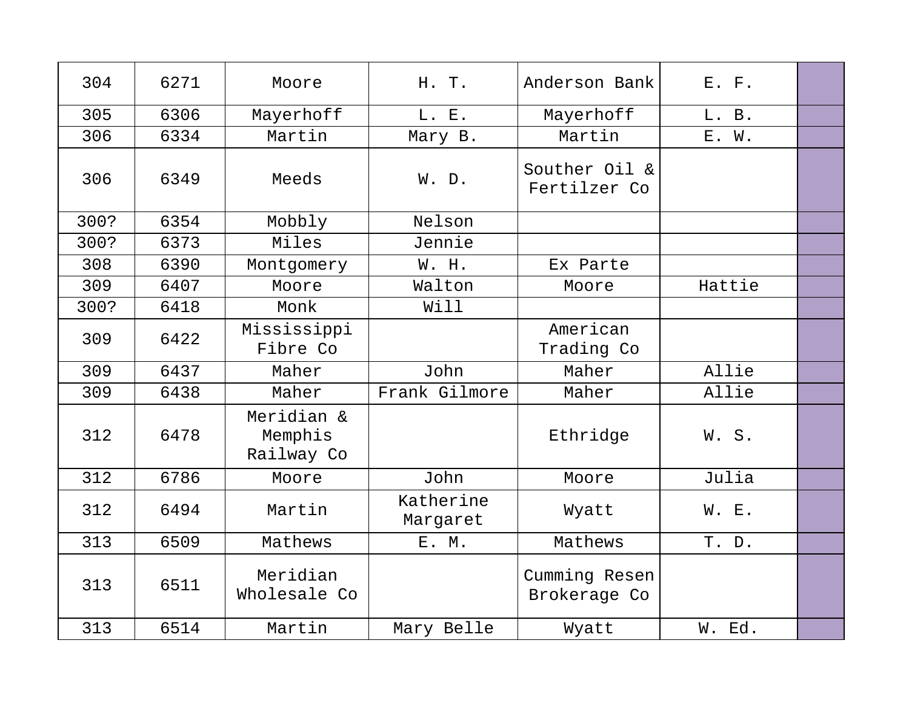| 304 | 6271 | Moore | H. T. | Anderson Bank | E. F. | |
|---|---|---|---|---|---|---|
| 305 | 6306 | Mayerhoff | L. E. | Mayerhoff | L. B. | |
| 306 | 6334 | Martin | Mary B. | Martin | E. W. | |
| 306 | 6349 | Meeds | W. D. | Souther Oil & Fertilzer Co | | |
| 300? | 6354 | Mobbly | Nelson | | | |
| 300? | 6373 | Miles | Jennie | | | |
| 308 | 6390 | Montgomery | W. H. | Ex Parte | | |
| 309 | 6407 | Moore | Walton | Moore | Hattie | |
| 300? | 6418 | Monk | Will | | | |
| 309 | 6422 | Mississippi Fibre Co | | American Trading Co | | |
| 309 | 6437 | Maher | John | Maher | Allie | |
| 309 | 6438 | Maher | Frank Gilmore | Maher | Allie | |
| 312 | 6478 | Meridian & Memphis Railway Co | | Ethridge | W. S. | |
| 312 | 6786 | Moore | John | Moore | Julia | |
| 312 | 6494 | Martin | Katherine Margaret | Wyatt | W. E. | |
| 313 | 6509 | Mathews | E. M. | Mathews | T. D. | |
| 313 | 6511 | Meridian Wholesale Co | | Cumming Resen Brokerage Co | | |
| 313 | 6514 | Martin | Mary Belle | Wyatt | W. Ed. | |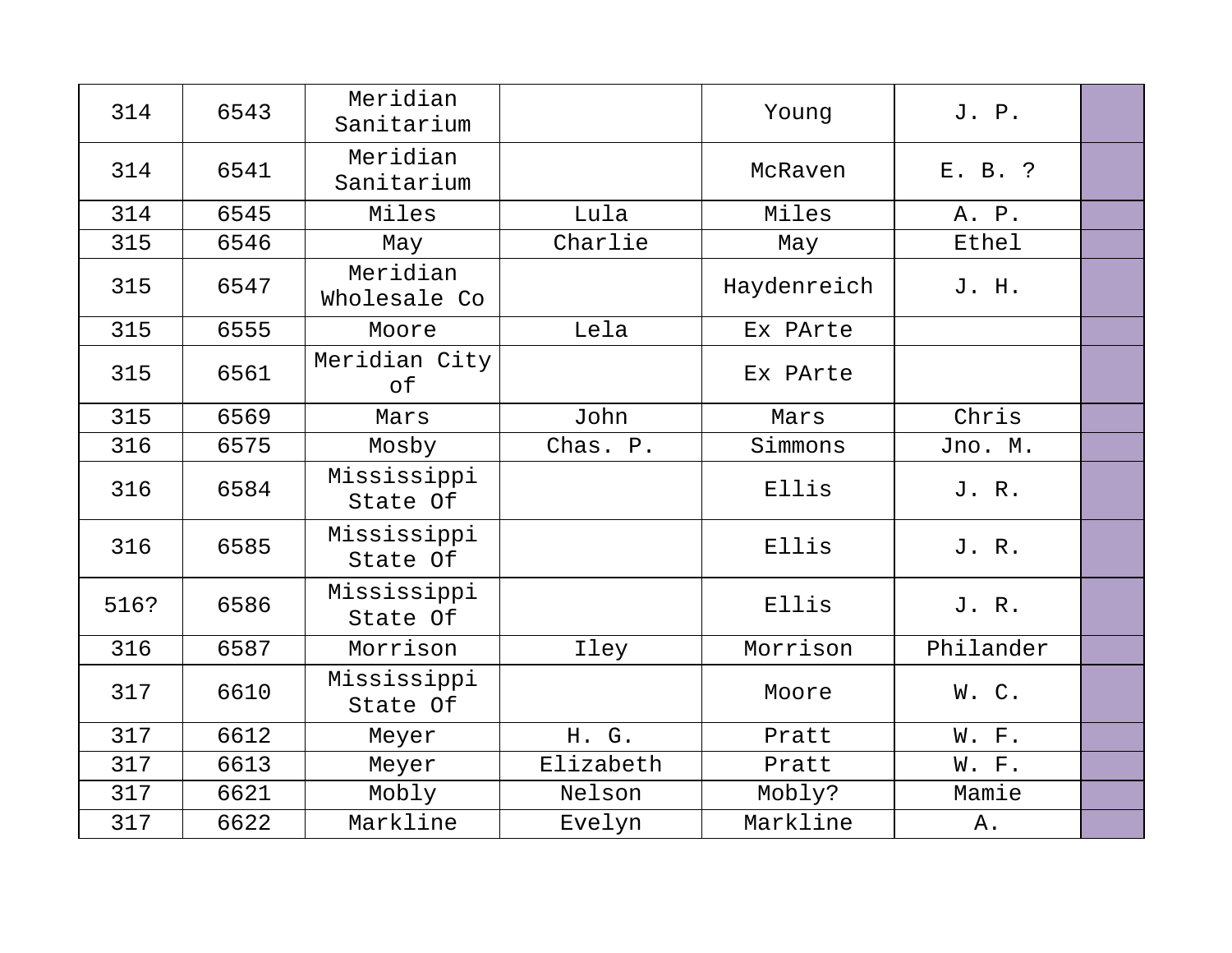| 314 | 6543 | Meridian Sanitarium | | Young | J. P. | |
|---|---|---|---|---|---|---|
| 314 | 6541 | Meridian Sanitarium | | McRaven | E. B. ? | |
| 314 | 6545 | Miles | Lula | Miles | A. P. | |
| 315 | 6546 | May | Charlie | May | Ethel | |
| 315 | 6547 | Meridian Wholesale Co | | Haydenreich | J. H. | |
| 315 | 6555 | Moore | Lela | Ex PArte | | |
| 315 | 6561 | Meridian City of | | Ex PArte | | |
| 315 | 6569 | Mars | John | Mars | Chris | |
| 316 | 6575 | Mosby | Chas. P. | Simmons | Jno. M. | |
| 316 | 6584 | Mississippi State Of | | Ellis | J. R. | |
| 316 | 6585 | Mississippi State Of | | Ellis | J. R. | |
| 516? | 6586 | Mississippi State Of | | Ellis | J. R. | |
| 316 | 6587 | Morrison | Iley | Morrison | Philander | |
| 317 | 6610 | Mississippi State Of | | Moore | W. C. | |
| 317 | 6612 | Meyer | H. G. | Pratt | W. F. | |
| 317 | 6613 | Meyer | Elizabeth | Pratt | W. F. | |
| 317 | 6621 | Mobly | Nelson | Mobly? | Mamie | |
| 317 | 6622 | Markline | Evelyn | Markline | A. | |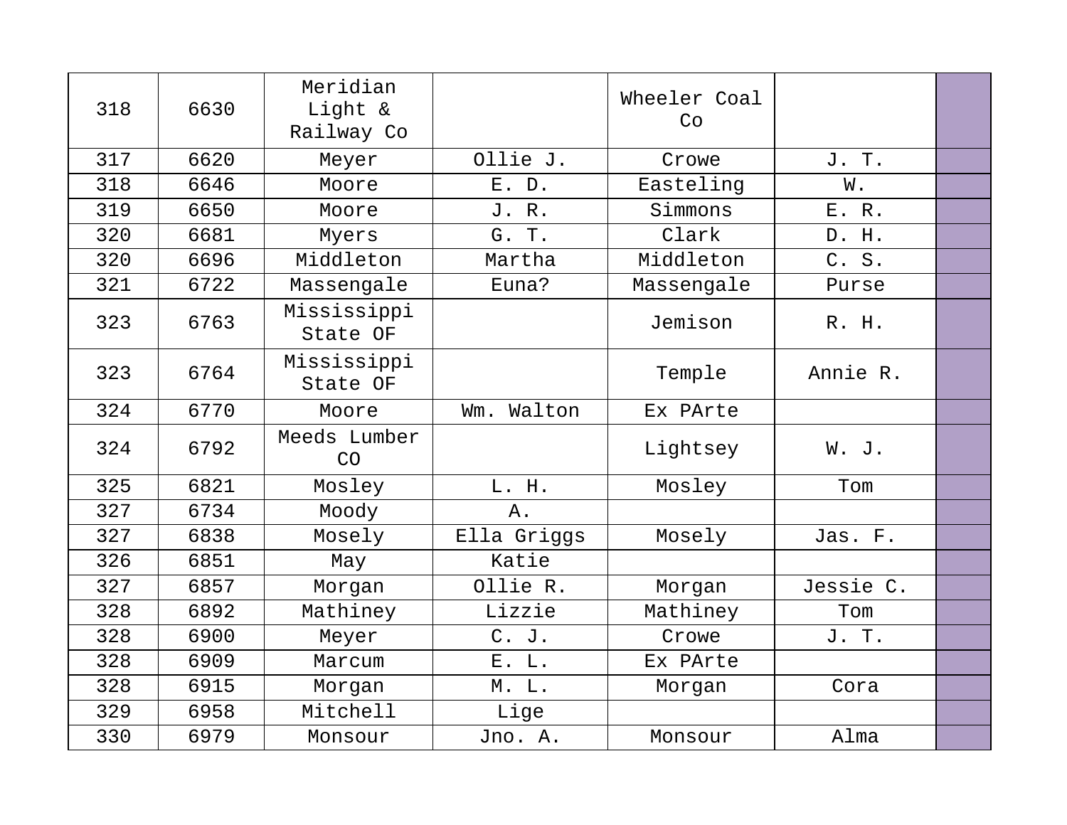| | | | | | | |
|---|---|---|---|---|---|---|
| 318 | 6630 | Meridian Light & Railway Co | | Wheeler Coal Co | | |
| 317 | 6620 | Meyer | Ollie J. | Crowe | J. T. | |
| 318 | 6646 | Moore | E. D. | Easteling | W. | |
| 319 | 6650 | Moore | J. R. | Simmons | E. R. | |
| 320 | 6681 | Myers | G. T. | Clark | D. H. | |
| 320 | 6696 | Middleton | Martha | Middleton | C. S. | |
| 321 | 6722 | Massengale | Euna? | Massengale | Purse | |
| 323 | 6763 | Mississippi State OF | | Jemison | R. H. | |
| 323 | 6764 | Mississippi State OF | | Temple | Annie R. | |
| 324 | 6770 | Moore | Wm. Walton | Ex PArte | | |
| 324 | 6792 | Meeds Lumber CO | | Lightsey | W. J. | |
| 325 | 6821 | Mosley | L. H. | Mosley | Tom | |
| 327 | 6734 | Moody | A. | | | |
| 327 | 6838 | Mosely | Ella Griggs | Mosely | Jas. F. | |
| 326 | 6851 | May | Katie | | | |
| 327 | 6857 | Morgan | Ollie R. | Morgan | Jessie C. | |
| 328 | 6892 | Mathiney | Lizzie | Mathiney | Tom | |
| 328 | 6900 | Meyer | C. J. | Crowe | J. T. | |
| 328 | 6909 | Marcum | E. L. | Ex PArte | | |
| 328 | 6915 | Morgan | M. L. | Morgan | Cora | |
| 329 | 6958 | Mitchell | Lige | | | |
| 330 | 6979 | Monsour | Jno. A. | Monsour | Alma | |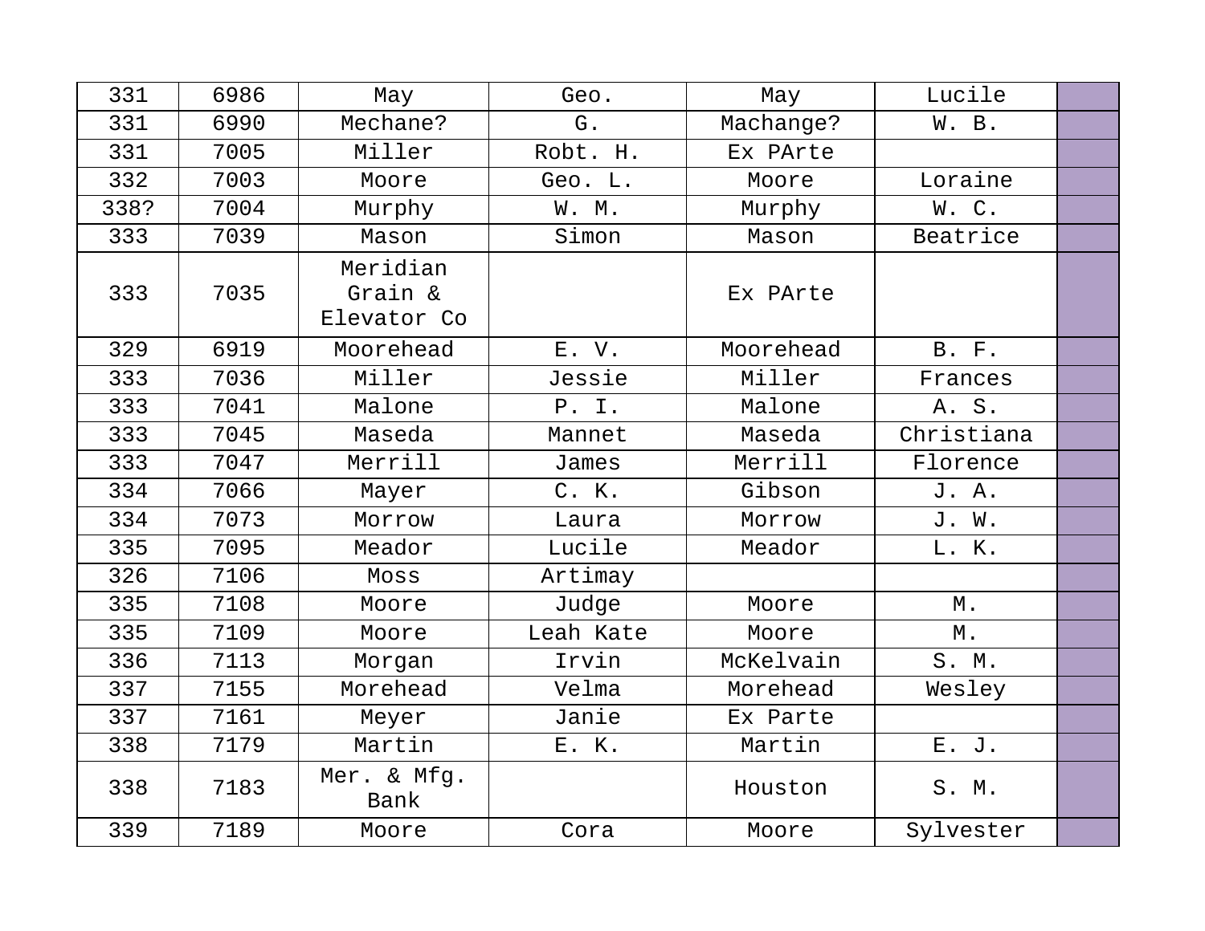| | | | | | | |
|---|---|---|---|---|---|---|
| 331 | 6986 | May | Geo. | May | Lucile | |
| 331 | 6990 | Mechane? | G. | Machange? | W. B. | |
| 331 | 7005 | Miller | Robt. H. | Ex PArte | | |
| 332 | 7003 | Moore | Geo. L. | Moore | Loraine | |
| 338? | 7004 | Murphy | W. M. | Murphy | W. C. | |
| 333 | 7039 | Mason | Simon | Mason | Beatrice | |
| 333 | 7035 | Meridian Grain & Elevator Co | | Ex PArte | | |
| 329 | 6919 | Moorehead | E. V. | Moorehead | B. F. | |
| 333 | 7036 | Miller | Jessie | Miller | Frances | |
| 333 | 7041 | Malone | P. I. | Malone | A. S. | |
| 333 | 7045 | Maseda | Mannet | Maseda | Christiana | |
| 333 | 7047 | Merrill | James | Merrill | Florence | |
| 334 | 7066 | Mayer | C. K. | Gibson | J. A. | |
| 334 | 7073 | Morrow | Laura | Morrow | J. W. | |
| 335 | 7095 | Meador | Lucile | Meador | L. K. | |
| 326 | 7106 | Moss | Artimay | | | |
| 335 | 7108 | Moore | Judge | Moore | M. | |
| 335 | 7109 | Moore | Leah Kate | Moore | M. | |
| 336 | 7113 | Morgan | Irvin | McKelvain | S. M. | |
| 337 | 7155 | Morehead | Velma | Morehead | Wesley | |
| 337 | 7161 | Meyer | Janie | Ex Parte | | |
| 338 | 7179 | Martin | E. K. | Martin | E. J. | |
| 338 | 7183 | Mer. & Mfg. Bank | | Houston | S. M. | |
| 339 | 7189 | Moore | Cora | Moore | Sylvester | |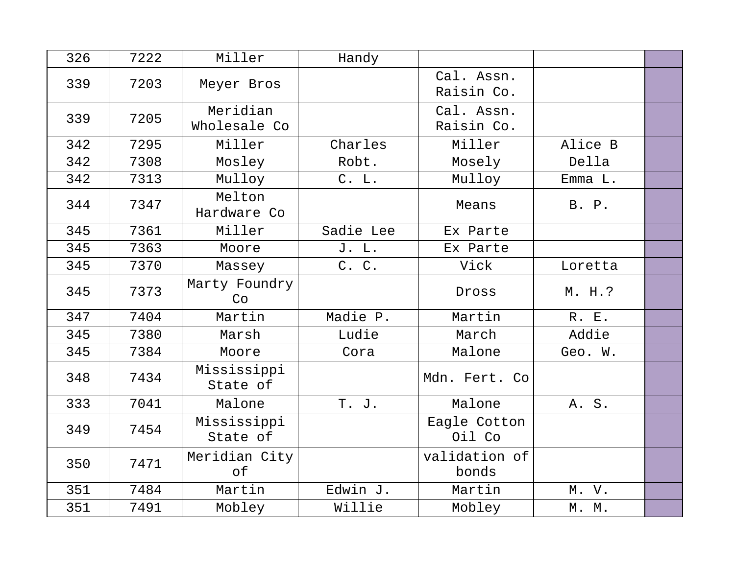| | | | | | | |
|---|---|---|---|---|---|---|
| 326 | 7222 | Miller | Handy | | | |
| 339 | 7203 | Meyer Bros | | Cal. Assn. Raisin Co. | | |
| 339 | 7205 | Meridian Wholesale Co | | Cal. Assn. Raisin Co. | | |
| 342 | 7295 | Miller | Charles | Miller | Alice B | |
| 342 | 7308 | Mosley | Robt. | Mosely | Della | |
| 342 | 7313 | Mulloy | C. L. | Mulloy | Emma L. | |
| 344 | 7347 | Melton Hardware Co | | Means | B. P. | |
| 345 | 7361 | Miller | Sadie Lee | Ex Parte | | |
| 345 | 7363 | Moore | J. L. | Ex Parte | | |
| 345 | 7370 | Massey | C. C. | Vick | Loretta | |
| 345 | 7373 | Marty Foundry Co | | Dross | M. H.? | |
| 347 | 7404 | Martin | Madie P. | Martin | R. E. | |
| 345 | 7380 | Marsh | Ludie | March | Addie | |
| 345 | 7384 | Moore | Cora | Malone | Geo. W. | |
| 348 | 7434 | Mississippi State of | | Mdn. Fert. Co | | |
| 333 | 7041 | Malone | T. J. | Malone | A. S. | |
| 349 | 7454 | Mississippi State of | | Eagle Cotton Oil Co | | |
| 350 | 7471 | Meridian City of | | validation of bonds | | |
| 351 | 7484 | Martin | Edwin J. | Martin | M. V. | |
| 351 | 7491 | Mobley | Willie | Mobley | M. M. | |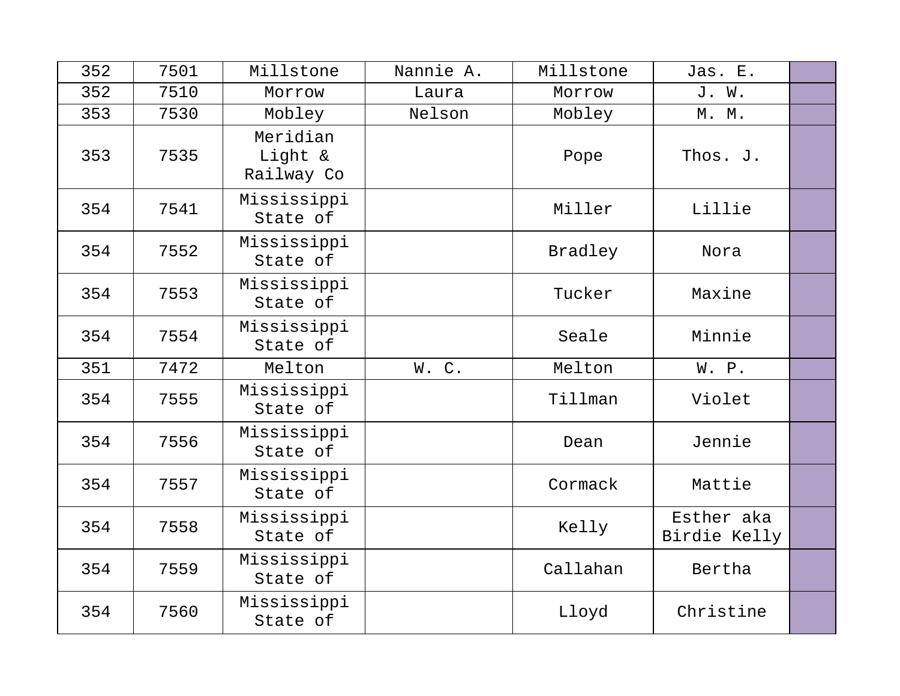| | | | | | | |
|---|---|---|---|---|---|---|
| 352 | 7501 | Millstone | Nannie A. | Millstone | Jas. E. | |
| 352 | 7510 | Morrow | Laura | Morrow | J. W. | |
| 353 | 7530 | Mobley | Nelson | Mobley | M. M. | |
| 353 | 7535 | Meridian Light & Railway Co | | Pope | Thos. J. | |
| 354 | 7541 | Mississippi State of | | Miller | Lillie | |
| 354 | 7552 | Mississippi State of | | Bradley | Nora | |
| 354 | 7553 | Mississippi State of | | Tucker | Maxine | |
| 354 | 7554 | Mississippi State of | | Seale | Minnie | |
| 351 | 7472 | Melton | W. C. | Melton | W. P. | |
| 354 | 7555 | Mississippi State of | | Tillman | Violet | |
| 354 | 7556 | Mississippi State of | | Dean | Jennie | |
| 354 | 7557 | Mississippi State of | | Cormack | Mattie | |
| 354 | 7558 | Mississippi State of | | Kelly | Esther aka Birdie Kelly | |
| 354 | 7559 | Mississippi State of | | Callahan | Bertha | |
| 354 | 7560 | Mississippi State of | | Lloyd | Christine | |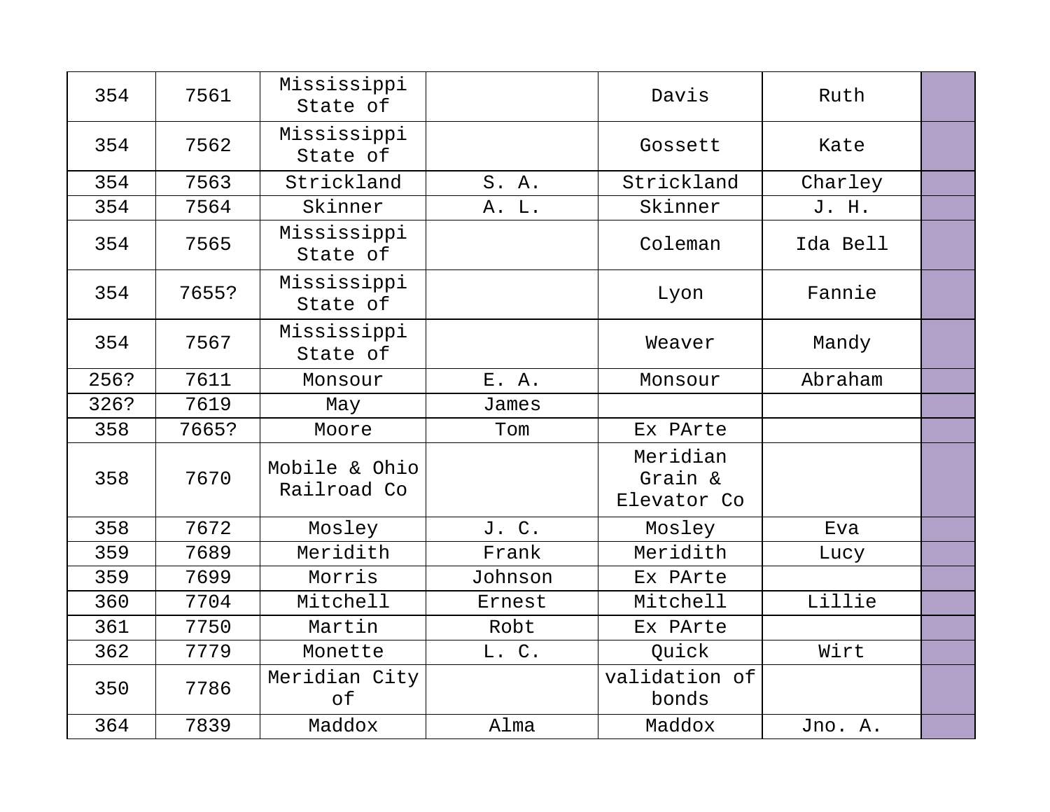| | | | | | | |
|---|---|---|---|---|---|---|
| 354 | 7561 | Mississippi State of | | Davis | Ruth | |
| 354 | 7562 | Mississippi State of | | Gossett | Kate | |
| 354 | 7563 | Strickland | S. A. | Strickland | Charley | |
| 354 | 7564 | Skinner | A. L. | Skinner | J. H. | |
| 354 | 7565 | Mississippi State of | | Coleman | Ida Bell | |
| 354 | 7655? | Mississippi State of | | Lyon | Fannie | |
| 354 | 7567 | Mississippi State of | | Weaver | Mandy | |
| 256? | 7611 | Monsour | E. A. | Monsour | Abraham | |
| 326? | 7619 | May | James | | | |
| 358 | 7665? | Moore | Tom | Ex PArte | | |
| 358 | 7670 | Mobile & Ohio Railroad Co | | Meridian Grain & Elevator Co | | |
| 358 | 7672 | Mosley | J. C. | Mosley | Eva | |
| 359 | 7689 | Meridith | Frank | Meridith | Lucy | |
| 359 | 7699 | Morris | Johnson | Ex PArte | | |
| 360 | 7704 | Mitchell | Ernest | Mitchell | Lillie | |
| 361 | 7750 | Martin | Robt | Ex PArte | | |
| 362 | 7779 | Monette | L. C. | Quick | Wirt | |
| 350 | 7786 | Meridian City of | | validation of bonds | | |
| 364 | 7839 | Maddox | Alma | Maddox | Jno. A. | |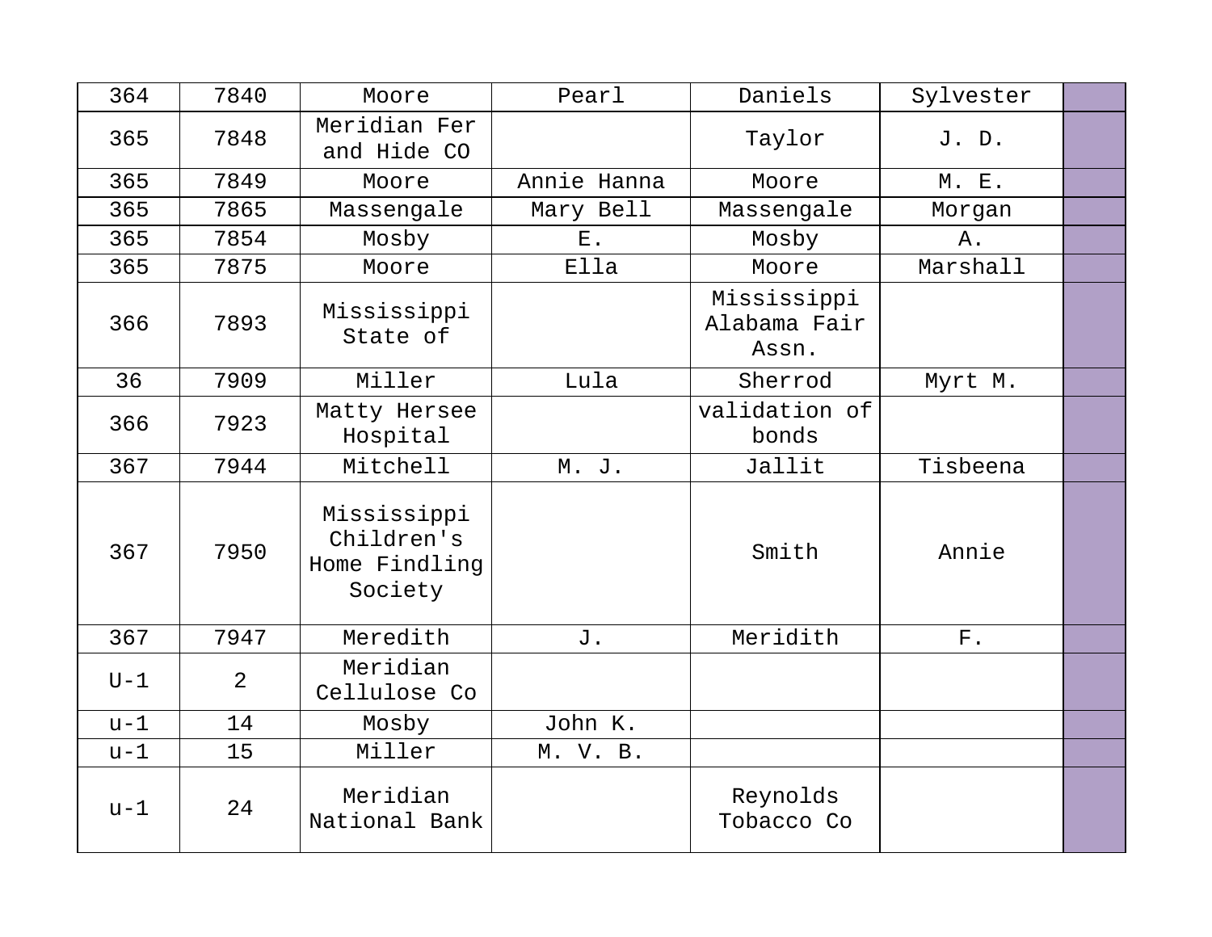| 364 | 7840 | Moore | Pearl | Daniels | Sylvester | |
|---|---|---|---|---|---|---|
| 365 | 7848 | Meridian Fer and Hide CO | | Taylor | J. D. | |
| 365 | 7849 | Moore | Annie Hanna | Moore | M. E. | |
| 365 | 7865 | Massengale | Mary Bell | Massengale | Morgan | |
| 365 | 7854 | Mosby | E. | Mosby | A. | |
| 365 | 7875 | Moore | Ella | Moore | Marshall | |
| 366 | 7893 | Mississippi State of | | Mississippi Alabama Fair Assn. | | |
| 36 | 7909 | Miller | Lula | Sherrod | Myrt M. | |
| 366 | 7923 | Matty Hersee Hospital | | validation of bonds | | |
| 367 | 7944 | Mitchell | M. J. | Jallit | Tisbeena | |
| 367 | 7950 | Mississippi Children's Home Findling Society | | Smith | Annie | |
| 367 | 7947 | Meredith | J. | Meridith | F. | |
| U-1 | 2 | Meridian Cellulose Co | | | | |
| u-1 | 14 | Mosby | John K. | | | |
| u-1 | 15 | Miller | M. V. B. | | | |
| u-1 | 24 | Meridian National Bank | | Reynolds Tobacco Co | | |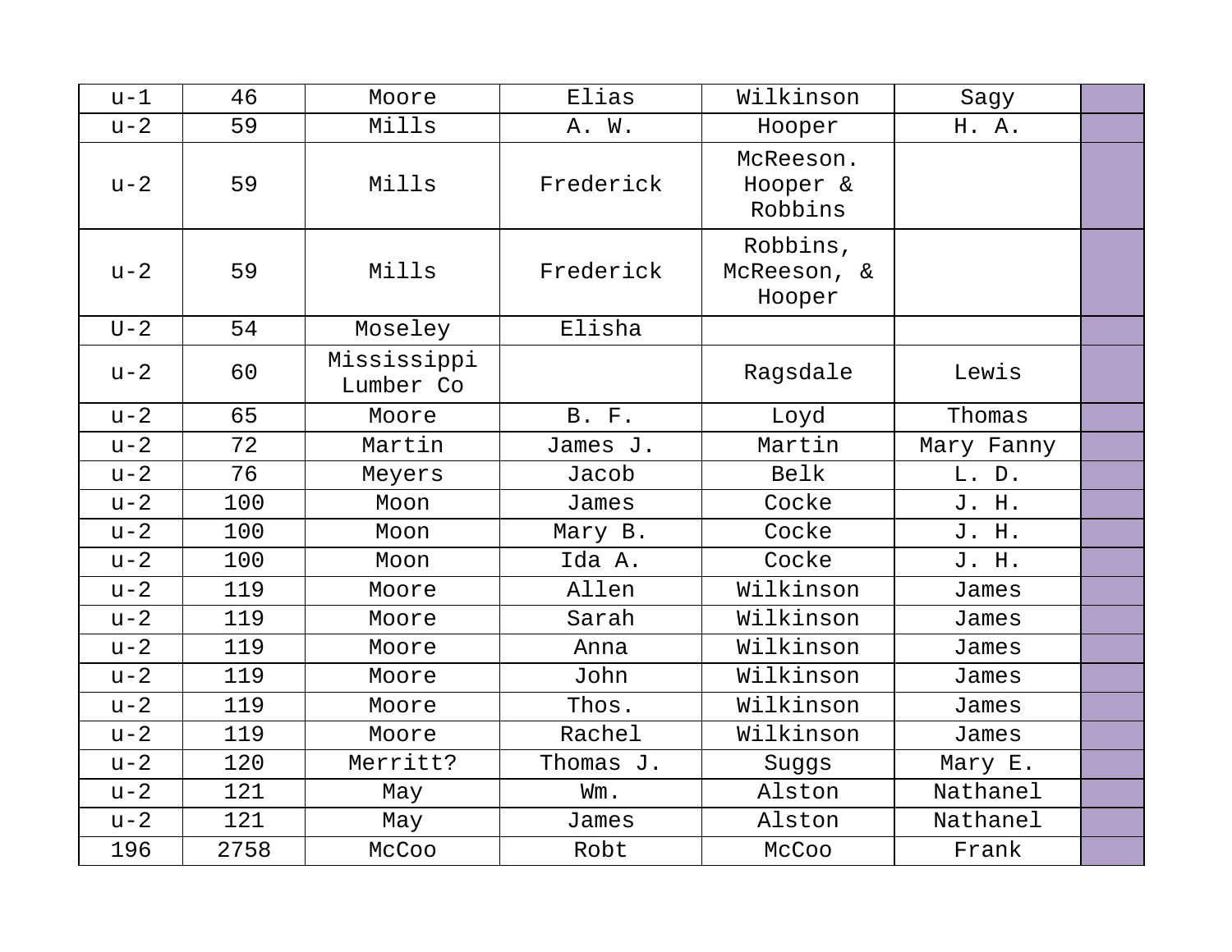| u-1 | 46 | Moore | Elias | Wilkinson | Sagy | |
|---|---|---|---|---|---|---|
| u-2 | 59 | Mills | A. W. | Hooper | H. A. | |
| u-2 | 59 | Mills | Frederick | McReeson. Hooper & Robbins | | |
| u-2 | 59 | Mills | Frederick | Robbins, McReeson, & Hooper | | |
| U-2 | 54 | Moseley | Elisha | | | |
| u-2 | 60 | Mississippi Lumber Co | | Ragsdale | Lewis | |
| u-2 | 65 | Moore | B. F. | Loyd | Thomas | |
| u-2 | 72 | Martin | James J. | Martin | Mary Fanny | |
| u-2 | 76 | Meyers | Jacob | Belk | L. D. | |
| u-2 | 100 | Moon | James | Cocke | J. H. | |
| u-2 | 100 | Moon | Mary B. | Cocke | J. H. | |
| u-2 | 100 | Moon | Ida A. | Cocke | J. H. | |
| u-2 | 119 | Moore | Allen | Wilkinson | James | |
| u-2 | 119 | Moore | Sarah | Wilkinson | James | |
| u-2 | 119 | Moore | Anna | Wilkinson | James | |
| u-2 | 119 | Moore | John | Wilkinson | James | |
| u-2 | 119 | Moore | Thos. | Wilkinson | James | |
| u-2 | 119 | Moore | Rachel | Wilkinson | James | |
| u-2 | 120 | Merritt? | Thomas J. | Suggs | Mary E. | |
| u-2 | 121 | May | Wm. | Alston | Nathanel | |
| u-2 | 121 | May | James | Alston | Nathanel | |
| 196 | 2758 | McCoo | Robt | McCoo | Frank | |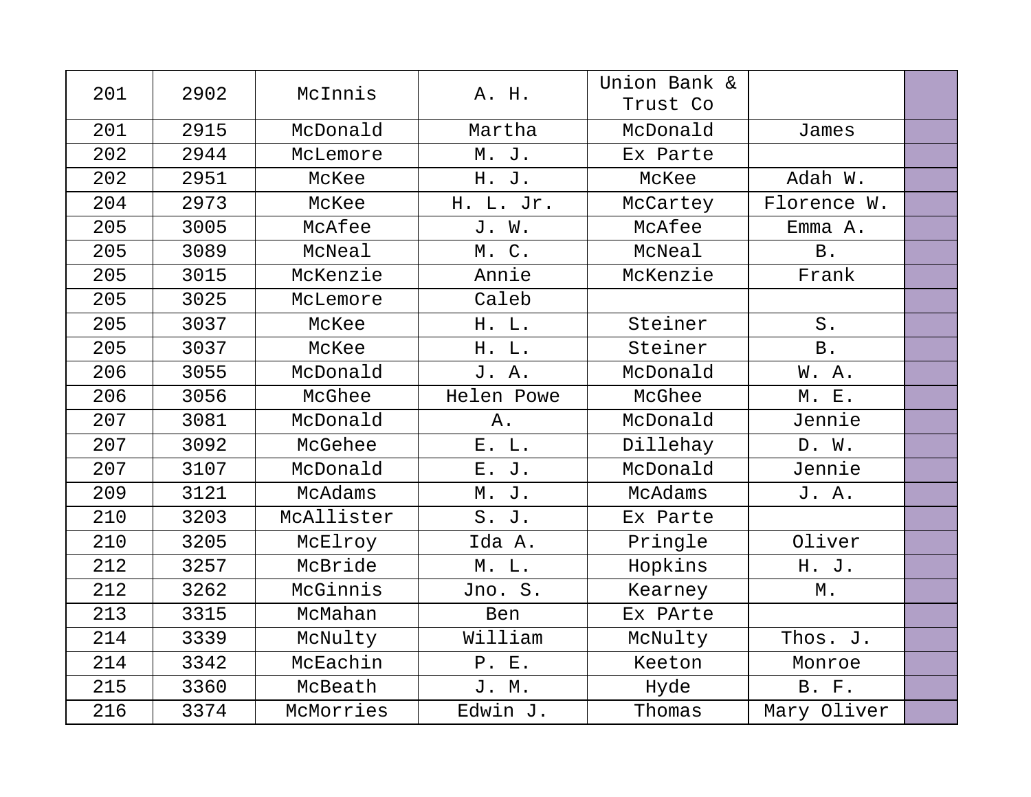| 201 | 2902 | McInnis | A. H. | Union Bank & Trust Co | | |
|---|---|---|---|---|---|---|
| 201 | 2915 | McDonald | Martha | McDonald | James | |
| 202 | 2944 | McLemore | M. J. | Ex Parte | | |
| 202 | 2951 | McKee | H. J. | McKee | Adah W. | |
| 204 | 2973 | McKee | H. L. Jr. | McCartey | Florence W. | |
| 205 | 3005 | McAfee | J. W. | McAfee | Emma A. | |
| 205 | 3089 | McNeal | M. C. | McNeal | B. | |
| 205 | 3015 | McKenzie | Annie | McKenzie | Frank | |
| 205 | 3025 | McLemore | Caleb | | | |
| 205 | 3037 | McKee | H. L. | Steiner | S. | |
| 205 | 3037 | McKee | H. L. | Steiner | B. | |
| 206 | 3055 | McDonald | J. A. | McDonald | W. A. | |
| 206 | 3056 | McGhee | Helen Powe | McGhee | M. E. | |
| 207 | 3081 | McDonald | A. | McDonald | Jennie | |
| 207 | 3092 | McGehee | E. L. | Dillehay | D. W. | |
| 207 | 3107 | McDonald | E. J. | McDonald | Jennie | |
| 209 | 3121 | McAdams | M. J. | McAdams | J. A. | |
| 210 | 3203 | McAllister | S. J. | Ex Parte | | |
| 210 | 3205 | McElroy | Ida A. | Pringle | Oliver | |
| 212 | 3257 | McBride | M. L. | Hopkins | H. J. | |
| 212 | 3262 | McGinnis | Jno. S. | Kearney | M. | |
| 213 | 3315 | McMahan | Ben | Ex PArte | | |
| 214 | 3339 | McNulty | William | McNulty | Thos. J. | |
| 214 | 3342 | McEachin | P. E. | Keeton | Monroe | |
| 215 | 3360 | McBeath | J. M. | Hyde | B. F. | |
| 216 | 3374 | McMorries | Edwin J. | Thomas | Mary Oliver | |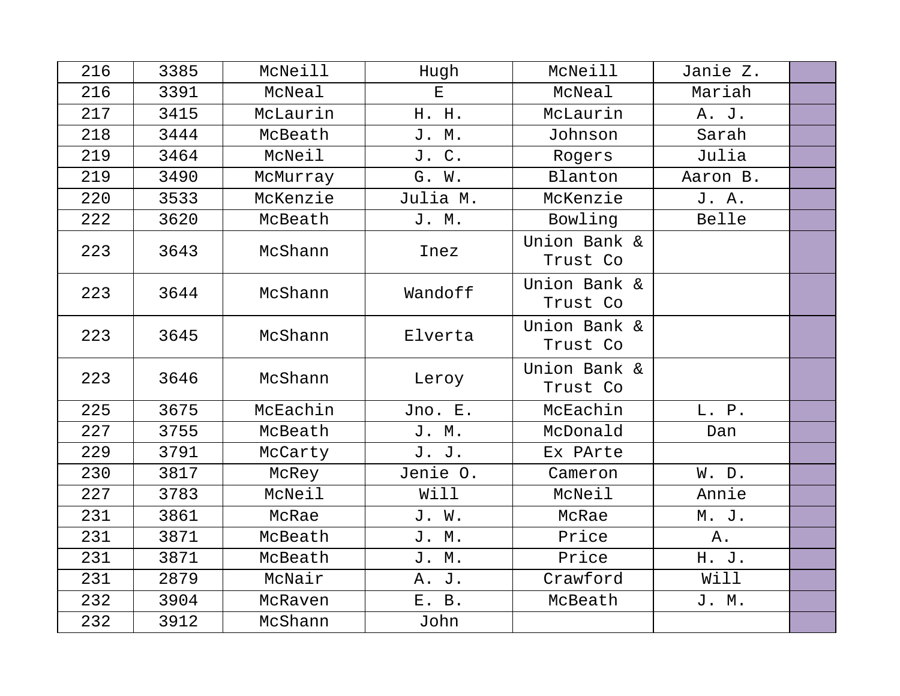| | | | | | | |
|---|---|---|---|---|---|---|
| 216 | 3385 | McNeill | Hugh | McNeill | Janie Z. | |
| 216 | 3391 | McNeal | E | McNeal | Mariah | |
| 217 | 3415 | McLaurin | H. H. | McLaurin | A. J. | |
| 218 | 3444 | McBeath | J. M. | Johnson | Sarah | |
| 219 | 3464 | McNeil | J. C. | Rogers | Julia | |
| 219 | 3490 | McMurray | G. W. | Blanton | Aaron B. | |
| 220 | 3533 | McKenzie | Julia M. | McKenzie | J. A. | |
| 222 | 3620 | McBeath | J. M. | Bowling | Belle | |
| 223 | 3643 | McShann | Inez | Union Bank & Trust Co | | |
| 223 | 3644 | McShann | Wandoff | Union Bank & Trust Co | | |
| 223 | 3645 | McShann | Elverta | Union Bank & Trust Co | | |
| 223 | 3646 | McShann | Leroy | Union Bank & Trust Co | | |
| 225 | 3675 | McEachin | Jno. E. | McEachin | L. P. | |
| 227 | 3755 | McBeath | J. M. | McDonald | Dan | |
| 229 | 3791 | McCarty | J. J. | Ex PArte | | |
| 230 | 3817 | McRey | Jenie O. | Cameron | W. D. | |
| 227 | 3783 | McNeil | Will | McNeil | Annie | |
| 231 | 3861 | McRae | J. W. | McRae | M. J. | |
| 231 | 3871 | McBeath | J. M. | Price | A. | |
| 231 | 3871 | McBeath | J. M. | Price | H. J. | |
| 231 | 2879 | McNair | A. J. | Crawford | Will | |
| 232 | 3904 | McRaven | E. B. | McBeath | J. M. | |
| 232 | 3912 | McShann | John | | | |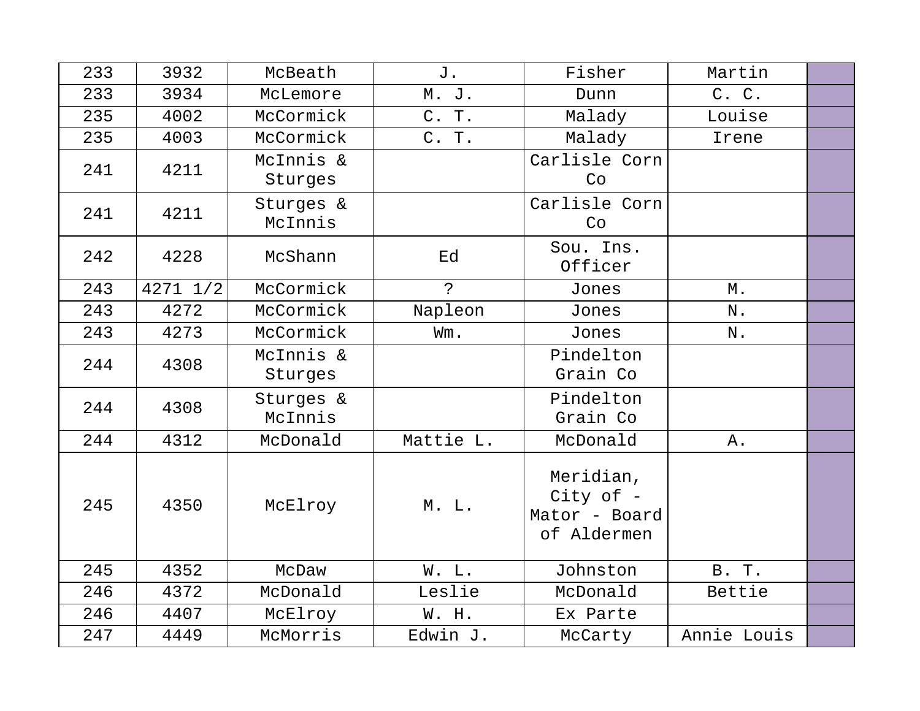| 233 | 3932 | McBeath | J. | Fisher | Martin | |
|---|---|---|---|---|---|---|
| 233 | 3934 | McLemore | M. J. | Dunn | C. C. | |
| 235 | 4002 | McCormick | C. T. | Malady | Louise | |
| 235 | 4003 | McCormick | C. T. | Malady | Irene | |
| 241 | 4211 | McInnis & Sturges | | Carlisle Corn Co | | |
| 241 | 4211 | Sturges & McInnis | | Carlisle Corn Co | | |
| 242 | 4228 | McShann | Ed | Sou. Ins. Officer | | |
| 243 | 4271 1/2 | McCormick | ? | Jones | M. | |
| 243 | 4272 | McCormick | Napleon | Jones | N. | |
| 243 | 4273 | McCormick | Wm. | Jones | N. | |
| 244 | 4308 | McInnis & Sturges | | Pindelton Grain Co | | |
| 244 | 4308 | Sturges & McInnis | | Pindelton Grain Co | | |
| 244 | 4312 | McDonald | Mattie L. | McDonald | A. | |
| 245 | 4350 | McElroy | M. L. | Meridian, City of - Mator - Board of Aldermen | | |
| 245 | 4352 | McDaw | W. L. | Johnston | B. T. | |
| 246 | 4372 | McDonald | Leslie | McDonald | Bettie | |
| 246 | 4407 | McElroy | W. H. | Ex Parte | | |
| 247 | 4449 | McMorris | Edwin J. | McCarty | Annie Louis | |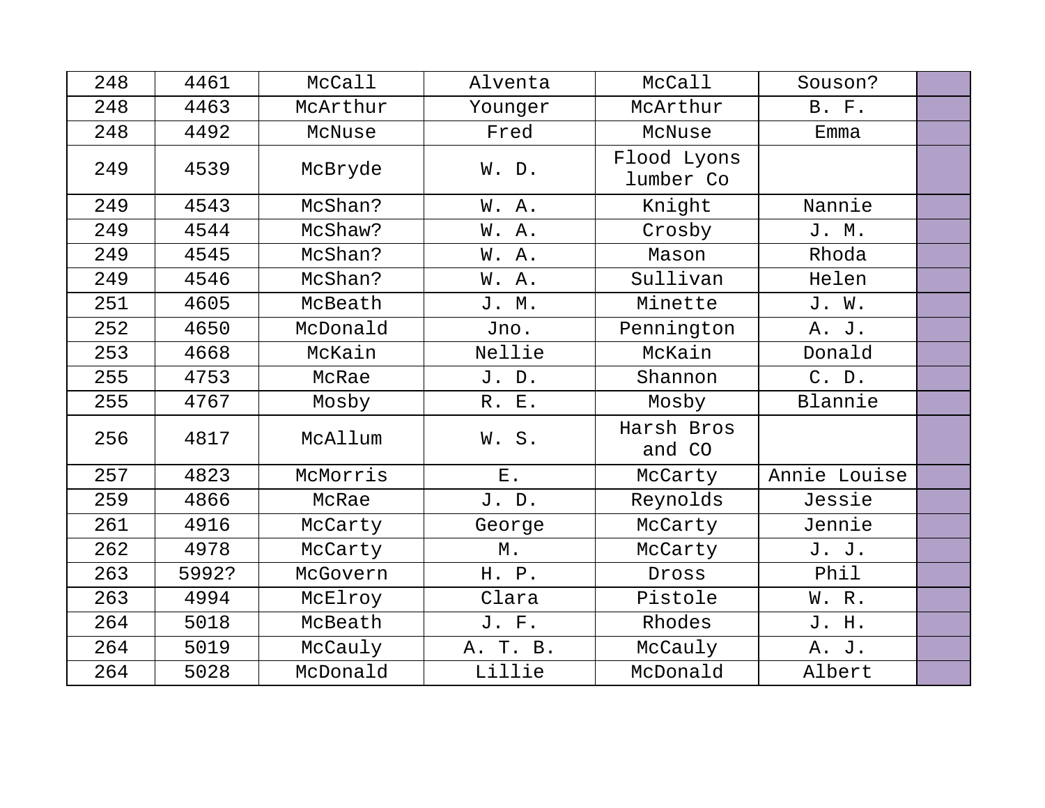| 248 | 4461 | McCall | Alventa | McCall | Souson? | |
|---|---|---|---|---|---|---|
| 248 | 4463 | McArthur | Younger | McArthur | B. F. | |
| 248 | 4492 | McNuse | Fred | McNuse | Emma | |
| 249 | 4539 | McBryde | W. D. | Flood Lyons lumber Co | | |
| 249 | 4543 | McShan? | W. A. | Knight | Nannie | |
| 249 | 4544 | McShaw? | W. A. | Crosby | J. M. | |
| 249 | 4545 | McShan? | W. A. | Mason | Rhoda | |
| 249 | 4546 | McShan? | W. A. | Sullivan | Helen | |
| 251 | 4605 | McBeath | J. M. | Minette | J. W. | |
| 252 | 4650 | McDonald | Jno. | Pennington | A. J. | |
| 253 | 4668 | McKain | Nellie | McKain | Donald | |
| 255 | 4753 | McRae | J. D. | Shannon | C. D. | |
| 255 | 4767 | Mosby | R. E. | Mosby | Blannie | |
| 256 | 4817 | McAllum | W. S. | Harsh Bros and CO | | |
| 257 | 4823 | McMorris | E. | McCarty | Annie Louise | |
| 259 | 4866 | McRae | J. D. | Reynolds | Jessie | |
| 261 | 4916 | McCarty | George | McCarty | Jennie | |
| 262 | 4978 | McCarty | M. | McCarty | J. J. | |
| 263 | 5992? | McGovern | H. P. | Dross | Phil | |
| 263 | 4994 | McElroy | Clara | Pistole | W. R. | |
| 264 | 5018 | McBeath | J. F. | Rhodes | J. H. | |
| 264 | 5019 | McCauly | A. T. B. | McCauly | A. J. | |
| 264 | 5028 | McDonald | Lillie | McDonald | Albert | |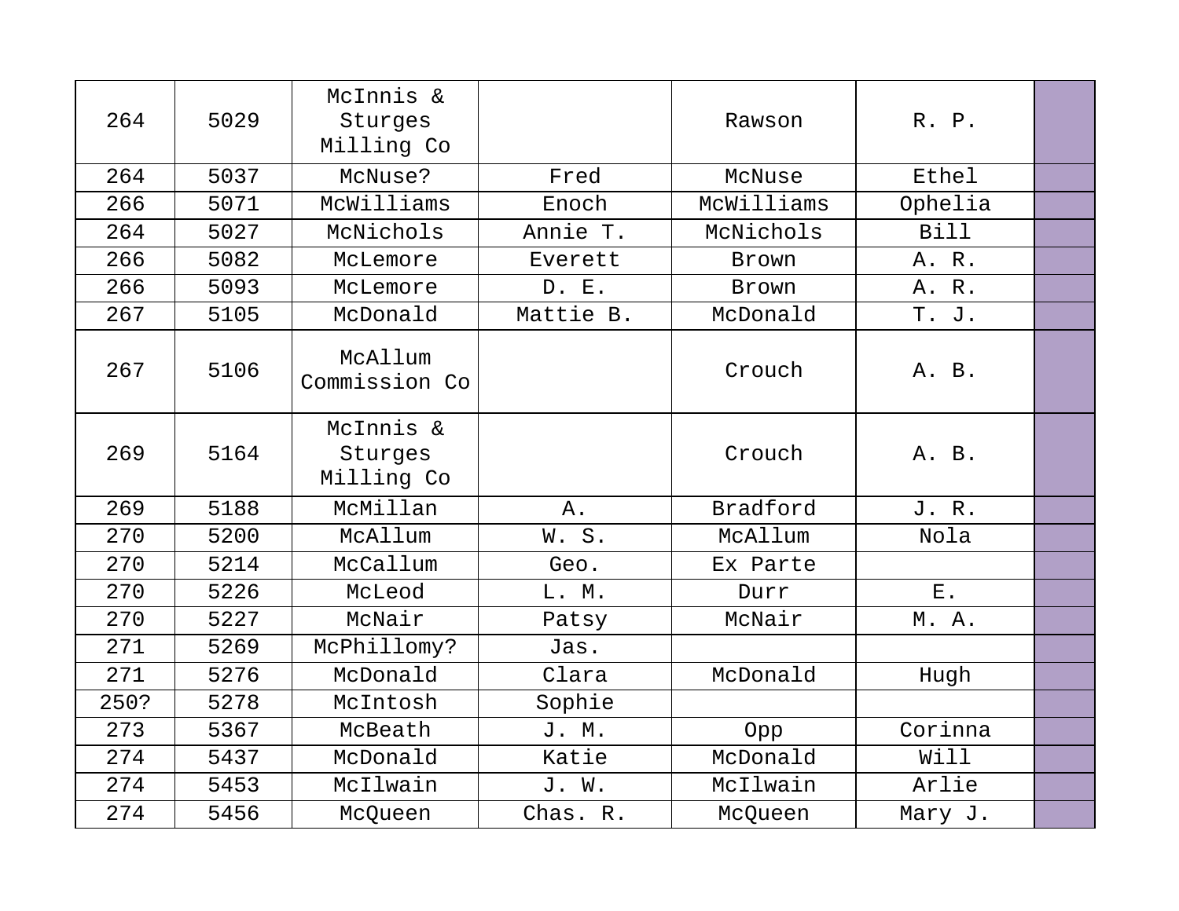| 264 | 5029 | McInnis & Sturges Milling Co | | Rawson | R. P. | |
|---|---|---|---|---|---|---|
| 264 | 5037 | McNuse? | Fred | McNuse | Ethel | |
| 266 | 5071 | McWilliams | Enoch | McWilliams | Ophelia | |
| 264 | 5027 | McNichols | Annie T. | McNichols | Bill | |
| 266 | 5082 | McLemore | Everett | Brown | A. R. | |
| 266 | 5093 | McLemore | D. E. | Brown | A. R. | |
| 267 | 5105 | McDonald | Mattie B. | McDonald | T. J. | |
| 267 | 5106 | McAllum Commission Co | | Crouch | A. B. | |
| 269 | 5164 | McInnis & Sturges Milling Co | | Crouch | A. B. | |
| 269 | 5188 | McMillan | A. | Bradford | J. R. | |
| 270 | 5200 | McAllum | W. S. | McAllum | Nola | |
| 270 | 5214 | McCallum | Geo. | Ex Parte | | |
| 270 | 5226 | McLeod | L. M. | Durr | E. | |
| 270 | 5227 | McNair | Patsy | McNair | M. A. | |
| 271 | 5269 | McPhillomy? | Jas. | | | |
| 271 | 5276 | McDonald | Clara | McDonald | Hugh | |
| 250? | 5278 | McIntosh | Sophie | | | |
| 273 | 5367 | McBeath | J. M. | Opp | Corinna | |
| 274 | 5437 | McDonald | Katie | McDonald | Will | |
| 274 | 5453 | McIlwain | J. W. | McIlwain | Arlie | |
| 274 | 5456 | McQueen | Chas. R. | McQueen | Mary J. | |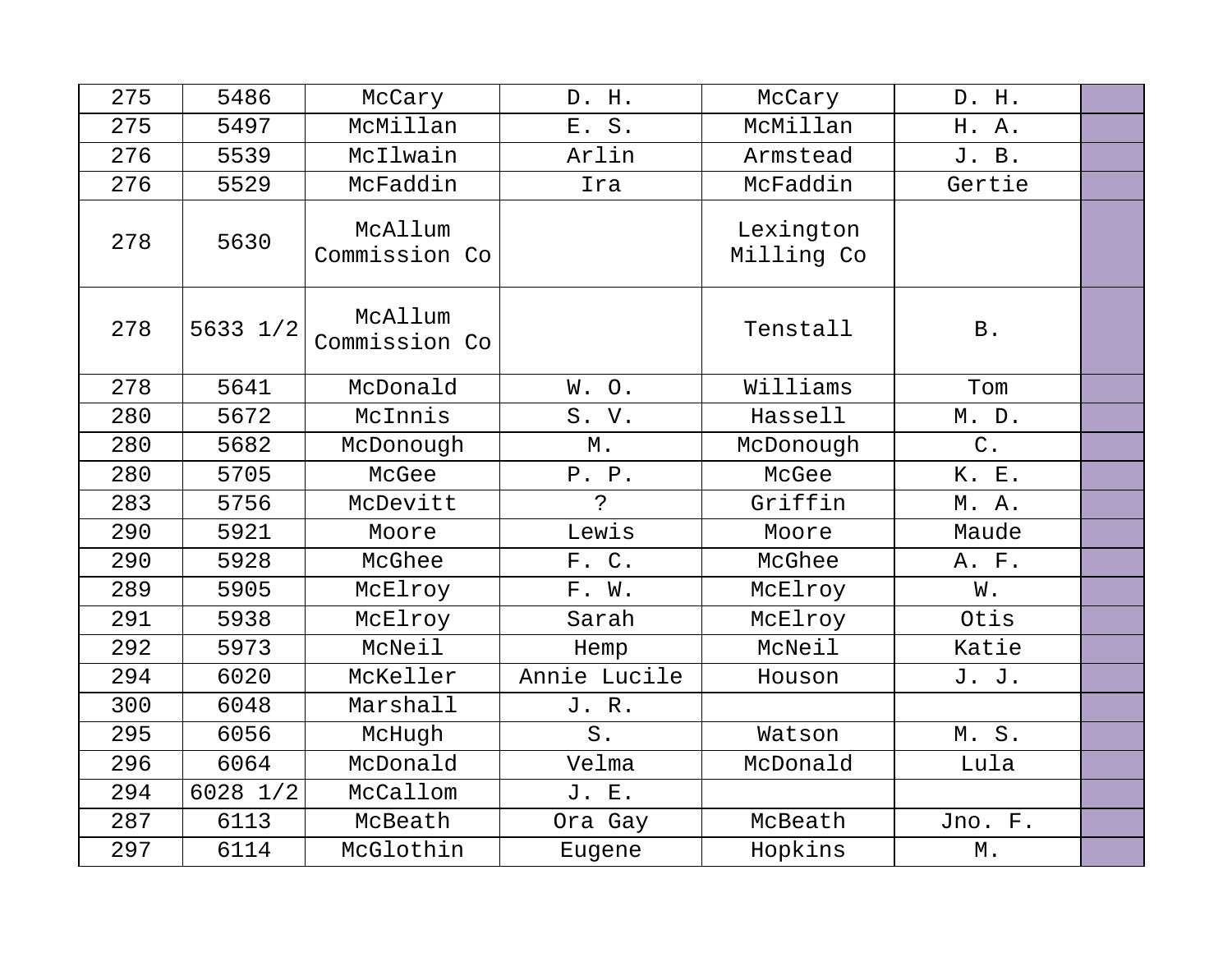| | | | | | | |
|---|---|---|---|---|---|---|
| 275 | 5486 | McCary | D. H. | McCary | D. H. | |
| 275 | 5497 | McMillan | E. S. | McMillan | H. A. | |
| 276 | 5539 | McIlwain | Arlin | Armstead | J. B. | |
| 276 | 5529 | McFaddin | Ira | McFaddin | Gertie | |
| 278 | 5630 | McAllum Commission Co | | Lexington Milling Co | | |
| 278 | 5633 1/2 | McAllum Commission Co | | Tenstall | B. | |
| 278 | 5641 | McDonald | W. O. | Williams | Tom | |
| 280 | 5672 | McInnis | S. V. | Hassell | M. D. | |
| 280 | 5682 | McDonough | M. | McDonough | C. | |
| 280 | 5705 | McGee | P. P. | McGee | K. E. | |
| 283 | 5756 | McDevitt | ? | Griffin | M. A. | |
| 290 | 5921 | Moore | Lewis | Moore | Maude | |
| 290 | 5928 | McGhee | F. C. | McGhee | A. F. | |
| 289 | 5905 | McElroy | F. W. | McElroy | W. | |
| 291 | 5938 | McElroy | Sarah | McElroy | Otis | |
| 292 | 5973 | McNeil | Hemp | McNeil | Katie | |
| 294 | 6020 | McKeller | Annie Lucile | Houson | J. J. | |
| 300 | 6048 | Marshall | J. R. | | | |
| 295 | 6056 | McHugh | S. | Watson | M. S. | |
| 296 | 6064 | McDonald | Velma | McDonald | Lula | |
| 294 | 6028 1/2 | McCallom | J. E. | | | |
| 287 | 6113 | McBeath | Ora Gay | McBeath | Jno. F. | |
| 297 | 6114 | McGlothin | Eugene | Hopkins | M. | |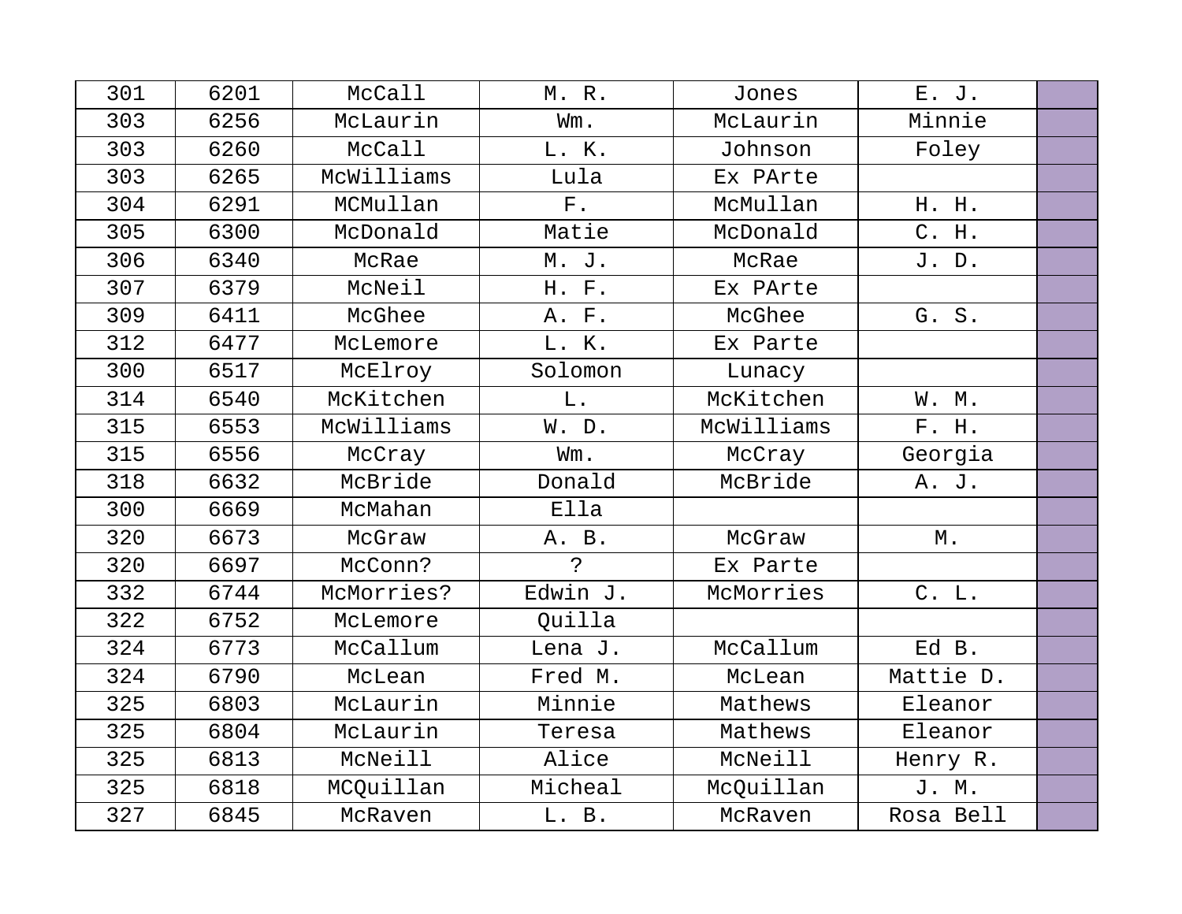| 301 | 6201 | McCall | M. R. | Jones | E. J. | |
|---|---|---|---|---|---|---|
| 303 | 6256 | McLaurin | Wm. | McLaurin | Minnie | |
| 303 | 6260 | McCall | L. K. | Johnson | Foley | |
| 303 | 6265 | McWilliams | Lula | Ex PArte | | |
| 304 | 6291 | MCMullan | F. | McMullan | H. H. | |
| 305 | 6300 | McDonald | Matie | McDonald | C. H. | |
| 306 | 6340 | McRae | M. J. | McRae | J. D. | |
| 307 | 6379 | McNeil | H. F. | Ex PArte | | |
| 309 | 6411 | McGhee | A. F. | McGhee | G. S. | |
| 312 | 6477 | McLemore | L. K. | Ex Parte | | |
| 300 | 6517 | McElroy | Solomon | Lunacy | | |
| 314 | 6540 | McKitchen | L. | McKitchen | W. M. | |
| 315 | 6553 | McWilliams | W. D. | McWilliams | F. H. | |
| 315 | 6556 | McCray | Wm. | McCray | Georgia | |
| 318 | 6632 | McBride | Donald | McBride | A. J. | |
| 300 | 6669 | McMahan | Ella | | | |
| 320 | 6673 | McGraw | A. B. | McGraw | M. | |
| 320 | 6697 | McConn? | ? | Ex Parte | | |
| 332 | 6744 | McMorries? | Edwin J. | McMorries | C. L. | |
| 322 | 6752 | McLemore | Quilla | | | |
| 324 | 6773 | McCallum | Lena J. | McCallum | Ed B. | |
| 324 | 6790 | McLean | Fred M. | McLean | Mattie D. | |
| 325 | 6803 | McLaurin | Minnie | Mathews | Eleanor | |
| 325 | 6804 | McLaurin | Teresa | Mathews | Eleanor | |
| 325 | 6813 | McNeill | Alice | McNeill | Henry R. | |
| 325 | 6818 | MCQuillan | Micheal | McQuillan | J. M. | |
| 327 | 6845 | McRaven | L. B. | McRaven | Rosa Bell | |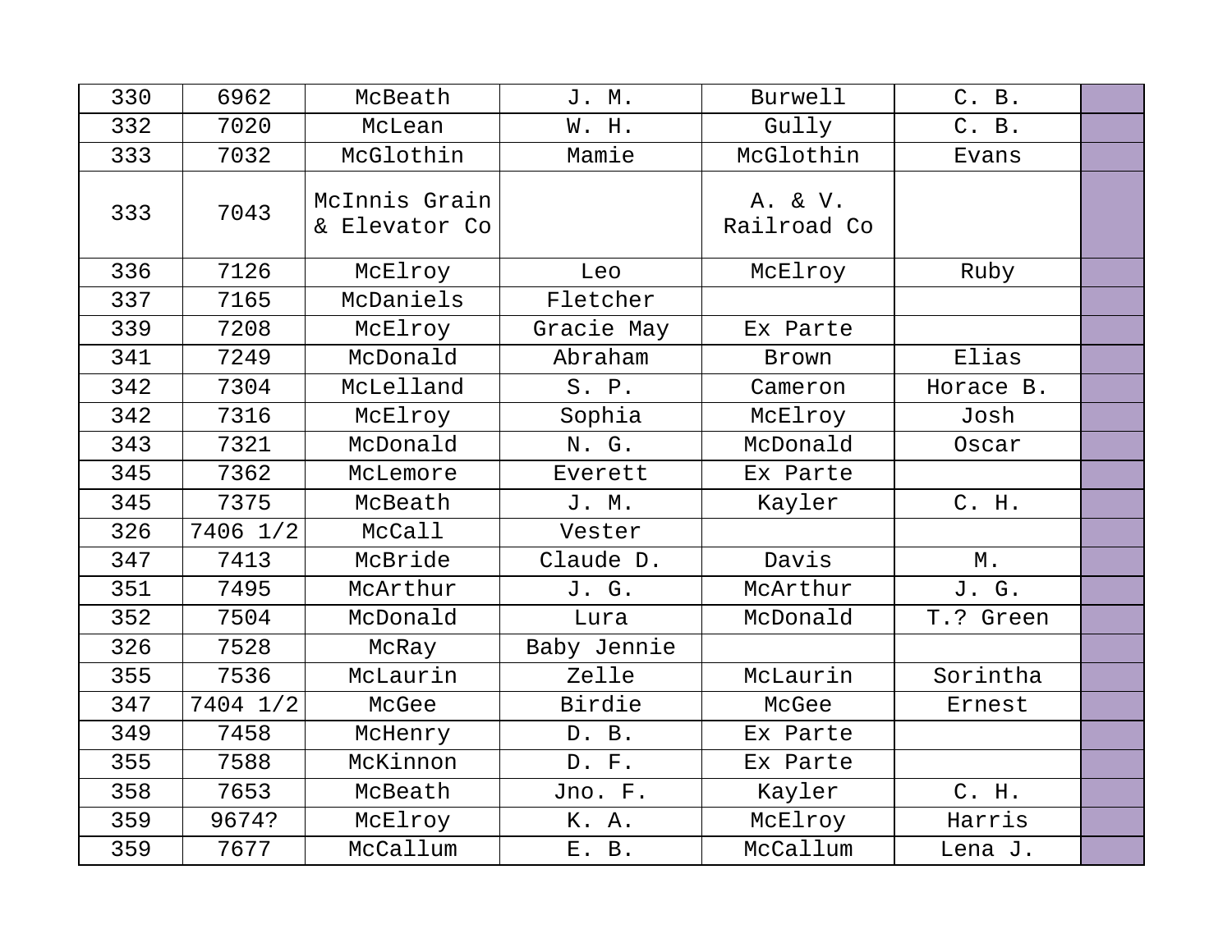| | | | | | | |
|---|---|---|---|---|---|---|
| 330 | 6962 | McBeath | J. M. | Burwell | C. B. | |
| 332 | 7020 | McLean | W. H. | Gully | C. B. | |
| 333 | 7032 | McGlothin | Mamie | McGlothin | Evans | |
| 333 | 7043 | McInnis Grain & Elevator Co | | A. & V. Railroad Co | | |
| 336 | 7126 | McElroy | Leo | McElroy | Ruby | |
| 337 | 7165 | McDaniels | Fletcher | | | |
| 339 | 7208 | McElroy | Gracie May | Ex Parte | | |
| 341 | 7249 | McDonald | Abraham | Brown | Elias | |
| 342 | 7304 | McLelland | S. P. | Cameron | Horace B. | |
| 342 | 7316 | McElroy | Sophia | McElroy | Josh | |
| 343 | 7321 | McDonald | N. G. | McDonald | Oscar | |
| 345 | 7362 | McLemore | Everett | Ex Parte | | |
| 345 | 7375 | McBeath | J. M. | Kayler | C. H. | |
| 326 | 7406 1/2 | McCall | Vester | | | |
| 347 | 7413 | McBride | Claude D. | Davis | M. | |
| 351 | 7495 | McArthur | J. G. | McArthur | J. G. | |
| 352 | 7504 | McDonald | Lura | McDonald | T.? Green | |
| 326 | 7528 | McRay | Baby Jennie | | | |
| 355 | 7536 | McLaurin | Zelle | McLaurin | Sorintha | |
| 347 | 7404 1/2 | McGee | Birdie | McGee | Ernest | |
| 349 | 7458 | McHenry | D. B. | Ex Parte | | |
| 355 | 7588 | McKinnon | D. F. | Ex Parte | | |
| 358 | 7653 | McBeath | Jno. F. | Kayler | C. H. | |
| 359 | 9674? | McElroy | K. A. | McElroy | Harris | |
| 359 | 7677 | McCallum | E. B. | McCallum | Lena J. | |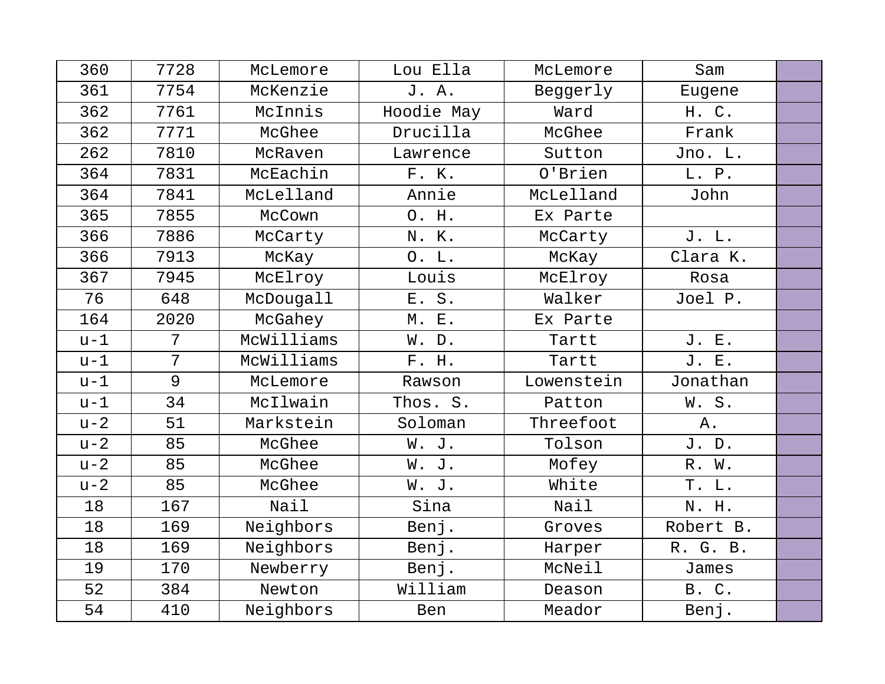| | | | | | | |
|---|---|---|---|---|---|---|
| 360 | 7728 | McLemore | Lou Ella | McLemore | Sam | |
| 361 | 7754 | McKenzie | J. A. | Beggerly | Eugene | |
| 362 | 7761 | McInnis | Hoodie May | Ward | H. C. | |
| 362 | 7771 | McGhee | Drucilla | McGhee | Frank | |
| 262 | 7810 | McRaven | Lawrence | Sutton | Jno. L. | |
| 364 | 7831 | McEachin | F. K. | O'Brien | L. P. | |
| 364 | 7841 | McLelland | Annie | McLelland | John | |
| 365 | 7855 | McCown | O. H. | Ex Parte | | |
| 366 | 7886 | McCarty | N. K. | McCarty | J. L. | |
| 366 | 7913 | McKay | O. L. | McKay | Clara K. | |
| 367 | 7945 | McElroy | Louis | McElroy | Rosa | |
| 76 | 648 | McDougall | E. S. | Walker | Joel P. | |
| 164 | 2020 | McGahey | M. E. | Ex Parte | | |
| u-1 | 7 | McWilliams | W. D. | Tartt | J. E. | |
| u-1 | 7 | McWilliams | F. H. | Tartt | J. E. | |
| u-1 | 9 | McLemore | Rawson | Lowenstein | Jonathan | |
| u-1 | 34 | McIlwain | Thos. S. | Patton | W. S. | |
| u-2 | 51 | Markstein | Soloman | Threefoot | A. | |
| u-2 | 85 | McGhee | W. J. | Tolson | J. D. | |
| u-2 | 85 | McGhee | W. J. | Mofey | R. W. | |
| u-2 | 85 | McGhee | W. J. | White | T. L. | |
| 18 | 167 | Nail | Sina | Nail | N. H. | |
| 18 | 169 | Neighbors | Benj. | Groves | Robert B. | |
| 18 | 169 | Neighbors | Benj. | Harper | R. G. B. | |
| 19 | 170 | Newberry | Benj. | McNeil | James | |
| 52 | 384 | Newton | William | Deason | B. C. | |
| 54 | 410 | Neighbors | Ben | Meador | Benj. | |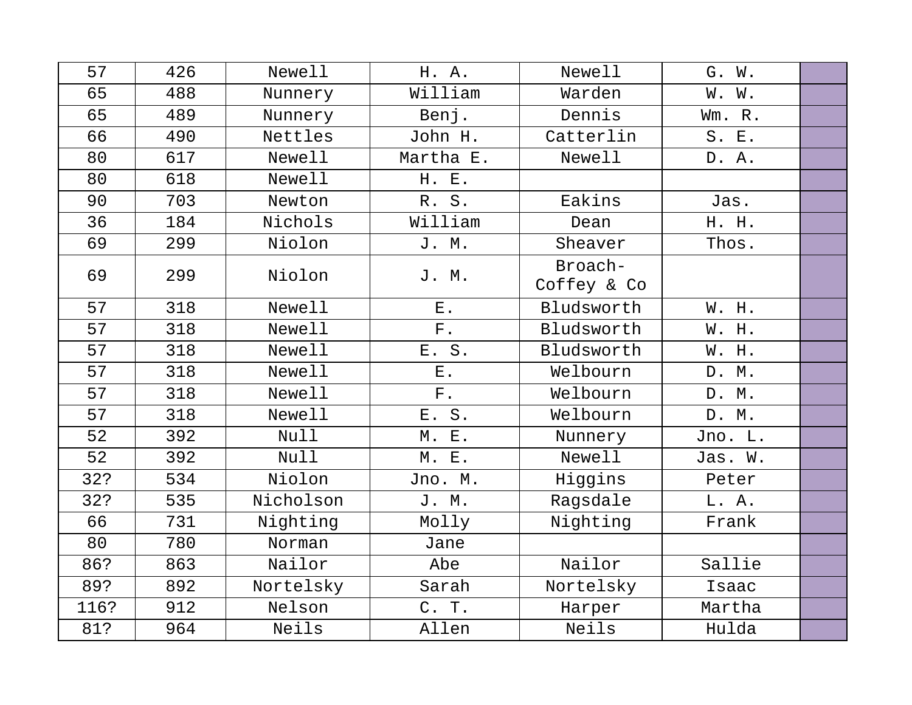| | | | | | | |
|---|---|---|---|---|---|---|
| 57 | 426 | Newell | H. A. | Newell | G. W. | |
| 65 | 488 | Nunnery | William | Warden | W. W. | |
| 65 | 489 | Nunnery | Benj. | Dennis | Wm. R. | |
| 66 | 490 | Nettles | John H. | Catterlin | S. E. | |
| 80 | 617 | Newell | Martha E. | Newell | D. A. | |
| 80 | 618 | Newell | H. E. | | | |
| 90 | 703 | Newton | R. S. | Eakins | Jas. | |
| 36 | 184 | Nichols | William | Dean | H. H. | |
| 69 | 299 | Niolon | J. M. | Sheaver | Thos. | |
| 69 | 299 | Niolon | J. M. | Broach-Coffey & Co | | |
| 57 | 318 | Newell | E. | Bludsworth | W. H. | |
| 57 | 318 | Newell | F. | Bludsworth | W. H. | |
| 57 | 318 | Newell | E. S. | Bludsworth | W. H. | |
| 57 | 318 | Newell | E. | Welbourn | D. M. | |
| 57 | 318 | Newell | F. | Welbourn | D. M. | |
| 57 | 318 | Newell | E. S. | Welbourn | D. M. | |
| 52 | 392 | Null | M. E. | Nunnery | Jno. L. | |
| 52 | 392 | Null | M. E. | Newell | Jas. W. | |
| 32? | 534 | Niolon | Jno. M. | Higgins | Peter | |
| 32? | 535 | Nicholson | J. M. | Ragsdale | L. A. | |
| 66 | 731 | Nighting | Molly | Nighting | Frank | |
| 80 | 780 | Norman | Jane | | | |
| 86? | 863 | Nailor | Abe | Nailor | Sallie | |
| 89? | 892 | Nortelsky | Sarah | Nortelsky | Isaac | |
| 116? | 912 | Nelson | C. T. | Harper | Martha | |
| 81? | 964 | Neils | Allen | Neils | Hulda | |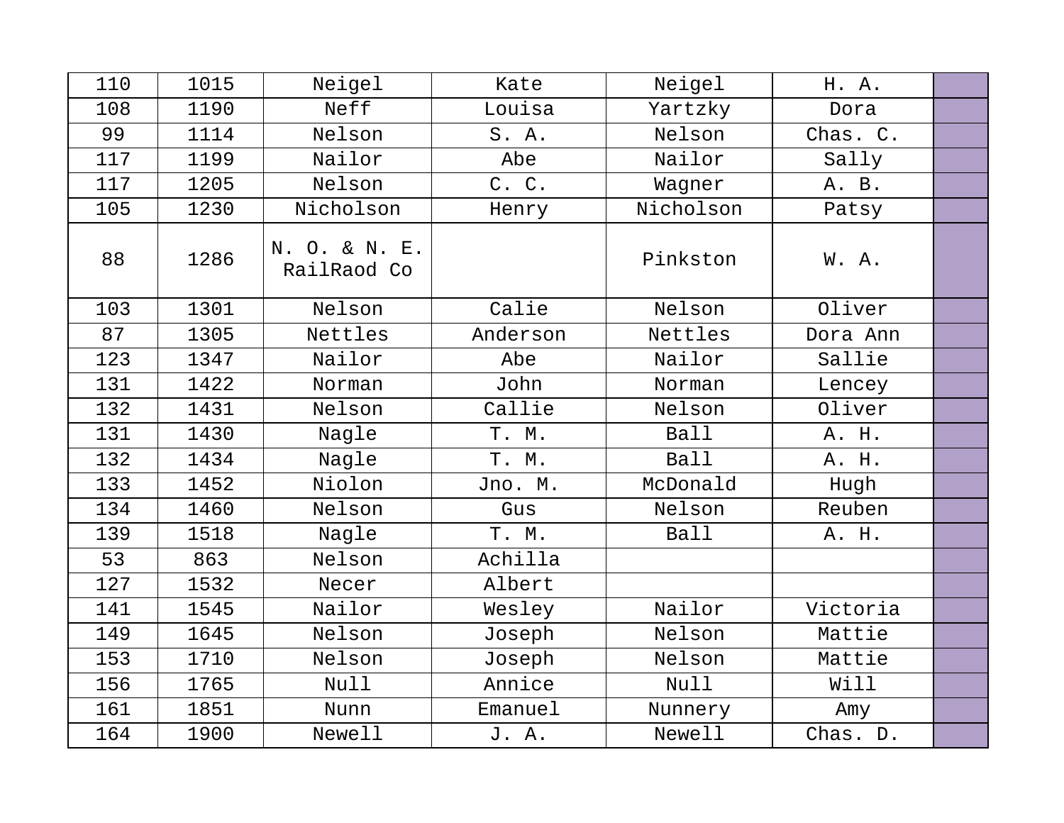| 110 | 1015 | Neigel | Kate | Neigel | H. A. | |
|---|---|---|---|---|---|---|
| 108 | 1190 | Neff | Louisa | Yartzky | Dora | |
| 99 | 1114 | Nelson | S. A. | Nelson | Chas. C. | |
| 117 | 1199 | Nailor | Abe | Nailor | Sally | |
| 117 | 1205 | Nelson | C. C. | Wagner | A. B. | |
| 105 | 1230 | Nicholson | Henry | Nicholson | Patsy | |
| 88 | 1286 | N. O. & N. E. RailRaod Co | | Pinkston | W. A. | |
| 103 | 1301 | Nelson | Calie | Nelson | Oliver | |
| 87 | 1305 | Nettles | Anderson | Nettles | Dora Ann | |
| 123 | 1347 | Nailor | Abe | Nailor | Sallie | |
| 131 | 1422 | Norman | John | Norman | Lencey | |
| 132 | 1431 | Nelson | Callie | Nelson | Oliver | |
| 131 | 1430 | Nagle | T. M. | Ball | A. H. | |
| 132 | 1434 | Nagle | T. M. | Ball | A. H. | |
| 133 | 1452 | Niolon | Jno. M. | McDonald | Hugh | |
| 134 | 1460 | Nelson | Gus | Nelson | Reuben | |
| 139 | 1518 | Nagle | T. M. | Ball | A. H. | |
| 53 | 863 | Nelson | Achilla | | | |
| 127 | 1532 | Necer | Albert | | | |
| 141 | 1545 | Nailor | Wesley | Nailor | Victoria | |
| 149 | 1645 | Nelson | Joseph | Nelson | Mattie | |
| 153 | 1710 | Nelson | Joseph | Nelson | Mattie | |
| 156 | 1765 | Null | Annice | Null | Will | |
| 161 | 1851 | Nunn | Emanuel | Nunnery | Amy | |
| 164 | 1900 | Newell | J. A. | Newell | Chas. D. | |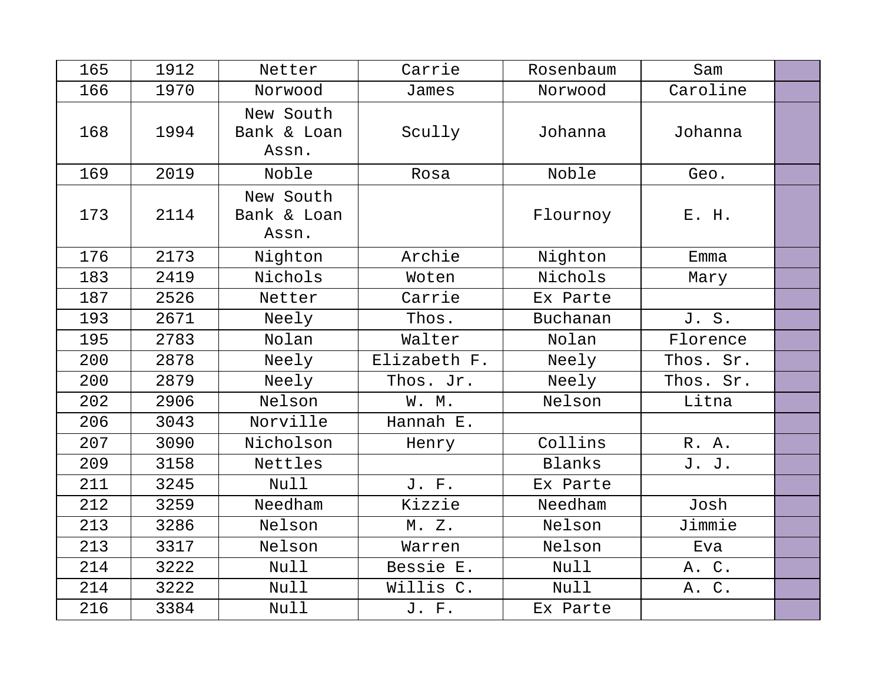| 165 | 1912 | Netter | Carrie | Rosenbaum | Sam | |
|---|---|---|---|---|---|---|
| 166 | 1970 | Norwood | James | Norwood | Caroline | |
| 168 | 1994 | New South Bank & Loan Assn. | Scully | Johanna | Johanna | |
| 169 | 2019 | Noble | Rosa | Noble | Geo. | |
| 173 | 2114 | New South Bank & Loan Assn. | | Flournoy | E. H. | |
| 176 | 2173 | Nighton | Archie | Nighton | Emma | |
| 183 | 2419 | Nichols | Woten | Nichols | Mary | |
| 187 | 2526 | Netter | Carrie | Ex Parte | | |
| 193 | 2671 | Neely | Thos. | Buchanan | J. S. | |
| 195 | 2783 | Nolan | Walter | Nolan | Florence | |
| 200 | 2878 | Neely | Elizabeth F. | Neely | Thos. Sr. | |
| 200 | 2879 | Neely | Thos. Jr. | Neely | Thos. Sr. | |
| 202 | 2906 | Nelson | W. M. | Nelson | Litna | |
| 206 | 3043 | Norville | Hannah E. | | | |
| 207 | 3090 | Nicholson | Henry | Collins | R. A. | |
| 209 | 3158 | Nettles | | Blanks | J. J. | |
| 211 | 3245 | Null | J. F. | Ex Parte | | |
| 212 | 3259 | Needham | Kizzie | Needham | Josh | |
| 213 | 3286 | Nelson | M. Z. | Nelson | Jimmie | |
| 213 | 3317 | Nelson | Warren | Nelson | Eva | |
| 214 | 3222 | Null | Bessie E. | Null | A. C. | |
| 214 | 3222 | Null | Willis C. | Null | A. C. | |
| 216 | 3384 | Null | J. F. | Ex Parte | | |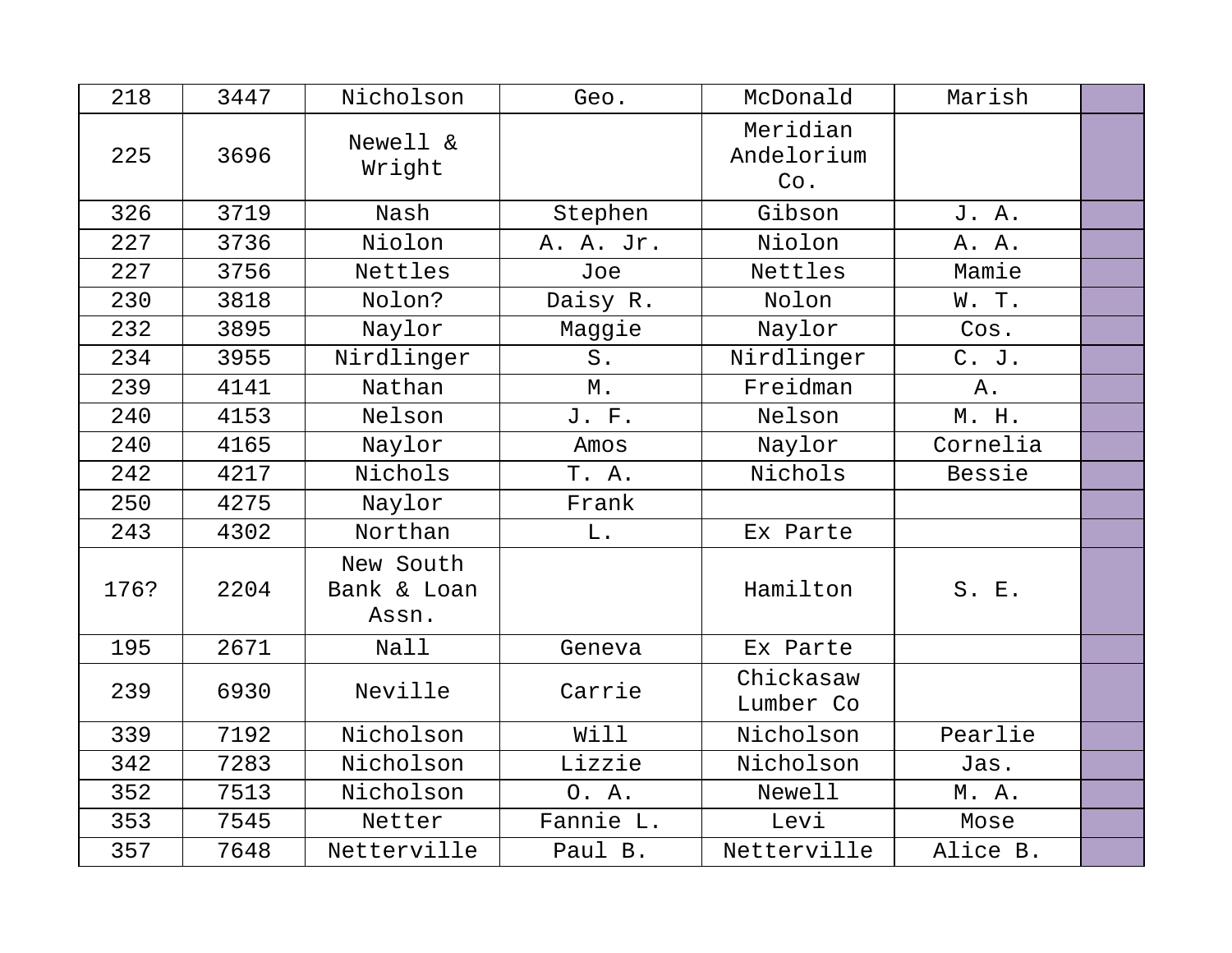| 218 | 3447 | Nicholson | Geo. | McDonald | Marish | |
|---|---|---|---|---|---|---|
| 225 | 3696 | Newell & Wright | | Meridian Andelorium Co. | | |
| 326 | 3719 | Nash | Stephen | Gibson | J. A. | |
| 227 | 3736 | Niolon | A. A. Jr. | Niolon | A. A. | |
| 227 | 3756 | Nettles | Joe | Nettles | Mamie | |
| 230 | 3818 | Nolon? | Daisy R. | Nolon | W. T. | |
| 232 | 3895 | Naylor | Maggie | Naylor | Cos. | |
| 234 | 3955 | Nirdlinger | S. | Nirdlinger | C. J. | |
| 239 | 4141 | Nathan | M. | Freidman | A. | |
| 240 | 4153 | Nelson | J. F. | Nelson | M. H. | |
| 240 | 4165 | Naylor | Amos | Naylor | Cornelia | |
| 242 | 4217 | Nichols | T. A. | Nichols | Bessie | |
| 250 | 4275 | Naylor | Frank | | | |
| 243 | 4302 | Northan | L. | Ex Parte | | |
| 176? | 2204 | New South Bank & Loan Assn. | | Hamilton | S. E. | |
| 195 | 2671 | Nall | Geneva | Ex Parte | | |
| 239 | 6930 | Neville | Carrie | Chickasaw Lumber Co | | |
| 339 | 7192 | Nicholson | Will | Nicholson | Pearlie | |
| 342 | 7283 | Nicholson | Lizzie | Nicholson | Jas. | |
| 352 | 7513 | Nicholson | O. A. | Newell | M. A. | |
| 353 | 7545 | Netter | Fannie L. | Levi | Mose | |
| 357 | 7648 | Netterville | Paul B. | Netterville | Alice B. | |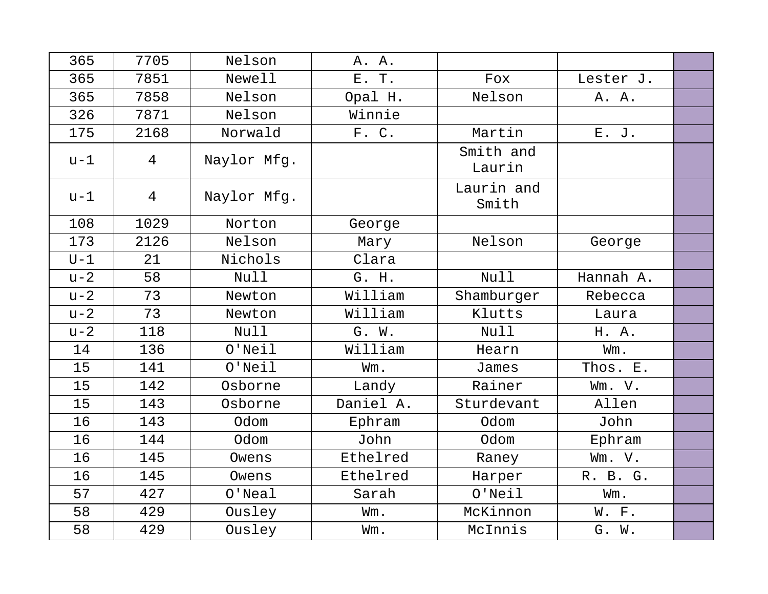| | | | | | | |
|---|---|---|---|---|---|---|
| 365 | 7705 | Nelson | A. A. | | | |
| 365 | 7851 | Newell | E. T. | Fox | Lester J. | |
| 365 | 7858 | Nelson | Opal H. | Nelson | A. A. | |
| 326 | 7871 | Nelson | Winnie | | | |
| 175 | 2168 | Norwald | F. C. | Martin | E. J. | |
| u-1 | 4 | Naylor Mfg. | | Smith and Laurin | | |
| u-1 | 4 | Naylor Mfg. | | Laurin and Smith | | |
| 108 | 1029 | Norton | George | | | |
| 173 | 2126 | Nelson | Mary | Nelson | George | |
| U-1 | 21 | Nichols | Clara | | | |
| u-2 | 58 | Null | G. H. | Null | Hannah A. | |
| u-2 | 73 | Newton | William | Shamburger | Rebecca | |
| u-2 | 73 | Newton | William | Klutts | Laura | |
| u-2 | 118 | Null | G. W. | Null | H. A. | |
| 14 | 136 | O'Neil | William | Hearn | Wm. | |
| 15 | 141 | O'Neil | Wm. | James | Thos. E. | |
| 15 | 142 | Osborne | Landy | Rainer | Wm. V. | |
| 15 | 143 | Osborne | Daniel A. | Sturdevant | Allen | |
| 16 | 143 | Odom | Ephram | Odom | John | |
| 16 | 144 | Odom | John | Odom | Ephram | |
| 16 | 145 | Owens | Ethelred | Raney | Wm. V. | |
| 16 | 145 | Owens | Ethelred | Harper | R. B. G. | |
| 57 | 427 | O'Neal | Sarah | O'Neil | Wm. | |
| 58 | 429 | Ousley | Wm. | McKinnon | W. F. | |
| 58 | 429 | Ousley | Wm. | McInnis | G. W. | |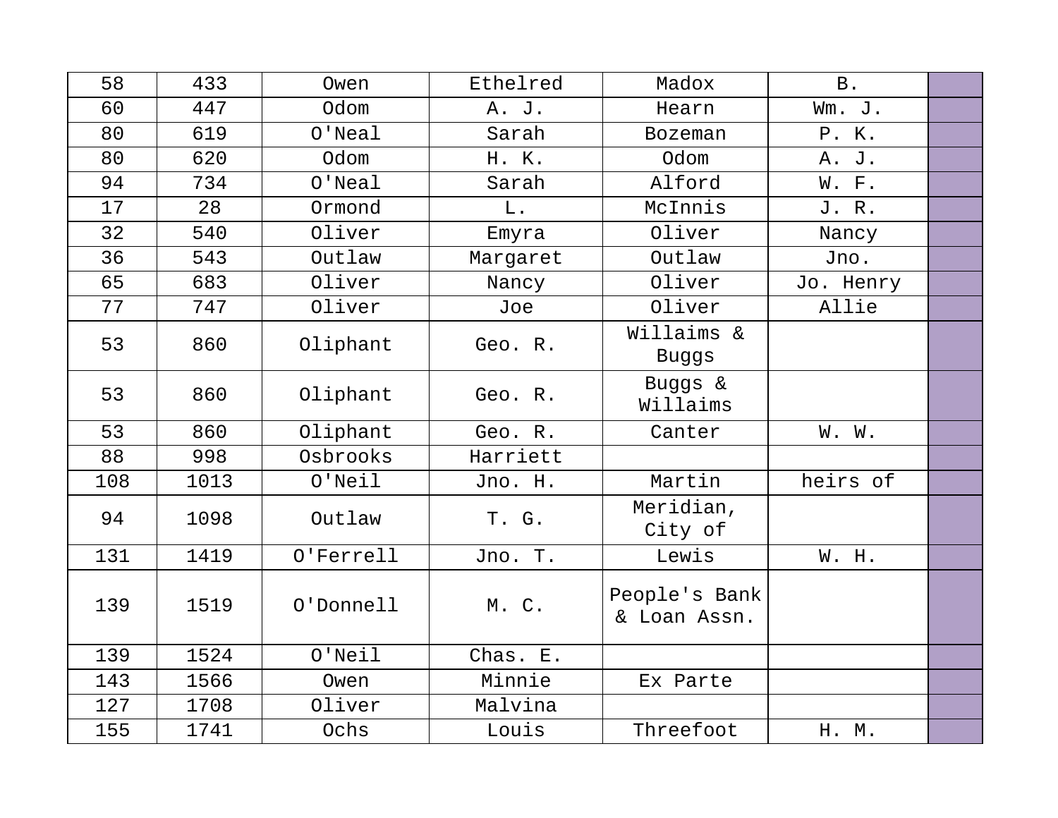| | | | | | | |
|---|---|---|---|---|---|---|
| 58 | 433 | Owen | Ethelred | Madox | B. | |
| 60 | 447 | Odom | A. J. | Hearn | Wm. J. | |
| 80 | 619 | O'Neal | Sarah | Bozeman | P. K. | |
| 80 | 620 | Odom | H. K. | Odom | A. J. | |
| 94 | 734 | O'Neal | Sarah | Alford | W. F. | |
| 17 | 28 | Ormond | L. | McInnis | J. R. | |
| 32 | 540 | Oliver | Emyra | Oliver | Nancy | |
| 36 | 543 | Outlaw | Margaret | Outlaw | Jno. | |
| 65 | 683 | Oliver | Nancy | Oliver | Jo. Henry | |
| 77 | 747 | Oliver | Joe | Oliver | Allie | |
| 53 | 860 | Oliphant | Geo. R. | Willaims & Buggs | | |
| 53 | 860 | Oliphant | Geo. R. | Buggs & Willaims | | |
| 53 | 860 | Oliphant | Geo. R. | Canter | W. W. | |
| 88 | 998 | Osbrooks | Harriett | | | |
| 108 | 1013 | O'Neil | Jno. H. | Martin | heirs of | |
| 94 | 1098 | Outlaw | T. G. | Meridian, City of | | |
| 131 | 1419 | O'Ferrell | Jno. T. | Lewis | W. H. | |
| 139 | 1519 | O'Donnell | M. C. | People's Bank & Loan Assn. | | |
| 139 | 1524 | O'Neil | Chas. E. | | | |
| 143 | 1566 | Owen | Minnie | Ex Parte | | |
| 127 | 1708 | Oliver | Malvina | | | |
| 155 | 1741 | Ochs | Louis | Threefoot | H. M. | |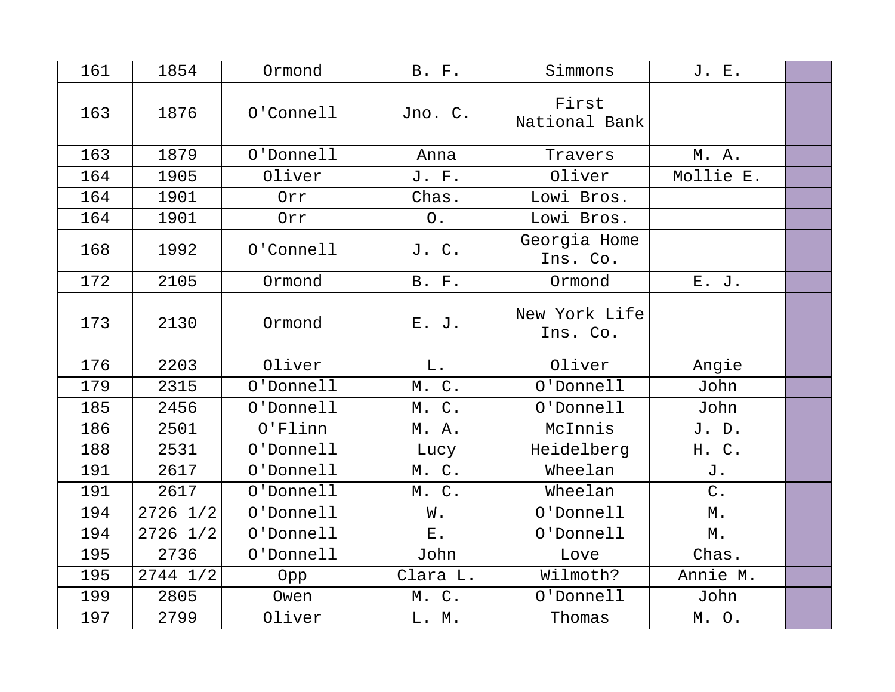| 161 | 1854 | Ormond | B. F. | Simmons | J. E. | |
|---|---|---|---|---|---|---|
| 163 | 1876 | O'Connell | Jno. C. | First National Bank | | |
| 163 | 1879 | O'Donnell | Anna | Travers | M. A. | |
| 164 | 1905 | Oliver | J. F. | Oliver | Mollie E. | |
| 164 | 1901 | Orr | Chas. | Lowi Bros. | | |
| 164 | 1901 | Orr | O. | Lowi Bros. | | |
| 168 | 1992 | O'Connell | J. C. | Georgia Home Ins. Co. | | |
| 172 | 2105 | Ormond | B. F. | Ormond | E. J. | |
| 173 | 2130 | Ormond | E. J. | New York Life Ins. Co. | | |
| 176 | 2203 | Oliver | L. | Oliver | Angie | |
| 179 | 2315 | O'Donnell | M. C. | O'Donnell | John | |
| 185 | 2456 | O'Donnell | M. C. | O'Donnell | John | |
| 186 | 2501 | O'Flinn | M. A. | McInnis | J. D. | |
| 188 | 2531 | O'Donnell | Lucy | Heidelberg | H. C. | |
| 191 | 2617 | O'Donnell | M. C. | Wheelan | J. | |
| 191 | 2617 | O'Donnell | M. C. | Wheelan | C. | |
| 194 | 2726 1/2 | O'Donnell | W. | O'Donnell | M. | |
| 194 | 2726 1/2 | O'Donnell | E. | O'Donnell | M. | |
| 195 | 2736 | O'Donnell | John | Love | Chas. | |
| 195 | 2744 1/2 | Opp | Clara L. | Wilmoth? | Annie M. | |
| 199 | 2805 | Owen | M. C. | O'Donnell | John | |
| 197 | 2799 | Oliver | L. M. | Thomas | M. O. | |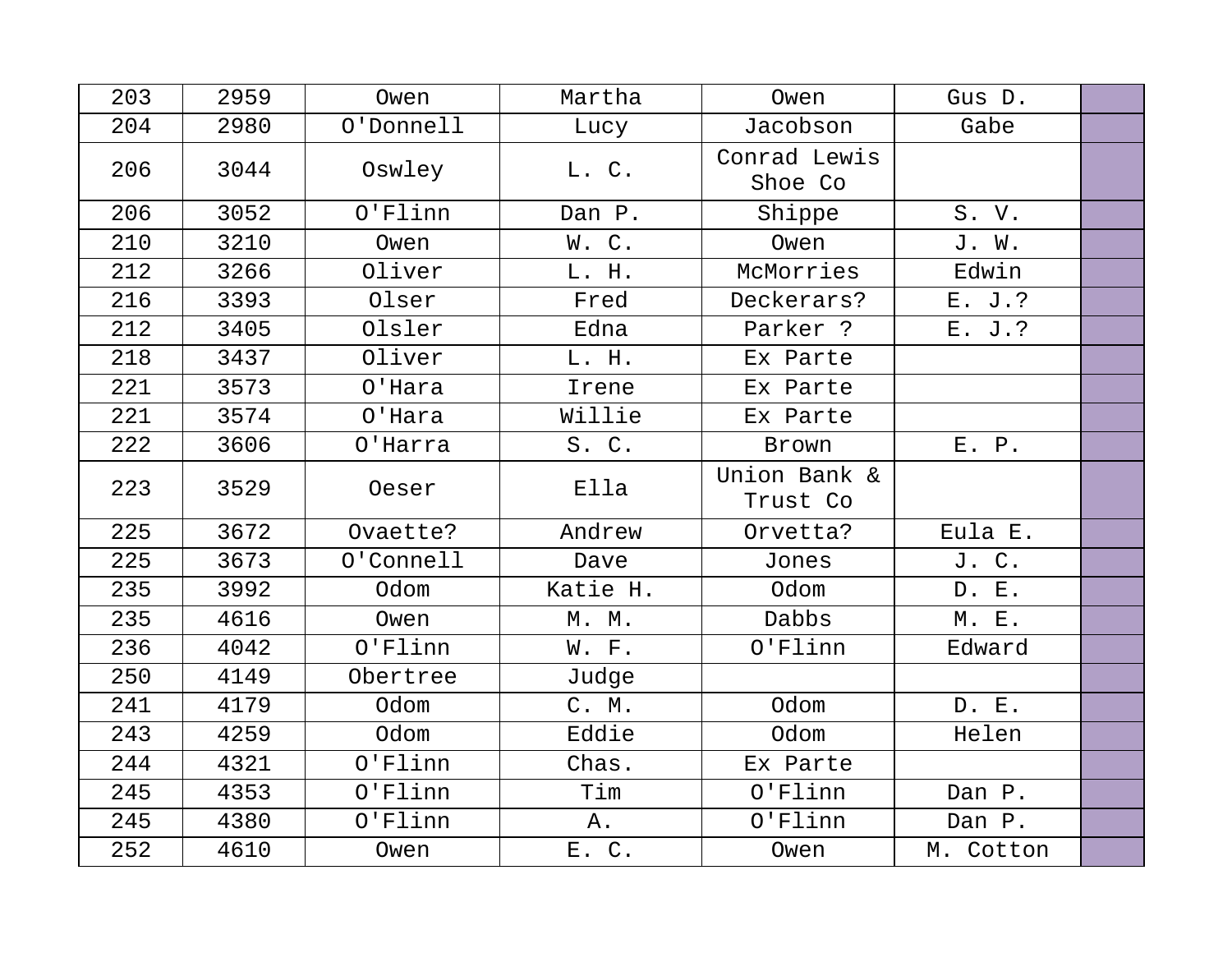| 203 | 2959 | Owen | Martha | Owen | Gus D. | |
|---|---|---|---|---|---|---|
| 204 | 2980 | O'Donnell | Lucy | Jacobson | Gabe | |
| 206 | 3044 | Oswley | L. C. | Conrad Lewis Shoe Co | | |
| 206 | 3052 | O'Flinn | Dan P. | Shippe | S. V. | |
| 210 | 3210 | Owen | W. C. | Owen | J. W. | |
| 212 | 3266 | Oliver | L. H. | McMorries | Edwin | |
| 216 | 3393 | Olser | Fred | Deckerars? | E. J.? | |
| 212 | 3405 | Olsler | Edna | Parker ? | E. J.? | |
| 218 | 3437 | Oliver | L. H. | Ex Parte | | |
| 221 | 3573 | O'Hara | Irene | Ex Parte | | |
| 221 | 3574 | O'Hara | Willie | Ex Parte | | |
| 222 | 3606 | O'Harra | S. C. | Brown | E. P. | |
| 223 | 3529 | Oeser | Ella | Union Bank & Trust Co | | |
| 225 | 3672 | Ovaette? | Andrew | Orvetta? | Eula E. | |
| 225 | 3673 | O'Connell | Dave | Jones | J. C. | |
| 235 | 3992 | Odom | Katie H. | Odom | D. E. | |
| 235 | 4616 | Owen | M. M. | Dabbs | M. E. | |
| 236 | 4042 | O'Flinn | W. F. | O'Flinn | Edward | |
| 250 | 4149 | Obertree | Judge | | | |
| 241 | 4179 | Odom | C. M. | Odom | D. E. | |
| 243 | 4259 | Odom | Eddie | Odom | Helen | |
| 244 | 4321 | O'Flinn | Chas. | Ex Parte | | |
| 245 | 4353 | O'Flinn | Tim | O'Flinn | Dan P. | |
| 245 | 4380 | O'Flinn | A. | O'Flinn | Dan P. | |
| 252 | 4610 | Owen | E. C. | Owen | M. Cotton | |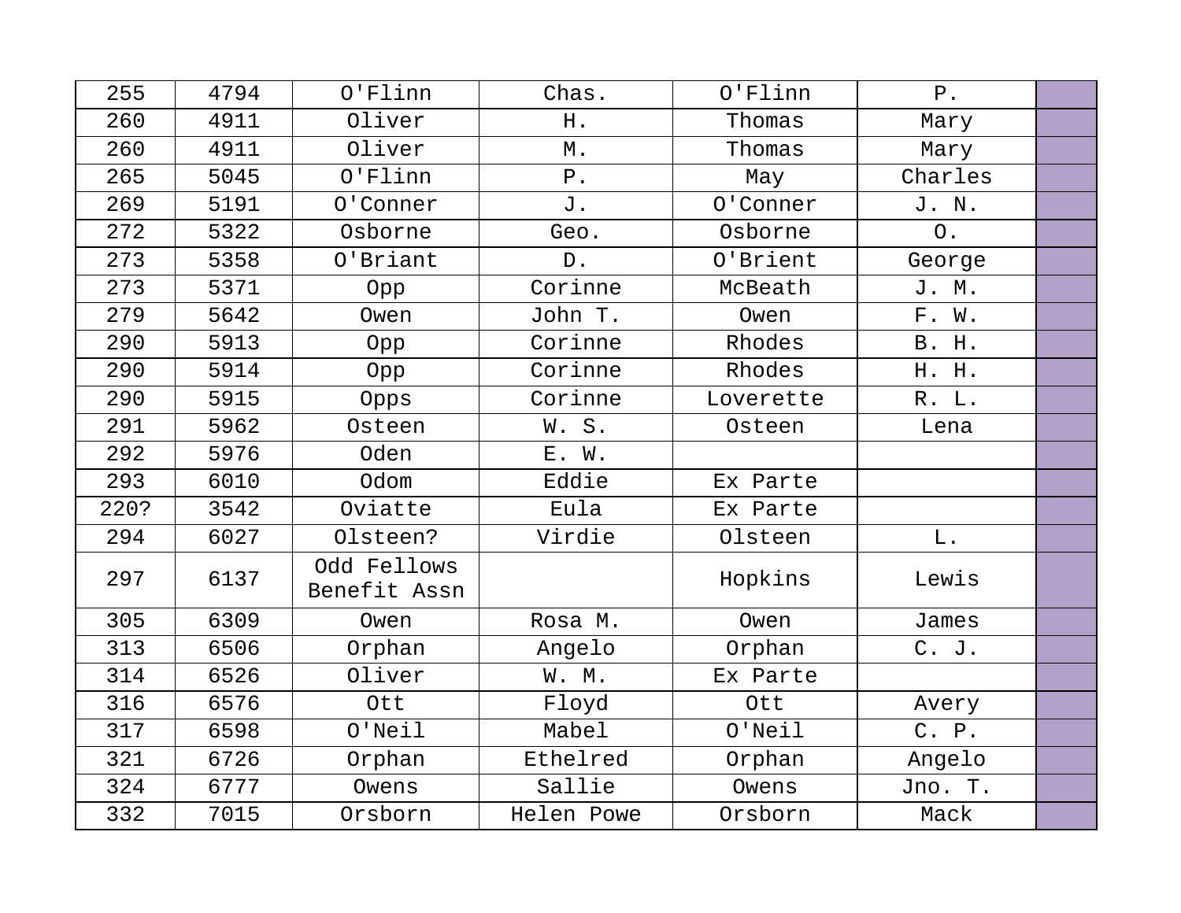| | | | | | | |
|---|---|---|---|---|---|---|
| 255 | 4794 | O'Flinn | Chas. | O'Flinn | P. | |
| 260 | 4911 | Oliver | H. | Thomas | Mary | |
| 260 | 4911 | Oliver | M. | Thomas | Mary | |
| 265 | 5045 | O'Flinn | P. | May | Charles | |
| 269 | 5191 | O'Conner | J. | O'Conner | J. N. | |
| 272 | 5322 | Osborne | Geo. | Osborne | O. | |
| 273 | 5358 | O'Briant | D. | O'Brient | George | |
| 273 | 5371 | Opp | Corinne | McBeath | J. M. | |
| 279 | 5642 | Owen | John T. | Owen | F. W. | |
| 290 | 5913 | Opp | Corinne | Rhodes | B. H. | |
| 290 | 5914 | Opp | Corinne | Rhodes | H. H. | |
| 290 | 5915 | Opps | Corinne | Loverette | R. L. | |
| 291 | 5962 | Osteen | W. S. | Osteen | Lena | |
| 292 | 5976 | Oden | E. W. | | | |
| 293 | 6010 | Odom | Eddie | Ex Parte | | |
| 220? | 3542 | Oviatte | Eula | Ex Parte | | |
| 294 | 6027 | Olsteen? | Virdie | Olsteen | L. | |
| 297 | 6137 | Odd Fellows Benefit Assn | | Hopkins | Lewis | |
| 305 | 6309 | Owen | Rosa M. | Owen | James | |
| 313 | 6506 | Orphan | Angelo | Orphan | C. J. | |
| 314 | 6526 | Oliver | W. M. | Ex Parte | | |
| 316 | 6576 | Ott | Floyd | Ott | Avery | |
| 317 | 6598 | O'Neil | Mabel | O'Neil | C. P. | |
| 321 | 6726 | Orphan | Ethelred | Orphan | Angelo | |
| 324 | 6777 | Owens | Sallie | Owens | Jno. T. | |
| 332 | 7015 | Orsborn | Helen Powe | Orsborn | Mack | |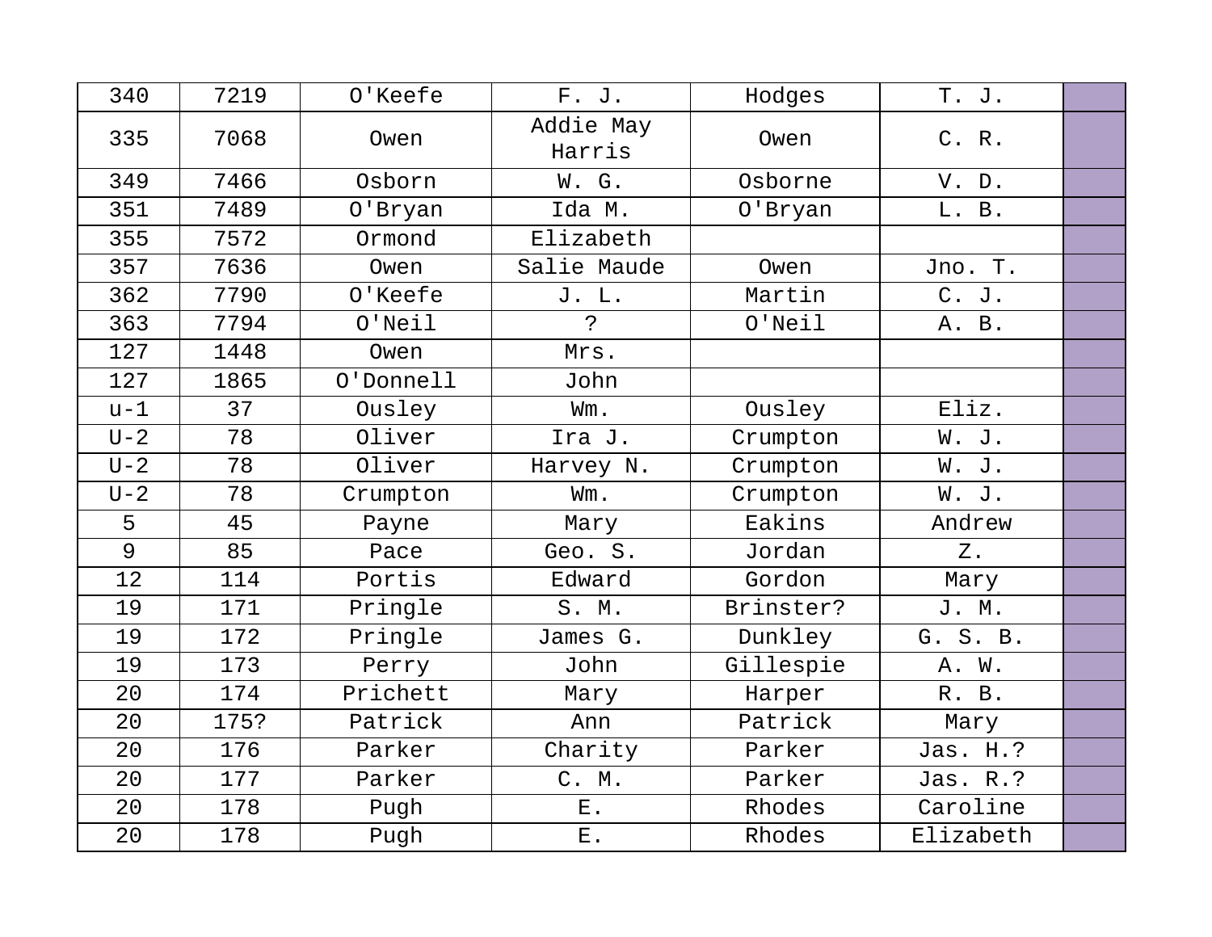| 340 | 7219 | O'Keefe | F. J. | Hodges | T. J. | |
|---|---|---|---|---|---|---|
| 335 | 7068 | Owen | Addie May Harris | Owen | C. R. | |
| 349 | 7466 | Osborn | W. G. | Osborne | V. D. | |
| 351 | 7489 | O'Bryan | Ida M. | O'Bryan | L. B. | |
| 355 | 7572 | Ormond | Elizabeth | | | |
| 357 | 7636 | Owen | Salie Maude | Owen | Jno. T. | |
| 362 | 7790 | O'Keefe | J. L. | Martin | C. J. | |
| 363 | 7794 | O'Neil | ? | O'Neil | A. B. | |
| 127 | 1448 | Owen | Mrs. | | | |
| 127 | 1865 | O'Donnell | John | | | |
| u-1 | 37 | Ousley | Wm. | Ousley | Eliz. | |
| U-2 | 78 | Oliver | Ira J. | Crumpton | W. J. | |
| U-2 | 78 | Oliver | Harvey N. | Crumpton | W. J. | |
| U-2 | 78 | Crumpton | Wm. | Crumpton | W. J. | |
| 5 | 45 | Payne | Mary | Eakins | Andrew | |
| 9 | 85 | Pace | Geo. S. | Jordan | Z. | |
| 12 | 114 | Portis | Edward | Gordon | Mary | |
| 19 | 171 | Pringle | S. M. | Brinster? | J. M. | |
| 19 | 172 | Pringle | James G. | Dunkley | G. S. B. | |
| 19 | 173 | Perry | John | Gillespie | A. W. | |
| 20 | 174 | Prichett | Mary | Harper | R. B. | |
| 20 | 175? | Patrick | Ann | Patrick | Mary | |
| 20 | 176 | Parker | Charity | Parker | Jas. H.? | |
| 20 | 177 | Parker | C. M. | Parker | Jas. R.? | |
| 20 | 178 | Pugh | E. | Rhodes | Caroline | |
| 20 | 178 | Pugh | E. | Rhodes | Elizabeth | |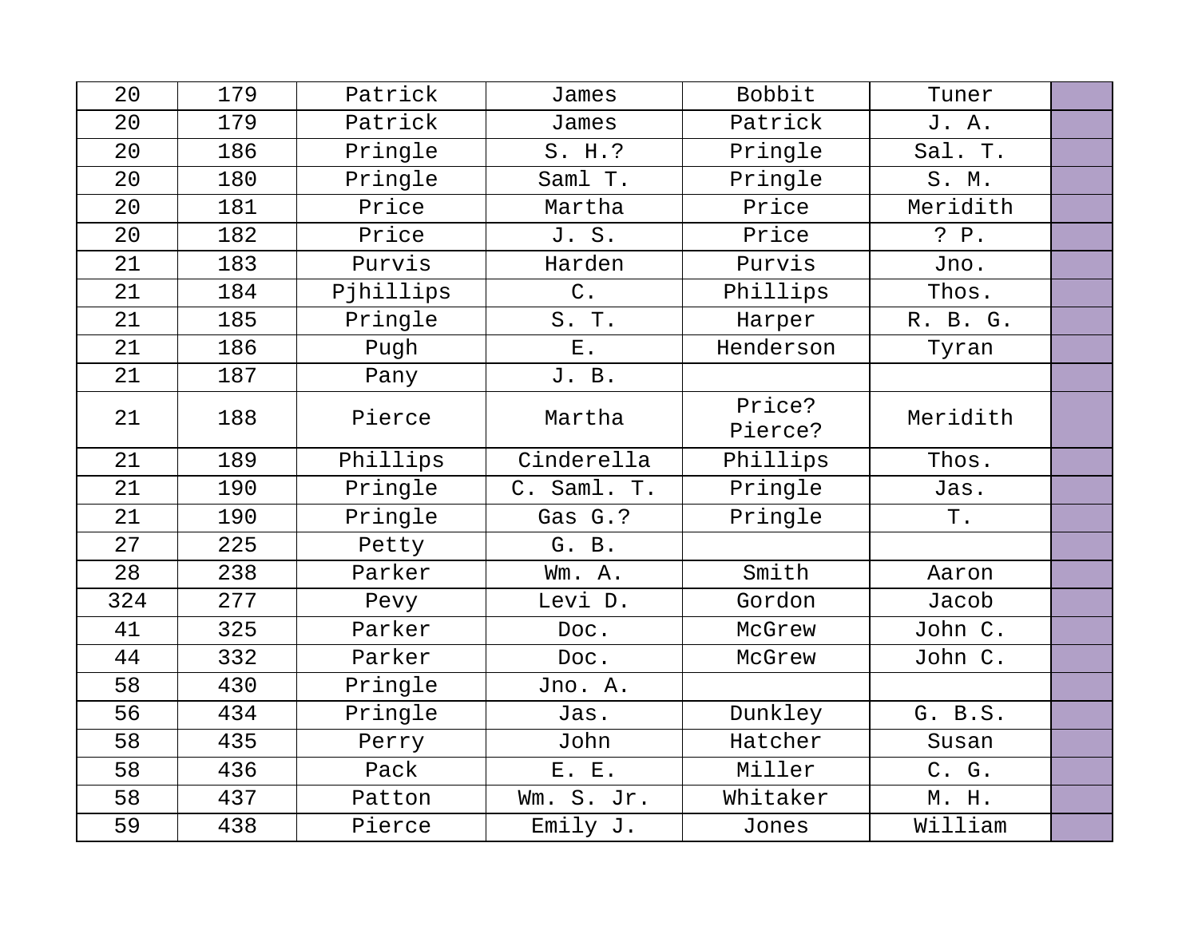| 20 | 179 | Patrick | James | Bobbit | Tuner | |
|---|---|---|---|---|---|---|
| 20 | 179 | Patrick | James | Patrick | J. A. | |
| 20 | 186 | Pringle | S. H.? | Pringle | Sal. T. | |
| 20 | 180 | Pringle | Saml T. | Pringle | S. M. | |
| 20 | 181 | Price | Martha | Price | Meridith | |
| 20 | 182 | Price | J. S. | Price | ? P. | |
| 21 | 183 | Purvis | Harden | Purvis | Jno. | |
| 21 | 184 | Pjhillips | C. | Phillips | Thos. | |
| 21 | 185 | Pringle | S. T. | Harper | R. B. G. | |
| 21 | 186 | Pugh | E. | Henderson | Tyran | |
| 21 | 187 | Pany | J. B. | | | |
| 21 | 188 | Pierce | Martha | Price? Pierce? | Meridith | |
| 21 | 189 | Phillips | Cinderella | Phillips | Thos. | |
| 21 | 190 | Pringle | C. Saml. T. | Pringle | Jas. | |
| 21 | 190 | Pringle | Gas G.? | Pringle | T. | |
| 27 | 225 | Petty | G. B. | | | |
| 28 | 238 | Parker | Wm. A. | Smith | Aaron | |
| 324 | 277 | Pevy | Levi D. | Gordon | Jacob | |
| 41 | 325 | Parker | Doc. | McGrew | John C. | |
| 44 | 332 | Parker | Doc. | McGrew | John C. | |
| 58 | 430 | Pringle | Jno. A. | | | |
| 56 | 434 | Pringle | Jas. | Dunkley | G. B.S. | |
| 58 | 435 | Perry | John | Hatcher | Susan | |
| 58 | 436 | Pack | E. E. | Miller | C. G. | |
| 58 | 437 | Patton | Wm. S. Jr. | Whitaker | M. H. | |
| 59 | 438 | Pierce | Emily J. | Jones | William | |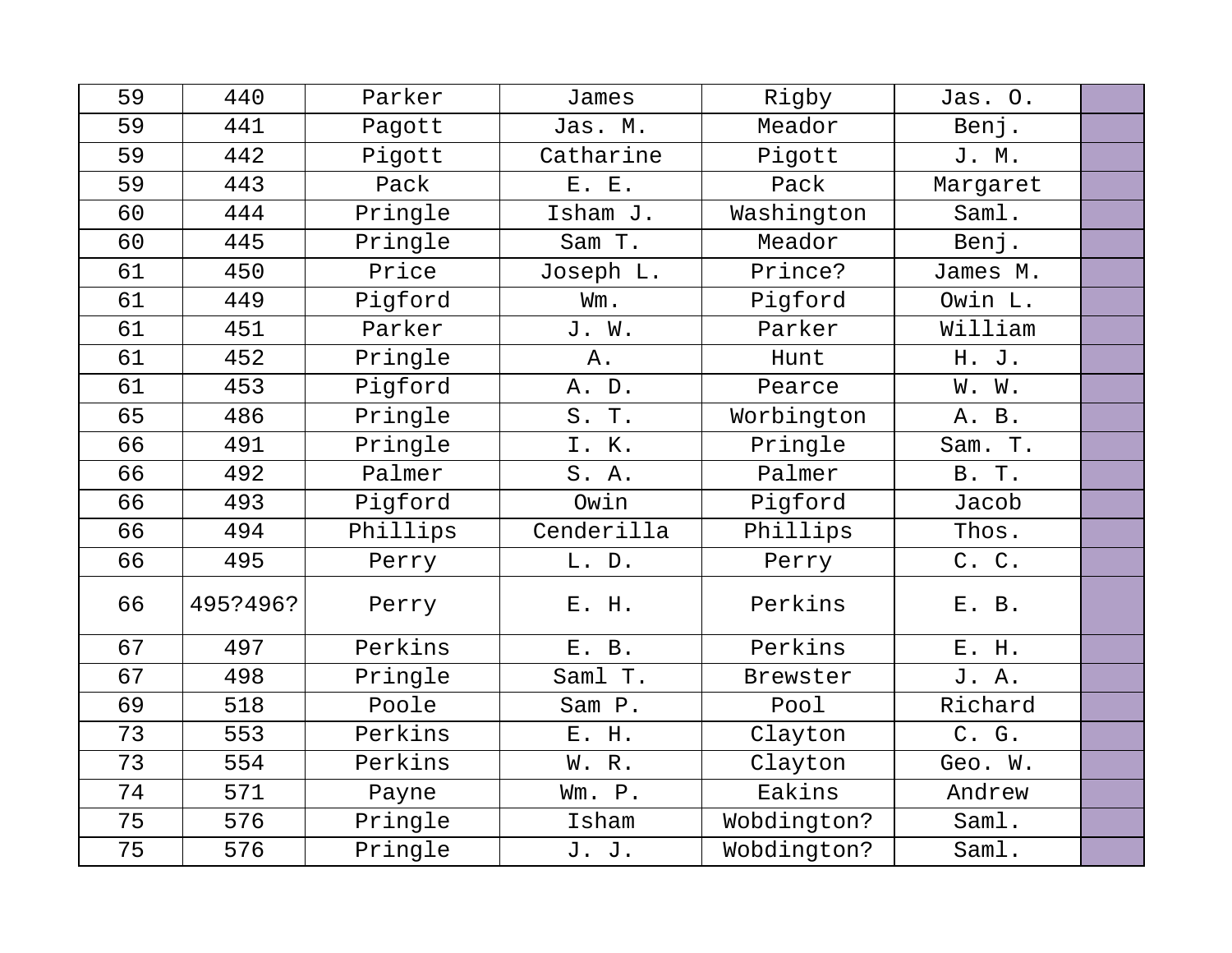| 59 | 440 | Parker | James | Rigby | Jas. O. | |
|---|---|---|---|---|---|---|
| 59 | 441 | Pagott | Jas. M. | Meador | Benj. | |
| 59 | 442 | Pigott | Catharine | Pigott | J. M. | |
| 59 | 443 | Pack | E. E. | Pack | Margaret | |
| 60 | 444 | Pringle | Isham J. | Washington | Saml. | |
| 60 | 445 | Pringle | Sam T. | Meador | Benj. | |
| 61 | 450 | Price | Joseph L. | Prince? | James M. | |
| 61 | 449 | Pigford | Wm. | Pigford | Owin L. | |
| 61 | 451 | Parker | J. W. | Parker | William | |
| 61 | 452 | Pringle | A. | Hunt | H. J. | |
| 61 | 453 | Pigford | A. D. | Pearce | W. W. | |
| 65 | 486 | Pringle | S. T. | Worbington | A. B. | |
| 66 | 491 | Pringle | I. K. | Pringle | Sam. T. | |
| 66 | 492 | Palmer | S. A. | Palmer | B. T. | |
| 66 | 493 | Pigford | Owin | Pigford | Jacob | |
| 66 | 494 | Phillips | Cenderilla | Phillips | Thos. | |
| 66 | 495 | Perry | L. D. | Perry | C. C. | |
| 66 | 495?496? | Perry | E. H. | Perkins | E. B. | |
| 67 | 497 | Perkins | E. B. | Perkins | E. H. | |
| 67 | 498 | Pringle | Saml T. | Brewster | J. A. | |
| 69 | 518 | Poole | Sam P. | Pool | Richard | |
| 73 | 553 | Perkins | E. H. | Clayton | C. G. | |
| 73 | 554 | Perkins | W. R. | Clayton | Geo. W. | |
| 74 | 571 | Payne | Wm. P. | Eakins | Andrew | |
| 75 | 576 | Pringle | Isham | Wobdington? | Saml. | |
| 75 | 576 | Pringle | J. J. | Wobdington? | Saml. | |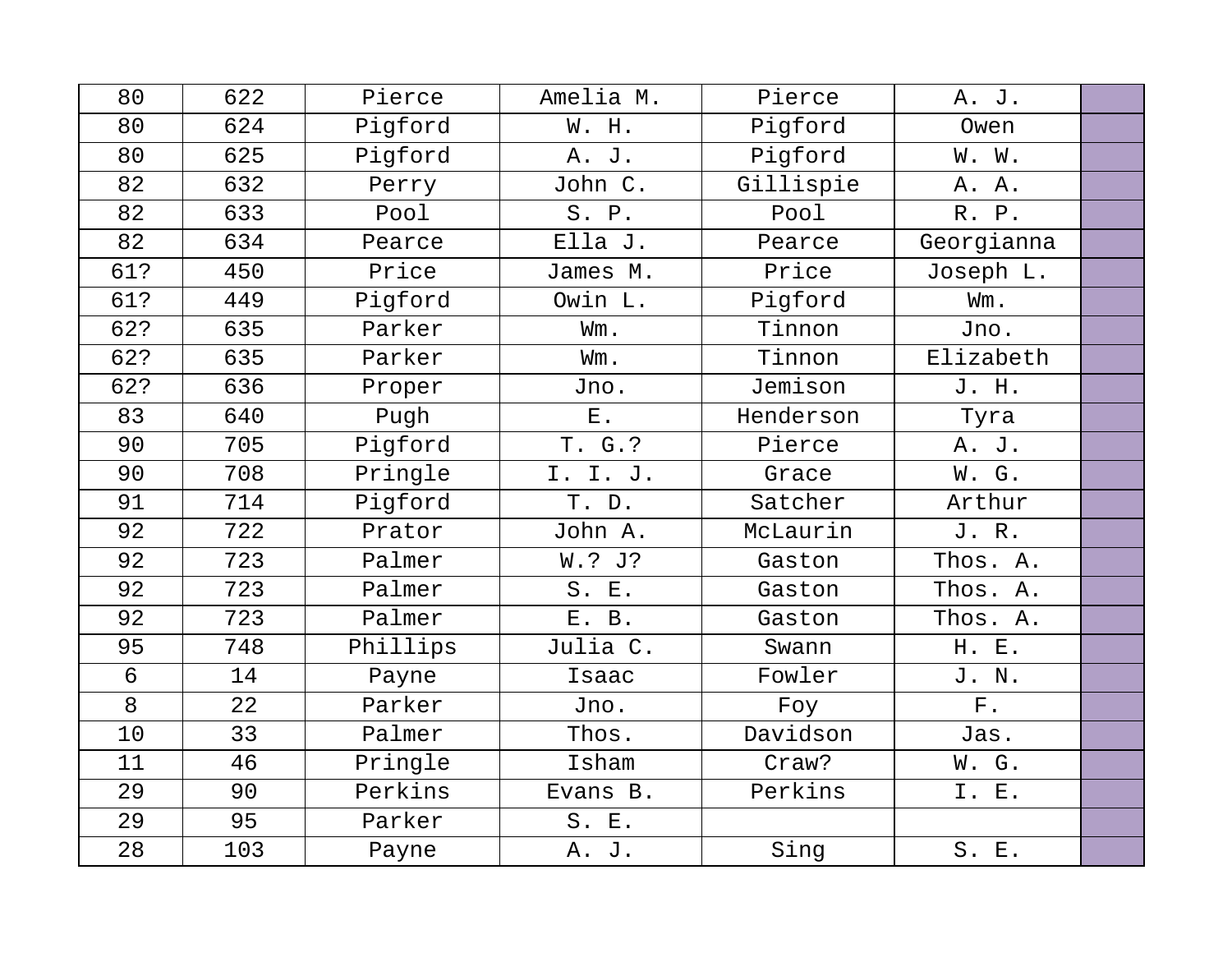| | | | | | | |
|---|---|---|---|---|---|---|
| 80 | 622 | Pierce | Amelia M. | Pierce | A. J. | |
| 80 | 624 | Pigford | W. H. | Pigford | Owen | |
| 80 | 625 | Pigford | A. J. | Pigford | W. W. | |
| 82 | 632 | Perry | John C. | Gillispie | A. A. | |
| 82 | 633 | Pool | S. P. | Pool | R. P. | |
| 82 | 634 | Pearce | Ella J. | Pearce | Georgianna | |
| 61? | 450 | Price | James M. | Price | Joseph L. | |
| 61? | 449 | Pigford | Owin L. | Pigford | Wm. | |
| 62? | 635 | Parker | Wm. | Tinnon | Jno. | |
| 62? | 635 | Parker | Wm. | Tinnon | Elizabeth | |
| 62? | 636 | Proper | Jno. | Jemison | J. H. | |
| 83 | 640 | Pugh | E. | Henderson | Tyra | |
| 90 | 705 | Pigford | T. G.? | Pierce | A. J. | |
| 90 | 708 | Pringle | I. I. J. | Grace | W. G. | |
| 91 | 714 | Pigford | T. D. | Satcher | Arthur | |
| 92 | 722 | Prator | John A. | McLaurin | J. R. | |
| 92 | 723 | Palmer | W.? J? | Gaston | Thos. A. | |
| 92 | 723 | Palmer | S. E. | Gaston | Thos. A. | |
| 92 | 723 | Palmer | E. B. | Gaston | Thos. A. | |
| 95 | 748 | Phillips | Julia C. | Swann | H. E. | |
| 6 | 14 | Payne | Isaac | Fowler | J. N. | |
| 8 | 22 | Parker | Jno. | Foy | F. | |
| 10 | 33 | Palmer | Thos. | Davidson | Jas. | |
| 11 | 46 | Pringle | Isham | Craw? | W. G. | |
| 29 | 90 | Perkins | Evans B. | Perkins | I. E. | |
| 29 | 95 | Parker | S. E. | | | |
| 28 | 103 | Payne | A. J. | Sing | S. E. | |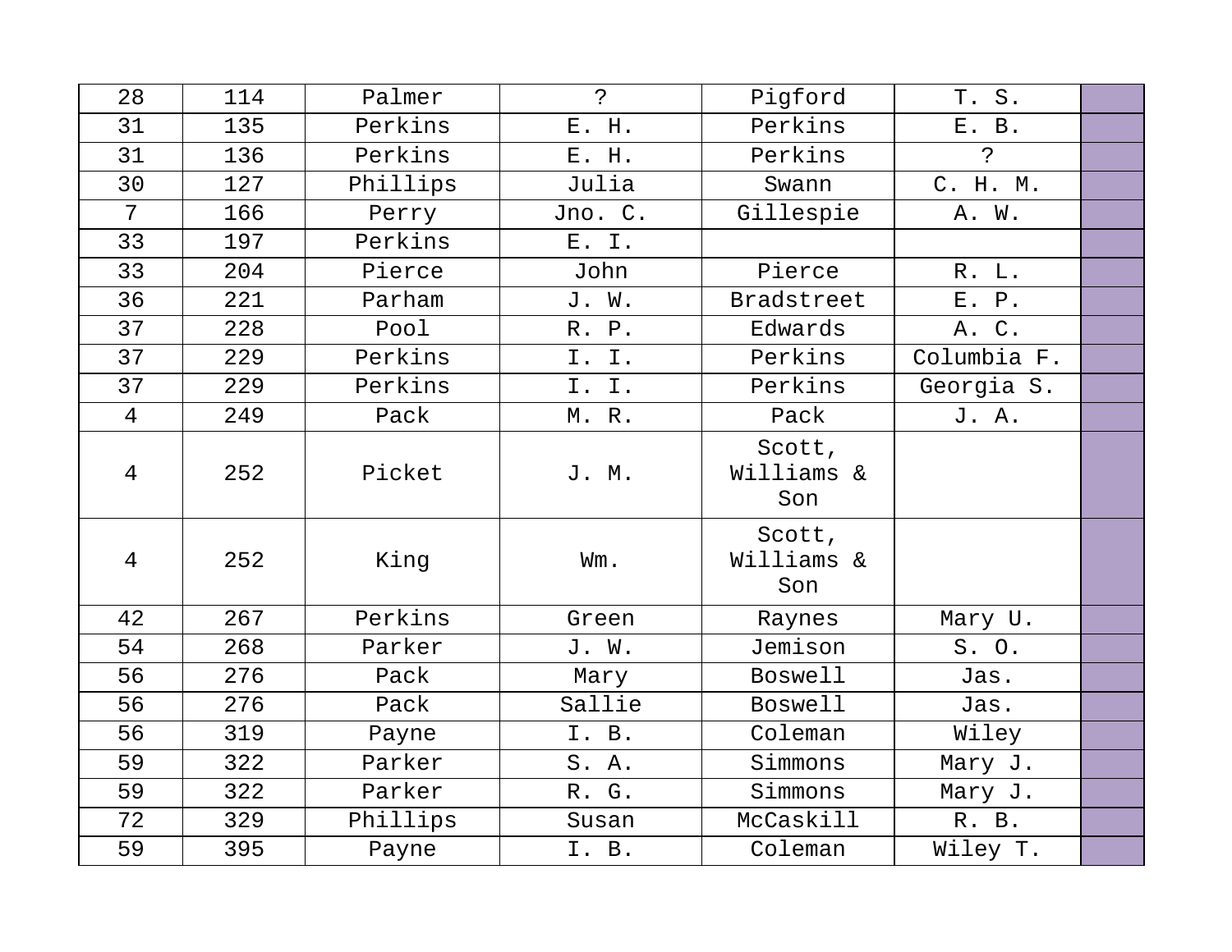| | | | | | | |
|---|---|---|---|---|---|---|
| 28 | 114 | Palmer | ? | Pigford | T. S. | |
| 31 | 135 | Perkins | E. H. | Perkins | E. B. | |
| 31 | 136 | Perkins | E. H. | Perkins | ? | |
| 30 | 127 | Phillips | Julia | Swann | C. H. M. | |
| 7 | 166 | Perry | Jno. C. | Gillespie | A. W. | |
| 33 | 197 | Perkins | E. I. | | | |
| 33 | 204 | Pierce | John | Pierce | R. L. | |
| 36 | 221 | Parham | J. W. | Bradstreet | E. P. | |
| 37 | 228 | Pool | R. P. | Edwards | A. C. | |
| 37 | 229 | Perkins | I. I. | Perkins | Columbia F. | |
| 37 | 229 | Perkins | I. I. | Perkins | Georgia S. | |
| 4 | 249 | Pack | M. R. | Pack | J. A. | |
| 4 | 252 | Picket | J. M. | Scott, Williams & Son | | |
| 4 | 252 | King | Wm. | Scott, Williams & Son | | |
| 42 | 267 | Perkins | Green | Raynes | Mary U. | |
| 54 | 268 | Parker | J. W. | Jemison | S. O. | |
| 56 | 276 | Pack | Mary | Boswell | Jas. | |
| 56 | 276 | Pack | Sallie | Boswell | Jas. | |
| 56 | 319 | Payne | I. B. | Coleman | Wiley | |
| 59 | 322 | Parker | S. A. | Simmons | Mary J. | |
| 59 | 322 | Parker | R. G. | Simmons | Mary J. | |
| 72 | 329 | Phillips | Susan | McCaskill | R. B. | |
| 59 | 395 | Payne | I. B. | Coleman | Wiley T. | |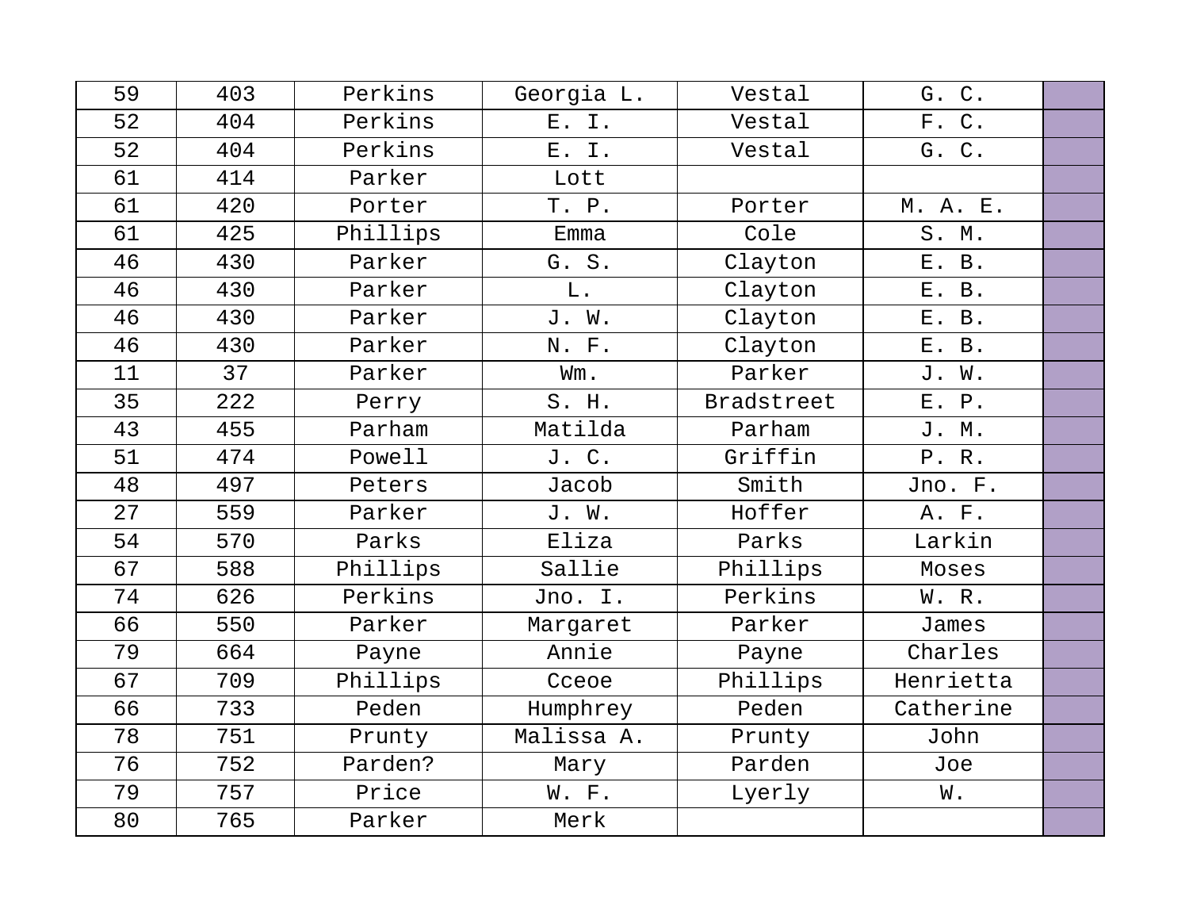| | | | | | | |
|---|---|---|---|---|---|---|
| 59 | 403 | Perkins | Georgia L. | Vestal | G. C. | |
| 52 | 404 | Perkins | E. I. | Vestal | F. C. | |
| 52 | 404 | Perkins | E. I. | Vestal | G. C. | |
| 61 | 414 | Parker | Lott | | | |
| 61 | 420 | Porter | T. P. | Porter | M. A. E. | |
| 61 | 425 | Phillips | Emma | Cole | S. M. | |
| 46 | 430 | Parker | G. S. | Clayton | E. B. | |
| 46 | 430 | Parker | L. | Clayton | E. B. | |
| 46 | 430 | Parker | J. W. | Clayton | E. B. | |
| 46 | 430 | Parker | N. F. | Clayton | E. B. | |
| 11 | 37 | Parker | Wm. | Parker | J. W. | |
| 35 | 222 | Perry | S. H. | Bradstreet | E. P. | |
| 43 | 455 | Parham | Matilda | Parham | J. M. | |
| 51 | 474 | Powell | J. C. | Griffin | P. R. | |
| 48 | 497 | Peters | Jacob | Smith | Jno. F. | |
| 27 | 559 | Parker | J. W. | Hoffer | A. F. | |
| 54 | 570 | Parks | Eliza | Parks | Larkin | |
| 67 | 588 | Phillips | Sallie | Phillips | Moses | |
| 74 | 626 | Perkins | Jno. I. | Perkins | W. R. | |
| 66 | 550 | Parker | Margaret | Parker | James | |
| 79 | 664 | Payne | Annie | Payne | Charles | |
| 67 | 709 | Phillips | Cceoe | Phillips | Henrietta | |
| 66 | 733 | Peden | Humphrey | Peden | Catherine | |
| 78 | 751 | Prunty | Malissa A. | Prunty | John | |
| 76 | 752 | Parden? | Mary | Parden | Joe | |
| 79 | 757 | Price | W. F. | Lyerly | W. | |
| 80 | 765 | Parker | Merk | | | |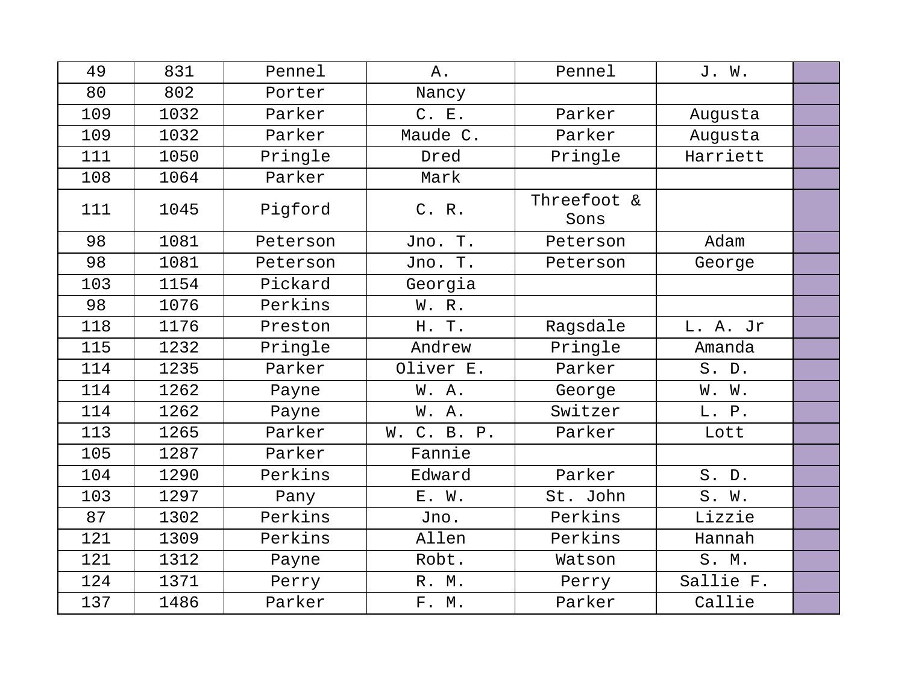| | | | | | | |
|---|---|---|---|---|---|---|
| 49 | 831 | Pennel | A. | Pennel | J. W. | |
| 80 | 802 | Porter | Nancy | | | |
| 109 | 1032 | Parker | C. E. | Parker | Augusta | |
| 109 | 1032 | Parker | Maude C. | Parker | Augusta | |
| 111 | 1050 | Pringle | Dred | Pringle | Harriett | |
| 108 | 1064 | Parker | Mark | | | |
| 111 | 1045 | Pigford | C. R. | Threefoot & Sons | | |
| 98 | 1081 | Peterson | Jno. T. | Peterson | Adam | |
| 98 | 1081 | Peterson | Jno. T. | Peterson | George | |
| 103 | 1154 | Pickard | Georgia | | | |
| 98 | 1076 | Perkins | W. R. | | | |
| 118 | 1176 | Preston | H. T. | Ragsdale | L. A. Jr | |
| 115 | 1232 | Pringle | Andrew | Pringle | Amanda | |
| 114 | 1235 | Parker | Oliver E. | Parker | S. D. | |
| 114 | 1262 | Payne | W. A. | George | W. W. | |
| 114 | 1262 | Payne | W. A. | Switzer | L. P. | |
| 113 | 1265 | Parker | W. C. B. P. | Parker | Lott | |
| 105 | 1287 | Parker | Fannie | | | |
| 104 | 1290 | Perkins | Edward | Parker | S. D. | |
| 103 | 1297 | Pany | E. W. | St. John | S. W. | |
| 87 | 1302 | Perkins | Jno. | Perkins | Lizzie | |
| 121 | 1309 | Perkins | Allen | Perkins | Hannah | |
| 121 | 1312 | Payne | Robt. | Watson | S. M. | |
| 124 | 1371 | Perry | R. M. | Perry | Sallie F. | |
| 137 | 1486 | Parker | F. M. | Parker | Callie | |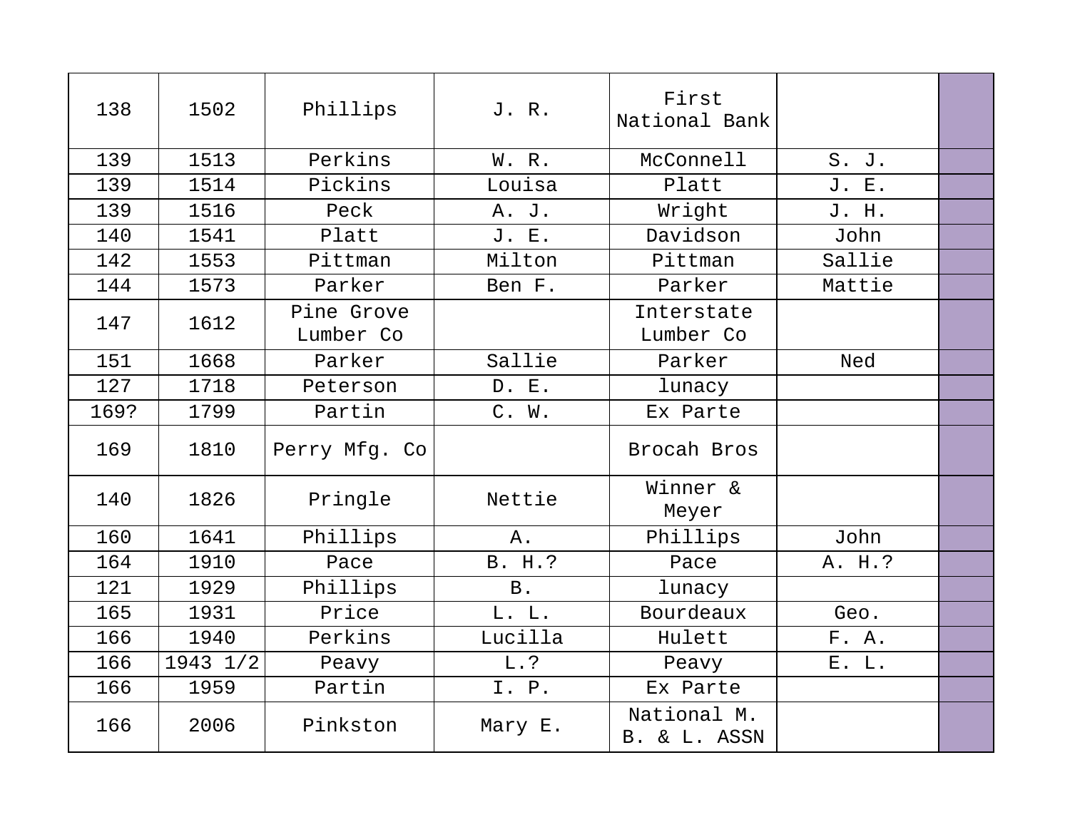| | | | | | | |
|---|---|---|---|---|---|---|
| 138 | 1502 | Phillips | J. R. | First National Bank | | |
| 139 | 1513 | Perkins | W. R. | McConnell | S. J. | |
| 139 | 1514 | Pickins | Louisa | Platt | J. E. | |
| 139 | 1516 | Peck | A. J. | Wright | J. H. | |
| 140 | 1541 | Platt | J. E. | Davidson | John | |
| 142 | 1553 | Pittman | Milton | Pittman | Sallie | |
| 144 | 1573 | Parker | Ben F. | Parker | Mattie | |
| 147 | 1612 | Pine Grove Lumber Co | | Interstate Lumber Co | | |
| 151 | 1668 | Parker | Sallie | Parker | Ned | |
| 127 | 1718 | Peterson | D. E. | lunacy | | |
| 169? | 1799 | Partin | C. W. | Ex Parte | | |
| 169 | 1810 | Perry Mfg. Co | | Brocah Bros | | |
| 140 | 1826 | Pringle | Nettie | Winner & Meyer | | |
| 160 | 1641 | Phillips | A. | Phillips | John | |
| 164 | 1910 | Pace | B. H.? | Pace | A. H.? | |
| 121 | 1929 | Phillips | B. | lunacy | | |
| 165 | 1931 | Price | L. L. | Bourdeaux | Geo. | |
| 166 | 1940 | Perkins | Lucilla | Hulett | F. A. | |
| 166 | 1943 1/2 | Peavy | L.? | Peavy | E. L. | |
| 166 | 1959 | Partin | I. P. | Ex Parte | | |
| 166 | 2006 | Pinkston | Mary E. | National M. B. & L. ASSN | | |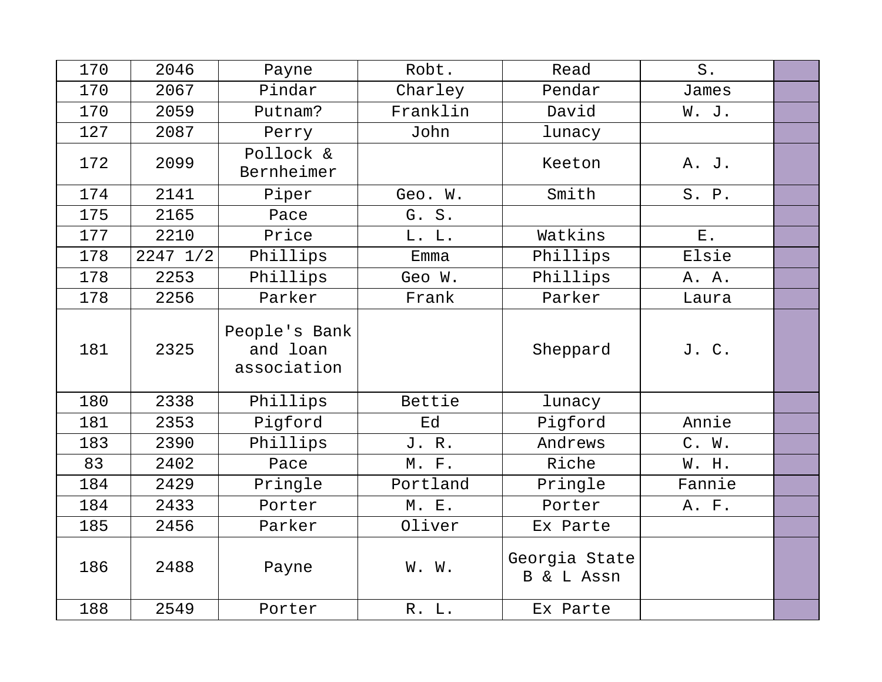| 170 | 2046 | Payne | Robt. | Read | S. | |
|---|---|---|---|---|---|---|
| 170 | 2067 | Pindar | Charley | Pendar | James | |
| 170 | 2059 | Putnam? | Franklin | David | W. J. | |
| 127 | 2087 | Perry | John | lunacy | | |
| 172 | 2099 | Pollock & Bernheimer | | Keeton | A. J. | |
| 174 | 2141 | Piper | Geo. W. | Smith | S. P. | |
| 175 | 2165 | Pace | G. S. | | | |
| 177 | 2210 | Price | L. L. | Watkins | E. | |
| 178 | 2247 1/2 | Phillips | Emma | Phillips | Elsie | |
| 178 | 2253 | Phillips | Geo W. | Phillips | A. A. | |
| 178 | 2256 | Parker | Frank | Parker | Laura | |
| 181 | 2325 | People's Bank and loan association | | Sheppard | J. C. | |
| 180 | 2338 | Phillips | Bettie | lunacy | | |
| 181 | 2353 | Pigford | Ed | Pigford | Annie | |
| 183 | 2390 | Phillips | J. R. | Andrews | C. W. | |
| 83 | 2402 | Pace | M. F. | Riche | W. H. | |
| 184 | 2429 | Pringle | Portland | Pringle | Fannie | |
| 184 | 2433 | Porter | M. E. | Porter | A. F. | |
| 185 | 2456 | Parker | Oliver | Ex Parte | | |
| 186 | 2488 | Payne | W. W. | Georgia State B & L Assn | | |
| 188 | 2549 | Porter | R. L. | Ex Parte | | |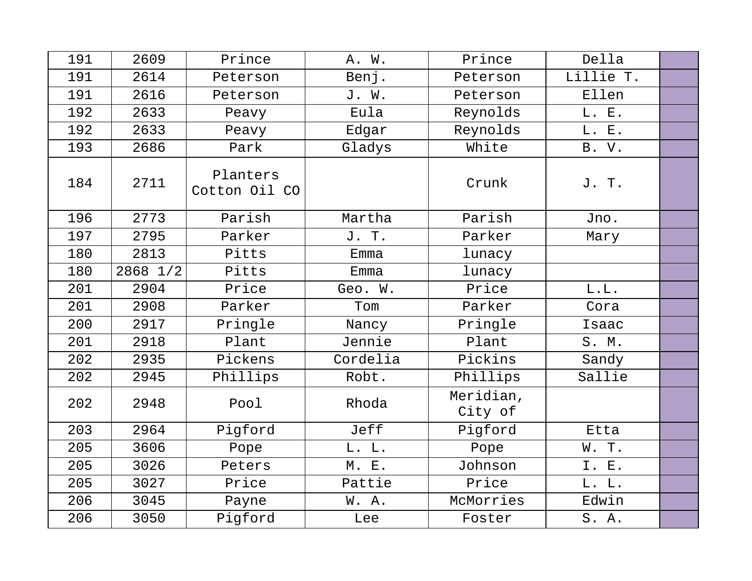| 191 | 2609 | Prince | A. W. | Prince | Della | |
|---|---|---|---|---|---|---|
| 191 | 2614 | Peterson | Benj. | Peterson | Lillie T. | |
| 191 | 2616 | Peterson | J. W. | Peterson | Ellen | |
| 192 | 2633 | Peavy | Eula | Reynolds | L. E. | |
| 192 | 2633 | Peavy | Edgar | Reynolds | L. E. | |
| 193 | 2686 | Park | Gladys | White | B. V. | |
| 184 | 2711 | Planters Cotton Oil CO | | Crunk | J. T. | |
| 196 | 2773 | Parish | Martha | Parish | Jno. | |
| 197 | 2795 | Parker | J. T. | Parker | Mary | |
| 180 | 2813 | Pitts | Emma | lunacy | | |
| 180 | 2868 1/2 | Pitts | Emma | lunacy | | |
| 201 | 2904 | Price | Geo. W. | Price | L.L. | |
| 201 | 2908 | Parker | Tom | Parker | Cora | |
| 200 | 2917 | Pringle | Nancy | Pringle | Isaac | |
| 201 | 2918 | Plant | Jennie | Plant | S. M. | |
| 202 | 2935 | Pickens | Cordelia | Pickins | Sandy | |
| 202 | 2945 | Phillips | Robt. | Phillips | Sallie | |
| 202 | 2948 | Pool | Rhoda | Meridian, City of | | |
| 203 | 2964 | Pigford | Jeff | Pigford | Etta | |
| 205 | 3606 | Pope | L. L. | Pope | W. T. | |
| 205 | 3026 | Peters | M. E. | Johnson | I. E. | |
| 205 | 3027 | Price | Pattie | Price | L. L. | |
| 206 | 3045 | Payne | W. A. | McMorries | Edwin | |
| 206 | 3050 | Pigford | Lee | Foster | S. A. | |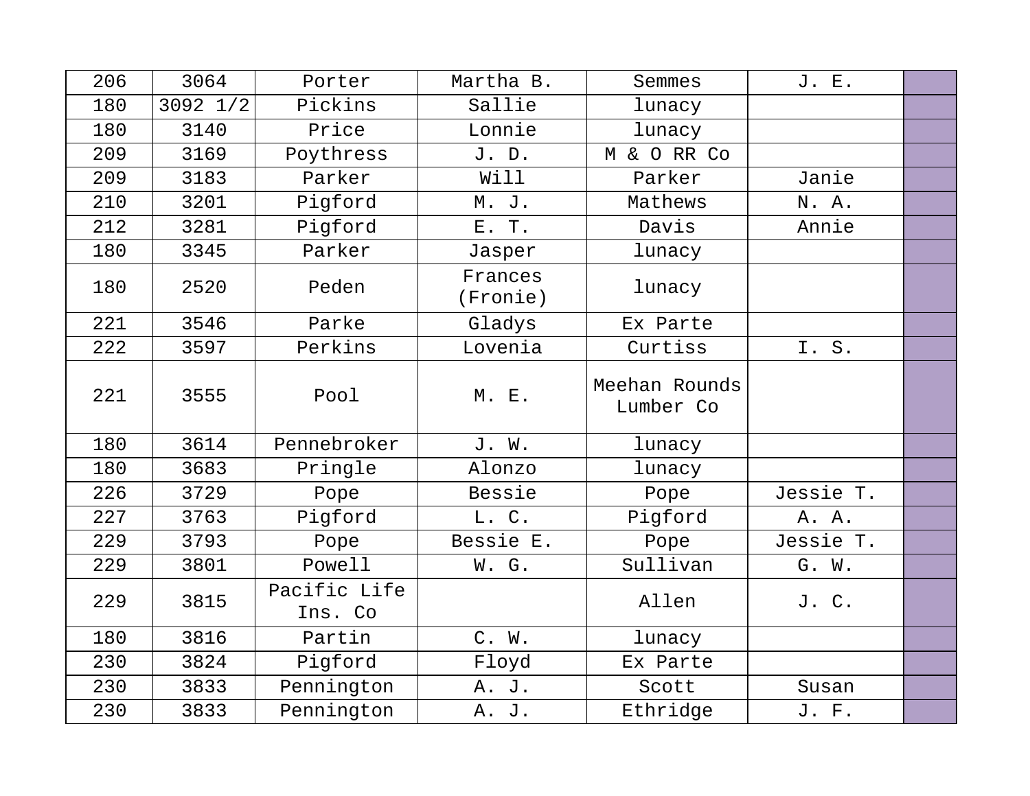| 206 | 3064 | Porter | Martha B. | Semmes | J. E. | |
|---|---|---|---|---|---|---|
| 180 | 3092 1/2 | Pickins | Sallie | lunacy | | |
| 180 | 3140 | Price | Lonnie | lunacy | | |
| 209 | 3169 | Poythress | J. D. | M & O RR Co | | |
| 209 | 3183 | Parker | Will | Parker | Janie | |
| 210 | 3201 | Pigford | M. J. | Mathews | N. A. | |
| 212 | 3281 | Pigford | E. T. | Davis | Annie | |
| 180 | 3345 | Parker | Jasper | lunacy | | |
| 180 | 2520 | Peden | Frances (Fronie) | lunacy | | |
| 221 | 3546 | Parke | Gladys | Ex Parte | | |
| 222 | 3597 | Perkins | Lovenia | Curtiss | I. S. | |
| 221 | 3555 | Pool | M. E. | Meehan Rounds Lumber Co | | |
| 180 | 3614 | Pennebroker | J. W. | lunacy | | |
| 180 | 3683 | Pringle | Alonzo | lunacy | | |
| 226 | 3729 | Pope | Bessie | Pope | Jessie T. | |
| 227 | 3763 | Pigford | L. C. | Pigford | A. A. | |
| 229 | 3793 | Pope | Bessie E. | Pope | Jessie T. | |
| 229 | 3801 | Powell | W. G. | Sullivan | G. W. | |
| 229 | 3815 | Pacific Life Ins. Co | | Allen | J. C. | |
| 180 | 3816 | Partin | C. W. | lunacy | | |
| 230 | 3824 | Pigford | Floyd | Ex Parte | | |
| 230 | 3833 | Pennington | A. J. | Scott | Susan | |
| 230 | 3833 | Pennington | A. J. | Ethridge | J. F. | |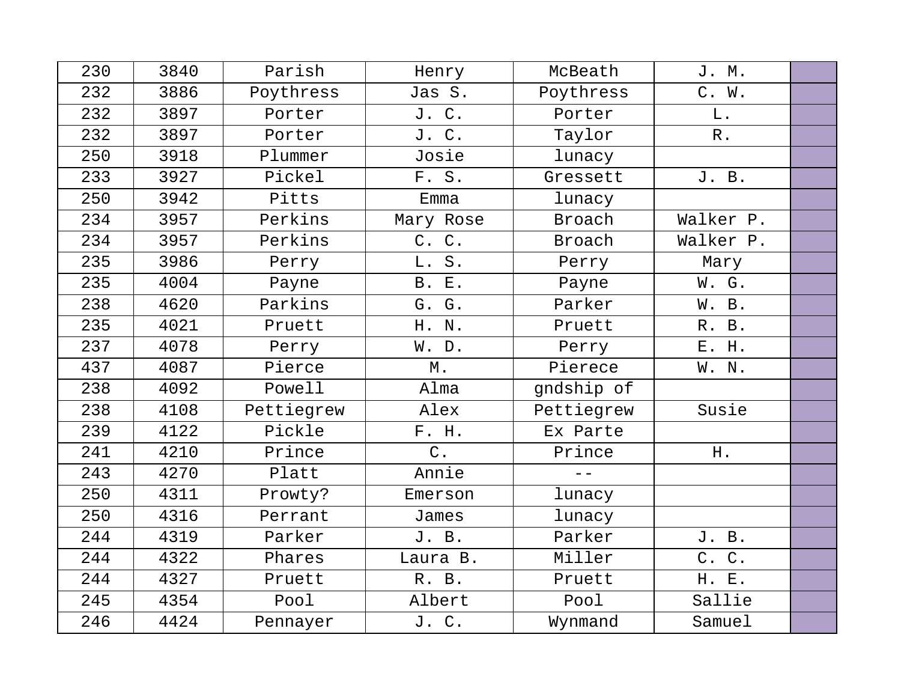| | | | | | | |
|---|---|---|---|---|---|---|
| 230 | 3840 | Parish | Henry | McBeath | J. M. | |
| 232 | 3886 | Poythress | Jas S. | Poythress | C. W. | |
| 232 | 3897 | Porter | J. C. | Porter | L. | |
| 232 | 3897 | Porter | J. C. | Taylor | R. | |
| 250 | 3918 | Plummer | Josie | lunacy | | |
| 233 | 3927 | Pickel | F. S. | Gressett | J. B. | |
| 250 | 3942 | Pitts | Emma | lunacy | | |
| 234 | 3957 | Perkins | Mary Rose | Broach | Walker P. | |
| 234 | 3957 | Perkins | C. C. | Broach | Walker P. | |
| 235 | 3986 | Perry | L. S. | Perry | Mary | |
| 235 | 4004 | Payne | B. E. | Payne | W. G. | |
| 238 | 4620 | Parkins | G. G. | Parker | W. B. | |
| 235 | 4021 | Pruett | H. N. | Pruett | R. B. | |
| 237 | 4078 | Perry | W. D. | Perry | E. H. | |
| 437 | 4087 | Pierce | M. | Pierece | W. N. | |
| 238 | 4092 | Powell | Alma | gndship of | | |
| 238 | 4108 | Pettiegrew | Alex | Pettiegrew | Susie | |
| 239 | 4122 | Pickle | F. H. | Ex Parte | | |
| 241 | 4210 | Prince | C. | Prince | H. | |
| 243 | 4270 | Platt | Annie | -- | | |
| 250 | 4311 | Prowty? | Emerson | lunacy | | |
| 250 | 4316 | Perrant | James | lunacy | | |
| 244 | 4319 | Parker | J. B. | Parker | J. B. | |
| 244 | 4322 | Phares | Laura B. | Miller | C. C. | |
| 244 | 4327 | Pruett | R. B. | Pruett | H. E. | |
| 245 | 4354 | Pool | Albert | Pool | Sallie | |
| 246 | 4424 | Pennayer | J. C. | Wynmand | Samuel | |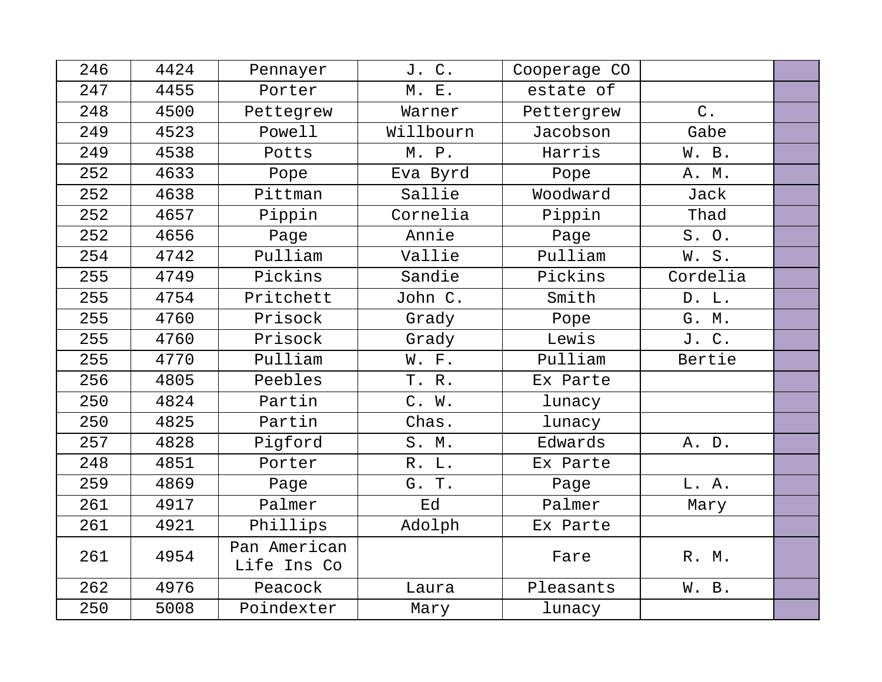| 246 | 4424 | Pennayer | J. C. | Cooperage CO | | |
|---|---|---|---|---|---|---|
| 247 | 4455 | Porter | M. E. | estate of | | |
| 248 | 4500 | Pettegrew | Warner | Pettergrew | C. | |
| 249 | 4523 | Powell | Willbourn | Jacobson | Gabe | |
| 249 | 4538 | Potts | M. P. | Harris | W. B. | |
| 252 | 4633 | Pope | Eva Byrd | Pope | A. M. | |
| 252 | 4638 | Pittman | Sallie | Woodward | Jack | |
| 252 | 4657 | Pippin | Cornelia | Pippin | Thad | |
| 252 | 4656 | Page | Annie | Page | S. O. | |
| 254 | 4742 | Pulliam | Vallie | Pulliam | W. S. | |
| 255 | 4749 | Pickins | Sandie | Pickins | Cordelia | |
| 255 | 4754 | Pritchett | John C. | Smith | D. L. | |
| 255 | 4760 | Prisock | Grady | Pope | G. M. | |
| 255 | 4760 | Prisock | Grady | Lewis | J. C. | |
| 255 | 4770 | Pulliam | W. F. | Pulliam | Bertie | |
| 256 | 4805 | Peebles | T. R. | Ex Parte | | |
| 250 | 4824 | Partin | C. W. | lunacy | | |
| 250 | 4825 | Partin | Chas. | lunacy | | |
| 257 | 4828 | Pigford | S. M. | Edwards | A. D. | |
| 248 | 4851 | Porter | R. L. | Ex Parte | | |
| 259 | 4869 | Page | G. T. | Page | L. A. | |
| 261 | 4917 | Palmer | Ed | Palmer | Mary | |
| 261 | 4921 | Phillips | Adolph | Ex Parte | | |
| 261 | 4954 | Pan American Life Ins Co | | Fare | R. M. | |
| 262 | 4976 | Peacock | Laura | Pleasants | W. B. | |
| 250 | 5008 | Poindexter | Mary | lunacy | | |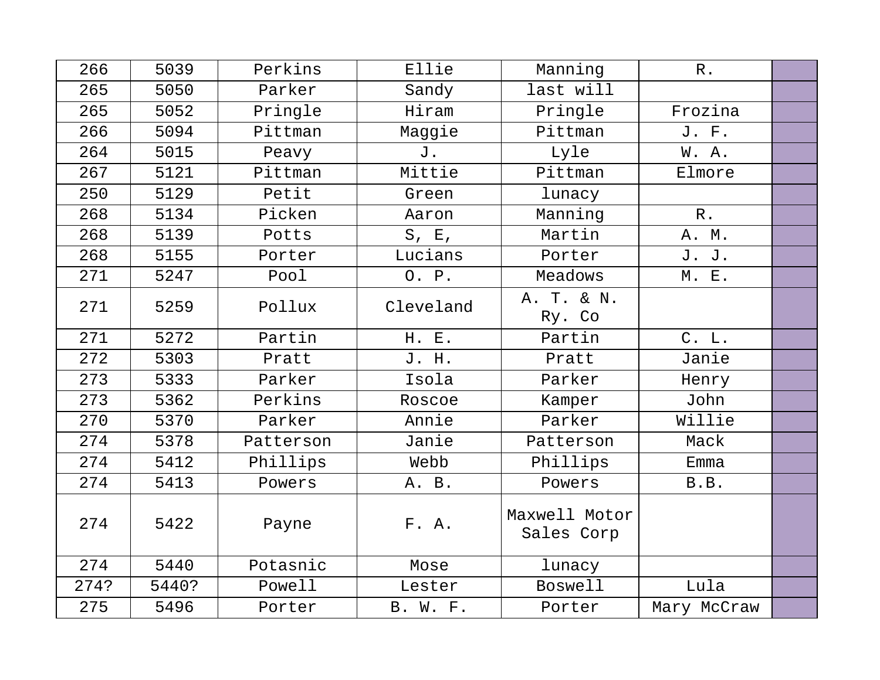| 266 | 5039 | Perkins | Ellie | Manning | R. | |
|---|---|---|---|---|---|---|
| 265 | 5050 | Parker | Sandy | last will | | |
| 265 | 5052 | Pringle | Hiram | Pringle | Frozina | |
| 266 | 5094 | Pittman | Maggie | Pittman | J. F. | |
| 264 | 5015 | Peavy | J. | Lyle | W. A. | |
| 267 | 5121 | Pittman | Mittie | Pittman | Elmore | |
| 250 | 5129 | Petit | Green | lunacy | | |
| 268 | 5134 | Picken | Aaron | Manning | R. | |
| 268 | 5139 | Potts | S, E, | Martin | A. M. | |
| 268 | 5155 | Porter | Lucians | Porter | J. J. | |
| 271 | 5247 | Pool | O. P. | Meadows | M. E. | |
| 271 | 5259 | Pollux | Cleveland | A. T. & N. Ry. Co | | |
| 271 | 5272 | Partin | H. E. | Partin | C. L. | |
| 272 | 5303 | Pratt | J. H. | Pratt | Janie | |
| 273 | 5333 | Parker | Isola | Parker | Henry | |
| 273 | 5362 | Perkins | Roscoe | Kamper | John | |
| 270 | 5370 | Parker | Annie | Parker | Willie | |
| 274 | 5378 | Patterson | Janie | Patterson | Mack | |
| 274 | 5412 | Phillips | Webb | Phillips | Emma | |
| 274 | 5413 | Powers | A. B. | Powers | B.B. | |
| 274 | 5422 | Payne | F. A. | Maxwell Motor Sales Corp | | |
| 274 | 5440 | Potasnic | Mose | lunacy | | |
| 274? | 5440? | Powell | Lester | Boswell | Lula | |
| 275 | 5496 | Porter | B. W. F. | Porter | Mary McCraw | |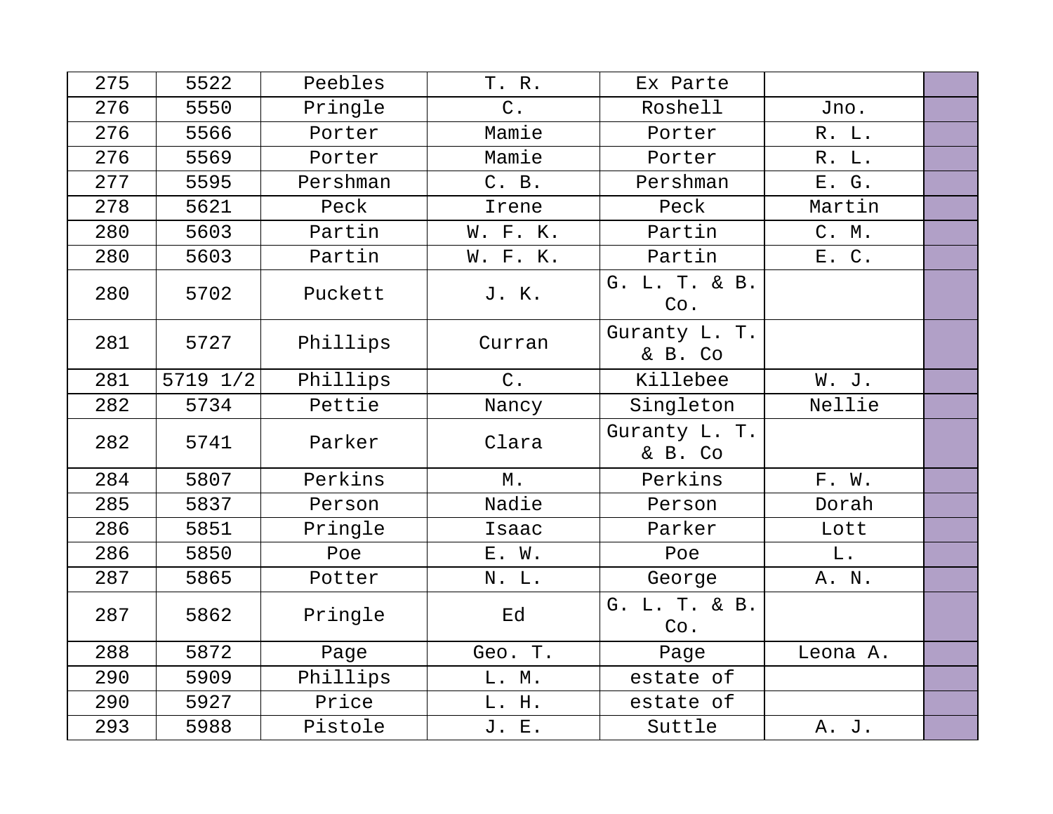| | | | | | | |
|---|---|---|---|---|---|---|
| 275 | 5522 | Peebles | T. R. | Ex Parte | | |
| 276 | 5550 | Pringle | C. | Roshell | Jno. | |
| 276 | 5566 | Porter | Mamie | Porter | R. L. | |
| 276 | 5569 | Porter | Mamie | Porter | R. L. | |
| 277 | 5595 | Pershman | C. B. | Pershman | E. G. | |
| 278 | 5621 | Peck | Irene | Peck | Martin | |
| 280 | 5603 | Partin | W. F. K. | Partin | C. M. | |
| 280 | 5603 | Partin | W. F. K. | Partin | E. C. | |
| 280 | 5702 | Puckett | J. K. | G. L. T. & B. Co. | | |
| 281 | 5727 | Phillips | Curran | Guranty L. T. & B. Co | | |
| 281 | 5719 1/2 | Phillips | C. | Killebee | W. J. | |
| 282 | 5734 | Pettie | Nancy | Singleton | Nellie | |
| 282 | 5741 | Parker | Clara | Guranty L. T. & B. Co | | |
| 284 | 5807 | Perkins | M. | Perkins | F. W. | |
| 285 | 5837 | Person | Nadie | Person | Dorah | |
| 286 | 5851 | Pringle | Isaac | Parker | Lott | |
| 286 | 5850 | Poe | E. W. | Poe | L. | |
| 287 | 5865 | Potter | N. L. | George | A. N. | |
| 287 | 5862 | Pringle | Ed | G. L. T. & B. Co. | | |
| 288 | 5872 | Page | Geo. T. | Page | Leona A. | |
| 290 | 5909 | Phillips | L. M. | estate of | | |
| 290 | 5927 | Price | L. H. | estate of | | |
| 293 | 5988 | Pistole | J. E. | Suttle | A. J. | |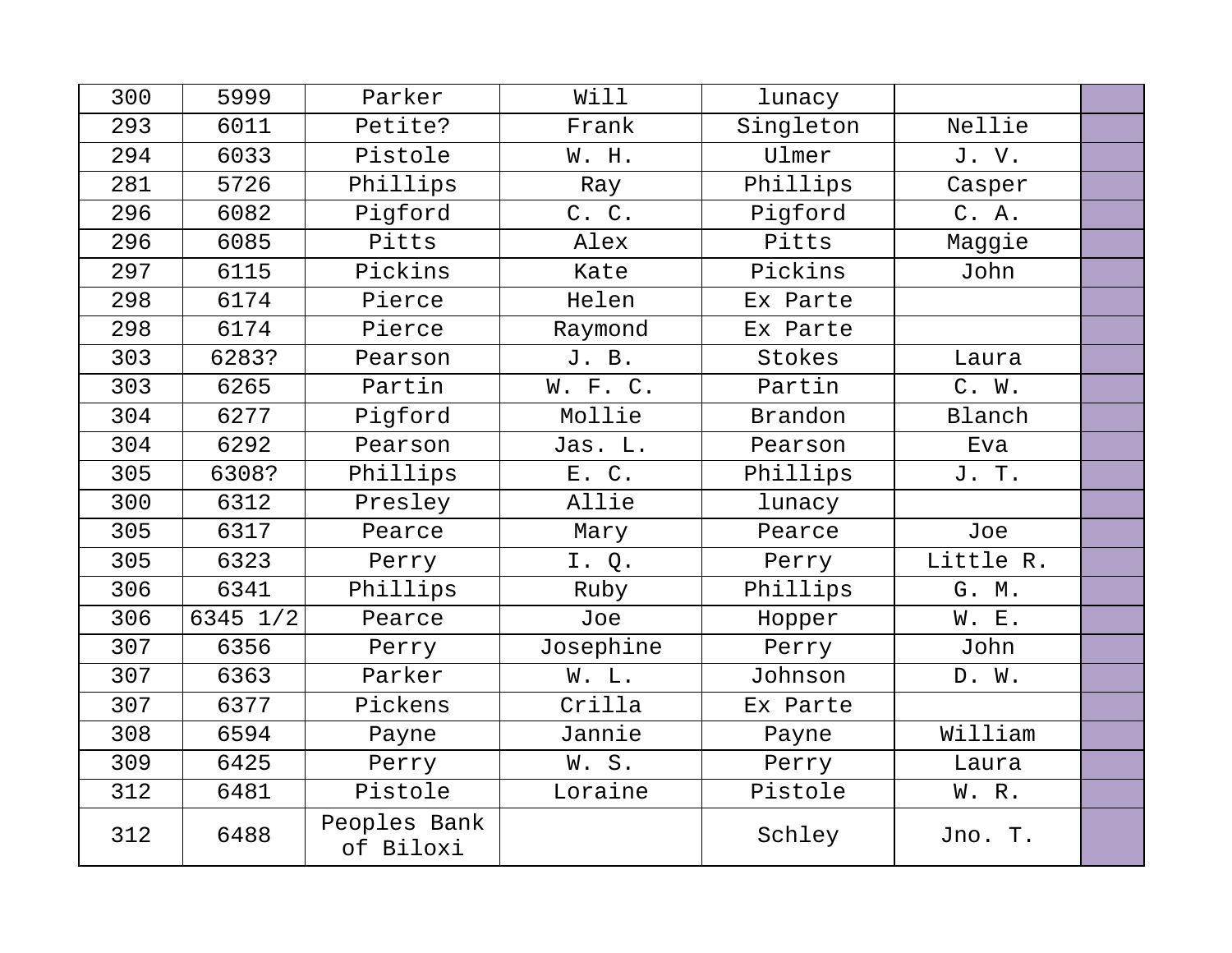| 300 | 5999 | Parker | Will | lunacy | | |
|---|---|---|---|---|---|---|
| 293 | 6011 | Petite? | Frank | Singleton | Nellie | |
| 294 | 6033 | Pistole | W. H. | Ulmer | J. V. | |
| 281 | 5726 | Phillips | Ray | Phillips | Casper | |
| 296 | 6082 | Pigford | C. C. | Pigford | C. A. | |
| 296 | 6085 | Pitts | Alex | Pitts | Maggie | |
| 297 | 6115 | Pickins | Kate | Pickins | John | |
| 298 | 6174 | Pierce | Helen | Ex Parte | | |
| 298 | 6174 | Pierce | Raymond | Ex Parte | | |
| 303 | 6283? | Pearson | J. B. | Stokes | Laura | |
| 303 | 6265 | Partin | W. F. C. | Partin | C. W. | |
| 304 | 6277 | Pigford | Mollie | Brandon | Blanch | |
| 304 | 6292 | Pearson | Jas. L. | Pearson | Eva | |
| 305 | 6308? | Phillips | E. C. | Phillips | J. T. | |
| 300 | 6312 | Presley | Allie | lunacy | | |
| 305 | 6317 | Pearce | Mary | Pearce | Joe | |
| 305 | 6323 | Perry | I. Q. | Perry | Little R. | |
| 306 | 6341 | Phillips | Ruby | Phillips | G. M. | |
| 306 | 6345 1/2 | Pearce | Joe | Hopper | W. E. | |
| 307 | 6356 | Perry | Josephine | Perry | John | |
| 307 | 6363 | Parker | W. L. | Johnson | D. W. | |
| 307 | 6377 | Pickens | Crilla | Ex Parte | | |
| 308 | 6594 | Payne | Jannie | Payne | William | |
| 309 | 6425 | Perry | W. S. | Perry | Laura | |
| 312 | 6481 | Pistole | Loraine | Pistole | W. R. | |
| 312 | 6488 | Peoples Bank of Biloxi | | Schley | Jno. T. | |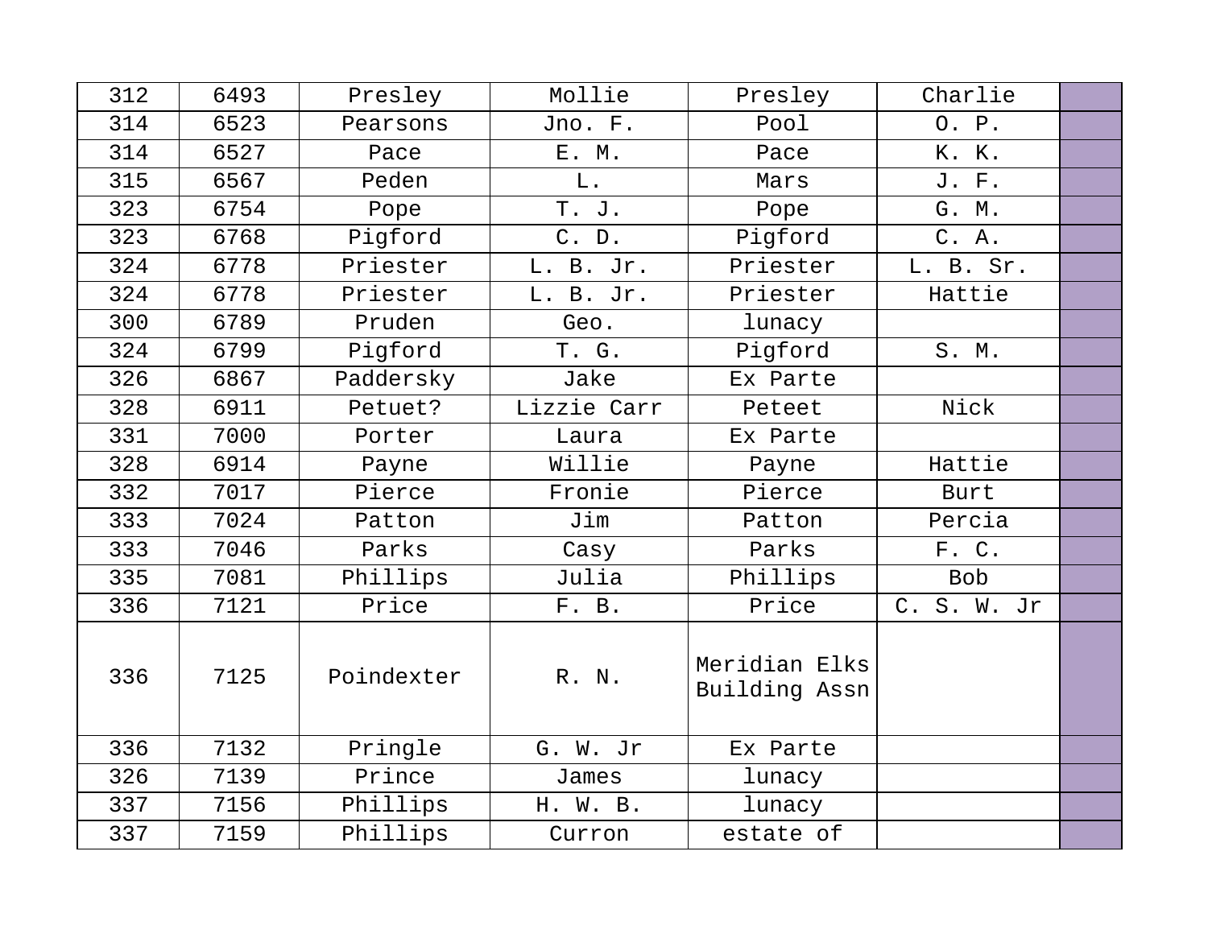| | | | | | | |
|---|---|---|---|---|---|---|
| 312 | 6493 | Presley | Mollie | Presley | Charlie | |
| 314 | 6523 | Pearsons | Jno. F. | Pool | O. P. | |
| 314 | 6527 | Pace | E. M. | Pace | K. K. | |
| 315 | 6567 | Peden | L. | Mars | J. F. | |
| 323 | 6754 | Pope | T. J. | Pope | G. M. | |
| 323 | 6768 | Pigford | C. D. | Pigford | C. A. | |
| 324 | 6778 | Priester | L. B. Jr. | Priester | L. B. Sr. | |
| 324 | 6778 | Priester | L. B. Jr. | Priester | Hattie | |
| 300 | 6789 | Pruden | Geo. | lunacy | | |
| 324 | 6799 | Pigford | T. G. | Pigford | S. M. | |
| 326 | 6867 | Paddersky | Jake | Ex Parte | | |
| 328 | 6911 | Petuet? | Lizzie Carr | Peteet | Nick | |
| 331 | 7000 | Porter | Laura | Ex Parte | | |
| 328 | 6914 | Payne | Willie | Payne | Hattie | |
| 332 | 7017 | Pierce | Fronie | Pierce | Burt | |
| 333 | 7024 | Patton | Jim | Patton | Percia | |
| 333 | 7046 | Parks | Casy | Parks | F. C. | |
| 335 | 7081 | Phillips | Julia | Phillips | Bob | |
| 336 | 7121 | Price | F. B. | Price | C. S. W. Jr | |
| 336 | 7125 | Poindexter | R. N. | Meridian Elks Building Assn | | |
| 336 | 7132 | Pringle | G. W. Jr | Ex Parte | | |
| 326 | 7139 | Prince | James | lunacy | | |
| 337 | 7156 | Phillips | H. W. B. | lunacy | | |
| 337 | 7159 | Phillips | Curron | estate of | | |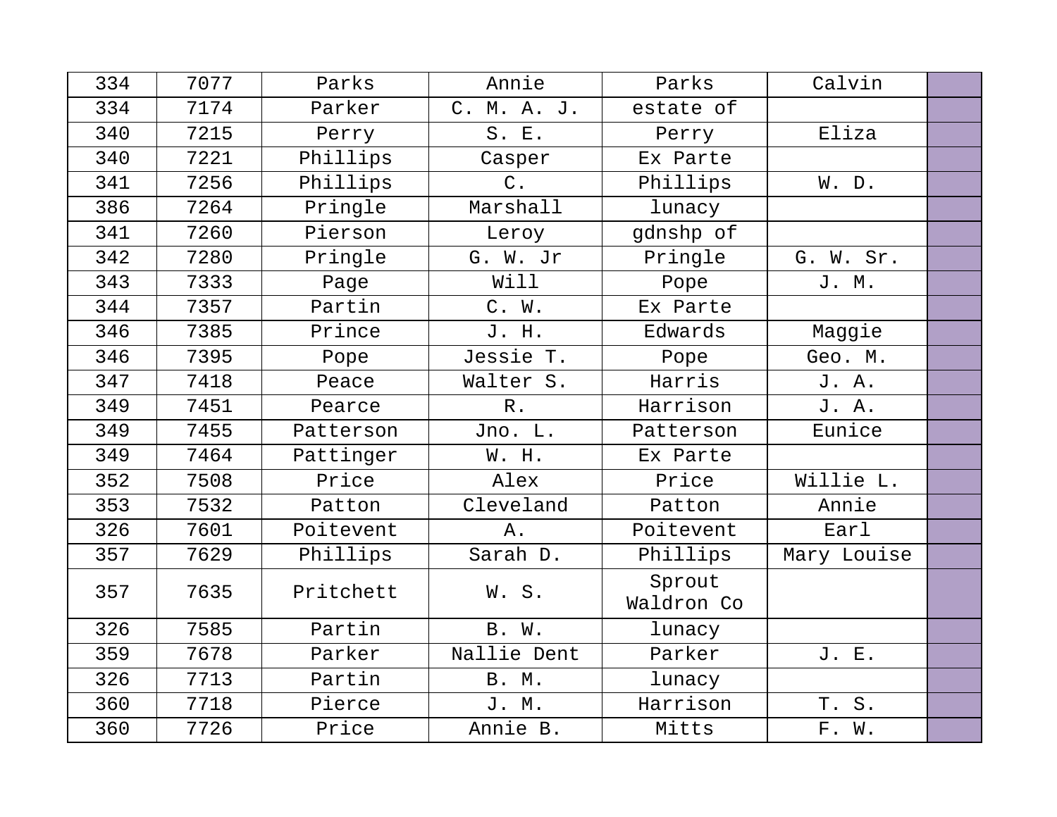| 334 | 7077 | Parks | Annie | Parks | Calvin | |
|---|---|---|---|---|---|---|
| 334 | 7174 | Parker | C. M. A. J. | estate of | | |
| 340 | 7215 | Perry | S. E. | Perry | Eliza | |
| 340 | 7221 | Phillips | Casper | Ex Parte | | |
| 341 | 7256 | Phillips | C. | Phillips | W. D. | |
| 386 | 7264 | Pringle | Marshall | lunacy | | |
| 341 | 7260 | Pierson | Leroy | gdnshp of | | |
| 342 | 7280 | Pringle | G. W. Jr | Pringle | G. W. Sr. | |
| 343 | 7333 | Page | Will | Pope | J. M. | |
| 344 | 7357 | Partin | C. W. | Ex Parte | | |
| 346 | 7385 | Prince | J. H. | Edwards | Maggie | |
| 346 | 7395 | Pope | Jessie T. | Pope | Geo. M. | |
| 347 | 7418 | Peace | Walter S. | Harris | J. A. | |
| 349 | 7451 | Pearce | R. | Harrison | J. A. | |
| 349 | 7455 | Patterson | Jno. L. | Patterson | Eunice | |
| 349 | 7464 | Pattinger | W. H. | Ex Parte | | |
| 352 | 7508 | Price | Alex | Price | Willie L. | |
| 353 | 7532 | Patton | Cleveland | Patton | Annie | |
| 326 | 7601 | Poitevent | A. | Poitevent | Earl | |
| 357 | 7629 | Phillips | Sarah D. | Phillips | Mary Louise | |
| 357 | 7635 | Pritchett | W. S. | Sprout Waldron Co | | |
| 326 | 7585 | Partin | B. W. | lunacy | | |
| 359 | 7678 | Parker | Nallie Dent | Parker | J. E. | |
| 326 | 7713 | Partin | B. M. | lunacy | | |
| 360 | 7718 | Pierce | J. M. | Harrison | T. S. | |
| 360 | 7726 | Price | Annie B. | Mitts | F. W. | |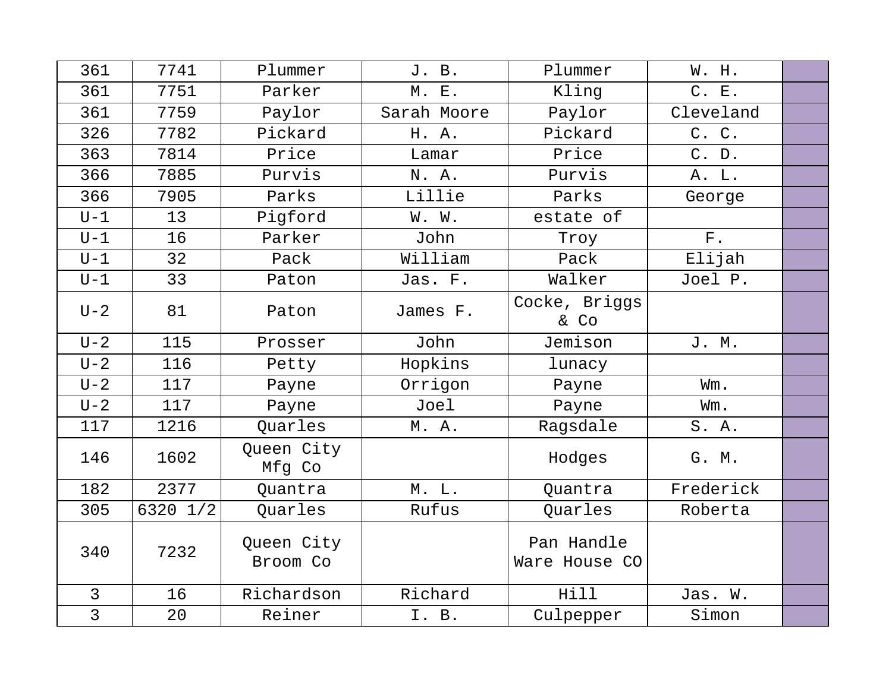| | | | | | | |
|---|---|---|---|---|---|---|
| 361 | 7741 | Plummer | J. B. | Plummer | W. H. | |
| 361 | 7751 | Parker | M. E. | Kling | C. E. | |
| 361 | 7759 | Paylor | Sarah Moore | Paylor | Cleveland | |
| 326 | 7782 | Pickard | H. A. | Pickard | C. C. | |
| 363 | 7814 | Price | Lamar | Price | C. D. | |
| 366 | 7885 | Purvis | N. A. | Purvis | A. L. | |
| 366 | 7905 | Parks | Lillie | Parks | George | |
| U-1 | 13 | Pigford | W. W. | estate of | | |
| U-1 | 16 | Parker | John | Troy | F. | |
| U-1 | 32 | Pack | William | Pack | Elijah | |
| U-1 | 33 | Paton | Jas. F. | Walker | Joel P. | |
| U-2 | 81 | Paton | James F. | Cocke, Briggs & Co | | |
| U-2 | 115 | Prosser | John | Jemison | J. M. | |
| U-2 | 116 | Petty | Hopkins | lunacy | | |
| U-2 | 117 | Payne | Orrigon | Payne | Wm. | |
| U-2 | 117 | Payne | Joel | Payne | Wm. | |
| 117 | 1216 | Quarles | M. A. | Ragsdale | S. A. | |
| 146 | 1602 | Queen City Mfg Co | | Hodges | G. M. | |
| 182 | 2377 | Quantra | M. L. | Quantra | Frederick | |
| 305 | 6320 1/2 | Quarles | Rufus | Quarles | Roberta | |
| 340 | 7232 | Queen City Broom Co | | Pan Handle Ware House CO | | |
| 3 | 16 | Richardson | Richard | Hill | Jas. W. | |
| 3 | 20 | Reiner | I. B. | Culpepper | Simon | |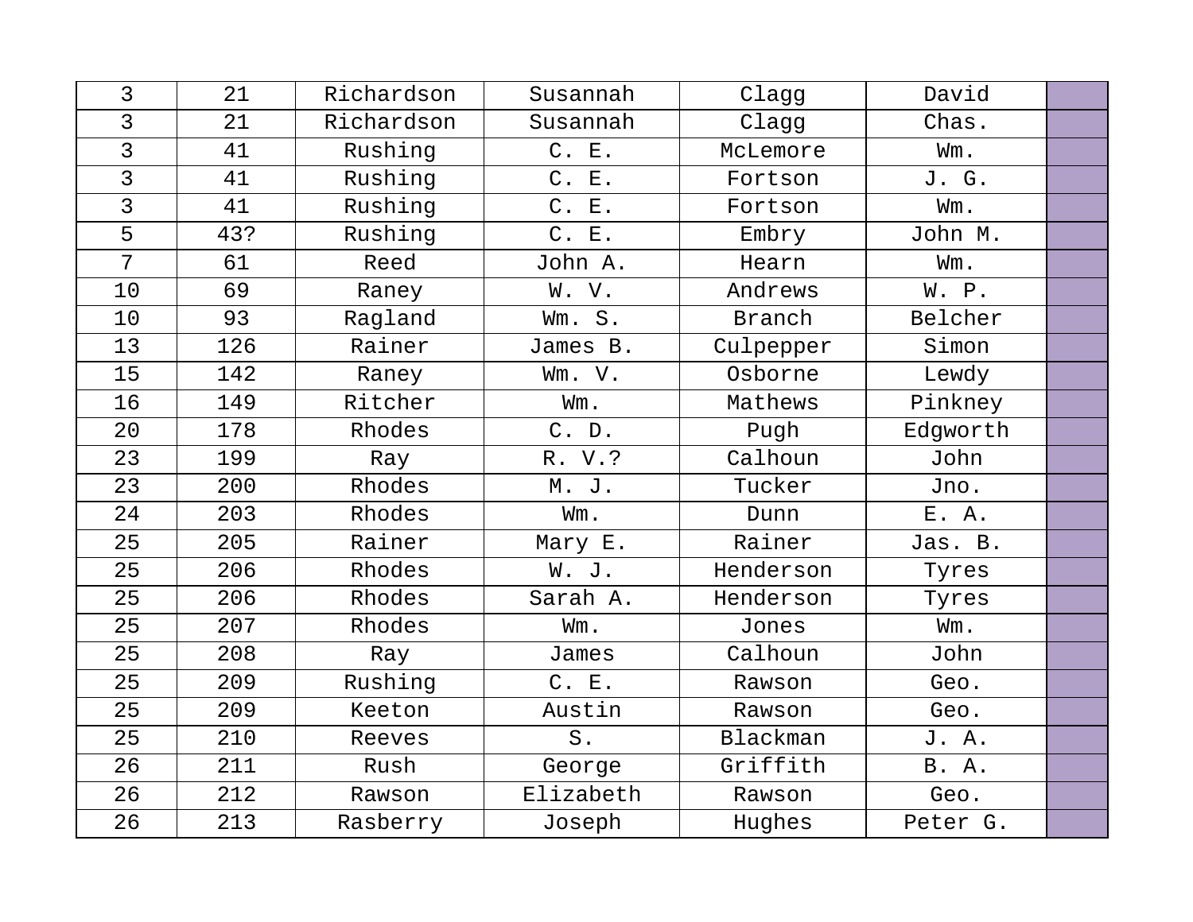| | | | | | | |
|---|---|---|---|---|---|---|
| 3 | 21 | Richardson | Susannah | Clagg | David | |
| 3 | 21 | Richardson | Susannah | Clagg | Chas. | |
| 3 | 41 | Rushing | C. E. | McLemore | Wm. | |
| 3 | 41 | Rushing | C. E. | Fortson | J. G. | |
| 3 | 41 | Rushing | C. E. | Fortson | Wm. | |
| 5 | 43? | Rushing | C. E. | Embry | John M. | |
| 7 | 61 | Reed | John A. | Hearn | Wm. | |
| 10 | 69 | Raney | W. V. | Andrews | W. P. | |
| 10 | 93 | Ragland | Wm. S. | Branch | Belcher | |
| 13 | 126 | Rainer | James B. | Culpepper | Simon | |
| 15 | 142 | Raney | Wm. V. | Osborne | Lewdy | |
| 16 | 149 | Ritcher | Wm. | Mathews | Pinkney | |
| 20 | 178 | Rhodes | C. D. | Pugh | Edgworth | |
| 23 | 199 | Ray | R. V.? | Calhoun | John | |
| 23 | 200 | Rhodes | M. J. | Tucker | Jno. | |
| 24 | 203 | Rhodes | Wm. | Dunn | E. A. | |
| 25 | 205 | Rainer | Mary E. | Rainer | Jas. B. | |
| 25 | 206 | Rhodes | W. J. | Henderson | Tyres | |
| 25 | 206 | Rhodes | Sarah A. | Henderson | Tyres | |
| 25 | 207 | Rhodes | Wm. | Jones | Wm. | |
| 25 | 208 | Ray | James | Calhoun | John | |
| 25 | 209 | Rushing | C. E. | Rawson | Geo. | |
| 25 | 209 | Keeton | Austin | Rawson | Geo. | |
| 25 | 210 | Reeves | S. | Blackman | J. A. | |
| 26 | 211 | Rush | George | Griffith | B. A. | |
| 26 | 212 | Rawson | Elizabeth | Rawson | Geo. | |
| 26 | 213 | Rasberry | Joseph | Hughes | Peter G. | |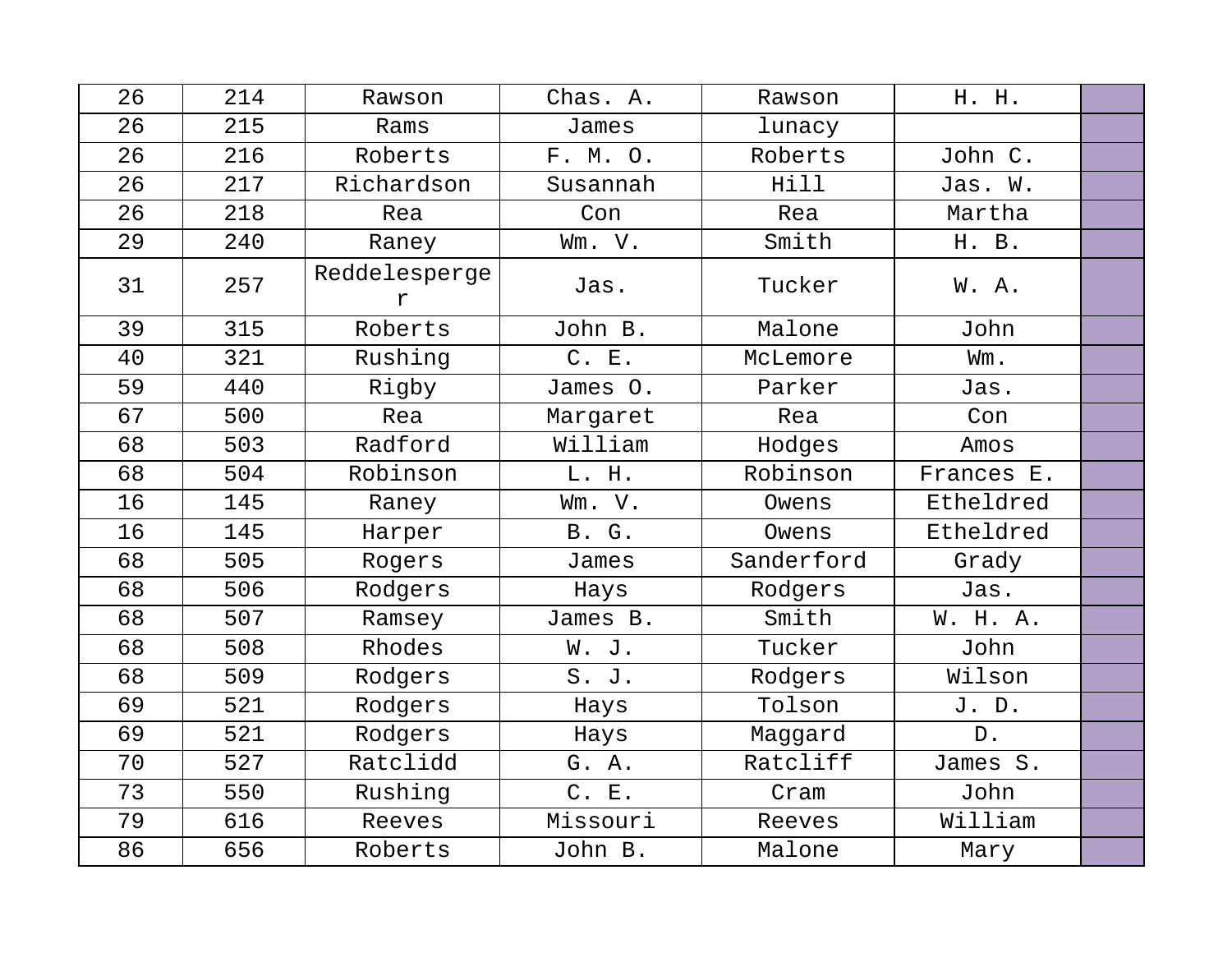| 26 | 214 | Rawson | Chas. A. | Rawson | H. H. | |
|---|---|---|---|---|---|---|
| 26 | 215 | Rams | James | lunacy | | |
| 26 | 216 | Roberts | F. M. O. | Roberts | John C. | |
| 26 | 217 | Richardson | Susannah | Hill | Jas. W. | |
| 26 | 218 | Rea | Con | Rea | Martha | |
| 29 | 240 | Raney | Wm. V. | Smith | H. B. | |
| 31 | 257 | Reddelesperger | Jas. | Tucker | W. A. | |
| 39 | 315 | Roberts | John B. | Malone | John | |
| 40 | 321 | Rushing | C. E. | McLemore | Wm. | |
| 59 | 440 | Rigby | James O. | Parker | Jas. | |
| 67 | 500 | Rea | Margaret | Rea | Con | |
| 68 | 503 | Radford | William | Hodges | Amos | |
| 68 | 504 | Robinson | L. H. | Robinson | Frances E. | |
| 16 | 145 | Raney | Wm. V. | Owens | Etheldred | |
| 16 | 145 | Harper | B. G. | Owens | Etheldred | |
| 68 | 505 | Rogers | James | Sanderford | Grady | |
| 68 | 506 | Rodgers | Hays | Rodgers | Jas. | |
| 68 | 507 | Ramsey | James B. | Smith | W. H. A. | |
| 68 | 508 | Rhodes | W. J. | Tucker | John | |
| 68 | 509 | Rodgers | S. J. | Rodgers | Wilson | |
| 69 | 521 | Rodgers | Hays | Tolson | J. D. | |
| 69 | 521 | Rodgers | Hays | Maggard | D. | |
| 70 | 527 | Ratclidd | G. A. | Ratcliff | James S. | |
| 73 | 550 | Rushing | C. E. | Cram | John | |
| 79 | 616 | Reeves | Missouri | Reeves | William | |
| 86 | 656 | Roberts | John B. | Malone | Mary | |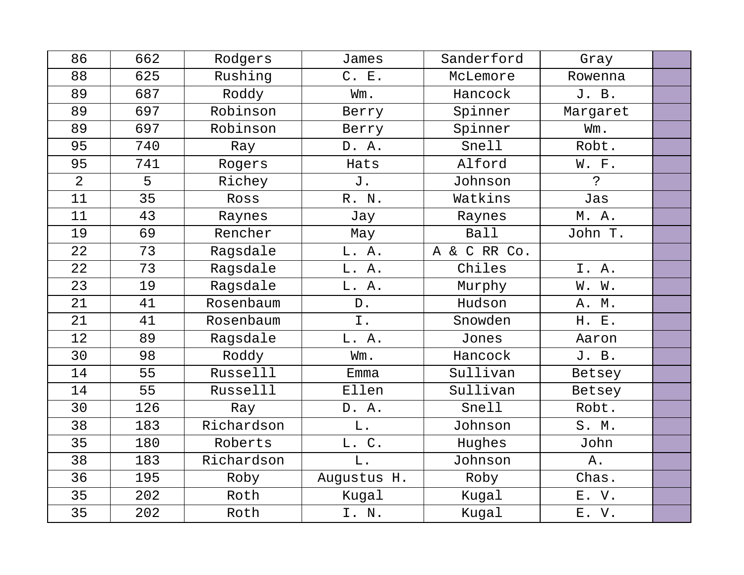| | | | | | | |
|---|---|---|---|---|---|---|
| 86 | 662 | Rodgers | James | Sanderford | Gray | |
| 88 | 625 | Rushing | C. E. | McLemore | Rowenna | |
| 89 | 687 | Roddy | Wm. | Hancock | J. B. | |
| 89 | 697 | Robinson | Berry | Spinner | Margaret | |
| 89 | 697 | Robinson | Berry | Spinner | Wm. | |
| 95 | 740 | Ray | D. A. | Snell | Robt. | |
| 95 | 741 | Rogers | Hats | Alford | W. F. | |
| 2 | 5 | Richey | J. | Johnson | ? | |
| 11 | 35 | Ross | R. N. | Watkins | Jas | |
| 11 | 43 | Raynes | Jay | Raynes | M. A. | |
| 19 | 69 | Rencher | May | Ball | John T. | |
| 22 | 73 | Ragsdale | L. A. | A & C RR Co. | | |
| 22 | 73 | Ragsdale | L. A. | Chiles | I. A. | |
| 23 | 19 | Ragsdale | L. A. | Murphy | W. W. | |
| 21 | 41 | Rosenbaum | D. | Hudson | A. M. | |
| 21 | 41 | Rosenbaum | I. | Snowden | H. E. | |
| 12 | 89 | Ragsdale | L. A. | Jones | Aaron | |
| 30 | 98 | Roddy | Wm. | Hancock | J. B. | |
| 14 | 55 | Russelll | Emma | Sullivan | Betsey | |
| 14 | 55 | Russelll | Ellen | Sullivan | Betsey | |
| 30 | 126 | Ray | D. A. | Snell | Robt. | |
| 38 | 183 | Richardson | L. | Johnson | S. M. | |
| 35 | 180 | Roberts | L. C. | Hughes | John | |
| 38 | 183 | Richardson | L. | Johnson | A. | |
| 36 | 195 | Roby | Augustus H. | Roby | Chas. | |
| 35 | 202 | Roth | Kugal | Kugal | E. V. | |
| 35 | 202 | Roth | I. N. | Kugal | E. V. | |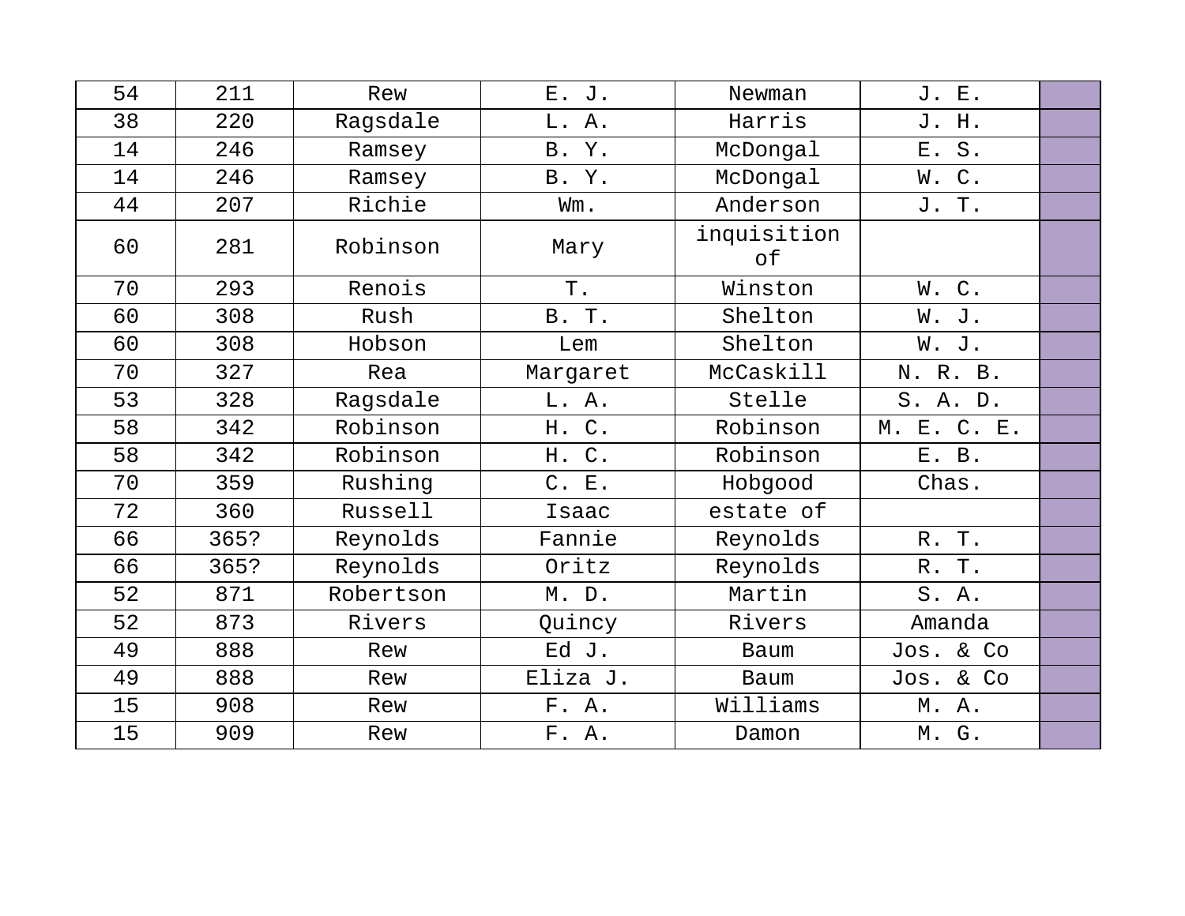| 54 | 211 | Rew | E. J. | Newman | J. E. | |
|---|---|---|---|---|---|---|
| 38 | 220 | Ragsdale | L. A. | Harris | J. H. | |
| 14 | 246 | Ramsey | B. Y. | McDongal | E. S. | |
| 14 | 246 | Ramsey | B. Y. | McDongal | W. C. | |
| 44 | 207 | Richie | Wm. | Anderson | J. T. | |
| 60 | 281 | Robinson | Mary | inquisition of | | |
| 70 | 293 | Renois | T. | Winston | W. C. | |
| 60 | 308 | Rush | B. T. | Shelton | W. J. | |
| 60 | 308 | Hobson | Lem | Shelton | W. J. | |
| 70 | 327 | Rea | Margaret | McCaskill | N. R. B. | |
| 53 | 328 | Ragsdale | L. A. | Stelle | S. A. D. | |
| 58 | 342 | Robinson | H. C. | Robinson | M. E. C. E. | |
| 58 | 342 | Robinson | H. C. | Robinson | E. B. | |
| 70 | 359 | Rushing | C. E. | Hobgood | Chas. | |
| 72 | 360 | Russell | Isaac | estate of | | |
| 66 | 365? | Reynolds | Fannie | Reynolds | R. T. | |
| 66 | 365? | Reynolds | Oritz | Reynolds | R. T. | |
| 52 | 871 | Robertson | M. D. | Martin | S. A. | |
| 52 | 873 | Rivers | Quincy | Rivers | Amanda | |
| 49 | 888 | Rew | Ed J. | Baum | Jos. & Co | |
| 49 | 888 | Rew | Eliza J. | Baum | Jos. & Co | |
| 15 | 908 | Rew | F. A. | Williams | M. A. | |
| 15 | 909 | Rew | F. A. | Damon | M. G. | |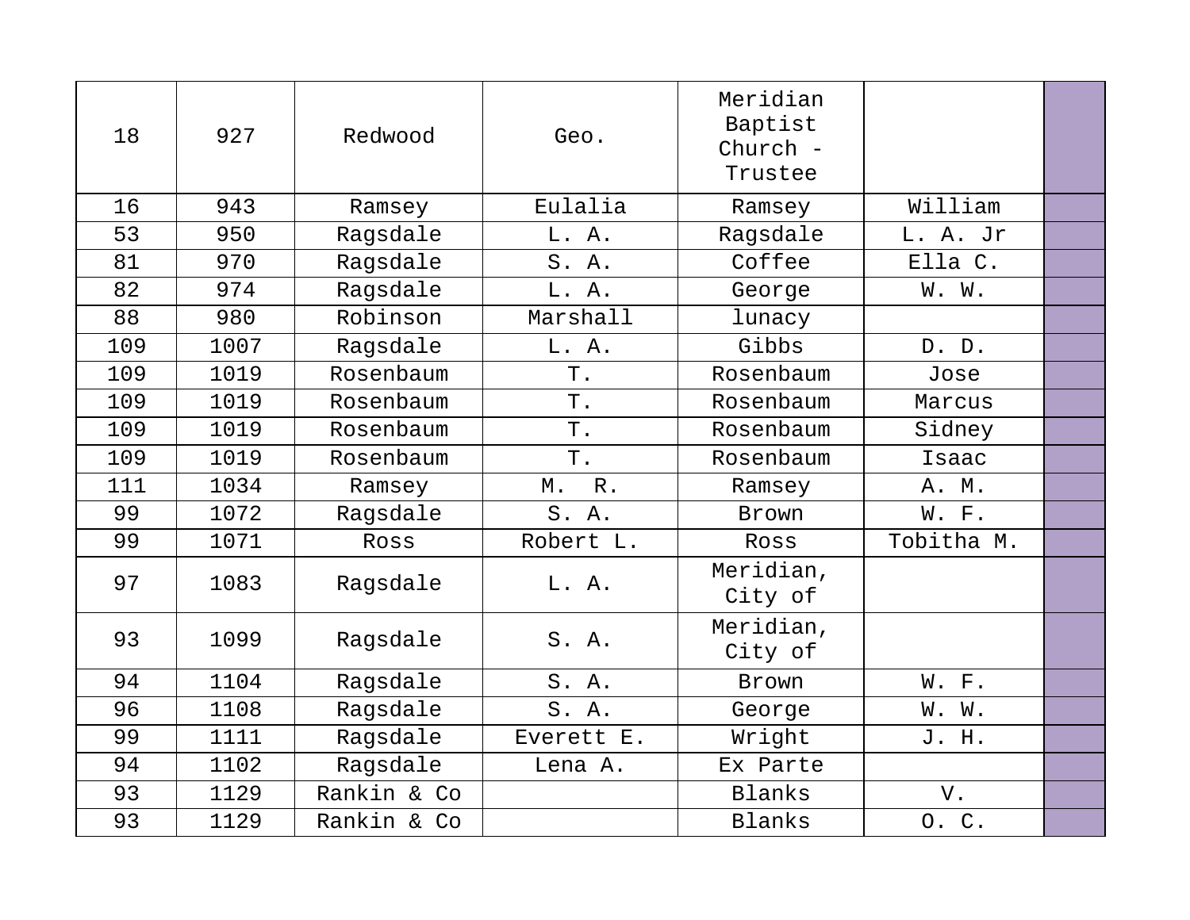| 18 | 927 | Redwood | Geo. | Meridian Baptist Church - Trustee | | |
|---|---|---|---|---|---|---|
| 16 | 943 | Ramsey | Eulalia | Ramsey | William | |
| 53 | 950 | Ragsdale | L. A. | Ragsdale | L. A. Jr | |
| 81 | 970 | Ragsdale | S. A. | Coffee | Ella C. | |
| 82 | 974 | Ragsdale | L. A. | George | W. W. | |
| 88 | 980 | Robinson | Marshall | lunacy | | |
| 109 | 1007 | Ragsdale | L. A. | Gibbs | D. D. | |
| 109 | 1019 | Rosenbaum | T. | Rosenbaum | Jose | |
| 109 | 1019 | Rosenbaum | T. | Rosenbaum | Marcus | |
| 109 | 1019 | Rosenbaum | T. | Rosenbaum | Sidney | |
| 109 | 1019 | Rosenbaum | T. | Rosenbaum | Isaac | |
| 111 | 1034 | Ramsey | M. R. | Ramsey | A. M. | |
| 99 | 1072 | Ragsdale | S. A. | Brown | W. F. | |
| 99 | 1071 | Ross | Robert L. | Ross | Tobitha M. | |
| 97 | 1083 | Ragsdale | L. A. | Meridian, City of | | |
| 93 | 1099 | Ragsdale | S. A. | Meridian, City of | | |
| 94 | 1104 | Ragsdale | S. A. | Brown | W. F. | |
| 96 | 1108 | Ragsdale | S. A. | George | W. W. | |
| 99 | 1111 | Ragsdale | Everett E. | Wright | J. H. | |
| 94 | 1102 | Ragsdale | Lena A. | Ex Parte | | |
| 93 | 1129 | Rankin & Co | | Blanks | V. | |
| 93 | 1129 | Rankin & Co | | Blanks | O. C. | |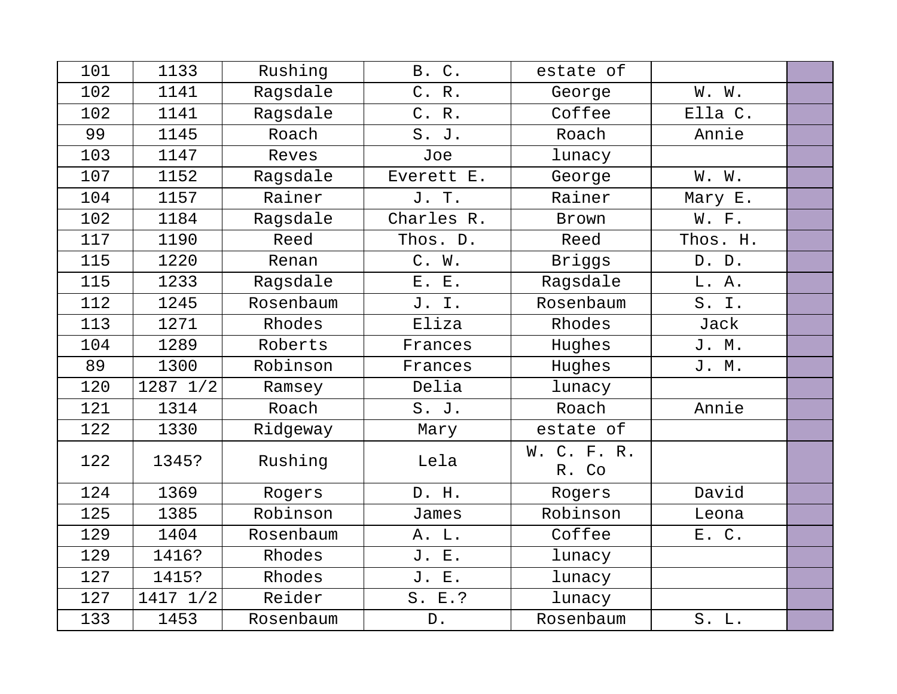| | | | | | | |
|---|---|---|---|---|---|---|
| 101 | 1133 | Rushing | B. C. | estate of | | |
| 102 | 1141 | Ragsdale | C. R. | George | W. W. | |
| 102 | 1141 | Ragsdale | C. R. | Coffee | Ella C. | |
| 99 | 1145 | Roach | S. J. | Roach | Annie | |
| 103 | 1147 | Reves | Joe | lunacy | | |
| 107 | 1152 | Ragsdale | Everett E. | George | W. W. | |
| 104 | 1157 | Rainer | J. T. | Rainer | Mary E. | |
| 102 | 1184 | Ragsdale | Charles R. | Brown | W. F. | |
| 117 | 1190 | Reed | Thos. D. | Reed | Thos. H. | |
| 115 | 1220 | Renan | C. W. | Briggs | D. D. | |
| 115 | 1233 | Ragsdale | E. E. | Ragsdale | L. A. | |
| 112 | 1245 | Rosenbaum | J. I. | Rosenbaum | S. I. | |
| 113 | 1271 | Rhodes | Eliza | Rhodes | Jack | |
| 104 | 1289 | Roberts | Frances | Hughes | J. M. | |
| 89 | 1300 | Robinson | Frances | Hughes | J. M. | |
| 120 | 1287 1/2 | Ramsey | Delia | lunacy | | |
| 121 | 1314 | Roach | S. J. | Roach | Annie | |
| 122 | 1330 | Ridgeway | Mary | estate of | | |
| 122 | 1345? | Rushing | Lela | W. C. F. R. R. Co | | |
| 124 | 1369 | Rogers | D. H. | Rogers | David | |
| 125 | 1385 | Robinson | James | Robinson | Leona | |
| 129 | 1404 | Rosenbaum | A. L. | Coffee | E. C. | |
| 129 | 1416? | Rhodes | J. E. | lunacy | | |
| 127 | 1415? | Rhodes | J. E. | lunacy | | |
| 127 | 1417 1/2 | Reider | S. E.? | lunacy | | |
| 133 | 1453 | Rosenbaum | D. | Rosenbaum | S. L. | |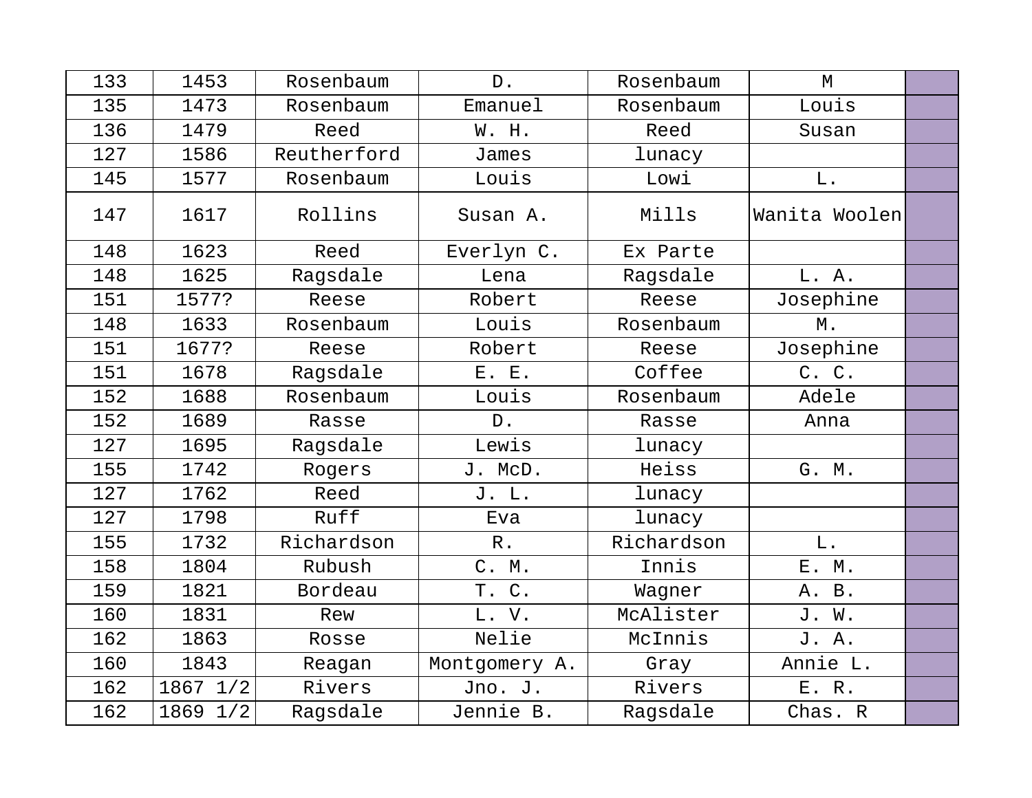| 133 | 1453 | Rosenbaum | D. | Rosenbaum | M | |
|---|---|---|---|---|---|---|
| 135 | 1473 | Rosenbaum | Emanuel | Rosenbaum | Louis | |
| 136 | 1479 | Reed | W. H. | Reed | Susan | |
| 127 | 1586 | Reutherford | James | lunacy | | |
| 145 | 1577 | Rosenbaum | Louis | Lowi | L. | |
| 147 | 1617 | Rollins | Susan A. | Mills | Wanita Woolen | |
| 148 | 1623 | Reed | Everlyn C. | Ex Parte | | |
| 148 | 1625 | Ragsdale | Lena | Ragsdale | L. A. | |
| 151 | 1577? | Reese | Robert | Reese | Josephine | |
| 148 | 1633 | Rosenbaum | Louis | Rosenbaum | M. | |
| 151 | 1677? | Reese | Robert | Reese | Josephine | |
| 151 | 1678 | Ragsdale | E. E. | Coffee | C. C. | |
| 152 | 1688 | Rosenbaum | Louis | Rosenbaum | Adele | |
| 152 | 1689 | Rasse | D. | Rasse | Anna | |
| 127 | 1695 | Ragsdale | Lewis | lunacy | | |
| 155 | 1742 | Rogers | J. McD. | Heiss | G. M. | |
| 127 | 1762 | Reed | J. L. | lunacy | | |
| 127 | 1798 | Ruff | Eva | lunacy | | |
| 155 | 1732 | Richardson | R. | Richardson | L. | |
| 158 | 1804 | Rubush | C. M. | Innis | E. M. | |
| 159 | 1821 | Bordeau | T. C. | Wagner | A. B. | |
| 160 | 1831 | Rew | L. V. | McAlister | J. W. | |
| 162 | 1863 | Rosse | Nelie | McInnis | J. A. | |
| 160 | 1843 | Reagan | Montgomery A. | Gray | Annie L. | |
| 162 | 1867 1/2 | Rivers | Jno. J. | Rivers | E. R. | |
| 162 | 1869 1/2 | Ragsdale | Jennie B. | Ragsdale | Chas. R | |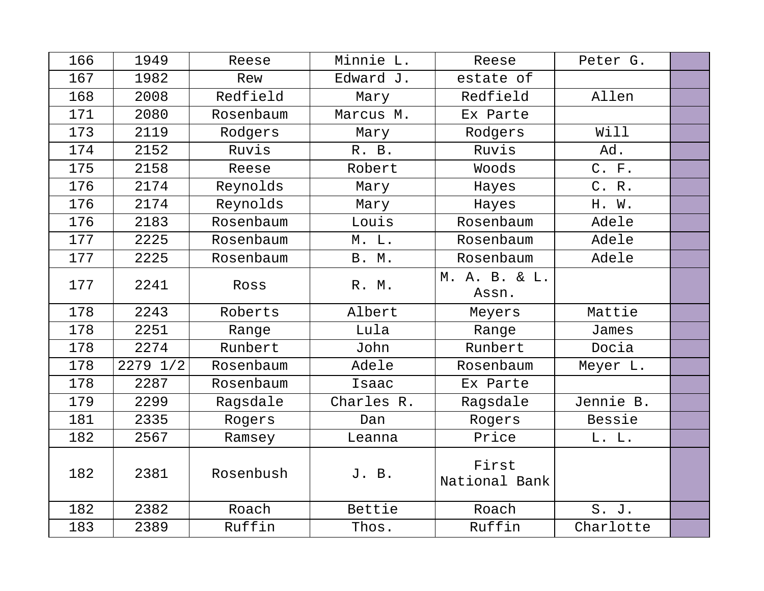| | | | | | | |
|---|---|---|---|---|---|---|
| 166 | 1949 | Reese | Minnie L. | Reese | Peter G. | |
| 167 | 1982 | Rew | Edward J. | estate of | | |
| 168 | 2008 | Redfield | Mary | Redfield | Allen | |
| 171 | 2080 | Rosenbaum | Marcus M. | Ex Parte | | |
| 173 | 2119 | Rodgers | Mary | Rodgers | Will | |
| 174 | 2152 | Ruvis | R. B. | Ruvis | Ad. | |
| 175 | 2158 | Reese | Robert | Woods | C. F. | |
| 176 | 2174 | Reynolds | Mary | Hayes | C. R. | |
| 176 | 2174 | Reynolds | Mary | Hayes | H. W. | |
| 176 | 2183 | Rosenbaum | Louis | Rosenbaum | Adele | |
| 177 | 2225 | Rosenbaum | M. L. | Rosenbaum | Adele | |
| 177 | 2225 | Rosenbaum | B. M. | Rosenbaum | Adele | |
| 177 | 2241 | Ross | R. M. | M. A. B. & L. Assn. | | |
| 178 | 2243 | Roberts | Albert | Meyers | Mattie | |
| 178 | 2251 | Range | Lula | Range | James | |
| 178 | 2274 | Runbert | John | Runbert | Docia | |
| 178 | 2279 1/2 | Rosenbaum | Adele | Rosenbaum | Meyer L. | |
| 178 | 2287 | Rosenbaum | Isaac | Ex Parte | | |
| 179 | 2299 | Ragsdale | Charles R. | Ragsdale | Jennie B. | |
| 181 | 2335 | Rogers | Dan | Rogers | Bessie | |
| 182 | 2567 | Ramsey | Leanna | Price | L. L. | |
| 182 | 2381 | Rosenbush | J. B. | First National Bank | | |
| 182 | 2382 | Roach | Bettie | Roach | S. J. | |
| 183 | 2389 | Ruffin | Thos. | Ruffin | Charlotte | |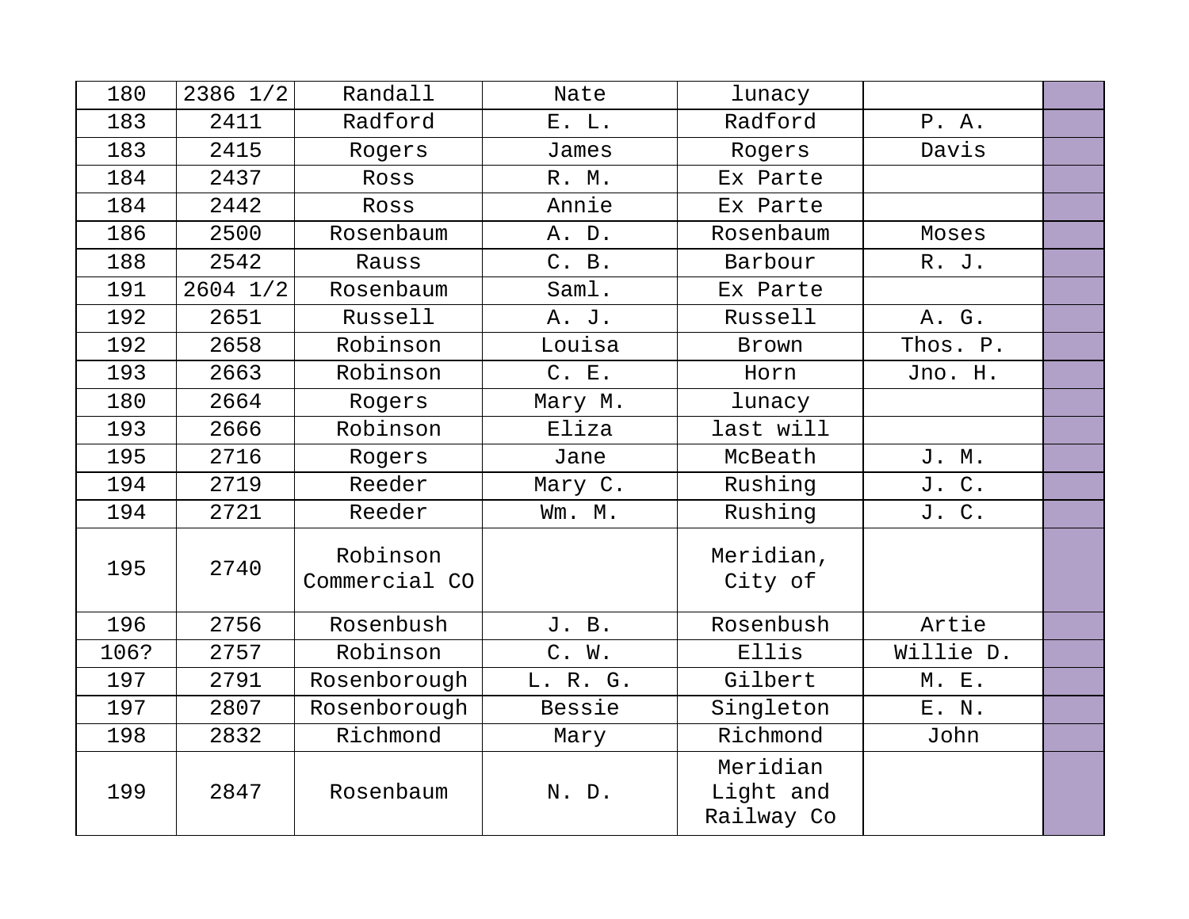| | | | | | | |
|---|---|---|---|---|---|---|
| 180 | 2386 1/2 | Randall | Nate | lunacy | | |
| 183 | 2411 | Radford | E. L. | Radford | P. A. | |
| 183 | 2415 | Rogers | James | Rogers | Davis | |
| 184 | 2437 | Ross | R. M. | Ex Parte | | |
| 184 | 2442 | Ross | Annie | Ex Parte | | |
| 186 | 2500 | Rosenbaum | A. D. | Rosenbaum | Moses | |
| 188 | 2542 | Rauss | C. B. | Barbour | R. J. | |
| 191 | 2604 1/2 | Rosenbaum | Saml. | Ex Parte | | |
| 192 | 2651 | Russell | A. J. | Russell | A. G. | |
| 192 | 2658 | Robinson | Louisa | Brown | Thos. P. | |
| 193 | 2663 | Robinson | C. E. | Horn | Jno. H. | |
| 180 | 2664 | Rogers | Mary M. | lunacy | | |
| 193 | 2666 | Robinson | Eliza | last will | | |
| 195 | 2716 | Rogers | Jane | McBeath | J. M. | |
| 194 | 2719 | Reeder | Mary C. | Rushing | J. C. | |
| 194 | 2721 | Reeder | Wm. M. | Rushing | J. C. | |
| 195 | 2740 | Robinson Commercial CO | | Meridian, City of | | |
| 196 | 2756 | Rosenbush | J. B. | Rosenbush | Artie | |
| 106? | 2757 | Robinson | C. W. | Ellis | Willie D. | |
| 197 | 2791 | Rosenborough | L. R. G. | Gilbert | M. E. | |
| 197 | 2807 | Rosenborough | Bessie | Singleton | E. N. | |
| 198 | 2832 | Richmond | Mary | Richmond | John | |
| 199 | 2847 | Rosenbaum | N. D. | Meridian Light and Railway Co | | |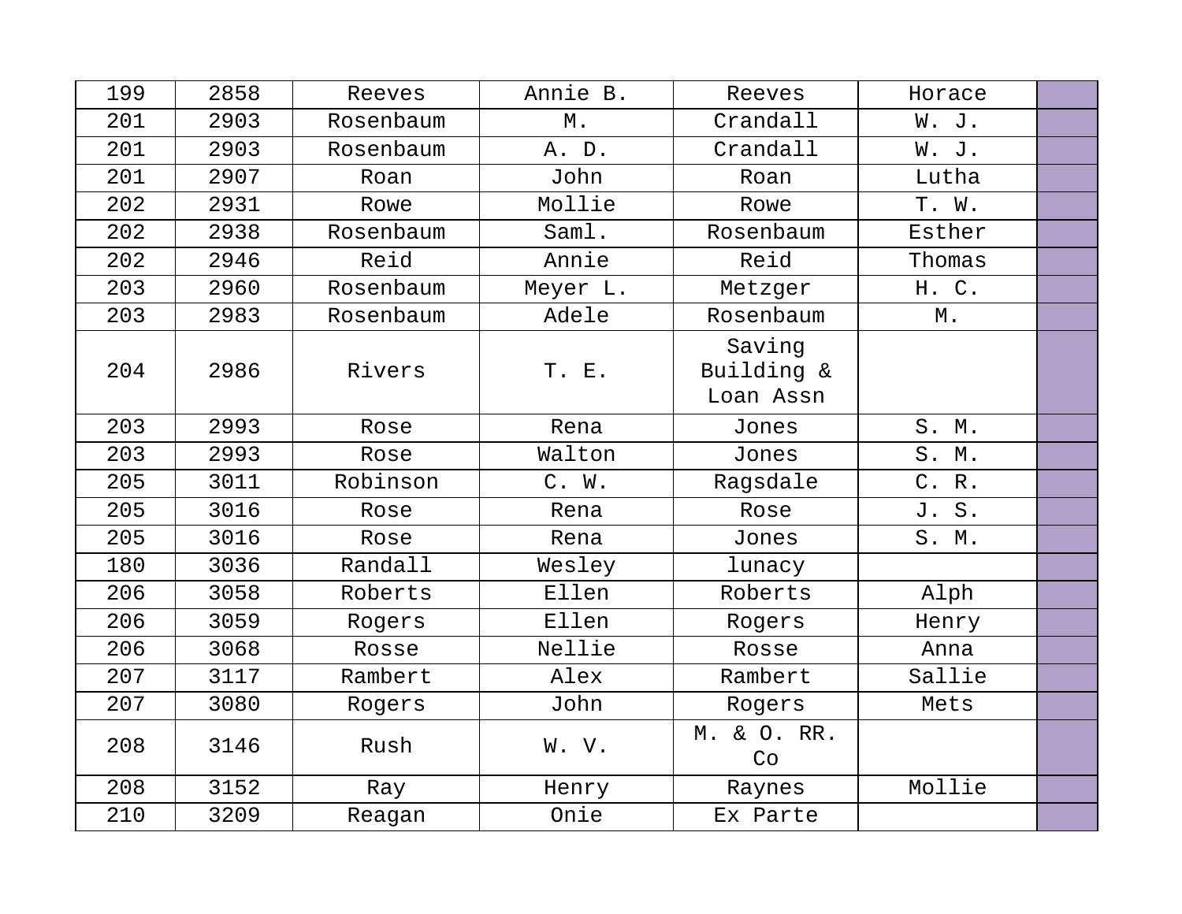| 199 | 2858 | Reeves | Annie B. | Reeves | Horace | |
|---|---|---|---|---|---|---|
| 201 | 2903 | Rosenbaum | M. | Crandall | W. J. | |
| 201 | 2903 | Rosenbaum | A. D. | Crandall | W. J. | |
| 201 | 2907 | Roan | John | Roan | Lutha | |
| 202 | 2931 | Rowe | Mollie | Rowe | T. W. | |
| 202 | 2938 | Rosenbaum | Saml. | Rosenbaum | Esther | |
| 202 | 2946 | Reid | Annie | Reid | Thomas | |
| 203 | 2960 | Rosenbaum | Meyer L. | Metzger | H. C. | |
| 203 | 2983 | Rosenbaum | Adele | Rosenbaum | M. | |
| 204 | 2986 | Rivers | T. E. | Saving Building & Loan Assn | | |
| 203 | 2993 | Rose | Rena | Jones | S. M. | |
| 203 | 2993 | Rose | Walton | Jones | S. M. | |
| 205 | 3011 | Robinson | C. W. | Ragsdale | C. R. | |
| 205 | 3016 | Rose | Rena | Rose | J. S. | |
| 205 | 3016 | Rose | Rena | Jones | S. M. | |
| 180 | 3036 | Randall | Wesley | lunacy | | |
| 206 | 3058 | Roberts | Ellen | Roberts | Alph | |
| 206 | 3059 | Rogers | Ellen | Rogers | Henry | |
| 206 | 3068 | Rosse | Nellie | Rosse | Anna | |
| 207 | 3117 | Rambert | Alex | Rambert | Sallie | |
| 207 | 3080 | Rogers | John | Rogers | Mets | |
| 208 | 3146 | Rush | W. V. | M. & O. RR. Co | | |
| 208 | 3152 | Ray | Henry | Raynes | Mollie | |
| 210 | 3209 | Reagan | Onie | Ex Parte | | |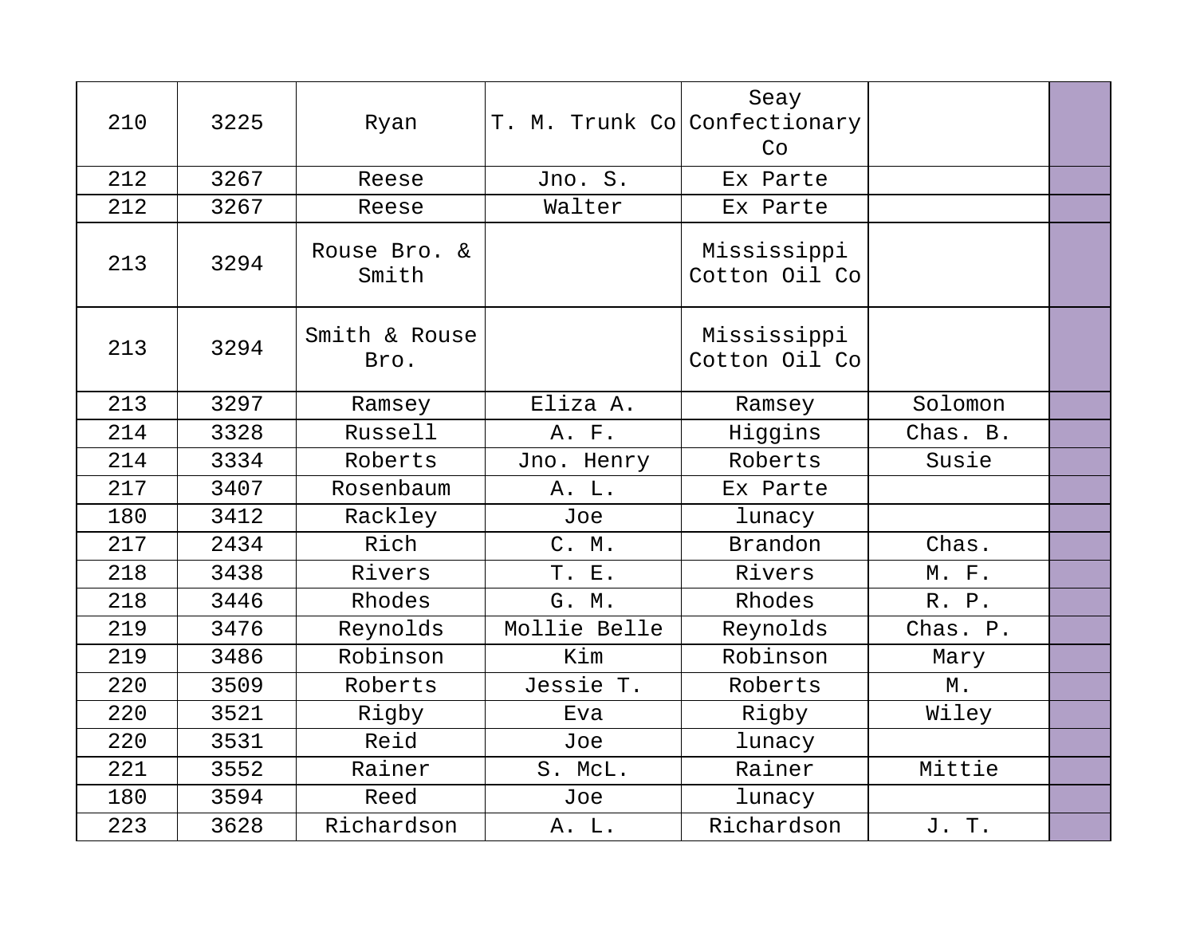| | | | | | | |
|---|---|---|---|---|---|---|
| 210 | 3225 | Ryan | T. M. Trunk Co | Seay Confectionary Co | | |
| 212 | 3267 | Reese | Jno. S. | Ex Parte | | |
| 212 | 3267 | Reese | Walter | Ex Parte | | |
| 213 | 3294 | Rouse Bro. & Smith | | Mississippi Cotton Oil Co | | |
| 213 | 3294 | Smith & Rouse Bro. | | Mississippi Cotton Oil Co | | |
| 213 | 3297 | Ramsey | Eliza A. | Ramsey | Solomon | |
| 214 | 3328 | Russell | A. F. | Higgins | Chas. B. | |
| 214 | 3334 | Roberts | Jno. Henry | Roberts | Susie | |
| 217 | 3407 | Rosenbaum | A. L. | Ex Parte | | |
| 180 | 3412 | Rackley | Joe | lunacy | | |
| 217 | 2434 | Rich | C. M. | Brandon | Chas. | |
| 218 | 3438 | Rivers | T. E. | Rivers | M. F. | |
| 218 | 3446 | Rhodes | G. M. | Rhodes | R. P. | |
| 219 | 3476 | Reynolds | Mollie Belle | Reynolds | Chas. P. | |
| 219 | 3486 | Robinson | Kim | Robinson | Mary | |
| 220 | 3509 | Roberts | Jessie T. | Roberts | M. | |
| 220 | 3521 | Rigby | Eva | Rigby | Wiley | |
| 220 | 3531 | Reid | Joe | lunacy | | |
| 221 | 3552 | Rainer | S. McL. | Rainer | Mittie | |
| 180 | 3594 | Reed | Joe | lunacy | | |
| 223 | 3628 | Richardson | A. L. | Richardson | J. T. | |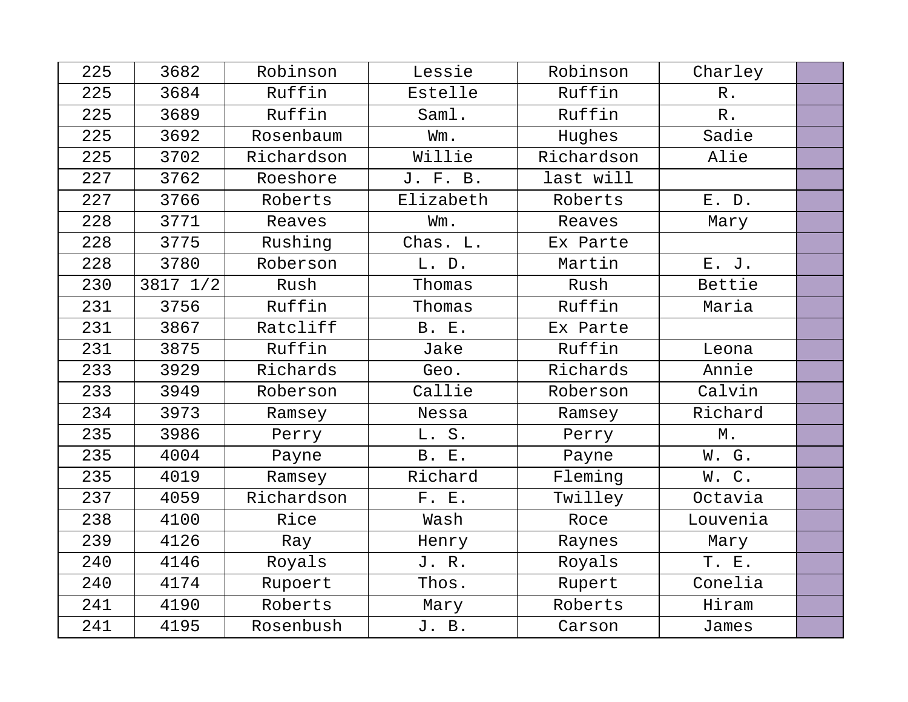| 225 | 3682 | Robinson | Lessie | Robinson | Charley | |
|---|---|---|---|---|---|---|
| 225 | 3684 | Ruffin | Estelle | Ruffin | R. | |
| 225 | 3689 | Ruffin | Saml. | Ruffin | R. | |
| 225 | 3692 | Rosenbaum | Wm. | Hughes | Sadie | |
| 225 | 3702 | Richardson | Willie | Richardson | Alie | |
| 227 | 3762 | Roeshore | J. F. B. | last will | | |
| 227 | 3766 | Roberts | Elizabeth | Roberts | E. D. | |
| 228 | 3771 | Reaves | Wm. | Reaves | Mary | |
| 228 | 3775 | Rushing | Chas. L. | Ex Parte | | |
| 228 | 3780 | Roberson | L. D. | Martin | E. J. | |
| 230 | 3817 1/2 | Rush | Thomas | Rush | Bettie | |
| 231 | 3756 | Ruffin | Thomas | Ruffin | Maria | |
| 231 | 3867 | Ratcliff | B. E. | Ex Parte | | |
| 231 | 3875 | Ruffin | Jake | Ruffin | Leona | |
| 233 | 3929 | Richards | Geo. | Richards | Annie | |
| 233 | 3949 | Roberson | Callie | Roberson | Calvin | |
| 234 | 3973 | Ramsey | Nessa | Ramsey | Richard | |
| 235 | 3986 | Perry | L. S. | Perry | M. | |
| 235 | 4004 | Payne | B. E. | Payne | W. G. | |
| 235 | 4019 | Ramsey | Richard | Fleming | W. C. | |
| 237 | 4059 | Richardson | F. E. | Twilley | Octavia | |
| 238 | 4100 | Rice | Wash | Roce | Louvenia | |
| 239 | 4126 | Ray | Henry | Raynes | Mary | |
| 240 | 4146 | Royals | J. R. | Royals | T. E. | |
| 240 | 4174 | Rupoert | Thos. | Rupert | Conelia | |
| 241 | 4190 | Roberts | Mary | Roberts | Hiram | |
| 241 | 4195 | Rosenbush | J. B. | Carson | James | |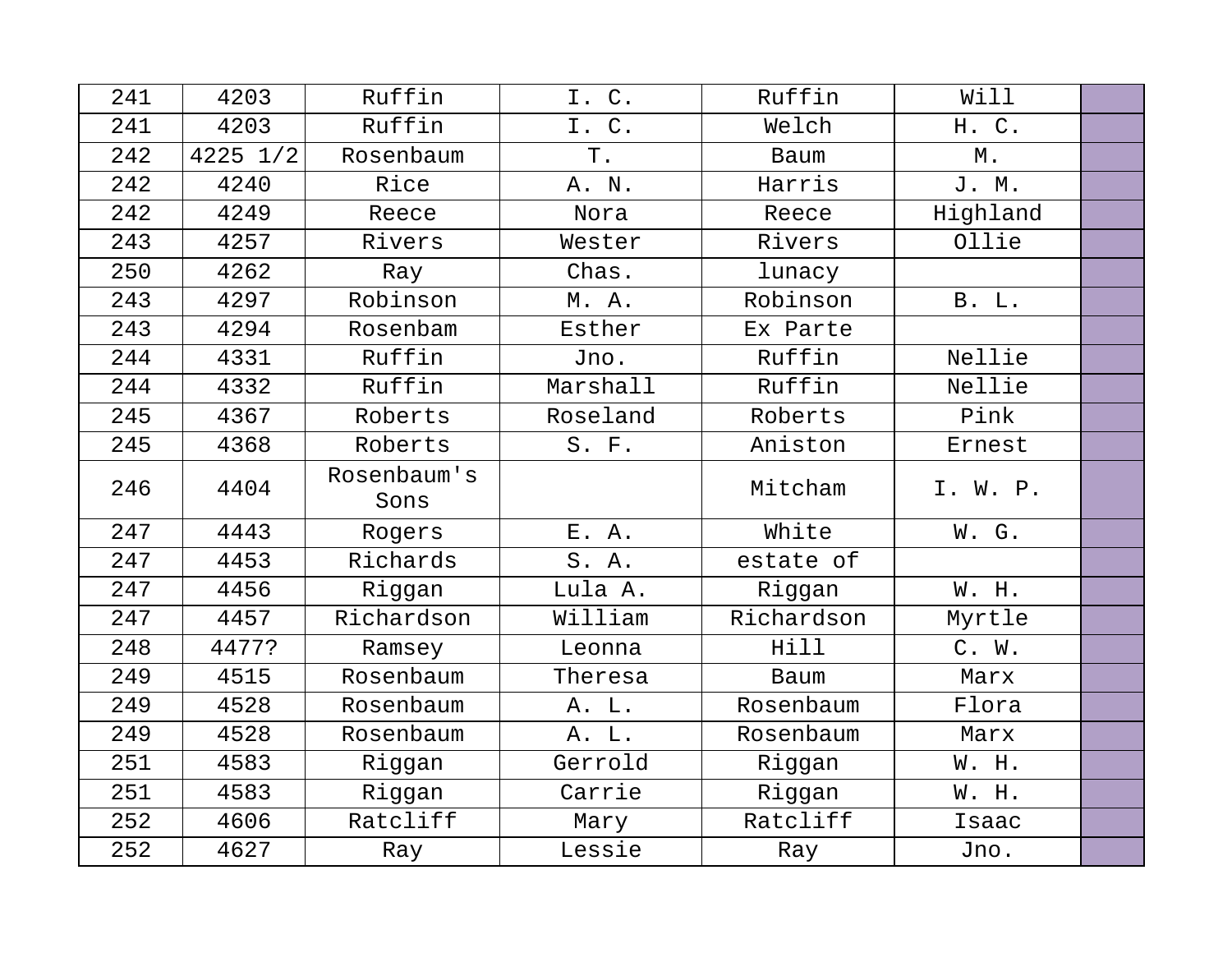| | | | | | | |
|---|---|---|---|---|---|---|
| 241 | 4203 | Ruffin | I. C. | Ruffin | Will | |
| 241 | 4203 | Ruffin | I. C. | Welch | H. C. | |
| 242 | 4225 1/2 | Rosenbaum | T. | Baum | M. | |
| 242 | 4240 | Rice | A. N. | Harris | J. M. | |
| 242 | 4249 | Reece | Nora | Reece | Highland | |
| 243 | 4257 | Rivers | Wester | Rivers | Ollie | |
| 250 | 4262 | Ray | Chas. | lunacy | | |
| 243 | 4297 | Robinson | M. A. | Robinson | B. L. | |
| 243 | 4294 | Rosenbam | Esther | Ex Parte | | |
| 244 | 4331 | Ruffin | Jno. | Ruffin | Nellie | |
| 244 | 4332 | Ruffin | Marshall | Ruffin | Nellie | |
| 245 | 4367 | Roberts | Roseland | Roberts | Pink | |
| 245 | 4368 | Roberts | S. F. | Aniston | Ernest | |
| 246 | 4404 | Rosenbaum's Sons | | Mitcham | I. W. P. | |
| 247 | 4443 | Rogers | E. A. | White | W. G. | |
| 247 | 4453 | Richards | S. A. | estate of | | |
| 247 | 4456 | Riggan | Lula A. | Riggan | W. H. | |
| 247 | 4457 | Richardson | William | Richardson | Myrtle | |
| 248 | 4477? | Ramsey | Leonna | Hill | C. W. | |
| 249 | 4515 | Rosenbaum | Theresa | Baum | Marx | |
| 249 | 4528 | Rosenbaum | A. L. | Rosenbaum | Flora | |
| 249 | 4528 | Rosenbaum | A. L. | Rosenbaum | Marx | |
| 251 | 4583 | Riggan | Gerrold | Riggan | W. H. | |
| 251 | 4583 | Riggan | Carrie | Riggan | W. H. | |
| 252 | 4606 | Ratcliff | Mary | Ratcliff | Isaac | |
| 252 | 4627 | Ray | Lessie | Ray | Jno. | |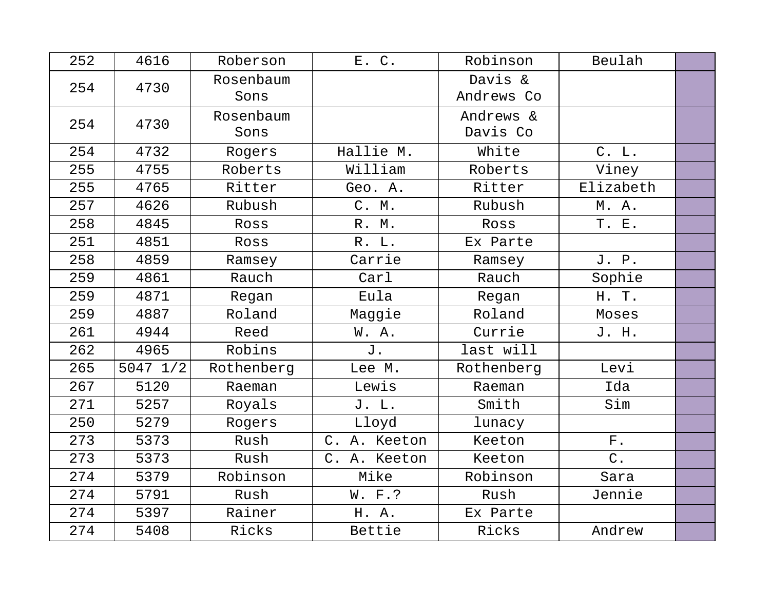| 252 | 4616 | Roberson | E. C. | Robinson | Beulah | |
|---|---|---|---|---|---|---|
| 254 | 4730 | Rosenbaum Sons | | Davis & Andrews Co | | |
| 254 | 4730 | Rosenbaum Sons | | Andrews & Davis Co | | |
| 254 | 4732 | Rogers | Hallie M. | White | C. L. | |
| 255 | 4755 | Roberts | William | Roberts | Viney | |
| 255 | 4765 | Ritter | Geo. A. | Ritter | Elizabeth | |
| 257 | 4626 | Rubush | C. M. | Rubush | M. A. | |
| 258 | 4845 | Ross | R. M. | Ross | T. E. | |
| 251 | 4851 | Ross | R. L. | Ex Parte | | |
| 258 | 4859 | Ramsey | Carrie | Ramsey | J. P. | |
| 259 | 4861 | Rauch | Carl | Rauch | Sophie | |
| 259 | 4871 | Regan | Eula | Regan | H. T. | |
| 259 | 4887 | Roland | Maggie | Roland | Moses | |
| 261 | 4944 | Reed | W. A. | Currie | J. H. | |
| 262 | 4965 | Robins | J. | last will | | |
| 265 | 5047 1/2 | Rothenberg | Lee M. | Rothenberg | Levi | |
| 267 | 5120 | Raeman | Lewis | Raeman | Ida | |
| 271 | 5257 | Royals | J. L. | Smith | Sim | |
| 250 | 5279 | Rogers | Lloyd | lunacy | | |
| 273 | 5373 | Rush | C. A. Keeton | Keeton | F. | |
| 273 | 5373 | Rush | C. A. Keeton | Keeton | C. | |
| 274 | 5379 | Robinson | Mike | Robinson | Sara | |
| 274 | 5791 | Rush | W. F.? | Rush | Jennie | |
| 274 | 5397 | Rainer | H. A. | Ex Parte | | |
| 274 | 5408 | Ricks | Bettie | Ricks | Andrew | |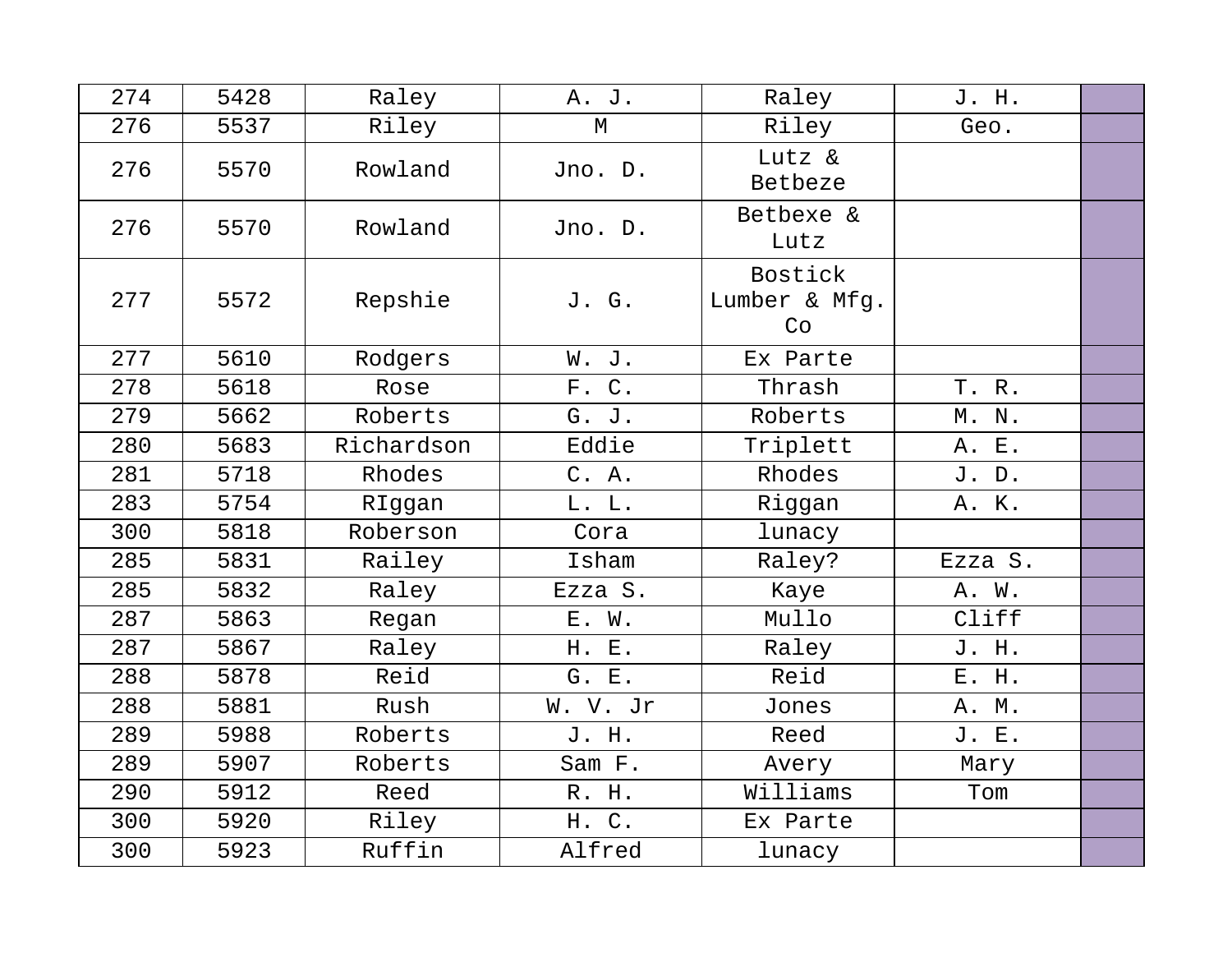| | | | | | | |
|---|---|---|---|---|---|---|
| 274 | 5428 | Raley | A. J. | Raley | J. H. | |
| 276 | 5537 | Riley | M | Riley | Geo. | |
| 276 | 5570 | Rowland | Jno. D. | Lutz & Betbeze | | |
| 276 | 5570 | Rowland | Jno. D. | Betbexe & Lutz | | |
| 277 | 5572 | Repshie | J. G. | Bostick Lumber & Mfg. Co | | |
| 277 | 5610 | Rodgers | W. J. | Ex Parte | | |
| 278 | 5618 | Rose | F. C. | Thrash | T. R. | |
| 279 | 5662 | Roberts | G. J. | Roberts | M. N. | |
| 280 | 5683 | Richardson | Eddie | Triplett | A. E. | |
| 281 | 5718 | Rhodes | C. A. | Rhodes | J. D. | |
| 283 | 5754 | RIggan | L. L. | Riggan | A. K. | |
| 300 | 5818 | Roberson | Cora | lunacy | | |
| 285 | 5831 | Railey | Isham | Raley? | Ezza S. | |
| 285 | 5832 | Raley | Ezza S. | Kaye | A. W. | |
| 287 | 5863 | Regan | E. W. | Mullo | Cliff | |
| 287 | 5867 | Raley | H. E. | Raley | J. H. | |
| 288 | 5878 | Reid | G. E. | Reid | E. H. | |
| 288 | 5881 | Rush | W. V. Jr | Jones | A. M. | |
| 289 | 5988 | Roberts | J. H. | Reed | J. E. | |
| 289 | 5907 | Roberts | Sam F. | Avery | Mary | |
| 290 | 5912 | Reed | R. H. | Williams | Tom | |
| 300 | 5920 | Riley | H. C. | Ex Parte | | |
| 300 | 5923 | Ruffin | Alfred | lunacy | | |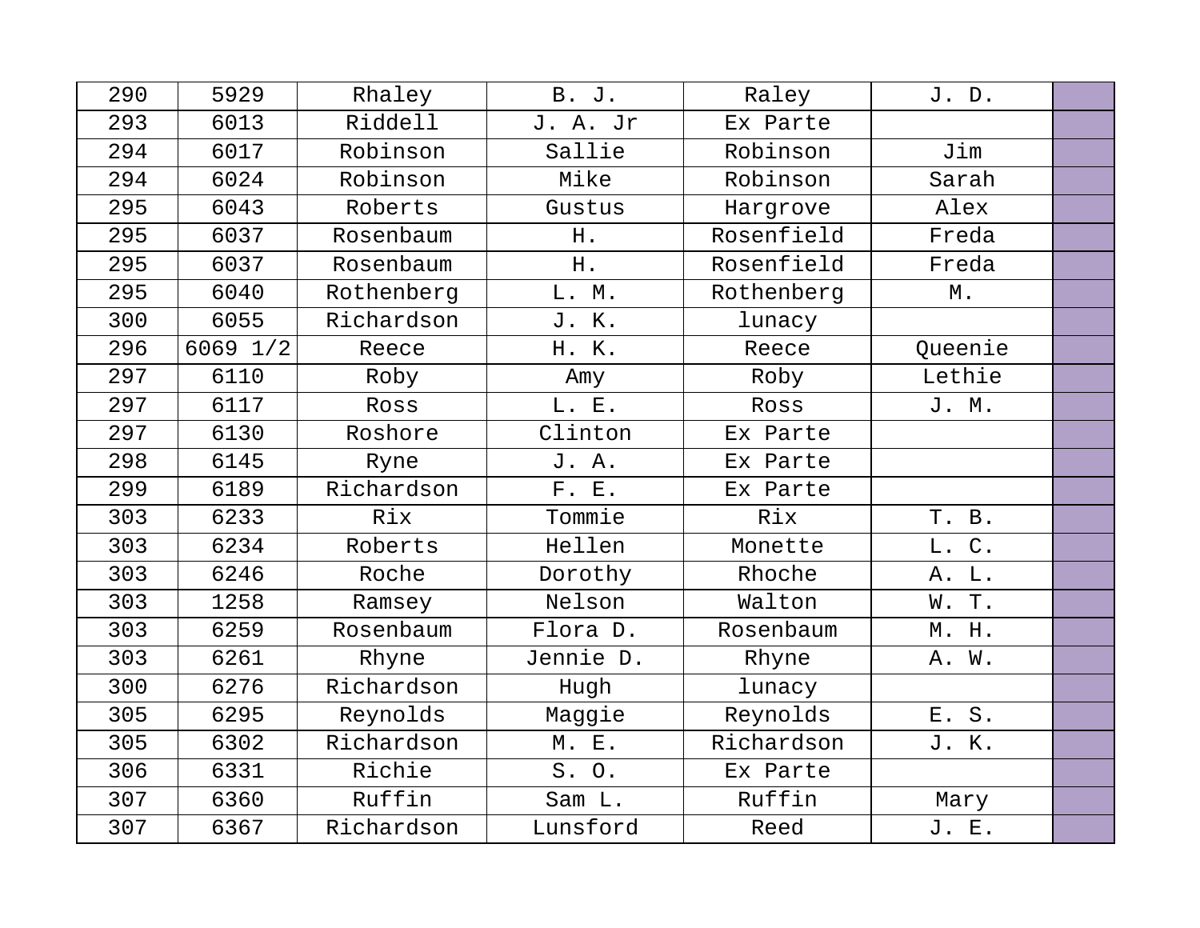| | | | | | | |
|---|---|---|---|---|---|---|
| 290 | 5929 | Rhaley | B. J. | Raley | J. D. | |
| 293 | 6013 | Riddell | J. A. Jr | Ex Parte | | |
| 294 | 6017 | Robinson | Sallie | Robinson | Jim | |
| 294 | 6024 | Robinson | Mike | Robinson | Sarah | |
| 295 | 6043 | Roberts | Gustus | Hargrove | Alex | |
| 295 | 6037 | Rosenbaum | H. | Rosenfield | Freda | |
| 295 | 6037 | Rosenbaum | H. | Rosenfield | Freda | |
| 295 | 6040 | Rothenberg | L. M. | Rothenberg | M. | |
| 300 | 6055 | Richardson | J. K. | lunacy | | |
| 296 | 6069 1/2 | Reece | H. K. | Reece | Queenie | |
| 297 | 6110 | Roby | Amy | Roby | Lethie | |
| 297 | 6117 | Ross | L. E. | Ross | J. M. | |
| 297 | 6130 | Roshore | Clinton | Ex Parte | | |
| 298 | 6145 | Ryne | J. A. | Ex Parte | | |
| 299 | 6189 | Richardson | F. E. | Ex Parte | | |
| 303 | 6233 | Rix | Tommie | Rix | T. B. | |
| 303 | 6234 | Roberts | Hellen | Monette | L. C. | |
| 303 | 6246 | Roche | Dorothy | Rhoche | A. L. | |
| 303 | 1258 | Ramsey | Nelson | Walton | W. T. | |
| 303 | 6259 | Rosenbaum | Flora D. | Rosenbaum | M. H. | |
| 303 | 6261 | Rhyne | Jennie D. | Rhyne | A. W. | |
| 300 | 6276 | Richardson | Hugh | lunacy | | |
| 305 | 6295 | Reynolds | Maggie | Reynolds | E. S. | |
| 305 | 6302 | Richardson | M. E. | Richardson | J. K. | |
| 306 | 6331 | Richie | S. O. | Ex Parte | | |
| 307 | 6360 | Ruffin | Sam L. | Ruffin | Mary | |
| 307 | 6367 | Richardson | Lunsford | Reed | J. E. | |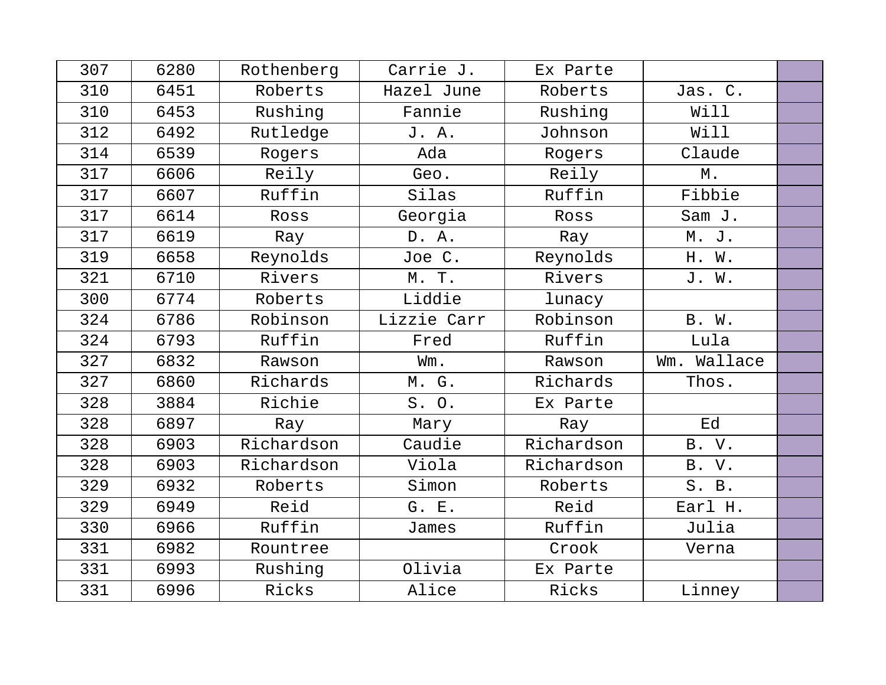| 307 | 6280 | Rothenberg | Carrie J. | Ex Parte | | |
|---|---|---|---|---|---|---|
| 310 | 6451 | Roberts | Hazel June | Roberts | Jas. C. | |
| 310 | 6453 | Rushing | Fannie | Rushing | Will | |
| 312 | 6492 | Rutledge | J. A. | Johnson | Will | |
| 314 | 6539 | Rogers | Ada | Rogers | Claude | |
| 317 | 6606 | Reily | Geo. | Reily | M. | |
| 317 | 6607 | Ruffin | Silas | Ruffin | Fibbie | |
| 317 | 6614 | Ross | Georgia | Ross | Sam J. | |
| 317 | 6619 | Ray | D. A. | Ray | M. J. | |
| 319 | 6658 | Reynolds | Joe C. | Reynolds | H. W. | |
| 321 | 6710 | Rivers | M. T. | Rivers | J. W. | |
| 300 | 6774 | Roberts | Liddie | lunacy | | |
| 324 | 6786 | Robinson | Lizzie Carr | Robinson | B. W. | |
| 324 | 6793 | Ruffin | Fred | Ruffin | Lula | |
| 327 | 6832 | Rawson | Wm. | Rawson | Wm. Wallace | |
| 327 | 6860 | Richards | M. G. | Richards | Thos. | |
| 328 | 3884 | Richie | S. O. | Ex Parte | | |
| 328 | 6897 | Ray | Mary | Ray | Ed | |
| 328 | 6903 | Richardson | Caudie | Richardson | B. V. | |
| 328 | 6903 | Richardson | Viola | Richardson | B. V. | |
| 329 | 6932 | Roberts | Simon | Roberts | S. B. | |
| 329 | 6949 | Reid | G. E. | Reid | Earl H. | |
| 330 | 6966 | Ruffin | James | Ruffin | Julia | |
| 331 | 6982 | Rountree | | Crook | Verna | |
| 331 | 6993 | Rushing | Olivia | Ex Parte | | |
| 331 | 6996 | Ricks | Alice | Ricks | Linney | |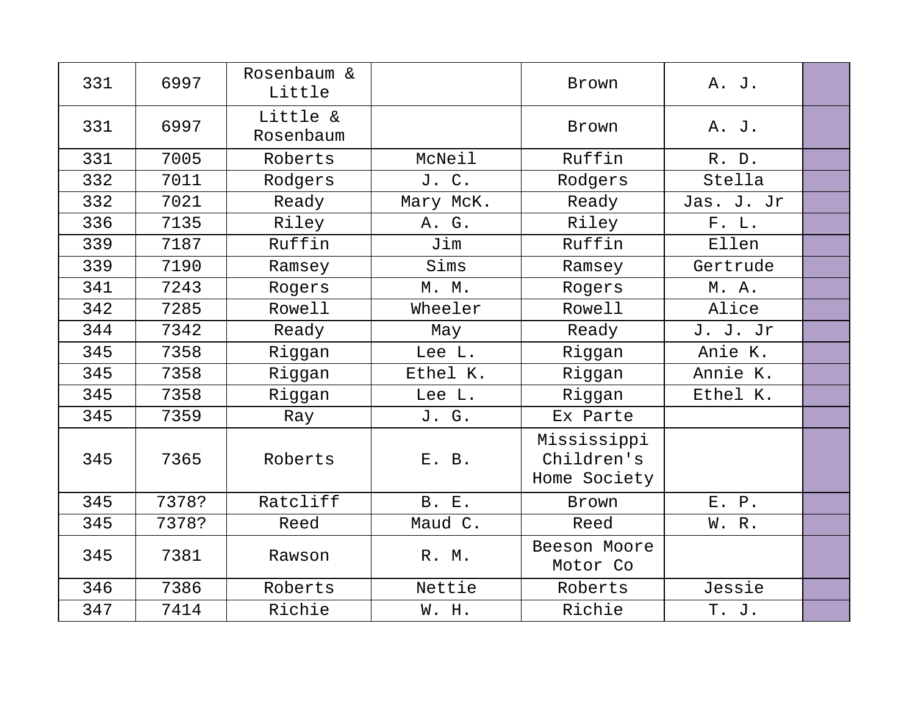| | | | | | | |
|---|---|---|---|---|---|---|
| 331 | 6997 | Rosenbaum & Little | | Brown | A. J. | |
| 331 | 6997 | Little & Rosenbaum | | Brown | A. J. | |
| 331 | 7005 | Roberts | McNeil | Ruffin | R. D. | |
| 332 | 7011 | Rodgers | J. C. | Rodgers | Stella | |
| 332 | 7021 | Ready | Mary McK. | Ready | Jas. J. Jr | |
| 336 | 7135 | Riley | A. G. | Riley | F. L. | |
| 339 | 7187 | Ruffin | Jim | Ruffin | Ellen | |
| 339 | 7190 | Ramsey | Sims | Ramsey | Gertrude | |
| 341 | 7243 | Rogers | M. M. | Rogers | M. A. | |
| 342 | 7285 | Rowell | Wheeler | Rowell | Alice | |
| 344 | 7342 | Ready | May | Ready | J. J. Jr | |
| 345 | 7358 | Riggan | Lee L. | Riggan | Anie K. | |
| 345 | 7358 | Riggan | Ethel K. | Riggan | Annie K. | |
| 345 | 7358 | Riggan | Lee L. | Riggan | Ethel K. | |
| 345 | 7359 | Ray | J. G. | Ex Parte | | |
| 345 | 7365 | Roberts | E. B. | Mississippi Children's Home Society | | |
| 345 | 7378? | Ratcliff | B. E. | Brown | E. P. | |
| 345 | 7378? | Reed | Maud C. | Reed | W. R. | |
| 345 | 7381 | Rawson | R. M. | Beeson Moore Motor Co | | |
| 346 | 7386 | Roberts | Nettie | Roberts | Jessie | |
| 347 | 7414 | Richie | W. H. | Richie | T. J. | |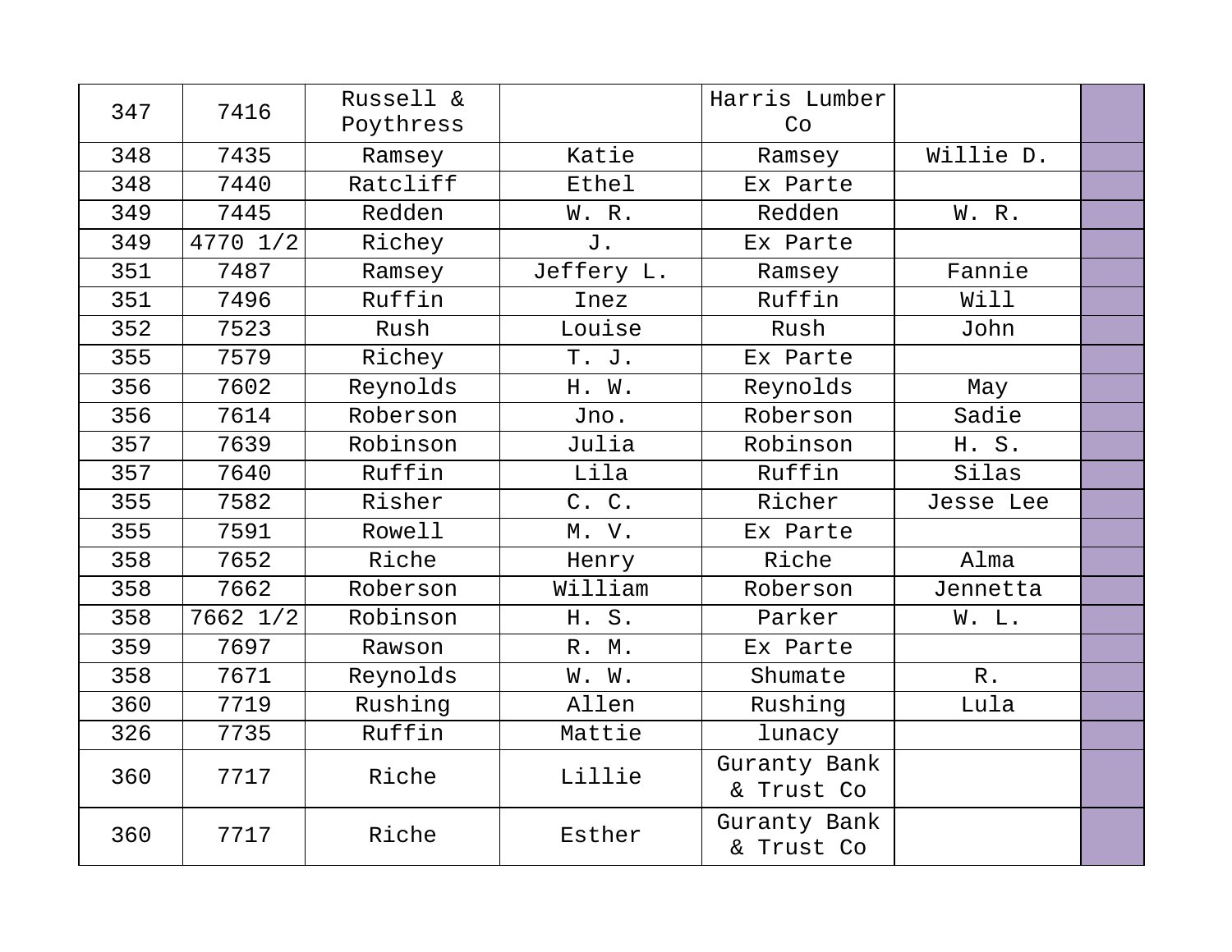| | | | | | | |
|---|---|---|---|---|---|---|
| 347 | 7416 | Russell & Poythress | | Harris Lumber Co | | |
| 348 | 7435 | Ramsey | Katie | Ramsey | Willie D. | |
| 348 | 7440 | Ratcliff | Ethel | Ex Parte | | |
| 349 | 7445 | Redden | W. R. | Redden | W. R. | |
| 349 | 4770 1/2 | Richey | J. | Ex Parte | | |
| 351 | 7487 | Ramsey | Jeffery L. | Ramsey | Fannie | |
| 351 | 7496 | Ruffin | Inez | Ruffin | Will | |
| 352 | 7523 | Rush | Louise | Rush | John | |
| 355 | 7579 | Richey | T. J. | Ex Parte | | |
| 356 | 7602 | Reynolds | H. W. | Reynolds | May | |
| 356 | 7614 | Roberson | Jno. | Roberson | Sadie | |
| 357 | 7639 | Robinson | Julia | Robinson | H. S. | |
| 357 | 7640 | Ruffin | Lila | Ruffin | Silas | |
| 355 | 7582 | Risher | C. C. | Richer | Jesse Lee | |
| 355 | 7591 | Rowell | M. V. | Ex Parte | | |
| 358 | 7652 | Riche | Henry | Riche | Alma | |
| 358 | 7662 | Roberson | William | Roberson | Jennetta | |
| 358 | 7662 1/2 | Robinson | H. S. | Parker | W. L. | |
| 359 | 7697 | Rawson | R. M. | Ex Parte | | |
| 358 | 7671 | Reynolds | W. W. | Shumate | R. | |
| 360 | 7719 | Rushing | Allen | Rushing | Lula | |
| 326 | 7735 | Ruffin | Mattie | lunacy | | |
| 360 | 7717 | Riche | Lillie | Guranty Bank & Trust Co | | |
| 360 | 7717 | Riche | Esther | Guranty Bank & Trust Co | | |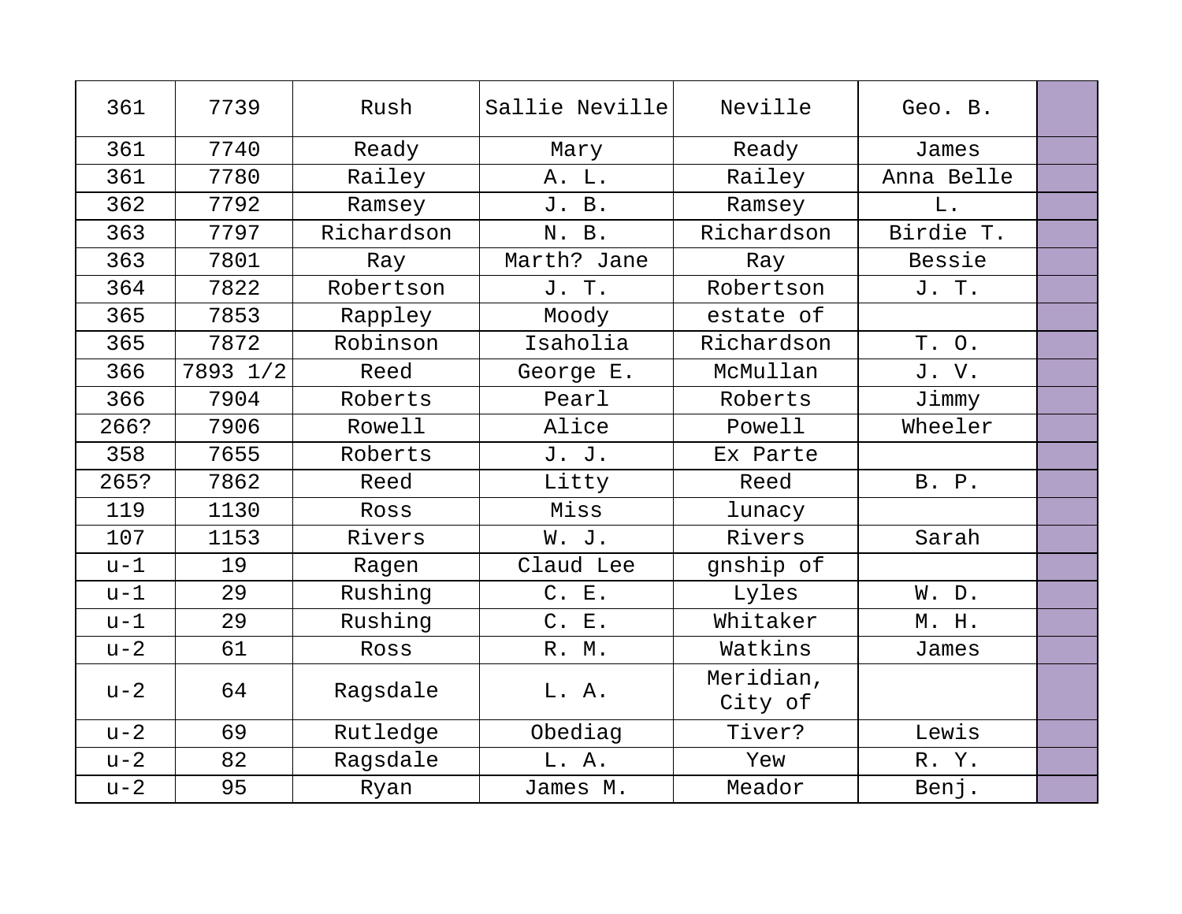| | | | | | | |
|---|---|---|---|---|---|---|
| 361 | 7739 | Rush | Sallie Neville | Neville | Geo. B. | |
| 361 | 7740 | Ready | Mary | Ready | James | |
| 361 | 7780 | Railey | A. L. | Railey | Anna Belle | |
| 362 | 7792 | Ramsey | J. B. | Ramsey | L. | |
| 363 | 7797 | Richardson | N. B. | Richardson | Birdie T. | |
| 363 | 7801 | Ray | Marth? Jane | Ray | Bessie | |
| 364 | 7822 | Robertson | J. T. | Robertson | J. T. | |
| 365 | 7853 | Rappley | Moody | estate of | | |
| 365 | 7872 | Robinson | Isaholia | Richardson | T. O. | |
| 366 | 7893 1/2 | Reed | George E. | McMullan | J. V. | |
| 366 | 7904 | Roberts | Pearl | Roberts | Jimmy | |
| 266? | 7906 | Rowell | Alice | Powell | Wheeler | |
| 358 | 7655 | Roberts | J. J. | Ex Parte | | |
| 265? | 7862 | Reed | Litty | Reed | B. P. | |
| 119 | 1130 | Ross | Miss | lunacy | | |
| 107 | 1153 | Rivers | W. J. | Rivers | Sarah | |
| u-1 | 19 | Ragen | Claud Lee | gnship of | | |
| u-1 | 29 | Rushing | C. E. | Lyles | W. D. | |
| u-1 | 29 | Rushing | C. E. | Whitaker | M. H. | |
| u-2 | 61 | Ross | R. M. | Watkins | James | |
| u-2 | 64 | Ragsdale | L. A. | Meridian, City of | | |
| u-2 | 69 | Rutledge | Obediag | Tiver? | Lewis | |
| u-2 | 82 | Ragsdale | L. A. | Yew | R. Y. | |
| u-2 | 95 | Ryan | James M. | Meador | Benj. | |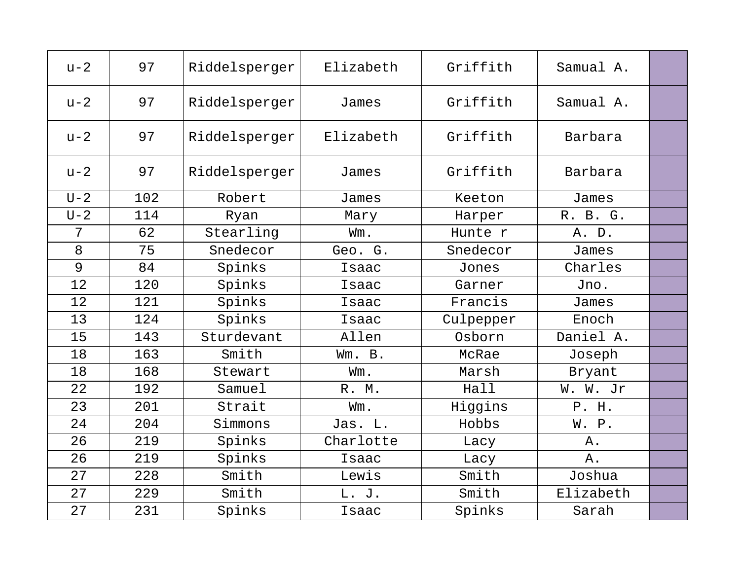| u-2 | 97 | Riddelsperger | Elizabeth | Griffith | Samual A. | |
|---|---|---|---|---|---|---|
| u-2 | 97 | Riddelsperger | James | Griffith | Samual A. | |
| u-2 | 97 | Riddelsperger | Elizabeth | Griffith | Barbara | |
| u-2 | 97 | Riddelsperger | James | Griffith | Barbara | |
| U-2 | 102 | Robert | James | Keeton | James | |
| U-2 | 114 | Ryan | Mary | Harper | R. B. G. | |
| 7 | 62 | Stearling | Wm. | Hunte r | A. D. | |
| 8 | 75 | Snedecor | Geo. G. | Snedecor | James | |
| 9 | 84 | Spinks | Isaac | Jones | Charles | |
| 12 | 120 | Spinks | Isaac | Garner | Jno. | |
| 12 | 121 | Spinks | Isaac | Francis | James | |
| 13 | 124 | Spinks | Isaac | Culpepper | Enoch | |
| 15 | 143 | Sturdevant | Allen | Osborn | Daniel A. | |
| 18 | 163 | Smith | Wm. B. | McRae | Joseph | |
| 18 | 168 | Stewart | Wm. | Marsh | Bryant | |
| 22 | 192 | Samuel | R. M. | Hall | W. W. Jr | |
| 23 | 201 | Strait | Wm. | Higgins | P. H. | |
| 24 | 204 | Simmons | Jas. L. | Hobbs | W. P. | |
| 26 | 219 | Spinks | Charlotte | Lacy | A. | |
| 26 | 219 | Spinks | Isaac | Lacy | A. | |
| 27 | 228 | Smith | Lewis | Smith | Joshua | |
| 27 | 229 | Smith | L. J. | Smith | Elizabeth | |
| 27 | 231 | Spinks | Isaac | Spinks | Sarah | |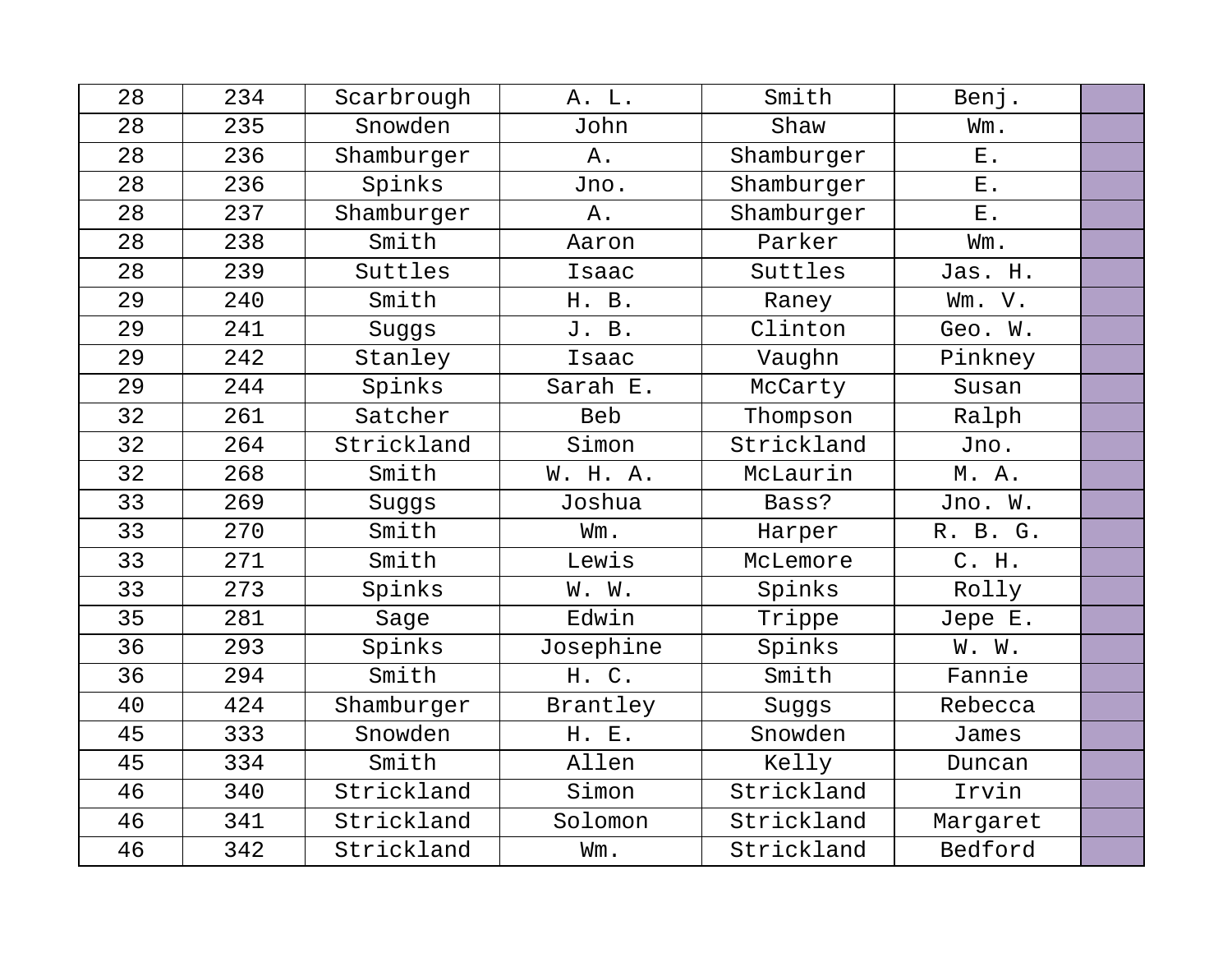| | | | | | | |
|---|---|---|---|---|---|---|
| 28 | 234 | Scarbrough | A. L. | Smith | Benj. | |
| 28 | 235 | Snowden | John | Shaw | Wm. | |
| 28 | 236 | Shamburger | A. | Shamburger | E. | |
| 28 | 236 | Spinks | Jno. | Shamburger | E. | |
| 28 | 237 | Shamburger | A. | Shamburger | E. | |
| 28 | 238 | Smith | Aaron | Parker | Wm. | |
| 28 | 239 | Suttles | Isaac | Suttles | Jas. H. | |
| 29 | 240 | Smith | H. B. | Raney | Wm. V. | |
| 29 | 241 | Suggs | J. B. | Clinton | Geo. W. | |
| 29 | 242 | Stanley | Isaac | Vaughn | Pinkney | |
| 29 | 244 | Spinks | Sarah E. | McCarty | Susan | |
| 32 | 261 | Satcher | Beb | Thompson | Ralph | |
| 32 | 264 | Strickland | Simon | Strickland | Jno. | |
| 32 | 268 | Smith | W. H. A. | McLaurin | M. A. | |
| 33 | 269 | Suggs | Joshua | Bass? | Jno. W. | |
| 33 | 270 | Smith | Wm. | Harper | R. B. G. | |
| 33 | 271 | Smith | Lewis | McLemore | C. H. | |
| 33 | 273 | Spinks | W. W. | Spinks | Rolly | |
| 35 | 281 | Sage | Edwin | Trippe | Jepe E. | |
| 36 | 293 | Spinks | Josephine | Spinks | W. W. | |
| 36 | 294 | Smith | H. C. | Smith | Fannie | |
| 40 | 424 | Shamburger | Brantley | Suggs | Rebecca | |
| 45 | 333 | Snowden | H. E. | Snowden | James | |
| 45 | 334 | Smith | Allen | Kelly | Duncan | |
| 46 | 340 | Strickland | Simon | Strickland | Irvin | |
| 46 | 341 | Strickland | Solomon | Strickland | Margaret | |
| 46 | 342 | Strickland | Wm. | Strickland | Bedford | |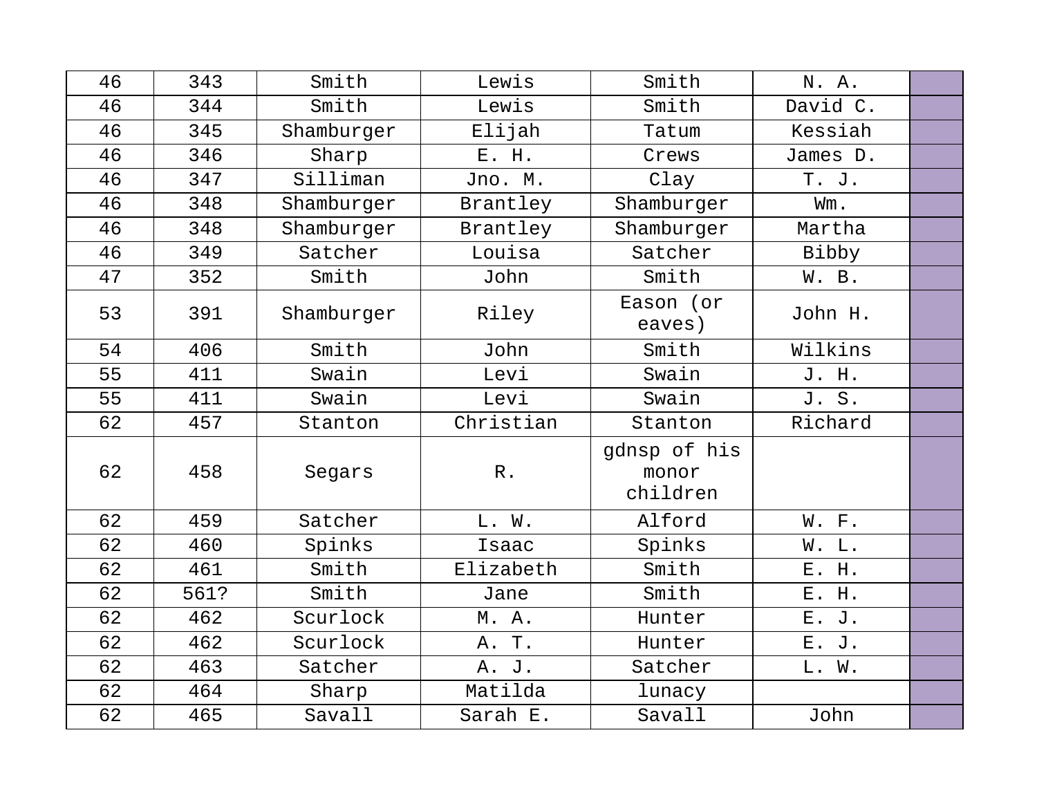| 46 | 343 | Smith | Lewis | Smith | N. A. | |
|---|---|---|---|---|---|---|
| 46 | 344 | Smith | Lewis | Smith | David C. | |
| 46 | 345 | Shamburger | Elijah | Tatum | Kessiah | |
| 46 | 346 | Sharp | E. H. | Crews | James D. | |
| 46 | 347 | Silliman | Jno. M. | Clay | T. J. | |
| 46 | 348 | Shamburger | Brantley | Shamburger | Wm. | |
| 46 | 348 | Shamburger | Brantley | Shamburger | Martha | |
| 46 | 349 | Satcher | Louisa | Satcher | Bibby | |
| 47 | 352 | Smith | John | Smith | W. B. | |
| 53 | 391 | Shamburger | Riley | Eason (or eaves) | John H. | |
| 54 | 406 | Smith | John | Smith | Wilkins | |
| 55 | 411 | Swain | Levi | Swain | J. H. | |
| 55 | 411 | Swain | Levi | Swain | J. S. | |
| 62 | 457 | Stanton | Christian | Stanton | Richard | |
| 62 | 458 | Segars | R. | gdnsp of his monor children | | |
| 62 | 459 | Satcher | L. W. | Alford | W. F. | |
| 62 | 460 | Spinks | Isaac | Spinks | W. L. | |
| 62 | 461 | Smith | Elizabeth | Smith | E. H. | |
| 62 | 561? | Smith | Jane | Smith | E. H. | |
| 62 | 462 | Scurlock | M. A. | Hunter | E. J. | |
| 62 | 462 | Scurlock | A. T. | Hunter | E. J. | |
| 62 | 463 | Satcher | A. J. | Satcher | L. W. | |
| 62 | 464 | Sharp | Matilda | lunacy | | |
| 62 | 465 | Savall | Sarah E. | Savall | John | |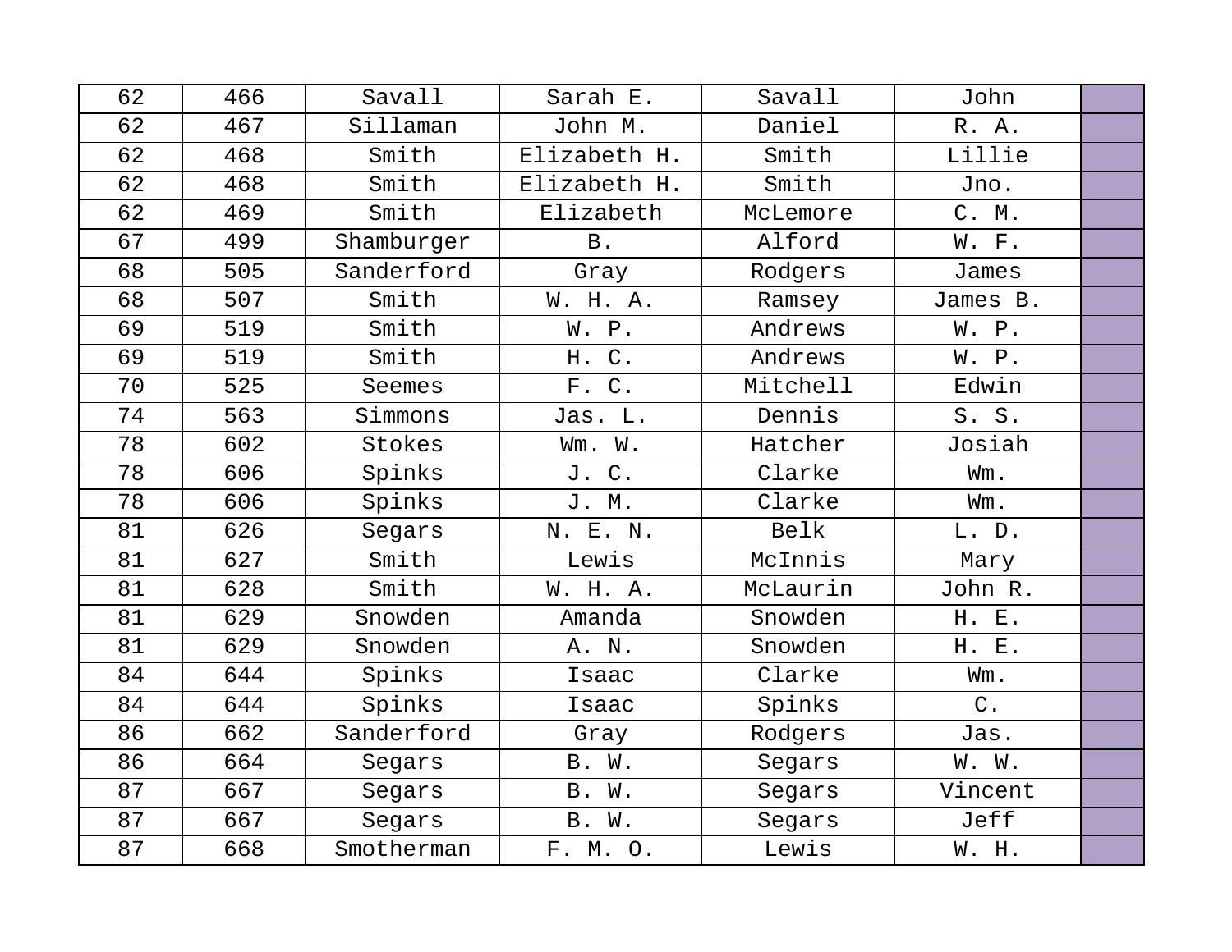| 62 | 466 | Savall | Sarah E. | Savall | John | |
|---|---|---|---|---|---|---|
| 62 | 467 | Sillaman | John M. | Daniel | R. A. | |
| 62 | 468 | Smith | Elizabeth H. | Smith | Lillie | |
| 62 | 468 | Smith | Elizabeth H. | Smith | Jno. | |
| 62 | 469 | Smith | Elizabeth | McLemore | C. M. | |
| 67 | 499 | Shamburger | B. | Alford | W. F. | |
| 68 | 505 | Sanderford | Gray | Rodgers | James | |
| 68 | 507 | Smith | W. H. A. | Ramsey | James B. | |
| 69 | 519 | Smith | W. P. | Andrews | W. P. | |
| 69 | 519 | Smith | H. C. | Andrews | W. P. | |
| 70 | 525 | Seemes | F. C. | Mitchell | Edwin | |
| 74 | 563 | Simmons | Jas. L. | Dennis | S. S. | |
| 78 | 602 | Stokes | Wm. W. | Hatcher | Josiah | |
| 78 | 606 | Spinks | J. C. | Clarke | Wm. | |
| 78 | 606 | Spinks | J. M. | Clarke | Wm. | |
| 81 | 626 | Segars | N. E. N. | Belk | L. D. | |
| 81 | 627 | Smith | Lewis | McInnis | Mary | |
| 81 | 628 | Smith | W. H. A. | McLaurin | John R. | |
| 81 | 629 | Snowden | Amanda | Snowden | H. E. | |
| 81 | 629 | Snowden | A. N. | Snowden | H. E. | |
| 84 | 644 | Spinks | Isaac | Clarke | Wm. | |
| 84 | 644 | Spinks | Isaac | Spinks | C. | |
| 86 | 662 | Sanderford | Gray | Rodgers | Jas. | |
| 86 | 664 | Segars | B. W. | Segars | W. W. | |
| 87 | 667 | Segars | B. W. | Segars | Vincent | |
| 87 | 667 | Segars | B. W. | Segars | Jeff | |
| 87 | 668 | Smotherman | F. M. O. | Lewis | W. H. | |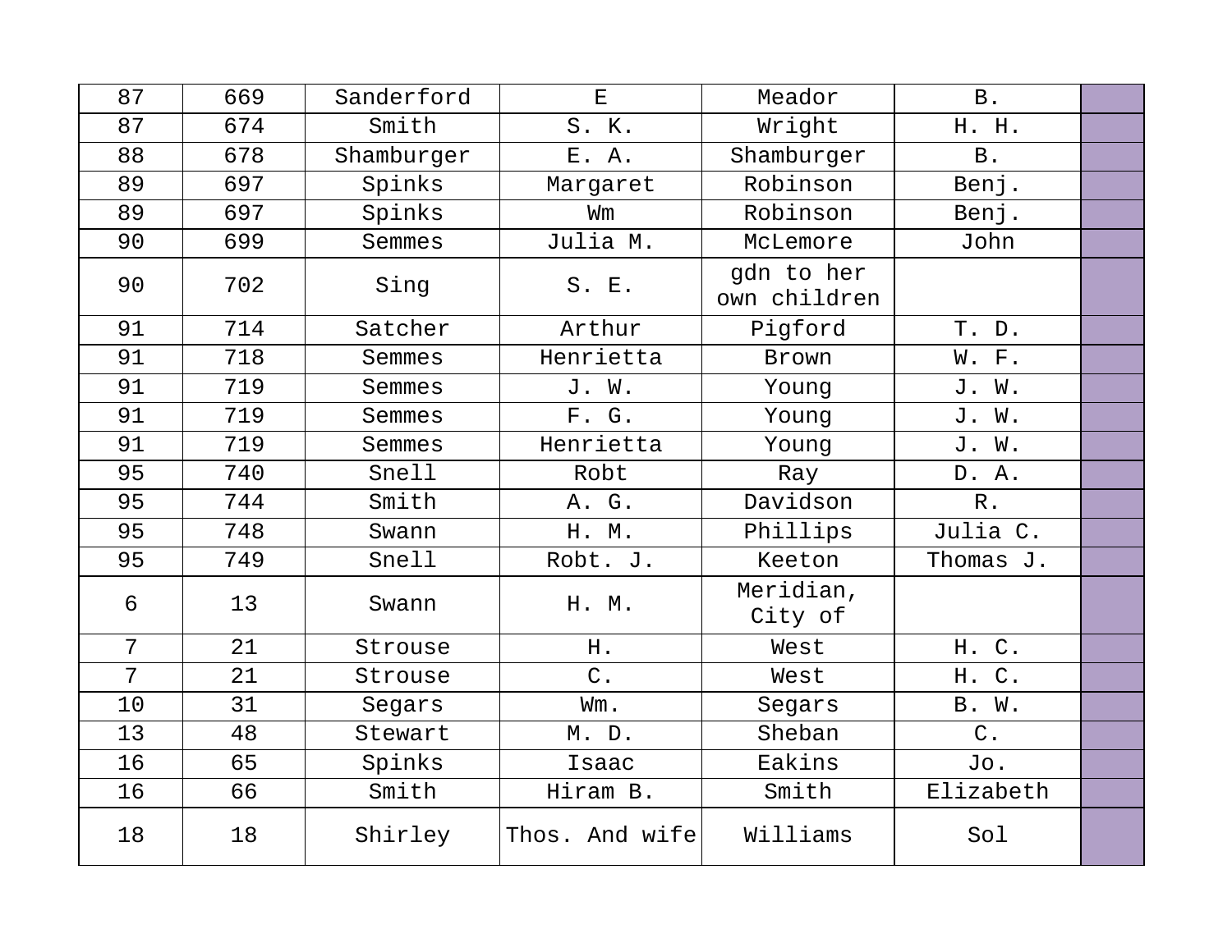| 87 | 669 | Sanderford | E | Meador | B. | |
|---|---|---|---|---|---|---|
| 87 | 674 | Smith | S. K. | Wright | H. H. | |
| 88 | 678 | Shamburger | E. A. | Shamburger | B. | |
| 89 | 697 | Spinks | Margaret | Robinson | Benj. | |
| 89 | 697 | Spinks | Wm | Robinson | Benj. | |
| 90 | 699 | Semmes | Julia M. | McLemore | John | |
| 90 | 702 | Sing | S. E. | gdn to her own children | | |
| 91 | 714 | Satcher | Arthur | Pigford | T. D. | |
| 91 | 718 | Semmes | Henrietta | Brown | W. F. | |
| 91 | 719 | Semmes | J. W. | Young | J. W. | |
| 91 | 719 | Semmes | F. G. | Young | J. W. | |
| 91 | 719 | Semmes | Henrietta | Young | J. W. | |
| 95 | 740 | Snell | Robt | Ray | D. A. | |
| 95 | 744 | Smith | A. G. | Davidson | R. | |
| 95 | 748 | Swann | H. M. | Phillips | Julia C. | |
| 95 | 749 | Snell | Robt. J. | Keeton | Thomas J. | |
| 6 | 13 | Swann | H. M. | Meridian, City of | | |
| 7 | 21 | Strouse | H. | West | H. C. | |
| 7 | 21 | Strouse | C. | West | H. C. | |
| 10 | 31 | Segars | Wm. | Segars | B. W. | |
| 13 | 48 | Stewart | M. D. | Sheban | C. | |
| 16 | 65 | Spinks | Isaac | Eakins | Jo. | |
| 16 | 66 | Smith | Hiram B. | Smith | Elizabeth | |
| 18 | 18 | Shirley | Thos. And wife | Williams | Sol | |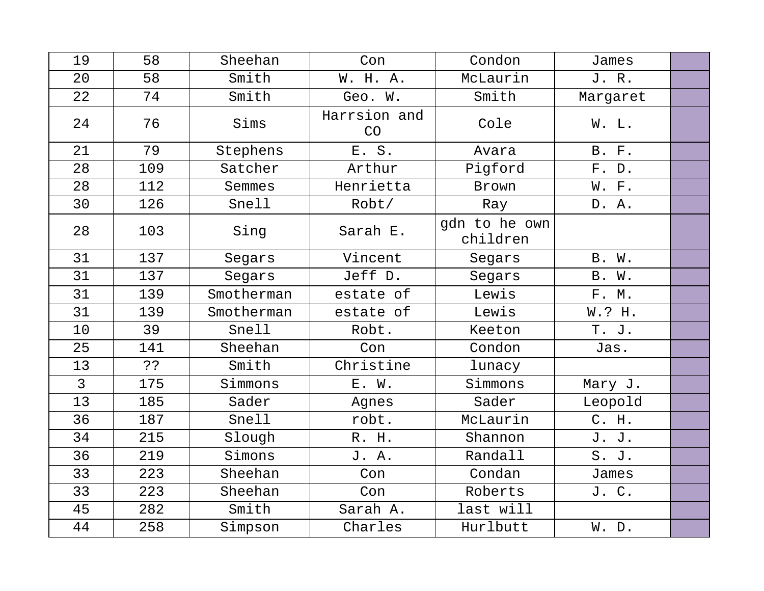| 19 | 58 | Sheehan | Con | Condon | James | |
|---|---|---|---|---|---|---|
| 20 | 58 | Smith | W. H. A. | McLaurin | J. R. | |
| 22 | 74 | Smith | Geo. W. | Smith | Margaret | |
| 24 | 76 | Sims | Harrsion and CO | Cole | W. L. | |
| 21 | 79 | Stephens | E. S. | Avara | B. F. | |
| 28 | 109 | Satcher | Arthur | Pigford | F. D. | |
| 28 | 112 | Semmes | Henrietta | Brown | W. F. | |
| 30 | 126 | Snell | Robt/ | Ray | D. A. | |
| 28 | 103 | Sing | Sarah E. | gdn to he own children | | |
| 31 | 137 | Segars | Vincent | Segars | B. W. | |
| 31 | 137 | Segars | Jeff D. | Segars | B. W. | |
| 31 | 139 | Smotherman | estate of | Lewis | F. M. | |
| 31 | 139 | Smotherman | estate of | Lewis | W.? H. | |
| 10 | 39 | Snell | Robt. | Keeton | T. J. | |
| 25 | 141 | Sheehan | Con | Condon | Jas. | |
| 13 | ?? | Smith | Christine | lunacy | | |
| 3 | 175 | Simmons | E. W. | Simmons | Mary J. | |
| 13 | 185 | Sader | Agnes | Sader | Leopold | |
| 36 | 187 | Snell | robt. | McLaurin | C. H. | |
| 34 | 215 | Slough | R. H. | Shannon | J. J. | |
| 36 | 219 | Simons | J. A. | Randall | S. J. | |
| 33 | 223 | Sheehan | Con | Condan | James | |
| 33 | 223 | Sheehan | Con | Roberts | J. C. | |
| 45 | 282 | Smith | Sarah A. | last will | | |
| 44 | 258 | Simpson | Charles | Hurlbutt | W. D. | |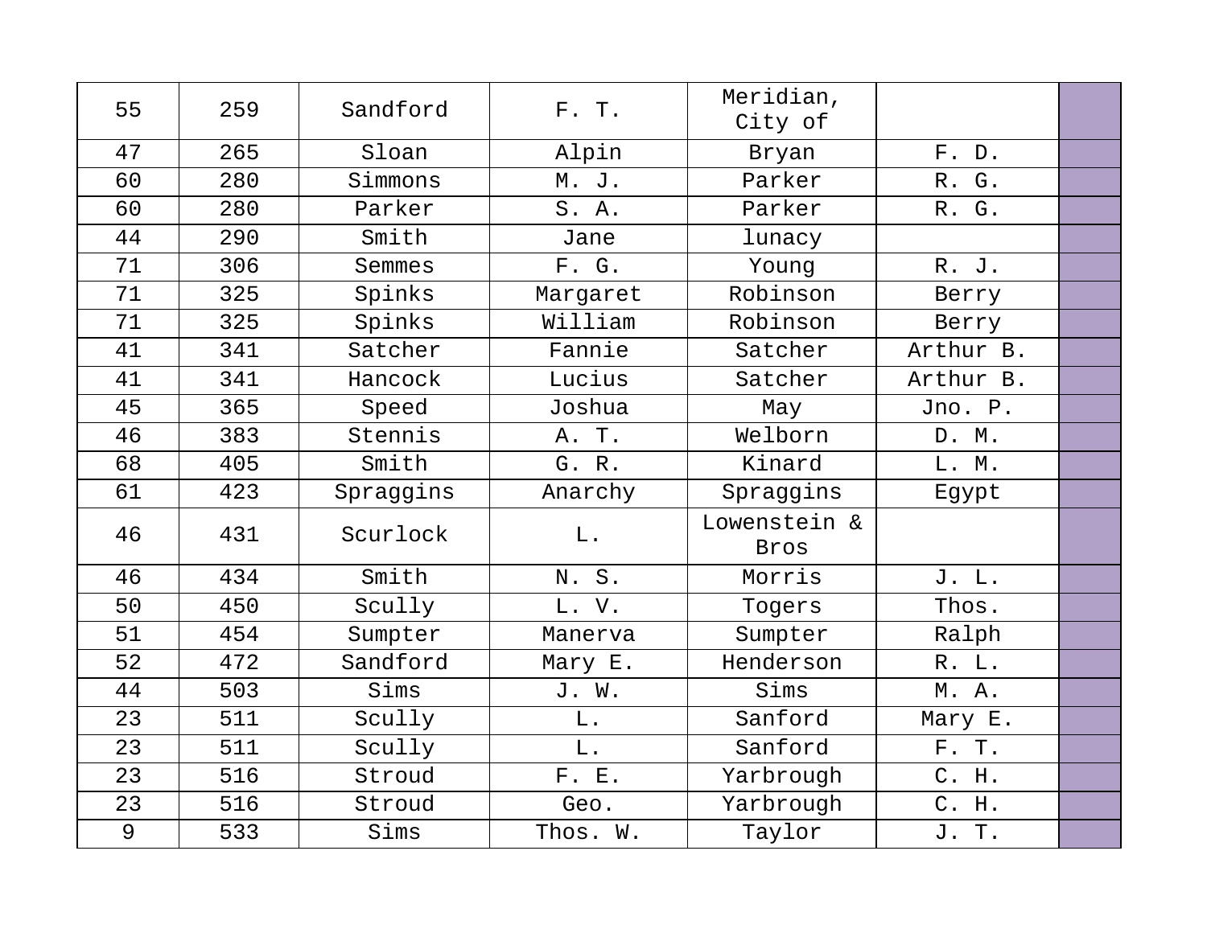| | | | | | | |
|---|---|---|---|---|---|---|
| 55 | 259 | Sandford | F. T. | Meridian, City of | | |
| 47 | 265 | Sloan | Alpin | Bryan | F. D. | |
| 60 | 280 | Simmons | M. J. | Parker | R. G. | |
| 60 | 280 | Parker | S. A. | Parker | R. G. | |
| 44 | 290 | Smith | Jane | lunacy | | |
| 71 | 306 | Semmes | F. G. | Young | R. J. | |
| 71 | 325 | Spinks | Margaret | Robinson | Berry | |
| 71 | 325 | Spinks | William | Robinson | Berry | |
| 41 | 341 | Satcher | Fannie | Satcher | Arthur B. | |
| 41 | 341 | Hancock | Lucius | Satcher | Arthur B. | |
| 45 | 365 | Speed | Joshua | May | Jno. P. | |
| 46 | 383 | Stennis | A. T. | Welborn | D. M. | |
| 68 | 405 | Smith | G. R. | Kinard | L. M. | |
| 61 | 423 | Spraggins | Anarchy | Spraggins | Egypt | |
| 46 | 431 | Scurlock | L. | Lowenstein & Bros | | |
| 46 | 434 | Smith | N. S. | Morris | J. L. | |
| 50 | 450 | Scully | L. V. | Togers | Thos. | |
| 51 | 454 | Sumpter | Manerva | Sumpter | Ralph | |
| 52 | 472 | Sandford | Mary E. | Henderson | R. L. | |
| 44 | 503 | Sims | J. W. | Sims | M. A. | |
| 23 | 511 | Scully | L. | Sanford | Mary E. | |
| 23 | 511 | Scully | L. | Sanford | F. T. | |
| 23 | 516 | Stroud | F. E. | Yarbrough | C. H. | |
| 23 | 516 | Stroud | Geo. | Yarbrough | C. H. | |
| 9 | 533 | Sims | Thos. W. | Taylor | J. T. | |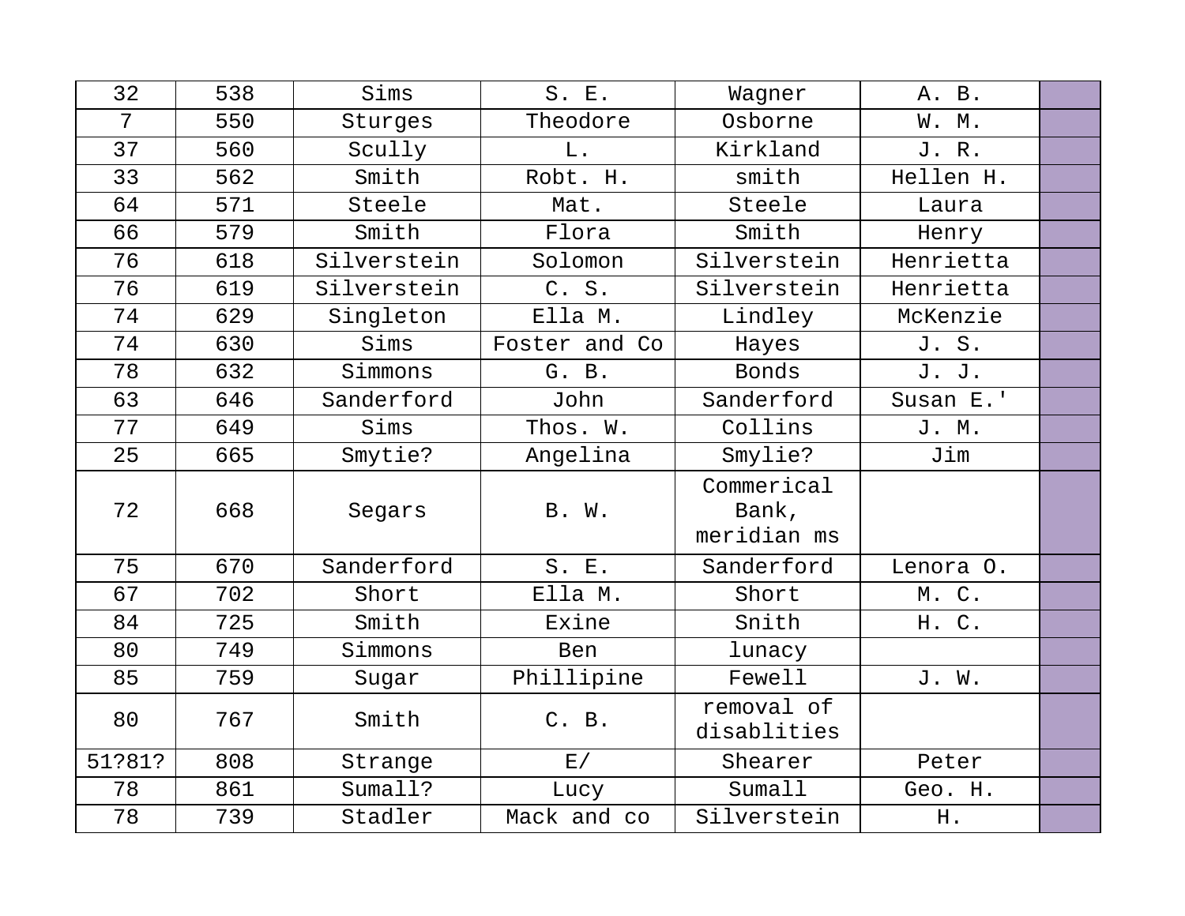| | | | | | | |
|---|---|---|---|---|---|---|
| 32 | 538 | Sims | S. E. | Wagner | A. B. | |
| 7 | 550 | Sturges | Theodore | Osborne | W. M. | |
| 37 | 560 | Scully | L. | Kirkland | J. R. | |
| 33 | 562 | Smith | Robt. H. | smith | Hellen H. | |
| 64 | 571 | Steele | Mat. | Steele | Laura | |
| 66 | 579 | Smith | Flora | Smith | Henry | |
| 76 | 618 | Silverstein | Solomon | Silverstein | Henrietta | |
| 76 | 619 | Silverstein | C. S. | Silverstein | Henrietta | |
| 74 | 629 | Singleton | Ella M. | Lindley | McKenzie | |
| 74 | 630 | Sims | Foster and Co | Hayes | J. S. | |
| 78 | 632 | Simmons | G. B. | Bonds | J. J. | |
| 63 | 646 | Sanderford | John | Sanderford | Susan E.' | |
| 77 | 649 | Sims | Thos. W. | Collins | J. M. | |
| 25 | 665 | Smytie? | Angelina | Smylie? | Jim | |
| 72 | 668 | Segars | B. W. | Commerical Bank, meridian ms | | |
| 75 | 670 | Sanderford | S. E. | Sanderford | Lenora O. | |
| 67 | 702 | Short | Ella M. | Short | M. C. | |
| 84 | 725 | Smith | Exine | Snith | H. C. | |
| 80 | 749 | Simmons | Ben | lunacy | | |
| 85 | 759 | Sugar | Phillipine | Fewell | J. W. | |
| 80 | 767 | Smith | C. B. | removal of disablities | | |
| 51?81? | 808 | Strange | E/ | Shearer | Peter | |
| 78 | 861 | Sumall? | Lucy | Sumall | Geo. H. | |
| 78 | 739 | Stadler | Mack and co | Silverstein | H. | |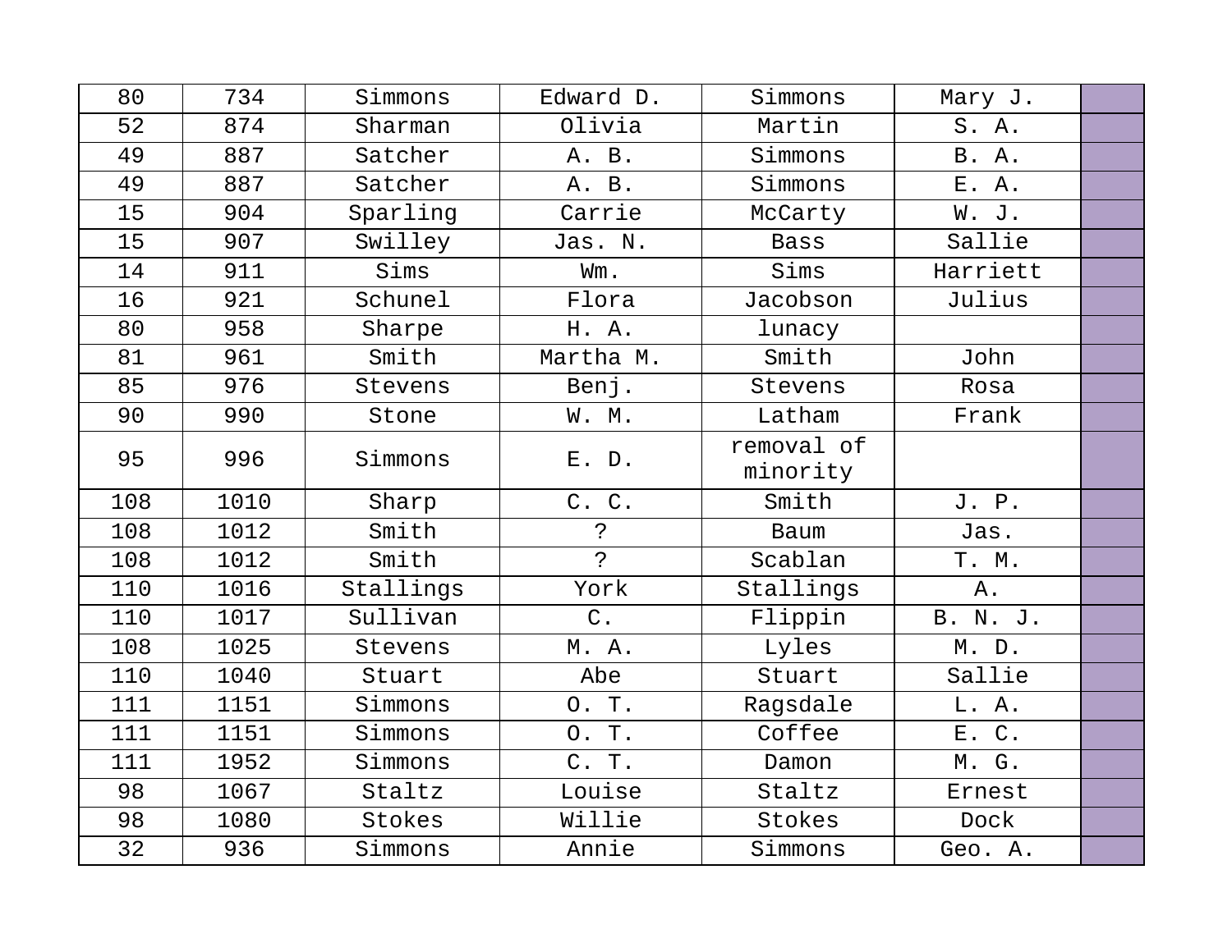| | | | | | | |
|---|---|---|---|---|---|---|
| 80 | 734 | Simmons | Edward D. | Simmons | Mary J. | |
| 52 | 874 | Sharman | Olivia | Martin | S. A. | |
| 49 | 887 | Satcher | A. B. | Simmons | B. A. | |
| 49 | 887 | Satcher | A. B. | Simmons | E. A. | |
| 15 | 904 | Sparling | Carrie | McCarty | W. J. | |
| 15 | 907 | Swilley | Jas. N. | Bass | Sallie | |
| 14 | 911 | Sims | Wm. | Sims | Harriett | |
| 16 | 921 | Schunel | Flora | Jacobson | Julius | |
| 80 | 958 | Sharpe | H. A. | lunacy | | |
| 81 | 961 | Smith | Martha M. | Smith | John | |
| 85 | 976 | Stevens | Benj. | Stevens | Rosa | |
| 90 | 990 | Stone | W. M. | Latham | Frank | |
| 95 | 996 | Simmons | E. D. | removal of minority | | |
| 108 | 1010 | Sharp | C. C. | Smith | J. P. | |
| 108 | 1012 | Smith | ? | Baum | Jas. | |
| 108 | 1012 | Smith | ? | Scablan | T. M. | |
| 110 | 1016 | Stallings | York | Stallings | A. | |
| 110 | 1017 | Sullivan | C. | Flippin | B. N. J. | |
| 108 | 1025 | Stevens | M. A. | Lyles | M. D. | |
| 110 | 1040 | Stuart | Abe | Stuart | Sallie | |
| 111 | 1151 | Simmons | O. T. | Ragsdale | L. A. | |
| 111 | 1151 | Simmons | O. T. | Coffee | E. C. | |
| 111 | 1952 | Simmons | C. T. | Damon | M. G. | |
| 98 | 1067 | Staltz | Louise | Staltz | Ernest | |
| 98 | 1080 | Stokes | Willie | Stokes | Dock | |
| 32 | 936 | Simmons | Annie | Simmons | Geo. A. | |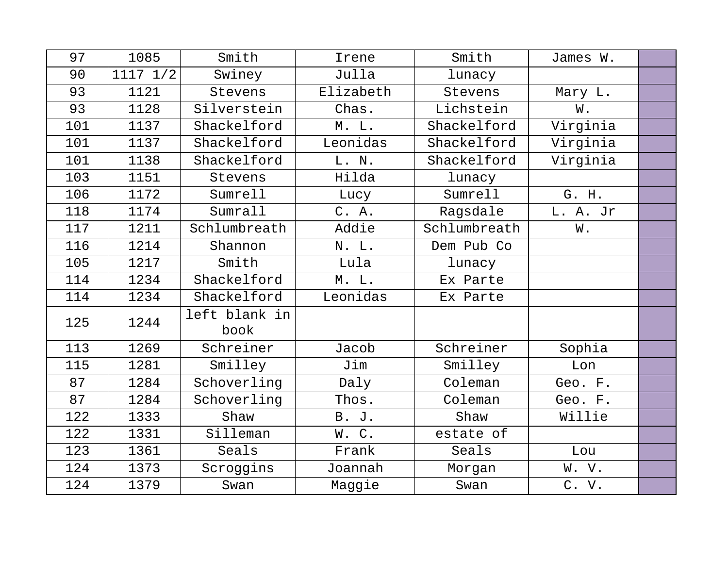| | | | | | | |
|---|---|---|---|---|---|---|
| 97 | 1085 | Smith | Irene | Smith | James W. | |
| 90 | 1117 1/2 | Swiney | Julla | lunacy | | |
| 93 | 1121 | Stevens | Elizabeth | Stevens | Mary L. | |
| 93 | 1128 | Silverstein | Chas. | Lichstein | W. | |
| 101 | 1137 | Shackelford | M. L. | Shackelford | Virginia | |
| 101 | 1137 | Shackelford | Leonidas | Shackelford | Virginia | |
| 101 | 1138 | Shackelford | L. N. | Shackelford | Virginia | |
| 103 | 1151 | Stevens | Hilda | lunacy | | |
| 106 | 1172 | Sumrell | Lucy | Sumrell | G. H. | |
| 118 | 1174 | Sumrall | C. A. | Ragsdale | L. A. Jr | |
| 117 | 1211 | Schlumbreath | Addie | Schlumbreath | W. | |
| 116 | 1214 | Shannon | N. L. | Dem Pub Co | | |
| 105 | 1217 | Smith | Lula | lunacy | | |
| 114 | 1234 | Shackelford | M. L. | Ex Parte | | |
| 114 | 1234 | Shackelford | Leonidas | Ex Parte | | |
| 125 | 1244 | left blank in book | | | | |
| 113 | 1269 | Schreiner | Jacob | Schreiner | Sophia | |
| 115 | 1281 | Smilley | Jim | Smilley | Lon | |
| 87 | 1284 | Schoverling | Daly | Coleman | Geo. F. | |
| 87 | 1284 | Schoverling | Thos. | Coleman | Geo. F. | |
| 122 | 1333 | Shaw | B. J. | Shaw | Willie | |
| 122 | 1331 | Silleman | W. C. | estate of | | |
| 123 | 1361 | Seals | Frank | Seals | Lou | |
| 124 | 1373 | Scroggins | Joannah | Morgan | W. V. | |
| 124 | 1379 | Swan | Maggie | Swan | C. V. | |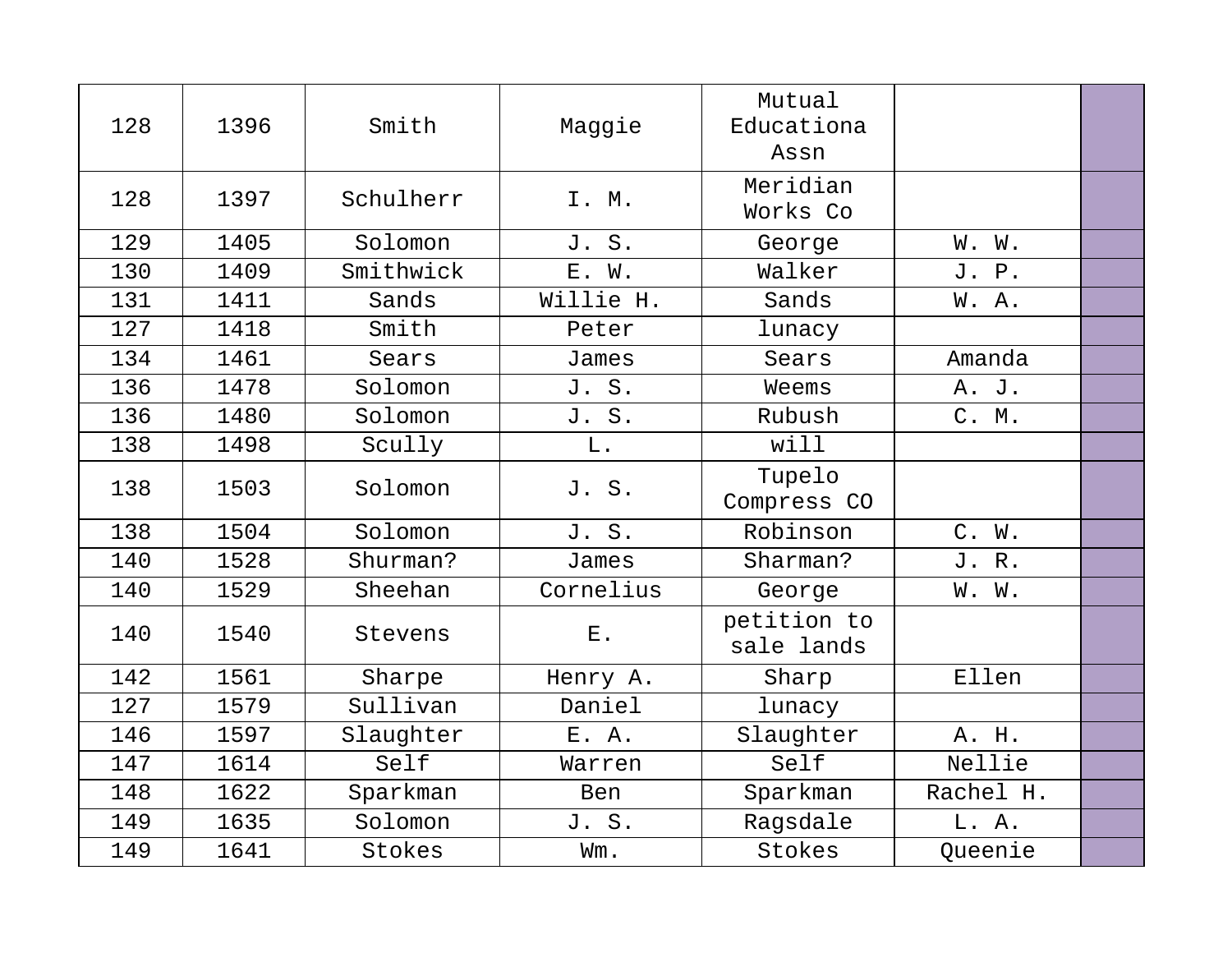| 128 | 1396 | Smith | Maggie | Mutual Educationa Assn | | |
|---|---|---|---|---|---|---|
| 128 | 1397 | Schulherr | I. M. | Meridian Works Co | | |
| 129 | 1405 | Solomon | J. S. | George | W. W. | |
| 130 | 1409 | Smithwick | E. W. | Walker | J. P. | |
| 131 | 1411 | Sands | Willie H. | Sands | W. A. | |
| 127 | 1418 | Smith | Peter | lunacy | | |
| 134 | 1461 | Sears | James | Sears | Amanda | |
| 136 | 1478 | Solomon | J. S. | Weems | A. J. | |
| 136 | 1480 | Solomon | J. S. | Rubush | C. M. | |
| 138 | 1498 | Scully | L. | will | | |
| 138 | 1503 | Solomon | J. S. | Tupelo Compress CO | | |
| 138 | 1504 | Solomon | J. S. | Robinson | C. W. | |
| 140 | 1528 | Shurman? | James | Sharman? | J. R. | |
| 140 | 1529 | Sheehan | Cornelius | George | W. W. | |
| 140 | 1540 | Stevens | E. | petition to sale lands | | |
| 142 | 1561 | Sharpe | Henry A. | Sharp | Ellen | |
| 127 | 1579 | Sullivan | Daniel | lunacy | | |
| 146 | 1597 | Slaughter | E. A. | Slaughter | A. H. | |
| 147 | 1614 | Self | Warren | Self | Nellie | |
| 148 | 1622 | Sparkman | Ben | Sparkman | Rachel H. | |
| 149 | 1635 | Solomon | J. S. | Ragsdale | L. A. | |
| 149 | 1641 | Stokes | Wm. | Stokes | Queenie | |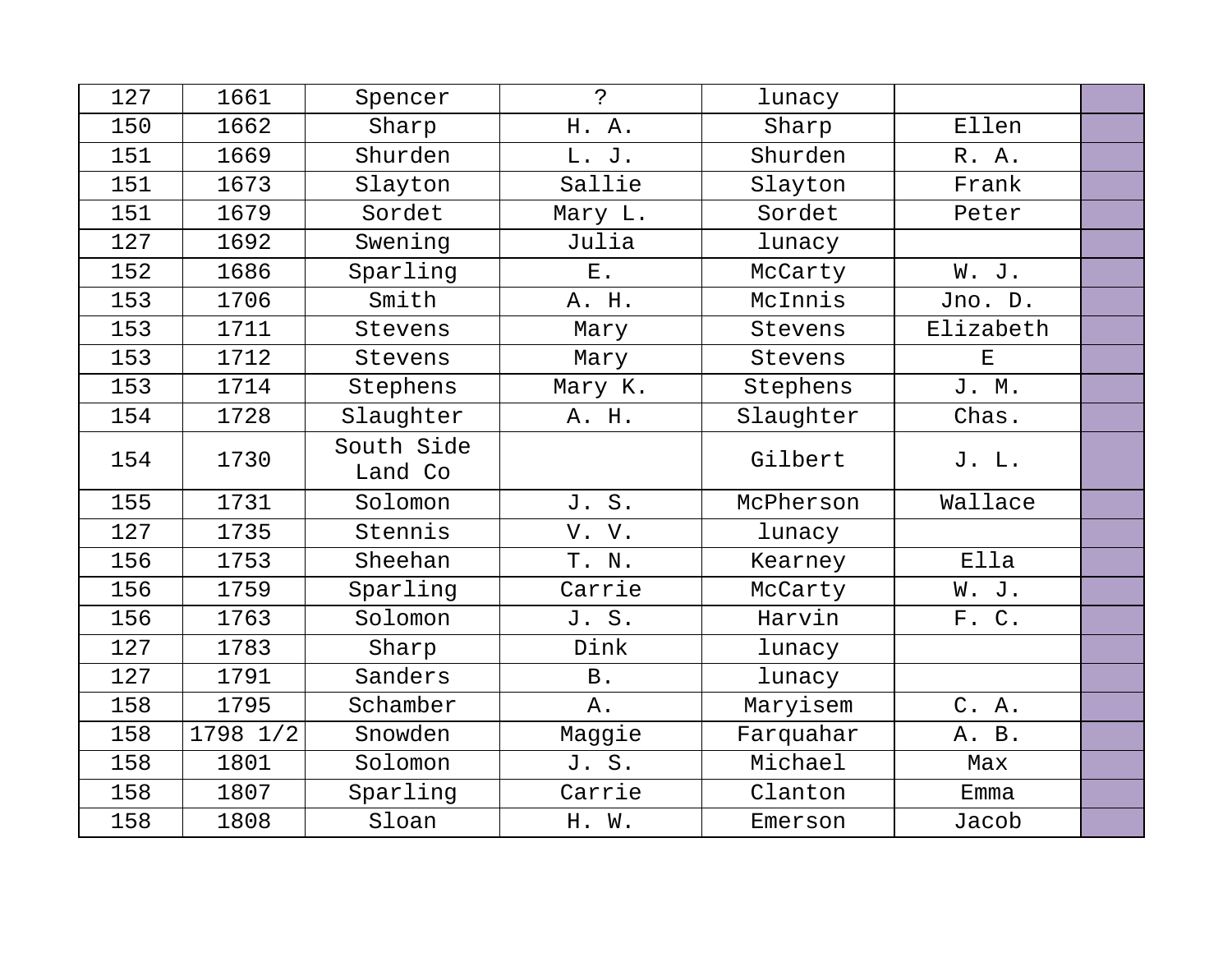| | | | | | | |
|---|---|---|---|---|---|---|
| 127 | 1661 | Spencer | ? | lunacy | | |
| 150 | 1662 | Sharp | H. A. | Sharp | Ellen | |
| 151 | 1669 | Shurden | L. J. | Shurden | R. A. | |
| 151 | 1673 | Slayton | Sallie | Slayton | Frank | |
| 151 | 1679 | Sordet | Mary L. | Sordet | Peter | |
| 127 | 1692 | Swening | Julia | lunacy | | |
| 152 | 1686 | Sparling | E. | McCarty | W. J. | |
| 153 | 1706 | Smith | A. H. | McInnis | Jno. D. | |
| 153 | 1711 | Stevens | Mary | Stevens | Elizabeth | |
| 153 | 1712 | Stevens | Mary | Stevens | E | |
| 153 | 1714 | Stephens | Mary K. | Stephens | J. M. | |
| 154 | 1728 | Slaughter | A. H. | Slaughter | Chas. | |
| 154 | 1730 | South Side Land Co | | Gilbert | J. L. | |
| 155 | 1731 | Solomon | J. S. | McPherson | Wallace | |
| 127 | 1735 | Stennis | V. V. | lunacy | | |
| 156 | 1753 | Sheehan | T. N. | Kearney | Ella | |
| 156 | 1759 | Sparling | Carrie | McCarty | W. J. | |
| 156 | 1763 | Solomon | J. S. | Harvin | F. C. | |
| 127 | 1783 | Sharp | Dink | lunacy | | |
| 127 | 1791 | Sanders | B. | lunacy | | |
| 158 | 1795 | Schamber | A. | Maryisem | C. A. | |
| 158 | 1798 1/2 | Snowden | Maggie | Farquahar | A. B. | |
| 158 | 1801 | Solomon | J. S. | Michael | Max | |
| 158 | 1807 | Sparling | Carrie | Clanton | Emma | |
| 158 | 1808 | Sloan | H. W. | Emerson | Jacob | |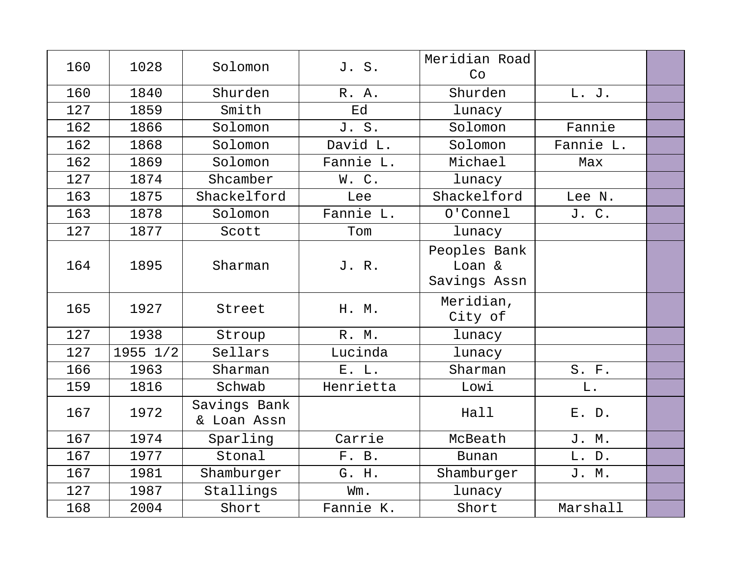| | | | | | | |
|---|---|---|---|---|---|---|
| 160 | 1028 | Solomon | J. S. | Meridian Road Co | | |
| 160 | 1840 | Shurden | R. A. | Shurden | L. J. | |
| 127 | 1859 | Smith | Ed | lunacy | | |
| 162 | 1866 | Solomon | J. S. | Solomon | Fannie | |
| 162 | 1868 | Solomon | David L. | Solomon | Fannie L. | |
| 162 | 1869 | Solomon | Fannie L. | Michael | Max | |
| 127 | 1874 | Shcamber | W. C. | lunacy | | |
| 163 | 1875 | Shackelford | Lee | Shackelford | Lee N. | |
| 163 | 1878 | Solomon | Fannie L. | O'Connel | J. C. | |
| 127 | 1877 | Scott | Tom | lunacy | | |
| 164 | 1895 | Sharman | J. R. | Peoples Bank Loan & Savings Assn | | |
| 165 | 1927 | Street | H. M. | Meridian, City of | | |
| 127 | 1938 | Stroup | R. M. | lunacy | | |
| 127 | 1955 1/2 | Sellars | Lucinda | lunacy | | |
| 166 | 1963 | Sharman | E. L. | Sharman | S. F. | |
| 159 | 1816 | Schwab | Henrietta | Lowi | L. | |
| 167 | 1972 | Savings Bank & Loan Assn | | Hall | E. D. | |
| 167 | 1974 | Sparling | Carrie | McBeath | J. M. | |
| 167 | 1977 | Stonal | F. B. | Bunan | L. D. | |
| 167 | 1981 | Shamburger | G. H. | Shamburger | J. M. | |
| 127 | 1987 | Stallings | Wm. | lunacy | | |
| 168 | 2004 | Short | Fannie K. | Short | Marshall | |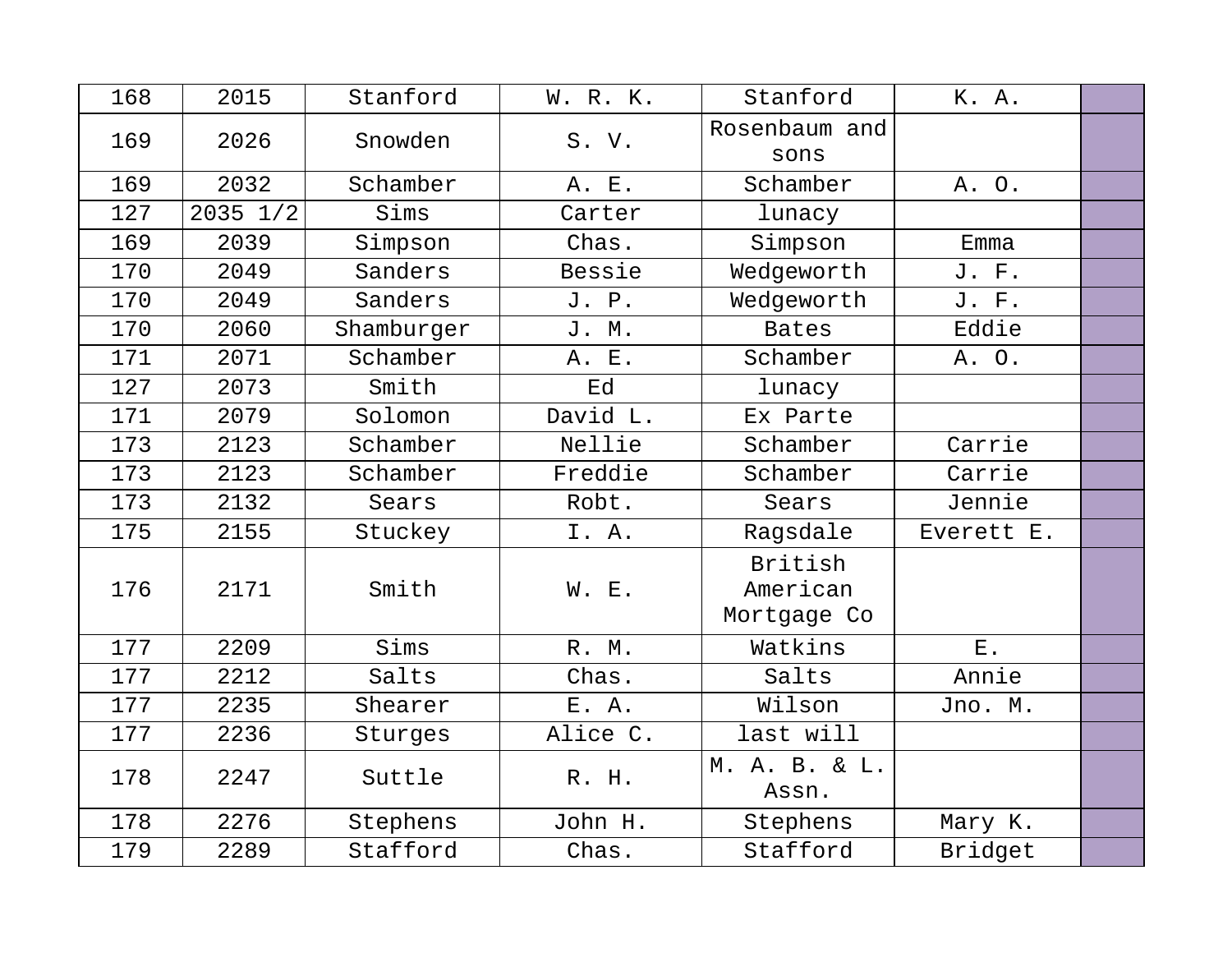| | | | | | | |
|---|---|---|---|---|---|---|
| 168 | 2015 | Stanford | W. R. K. | Stanford | K. A. | |
| 169 | 2026 | Snowden | S. V. | Rosenbaum and sons | | |
| 169 | 2032 | Schamber | A. E. | Schamber | A. O. | |
| 127 | 2035 1/2 | Sims | Carter | lunacy | | |
| 169 | 2039 | Simpson | Chas. | Simpson | Emma | |
| 170 | 2049 | Sanders | Bessie | Wedgeworth | J. F. | |
| 170 | 2049 | Sanders | J. P. | Wedgeworth | J. F. | |
| 170 | 2060 | Shamburger | J. M. | Bates | Eddie | |
| 171 | 2071 | Schamber | A. E. | Schamber | A. O. | |
| 127 | 2073 | Smith | Ed | lunacy | | |
| 171 | 2079 | Solomon | David L. | Ex Parte | | |
| 173 | 2123 | Schamber | Nellie | Schamber | Carrie | |
| 173 | 2123 | Schamber | Freddie | Schamber | Carrie | |
| 173 | 2132 | Sears | Robt. | Sears | Jennie | |
| 175 | 2155 | Stuckey | I. A. | Ragsdale | Everett E. | |
| 176 | 2171 | Smith | W. E. | British American Mortgage Co | | |
| 177 | 2209 | Sims | R. M. | Watkins | E. | |
| 177 | 2212 | Salts | Chas. | Salts | Annie | |
| 177 | 2235 | Shearer | E. A. | Wilson | Jno. M. | |
| 177 | 2236 | Sturges | Alice C. | last will | | |
| 178 | 2247 | Suttle | R. H. | M. A. B. & L. Assn. | | |
| 178 | 2276 | Stephens | John H. | Stephens | Mary K. | |
| 179 | 2289 | Stafford | Chas. | Stafford | Bridget | |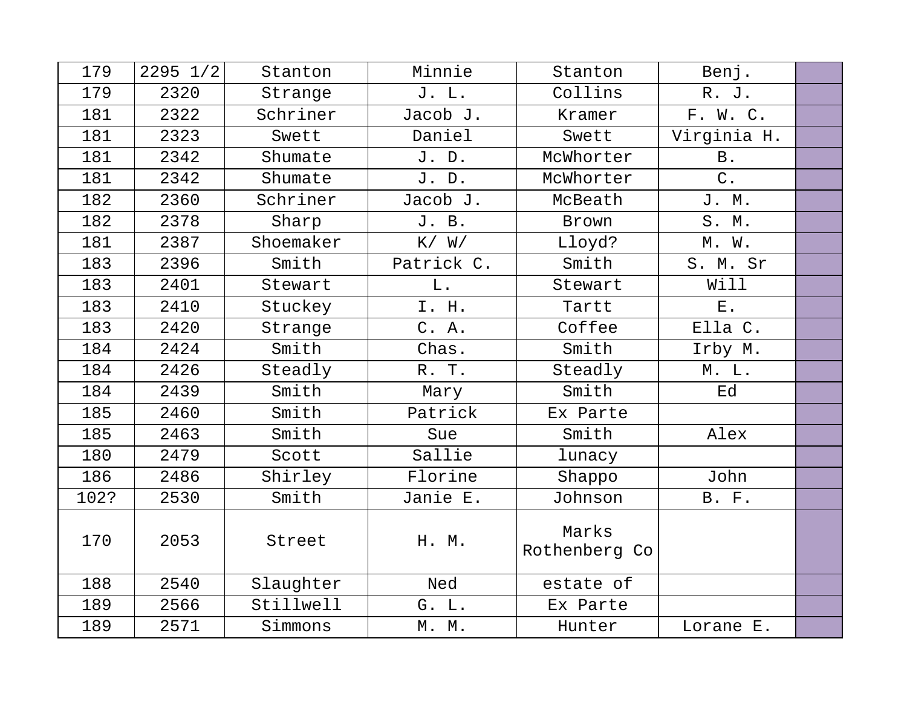| 179 | 2295 1/2 | Stanton | Minnie | Stanton | Benj. | |
|---|---|---|---|---|---|---|
| 179 | 2320 | Strange | J. L. | Collins | R. J. | |
| 181 | 2322 | Schriner | Jacob J. | Kramer | F. W. C. | |
| 181 | 2323 | Swett | Daniel | Swett | Virginia H. | |
| 181 | 2342 | Shumate | J. D. | McWhorter | B. | |
| 181 | 2342 | Shumate | J. D. | McWhorter | C. | |
| 182 | 2360 | Schriner | Jacob J. | McBeath | J. M. | |
| 182 | 2378 | Sharp | J. B. | Brown | S. M. | |
| 181 | 2387 | Shoemaker | K/ W/ | Lloyd? | M. W. | |
| 183 | 2396 | Smith | Patrick C. | Smith | S. M. Sr | |
| 183 | 2401 | Stewart | L. | Stewart | Will | |
| 183 | 2410 | Stuckey | I. H. | Tartt | E. | |
| 183 | 2420 | Strange | C. A. | Coffee | Ella C. | |
| 184 | 2424 | Smith | Chas. | Smith | Irby M. | |
| 184 | 2426 | Steadly | R. T. | Steadly | M. L. | |
| 184 | 2439 | Smith | Mary | Smith | Ed | |
| 185 | 2460 | Smith | Patrick | Ex Parte | | |
| 185 | 2463 | Smith | Sue | Smith | Alex | |
| 180 | 2479 | Scott | Sallie | lunacy | | |
| 186 | 2486 | Shirley | Florine | Shappo | John | |
| 102? | 2530 | Smith | Janie E. | Johnson | B. F. | |
| 170 | 2053 | Street | H. M. | Marks Rothenberg Co | | |
| 188 | 2540 | Slaughter | Ned | estate of | | |
| 189 | 2566 | Stillwell | G. L. | Ex Parte | | |
| 189 | 2571 | Simmons | M. M. | Hunter | Lorane E. | |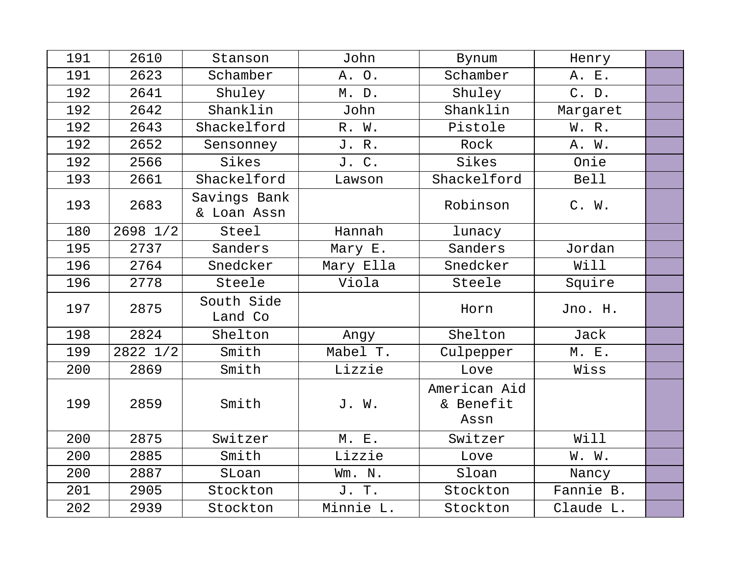| 191 | 2610 | Stanson | John | Bynum | Henry | |
|---|---|---|---|---|---|---|
| 191 | 2623 | Schamber | A. O. | Schamber | A. E. | |
| 192 | 2641 | Shuley | M. D. | Shuley | C. D. | |
| 192 | 2642 | Shanklin | John | Shanklin | Margaret | |
| 192 | 2643 | Shackelford | R. W. | Pistole | W. R. | |
| 192 | 2652 | Sensonney | J. R. | Rock | A. W. | |
| 192 | 2566 | Sikes | J. C. | Sikes | Onie | |
| 193 | 2661 | Shackelford | Lawson | Shackelford | Bell | |
| 193 | 2683 | Savings Bank & Loan Assn | | Robinson | C. W. | |
| 180 | 2698 1/2 | Steel | Hannah | lunacy | | |
| 195 | 2737 | Sanders | Mary E. | Sanders | Jordan | |
| 196 | 2764 | Snedcker | Mary Ella | Snedcker | Will | |
| 196 | 2778 | Steele | Viola | Steele | Squire | |
| 197 | 2875 | South Side Land Co | | Horn | Jno. H. | |
| 198 | 2824 | Shelton | Angy | Shelton | Jack | |
| 199 | 2822 1/2 | Smith | Mabel T. | Culpepper | M. E. | |
| 200 | 2869 | Smith | Lizzie | Love | Wiss | |
| 199 | 2859 | Smith | J. W. | American Aid & Benefit Assn | | |
| 200 | 2875 | Switzer | M. E. | Switzer | Will | |
| 200 | 2885 | Smith | Lizzie | Love | W. W. | |
| 200 | 2887 | SLoan | Wm. N. | Sloan | Nancy | |
| 201 | 2905 | Stockton | J. T. | Stockton | Fannie B. | |
| 202 | 2939 | Stockton | Minnie L. | Stockton | Claude L. | |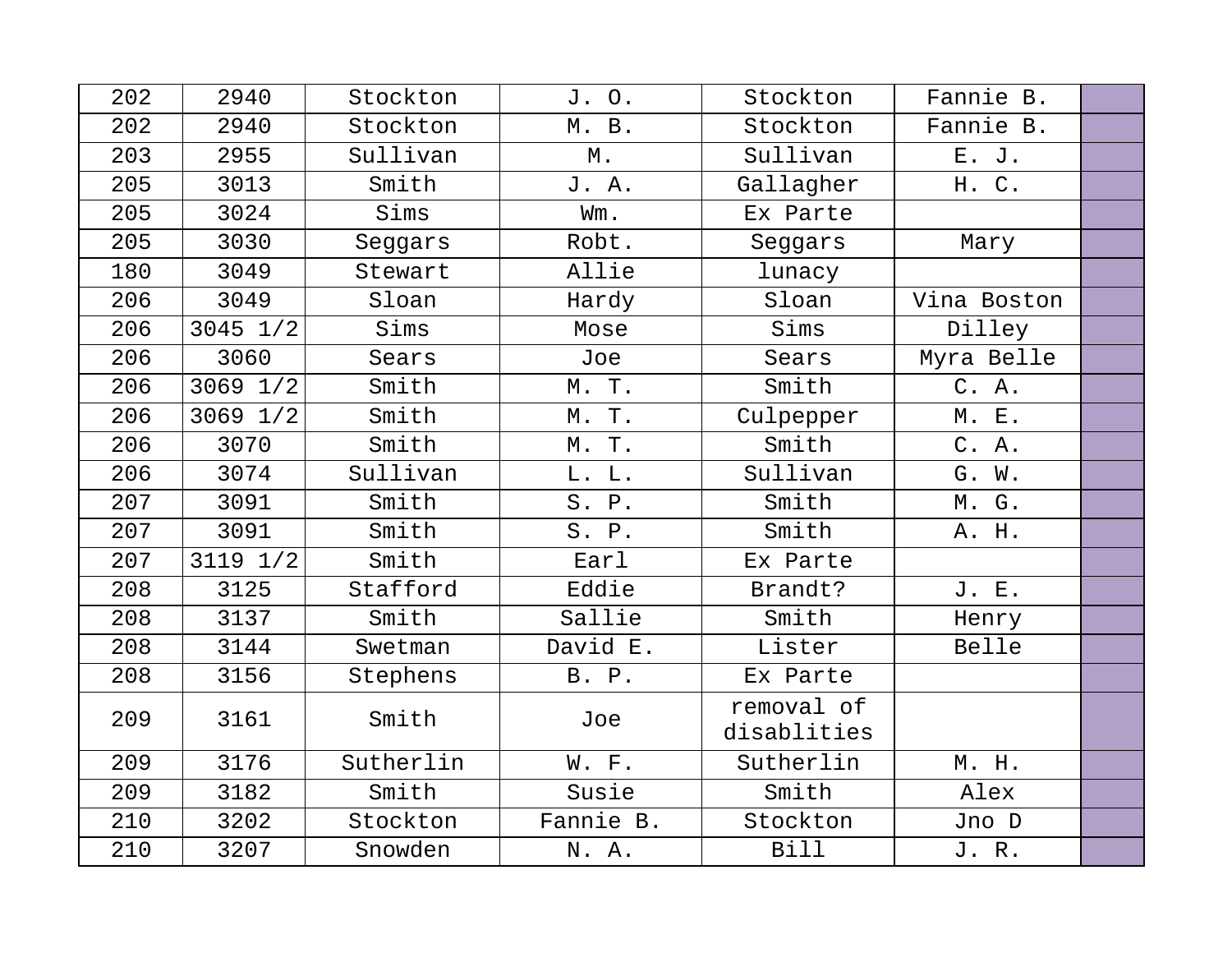| 202 | 2940 | Stockton | J. O. | Stockton | Fannie B. | |
|---|---|---|---|---|---|---|
| 202 | 2940 | Stockton | M. B. | Stockton | Fannie B. | |
| 203 | 2955 | Sullivan | M. | Sullivan | E. J. | |
| 205 | 3013 | Smith | J. A. | Gallagher | H. C. | |
| 205 | 3024 | Sims | Wm. | Ex Parte | | |
| 205 | 3030 | Seggars | Robt. | Seggars | Mary | |
| 180 | 3049 | Stewart | Allie | lunacy | | |
| 206 | 3049 | Sloan | Hardy | Sloan | Vina Boston | |
| 206 | 3045 1/2 | Sims | Mose | Sims | Dilley | |
| 206 | 3060 | Sears | Joe | Sears | Myra Belle | |
| 206 | 3069 1/2 | Smith | M. T. | Smith | C. A. | |
| 206 | 3069 1/2 | Smith | M. T. | Culpepper | M. E. | |
| 206 | 3070 | Smith | M. T. | Smith | C. A. | |
| 206 | 3074 | Sullivan | L. L. | Sullivan | G. W. | |
| 207 | 3091 | Smith | S. P. | Smith | M. G. | |
| 207 | 3091 | Smith | S. P. | Smith | A. H. | |
| 207 | 3119 1/2 | Smith | Earl | Ex Parte | | |
| 208 | 3125 | Stafford | Eddie | Brandt? | J. E. | |
| 208 | 3137 | Smith | Sallie | Smith | Henry | |
| 208 | 3144 | Swetman | David E. | Lister | Belle | |
| 208 | 3156 | Stephens | B. P. | Ex Parte | | |
| 209 | 3161 | Smith | Joe | removal of disablities | | |
| 209 | 3176 | Sutherlin | W. F. | Sutherlin | M. H. | |
| 209 | 3182 | Smith | Susie | Smith | Alex | |
| 210 | 3202 | Stockton | Fannie B. | Stockton | Jno D | |
| 210 | 3207 | Snowden | N. A. | Bill | J. R. | |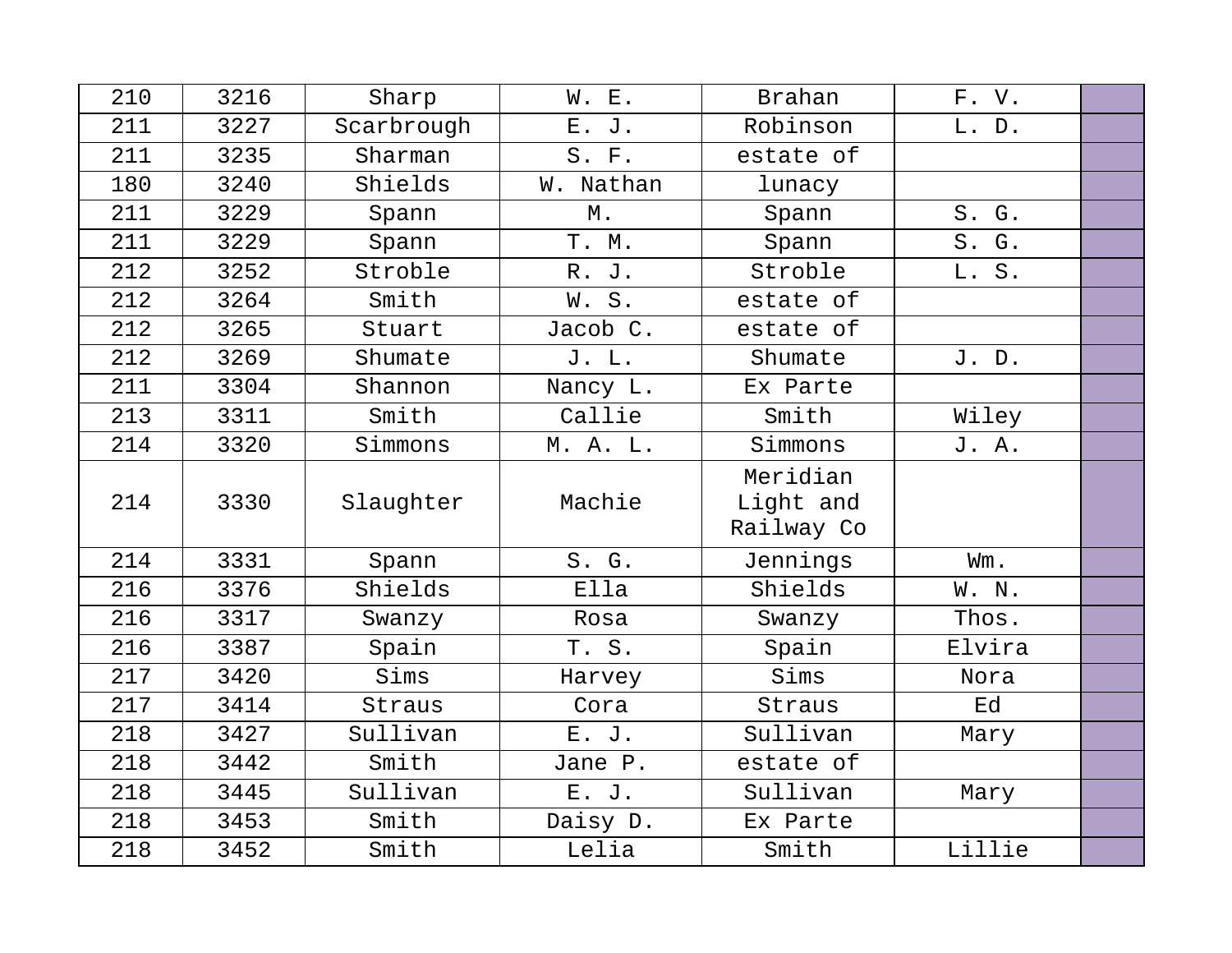| 210 | 3216 | Sharp | W. E. | Brahan | F. V. | |
|---|---|---|---|---|---|---|
| 211 | 3227 | Scarbrough | E. J. | Robinson | L. D. | |
| 211 | 3235 | Sharman | S. F. | estate of | | |
| 180 | 3240 | Shields | W. Nathan | lunacy | | |
| 211 | 3229 | Spann | M. | Spann | S. G. | |
| 211 | 3229 | Spann | T. M. | Spann | S. G. | |
| 212 | 3252 | Stroble | R. J. | Stroble | L. S. | |
| 212 | 3264 | Smith | W. S. | estate of | | |
| 212 | 3265 | Stuart | Jacob C. | estate of | | |
| 212 | 3269 | Shumate | J. L. | Shumate | J. D. | |
| 211 | 3304 | Shannon | Nancy L. | Ex Parte | | |
| 213 | 3311 | Smith | Callie | Smith | Wiley | |
| 214 | 3320 | Simmons | M. A. L. | Simmons | J. A. | |
| 214 | 3330 | Slaughter | Machie | Meridian Light and Railway Co | | |
| 214 | 3331 | Spann | S. G. | Jennings | Wm. | |
| 216 | 3376 | Shields | Ella | Shields | W. N. | |
| 216 | 3317 | Swanzy | Rosa | Swanzy | Thos. | |
| 216 | 3387 | Spain | T. S. | Spain | Elvira | |
| 217 | 3420 | Sims | Harvey | Sims | Nora | |
| 217 | 3414 | Straus | Cora | Straus | Ed | |
| 218 | 3427 | Sullivan | E. J. | Sullivan | Mary | |
| 218 | 3442 | Smith | Jane P. | estate of | | |
| 218 | 3445 | Sullivan | E. J. | Sullivan | Mary | |
| 218 | 3453 | Smith | Daisy D. | Ex Parte | | |
| 218 | 3452 | Smith | Lelia | Smith | Lillie | |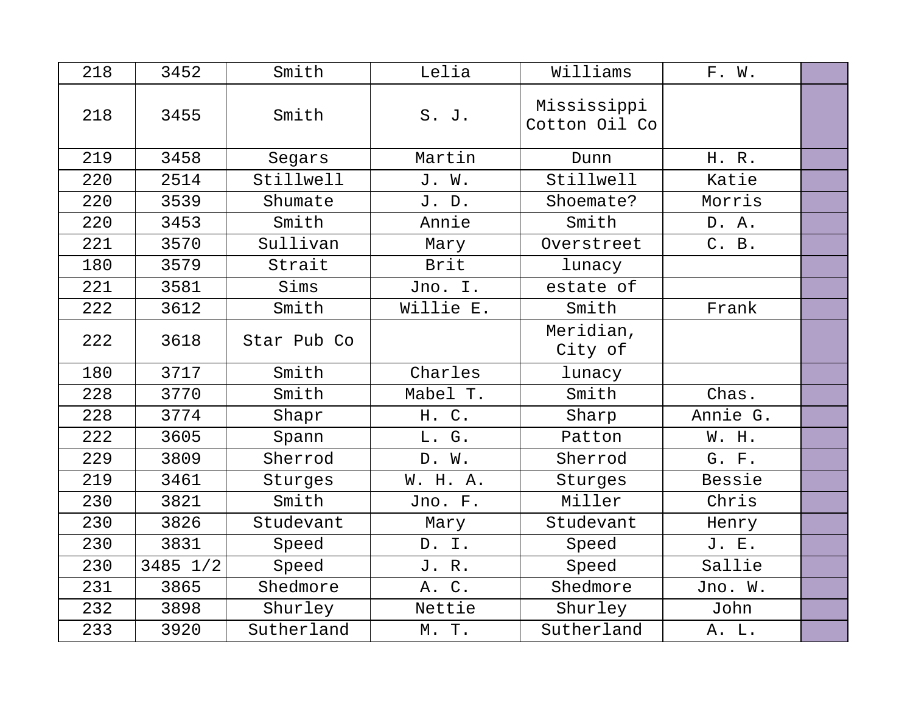| 218 | 3452 | Smith | Lelia | Williams | F. W. | |
|---|---|---|---|---|---|---|
| 218 | 3455 | Smith | S. J. | Mississippi Cotton Oil Co | | |
| 219 | 3458 | Segars | Martin | Dunn | H. R. | |
| 220 | 2514 | Stillwell | J. W. | Stillwell | Katie | |
| 220 | 3539 | Shumate | J. D. | Shoemate? | Morris | |
| 220 | 3453 | Smith | Annie | Smith | D. A. | |
| 221 | 3570 | Sullivan | Mary | Overstreet | C. B. | |
| 180 | 3579 | Strait | Brit | lunacy | | |
| 221 | 3581 | Sims | Jno. I. | estate of | | |
| 222 | 3612 | Smith | Willie E. | Smith | Frank | |
| 222 | 3618 | Star Pub Co | | Meridian, City of | | |
| 180 | 3717 | Smith | Charles | lunacy | | |
| 228 | 3770 | Smith | Mabel T. | Smith | Chas. | |
| 228 | 3774 | Shapr | H. C. | Sharp | Annie G. | |
| 222 | 3605 | Spann | L. G. | Patton | W. H. | |
| 229 | 3809 | Sherrod | D. W. | Sherrod | G. F. | |
| 219 | 3461 | Sturges | W. H. A. | Sturges | Bessie | |
| 230 | 3821 | Smith | Jno. F. | Miller | Chris | |
| 230 | 3826 | Studevant | Mary | Studevant | Henry | |
| 230 | 3831 | Speed | D. I. | Speed | J. E. | |
| 230 | 3485 1/2 | Speed | J. R. | Speed | Sallie | |
| 231 | 3865 | Shedmore | A. C. | Shedmore | Jno. W. | |
| 232 | 3898 | Shurley | Nettie | Shurley | John | |
| 233 | 3920 | Sutherland | M. T. | Sutherland | A. L. | |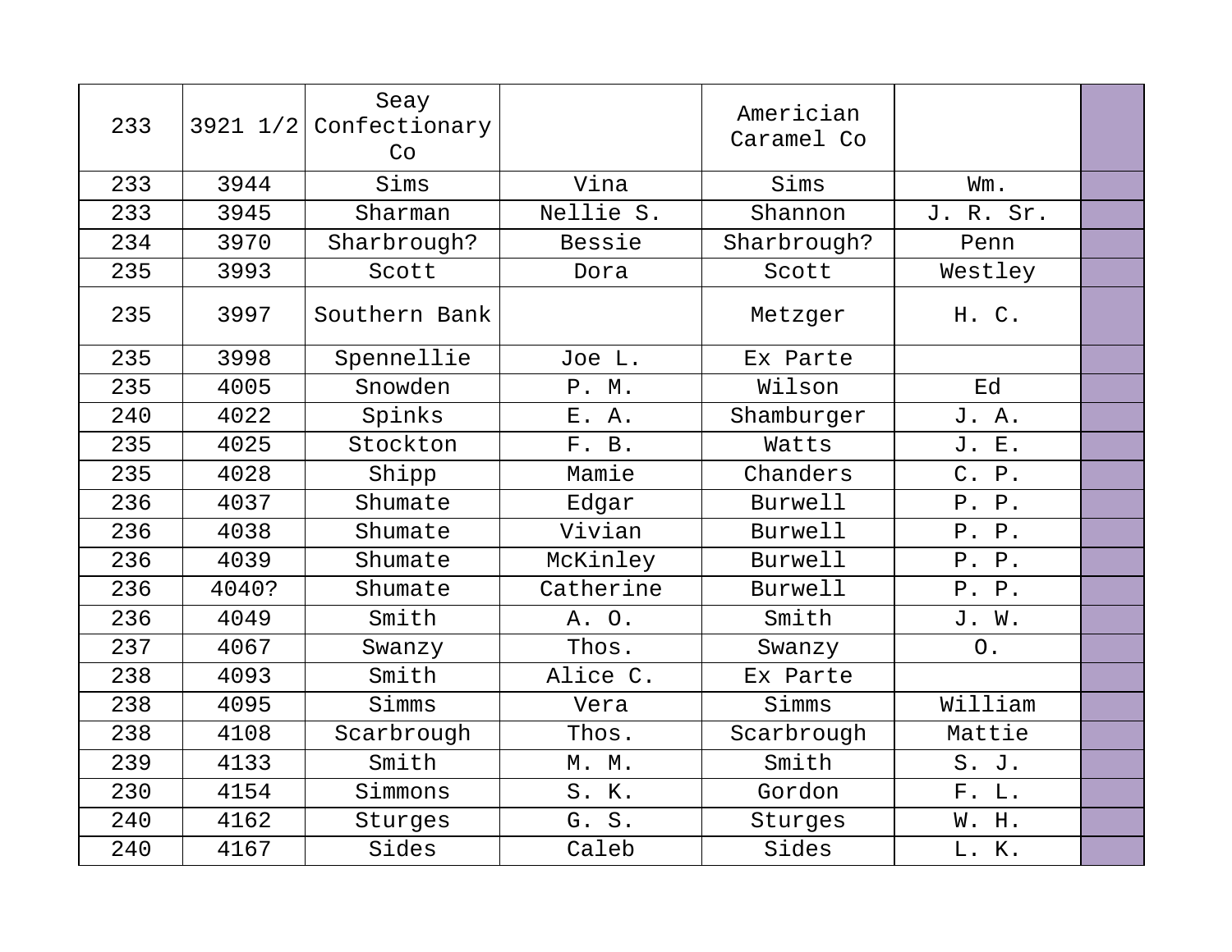| 233 | 3921 1/2 | Seay Confectionary Co | | Americian Caramel Co | | |
|---|---|---|---|---|---|---|
| 233 | 3944 | Sims | Vina | Sims | Wm. | |
| 233 | 3945 | Sharman | Nellie S. | Shannon | J. R. Sr. | |
| 234 | 3970 | Sharbrough? | Bessie | Sharbrough? | Penn | |
| 235 | 3993 | Scott | Dora | Scott | Westley | |
| 235 | 3997 | Southern Bank | | Metzger | H. C. | |
| 235 | 3998 | Spennellie | Joe L. | Ex Parte | | |
| 235 | 4005 | Snowden | P. M. | Wilson | Ed | |
| 240 | 4022 | Spinks | E. A. | Shamburger | J. A. | |
| 235 | 4025 | Stockton | F. B. | Watts | J. E. | |
| 235 | 4028 | Shipp | Mamie | Chanders | C. P. | |
| 236 | 4037 | Shumate | Edgar | Burwell | P. P. | |
| 236 | 4038 | Shumate | Vivian | Burwell | P. P. | |
| 236 | 4039 | Shumate | McKinley | Burwell | P. P. | |
| 236 | 4040? | Shumate | Catherine | Burwell | P. P. | |
| 236 | 4049 | Smith | A. O. | Smith | J. W. | |
| 237 | 4067 | Swanzy | Thos. | Swanzy | O. | |
| 238 | 4093 | Smith | Alice C. | Ex Parte | | |
| 238 | 4095 | Simms | Vera | Simms | William | |
| 238 | 4108 | Scarbrough | Thos. | Scarbrough | Mattie | |
| 239 | 4133 | Smith | M. M. | Smith | S. J. | |
| 230 | 4154 | Simmons | S. K. | Gordon | F. L. | |
| 240 | 4162 | Sturges | G. S. | Sturges | W. H. | |
| 240 | 4167 | Sides | Caleb | Sides | L. K. | |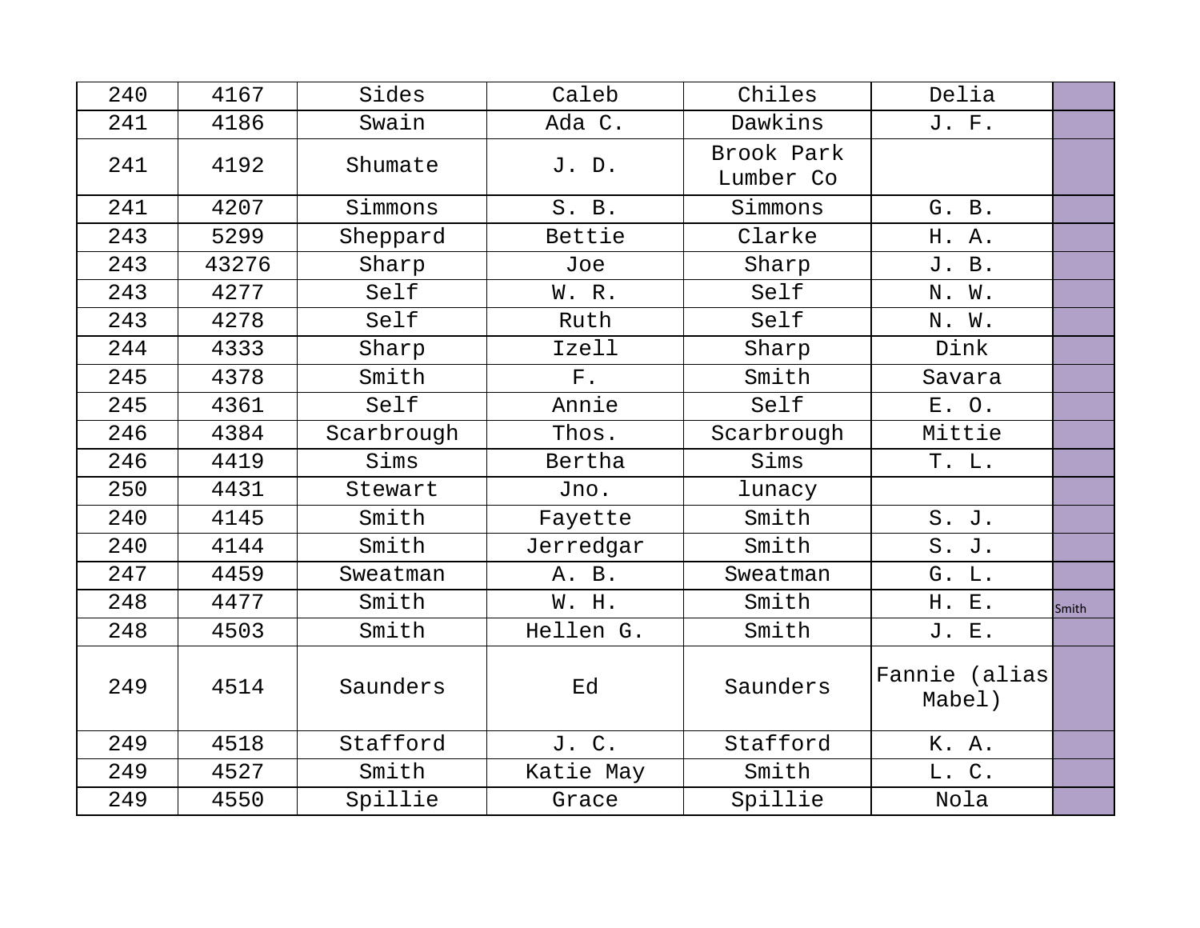| 240 | 4167 | Sides | Caleb | Chiles | Delia | |
|---|---|---|---|---|---|---|
| 241 | 4186 | Swain | Ada C. | Dawkins | J. F. | |
| 241 | 4192 | Shumate | J. D. | Brook Park Lumber Co | | |
| 241 | 4207 | Simmons | S. B. | Simmons | G. B. | |
| 243 | 5299 | Sheppard | Bettie | Clarke | H. A. | |
| 243 | 43276 | Sharp | Joe | Sharp | J. B. | |
| 243 | 4277 | Self | W. R. | Self | N. W. | |
| 243 | 4278 | Self | Ruth | Self | N. W. | |
| 244 | 4333 | Sharp | Izell | Sharp | Dink | |
| 245 | 4378 | Smith | F. | Smith | Savara | |
| 245 | 4361 | Self | Annie | Self | E. O. | |
| 246 | 4384 | Scarbrough | Thos. | Scarbrough | Mittie | |
| 246 | 4419 | Sims | Bertha | Sims | T. L. | |
| 250 | 4431 | Stewart | Jno. | lunacy | | |
| 240 | 4145 | Smith | Fayette | Smith | S. J. | |
| 240 | 4144 | Smith | Jerredgar | Smith | S. J. | |
| 247 | 4459 | Sweatman | A. B. | Sweatman | G. L. | |
| 248 | 4477 | Smith | W. H. | Smith | H. E. | Smith |
| 248 | 4503 | Smith | Hellen G. | Smith | J. E. | |
| 249 | 4514 | Saunders | Ed | Saunders | Fannie (alias Mabel) | |
| 249 | 4518 | Stafford | J. C. | Stafford | K. A. | |
| 249 | 4527 | Smith | Katie May | Smith | L. C. | |
| 249 | 4550 | Spillie | Grace | Spillie | Nola | |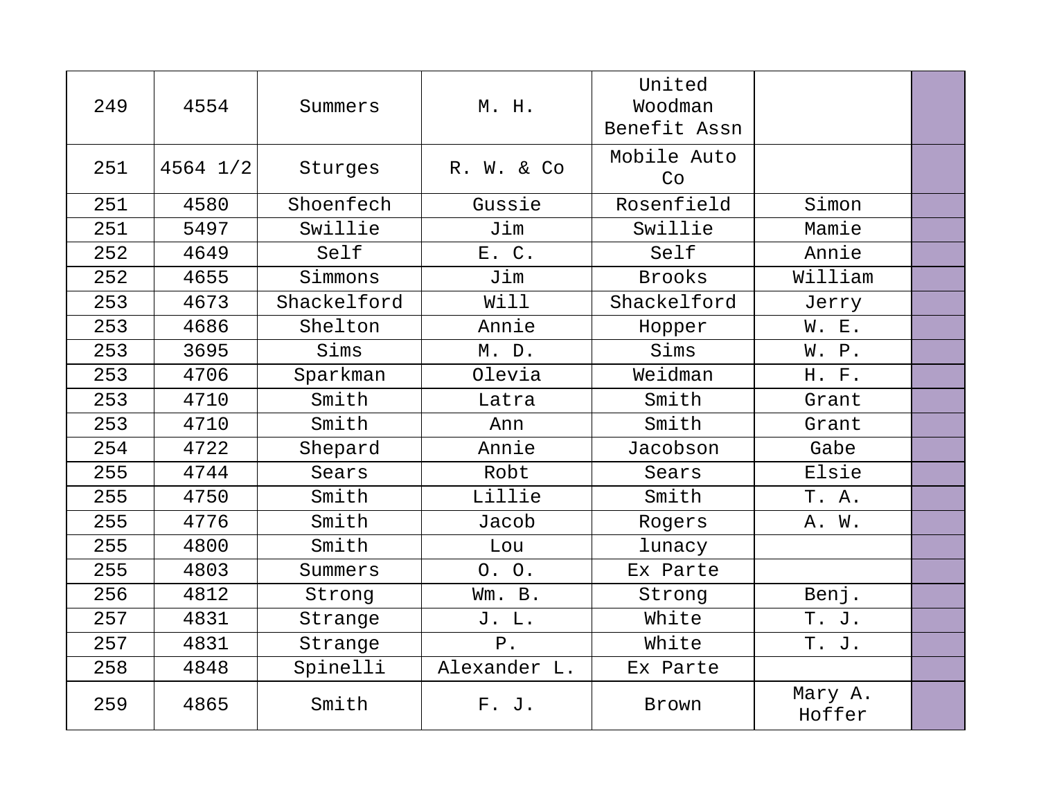| 249 | 4554 | Summers | M. H. | United Woodman Benefit Assn | | |
|---|---|---|---|---|---|---|
| 251 | 4564 1/2 | Sturges | R. W. & Co | Mobile Auto Co | | |
| 251 | 4580 | Shoenfech | Gussie | Rosenfield | Simon | |
| 251 | 5497 | Swillie | Jim | Swillie | Mamie | |
| 252 | 4649 | Self | E. C. | Self | Annie | |
| 252 | 4655 | Simmons | Jim | Brooks | William | |
| 253 | 4673 | Shackelford | Will | Shackelford | Jerry | |
| 253 | 4686 | Shelton | Annie | Hopper | W. E. | |
| 253 | 3695 | Sims | M. D. | Sims | W. P. | |
| 253 | 4706 | Sparkman | Olevia | Weidman | H. F. | |
| 253 | 4710 | Smith | Latra | Smith | Grant | |
| 253 | 4710 | Smith | Ann | Smith | Grant | |
| 254 | 4722 | Shepard | Annie | Jacobson | Gabe | |
| 255 | 4744 | Sears | Robt | Sears | Elsie | |
| 255 | 4750 | Smith | Lillie | Smith | T. A. | |
| 255 | 4776 | Smith | Jacob | Rogers | A. W. | |
| 255 | 4800 | Smith | Lou | lunacy | | |
| 255 | 4803 | Summers | O. O. | Ex Parte | | |
| 256 | 4812 | Strong | Wm. B. | Strong | Benj. | |
| 257 | 4831 | Strange | J. L. | White | T. J. | |
| 257 | 4831 | Strange | P. | White | T. J. | |
| 258 | 4848 | Spinelli | Alexander L. | Ex Parte | | |
| 259 | 4865 | Smith | F. J. | Brown | Mary A. Hoffer | |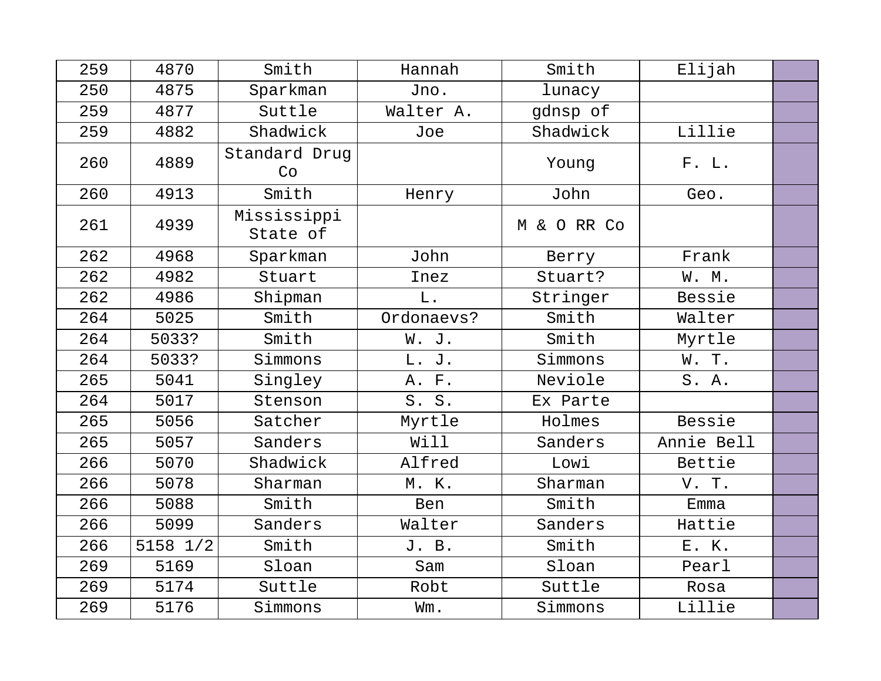| 259 | 4870 | Smith | Hannah | Smith | Elijah | |
|---|---|---|---|---|---|---|
| 250 | 4875 | Sparkman | Jno. | lunacy | | |
| 259 | 4877 | Suttle | Walter A. | gdnsp of | | |
| 259 | 4882 | Shadwick | Joe | Shadwick | Lillie | |
| 260 | 4889 | Standard Drug Co | | Young | F. L. | |
| 260 | 4913 | Smith | Henry | John | Geo. | |
| 261 | 4939 | Mississippi State of | | M & O RR Co | | |
| 262 | 4968 | Sparkman | John | Berry | Frank | |
| 262 | 4982 | Stuart | Inez | Stuart? | W. M. | |
| 262 | 4986 | Shipman | L. | Stringer | Bessie | |
| 264 | 5025 | Smith | Ordonaevs? | Smith | Walter | |
| 264 | 5033? | Smith | W. J. | Smith | Myrtle | |
| 264 | 5033? | Simmons | L. J. | Simmons | W. T. | |
| 265 | 5041 | Singley | A. F. | Neviole | S. A. | |
| 264 | 5017 | Stenson | S. S. | Ex Parte | | |
| 265 | 5056 | Satcher | Myrtle | Holmes | Bessie | |
| 265 | 5057 | Sanders | Will | Sanders | Annie Bell | |
| 266 | 5070 | Shadwick | Alfred | Lowi | Bettie | |
| 266 | 5078 | Sharman | M. K. | Sharman | V. T. | |
| 266 | 5088 | Smith | Ben | Smith | Emma | |
| 266 | 5099 | Sanders | Walter | Sanders | Hattie | |
| 266 | 5158 1/2 | Smith | J. B. | Smith | E. K. | |
| 269 | 5169 | Sloan | Sam | Sloan | Pearl | |
| 269 | 5174 | Suttle | Robt | Suttle | Rosa | |
| 269 | 5176 | Simmons | Wm. | Simmons | Lillie | |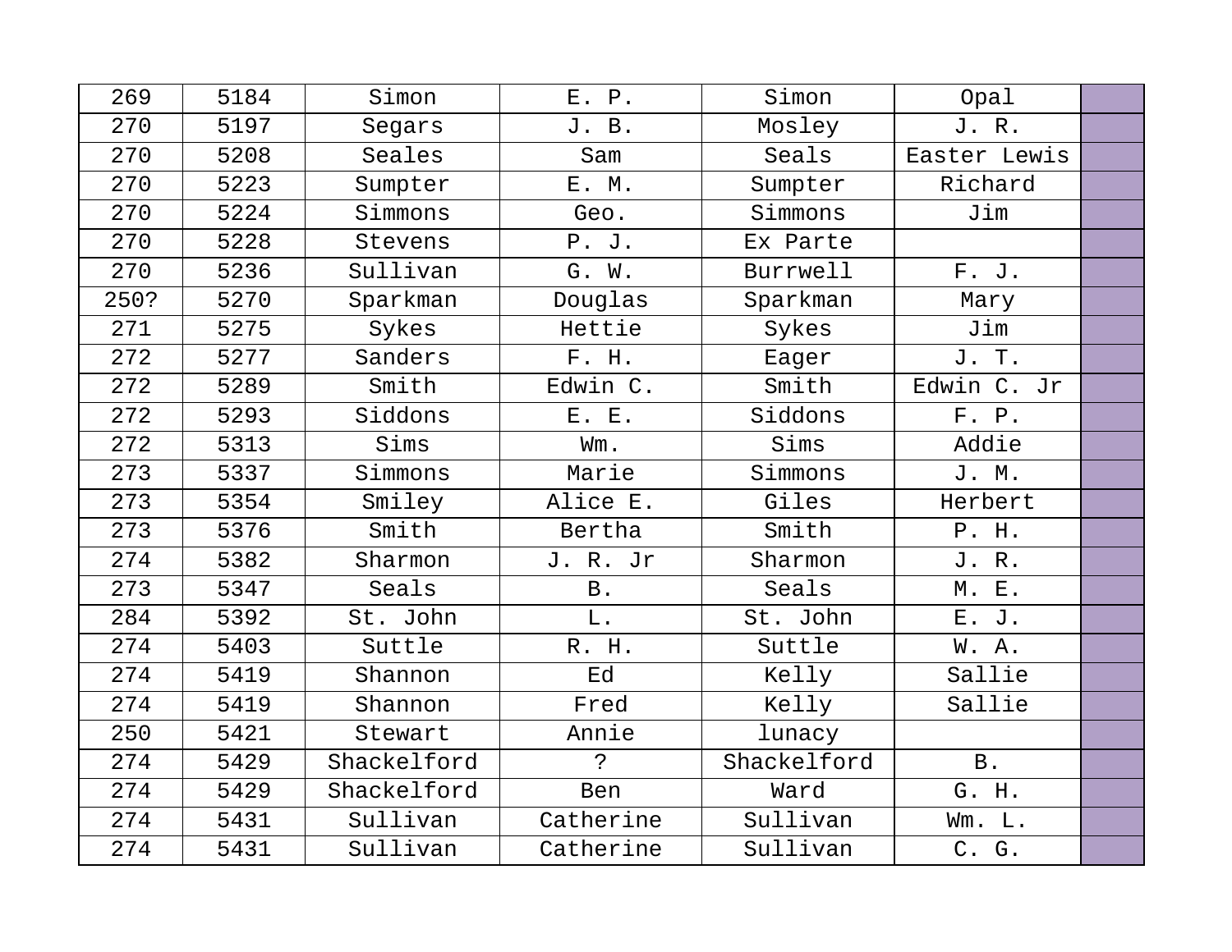| 269 | 5184 | Simon | E. P. | Simon | Opal | |
|---|---|---|---|---|---|---|
| 270 | 5197 | Segars | J. B. | Mosley | J. R. | |
| 270 | 5208 | Seales | Sam | Seals | Easter Lewis | |
| 270 | 5223 | Sumpter | E. M. | Sumpter | Richard | |
| 270 | 5224 | Simmons | Geo. | Simmons | Jim | |
| 270 | 5228 | Stevens | P. J. | Ex Parte | | |
| 270 | 5236 | Sullivan | G. W. | Burrwell | F. J. | |
| 250? | 5270 | Sparkman | Douglas | Sparkman | Mary | |
| 271 | 5275 | Sykes | Hettie | Sykes | Jim | |
| 272 | 5277 | Sanders | F. H. | Eager | J. T. | |
| 272 | 5289 | Smith | Edwin C. | Smith | Edwin C. Jr | |
| 272 | 5293 | Siddons | E. E. | Siddons | F. P. | |
| 272 | 5313 | Sims | Wm. | Sims | Addie | |
| 273 | 5337 | Simmons | Marie | Simmons | J. M. | |
| 273 | 5354 | Smiley | Alice E. | Giles | Herbert | |
| 273 | 5376 | Smith | Bertha | Smith | P. H. | |
| 274 | 5382 | Sharmon | J. R. Jr | Sharmon | J. R. | |
| 273 | 5347 | Seals | B. | Seals | M. E. | |
| 284 | 5392 | St. John | L. | St. John | E. J. | |
| 274 | 5403 | Suttle | R. H. | Suttle | W. A. | |
| 274 | 5419 | Shannon | Ed | Kelly | Sallie | |
| 274 | 5419 | Shannon | Fred | Kelly | Sallie | |
| 250 | 5421 | Stewart | Annie | lunacy | | |
| 274 | 5429 | Shackelford | ? | Shackelford | B. | |
| 274 | 5429 | Shackelford | Ben | Ward | G. H. | |
| 274 | 5431 | Sullivan | Catherine | Sullivan | Wm. L. | |
| 274 | 5431 | Sullivan | Catherine | Sullivan | C. G. | |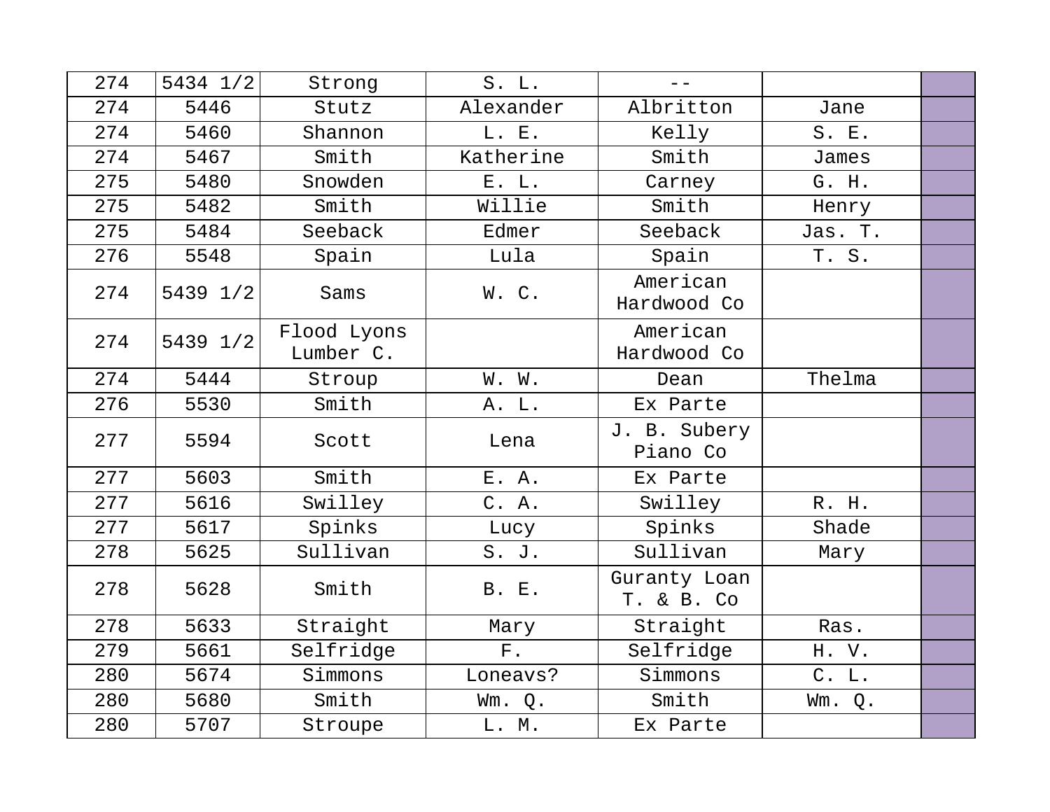| 274 | 5434 1/2 | Strong | S. L. | -- | | |
|---|---|---|---|---|---|---|
| 274 | 5446 | Stutz | Alexander | Albritton | Jane | |
| 274 | 5460 | Shannon | L. E. | Kelly | S. E. | |
| 274 | 5467 | Smith | Katherine | Smith | James | |
| 275 | 5480 | Snowden | E. L. | Carney | G. H. | |
| 275 | 5482 | Smith | Willie | Smith | Henry | |
| 275 | 5484 | Seeback | Edmer | Seeback | Jas. T. | |
| 276 | 5548 | Spain | Lula | Spain | T. S. | |
| 274 | 5439 1/2 | Sams | W. C. | American Hardwood Co | | |
| 274 | 5439 1/2 | Flood Lyons Lumber C. | | American Hardwood Co | | |
| 274 | 5444 | Stroup | W. W. | Dean | Thelma | |
| 276 | 5530 | Smith | A. L. | Ex Parte | | |
| 277 | 5594 | Scott | Lena | J. B. Subery Piano Co | | |
| 277 | 5603 | Smith | E. A. | Ex Parte | | |
| 277 | 5616 | Swilley | C. A. | Swilley | R. H. | |
| 277 | 5617 | Spinks | Lucy | Spinks | Shade | |
| 278 | 5625 | Sullivan | S. J. | Sullivan | Mary | |
| 278 | 5628 | Smith | B. E. | Guranty Loan T. & B. Co | | |
| 278 | 5633 | Straight | Mary | Straight | Ras. | |
| 279 | 5661 | Selfridge | F. | Selfridge | H. V. | |
| 280 | 5674 | Simmons | Loneavs? | Simmons | C. L. | |
| 280 | 5680 | Smith | Wm. Q. | Smith | Wm. Q. | |
| 280 | 5707 | Stroupe | L. M. | Ex Parte | | |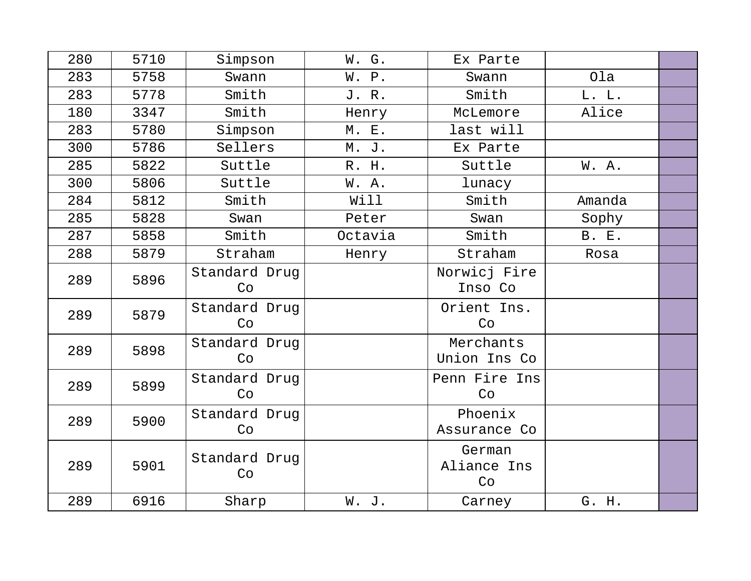| | | | | | | |
|---|---|---|---|---|---|---|
| 280 | 5710 | Simpson | W. G. | Ex Parte | | |
| 283 | 5758 | Swann | W. P. | Swann | Ola | |
| 283 | 5778 | Smith | J. R. | Smith | L. L. | |
| 180 | 3347 | Smith | Henry | McLemore | Alice | |
| 283 | 5780 | Simpson | M. E. | last will | | |
| 300 | 5786 | Sellers | M. J. | Ex Parte | | |
| 285 | 5822 | Suttle | R. H. | Suttle | W. A. | |
| 300 | 5806 | Suttle | W. A. | lunacy | | |
| 284 | 5812 | Smith | Will | Smith | Amanda | |
| 285 | 5828 | Swan | Peter | Swan | Sophy | |
| 287 | 5858 | Smith | Octavia | Smith | B. E. | |
| 288 | 5879 | Straham | Henry | Straham | Rosa | |
| 289 | 5896 | Standard Drug Co | | Norwicj Fire Inso Co | | |
| 289 | 5879 | Standard Drug Co | | Orient Ins. Co | | |
| 289 | 5898 | Standard Drug Co | | Merchants Union Ins Co | | |
| 289 | 5899 | Standard Drug Co | | Penn Fire Ins Co | | |
| 289 | 5900 | Standard Drug Co | | Phoenix Assurance Co | | |
| 289 | 5901 | Standard Drug Co | | German Aliance Ins Co | | |
| 289 | 6916 | Sharp | W. J. | Carney | G. H. | |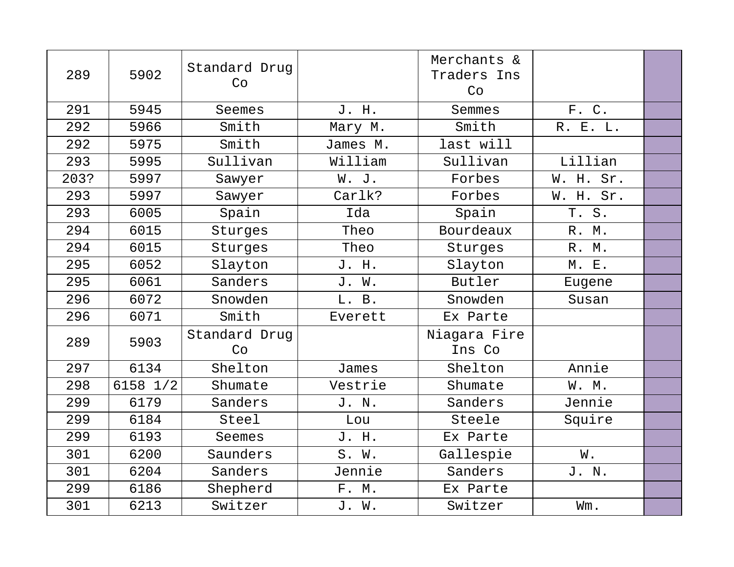| | | | | | | |
|---|---|---|---|---|---|---|
| 289 | 5902 | Standard Drug Co | | Merchants & Traders Ins Co | | |
| 291 | 5945 | Seemes | J. H. | Semmes | F. C. | |
| 292 | 5966 | Smith | Mary M. | Smith | R. E. L. | |
| 292 | 5975 | Smith | James M. | last will | | |
| 293 | 5995 | Sullivan | William | Sullivan | Lillian | |
| 203? | 5997 | Sawyer | W. J. | Forbes | W. H. Sr. | |
| 293 | 5997 | Sawyer | Carlk? | Forbes | W. H. Sr. | |
| 293 | 6005 | Spain | Ida | Spain | T. S. | |
| 294 | 6015 | Sturges | Theo | Bourdeaux | R. M. | |
| 294 | 6015 | Sturges | Theo | Sturges | R. M. | |
| 295 | 6052 | Slayton | J. H. | Slayton | M. E. | |
| 295 | 6061 | Sanders | J. W. | Butler | Eugene | |
| 296 | 6072 | Snowden | L. B. | Snowden | Susan | |
| 296 | 6071 | Smith | Everett | Ex Parte | | |
| 289 | 5903 | Standard Drug Co | | Niagara Fire Ins Co | | |
| 297 | 6134 | Shelton | James | Shelton | Annie | |
| 298 | 6158 1/2 | Shumate | Vestrie | Shumate | W. M. | |
| 299 | 6179 | Sanders | J. N. | Sanders | Jennie | |
| 299 | 6184 | Steel | Lou | Steele | Squire | |
| 299 | 6193 | Seemes | J. H. | Ex Parte | | |
| 301 | 6200 | Saunders | S. W. | Gallespie | W. | |
| 301 | 6204 | Sanders | Jennie | Sanders | J. N. | |
| 299 | 6186 | Shepherd | F. M. | Ex Parte | | |
| 301 | 6213 | Switzer | J. W. | Switzer | Wm. | |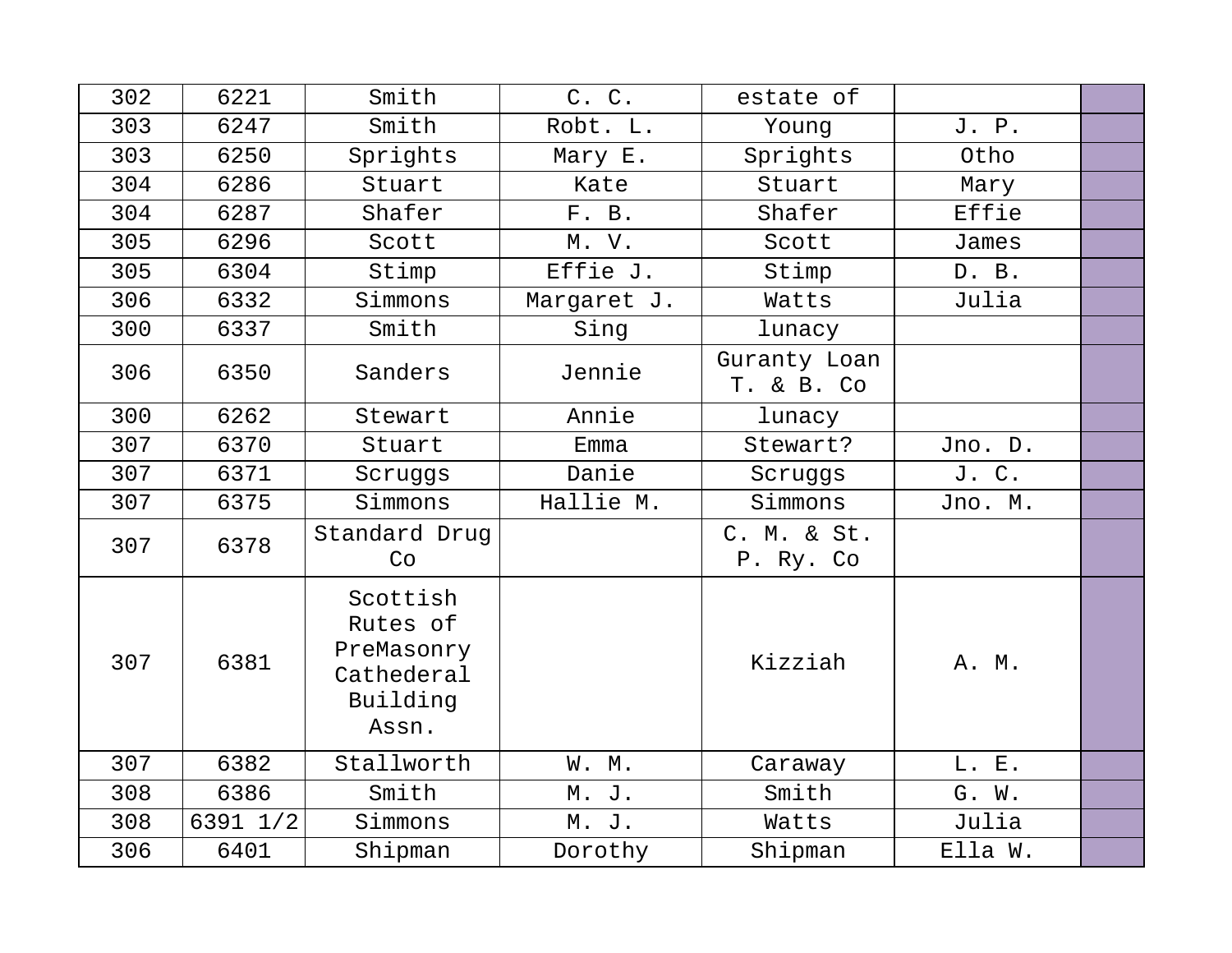| | | | | | | |
|---|---|---|---|---|---|---|
| 302 | 6221 | Smith | C. C. | estate of | | |
| 303 | 6247 | Smith | Robt. L. | Young | J. P. | |
| 303 | 6250 | Sprights | Mary E. | Sprights | Otho | |
| 304 | 6286 | Stuart | Kate | Stuart | Mary | |
| 304 | 6287 | Shafer | F. B. | Shafer | Effie | |
| 305 | 6296 | Scott | M. V. | Scott | James | |
| 305 | 6304 | Stimp | Effie J. | Stimp | D. B. | |
| 306 | 6332 | Simmons | Margaret J. | Watts | Julia | |
| 300 | 6337 | Smith | Sing | lunacy | | |
| 306 | 6350 | Sanders | Jennie | Guranty Loan T. & B. Co | | |
| 300 | 6262 | Stewart | Annie | lunacy | | |
| 307 | 6370 | Stuart | Emma | Stewart? | Jno. D. | |
| 307 | 6371 | Scruggs | Danie | Scruggs | J. C. | |
| 307 | 6375 | Simmons | Hallie M. | Simmons | Jno. M. | |
| 307 | 6378 | Standard Drug Co | | C. M. & St. P. Ry. Co | | |
| 307 | 6381 | Scottish Rutes of PreMasonry Cathederal Building Assn. | | Kizziah | A. M. | |
| 307 | 6382 | Stallworth | W. M. | Caraway | L. E. | |
| 308 | 6386 | Smith | M. J. | Smith | G. W. | |
| 308 | 6391 1/2 | Simmons | M. J. | Watts | Julia | |
| 306 | 6401 | Shipman | Dorothy | Shipman | Ella W. | |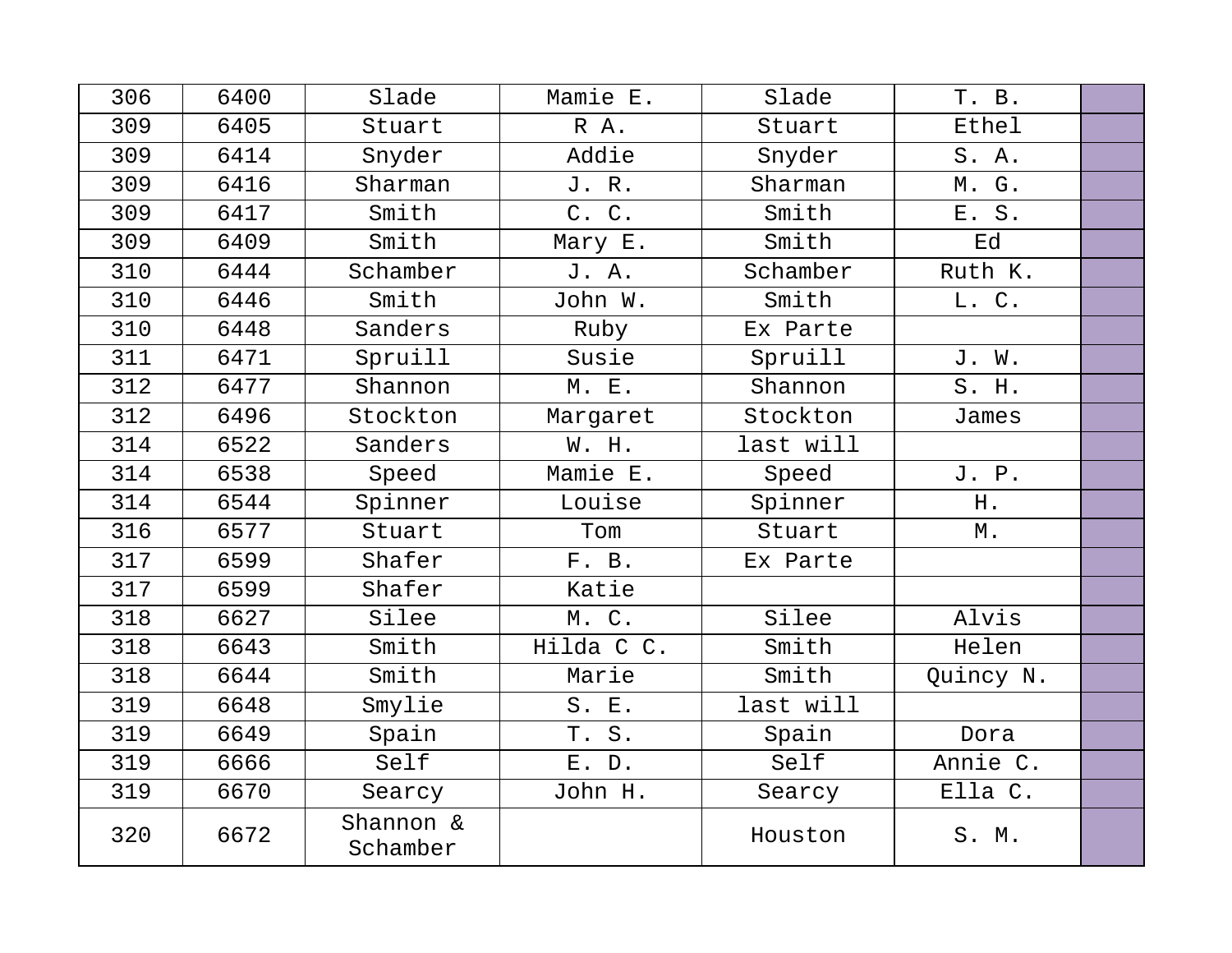| 306 | 6400 | Slade | Mamie E. | Slade | T. B. | |
|---|---|---|---|---|---|---|
| 309 | 6405 | Stuart | R A. | Stuart | Ethel | |
| 309 | 6414 | Snyder | Addie | Snyder | S. A. | |
| 309 | 6416 | Sharman | J. R. | Sharman | M. G. | |
| 309 | 6417 | Smith | C. C. | Smith | E. S. | |
| 309 | 6409 | Smith | Mary E. | Smith | Ed | |
| 310 | 6444 | Schamber | J. A. | Schamber | Ruth K. | |
| 310 | 6446 | Smith | John W. | Smith | L. C. | |
| 310 | 6448 | Sanders | Ruby | Ex Parte | | |
| 311 | 6471 | Spruill | Susie | Spruill | J. W. | |
| 312 | 6477 | Shannon | M. E. | Shannon | S. H. | |
| 312 | 6496 | Stockton | Margaret | Stockton | James | |
| 314 | 6522 | Sanders | W. H. | last will | | |
| 314 | 6538 | Speed | Mamie E. | Speed | J. P. | |
| 314 | 6544 | Spinner | Louise | Spinner | H. | |
| 316 | 6577 | Stuart | Tom | Stuart | M. | |
| 317 | 6599 | Shafer | F. B. | Ex Parte | | |
| 317 | 6599 | Shafer | Katie | | | |
| 318 | 6627 | Silee | M. C. | Silee | Alvis | |
| 318 | 6643 | Smith | Hilda C C. | Smith | Helen | |
| 318 | 6644 | Smith | Marie | Smith | Quincy N. | |
| 319 | 6648 | Smylie | S. E. | last will | | |
| 319 | 6649 | Spain | T. S. | Spain | Dora | |
| 319 | 6666 | Self | E. D. | Self | Annie C. | |
| 319 | 6670 | Searcy | John H. | Searcy | Ella C. | |
| 320 | 6672 | Shannon & Schamber | | Houston | S. M. | |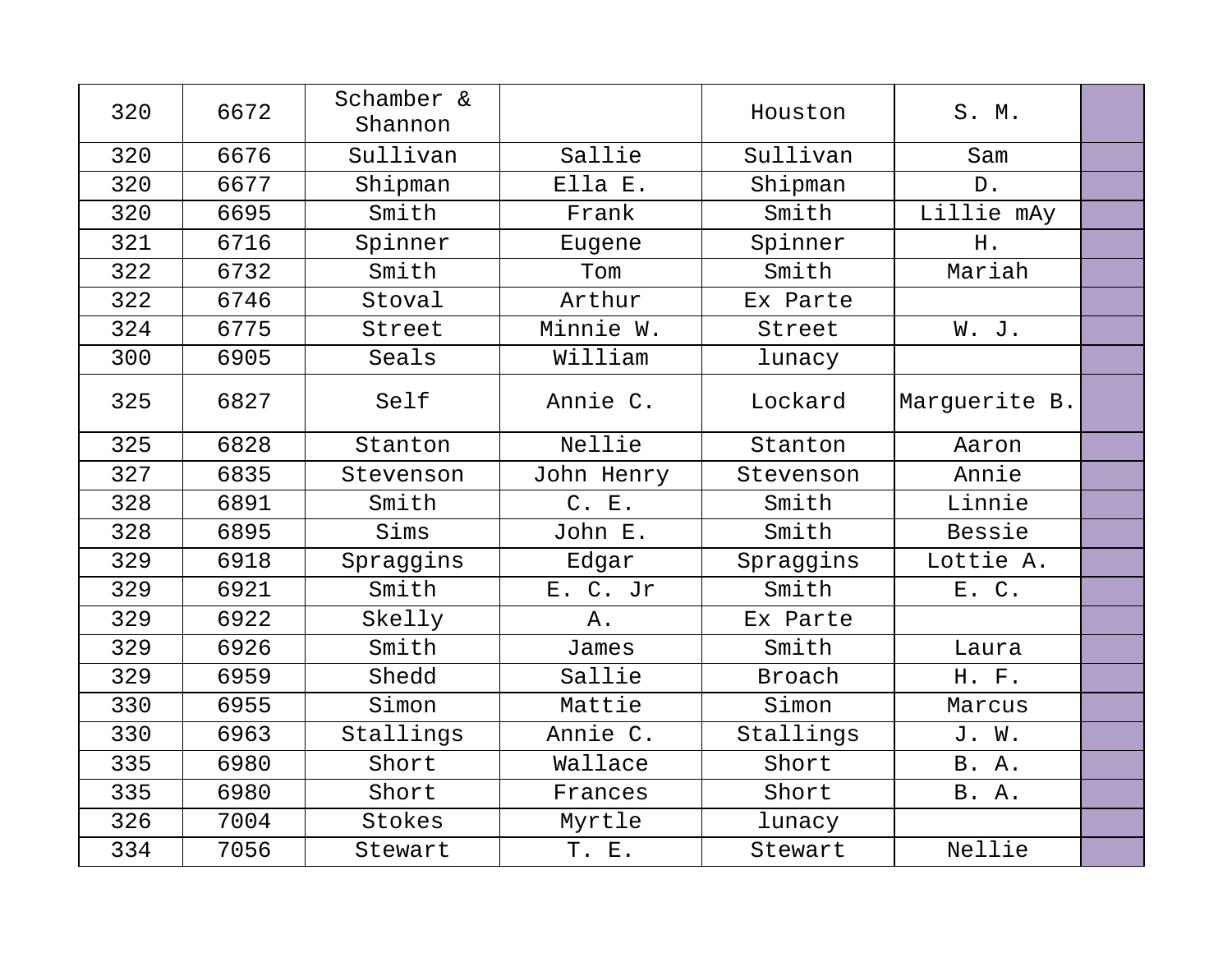| | | | | | | |
|---|---|---|---|---|---|---|
| 320 | 6672 | Schamber & Shannon | | Houston | S. M. | |
| 320 | 6676 | Sullivan | Sallie | Sullivan | Sam | |
| 320 | 6677 | Shipman | Ella E. | Shipman | D. | |
| 320 | 6695 | Smith | Frank | Smith | Lillie mAy | |
| 321 | 6716 | Spinner | Eugene | Spinner | H. | |
| 322 | 6732 | Smith | Tom | Smith | Mariah | |
| 322 | 6746 | Stoval | Arthur | Ex Parte | | |
| 324 | 6775 | Street | Minnie W. | Street | W. J. | |
| 300 | 6905 | Seals | William | lunacy | | |
| 325 | 6827 | Self | Annie C. | Lockard | Marguerite B. | |
| 325 | 6828 | Stanton | Nellie | Stanton | Aaron | |
| 327 | 6835 | Stevenson | John Henry | Stevenson | Annie | |
| 328 | 6891 | Smith | C. E. | Smith | Linnie | |
| 328 | 6895 | Sims | John E. | Smith | Bessie | |
| 329 | 6918 | Spraggins | Edgar | Spraggins | Lottie A. | |
| 329 | 6921 | Smith | E. C. Jr | Smith | E. C. | |
| 329 | 6922 | Skelly | A. | Ex Parte | | |
| 329 | 6926 | Smith | James | Smith | Laura | |
| 329 | 6959 | Shedd | Sallie | Broach | H. F. | |
| 330 | 6955 | Simon | Mattie | Simon | Marcus | |
| 330 | 6963 | Stallings | Annie C. | Stallings | J. W. | |
| 335 | 6980 | Short | Wallace | Short | B. A. | |
| 335 | 6980 | Short | Frances | Short | B. A. | |
| 326 | 7004 | Stokes | Myrtle | lunacy | | |
| 334 | 7056 | Stewart | T. E. | Stewart | Nellie | |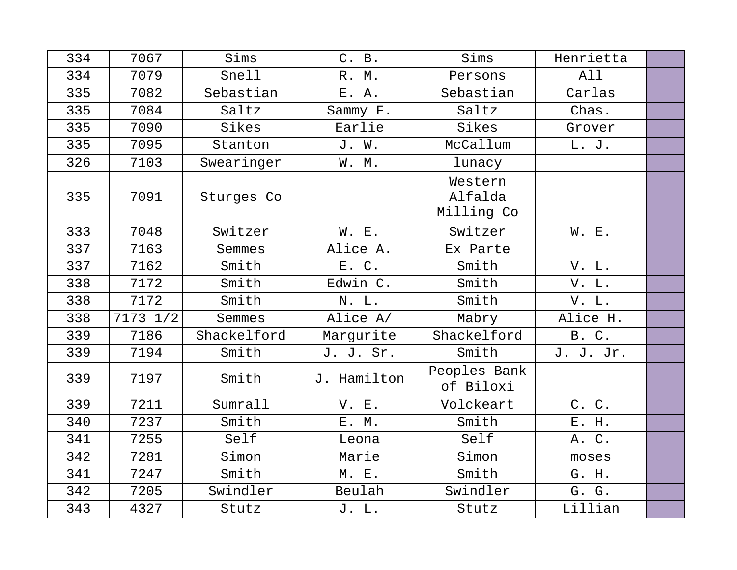| 334 | 7067 | Sims | C. B. | Sims | Henrietta | |
|---|---|---|---|---|---|---|
| 334 | 7079 | Snell | R. M. | Persons | All | |
| 335 | 7082 | Sebastian | E. A. | Sebastian | Carlas | |
| 335 | 7084 | Saltz | Sammy F. | Saltz | Chas. | |
| 335 | 7090 | Sikes | Earlie | Sikes | Grover | |
| 335 | 7095 | Stanton | J. W. | McCallum | L. J. | |
| 326 | 7103 | Swearinger | W. M. | lunacy | | |
| 335 | 7091 | Sturges Co | | Western Alfalda Milling Co | | |
| 333 | 7048 | Switzer | W. E. | Switzer | W. E. | |
| 337 | 7163 | Semmes | Alice A. | Ex Parte | | |
| 337 | 7162 | Smith | E. C. | Smith | V. L. | |
| 338 | 7172 | Smith | Edwin C. | Smith | V. L. | |
| 338 | 7172 | Smith | N. L. | Smith | V. L. | |
| 338 | 7173 1/2 | Semmes | Alice A/ | Mabry | Alice H. | |
| 339 | 7186 | Shackelford | Margurite | Shackelford | B. C. | |
| 339 | 7194 | Smith | J. J. Sr. | Smith | J. J. Jr. | |
| 339 | 7197 | Smith | J. Hamilton | Peoples Bank of Biloxi | | |
| 339 | 7211 | Sumrall | V. E. | Volckeart | C. C. | |
| 340 | 7237 | Smith | E. M. | Smith | E. H. | |
| 341 | 7255 | Self | Leona | Self | A. C. | |
| 342 | 7281 | Simon | Marie | Simon | moses | |
| 341 | 7247 | Smith | M. E. | Smith | G. H. | |
| 342 | 7205 | Swindler | Beulah | Swindler | G. G. | |
| 343 | 4327 | Stutz | J. L. | Stutz | Lillian | |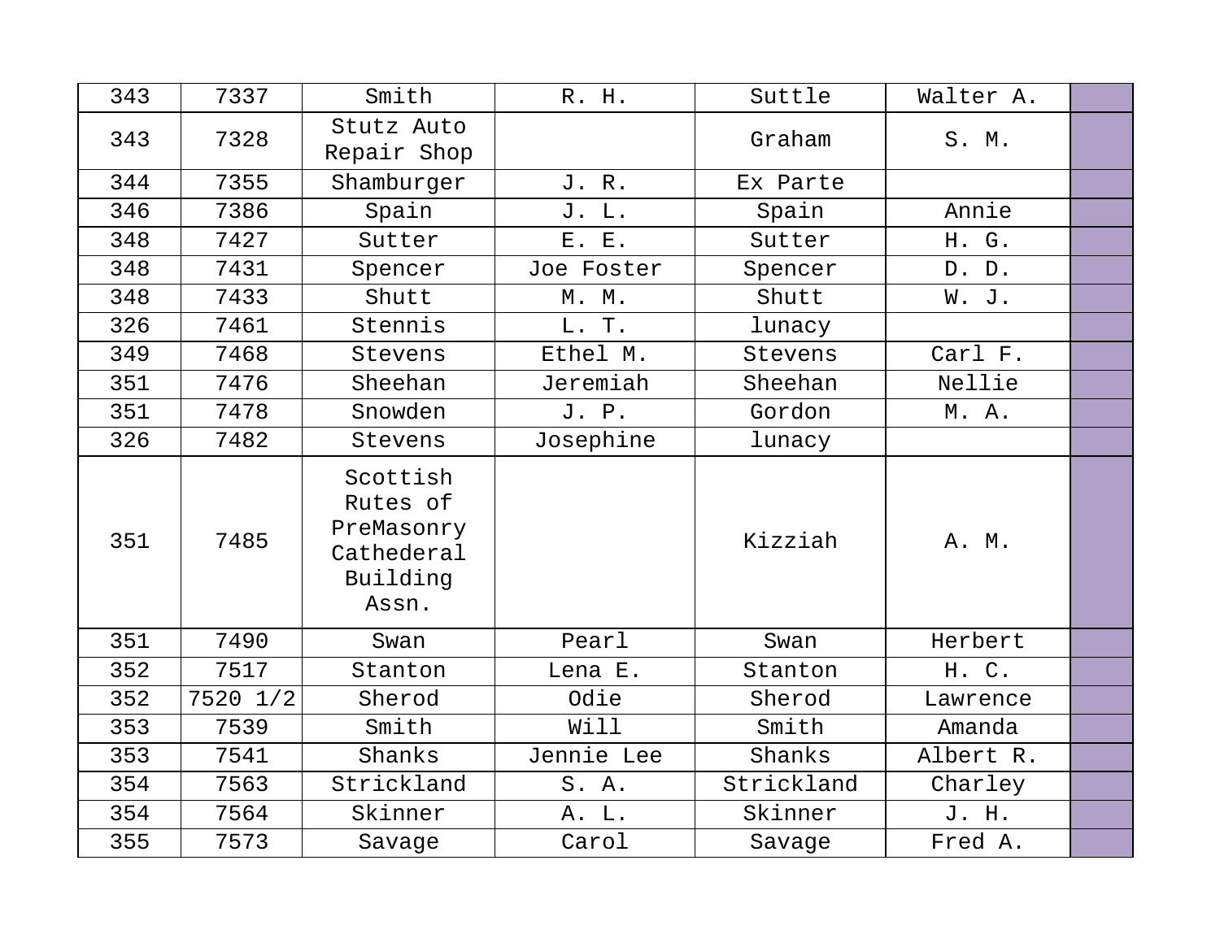| | | | | | | |
|---|---|---|---|---|---|---|
| 343 | 7337 | Smith | R. H. | Suttle | Walter A. | |
| 343 | 7328 | Stutz Auto Repair Shop | | Graham | S. M. | |
| 344 | 7355 | Shamburger | J. R. | Ex Parte | | |
| 346 | 7386 | Spain | J. L. | Spain | Annie | |
| 348 | 7427 | Sutter | E. E. | Sutter | H. G. | |
| 348 | 7431 | Spencer | Joe Foster | Spencer | D. D. | |
| 348 | 7433 | Shutt | M. M. | Shutt | W. J. | |
| 326 | 7461 | Stennis | L. T. | lunacy | | |
| 349 | 7468 | Stevens | Ethel M. | Stevens | Carl F. | |
| 351 | 7476 | Sheehan | Jeremiah | Sheehan | Nellie | |
| 351 | 7478 | Snowden | J. P. | Gordon | M. A. | |
| 326 | 7482 | Stevens | Josephine | lunacy | | |
| 351 | 7485 | Scottish Rutes of PreMasonry Cathederal Building Assn. | | Kizziah | A. M. | |
| 351 | 7490 | Swan | Pearl | Swan | Herbert | |
| 352 | 7517 | Stanton | Lena E. | Stanton | H. C. | |
| 352 | 7520 1/2 | Sherod | Odie | Sherod | Lawrence | |
| 353 | 7539 | Smith | Will | Smith | Amanda | |
| 353 | 7541 | Shanks | Jennie Lee | Shanks | Albert R. | |
| 354 | 7563 | Strickland | S. A. | Strickland | Charley | |
| 354 | 7564 | Skinner | A. L. | Skinner | J. H. | |
| 355 | 7573 | Savage | Carol | Savage | Fred A. | |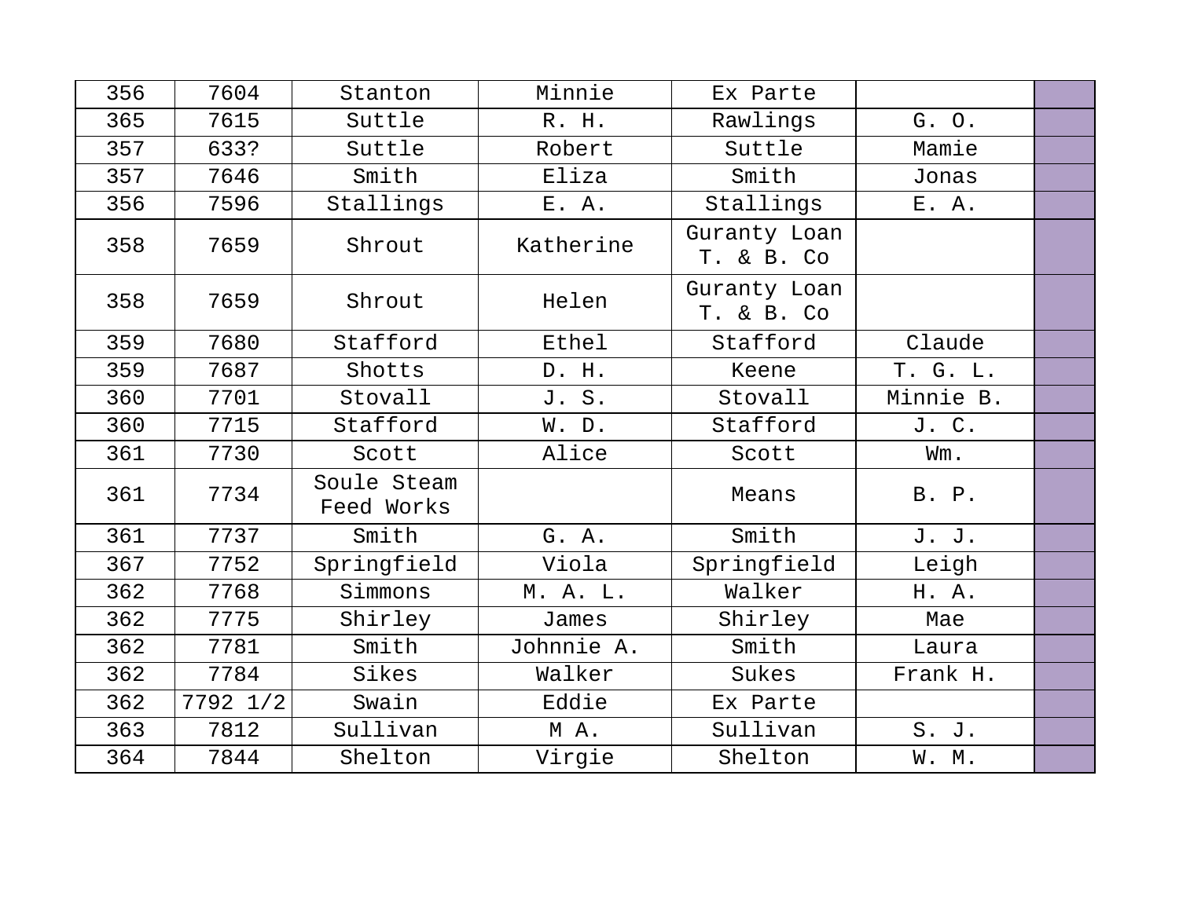| | | | | | | |
|---|---|---|---|---|---|---|
| 356 | 7604 | Stanton | Minnie | Ex Parte | | |
| 365 | 7615 | Suttle | R. H. | Rawlings | G. O. | |
| 357 | 633? | Suttle | Robert | Suttle | Mamie | |
| 357 | 7646 | Smith | Eliza | Smith | Jonas | |
| 356 | 7596 | Stallings | E. A. | Stallings | E. A. | |
| 358 | 7659 | Shrout | Katherine | Guranty Loan T. & B. Co | | |
| 358 | 7659 | Shrout | Helen | Guranty Loan T. & B. Co | | |
| 359 | 7680 | Stafford | Ethel | Stafford | Claude | |
| 359 | 7687 | Shotts | D. H. | Keene | T. G. L. | |
| 360 | 7701 | Stovall | J. S. | Stovall | Minnie B. | |
| 360 | 7715 | Stafford | W. D. | Stafford | J. C. | |
| 361 | 7730 | Scott | Alice | Scott | Wm. | |
| 361 | 7734 | Soule Steam Feed Works | | Means | B. P. | |
| 361 | 7737 | Smith | G. A. | Smith | J. J. | |
| 367 | 7752 | Springfield | Viola | Springfield | Leigh | |
| 362 | 7768 | Simmons | M. A. L. | Walker | H. A. | |
| 362 | 7775 | Shirley | James | Shirley | Mae | |
| 362 | 7781 | Smith | Johnnie A. | Smith | Laura | |
| 362 | 7784 | Sikes | Walker | Sukes | Frank H. | |
| 362 | 7792 1/2 | Swain | Eddie | Ex Parte | | |
| 363 | 7812 | Sullivan | M A. | Sullivan | S. J. | |
| 364 | 7844 | Shelton | Virgie | Shelton | W. M. | |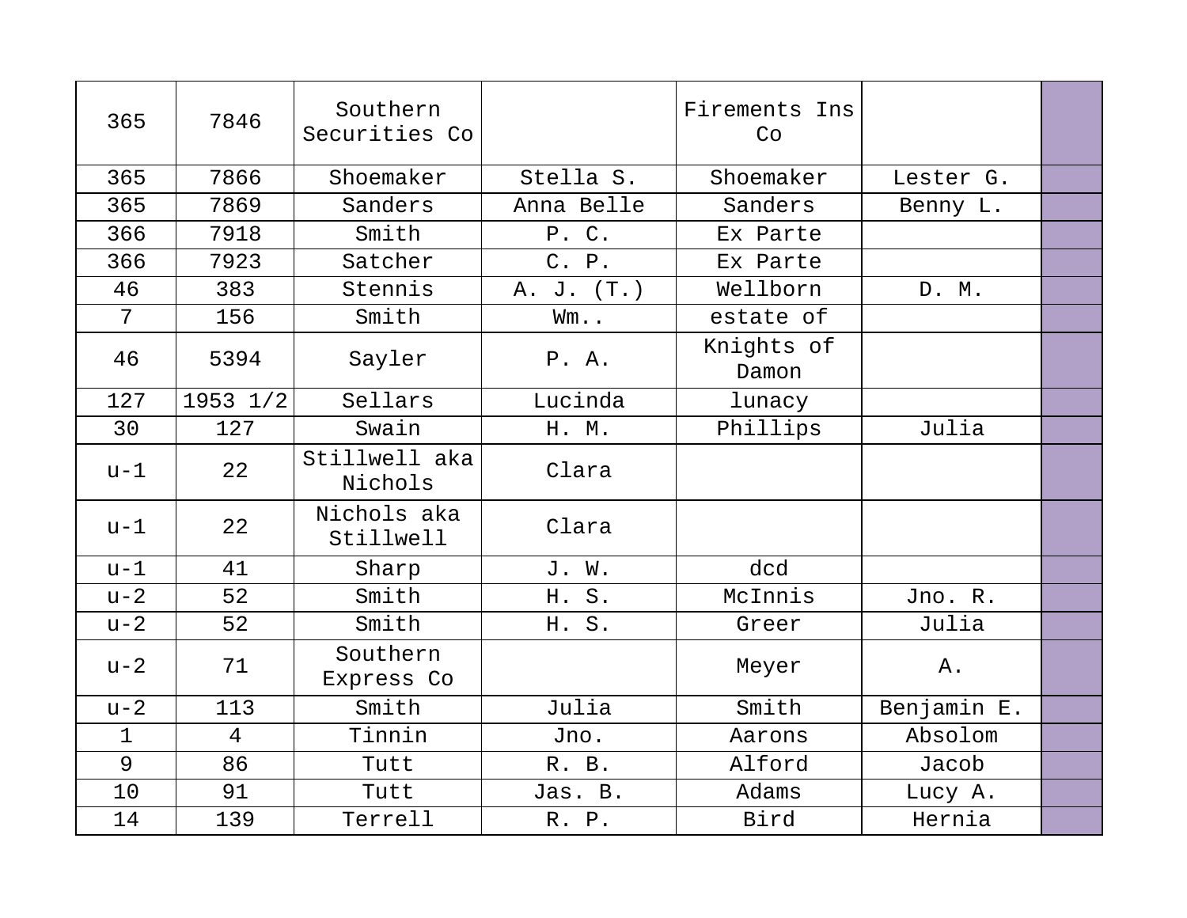| | | | | | | |
|---|---|---|---|---|---|---|
| 365 | 7846 | Southern Securities Co | | Firements Ins Co | | |
| 365 | 7866 | Shoemaker | Stella S. | Shoemaker | Lester G. | |
| 365 | 7869 | Sanders | Anna Belle | Sanders | Benny L. | |
| 366 | 7918 | Smith | P. C. | Ex Parte | | |
| 366 | 7923 | Satcher | C. P. | Ex Parte | | |
| 46 | 383 | Stennis | A. J. (T.) | Wellborn | D. M. | |
| 7 | 156 | Smith | Wm.. | estate of | | |
| 46 | 5394 | Sayler | P. A. | Knights of Damon | | |
| 127 | 1953 1/2 | Sellars | Lucinda | lunacy | | |
| 30 | 127 | Swain | H. M. | Phillips | Julia | |
| u-1 | 22 | Stillwell aka Nichols | Clara | | | |
| u-1 | 22 | Nichols aka Stillwell | Clara | | | |
| u-1 | 41 | Sharp | J. W. | dcd | | |
| u-2 | 52 | Smith | H. S. | McInnis | Jno. R. | |
| u-2 | 52 | Smith | H. S. | Greer | Julia | |
| u-2 | 71 | Southern Express Co | | Meyer | A. | |
| u-2 | 113 | Smith | Julia | Smith | Benjamin E. | |
| 1 | 4 | Tinnin | Jno. | Aarons | Absolom | |
| 9 | 86 | Tutt | R. B. | Alford | Jacob | |
| 10 | 91 | Tutt | Jas. B. | Adams | Lucy A. | |
| 14 | 139 | Terrell | R. P. | Bird | Hernia | |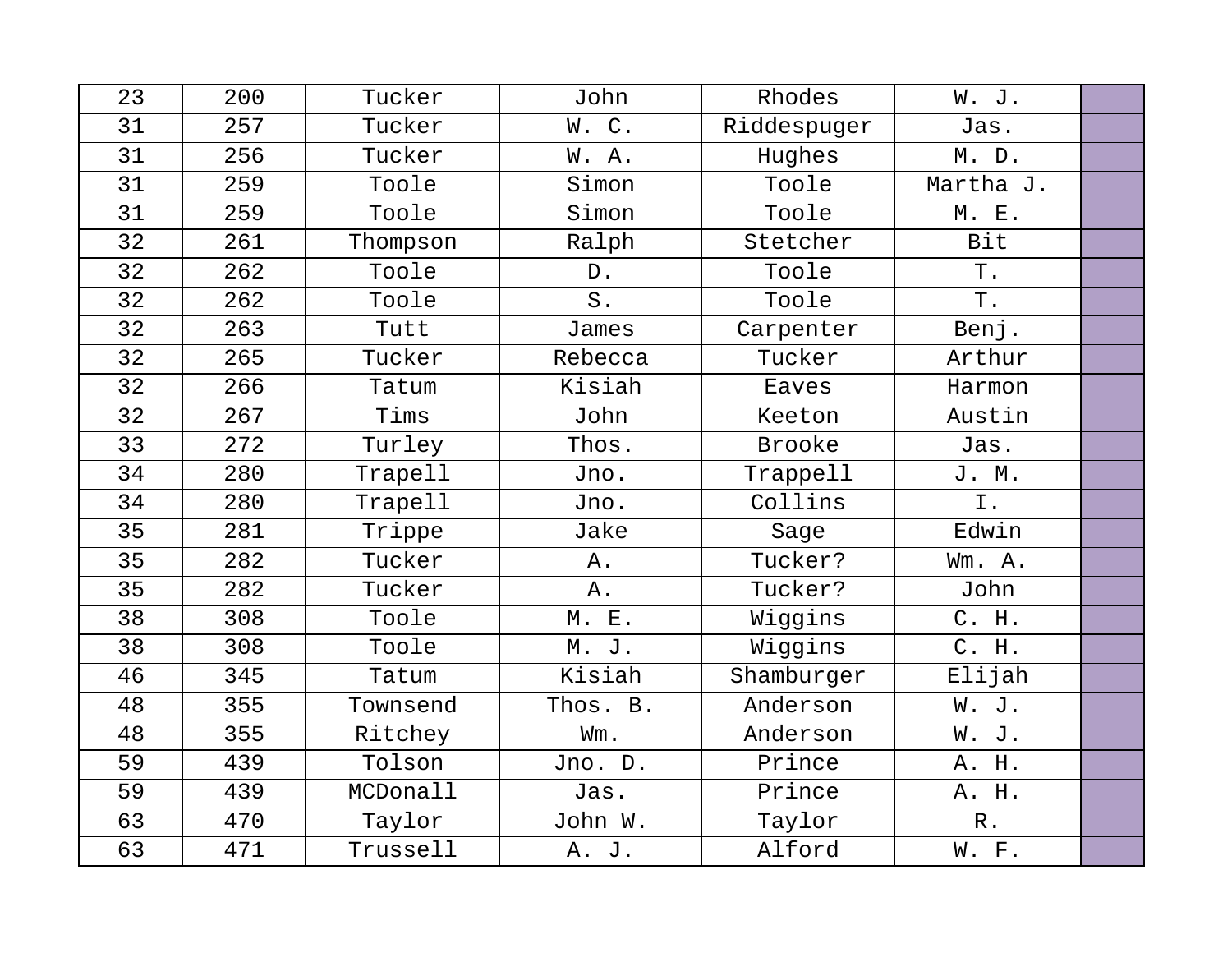| 23 | 200 | Tucker | John | Rhodes | W. J. | |
|---|---|---|---|---|---|---|
| 31 | 257 | Tucker | W. C. | Riddespuger | Jas. | |
| 31 | 256 | Tucker | W. A. | Hughes | M. D. | |
| 31 | 259 | Toole | Simon | Toole | Martha J. | |
| 31 | 259 | Toole | Simon | Toole | M. E. | |
| 32 | 261 | Thompson | Ralph | Stetcher | Bit | |
| 32 | 262 | Toole | D. | Toole | T. | |
| 32 | 262 | Toole | S. | Toole | T. | |
| 32 | 263 | Tutt | James | Carpenter | Benj. | |
| 32 | 265 | Tucker | Rebecca | Tucker | Arthur | |
| 32 | 266 | Tatum | Kisiah | Eaves | Harmon | |
| 32 | 267 | Tims | John | Keeton | Austin | |
| 33 | 272 | Turley | Thos. | Brooke | Jas. | |
| 34 | 280 | Trapell | Jno. | Trappell | J. M. | |
| 34 | 280 | Trapell | Jno. | Collins | I. | |
| 35 | 281 | Trippe | Jake | Sage | Edwin | |
| 35 | 282 | Tucker | A. | Tucker? | Wm. A. | |
| 35 | 282 | Tucker | A. | Tucker? | John | |
| 38 | 308 | Toole | M. E. | Wiggins | C. H. | |
| 38 | 308 | Toole | M. J. | Wiggins | C. H. | |
| 46 | 345 | Tatum | Kisiah | Shamburger | Elijah | |
| 48 | 355 | Townsend | Thos. B. | Anderson | W. J. | |
| 48 | 355 | Ritchey | Wm. | Anderson | W. J. | |
| 59 | 439 | Tolson | Jno. D. | Prince | A. H. | |
| 59 | 439 | MCDonall | Jas. | Prince | A. H. | |
| 63 | 470 | Taylor | John W. | Taylor | R. | |
| 63 | 471 | Trussell | A. J. | Alford | W. F. | |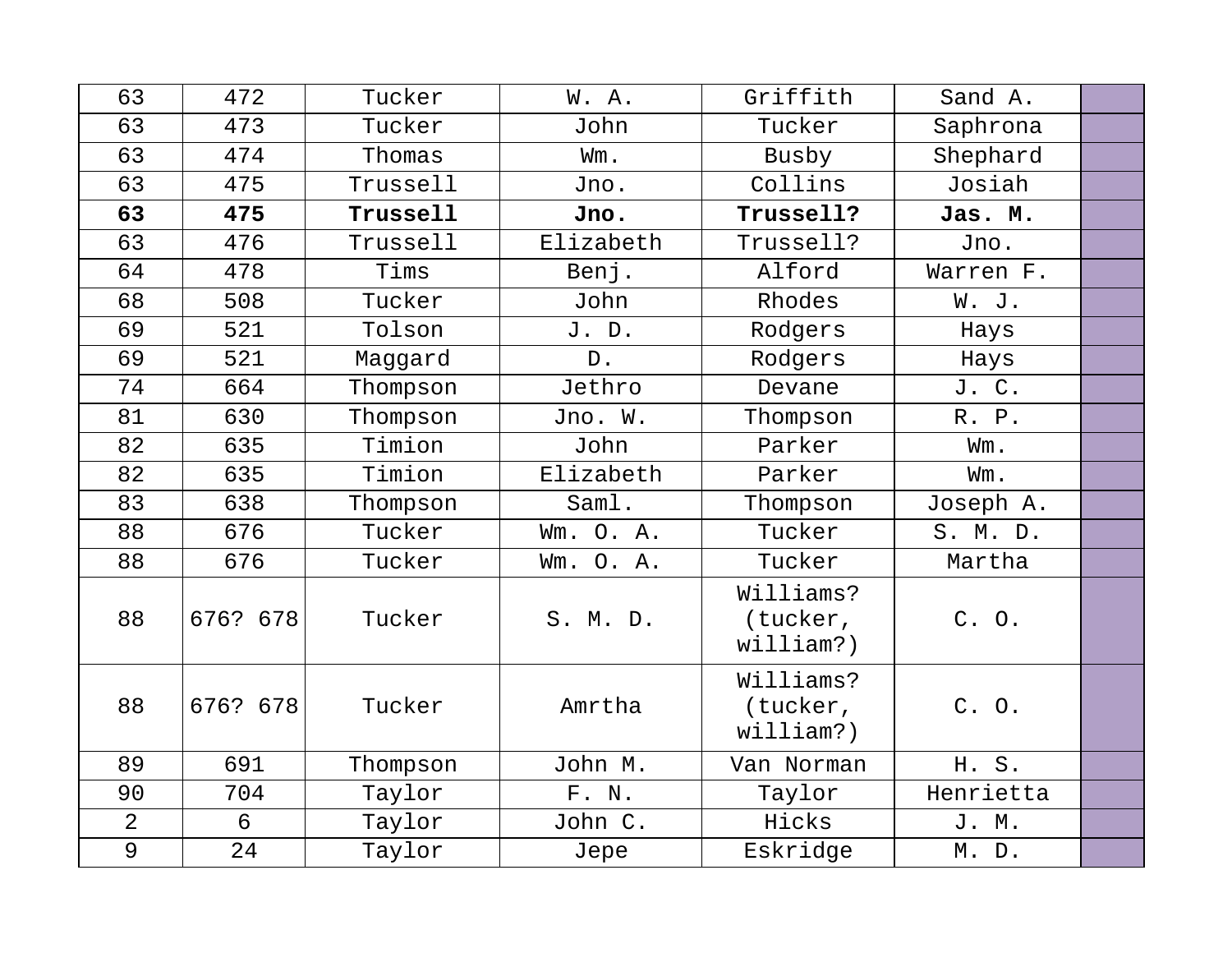| | | | | | | |
|---|---|---|---|---|---|---|
| 63 | 472 | Tucker | W. A. | Griffith | Sand A. | |
| 63 | 473 | Tucker | John | Tucker | Saphrona | |
| 63 | 474 | Thomas | Wm. | Busby | Shephard | |
| 63 | 475 | Trussell | Jno. | Collins | Josiah | |
| **63** | **475** | **Trussell** | **Jno.** | **Trussell?** | **Jas. M.** | |
| 63 | 476 | Trussell | Elizabeth | Trussell? | Jno. | |
| 64 | 478 | Tims | Benj. | Alford | Warren F. | |
| 68 | 508 | Tucker | John | Rhodes | W. J. | |
| 69 | 521 | Tolson | J. D. | Rodgers | Hays | |
| 69 | 521 | Maggard | D. | Rodgers | Hays | |
| 74 | 664 | Thompson | Jethro | Devane | J. C. | |
| 81 | 630 | Thompson | Jno. W. | Thompson | R. P. | |
| 82 | 635 | Timion | John | Parker | Wm. | |
| 82 | 635 | Timion | Elizabeth | Parker | Wm. | |
| 83 | 638 | Thompson | Saml. | Thompson | Joseph A. | |
| 88 | 676 | Tucker | Wm. O. A. | Tucker | S. M. D. | |
| 88 | 676 | Tucker | Wm. O. A. | Tucker | Martha | |
| 88 | 676? 678 | Tucker | S. M. D. | Williams? (tucker, william?) | C. O. | |
| 88 | 676? 678 | Tucker | Amrtha | Williams? (tucker, william?) | C. O. | |
| 89 | 691 | Thompson | John M. | Van Norman | H. S. | |
| 90 | 704 | Taylor | F. N. | Taylor | Henrietta | |
| 2 | 6 | Taylor | John C. | Hicks | J. M. | |
| 9 | 24 | Taylor | Jepe | Eskridge | M. D. | |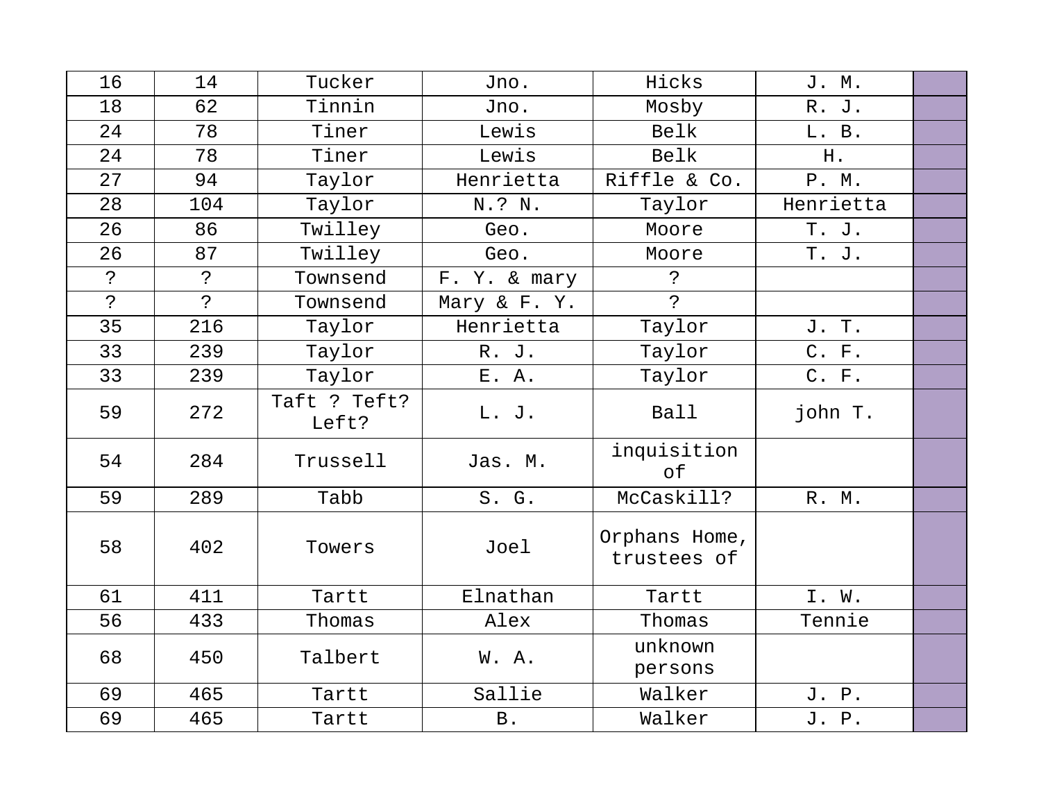| 16 | 14 | Tucker | Jno. | Hicks | J. M. | |
|---|---|---|---|---|---|---|
| 18 | 62 | Tinnin | Jno. | Mosby | R. J. | |
| 24 | 78 | Tiner | Lewis | Belk | L. B. | |
| 24 | 78 | Tiner | Lewis | Belk | H. | |
| 27 | 94 | Taylor | Henrietta | Riffle & Co. | P. M. | |
| 28 | 104 | Taylor | N.? N. | Taylor | Henrietta | |
| 26 | 86 | Twilley | Geo. | Moore | T. J. | |
| 26 | 87 | Twilley | Geo. | Moore | T. J. | |
| ? | ? | Townsend | F. Y. & mary | ? | | |
| ? | ? | Townsend | Mary & F. Y. | ? | | |
| 35 | 216 | Taylor | Henrietta | Taylor | J. T. | |
| 33 | 239 | Taylor | R. J. | Taylor | C. F. | |
| 33 | 239 | Taylor | E. A. | Taylor | C. F. | |
| 59 | 272 | Taft ? Teft? Left? | L. J. | Ball | john T. | |
| 54 | 284 | Trussell | Jas. M. | inquisition of | | |
| 59 | 289 | Tabb | S. G. | McCaskill? | R. M. | |
| 58 | 402 | Towers | Joel | Orphans Home, trustees of | | |
| 61 | 411 | Tartt | Elnathan | Tartt | I. W. | |
| 56 | 433 | Thomas | Alex | Thomas | Tennie | |
| 68 | 450 | Talbert | W. A. | unknown persons | | |
| 69 | 465 | Tartt | Sallie | Walker | J. P. | |
| 69 | 465 | Tartt | B. | Walker | J. P. | |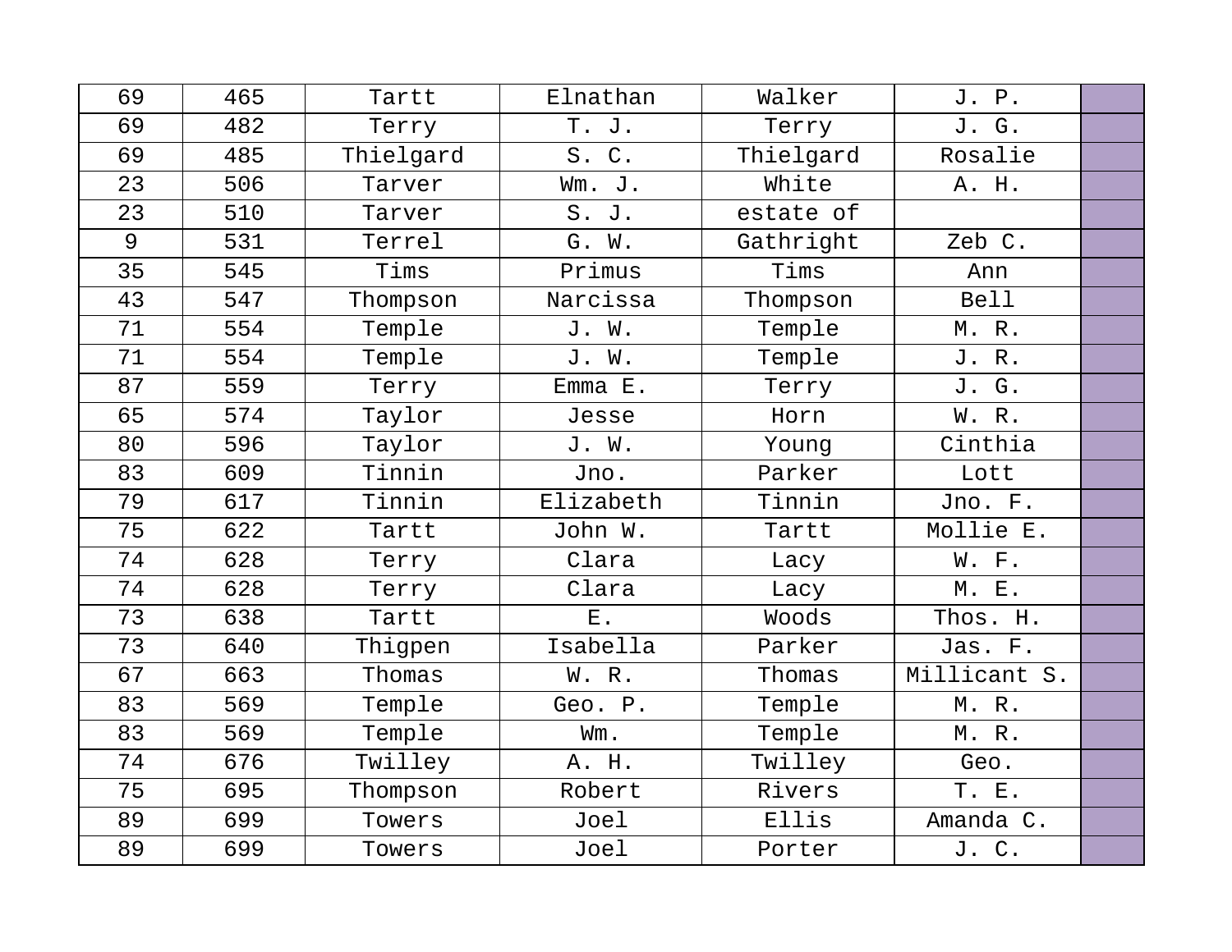| | | | | | | |
|---|---|---|---|---|---|---|
| 69 | 465 | Tartt | Elnathan | Walker | J. P. | |
| 69 | 482 | Terry | T. J. | Terry | J. G. | |
| 69 | 485 | Thielgard | S. C. | Thielgard | Rosalie | |
| 23 | 506 | Tarver | Wm. J. | White | A. H. | |
| 23 | 510 | Tarver | S. J. | estate of | | |
| 9 | 531 | Terrel | G. W. | Gathright | Zeb C. | |
| 35 | 545 | Tims | Primus | Tims | Ann | |
| 43 | 547 | Thompson | Narcissa | Thompson | Bell | |
| 71 | 554 | Temple | J. W. | Temple | M. R. | |
| 71 | 554 | Temple | J. W. | Temple | J. R. | |
| 87 | 559 | Terry | Emma E. | Terry | J. G. | |
| 65 | 574 | Taylor | Jesse | Horn | W. R. | |
| 80 | 596 | Taylor | J. W. | Young | Cinthia | |
| 83 | 609 | Tinnin | Jno. | Parker | Lott | |
| 79 | 617 | Tinnin | Elizabeth | Tinnin | Jno. F. | |
| 75 | 622 | Tartt | John W. | Tartt | Mollie E. | |
| 74 | 628 | Terry | Clara | Lacy | W. F. | |
| 74 | 628 | Terry | Clara | Lacy | M. E. | |
| 73 | 638 | Tartt | E. | Woods | Thos. H. | |
| 73 | 640 | Thigpen | Isabella | Parker | Jas. F. | |
| 67 | 663 | Thomas | W. R. | Thomas | Millicant S. | |
| 83 | 569 | Temple | Geo. P. | Temple | M. R. | |
| 83 | 569 | Temple | Wm. | Temple | M. R. | |
| 74 | 676 | Twilley | A. H. | Twilley | Geo. | |
| 75 | 695 | Thompson | Robert | Rivers | T. E. | |
| 89 | 699 | Towers | Joel | Ellis | Amanda C. | |
| 89 | 699 | Towers | Joel | Porter | J. C. | |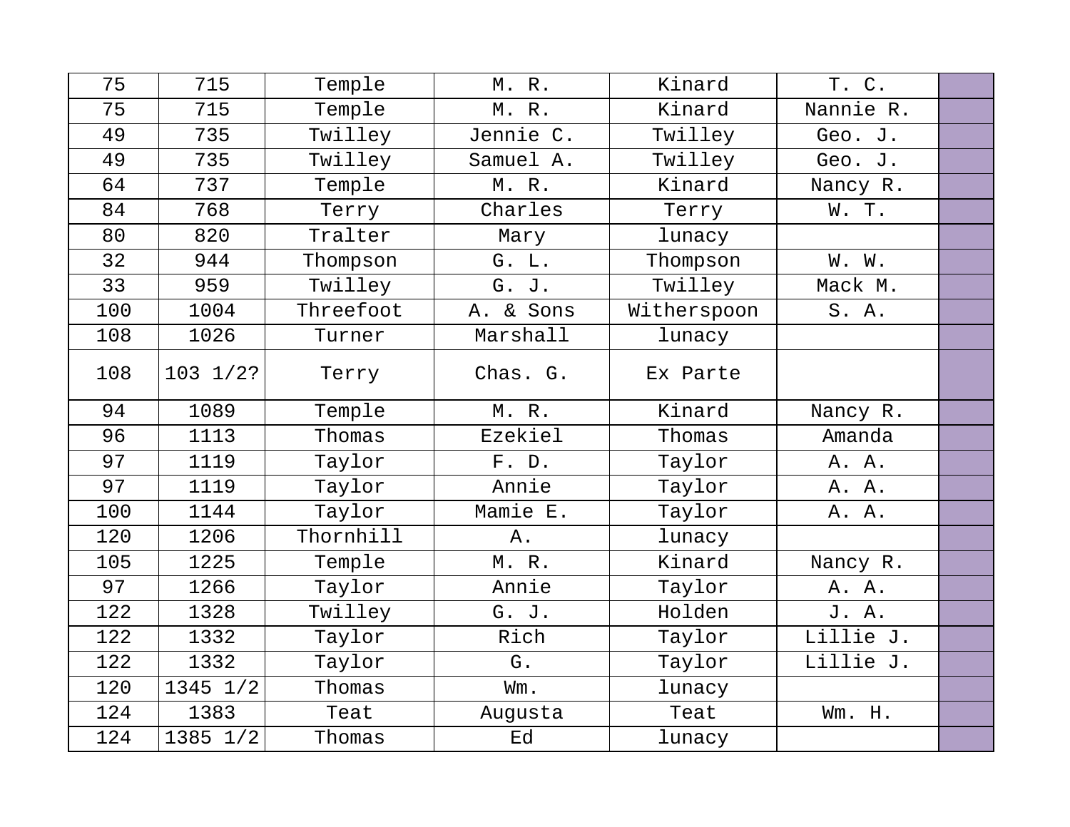| | | | | | | |
|---|---|---|---|---|---|---|
| 75 | 715 | Temple | M. R. | Kinard | T. C. | |
| 75 | 715 | Temple | M. R. | Kinard | Nannie R. | |
| 49 | 735 | Twilley | Jennie C. | Twilley | Geo. J. | |
| 49 | 735 | Twilley | Samuel A. | Twilley | Geo. J. | |
| 64 | 737 | Temple | M. R. | Kinard | Nancy R. | |
| 84 | 768 | Terry | Charles | Terry | W. T. | |
| 80 | 820 | Tralter | Mary | lunacy | | |
| 32 | 944 | Thompson | G. L. | Thompson | W. W. | |
| 33 | 959 | Twilley | G. J. | Twilley | Mack M. | |
| 100 | 1004 | Threefoot | A. & Sons | Witherspoon | S. A. | |
| 108 | 1026 | Turner | Marshall | lunacy | | |
| 108 | 103 1/2? | Terry | Chas. G. | Ex Parte | | |
| 94 | 1089 | Temple | M. R. | Kinard | Nancy R. | |
| 96 | 1113 | Thomas | Ezekiel | Thomas | Amanda | |
| 97 | 1119 | Taylor | F. D. | Taylor | A. A. | |
| 97 | 1119 | Taylor | Annie | Taylor | A. A. | |
| 100 | 1144 | Taylor | Mamie E. | Taylor | A. A. | |
| 120 | 1206 | Thornhill | A. | lunacy | | |
| 105 | 1225 | Temple | M. R. | Kinard | Nancy R. | |
| 97 | 1266 | Taylor | Annie | Taylor | A. A. | |
| 122 | 1328 | Twilley | G. J. | Holden | J. A. | |
| 122 | 1332 | Taylor | Rich | Taylor | Lillie J. | |
| 122 | 1332 | Taylor | G. | Taylor | Lillie J. | |
| 120 | 1345 1/2 | Thomas | Wm. | lunacy | | |
| 124 | 1383 | Teat | Augusta | Teat | Wm. H. | |
| 124 | 1385 1/2 | Thomas | Ed | lunacy | | |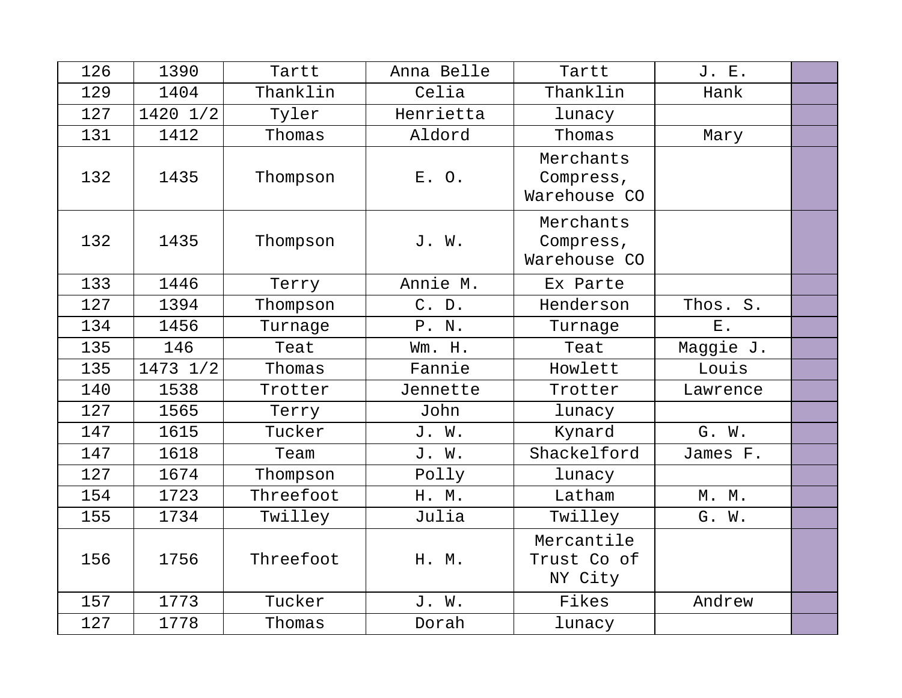| 126 | 1390 | Tartt | Anna Belle | Tartt | J. E. | |
|---|---|---|---|---|---|---|
| 129 | 1404 | Thanklin | Celia | Thanklin | Hank | |
| 127 | 1420 1/2 | Tyler | Henrietta | lunacy | | |
| 131 | 1412 | Thomas | Aldord | Thomas | Mary | |
| 132 | 1435 | Thompson | E. O. | Merchants Compress, Warehouse CO | | |
| 132 | 1435 | Thompson | J. W. | Merchants Compress, Warehouse CO | | |
| 133 | 1446 | Terry | Annie M. | Ex Parte | | |
| 127 | 1394 | Thompson | C. D. | Henderson | Thos. S. | |
| 134 | 1456 | Turnage | P. N. | Turnage | E. | |
| 135 | 146 | Teat | Wm. H. | Teat | Maggie J. | |
| 135 | 1473 1/2 | Thomas | Fannie | Howlett | Louis | |
| 140 | 1538 | Trotter | Jennette | Trotter | Lawrence | |
| 127 | 1565 | Terry | John | lunacy | | |
| 147 | 1615 | Tucker | J. W. | Kynard | G. W. | |
| 147 | 1618 | Team | J. W. | Shackelford | James F. | |
| 127 | 1674 | Thompson | Polly | lunacy | | |
| 154 | 1723 | Threefoot | H. M. | Latham | M. M. | |
| 155 | 1734 | Twilley | Julia | Twilley | G. W. | |
| 156 | 1756 | Threefoot | H. M. | Mercantile Trust Co of NY City | | |
| 157 | 1773 | Tucker | J. W. | Fikes | Andrew | |
| 127 | 1778 | Thomas | Dorah | lunacy | | |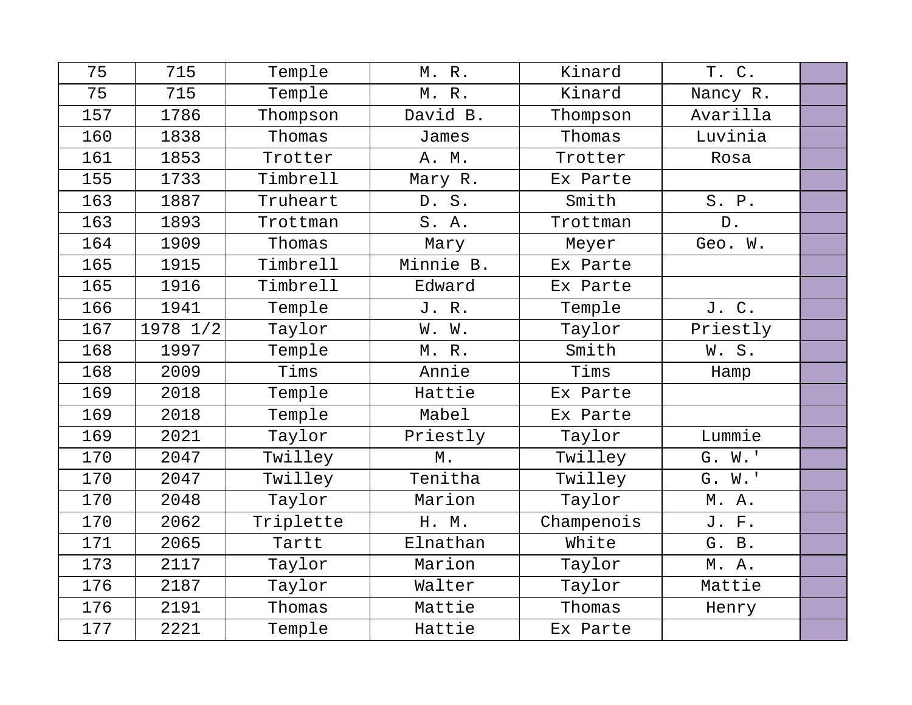| 75 | 715 | Temple | M. R. | Kinard | T. C. | |
|---|---|---|---|---|---|---|
| 75 | 715 | Temple | M. R. | Kinard | Nancy R. | |
| 157 | 1786 | Thompson | David B. | Thompson | Avarilla | |
| 160 | 1838 | Thomas | James | Thomas | Luvinia | |
| 161 | 1853 | Trotter | A. M. | Trotter | Rosa | |
| 155 | 1733 | Timbrell | Mary R. | Ex Parte | | |
| 163 | 1887 | Truheart | D. S. | Smith | S. P. | |
| 163 | 1893 | Trottman | S. A. | Trottman | D. | |
| 164 | 1909 | Thomas | Mary | Meyer | Geo. W. | |
| 165 | 1915 | Timbrell | Minnie B. | Ex Parte | | |
| 165 | 1916 | Timbrell | Edward | Ex Parte | | |
| 166 | 1941 | Temple | J. R. | Temple | J. C. | |
| 167 | 1978 1/2 | Taylor | W. W. | Taylor | Priestly | |
| 168 | 1997 | Temple | M. R. | Smith | W. S. | |
| 168 | 2009 | Tims | Annie | Tims | Hamp | |
| 169 | 2018 | Temple | Hattie | Ex Parte | | |
| 169 | 2018 | Temple | Mabel | Ex Parte | | |
| 169 | 2021 | Taylor | Priestly | Taylor | Lummie | |
| 170 | 2047 | Twilley | M. | Twilley | G. W.' | |
| 170 | 2047 | Twilley | Tenitha | Twilley | G. W.' | |
| 170 | 2048 | Taylor | Marion | Taylor | M. A. | |
| 170 | 2062 | Triplette | H. M. | Champenois | J. F. | |
| 171 | 2065 | Tartt | Elnathan | White | G. B. | |
| 173 | 2117 | Taylor | Marion | Taylor | M. A. | |
| 176 | 2187 | Taylor | Walter | Taylor | Mattie | |
| 176 | 2191 | Thomas | Mattie | Thomas | Henry | |
| 177 | 2221 | Temple | Hattie | Ex Parte | | |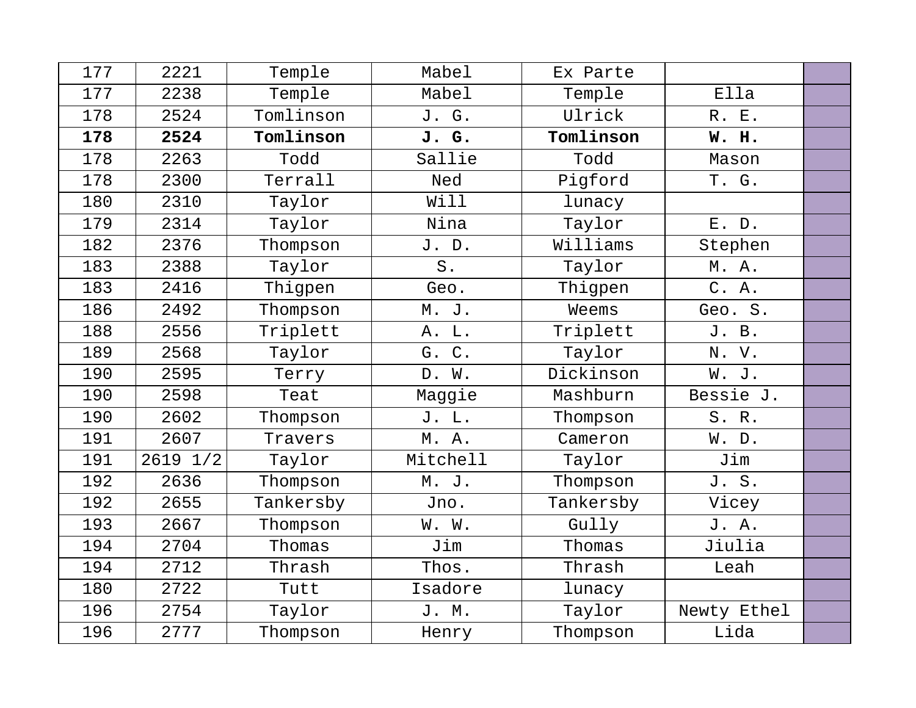| | | | | | | |
|---|---|---|---|---|---|---|
| 177 | 2221 | Temple | Mabel | Ex Parte | | |
| 177 | 2238 | Temple | Mabel | Temple | Ella | |
| 178 | 2524 | Tomlinson | J. G. | Ulrick | R. E. | |
| **178** | **2524** | **Tomlinson** | **J. G.** | **Tomlinson** | **W. H.** | |
| 178 | 2263 | Todd | Sallie | Todd | Mason | |
| 178 | 2300 | Terrall | Ned | Pigford | T. G. | |
| 180 | 2310 | Taylor | Will | lunacy | | |
| 179 | 2314 | Taylor | Nina | Taylor | E. D. | |
| 182 | 2376 | Thompson | J. D. | Williams | Stephen | |
| 183 | 2388 | Taylor | S. | Taylor | M. A. | |
| 183 | 2416 | Thigpen | Geo. | Thigpen | C. A. | |
| 186 | 2492 | Thompson | M. J. | Weems | Geo. S. | |
| 188 | 2556 | Triplett | A. L. | Triplett | J. B. | |
| 189 | 2568 | Taylor | G. C. | Taylor | N. V. | |
| 190 | 2595 | Terry | D. W. | Dickinson | W. J. | |
| 190 | 2598 | Teat | Maggie | Mashburn | Bessie J. | |
| 190 | 2602 | Thompson | J. L. | Thompson | S. R. | |
| 191 | 2607 | Travers | M. A. | Cameron | W. D. | |
| 191 | 2619 1/2 | Taylor | Mitchell | Taylor | Jim | |
| 192 | 2636 | Thompson | M. J. | Thompson | J. S. | |
| 192 | 2655 | Tankersby | Jno. | Tankersby | Vicey | |
| 193 | 2667 | Thompson | W. W. | Gully | J. A. | |
| 194 | 2704 | Thomas | Jim | Thomas | Jiulia | |
| 194 | 2712 | Thrash | Thos. | Thrash | Leah | |
| 180 | 2722 | Tutt | Isadore | lunacy | | |
| 196 | 2754 | Taylor | J. M. | Taylor | Newty Ethel | |
| 196 | 2777 | Thompson | Henry | Thompson | Lida | |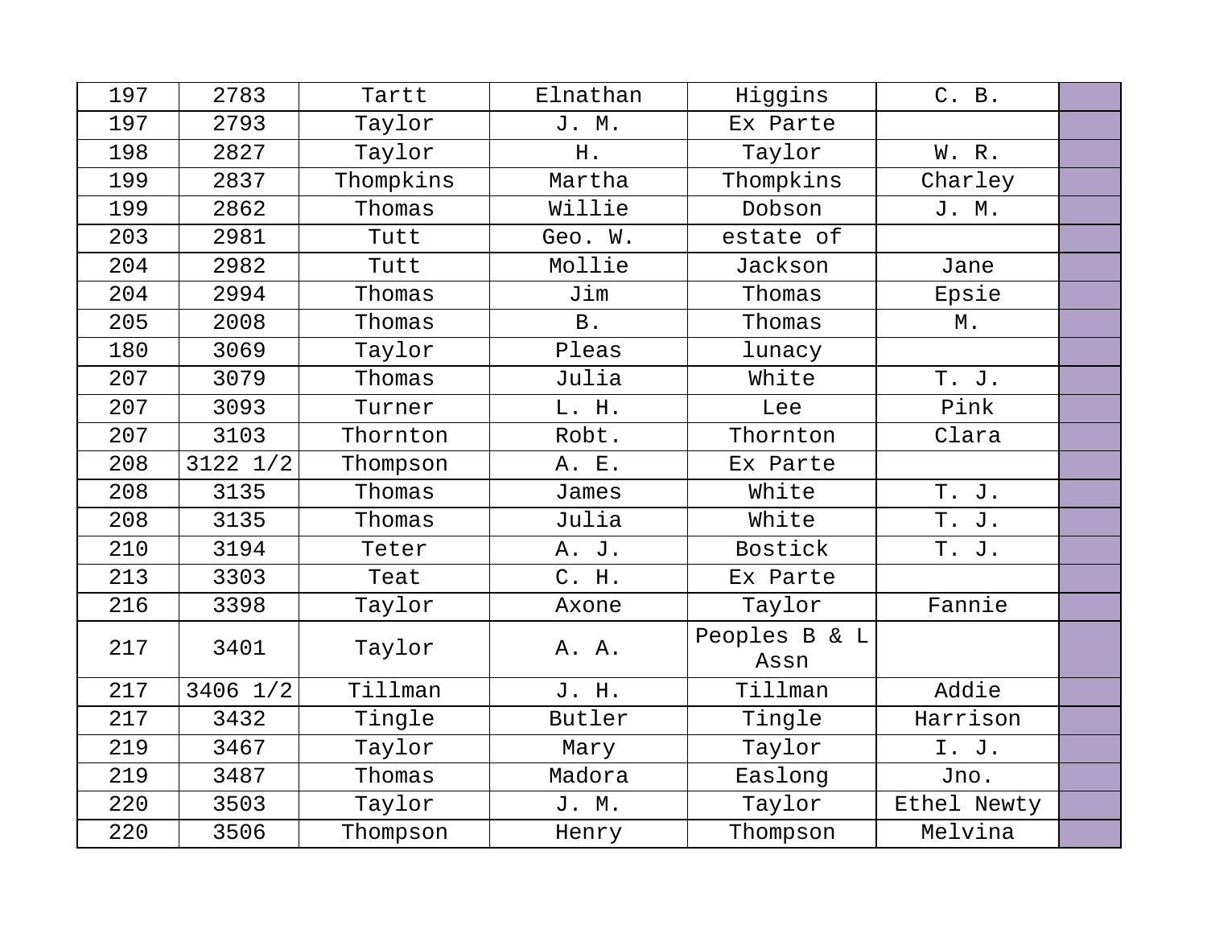| | | | | | | |
|---|---|---|---|---|---|---|
| 197 | 2783 | Tartt | Elnathan | Higgins | C. B. | |
| 197 | 2793 | Taylor | J. M. | Ex Parte | | |
| 198 | 2827 | Taylor | H. | Taylor | W. R. | |
| 199 | 2837 | Thompkins | Martha | Thompkins | Charley | |
| 199 | 2862 | Thomas | Willie | Dobson | J. M. | |
| 203 | 2981 | Tutt | Geo. W. | estate of | | |
| 204 | 2982 | Tutt | Mollie | Jackson | Jane | |
| 204 | 2994 | Thomas | Jim | Thomas | Epsie | |
| 205 | 2008 | Thomas | B. | Thomas | M. | |
| 180 | 3069 | Taylor | Pleas | lunacy | | |
| 207 | 3079 | Thomas | Julia | White | T. J. | |
| 207 | 3093 | Turner | L. H. | Lee | Pink | |
| 207 | 3103 | Thornton | Robt. | Thornton | Clara | |
| 208 | 3122 1/2 | Thompson | A. E. | Ex Parte | | |
| 208 | 3135 | Thomas | James | White | T. J. | |
| 208 | 3135 | Thomas | Julia | White | T. J. | |
| 210 | 3194 | Teter | A. J. | Bostick | T. J. | |
| 213 | 3303 | Teat | C. H. | Ex Parte | | |
| 216 | 3398 | Taylor | Axone | Taylor | Fannie | |
| 217 | 3401 | Taylor | A. A. | Peoples B & L Assn | | |
| 217 | 3406 1/2 | Tillman | J. H. | Tillman | Addie | |
| 217 | 3432 | Tingle | Butler | Tingle | Harrison | |
| 219 | 3467 | Taylor | Mary | Taylor | I. J. | |
| 219 | 3487 | Thomas | Madora | Easlong | Jno. | |
| 220 | 3503 | Taylor | J. M. | Taylor | Ethel Newty | |
| 220 | 3506 | Thompson | Henry | Thompson | Melvina | |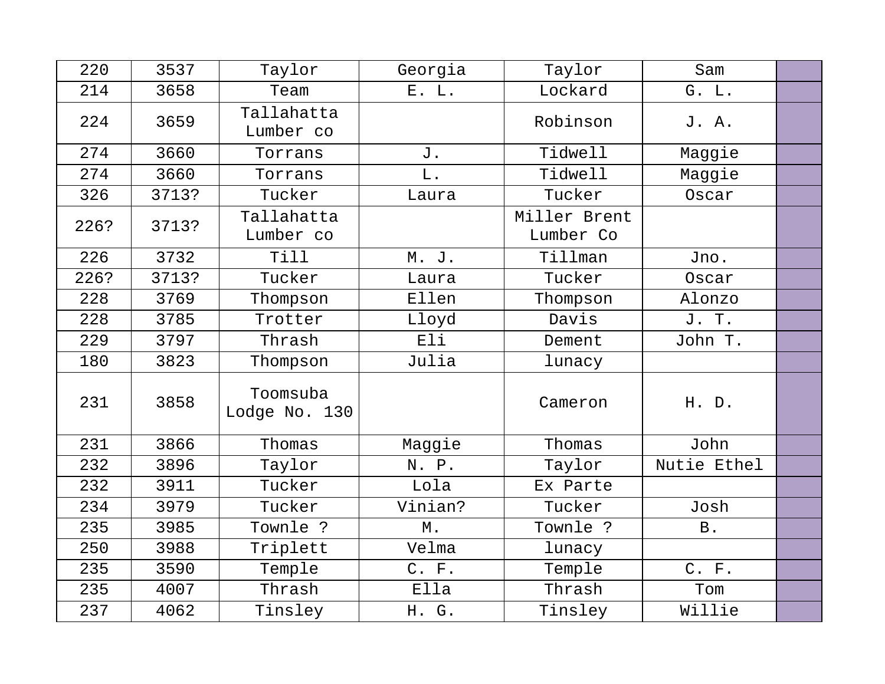| | | | | | | |
|---|---|---|---|---|---|---|
| 220 | 3537 | Taylor | Georgia | Taylor | Sam | |
| 214 | 3658 | Team | E. L. | Lockard | G. L. | |
| 224 | 3659 | Tallahatta Lumber co | | Robinson | J. A. | |
| 274 | 3660 | Torrans | J. | Tidwell | Maggie | |
| 274 | 3660 | Torrans | L. | Tidwell | Maggie | |
| 326 | 3713? | Tucker | Laura | Tucker | Oscar | |
| 226? | 3713? | Tallahatta Lumber co | | Miller Brent Lumber Co | | |
| 226 | 3732 | Till | M. J. | Tillman | Jno. | |
| 226? | 3713? | Tucker | Laura | Tucker | Oscar | |
| 228 | 3769 | Thompson | Ellen | Thompson | Alonzo | |
| 228 | 3785 | Trotter | Lloyd | Davis | J. T. | |
| 229 | 3797 | Thrash | Eli | Dement | John T. | |
| 180 | 3823 | Thompson | Julia | lunacy | | |
| 231 | 3858 | Toomsuba Lodge No. 130 | | Cameron | H. D. | |
| 231 | 3866 | Thomas | Maggie | Thomas | John | |
| 232 | 3896 | Taylor | N. P. | Taylor | Nutie Ethel | |
| 232 | 3911 | Tucker | Lola | Ex Parte | | |
| 234 | 3979 | Tucker | Vinian? | Tucker | Josh | |
| 235 | 3985 | Townle ? | M. | Townle ? | B. | |
| 250 | 3988 | Triplett | Velma | lunacy | | |
| 235 | 3590 | Temple | C. F. | Temple | C. F. | |
| 235 | 4007 | Thrash | Ella | Thrash | Tom | |
| 237 | 4062 | Tinsley | H. G. | Tinsley | Willie | |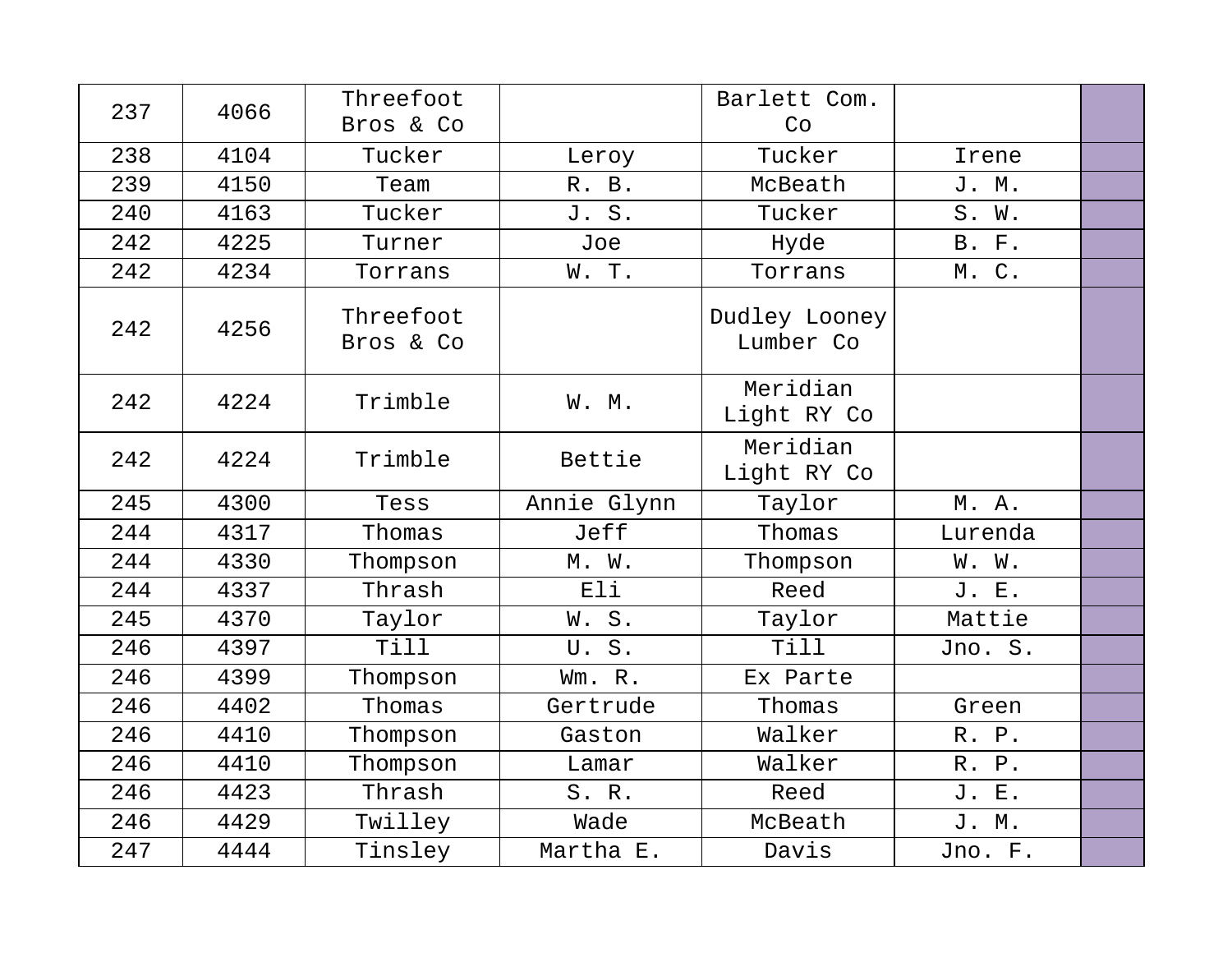| 237 | 4066 | Threefoot Bros & Co | | Barlett Com. Co | | |
|---|---|---|---|---|---|---|
| 238 | 4104 | Tucker | Leroy | Tucker | Irene | |
| 239 | 4150 | Team | R. B. | McBeath | J. M. | |
| 240 | 4163 | Tucker | J. S. | Tucker | S. W. | |
| 242 | 4225 | Turner | Joe | Hyde | B. F. | |
| 242 | 4234 | Torrans | W. T. | Torrans | M. C. | |
| 242 | 4256 | Threefoot Bros & Co | | Dudley Looney Lumber Co | | |
| 242 | 4224 | Trimble | W. M. | Meridian Light RY Co | | |
| 242 | 4224 | Trimble | Bettie | Meridian Light RY Co | | |
| 245 | 4300 | Tess | Annie Glynn | Taylor | M. A. | |
| 244 | 4317 | Thomas | Jeff | Thomas | Lurenda | |
| 244 | 4330 | Thompson | M. W. | Thompson | W. W. | |
| 244 | 4337 | Thrash | Eli | Reed | J. E. | |
| 245 | 4370 | Taylor | W. S. | Taylor | Mattie | |
| 246 | 4397 | Till | U. S. | Till | Jno. S. | |
| 246 | 4399 | Thompson | Wm. R. | Ex Parte | | |
| 246 | 4402 | Thomas | Gertrude | Thomas | Green | |
| 246 | 4410 | Thompson | Gaston | Walker | R. P. | |
| 246 | 4410 | Thompson | Lamar | Walker | R. P. | |
| 246 | 4423 | Thrash | S. R. | Reed | J. E. | |
| 246 | 4429 | Twilley | Wade | McBeath | J. M. | |
| 247 | 4444 | Tinsley | Martha E. | Davis | Jno. F. | |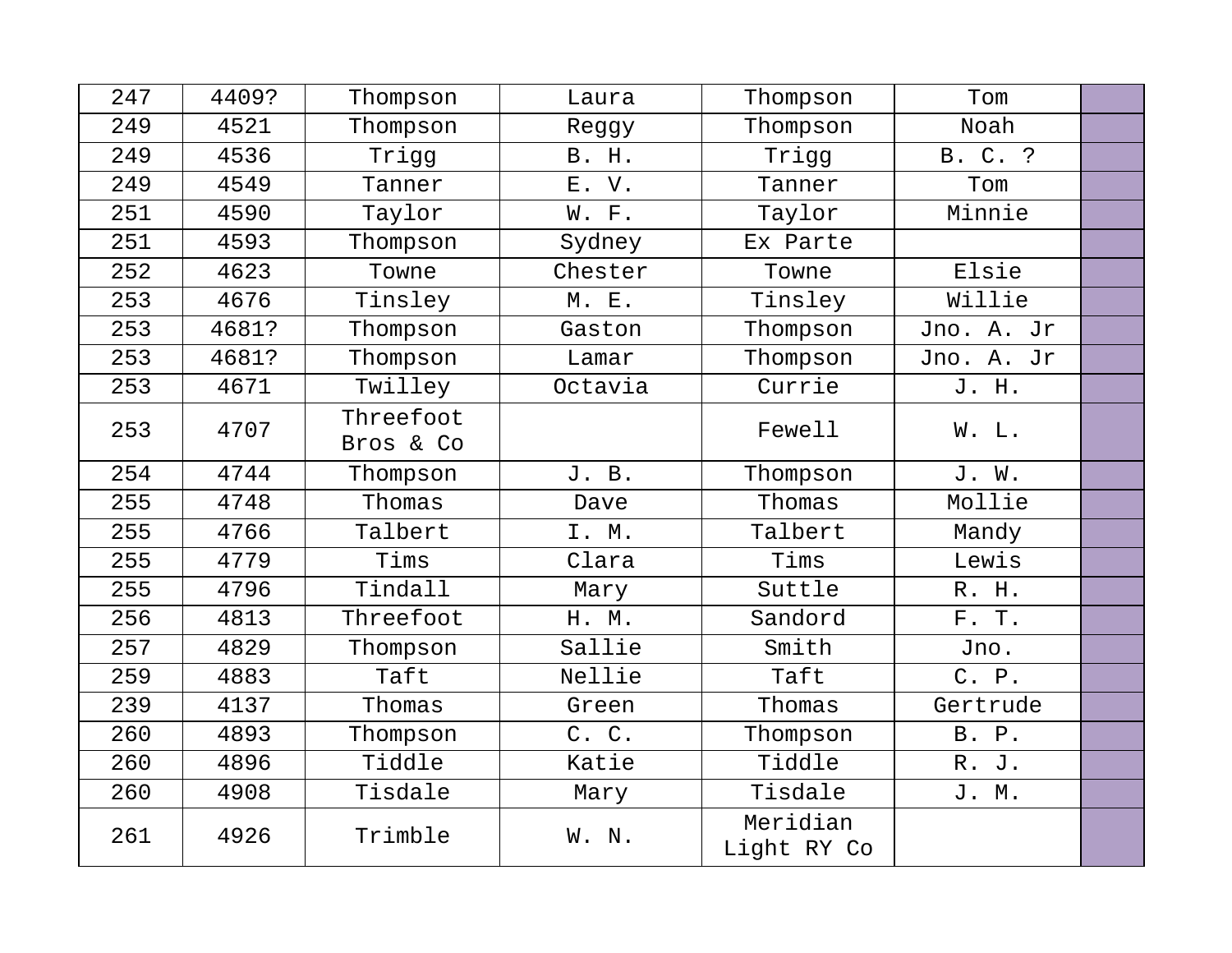| | | | | | | |
|---|---|---|---|---|---|---|
| 247 | 4409? | Thompson | Laura | Thompson | Tom | |
| 249 | 4521 | Thompson | Reggy | Thompson | Noah | |
| 249 | 4536 | Trigg | B. H. | Trigg | B. C. ? | |
| 249 | 4549 | Tanner | E. V. | Tanner | Tom | |
| 251 | 4590 | Taylor | W. F. | Taylor | Minnie | |
| 251 | 4593 | Thompson | Sydney | Ex Parte | | |
| 252 | 4623 | Towne | Chester | Towne | Elsie | |
| 253 | 4676 | Tinsley | M. E. | Tinsley | Willie | |
| 253 | 4681? | Thompson | Gaston | Thompson | Jno. A. Jr | |
| 253 | 4681? | Thompson | Lamar | Thompson | Jno. A. Jr | |
| 253 | 4671 | Twilley | Octavia | Currie | J. H. | |
| 253 | 4707 | Threefoot Bros & Co | | Fewell | W. L. | |
| 254 | 4744 | Thompson | J. B. | Thompson | J. W. | |
| 255 | 4748 | Thomas | Dave | Thomas | Mollie | |
| 255 | 4766 | Talbert | I. M. | Talbert | Mandy | |
| 255 | 4779 | Tims | Clara | Tims | Lewis | |
| 255 | 4796 | Tindall | Mary | Suttle | R. H. | |
| 256 | 4813 | Threefoot | H. M. | Sandord | F. T. | |
| 257 | 4829 | Thompson | Sallie | Smith | Jno. | |
| 259 | 4883 | Taft | Nellie | Taft | C. P. | |
| 239 | 4137 | Thomas | Green | Thomas | Gertrude | |
| 260 | 4893 | Thompson | C. C. | Thompson | B. P. | |
| 260 | 4896 | Tiddle | Katie | Tiddle | R. J. | |
| 260 | 4908 | Tisdale | Mary | Tisdale | J. M. | |
| 261 | 4926 | Trimble | W. N. | Meridian Light RY Co | | |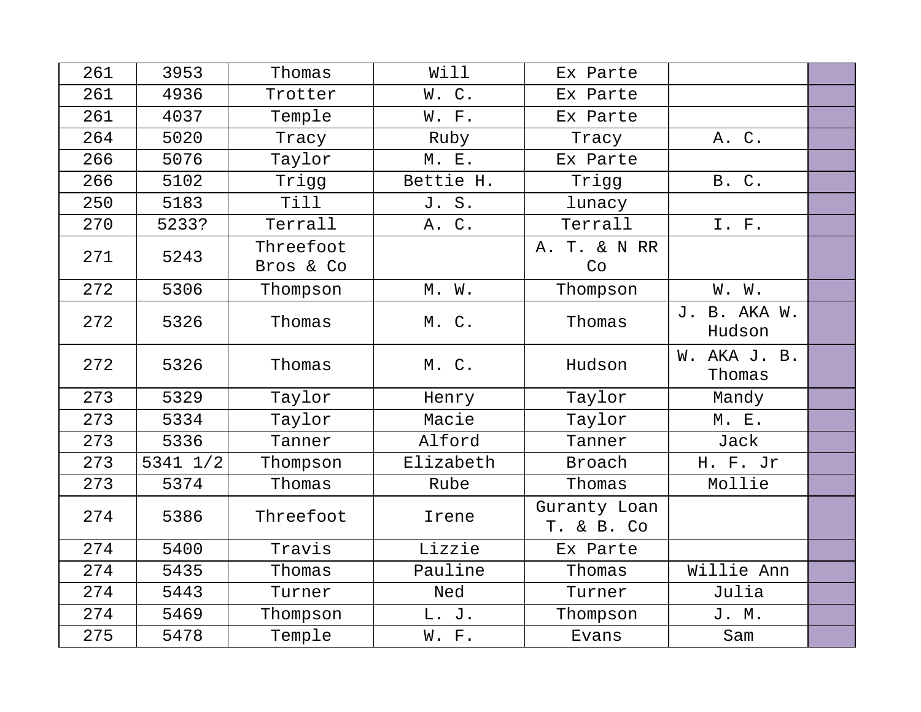| 261 | 3953 | Thomas | Will | Ex Parte | | |
|---|---|---|---|---|---|---|
| 261 | 4936 | Trotter | W. C. | Ex Parte | | |
| 261 | 4037 | Temple | W. F. | Ex Parte | | |
| 264 | 5020 | Tracy | Ruby | Tracy | A. C. | |
| 266 | 5076 | Taylor | M. E. | Ex Parte | | |
| 266 | 5102 | Trigg | Bettie H. | Trigg | B. C. | |
| 250 | 5183 | Till | J. S. | lunacy | | |
| 270 | 5233? | Terrall | A. C. | Terrall | I. F. | |
| 271 | 5243 | Threefoot Bros & Co | | A. T. & N RR Co | | |
| 272 | 5306 | Thompson | M. W. | Thompson | W. W. | |
| 272 | 5326 | Thomas | M. C. | Thomas | J. B. AKA W. Hudson | |
| 272 | 5326 | Thomas | M. C. | Hudson | W. AKA J. B. Thomas | |
| 273 | 5329 | Taylor | Henry | Taylor | Mandy | |
| 273 | 5334 | Taylor | Macie | Taylor | M. E. | |
| 273 | 5336 | Tanner | Alford | Tanner | Jack | |
| 273 | 5341 1/2 | Thompson | Elizabeth | Broach | H. F. Jr | |
| 273 | 5374 | Thomas | Rube | Thomas | Mollie | |
| 274 | 5386 | Threefoot | Irene | Guranty Loan T. & B. Co | | |
| 274 | 5400 | Travis | Lizzie | Ex Parte | | |
| 274 | 5435 | Thomas | Pauline | Thomas | Willie Ann | |
| 274 | 5443 | Turner | Ned | Turner | Julia | |
| 274 | 5469 | Thompson | L. J. | Thompson | J. M. | |
| 275 | 5478 | Temple | W. F. | Evans | Sam | |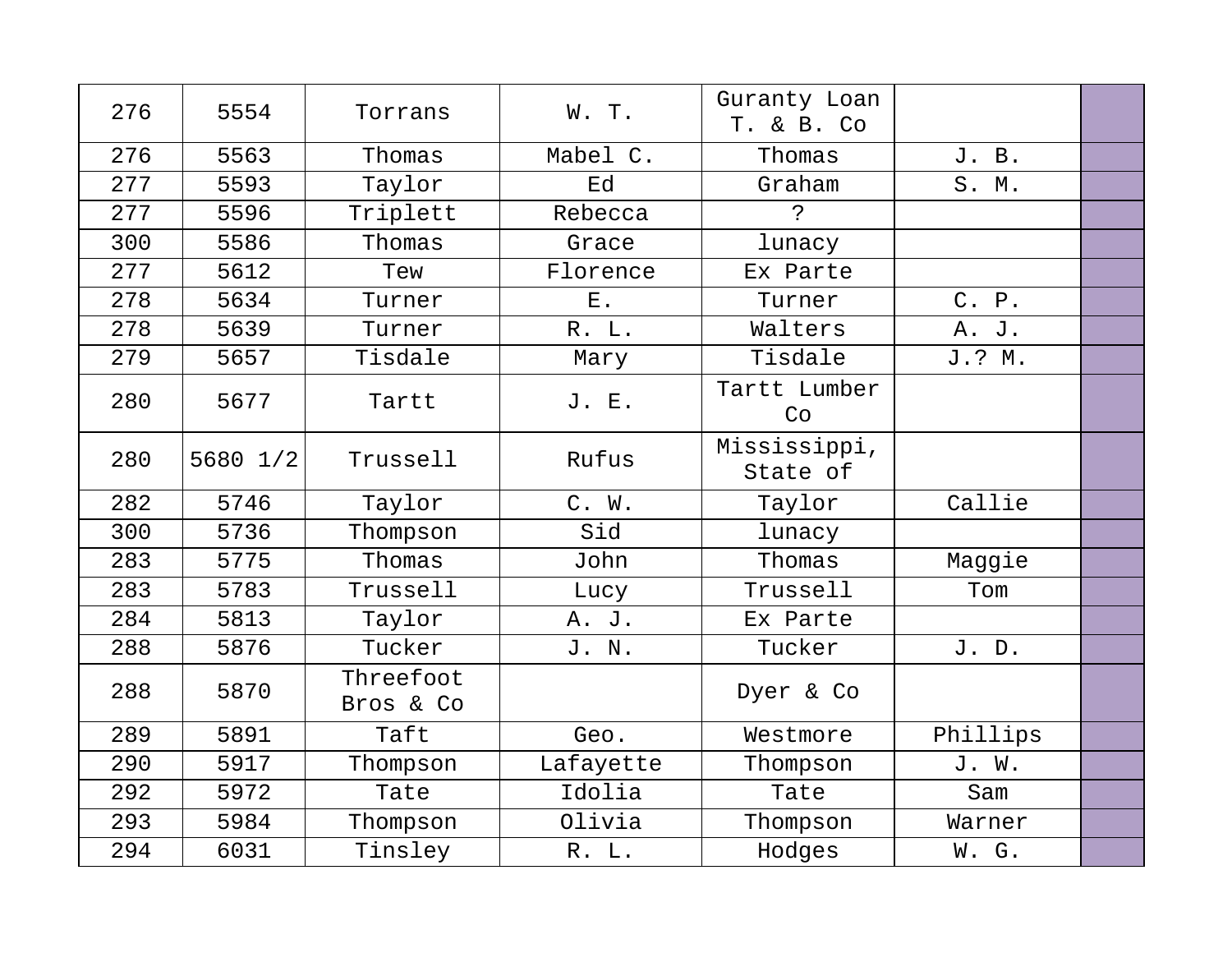| | | | | | | |
|---|---|---|---|---|---|---|
| 276 | 5554 | Torrans | W. T. | Guranty Loan T. & B. Co | | |
| 276 | 5563 | Thomas | Mabel C. | Thomas | J. B. | |
| 277 | 5593 | Taylor | Ed | Graham | S. M. | |
| 277 | 5596 | Triplett | Rebecca | ? | | |
| 300 | 5586 | Thomas | Grace | lunacy | | |
| 277 | 5612 | Tew | Florence | Ex Parte | | |
| 278 | 5634 | Turner | E. | Turner | C. P. | |
| 278 | 5639 | Turner | R. L. | Walters | A. J. | |
| 279 | 5657 | Tisdale | Mary | Tisdale | J.? M. | |
| 280 | 5677 | Tartt | J. E. | Tartt Lumber Co | | |
| 280 | 5680 1/2 | Trussell | Rufus | Mississippi, State of | | |
| 282 | 5746 | Taylor | C. W. | Taylor | Callie | |
| 300 | 5736 | Thompson | Sid | lunacy | | |
| 283 | 5775 | Thomas | John | Thomas | Maggie | |
| 283 | 5783 | Trussell | Lucy | Trussell | Tom | |
| 284 | 5813 | Taylor | A. J. | Ex Parte | | |
| 288 | 5876 | Tucker | J. N. | Tucker | J. D. | |
| 288 | 5870 | Threefoot Bros & Co | | Dyer & Co | | |
| 289 | 5891 | Taft | Geo. | Westmore | Phillips | |
| 290 | 5917 | Thompson | Lafayette | Thompson | J. W. | |
| 292 | 5972 | Tate | Idolia | Tate | Sam | |
| 293 | 5984 | Thompson | Olivia | Thompson | Warner | |
| 294 | 6031 | Tinsley | R. L. | Hodges | W. G. | |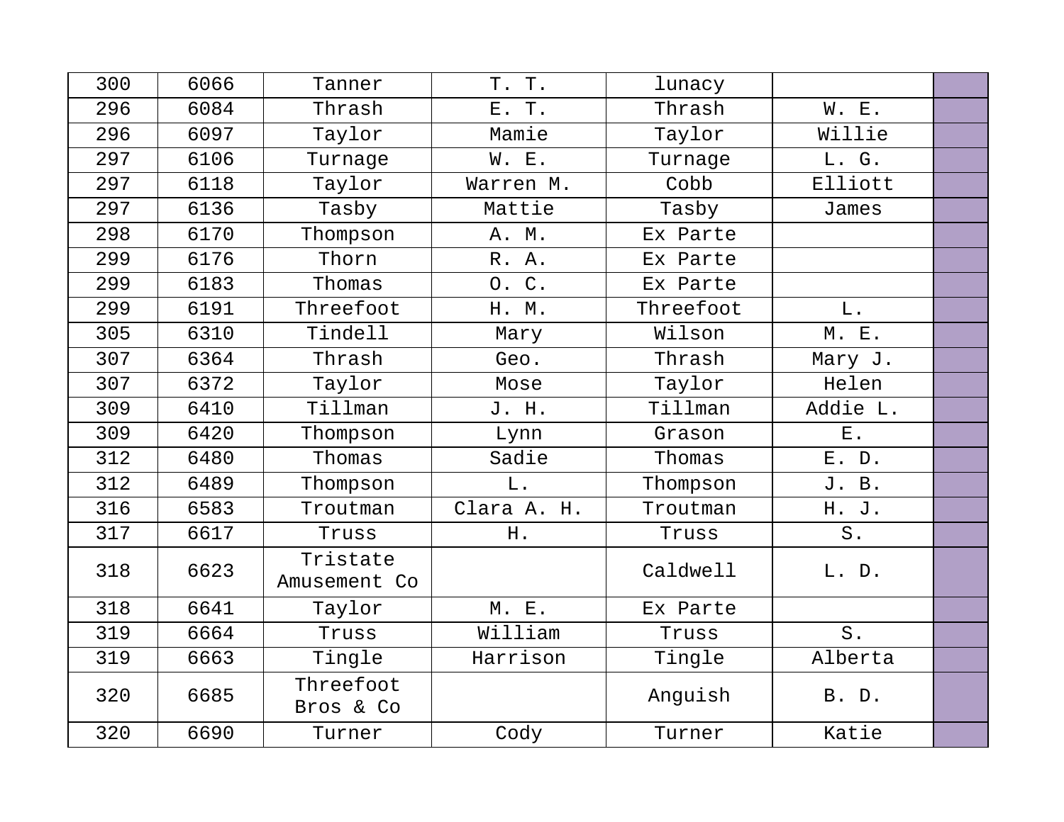| 300 | 6066 | Tanner | T. T. | lunacy | | |
|---|---|---|---|---|---|---|
| 296 | 6084 | Thrash | E. T. | Thrash | W. E. | |
| 296 | 6097 | Taylor | Mamie | Taylor | Willie | |
| 297 | 6106 | Turnage | W. E. | Turnage | L. G. | |
| 297 | 6118 | Taylor | Warren M. | Cobb | Elliott | |
| 297 | 6136 | Tasby | Mattie | Tasby | James | |
| 298 | 6170 | Thompson | A. M. | Ex Parte | | |
| 299 | 6176 | Thorn | R. A. | Ex Parte | | |
| 299 | 6183 | Thomas | O. C. | Ex Parte | | |
| 299 | 6191 | Threefoot | H. M. | Threefoot | L. | |
| 305 | 6310 | Tindell | Mary | Wilson | M. E. | |
| 307 | 6364 | Thrash | Geo. | Thrash | Mary J. | |
| 307 | 6372 | Taylor | Mose | Taylor | Helen | |
| 309 | 6410 | Tillman | J. H. | Tillman | Addie L. | |
| 309 | 6420 | Thompson | Lynn | Grason | E. | |
| 312 | 6480 | Thomas | Sadie | Thomas | E. D. | |
| 312 | 6489 | Thompson | L. | Thompson | J. B. | |
| 316 | 6583 | Troutman | Clara A. H. | Troutman | H. J. | |
| 317 | 6617 | Truss | H. | Truss | S. | |
| 318 | 6623 | Tristate Amusement Co | | Caldwell | L. D. | |
| 318 | 6641 | Taylor | M. E. | Ex Parte | | |
| 319 | 6664 | Truss | William | Truss | S. | |
| 319 | 6663 | Tingle | Harrison | Tingle | Alberta | |
| 320 | 6685 | Threefoot Bros & Co | | Anguish | B. D. | |
| 320 | 6690 | Turner | Cody | Turner | Katie | |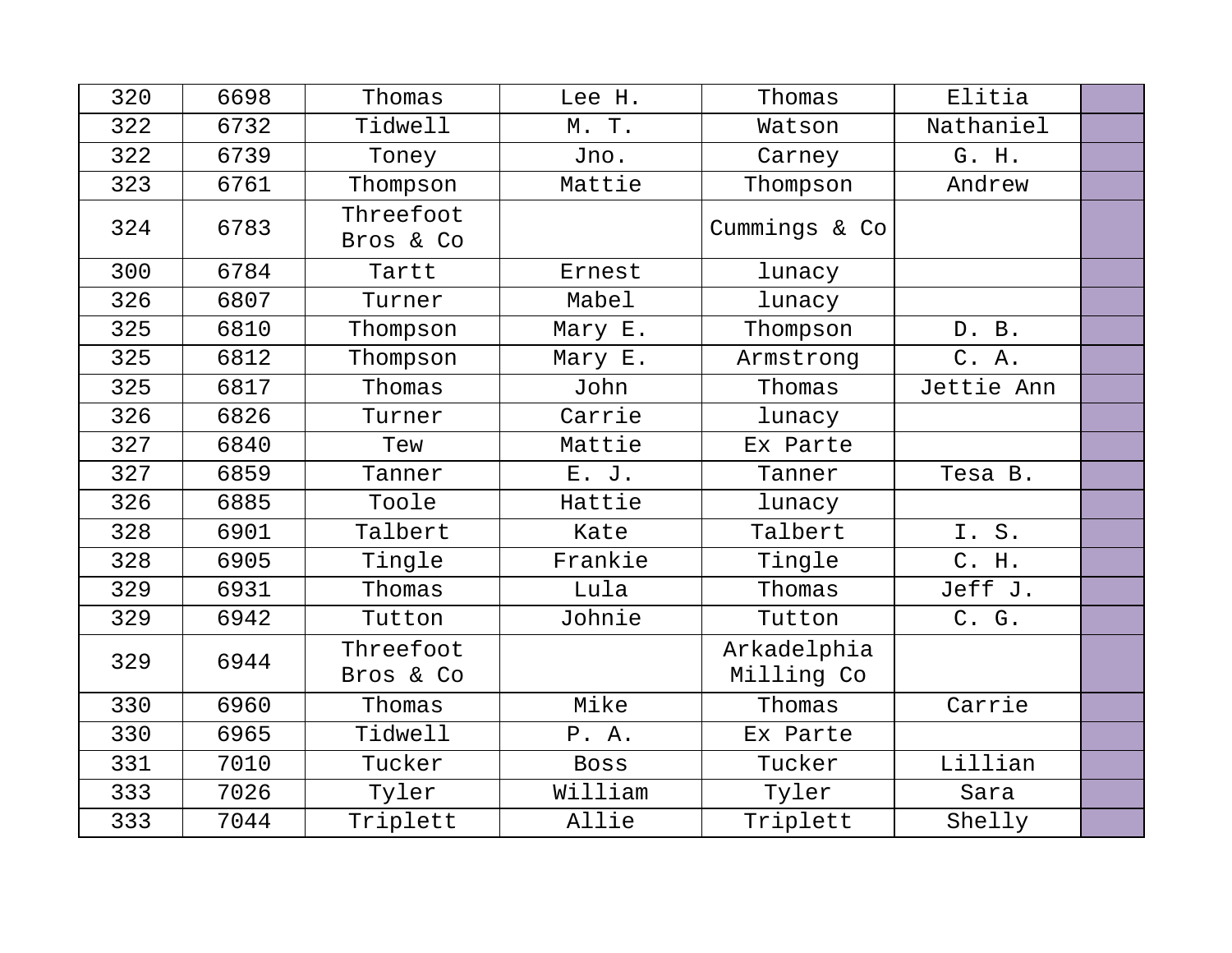| | | | | | | |
|---|---|---|---|---|---|---|
| 320 | 6698 | Thomas | Lee H. | Thomas | Elitia | |
| 322 | 6732 | Tidwell | M. T. | Watson | Nathaniel | |
| 322 | 6739 | Toney | Jno. | Carney | G. H. | |
| 323 | 6761 | Thompson | Mattie | Thompson | Andrew | |
| 324 | 6783 | Threefoot Bros & Co | | Cummings & Co | | |
| 300 | 6784 | Tartt | Ernest | lunacy | | |
| 326 | 6807 | Turner | Mabel | lunacy | | |
| 325 | 6810 | Thompson | Mary E. | Thompson | D. B. | |
| 325 | 6812 | Thompson | Mary E. | Armstrong | C. A. | |
| 325 | 6817 | Thomas | John | Thomas | Jettie Ann | |
| 326 | 6826 | Turner | Carrie | lunacy | | |
| 327 | 6840 | Tew | Mattie | Ex Parte | | |
| 327 | 6859 | Tanner | E. J. | Tanner | Tesa B. | |
| 326 | 6885 | Toole | Hattie | lunacy | | |
| 328 | 6901 | Talbert | Kate | Talbert | I. S. | |
| 328 | 6905 | Tingle | Frankie | Tingle | C. H. | |
| 329 | 6931 | Thomas | Lula | Thomas | Jeff J. | |
| 329 | 6942 | Tutton | Johnie | Tutton | C. G. | |
| 329 | 6944 | Threefoot Bros & Co | | Arkadelphia Milling Co | | |
| 330 | 6960 | Thomas | Mike | Thomas | Carrie | |
| 330 | 6965 | Tidwell | P. A. | Ex Parte | | |
| 331 | 7010 | Tucker | Boss | Tucker | Lillian | |
| 333 | 7026 | Tyler | William | Tyler | Sara | |
| 333 | 7044 | Triplett | Allie | Triplett | Shelly | |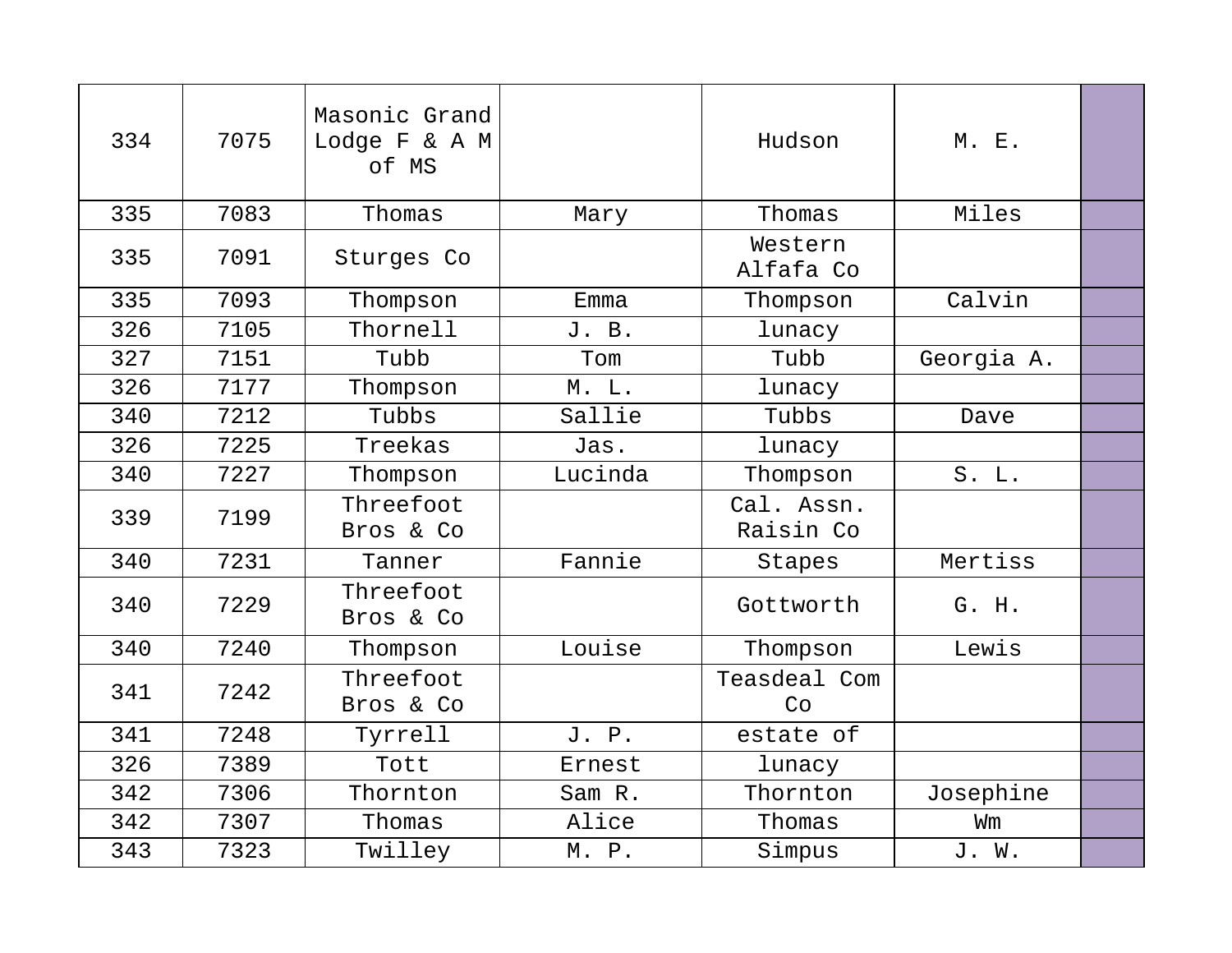| | | | | | | |
|---|---|---|---|---|---|---|
| 334 | 7075 | Masonic Grand Lodge F & A M of MS | | Hudson | M. E. | |
| 335 | 7083 | Thomas | Mary | Thomas | Miles | |
| 335 | 7091 | Sturges Co | | Western Alfafa Co | | |
| 335 | 7093 | Thompson | Emma | Thompson | Calvin | |
| 326 | 7105 | Thornell | J. B. | lunacy | | |
| 327 | 7151 | Tubb | Tom | Tubb | Georgia A. | |
| 326 | 7177 | Thompson | M. L. | lunacy | | |
| 340 | 7212 | Tubbs | Sallie | Tubbs | Dave | |
| 326 | 7225 | Treekas | Jas. | lunacy | | |
| 340 | 7227 | Thompson | Lucinda | Thompson | S. L. | |
| 339 | 7199 | Threefoot Bros & Co | | Cal. Assn. Raisin Co | | |
| 340 | 7231 | Tanner | Fannie | Stapes | Mertiss | |
| 340 | 7229 | Threefoot Bros & Co | | Gottworth | G. H. | |
| 340 | 7240 | Thompson | Louise | Thompson | Lewis | |
| 341 | 7242 | Threefoot Bros & Co | | Teasdeal Com Co | | |
| 341 | 7248 | Tyrrell | J. P. | estate of | | |
| 326 | 7389 | Tott | Ernest | lunacy | | |
| 342 | 7306 | Thornton | Sam R. | Thornton | Josephine | |
| 342 | 7307 | Thomas | Alice | Thomas | Wm | |
| 343 | 7323 | Twilley | M. P. | Simpus | J. W. | |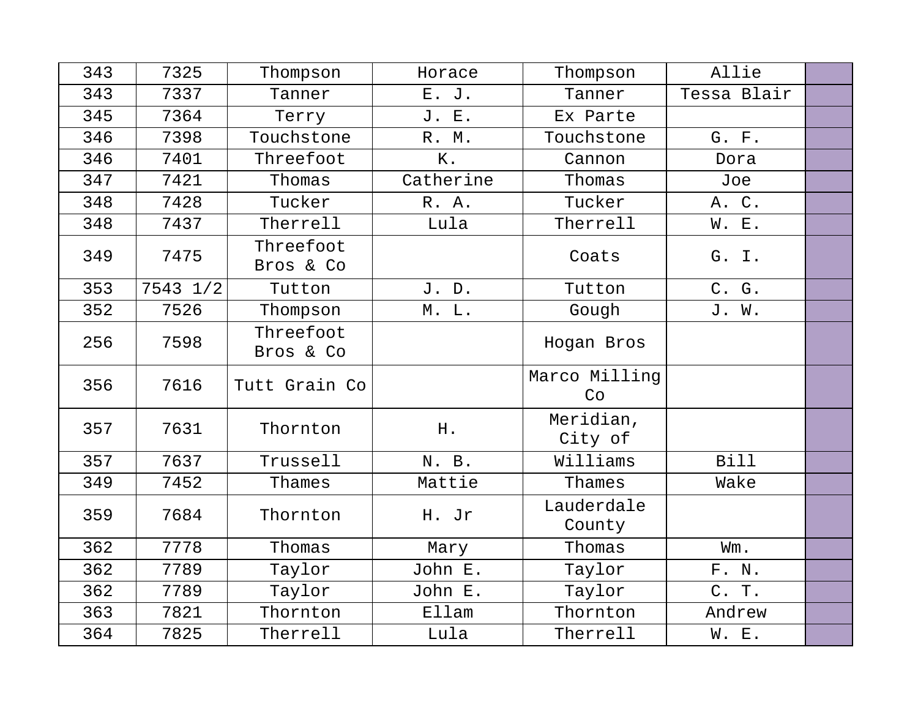| 343 | 7325 | Thompson | Horace | Thompson | Allie | |
|---|---|---|---|---|---|---|
| 343 | 7337 | Tanner | E. J. | Tanner | Tessa Blair | |
| 345 | 7364 | Terry | J. E. | Ex Parte | | |
| 346 | 7398 | Touchstone | R. M. | Touchstone | G. F. | |
| 346 | 7401 | Threefoot | K. | Cannon | Dora | |
| 347 | 7421 | Thomas | Catherine | Thomas | Joe | |
| 348 | 7428 | Tucker | R. A. | Tucker | A. C. | |
| 348 | 7437 | Therrell | Lula | Therrell | W. E. | |
| 349 | 7475 | Threefoot Bros & Co | | Coats | G. I. | |
| 353 | 7543 1/2 | Tutton | J. D. | Tutton | C. G. | |
| 352 | 7526 | Thompson | M. L. | Gough | J. W. | |
| 256 | 7598 | Threefoot Bros & Co | | Hogan Bros | | |
| 356 | 7616 | Tutt Grain Co | | Marco Milling Co | | |
| 357 | 7631 | Thornton | H. | Meridian, City of | | |
| 357 | 7637 | Trussell | N. B. | Williams | Bill | |
| 349 | 7452 | Thames | Mattie | Thames | Wake | |
| 359 | 7684 | Thornton | H. Jr | Lauderdale County | | |
| 362 | 7778 | Thomas | Mary | Thomas | Wm. | |
| 362 | 7789 | Taylor | John E. | Taylor | F. N. | |
| 362 | 7789 | Taylor | John E. | Taylor | C. T. | |
| 363 | 7821 | Thornton | Ellam | Thornton | Andrew | |
| 364 | 7825 | Therrell | Lula | Therrell | W. E. | |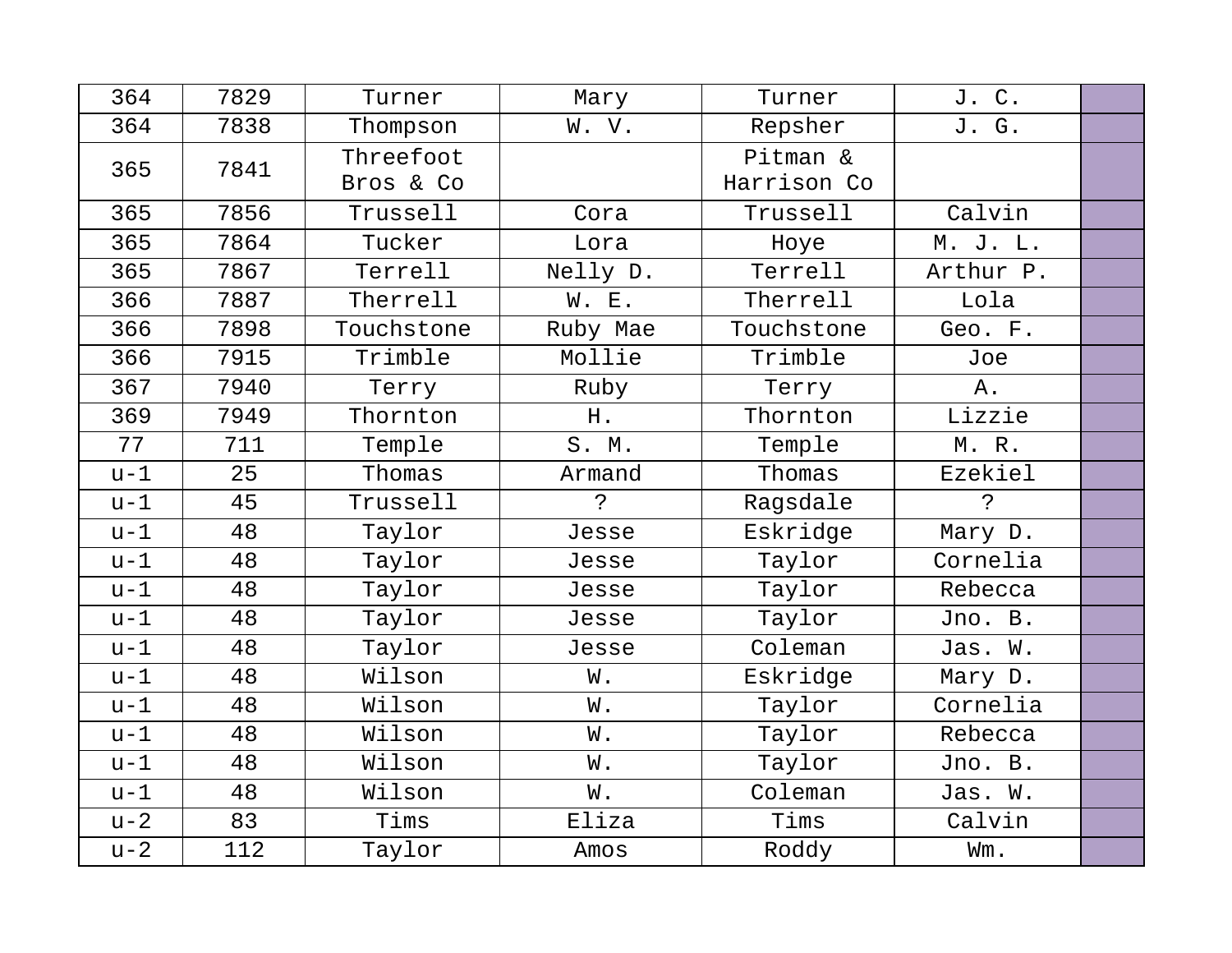| | | | | | | |
|---|---|---|---|---|---|---|
| 364 | 7829 | Turner | Mary | Turner | J. C. | |
| 364 | 7838 | Thompson | W. V. | Repsher | J. G. | |
| 365 | 7841 | Threefoot Bros & Co | | Pitman & Harrison Co | | |
| 365 | 7856 | Trussell | Cora | Trussell | Calvin | |
| 365 | 7864 | Tucker | Lora | Hoye | M. J. L. | |
| 365 | 7867 | Terrell | Nelly D. | Terrell | Arthur P. | |
| 366 | 7887 | Therrell | W. E. | Therrell | Lola | |
| 366 | 7898 | Touchstone | Ruby Mae | Touchstone | Geo. F. | |
| 366 | 7915 | Trimble | Mollie | Trimble | Joe | |
| 367 | 7940 | Terry | Ruby | Terry | A. | |
| 369 | 7949 | Thornton | H. | Thornton | Lizzie | |
| 77 | 711 | Temple | S. M. | Temple | M. R. | |
| u-1 | 25 | Thomas | Armand | Thomas | Ezekiel | |
| u-1 | 45 | Trussell | ? | Ragsdale | ? | |
| u-1 | 48 | Taylor | Jesse | Eskridge | Mary D. | |
| u-1 | 48 | Taylor | Jesse | Taylor | Cornelia | |
| u-1 | 48 | Taylor | Jesse | Taylor | Rebecca | |
| u-1 | 48 | Taylor | Jesse | Taylor | Jno. B. | |
| u-1 | 48 | Taylor | Jesse | Coleman | Jas. W. | |
| u-1 | 48 | Wilson | W. | Eskridge | Mary D. | |
| u-1 | 48 | Wilson | W. | Taylor | Cornelia | |
| u-1 | 48 | Wilson | W. | Taylor | Rebecca | |
| u-1 | 48 | Wilson | W. | Taylor | Jno. B. | |
| u-1 | 48 | Wilson | W. | Coleman | Jas. W. | |
| u-2 | 83 | Tims | Eliza | Tims | Calvin | |
| u-2 | 112 | Taylor | Amos | Roddy | Wm. | |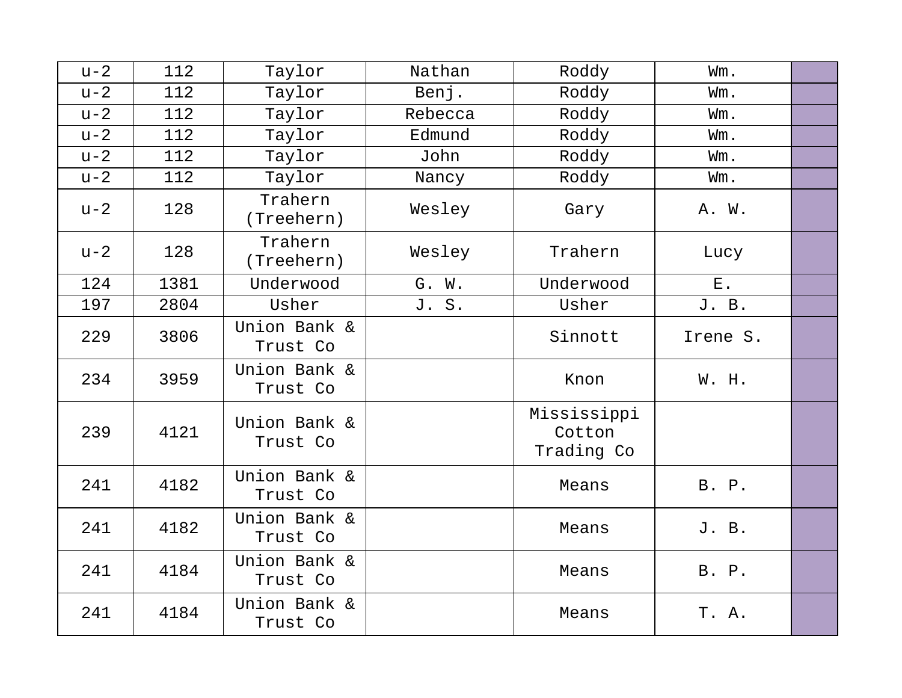| u-2 | 112 | Taylor | Nathan | Roddy | Wm. | |
|---|---|---|---|---|---|---|
| u-2 | 112 | Taylor | Benj. | Roddy | Wm. | |
| u-2 | 112 | Taylor | Rebecca | Roddy | Wm. | |
| u-2 | 112 | Taylor | Edmund | Roddy | Wm. | |
| u-2 | 112 | Taylor | John | Roddy | Wm. | |
| u-2 | 112 | Taylor | Nancy | Roddy | Wm. | |
| u-2 | 128 | Trahern (Treehern) | Wesley | Gary | A. W. | |
| u-2 | 128 | Trahern (Treehern) | Wesley | Trahern | Lucy | |
| 124 | 1381 | Underwood | G. W. | Underwood | E. | |
| 197 | 2804 | Usher | J. S. | Usher | J. B. | |
| 229 | 3806 | Union Bank & Trust Co | | Sinnott | Irene S. | |
| 234 | 3959 | Union Bank & Trust Co | | Knon | W. H. | |
| 239 | 4121 | Union Bank & Trust Co | | Mississippi Cotton Trading Co | | |
| 241 | 4182 | Union Bank & Trust Co | | Means | B. P. | |
| 241 | 4182 | Union Bank & Trust Co | | Means | J. B. | |
| 241 | 4184 | Union Bank & Trust Co | | Means | B. P. | |
| 241 | 4184 | Union Bank & Trust Co | | Means | T. A. | |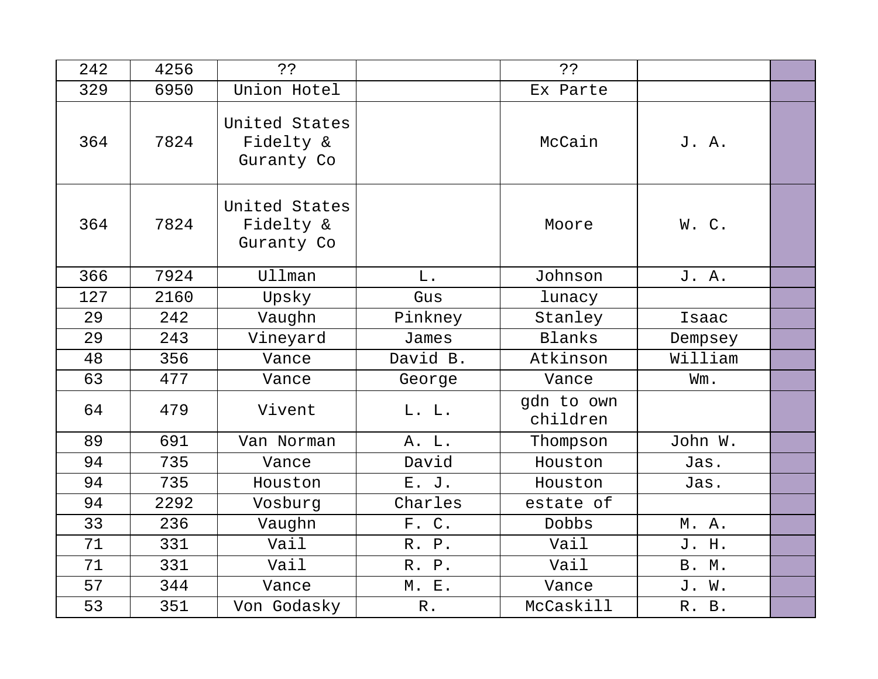| 242 | 4256 | ?? | | ?? | | |
|---|---|---|---|---|---|---|
| 329 | 6950 | Union Hotel | | Ex Parte | | |
| 364 | 7824 | United States Fidelty & Guranty Co | | McCain | J. A. | |
| 364 | 7824 | United States Fidelty & Guranty Co | | Moore | W. C. | |
| 366 | 7924 | Ullman | L. | Johnson | J. A. | |
| 127 | 2160 | Upsky | Gus | lunacy | | |
| 29 | 242 | Vaughn | Pinkney | Stanley | Isaac | |
| 29 | 243 | Vineyard | James | Blanks | Dempsey | |
| 48 | 356 | Vance | David B. | Atkinson | William | |
| 63 | 477 | Vance | George | Vance | Wm. | |
| 64 | 479 | Vivent | L. L. | gdn to own children | | |
| 89 | 691 | Van Norman | A. L. | Thompson | John W. | |
| 94 | 735 | Vance | David | Houston | Jas. | |
| 94 | 735 | Houston | E. J. | Houston | Jas. | |
| 94 | 2292 | Vosburg | Charles | estate of | | |
| 33 | 236 | Vaughn | F. C. | Dobbs | M. A. | |
| 71 | 331 | Vail | R. P. | Vail | J. H. | |
| 71 | 331 | Vail | R. P. | Vail | B. M. | |
| 57 | 344 | Vance | M. E. | Vance | J. W. | |
| 53 | 351 | Von Godasky | R. | McCaskill | R. B. | |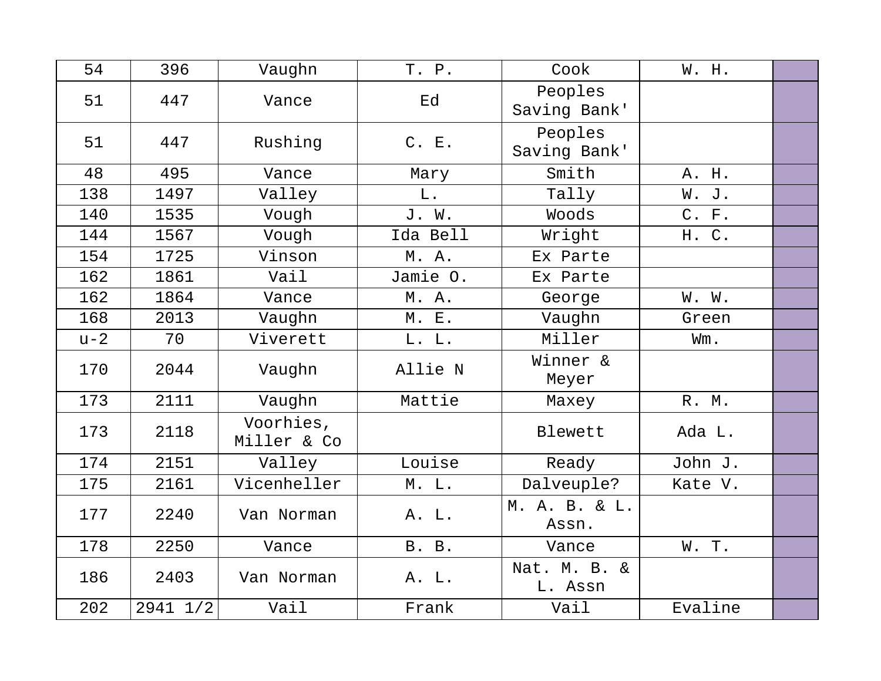| 54 | 396 | Vaughn | T. P. | Cook | W. H. | |
|---|---|---|---|---|---|---|
| 51 | 447 | Vance | Ed | Peoples Saving Bank' | | |
| 51 | 447 | Rushing | C. E. | Peoples Saving Bank' | | |
| 48 | 495 | Vance | Mary | Smith | A. H. | |
| 138 | 1497 | Valley | L. | Tally | W. J. | |
| 140 | 1535 | Vough | J. W. | Woods | C. F. | |
| 144 | 1567 | Vough | Ida Bell | Wright | H. C. | |
| 154 | 1725 | Vinson | M. A. | Ex Parte | | |
| 162 | 1861 | Vail | Jamie O. | Ex Parte | | |
| 162 | 1864 | Vance | M. A. | George | W. W. | |
| 168 | 2013 | Vaughn | M. E. | Vaughn | Green | |
| u-2 | 70 | Viverett | L. L. | Miller | Wm. | |
| 170 | 2044 | Vaughn | Allie N | Winner & Meyer | | |
| 173 | 2111 | Vaughn | Mattie | Maxey | R. M. | |
| 173 | 2118 | Voorhies, Miller & Co | | Blewett | Ada L. | |
| 174 | 2151 | Valley | Louise | Ready | John J. | |
| 175 | 2161 | Vicenheller | M. L. | Dalveuple? | Kate V. | |
| 177 | 2240 | Van Norman | A. L. | M. A. B. & L. Assn. | | |
| 178 | 2250 | Vance | B. B. | Vance | W. T. | |
| 186 | 2403 | Van Norman | A. L. | Nat. M. B. & L. Assn | | |
| 202 | 2941 1/2 | Vail | Frank | Vail | Evaline | |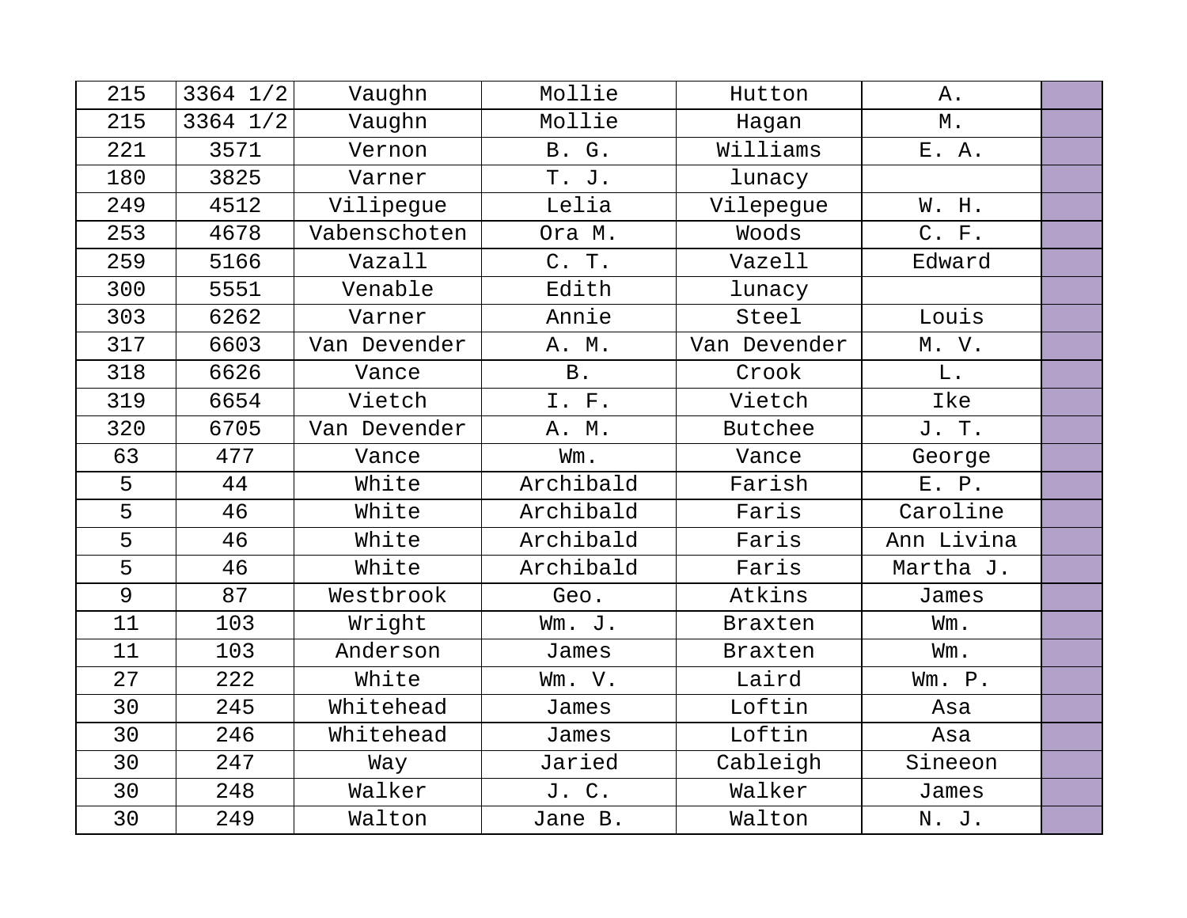| | | | | | | |
|---|---|---|---|---|---|---|
| 215 | 3364 1/2 | Vaughn | Mollie | Hutton | A. | |
| 215 | 3364 1/2 | Vaughn | Mollie | Hagan | M. | |
| 221 | 3571 | Vernon | B. G. | Williams | E. A. | |
| 180 | 3825 | Varner | T. J. | lunacy | | |
| 249 | 4512 | Vilipegue | Lelia | Vilepegue | W. H. | |
| 253 | 4678 | Vabenschoten | Ora M. | Woods | C. F. | |
| 259 | 5166 | Vazall | C. T. | Vazell | Edward | |
| 300 | 5551 | Venable | Edith | lunacy | | |
| 303 | 6262 | Varner | Annie | Steel | Louis | |
| 317 | 6603 | Van Devender | A. M. | Van Devender | M. V. | |
| 318 | 6626 | Vance | B. | Crook | L. | |
| 319 | 6654 | Vietch | I. F. | Vietch | Ike | |
| 320 | 6705 | Van Devender | A. M. | Butchee | J. T. | |
| 63 | 477 | Vance | Wm. | Vance | George | |
| 5 | 44 | White | Archibald | Farish | E. P. | |
| 5 | 46 | White | Archibald | Faris | Caroline | |
| 5 | 46 | White | Archibald | Faris | Ann Livina | |
| 5 | 46 | White | Archibald | Faris | Martha J. | |
| 9 | 87 | Westbrook | Geo. | Atkins | James | |
| 11 | 103 | Wright | Wm. J. | Braxten | Wm. | |
| 11 | 103 | Anderson | James | Braxten | Wm. | |
| 27 | 222 | White | Wm. V. | Laird | Wm. P. | |
| 30 | 245 | Whitehead | James | Loftin | Asa | |
| 30 | 246 | Whitehead | James | Loftin | Asa | |
| 30 | 247 | Way | Jaried | Cableigh | Sineeon | |
| 30 | 248 | Walker | J. C. | Walker | James | |
| 30 | 249 | Walton | Jane B. | Walton | N. J. | |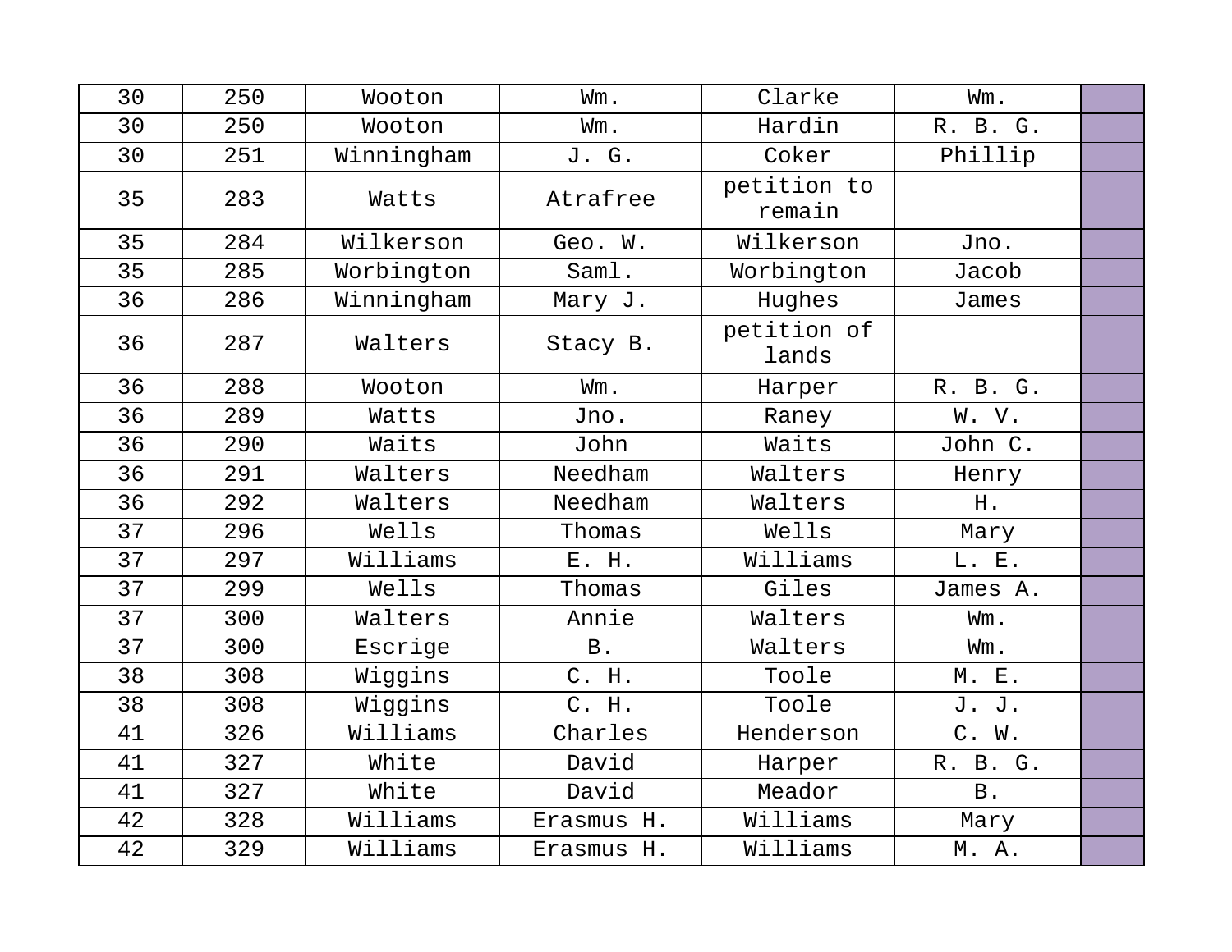| 30 | 250 | Wooton | Wm. | Clarke | Wm. | |
|---|---|---|---|---|---|---|
| 30 | 250 | Wooton | Wm. | Hardin | R. B. G. | |
| 30 | 251 | Winningham | J. G. | Coker | Phillip | |
| 35 | 283 | Watts | Atrafree | petition to remain | | |
| 35 | 284 | Wilkerson | Geo. W. | Wilkerson | Jno. | |
| 35 | 285 | Worbington | Saml. | Worbington | Jacob | |
| 36 | 286 | Winningham | Mary J. | Hughes | James | |
| 36 | 287 | Walters | Stacy B. | petition of lands | | |
| 36 | 288 | Wooton | Wm. | Harper | R. B. G. | |
| 36 | 289 | Watts | Jno. | Raney | W. V. | |
| 36 | 290 | Waits | John | Waits | John C. | |
| 36 | 291 | Walters | Needham | Walters | Henry | |
| 36 | 292 | Walters | Needham | Walters | H. | |
| 37 | 296 | Wells | Thomas | Wells | Mary | |
| 37 | 297 | Williams | E. H. | Williams | L. E. | |
| 37 | 299 | Wells | Thomas | Giles | James A. | |
| 37 | 300 | Walters | Annie | Walters | Wm. | |
| 37 | 300 | Escrige | B. | Walters | Wm. | |
| 38 | 308 | Wiggins | C. H. | Toole | M. E. | |
| 38 | 308 | Wiggins | C. H. | Toole | J. J. | |
| 41 | 326 | Williams | Charles | Henderson | C. W. | |
| 41 | 327 | White | David | Harper | R. B. G. | |
| 41 | 327 | White | David | Meador | B. | |
| 42 | 328 | Williams | Erasmus H. | Williams | Mary | |
| 42 | 329 | Williams | Erasmus H. | Williams | M. A. | |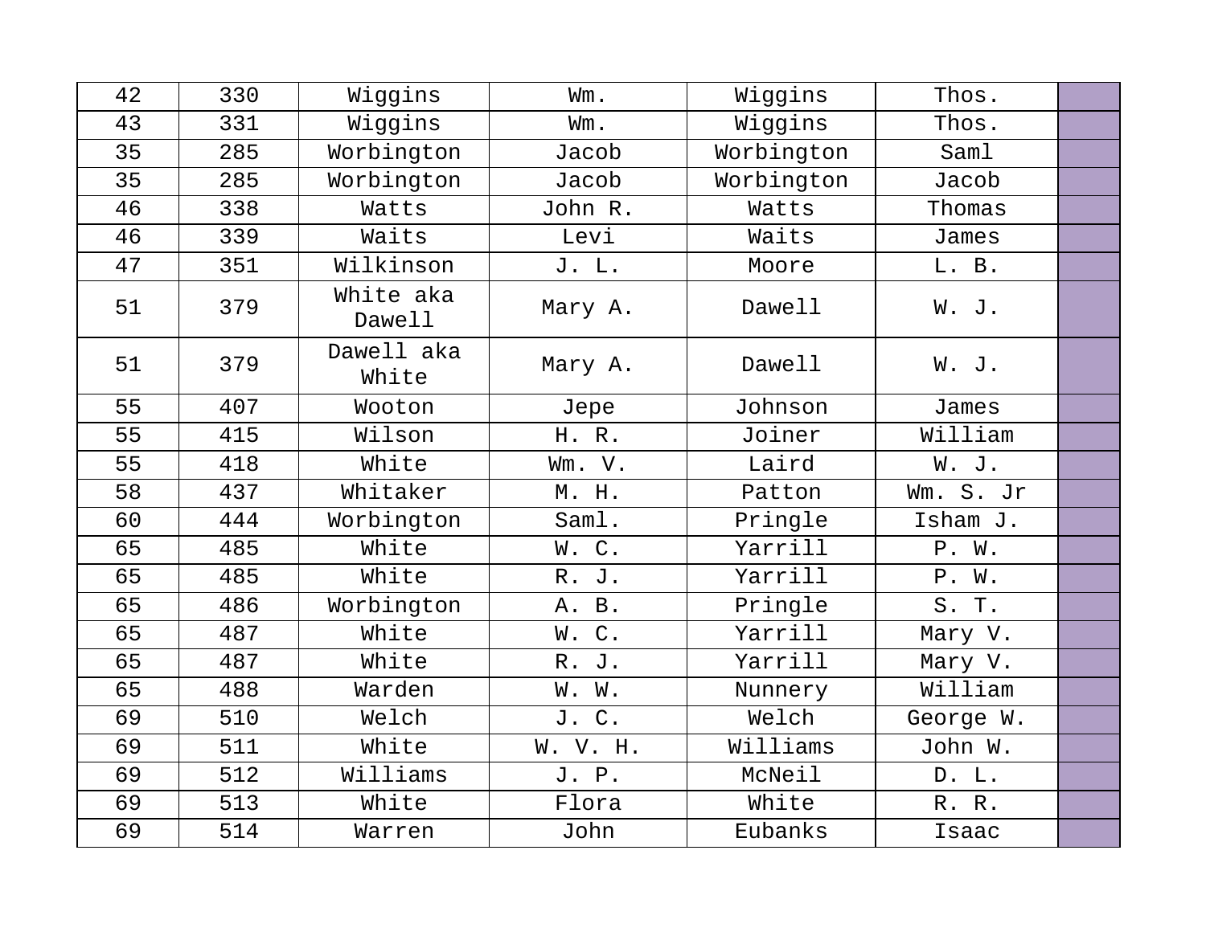| 42 | 330 | Wiggins | Wm. | Wiggins | Thos. | |
|---|---|---|---|---|---|---|
| 43 | 331 | Wiggins | Wm. | Wiggins | Thos. | |
| 35 | 285 | Worbington | Jacob | Worbington | Saml | |
| 35 | 285 | Worbington | Jacob | Worbington | Jacob | |
| 46 | 338 | Watts | John R. | Watts | Thomas | |
| 46 | 339 | Waits | Levi | Waits | James | |
| 47 | 351 | Wilkinson | J. L. | Moore | L. B. | |
| 51 | 379 | White aka Dawell | Mary A. | Dawell | W. J. | |
| 51 | 379 | Dawell aka White | Mary A. | Dawell | W. J. | |
| 55 | 407 | Wooton | Jepe | Johnson | James | |
| 55 | 415 | Wilson | H. R. | Joiner | William | |
| 55 | 418 | White | Wm. V. | Laird | W. J. | |
| 58 | 437 | Whitaker | M. H. | Patton | Wm. S. Jr | |
| 60 | 444 | Worbington | Saml. | Pringle | Isham J. | |
| 65 | 485 | White | W. C. | Yarrill | P. W. | |
| 65 | 485 | White | R. J. | Yarrill | P. W. | |
| 65 | 486 | Worbington | A. B. | Pringle | S. T. | |
| 65 | 487 | White | W. C. | Yarrill | Mary V. | |
| 65 | 487 | White | R. J. | Yarrill | Mary V. | |
| 65 | 488 | Warden | W. W. | Nunnery | William | |
| 69 | 510 | Welch | J. C. | Welch | George W. | |
| 69 | 511 | White | W. V. H. | Williams | John W. | |
| 69 | 512 | Williams | J. P. | McNeil | D. L. | |
| 69 | 513 | White | Flora | White | R. R. | |
| 69 | 514 | Warren | John | Eubanks | Isaac | |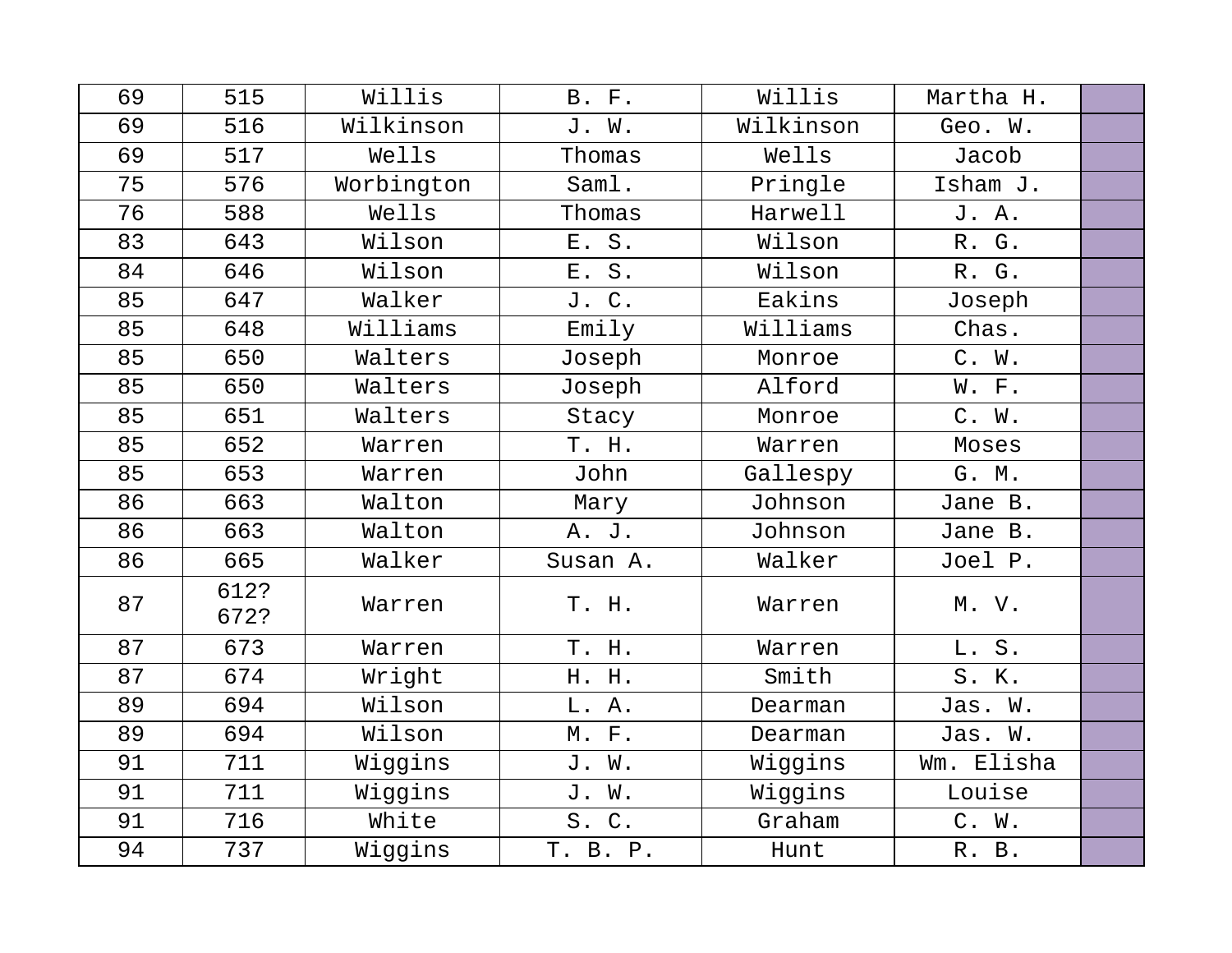| 69 | 515 | Willis | B. F. | Willis | Martha H. | |
|---|---|---|---|---|---|---|
| 69 | 516 | Wilkinson | J. W. | Wilkinson | Geo. W. | |
| 69 | 517 | Wells | Thomas | Wells | Jacob | |
| 75 | 576 | Worbington | Saml. | Pringle | Isham J. | |
| 76 | 588 | Wells | Thomas | Harwell | J. A. | |
| 83 | 643 | Wilson | E. S. | Wilson | R. G. | |
| 84 | 646 | Wilson | E. S. | Wilson | R. G. | |
| 85 | 647 | Walker | J. C. | Eakins | Joseph | |
| 85 | 648 | Williams | Emily | Williams | Chas. | |
| 85 | 650 | Walters | Joseph | Monroe | C. W. | |
| 85 | 650 | Walters | Joseph | Alford | W. F. | |
| 85 | 651 | Walters | Stacy | Monroe | C. W. | |
| 85 | 652 | Warren | T. H. | Warren | Moses | |
| 85 | 653 | Warren | John | Gallespy | G. M. | |
| 86 | 663 | Walton | Mary | Johnson | Jane B. | |
| 86 | 663 | Walton | A. J. | Johnson | Jane B. | |
| 86 | 665 | Walker | Susan A. | Walker | Joel P. | |
| 87 | 612? 672? | Warren | T. H. | Warren | M. V. | |
| 87 | 673 | Warren | T. H. | Warren | L. S. | |
| 87 | 674 | Wright | H. H. | Smith | S. K. | |
| 89 | 694 | Wilson | L. A. | Dearman | Jas. W. | |
| 89 | 694 | Wilson | M. F. | Dearman | Jas. W. | |
| 91 | 711 | Wiggins | J. W. | Wiggins | Wm. Elisha | |
| 91 | 711 | Wiggins | J. W. | Wiggins | Louise | |
| 91 | 716 | White | S. C. | Graham | C. W. | |
| 94 | 737 | Wiggins | T. B. P. | Hunt | R. B. | |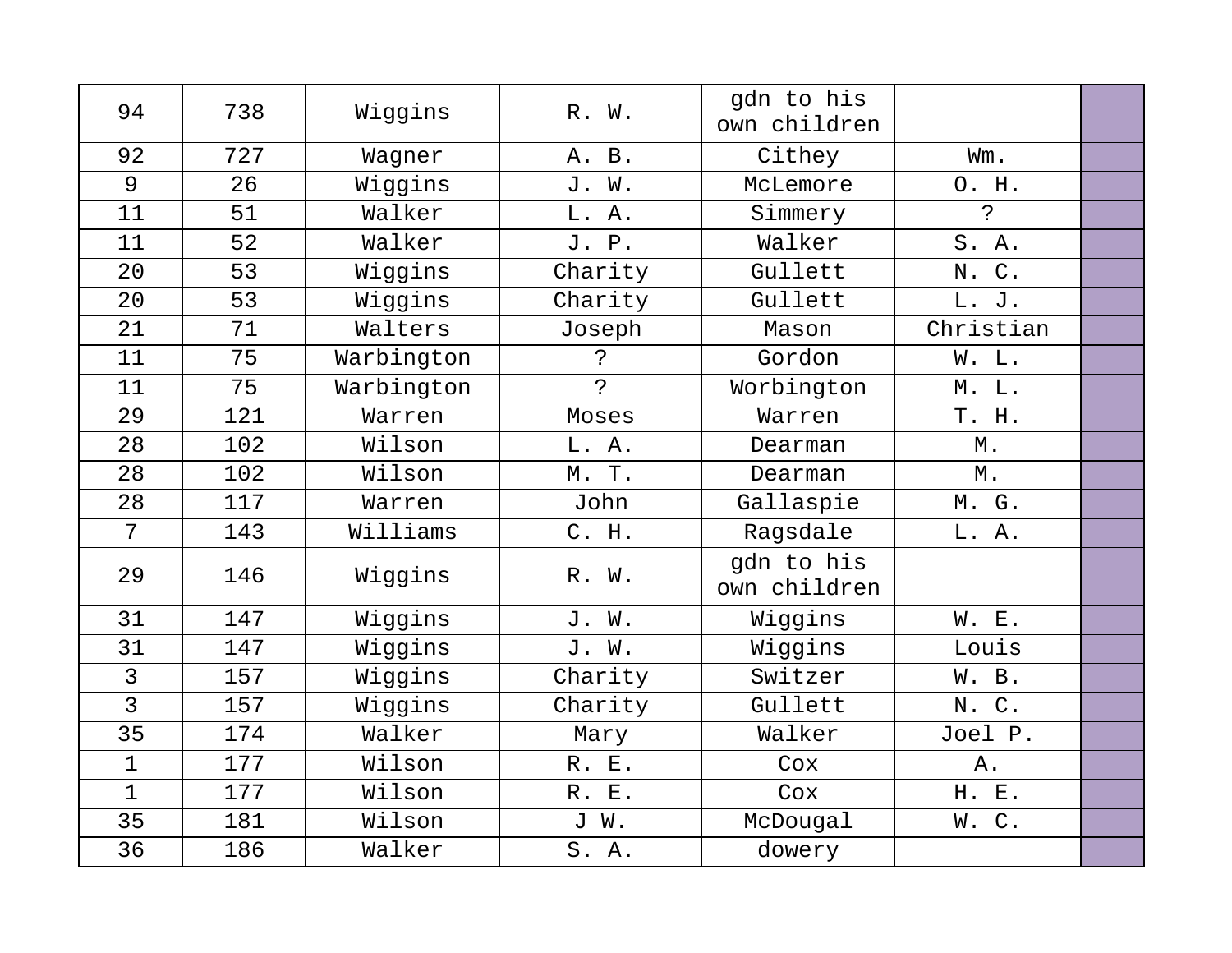| 94 | 738 | Wiggins | R. W. | gdn to his own children | | |
|---|---|---|---|---|---|---|
| 92 | 727 | Wagner | A. B. | Cithey | Wm. | |
| 9 | 26 | Wiggins | J. W. | McLemore | O. H. | |
| 11 | 51 | Walker | L. A. | Simmery | ? | |
| 11 | 52 | Walker | J. P. | Walker | S. A. | |
| 20 | 53 | Wiggins | Charity | Gullett | N. C. | |
| 20 | 53 | Wiggins | Charity | Gullett | L. J. | |
| 21 | 71 | Walters | Joseph | Mason | Christian | |
| 11 | 75 | Warbington | ? | Gordon | W. L. | |
| 11 | 75 | Warbington | ? | Worbington | M. L. | |
| 29 | 121 | Warren | Moses | Warren | T. H. | |
| 28 | 102 | Wilson | L. A. | Dearman | M. | |
| 28 | 102 | Wilson | M. T. | Dearman | M. | |
| 28 | 117 | Warren | John | Gallaspie | M. G. | |
| 7 | 143 | Williams | C. H. | Ragsdale | L. A. | |
| 29 | 146 | Wiggins | R. W. | gdn to his own children | | |
| 31 | 147 | Wiggins | J. W. | Wiggins | W. E. | |
| 31 | 147 | Wiggins | J. W. | Wiggins | Louis | |
| 3 | 157 | Wiggins | Charity | Switzer | W. B. | |
| 3 | 157 | Wiggins | Charity | Gullett | N. C. | |
| 35 | 174 | Walker | Mary | Walker | Joel P. | |
| 1 | 177 | Wilson | R. E. | Cox | A. | |
| 1 | 177 | Wilson | R. E. | Cox | H. E. | |
| 35 | 181 | Wilson | J W. | McDougal | W. C. | |
| 36 | 186 | Walker | S. A. | dowery | | |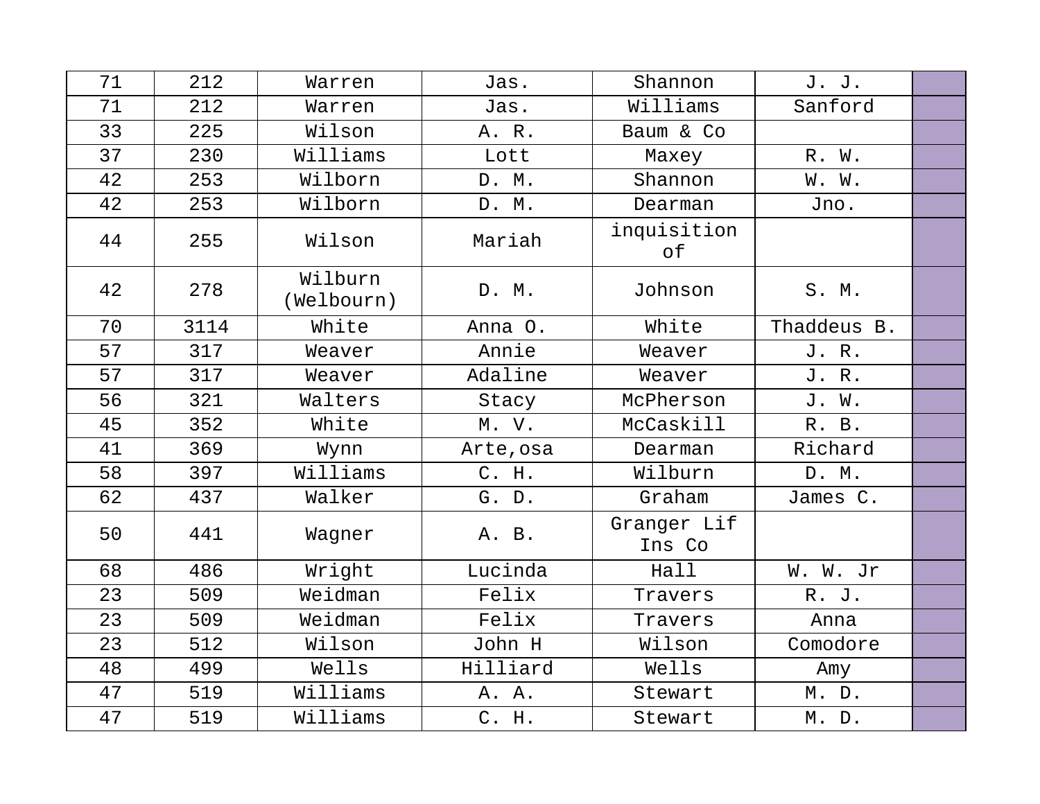| | | | | | | |
|---|---|---|---|---|---|---|
| 71 | 212 | Warren | Jas. | Shannon | J. J. | |
| 71 | 212 | Warren | Jas. | Williams | Sanford | |
| 33 | 225 | Wilson | A. R. | Baum & Co | | |
| 37 | 230 | Williams | Lott | Maxey | R. W. | |
| 42 | 253 | Wilborn | D. M. | Shannon | W. W. | |
| 42 | 253 | Wilborn | D. M. | Dearman | Jno. | |
| 44 | 255 | Wilson | Mariah | inquisition of | | |
| 42 | 278 | Wilburn (Welbourn) | D. M. | Johnson | S. M. | |
| 70 | 3114 | White | Anna O. | White | Thaddeus B. | |
| 57 | 317 | Weaver | Annie | Weaver | J. R. | |
| 57 | 317 | Weaver | Adaline | Weaver | J. R. | |
| 56 | 321 | Walters | Stacy | McPherson | J. W. | |
| 45 | 352 | White | M. V. | McCaskill | R. B. | |
| 41 | 369 | Wynn | Arte,osa | Dearman | Richard | |
| 58 | 397 | Williams | C. H. | Wilburn | D. M. | |
| 62 | 437 | Walker | G. D. | Graham | James C. | |
| 50 | 441 | Wagner | A. B. | Granger Lif Ins Co | | |
| 68 | 486 | Wright | Lucinda | Hall | W. W. Jr | |
| 23 | 509 | Weidman | Felix | Travers | R. J. | |
| 23 | 509 | Weidman | Felix | Travers | Anna | |
| 23 | 512 | Wilson | John H | Wilson | Comodore | |
| 48 | 499 | Wells | Hilliard | Wells | Amy | |
| 47 | 519 | Williams | A. A. | Stewart | M. D. | |
| 47 | 519 | Williams | C. H. | Stewart | M. D. | |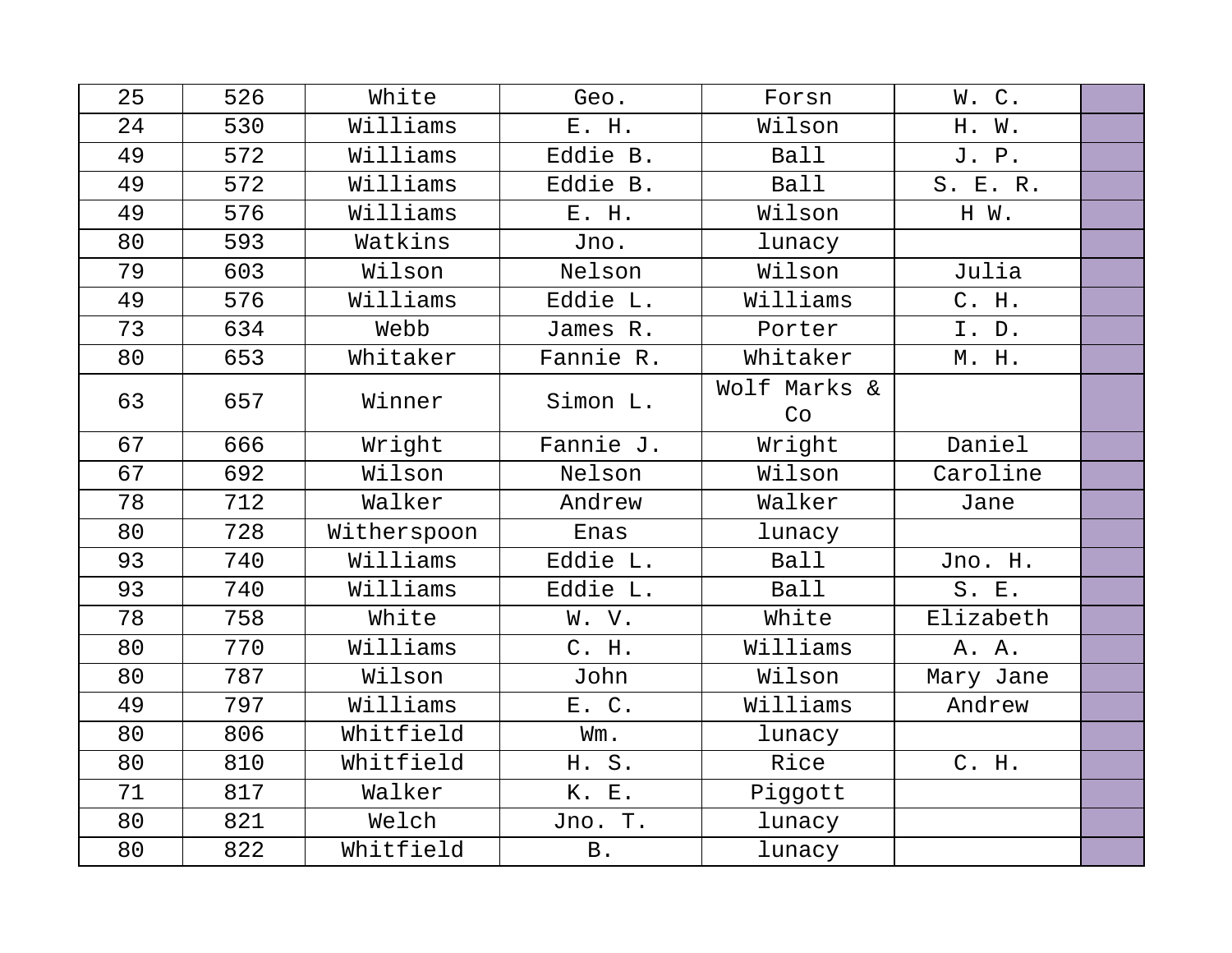| 25 | 526 | White | Geo. | Forsn | W. C. | |
|---|---|---|---|---|---|---|
| 24 | 530 | Williams | E. H. | Wilson | H. W. | |
| 49 | 572 | Williams | Eddie B. | Ball | J. P. | |
| 49 | 572 | Williams | Eddie B. | Ball | S. E. R. | |
| 49 | 576 | Williams | E. H. | Wilson | H W. | |
| 80 | 593 | Watkins | Jno. | lunacy | | |
| 79 | 603 | Wilson | Nelson | Wilson | Julia | |
| 49 | 576 | Williams | Eddie L. | Williams | C. H. | |
| 73 | 634 | Webb | James R. | Porter | I. D. | |
| 80 | 653 | Whitaker | Fannie R. | Whitaker | M. H. | |
| 63 | 657 | Winner | Simon L. | Wolf Marks & Co | | |
| 67 | 666 | Wright | Fannie J. | Wright | Daniel | |
| 67 | 692 | Wilson | Nelson | Wilson | Caroline | |
| 78 | 712 | Walker | Andrew | Walker | Jane | |
| 80 | 728 | Witherspoon | Enas | lunacy | | |
| 93 | 740 | Williams | Eddie L. | Ball | Jno. H. | |
| 93 | 740 | Williams | Eddie L. | Ball | S. E. | |
| 78 | 758 | White | W. V. | White | Elizabeth | |
| 80 | 770 | Williams | C. H. | Williams | A. A. | |
| 80 | 787 | Wilson | John | Wilson | Mary Jane | |
| 49 | 797 | Williams | E. C. | Williams | Andrew | |
| 80 | 806 | Whitfield | Wm. | lunacy | | |
| 80 | 810 | Whitfield | H. S. | Rice | C. H. | |
| 71 | 817 | Walker | K. E. | Piggott | | |
| 80 | 821 | Welch | Jno. T. | lunacy | | |
| 80 | 822 | Whitfield | B. | lunacy | | |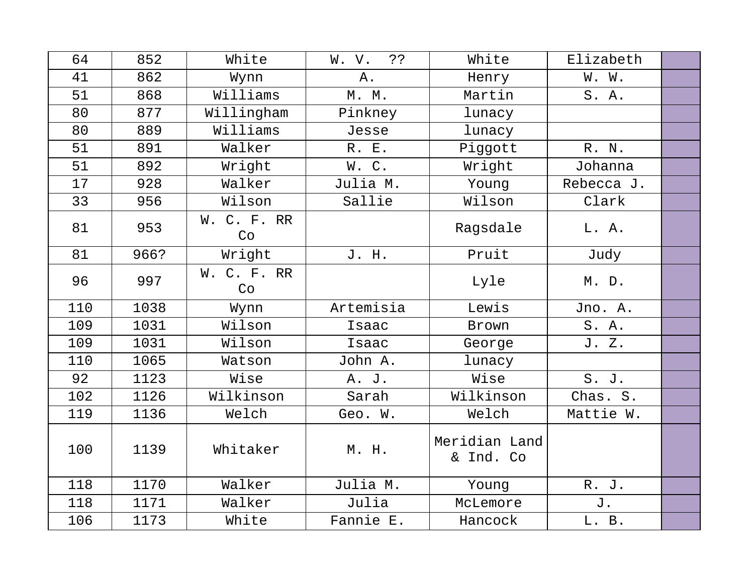| 64 | 852 | White | W. V. ?? | White | Elizabeth | |
|---|---|---|---|---|---|---|
| 41 | 862 | Wynn | A. | Henry | W. W. | |
| 51 | 868 | Williams | M. M. | Martin | S. A. | |
| 80 | 877 | Willingham | Pinkney | lunacy | | |
| 80 | 889 | Williams | Jesse | lunacy | | |
| 51 | 891 | Walker | R. E. | Piggott | R. N. | |
| 51 | 892 | Wright | W. C. | Wright | Johanna | |
| 17 | 928 | Walker | Julia M. | Young | Rebecca J. | |
| 33 | 956 | Wilson | Sallie | Wilson | Clark | |
| 81 | 953 | W. C. F. RR Co | | Ragsdale | L. A. | |
| 81 | 966? | Wright | J. H. | Pruit | Judy | |
| 96 | 997 | W. C. F. RR Co | | Lyle | M. D. | |
| 110 | 1038 | Wynn | Artemisia | Lewis | Jno. A. | |
| 109 | 1031 | Wilson | Isaac | Brown | S. A. | |
| 109 | 1031 | Wilson | Isaac | George | J. Z. | |
| 110 | 1065 | Watson | John A. | lunacy | | |
| 92 | 1123 | Wise | A. J. | Wise | S. J. | |
| 102 | 1126 | Wilkinson | Sarah | Wilkinson | Chas. S. | |
| 119 | 1136 | Welch | Geo. W. | Welch | Mattie W. | |
| 100 | 1139 | Whitaker | M. H. | Meridian Land & Ind. Co | | |
| 118 | 1170 | Walker | Julia M. | Young | R. J. | |
| 118 | 1171 | Walker | Julia | McLemore | J. | |
| 106 | 1173 | White | Fannie E. | Hancock | L. B. | |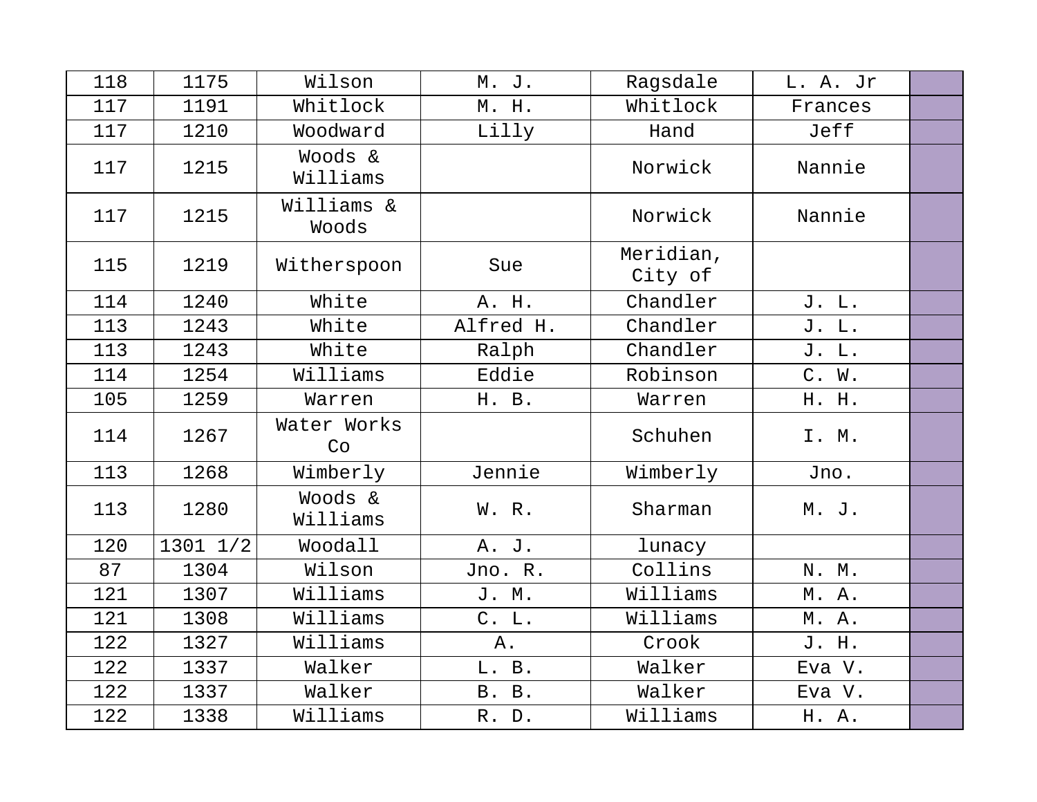| | | | | | | |
|---|---|---|---|---|---|---|
| 118 | 1175 | Wilson | M. J. | Ragsdale | L. A. Jr | |
| 117 | 1191 | Whitlock | M. H. | Whitlock | Frances | |
| 117 | 1210 | Woodward | Lilly | Hand | Jeff | |
| 117 | 1215 | Woods & Williams | | Norwick | Nannie | |
| 117 | 1215 | Williams & Woods | | Norwick | Nannie | |
| 115 | 1219 | Witherspoon | Sue | Meridian, City of | | |
| 114 | 1240 | White | A. H. | Chandler | J. L. | |
| 113 | 1243 | White | Alfred H. | Chandler | J. L. | |
| 113 | 1243 | White | Ralph | Chandler | J. L. | |
| 114 | 1254 | Williams | Eddie | Robinson | C. W. | |
| 105 | 1259 | Warren | H. B. | Warren | H. H. | |
| 114 | 1267 | Water Works Co | | Schuhen | I. M. | |
| 113 | 1268 | Wimberly | Jennie | Wimberly | Jno. | |
| 113 | 1280 | Woods & Williams | W. R. | Sharman | M. J. | |
| 120 | 1301 1/2 | Woodall | A. J. | lunacy | | |
| 87 | 1304 | Wilson | Jno. R. | Collins | N. M. | |
| 121 | 1307 | Williams | J. M. | Williams | M. A. | |
| 121 | 1308 | Williams | C. L. | Williams | M. A. | |
| 122 | 1327 | Williams | A. | Crook | J. H. | |
| 122 | 1337 | Walker | L. B. | Walker | Eva V. | |
| 122 | 1337 | Walker | B. B. | Walker | Eva V. | |
| 122 | 1338 | Williams | R. D. | Williams | H. A. | |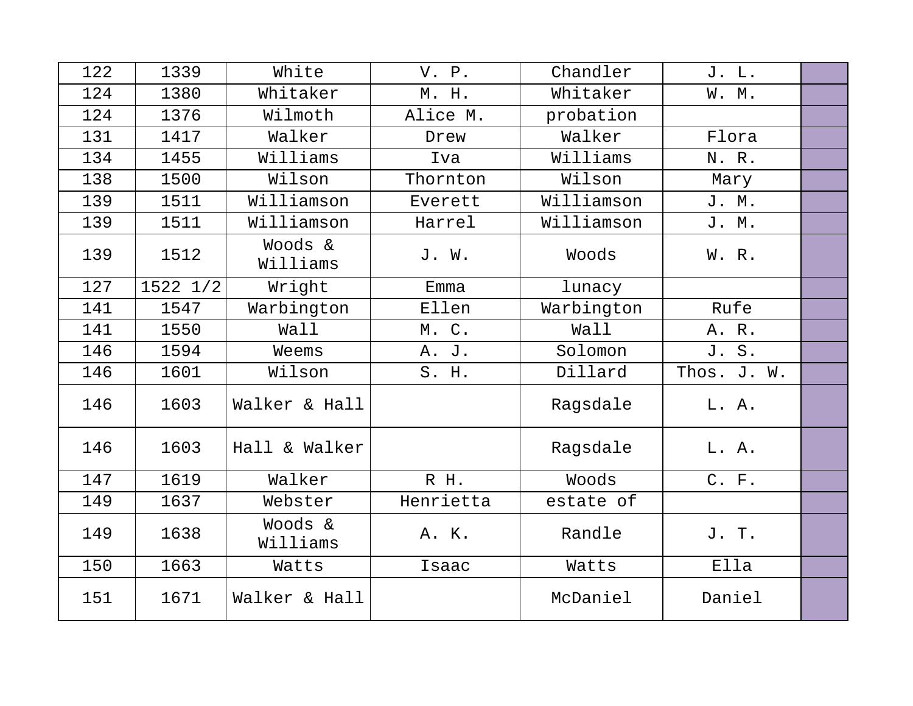| | | | | | | |
|---|---|---|---|---|---|---|
| 122 | 1339 | White | V. P. | Chandler | J. L. | |
| 124 | 1380 | Whitaker | M. H. | Whitaker | W. M. | |
| 124 | 1376 | Wilmoth | Alice M. | probation | | |
| 131 | 1417 | Walker | Drew | Walker | Flora | |
| 134 | 1455 | Williams | Iva | Williams | N. R. | |
| 138 | 1500 | Wilson | Thornton | Wilson | Mary | |
| 139 | 1511 | Williamson | Everett | Williamson | J. M. | |
| 139 | 1511 | Williamson | Harrel | Williamson | J. M. | |
| 139 | 1512 | Woods & Williams | J. W. | Woods | W. R. | |
| 127 | 1522 1/2 | Wright | Emma | lunacy | | |
| 141 | 1547 | Warbington | Ellen | Warbington | Rufe | |
| 141 | 1550 | Wall | M. C. | Wall | A. R. | |
| 146 | 1594 | Weems | A. J. | Solomon | J. S. | |
| 146 | 1601 | Wilson | S. H. | Dillard | Thos. J. W. | |
| 146 | 1603 | Walker & Hall | | Ragsdale | L. A. | |
| 146 | 1603 | Hall & Walker | | Ragsdale | L. A. | |
| 147 | 1619 | Walker | R H. | Woods | C. F. | |
| 149 | 1637 | Webster | Henrietta | estate of | | |
| 149 | 1638 | Woods & Williams | A. K. | Randle | J. T. | |
| 150 | 1663 | Watts | Isaac | Watts | Ella | |
| 151 | 1671 | Walker & Hall | | McDaniel | Daniel | |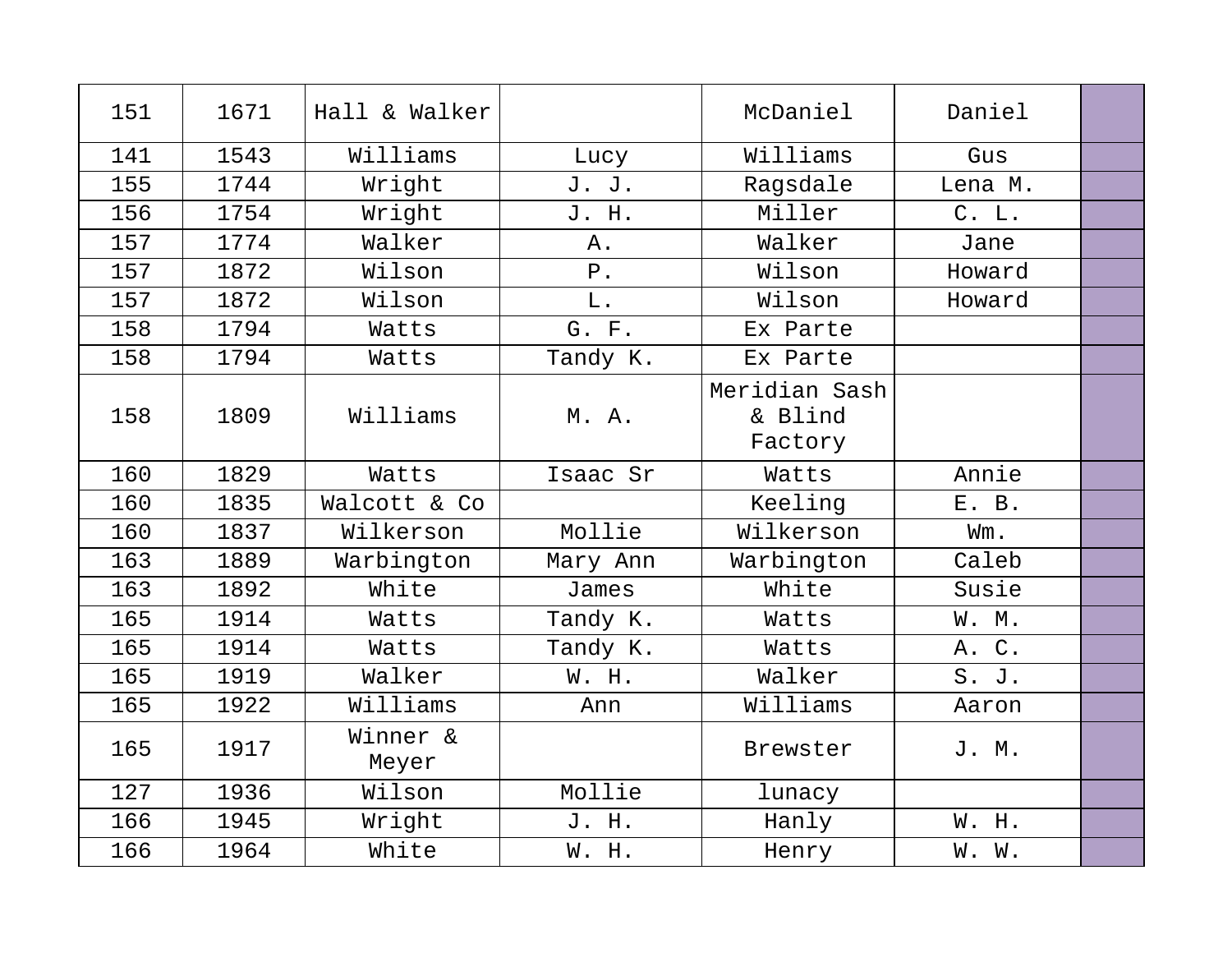| 151 | 1671 | Hall & Walker | | McDaniel | Daniel | |
|---|---|---|---|---|---|---|
| 141 | 1543 | Williams | Lucy | Williams | Gus | |
| 155 | 1744 | Wright | J. J. | Ragsdale | Lena M. | |
| 156 | 1754 | Wright | J. H. | Miller | C. L. | |
| 157 | 1774 | Walker | A. | Walker | Jane | |
| 157 | 1872 | Wilson | P. | Wilson | Howard | |
| 157 | 1872 | Wilson | L. | Wilson | Howard | |
| 158 | 1794 | Watts | G. F. | Ex Parte | | |
| 158 | 1794 | Watts | Tandy K. | Ex Parte | | |
| 158 | 1809 | Williams | M. A. | Meridian Sash & Blind Factory | | |
| 160 | 1829 | Watts | Isaac Sr | Watts | Annie | |
| 160 | 1835 | Walcott & Co | | Keeling | E. B. | |
| 160 | 1837 | Wilkerson | Mollie | Wilkerson | Wm. | |
| 163 | 1889 | Warbington | Mary Ann | Warbington | Caleb | |
| 163 | 1892 | White | James | White | Susie | |
| 165 | 1914 | Watts | Tandy K. | Watts | W. M. | |
| 165 | 1914 | Watts | Tandy K. | Watts | A. C. | |
| 165 | 1919 | Walker | W. H. | Walker | S. J. | |
| 165 | 1922 | Williams | Ann | Williams | Aaron | |
| 165 | 1917 | Winner & Meyer | | Brewster | J. M. | |
| 127 | 1936 | Wilson | Mollie | lunacy | | |
| 166 | 1945 | Wright | J. H. | Hanly | W. H. | |
| 166 | 1964 | White | W. H. | Henry | W. W. | |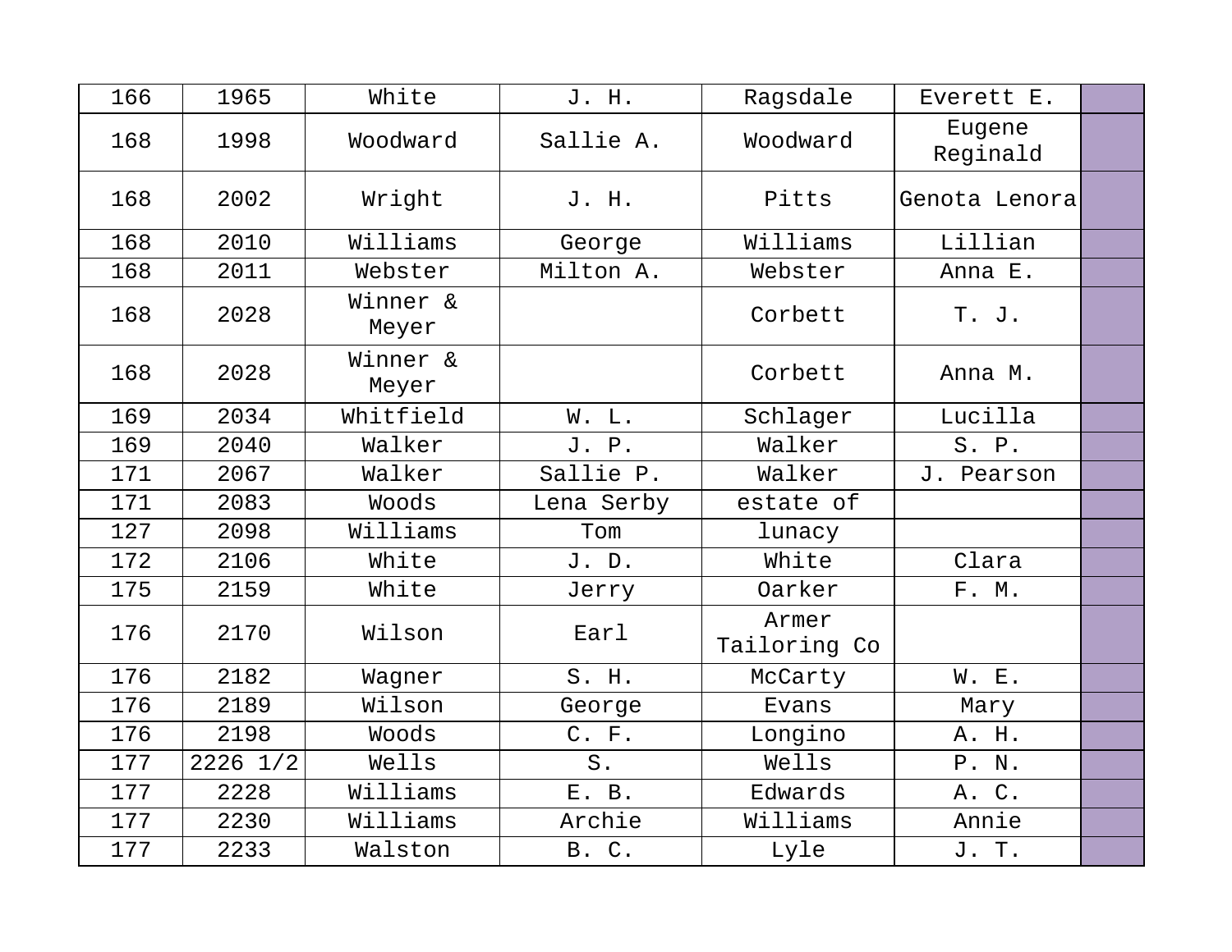| | | | | | | |
|---|---|---|---|---|---|---|
| 166 | 1965 | White | J. H. | Ragsdale | Everett E. | |
| 168 | 1998 | Woodward | Sallie A. | Woodward | Eugene Reginald | |
| 168 | 2002 | Wright | J. H. | Pitts | Genota Lenora | |
| 168 | 2010 | Williams | George | Williams | Lillian | |
| 168 | 2011 | Webster | Milton A. | Webster | Anna E. | |
| 168 | 2028 | Winner & Meyer | | Corbett | T. J. | |
| 168 | 2028 | Winner & Meyer | | Corbett | Anna M. | |
| 169 | 2034 | Whitfield | W. L. | Schlager | Lucilla | |
| 169 | 2040 | Walker | J. P. | Walker | S. P. | |
| 171 | 2067 | Walker | Sallie P. | Walker | J. Pearson | |
| 171 | 2083 | Woods | Lena Serby | estate of | | |
| 127 | 2098 | Williams | Tom | lunacy | | |
| 172 | 2106 | White | J. D. | White | Clara | |
| 175 | 2159 | White | Jerry | Oarker | F. M. | |
| 176 | 2170 | Wilson | Earl | Armer Tailoring Co | | |
| 176 | 2182 | Wagner | S. H. | McCarty | W. E. | |
| 176 | 2189 | Wilson | George | Evans | Mary | |
| 176 | 2198 | Woods | C. F. | Longino | A. H. | |
| 177 | 2226 1/2 | Wells | S. | Wells | P. N. | |
| 177 | 2228 | Williams | E. B. | Edwards | A. C. | |
| 177 | 2230 | Williams | Archie | Williams | Annie | |
| 177 | 2233 | Walston | B. C. | Lyle | J. T. | |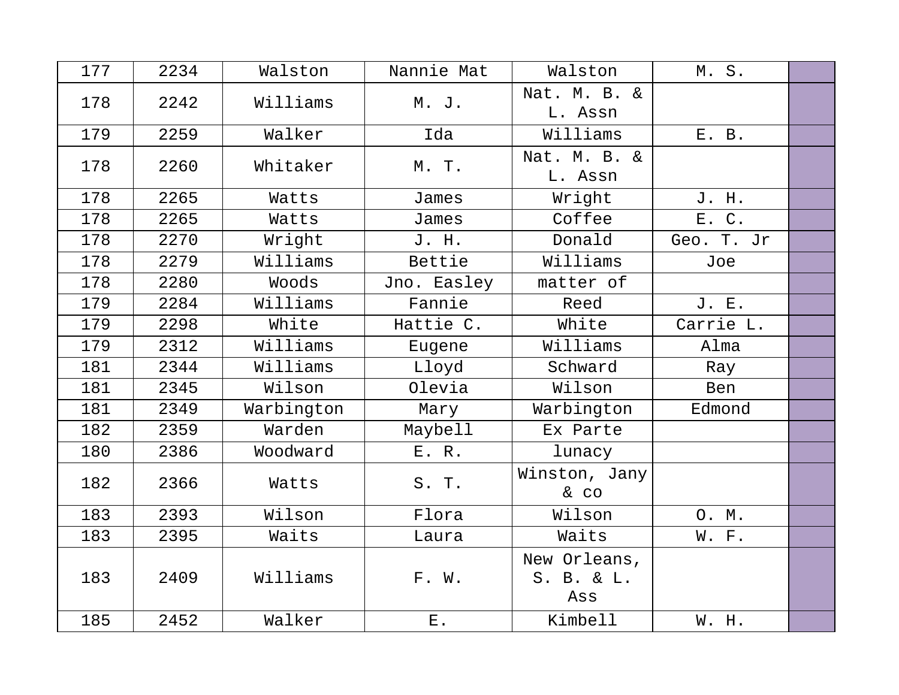| 177 | 2234 | Walston | Nannie Mat | Walston | M. S. | |
|---|---|---|---|---|---|---|
| 178 | 2242 | Williams | M. J. | Nat. M. B. & L. Assn | | |
| 179 | 2259 | Walker | Ida | Williams | E. B. | |
| 178 | 2260 | Whitaker | M. T. | Nat. M. B. & L. Assn | | |
| 178 | 2265 | Watts | James | Wright | J. H. | |
| 178 | 2265 | Watts | James | Coffee | E. C. | |
| 178 | 2270 | Wright | J. H. | Donald | Geo. T. Jr | |
| 178 | 2279 | Williams | Bettie | Williams | Joe | |
| 178 | 2280 | Woods | Jno. Easley | matter of | | |
| 179 | 2284 | Williams | Fannie | Reed | J. E. | |
| 179 | 2298 | White | Hattie C. | White | Carrie L. | |
| 179 | 2312 | Williams | Eugene | Williams | Alma | |
| 181 | 2344 | Williams | Lloyd | Schward | Ray | |
| 181 | 2345 | Wilson | Olevia | Wilson | Ben | |
| 181 | 2349 | Warbington | Mary | Warbington | Edmond | |
| 182 | 2359 | Warden | Maybell | Ex Parte | | |
| 180 | 2386 | Woodward | E. R. | lunacy | | |
| 182 | 2366 | Watts | S. T. | Winston, Jany & co | | |
| 183 | 2393 | Wilson | Flora | Wilson | O. M. | |
| 183 | 2395 | Waits | Laura | Waits | W. F. | |
| 183 | 2409 | Williams | F. W. | New Orleans, S. B. & L. Ass | | |
| 185 | 2452 | Walker | E. | Kimbell | W. H. | |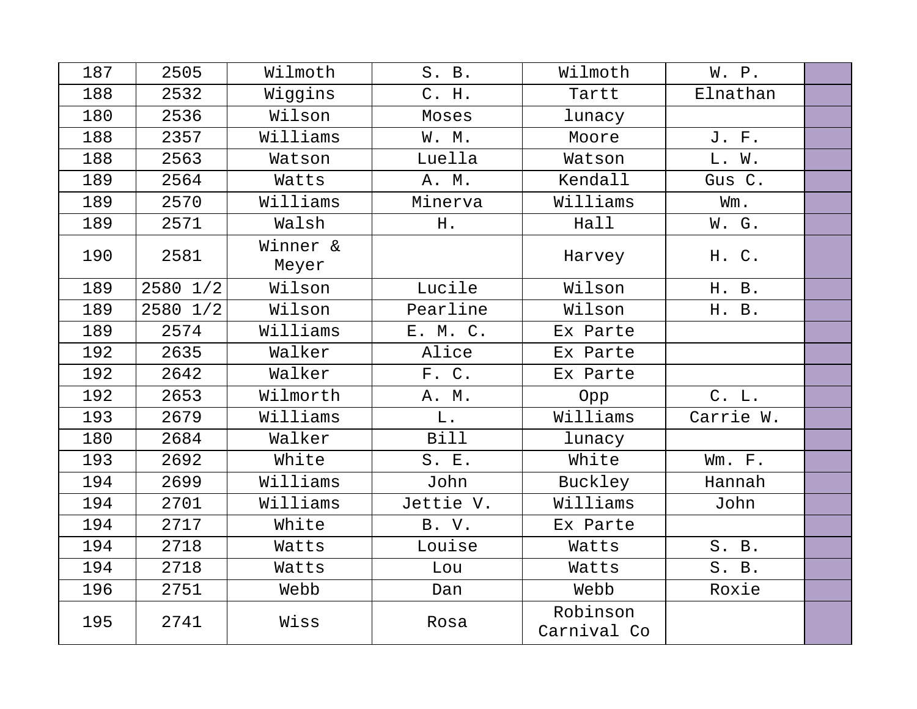| | | | | | | |
|---|---|---|---|---|---|---|
| 187 | 2505 | Wilmoth | S. B. | Wilmoth | W. P. | |
| 188 | 2532 | Wiggins | C. H. | Tartt | Elnathan | |
| 180 | 2536 | Wilson | Moses | lunacy | | |
| 188 | 2357 | Williams | W. M. | Moore | J. F. | |
| 188 | 2563 | Watson | Luella | Watson | L. W. | |
| 189 | 2564 | Watts | A. M. | Kendall | Gus C. | |
| 189 | 2570 | Williams | Minerva | Williams | Wm. | |
| 189 | 2571 | Walsh | H. | Hall | W. G. | |
| 190 | 2581 | Winner & Meyer | | Harvey | H. C. | |
| 189 | 2580 1/2 | Wilson | Lucile | Wilson | H. B. | |
| 189 | 2580 1/2 | Wilson | Pearline | Wilson | H. B. | |
| 189 | 2574 | Williams | E. M. C. | Ex Parte | | |
| 192 | 2635 | Walker | Alice | Ex Parte | | |
| 192 | 2642 | Walker | F. C. | Ex Parte | | |
| 192 | 2653 | Wilmorth | A. M. | Opp | C. L. | |
| 193 | 2679 | Williams | L. | Williams | Carrie W. | |
| 180 | 2684 | Walker | Bill | lunacy | | |
| 193 | 2692 | White | S. E. | White | Wm. F. | |
| 194 | 2699 | Williams | John | Buckley | Hannah | |
| 194 | 2701 | Williams | Jettie V. | Williams | John | |
| 194 | 2717 | White | B. V. | Ex Parte | | |
| 194 | 2718 | Watts | Louise | Watts | S. B. | |
| 194 | 2718 | Watts | Lou | Watts | S. B. | |
| 196 | 2751 | Webb | Dan | Webb | Roxie | |
| 195 | 2741 | Wiss | Rosa | Robinson Carnival Co | | |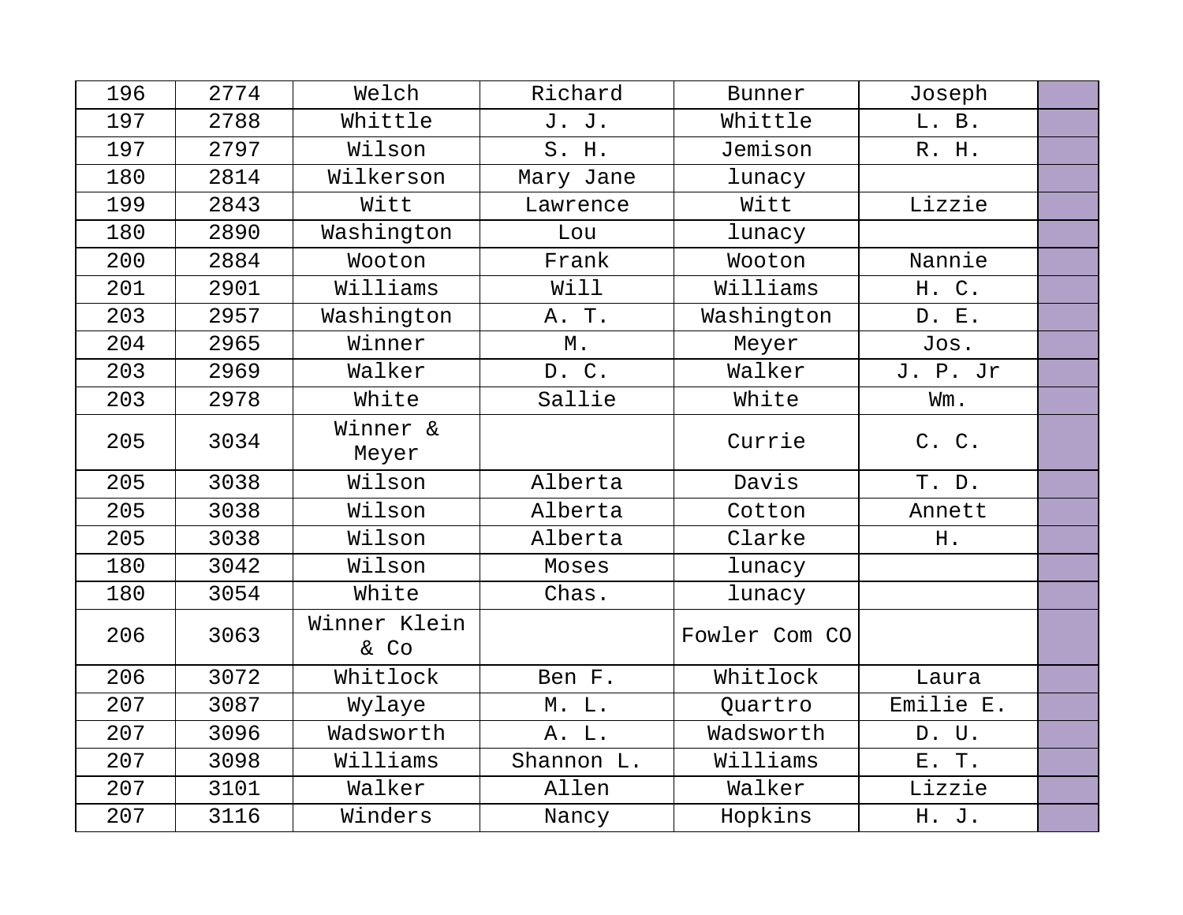| | | | | | | |
|---|---|---|---|---|---|---|
| 196 | 2774 | Welch | Richard | Bunner | Joseph | |
| 197 | 2788 | Whittle | J. J. | Whittle | L. B. | |
| 197 | 2797 | Wilson | S. H. | Jemison | R. H. | |
| 180 | 2814 | Wilkerson | Mary Jane | lunacy | | |
| 199 | 2843 | Witt | Lawrence | Witt | Lizzie | |
| 180 | 2890 | Washington | Lou | lunacy | | |
| 200 | 2884 | Wooton | Frank | Wooton | Nannie | |
| 201 | 2901 | Williams | Will | Williams | H. C. | |
| 203 | 2957 | Washington | A. T. | Washington | D. E. | |
| 204 | 2965 | Winner | M. | Meyer | Jos. | |
| 203 | 2969 | Walker | D. C. | Walker | J. P. Jr | |
| 203 | 2978 | White | Sallie | White | Wm. | |
| 205 | 3034 | Winner & Meyer | | Currie | C. C. | |
| 205 | 3038 | Wilson | Alberta | Davis | T. D. | |
| 205 | 3038 | Wilson | Alberta | Cotton | Annett | |
| 205 | 3038 | Wilson | Alberta | Clarke | H. | |
| 180 | 3042 | Wilson | Moses | lunacy | | |
| 180 | 3054 | White | Chas. | lunacy | | |
| 206 | 3063 | Winner Klein & Co | | Fowler Com CO | | |
| 206 | 3072 | Whitlock | Ben F. | Whitlock | Laura | |
| 207 | 3087 | Wylaye | M. L. | Quartro | Emilie E. | |
| 207 | 3096 | Wadsworth | A. L. | Wadsworth | D. U. | |
| 207 | 3098 | Williams | Shannon L. | Williams | E. T. | |
| 207 | 3101 | Walker | Allen | Walker | Lizzie | |
| 207 | 3116 | Winders | Nancy | Hopkins | H. J. | |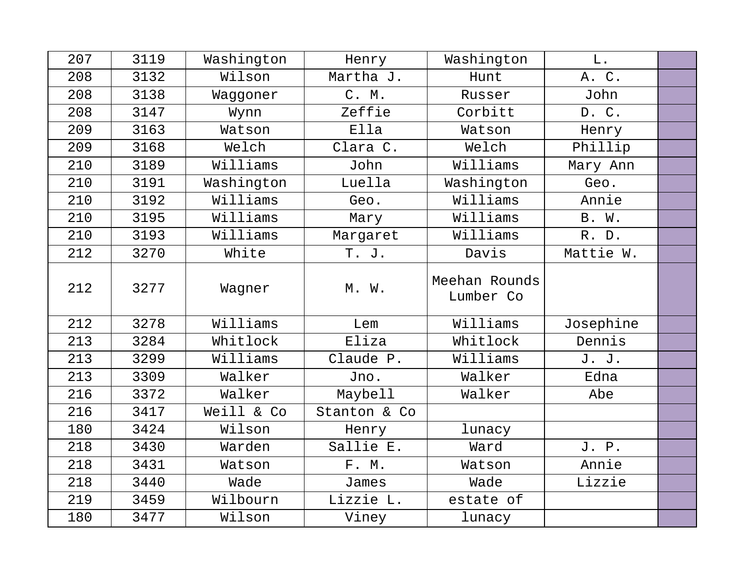| 207 | 3119 | Washington | Henry | Washington | L. | |
|---|---|---|---|---|---|---|
| 208 | 3132 | Wilson | Martha J. | Hunt | A. C. | |
| 208 | 3138 | Waggoner | C. M. | Russer | John | |
| 208 | 3147 | Wynn | Zeffie | Corbitt | D. C. | |
| 209 | 3163 | Watson | Ella | Watson | Henry | |
| 209 | 3168 | Welch | Clara C. | Welch | Phillip | |
| 210 | 3189 | Williams | John | Williams | Mary Ann | |
| 210 | 3191 | Washington | Luella | Washington | Geo. | |
| 210 | 3192 | Williams | Geo. | Williams | Annie | |
| 210 | 3195 | Williams | Mary | Williams | B. W. | |
| 210 | 3193 | Williams | Margaret | Williams | R. D. | |
| 212 | 3270 | White | T. J. | Davis | Mattie W. | |
| 212 | 3277 | Wagner | M. W. | Meehan Rounds Lumber Co | | |
| 212 | 3278 | Williams | Lem | Williams | Josephine | |
| 213 | 3284 | Whitlock | Eliza | Whitlock | Dennis | |
| 213 | 3299 | Williams | Claude P. | Williams | J. J. | |
| 213 | 3309 | Walker | Jno. | Walker | Edna | |
| 216 | 3372 | Walker | Maybell | Walker | Abe | |
| 216 | 3417 | Weill & Co | Stanton & Co | | | |
| 180 | 3424 | Wilson | Henry | lunacy | | |
| 218 | 3430 | Warden | Sallie E. | Ward | J. P. | |
| 218 | 3431 | Watson | F. M. | Watson | Annie | |
| 218 | 3440 | Wade | James | Wade | Lizzie | |
| 219 | 3459 | Wilbourn | Lizzie L. | estate of | | |
| 180 | 3477 | Wilson | Viney | lunacy | | |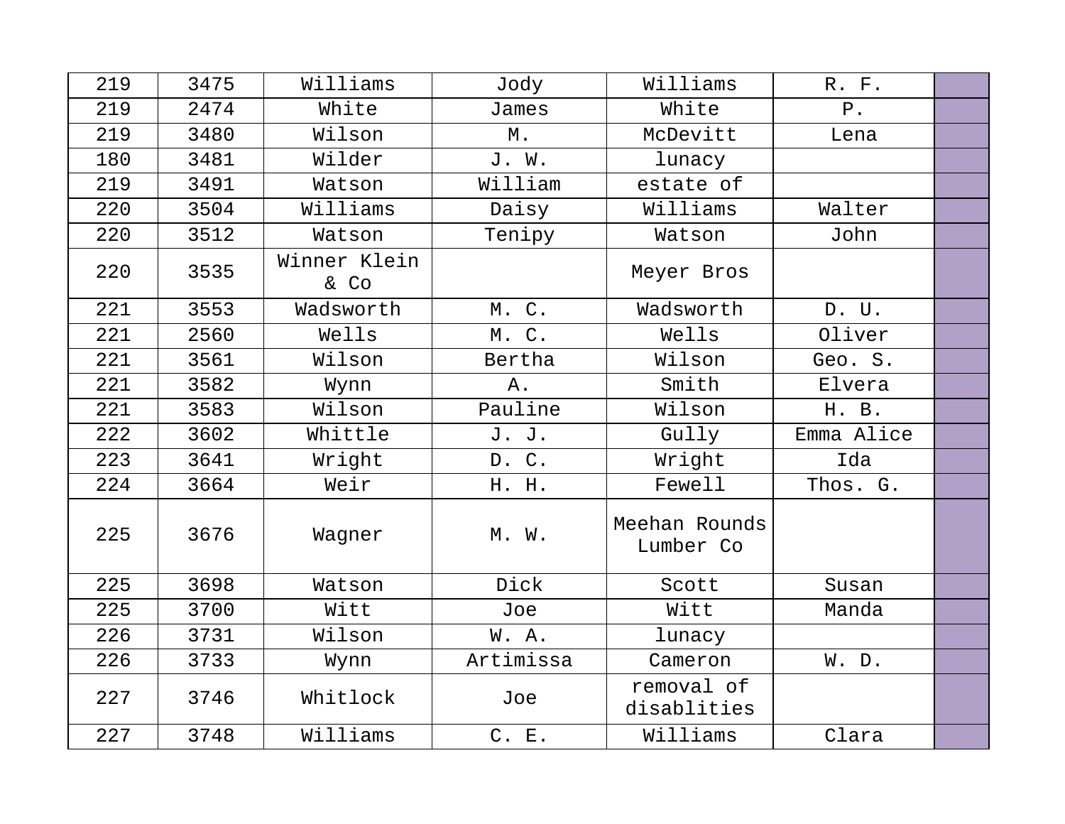| 219 | 3475 | Williams | Jody | Williams | R. F. | |
|---|---|---|---|---|---|---|
| 219 | 2474 | White | James | White | P. | |
| 219 | 3480 | Wilson | M. | McDevitt | Lena | |
| 180 | 3481 | Wilder | J. W. | lunacy | | |
| 219 | 3491 | Watson | William | estate of | | |
| 220 | 3504 | Williams | Daisy | Williams | Walter | |
| 220 | 3512 | Watson | Tenipy | Watson | John | |
| 220 | 3535 | Winner Klein & Co | | Meyer Bros | | |
| 221 | 3553 | Wadsworth | M. C. | Wadsworth | D. U. | |
| 221 | 2560 | Wells | M. C. | Wells | Oliver | |
| 221 | 3561 | Wilson | Bertha | Wilson | Geo. S. | |
| 221 | 3582 | Wynn | A. | Smith | Elvera | |
| 221 | 3583 | Wilson | Pauline | Wilson | H. B. | |
| 222 | 3602 | Whittle | J. J. | Gully | Emma Alice | |
| 223 | 3641 | Wright | D. C. | Wright | Ida | |
| 224 | 3664 | Weir | H. H. | Fewell | Thos. G. | |
| 225 | 3676 | Wagner | M. W. | Meehan Rounds Lumber Co | | |
| 225 | 3698 | Watson | Dick | Scott | Susan | |
| 225 | 3700 | Witt | Joe | Witt | Manda | |
| 226 | 3731 | Wilson | W. A. | lunacy | | |
| 226 | 3733 | Wynn | Artimissa | Cameron | W. D. | |
| 227 | 3746 | Whitlock | Joe | removal of disablities | | |
| 227 | 3748 | Williams | C. E. | Williams | Clara | |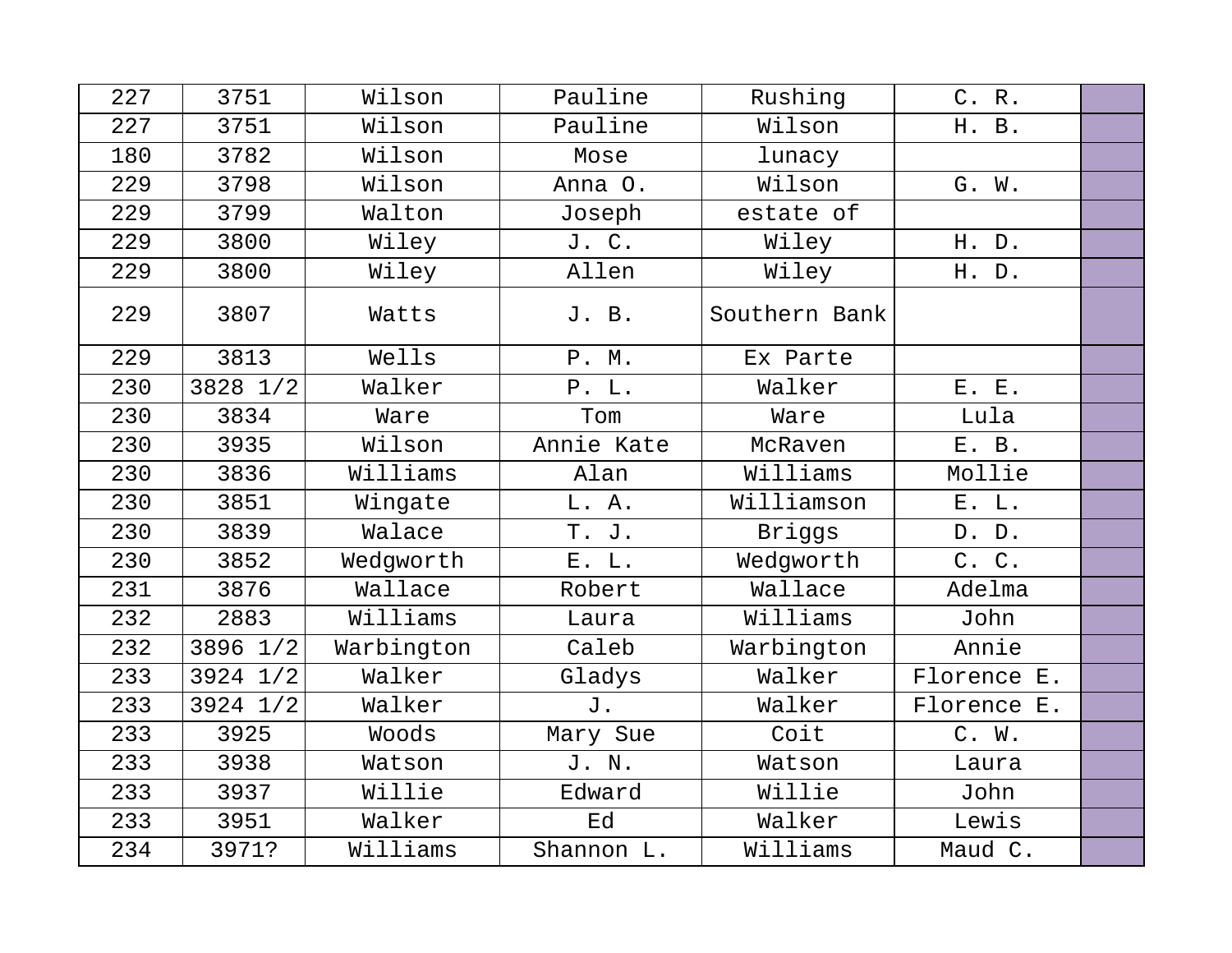| | | | | | | |
|---|---|---|---|---|---|---|
| 227 | 3751 | Wilson | Pauline | Rushing | C. R. | |
| 227 | 3751 | Wilson | Pauline | Wilson | H. B. | |
| 180 | 3782 | Wilson | Mose | lunacy | | |
| 229 | 3798 | Wilson | Anna O. | Wilson | G. W. | |
| 229 | 3799 | Walton | Joseph | estate of | | |
| 229 | 3800 | Wiley | J. C. | Wiley | H. D. | |
| 229 | 3800 | Wiley | Allen | Wiley | H. D. | |
| 229 | 3807 | Watts | J. B. | Southern Bank | | |
| 229 | 3813 | Wells | P. M. | Ex Parte | | |
| 230 | 3828 1/2 | Walker | P. L. | Walker | E. E. | |
| 230 | 3834 | Ware | Tom | Ware | Lula | |
| 230 | 3935 | Wilson | Annie Kate | McRaven | E. B. | |
| 230 | 3836 | Williams | Alan | Williams | Mollie | |
| 230 | 3851 | Wingate | L. A. | Williamson | E. L. | |
| 230 | 3839 | Walace | T. J. | Briggs | D. D. | |
| 230 | 3852 | Wedgworth | E. L. | Wedgworth | C. C. | |
| 231 | 3876 | Wallace | Robert | Wallace | Adelma | |
| 232 | 2883 | Williams | Laura | Williams | John | |
| 232 | 3896 1/2 | Warbington | Caleb | Warbington | Annie | |
| 233 | 3924 1/2 | Walker | Gladys | Walker | Florence E. | |
| 233 | 3924 1/2 | Walker | J. | Walker | Florence E. | |
| 233 | 3925 | Woods | Mary Sue | Coit | C. W. | |
| 233 | 3938 | Watson | J. N. | Watson | Laura | |
| 233 | 3937 | Willie | Edward | Willie | John | |
| 233 | 3951 | Walker | Ed | Walker | Lewis | |
| 234 | 3971? | Williams | Shannon L. | Williams | Maud C. | |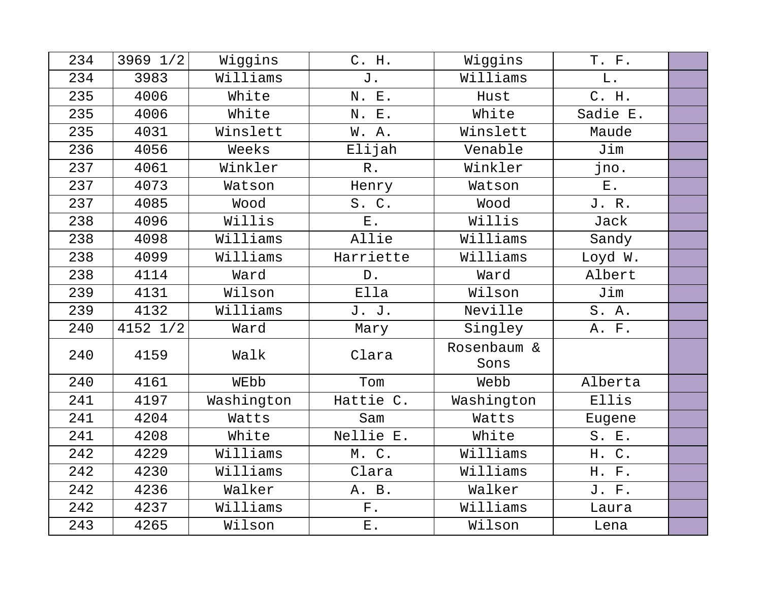| 234 | 3969 1/2 | Wiggins | C. H. | Wiggins | T. F. | |
|---|---|---|---|---|---|---|
| 234 | 3983 | Williams | J. | Williams | L. | |
| 235 | 4006 | White | N. E. | Hust | C. H. | |
| 235 | 4006 | White | N. E. | White | Sadie E. | |
| 235 | 4031 | Winslett | W. A. | Winslett | Maude | |
| 236 | 4056 | Weeks | Elijah | Venable | Jim | |
| 237 | 4061 | Winkler | R. | Winkler | jno. | |
| 237 | 4073 | Watson | Henry | Watson | E. | |
| 237 | 4085 | Wood | S. C. | Wood | J. R. | |
| 238 | 4096 | Willis | E. | Willis | Jack | |
| 238 | 4098 | Williams | Allie | Williams | Sandy | |
| 238 | 4099 | Williams | Harriette | Williams | Loyd W. | |
| 238 | 4114 | Ward | D. | Ward | Albert | |
| 239 | 4131 | Wilson | Ella | Wilson | Jim | |
| 239 | 4132 | Williams | J. J. | Neville | S. A. | |
| 240 | 4152 1/2 | Ward | Mary | Singley | A. F. | |
| 240 | 4159 | Walk | Clara | Rosenbaum & Sons | | |
| 240 | 4161 | WEbb | Tom | Webb | Alberta | |
| 241 | 4197 | Washington | Hattie C. | Washington | Ellis | |
| 241 | 4204 | Watts | Sam | Watts | Eugene | |
| 241 | 4208 | White | Nellie E. | White | S. E. | |
| 242 | 4229 | Williams | M. C. | Williams | H. C. | |
| 242 | 4230 | Williams | Clara | Williams | H. F. | |
| 242 | 4236 | Walker | A. B. | Walker | J. F. | |
| 242 | 4237 | Williams | F. | Williams | Laura | |
| 243 | 4265 | Wilson | E. | Wilson | Lena | |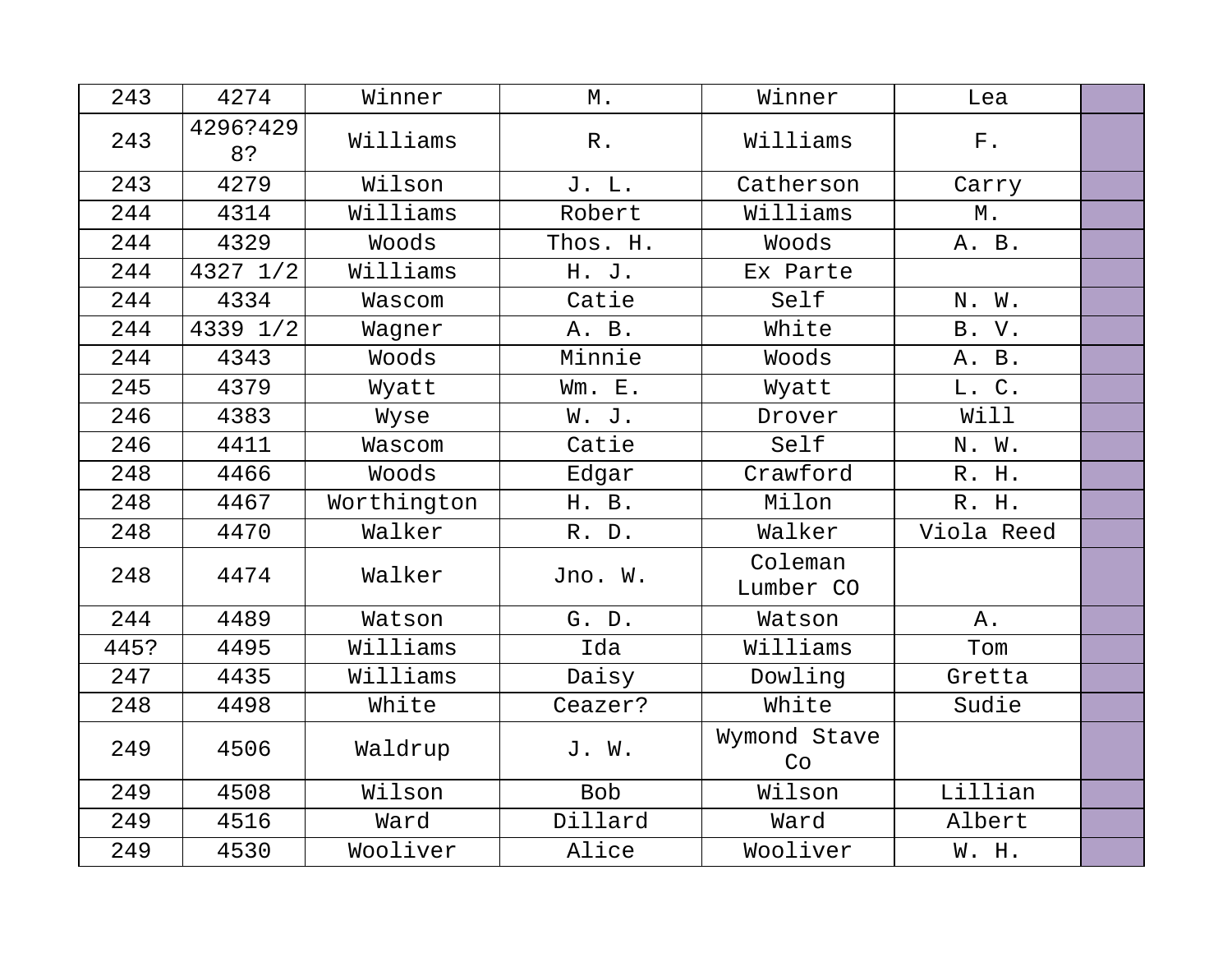| | | | | | | |
|---|---|---|---|---|---|---|
| 243 | 4274 | Winner | M. | Winner | Lea | |
| 243 | 4296?4298? | Williams | R. | Williams | F. | |
| 243 | 4279 | Wilson | J. L. | Catherson | Carry | |
| 244 | 4314 | Williams | Robert | Williams | M. | |
| 244 | 4329 | Woods | Thos. H. | Woods | A. B. | |
| 244 | 4327 1/2 | Williams | H. J. | Ex Parte | | |
| 244 | 4334 | Wascom | Catie | Self | N. W. | |
| 244 | 4339 1/2 | Wagner | A. B. | White | B. V. | |
| 244 | 4343 | Woods | Minnie | Woods | A. B. | |
| 245 | 4379 | Wyatt | Wm. E. | Wyatt | L. C. | |
| 246 | 4383 | Wyse | W. J. | Drover | Will | |
| 246 | 4411 | Wascom | Catie | Self | N. W. | |
| 248 | 4466 | Woods | Edgar | Crawford | R. H. | |
| 248 | 4467 | Worthington | H. B. | Milon | R. H. | |
| 248 | 4470 | Walker | R. D. | Walker | Viola Reed | |
| 248 | 4474 | Walker | Jno. W. | Coleman Lumber CO | | |
| 244 | 4489 | Watson | G. D. | Watson | A. | |
| 445? | 4495 | Williams | Ida | Williams | Tom | |
| 247 | 4435 | Williams | Daisy | Dowling | Gretta | |
| 248 | 4498 | White | Ceazer? | White | Sudie | |
| 249 | 4506 | Waldrup | J. W. | Wymond Stave Co | | |
| 249 | 4508 | Wilson | Bob | Wilson | Lillian | |
| 249 | 4516 | Ward | Dillard | Ward | Albert | |
| 249 | 4530 | Wooliver | Alice | Wooliver | W. H. | |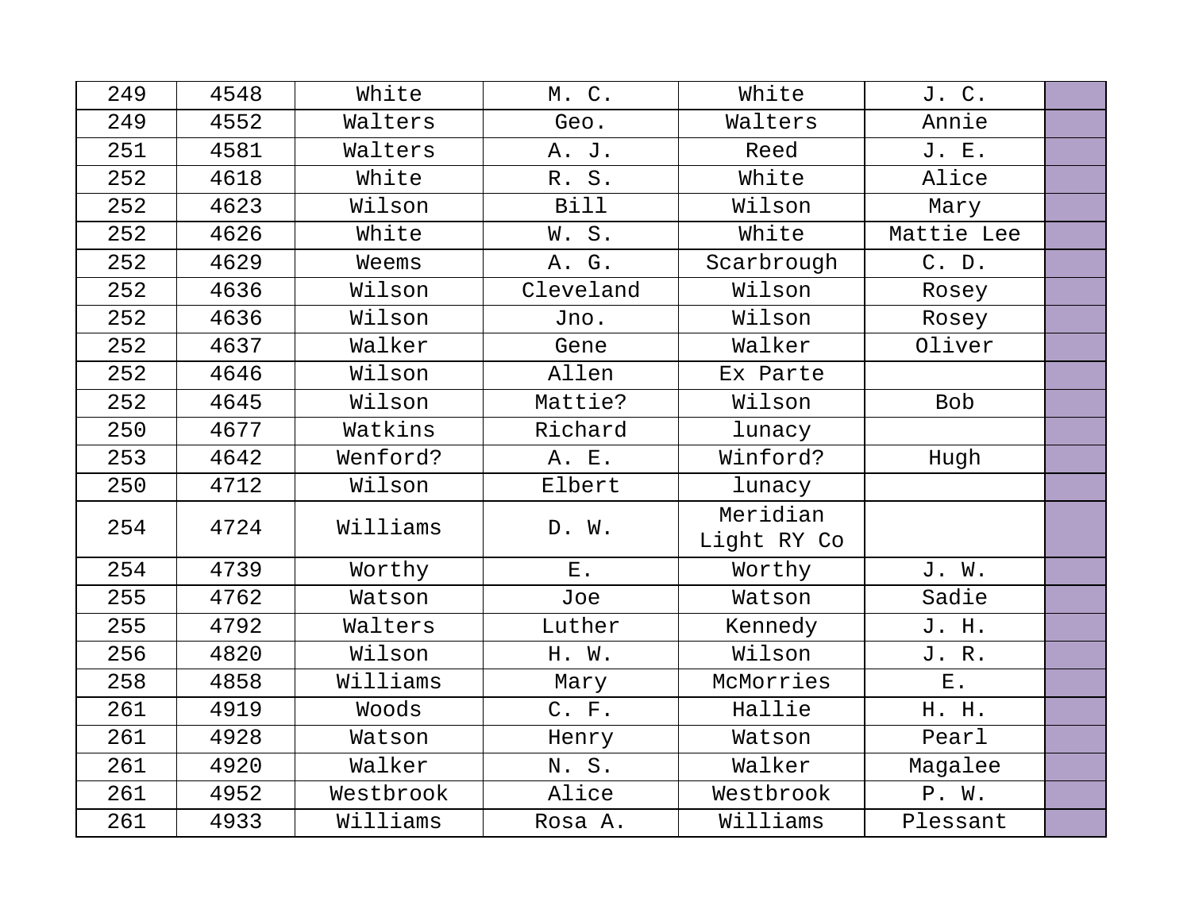| 249 | 4548 | White | M. C. | White | J. C. | |
|---|---|---|---|---|---|---|
| 249 | 4552 | Walters | Geo. | Walters | Annie | |
| 251 | 4581 | Walters | A. J. | Reed | J. E. | |
| 252 | 4618 | White | R. S. | White | Alice | |
| 252 | 4623 | Wilson | Bill | Wilson | Mary | |
| 252 | 4626 | White | W. S. | White | Mattie Lee | |
| 252 | 4629 | Weems | A. G. | Scarbrough | C. D. | |
| 252 | 4636 | Wilson | Cleveland | Wilson | Rosey | |
| 252 | 4636 | Wilson | Jno. | Wilson | Rosey | |
| 252 | 4637 | Walker | Gene | Walker | Oliver | |
| 252 | 4646 | Wilson | Allen | Ex Parte | | |
| 252 | 4645 | Wilson | Mattie? | Wilson | Bob | |
| 250 | 4677 | Watkins | Richard | lunacy | | |
| 253 | 4642 | Wenford? | A. E. | Winford? | Hugh | |
| 250 | 4712 | Wilson | Elbert | lunacy | | |
| 254 | 4724 | Williams | D. W. | Meridian Light RY Co | | |
| 254 | 4739 | Worthy | E. | Worthy | J. W. | |
| 255 | 4762 | Watson | Joe | Watson | Sadie | |
| 255 | 4792 | Walters | Luther | Kennedy | J. H. | |
| 256 | 4820 | Wilson | H. W. | Wilson | J. R. | |
| 258 | 4858 | Williams | Mary | McMorries | E. | |
| 261 | 4919 | Woods | C. F. | Hallie | H. H. | |
| 261 | 4928 | Watson | Henry | Watson | Pearl | |
| 261 | 4920 | Walker | N. S. | Walker | Magalee | |
| 261 | 4952 | Westbrook | Alice | Westbrook | P. W. | |
| 261 | 4933 | Williams | Rosa A. | Williams | Plessant | |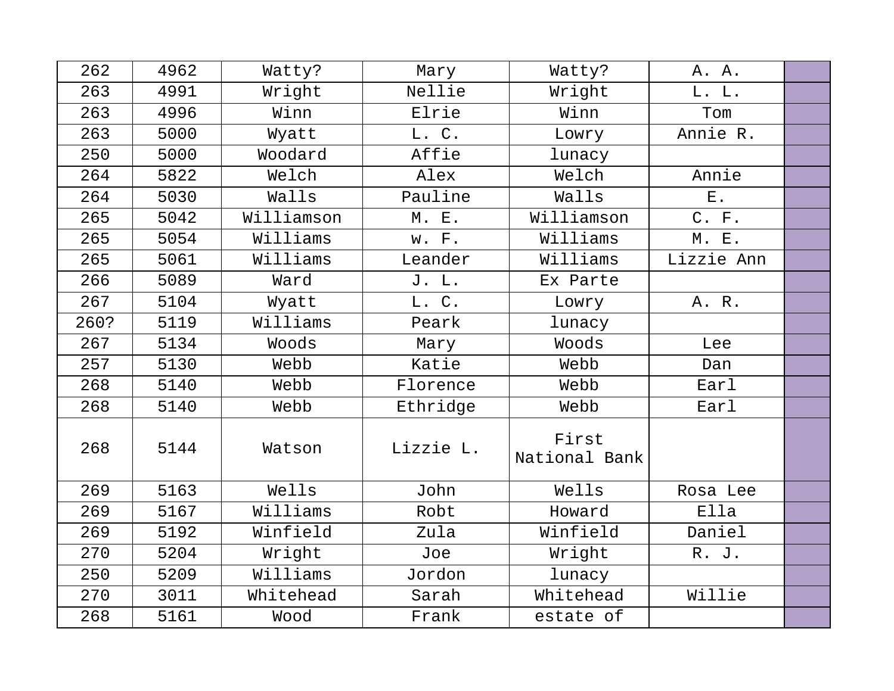| | | | | | | |
|---|---|---|---|---|---|---|
| 262 | 4962 | Watty? | Mary | Watty? | A. A. | |
| 263 | 4991 | Wright | Nellie | Wright | L. L. | |
| 263 | 4996 | Winn | Elrie | Winn | Tom | |
| 263 | 5000 | Wyatt | L. C. | Lowry | Annie R. | |
| 250 | 5000 | Woodard | Affie | lunacy | | |
| 264 | 5822 | Welch | Alex | Welch | Annie | |
| 264 | 5030 | Walls | Pauline | Walls | E. | |
| 265 | 5042 | Williamson | M. E. | Williamson | C. F. | |
| 265 | 5054 | Williams | w. F. | Williams | M. E. | |
| 265 | 5061 | Williams | Leander | Williams | Lizzie Ann | |
| 266 | 5089 | Ward | J. L. | Ex Parte | | |
| 267 | 5104 | Wyatt | L. C. | Lowry | A. R. | |
| 260? | 5119 | Williams | Peark | lunacy | | |
| 267 | 5134 | Woods | Mary | Woods | Lee | |
| 257 | 5130 | Webb | Katie | Webb | Dan | |
| 268 | 5140 | Webb | Florence | Webb | Earl | |
| 268 | 5140 | Webb | Ethridge | Webb | Earl | |
| 268 | 5144 | Watson | Lizzie L. | First National Bank | | |
| 269 | 5163 | Wells | John | Wells | Rosa Lee | |
| 269 | 5167 | Williams | Robt | Howard | Ella | |
| 269 | 5192 | Winfield | Zula | Winfield | Daniel | |
| 270 | 5204 | Wright | Joe | Wright | R. J. | |
| 250 | 5209 | Williams | Jordon | lunacy | | |
| 270 | 3011 | Whitehead | Sarah | Whitehead | Willie | |
| 268 | 5161 | Wood | Frank | estate of | | |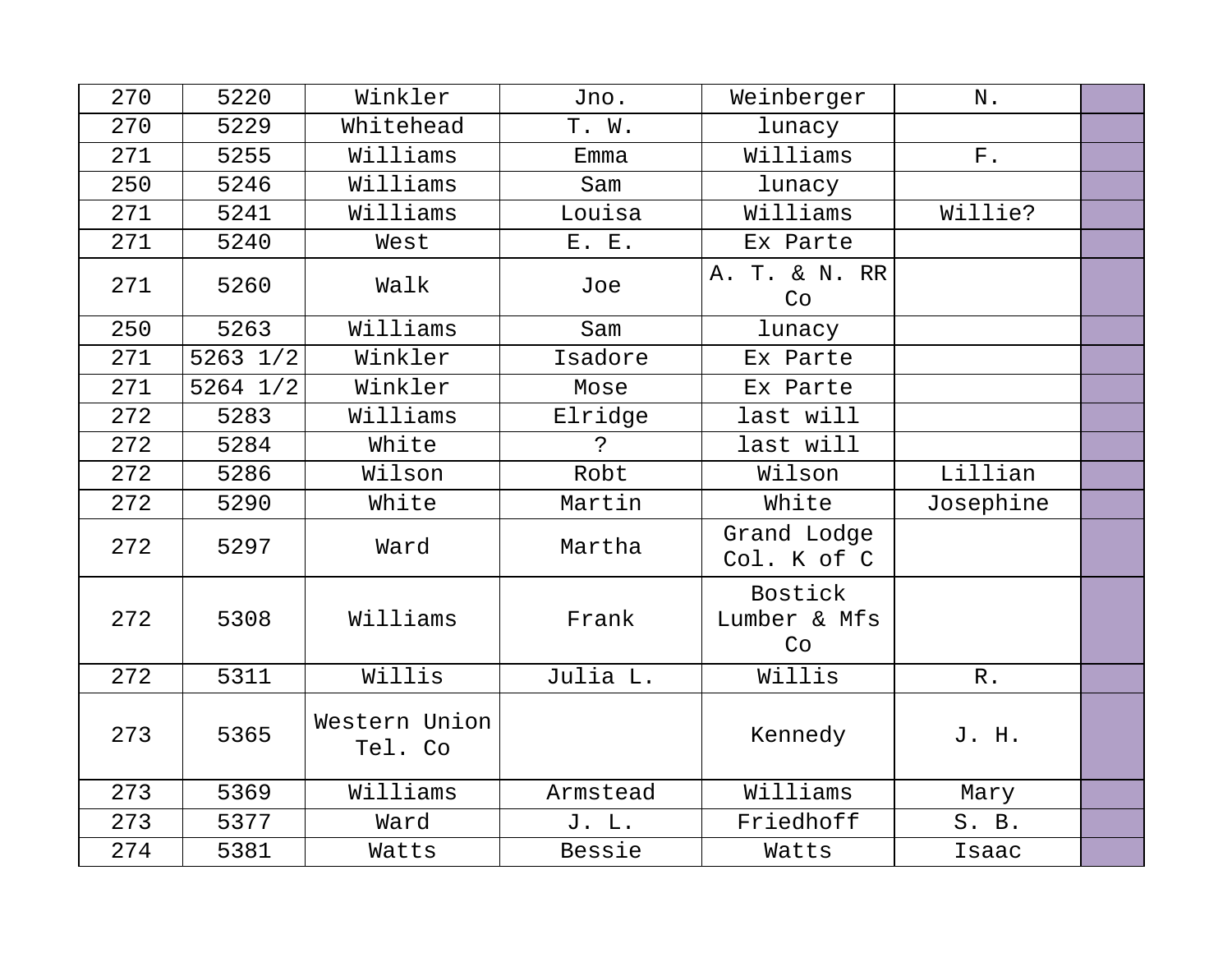| | | | | | | |
|---|---|---|---|---|---|---|
| 270 | 5220 | Winkler | Jno. | Weinberger | N. | |
| 270 | 5229 | Whitehead | T. W. | lunacy | | |
| 271 | 5255 | Williams | Emma | Williams | F. | |
| 250 | 5246 | Williams | Sam | lunacy | | |
| 271 | 5241 | Williams | Louisa | Williams | Willie? | |
| 271 | 5240 | West | E. E. | Ex Parte | | |
| 271 | 5260 | Walk | Joe | A. T. & N. RR Co | | |
| 250 | 5263 | Williams | Sam | lunacy | | |
| 271 | 5263 1/2 | Winkler | Isadore | Ex Parte | | |
| 271 | 5264 1/2 | Winkler | Mose | Ex Parte | | |
| 272 | 5283 | Williams | Elridge | last will | | |
| 272 | 5284 | White | ? | last will | | |
| 272 | 5286 | Wilson | Robt | Wilson | Lillian | |
| 272 | 5290 | White | Martin | White | Josephine | |
| 272 | 5297 | Ward | Martha | Grand Lodge Col. K of C | | |
| 272 | 5308 | Williams | Frank | Bostick Lumber & Mfs Co | | |
| 272 | 5311 | Willis | Julia L. | Willis | R. | |
| 273 | 5365 | Western Union Tel. Co | | Kennedy | J. H. | |
| 273 | 5369 | Williams | Armstead | Williams | Mary | |
| 273 | 5377 | Ward | J. L. | Friedhoff | S. B. | |
| 274 | 5381 | Watts | Bessie | Watts | Isaac | |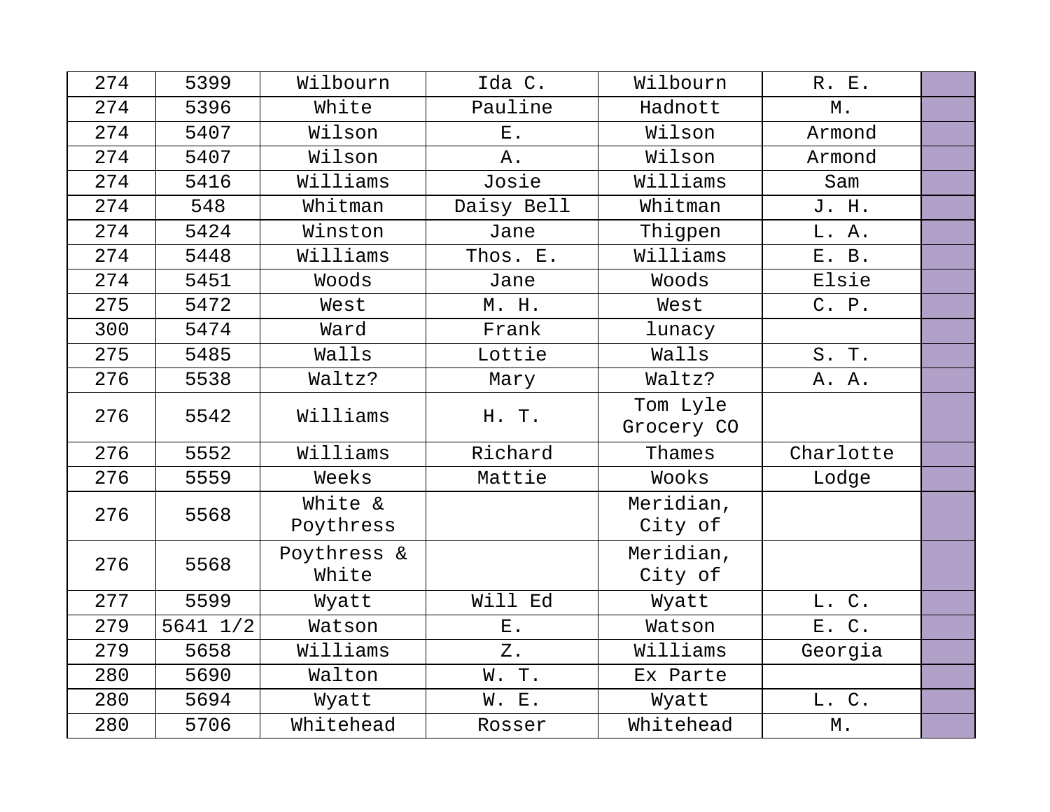| | | | | | | |
|---|---|---|---|---|---|---|
| 274 | 5399 | Wilbourn | Ida C. | Wilbourn | R. E. | |
| 274 | 5396 | White | Pauline | Hadnott | M. | |
| 274 | 5407 | Wilson | E. | Wilson | Armond | |
| 274 | 5407 | Wilson | A. | Wilson | Armond | |
| 274 | 5416 | Williams | Josie | Williams | Sam | |
| 274 | 548 | Whitman | Daisy Bell | Whitman | J. H. | |
| 274 | 5424 | Winston | Jane | Thigpen | L. A. | |
| 274 | 5448 | Williams | Thos. E. | Williams | E. B. | |
| 274 | 5451 | Woods | Jane | Woods | Elsie | |
| 275 | 5472 | West | M. H. | West | C. P. | |
| 300 | 5474 | Ward | Frank | lunacy | | |
| 275 | 5485 | Walls | Lottie | Walls | S. T. | |
| 276 | 5538 | Waltz? | Mary | Waltz? | A. A. | |
| 276 | 5542 | Williams | H. T. | Tom Lyle Grocery CO | | |
| 276 | 5552 | Williams | Richard | Thames | Charlotte | |
| 276 | 5559 | Weeks | Mattie | Wooks | Lodge | |
| 276 | 5568 | White & Poythress | | Meridian, City of | | |
| 276 | 5568 | Poythress & White | | Meridian, City of | | |
| 277 | 5599 | Wyatt | Will Ed | Wyatt | L. C. | |
| 279 | 5641 1/2 | Watson | E. | Watson | E. C. | |
| 279 | 5658 | Williams | Z. | Williams | Georgia | |
| 280 | 5690 | Walton | W. T. | Ex Parte | | |
| 280 | 5694 | Wyatt | W. E. | Wyatt | L. C. | |
| 280 | 5706 | Whitehead | Rosser | Whitehead | M. | |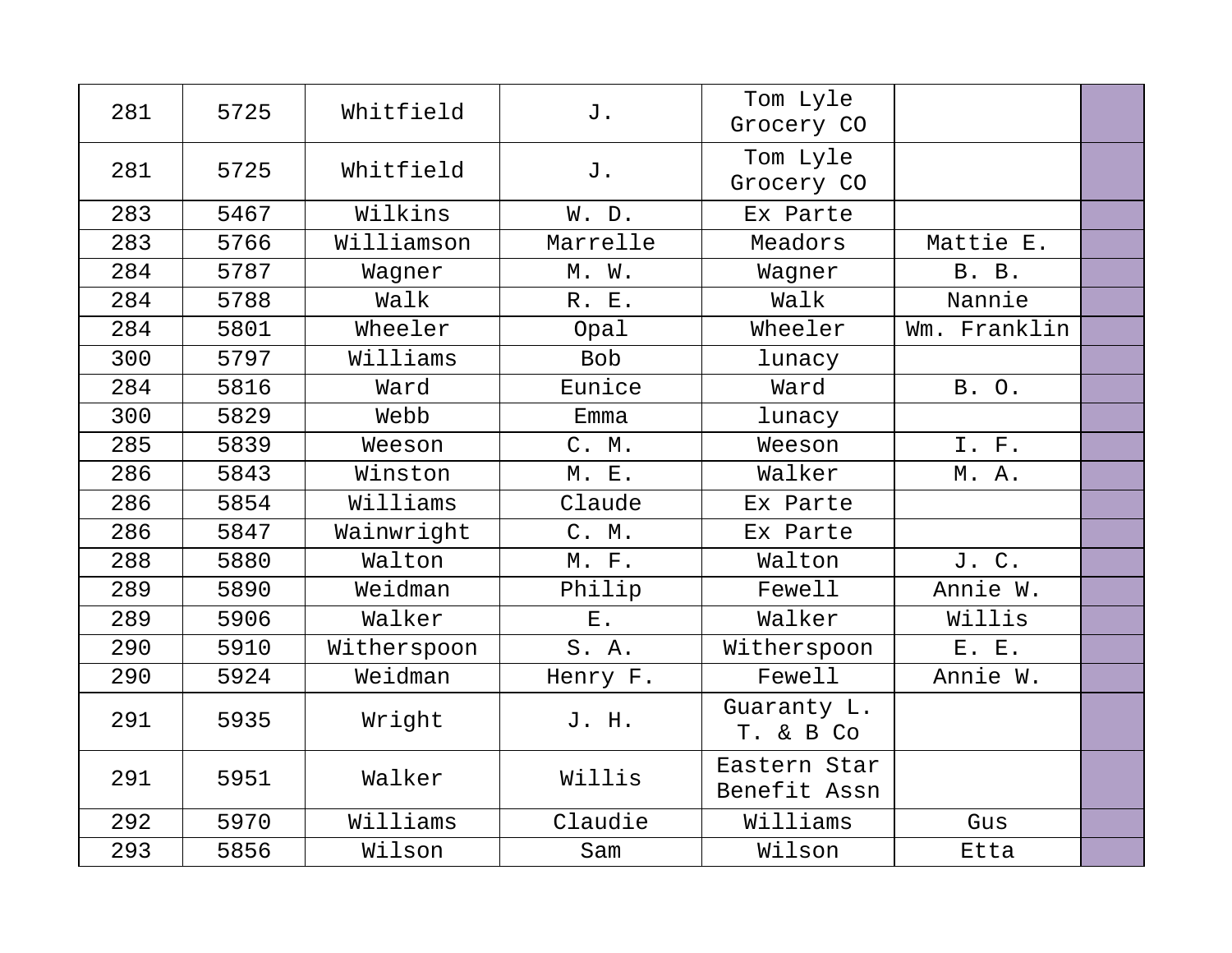| | | | | | | |
|---|---|---|---|---|---|---|
| 281 | 5725 | Whitfield | J. | Tom Lyle Grocery CO | | |
| 281 | 5725 | Whitfield | J. | Tom Lyle Grocery CO | | |
| 283 | 5467 | Wilkins | W. D. | Ex Parte | | |
| 283 | 5766 | Williamson | Marrelle | Meadors | Mattie E. | |
| 284 | 5787 | Wagner | M. W. | Wagner | B. B. | |
| 284 | 5788 | Walk | R. E. | Walk | Nannie | |
| 284 | 5801 | Wheeler | Opal | Wheeler | Wm. Franklin | |
| 300 | 5797 | Williams | Bob | lunacy | | |
| 284 | 5816 | Ward | Eunice | Ward | B. O. | |
| 300 | 5829 | Webb | Emma | lunacy | | |
| 285 | 5839 | Weeson | C. M. | Weeson | I. F. | |
| 286 | 5843 | Winston | M. E. | Walker | M. A. | |
| 286 | 5854 | Williams | Claude | Ex Parte | | |
| 286 | 5847 | Wainwright | C. M. | Ex Parte | | |
| 288 | 5880 | Walton | M. F. | Walton | J. C. | |
| 289 | 5890 | Weidman | Philip | Fewell | Annie W. | |
| 289 | 5906 | Walker | E. | Walker | Willis | |
| 290 | 5910 | Witherspoon | S. A. | Witherspoon | E. E. | |
| 290 | 5924 | Weidman | Henry F. | Fewell | Annie W. | |
| 291 | 5935 | Wright | J. H. | Guaranty L. T. & B Co | | |
| 291 | 5951 | Walker | Willis | Eastern Star Benefit Assn | | |
| 292 | 5970 | Williams | Claudie | Williams | Gus | |
| 293 | 5856 | Wilson | Sam | Wilson | Etta | |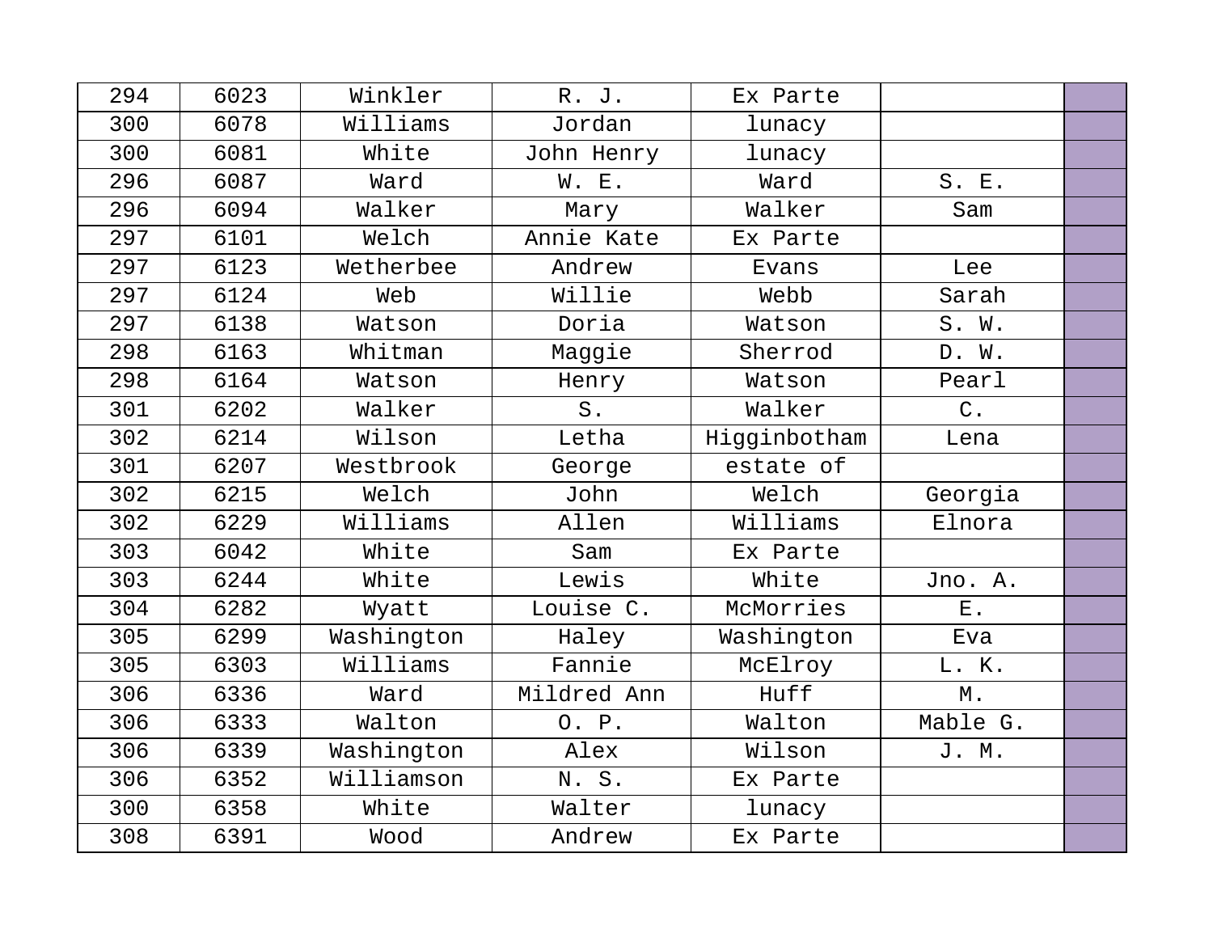| 294 | 6023 | Winkler | R. J. | Ex Parte | | |
|---|---|---|---|---|---|---|
| 300 | 6078 | Williams | Jordan | lunacy | | |
| 300 | 6081 | White | John Henry | lunacy | | |
| 296 | 6087 | Ward | W. E. | Ward | S. E. | |
| 296 | 6094 | Walker | Mary | Walker | Sam | |
| 297 | 6101 | Welch | Annie Kate | Ex Parte | | |
| 297 | 6123 | Wetherbee | Andrew | Evans | Lee | |
| 297 | 6124 | Web | Willie | Webb | Sarah | |
| 297 | 6138 | Watson | Doria | Watson | S. W. | |
| 298 | 6163 | Whitman | Maggie | Sherrod | D. W. | |
| 298 | 6164 | Watson | Henry | Watson | Pearl | |
| 301 | 6202 | Walker | S. | Walker | C. | |
| 302 | 6214 | Wilson | Letha | Higginbotham | Lena | |
| 301 | 6207 | Westbrook | George | estate of | | |
| 302 | 6215 | Welch | John | Welch | Georgia | |
| 302 | 6229 | Williams | Allen | Williams | Elnora | |
| 303 | 6042 | White | Sam | Ex Parte | | |
| 303 | 6244 | White | Lewis | White | Jno. A. | |
| 304 | 6282 | Wyatt | Louise C. | McMorries | E. | |
| 305 | 6299 | Washington | Haley | Washington | Eva | |
| 305 | 6303 | Williams | Fannie | McElroy | L. K. | |
| 306 | 6336 | Ward | Mildred Ann | Huff | M. | |
| 306 | 6333 | Walton | O. P. | Walton | Mable G. | |
| 306 | 6339 | Washington | Alex | Wilson | J. M. | |
| 306 | 6352 | Williamson | N. S. | Ex Parte | | |
| 300 | 6358 | White | Walter | lunacy | | |
| 308 | 6391 | Wood | Andrew | Ex Parte | | |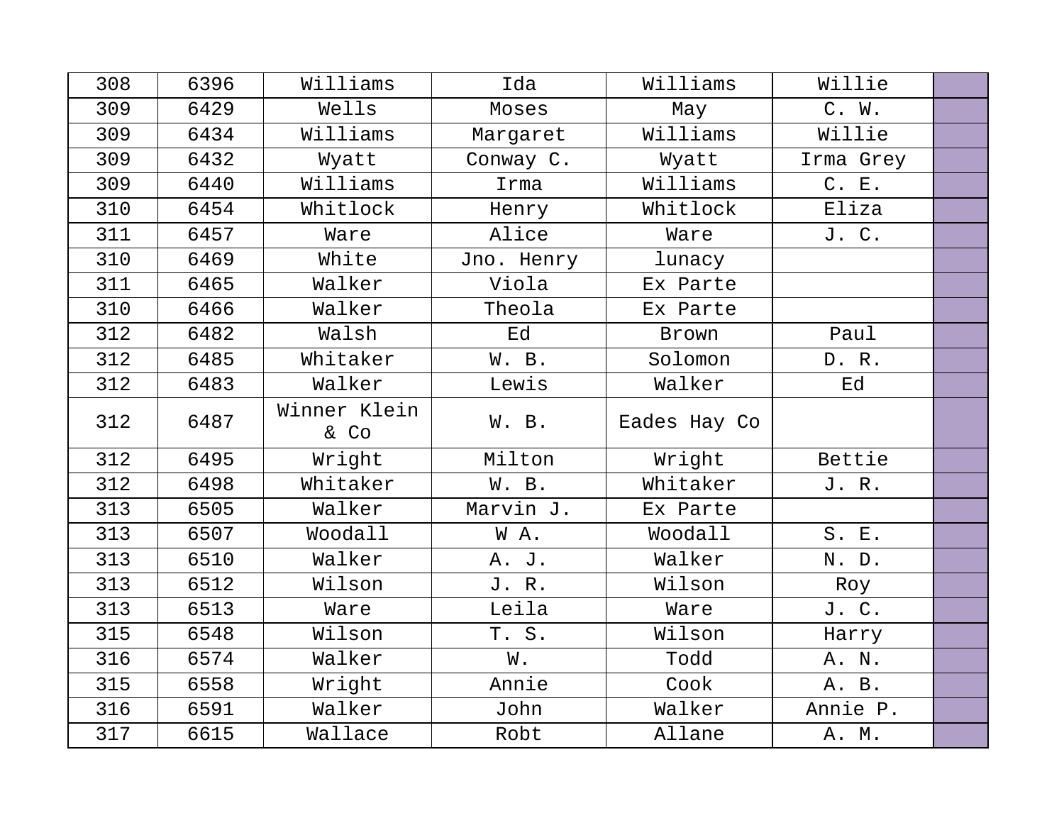| 308 | 6396 | Williams | Ida | Williams | Willie | |
|---|---|---|---|---|---|---|
| 309 | 6429 | Wells | Moses | May | C. W. | |
| 309 | 6434 | Williams | Margaret | Williams | Willie | |
| 309 | 6432 | Wyatt | Conway C. | Wyatt | Irma Grey | |
| 309 | 6440 | Williams | Irma | Williams | C. E. | |
| 310 | 6454 | Whitlock | Henry | Whitlock | Eliza | |
| 311 | 6457 | Ware | Alice | Ware | J. C. | |
| 310 | 6469 | White | Jno. Henry | lunacy | | |
| 311 | 6465 | Walker | Viola | Ex Parte | | |
| 310 | 6466 | Walker | Theola | Ex Parte | | |
| 312 | 6482 | Walsh | Ed | Brown | Paul | |
| 312 | 6485 | Whitaker | W. B. | Solomon | D. R. | |
| 312 | 6483 | Walker | Lewis | Walker | Ed | |
| 312 | 6487 | Winner Klein & Co | W. B. | Eades Hay Co | | |
| 312 | 6495 | Wright | Milton | Wright | Bettie | |
| 312 | 6498 | Whitaker | W. B. | Whitaker | J. R. | |
| 313 | 6505 | Walker | Marvin J. | Ex Parte | | |
| 313 | 6507 | Woodall | W A. | Woodall | S. E. | |
| 313 | 6510 | Walker | A. J. | Walker | N. D. | |
| 313 | 6512 | Wilson | J. R. | Wilson | Roy | |
| 313 | 6513 | Ware | Leila | Ware | J. C. | |
| 315 | 6548 | Wilson | T. S. | Wilson | Harry | |
| 316 | 6574 | Walker | W. | Todd | A. N. | |
| 315 | 6558 | Wright | Annie | Cook | A. B. | |
| 316 | 6591 | Walker | John | Walker | Annie P. | |
| 317 | 6615 | Wallace | Robt | Allane | A. M. | |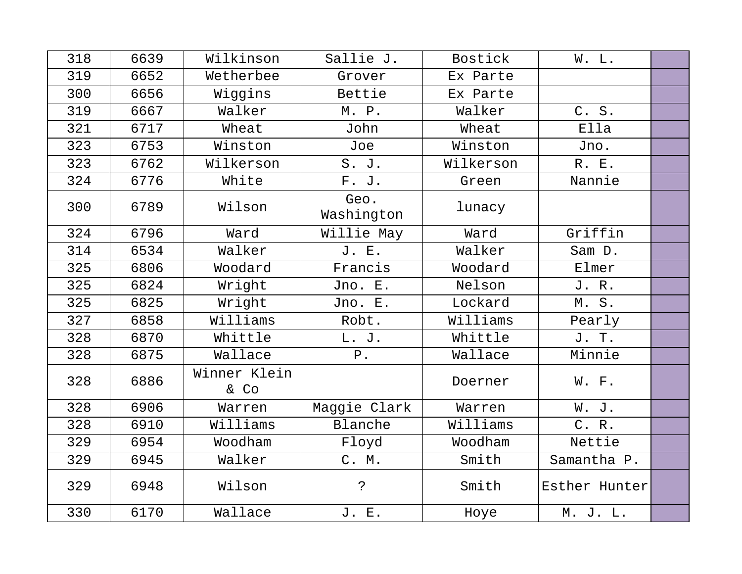| 318 | 6639 | Wilkinson | Sallie J. | Bostick | W. L. | |
|---|---|---|---|---|---|---|
| 319 | 6652 | Wetherbee | Grover | Ex Parte | | |
| 300 | 6656 | Wiggins | Bettie | Ex Parte | | |
| 319 | 6667 | Walker | M. P. | Walker | C. S. | |
| 321 | 6717 | Wheat | John | Wheat | Ella | |
| 323 | 6753 | Winston | Joe | Winston | Jno. | |
| 323 | 6762 | Wilkerson | S. J. | Wilkerson | R. E. | |
| 324 | 6776 | White | F. J. | Green | Nannie | |
| 300 | 6789 | Wilson | Geo. Washington | lunacy | | |
| 324 | 6796 | Ward | Willie May | Ward | Griffin | |
| 314 | 6534 | Walker | J. E. | Walker | Sam D. | |
| 325 | 6806 | Woodard | Francis | Woodard | Elmer | |
| 325 | 6824 | Wright | Jno. E. | Nelson | J. R. | |
| 325 | 6825 | Wright | Jno. E. | Lockard | M. S. | |
| 327 | 6858 | Williams | Robt. | Williams | Pearly | |
| 328 | 6870 | Whittle | L. J. | Whittle | J. T. | |
| 328 | 6875 | Wallace | P. | Wallace | Minnie | |
| 328 | 6886 | Winner Klein & Co | | Doerner | W. F. | |
| 328 | 6906 | Warren | Maggie Clark | Warren | W. J. | |
| 328 | 6910 | Williams | Blanche | Williams | C. R. | |
| 329 | 6954 | Woodham | Floyd | Woodham | Nettie | |
| 329 | 6945 | Walker | C. M. | Smith | Samantha P. | |
| 329 | 6948 | Wilson | ? | Smith | Esther Hunter | |
| 330 | 6170 | Wallace | J. E. | Hoye | M. J. L. | |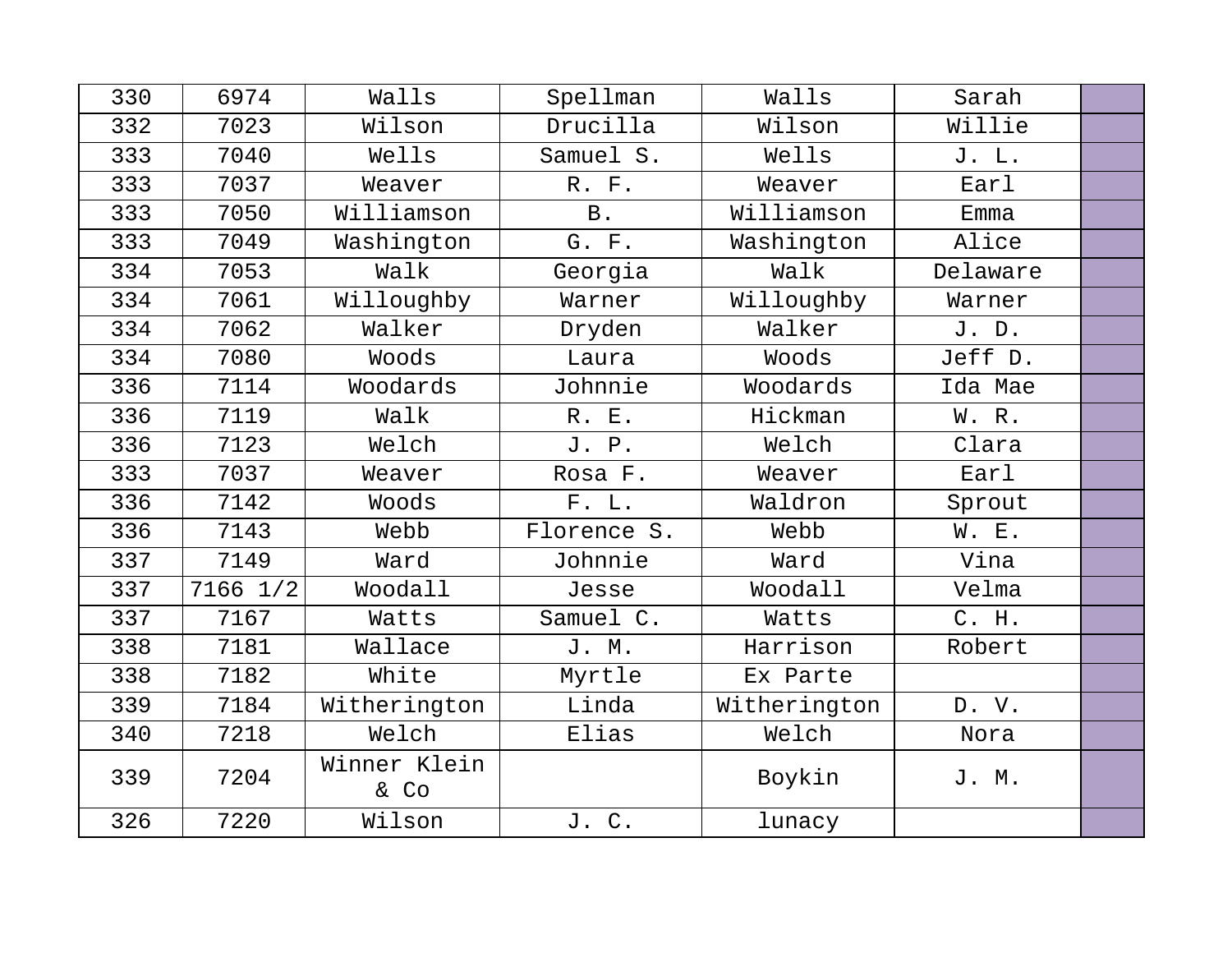| | | | | | | |
|---|---|---|---|---|---|---|
| 330 | 6974 | Walls | Spellman | Walls | Sarah | |
| 332 | 7023 | Wilson | Drucilla | Wilson | Willie | |
| 333 | 7040 | Wells | Samuel S. | Wells | J. L. | |
| 333 | 7037 | Weaver | R. F. | Weaver | Earl | |
| 333 | 7050 | Williamson | B. | Williamson | Emma | |
| 333 | 7049 | Washington | G. F. | Washington | Alice | |
| 334 | 7053 | Walk | Georgia | Walk | Delaware | |
| 334 | 7061 | Willoughby | Warner | Willoughby | Warner | |
| 334 | 7062 | Walker | Dryden | Walker | J. D. | |
| 334 | 7080 | Woods | Laura | Woods | Jeff D. | |
| 336 | 7114 | Woodards | Johnnie | Woodards | Ida Mae | |
| 336 | 7119 | Walk | R. E. | Hickman | W. R. | |
| 336 | 7123 | Welch | J. P. | Welch | Clara | |
| 333 | 7037 | Weaver | Rosa F. | Weaver | Earl | |
| 336 | 7142 | Woods | F. L. | Waldron | Sprout | |
| 336 | 7143 | Webb | Florence S. | Webb | W. E. | |
| 337 | 7149 | Ward | Johnnie | Ward | Vina | |
| 337 | 7166 1/2 | Woodall | Jesse | Woodall | Velma | |
| 337 | 7167 | Watts | Samuel C. | Watts | C. H. | |
| 338 | 7181 | Wallace | J. M. | Harrison | Robert | |
| 338 | 7182 | White | Myrtle | Ex Parte | | |
| 339 | 7184 | Witherington | Linda | Witherington | D. V. | |
| 340 | 7218 | Welch | Elias | Welch | Nora | |
| 339 | 7204 | Winner Klein & Co | | Boykin | J. M. | |
| 326 | 7220 | Wilson | J. C. | lunacy | | |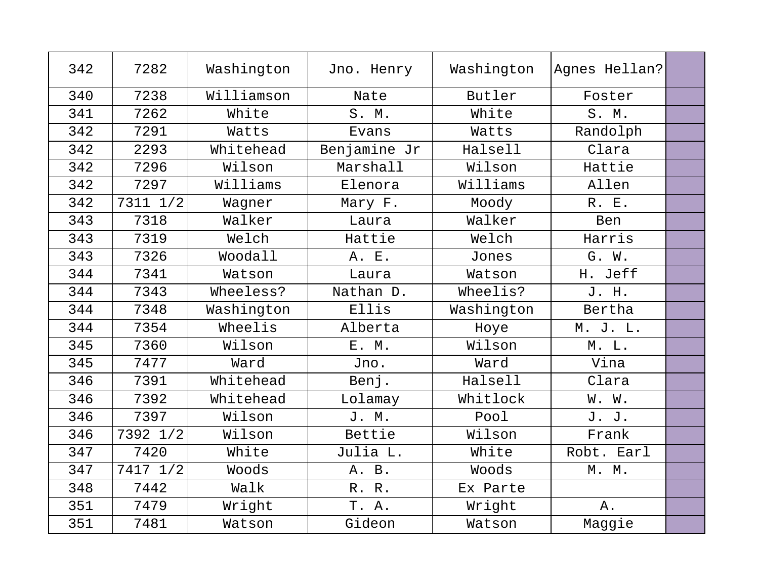| 342 | 7282 | Washington | Jno. Henry | Washington | Agnes Hellan? | |
|---|---|---|---|---|---|---|
| 340 | 7238 | Williamson | Nate | Butler | Foster | |
| 341 | 7262 | White | S. M. | White | S. M. | |
| 342 | 7291 | Watts | Evans | Watts | Randolph | |
| 342 | 2293 | Whitehead | Benjamine Jr | Halsell | Clara | |
| 342 | 7296 | Wilson | Marshall | Wilson | Hattie | |
| 342 | 7297 | Williams | Elenora | Williams | Allen | |
| 342 | 7311 1/2 | Wagner | Mary F. | Moody | R. E. | |
| 343 | 7318 | Walker | Laura | Walker | Ben | |
| 343 | 7319 | Welch | Hattie | Welch | Harris | |
| 343 | 7326 | Woodall | A. E. | Jones | G. W. | |
| 344 | 7341 | Watson | Laura | Watson | H. Jeff | |
| 344 | 7343 | Wheeless? | Nathan D. | Wheelis? | J. H. | |
| 344 | 7348 | Washington | Ellis | Washington | Bertha | |
| 344 | 7354 | Wheelis | Alberta | Hoye | M. J. L. | |
| 345 | 7360 | Wilson | E. M. | Wilson | M. L. | |
| 345 | 7477 | Ward | Jno. | Ward | Vina | |
| 346 | 7391 | Whitehead | Benj. | Halsell | Clara | |
| 346 | 7392 | Whitehead | Lolamay | Whitlock | W. W. | |
| 346 | 7397 | Wilson | J. M. | Pool | J. J. | |
| 346 | 7392 1/2 | Wilson | Bettie | Wilson | Frank | |
| 347 | 7420 | White | Julia L. | White | Robt. Earl | |
| 347 | 7417 1/2 | Woods | A. B. | Woods | M. M. | |
| 348 | 7442 | Walk | R. R. | Ex Parte | | |
| 351 | 7479 | Wright | T. A. | Wright | A. | |
| 351 | 7481 | Watson | Gideon | Watson | Maggie | |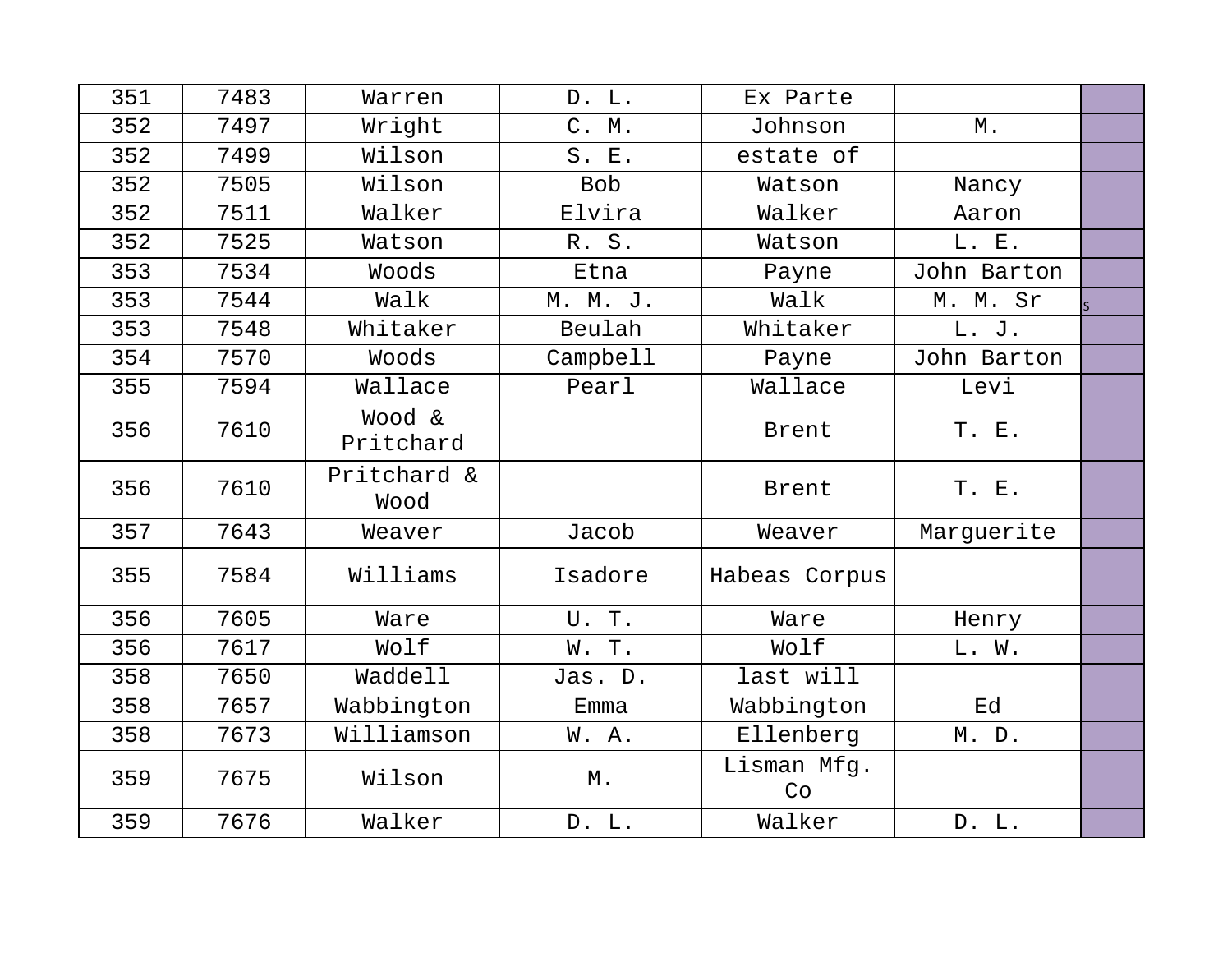| 351 | 7483 | Warren | D. L. | Ex Parte | | |
|---|---|---|---|---|---|---|
| 352 | 7497 | Wright | C. M. | Johnson | M. | |
| 352 | 7499 | Wilson | S. E. | estate of | | |
| 352 | 7505 | Wilson | Bob | Watson | Nancy | |
| 352 | 7511 | Walker | Elvira | Walker | Aaron | |
| 352 | 7525 | Watson | R. S. | Watson | L. E. | |
| 353 | 7534 | Woods | Etna | Payne | John Barton | |
| 353 | 7544 | Walk | M. M. J. | Walk | M. M. Sr | s |
| 353 | 7548 | Whitaker | Beulah | Whitaker | L. J. | |
| 354 | 7570 | Woods | Campbell | Payne | John Barton | |
| 355 | 7594 | Wallace | Pearl | Wallace | Levi | |
| 356 | 7610 | Wood & Pritchard | | Brent | T. E. | |
| 356 | 7610 | Pritchard & Wood | | Brent | T. E. | |
| 357 | 7643 | Weaver | Jacob | Weaver | Marguerite | |
| 355 | 7584 | Williams | Isadore | Habeas Corpus | | |
| 356 | 7605 | Ware | U. T. | Ware | Henry | |
| 356 | 7617 | Wolf | W. T. | Wolf | L. W. | |
| 358 | 7650 | Waddell | Jas. D. | last will | | |
| 358 | 7657 | Wabbington | Emma | Wabbington | Ed | |
| 358 | 7673 | Williamson | W. A. | Ellenberg | M. D. | |
| 359 | 7675 | Wilson | M. | Lisman Mfg. Co | | |
| 359 | 7676 | Walker | D. L. | Walker | D. L. | |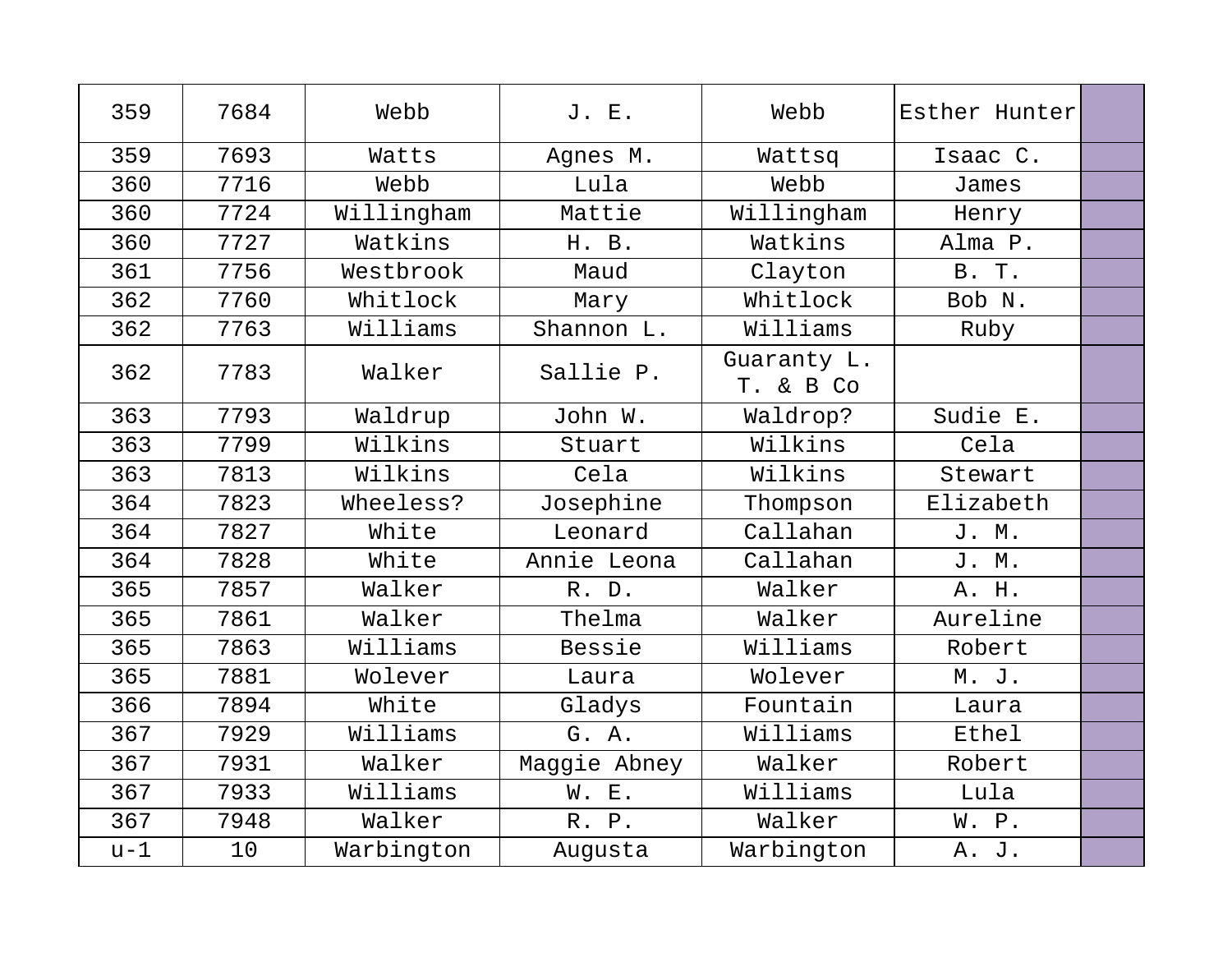| 359 | 7684 | Webb | J. E. | Webb | Esther Hunter | |
|---|---|---|---|---|---|---|
| 359 | 7693 | Watts | Agnes M. | Wattsq | Isaac C. | |
| 360 | 7716 | Webb | Lula | Webb | James | |
| 360 | 7724 | Willingham | Mattie | Willingham | Henry | |
| 360 | 7727 | Watkins | H. B. | Watkins | Alma P. | |
| 361 | 7756 | Westbrook | Maud | Clayton | B. T. | |
| 362 | 7760 | Whitlock | Mary | Whitlock | Bob N. | |
| 362 | 7763 | Williams | Shannon L. | Williams | Ruby | |
| 362 | 7783 | Walker | Sallie P. | Guaranty L. T. & B Co | | |
| 363 | 7793 | Waldrup | John W. | Waldrop? | Sudie E. | |
| 363 | 7799 | Wilkins | Stuart | Wilkins | Cela | |
| 363 | 7813 | Wilkins | Cela | Wilkins | Stewart | |
| 364 | 7823 | Wheeless? | Josephine | Thompson | Elizabeth | |
| 364 | 7827 | White | Leonard | Callahan | J. M. | |
| 364 | 7828 | White | Annie Leona | Callahan | J. M. | |
| 365 | 7857 | Walker | R. D. | Walker | A. H. | |
| 365 | 7861 | Walker | Thelma | Walker | Aureline | |
| 365 | 7863 | Williams | Bessie | Williams | Robert | |
| 365 | 7881 | Wolever | Laura | Wolever | M. J. | |
| 366 | 7894 | White | Gladys | Fountain | Laura | |
| 367 | 7929 | Williams | G. A. | Williams | Ethel | |
| 367 | 7931 | Walker | Maggie Abney | Walker | Robert | |
| 367 | 7933 | Williams | W. E. | Williams | Lula | |
| 367 | 7948 | Walker | R. P. | Walker | W. P. | |
| u-1 | 10 | Warbington | Augusta | Warbington | A. J. | |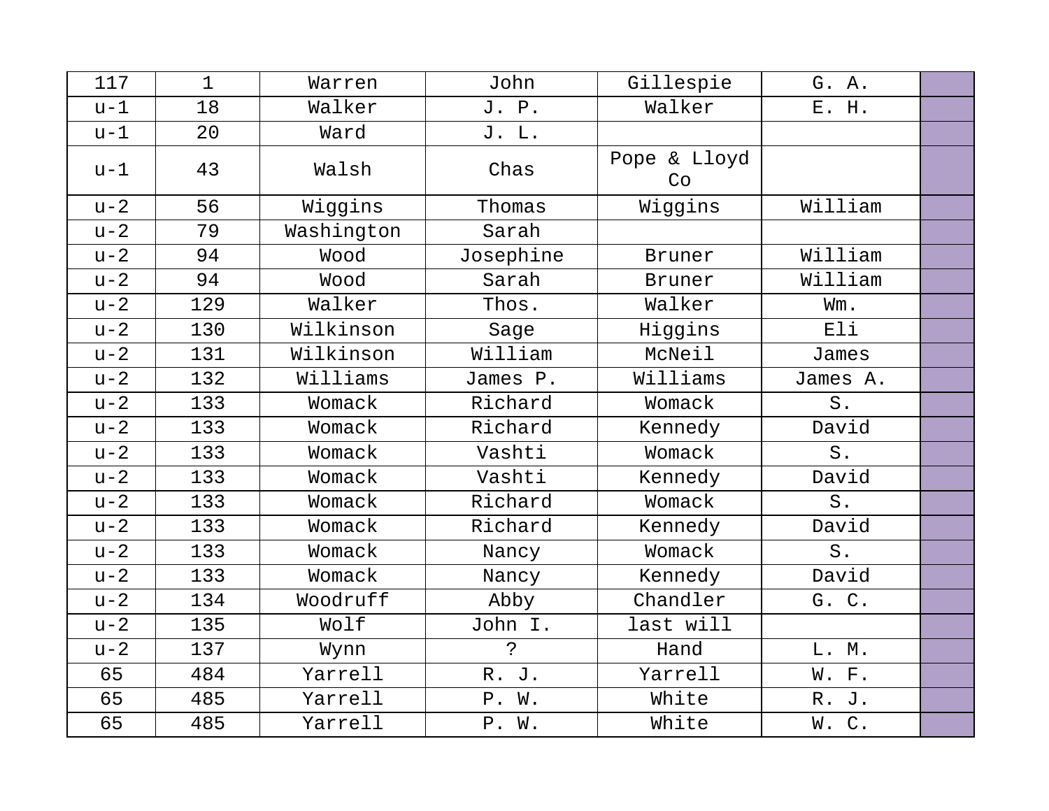| | | | | | | |
|---|---|---|---|---|---|---|
| 117 | 1 | Warren | John | Gillespie | G. A. | |
| u-1 | 18 | Walker | J. P. | Walker | E. H. | |
| u-1 | 20 | Ward | J. L. | | | |
| u-1 | 43 | Walsh | Chas | Pope & Lloyd Co | | |
| u-2 | 56 | Wiggins | Thomas | Wiggins | William | |
| u-2 | 79 | Washington | Sarah | | | |
| u-2 | 94 | Wood | Josephine | Bruner | William | |
| u-2 | 94 | Wood | Sarah | Bruner | William | |
| u-2 | 129 | Walker | Thos. | Walker | Wm. | |
| u-2 | 130 | Wilkinson | Sage | Higgins | Eli | |
| u-2 | 131 | Wilkinson | William | McNeil | James | |
| u-2 | 132 | Williams | James P. | Williams | James A. | |
| u-2 | 133 | Womack | Richard | Womack | S. | |
| u-2 | 133 | Womack | Richard | Kennedy | David | |
| u-2 | 133 | Womack | Vashti | Womack | S. | |
| u-2 | 133 | Womack | Vashti | Kennedy | David | |
| u-2 | 133 | Womack | Richard | Womack | S. | |
| u-2 | 133 | Womack | Richard | Kennedy | David | |
| u-2 | 133 | Womack | Nancy | Womack | S. | |
| u-2 | 133 | Womack | Nancy | Kennedy | David | |
| u-2 | 134 | Woodruff | Abby | Chandler | G. C. | |
| u-2 | 135 | Wolf | John I. | last will | | |
| u-2 | 137 | Wynn | ? | Hand | L. M. | |
| 65 | 484 | Yarrell | R. J. | Yarrell | W. F. | |
| 65 | 485 | Yarrell | P. W. | White | R. J. | |
| 65 | 485 | Yarrell | P. W. | White | W. C. | |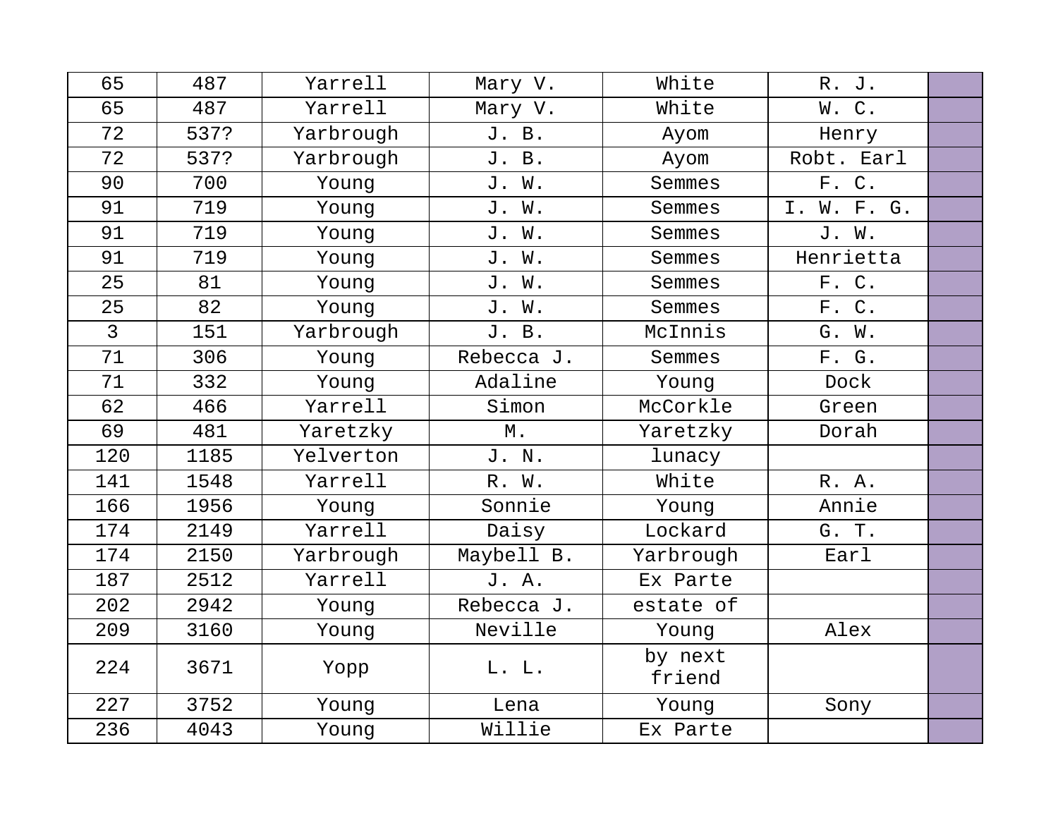| | | | | | | |
|---|---|---|---|---|---|---|
| 65 | 487 | Yarrell | Mary V. | White | R. J. | |
| 65 | 487 | Yarrell | Mary V. | White | W. C. | |
| 72 | 537? | Yarbrough | J. B. | Ayom | Henry | |
| 72 | 537? | Yarbrough | J. B. | Ayom | Robt. Earl | |
| 90 | 700 | Young | J. W. | Semmes | F. C. | |
| 91 | 719 | Young | J. W. | Semmes | I. W. F. G. | |
| 91 | 719 | Young | J. W. | Semmes | J. W. | |
| 91 | 719 | Young | J. W. | Semmes | Henrietta | |
| 25 | 81 | Young | J. W. | Semmes | F. C. | |
| 25 | 82 | Young | J. W. | Semmes | F. C. | |
| 3 | 151 | Yarbrough | J. B. | McInnis | G. W. | |
| 71 | 306 | Young | Rebecca J. | Semmes | F. G. | |
| 71 | 332 | Young | Adaline | Young | Dock | |
| 62 | 466 | Yarrell | Simon | McCorkle | Green | |
| 69 | 481 | Yaretzky | M. | Yaretzky | Dorah | |
| 120 | 1185 | Yelverton | J. N. | lunacy | | |
| 141 | 1548 | Yarrell | R. W. | White | R. A. | |
| 166 | 1956 | Young | Sonnie | Young | Annie | |
| 174 | 2149 | Yarrell | Daisy | Lockard | G. T. | |
| 174 | 2150 | Yarbrough | Maybell B. | Yarbrough | Earl | |
| 187 | 2512 | Yarrell | J. A. | Ex Parte | | |
| 202 | 2942 | Young | Rebecca J. | estate of | | |
| 209 | 3160 | Young | Neville | Young | Alex | |
| 224 | 3671 | Yopp | L. L. | by next friend | | |
| 227 | 3752 | Young | Lena | Young | Sony | |
| 236 | 4043 | Young | Willie | Ex Parte | | |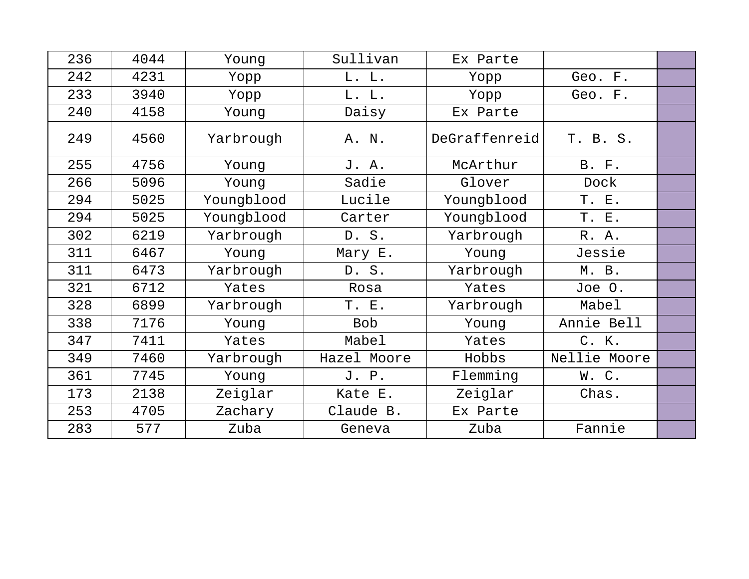| | | | | | | |
|---|---|---|---|---|---|---|
| 236 | 4044 | Young | Sullivan | Ex Parte | | |
| 242 | 4231 | Yopp | L. L. | Yopp | Geo. F. | |
| 233 | 3940 | Yopp | L. L. | Yopp | Geo. F. | |
| 240 | 4158 | Young | Daisy | Ex Parte | | |
| 249 | 4560 | Yarbrough | A. N. | DeGraffenreid | T. B. S. | |
| 255 | 4756 | Young | J. A. | McArthur | B. F. | |
| 266 | 5096 | Young | Sadie | Glover | Dock | |
| 294 | 5025 | Youngblood | Lucile | Youngblood | T. E. | |
| 294 | 5025 | Youngblood | Carter | Youngblood | T. E. | |
| 302 | 6219 | Yarbrough | D. S. | Yarbrough | R. A. | |
| 311 | 6467 | Young | Mary E. | Young | Jessie | |
| 311 | 6473 | Yarbrough | D. S. | Yarbrough | M. B. | |
| 321 | 6712 | Yates | Rosa | Yates | Joe O. | |
| 328 | 6899 | Yarbrough | T. E. | Yarbrough | Mabel | |
| 338 | 7176 | Young | Bob | Young | Annie Bell | |
| 347 | 7411 | Yates | Mabel | Yates | C. K. | |
| 349 | 7460 | Yarbrough | Hazel Moore | Hobbs | Nellie Moore | |
| 361 | 7745 | Young | J. P. | Flemming | W. C. | |
| 173 | 2138 | Zeiglar | Kate E. | Zeiglar | Chas. | |
| 253 | 4705 | Zachary | Claude B. | Ex Parte | | |
| 283 | 577 | Zuba | Geneva | Zuba | Fannie | |